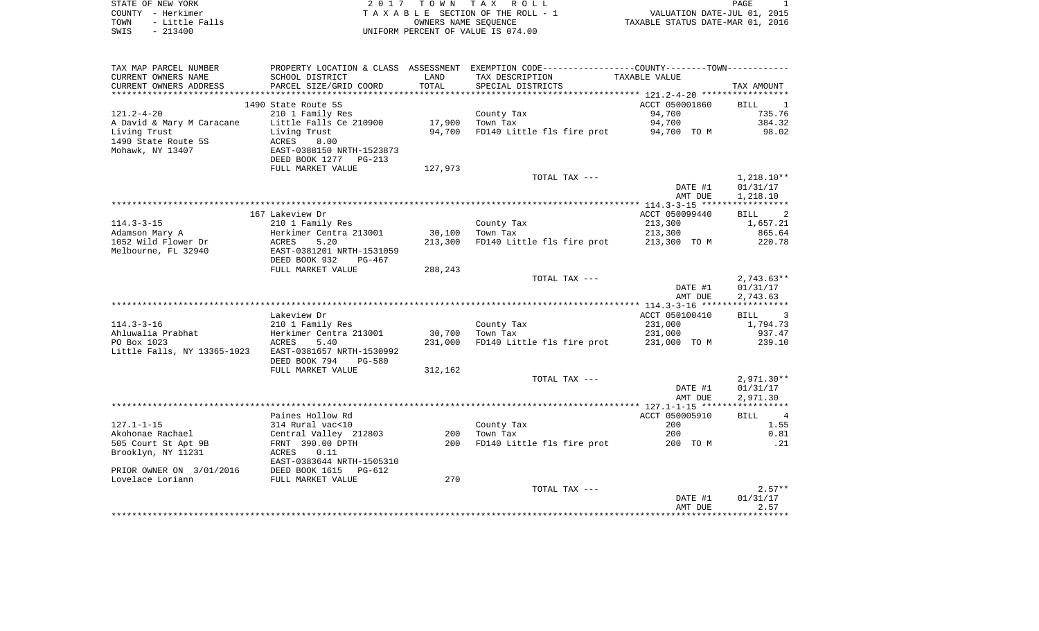STATE OF NEW YORK
COUNTY - Herkimer
TOWN - Little Falls
SWIS - 213400

2 0 1 7 T O W N T A X R O L L
T A X A B L E SECTION OF THE ROLL - 1
OWNERS NAME SEQUENCE
UNIFORM PERCENT OF VALUE IS 074.00

VALUATION DATE-JUL 01, 2015
TAXABLE STATUS DATE-MAR 01, 2016

| TAX MAP PARCEL NUMBER / CURRENT OWNERS NAME / CURRENT OWNERS ADDRESS | PROPERTY LOCATION & CLASS / SCHOOL DISTRICT / PARCEL SIZE/GRID COORD | ASSESSMENT LAND / TOTAL | EXEMPTION CODE / TAX DESCRIPTION / SPECIAL DISTRICTS | COUNTY / TOWN TAXABLE VALUE | TAX AMOUNT |
|---|---|---|---|---|---|
| | 1490 State Route 5S | | | ACCT 050001860 | BILL 1 |
| 121.2-4-20 | 210 1 Family Res | | County Tax | 94,700 | 735.76 |
| A David & Mary M Caracane | Little Falls Ce 210900 | 17,900 | Town Tax | 94,700 | 384.32 |
| Living Trust | Living Trust | 94,700 | FD140 Little fls fire prot | 94,700 TO M | 98.02 |
| 1490 State Route 5S | ACRES 8.00 | | | | |
| Mohawk, NY 13407 | EAST-0388150 NRTH-1523873 | | | | |
| | DEED BOOK 1277 PG-213 | | | | |
| | FULL MARKET VALUE | 127,973 | | | |
| | | | TOTAL TAX --- | | 1,218.10** |
| | | | | DATE #1 | 01/31/17 |
| | | | | AMT DUE | 1,218.10 |
| | 167 Lakeview Dr | | | ACCT 050099440 | BILL 2 |
| 114.3-3-15 | 210 1 Family Res | | County Tax | 213,300 | 1,657.21 |
| Adamson Mary A | Herkimer Centra 213001 | 30,100 | Town Tax | 213,300 | 865.64 |
| 1052 Wild Flower Dr | ACRES 5.20 | 213,300 | FD140 Little fls fire prot | 213,300 TO M | 220.78 |
| Melbourne, FL 32940 | EAST-0381201 NRTH-1531059 | | | | |
| | DEED BOOK 932 PG-467 | | | | |
| | FULL MARKET VALUE | 288,243 | | | |
| | | | TOTAL TAX --- | | 2,743.63** |
| | | | | DATE #1 | 01/31/17 |
| | | | | AMT DUE | 2,743.63 |
| | Lakeview Dr | | | ACCT 050100410 | BILL 3 |
| 114.3-3-16 | 210 1 Family Res | | County Tax | 231,000 | 1,794.73 |
| Ahluwalia Prabhat | Herkimer Centra 213001 | 30,700 | Town Tax | 231,000 | 937.47 |
| PO Box 1023 | ACRES 5.40 | 231,000 | FD140 Little fls fire prot | 231,000 TO M | 239.10 |
| Little Falls, NY 13365-1023 | EAST-0381657 NRTH-1530992 | | | | |
| | DEED BOOK 794 PG-580 | | | | |
| | FULL MARKET VALUE | 312,162 | | | |
| | | | TOTAL TAX --- | | 2,971.30** |
| | | | | DATE #1 | 01/31/17 |
| | | | | AMT DUE | 2,971.30 |
| | Paines Hollow Rd | | | ACCT 050005910 | BILL 4 |
| 127.1-1-15 | 314 Rural vac<10 | | County Tax | 200 | 1.55 |
| Akohonae Rachael | Central Valley 212803 | 200 | Town Tax | 200 | 0.81 |
| 505 Court St Apt 9B | FRNT 390.00 DPTH | 200 | FD140 Little fls fire prot | 200 TO M | .21 |
| Brooklyn, NY 11231 | ACRES 0.11 | | | | |
| | EAST-0383644 NRTH-1505310 | | | | |
| PRIOR OWNER ON 3/01/2016 | DEED BOOK 1615 PG-612 | | | | |
| Lovelace Loriann | FULL MARKET VALUE | 270 | | | |
| | | | TOTAL TAX --- | | 2.57** |
| | | | | DATE #1 | 01/31/17 |
| | | | | AMT DUE | 2.57 |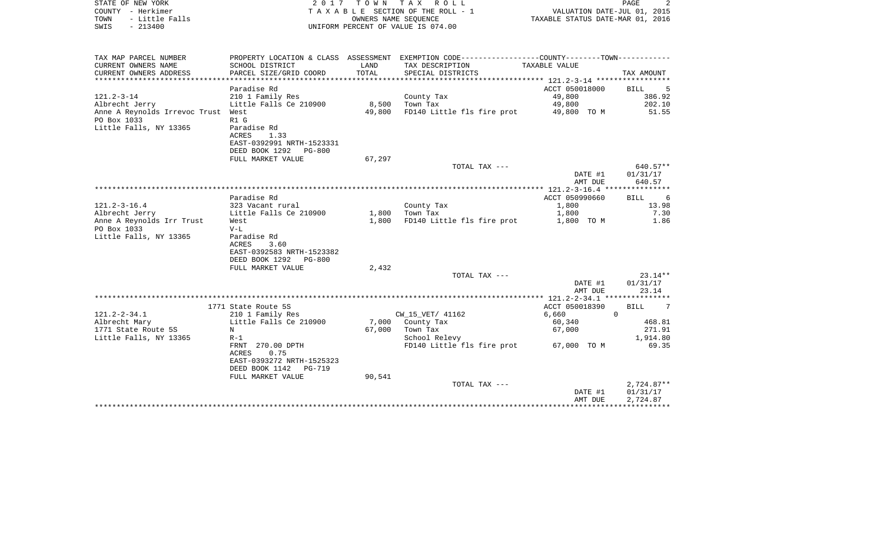STATE OF NEW YORK
COUNTY - Herkimer
TOWN - Little Falls
SWIS - 213400

2017 TOWN TAX ROLL
TAXABLE SECTION OF THE ROLL - 1
OWNERS NAME SEQUENCE
UNIFORM PERCENT OF VALUE IS 074.00

VALUATION DATE-JUL 01, 2015
TAXABLE STATUS DATE-MAR 01, 2016

| TAX MAP PARCEL NUMBER<br>CURRENT OWNERS NAME<br>CURRENT OWNERS ADDRESS | PROPERTY LOCATION & CLASS<br>SCHOOL DISTRICT<br>PARCEL SIZE/GRID COORD | ASSESSMENT<br>LAND<br>TOTAL | EXEMPTION CODE-----COUNTY-----TOWN-----<br>TAX DESCRIPTION<br>SPECIAL DISTRICTS | TAXABLE VALUE | TAX AMOUNT |
|---|---|---|---|---|---|
| **121.2-3-14** | Paradise Rd | | | ACCT 050018000 | BILL 5 |
| 121.2-3-14 | 210 1 Family Res | | County Tax | 49,800 | 386.92 |
| Albrecht Jerry | Little Falls Ce 210900 | 8,500 | Town Tax | 49,800 | 202.10 |
| Anne A Reynolds Irrevoc Trust | West | 49,800 | FD140 Little fls fire prot | 49,800 TO M | 51.55 |
| PO Box 1033 | R1 G | | | | |
| Little Falls, NY 13365 | Paradise Rd | | | | |
| | ACRES 1.33 | | | | |
| | EAST-0392991 NRTH-1523331 | | | | |
| | DEED BOOK 1292 PG-800 | | | | |
| | FULL MARKET VALUE | 67,297 | | | |
| | | | TOTAL TAX --- | | 640.57** |
| | | | | DATE #1 | 01/31/17 |
| | | | | AMT DUE | 640.57 |
| **121.2-3-16.4** | Paradise Rd | | | ACCT 050990660 | BILL 6 |
| 121.2-3-16.4 | 323 Vacant rural | | County Tax | 1,800 | 13.98 |
| Albrecht Jerry | Little Falls Ce 210900 | 1,800 | Town Tax | 1,800 | 7.30 |
| Anne A Reynolds Irr Trust | West | 1,800 | FD140 Little fls fire prot | 1,800 TO M | 1.86 |
| PO Box 1033 | V-L | | | | |
| Little Falls, NY 13365 | Paradise Rd | | | | |
| | ACRES 3.60 | | | | |
| | EAST-0392583 NRTH-1523382 | | | | |
| | DEED BOOK 1292 PG-800 | | | | |
| | FULL MARKET VALUE | 2,432 | | | |
| | | | TOTAL TAX --- | | 23.14** |
| | | | | DATE #1 | 01/31/17 |
| | | | | AMT DUE | 23.14 |
| **121.2-2-34.1** | 1771 State Route 5S | | | ACCT 050018390 | BILL 7 |
| 121.2-2-34.1 | 210 1 Family Res | | CW_15_VET/ 41162 | 6,660 0 | |
| Albrecht Mary | Little Falls Ce 210900 | 7,000 | County Tax | 60,340 | 468.81 |
| 1771 State Route 5S | N | 67,000 | Town Tax | 67,000 | 271.91 |
| Little Falls, NY 13365 | R-1 | | School Relevy | | 1,914.80 |
| | FRNT 270.00 DPTH | | FD140 Little fls fire prot | 67,000 TO M | 69.35 |
| | ACRES 0.75 | | | | |
| | EAST-0393272 NRTH-1525323 | | | | |
| | DEED BOOK 1142 PG-719 | | | | |
| | FULL MARKET VALUE | 90,541 | | | |
| | | | TOTAL TAX --- | | 2,724.87** |
| | | | | DATE #1 | 01/31/17 |
| | | | | AMT DUE | 2,724.87 |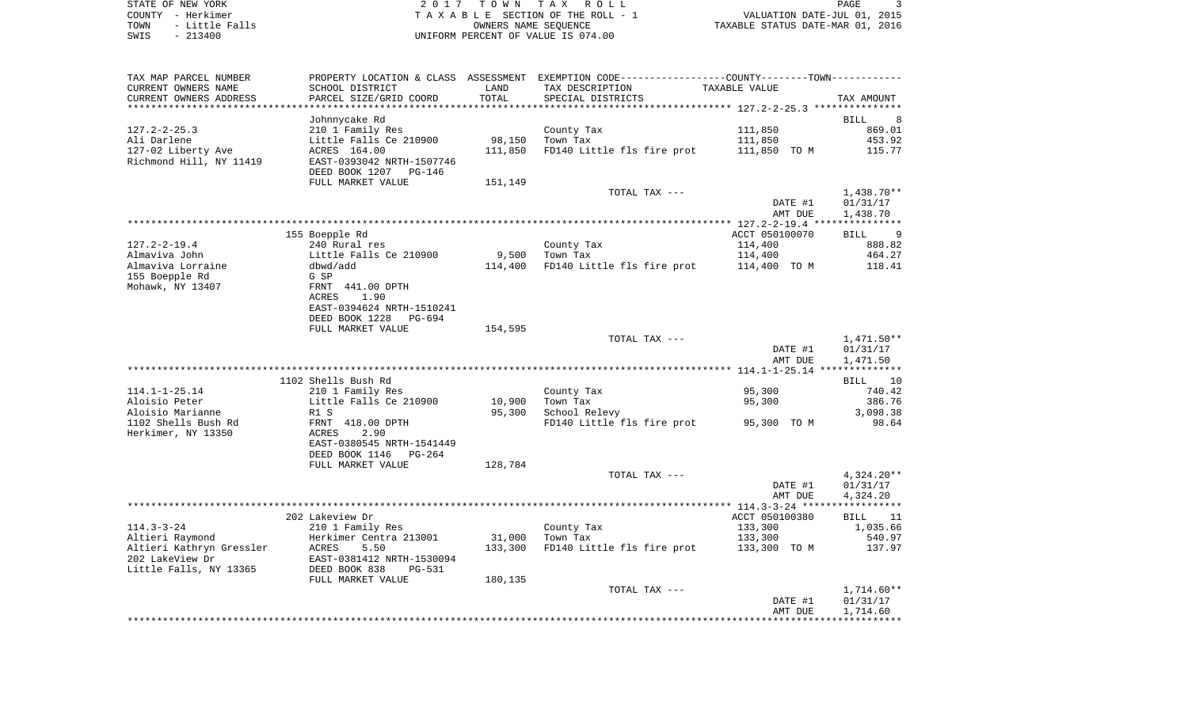STATE OF NEW YORK | 2017 TOWN TAX ROLL | PAGE 3
COUNTY - Herkimer | TAXABLE SECTION OF THE ROLL - 1 | VALUATION DATE-JUL 01, 2015
TOWN - Little Falls | OWNERS NAME SEQUENCE | TAXABLE STATUS DATE-MAR 01, 2016
SWIS - 213400 | UNIFORM PERCENT OF VALUE IS 074.00

| TAX MAP PARCEL NUMBER / CURRENT OWNERS NAME / CURRENT OWNERS ADDRESS | PROPERTY LOCATION & CLASS / SCHOOL DISTRICT / PARCEL SIZE/GRID COORD | ASSESSMENT LAND / TOTAL | EXEMPTION CODE / TAX DESCRIPTION / SPECIAL DISTRICTS | TAXABLE VALUE | TAX AMOUNT |
|---|---|---|---|---|---|
| | Johnnycake Rd | | | | BILL 8 |
| 127.2-2-25.3 | 210 1 Family Res | | County Tax | 111,850 | 869.01 |
| Ali Darlene | Little Falls Ce 210900 | 98,150 | Town Tax | 111,850 | 453.92 |
| 127-02 Liberty Ave | ACRES 164.00 | 111,850 | FD140 Little fls fire prot | 111,850 TO M | 115.77 |
| Richmond Hill, NY 11419 | EAST-0393042 NRTH-1507746 | | | | |
| | DEED BOOK 1207 PG-146 | | | | |
| | FULL MARKET VALUE | 151,149 | | | |
| | | | TOTAL TAX --- | | 1,438.70** |
| | | | | DATE #1 | 01/31/17 |
| | | | | AMT DUE | 1,438.70 |
| | 155 Boepple Rd | | | ACCT 050100070 | BILL 9 |
| 127.2-2-19.4 | 240 Rural res | | County Tax | 114,400 | 888.82 |
| Almaviva John | Little Falls Ce 210900 | 9,500 | Town Tax | 114,400 | 464.27 |
| Almaviva Lorraine | dbwd/add | 114,400 | FD140 Little fls fire prot | 114,400 TO M | 118.41 |
| 155 Boepple Rd | G SP | | | | |
| Mohawk, NY 13407 | FRNT 441.00 DPTH | | | | |
| | ACRES 1.90 | | | | |
| | EAST-0394624 NRTH-1510241 | | | | |
| | DEED BOOK 1228 PG-694 | | | | |
| | FULL MARKET VALUE | 154,595 | | | |
| | | | TOTAL TAX --- | | 1,471.50** |
| | | | | DATE #1 | 01/31/17 |
| | | | | AMT DUE | 1,471.50 |
| | 1102 Shells Bush Rd | | | | BILL 10 |
| 114.1-1-25.14 | 210 1 Family Res | | County Tax | 95,300 | 740.42 |
| Aloisio Peter | Little Falls Ce 210900 | 10,900 | Town Tax | 95,300 | 386.76 |
| Aloisio Marianne | R1 S | 95,300 | School Relevy | | 3,098.38 |
| 1102 Shells Bush Rd | FRNT 418.00 DPTH | | FD140 Little fls fire prot | 95,300 TO M | 98.64 |
| Herkimer, NY 13350 | ACRES 2.90 | | | | |
| | EAST-0380545 NRTH-1541449 | | | | |
| | DEED BOOK 1146 PG-264 | | | | |
| | FULL MARKET VALUE | 128,784 | | | |
| | | | TOTAL TAX --- | | 4,324.20** |
| | | | | DATE #1 | 01/31/17 |
| | | | | AMT DUE | 4,324.20 |
| | 202 Lakeview Dr | | | ACCT 050100380 | BILL 11 |
| 114.3-3-24 | 210 1 Family Res | | County Tax | 133,300 | 1,035.66 |
| Altieri Raymond | Herkimer Centra 213001 | 31,000 | Town Tax | 133,300 | 540.97 |
| Altieri Kathryn Gressler | ACRES 5.50 | 133,300 | FD140 Little fls fire prot | 133,300 TO M | 137.97 |
| 202 LakeView Dr | EAST-0381412 NRTH-1530094 | | | | |
| Little Falls, NY 13365 | DEED BOOK 838 PG-531 | | | | |
| | FULL MARKET VALUE | 180,135 | | | |
| | | | TOTAL TAX --- | | 1,714.60** |
| | | | | DATE #1 | 01/31/17 |
| | | | | AMT DUE | 1,714.60 |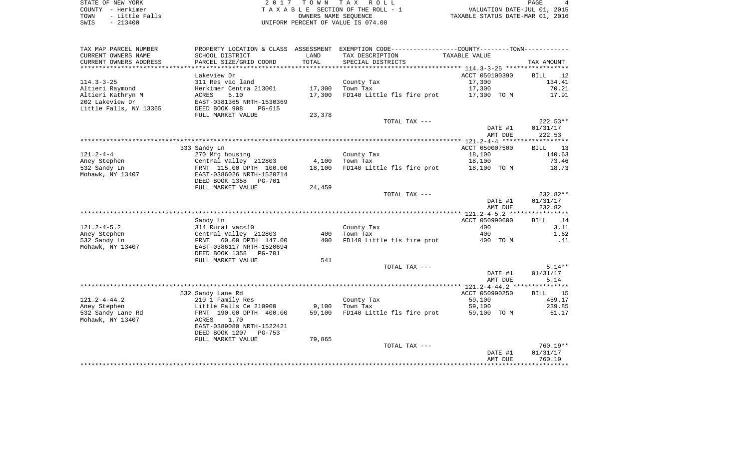STATE OF NEW YORK
COUNTY - Herkimer
TOWN - Little Falls
SWIS - 213400

2 0 1 7 T O W N T A X R O L L
T A X A B L E SECTION OF THE ROLL - 1
OWNERS NAME SEQUENCE
UNIFORM PERCENT OF VALUE IS 074.00

VALUATION DATE-JUL 01, 2015
TAXABLE STATUS DATE-MAR 01, 2016

| TAX MAP PARCEL NUMBER<br>CURRENT OWNERS NAME<br>CURRENT OWNERS ADDRESS | PROPERTY LOCATION & CLASS<br>SCHOOL DISTRICT<br>PARCEL SIZE/GRID COORD | ASSESSMENT<br>LAND<br>TOTAL | EXEMPTION CODE-----COUNTY-----TOWN-----<br>TAX DESCRIPTION<br>SPECIAL DISTRICTS | TAXABLE VALUE | TAX AMOUNT |
|---|---|---|---|---|---|
| 114.3-3-25 | Lakeview Dr | | | ACCT 050100390 | BILL 12 |
| 114.3-3-25 | 311 Res vac land | | County Tax | 17,300 | 134.41 |
| Altieri Raymond | Herkimer Centra 213001 | 17,300 | Town Tax | 17,300 | 70.21 |
| Altieri Kathryn M | ACRES 5.10 | 17,300 | FD140 Little fls fire prot | 17,300 TO M | 17.91 |
| 202 Lakeview Dr | EAST-0381365 NRTH-1530369 | | | | |
| Little Falls, NY 13365 | DEED BOOK 908 PG-615 | | | | |
| | FULL MARKET VALUE | 23,378 | | | |
| | | | TOTAL TAX --- | | 222.53** |
| | | | | DATE #1 | 01/31/17 |
| | | | | AMT DUE | 222.53 |
| 121.2-4-4 | 333 Sandy Ln | | | ACCT 050007500 | BILL 13 |
| 121.2-4-4 | 270 Mfg housing | | County Tax | 18,100 | 140.63 |
| Aney Stephen | Central Valley 212803 | 4,100 | Town Tax | 18,100 | 73.46 |
| 532 Sandy Ln | FRNT 115.00 DPTH 100.00 | 18,100 | FD140 Little fls fire prot | 18,100 TO M | 18.73 |
| Mohawk, NY 13407 | EAST-0386026 NRTH-1520714 | | | | |
| | DEED BOOK 1358 PG-701 | | | | |
| | FULL MARKET VALUE | 24,459 | | | |
| | | | TOTAL TAX --- | | 232.82** |
| | | | | DATE #1 | 01/31/17 |
| | | | | AMT DUE | 232.82 |
| 121.2-4-5.2 | Sandy Ln | | | ACCT 050990600 | BILL 14 |
| 121.2-4-5.2 | 314 Rural vac<10 | | County Tax | 400 | 3.11 |
| Aney Stephen | Central Valley 212803 | 400 | Town Tax | 400 | 1.62 |
| 532 Sandy Ln | FRNT 60.00 DPTH 147.00 | 400 | FD140 Little fls fire prot | 400 TO M | .41 |
| Mohawk, NY 13407 | EAST-0386117 NRTH-1520694 | | | | |
| | DEED BOOK 1358 PG-701 | | | | |
| | FULL MARKET VALUE | 541 | | | |
| | | | TOTAL TAX --- | | 5.14** |
| | | | | DATE #1 | 01/31/17 |
| | | | | AMT DUE | 5.14 |
| 121.2-4-44.2 | 532 Sandy Lane Rd | | | ACCT 050990250 | BILL 15 |
| 121.2-4-44.2 | 210 1 Family Res | | County Tax | 59,100 | 459.17 |
| Aney Stephen | Little Falls Ce 210900 | 9,100 | Town Tax | 59,100 | 239.85 |
| 532 Sandy Lane Rd | FRNT 190.00 DPTH 400.00 | 59,100 | FD140 Little fls fire prot | 59,100 TO M | 61.17 |
| Mohawk, NY 13407 | ACRES 1.70 | | | | |
| | EAST-0389080 NRTH-1522421 | | | | |
| | DEED BOOK 1207 PG-753 | | | | |
| | FULL MARKET VALUE | 79,865 | | | |
| | | | TOTAL TAX --- | | 760.19** |
| | | | | DATE #1 | 01/31/17 |
| | | | | AMT DUE | 760.19 |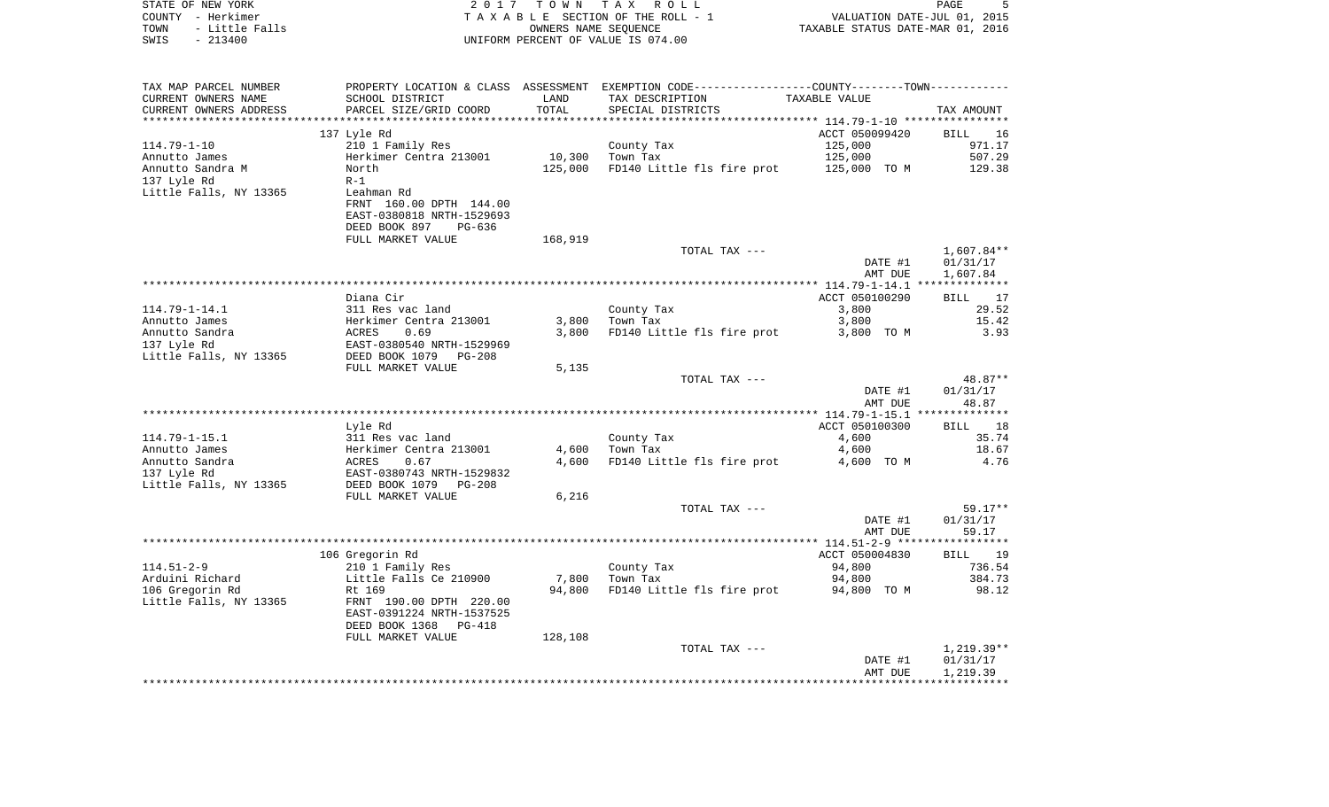STATE OF NEW YORK — COUNTY - Herkimer — TOWN - Little Falls — SWIS - 213400

2017 TOWN TAX ROLL
TAXABLE SECTION OF THE ROLL - 1
OWNERS NAME SEQUENCE
UNIFORM PERCENT OF VALUE IS 074.00

VALUATION DATE-JUL 01, 2015
TAXABLE STATUS DATE-MAR 01, 2016

| TAX MAP PARCEL NUMBER / CURRENT OWNERS NAME / CURRENT OWNERS ADDRESS | PROPERTY LOCATION & CLASS / SCHOOL DISTRICT / PARCEL SIZE/GRID COORD | ASSESSMENT LAND / TOTAL | EXEMPTION CODE / TAX DESCRIPTION / SPECIAL DISTRICTS | COUNTY--------TOWN TAXABLE VALUE | TAX AMOUNT |
|---|---|---|---|---|---|
| 114.79-1-10 | 137 Lyle Rd | | | ACCT 050099420 | BILL 16 |
| Annutto James | 210 1 Family Res | | County Tax | 125,000 | 971.17 |
| Annutto Sandra M | Herkimer Centra 213001 | 10,300 | Town Tax | 125,000 | 507.29 |
| 137 Lyle Rd | North | 125,000 | FD140 Little fls fire prot | 125,000 TO M | 129.38 |
| Little Falls, NY 13365 | R-1 | | | | |
| | Leahman Rd | | | | |
| | FRNT 160.00 DPTH 144.00 | | | | |
| | EAST-0380818 NRTH-1529693 | | | | |
| | DEED BOOK 897 PG-636 | | | | |
| | FULL MARKET VALUE | 168,919 | | | |
| | | | TOTAL TAX --- | | 1,607.84** |
| | | | | DATE #1 | 01/31/17 |
| | | | | AMT DUE | 1,607.84 |
| 114.79-1-14.1 | Diana Cir | | | ACCT 050100290 | BILL 17 |
| Annutto James | 311 Res vac land | | County Tax | 3,800 | 29.52 |
| Annutto Sandra | Herkimer Centra 213001 | 3,800 | Town Tax | 3,800 | 15.42 |
| 137 Lyle Rd | ACRES 0.69 | 3,800 | FD140 Little fls fire prot | 3,800 TO M | 3.93 |
| Little Falls, NY 13365 | EAST-0380540 NRTH-1529969 | | | | |
| | DEED BOOK 1079 PG-208 | | | | |
| | FULL MARKET VALUE | 5,135 | | | |
| | | | TOTAL TAX --- | | 48.87** |
| | | | | DATE #1 | 01/31/17 |
| | | | | AMT DUE | 48.87 |
| 114.79-1-15.1 | Lyle Rd | | | ACCT 050100300 | BILL 18 |
| Annutto James | 311 Res vac land | | County Tax | 4,600 | 35.74 |
| Annutto Sandra | Herkimer Centra 213001 | 4,600 | Town Tax | 4,600 | 18.67 |
| 137 Lyle Rd | ACRES 0.67 | 4,600 | FD140 Little fls fire prot | 4,600 TO M | 4.76 |
| Little Falls, NY 13365 | EAST-0380743 NRTH-1529832 | | | | |
| | DEED BOOK 1079 PG-208 | | | | |
| | FULL MARKET VALUE | 6,216 | | | |
| | | | TOTAL TAX --- | | 59.17** |
| | | | | DATE #1 | 01/31/17 |
| | | | | AMT DUE | 59.17 |
| 114.51-2-9 | 106 Gregorin Rd | | | ACCT 050004830 | BILL 19 |
| Arduini Richard | 210 1 Family Res | | County Tax | 94,800 | 736.54 |
| 106 Gregorin Rd | Little Falls Ce 210900 | 7,800 | Town Tax | 94,800 | 384.73 |
| Little Falls, NY 13365 | Rt 169 | 94,800 | FD140 Little fls fire prot | 94,800 TO M | 98.12 |
| | FRNT 190.00 DPTH 220.00 | | | | |
| | EAST-0391224 NRTH-1537525 | | | | |
| | DEED BOOK 1368 PG-418 | | | | |
| | FULL MARKET VALUE | 128,108 | | | |
| | | | TOTAL TAX --- | | 1,219.39** |
| | | | | DATE #1 | 01/31/17 |
| | | | | AMT DUE | 1,219.39 |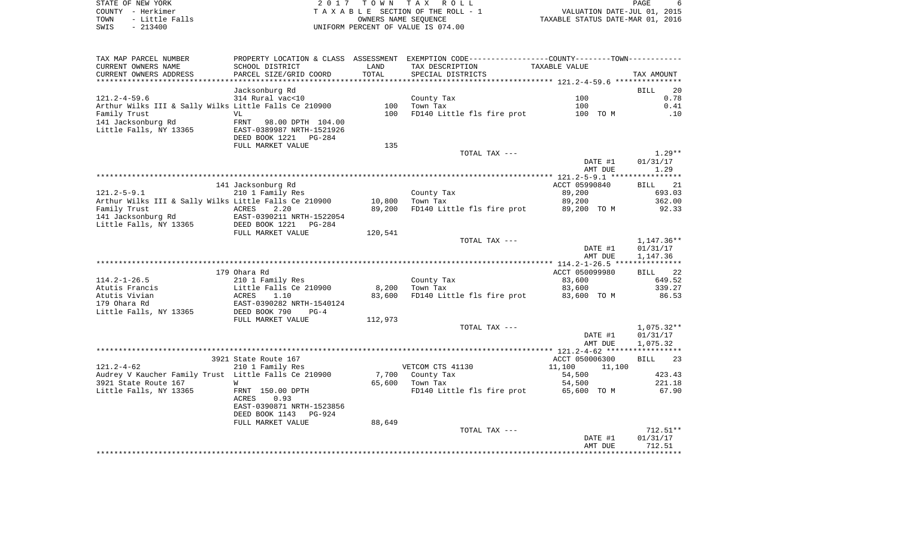STATE OF NEW YORK — 2017 TOWN TAX ROLL
COUNTY - Herkimer — TAXABLE SECTION OF THE ROLL - 1 — VALUATION DATE-JUL 01, 2015
TOWN - Little Falls — OWNERS NAME SEQUENCE — TAXABLE STATUS DATE-MAR 01, 2016
SWIS - 213400 — UNIFORM PERCENT OF VALUE IS 074.00

| TAX MAP PARCEL NUMBER / CURRENT OWNERS NAME / CURRENT OWNERS ADDRESS | PROPERTY LOCATION & CLASS / SCHOOL DISTRICT / PARCEL SIZE/GRID COORD | ASSESSMENT LAND / TOTAL | EXEMPTION CODE / TAX DESCRIPTION / SPECIAL DISTRICTS | COUNTY / TOWN TAXABLE VALUE | TAX AMOUNT |
|---|---|---|---|---|---|
| **121.2-4-59.6** | Jacksonburg Rd | | | | BILL 20 |
| | 314 Rural vac<10 | | County Tax | 100 | 0.78 |
| Arthur Wilks III & Sally Wilks | Little Falls Ce 210900 | 100 | Town Tax | 100 | 0.41 |
| Family Trust | VL | 100 | FD140 Little fls fire prot | 100 TO M | .10 |
| 141 Jacksonburg Rd | FRNT 98.00 DPTH 104.00 | | | | |
| Little Falls, NY 13365 | EAST-0389987 NRTH-1521926 | | | | |
| | DEED BOOK 1221 PG-284 | | | | |
| | FULL MARKET VALUE | 135 | | | |
| | | | TOTAL TAX --- | | 1.29** |
| | | | | DATE #1 | 01/31/17 |
| | | | | AMT DUE | 1.29 |
| **121.2-5-9.1** | 141 Jacksonburg Rd | | | ACCT 05990840 | BILL 21 |
| | 210 1 Family Res | | County Tax | 89,200 | 693.03 |
| Arthur Wilks III & Sally Wilks | Little Falls Ce 210900 | 10,800 | Town Tax | 89,200 | 362.00 |
| Family Trust | ACRES 2.20 | 89,200 | FD140 Little fls fire prot | 89,200 TO M | 92.33 |
| 141 Jacksonburg Rd | EAST-0390211 NRTH-1522054 | | | | |
| Little Falls, NY 13365 | DEED BOOK 1221 PG-284 | | | | |
| | FULL MARKET VALUE | 120,541 | | | |
| | | | TOTAL TAX --- | | 1,147.36** |
| | | | | DATE #1 | 01/31/17 |
| | | | | AMT DUE | 1,147.36 |
| **114.2-1-26.5** | 179 Ohara Rd | | | ACCT 050099980 | BILL 22 |
| | 210 1 Family Res | | County Tax | 83,600 | 649.52 |
| Atutis Francis | Little Falls Ce 210900 | 8,200 | Town Tax | 83,600 | 339.27 |
| Atutis Vivian | ACRES 1.10 | 83,600 | FD140 Little fls fire prot | 83,600 TO M | 86.53 |
| 179 Ohara Rd | EAST-0390282 NRTH-1540124 | | | | |
| Little Falls, NY 13365 | DEED BOOK 790 PG-4 | | | | |
| | FULL MARKET VALUE | 112,973 | | | |
| | | | TOTAL TAX --- | | 1,075.32** |
| | | | | DATE #1 | 01/31/17 |
| | | | | AMT DUE | 1,075.32 |
| **121.2-4-62** | 3921 State Route 167 | | | ACCT 050006300 | BILL 23 |
| | 210 1 Family Res | | VETCOM CTS 41130 | 11,100 11,100 | |
| Audrey V Kaucher Family Trust | Little Falls Ce 210900 | 7,700 | County Tax | 54,500 | 423.43 |
| 3921 State Route 167 | W | 65,600 | Town Tax | 54,500 | 221.18 |
| Little Falls, NY 13365 | FRNT 150.00 DPTH | | FD140 Little fls fire prot | 65,600 TO M | 67.90 |
| | ACRES 0.93 | | | | |
| | EAST-0390871 NRTH-1523856 | | | | |
| | DEED BOOK 1143 PG-924 | | | | |
| | FULL MARKET VALUE | 88,649 | | | |
| | | | TOTAL TAX --- | | 712.51** |
| | | | | DATE #1 | 01/31/17 |
| | | | | AMT DUE | 712.51 |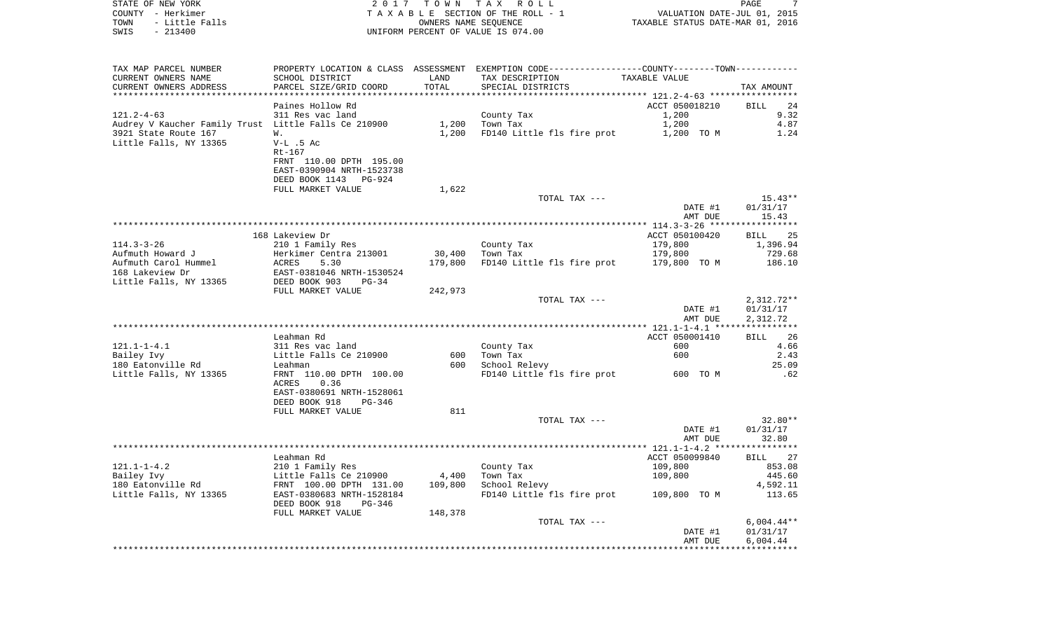STATE OF NEW YORK — 2017 TOWN TAX ROLL
COUNTY - Herkimer — TAXABLE SECTION OF THE ROLL - 1 — VALUATION DATE-JUL 01, 2015
TOWN - Little Falls — OWNERS NAME SEQUENCE — TAXABLE STATUS DATE-MAR 01, 2016
SWIS - 213400 — UNIFORM PERCENT OF VALUE IS 074.00

| TAX MAP PARCEL NUMBER / CURRENT OWNERS NAME / CURRENT OWNERS ADDRESS | PROPERTY LOCATION & CLASS / SCHOOL DISTRICT / PARCEL SIZE/GRID COORD | ASSESSMENT LAND / TOTAL | EXEMPTION CODE / TAX DESCRIPTION / SPECIAL DISTRICTS | TAXABLE VALUE | TAX AMOUNT |
|---|---|---|---|---|---|
| | Paines Hollow Rd | | | ACCT 050018210 | BILL 24 |
| 121.2-4-63 | 311 Res vac land | | County Tax | 1,200 | 9.32 |
| Audrey V Kaucher Family Trust | Little Falls Ce 210900 | 1,200 | Town Tax | 1,200 | 4.87 |
| 3921 State Route 167 | W. | 1,200 | FD140 Little fls fire prot | 1,200 TO M | 1.24 |
| Little Falls, NY 13365 | V-L .5 Ac | | | | |
| | Rt-167 | | | | |
| | FRNT 110.00 DPTH 195.00 | | | | |
| | EAST-0390904 NRTH-1523738 | | | | |
| | DEED BOOK 1143 PG-924 | | | | |
| | FULL MARKET VALUE | 1,622 | | | |
| | | | TOTAL TAX --- | | 15.43** |
| | | | | DATE #1 | 01/31/17 |
| | | | | AMT DUE | 15.43 |
| | 168 Lakeview Dr | | | ACCT 050100420 | BILL 25 |
| 114.3-3-26 | 210 1 Family Res | | County Tax | 179,800 | 1,396.94 |
| Aufmuth Howard J | Herkimer Centra 213001 | 30,400 | Town Tax | 179,800 | 729.68 |
| Aufmuth Carol Hummel | ACRES 5.30 | 179,800 | FD140 Little fls fire prot | 179,800 TO M | 186.10 |
| 168 Lakeview Dr | EAST-0381046 NRTH-1530524 | | | | |
| Little Falls, NY 13365 | DEED BOOK 903 PG-34 | | | | |
| | FULL MARKET VALUE | 242,973 | | | |
| | | | TOTAL TAX --- | | 2,312.72** |
| | | | | DATE #1 | 01/31/17 |
| | | | | AMT DUE | 2,312.72 |
| | Leahman Rd | | | ACCT 050001410 | BILL 26 |
| 121.1-1-4.1 | 311 Res vac land | | County Tax | 600 | 4.66 |
| Bailey Ivy | Little Falls Ce 210900 | 600 | Town Tax | 600 | 2.43 |
| 180 Eatonville Rd | Leahman | 600 | School Relevy | | 25.09 |
| Little Falls, NY 13365 | FRNT 110.00 DPTH 100.00 | | FD140 Little fls fire prot | 600 TO M | .62 |
| | ACRES 0.36 | | | | |
| | EAST-0380691 NRTH-1528061 | | | | |
| | DEED BOOK 918 PG-346 | | | | |
| | FULL MARKET VALUE | 811 | | | |
| | | | TOTAL TAX --- | | 32.80** |
| | | | | DATE #1 | 01/31/17 |
| | | | | AMT DUE | 32.80 |
| | Leahman Rd | | | ACCT 050099840 | BILL 27 |
| 121.1-1-4.2 | 210 1 Family Res | | County Tax | 109,800 | 853.08 |
| Bailey Ivy | Little Falls Ce 210900 | 4,400 | Town Tax | 109,800 | 445.60 |
| 180 Eatonville Rd | FRNT 100.00 DPTH 131.00 | 109,800 | School Relevy | | 4,592.11 |
| Little Falls, NY 13365 | EAST-0380683 NRTH-1528184 | | FD140 Little fls fire prot | 109,800 TO M | 113.65 |
| | DEED BOOK 918 PG-346 | | | | |
| | FULL MARKET VALUE | 148,378 | | | |
| | | | TOTAL TAX --- | | 6,004.44** |
| | | | | DATE #1 | 01/31/17 |
| | | | | AMT DUE | 6,004.44 |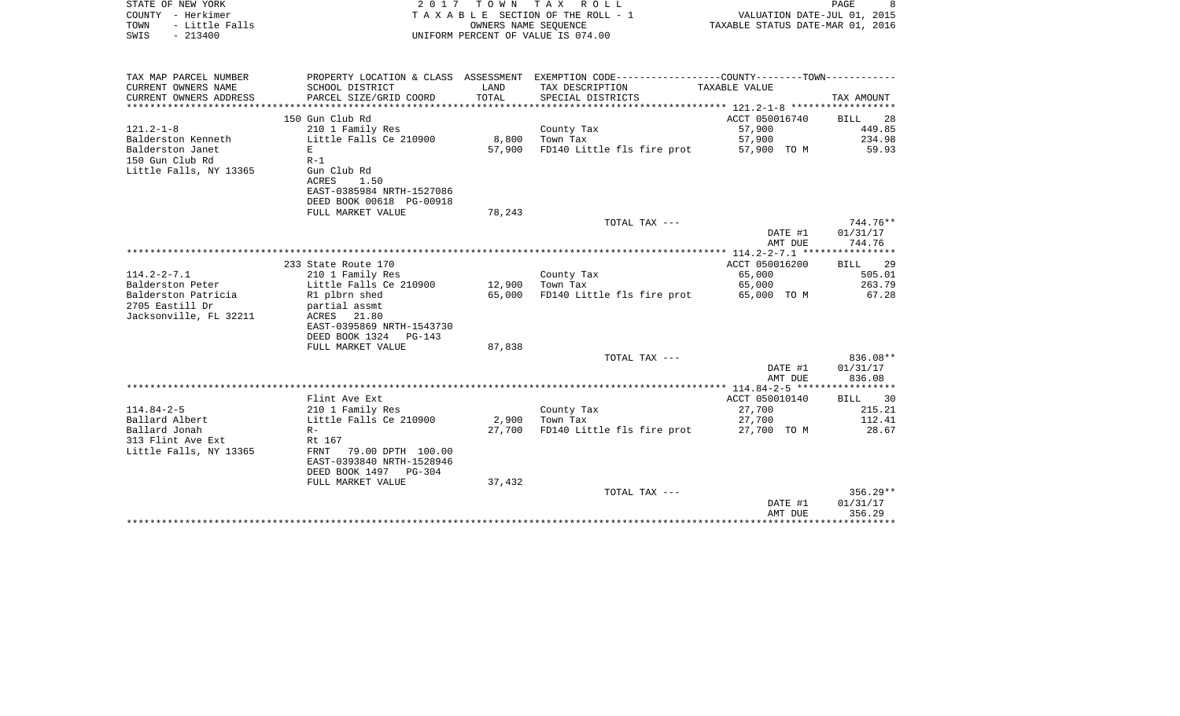STATE OF NEW YORK
COUNTY - Herkimer
TOWN - Little Falls
SWIS - 213400

2 0 1 7 T O W N T A X R O L L
T A X A B L E SECTION OF THE ROLL - 1
OWNERS NAME SEQUENCE
UNIFORM PERCENT OF VALUE IS 074.00

VALUATION DATE-JUL 01, 2015
TAXABLE STATUS DATE-MAR 01, 2016

| TAX MAP PARCEL NUMBER<br>CURRENT OWNERS NAME<br>CURRENT OWNERS ADDRESS | PROPERTY LOCATION & CLASS<br>SCHOOL DISTRICT<br>PARCEL SIZE/GRID COORD | ASSESSMENT<br>LAND<br>TOTAL | EXEMPTION CODE-----COUNTY-----TOWN-----<br>TAX DESCRIPTION<br>SPECIAL DISTRICTS | TAXABLE VALUE | TAX AMOUNT |
|---|---|---|---|---|---|
| | 150 Gun Club Rd | | | ACCT 050016740 | BILL 28 |
| 121.2-1-8 | 210 1 Family Res | | County Tax | 57,900 | 449.85 |
| Balderston Kenneth | Little Falls Ce 210900 | 8,800 | Town Tax | 57,900 | 234.98 |
| Balderston Janet | E | 57,900 | FD140 Little fls fire prot | 57,900 TO M | 59.93 |
| 150 Gun Club Rd | R-1 | | | | |
| Little Falls, NY 13365 | Gun Club Rd | | | | |
| | ACRES 1.50 | | | | |
| | EAST-0385984 NRTH-1527086 | | | | |
| | DEED BOOK 00618 PG-00918 | | | | |
| | FULL MARKET VALUE | 78,243 | | | |
| | | | TOTAL TAX --- | | 744.76** |
| | | | | DATE #1 | 01/31/17 |
| | | | | AMT DUE | 744.76 |
| | 233 State Route 170 | | | ACCT 050016200 | BILL 29 |
| 114.2-2-7.1 | 210 1 Family Res | | County Tax | 65,000 | 505.01 |
| Balderston Peter | Little Falls Ce 210900 | 12,900 | Town Tax | 65,000 | 263.79 |
| Balderston Patricia | R1 plbrn shed | 65,000 | FD140 Little fls fire prot | 65,000 TO M | 67.28 |
| 2705 Eastill Dr | partial assmt | | | | |
| Jacksonville, FL 32211 | ACRES 21.80 | | | | |
| | EAST-0395869 NRTH-1543730 | | | | |
| | DEED BOOK 1324 PG-143 | | | | |
| | FULL MARKET VALUE | 87,838 | | | |
| | | | TOTAL TAX --- | | 836.08** |
| | | | | DATE #1 | 01/31/17 |
| | | | | AMT DUE | 836.08 |
| | Flint Ave Ext | | | ACCT 050010140 | BILL 30 |
| 114.84-2-5 | 210 1 Family Res | | County Tax | 27,700 | 215.21 |
| Ballard Albert | Little Falls Ce 210900 | 2,900 | Town Tax | 27,700 | 112.41 |
| Ballard Jonah | R- | 27,700 | FD140 Little fls fire prot | 27,700 TO M | 28.67 |
| 313 Flint Ave Ext | Rt 167 | | | | |
| Little Falls, NY 13365 | FRNT 79.00 DPTH 100.00 | | | | |
| | EAST-0393840 NRTH-1528946 | | | | |
| | DEED BOOK 1497 PG-304 | | | | |
| | FULL MARKET VALUE | 37,432 | | | |
| | | | TOTAL TAX --- | | 356.29** |
| | | | | DATE #1 | 01/31/17 |
| | | | | AMT DUE | 356.29 |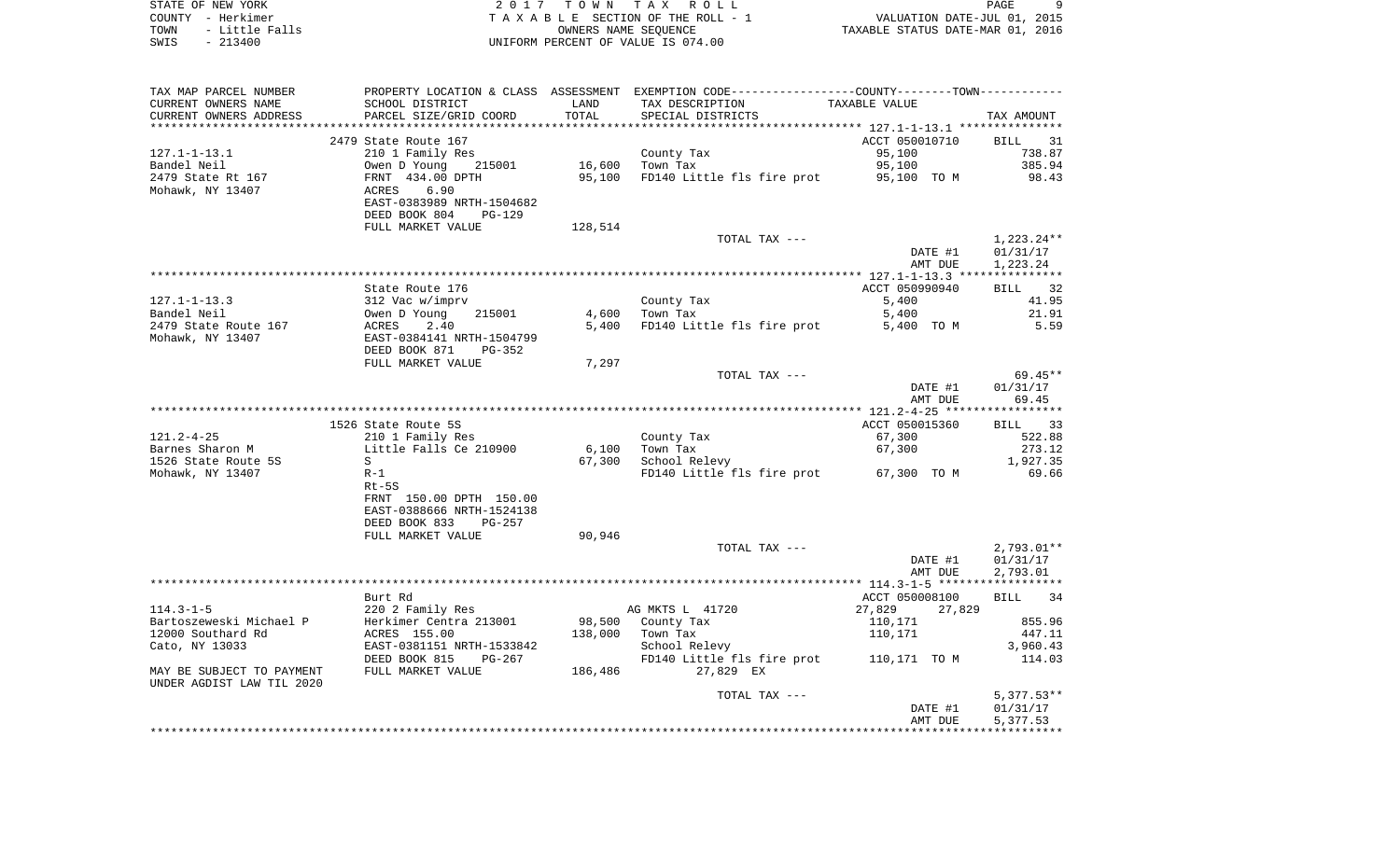STATE OF NEW YORK — 2017 TOWN TAX ROLL
COUNTY - Herkimer — TAXABLE SECTION OF THE ROLL - 1 — VALUATION DATE-JUL 01, 2015
TOWN - Little Falls — OWNERS NAME SEQUENCE — TAXABLE STATUS DATE-MAR 01, 2016
SWIS - 213400 — UNIFORM PERCENT OF VALUE IS 074.00

| TAX MAP PARCEL NUMBER / CURRENT OWNERS NAME / CURRENT OWNERS ADDRESS | PROPERTY LOCATION & CLASS / SCHOOL DISTRICT / PARCEL SIZE/GRID COORD | ASSESSMENT LAND / TOTAL | EXEMPTION CODE / TAX DESCRIPTION / SPECIAL DISTRICTS | COUNTY--------TOWN / TAXABLE VALUE | TAX AMOUNT |
|---|---|---|---|---|---|
| | 2479 State Route 167 | | | ACCT 050010710 | BILL 31 |
| 127.1-1-13.1 | 210 1 Family Res | | County Tax | 95,100 | 738.87 |
| Bandel Neil | Owen D Young 215001 | 16,600 | Town Tax | 95,100 | 385.94 |
| 2479 State Rt 167 | FRNT 434.00 DPTH | 95,100 | FD140 Little fls fire prot | 95,100 TO M | 98.43 |
| Mohawk, NY 13407 | ACRES 6.90 | | | | |
| | EAST-0383989 NRTH-1504682 | | | | |
| | DEED BOOK 804 PG-129 | | | | |
| | FULL MARKET VALUE | 128,514 | | | |
| | | | TOTAL TAX --- | | 1,223.24** |
| | | | | DATE #1 | 01/31/17 |
| | | | | AMT DUE | 1,223.24 |
| | State Route 176 | | | ACCT 050990940 | BILL 32 |
| 127.1-1-13.3 | 312 Vac w/imprv | | County Tax | 5,400 | 41.95 |
| Bandel Neil | Owen D Young 215001 | 4,600 | Town Tax | 5,400 | 21.91 |
| 2479 State Route 167 | ACRES 2.40 | 5,400 | FD140 Little fls fire prot | 5,400 TO M | 5.59 |
| Mohawk, NY 13407 | EAST-0384141 NRTH-1504799 | | | | |
| | DEED BOOK 871 PG-352 | | | | |
| | FULL MARKET VALUE | 7,297 | | | |
| | | | TOTAL TAX --- | | 69.45** |
| | | | | DATE #1 | 01/31/17 |
| | | | | AMT DUE | 69.45 |
| | 1526 State Route 5S | | | ACCT 050015360 | BILL 33 |
| 121.2-4-25 | 210 1 Family Res | | County Tax | 67,300 | 522.88 |
| Barnes Sharon M | Little Falls Ce 210900 | 6,100 | Town Tax | 67,300 | 273.12 |
| 1526 State Route 5S | S | 67,300 | School Relevy | | 1,927.35 |
| Mohawk, NY 13407 | R-1 | | FD140 Little fls fire prot | 67,300 TO M | 69.66 |
| | Rt-5S | | | | |
| | FRNT 150.00 DPTH 150.00 | | | | |
| | EAST-0388666 NRTH-1524138 | | | | |
| | DEED BOOK 833 PG-257 | | | | |
| | FULL MARKET VALUE | 90,946 | | | |
| | | | TOTAL TAX --- | | 2,793.01** |
| | | | | DATE #1 | 01/31/17 |
| | | | | AMT DUE | 2,793.01 |
| | Burt Rd | | | ACCT 050008100 | BILL 34 |
| 114.3-1-5 | 220 2 Family Res | | AG MKTS L 41720 | 27,829 27,829 | |
| Bartoszeweski Michael P | Herkimer Centra 213001 | 98,500 | County Tax | 110,171 | 855.96 |
| 12000 Southard Rd | ACRES 155.00 | 138,000 | Town Tax | 110,171 | 447.11 |
| Cato, NY 13033 | EAST-0381151 NRTH-1533842 | | School Relevy | | 3,960.43 |
| | DEED BOOK 815 PG-267 | | FD140 Little fls fire prot | 110,171 TO M | 114.03 |
| MAY BE SUBJECT TO PAYMENT | FULL MARKET VALUE | 186,486 | 27,829 EX | | |
| UNDER AGDIST LAW TIL 2020 | | | | | |
| | | | TOTAL TAX --- | | 5,377.53** |
| | | | | DATE #1 | 01/31/17 |
| | | | | AMT DUE | 5,377.53 |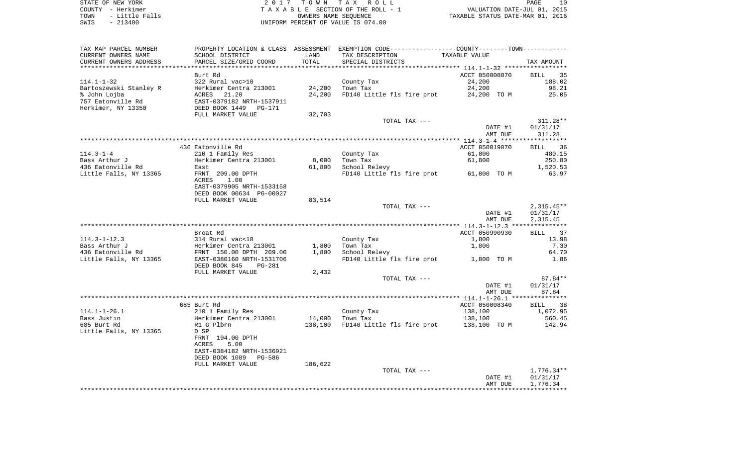STATE OF NEW YORK | COUNTY - Herkimer | TOWN - Little Falls | SWIS - 213400

2 0 1 7 T O W N T A X R O L L
T A X A B L E SECTION OF THE ROLL - 1
OWNERS NAME SEQUENCE
UNIFORM PERCENT OF VALUE IS 074.00

VALUATION DATE-JUL 01, 2015
TAXABLE STATUS DATE-MAR 01, 2016

| TAX MAP PARCEL NUMBER / CURRENT OWNERS NAME / CURRENT OWNERS ADDRESS | PROPERTY LOCATION & CLASS / SCHOOL DISTRICT / PARCEL SIZE/GRID COORD | ASSESSMENT LAND / TOTAL | EXEMPTION CODE / TAX DESCRIPTION / SPECIAL DISTRICTS | TAXABLE VALUE | TAX AMOUNT |
|---|---|---|---|---|---|
| 114.1-1-32 | Burt Rd | | | ACCT 050008070 | BILL 35 |
| Bartoszewski Stanley R | 322 Rural vac>10 | | County Tax | 24,200 | 188.02 |
| % John Lojba | Herkimer Centra 213001 | 24,200 | Town Tax | 24,200 | 98.21 |
| 757 Eatonville Rd | ACRES 21.20 | 24,200 | FD140 Little fls fire prot | 24,200 TO M | 25.05 |
| Herkimer, NY 13350 | EAST-0379182 NRTH-1537911 | | | | |
| | DEED BOOK 1449 PG-171 | | | | |
| | FULL MARKET VALUE | 32,703 | | | |
| | | | TOTAL TAX --- | | 311.28** |
| | | | | DATE #1 | 01/31/17 |
| | | | | AMT DUE | 311.28 |
| 114.3-1-4 | 436 Eatonville Rd | | | ACCT 050019070 | BILL 36 |
| Bass Arthur J | 210 1 Family Res | | County Tax | 61,800 | 480.15 |
| 436 Eatonville Rd | Herkimer Centra 213001 | 8,000 | Town Tax | 61,800 | 250.80 |
| Little Falls, NY 13365 | East | 61,800 | School Relevy | | 1,520.53 |
| | FRNT 209.00 DPTH | | FD140 Little fls fire prot | 61,800 TO M | 63.97 |
| | ACRES 1.00 | | | | |
| | EAST-0379905 NRTH-1533158 | | | | |
| | DEED BOOK 00634 PG-00027 | | | | |
| | FULL MARKET VALUE | 83,514 | | | |
| | | | TOTAL TAX --- | | 2,315.45** |
| | | | | DATE #1 | 01/31/17 |
| | | | | AMT DUE | 2,315.45 |
| 114.3-1-12.3 | Broat Rd | | | ACCT 050990930 | BILL 37 |
| Bass Arthur J | 314 Rural vac<10 | | County Tax | 1,800 | 13.98 |
| 436 Eatonville Rd | Herkimer Centra 213001 | 1,800 | Town Tax | 1,800 | 7.30 |
| Little Falls, NY 13365 | FRNT 150.00 DPTH 209.00 | 1,800 | School Relevy | | 64.70 |
| | EAST-0380160 NRTH-1531706 | | FD140 Little fls fire prot | 1,800 TO M | 1.86 |
| | DEED BOOK 845 PG-281 | | | | |
| | FULL MARKET VALUE | 2,432 | | | |
| | | | TOTAL TAX --- | | 87.84** |
| | | | | DATE #1 | 01/31/17 |
| | | | | AMT DUE | 87.84 |
| 114.1-1-26.1 | 685 Burt Rd | | | ACCT 050008340 | BILL 38 |
| Bass Justin | 210 1 Family Res | | County Tax | 138,100 | 1,072.95 |
| 685 Burt Rd | Herkimer Centra 213001 | 14,000 | Town Tax | 138,100 | 560.45 |
| Little Falls, NY 13365 | R1 G Plbrn | 138,100 | FD140 Little fls fire prot | 138,100 TO M | 142.94 |
| | D SP | | | | |
| | FRNT 194.00 DPTH | | | | |
| | ACRES 5.00 | | | | |
| | EAST-0384182 NRTH-1536921 | | | | |
| | DEED BOOK 1089 PG-586 | | | | |
| | FULL MARKET VALUE | 186,622 | | | |
| | | | TOTAL TAX --- | | 1,776.34** |
| | | | | DATE #1 | 01/31/17 |
| | | | | AMT DUE | 1,776.34 |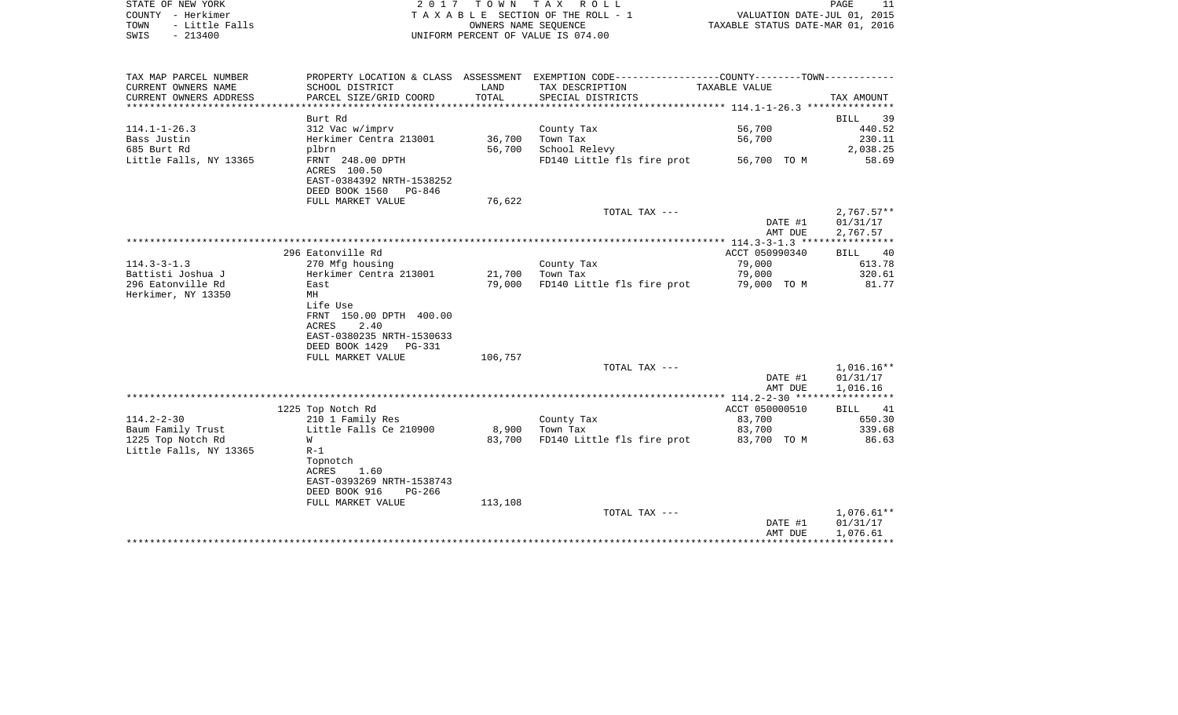STATE OF NEW YORK
COUNTY - Herkimer
TOWN - Little Falls
SWIS - 213400

2 0 1 7 T O W N T A X R O L L
T A X A B L E SECTION OF THE ROLL - 1
OWNERS NAME SEQUENCE
UNIFORM PERCENT OF VALUE IS 074.00

VALUATION DATE-JUL 01, 2015
TAXABLE STATUS DATE-MAR 01, 2016

| TAX MAP PARCEL NUMBER / CURRENT OWNERS NAME / CURRENT OWNERS ADDRESS | PROPERTY LOCATION & CLASS / SCHOOL DISTRICT / PARCEL SIZE/GRID COORD | ASSESSMENT LAND / TOTAL | EXEMPTION CODE / TAX DESCRIPTION / SPECIAL DISTRICTS | TAXABLE VALUE | TAX AMOUNT |
|---|---|---|---|---|---|
| 114.1-1-26.3 | Burt Rd | | | | BILL 39 |
| 114.1-1-26.3 | 312 Vac w/imprv | | County Tax | 56,700 | 440.52 |
| Bass Justin | Herkimer Centra 213001 | 36,700 | Town Tax | 56,700 | 230.11 |
| 685 Burt Rd | plbrn | 56,700 | School Relevy | | 2,038.25 |
| Little Falls, NY 13365 | FRNT 248.00 DPTH | | FD140 Little fls fire prot | 56,700 TO M | 58.69 |
| | ACRES 100.50 | | | | |
| | EAST-0384392 NRTH-1538252 | | | | |
| | DEED BOOK 1560 PG-846 | | | | |
| | FULL MARKET VALUE | 76,622 | | | |
| | | | TOTAL TAX --- | | 2,767.57** |
| | | | | DATE #1 | 01/31/17 |
| | | | | AMT DUE | 2,767.57 |
| 114.3-3-1.3 | 296 Eatonville Rd | | | ACCT 050990340 | BILL 40 |
| 114.3-3-1.3 | 270 Mfg housing | | County Tax | 79,000 | 613.78 |
| Battisti Joshua J | Herkimer Centra 213001 | 21,700 | Town Tax | 79,000 | 320.61 |
| 296 Eatonville Rd | East | 79,000 | FD140 Little fls fire prot | 79,000 TO M | 81.77 |
| Herkimer, NY 13350 | MH | | | | |
| | Life Use | | | | |
| | FRNT 150.00 DPTH 400.00 | | | | |
| | ACRES 2.40 | | | | |
| | EAST-0380235 NRTH-1530633 | | | | |
| | DEED BOOK 1429 PG-331 | | | | |
| | FULL MARKET VALUE | 106,757 | | | |
| | | | TOTAL TAX --- | | 1,016.16** |
| | | | | DATE #1 | 01/31/17 |
| | | | | AMT DUE | 1,016.16 |
| 114.2-2-30 | 1225 Top Notch Rd | | | ACCT 050000510 | BILL 41 |
| 114.2-2-30 | 210 1 Family Res | | County Tax | 83,700 | 650.30 |
| Baum Family Trust | Little Falls Ce 210900 | 8,900 | Town Tax | 83,700 | 339.68 |
| 1225 Top Notch Rd | W | 83,700 | FD140 Little fls fire prot | 83,700 TO M | 86.63 |
| Little Falls, NY 13365 | R-1 | | | | |
| | Topnotch | | | | |
| | ACRES 1.60 | | | | |
| | EAST-0393269 NRTH-1538743 | | | | |
| | DEED BOOK 916 PG-266 | | | | |
| | FULL MARKET VALUE | 113,108 | | | |
| | | | TOTAL TAX --- | | 1,076.61** |
| | | | | DATE #1 | 01/31/17 |
| | | | | AMT DUE | 1,076.61 |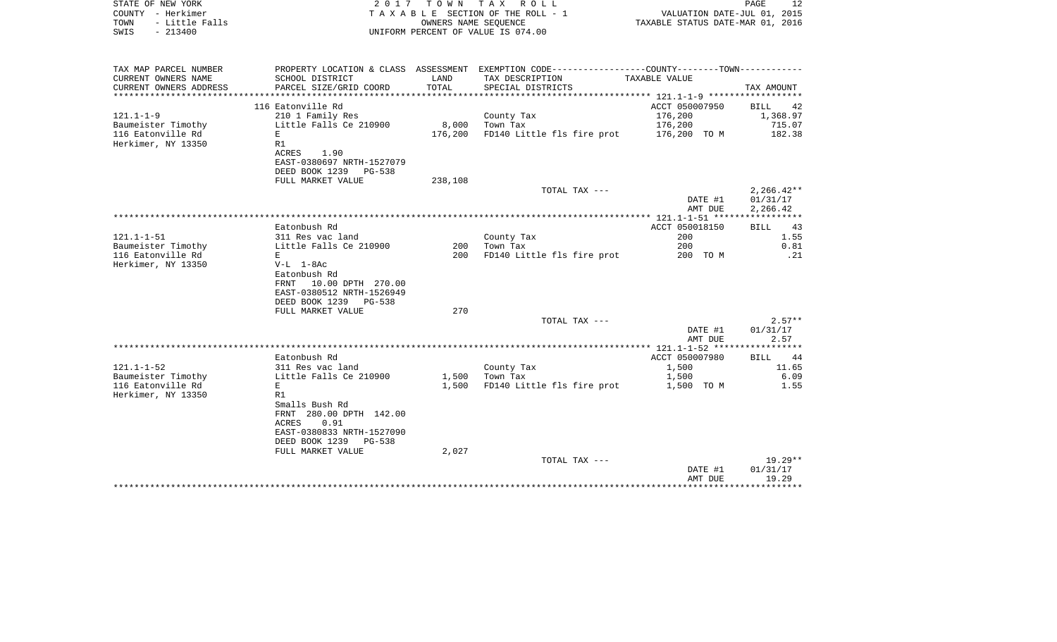STATE OF NEW YORK
COUNTY - Herkimer
TOWN - Little Falls
SWIS - 213400

2017 TOWN TAX ROLL
TAXABLE SECTION OF THE ROLL - 1
OWNERS NAME SEQUENCE
UNIFORM PERCENT OF VALUE IS 074.00

VALUATION DATE-JUL 01, 2015
TAXABLE STATUS DATE-MAR 01, 2016

| TAX MAP PARCEL NUMBER / CURRENT OWNERS NAME / CURRENT OWNERS ADDRESS | PROPERTY LOCATION & CLASS / SCHOOL DISTRICT / PARCEL SIZE/GRID COORD | ASSESSMENT LAND / TOTAL | EXEMPTION CODE / TAX DESCRIPTION / SPECIAL DISTRICTS | TAXABLE VALUE | TAX AMOUNT |
|---|---|---|---|---|---|
| | 116 Eatonville Rd | | | ACCT 050007950 | BILL 42 |
| 121.1-1-9 | 210 1 Family Res | | County Tax | 176,200 | 1,368.97 |
| Baumeister Timothy | Little Falls Ce 210900 | 8,000 | Town Tax | 176,200 | 715.07 |
| 116 Eatonville Rd | E | 176,200 | FD140 Little fls fire prot | 176,200 TO M | 182.38 |
| Herkimer, NY 13350 | R1 | | | | |
| | ACRES 1.90 | | | | |
| | EAST-0380697 NRTH-1527079 | | | | |
| | DEED BOOK 1239 PG-538 | | | | |
| | FULL MARKET VALUE | 238,108 | | | |
| | | | TOTAL TAX --- | | 2,266.42** |
| | | | | DATE #1 | 01/31/17 |
| | | | | AMT DUE | 2,266.42 |
| | Eatonbush Rd | | | ACCT 050018150 | BILL 43 |
| 121.1-1-51 | 311 Res vac land | | County Tax | 200 | 1.55 |
| Baumeister Timothy | Little Falls Ce 210900 | 200 | Town Tax | 200 | 0.81 |
| 116 Eatonville Rd | E | 200 | FD140 Little fls fire prot | 200 TO M | .21 |
| Herkimer, NY 13350 | V-L 1-8Ac | | | | |
| | Eatonbush Rd | | | | |
| | FRNT 10.00 DPTH 270.00 | | | | |
| | EAST-0380512 NRTH-1526949 | | | | |
| | DEED BOOK 1239 PG-538 | | | | |
| | FULL MARKET VALUE | 270 | | | |
| | | | TOTAL TAX --- | | 2.57** |
| | | | | DATE #1 | 01/31/17 |
| | | | | AMT DUE | 2.57 |
| | Eatonbush Rd | | | ACCT 050007980 | BILL 44 |
| 121.1-1-52 | 311 Res vac land | | County Tax | 1,500 | 11.65 |
| Baumeister Timothy | Little Falls Ce 210900 | 1,500 | Town Tax | 1,500 | 6.09 |
| 116 Eatonville Rd | E | 1,500 | FD140 Little fls fire prot | 1,500 TO M | 1.55 |
| Herkimer, NY 13350 | R1 | | | | |
| | Smalls Bush Rd | | | | |
| | FRNT 280.00 DPTH 142.00 | | | | |
| | ACRES 0.91 | | | | |
| | EAST-0380833 NRTH-1527090 | | | | |
| | DEED BOOK 1239 PG-538 | | | | |
| | FULL MARKET VALUE | 2,027 | | | |
| | | | TOTAL TAX --- | | 19.29** |
| | | | | DATE #1 | 01/31/17 |
| | | | | AMT DUE | 19.29 |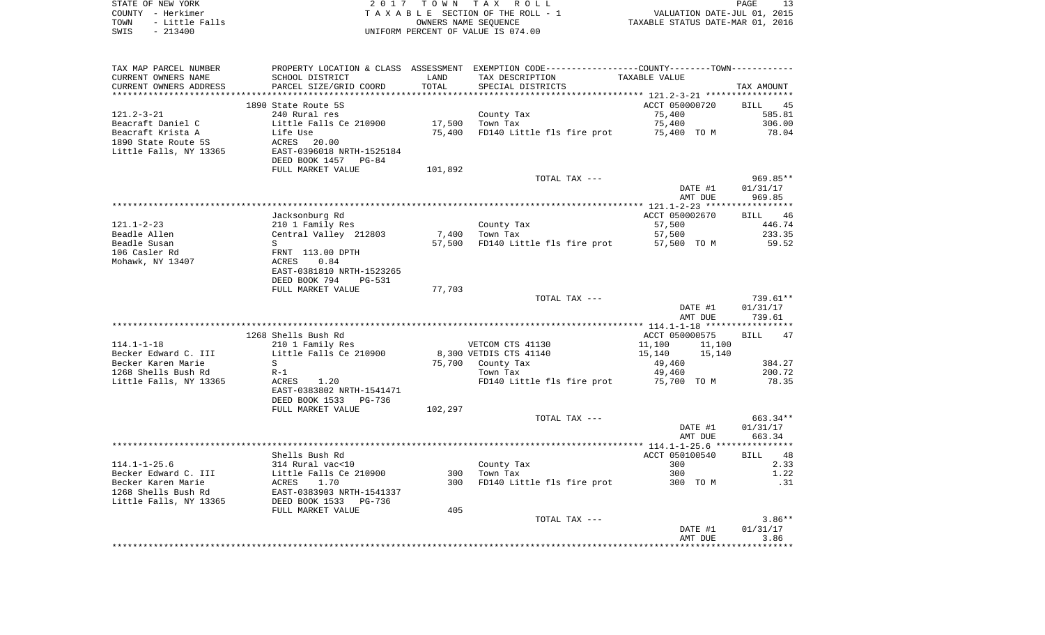STATE OF NEW YORK
COUNTY - Herkimer
TOWN - Little Falls
SWIS - 213400

2017 TOWN TAX ROLL
TAXABLE SECTION OF THE ROLL - 1
OWNERS NAME SEQUENCE
UNIFORM PERCENT OF VALUE IS 074.00

VALUATION DATE-JUL 01, 2015
TAXABLE STATUS DATE-MAR 01, 2016

| TAX MAP PARCEL NUMBER / CURRENT OWNERS NAME / CURRENT OWNERS ADDRESS | PROPERTY LOCATION & CLASS / SCHOOL DISTRICT / PARCEL SIZE/GRID COORD | ASSESSMENT LAND / TOTAL | EXEMPTION CODE / TAX DESCRIPTION / SPECIAL DISTRICTS | COUNTY TAXABLE VALUE | TOWN | TAX AMOUNT |
|---|---|---|---|---|---|---|
| 121.2-3-21 | 1890 State Route 5S | | | ACCT 050000720 | | BILL 45 |
| Beacraft Daniel C | 240 Rural res | | County Tax | 75,400 | | 585.81 |
| Beacraft Krista A | Little Falls Ce 210900 | 17,500 | Town Tax | 75,400 | | 306.00 |
| 1890 State Route 5S | Life Use | 75,400 | FD140 Little fls fire prot | 75,400 TO M | | 78.04 |
| Little Falls, NY 13365 | ACRES 20.00 | | | | | |
| | EAST-0396018 NRTH-1525184 | | | | | |
| | DEED BOOK 1457 PG-84 | | | | | |
| | FULL MARKET VALUE | 101,892 | | | | |
| | | | TOTAL TAX --- | | | 969.85** |
| | | | | DATE #1 | | 01/31/17 |
| | | | | AMT DUE | | 969.85 |
| 121.1-2-23 | Jacksonburg Rd | | | ACCT 050002670 | | BILL 46 |
| Beadle Allen | 210 1 Family Res | | County Tax | 57,500 | | 446.74 |
| Beadle Susan | Central Valley 212803 | 7,400 | Town Tax | 57,500 | | 233.35 |
| 106 Casler Rd | S | 57,500 | FD140 Little fls fire prot | 57,500 TO M | | 59.52 |
| Mohawk, NY 13407 | FRNT 113.00 DPTH | | | | | |
| | ACRES 0.84 | | | | | |
| | EAST-0381810 NRTH-1523265 | | | | | |
| | DEED BOOK 794 PG-531 | | | | | |
| | FULL MARKET VALUE | 77,703 | | | | |
| | | | TOTAL TAX --- | | | 739.61** |
| | | | | DATE #1 | | 01/31/17 |
| | | | | AMT DUE | | 739.61 |
| 114.1-1-18 | 1268 Shells Bush Rd | | | ACCT 050000575 | | BILL 47 |
| Becker Edward C. III | 210 1 Family Res | | VETCOM CTS 41130 | 11,100 | 11,100 | |
| Becker Karen Marie | Little Falls Ce 210900 | 8,300 | VETDIS CTS 41140 | 15,140 | 15,140 | |
| 1268 Shells Bush Rd | S | 75,700 | County Tax | 49,460 | | 384.27 |
| Little Falls, NY 13365 | R-1 | | Town Tax | 49,460 | | 200.72 |
| | ACRES 1.20 | | FD140 Little fls fire prot | 75,700 TO M | | 78.35 |
| | EAST-0383802 NRTH-1541471 | | | | | |
| | DEED BOOK 1533 PG-736 | | | | | |
| | FULL MARKET VALUE | 102,297 | | | | |
| | | | TOTAL TAX --- | | | 663.34** |
| | | | | DATE #1 | | 01/31/17 |
| | | | | AMT DUE | | 663.34 |
| 114.1-1-25.6 | Shells Bush Rd | | | ACCT 050100540 | | BILL 48 |
| Becker Edward C. III | 314 Rural vac<10 | | County Tax | 300 | | 2.33 |
| Becker Karen Marie | Little Falls Ce 210900 | 300 | Town Tax | 300 | | 1.22 |
| 1268 Shells Bush Rd | ACRES 1.70 | 300 | FD140 Little fls fire prot | 300 TO M | | .31 |
| Little Falls, NY 13365 | EAST-0383903 NRTH-1541337 | | | | | |
| | DEED BOOK 1533 PG-736 | | | | | |
| | FULL MARKET VALUE | 405 | | | | |
| | | | TOTAL TAX --- | | | 3.86** |
| | | | | DATE #1 | | 01/31/17 |
| | | | | AMT DUE | | 3.86 |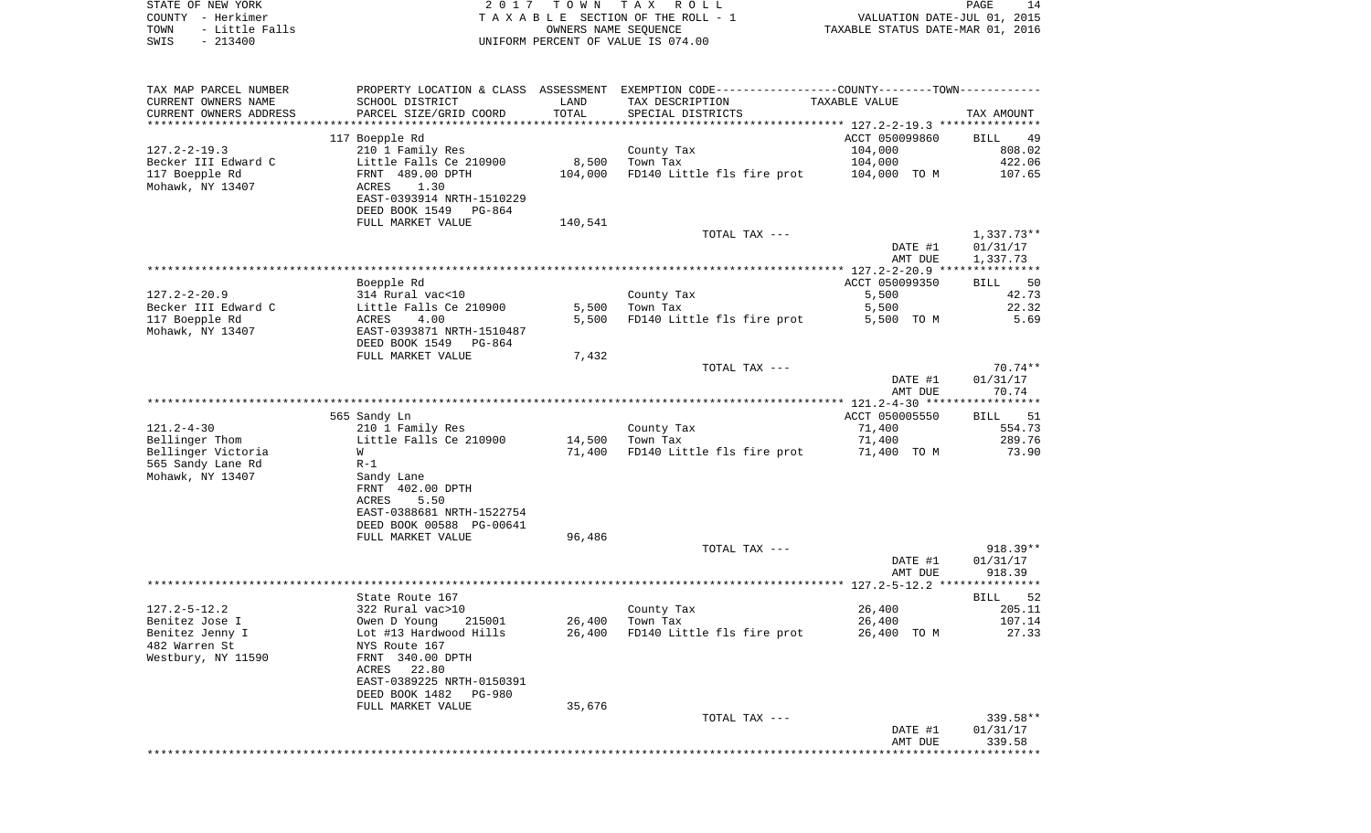STATE OF NEW YORK | 2017 TOWN TAX ROLL | PAGE 14
COUNTY - Herkimer | TAXABLE SECTION OF THE ROLL - 1 | VALUATION DATE-JUL 01, 2015
TOWN - Little Falls | OWNERS NAME SEQUENCE | TAXABLE STATUS DATE-MAR 01, 2016
SWIS - 213400 | UNIFORM PERCENT OF VALUE IS 074.00

| TAX MAP PARCEL NUMBER / CURRENT OWNERS NAME / CURRENT OWNERS ADDRESS | PROPERTY LOCATION & CLASS / SCHOOL DISTRICT / PARCEL SIZE/GRID COORD | ASSESSMENT LAND / TOTAL | EXEMPTION CODE / TAX DESCRIPTION / SPECIAL DISTRICTS | COUNTY--------TOWN TAXABLE VALUE | TAX AMOUNT |
|---|---|---|---|---|---|
| | 117 Boepple Rd | | | ACCT 050099860 | BILL 49 |
| 127.2-2-19.3 | 210 1 Family Res | | County Tax | 104,000 | 808.02 |
| Becker III Edward C | Little Falls Ce 210900 | 8,500 | Town Tax | 104,000 | 422.06 |
| 117 Boepple Rd | FRNT 489.00 DPTH | 104,000 | FD140 Little fls fire prot | 104,000 TO M | 107.65 |
| Mohawk, NY 13407 | ACRES 1.30 | | | | |
| | EAST-0393914 NRTH-1510229 | | | | |
| | DEED BOOK 1549 PG-864 | | | | |
| | FULL MARKET VALUE | 140,541 | | | |
| | | | TOTAL TAX --- | | 1,337.73** |
| | | | | DATE #1 | 01/31/17 |
| | | | | AMT DUE | 1,337.73 |
| | Boepple Rd | | | ACCT 050099350 | BILL 50 |
| 127.2-2-20.9 | 314 Rural vac<10 | | County Tax | 5,500 | 42.73 |
| Becker III Edward C | Little Falls Ce 210900 | 5,500 | Town Tax | 5,500 | 22.32 |
| 117 Boepple Rd | ACRES 4.00 | 5,500 | FD140 Little fls fire prot | 5,500 TO M | 5.69 |
| Mohawk, NY 13407 | EAST-0393871 NRTH-1510487 | | | | |
| | DEED BOOK 1549 PG-864 | | | | |
| | FULL MARKET VALUE | 7,432 | | | |
| | | | TOTAL TAX --- | | 70.74** |
| | | | | DATE #1 | 01/31/17 |
| | | | | AMT DUE | 70.74 |
| | 565 Sandy Ln | | | ACCT 050005550 | BILL 51 |
| 121.2-4-30 | 210 1 Family Res | | County Tax | 71,400 | 554.73 |
| Bellinger Thom | Little Falls Ce 210900 | 14,500 | Town Tax | 71,400 | 289.76 |
| Bellinger Victoria | W | 71,400 | FD140 Little fls fire prot | 71,400 TO M | 73.90 |
| 565 Sandy Lane Rd | R-1 | | | | |
| Mohawk, NY 13407 | Sandy Lane | | | | |
| | FRNT 402.00 DPTH | | | | |
| | ACRES 5.50 | | | | |
| | EAST-0388681 NRTH-1522754 | | | | |
| | DEED BOOK 00588 PG-00641 | | | | |
| | FULL MARKET VALUE | 96,486 | | | |
| | | | TOTAL TAX --- | | 918.39** |
| | | | | DATE #1 | 01/31/17 |
| | | | | AMT DUE | 918.39 |
| | State Route 167 | | | | BILL 52 |
| 127.2-5-12.2 | 322 Rural vac>10 | | County Tax | 26,400 | 205.11 |
| Benitez Jose I | Owen D Young 215001 | 26,400 | Town Tax | 26,400 | 107.14 |
| Benitez Jenny I | Lot #13 Hardwood Hills | 26,400 | FD140 Little fls fire prot | 26,400 TO M | 27.33 |
| 482 Warren St | NYS Route 167 | | | | |
| Westbury, NY 11590 | FRNT 340.00 DPTH | | | | |
| | ACRES 22.80 | | | | |
| | EAST-0389225 NRTH-0150391 | | | | |
| | DEED BOOK 1482 PG-980 | | | | |
| | FULL MARKET VALUE | 35,676 | | | |
| | | | TOTAL TAX --- | | 339.58** |
| | | | | DATE #1 | 01/31/17 |
| | | | | AMT DUE | 339.58 |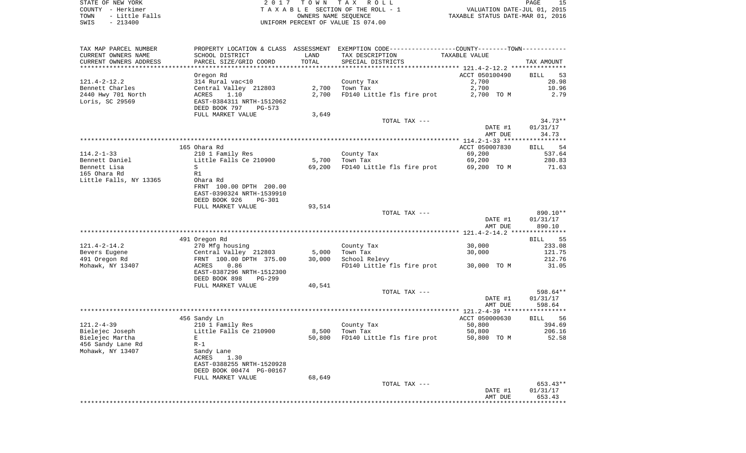STATE OF NEW YORK
COUNTY - Herkimer
TOWN - Little Falls
SWIS - 213400

2017 TOWN TAX ROLL
TAXABLE SECTION OF THE ROLL - 1
OWNERS NAME SEQUENCE
UNIFORM PERCENT OF VALUE IS 074.00

VALUATION DATE-JUL 01, 2015
TAXABLE STATUS DATE-MAR 01, 2016

| TAX MAP PARCEL NUMBER / CURRENT OWNERS NAME / CURRENT OWNERS ADDRESS | PROPERTY LOCATION & CLASS / SCHOOL DISTRICT / PARCEL SIZE/GRID COORD | ASSESSMENT LAND / TOTAL | EXEMPTION CODE / TAX DESCRIPTION / SPECIAL DISTRICTS | TAXABLE VALUE | TAX AMOUNT |
|---|---|---|---|---|---|
| | Oregon Rd | | | ACCT 050100490 | BILL 53 |
| 121.4-2-12.2 | 314 Rural vac<10 | | County Tax | 2,700 | 20.98 |
| Bennett Charles | Central Valley 212803 | 2,700 | Town Tax | 2,700 | 10.96 |
| 2440 Hwy 701 North | ACRES 1.10 | 2,700 | FD140 Little fls fire prot | 2,700 TO M | 2.79 |
| Loris, SC 29569 | EAST-0384311 NRTH-1512062 | | | | |
| | DEED BOOK 797 PG-573 | | | | |
| | FULL MARKET VALUE | 3,649 | | | |
| | | | TOTAL TAX --- | | 34.73** |
| | | | | DATE #1 | 01/31/17 |
| | | | | AMT DUE | 34.73 |
| | 165 Ohara Rd | | | ACCT 050007830 | BILL 54 |
| 114.2-1-33 | 210 1 Family Res | | County Tax | 69,200 | 537.64 |
| Bennett Daniel | Little Falls Ce 210900 | 5,700 | Town Tax | 69,200 | 280.83 |
| Bennett Lisa | S | 69,200 | FD140 Little fls fire prot | 69,200 TO M | 71.63 |
| 165 Ohara Rd | R1 | | | | |
| Little Falls, NY 13365 | Ohara Rd | | | | |
| | FRNT 100.00 DPTH 200.00 | | | | |
| | EAST-0390324 NRTH-1539910 | | | | |
| | DEED BOOK 926 PG-301 | | | | |
| | FULL MARKET VALUE | 93,514 | | | |
| | | | TOTAL TAX --- | | 890.10** |
| | | | | DATE #1 | 01/31/17 |
| | | | | AMT DUE | 890.10 |
| | 491 Oregon Rd | | | | BILL 55 |
| 121.4-2-14.2 | 270 Mfg housing | | County Tax | 30,000 | 233.08 |
| Bevers Eugene | Central Valley 212803 | 5,000 | Town Tax | 30,000 | 121.75 |
| 491 Oregon Rd | FRNT 100.00 DPTH 375.00 | 30,000 | School Relevy | | 212.76 |
| Mohawk, NY 13407 | ACRES 0.86 | | FD140 Little fls fire prot | 30,000 TO M | 31.05 |
| | EAST-0387296 NRTH-1512300 | | | | |
| | DEED BOOK 898 PG-299 | | | | |
| | FULL MARKET VALUE | 40,541 | | | |
| | | | TOTAL TAX --- | | 598.64** |
| | | | | DATE #1 | 01/31/17 |
| | | | | AMT DUE | 598.64 |
| | 456 Sandy Ln | | | ACCT 050000630 | BILL 56 |
| 121.2-4-39 | 210 1 Family Res | | County Tax | 50,800 | 394.69 |
| Bielejec Joseph | Little Falls Ce 210900 | 8,500 | Town Tax | 50,800 | 206.16 |
| Bielejec Martha | E | 50,800 | FD140 Little fls fire prot | 50,800 TO M | 52.58 |
| 456 Sandy Lane Rd | R-1 | | | | |
| Mohawk, NY 13407 | Sandy Lane | | | | |
| | ACRES 1.30 | | | | |
| | EAST-0388255 NRTH-1520928 | | | | |
| | DEED BOOK 00474 PG-00167 | | | | |
| | FULL MARKET VALUE | 68,649 | | | |
| | | | TOTAL TAX --- | | 653.43** |
| | | | | DATE #1 | 01/31/17 |
| | | | | AMT DUE | 653.43 |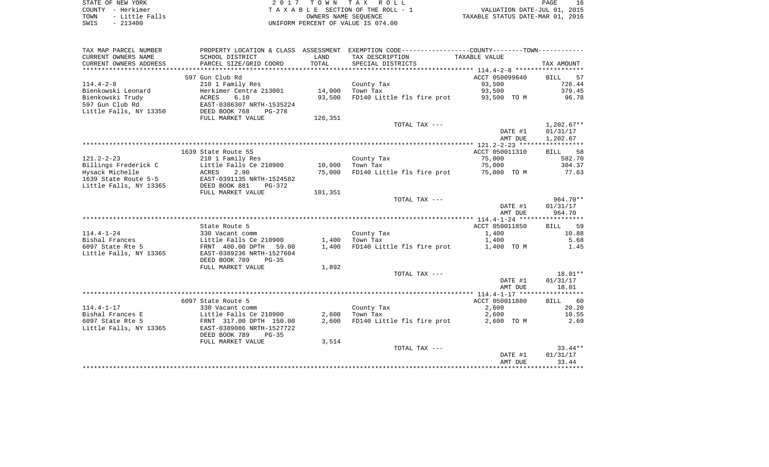STATE OF NEW YORK
COUNTY - Herkimer
TOWN - Little Falls
SWIS - 213400

2 0 1 7 T O W N T A X R O L L
T A X A B L E SECTION OF THE ROLL - 1
OWNERS NAME SEQUENCE
UNIFORM PERCENT OF VALUE IS 074.00

VALUATION DATE-JUL 01, 2015
TAXABLE STATUS DATE-MAR 01, 2016

| TAX MAP PARCEL NUMBER<br>CURRENT OWNERS NAME<br>CURRENT OWNERS ADDRESS | PROPERTY LOCATION & CLASS<br>SCHOOL DISTRICT<br>PARCEL SIZE/GRID COORD | ASSESSMENT<br>LAND<br>TOTAL | EXEMPTION CODE<br>TAX DESCRIPTION<br>SPECIAL DISTRICTS | COUNTY--------TOWN<br>TAXABLE VALUE | TAX AMOUNT |
|---|---|---|---|---|---|
| 114.4-2-8 | 597 Gun Club Rd |  |  | ACCT 050099640 | BILL 57 |
| Bienkowski Leonard | 210 1 Family Res |  | County Tax | 93,500 | 726.44 |
| Bienkowski Trudy | Herkimer Centra 213001 | 14,000 | Town Tax | 93,500 | 379.45 |
| 597 Gun Club Rd | ACRES 6.10 | 93,500 | FD140 Little fls fire prot | 93,500 TO M | 96.78 |
| Little Falls, NY 13350 | EAST-0386307 NRTH-1535224 |  |  |  |  |
|  | DEED BOOK 768 PG-278 |  |  |  |  |
|  | FULL MARKET VALUE | 126,351 |  |  |  |
|  |  |  | TOTAL TAX --- |  | 1,202.67** |
|  |  |  |  | DATE #1 | 01/31/17 |
|  |  |  |  | AMT DUE | 1,202.67 |
| 121.2-2-23 | 1639 State Route 5S |  |  | ACCT 050011310 | BILL 58 |
| Billings Frederick C | 210 1 Family Res |  | County Tax | 75,000 | 582.70 |
| Hysack Michelle | Little Falls Ce 210900 | 10,900 | Town Tax | 75,000 | 304.37 |
| 1639 State Route 5-S | ACRES 2.90 | 75,000 | FD140 Little fls fire prot | 75,000 TO M | 77.63 |
| Little Falls, NY 13365 | EAST-0391135 NRTH-1524582 |  |  |  |  |
|  | DEED BOOK 881 PG-372 |  |  |  |  |
|  | FULL MARKET VALUE | 101,351 |  |  |  |
|  |  |  | TOTAL TAX --- |  | 964.70** |
|  |  |  |  | DATE #1 | 01/31/17 |
|  |  |  |  | AMT DUE | 964.70 |
| 114.4-1-24 | State Route 5 |  |  | ACCT 050011850 | BILL 59 |
| Bishal Frances | 330 Vacant comm |  | County Tax | 1,400 | 10.88 |
| 6097 State Rte 5 | Little Falls Ce 210900 | 1,400 | Town Tax | 1,400 | 5.68 |
| Little Falls, NY 13365 | FRNT 400.00 DPTH 59.00 | 1,400 | FD140 Little fls fire prot | 1,400 TO M | 1.45 |
|  | EAST-0389236 NRTH-1527604 |  |  |  |  |
|  | DEED BOOK 789 PG-35 |  |  |  |  |
|  | FULL MARKET VALUE | 1,892 |  |  |  |
|  |  |  | TOTAL TAX --- |  | 18.01** |
|  |  |  |  | DATE #1 | 01/31/17 |
|  |  |  |  | AMT DUE | 18.01 |
| 114.4-1-17 | 6097 State Route 5 |  |  | ACCT 050011880 | BILL 60 |
| Bishal Frances E | 330 Vacant comm |  | County Tax | 2,600 | 20.20 |
| 6097 State Rte 5 | Little Falls Ce 210900 | 2,600 | Town Tax | 2,600 | 10.55 |
| Little Falls, NY 13365 | FRNT 317.00 DPTH 150.00 | 2,600 | FD140 Little fls fire prot | 2,600 TO M | 2.69 |
|  | EAST-0389086 NRTH-1527722 |  |  |  |  |
|  | DEED BOOK 789 PG-35 |  |  |  |  |
|  | FULL MARKET VALUE | 3,514 |  |  |  |
|  |  |  | TOTAL TAX --- |  | 33.44** |
|  |  |  |  | DATE #1 | 01/31/17 |
|  |  |  |  | AMT DUE | 33.44 |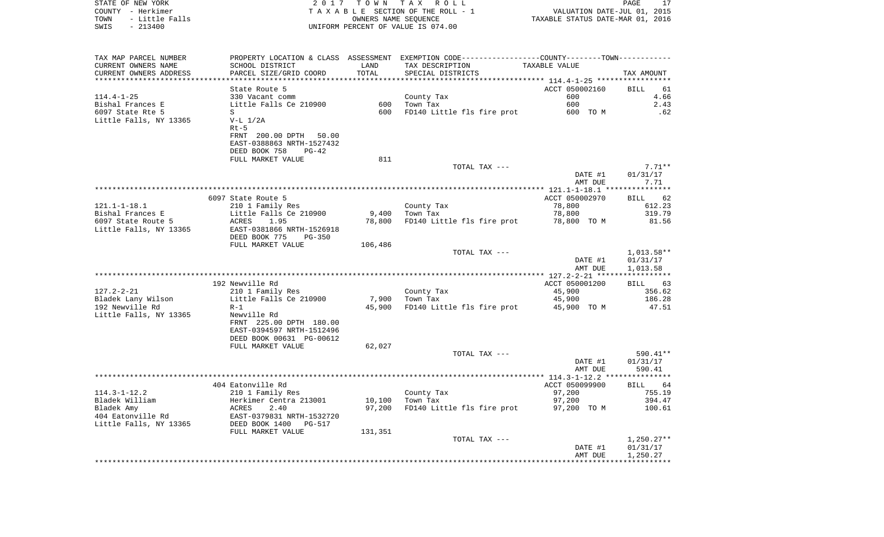STATE OF NEW YORK
COUNTY - Herkimer
TOWN - Little Falls
SWIS - 213400

2017 TOWN TAX ROLL
TAXABLE SECTION OF THE ROLL - 1
OWNERS NAME SEQUENCE
UNIFORM PERCENT OF VALUE IS 074.00

VALUATION DATE-JUL 01, 2015
TAXABLE STATUS DATE-MAR 01, 2016

| TAX MAP PARCEL NUMBER / CURRENT OWNERS NAME / CURRENT OWNERS ADDRESS | PROPERTY LOCATION & CLASS / SCHOOL DISTRICT / PARCEL SIZE/GRID COORD | ASSESSMENT LAND / TOTAL | EXEMPTION CODE / TAX DESCRIPTION / SPECIAL DISTRICTS | TAXABLE VALUE | TAX AMOUNT |
|---|---|---|---|---|---|
| | State Route 5 | | | ACCT 050002160 | BILL 61 |
| 114.4-1-25 | 330 Vacant comm | | County Tax | 600 | 4.66 |
| Bishal Frances E | Little Falls Ce 210900 | 600 | Town Tax | 600 | 2.43 |
| 6097 State Rte 5 | S | 600 | FD140 Little fls fire prot | 600 TO M | .62 |
| Little Falls, NY 13365 | V-L 1/2A | | | | |
| | Rt-5 | | | | |
| | FRNT 200.00 DPTH 50.00 | | | | |
| | EAST-0388863 NRTH-1527432 | | | | |
| | DEED BOOK 758 PG-42 | | | | |
| | FULL MARKET VALUE | 811 | | | |
| | | | TOTAL TAX --- | | 7.71** |
| | | | | DATE #1 | 01/31/17 |
| | | | | AMT DUE | 7.71 |
| | 6097 State Route 5 | | | ACCT 050002970 | BILL 62 |
| 121.1-1-18.1 | 210 1 Family Res | | County Tax | 78,800 | 612.23 |
| Bishal Frances E | Little Falls Ce 210900 | 9,400 | Town Tax | 78,800 | 319.79 |
| 6097 State Route 5 | ACRES 1.95 | 78,800 | FD140 Little fls fire prot | 78,800 TO M | 81.56 |
| Little Falls, NY 13365 | EAST-0381866 NRTH-1526918 | | | | |
| | DEED BOOK 775 PG-350 | | | | |
| | FULL MARKET VALUE | 106,486 | | | |
| | | | TOTAL TAX --- | | 1,013.58** |
| | | | | DATE #1 | 01/31/17 |
| | | | | AMT DUE | 1,013.58 |
| | 192 Newville Rd | | | ACCT 050001200 | BILL 63 |
| 127.2-2-21 | 210 1 Family Res | | County Tax | 45,900 | 356.62 |
| Bladek Lany Wilson | Little Falls Ce 210900 | 7,900 | Town Tax | 45,900 | 186.28 |
| 192 Newville Rd | R-1 | 45,900 | FD140 Little fls fire prot | 45,900 TO M | 47.51 |
| Little Falls, NY 13365 | Newville Rd | | | | |
| | FRNT 225.00 DPTH 180.00 | | | | |
| | EAST-0394597 NRTH-1512496 | | | | |
| | DEED BOOK 00631 PG-00612 | | | | |
| | FULL MARKET VALUE | 62,027 | | | |
| | | | TOTAL TAX --- | | 590.41** |
| | | | | DATE #1 | 01/31/17 |
| | | | | AMT DUE | 590.41 |
| | 404 Eatonville Rd | | | ACCT 050099900 | BILL 64 |
| 114.3-1-12.2 | 210 1 Family Res | | County Tax | 97,200 | 755.19 |
| Bladek William | Herkimer Centra 213001 | 10,100 | Town Tax | 97,200 | 394.47 |
| Bladek Amy | ACRES 2.40 | 97,200 | FD140 Little fls fire prot | 97,200 TO M | 100.61 |
| 404 Eatonville Rd | EAST-0379831 NRTH-1532720 | | | | |
| Little Falls, NY 13365 | DEED BOOK 1400 PG-517 | | | | |
| | FULL MARKET VALUE | 131,351 | | | |
| | | | TOTAL TAX --- | | 1,250.27** |
| | | | | DATE #1 | 01/31/17 |
| | | | | AMT DUE | 1,250.27 |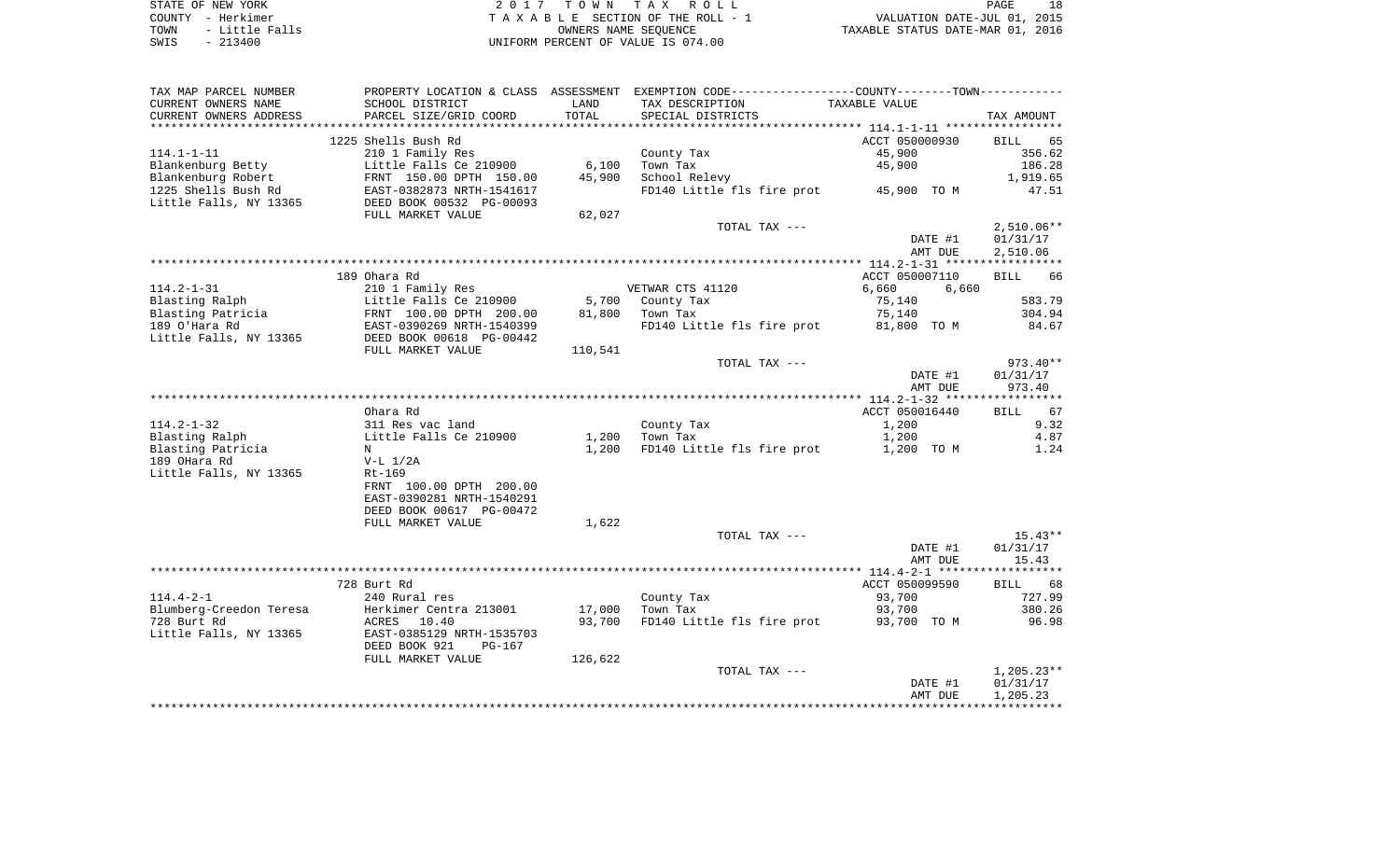STATE OF NEW YORK
COUNTY - Herkimer
TOWN - Little Falls
SWIS - 213400

2017 TOWN TAX ROLL
TAXABLE SECTION OF THE ROLL - 1
OWNERS NAME SEQUENCE
UNIFORM PERCENT OF VALUE IS 074.00

VALUATION DATE-JUL 01, 2015
TAXABLE STATUS DATE-MAR 01, 2016

| TAX MAP PARCEL NUMBER<br>CURRENT OWNERS NAME<br>CURRENT OWNERS ADDRESS | PROPERTY LOCATION & CLASS<br>SCHOOL DISTRICT<br>PARCEL SIZE/GRID COORD | ASSESSMENT<br>LAND<br>TOTAL | EXEMPTION CODE-----COUNTY-----TOWN-----<br>TAX DESCRIPTION<br>SPECIAL DISTRICTS | TAXABLE VALUE | TAX AMOUNT |
|---|---|---|---|---|---|
| 114.1-1-11 | 1225 Shells Bush Rd | | | ACCT 050000930 | BILL 65 |
| | 210 1 Family Res | | County Tax | 45,900 | 356.62 |
| Blankenburg Betty | Little Falls Ce 210900 | 6,100 | Town Tax | 45,900 | 186.28 |
| Blankenburg Robert | FRNT 150.00 DPTH 150.00 | 45,900 | School Relevy | | 1,919.65 |
| 1225 Shells Bush Rd | EAST-0382873 NRTH-1541617 | | FD140 Little fls fire prot | 45,900 TO M | 47.51 |
| Little Falls, NY 13365 | DEED BOOK 00532 PG-00093 | | | | |
| | FULL MARKET VALUE | 62,027 | | | |
| | | | TOTAL TAX --- | | 2,510.06** |
| | | | | DATE #1 | 01/31/17 |
| | | | | AMT DUE | 2,510.06 |
| 114.2-1-31 | 189 Ohara Rd | | | ACCT 050007110 | BILL 66 |
| | 210 1 Family Res | | VETWAR CTS 41120 | 6,660 6,660 | |
| Blasting Ralph | Little Falls Ce 210900 | 5,700 | County Tax | 75,140 | 583.79 |
| Blasting Patricia | FRNT 100.00 DPTH 200.00 | 81,800 | Town Tax | 75,140 | 304.94 |
| 189 O'Hara Rd | EAST-0390269 NRTH-1540399 | | FD140 Little fls fire prot | 81,800 TO M | 84.67 |
| Little Falls, NY 13365 | DEED BOOK 00618 PG-00442 | | | | |
| | FULL MARKET VALUE | 110,541 | | | |
| | | | TOTAL TAX --- | | 973.40** |
| | | | | DATE #1 | 01/31/17 |
| | | | | AMT DUE | 973.40 |
| 114.2-1-32 | Ohara Rd | | | ACCT 050016440 | BILL 67 |
| | 311 Res vac land | | County Tax | 1,200 | 9.32 |
| Blasting Ralph | Little Falls Ce 210900 | 1,200 | Town Tax | 1,200 | 4.87 |
| Blasting Patricia | N | 1,200 | FD140 Little fls fire prot | 1,200 TO M | 1.24 |
| 189 OHara Rd | V-L 1/2A | | | | |
| Little Falls, NY 13365 | Rt-169 | | | | |
| | FRNT 100.00 DPTH 200.00 | | | | |
| | EAST-0390281 NRTH-1540291 | | | | |
| | DEED BOOK 00617 PG-00472 | | | | |
| | FULL MARKET VALUE | 1,622 | | | |
| | | | TOTAL TAX --- | | 15.43** |
| | | | | DATE #1 | 01/31/17 |
| | | | | AMT DUE | 15.43 |
| 114.4-2-1 | 728 Burt Rd | | | ACCT 050099590 | BILL 68 |
| | 240 Rural res | | County Tax | 93,700 | 727.99 |
| Blumberg-Creedon Teresa | Herkimer Centra 213001 | 17,000 | Town Tax | 93,700 | 380.26 |
| 728 Burt Rd | ACRES 10.40 | 93,700 | FD140 Little fls fire prot | 93,700 TO M | 96.98 |
| Little Falls, NY 13365 | EAST-0385129 NRTH-1535703 | | | | |
| | DEED BOOK 921 PG-167 | | | | |
| | FULL MARKET VALUE | 126,622 | | | |
| | | | TOTAL TAX --- | | 1,205.23** |
| | | | | DATE #1 | 01/31/17 |
| | | | | AMT DUE | 1,205.23 |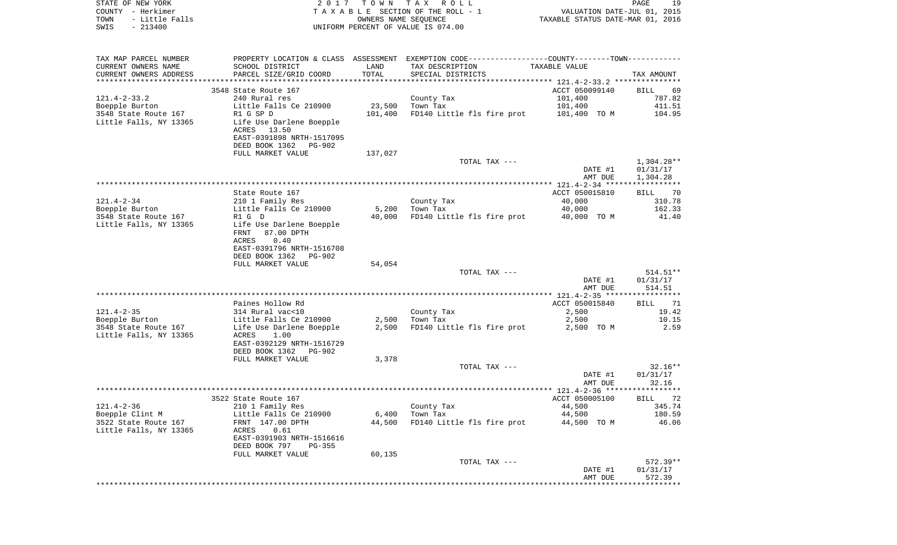STATE OF NEW YORK
COUNTY - Herkimer
TOWN - Little Falls
SWIS - 213400

2017 TOWN TAX ROLL
TAXABLE SECTION OF THE ROLL - 1
OWNERS NAME SEQUENCE
UNIFORM PERCENT OF VALUE IS 074.00

VALUATION DATE-JUL 01, 2015
TAXABLE STATUS DATE-MAR 01, 2016

| TAX MAP PARCEL NUMBER<br>CURRENT OWNERS NAME<br>CURRENT OWNERS ADDRESS | PROPERTY LOCATION & CLASS<br>SCHOOL DISTRICT<br>PARCEL SIZE/GRID COORD | ASSESSMENT<br>LAND<br>TOTAL | EXEMPTION CODE<br>TAX DESCRIPTION<br>SPECIAL DISTRICTS | COUNTY/TOWN<br>TAXABLE VALUE | TAX AMOUNT |
|---|---|---|---|---|---|
| | 3548 State Route 167 | | | ACCT 050099140 | BILL 69 |
| 121.4-2-33.2 | 240 Rural res | | County Tax | 101,400 | 787.82 |
| Boepple Burton | Little Falls Ce 210900 | 23,500 | Town Tax | 101,400 | 411.51 |
| 3548 State Route 167 | R1 G SP D | 101,400 | FD140 Little fls fire prot | 101,400 TO M | 104.95 |
| Little Falls, NY 13365 | Life Use Darlene Boepple | | | | |
| | ACRES 13.50 | | | | |
| | EAST-0391898 NRTH-1517095 | | | | |
| | DEED BOOK 1362 PG-902 | | | | |
| | FULL MARKET VALUE | 137,027 | | | |
| | | | TOTAL TAX --- | | 1,304.28** |
| | | | | DATE #1 | 01/31/17 |
| | | | | AMT DUE | 1,304.28 |
| | State Route 167 | | | ACCT 050015810 | BILL 70 |
| 121.4-2-34 | 210 1 Family Res | | County Tax | 40,000 | 310.78 |
| Boepple Burton | Little Falls Ce 210900 | 5,200 | Town Tax | 40,000 | 162.33 |
| 3548 State Route 167 | R1 G D | 40,000 | FD140 Little fls fire prot | 40,000 TO M | 41.40 |
| Little Falls, NY 13365 | Life Use Darlene Boepple | | | | |
| | FRNT 87.00 DPTH | | | | |
| | ACRES 0.40 | | | | |
| | EAST-0391796 NRTH-1516708 | | | | |
| | DEED BOOK 1362 PG-902 | | | | |
| | FULL MARKET VALUE | 54,054 | | | |
| | | | TOTAL TAX --- | | 514.51** |
| | | | | DATE #1 | 01/31/17 |
| | | | | AMT DUE | 514.51 |
| | Paines Hollow Rd | | | ACCT 050015840 | BILL 71 |
| 121.4-2-35 | 314 Rural vac<10 | | County Tax | 2,500 | 19.42 |
| Boepple Burton | Little Falls Ce 210900 | 2,500 | Town Tax | 2,500 | 10.15 |
| 3548 State Route 167 | Life Use Darlene Boepple | 2,500 | FD140 Little fls fire prot | 2,500 TO M | 2.59 |
| Little Falls, NY 13365 | ACRES 1.00 | | | | |
| | EAST-0392129 NRTH-1516729 | | | | |
| | DEED BOOK 1362 PG-902 | | | | |
| | FULL MARKET VALUE | 3,378 | | | |
| | | | TOTAL TAX --- | | 32.16** |
| | | | | DATE #1 | 01/31/17 |
| | | | | AMT DUE | 32.16 |
| | 3522 State Route 167 | | | ACCT 050005100 | BILL 72 |
| 121.4-2-36 | 210 1 Family Res | | County Tax | 44,500 | 345.74 |
| Boepple Clint M | Little Falls Ce 210900 | 6,400 | Town Tax | 44,500 | 180.59 |
| 3522 State Route 167 | FRNT 147.00 DPTH | 44,500 | FD140 Little fls fire prot | 44,500 TO M | 46.06 |
| Little Falls, NY 13365 | ACRES 0.61 | | | | |
| | EAST-0391903 NRTH-1516616 | | | | |
| | DEED BOOK 797 PG-355 | | | | |
| | FULL MARKET VALUE | 60,135 | | | |
| | | | TOTAL TAX --- | | 572.39** |
| | | | | DATE #1 | 01/31/17 |
| | | | | AMT DUE | 572.39 |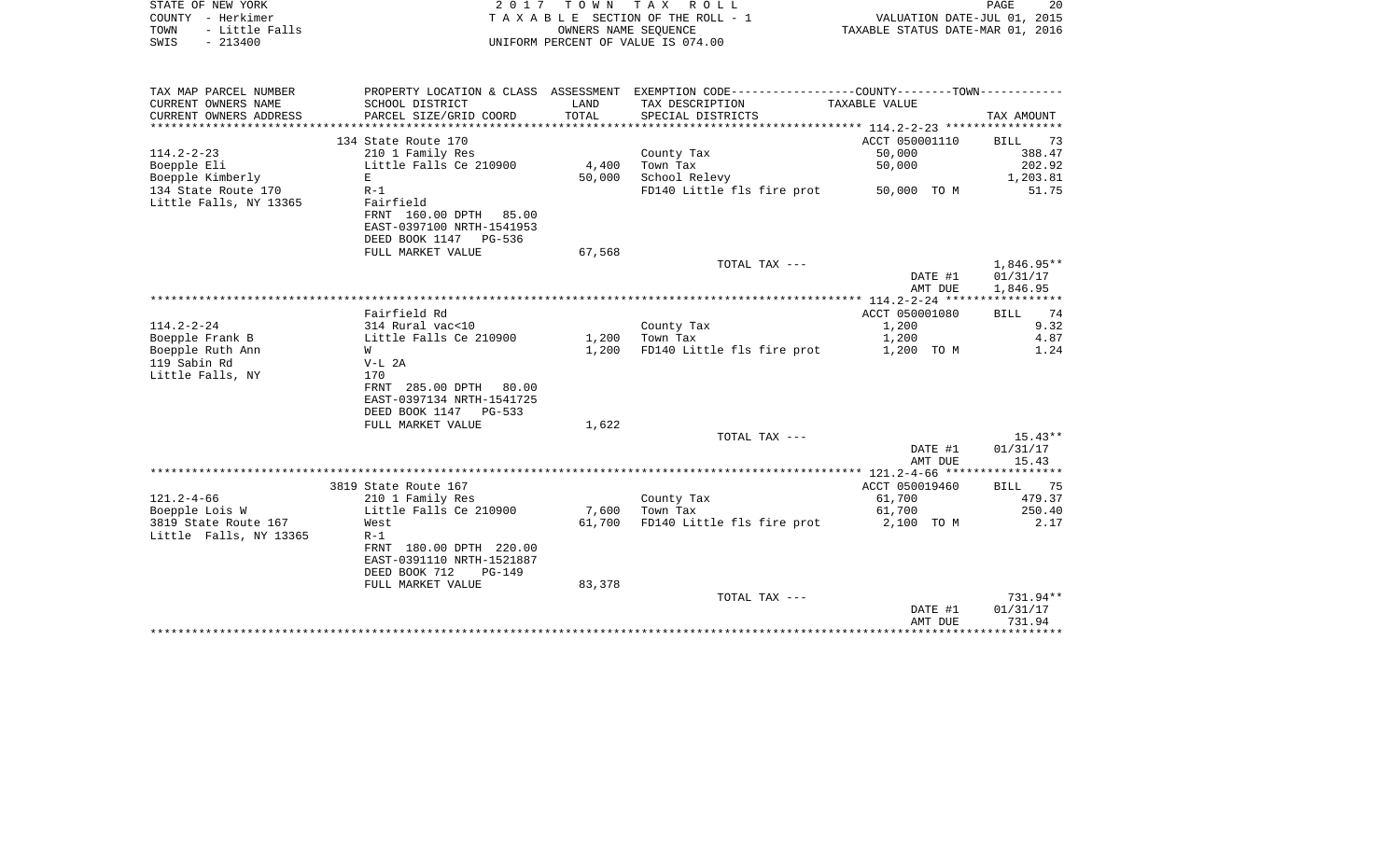STATE OF NEW YORK — 2017 TOWN TAX ROLL — PAGE 20
COUNTY - Herkimer — TAXABLE SECTION OF THE ROLL - 1 — VALUATION DATE-JUL 01, 2015
TOWN - Little Falls — OWNERS NAME SEQUENCE — TAXABLE STATUS DATE-MAR 01, 2016
SWIS - 213400 — UNIFORM PERCENT OF VALUE IS 074.00

| TAX MAP PARCEL NUMBER / CURRENT OWNERS NAME / CURRENT OWNERS ADDRESS | PROPERTY LOCATION & CLASS / SCHOOL DISTRICT / PARCEL SIZE/GRID COORD | ASSESSMENT LAND / TOTAL | EXEMPTION CODE / TAX DESCRIPTION / SPECIAL DISTRICTS | COUNTY--TOWN TAXABLE VALUE | TAX AMOUNT |
|---|---|---|---|---|---|
| | 134 State Route 170 | | | ACCT 050001110 | BILL 73 |
| 114.2-2-23 | 210 1 Family Res | | County Tax | 50,000 | 388.47 |
| Boepple Eli | Little Falls Ce 210900 | 4,400 | Town Tax | 50,000 | 202.92 |
| Boepple Kimberly | E | 50,000 | School Relevy | | 1,203.81 |
| 134 State Route 170 | R-1 | | FD140 Little fls fire prot | 50,000 TO M | 51.75 |
| Little Falls, NY 13365 | Fairfield | | | | |
| | FRNT 160.00 DPTH 85.00 | | | | |
| | EAST-0397100 NRTH-1541953 | | | | |
| | DEED BOOK 1147 PG-536 | | | | |
| | FULL MARKET VALUE | 67,568 | | | |
| | | | TOTAL TAX --- | | 1,846.95** |
| | | | | DATE #1 | 01/31/17 |
| | | | | AMT DUE | 1,846.95 |
| | Fairfield Rd | | | ACCT 050001080 | BILL 74 |
| 114.2-2-24 | 314 Rural vac<10 | | County Tax | 1,200 | 9.32 |
| Boepple Frank B | Little Falls Ce 210900 | 1,200 | Town Tax | 1,200 | 4.87 |
| Boepple Ruth Ann | W | 1,200 | FD140 Little fls fire prot | 1,200 TO M | 1.24 |
| 119 Sabin Rd | V-L 2A | | | | |
| Little Falls, NY | 170 | | | | |
| | FRNT 285.00 DPTH 80.00 | | | | |
| | EAST-0397134 NRTH-1541725 | | | | |
| | DEED BOOK 1147 PG-533 | | | | |
| | FULL MARKET VALUE | 1,622 | | | |
| | | | TOTAL TAX --- | | 15.43** |
| | | | | DATE #1 | 01/31/17 |
| | | | | AMT DUE | 15.43 |
| | 3819 State Route 167 | | | ACCT 050019460 | BILL 75 |
| 121.2-4-66 | 210 1 Family Res | | County Tax | 61,700 | 479.37 |
| Boepple Lois W | Little Falls Ce 210900 | 7,600 | Town Tax | 61,700 | 250.40 |
| 3819 State Route 167 | West | 61,700 | FD140 Little fls fire prot | 2,100 TO M | 2.17 |
| Little Falls, NY 13365 | R-1 | | | | |
| | FRNT 180.00 DPTH 220.00 | | | | |
| | EAST-0391110 NRTH-1521887 | | | | |
| | DEED BOOK 712 PG-149 | | | | |
| | FULL MARKET VALUE | 83,378 | | | |
| | | | TOTAL TAX --- | | 731.94** |
| | | | | DATE #1 | 01/31/17 |
| | | | | AMT DUE | 731.94 |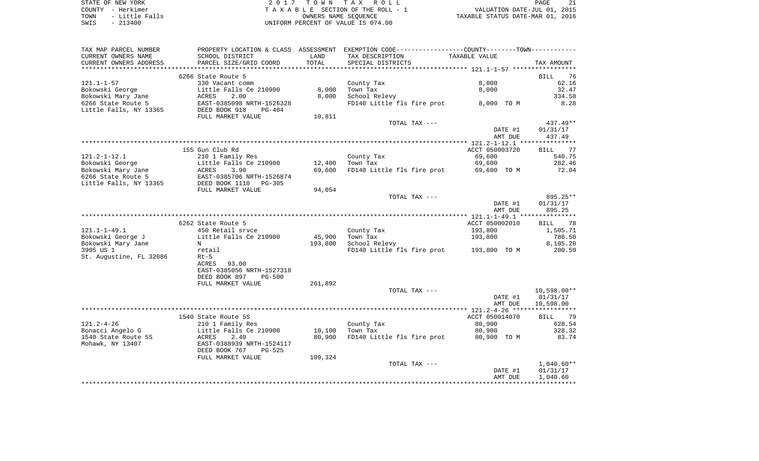STATE OF NEW YORK
COUNTY - Herkimer
TOWN - Little Falls
SWIS - 213400

2 0 1 7 T O W N T A X R O L L
T A X A B L E SECTION OF THE ROLL - 1
OWNERS NAME SEQUENCE
UNIFORM PERCENT OF VALUE IS 074.00

VALUATION DATE-JUL 01, 2015
TAXABLE STATUS DATE-MAR 01, 2016

| TAX MAP PARCEL NUMBER / CURRENT OWNERS NAME / CURRENT OWNERS ADDRESS | PROPERTY LOCATION & CLASS / SCHOOL DISTRICT / PARCEL SIZE/GRID COORD | ASSESSMENT LAND / TOTAL | EXEMPTION CODE / TAX DESCRIPTION / SPECIAL DISTRICTS | COUNTY--TOWN TAXABLE VALUE | TAX AMOUNT |
|---|---|---|---|---|---|
| 121.1-1-57 | 6266 State Route 5 | | | | BILL 76 |
| | 330 Vacant comm | | County Tax | 8,000 | 62.16 |
| Bokowski George | Little Falls Ce 210900 | 8,000 | Town Tax | 8,000 | 32.47 |
| Bokowski Mary Jane | ACRES 2.00 | 8,000 | School Relevy | | 334.58 |
| 6266 State Route 5 | EAST-0385098 NRTH-1526328 | | FD140 Little fls fire prot | 8,000 TO M | 8.28 |
| Little Falls, NY 13365 | DEED BOOK 918 PG-404 | | | | |
| | FULL MARKET VALUE | 10,811 | | | |
| | | | TOTAL TAX --- | | 437.49** |
| | | | | DATE #1 | 01/31/17 |
| | | | | AMT DUE | 437.49 |
| 121.2-1-12.1 | 155 Gun Club Rd | | | ACCT 050003720 | BILL 77 |
| | 210 1 Family Res | | County Tax | 69,600 | 540.75 |
| Bokowski George | Little Falls Ce 210900 | 12,400 | Town Tax | 69,600 | 282.46 |
| Bokowski Mary Jane | ACRES 3.90 | 69,600 | FD140 Little fls fire prot | 69,600 TO M | 72.04 |
| 6266 State Route 5 | EAST-0385706 NRTH-1526874 | | | | |
| Little Falls, NY 13365 | DEED BOOK 1110 PG-305 | | | | |
| | FULL MARKET VALUE | 94,054 | | | |
| | | | TOTAL TAX --- | | 895.25** |
| | | | | DATE #1 | 01/31/17 |
| | | | | AMT DUE | 895.25 |
| 121.1-1-49.1 | 6262 State Route 5 | | | ACCT 050002010 | BILL 78 |
| | 450 Retail srvce | | County Tax | 193,800 | 1,505.71 |
| Bokowski George J | Little Falls Ce 210900 | 45,900 | Town Tax | 193,800 | 786.50 |
| Bokowski Mary Jane | N | 193,800 | School Relevy | | 8,105.20 |
| 3905 US 1 | retail | | FD140 Little fls fire prot | 193,800 TO M | 200.59 |
| St. Augustine, FL 32086 | Rt-5 | | | | |
| | ACRES 93.00 | | | | |
| | EAST-0385056 NRTH-1527318 | | | | |
| | DEED BOOK 897 PG-500 | | | | |
| | FULL MARKET VALUE | 261,892 | | | |
| | | | TOTAL TAX --- | | 10,598.00** |
| | | | | DATE #1 | 01/31/17 |
| | | | | AMT DUE | 10,598.00 |
| 121.2-4-26 | 1540 State Route 5S | | | ACCT 050014070 | BILL 79 |
| | 210 1 Family Res | | County Tax | 80,900 | 628.54 |
| Bonacci Angelo G | Little Falls Ce 210900 | 10,100 | Town Tax | 80,900 | 328.32 |
| 1540 State Route 5S | ACRES 2.40 | 80,900 | FD140 Little fls fire prot | 80,900 TO M | 83.74 |
| Mohawk, NY 13407 | EAST-0388939 NRTH-1524117 | | | | |
| | DEED BOOK 767 PG-525 | | | | |
| | FULL MARKET VALUE | 109,324 | | | |
| | | | TOTAL TAX --- | | 1,040.60** |
| | | | | DATE #1 | 01/31/17 |
| | | | | AMT DUE | 1,040.60 |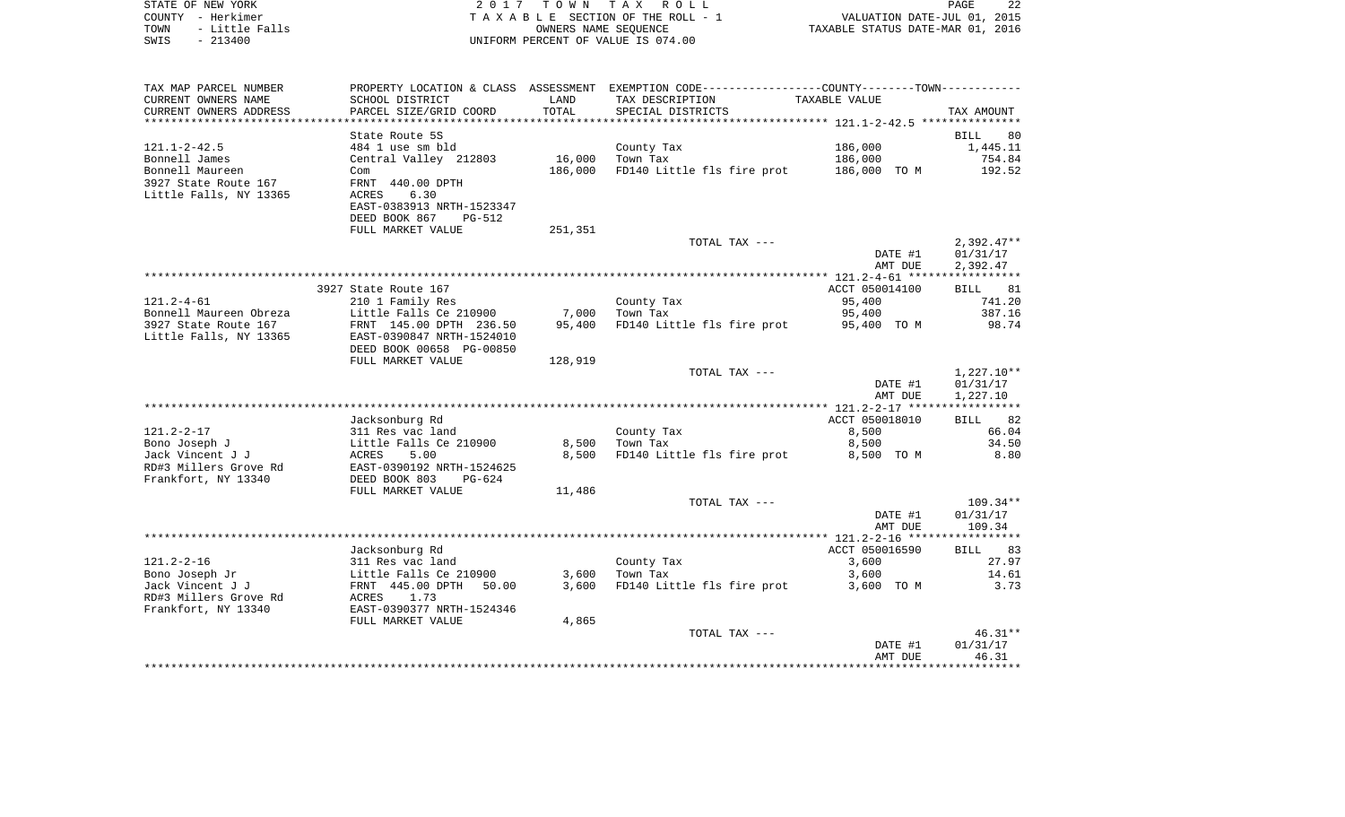STATE OF NEW YORK
COUNTY - Herkimer
TOWN - Little Falls
SWIS - 213400

2017 TOWN TAX ROLL
TAXABLE SECTION OF THE ROLL - 1
OWNERS NAME SEQUENCE
UNIFORM PERCENT OF VALUE IS 074.00

VALUATION DATE-JUL 01, 2015
TAXABLE STATUS DATE-MAR 01, 2016

| TAX MAP PARCEL NUMBER<br>CURRENT OWNERS NAME<br>CURRENT OWNERS ADDRESS | PROPERTY LOCATION & CLASS<br>SCHOOL DISTRICT<br>PARCEL SIZE/GRID COORD | ASSESSMENT<br>LAND<br>TOTAL | EXEMPTION CODE<br>TAX DESCRIPTION<br>SPECIAL DISTRICTS | COUNTY--------TOWN<br>TAXABLE VALUE | TAX AMOUNT |
|---|---|---|---|---|---|
| 121.1-2-42.5 | State Route 5S |  |  |  | BILL 80 |
| 121.1-2-42.5 | 484 1 use sm bld |  | County Tax | 186,000 | 1,445.11 |
| Bonnell James | Central Valley 212803 | 16,000 | Town Tax | 186,000 | 754.84 |
| Bonnell Maureen | Com | 186,000 | FD140 Little fls fire prot | 186,000 TO M | 192.52 |
| 3927 State Route 167 | FRNT 440.00 DPTH |  |  |  |  |
| Little Falls, NY 13365 | ACRES 6.30 |  |  |  |  |
|  | EAST-0383913 NRTH-1523347 |  |  |  |  |
|  | DEED BOOK 867 PG-512 |  |  |  |  |
|  | FULL MARKET VALUE | 251,351 |  |  |  |
|  |  |  | TOTAL TAX --- |  | 2,392.47** |
|  |  |  |  | DATE #1 | 01/31/17 |
|  |  |  |  | AMT DUE | 2,392.47 |
| 121.2-4-61 | 3927 State Route 167 |  |  | ACCT 050014100 | BILL 81 |
| 121.2-4-61 | 210 1 Family Res |  | County Tax | 95,400 | 741.20 |
| Bonnell Maureen Obreza | Little Falls Ce 210900 | 7,000 | Town Tax | 95,400 | 387.16 |
| 3927 State Route 167 | FRNT 145.00 DPTH 236.50 | 95,400 | FD140 Little fls fire prot | 95,400 TO M | 98.74 |
| Little Falls, NY 13365 | EAST-0390847 NRTH-1524010 |  |  |  |  |
|  | DEED BOOK 00658 PG-00850 |  |  |  |  |
|  | FULL MARKET VALUE | 128,919 |  |  |  |
|  |  |  | TOTAL TAX --- |  | 1,227.10** |
|  |  |  |  | DATE #1 | 01/31/17 |
|  |  |  |  | AMT DUE | 1,227.10 |
| 121.2-2-17 | Jacksonburg Rd |  |  | ACCT 050018010 | BILL 82 |
| 121.2-2-17 | 311 Res vac land |  | County Tax | 8,500 | 66.04 |
| Bono Joseph J | Little Falls Ce 210900 | 8,500 | Town Tax | 8,500 | 34.50 |
| Jack Vincent J J | ACRES 5.00 | 8,500 | FD140 Little fls fire prot | 8,500 TO M | 8.80 |
| RD#3 Millers Grove Rd | EAST-0390192 NRTH-1524625 |  |  |  |  |
| Frankfort, NY 13340 | DEED BOOK 803 PG-624 |  |  |  |  |
|  | FULL MARKET VALUE | 11,486 |  |  |  |
|  |  |  | TOTAL TAX --- |  | 109.34** |
|  |  |  |  | DATE #1 | 01/31/17 |
|  |  |  |  | AMT DUE | 109.34 |
| 121.2-2-16 | Jacksonburg Rd |  |  | ACCT 050016590 | BILL 83 |
| 121.2-2-16 | 311 Res vac land |  | County Tax | 3,600 | 27.97 |
| Bono Joseph Jr | Little Falls Ce 210900 | 3,600 | Town Tax | 3,600 | 14.61 |
| Jack Vincent J J | FRNT 445.00 DPTH 50.00 | 3,600 | FD140 Little fls fire prot | 3,600 TO M | 3.73 |
| RD#3 Millers Grove Rd | ACRES 1.73 |  |  |  |  |
| Frankfort, NY 13340 | EAST-0390377 NRTH-1524346 |  |  |  |  |
|  | FULL MARKET VALUE | 4,865 |  |  |  |
|  |  |  | TOTAL TAX --- |  | 46.31** |
|  |  |  |  | DATE #1 | 01/31/17 |
|  |  |  |  | AMT DUE | 46.31 |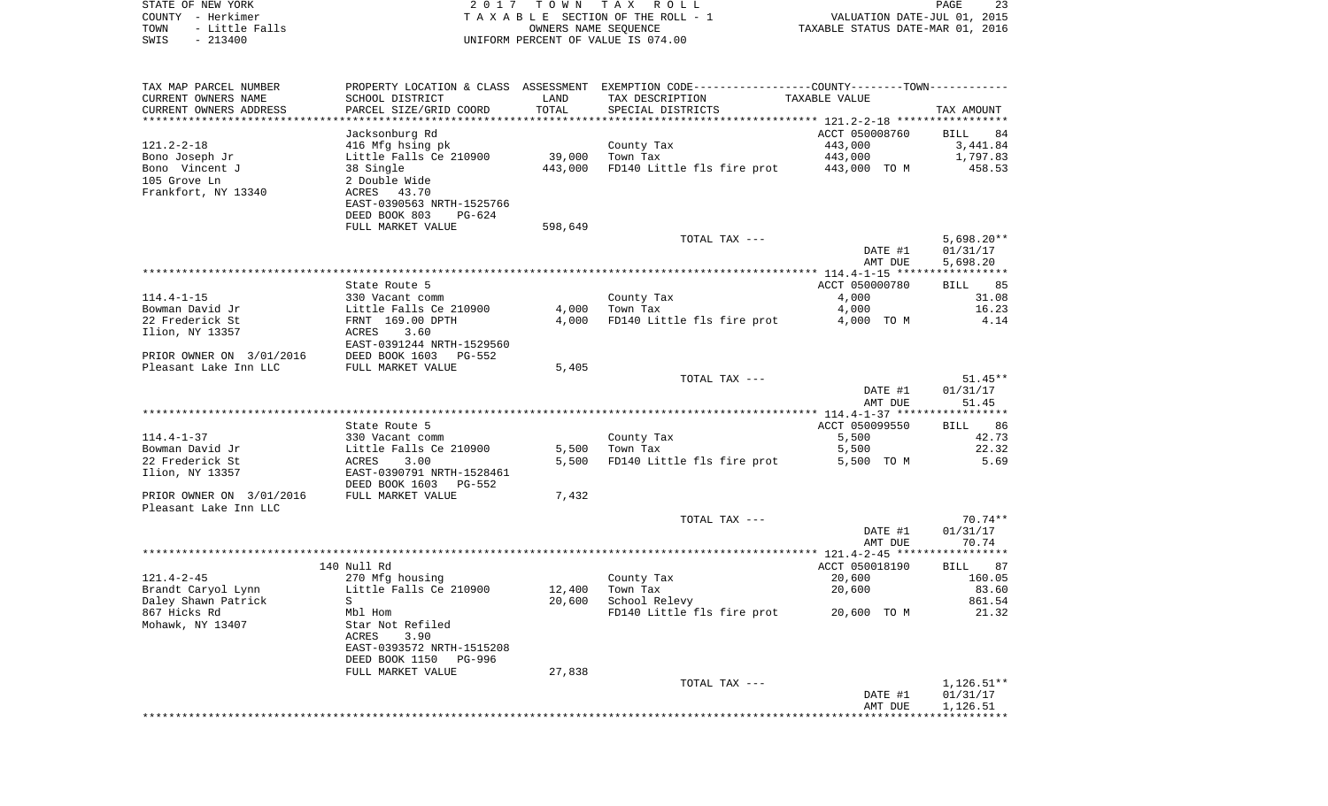STATE OF NEW YORK
COUNTY - Herkimer
TOWN - Little Falls
SWIS - 213400

2 0 1 7 T O W N T A X R O L L
T A X A B L E SECTION OF THE ROLL - 1
OWNERS NAME SEQUENCE
UNIFORM PERCENT OF VALUE IS 074.00

VALUATION DATE-JUL 01, 2015
TAXABLE STATUS DATE-MAR 01, 2016

| TAX MAP PARCEL NUMBER / CURRENT OWNERS NAME / CURRENT OWNERS ADDRESS | PROPERTY LOCATION & CLASS / SCHOOL DISTRICT / PARCEL SIZE/GRID COORD | ASSESSMENT LAND | ASSESSMENT TOTAL | EXEMPTION CODE / TAX DESCRIPTION / SPECIAL DISTRICTS | TAXABLE VALUE | TAX AMOUNT |
|---|---|---|---|---|---|---|
| **121.2-2-18** | Jacksonburg Rd | | | | ACCT 050008760 | BILL 84 |
| 121.2-2-18 | 416 Mfg hsing pk | | | County Tax | 443,000 | 3,441.84 |
| Bono Joseph Jr | Little Falls Ce 210900 | 39,000 | | Town Tax | 443,000 | 1,797.83 |
| Bono Vincent J | 38 Single | | 443,000 | FD140 Little fls fire prot | 443,000 TO M | 458.53 |
| 105 Grove Ln | 2 Double Wide | | | | | |
| Frankfort, NY 13340 | ACRES 43.70 | | | | | |
| | EAST-0390563 NRTH-1525766 | | | | | |
| | DEED BOOK 803 PG-624 | | | | | |
| | FULL MARKET VALUE | 598,649 | | | | |
| | | | | TOTAL TAX --- | | 5,698.20** |
| | | | | | DATE #1 | 01/31/17 |
| | | | | | AMT DUE | 5,698.20 |
| **114.4-1-15** | State Route 5 | | | | ACCT 050000780 | BILL 85 |
| 114.4-1-15 | 330 Vacant comm | | | County Tax | 4,000 | 31.08 |
| Bowman David Jr | Little Falls Ce 210900 | 4,000 | | Town Tax | 4,000 | 16.23 |
| 22 Frederick St | FRNT 169.00 DPTH | | 4,000 | FD140 Little fls fire prot | 4,000 TO M | 4.14 |
| Ilion, NY 13357 | ACRES 3.60 | | | | | |
| | EAST-0391244 NRTH-1529560 | | | | | |
| PRIOR OWNER ON 3/01/2016 | DEED BOOK 1603 PG-552 | | | | | |
| Pleasant Lake Inn LLC | FULL MARKET VALUE | 5,405 | | | | |
| | | | | TOTAL TAX --- | | 51.45** |
| | | | | | DATE #1 | 01/31/17 |
| | | | | | AMT DUE | 51.45 |
| **114.4-1-37** | State Route 5 | | | | ACCT 050099550 | BILL 86 |
| 114.4-1-37 | 330 Vacant comm | | | County Tax | 5,500 | 42.73 |
| Bowman David Jr | Little Falls Ce 210900 | 5,500 | | Town Tax | 5,500 | 22.32 |
| 22 Frederick St | ACRES 3.00 | | 5,500 | FD140 Little fls fire prot | 5,500 TO M | 5.69 |
| Ilion, NY 13357 | EAST-0390791 NRTH-1528461 | | | | | |
| | DEED BOOK 1603 PG-552 | | | | | |
| PRIOR OWNER ON 3/01/2016 | FULL MARKET VALUE | 7,432 | | | | |
| Pleasant Lake Inn LLC | | | | | | |
| | | | | TOTAL TAX --- | | 70.74** |
| | | | | | DATE #1 | 01/31/17 |
| | | | | | AMT DUE | 70.74 |
| **121.4-2-45** | 140 Null Rd | | | | ACCT 050018190 | BILL 87 |
| 121.4-2-45 | 270 Mfg housing | | | County Tax | 20,600 | 160.05 |
| Brandt Caryol Lynn | Little Falls Ce 210900 | 12,400 | | Town Tax | 20,600 | 83.60 |
| Daley Shawn Patrick | S | | 20,600 | School Relevy | | 861.54 |
| 867 Hicks Rd | Mbl Hom | | | FD140 Little fls fire prot | 20,600 TO M | 21.32 |
| Mohawk, NY 13407 | Star Not Refiled | | | | | |
| | ACRES 3.90 | | | | | |
| | EAST-0393572 NRTH-1515208 | | | | | |
| | DEED BOOK 1150 PG-996 | | | | | |
| | FULL MARKET VALUE | 27,838 | | | | |
| | | | | TOTAL TAX --- | | 1,126.51** |
| | | | | | DATE #1 | 01/31/17 |
| | | | | | AMT DUE | 1,126.51 |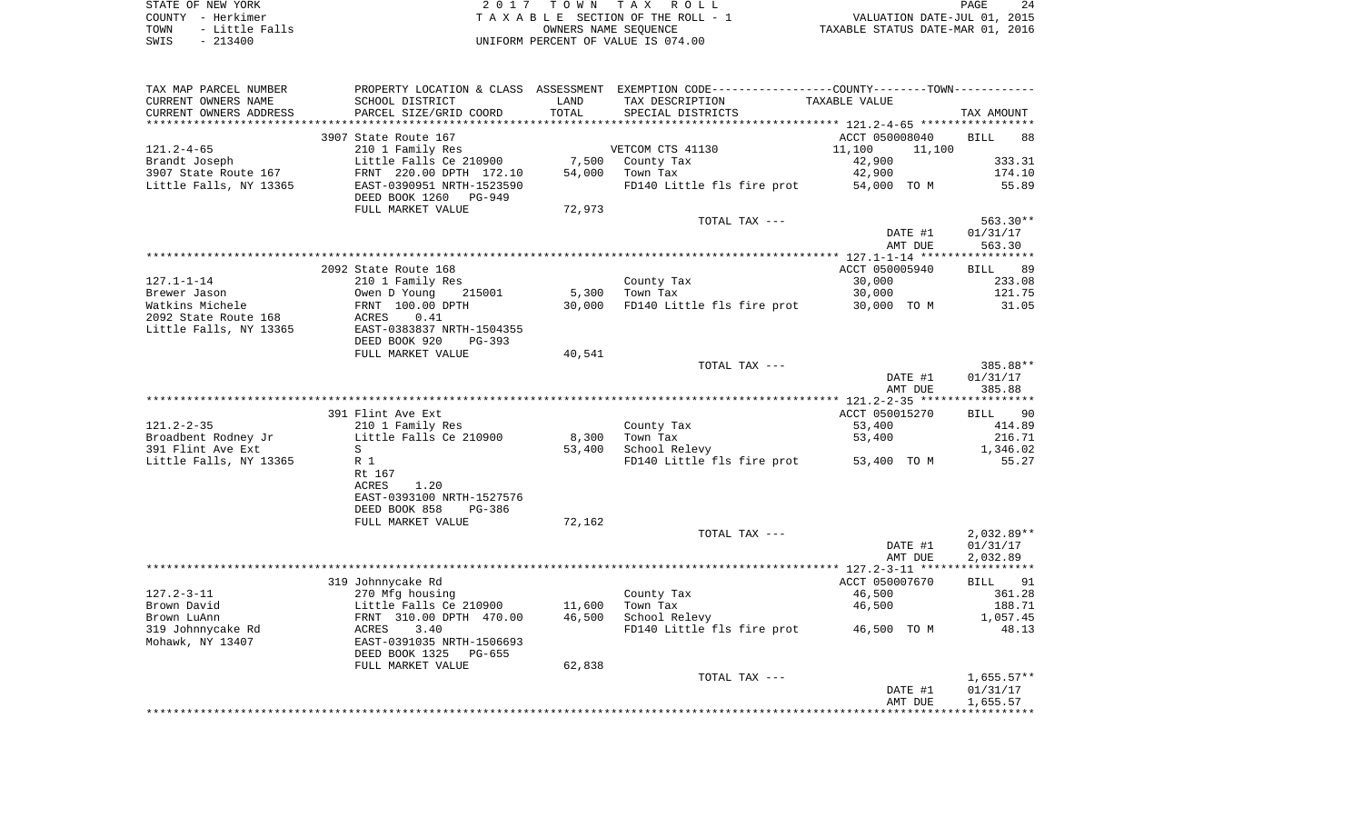STATE OF NEW YORK
COUNTY - Herkimer
TOWN - Little Falls
SWIS - 213400

2 0 1 7 T O W N T A X R O L L
T A X A B L E SECTION OF THE ROLL - 1
OWNERS NAME SEQUENCE
UNIFORM PERCENT OF VALUE IS 074.00

VALUATION DATE-JUL 01, 2015
TAXABLE STATUS DATE-MAR 01, 2016

| TAX MAP PARCEL NUMBER / CURRENT OWNERS NAME / CURRENT OWNERS ADDRESS | PROPERTY LOCATION & CLASS / SCHOOL DISTRICT / PARCEL SIZE/GRID COORD | ASSESSMENT LAND / TOTAL | EXEMPTION CODE / TAX DESCRIPTION / SPECIAL DISTRICTS | TAXABLE VALUE (COUNTY / TOWN) | TAX AMOUNT |
|---|---|---|---|---|---|
| 121.2-4-65 | 3907 State Route 167 | | | ACCT 050008040 | BILL 88 |
| | 210 1 Family Res | | VETCOM CTS 41130 | 11,100 11,100 | |
| Brandt Joseph | Little Falls Ce 210900 | 7,500 | County Tax | 42,900 | 333.31 |
| 3907 State Route 167 | FRNT 220.00 DPTH 172.10 | 54,000 | Town Tax | 42,900 | 174.10 |
| Little Falls, NY 13365 | EAST-0390951 NRTH-1523590 | | FD140 Little fls fire prot | 54,000 TO M | 55.89 |
| | DEED BOOK 1260 PG-949 | | | | |
| | FULL MARKET VALUE | 72,973 | | | |
| | | | TOTAL TAX --- | | 563.30** |
| | | | | DATE #1 | 01/31/17 |
| | | | | AMT DUE | 563.30 |
| 127.1-1-14 | 2092 State Route 168 | | | ACCT 050005940 | BILL 89 |
| | 210 1 Family Res | | County Tax | 30,000 | 233.08 |
| Brewer Jason | Owen D Young 215001 | 5,300 | Town Tax | 30,000 | 121.75 |
| Watkins Michele | FRNT 100.00 DPTH | 30,000 | FD140 Little fls fire prot | 30,000 TO M | 31.05 |
| 2092 State Route 168 | ACRES 0.41 | | | | |
| Little Falls, NY 13365 | EAST-0383837 NRTH-1504355 | | | | |
| | DEED BOOK 920 PG-393 | | | | |
| | FULL MARKET VALUE | 40,541 | | | |
| | | | TOTAL TAX --- | | 385.88** |
| | | | | DATE #1 | 01/31/17 |
| | | | | AMT DUE | 385.88 |
| 121.2-2-35 | 391 Flint Ave Ext | | | ACCT 050015270 | BILL 90 |
| | 210 1 Family Res | | County Tax | 53,400 | 414.89 |
| Broadbent Rodney Jr | Little Falls Ce 210900 | 8,300 | Town Tax | 53,400 | 216.71 |
| 391 Flint Ave Ext | S | 53,400 | School Relevy | | 1,346.02 |
| Little Falls, NY 13365 | R 1 | | FD140 Little fls fire prot | 53,400 TO M | 55.27 |
| | Rt 167 | | | | |
| | ACRES 1.20 | | | | |
| | EAST-0393100 NRTH-1527576 | | | | |
| | DEED BOOK 858 PG-386 | | | | |
| | FULL MARKET VALUE | 72,162 | | | |
| | | | TOTAL TAX --- | | 2,032.89** |
| | | | | DATE #1 | 01/31/17 |
| | | | | AMT DUE | 2,032.89 |
| 127.2-3-11 | 319 Johnnycake Rd | | | ACCT 050007670 | BILL 91 |
| | 270 Mfg housing | | County Tax | 46,500 | 361.28 |
| Brown David | Little Falls Ce 210900 | 11,600 | Town Tax | 46,500 | 188.71 |
| Brown LuAnn | FRNT 310.00 DPTH 470.00 | 46,500 | School Relevy | | 1,057.45 |
| 319 Johnnycake Rd | ACRES 3.40 | | FD140 Little fls fire prot | 46,500 TO M | 48.13 |
| Mohawk, NY 13407 | EAST-0391035 NRTH-1506693 | | | | |
| | DEED BOOK 1325 PG-655 | | | | |
| | FULL MARKET VALUE | 62,838 | | | |
| | | | TOTAL TAX --- | | 1,655.57** |
| | | | | DATE #1 | 01/31/17 |
| | | | | AMT DUE | 1,655.57 |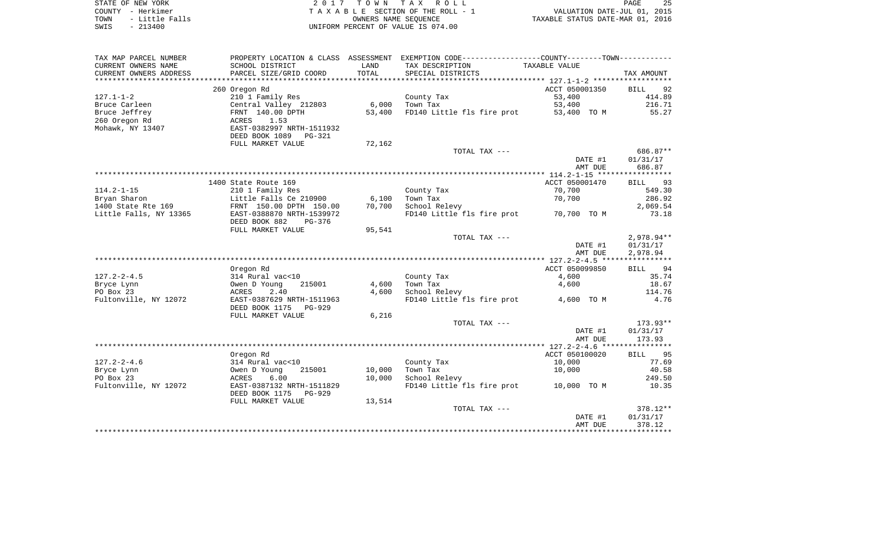STATE OF NEW YORK — 2017 TOWN TAX ROLL
COUNTY - Herkimer — TAXABLE SECTION OF THE ROLL - 1 — VALUATION DATE-JUL 01, 2015
TOWN - Little Falls — OWNERS NAME SEQUENCE — TAXABLE STATUS DATE-MAR 01, 2016
SWIS - 213400 — UNIFORM PERCENT OF VALUE IS 074.00

| TAX MAP PARCEL NUMBER / CURRENT OWNERS NAME / CURRENT OWNERS ADDRESS | PROPERTY LOCATION & CLASS / SCHOOL DISTRICT / PARCEL SIZE/GRID COORD | ASSESSMENT LAND / TOTAL | EXEMPTION CODE / TAX DESCRIPTION / SPECIAL DISTRICTS | COUNTY--------TOWN TAXABLE VALUE | TAX AMOUNT |
|---|---|---|---|---|---|
| 127.1-1-2 | 260 Oregon Rd | | | ACCT 050001350 | BILL 92 |
| Bruce Carleen | 210 1 Family Res | | County Tax | 53,400 | 414.89 |
| Bruce Jeffrey | Central Valley 212803 | 6,000 | Town Tax | 53,400 | 216.71 |
| 260 Oregon Rd | FRNT 140.00 DPTH | 53,400 | FD140 Little fls fire prot | 53,400 TO M | 55.27 |
| Mohawk, NY 13407 | ACRES 1.53 | | | | |
| | EAST-0382997 NRTH-1511932 | | | | |
| | DEED BOOK 1089 PG-321 | | | | |
| | FULL MARKET VALUE | 72,162 | | | |
| | | | TOTAL TAX --- | | 686.87** |
| | | | | DATE #1 | 01/31/17 |
| | | | | AMT DUE | 686.87 |
| 114.2-1-15 | 1400 State Route 169 | | | ACCT 050001470 | BILL 93 |
| Bryan Sharon | 210 1 Family Res | | County Tax | 70,700 | 549.30 |
| 1400 State Rte 169 | Little Falls Ce 210900 | 6,100 | Town Tax | 70,700 | 286.92 |
| Little Falls, NY 13365 | FRNT 150.00 DPTH 150.00 | 70,700 | School Relevy | | 2,069.54 |
| | EAST-0388870 NRTH-1539972 | | FD140 Little fls fire prot | 70,700 TO M | 73.18 |
| | DEED BOOK 882 PG-376 | | | | |
| | FULL MARKET VALUE | 95,541 | | | |
| | | | TOTAL TAX --- | | 2,978.94** |
| | | | | DATE #1 | 01/31/17 |
| | | | | AMT DUE | 2,978.94 |
| 127.2-2-4.5 | Oregon Rd | | | ACCT 050099850 | BILL 94 |
| Bryce Lynn | 314 Rural vac<10 | | County Tax | 4,600 | 35.74 |
| PO Box 23 | Owen D Young 215001 | 4,600 | Town Tax | 4,600 | 18.67 |
| Fultonville, NY 12072 | ACRES 2.40 | 4,600 | School Relevy | | 114.76 |
| | EAST-0387629 NRTH-1511963 | | FD140 Little fls fire prot | 4,600 TO M | 4.76 |
| | DEED BOOK 1175 PG-929 | | | | |
| | FULL MARKET VALUE | 6,216 | | | |
| | | | TOTAL TAX --- | | 173.93** |
| | | | | DATE #1 | 01/31/17 |
| | | | | AMT DUE | 173.93 |
| 127.2-2-4.6 | Oregon Rd | | | ACCT 050100020 | BILL 95 |
| Bryce Lynn | 314 Rural vac<10 | | County Tax | 10,000 | 77.69 |
| PO Box 23 | Owen D Young 215001 | 10,000 | Town Tax | 10,000 | 40.58 |
| Fultonville, NY 12072 | ACRES 6.00 | 10,000 | School Relevy | | 249.50 |
| | EAST-0387132 NRTH-1511829 | | FD140 Little fls fire prot | 10,000 TO M | 10.35 |
| | DEED BOOK 1175 PG-929 | | | | |
| | FULL MARKET VALUE | 13,514 | | | |
| | | | TOTAL TAX --- | | 378.12** |
| | | | | DATE #1 | 01/31/17 |
| | | | | AMT DUE | 378.12 |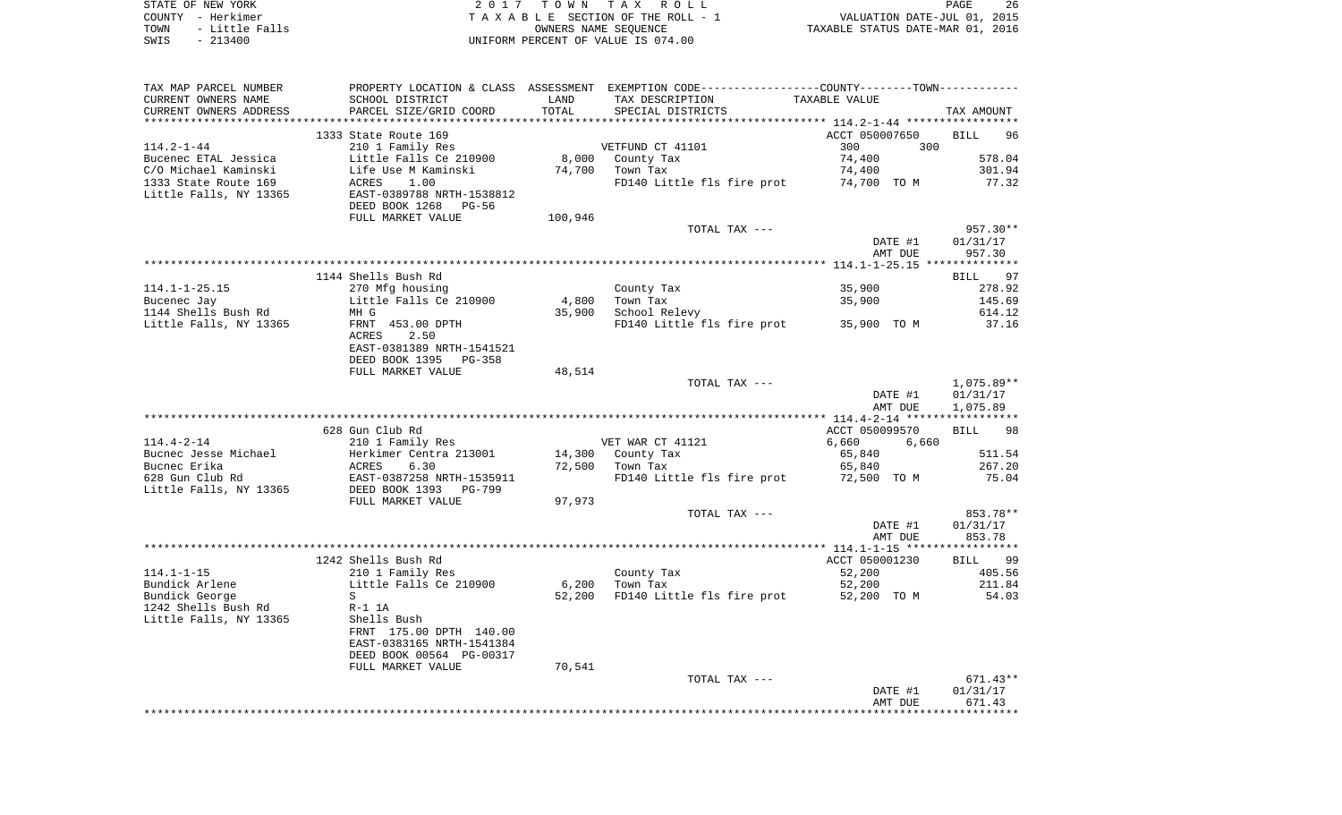STATE OF NEW YORK | 2017 TOWN TAX ROLL
COUNTY - Herkimer | TAXABLE SECTION OF THE ROLL - 1 | VALUATION DATE-JUL 01, 2015
TOWN - Little Falls | OWNERS NAME SEQUENCE | TAXABLE STATUS DATE-MAR 01, 2016
SWIS - 213400 | UNIFORM PERCENT OF VALUE IS 074.00

| TAX MAP PARCEL NUMBER / CURRENT OWNERS NAME / CURRENT OWNERS ADDRESS | PROPERTY LOCATION & CLASS / SCHOOL DISTRICT / PARCEL SIZE/GRID COORD | ASSESSMENT LAND / TOTAL | EXEMPTION CODE / TAX DESCRIPTION / SPECIAL DISTRICTS | COUNTY / TOWN TAXABLE VALUE | TAX AMOUNT |
|---|---|---|---|---|---|
| | 1333 State Route 169 | | | ACCT 050007650 | BILL 96 |
| 114.2-1-44 | 210 1 Family Res | | VETFUND CT 41101 | 300 300 | |
| Bucenec ETAL Jessica | Little Falls Ce 210900 | 8,000 | County Tax | 74,400 | 578.04 |
| C/O Michael Kaminski | Life Use M Kaminski | 74,700 | Town Tax | 74,400 | 301.94 |
| 1333 State Route 169 | ACRES 1.00 | | FD140 Little fls fire prot | 74,700 TO M | 77.32 |
| Little Falls, NY 13365 | EAST-0389788 NRTH-1538812 | | | | |
| | DEED BOOK 1268 PG-56 | | | | |
| | FULL MARKET VALUE | 100,946 | | | |
| | | | TOTAL TAX --- | | 957.30** |
| | | | | DATE #1 | 01/31/17 |
| | | | | AMT DUE | 957.30 |
| | 1144 Shells Bush Rd | | | | BILL 97 |
| 114.1-1-25.15 | 270 Mfg housing | | County Tax | 35,900 | 278.92 |
| Bucenec Jay | Little Falls Ce 210900 | 4,800 | Town Tax | 35,900 | 145.69 |
| 1144 Shells Bush Rd | MH G | 35,900 | School Relevy | | 614.12 |
| Little Falls, NY 13365 | FRNT 453.00 DPTH | | FD140 Little fls fire prot | 35,900 TO M | 37.16 |
| | ACRES 2.50 | | | | |
| | EAST-0381389 NRTH-1541521 | | | | |
| | DEED BOOK 1395 PG-358 | | | | |
| | FULL MARKET VALUE | 48,514 | | | |
| | | | TOTAL TAX --- | | 1,075.89** |
| | | | | DATE #1 | 01/31/17 |
| | | | | AMT DUE | 1,075.89 |
| | 628 Gun Club Rd | | | ACCT 050099570 | BILL 98 |
| 114.4-2-14 | 210 1 Family Res | | VET WAR CT 41121 | 6,660 6,660 | |
| Bucnec Jesse Michael | Herkimer Centra 213001 | 14,300 | County Tax | 65,840 | 511.54 |
| Bucnec Erika | ACRES 6.30 | 72,500 | Town Tax | 65,840 | 267.20 |
| 628 Gun Club Rd | EAST-0387258 NRTH-1535911 | | FD140 Little fls fire prot | 72,500 TO M | 75.04 |
| Little Falls, NY 13365 | DEED BOOK 1393 PG-799 | | | | |
| | FULL MARKET VALUE | 97,973 | | | |
| | | | TOTAL TAX --- | | 853.78** |
| | | | | DATE #1 | 01/31/17 |
| | | | | AMT DUE | 853.78 |
| | 1242 Shells Bush Rd | | | ACCT 050001230 | BILL 99 |
| 114.1-1-15 | 210 1 Family Res | | County Tax | 52,200 | 405.56 |
| Bundick Arlene | Little Falls Ce 210900 | 6,200 | Town Tax | 52,200 | 211.84 |
| Bundick George | S | 52,200 | FD140 Little fls fire prot | 52,200 TO M | 54.03 |
| 1242 Shells Bush Rd | R-1 1A | | | | |
| Little Falls, NY 13365 | Shells Bush | | | | |
| | FRNT 175.00 DPTH 140.00 | | | | |
| | EAST-0383165 NRTH-1541384 | | | | |
| | DEED BOOK 00564 PG-00317 | | | | |
| | FULL MARKET VALUE | 70,541 | | | |
| | | | TOTAL TAX --- | | 671.43** |
| | | | | DATE #1 | 01/31/17 |
| | | | | AMT DUE | 671.43 |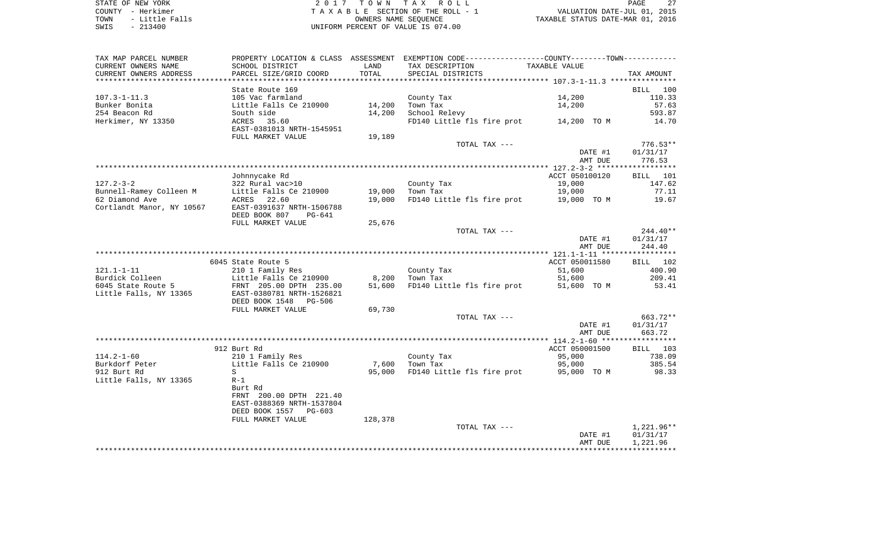STATE OF NEW YORK — COUNTY - Herkimer — TOWN - Little Falls — SWIS - 213400

**2017 TOWN TAX ROLL**
TAXABLE SECTION OF THE ROLL - 1
OWNERS NAME SEQUENCE
UNIFORM PERCENT OF VALUE IS 074.00

VALUATION DATE-JUL 01, 2015
TAXABLE STATUS DATE-MAR 01, 2016

| TAX MAP PARCEL NUMBER / CURRENT OWNERS NAME / CURRENT OWNERS ADDRESS | PROPERTY LOCATION & CLASS / SCHOOL DISTRICT / PARCEL SIZE/GRID COORD | ASSESSMENT LAND / TOTAL | EXEMPTION CODE / TAX DESCRIPTION / SPECIAL DISTRICTS | TAXABLE VALUE | TAX AMOUNT |
|---|---|---|---|---|---|
| 107.3-1-11.3 | State Route 169 | | | | BILL 100 |
| | 105 Vac farmland | | County Tax | 14,200 | 110.33 |
| Bunker Bonita | Little Falls Ce 210900 | 14,200 | Town Tax | 14,200 | 57.63 |
| 254 Beacon Rd | South side | 14,200 | School Relevy | | 593.87 |
| Herkimer, NY 13350 | ACRES 35.60 | | FD140 Little fls fire prot | 14,200 TO M | 14.70 |
| | EAST-0381013 NRTH-1545951 | | | | |
| | FULL MARKET VALUE | 19,189 | | | |
| | | | TOTAL TAX --- | | 776.53** |
| | | | | DATE #1 | 01/31/17 |
| | | | | AMT DUE | 776.53 |
| 127.2-3-2 | Johnnycake Rd | | | ACCT 050100120 | BILL 101 |
| | 322 Rural vac>10 | | County Tax | 19,000 | 147.62 |
| Bunnell-Ramey Colleen M | Little Falls Ce 210900 | 19,000 | Town Tax | 19,000 | 77.11 |
| 62 Diamond Ave | ACRES 22.60 | 19,000 | FD140 Little fls fire prot | 19,000 TO M | 19.67 |
| Cortlandt Manor, NY 10567 | EAST-0391637 NRTH-1506788 | | | | |
| | DEED BOOK 807 PG-641 | | | | |
| | FULL MARKET VALUE | 25,676 | | | |
| | | | TOTAL TAX --- | | 244.40** |
| | | | | DATE #1 | 01/31/17 |
| | | | | AMT DUE | 244.40 |
| 121.1-1-11 | 6045 State Route 5 | | | ACCT 050011580 | BILL 102 |
| | 210 1 Family Res | | County Tax | 51,600 | 400.90 |
| Burdick Colleen | Little Falls Ce 210900 | 8,200 | Town Tax | 51,600 | 209.41 |
| 6045 State Route 5 | FRNT 205.00 DPTH 235.00 | 51,600 | FD140 Little fls fire prot | 51,600 TO M | 53.41 |
| Little Falls, NY 13365 | EAST-0380781 NRTH-1526821 | | | | |
| | DEED BOOK 1548 PG-506 | | | | |
| | FULL MARKET VALUE | 69,730 | | | |
| | | | TOTAL TAX --- | | 663.72** |
| | | | | DATE #1 | 01/31/17 |
| | | | | AMT DUE | 663.72 |
| 114.2-1-60 | 912 Burt Rd | | | ACCT 050001500 | BILL 103 |
| | 210 1 Family Res | | County Tax | 95,000 | 738.09 |
| Burkdorf Peter | Little Falls Ce 210900 | 7,600 | Town Tax | 95,000 | 385.54 |
| 912 Burt Rd | S | 95,000 | FD140 Little fls fire prot | 95,000 TO M | 98.33 |
| Little Falls, NY 13365 | R-1 | | | | |
| | Burt Rd | | | | |
| | FRNT 200.00 DPTH 221.40 | | | | |
| | EAST-0388369 NRTH-1537804 | | | | |
| | DEED BOOK 1557 PG-603 | | | | |
| | FULL MARKET VALUE | 128,378 | | | |
| | | | TOTAL TAX --- | | 1,221.96** |
| | | | | DATE #1 | 01/31/17 |
| | | | | AMT DUE | 1,221.96 |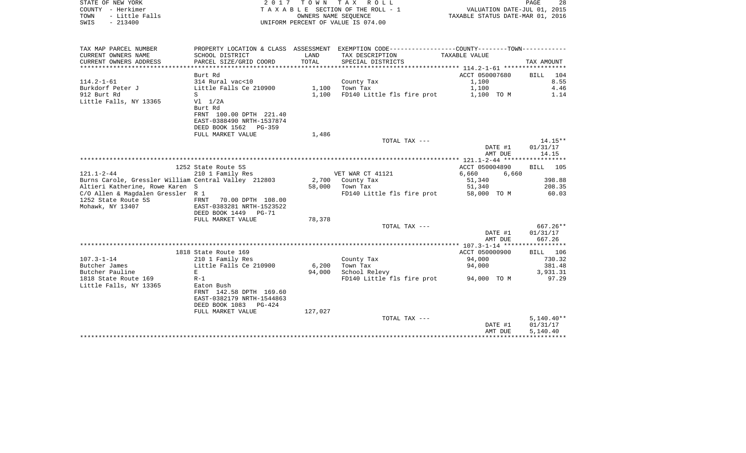STATE OF NEW YORK
COUNTY - Herkimer
TOWN - Little Falls
SWIS - 213400

2 0 1 7 T O W N T A X R O L L
T A X A B L E SECTION OF THE ROLL - 1
OWNERS NAME SEQUENCE
UNIFORM PERCENT OF VALUE IS 074.00

VALUATION DATE-JUL 01, 2015
TAXABLE STATUS DATE-MAR 01, 2016

| TAX MAP PARCEL NUMBER / CURRENT OWNERS NAME / CURRENT OWNERS ADDRESS | PROPERTY LOCATION & CLASS / SCHOOL DISTRICT / PARCEL SIZE/GRID COORD | ASSESSMENT LAND / TOTAL | EXEMPTION CODE / TAX DESCRIPTION / SPECIAL DISTRICTS | COUNTY--------TOWN / TAXABLE VALUE | TAX AMOUNT |
|---|---|---|---|---|---|
| **114.2-1-61** | Burt Rd | | | ACCT 050007680 | BILL 104 |
| 114.2-1-61 | 314 Rural vac<10 | | County Tax | 1,100 | 8.55 |
| Burkdorf Peter J | Little Falls Ce 210900 | 1,100 | Town Tax | 1,100 | 4.46 |
| 912 Burt Rd | S | 1,100 | FD140 Little fls fire prot | 1,100 TO M | 1.14 |
| Little Falls, NY 13365 | Vl 1/2A | | | | |
| | Burt Rd | | | | |
| | FRNT 100.00 DPTH 221.40 | | | | |
| | EAST-0388490 NRTH-1537874 | | | | |
| | DEED BOOK 1562 PG-359 | | | | |
| | FULL MARKET VALUE | 1,486 | | | |
| | | | TOTAL TAX --- | | 14.15** |
| | | | | DATE #1 | 01/31/17 |
| | | | | AMT DUE | 14.15 |
| **121.1-2-44** | 1252 State Route 5S | | | ACCT 050004890 | BILL 105 |
| 121.1-2-44 | 210 1 Family Res | | VET WAR CT 41121 | 6,660 6,660 | |
| Burns Carole, Gressler William | Central Valley 212803 | 2,700 | County Tax | 51,340 | 398.88 |
| Altieri Katherine, Rowe Karen | S | 58,000 | Town Tax | 51,340 | 208.35 |
| C/O Allen & Magdalen Gressler | R 1 | | FD140 Little fls fire prot | 58,000 TO M | 60.03 |
| 1252 State Route 5S | FRNT 70.00 DPTH 108.00 | | | | |
| Mohawk, NY 13407 | EAST-0383281 NRTH-1523522 | | | | |
| | DEED BOOK 1449 PG-71 | | | | |
| | FULL MARKET VALUE | 78,378 | | | |
| | | | TOTAL TAX --- | | 667.26** |
| | | | | DATE #1 | 01/31/17 |
| | | | | AMT DUE | 667.26 |
| **107.3-1-14** | 1818 State Route 169 | | | ACCT 050000900 | BILL 106 |
| 107.3-1-14 | 210 1 Family Res | | County Tax | 94,000 | 730.32 |
| Butcher James | Little Falls Ce 210900 | 6,200 | Town Tax | 94,000 | 381.48 |
| Butcher Pauline | E | 94,000 | School Relevy | | 3,931.31 |
| 1818 State Route 169 | R-1 | | FD140 Little fls fire prot | 94,000 TO M | 97.29 |
| Little Falls, NY 13365 | Eaton Bush | | | | |
| | FRNT 142.58 DPTH 169.60 | | | | |
| | EAST-0382179 NRTH-1544863 | | | | |
| | DEED BOOK 1083 PG-424 | | | | |
| | FULL MARKET VALUE | 127,027 | | | |
| | | | TOTAL TAX --- | | 5,140.40** |
| | | | | DATE #1 | 01/31/17 |
| | | | | AMT DUE | 5,140.40 |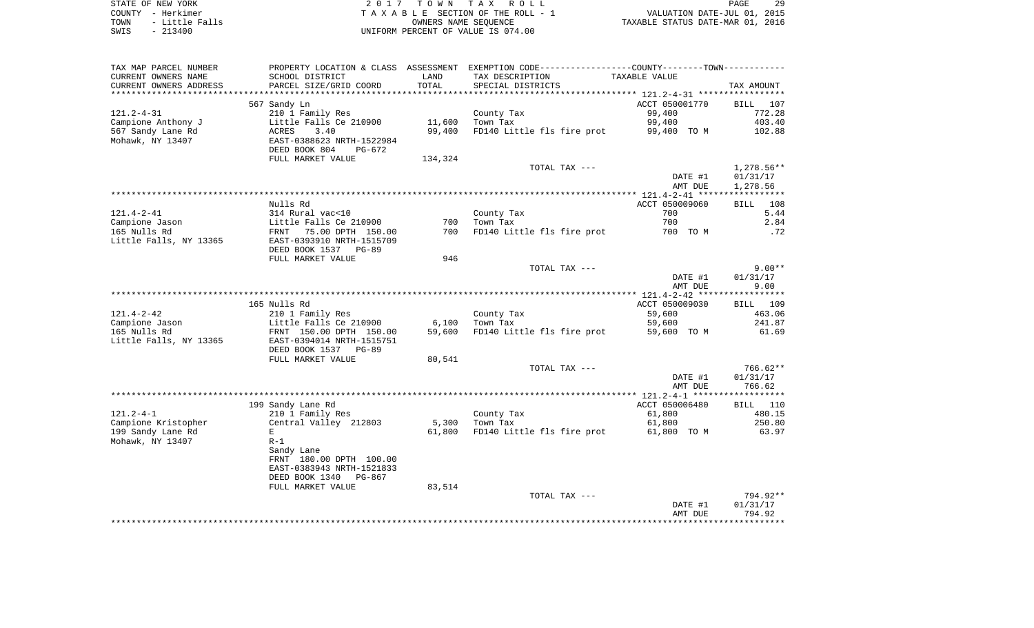| TAX MAP PARCEL NUMBER | PROPERTY LOCATION & CLASS | ASSESSMENT | EXEMPTION CODE-----------------COUNTY--------TOWN----------- | | |
|---|---|---|---|---|---|
| CURRENT OWNERS NAME | SCHOOL DISTRICT | LAND | TAX DESCRIPTION | TAXABLE VALUE | |
| CURRENT OWNERS ADDRESS | PARCEL SIZE/GRID COORD | TOTAL | SPECIAL DISTRICTS | | TAX AMOUNT |
| | 567 Sandy Ln | | | ACCT 050001770 | BILL 107 |
| 121.2-4-31 | 210 1 Family Res | | County Tax | 99,400 | 772.28 |
| Campione Anthony J | Little Falls Ce 210900 | 11,600 | Town Tax | 99,400 | 403.40 |
| 567 Sandy Lane Rd | ACRES 3.40 | 99,400 | FD140 Little fls fire prot | 99,400 TO M | 102.88 |
| Mohawk, NY 13407 | EAST-0388623 NRTH-1522984 | | | | |
| | DEED BOOK 804 PG-672 | | | | |
| | FULL MARKET VALUE | 134,324 | | | |
| | | | TOTAL TAX --- | | 1,278.56** |
| | | | | DATE #1 | 01/31/17 |
| | | | | AMT DUE | 1,278.56 |
| | Nulls Rd | | | ACCT 050009060 | BILL 108 |
| 121.4-2-41 | 314 Rural vac<10 | | County Tax | 700 | 5.44 |
| Campione Jason | Little Falls Ce 210900 | 700 | Town Tax | 700 | 2.84 |
| 165 Nulls Rd | FRNT 75.00 DPTH 150.00 | 700 | FD140 Little fls fire prot | 700 TO M | .72 |
| Little Falls, NY 13365 | EAST-0393910 NRTH-1515709 | | | | |
| | DEED BOOK 1537 PG-89 | | | | |
| | FULL MARKET VALUE | 946 | | | |
| | | | TOTAL TAX --- | | 9.00** |
| | | | | DATE #1 | 01/31/17 |
| | | | | AMT DUE | 9.00 |
| | 165 Nulls Rd | | | ACCT 050009030 | BILL 109 |
| 121.4-2-42 | 210 1 Family Res | | County Tax | 59,600 | 463.06 |
| Campione Jason | Little Falls Ce 210900 | 6,100 | Town Tax | 59,600 | 241.87 |
| 165 Nulls Rd | FRNT 150.00 DPTH 150.00 | 59,600 | FD140 Little fls fire prot | 59,600 TO M | 61.69 |
| Little Falls, NY 13365 | EAST-0394014 NRTH-1515751 | | | | |
| | DEED BOOK 1537 PG-89 | | | | |
| | FULL MARKET VALUE | 80,541 | | | |
| | | | TOTAL TAX --- | | 766.62** |
| | | | | DATE #1 | 01/31/17 |
| | | | | AMT DUE | 766.62 |
| | 199 Sandy Lane Rd | | | ACCT 050006480 | BILL 110 |
| 121.2-4-1 | 210 1 Family Res | | County Tax | 61,800 | 480.15 |
| Campione Kristopher | Central Valley 212803 | 5,300 | Town Tax | 61,800 | 250.80 |
| 199 Sandy Lane Rd | E | 61,800 | FD140 Little fls fire prot | 61,800 TO M | 63.97 |
| Mohawk, NY 13407 | R-1 | | | | |
| | Sandy Lane | | | | |
| | FRNT 180.00 DPTH 100.00 | | | | |
| | EAST-0383943 NRTH-1521833 | | | | |
| | DEED BOOK 1340 PG-867 | | | | |
| | FULL MARKET VALUE | 83,514 | | | |
| | | | TOTAL TAX --- | | 794.92** |
| | | | | DATE #1 | 01/31/17 |
| | | | | AMT DUE | 794.92 |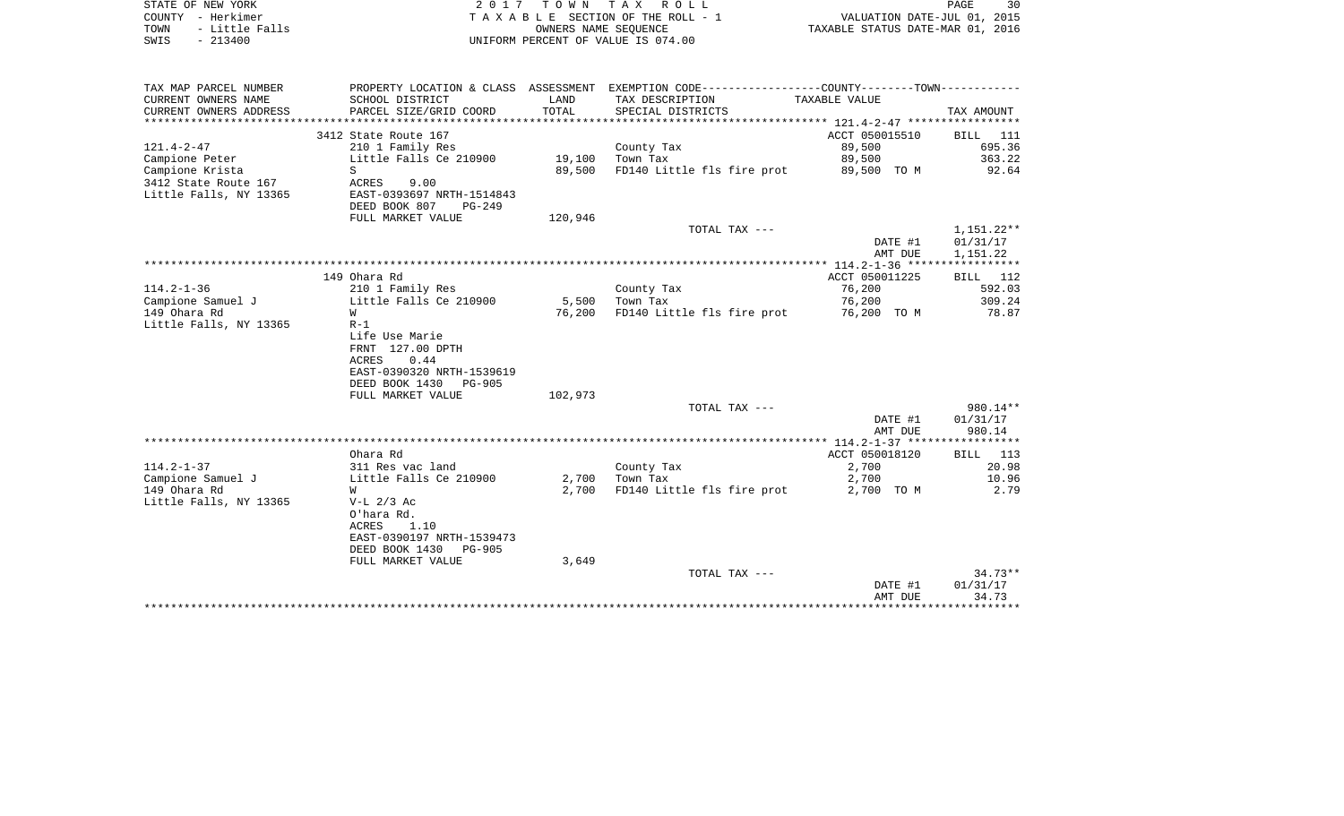STATE OF NEW YORK | COUNTY - Herkimer | TOWN - Little Falls | SWIS - 213400

2017 TOWN TAX ROLL
TAXABLE SECTION OF THE ROLL - 1
OWNERS NAME SEQUENCE
UNIFORM PERCENT OF VALUE IS 074.00

VALUATION DATE-JUL 01, 2015
TAXABLE STATUS DATE-MAR 01, 2016

| TAX MAP PARCEL NUMBER / CURRENT OWNERS NAME / CURRENT OWNERS ADDRESS | PROPERTY LOCATION & CLASS / SCHOOL DISTRICT / PARCEL SIZE/GRID COORD | ASSESSMENT LAND / TOTAL | EXEMPTION CODE / TAX DESCRIPTION / SPECIAL DISTRICTS | COUNTY--------TOWN TAXABLE VALUE | TAX AMOUNT |
|---|---|---|---|---|---|
| 121.4-2-47 | 3412 State Route 167 | | | ACCT 050015510 | BILL 111 |
| Campione Peter | 210 1 Family Res | | County Tax | 89,500 | 695.36 |
| Campione Krista | Little Falls Ce 210900 | 19,100 | Town Tax | 89,500 | 363.22 |
| 3412 State Route 167 | S | 89,500 | FD140 Little fls fire prot | 89,500 TO M | 92.64 |
| Little Falls, NY 13365 | ACRES 9.00 | | | | |
| | EAST-0393697 NRTH-1514843 | | | | |
| | DEED BOOK 807 PG-249 | | | | |
| | FULL MARKET VALUE | 120,946 | | | |
| | | | TOTAL TAX --- | | 1,151.22** |
| | | | | DATE #1 | 01/31/17 |
| | | | | AMT DUE | 1,151.22 |
| 114.2-1-36 | 149 Ohara Rd | | | ACCT 050011225 | BILL 112 |
| Campione Samuel J | 210 1 Family Res | | County Tax | 76,200 | 592.03 |
| 149 Ohara Rd | Little Falls Ce 210900 | 5,500 | Town Tax | 76,200 | 309.24 |
| Little Falls, NY 13365 | W | 76,200 | FD140 Little fls fire prot | 76,200 TO M | 78.87 |
| | R-1 | | | | |
| | Life Use Marie | | | | |
| | FRNT 127.00 DPTH | | | | |
| | ACRES 0.44 | | | | |
| | EAST-0390320 NRTH-1539619 | | | | |
| | DEED BOOK 1430 PG-905 | | | | |
| | FULL MARKET VALUE | 102,973 | | | |
| | | | TOTAL TAX --- | | 980.14** |
| | | | | DATE #1 | 01/31/17 |
| | | | | AMT DUE | 980.14 |
| 114.2-1-37 | Ohara Rd | | | ACCT 050018120 | BILL 113 |
| Campione Samuel J | 311 Res vac land | | County Tax | 2,700 | 20.98 |
| 149 Ohara Rd | Little Falls Ce 210900 | 2,700 | Town Tax | 2,700 | 10.96 |
| Little Falls, NY 13365 | W | 2,700 | FD140 Little fls fire prot | 2,700 TO M | 2.79 |
| | V-L 2/3 Ac | | | | |
| | O'hara Rd. | | | | |
| | ACRES 1.10 | | | | |
| | EAST-0390197 NRTH-1539473 | | | | |
| | DEED BOOK 1430 PG-905 | | | | |
| | FULL MARKET VALUE | 3,649 | | | |
| | | | TOTAL TAX --- | | 34.73** |
| | | | | DATE #1 | 01/31/17 |
| | | | | AMT DUE | 34.73 |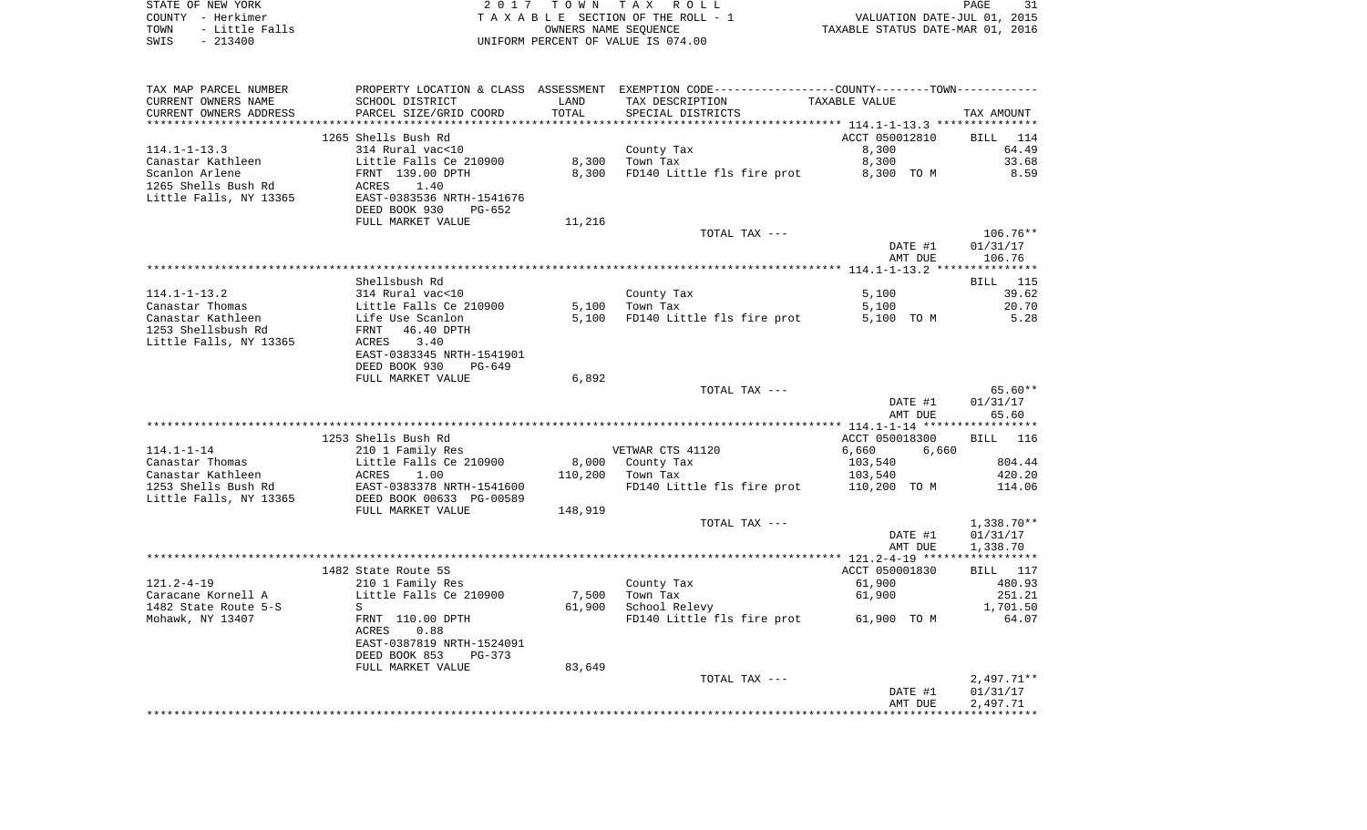STATE OF NEW YORK
COUNTY - Herkimer
TOWN - Little Falls
SWIS - 213400

2 0 1 7 T O W N T A X R O L L
T A X A B L E SECTION OF THE ROLL - 1
OWNERS NAME SEQUENCE
UNIFORM PERCENT OF VALUE IS 074.00

VALUATION DATE-JUL 01, 2015
TAXABLE STATUS DATE-MAR 01, 2016

| TAX MAP PARCEL NUMBER / CURRENT OWNERS NAME / CURRENT OWNERS ADDRESS | PROPERTY LOCATION & CLASS / SCHOOL DISTRICT / PARCEL SIZE/GRID COORD | ASSESSMENT LAND / TOTAL | EXEMPTION CODE / TAX DESCRIPTION / SPECIAL DISTRICTS | COUNTY / TOWN TAXABLE VALUE | TAX AMOUNT |
|---|---|---|---|---|---|
| **114.1-1-13.3** | 1265 Shells Bush Rd | | | ACCT 050012810 | BILL 114 |
| 114.1-1-13.3 | 314 Rural vac<10 | | County Tax | 8,300 | 64.49 |
| Canastar Kathleen | Little Falls Ce 210900 | 8,300 | Town Tax | 8,300 | 33.68 |
| Scanlon Arlene | FRNT 139.00 DPTH | 8,300 | FD140 Little fls fire prot | 8,300 TO M | 8.59 |
| 1265 Shells Bush Rd | ACRES 1.40 | | | | |
| Little Falls, NY 13365 | EAST-0383536 NRTH-1541676 | | | | |
| | DEED BOOK 930 PG-652 | | | | |
| | FULL MARKET VALUE | 11,216 | | | |
| | | | TOTAL TAX --- | | 106.76** |
| | | | | DATE #1 | 01/31/17 |
| | | | | AMT DUE | 106.76 |
| **114.1-1-13.2** | Shellsbush Rd | | | | BILL 115 |
| 114.1-1-13.2 | 314 Rural vac<10 | | County Tax | 5,100 | 39.62 |
| Canastar Thomas | Little Falls Ce 210900 | 5,100 | Town Tax | 5,100 | 20.70 |
| Canastar Kathleen | Life Use Scanlon | 5,100 | FD140 Little fls fire prot | 5,100 TO M | 5.28 |
| 1253 Shellsbush Rd | FRNT 46.40 DPTH | | | | |
| Little Falls, NY 13365 | ACRES 3.40 | | | | |
| | EAST-0383345 NRTH-1541901 | | | | |
| | DEED BOOK 930 PG-649 | | | | |
| | FULL MARKET VALUE | 6,892 | | | |
| | | | TOTAL TAX --- | | 65.60** |
| | | | | DATE #1 | 01/31/17 |
| | | | | AMT DUE | 65.60 |
| **114.1-1-14** | 1253 Shells Bush Rd | | | ACCT 050018300 | BILL 116 |
| 114.1-1-14 | 210 1 Family Res | | VETWAR CTS 41120 | 6,660 6,660 | |
| Canastar Thomas | Little Falls Ce 210900 | 8,000 | County Tax | 103,540 | 804.44 |
| Canastar Kathleen | ACRES 1.00 | 110,200 | Town Tax | 103,540 | 420.20 |
| 1253 Shells Bush Rd | EAST-0383378 NRTH-1541600 | | FD140 Little fls fire prot | 110,200 TO M | 114.06 |
| Little Falls, NY 13365 | DEED BOOK 00633 PG-00589 | | | | |
| | FULL MARKET VALUE | 148,919 | | | |
| | | | TOTAL TAX --- | | 1,338.70** |
| | | | | DATE #1 | 01/31/17 |
| | | | | AMT DUE | 1,338.70 |
| **121.2-4-19** | 1482 State Route 5S | | | ACCT 050001830 | BILL 117 |
| 121.2-4-19 | 210 1 Family Res | | County Tax | 61,900 | 480.93 |
| Caracane Kornell A | Little Falls Ce 210900 | 7,500 | Town Tax | 61,900 | 251.21 |
| 1482 State Route 5-S | S | 61,900 | School Relevy | | 1,701.50 |
| Mohawk, NY 13407 | FRNT 110.00 DPTH | | FD140 Little fls fire prot | 61,900 TO M | 64.07 |
| | ACRES 0.88 | | | | |
| | EAST-0387819 NRTH-1524091 | | | | |
| | DEED BOOK 853 PG-373 | | | | |
| | FULL MARKET VALUE | 83,649 | | | |
| | | | TOTAL TAX --- | | 2,497.71** |
| | | | | DATE #1 | 01/31/17 |
| | | | | AMT DUE | 2,497.71 |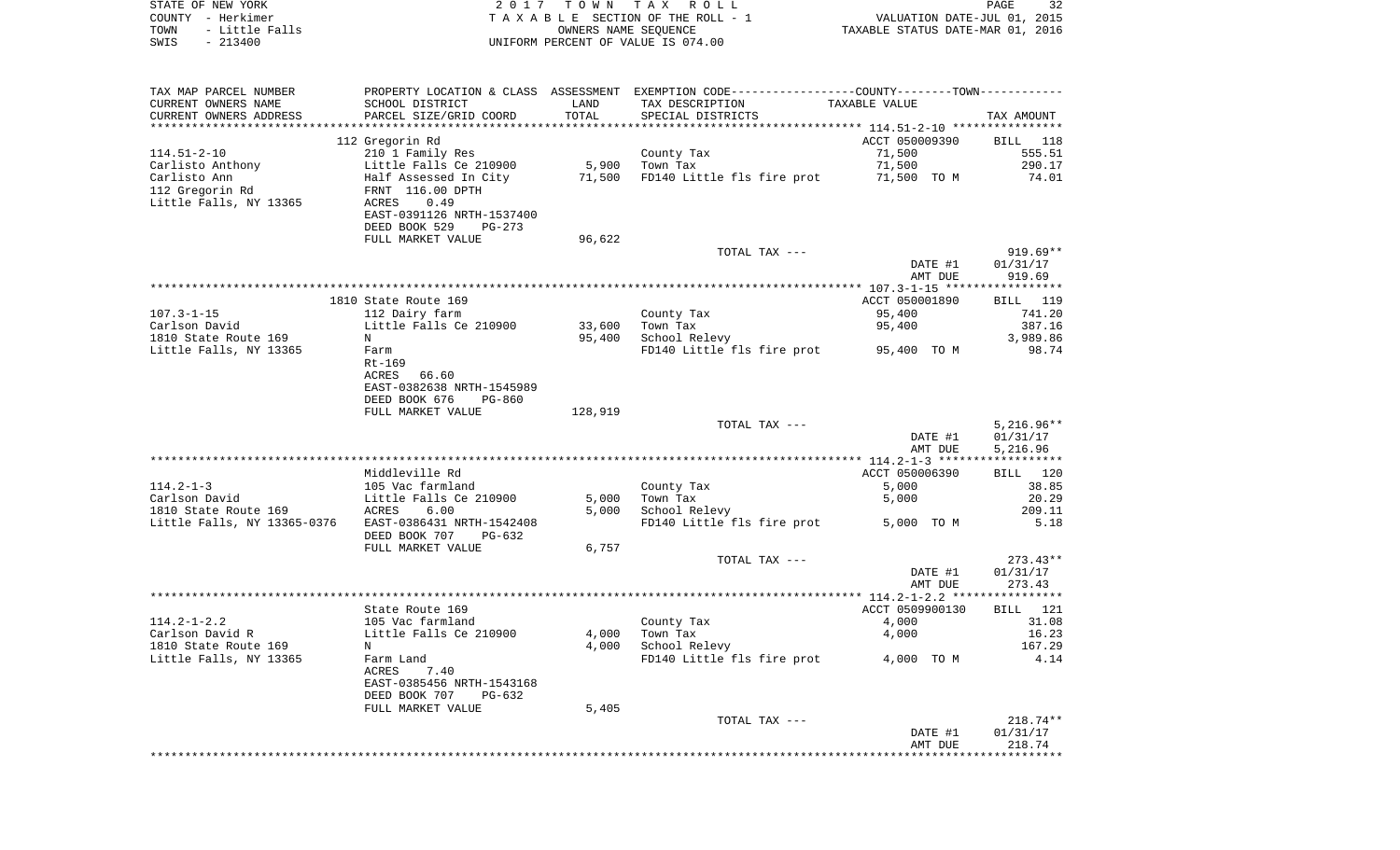STATE OF NEW YORK
COUNTY - Herkimer
TOWN - Little Falls
SWIS - 213400

2017 TOWN TAX ROLL
TAXABLE SECTION OF THE ROLL - 1
OWNERS NAME SEQUENCE
UNIFORM PERCENT OF VALUE IS 074.00

VALUATION DATE-JUL 01, 2015
TAXABLE STATUS DATE-MAR 01, 2016

| TAX MAP PARCEL NUMBER / CURRENT OWNERS NAME / CURRENT OWNERS ADDRESS | PROPERTY LOCATION & CLASS / SCHOOL DISTRICT / PARCEL SIZE/GRID COORD | ASSESSMENT LAND | TOTAL | EXEMPTION CODE / TAX DESCRIPTION / SPECIAL DISTRICTS | TAXABLE VALUE | TAX AMOUNT |
|---|---|---|---|---|---|---|
| 114.51-2-10 | 112 Gregorin Rd | | | | ACCT 050009390 | BILL 118 |
| Carlisto Anthony | 210 1 Family Res | | | County Tax | 71,500 | 555.51 |
| Carlisto Ann | Little Falls Ce 210900 | 5,900 | | Town Tax | 71,500 | 290.17 |
| 112 Gregorin Rd | Half Assessed In City | | 71,500 | FD140 Little fls fire prot | 71,500 TO M | 74.01 |
| Little Falls, NY 13365 | FRNT 116.00 DPTH | | | | | |
| | ACRES 0.49 | | | | | |
| | EAST-0391126 NRTH-1537400 | | | | | |
| | DEED BOOK 529 PG-273 | | | | | |
| | FULL MARKET VALUE | 96,622 | | | | |
| | | | | TOTAL TAX --- | | 919.69** |
| | | | | | DATE #1 | 01/31/17 |
| | | | | | AMT DUE | 919.69 |
| 107.3-1-15 | 1810 State Route 169 | | | | ACCT 050001890 | BILL 119 |
| Carlson David | 112 Dairy farm | | | County Tax | 95,400 | 741.20 |
| 1810 State Route 169 | Little Falls Ce 210900 | 33,600 | | Town Tax | 95,400 | 387.16 |
| Little Falls, NY 13365 | N | | 95,400 | School Relevy | | 3,989.86 |
| | Farm | | | FD140 Little fls fire prot | 95,400 TO M | 98.74 |
| | Rt-169 | | | | | |
| | ACRES 66.60 | | | | | |
| | EAST-0382638 NRTH-1545989 | | | | | |
| | DEED BOOK 676 PG-860 | | | | | |
| | FULL MARKET VALUE | 128,919 | | | | |
| | | | | TOTAL TAX --- | | 5,216.96** |
| | | | | | DATE #1 | 01/31/17 |
| | | | | | AMT DUE | 5,216.96 |
| 114.2-1-3 | Middleville Rd | | | | ACCT 050006390 | BILL 120 |
| Carlson David | 105 Vac farmland | | | County Tax | 5,000 | 38.85 |
| 1810 State Route 169 | Little Falls Ce 210900 | 5,000 | | Town Tax | 5,000 | 20.29 |
| Little Falls, NY 13365-0376 | ACRES 6.00 | | 5,000 | School Relevy | | 209.11 |
| | EAST-0386431 NRTH-1542408 | | | FD140 Little fls fire prot | 5,000 TO M | 5.18 |
| | DEED BOOK 707 PG-632 | | | | | |
| | FULL MARKET VALUE | 6,757 | | | | |
| | | | | TOTAL TAX --- | | 273.43** |
| | | | | | DATE #1 | 01/31/17 |
| | | | | | AMT DUE | 273.43 |
| 114.2-1-2.2 | State Route 169 | | | | ACCT 0509900130 | BILL 121 |
| Carlson David R | 105 Vac farmland | | | County Tax | 4,000 | 31.08 |
| 1810 State Route 169 | Little Falls Ce 210900 | 4,000 | | Town Tax | 4,000 | 16.23 |
| Little Falls, NY 13365 | N | | 4,000 | School Relevy | | 167.29 |
| | Farm Land | | | FD140 Little fls fire prot | 4,000 TO M | 4.14 |
| | ACRES 7.40 | | | | | |
| | EAST-0385456 NRTH-1543168 | | | | | |
| | DEED BOOK 707 PG-632 | | | | | |
| | FULL MARKET VALUE | 5,405 | | | | |
| | | | | TOTAL TAX --- | | 218.74** |
| | | | | | DATE #1 | 01/31/17 |
| | | | | | AMT DUE | 218.74 |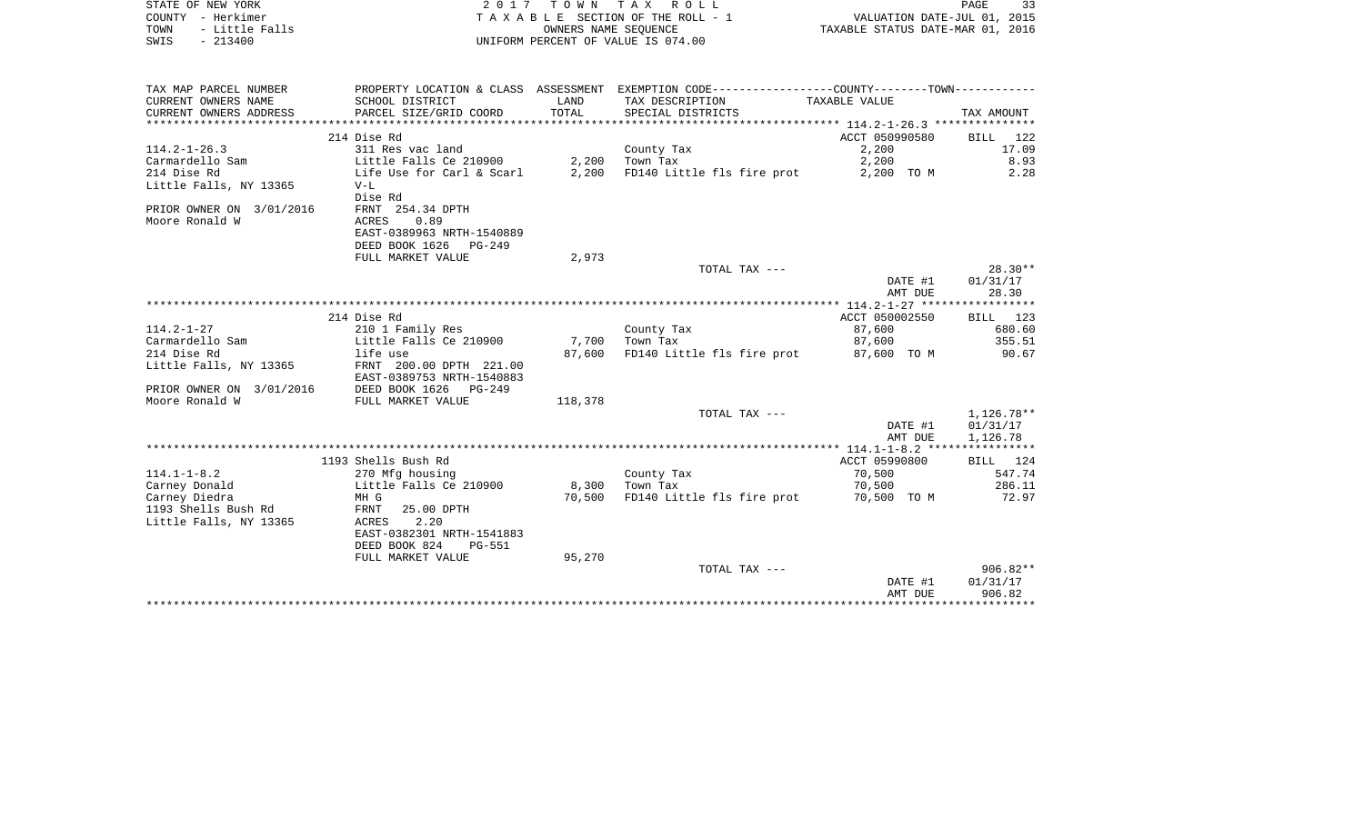STATE OF NEW YORK | 2017 TOWN TAX ROLL | VALUATION DATE-JUL 01, 2015
COUNTY - Herkimer | TAXABLE SECTION OF THE ROLL - 1 | TAXABLE STATUS DATE-MAR 01, 2016
TOWN - Little Falls | OWNERS NAME SEQUENCE
SWIS - 213400 | UNIFORM PERCENT OF VALUE IS 074.00

| TAX MAP PARCEL NUMBER / CURRENT OWNERS NAME / CURRENT OWNERS ADDRESS | PROPERTY LOCATION & CLASS / SCHOOL DISTRICT / PARCEL SIZE/GRID COORD | ASSESSMENT LAND / TOTAL | EXEMPTION CODE / TAX DESCRIPTION / SPECIAL DISTRICTS | TAXABLE VALUE | TAX AMOUNT |
|---|---|---|---|---|---|
| **114.2-1-26.3** | 214 Dise Rd | | | ACCT 050990580 | BILL 122 |
| 114.2-1-26.3 | 311 Res vac land | | County Tax | 2,200 | 17.09 |
| Carmardello Sam | Little Falls Ce 210900 | 2,200 | Town Tax | 2,200 | 8.93 |
| 214 Dise Rd | Life Use for Carl & Scarl | 2,200 | FD140 Little fls fire prot | 2,200 TO M | 2.28 |
| Little Falls, NY 13365 | V-L | | | | |
| | Dise Rd | | | | |
| PRIOR OWNER ON 3/01/2016 | FRNT 254.34 DPTH | | | | |
| Moore Ronald W | ACRES 0.89 | | | | |
| | EAST-0389963 NRTH-1540889 | | | | |
| | DEED BOOK 1626 PG-249 | | | | |
| | FULL MARKET VALUE | 2,973 | | | |
| | | | TOTAL TAX --- | | 28.30** |
| | | | | DATE #1 | 01/31/17 |
| | | | | AMT DUE | 28.30 |
| **114.2-1-27** | 214 Dise Rd | | | ACCT 050002550 | BILL 123 |
| 114.2-1-27 | 210 1 Family Res | | County Tax | 87,600 | 680.60 |
| Carmardello Sam | Little Falls Ce 210900 | 7,700 | Town Tax | 87,600 | 355.51 |
| 214 Dise Rd | life use | 87,600 | FD140 Little fls fire prot | 87,600 TO M | 90.67 |
| Little Falls, NY 13365 | FRNT 200.00 DPTH 221.00 | | | | |
| | EAST-0389753 NRTH-1540883 | | | | |
| PRIOR OWNER ON 3/01/2016 | DEED BOOK 1626 PG-249 | | | | |
| Moore Ronald W | FULL MARKET VALUE | 118,378 | | | |
| | | | TOTAL TAX --- | | 1,126.78** |
| | | | | DATE #1 | 01/31/17 |
| | | | | AMT DUE | 1,126.78 |
| **114.1-1-8.2** | 1193 Shells Bush Rd | | | ACCT 05990800 | BILL 124 |
| 114.1-1-8.2 | 270 Mfg housing | | County Tax | 70,500 | 547.74 |
| Carney Donald | Little Falls Ce 210900 | 8,300 | Town Tax | 70,500 | 286.11 |
| Carney Diedra | MH G | 70,500 | FD140 Little fls fire prot | 70,500 TO M | 72.97 |
| 1193 Shells Bush Rd | FRNT 25.00 DPTH | | | | |
| Little Falls, NY 13365 | ACRES 2.20 | | | | |
| | EAST-0382301 NRTH-1541883 | | | | |
| | DEED BOOK 824 PG-551 | | | | |
| | FULL MARKET VALUE | 95,270 | | | |
| | | | TOTAL TAX --- | | 906.82** |
| | | | | DATE #1 | 01/31/17 |
| | | | | AMT DUE | 906.82 |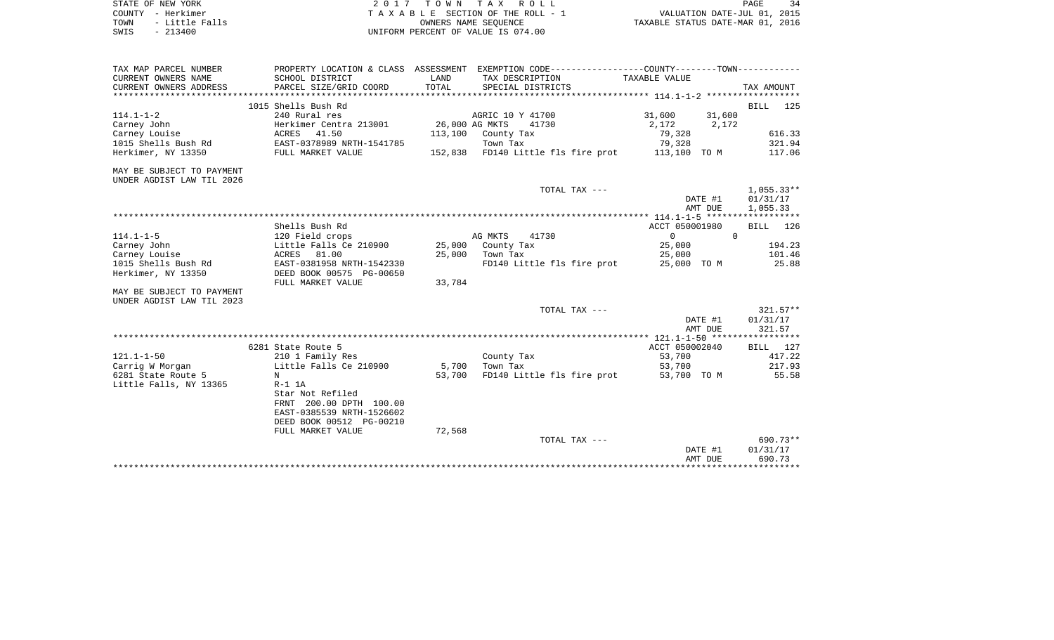STATE OF NEW YORK
COUNTY - Herkimer
TOWN - Little Falls
SWIS - 213400

2 0 1 7 T O W N T A X R O L L
T A X A B L E SECTION OF THE ROLL - 1
OWNERS NAME SEQUENCE
UNIFORM PERCENT OF VALUE IS 074.00

VALUATION DATE-JUL 01, 2015
TAXABLE STATUS DATE-MAR 01, 2016

| TAX MAP PARCEL NUMBER / CURRENT OWNERS NAME / CURRENT OWNERS ADDRESS | PROPERTY LOCATION & CLASS / SCHOOL DISTRICT / PARCEL SIZE/GRID COORD | ASSESSMENT LAND / TOTAL | EXEMPTION CODE / TAX DESCRIPTION / SPECIAL DISTRICTS | COUNTY TAXABLE VALUE | TOWN | TAX AMOUNT |
|---|---|---|---|---|---|---|
| **114.1-1-2** | 1015 Shells Bush Rd | | | | | BILL 125 |
| 114.1-1-2 | 240 Rural res | | AGRIC 10 Y 41700 | 31,600 | 31,600 | |
| Carney John | Herkimer Centra 213001 | 26,000 | AG MKTS 41730 | 2,172 | 2,172 | |
| Carney Louise | ACRES 41.50 | 113,100 | County Tax | 79,328 | | 616.33 |
| 1015 Shells Bush Rd | EAST-0378989 NRTH-1541785 | | Town Tax | 79,328 | | 321.94 |
| Herkimer, NY 13350 | FULL MARKET VALUE | 152,838 | FD140 Little fls fire prot | 113,100 TO M | | 117.06 |
| MAY BE SUBJECT TO PAYMENT UNDER AGDIST LAW TIL 2026 | | | | | | |
| | | | TOTAL TAX --- | | | 1,055.33** |
| | | | | | DATE #1 | 01/31/17 |
| | | | | | AMT DUE | 1,055.33 |
| **114.1-1-5** | Shells Bush Rd | | | ACCT 050001980 | | BILL 126 |
| 114.1-1-5 | 120 Field crops | | AG MKTS 41730 | 0 | 0 | |
| Carney John | Little Falls Ce 210900 | 25,000 | County Tax | 25,000 | | 194.23 |
| Carney Louise | ACRES 81.00 | 25,000 | Town Tax | 25,000 | | 101.46 |
| 1015 Shells Bush Rd | EAST-0381958 NRTH-1542330 | | FD140 Little fls fire prot | 25,000 TO M | | 25.88 |
| Herkimer, NY 13350 | DEED BOOK 00575 PG-00650 | | | | | |
| | FULL MARKET VALUE | 33,784 | | | | |
| MAY BE SUBJECT TO PAYMENT UNDER AGDIST LAW TIL 2023 | | | | | | |
| | | | TOTAL TAX --- | | | 321.57** |
| | | | | | DATE #1 | 01/31/17 |
| | | | | | AMT DUE | 321.57 |
| **121.1-1-50** | 6281 State Route 5 | | | ACCT 050002040 | | BILL 127 |
| 121.1-1-50 | 210 1 Family Res | | County Tax | 53,700 | | 417.22 |
| Carrig W Morgan | Little Falls Ce 210900 | 5,700 | Town Tax | 53,700 | | 217.93 |
| 6281 State Route 5 | N | 53,700 | FD140 Little fls fire prot | 53,700 TO M | | 55.58 |
| Little Falls, NY 13365 | R-1 1A | | | | | |
| | Star Not Refiled | | | | | |
| | FRNT 200.00 DPTH 100.00 | | | | | |
| | EAST-0385539 NRTH-1526602 | | | | | |
| | DEED BOOK 00512 PG-00210 | | | | | |
| | FULL MARKET VALUE | 72,568 | | | | |
| | | | TOTAL TAX --- | | | 690.73** |
| | | | | | DATE #1 | 01/31/17 |
| | | | | | AMT DUE | 690.73 |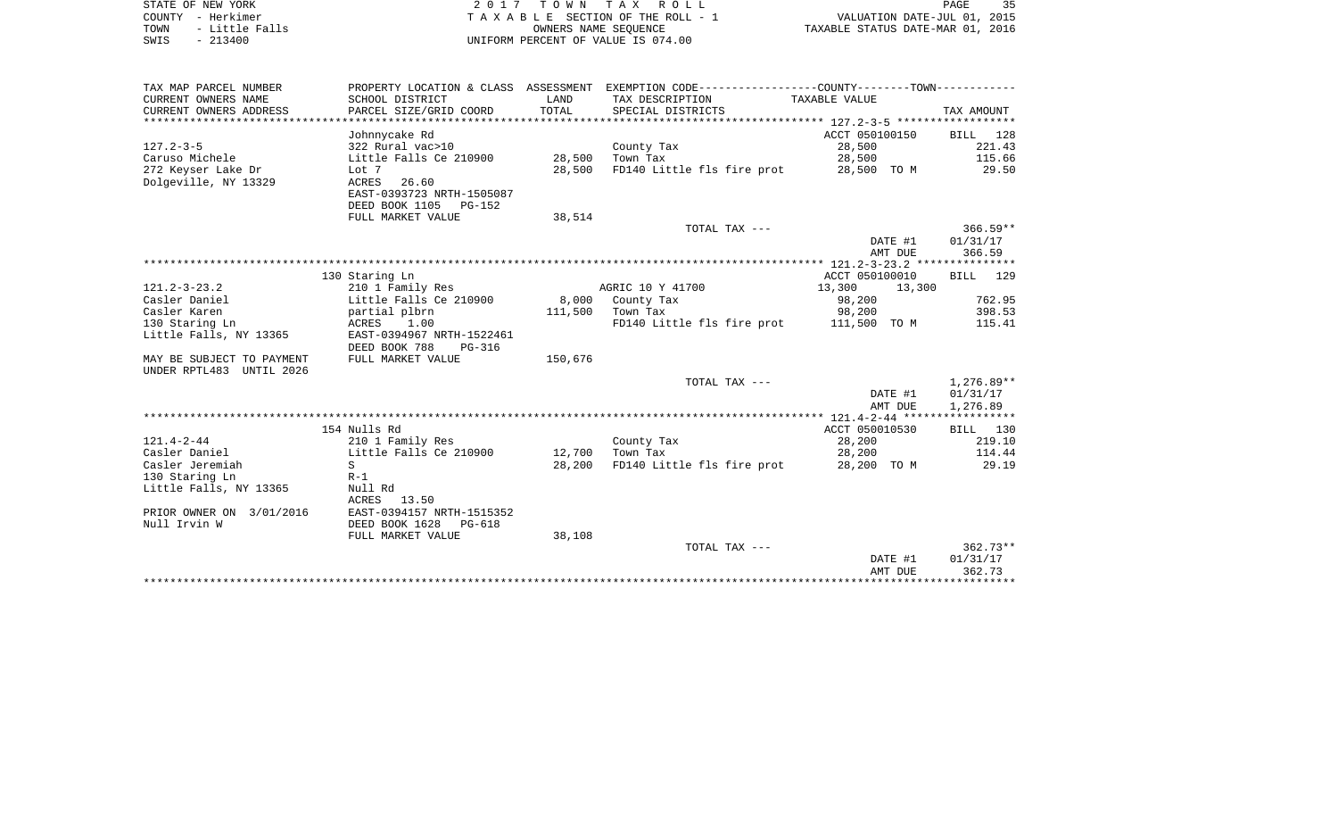STATE OF NEW YORK
COUNTY - Herkimer
TOWN - Little Falls
SWIS - 213400

2 0 1 7 T O W N T A X R O L L
T A X A B L E SECTION OF THE ROLL - 1
OWNERS NAME SEQUENCE
UNIFORM PERCENT OF VALUE IS 074.00

VALUATION DATE-JUL 01, 2015
TAXABLE STATUS DATE-MAR 01, 2016

| TAX MAP PARCEL NUMBER<br>CURRENT OWNERS NAME<br>CURRENT OWNERS ADDRESS | PROPERTY LOCATION & CLASS<br>SCHOOL DISTRICT<br>PARCEL SIZE/GRID COORD | ASSESSMENT<br>LAND<br>TOTAL | EXEMPTION CODE-----COUNTY-----TOWN-----<br>TAX DESCRIPTION<br>SPECIAL DISTRICTS | TAXABLE VALUE | TAX AMOUNT |
|---|---|---|---|---|---|
| 127.2-3-5 | Johnnycake Rd | | | ACCT 050100150 | BILL 128 |
| 127.2-3-5 | 322 Rural vac>10 | | County Tax | 28,500 | 221.43 |
| Caruso Michele | Little Falls Ce 210900 | 28,500 | Town Tax | 28,500 | 115.66 |
| 272 Keyser Lake Dr | Lot 7 | 28,500 | FD140 Little fls fire prot | 28,500 TO M | 29.50 |
| Dolgeville, NY 13329 | ACRES 26.60 | | | | |
| | EAST-0393723 NRTH-1505087 | | | | |
| | DEED BOOK 1105 PG-152 | | | | |
| | FULL MARKET VALUE | 38,514 | | | |
| | | | TOTAL TAX --- | | 366.59** |
| | | | | DATE #1 | 01/31/17 |
| | | | | AMT DUE | 366.59 |
| 121.2-3-23.2 | 130 Staring Ln | | | ACCT 050100010 | BILL 129 |
| 121.2-3-23.2 | 210 1 Family Res | | AGRIC 10 Y 41700 | 13,300 13,300 | |
| Casler Daniel | Little Falls Ce 210900 | 8,000 | County Tax | 98,200 | 762.95 |
| Casler Karen | partial plbrn | 111,500 | Town Tax | 98,200 | 398.53 |
| 130 Staring Ln | ACRES 1.00 | | FD140 Little fls fire prot | 111,500 TO M | 115.41 |
| Little Falls, NY 13365 | EAST-0394967 NRTH-1522461 | | | | |
| | DEED BOOK 788 PG-316 | | | | |
| MAY BE SUBJECT TO PAYMENT | FULL MARKET VALUE | 150,676 | | | |
| UNDER RPTL483 UNTIL 2026 | | | | | |
| | | | TOTAL TAX --- | | 1,276.89** |
| | | | | DATE #1 | 01/31/17 |
| | | | | AMT DUE | 1,276.89 |
| 121.4-2-44 | 154 Nulls Rd | | | ACCT 050010530 | BILL 130 |
| 121.4-2-44 | 210 1 Family Res | | County Tax | 28,200 | 219.10 |
| Casler Daniel | Little Falls Ce 210900 | 12,700 | Town Tax | 28,200 | 114.44 |
| Casler Jeremiah | S | 28,200 | FD140 Little fls fire prot | 28,200 TO M | 29.19 |
| 130 Staring Ln | R-1 | | | | |
| Little Falls, NY 13365 | Null Rd | | | | |
| | ACRES 13.50 | | | | |
| PRIOR OWNER ON 3/01/2016 | EAST-0394157 NRTH-1515352 | | | | |
| Null Irvin W | DEED BOOK 1628 PG-618 | | | | |
| | FULL MARKET VALUE | 38,108 | | | |
| | | | TOTAL TAX --- | | 362.73** |
| | | | | DATE #1 | 01/31/17 |
| | | | | AMT DUE | 362.73 |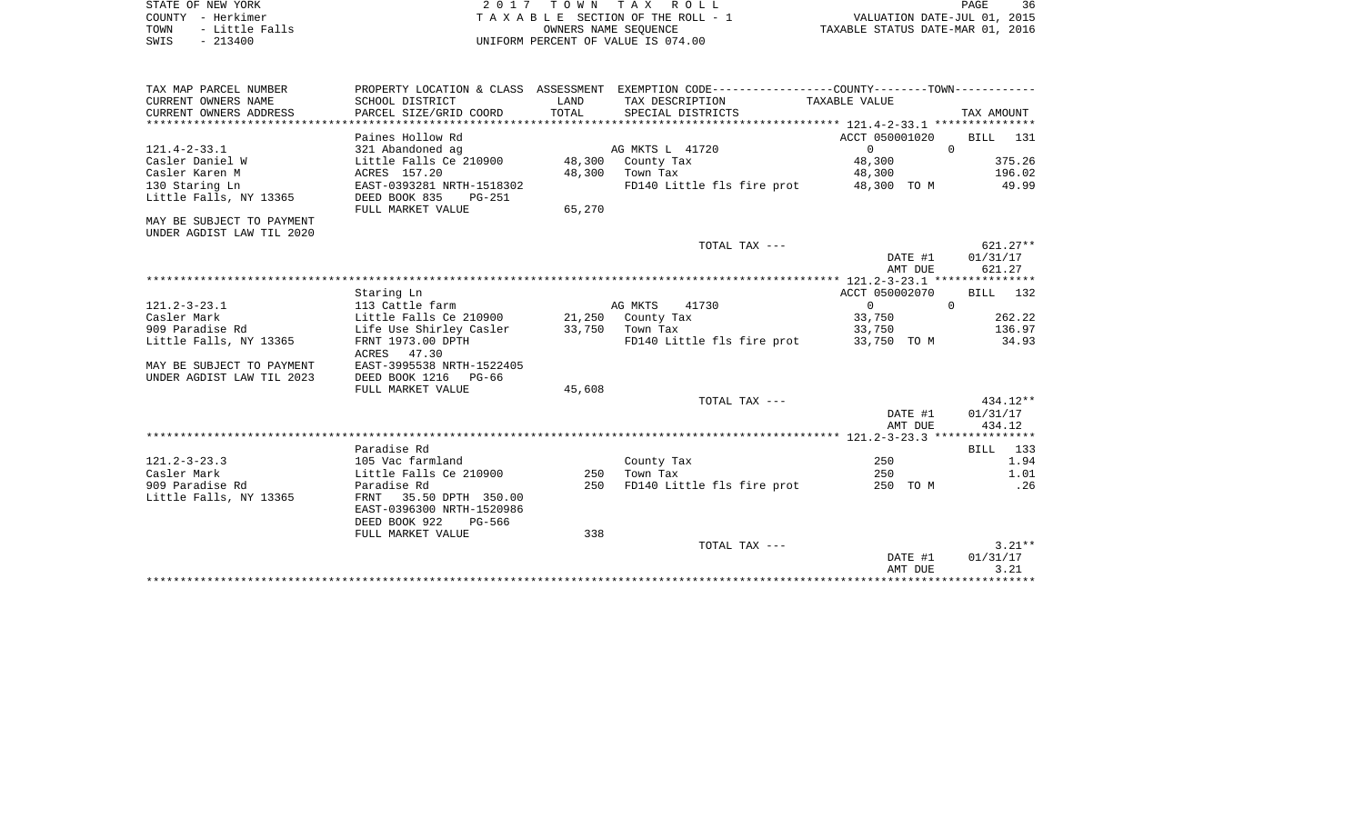STATE OF NEW YORK — 2017 TOWN TAX ROLL
COUNTY - Herkimer — TAXABLE SECTION OF THE ROLL - 1 — VALUATION DATE-JUL 01, 2015
TOWN - Little Falls — OWNERS NAME SEQUENCE — TAXABLE STATUS DATE-MAR 01, 2016
SWIS - 213400 — UNIFORM PERCENT OF VALUE IS 074.00

| TAX MAP PARCEL NUMBER / CURRENT OWNERS NAME / CURRENT OWNERS ADDRESS | PROPERTY LOCATION & CLASS / SCHOOL DISTRICT / PARCEL SIZE/GRID COORD | ASSESSMENT LAND / TOTAL | EXEMPTION CODE / TAX DESCRIPTION / SPECIAL DISTRICTS | COUNTY / TOWN TAXABLE VALUE | TAX AMOUNT |
|---|---|---|---|---|---|
| 121.4-2-33.1 | Paines Hollow Rd | | | ACCT 050001020 | BILL 131 |
| | 321 Abandoned ag | | AG MKTS L 41720 | 0 | 0 |
| Casler Daniel W | Little Falls Ce 210900 | 48,300 | County Tax | 48,300 | 375.26 |
| Casler Karen M | ACRES 157.20 | 48,300 | Town Tax | 48,300 | 196.02 |
| 130 Staring Ln | EAST-0393281 NRTH-1518302 | | FD140 Little fls fire prot | 48,300 TO M | 49.99 |
| Little Falls, NY 13365 | DEED BOOK 835 PG-251 | | | | |
| | FULL MARKET VALUE | 65,270 | | | |
| MAY BE SUBJECT TO PAYMENT UNDER AGDIST LAW TIL 2020 | | | | | |
| | | | TOTAL TAX --- | | 621.27** |
| | | | | DATE #1 | 01/31/17 |
| | | | | AMT DUE | 621.27 |
| 121.2-3-23.1 | Staring Ln | | | ACCT 050002070 | BILL 132 |
| | 113 Cattle farm | | AG MKTS 41730 | 0 | 0 |
| Casler Mark | Little Falls Ce 210900 | 21,250 | County Tax | 33,750 | 262.22 |
| 909 Paradise Rd | Life Use Shirley Casler | 33,750 | Town Tax | 33,750 | 136.97 |
| Little Falls, NY 13365 | FRNT 1973.00 DPTH | | FD140 Little fls fire prot | 33,750 TO M | 34.93 |
| | ACRES 47.30 | | | | |
| MAY BE SUBJECT TO PAYMENT | EAST-3995538 NRTH-1522405 | | | | |
| UNDER AGDIST LAW TIL 2023 | DEED BOOK 1216 PG-66 | | | | |
| | FULL MARKET VALUE | 45,608 | | | |
| | | | TOTAL TAX --- | | 434.12** |
| | | | | DATE #1 | 01/31/17 |
| | | | | AMT DUE | 434.12 |
| 121.2-3-23.3 | Paradise Rd | | | | BILL 133 |
| | 105 Vac farmland | | County Tax | 250 | 1.94 |
| Casler Mark | Little Falls Ce 210900 | 250 | Town Tax | 250 | 1.01 |
| 909 Paradise Rd | Paradise Rd | 250 | FD140 Little fls fire prot | 250 TO M | .26 |
| Little Falls, NY 13365 | FRNT 35.50 DPTH 350.00 | | | | |
| | EAST-0396300 NRTH-1520986 | | | | |
| | DEED BOOK 922 PG-566 | | | | |
| | FULL MARKET VALUE | 338 | | | |
| | | | TOTAL TAX --- | | 3.21** |
| | | | | DATE #1 | 01/31/17 |
| | | | | AMT DUE | 3.21 |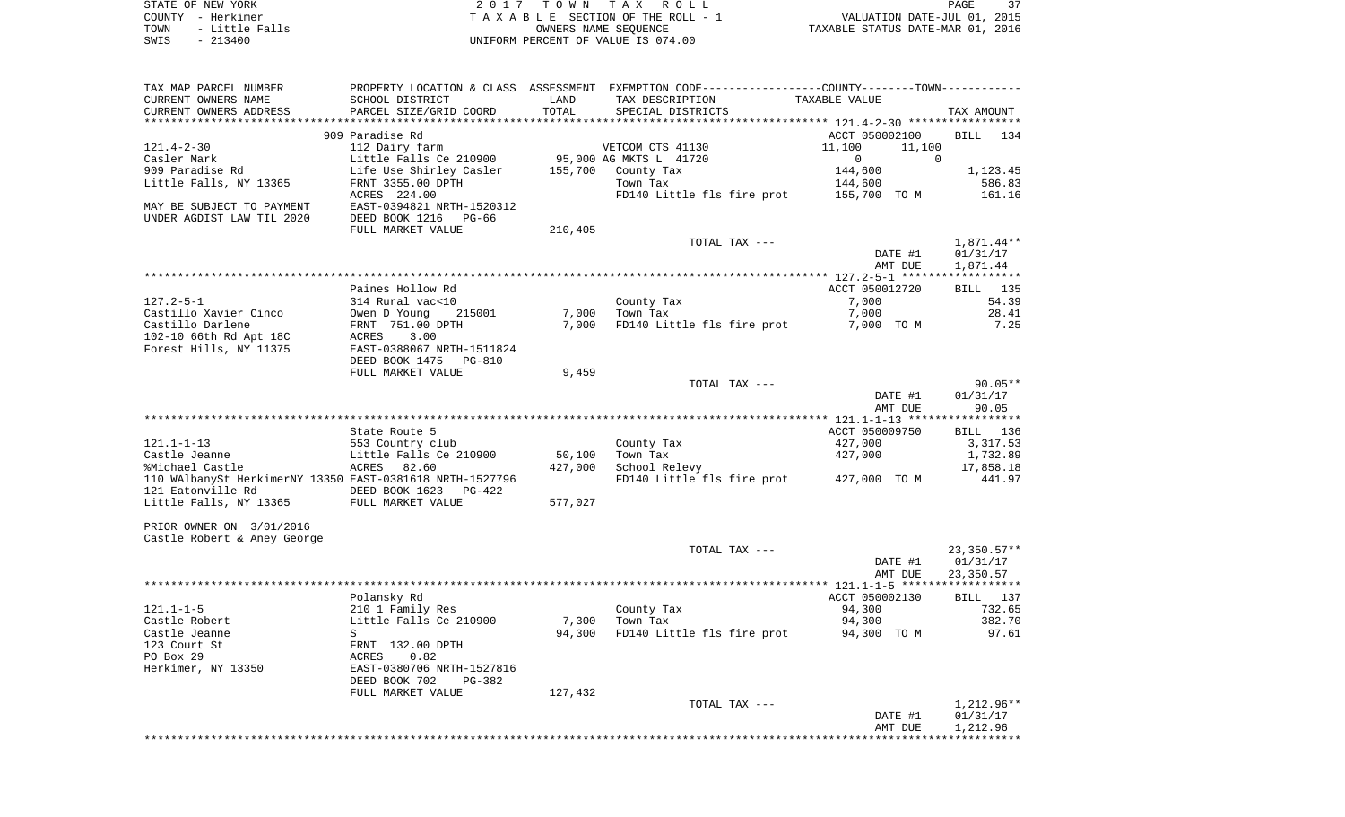STATE OF NEW YORK — 2017 TOWN TAX ROLL — PAGE 37
COUNTY - Herkimer — TAXABLE SECTION OF THE ROLL - 1 — VALUATION DATE-JUL 01, 2015
TOWN - Little Falls — OWNERS NAME SEQUENCE — TAXABLE STATUS DATE-MAR 01, 2016
SWIS - 213400 — UNIFORM PERCENT OF VALUE IS 074.00

| TAX MAP PARCEL NUMBER / CURRENT OWNERS NAME / CURRENT OWNERS ADDRESS | PROPERTY LOCATION & CLASS / SCHOOL DISTRICT / PARCEL SIZE/GRID COORD | ASSESSMENT LAND / TOTAL | EXEMPTION CODE / TAX DESCRIPTION / SPECIAL DISTRICTS | COUNTY / TOWN TAXABLE VALUE | TAX AMOUNT |
|---|---|---|---|---|---|
| | 909 Paradise Rd | | | ACCT 050002100 | BILL 134 |
| 121.4-2-30 | 112 Dairy farm | | VETCOM CTS 41130 | 11,100 11,100 | |
| Casler Mark | Little Falls Ce 210900 | 95,000 | AG MKTS L 41720 | 0 0 | |
| 909 Paradise Rd | Life Use Shirley Casler | 155,700 | County Tax | 144,600 | 1,123.45 |
| Little Falls, NY 13365 | FRNT 3355.00 DPTH | | Town Tax | 144,600 | 586.83 |
| | ACRES 224.00 | | FD140 Little fls fire prot | 155,700 TO M | 161.16 |
| MAY BE SUBJECT TO PAYMENT | EAST-0394821 NRTH-1520312 | | | | |
| UNDER AGDIST LAW TIL 2020 | DEED BOOK 1216 PG-66 | | | | |
| | FULL MARKET VALUE | 210,405 | | | |
| | | | TOTAL TAX --- | | 1,871.44** |
| | | | | DATE #1 | 01/31/17 |
| | | | | AMT DUE | 1,871.44 |
| | Paines Hollow Rd | | | ACCT 050012720 | BILL 135 |
| 127.2-5-1 | 314 Rural vac<10 | | County Tax | 7,000 | 54.39 |
| Castillo Xavier Cinco | Owen D Young 215001 | 7,000 | Town Tax | 7,000 | 28.41 |
| Castillo Darlene | FRNT 751.00 DPTH | 7,000 | FD140 Little fls fire prot | 7,000 TO M | 7.25 |
| 102-10 66th Rd Apt 18C | ACRES 3.00 | | | | |
| Forest Hills, NY 11375 | EAST-0388067 NRTH-1511824 | | | | |
| | DEED BOOK 1475 PG-810 | | | | |
| | FULL MARKET VALUE | 9,459 | | | |
| | | | TOTAL TAX --- | | 90.05** |
| | | | | DATE #1 | 01/31/17 |
| | | | | AMT DUE | 90.05 |
| | State Route 5 | | | ACCT 050009750 | BILL 136 |
| 121.1-1-13 | 553 Country club | | County Tax | 427,000 | 3,317.53 |
| Castle Jeanne | Little Falls Ce 210900 | 50,100 | Town Tax | 427,000 | 1,732.89 |
| %Michael Castle | ACRES 82.60 | 427,000 | School Relevy | | 17,858.18 |
| 110 WAlbanySt HerkimerNY 13350 | EAST-0381618 NRTH-1527796 | | FD140 Little fls fire prot | 427,000 TO M | 441.97 |
| 121 Eatonville Rd | DEED BOOK 1623 PG-422 | | | | |
| Little Falls, NY 13365 | FULL MARKET VALUE | 577,027 | | | |
| PRIOR OWNER ON 3/01/2016 | | | | | |
| Castle Robert & Aney George | | | | | |
| | | | TOTAL TAX --- | | 23,350.57** |
| | | | | DATE #1 | 01/31/17 |
| | | | | AMT DUE | 23,350.57 |
| | Polansky Rd | | | ACCT 050002130 | BILL 137 |
| 121.1-1-5 | 210 1 Family Res | | County Tax | 94,300 | 732.65 |
| Castle Robert | Little Falls Ce 210900 | 7,300 | Town Tax | 94,300 | 382.70 |
| Castle Jeanne | S | 94,300 | FD140 Little fls fire prot | 94,300 TO M | 97.61 |
| 123 Court St | FRNT 132.00 DPTH | | | | |
| PO Box 29 | ACRES 0.82 | | | | |
| Herkimer, NY 13350 | EAST-0380706 NRTH-1527816 | | | | |
| | DEED BOOK 702 PG-382 | | | | |
| | FULL MARKET VALUE | 127,432 | | | |
| | | | TOTAL TAX --- | | 1,212.96** |
| | | | | DATE #1 | 01/31/17 |
| | | | | AMT DUE | 1,212.96 |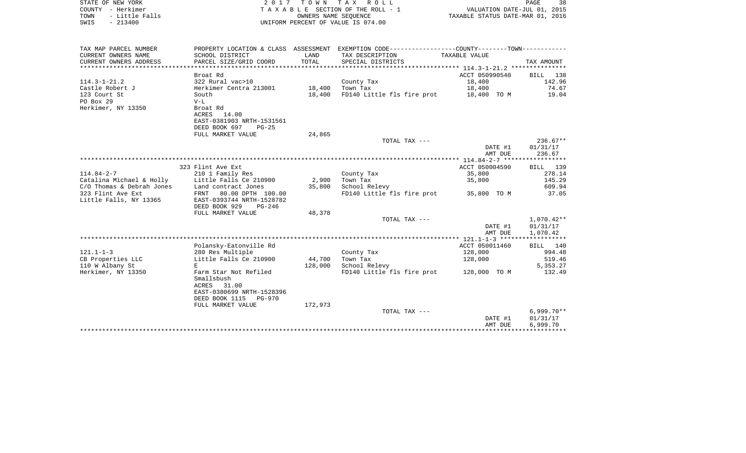STATE OF NEW YORK
COUNTY - Herkimer
TOWN - Little Falls
SWIS - 213400

2017 TOWN TAX ROLL
TAXABLE SECTION OF THE ROLL - 1
OWNERS NAME SEQUENCE
UNIFORM PERCENT OF VALUE IS 074.00

VALUATION DATE-JUL 01, 2015
TAXABLE STATUS DATE-MAR 01, 2016

| TAX MAP PARCEL NUMBER / CURRENT OWNERS NAME / CURRENT OWNERS ADDRESS | PROPERTY LOCATION & CLASS / SCHOOL DISTRICT / PARCEL SIZE/GRID COORD | ASSESSMENT LAND / TOTAL | EXEMPTION CODE / TAX DESCRIPTION / SPECIAL DISTRICTS | TAXABLE VALUE | TAX AMOUNT |
|---|---|---|---|---|---|
| 114.3-1-21.2 | Broat Rd | | | ACCT 050990540 | BILL 138 |
| Castle Robert J | 322 Rural vac>10 | | County Tax | 18,400 | 142.96 |
| 123 Court St | Herkimer Centra 213001 | 18,400 | Town Tax | 18,400 | 74.67 |
| PO Box 29 | South | 18,400 | FD140 Little fls fire prot | 18,400 TO M | 19.04 |
| Herkimer, NY 13350 | V-L | | | | |
| | Broat Rd | | | | |
| | ACRES 14.00 | | | | |
| | EAST-0381903 NRTH-1531561 | | | | |
| | DEED BOOK 697 PG-25 | | | | |
| | FULL MARKET VALUE | 24,865 | | | |
| | | | TOTAL TAX --- | | 236.67** |
| | | | | DATE #1 | 01/31/17 |
| | | | | AMT DUE | 236.67 |
| 114.84-2-7 | 323 Flint Ave Ext | | | ACCT 050004590 | BILL 139 |
| Catalina Michael & Holly | 210 1 Family Res | | County Tax | 35,800 | 278.14 |
| C/O Thomas & Debrah Jones | Little Falls Ce 210900 | 2,900 | Town Tax | 35,800 | 145.29 |
| 323 Flint Ave Ext | Land contract Jones | 35,800 | School Relevy | | 609.94 |
| Little Falls, NY 13365 | FRNT 80.00 DPTH 100.00 | | FD140 Little fls fire prot | 35,800 TO M | 37.05 |
| | EAST-0393744 NRTH-1528782 | | | | |
| | DEED BOOK 929 PG-246 | | | | |
| | FULL MARKET VALUE | 48,378 | | | |
| | | | TOTAL TAX --- | | 1,070.42** |
| | | | | DATE #1 | 01/31/17 |
| | | | | AMT DUE | 1,070.42 |
| 121.1-1-3 | Polansky-Eatonville Rd | | | ACCT 050011460 | BILL 140 |
| CB Properties LLC | 280 Res Multiple | | County Tax | 128,000 | 994.48 |
| 110 W Albany St | Little Falls Ce 210900 | 44,700 | Town Tax | 128,000 | 519.46 |
| Herkimer, NY 13350 | E | 128,000 | School Relevy | | 5,353.27 |
| | Farm Star Not Refiled | | FD140 Little fls fire prot | 128,000 TO M | 132.49 |
| | Smallsbush | | | | |
| | ACRES 31.00 | | | | |
| | EAST-0380699 NRTH-1528396 | | | | |
| | DEED BOOK 1115 PG-970 | | | | |
| | FULL MARKET VALUE | 172,973 | | | |
| | | | TOTAL TAX --- | | 6,999.70** |
| | | | | DATE #1 | 01/31/17 |
| | | | | AMT DUE | 6,999.70 |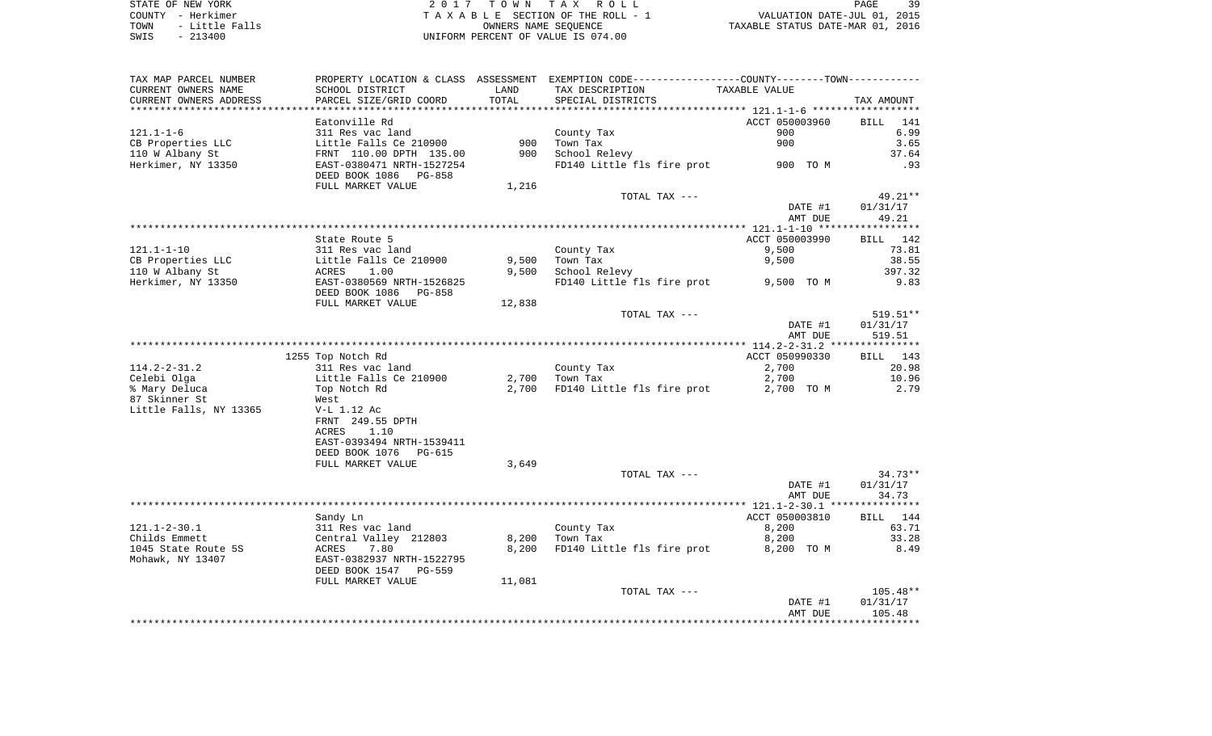STATE OF NEW YORK
COUNTY - Herkimer
TOWN - Little Falls
SWIS - 213400

2017 TOWN TAX ROLL
TAXABLE SECTION OF THE ROLL - 1
OWNERS NAME SEQUENCE
UNIFORM PERCENT OF VALUE IS 074.00

VALUATION DATE-JUL 01, 2015
TAXABLE STATUS DATE-MAR 01, 2016

| TAX MAP PARCEL NUMBER / CURRENT OWNERS NAME / CURRENT OWNERS ADDRESS | PROPERTY LOCATION & CLASS / SCHOOL DISTRICT / PARCEL SIZE/GRID COORD | ASSESSMENT LAND / TOTAL | EXEMPTION CODE / TAX DESCRIPTION / SPECIAL DISTRICTS | COUNTY--------TOWN TAXABLE VALUE | TAX AMOUNT |
|---|---|---|---|---|---|
| **121.1-1-6** | Eatonville Rd | | | ACCT 050003960 | BILL 141 |
| CB Properties LLC | 311 Res vac land | | County Tax | 900 | 6.99 |
| 110 W Albany St | Little Falls Ce 210900 | 900 | Town Tax | 900 | 3.65 |
| Herkimer, NY 13350 | FRNT 110.00 DPTH 135.00 | 900 | School Relevy | | 37.64 |
| | EAST-0380471 NRTH-1527254 | | FD140 Little fls fire prot | 900 TO M | .93 |
| | DEED BOOK 1086 PG-858 | | | | |
| | FULL MARKET VALUE | 1,216 | | | |
| | | | TOTAL TAX --- | | 49.21** |
| | | | | DATE #1 | 01/31/17 |
| | | | | AMT DUE | 49.21 |
| **121.1-1-10** | State Route 5 | | | ACCT 050003990 | BILL 142 |
| CB Properties LLC | 311 Res vac land | | County Tax | 9,500 | 73.81 |
| 110 W Albany St | Little Falls Ce 210900 | 9,500 | Town Tax | 9,500 | 38.55 |
| Herkimer, NY 13350 | ACRES 1.00 | 9,500 | School Relevy | | 397.32 |
| | EAST-0380569 NRTH-1526825 | | FD140 Little fls fire prot | 9,500 TO M | 9.83 |
| | DEED BOOK 1086 PG-858 | | | | |
| | FULL MARKET VALUE | 12,838 | | | |
| | | | TOTAL TAX --- | | 519.51** |
| | | | | DATE #1 | 01/31/17 |
| | | | | AMT DUE | 519.51 |
| **114.2-2-31.2** | 1255 Top Notch Rd | | | ACCT 050990330 | BILL 143 |
| Celebi Olga | 311 Res vac land | | County Tax | 2,700 | 20.98 |
| % Mary Deluca | Little Falls Ce 210900 | 2,700 | Town Tax | 2,700 | 10.96 |
| 87 Skinner St | Top Notch Rd | 2,700 | FD140 Little fls fire prot | 2,700 TO M | 2.79 |
| Little Falls, NY 13365 | West | | | | |
| | V-L 1.12 Ac | | | | |
| | FRNT 249.55 DPTH | | | | |
| | ACRES 1.10 | | | | |
| | EAST-0393494 NRTH-1539411 | | | | |
| | DEED BOOK 1076 PG-615 | | | | |
| | FULL MARKET VALUE | 3,649 | | | |
| | | | TOTAL TAX --- | | 34.73** |
| | | | | DATE #1 | 01/31/17 |
| | | | | AMT DUE | 34.73 |
| **121.1-2-30.1** | Sandy Ln | | | ACCT 050003810 | BILL 144 |
| Childs Emmett | 311 Res vac land | | County Tax | 8,200 | 63.71 |
| 1045 State Route 5S | Central Valley 212803 | 8,200 | Town Tax | 8,200 | 33.28 |
| Mohawk, NY 13407 | ACRES 7.80 | 8,200 | FD140 Little fls fire prot | 8,200 TO M | 8.49 |
| | EAST-0382937 NRTH-1522795 | | | | |
| | DEED BOOK 1547 PG-559 | | | | |
| | FULL MARKET VALUE | 11,081 | | | |
| | | | TOTAL TAX --- | | 105.48** |
| | | | | DATE #1 | 01/31/17 |
| | | | | AMT DUE | 105.48 |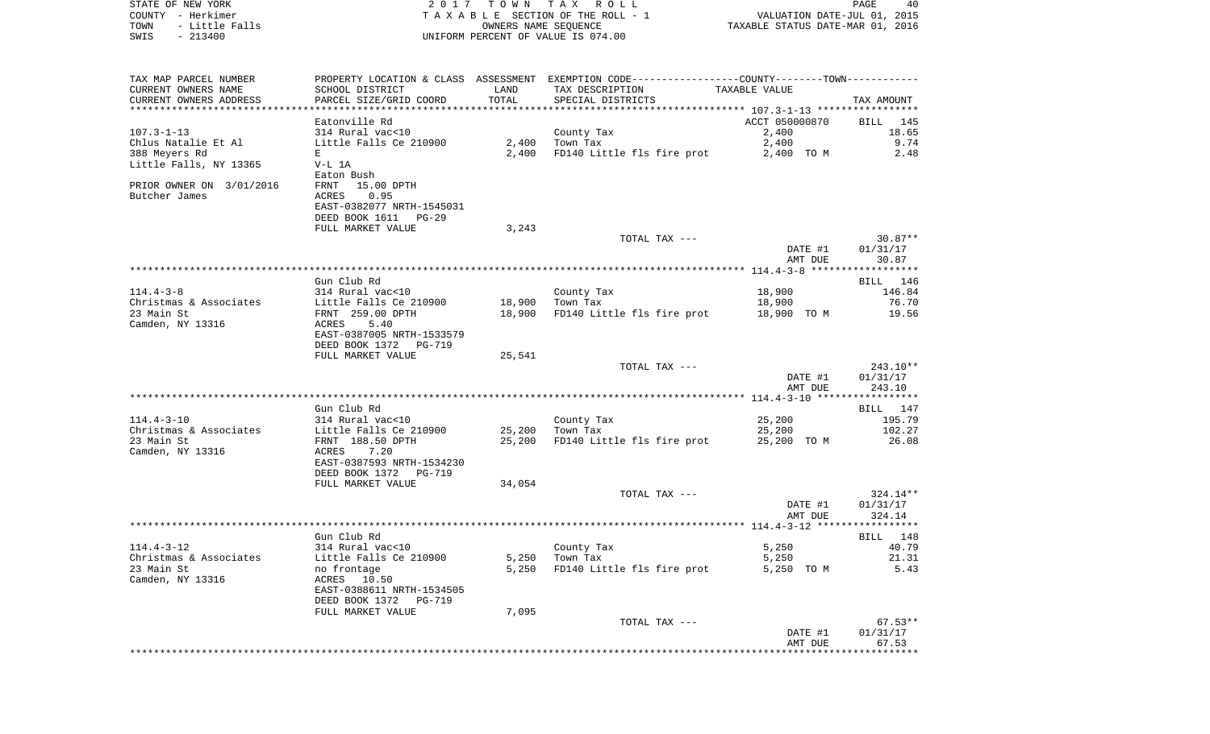STATE OF NEW YORK
COUNTY - Herkimer
TOWN - Little Falls
SWIS - 213400

2017 TOWN TAX ROLL
TAXABLE SECTION OF THE ROLL - 1
OWNERS NAME SEQUENCE
UNIFORM PERCENT OF VALUE IS 074.00

VALUATION DATE-JUL 01, 2015
TAXABLE STATUS DATE-MAR 01, 2016

| TAX MAP PARCEL NUMBER / CURRENT OWNERS NAME / CURRENT OWNERS ADDRESS | PROPERTY LOCATION & CLASS / SCHOOL DISTRICT / PARCEL SIZE/GRID COORD | ASSESSMENT LAND / TOTAL | EXEMPTION CODE / TAX DESCRIPTION / SPECIAL DISTRICTS | COUNTY--------TOWN TAXABLE VALUE | TAX AMOUNT |
|---|---|---|---|---|---|
| 107.3-1-13 | Eatonville Rd | | | ACCT 050000870 | BILL 145 |
| Chlus Natalie Et Al | 314 Rural vac<10 | | County Tax | 2,400 | 18.65 |
| 388 Meyers Rd | Little Falls Ce 210900 | 2,400 | Town Tax | 2,400 | 9.74 |
| Little Falls, NY 13365 | E | 2,400 | FD140 Little fls fire prot | 2,400 TO M | 2.48 |
| | V-L 1A | | | | |
| | Eaton Bush | | | | |
| PRIOR OWNER ON 3/01/2016 | FRNT 15.00 DPTH | | | | |
| Butcher James | ACRES 0.95 | | | | |
| | EAST-0382077 NRTH-1545031 | | | | |
| | DEED BOOK 1611 PG-29 | | | | |
| | FULL MARKET VALUE | 3,243 | | | |
| | | | TOTAL TAX --- | | 30.87** |
| | | | | DATE #1 | 01/31/17 |
| | | | | AMT DUE | 30.87 |
| 114.4-3-8 | Gun Club Rd | | | | BILL 146 |
| Christmas & Associates | 314 Rural vac<10 | | County Tax | 18,900 | 146.84 |
| 23 Main St | Little Falls Ce 210900 | 18,900 | Town Tax | 18,900 | 76.70 |
| Camden, NY 13316 | FRNT 259.00 DPTH | 18,900 | FD140 Little fls fire prot | 18,900 TO M | 19.56 |
| | ACRES 5.40 | | | | |
| | EAST-0387005 NRTH-1533579 | | | | |
| | DEED BOOK 1372 PG-719 | | | | |
| | FULL MARKET VALUE | 25,541 | | | |
| | | | TOTAL TAX --- | | 243.10** |
| | | | | DATE #1 | 01/31/17 |
| | | | | AMT DUE | 243.10 |
| 114.4-3-10 | Gun Club Rd | | | | BILL 147 |
| Christmas & Associates | 314 Rural vac<10 | | County Tax | 25,200 | 195.79 |
| 23 Main St | Little Falls Ce 210900 | 25,200 | Town Tax | 25,200 | 102.27 |
| Camden, NY 13316 | FRNT 188.50 DPTH | 25,200 | FD140 Little fls fire prot | 25,200 TO M | 26.08 |
| | ACRES 7.20 | | | | |
| | EAST-0387593 NRTH-1534230 | | | | |
| | DEED BOOK 1372 PG-719 | | | | |
| | FULL MARKET VALUE | 34,054 | | | |
| | | | TOTAL TAX --- | | 324.14** |
| | | | | DATE #1 | 01/31/17 |
| | | | | AMT DUE | 324.14 |
| 114.4-3-12 | Gun Club Rd | | | | BILL 148 |
| Christmas & Associates | 314 Rural vac<10 | | County Tax | 5,250 | 40.79 |
| 23 Main St | Little Falls Ce 210900 | 5,250 | Town Tax | 5,250 | 21.31 |
| Camden, NY 13316 | no frontage | 5,250 | FD140 Little fls fire prot | 5,250 TO M | 5.43 |
| | ACRES 10.50 | | | | |
| | EAST-0388611 NRTH-1534505 | | | | |
| | DEED BOOK 1372 PG-719 | | | | |
| | FULL MARKET VALUE | 7,095 | | | |
| | | | TOTAL TAX --- | | 67.53** |
| | | | | DATE #1 | 01/31/17 |
| | | | | AMT DUE | 67.53 |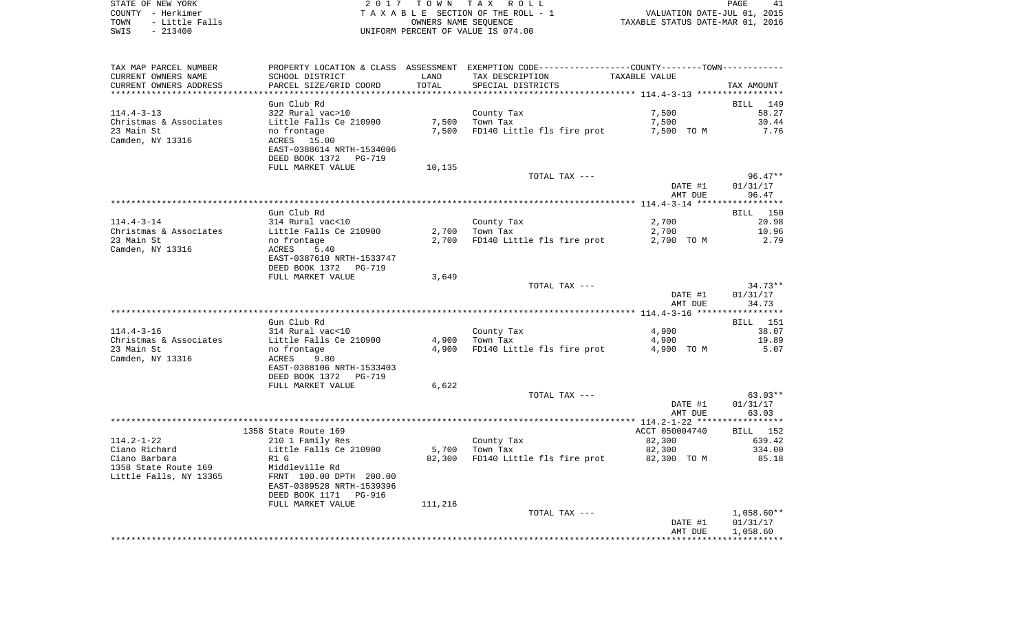STATE OF NEW YORK | 2017 TOWN TAX ROLL | PAGE 41
COUNTY - Herkimer | TAXABLE SECTION OF THE ROLL - 1 | VALUATION DATE-JUL 01, 2015
TOWN - Little Falls | OWNERS NAME SEQUENCE | TAXABLE STATUS DATE-MAR 01, 2016
SWIS - 213400 | UNIFORM PERCENT OF VALUE IS 074.00

| TAX MAP PARCEL NUMBER<br>CURRENT OWNERS NAME<br>CURRENT OWNERS ADDRESS | PROPERTY LOCATION & CLASS<br>SCHOOL DISTRICT<br>PARCEL SIZE/GRID COORD | ASSESSMENT<br>LAND<br>TOTAL | EXEMPTION CODE-----COUNTY-----TOWN-----<br>TAX DESCRIPTION<br>SPECIAL DISTRICTS | TAXABLE VALUE | TAX AMOUNT |
|---|---|---|---|---|---|
| 114.4-3-13 | Gun Club Rd | | | | BILL 149 |
| | 322 Rural vac>10 | | County Tax | 7,500 | 58.27 |
| Christmas & Associates | Little Falls Ce 210900 | 7,500 | Town Tax | 7,500 | 30.44 |
| 23 Main St | no frontage | 7,500 | FD140 Little fls fire prot | 7,500 TO M | 7.76 |
| Camden, NY 13316 | ACRES 15.00 | | | | |
| | EAST-0388614 NRTH-1534006 | | | | |
| | DEED BOOK 1372 PG-719 | | | | |
| | FULL MARKET VALUE | 10,135 | | | |
| | | | TOTAL TAX --- | | 96.47** |
| | | | | DATE #1 | 01/31/17 |
| | | | | AMT DUE | 96.47 |
| 114.4-3-14 | Gun Club Rd | | | | BILL 150 |
| | 314 Rural vac<10 | | County Tax | 2,700 | 20.98 |
| Christmas & Associates | Little Falls Ce 210900 | 2,700 | Town Tax | 2,700 | 10.96 |
| 23 Main St | no frontage | 2,700 | FD140 Little fls fire prot | 2,700 TO M | 2.79 |
| Camden, NY 13316 | ACRES 5.40 | | | | |
| | EAST-0387610 NRTH-1533747 | | | | |
| | DEED BOOK 1372 PG-719 | | | | |
| | FULL MARKET VALUE | 3,649 | | | |
| | | | TOTAL TAX --- | | 34.73** |
| | | | | DATE #1 | 01/31/17 |
| | | | | AMT DUE | 34.73 |
| 114.4-3-16 | Gun Club Rd | | | | BILL 151 |
| | 314 Rural vac<10 | | County Tax | 4,900 | 38.07 |
| Christmas & Associates | Little Falls Ce 210900 | 4,900 | Town Tax | 4,900 | 19.89 |
| 23 Main St | no frontage | 4,900 | FD140 Little fls fire prot | 4,900 TO M | 5.07 |
| Camden, NY 13316 | ACRES 9.80 | | | | |
| | EAST-0388106 NRTH-1533403 | | | | |
| | DEED BOOK 1372 PG-719 | | | | |
| | FULL MARKET VALUE | 6,622 | | | |
| | | | TOTAL TAX --- | | 63.03** |
| | | | | DATE #1 | 01/31/17 |
| | | | | AMT DUE | 63.03 |
| 114.2-1-22 | 1358 State Route 169 | | | ACCT 050004740 | BILL 152 |
| | 210 1 Family Res | | County Tax | 82,300 | 639.42 |
| Ciano Richard | Little Falls Ce 210900 | 5,700 | Town Tax | 82,300 | 334.00 |
| Ciano Barbara | R1 G | 82,300 | FD140 Little fls fire prot | 82,300 TO M | 85.18 |
| 1358 State Route 169 | Middleville Rd | | | | |
| Little Falls, NY 13365 | FRNT 100.00 DPTH 200.00 | | | | |
| | EAST-0389528 NRTH-1539396 | | | | |
| | DEED BOOK 1171 PG-916 | | | | |
| | FULL MARKET VALUE | 111,216 | | | |
| | | | TOTAL TAX --- | | 1,058.60** |
| | | | | DATE #1 | 01/31/17 |
| | | | | AMT DUE | 1,058.60 |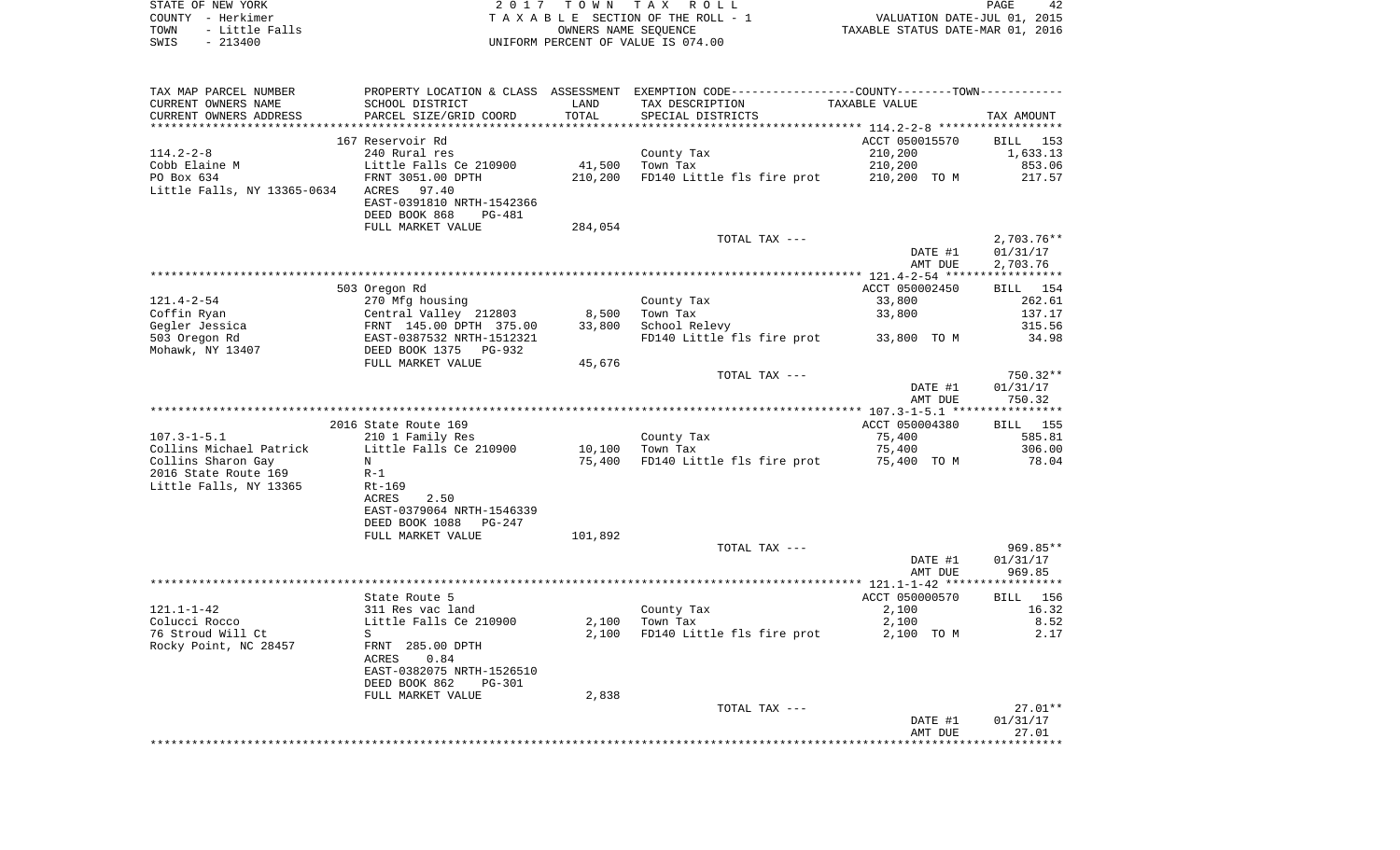STATE OF NEW YORK | COUNTY - Herkimer | TOWN - Little Falls | SWIS - 213400

**2017 TOWN TAX ROLL**
TAXABLE SECTION OF THE ROLL - 1
OWNERS NAME SEQUENCE
UNIFORM PERCENT OF VALUE IS 074.00

VALUATION DATE-JUL 01, 2015
TAXABLE STATUS DATE-MAR 01, 2016

| TAX MAP PARCEL NUMBER / CURRENT OWNERS NAME / CURRENT OWNERS ADDRESS | PROPERTY LOCATION & CLASS / SCHOOL DISTRICT / PARCEL SIZE/GRID COORD | ASSESSMENT LAND / TOTAL | EXEMPTION CODE / TAX DESCRIPTION / SPECIAL DISTRICTS | TAXABLE VALUE | TAX AMOUNT |
|---|---|---|---|---|---|
| 114.2-2-8 | 167 Reservoir Rd | | | ACCT 050015570 | BILL 153 |
| Cobb Elaine M | 240 Rural res | | County Tax | 210,200 | 1,633.13 |
| PO Box 634 | Little Falls Ce 210900 | 41,500 | Town Tax | 210,200 | 853.06 |
| Little Falls, NY 13365-0634 | FRNT 3051.00 DPTH | 210,200 | FD140 Little fls fire prot | 210,200 TO M | 217.57 |
| | ACRES 97.40 | | | | |
| | EAST-0391810 NRTH-1542366 | | | | |
| | DEED BOOK 868 PG-481 | | | | |
| | FULL MARKET VALUE | 284,054 | | | |
| | | | TOTAL TAX --- | | 2,703.76** |
| | | | | DATE #1 | 01/31/17 |
| | | | | AMT DUE | 2,703.76 |
| 121.4-2-54 | 503 Oregon Rd | | | ACCT 050002450 | BILL 154 |
| Coffin Ryan | 270 Mfg housing | | County Tax | 33,800 | 262.61 |
| Gegler Jessica | Central Valley 212803 | 8,500 | Town Tax | 33,800 | 137.17 |
| 503 Oregon Rd | FRNT 145.00 DPTH 375.00 | 33,800 | School Relevy | | 315.56 |
| Mohawk, NY 13407 | EAST-0387532 NRTH-1512321 | | FD140 Little fls fire prot | 33,800 TO M | 34.98 |
| | DEED BOOK 1375 PG-932 | | | | |
| | FULL MARKET VALUE | 45,676 | | | |
| | | | TOTAL TAX --- | | 750.32** |
| | | | | DATE #1 | 01/31/17 |
| | | | | AMT DUE | 750.32 |
| 107.3-1-5.1 | 2016 State Route 169 | | | ACCT 050004380 | BILL 155 |
| Collins Michael Patrick | 210 1 Family Res | | County Tax | 75,400 | 585.81 |
| Collins Sharon Gay | Little Falls Ce 210900 | 10,100 | Town Tax | 75,400 | 306.00 |
| 2016 State Route 169 | N | 75,400 | FD140 Little fls fire prot | 75,400 TO M | 78.04 |
| Little Falls, NY 13365 | R-1 | | | | |
| | Rt-169 | | | | |
| | ACRES 2.50 | | | | |
| | EAST-0379064 NRTH-1546339 | | | | |
| | DEED BOOK 1088 PG-247 | | | | |
| | FULL MARKET VALUE | 101,892 | | | |
| | | | TOTAL TAX --- | | 969.85** |
| | | | | DATE #1 | 01/31/17 |
| | | | | AMT DUE | 969.85 |
| 121.1-1-42 | State Route 5 | | | ACCT 050000570 | BILL 156 |
| Colucci Rocco | 311 Res vac land | | County Tax | 2,100 | 16.32 |
| 76 Stroud Will Ct | Little Falls Ce 210900 | 2,100 | Town Tax | 2,100 | 8.52 |
| Rocky Point, NC 28457 | S | 2,100 | FD140 Little fls fire prot | 2,100 TO M | 2.17 |
| | FRNT 285.00 DPTH | | | | |
| | ACRES 0.84 | | | | |
| | EAST-0382075 NRTH-1526510 | | | | |
| | DEED BOOK 862 PG-301 | | | | |
| | FULL MARKET VALUE | 2,838 | | | |
| | | | TOTAL TAX --- | | 27.01** |
| | | | | DATE #1 | 01/31/17 |
| | | | | AMT DUE | 27.01 |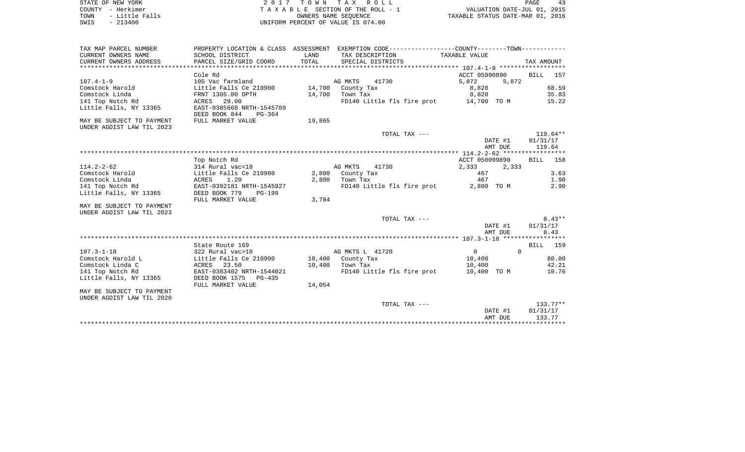STATE OF NEW YORK | 2017 TOWN TAX ROLL | VALUATION DATE-JUL 01, 2015
COUNTY - Herkimer | TAXABLE SECTION OF THE ROLL - 1 | TAXABLE STATUS DATE-MAR 01, 2016
TOWN - Little Falls | OWNERS NAME SEQUENCE
SWIS - 213400 | UNIFORM PERCENT OF VALUE IS 074.00

| TAX MAP PARCEL NUMBER / CURRENT OWNERS NAME / CURRENT OWNERS ADDRESS | PROPERTY LOCATION & CLASS / SCHOOL DISTRICT / PARCEL SIZE/GRID COORD | ASSESSMENT LAND / TOTAL | EXEMPTION CODE / TAX DESCRIPTION / SPECIAL DISTRICTS | COUNTY TAXABLE VALUE | TOWN TAXABLE VALUE | TAX AMOUNT |
|---|---|---|---|---|---|---|
| | Cole Rd | | | ACCT 05990890 | | BILL 157 |
| 107.4-1-9 | 105 Vac farmland | | AG MKTS 41730 | 5,872 | 5,872 | |
| Comstock Harold | Little Falls Ce 210900 | 14,700 | County Tax | 8,828 | | 68.59 |
| Comstock Linda | FRNT 1305.00 DPTH | 14,700 | Town Tax | 8,828 | | 35.83 |
| 141 Top Notch Rd | ACRES 29.00 | | FD140 Little fls fire prot | 14,700 TO M | | 15.22 |
| Little Falls, NY 13365 | EAST-0385668 NRTH-1545789 | | | | | |
| | DEED BOOK 844 PG-364 | | | | | |
| MAY BE SUBJECT TO PAYMENT | FULL MARKET VALUE | 19,865 | | | | |
| UNDER AGDIST LAW TIL 2023 | | | | | | |
| | | | TOTAL TAX --- | | | 119.64** |
| | | | | | DATE #1 | 01/31/17 |
| | | | | | AMT DUE | 119.64 |
| | Top Notch Rd | | | ACCT 050099890 | | BILL 158 |
| 114.2-2-62 | 314 Rural vac<10 | | AG MKTS 41730 | 2,333 | 2,333 | |
| Comstock Harold | Little Falls Ce 210900 | 2,800 | County Tax | 467 | | 3.63 |
| Comstock Linda | ACRES 1.20 | 2,800 | Town Tax | 467 | | 1.90 |
| 141 Top Notch Rd | EAST-0392181 NRTH-1545927 | | FD140 Little fls fire prot | 2,800 TO M | | 2.90 |
| Little Falls, NY 13365 | DEED BOOK 779 PG-199 | | | | | |
| | FULL MARKET VALUE | 3,784 | | | | |
| MAY BE SUBJECT TO PAYMENT | | | | | | |
| UNDER AGDIST LAW TIL 2023 | | | | | | |
| | | | TOTAL TAX --- | | | 8.43** |
| | | | | | DATE #1 | 01/31/17 |
| | | | | | AMT DUE | 8.43 |
| | State Route 169 | | | | | BILL 159 |
| 107.3-1-18 | 322 Rural vac>10 | | AG MKTS L 41720 | 0 | 0 | |
| Comstock Harold L | Little Falls Ce 210900 | 10,400 | County Tax | 10,400 | | 80.80 |
| Comstock Linda C | ACRES 23.50 | 10,400 | Town Tax | 10,400 | | 42.21 |
| 141 Top Notch Rd | EAST-0383402 NRTH-1544021 | | FD140 Little fls fire prot | 10,400 TO M | | 10.76 |
| Little Falls, NY 13365 | DEED BOOK 1575 PG-435 | | | | | |
| | FULL MARKET VALUE | 14,054 | | | | |
| MAY BE SUBJECT TO PAYMENT | | | | | | |
| UNDER AGDIST LAW TIL 2020 | | | | | | |
| | | | TOTAL TAX --- | | | 133.77** |
| | | | | | DATE #1 | 01/31/17 |
| | | | | | AMT DUE | 133.77 |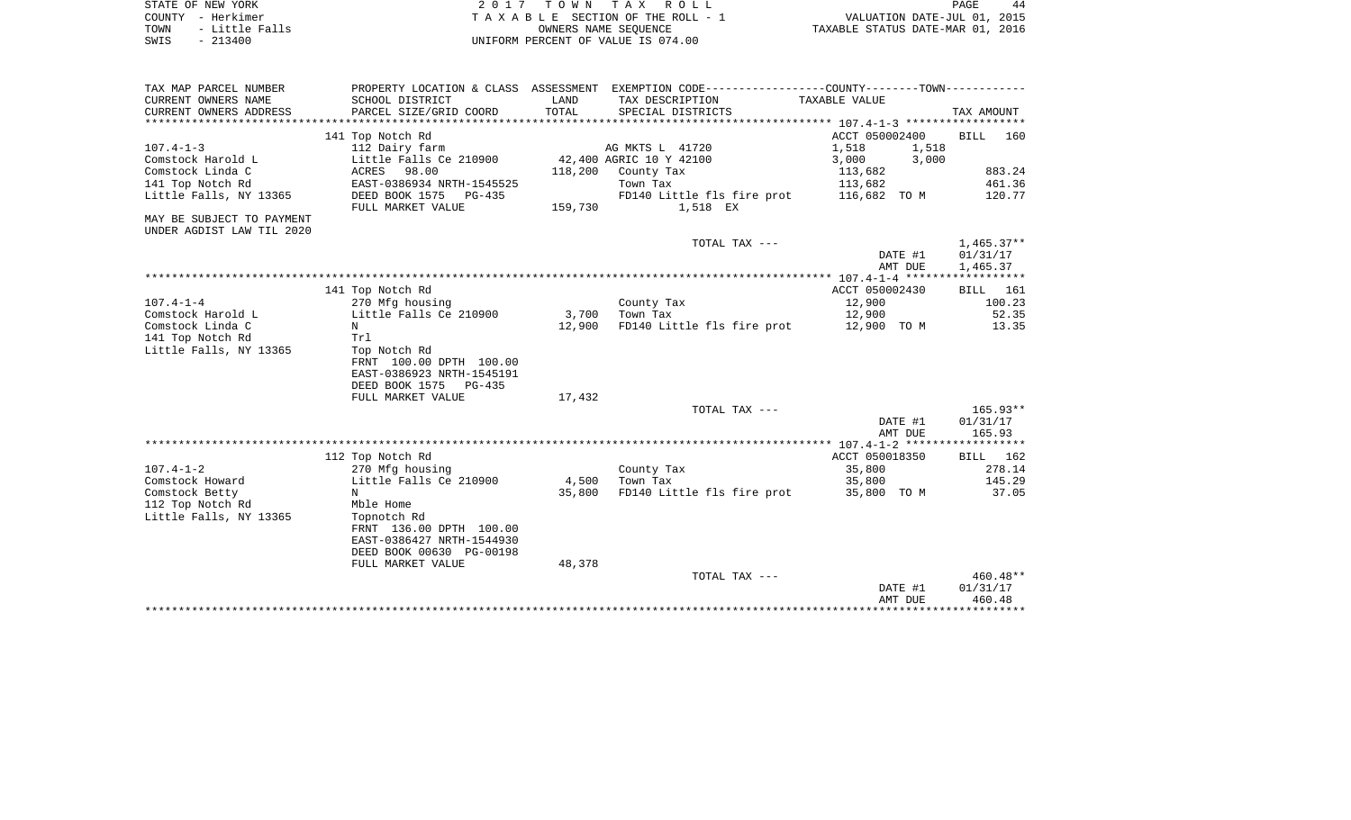STATE OF NEW YORK
COUNTY - Herkimer
TOWN - Little Falls
SWIS - 213400

2 0 1 7 T O W N T A X R O L L
T A X A B L E SECTION OF THE ROLL - 1
OWNERS NAME SEQUENCE
UNIFORM PERCENT OF VALUE IS 074.00

VALUATION DATE-JUL 01, 2015
TAXABLE STATUS DATE-MAR 01, 2016

| TAX MAP PARCEL NUMBER<br>CURRENT OWNERS NAME<br>CURRENT OWNERS ADDRESS | PROPERTY LOCATION & CLASS<br>SCHOOL DISTRICT<br>PARCEL SIZE/GRID COORD | ASSESSMENT<br>LAND<br>TOTAL | EXEMPTION CODE<br>TAX DESCRIPTION<br>SPECIAL DISTRICTS | COUNTY / TOWN<br>TAXABLE VALUE | TAX AMOUNT |
|---|---|---|---|---|---|
| 107.4-1-3 | 141 Top Notch Rd | | | ACCT 050002400 | BILL 160 |
| 107.4-1-3 | 112 Dairy farm | | AG MKTS L 41720 | 1,518 1,518 | |
| Comstock Harold L | Little Falls Ce 210900 | 42,400 | AGRIC 10 Y 42100 | 3,000 3,000 | |
| Comstock Linda C | ACRES 98.00 | 118,200 | County Tax | 113,682 | 883.24 |
| 141 Top Notch Rd | EAST-0386934 NRTH-1545525 | | Town Tax | 113,682 | 461.36 |
| Little Falls, NY 13365 | DEED BOOK 1575 PG-435 | | FD140 Little fls fire prot | 116,682 TO M | 120.77 |
| | FULL MARKET VALUE | 159,730 | 1,518 EX | | |
| MAY BE SUBJECT TO PAYMENT UNDER AGDIST LAW TIL 2020 | | | | | |
| | | | TOTAL TAX --- | | 1,465.37** |
| | | | | DATE #1 | 01/31/17 |
| | | | | AMT DUE | 1,465.37 |
| 107.4-1-4 | 141 Top Notch Rd | | | ACCT 050002430 | BILL 161 |
| 107.4-1-4 | 270 Mfg housing | | County Tax | 12,900 | 100.23 |
| Comstock Harold L | Little Falls Ce 210900 | 3,700 | Town Tax | 12,900 | 52.35 |
| Comstock Linda C | N | 12,900 | FD140 Little fls fire prot | 12,900 TO M | 13.35 |
| 141 Top Notch Rd | Trl | | | | |
| Little Falls, NY 13365 | Top Notch Rd | | | | |
| | FRNT 100.00 DPTH 100.00 | | | | |
| | EAST-0386923 NRTH-1545191 | | | | |
| | DEED BOOK 1575 PG-435 | | | | |
| | FULL MARKET VALUE | 17,432 | | | |
| | | | TOTAL TAX --- | | 165.93** |
| | | | | DATE #1 | 01/31/17 |
| | | | | AMT DUE | 165.93 |
| 107.4-1-2 | 112 Top Notch Rd | | | ACCT 050018350 | BILL 162 |
| 107.4-1-2 | 270 Mfg housing | | County Tax | 35,800 | 278.14 |
| Comstock Howard | Little Falls Ce 210900 | 4,500 | Town Tax | 35,800 | 145.29 |
| Comstock Betty | N | 35,800 | FD140 Little fls fire prot | 35,800 TO M | 37.05 |
| 112 Top Notch Rd | Mble Home | | | | |
| Little Falls, NY 13365 | Topnotch Rd | | | | |
| | FRNT 136.00 DPTH 100.00 | | | | |
| | EAST-0386427 NRTH-1544930 | | | | |
| | DEED BOOK 00630 PG-00198 | | | | |
| | FULL MARKET VALUE | 48,378 | | | |
| | | | TOTAL TAX --- | | 460.48** |
| | | | | DATE #1 | 01/31/17 |
| | | | | AMT DUE | 460.48 |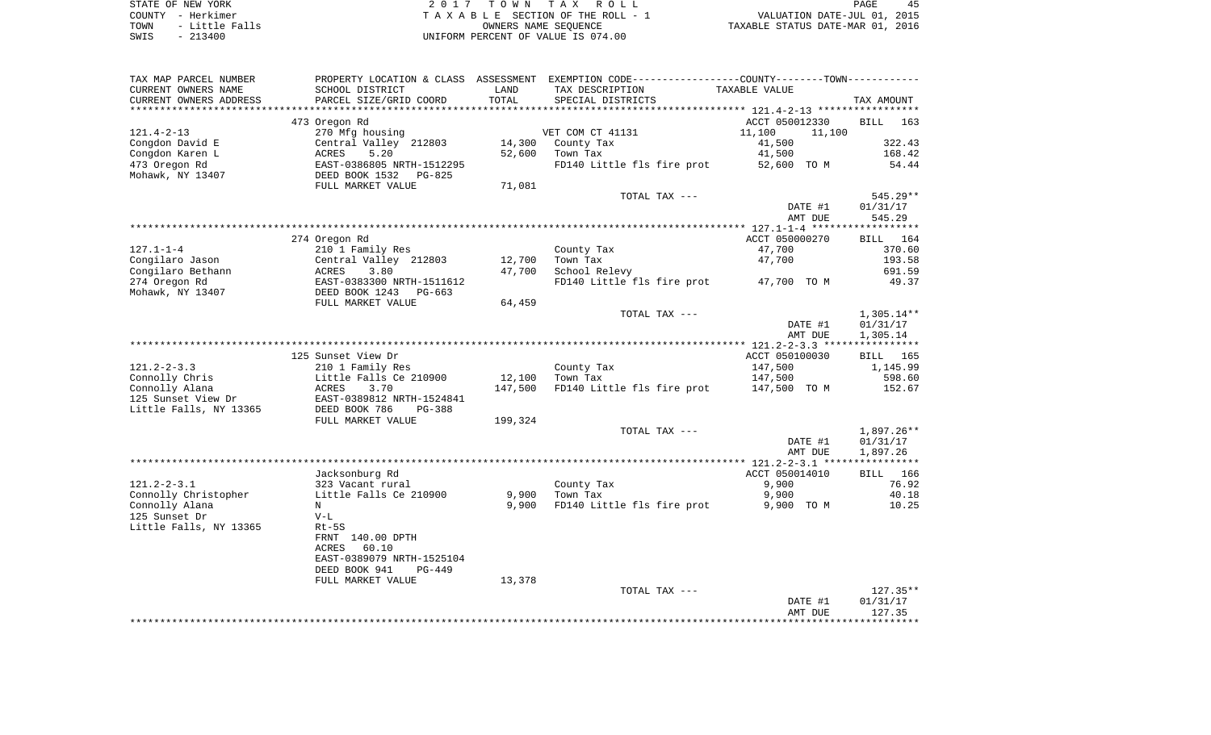STATE OF NEW YORK
COUNTY - Herkimer
TOWN - Little Falls
SWIS - 213400

2 0 1 7 T O W N T A X R O L L
T A X A B L E SECTION OF THE ROLL - 1
OWNERS NAME SEQUENCE
UNIFORM PERCENT OF VALUE IS 074.00

VALUATION DATE-JUL 01, 2015
TAXABLE STATUS DATE-MAR 01, 2016

| TAX MAP PARCEL NUMBER / CURRENT OWNERS NAME / CURRENT OWNERS ADDRESS | PROPERTY LOCATION & CLASS / SCHOOL DISTRICT / PARCEL SIZE/GRID COORD | ASSESSMENT LAND / TOTAL | EXEMPTION CODE / TAX DESCRIPTION / SPECIAL DISTRICTS | COUNTY / TOWN TAXABLE VALUE | TAX AMOUNT |
|---|---|---|---|---|---|
| 121.4-2-13 | 473 Oregon Rd | | | ACCT 050012330 | BILL 163 |
| 121.4-2-13 | 270 Mfg housing | | VET COM CT 41131 | 11,100 11,100 | |
| Congdon David E | Central Valley 212803 | 14,300 | County Tax | 41,500 | 322.43 |
| Congdon Karen L | ACRES 5.20 | 52,600 | Town Tax | 41,500 | 168.42 |
| 473 Oregon Rd | EAST-0386805 NRTH-1512295 | | FD140 Little fls fire prot | 52,600 TO M | 54.44 |
| Mohawk, NY 13407 | DEED BOOK 1532 PG-825 | | | | |
| | FULL MARKET VALUE | 71,081 | | | |
| | | | TOTAL TAX --- | | 545.29** |
| | | | | DATE #1 | 01/31/17 |
| | | | | AMT DUE | 545.29 |
| 127.1-1-4 | 274 Oregon Rd | | | ACCT 050000270 | BILL 164 |
| 127.1-1-4 | 210 1 Family Res | | County Tax | 47,700 | 370.60 |
| Congilaro Jason | Central Valley 212803 | 12,700 | Town Tax | 47,700 | 193.58 |
| Congilaro Bethann | ACRES 3.80 | 47,700 | School Relevy | | 691.59 |
| 274 Oregon Rd | EAST-0383300 NRTH-1511612 | | FD140 Little fls fire prot | 47,700 TO M | 49.37 |
| Mohawk, NY 13407 | DEED BOOK 1243 PG-663 | | | | |
| | FULL MARKET VALUE | 64,459 | | | |
| | | | TOTAL TAX --- | | 1,305.14** |
| | | | | DATE #1 | 01/31/17 |
| | | | | AMT DUE | 1,305.14 |
| 121.2-2-3.3 | 125 Sunset View Dr | | | ACCT 050100030 | BILL 165 |
| 121.2-2-3.3 | 210 1 Family Res | | County Tax | 147,500 | 1,145.99 |
| Connolly Chris | Little Falls Ce 210900 | 12,100 | Town Tax | 147,500 | 598.60 |
| Connolly Alana | ACRES 3.70 | 147,500 | FD140 Little fls fire prot | 147,500 TO M | 152.67 |
| 125 Sunset View Dr | EAST-0389812 NRTH-1524841 | | | | |
| Little Falls, NY 13365 | DEED BOOK 786 PG-388 | | | | |
| | FULL MARKET VALUE | 199,324 | | | |
| | | | TOTAL TAX --- | | 1,897.26** |
| | | | | DATE #1 | 01/31/17 |
| | | | | AMT DUE | 1,897.26 |
| 121.2-2-3.1 | Jacksonburg Rd | | | ACCT 050014010 | BILL 166 |
| 121.2-2-3.1 | 323 Vacant rural | | County Tax | 9,900 | 76.92 |
| Connolly Christopher | Little Falls Ce 210900 | 9,900 | Town Tax | 9,900 | 40.18 |
| Connolly Alana | N | 9,900 | FD140 Little fls fire prot | 9,900 TO M | 10.25 |
| 125 Sunset Dr | V-L | | | | |
| Little Falls, NY 13365 | Rt-5S | | | | |
| | FRNT 140.00 DPTH | | | | |
| | ACRES 60.10 | | | | |
| | EAST-0389079 NRTH-1525104 | | | | |
| | DEED BOOK 941 PG-449 | | | | |
| | FULL MARKET VALUE | 13,378 | | | |
| | | | TOTAL TAX --- | | 127.35** |
| | | | | DATE #1 | 01/31/17 |
| | | | | AMT DUE | 127.35 |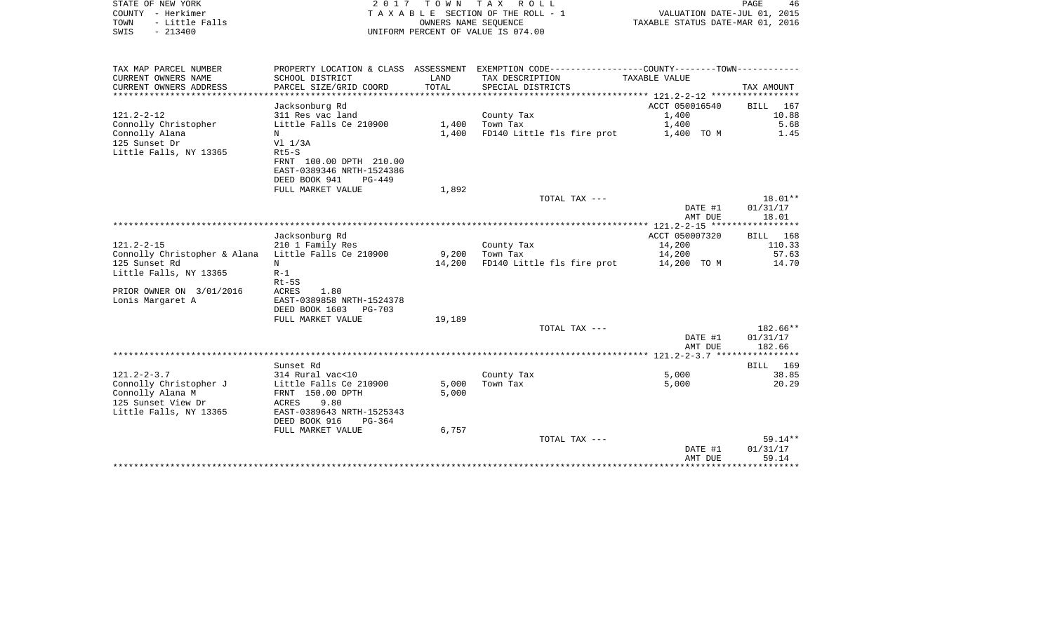STATE OF NEW YORK
COUNTY - Herkimer
TOWN - Little Falls
SWIS - 213400

2 0 1 7 T O W N T A X R O L L
T A X A B L E SECTION OF THE ROLL - 1
OWNERS NAME SEQUENCE
UNIFORM PERCENT OF VALUE IS 074.00

VALUATION DATE-JUL 01, 2015
TAXABLE STATUS DATE-MAR 01, 2016

| TAX MAP PARCEL NUMBER / CURRENT OWNERS NAME / CURRENT OWNERS ADDRESS | PROPERTY LOCATION & CLASS / SCHOOL DISTRICT / PARCEL SIZE/GRID COORD | ASSESSMENT LAND / TOTAL | EXEMPTION CODE / TAX DESCRIPTION / SPECIAL DISTRICTS | COUNTY--------TOWN TAXABLE VALUE | TAX AMOUNT |
|---|---|---|---|---|---|
| 121.2-2-12 | Jacksonburg Rd | | | ACCT 050016540 | BILL 167 |
| | 311 Res vac land | | County Tax | 1,400 | 10.88 |
| Connolly Christopher | Little Falls Ce 210900 | 1,400 | Town Tax | 1,400 | 5.68 |
| Connolly Alana | N | 1,400 | FD140 Little fls fire prot | 1,400 TO M | 1.45 |
| 125 Sunset Dr | Vl 1/3A | | | | |
| Little Falls, NY 13365 | Rt5-S | | | | |
| | FRNT 100.00 DPTH 210.00 | | | | |
| | EAST-0389346 NRTH-1524386 | | | | |
| | DEED BOOK 941 PG-449 | | | | |
| | FULL MARKET VALUE | 1,892 | | | |
| | | | TOTAL TAX --- | | 18.01** |
| | | | | DATE #1 | 01/31/17 |
| | | | | AMT DUE | 18.01 |
| 121.2-2-15 | Jacksonburg Rd | | | ACCT 050007320 | BILL 168 |
| | 210 1 Family Res | | County Tax | 14,200 | 110.33 |
| Connolly Christopher & Alana | Little Falls Ce 210900 | 9,200 | Town Tax | 14,200 | 57.63 |
| 125 Sunset Rd | N | 14,200 | FD140 Little fls fire prot | 14,200 TO M | 14.70 |
| Little Falls, NY 13365 | R-1 | | | | |
| | Rt-5S | | | | |
| PRIOR OWNER ON 3/01/2016 | ACRES 1.80 | | | | |
| Lonis Margaret A | EAST-0389858 NRTH-1524378 | | | | |
| | DEED BOOK 1603 PG-703 | | | | |
| | FULL MARKET VALUE | 19,189 | | | |
| | | | TOTAL TAX --- | | 182.66** |
| | | | | DATE #1 | 01/31/17 |
| | | | | AMT DUE | 182.66 |
| 121.2-2-3.7 | Sunset Rd | | | | BILL 169 |
| | 314 Rural vac<10 | | County Tax | 5,000 | 38.85 |
| Connolly Christopher J | Little Falls Ce 210900 | 5,000 | Town Tax | 5,000 | 20.29 |
| Connolly Alana M | FRNT 150.00 DPTH | 5,000 | | | |
| 125 Sunset View Dr | ACRES 9.80 | | | | |
| Little Falls, NY 13365 | EAST-0389643 NRTH-1525343 | | | | |
| | DEED BOOK 916 PG-364 | | | | |
| | FULL MARKET VALUE | 6,757 | | | |
| | | | TOTAL TAX --- | | 59.14** |
| | | | | DATE #1 | 01/31/17 |
| | | | | AMT DUE | 59.14 |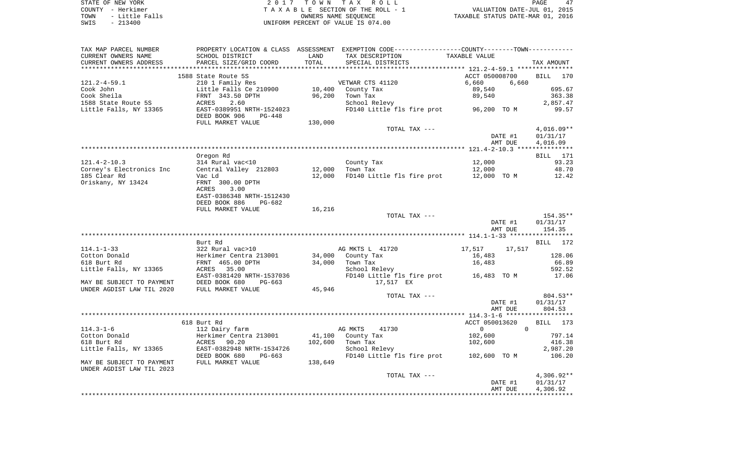STATE OF NEW YORK
COUNTY - Herkimer
TOWN - Little Falls
SWIS - 213400

2017 TOWN TAX ROLL
TAXABLE SECTION OF THE ROLL - 1
OWNERS NAME SEQUENCE
UNIFORM PERCENT OF VALUE IS 074.00

VALUATION DATE-JUL 01, 2015
TAXABLE STATUS DATE-MAR 01, 2016

| TAX MAP PARCEL NUMBER / CURRENT OWNERS NAME / CURRENT OWNERS ADDRESS | PROPERTY LOCATION & CLASS / SCHOOL DISTRICT / PARCEL SIZE/GRID COORD | ASSESSMENT LAND / TOTAL | EXEMPTION CODE / TAX DESCRIPTION / SPECIAL DISTRICTS | COUNTY / TOWN TAXABLE VALUE | TAX AMOUNT |
|---|---|---|---|---|---|
| 121.2-4-59.1 | 1588 State Route 5S | | | ACCT 050008700 | BILL 170 |
| | 210 1 Family Res | | VETWAR CTS 41120 | 6,660 6,660 | |
| Cook John | Little Falls Ce 210900 | 10,400 | County Tax | 89,540 | 695.67 |
| Cook Sheila | FRNT 343.50 DPTH | 96,200 | Town Tax | 89,540 | 363.38 |
| 1588 State Route 5S | ACRES 2.60 | | School Relevy | | 2,857.47 |
| Little Falls, NY 13365 | EAST-0389951 NRTH-1524023 | | FD140 Little fls fire prot | 96,200 TO M | 99.57 |
| | DEED BOOK 906 PG-448 | | | | |
| | FULL MARKET VALUE | 130,000 | | | |
| | | | TOTAL TAX --- | | 4,016.09** |
| | | | | DATE #1 | 01/31/17 |
| | | | | AMT DUE | 4,016.09 |
| 121.4-2-10.3 | Oregon Rd | | | | BILL 171 |
| | 314 Rural vac<10 | | County Tax | 12,000 | 93.23 |
| Corney's Electronics Inc | Central Valley 212803 | 12,000 | Town Tax | 12,000 | 48.70 |
| 185 Clear Rd | Vac Ld | 12,000 | FD140 Little fls fire prot | 12,000 TO M | 12.42 |
| Oriskany, NY 13424 | FRNT 300.00 DPTH | | | | |
| | ACRES 3.00 | | | | |
| | EAST-0386348 NRTH-1512430 | | | | |
| | DEED BOOK 886 PG-682 | | | | |
| | FULL MARKET VALUE | 16,216 | | | |
| | | | TOTAL TAX --- | | 154.35** |
| | | | | DATE #1 | 01/31/17 |
| | | | | AMT DUE | 154.35 |
| 114.1-1-33 | Burt Rd | | | | BILL 172 |
| | 322 Rural vac>10 | | AG MKTS L 41720 | 17,517 17,517 | |
| Cotton Donald | Herkimer Centra 213001 | 34,000 | County Tax | 16,483 | 128.06 |
| 618 Burt Rd | FRNT 465.00 DPTH | 34,000 | Town Tax | 16,483 | 66.89 |
| Little Falls, NY 13365 | ACRES 35.00 | | School Relevy | | 592.52 |
| | EAST-0381420 NRTH-1537036 | | FD140 Little fls fire prot | 16,483 TO M | 17.06 |
| MAY BE SUBJECT TO PAYMENT | DEED BOOK 680 PG-663 | | 17,517 EX | | |
| UNDER AGDIST LAW TIL 2020 | FULL MARKET VALUE | 45,946 | | | |
| | | | TOTAL TAX --- | | 804.53** |
| | | | | DATE #1 | 01/31/17 |
| | | | | AMT DUE | 804.53 |
| 114.3-1-6 | 618 Burt Rd | | | ACCT 050013620 | BILL 173 |
| | 112 Dairy farm | | AG MKTS 41730 | 0 0 | |
| Cotton Donald | Herkimer Centra 213001 | 41,100 | County Tax | 102,600 | 797.14 |
| 618 Burt Rd | ACRES 90.20 | 102,600 | Town Tax | 102,600 | 416.38 |
| Little Falls, NY 13365 | EAST-0382948 NRTH-1534726 | | School Relevy | | 2,987.20 |
| | DEED BOOK 680 PG-663 | | FD140 Little fls fire prot | 102,600 TO M | 106.20 |
| MAY BE SUBJECT TO PAYMENT | FULL MARKET VALUE | 138,649 | | | |
| UNDER AGDIST LAW TIL 2023 | | | | | |
| | | | TOTAL TAX --- | | 4,306.92** |
| | | | | DATE #1 | 01/31/17 |
| | | | | AMT DUE | 4,306.92 |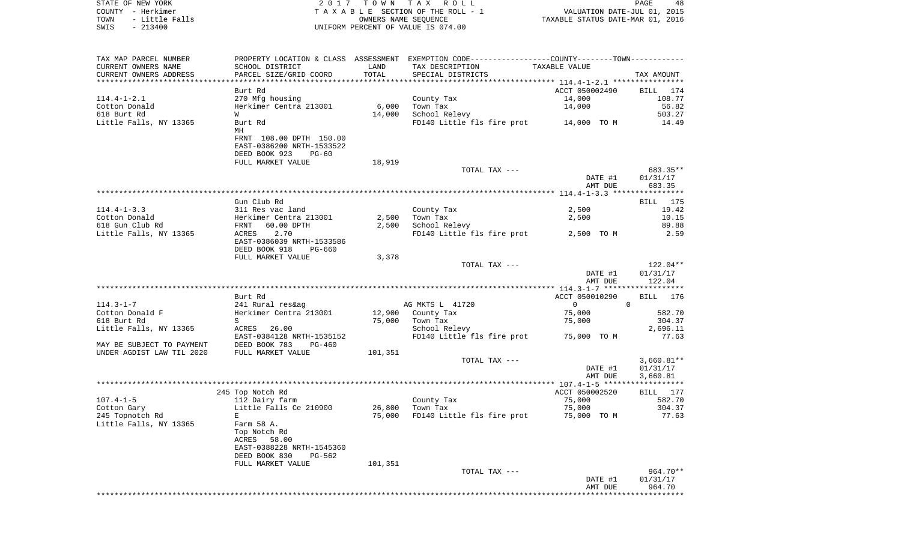STATE OF NEW YORK
COUNTY - Herkimer
TOWN - Little Falls
SWIS - 213400

2017 TOWN TAX ROLL
TAXABLE SECTION OF THE ROLL - 1
OWNERS NAME SEQUENCE
UNIFORM PERCENT OF VALUE IS 074.00

VALUATION DATE-JUL 01, 2015
TAXABLE STATUS DATE-MAR 01, 2016

| TAX MAP PARCEL NUMBER / CURRENT OWNERS NAME / CURRENT OWNERS ADDRESS | PROPERTY LOCATION & CLASS / SCHOOL DISTRICT / PARCEL SIZE/GRID COORD | ASSESSMENT LAND / TOTAL | EXEMPTION CODE / TAX DESCRIPTION / SPECIAL DISTRICTS | TAXABLE VALUE | TAX AMOUNT |
|---|---|---|---|---|---|
| **114.4-1-2.1** | Burt Rd | | | ACCT 050002490 | BILL 174 |
| 114.4-1-2.1 | 270 Mfg housing | | County Tax | 14,000 | 108.77 |
| Cotton Donald | Herkimer Centra 213001 | 6,000 | Town Tax | 14,000 | 56.82 |
| 618 Burt Rd | W | 14,000 | School Relevy | | 503.27 |
| Little Falls, NY 13365 | Burt Rd | | FD140 Little fls fire prot | 14,000 TO M | 14.49 |
| | MH | | | | |
| | FRNT 108.00 DPTH 150.00 | | | | |
| | EAST-0386200 NRTH-1533522 | | | | |
| | DEED BOOK 923 PG-60 | | | | |
| | FULL MARKET VALUE | 18,919 | | | |
| | | | TOTAL TAX --- | | 683.35** |
| | | | | DATE #1 | 01/31/17 |
| | | | | AMT DUE | 683.35 |
| **114.4-1-3.3** | Gun Club Rd | | | | BILL 175 |
| 114.4-1-3.3 | 311 Res vac land | | County Tax | 2,500 | 19.42 |
| Cotton Donald | Herkimer Centra 213001 | 2,500 | Town Tax | 2,500 | 10.15 |
| 618 Gun Club Rd | FRNT 60.00 DPTH | 2,500 | School Relevy | | 89.88 |
| Little Falls, NY 13365 | ACRES 2.70 | | FD140 Little fls fire prot | 2,500 TO M | 2.59 |
| | EAST-0386039 NRTH-1533586 | | | | |
| | DEED BOOK 918 PG-660 | | | | |
| | FULL MARKET VALUE | 3,378 | | | |
| | | | TOTAL TAX --- | | 122.04** |
| | | | | DATE #1 | 01/31/17 |
| | | | | AMT DUE | 122.04 |
| **114.3-1-7** | Burt Rd | | | ACCT 050010290 | BILL 176 |
| 114.3-1-7 | 241 Rural res&ag | | AG MKTS L 41720 | 0 0 | |
| Cotton Donald F | Herkimer Centra 213001 | 12,900 | County Tax | 75,000 | 582.70 |
| 618 Burt Rd | S | 75,000 | Town Tax | 75,000 | 304.37 |
| Little Falls, NY 13365 | ACRES 26.00 | | School Relevy | | 2,696.11 |
| | EAST-0384128 NRTH-1535152 | | FD140 Little fls fire prot | 75,000 TO M | 77.63 |
| MAY BE SUBJECT TO PAYMENT | DEED BOOK 783 PG-460 | | | | |
| UNDER AGDIST LAW TIL 2020 | FULL MARKET VALUE | 101,351 | | | |
| | | | TOTAL TAX --- | | 3,660.81** |
| | | | | DATE #1 | 01/31/17 |
| | | | | AMT DUE | 3,660.81 |
| **107.4-1-5** | 245 Top Notch Rd | | | ACCT 050002520 | BILL 177 |
| 107.4-1-5 | 112 Dairy farm | | County Tax | 75,000 | 582.70 |
| Cotton Gary | Little Falls Ce 210900 | 26,800 | Town Tax | 75,000 | 304.37 |
| 245 Topnotch Rd | E | 75,000 | FD140 Little fls fire prot | 75,000 TO M | 77.63 |
| Little Falls, NY 13365 | Farm 58 A. | | | | |
| | Top Notch Rd | | | | |
| | ACRES 58.00 | | | | |
| | EAST-0388228 NRTH-1545360 | | | | |
| | DEED BOOK 830 PG-562 | | | | |
| | FULL MARKET VALUE | 101,351 | | | |
| | | | TOTAL TAX --- | | 964.70** |
| | | | | DATE #1 | 01/31/17 |
| | | | | AMT DUE | 964.70 |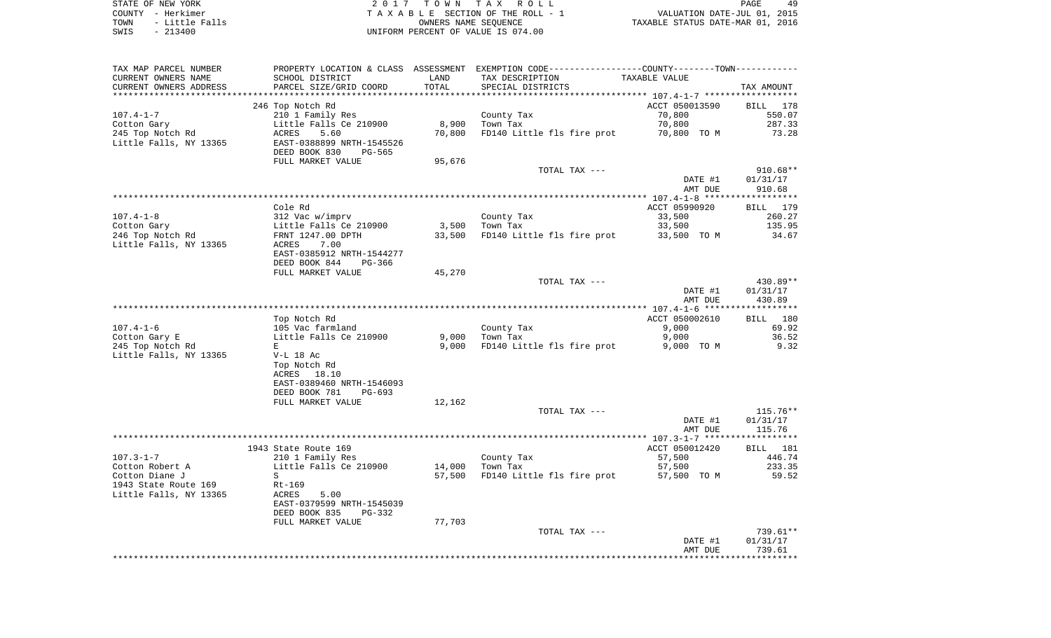STATE OF NEW YORK
COUNTY - Herkimer
TOWN - Little Falls
SWIS - 213400

2 0 1 7 T O W N T A X R O L L
T A X A B L E SECTION OF THE ROLL - 1
OWNERS NAME SEQUENCE
UNIFORM PERCENT OF VALUE IS 074.00

VALUATION DATE-JUL 01, 2015
TAXABLE STATUS DATE-MAR 01, 2016

| TAX MAP PARCEL NUMBER / CURRENT OWNERS NAME / CURRENT OWNERS ADDRESS | PROPERTY LOCATION & CLASS / SCHOOL DISTRICT / PARCEL SIZE/GRID COORD | ASSESSMENT LAND / TOTAL | EXEMPTION CODE / TAX DESCRIPTION / SPECIAL DISTRICTS | COUNTY--------TOWN / TAXABLE VALUE | TAX AMOUNT |
|---|---|---|---|---|---|
| | 246 Top Notch Rd | | | ACCT 050013590 | BILL 178 |
| 107.4-1-7 | 210 1 Family Res | | County Tax | 70,800 | 550.07 |
| Cotton Gary | Little Falls Ce 210900 | 8,900 | Town Tax | 70,800 | 287.33 |
| 245 Top Notch Rd | ACRES 5.60 | 70,800 | FD140 Little fls fire prot | 70,800 TO M | 73.28 |
| Little Falls, NY 13365 | EAST-0388899 NRTH-1545526 | | | | |
| | DEED BOOK 830 PG-565 | | | | |
| | FULL MARKET VALUE | 95,676 | | | |
| | | | TOTAL TAX --- | | 910.68** |
| | | | | DATE #1 | 01/31/17 |
| | | | | AMT DUE | 910.68 |
| | Cole Rd | | | ACCT 05990920 | BILL 179 |
| 107.4-1-8 | 312 Vac w/imprv | | County Tax | 33,500 | 260.27 |
| Cotton Gary | Little Falls Ce 210900 | 3,500 | Town Tax | 33,500 | 135.95 |
| 246 Top Notch Rd | FRNT 1247.00 DPTH | 33,500 | FD140 Little fls fire prot | 33,500 TO M | 34.67 |
| Little Falls, NY 13365 | ACRES 7.00 | | | | |
| | EAST-0385912 NRTH-1544277 | | | | |
| | DEED BOOK 844 PG-366 | | | | |
| | FULL MARKET VALUE | 45,270 | | | |
| | | | TOTAL TAX --- | | 430.89** |
| | | | | DATE #1 | 01/31/17 |
| | | | | AMT DUE | 430.89 |
| | Top Notch Rd | | | ACCT 050002610 | BILL 180 |
| 107.4-1-6 | 105 Vac farmland | | County Tax | 9,000 | 69.92 |
| Cotton Gary E | Little Falls Ce 210900 | 9,000 | Town Tax | 9,000 | 36.52 |
| 245 Top Notch Rd | E | 9,000 | FD140 Little fls fire prot | 9,000 TO M | 9.32 |
| Little Falls, NY 13365 | V-L 18 Ac | | | | |
| | Top Notch Rd | | | | |
| | ACRES 18.10 | | | | |
| | EAST-0389460 NRTH-1546093 | | | | |
| | DEED BOOK 781 PG-693 | | | | |
| | FULL MARKET VALUE | 12,162 | | | |
| | | | TOTAL TAX --- | | 115.76** |
| | | | | DATE #1 | 01/31/17 |
| | | | | AMT DUE | 115.76 |
| | 1943 State Route 169 | | | ACCT 050012420 | BILL 181 |
| 107.3-1-7 | 210 1 Family Res | | County Tax | 57,500 | 446.74 |
| Cotton Robert A | Little Falls Ce 210900 | 14,000 | Town Tax | 57,500 | 233.35 |
| Cotton Diane J | S | 57,500 | FD140 Little fls fire prot | 57,500 TO M | 59.52 |
| 1943 State Route 169 | Rt-169 | | | | |
| Little Falls, NY 13365 | ACRES 5.00 | | | | |
| | EAST-0379599 NRTH-1545039 | | | | |
| | DEED BOOK 835 PG-332 | | | | |
| | FULL MARKET VALUE | 77,703 | | | |
| | | | TOTAL TAX --- | | 739.61** |
| | | | | DATE #1 | 01/31/17 |
| | | | | AMT DUE | 739.61 |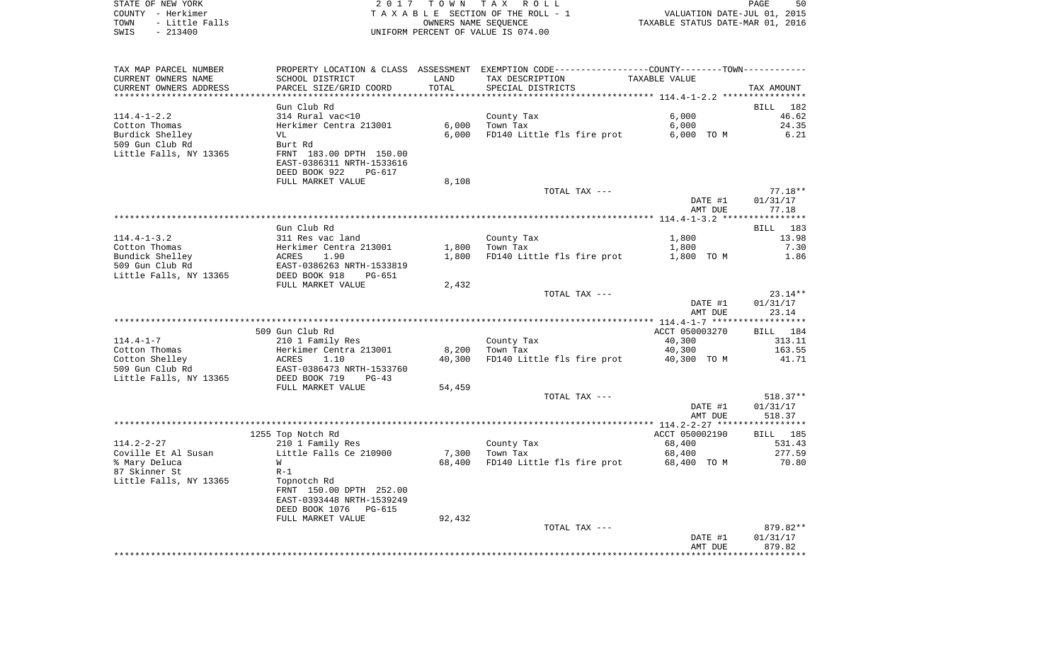STATE OF NEW YORK — 2017 TOWN TAX ROLL
COUNTY - Herkimer — TAXABLE SECTION OF THE ROLL - 1 — VALUATION DATE-JUL 01, 2015
TOWN - Little Falls — OWNERS NAME SEQUENCE — TAXABLE STATUS DATE-MAR 01, 2016
SWIS - 213400 — UNIFORM PERCENT OF VALUE IS 074.00

| TAX MAP PARCEL NUMBER / CURRENT OWNERS NAME / CURRENT OWNERS ADDRESS | PROPERTY LOCATION & CLASS / SCHOOL DISTRICT / PARCEL SIZE/GRID COORD | ASSESSMENT LAND / TOTAL | EXEMPTION CODE / TAX DESCRIPTION / SPECIAL DISTRICTS | TAXABLE VALUE | TAX AMOUNT |
|---|---|---|---|---|---|
| **114.4-1-2.2** | Gun Club Rd | | | | BILL 182 |
| 114.4-1-2.2 | 314 Rural vac<10 | | County Tax | 6,000 | 46.62 |
| Cotton Thomas | Herkimer Centra 213001 | 6,000 | Town Tax | 6,000 | 24.35 |
| Burdick Shelley | VL | 6,000 | FD140 Little fls fire prot | 6,000 TO M | 6.21 |
| 509 Gun Club Rd | Burt Rd | | | | |
| Little Falls, NY 13365 | FRNT 183.00 DPTH 150.00 | | | | |
| | EAST-0386311 NRTH-1533616 | | | | |
| | DEED BOOK 922 PG-617 | | | | |
| | FULL MARKET VALUE | 8,108 | | | |
| | | | TOTAL TAX --- | | 77.18** |
| | | | | DATE #1 | 01/31/17 |
| | | | | AMT DUE | 77.18 |
| **114.4-1-3.2** | Gun Club Rd | | | | BILL 183 |
| 114.4-1-3.2 | 311 Res vac land | | County Tax | 1,800 | 13.98 |
| Cotton Thomas | Herkimer Centra 213001 | 1,800 | Town Tax | 1,800 | 7.30 |
| Bundick Shelley | ACRES 1.90 | 1,800 | FD140 Little fls fire prot | 1,800 TO M | 1.86 |
| 509 Gun Club Rd | EAST-0386263 NRTH-1533819 | | | | |
| Little Falls, NY 13365 | DEED BOOK 918 PG-651 | | | | |
| | FULL MARKET VALUE | 2,432 | | | |
| | | | TOTAL TAX --- | | 23.14** |
| | | | | DATE #1 | 01/31/17 |
| | | | | AMT DUE | 23.14 |
| **114.4-1-7** | 509 Gun Club Rd | | | ACCT 050003270 | BILL 184 |
| 114.4-1-7 | 210 1 Family Res | | County Tax | 40,300 | 313.11 |
| Cotton Thomas | Herkimer Centra 213001 | 8,200 | Town Tax | 40,300 | 163.55 |
| Cotton Shelley | ACRES 1.10 | 40,300 | FD140 Little fls fire prot | 40,300 TO M | 41.71 |
| 509 Gun Club Rd | EAST-0386473 NRTH-1533760 | | | | |
| Little Falls, NY 13365 | DEED BOOK 719 PG-43 | | | | |
| | FULL MARKET VALUE | 54,459 | | | |
| | | | TOTAL TAX --- | | 518.37** |
| | | | | DATE #1 | 01/31/17 |
| | | | | AMT DUE | 518.37 |
| **114.2-2-27** | 1255 Top Notch Rd | | | ACCT 050002190 | BILL 185 |
| 114.2-2-27 | 210 1 Family Res | | County Tax | 68,400 | 531.43 |
| Coville Et Al Susan | Little Falls Ce 210900 | 7,300 | Town Tax | 68,400 | 277.59 |
| % Mary Deluca | W | 68,400 | FD140 Little fls fire prot | 68,400 TO M | 70.80 |
| 87 Skinner St | R-1 | | | | |
| Little Falls, NY 13365 | Topnotch Rd | | | | |
| | FRNT 150.00 DPTH 252.00 | | | | |
| | EAST-0393448 NRTH-1539249 | | | | |
| | DEED BOOK 1076 PG-615 | | | | |
| | FULL MARKET VALUE | 92,432 | | | |
| | | | TOTAL TAX --- | | 879.82** |
| | | | | DATE #1 | 01/31/17 |
| | | | | AMT DUE | 879.82 |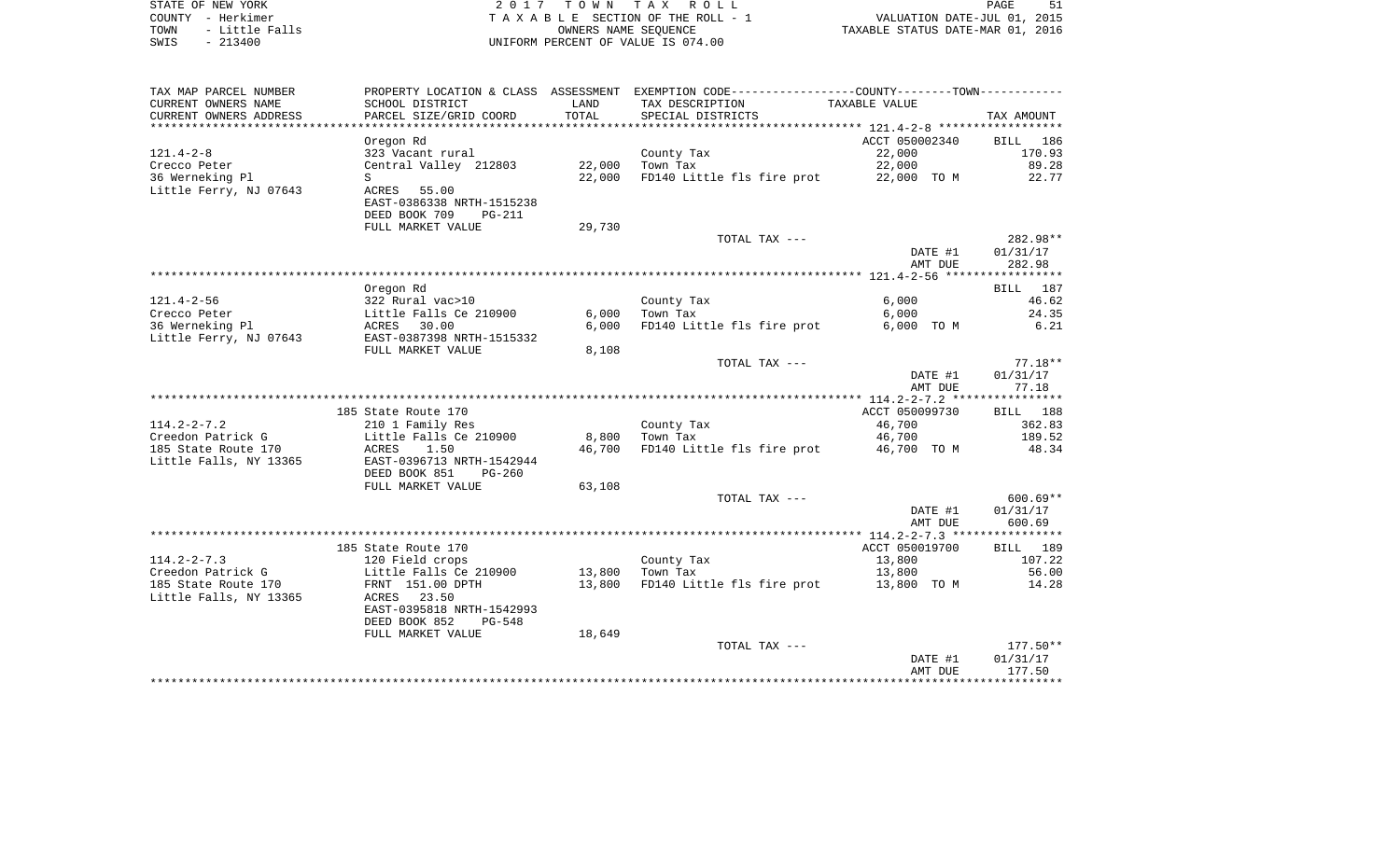STATE OF NEW YORK
COUNTY - Herkimer
TOWN - Little Falls
SWIS - 213400

2017 TOWN TAX ROLL
TAXABLE SECTION OF THE ROLL - 1
OWNERS NAME SEQUENCE
UNIFORM PERCENT OF VALUE IS 074.00

VALUATION DATE-JUL 01, 2015
TAXABLE STATUS DATE-MAR 01, 2016

| TAX MAP PARCEL NUMBER / CURRENT OWNERS NAME / CURRENT OWNERS ADDRESS | PROPERTY LOCATION & CLASS / SCHOOL DISTRICT / PARCEL SIZE/GRID COORD | ASSESSMENT LAND / TOTAL | EXEMPTION CODE / TAX DESCRIPTION / SPECIAL DISTRICTS | COUNTY / TOWN TAXABLE VALUE | TAX AMOUNT |
|---|---|---|---|---|---|
| 121.4-2-8 | Oregon Rd | | | ACCT 050002340 | BILL 186 |
| | 323 Vacant rural | | County Tax | 22,000 | 170.93 |
| Crecco Peter | Central Valley 212803 | 22,000 | Town Tax | 22,000 | 89.28 |
| 36 Werneking Pl | S | 22,000 | FD140 Little fls fire prot | 22,000 TO M | 22.77 |
| Little Ferry, NJ 07643 | ACRES 55.00 | | | | |
| | EAST-0386338 NRTH-1515238 | | | | |
| | DEED BOOK 709 PG-211 | | | | |
| | FULL MARKET VALUE | 29,730 | | | |
| | | | TOTAL TAX --- | | 282.98** |
| | | | | DATE #1 | 01/31/17 |
| | | | | AMT DUE | 282.98 |
| 121.4-2-56 | Oregon Rd | | | | BILL 187 |
| | 322 Rural vac>10 | | County Tax | 6,000 | 46.62 |
| Crecco Peter | Little Falls Ce 210900 | 6,000 | Town Tax | 6,000 | 24.35 |
| 36 Werneking Pl | ACRES 30.00 | 6,000 | FD140 Little fls fire prot | 6,000 TO M | 6.21 |
| Little Ferry, NJ 07643 | EAST-0387398 NRTH-1515332 | | | | |
| | FULL MARKET VALUE | 8,108 | | | |
| | | | TOTAL TAX --- | | 77.18** |
| | | | | DATE #1 | 01/31/17 |
| | | | | AMT DUE | 77.18 |
| 114.2-2-7.2 | 185 State Route 170 | | | ACCT 050099730 | BILL 188 |
| | 210 1 Family Res | | County Tax | 46,700 | 362.83 |
| Creedon Patrick G | Little Falls Ce 210900 | 8,800 | Town Tax | 46,700 | 189.52 |
| 185 State Route 170 | ACRES 1.50 | 46,700 | FD140 Little fls fire prot | 46,700 TO M | 48.34 |
| Little Falls, NY 13365 | EAST-0396713 NRTH-1542944 | | | | |
| | DEED BOOK 851 PG-260 | | | | |
| | FULL MARKET VALUE | 63,108 | | | |
| | | | TOTAL TAX --- | | 600.69** |
| | | | | DATE #1 | 01/31/17 |
| | | | | AMT DUE | 600.69 |
| 114.2-2-7.3 | 185 State Route 170 | | | ACCT 050019700 | BILL 189 |
| | 120 Field crops | | County Tax | 13,800 | 107.22 |
| Creedon Patrick G | Little Falls Ce 210900 | 13,800 | Town Tax | 13,800 | 56.00 |
| 185 State Route 170 | FRNT 151.00 DPTH | 13,800 | FD140 Little fls fire prot | 13,800 TO M | 14.28 |
| Little Falls, NY 13365 | ACRES 23.50 | | | | |
| | EAST-0395818 NRTH-1542993 | | | | |
| | DEED BOOK 852 PG-548 | | | | |
| | FULL MARKET VALUE | 18,649 | | | |
| | | | TOTAL TAX --- | | 177.50** |
| | | | | DATE #1 | 01/31/17 |
| | | | | AMT DUE | 177.50 |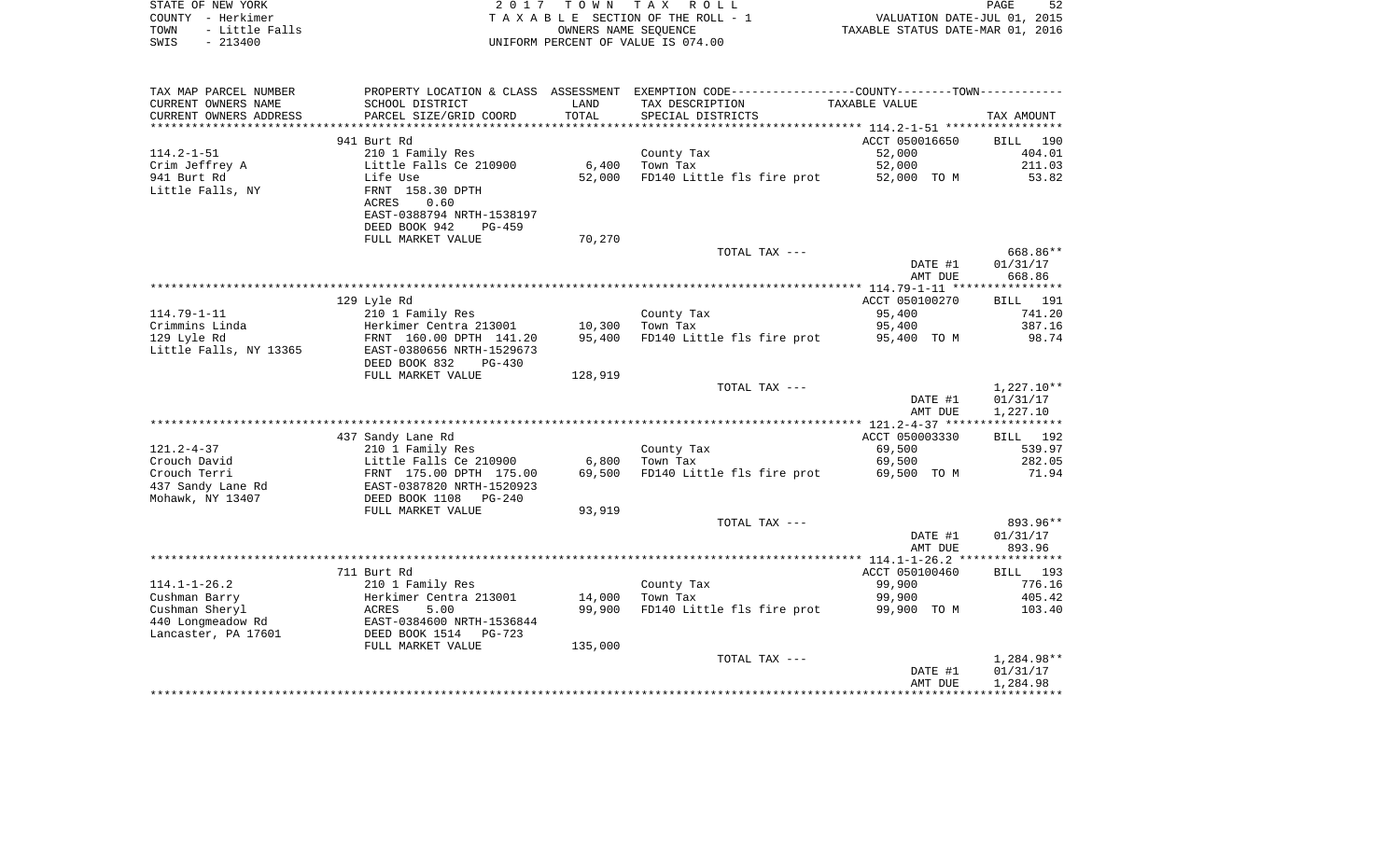STATE OF NEW YORK
COUNTY - Herkimer
TOWN - Little Falls
SWIS - 213400

2017 TOWN TAX ROLL
TAXABLE SECTION OF THE ROLL - 1
OWNERS NAME SEQUENCE
UNIFORM PERCENT OF VALUE IS 074.00

VALUATION DATE-JUL 01, 2015
TAXABLE STATUS DATE-MAR 01, 2016

| TAX MAP PARCEL NUMBER / CURRENT OWNERS NAME / CURRENT OWNERS ADDRESS | PROPERTY LOCATION & CLASS / SCHOOL DISTRICT / PARCEL SIZE/GRID COORD | ASSESSMENT LAND | TOTAL | EXEMPTION CODE / TAX DESCRIPTION / SPECIAL DISTRICTS | TAXABLE VALUE | TAX AMOUNT |
|---|---|---|---|---|---|---|
| | 941 Burt Rd | | | | ACCT 050016650 | BILL 190 |
| 114.2-1-51 | 210 1 Family Res | | | County Tax | 52,000 | 404.01 |
| Crim Jeffrey A | Little Falls Ce 210900 | 6,400 | | Town Tax | 52,000 | 211.03 |
| 941 Burt Rd | Life Use | | 52,000 | FD140 Little fls fire prot | 52,000 TO M | 53.82 |
| Little Falls, NY | FRNT 158.30 DPTH | | | | | |
| | ACRES 0.60 | | | | | |
| | EAST-0388794 NRTH-1538197 | | | | | |
| | DEED BOOK 942 PG-459 | | | | | |
| | FULL MARKET VALUE | | 70,270 | | | |
| | | | | TOTAL TAX --- | | 668.86** |
| | | | | | DATE #1 | 01/31/17 |
| | | | | | AMT DUE | 668.86 |
| | 129 Lyle Rd | | | | ACCT 050100270 | BILL 191 |
| 114.79-1-11 | 210 1 Family Res | | | County Tax | 95,400 | 741.20 |
| Crimmins Linda | Herkimer Centra 213001 | 10,300 | | Town Tax | 95,400 | 387.16 |
| 129 Lyle Rd | FRNT 160.00 DPTH 141.20 | | 95,400 | FD140 Little fls fire prot | 95,400 TO M | 98.74 |
| Little Falls, NY 13365 | EAST-0380656 NRTH-1529673 | | | | | |
| | DEED BOOK 832 PG-430 | | | | | |
| | FULL MARKET VALUE | | 128,919 | | | |
| | | | | TOTAL TAX --- | | 1,227.10** |
| | | | | | DATE #1 | 01/31/17 |
| | | | | | AMT DUE | 1,227.10 |
| | 437 Sandy Lane Rd | | | | ACCT 050003330 | BILL 192 |
| 121.2-4-37 | 210 1 Family Res | | | County Tax | 69,500 | 539.97 |
| Crouch David | Little Falls Ce 210900 | 6,800 | | Town Tax | 69,500 | 282.05 |
| Crouch Terri | FRNT 175.00 DPTH 175.00 | | 69,500 | FD140 Little fls fire prot | 69,500 TO M | 71.94 |
| 437 Sandy Lane Rd | EAST-0387820 NRTH-1520923 | | | | | |
| Mohawk, NY 13407 | DEED BOOK 1108 PG-240 | | | | | |
| | FULL MARKET VALUE | | 93,919 | | | |
| | | | | TOTAL TAX --- | | 893.96** |
| | | | | | DATE #1 | 01/31/17 |
| | | | | | AMT DUE | 893.96 |
| | 711 Burt Rd | | | | ACCT 050100460 | BILL 193 |
| 114.1-1-26.2 | 210 1 Family Res | | | County Tax | 99,900 | 776.16 |
| Cushman Barry | Herkimer Centra 213001 | 14,000 | | Town Tax | 99,900 | 405.42 |
| Cushman Sheryl | ACRES 5.00 | | 99,900 | FD140 Little fls fire prot | 99,900 TO M | 103.40 |
| 440 Longmeadow Rd | EAST-0384600 NRTH-1536844 | | | | | |
| Lancaster, PA 17601 | DEED BOOK 1514 PG-723 | | | | | |
| | FULL MARKET VALUE | | 135,000 | | | |
| | | | | TOTAL TAX --- | | 1,284.98** |
| | | | | | DATE #1 | 01/31/17 |
| | | | | | AMT DUE | 1,284.98 |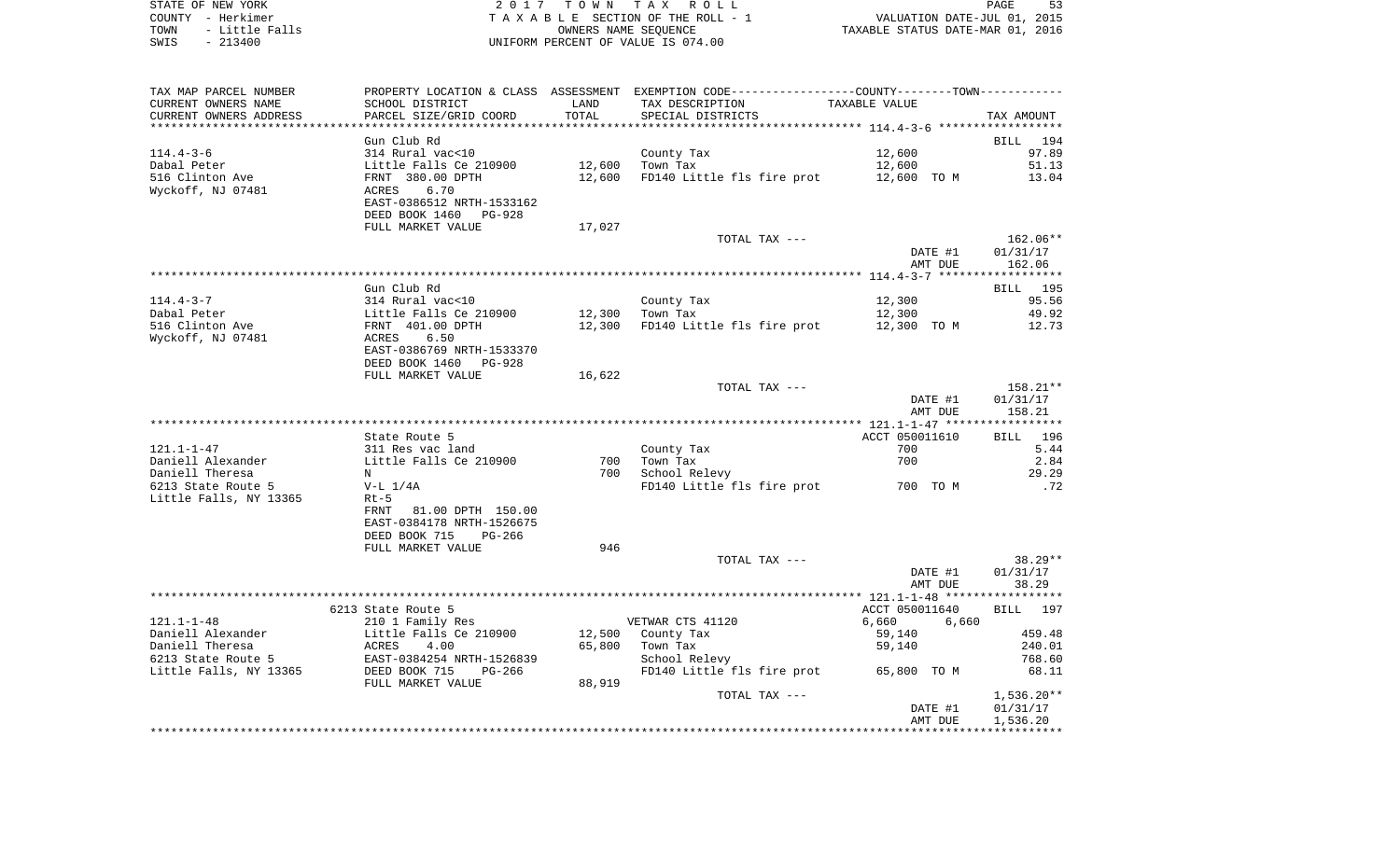STATE OF NEW YORK | COUNTY - Herkimer | TOWN - Little Falls | SWIS - 213400

2017 TOWN TAX ROLL
TAXABLE SECTION OF THE ROLL - 1
OWNERS NAME SEQUENCE
UNIFORM PERCENT OF VALUE IS 074.00

VALUATION DATE-JUL 01, 2015
TAXABLE STATUS DATE-MAR 01, 2016

| TAX MAP PARCEL NUMBER / CURRENT OWNERS NAME / CURRENT OWNERS ADDRESS | PROPERTY LOCATION & CLASS / SCHOOL DISTRICT / PARCEL SIZE/GRID COORD | ASSESSMENT LAND / TOTAL | EXEMPTION CODE / TAX DESCRIPTION / SPECIAL DISTRICTS | TAXABLE VALUE | TAX AMOUNT |
|---|---|---|---|---|---|
| **114.4-3-6** | Gun Club Rd | | | | BILL 194 |
| Dabal Peter | 314 Rural vac<10 | | County Tax | 12,600 | 97.89 |
| 516 Clinton Ave | Little Falls Ce 210900 | 12,600 | Town Tax | 12,600 | 51.13 |
| Wyckoff, NJ 07481 | FRNT 380.00 DPTH | 12,600 | FD140 Little fls fire prot | 12,600 TO M | 13.04 |
| | ACRES 6.70 | | | | |
| | EAST-0386512 NRTH-1533162 | | | | |
| | DEED BOOK 1460 PG-928 | | | | |
| | FULL MARKET VALUE | 17,027 | | | |
| | | | TOTAL TAX --- | | 162.06** |
| | | | | DATE #1 | 01/31/17 |
| | | | | AMT DUE | 162.06 |
| **114.4-3-7** | Gun Club Rd | | | | BILL 195 |
| Dabal Peter | 314 Rural vac<10 | | County Tax | 12,300 | 95.56 |
| 516 Clinton Ave | Little Falls Ce 210900 | 12,300 | Town Tax | 12,300 | 49.92 |
| Wyckoff, NJ 07481 | FRNT 401.00 DPTH | 12,300 | FD140 Little fls fire prot | 12,300 TO M | 12.73 |
| | ACRES 6.50 | | | | |
| | EAST-0386769 NRTH-1533370 | | | | |
| | DEED BOOK 1460 PG-928 | | | | |
| | FULL MARKET VALUE | 16,622 | | | |
| | | | TOTAL TAX --- | | 158.21** |
| | | | | DATE #1 | 01/31/17 |
| | | | | AMT DUE | 158.21 |
| **121.1-1-47** | State Route 5 | | | ACCT 050011610 | BILL 196 |
| Daniell Alexander | 311 Res vac land | | County Tax | 700 | 5.44 |
| Daniell Theresa | Little Falls Ce 210900 | 700 | Town Tax | 700 | 2.84 |
| 6213 State Route 5 | N | 700 | School Relevy | | 29.29 |
| Little Falls, NY 13365 | V-L 1/4A | | FD140 Little fls fire prot | 700 TO M | .72 |
| | Rt-5 | | | | |
| | FRNT 81.00 DPTH 150.00 | | | | |
| | EAST-0384178 NRTH-1526675 | | | | |
| | DEED BOOK 715 PG-266 | | | | |
| | FULL MARKET VALUE | 946 | | | |
| | | | TOTAL TAX --- | | 38.29** |
| | | | | DATE #1 | 01/31/17 |
| | | | | AMT DUE | 38.29 |
| **121.1-1-48** | 6213 State Route 5 | | | ACCT 050011640 | BILL 197 |
| Daniell Alexander | 210 1 Family Res | | VETWAR CTS 41120 | 6,660 6,660 | |
| Daniell Theresa | Little Falls Ce 210900 | 12,500 | County Tax | 59,140 | 459.48 |
| 6213 State Route 5 | ACRES 4.00 | 65,800 | Town Tax | 59,140 | 240.01 |
| Little Falls, NY 13365 | EAST-0384254 NRTH-1526839 | | School Relevy | | 768.60 |
| | DEED BOOK 715 PG-266 | | FD140 Little fls fire prot | 65,800 TO M | 68.11 |
| | FULL MARKET VALUE | 88,919 | | | |
| | | | TOTAL TAX --- | | 1,536.20** |
| | | | | DATE #1 | 01/31/17 |
| | | | | AMT DUE | 1,536.20 |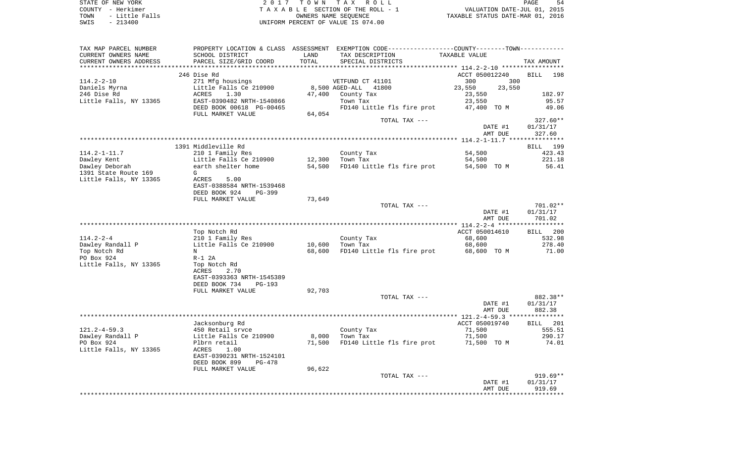STATE OF NEW YORK — COUNTY - Herkimer — TOWN - Little Falls — SWIS - 213400

2 0 1 7  T O W N  T A X  R O L L
T A X A B L E SECTION OF THE ROLL - 1
OWNERS NAME SEQUENCE
UNIFORM PERCENT OF VALUE IS 074.00

VALUATION DATE-JUL 01, 2015
TAXABLE STATUS DATE-MAR 01, 2016

| TAX MAP PARCEL NUMBER / CURRENT OWNERS NAME / CURRENT OWNERS ADDRESS | PROPERTY LOCATION & CLASS / SCHOOL DISTRICT / PARCEL SIZE/GRID COORD | ASSESSMENT LAND / TOTAL | EXEMPTION CODE / TAX DESCRIPTION / SPECIAL DISTRICTS | COUNTY TAXABLE VALUE | TOWN TAXABLE VALUE | TAX AMOUNT |
|---|---|---|---|---|---|---|
| 114.2-2-10 | 246 Dise Rd | | | ACCT 050012240 | | BILL 198 |
| Daniels Myrna | 271 Mfg housings | | VETFUND CT 41101 | 300 | 300 | |
| 246 Dise Rd | Little Falls Ce 210900 | 8,500 | AGED-ALL 41800 | 23,550 | 23,550 | |
| Little Falls, NY 13365 | ACRES 1.30 | 47,400 | County Tax | 23,550 | | 182.97 |
| | EAST-0390482 NRTH-1540866 | | Town Tax | 23,550 | | 95.57 |
| | DEED BOOK 00618 PG-00465 | | FD140 Little fls fire prot | 47,400 TO M | | 49.06 |
| | FULL MARKET VALUE | 64,054 | | | | |
| | | | TOTAL TAX --- | | | 327.60** |
| | | | | DATE #1 | | 01/31/17 |
| | | | | AMT DUE | | 327.60 |
| 114.2-1-11.7 | 1391 Middleville Rd | | | | | BILL 199 |
| Dawley Kent | 210 1 Family Res | | County Tax | 54,500 | | 423.43 |
| Dawley Deborah | Little Falls Ce 210900 | 12,300 | Town Tax | 54,500 | | 221.18 |
| 1391 State Route 169 | earth shelter home | 54,500 | FD140 Little fls fire prot | 54,500 TO M | | 56.41 |
| Little Falls, NY 13365 | G | | | | | |
| | ACRES 5.00 | | | | | |
| | EAST-0388584 NRTH-1539468 | | | | | |
| | DEED BOOK 924 PG-399 | | | | | |
| | FULL MARKET VALUE | 73,649 | | | | |
| | | | TOTAL TAX --- | | | 701.02** |
| | | | | DATE #1 | | 01/31/17 |
| | | | | AMT DUE | | 701.02 |
| 114.2-2-4 | Top Notch Rd | | | ACCT 050014610 | | BILL 200 |
| Dawley Randall P | 210 1 Family Res | | County Tax | 68,600 | | 532.98 |
| Top Notch Rd | Little Falls Ce 210900 | 10,600 | Town Tax | 68,600 | | 278.40 |
| PO Box 924 | N | 68,600 | FD140 Little fls fire prot | 68,600 TO M | | 71.00 |
| Little Falls, NY 13365 | R-1 2A | | | | | |
| | Top Notch Rd | | | | | |
| | ACRES 2.70 | | | | | |
| | EAST-0393363 NRTH-1545389 | | | | | |
| | DEED BOOK 734 PG-193 | | | | | |
| | FULL MARKET VALUE | 92,703 | | | | |
| | | | TOTAL TAX --- | | | 882.38** |
| | | | | DATE #1 | | 01/31/17 |
| | | | | AMT DUE | | 882.38 |
| 121.2-4-59.3 | Jacksonburg Rd | | | ACCT 050019740 | | BILL 201 |
| Dawley Randall P | 450 Retail srvce | | County Tax | 71,500 | | 555.51 |
| PO Box 924 | Little Falls Ce 210900 | 8,000 | Town Tax | 71,500 | | 290.17 |
| Little Falls, NY 13365 | Plbrn retail | 71,500 | FD140 Little fls fire prot | 71,500 TO M | | 74.01 |
| | ACRES 1.00 | | | | | |
| | EAST-0390231 NRTH-1524101 | | | | | |
| | DEED BOOK 899 PG-478 | | | | | |
| | FULL MARKET VALUE | 96,622 | | | | |
| | | | TOTAL TAX --- | | | 919.69** |
| | | | | DATE #1 | | 01/31/17 |
| | | | | AMT DUE | | 919.69 |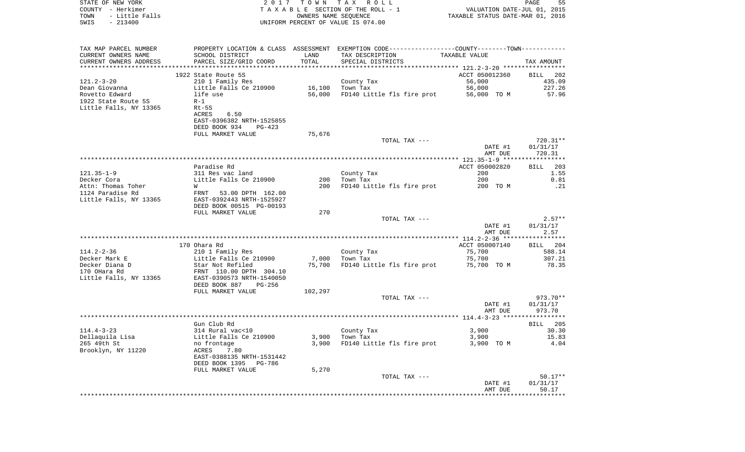STATE OF NEW YORK
COUNTY - Herkimer
TOWN - Little Falls
SWIS - 213400

2017 TOWN TAX ROLL
TAXABLE SECTION OF THE ROLL - 1
OWNERS NAME SEQUENCE
UNIFORM PERCENT OF VALUE IS 074.00

VALUATION DATE-JUL 01, 2015
TAXABLE STATUS DATE-MAR 01, 2016

| TAX MAP PARCEL NUMBER / CURRENT OWNERS NAME / CURRENT OWNERS ADDRESS | PROPERTY LOCATION & CLASS / SCHOOL DISTRICT / PARCEL SIZE/GRID COORD | ASSESSMENT LAND / TOTAL | EXEMPTION CODE / TAX DESCRIPTION / SPECIAL DISTRICTS | TAXABLE VALUE | TAX AMOUNT |
|---|---|---|---|---|---|
| 121.2-3-20 | 1922 State Route 5S | | | ACCT 050012360 | BILL 202 |
| 121.2-3-20 | 210 1 Family Res | | County Tax | 56,000 | 435.09 |
| Dean Giovanna | Little Falls Ce 210900 | 16,100 | Town Tax | 56,000 | 227.26 |
| Rovetto Edward | life use | 56,000 | FD140 Little fls fire prot | 56,000 TO M | 57.96 |
| 1922 State Route 5S | R-1 | | | | |
| Little Falls, NY 13365 | Rt-5S | | | | |
| | ACRES 6.50 | | | | |
| | EAST-0396382 NRTH-1525855 | | | | |
| | DEED BOOK 934 PG-423 | | | | |
| | FULL MARKET VALUE | 75,676 | | | |
| | | | TOTAL TAX --- | | 720.31** |
| | | | | DATE #1 | 01/31/17 |
| | | | | AMT DUE | 720.31 |
| 121.35-1-9 | Paradise Rd | | | ACCT 050002820 | BILL 203 |
| 121.35-1-9 | 311 Res vac land | | County Tax | 200 | 1.55 |
| Decker Cora | Little Falls Ce 210900 | 200 | Town Tax | 200 | 0.81 |
| Attn: Thomas Toher | W | 200 | FD140 Little fls fire prot | 200 TO M | .21 |
| 1124 Paradise Rd | FRNT 53.00 DPTH 162.00 | | | | |
| Little Falls, NY 13365 | EAST-0392443 NRTH-1525927 | | | | |
| | DEED BOOK 00515 PG-00193 | | | | |
| | FULL MARKET VALUE | 270 | | | |
| | | | TOTAL TAX --- | | 2.57** |
| | | | | DATE #1 | 01/31/17 |
| | | | | AMT DUE | 2.57 |
| 114.2-2-36 | 170 Ohara Rd | | | ACCT 050007140 | BILL 204 |
| 114.2-2-36 | 210 1 Family Res | | County Tax | 75,700 | 588.14 |
| Decker Mark E | Little Falls Ce 210900 | 7,000 | Town Tax | 75,700 | 307.21 |
| Decker Diana D | Star Not Refiled | 75,700 | FD140 Little fls fire prot | 75,700 TO M | 78.35 |
| 170 OHara Rd | FRNT 110.00 DPTH 304.10 | | | | |
| Little Falls, NY 13365 | EAST-0390573 NRTH-1540050 | | | | |
| | DEED BOOK 887 PG-256 | | | | |
| | FULL MARKET VALUE | 102,297 | | | |
| | | | TOTAL TAX --- | | 973.70** |
| | | | | DATE #1 | 01/31/17 |
| | | | | AMT DUE | 973.70 |
| 114.4-3-23 | Gun Club Rd | | | | BILL 205 |
| 114.4-3-23 | 314 Rural vac<10 | | County Tax | 3,900 | 30.30 |
| Dellaquila Lisa | Little Falls Ce 210900 | 3,900 | Town Tax | 3,900 | 15.83 |
| 265 49th St | no frontage | 3,900 | FD140 Little fls fire prot | 3,900 TO M | 4.04 |
| Brooklyn, NY 11220 | ACRES 7.80 | | | | |
| | EAST-0388135 NRTH-1531442 | | | | |
| | DEED BOOK 1395 PG-786 | | | | |
| | FULL MARKET VALUE | 5,270 | | | |
| | | | TOTAL TAX --- | | 50.17** |
| | | | | DATE #1 | 01/31/17 |
| | | | | AMT DUE | 50.17 |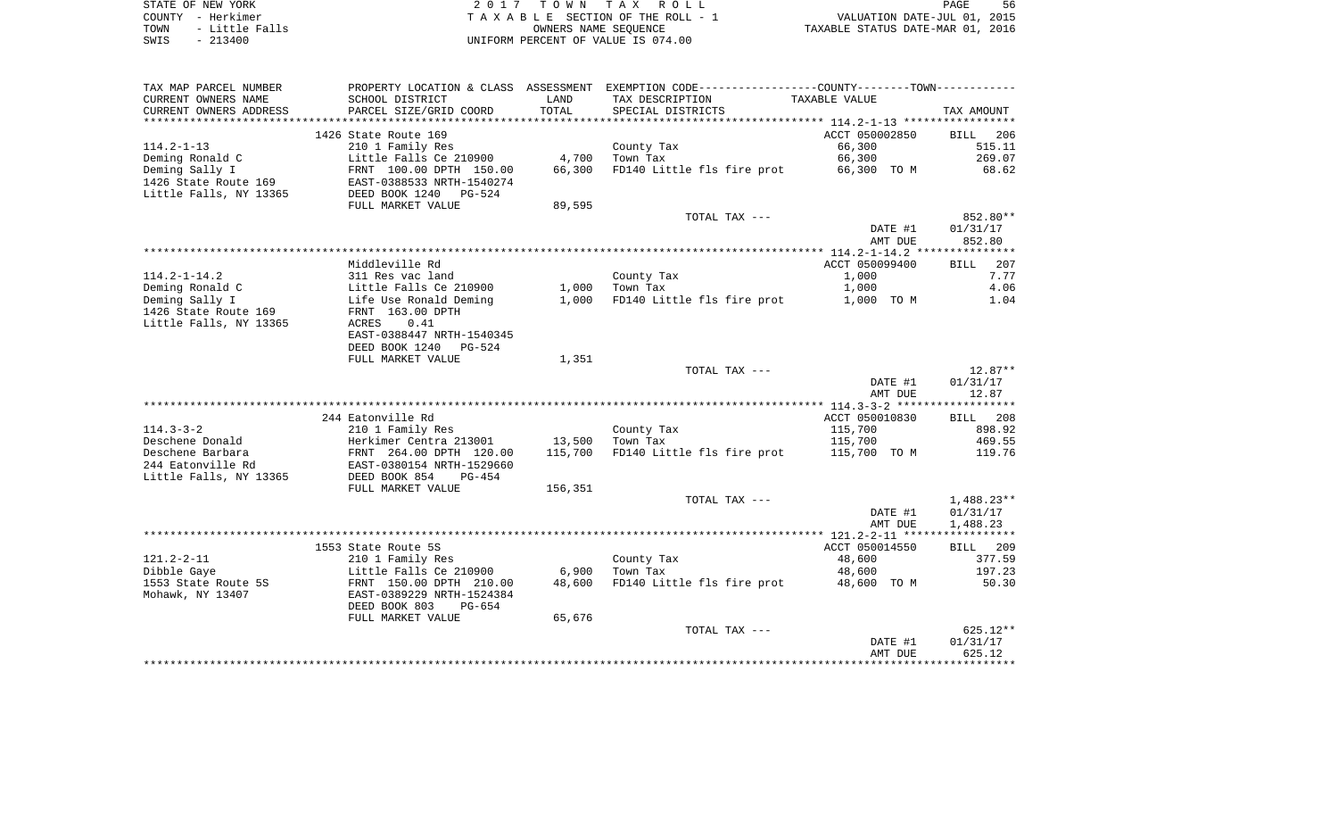STATE OF NEW YORK | COUNTY - Herkimer | TOWN - Little Falls | SWIS - 213400

2017 TOWN TAX ROLL
TAXABLE SECTION OF THE ROLL - 1
OWNERS NAME SEQUENCE
UNIFORM PERCENT OF VALUE IS 074.00

VALUATION DATE-JUL 01, 2015
TAXABLE STATUS DATE-MAR 01, 2016

| TAX MAP PARCEL NUMBER / CURRENT OWNERS NAME / CURRENT OWNERS ADDRESS | PROPERTY LOCATION & CLASS / SCHOOL DISTRICT / PARCEL SIZE/GRID COORD | ASSESSMENT LAND / TOTAL | EXEMPTION CODE / TAX DESCRIPTION / SPECIAL DISTRICTS | COUNTY--------TOWN TAXABLE VALUE | TAX AMOUNT |
|---|---|---|---|---|---|
| 114.2-1-13 | 1426 State Route 169 | | | ACCT 050002850 | BILL 206 |
| Deming Ronald C | 210 1 Family Res | | County Tax | 66,300 | 515.11 |
| Deming Sally I | Little Falls Ce 210900 | 4,700 | Town Tax | 66,300 | 269.07 |
| 1426 State Route 169 | FRNT 100.00 DPTH 150.00 | 66,300 | FD140 Little fls fire prot | 66,300 TO M | 68.62 |
| Little Falls, NY 13365 | EAST-0388533 NRTH-1540274 | | | | |
| | DEED BOOK 1240 PG-524 | | | | |
| | FULL MARKET VALUE | 89,595 | | | |
| | | | TOTAL TAX --- | | 852.80** |
| | | | | DATE #1 | 01/31/17 |
| | | | | AMT DUE | 852.80 |
| 114.2-1-14.2 | Middleville Rd | | | ACCT 050099400 | BILL 207 |
| Deming Ronald C | 311 Res vac land | | County Tax | 1,000 | 7.77 |
| Deming Sally I | Little Falls Ce 210900 | 1,000 | Town Tax | 1,000 | 4.06 |
| 1426 State Route 169 | Life Use Ronald Deming | 1,000 | FD140 Little fls fire prot | 1,000 TO M | 1.04 |
| Little Falls, NY 13365 | FRNT 163.00 DPTH | | | | |
| | ACRES 0.41 | | | | |
| | EAST-0388447 NRTH-1540345 | | | | |
| | DEED BOOK 1240 PG-524 | | | | |
| | FULL MARKET VALUE | 1,351 | | | |
| | | | TOTAL TAX --- | | 12.87** |
| | | | | DATE #1 | 01/31/17 |
| | | | | AMT DUE | 12.87 |
| 114.3-3-2 | 244 Eatonville Rd | | | ACCT 050010830 | BILL 208 |
| Deschene Donald | 210 1 Family Res | | County Tax | 115,700 | 898.92 |
| Deschene Barbara | Herkimer Centra 213001 | 13,500 | Town Tax | 115,700 | 469.55 |
| 244 Eatonville Rd | FRNT 264.00 DPTH 120.00 | 115,700 | FD140 Little fls fire prot | 115,700 TO M | 119.76 |
| Little Falls, NY 13365 | EAST-0380154 NRTH-1529660 | | | | |
| | DEED BOOK 854 PG-454 | | | | |
| | FULL MARKET VALUE | 156,351 | | | |
| | | | TOTAL TAX --- | | 1,488.23** |
| | | | | DATE #1 | 01/31/17 |
| | | | | AMT DUE | 1,488.23 |
| 121.2-2-11 | 1553 State Route 5S | | | ACCT 050014550 | BILL 209 |
| Dibble Gaye | 210 1 Family Res | | County Tax | 48,600 | 377.59 |
| 1553 State Route 5S | Little Falls Ce 210900 | 6,900 | Town Tax | 48,600 | 197.23 |
| Mohawk, NY 13407 | FRNT 150.00 DPTH 210.00 | 48,600 | FD140 Little fls fire prot | 48,600 TO M | 50.30 |
| | EAST-0389229 NRTH-1524384 | | | | |
| | DEED BOOK 803 PG-654 | | | | |
| | FULL MARKET VALUE | 65,676 | | | |
| | | | TOTAL TAX --- | | 625.12** |
| | | | | DATE #1 | 01/31/17 |
| | | | | AMT DUE | 625.12 |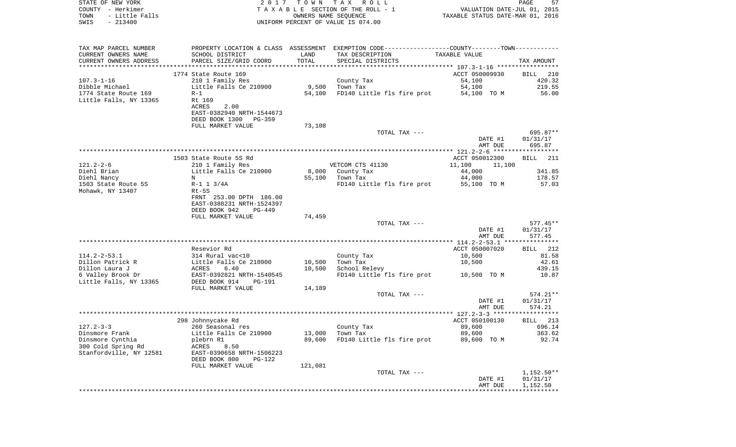STATE OF NEW YORK
COUNTY - Herkimer
TOWN - Little Falls
SWIS - 213400

2017 TOWN TAX ROLL
TAXABLE SECTION OF THE ROLL - 1
OWNERS NAME SEQUENCE
UNIFORM PERCENT OF VALUE IS 074.00

VALUATION DATE-JUL 01, 2015
TAXABLE STATUS DATE-MAR 01, 2016

| TAX MAP PARCEL NUMBER<br>CURRENT OWNERS NAME<br>CURRENT OWNERS ADDRESS | PROPERTY LOCATION & CLASS<br>SCHOOL DISTRICT<br>PARCEL SIZE/GRID COORD | ASSESSMENT<br>LAND<br>TOTAL | EXEMPTION CODE-----COUNTY-----TOWN-----<br>TAX DESCRIPTION<br>SPECIAL DISTRICTS | TAXABLE VALUE | TAX AMOUNT |
|---|---|---|---|---|---|
| **107.3-1-16** | 1774 State Route 169 | | | ACCT 050009930 | BILL 210 |
| 107.3-1-16 | 210 1 Family Res | | County Tax | 54,100 | 420.32 |
| Dibble Michael | Little Falls Ce 210900 | 9,500 | Town Tax | 54,100 | 219.55 |
| 1774 State Route 169 | R-1 | 54,100 | FD140 Little fls fire prot | 54,100 TO M | 56.00 |
| Little Falls, NY 13365 | Rt 169 | | | | |
| | ACRES 2.00 | | | | |
| | EAST-0382940 NRTH-1544673 | | | | |
| | DEED BOOK 1300 PG-359 | | | | |
| | FULL MARKET VALUE | 73,108 | | | |
| | | | TOTAL TAX --- | | 695.87** |
| | | | | DATE #1 | 01/31/17 |
| | | | | AMT DUE | 695.87 |
| **121.2-2-6** | 1503 State Route 5S Rd | | | ACCT 050012300 | BILL 211 |
| 121.2-2-6 | 210 1 Family Res | | VETCOM CTS 41130 | 11,100 11,100 | |
| Diehl Brian | Little Falls Ce 210900 | 8,000 | County Tax | 44,000 | 341.85 |
| Diehl Nancy | N | 55,100 | Town Tax | 44,000 | 178.57 |
| 1503 State Route 5S | R-1 1 3/4A | | FD140 Little fls fire prot | 55,100 TO M | 57.03 |
| Mohawk, NY 13407 | Rt-5S | | | | |
| | FRNT 253.00 DPTH 186.00 | | | | |
| | EAST-0388231 NRTH-1524397 | | | | |
| | DEED BOOK 942 PG-449 | | | | |
| | FULL MARKET VALUE | 74,459 | | | |
| | | | TOTAL TAX --- | | 577.45** |
| | | | | DATE #1 | 01/31/17 |
| | | | | AMT DUE | 577.45 |
| **114.2-2-53.1** | Resevior Rd | | | ACCT 050007020 | BILL 212 |
| 114.2-2-53.1 | 314 Rural vac<10 | | County Tax | 10,500 | 81.58 |
| Dillon Patrick R | Little Falls Ce 210900 | 10,500 | Town Tax | 10,500 | 42.61 |
| Dillon Laura J | ACRES 6.40 | 10,500 | School Relevy | | 439.15 |
| 6 Valley Brook Dr | EAST-0392821 NRTH-1540545 | | FD140 Little fls fire prot | 10,500 TO M | 10.87 |
| Little Falls, NY 13365 | DEED BOOK 914 PG-191 | | | | |
| | FULL MARKET VALUE | 14,189 | | | |
| | | | TOTAL TAX --- | | 574.21** |
| | | | | DATE #1 | 01/31/17 |
| | | | | AMT DUE | 574.21 |
| **127.2-3-3** | 298 Johnnycake Rd | | | ACCT 050100130 | BILL 213 |
| 127.2-3-3 | 260 Seasonal res | | County Tax | 89,600 | 696.14 |
| Dinsmore Frank | Little Falls Ce 210900 | 13,000 | Town Tax | 89,600 | 363.62 |
| Dinsmore Cynthia | plebrn R1 | 89,600 | FD140 Little fls fire prot | 89,600 TO M | 92.74 |
| 300 Cold Spring Rd | ACRES 8.50 | | | | |
| Stanfordville, NY 12581 | EAST-0390658 NRTH-1506223 | | | | |
| | DEED BOOK 800 PG-122 | | | | |
| | FULL MARKET VALUE | 121,081 | | | |
| | | | TOTAL TAX --- | | 1,152.50** |
| | | | | DATE #1 | 01/31/17 |
| | | | | AMT DUE | 1,152.50 |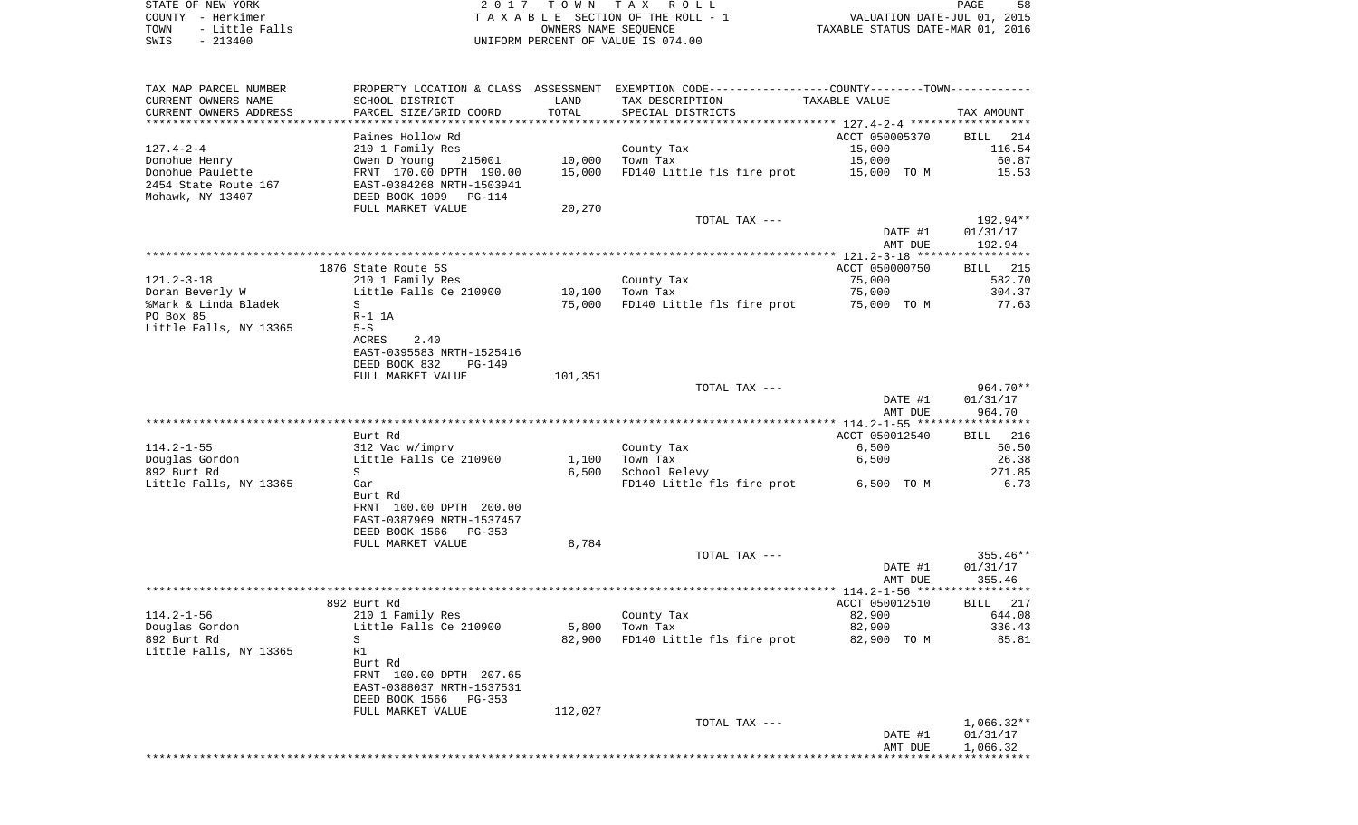STATE OF NEW YORK — COUNTY - Herkimer — TOWN - Little Falls — SWIS - 213400

2017 TOWN TAX ROLL
TAXABLE SECTION OF THE ROLL - 1
OWNERS NAME SEQUENCE
UNIFORM PERCENT OF VALUE IS 074.00

VALUATION DATE-JUL 01, 2015
TAXABLE STATUS DATE-MAR 01, 2016

| TAX MAP PARCEL NUMBER / CURRENT OWNERS NAME / CURRENT OWNERS ADDRESS | PROPERTY LOCATION & CLASS / SCHOOL DISTRICT / PARCEL SIZE/GRID COORD | ASSESSMENT LAND / TOTAL | EXEMPTION CODE / TAX DESCRIPTION / SPECIAL DISTRICTS | COUNTY/TOWN TAXABLE VALUE | TAX AMOUNT |
|---|---|---|---|---|---|
| 127.4-2-4 | Paines Hollow Rd | | | ACCT 050005370 | BILL 214 |
| Donohue Henry | 210 1 Family Res | | County Tax | 15,000 | 116.54 |
| Donohue Paulette | Owen D Young 215001 | 10,000 | Town Tax | 15,000 | 60.87 |
| 2454 State Route 167 | FRNT 170.00 DPTH 190.00 | 15,000 | FD140 Little fls fire prot | 15,000 TO M | 15.53 |
| Mohawk, NY 13407 | EAST-0384268 NRTH-1503941 | | | | |
| | DEED BOOK 1099 PG-114 | | | | |
| | FULL MARKET VALUE | 20,270 | | | |
| | | | TOTAL TAX --- | | 192.94** |
| | | | | DATE #1 | 01/31/17 |
| | | | | AMT DUE | 192.94 |
| 121.2-3-18 | 1876 State Route 5S | | | ACCT 050000750 | BILL 215 |
| Doran Beverly W | 210 1 Family Res | | County Tax | 75,000 | 582.70 |
| %Mark & Linda Bladek | Little Falls Ce 210900 | 10,100 | Town Tax | 75,000 | 304.37 |
| PO Box 85 | S | 75,000 | FD140 Little fls fire prot | 75,000 TO M | 77.63 |
| Little Falls, NY 13365 | R-1 1A | | | | |
| | 5-S | | | | |
| | ACRES 2.40 | | | | |
| | EAST-0395583 NRTH-1525416 | | | | |
| | DEED BOOK 832 PG-149 | | | | |
| | FULL MARKET VALUE | 101,351 | | | |
| | | | TOTAL TAX --- | | 964.70** |
| | | | | DATE #1 | 01/31/17 |
| | | | | AMT DUE | 964.70 |
| 114.2-1-55 | Burt Rd | | | ACCT 050012540 | BILL 216 |
| Douglas Gordon | 312 Vac w/imprv | | County Tax | 6,500 | 50.50 |
| 892 Burt Rd | Little Falls Ce 210900 | 1,100 | Town Tax | 6,500 | 26.38 |
| Little Falls, NY 13365 | S | 6,500 | School Relevy | | 271.85 |
| | Gar | | FD140 Little fls fire prot | 6,500 TO M | 6.73 |
| | Burt Rd | | | | |
| | FRNT 100.00 DPTH 200.00 | | | | |
| | EAST-0387969 NRTH-1537457 | | | | |
| | DEED BOOK 1566 PG-353 | | | | |
| | FULL MARKET VALUE | 8,784 | | | |
| | | | TOTAL TAX --- | | 355.46** |
| | | | | DATE #1 | 01/31/17 |
| | | | | AMT DUE | 355.46 |
| 114.2-1-56 | 892 Burt Rd | | | ACCT 050012510 | BILL 217 |
| Douglas Gordon | 210 1 Family Res | | County Tax | 82,900 | 644.08 |
| 892 Burt Rd | Little Falls Ce 210900 | 5,800 | Town Tax | 82,900 | 336.43 |
| Little Falls, NY 13365 | S | 82,900 | FD140 Little fls fire prot | 82,900 TO M | 85.81 |
| | R1 | | | | |
| | Burt Rd | | | | |
| | FRNT 100.00 DPTH 207.65 | | | | |
| | EAST-0388037 NRTH-1537531 | | | | |
| | DEED BOOK 1566 PG-353 | | | | |
| | FULL MARKET VALUE | 112,027 | | | |
| | | | TOTAL TAX --- | | 1,066.32** |
| | | | | DATE #1 | 01/31/17 |
| | | | | AMT DUE | 1,066.32 |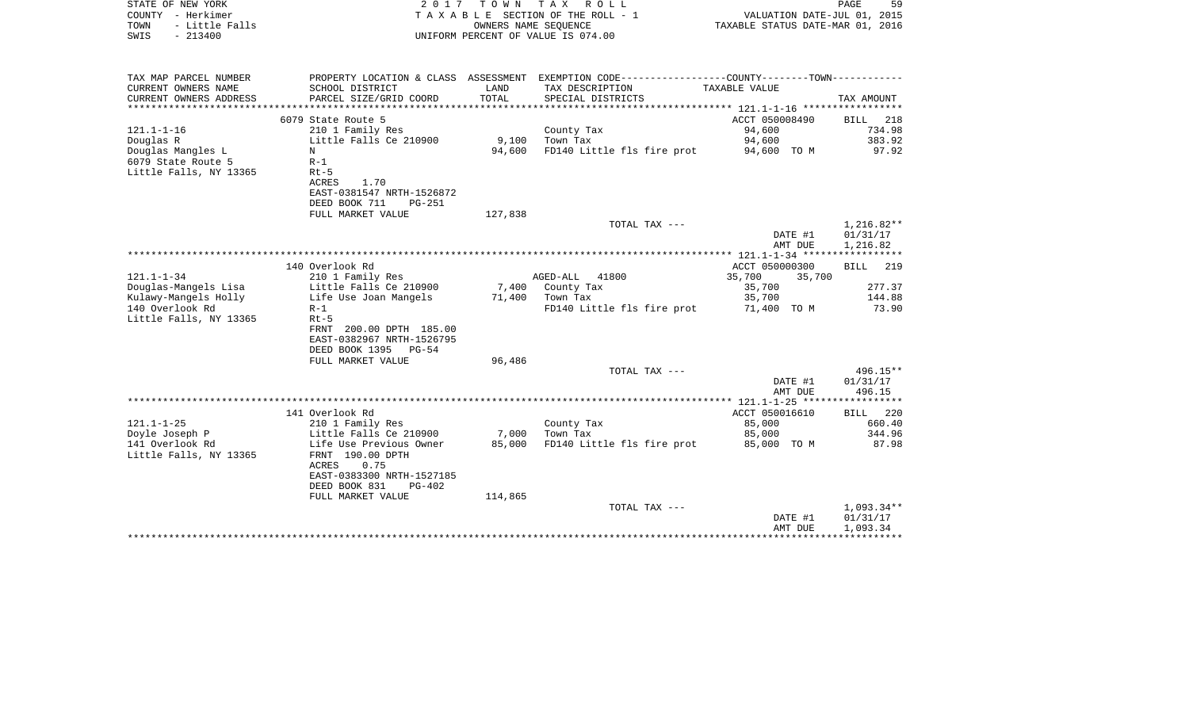STATE OF NEW YORK — 2017 TOWN TAX ROLL
COUNTY - Herkimer — TAXABLE SECTION OF THE ROLL - 1 — VALUATION DATE-JUL 01, 2015
TOWN - Little Falls — OWNERS NAME SEQUENCE — TAXABLE STATUS DATE-MAR 01, 2016
SWIS - 213400 — UNIFORM PERCENT OF VALUE IS 074.00

| TAX MAP PARCEL NUMBER / CURRENT OWNERS NAME / CURRENT OWNERS ADDRESS | PROPERTY LOCATION & CLASS / SCHOOL DISTRICT / PARCEL SIZE/GRID COORD | ASSESSMENT LAND / TOTAL | EXEMPTION CODE / TAX DESCRIPTION / SPECIAL DISTRICTS | COUNTY / TOWN TAXABLE VALUE | TAX AMOUNT |
|---|---|---|---|---|---|
| **121.1-1-16** | 6079 State Route 5 | | | ACCT 050008490 | BILL 218 |
| Douglas R | 210 1 Family Res | | County Tax | 94,600 | 734.98 |
| Douglas Mangles L | Little Falls Ce 210900 | 9,100 | Town Tax | 94,600 | 383.92 |
| 6079 State Route 5 | N | 94,600 | FD140 Little fls fire prot | 94,600 TO M | 97.92 |
| Little Falls, NY 13365 | R-1 | | | | |
| | Rt-5 | | | | |
| | ACRES 1.70 | | | | |
| | EAST-0381547 NRTH-1526872 | | | | |
| | DEED BOOK 711 PG-251 | | | | |
| | FULL MARKET VALUE | 127,838 | | | |
| | | | TOTAL TAX --- | | 1,216.82** |
| | | | | DATE #1 | 01/31/17 |
| | | | | AMT DUE | 1,216.82 |
| **121.1-1-34** | 140 Overlook Rd | | | ACCT 050000300 | BILL 219 |
| Douglas-Mangels Lisa | 210 1 Family Res | | AGED-ALL 41800 | 35,700 35,700 | |
| Kulawy-Mangels Holly | Little Falls Ce 210900 | 7,400 | County Tax | 35,700 | 277.37 |
| 140 Overlook Rd | Life Use Joan Mangels | 71,400 | Town Tax | 35,700 | 144.88 |
| Little Falls, NY 13365 | R-1 | | FD140 Little fls fire prot | 71,400 TO M | 73.90 |
| | Rt-5 | | | | |
| | FRNT 200.00 DPTH 185.00 | | | | |
| | EAST-0382967 NRTH-1526795 | | | | |
| | DEED BOOK 1395 PG-54 | | | | |
| | FULL MARKET VALUE | 96,486 | | | |
| | | | TOTAL TAX --- | | 496.15** |
| | | | | DATE #1 | 01/31/17 |
| | | | | AMT DUE | 496.15 |
| **121.1-1-25** | 141 Overlook Rd | | | ACCT 050016610 | BILL 220 |
| Doyle Joseph P | 210 1 Family Res | | County Tax | 85,000 | 660.40 |
| 141 Overlook Rd | Little Falls Ce 210900 | 7,000 | Town Tax | 85,000 | 344.96 |
| Little Falls, NY 13365 | Life Use Previous Owner | 85,000 | FD140 Little fls fire prot | 85,000 TO M | 87.98 |
| | FRNT 190.00 DPTH | | | | |
| | ACRES 0.75 | | | | |
| | EAST-0383300 NRTH-1527185 | | | | |
| | DEED BOOK 831 PG-402 | | | | |
| | FULL MARKET VALUE | 114,865 | | | |
| | | | TOTAL TAX --- | | 1,093.34** |
| | | | | DATE #1 | 01/31/17 |
| | | | | AMT DUE | 1,093.34 |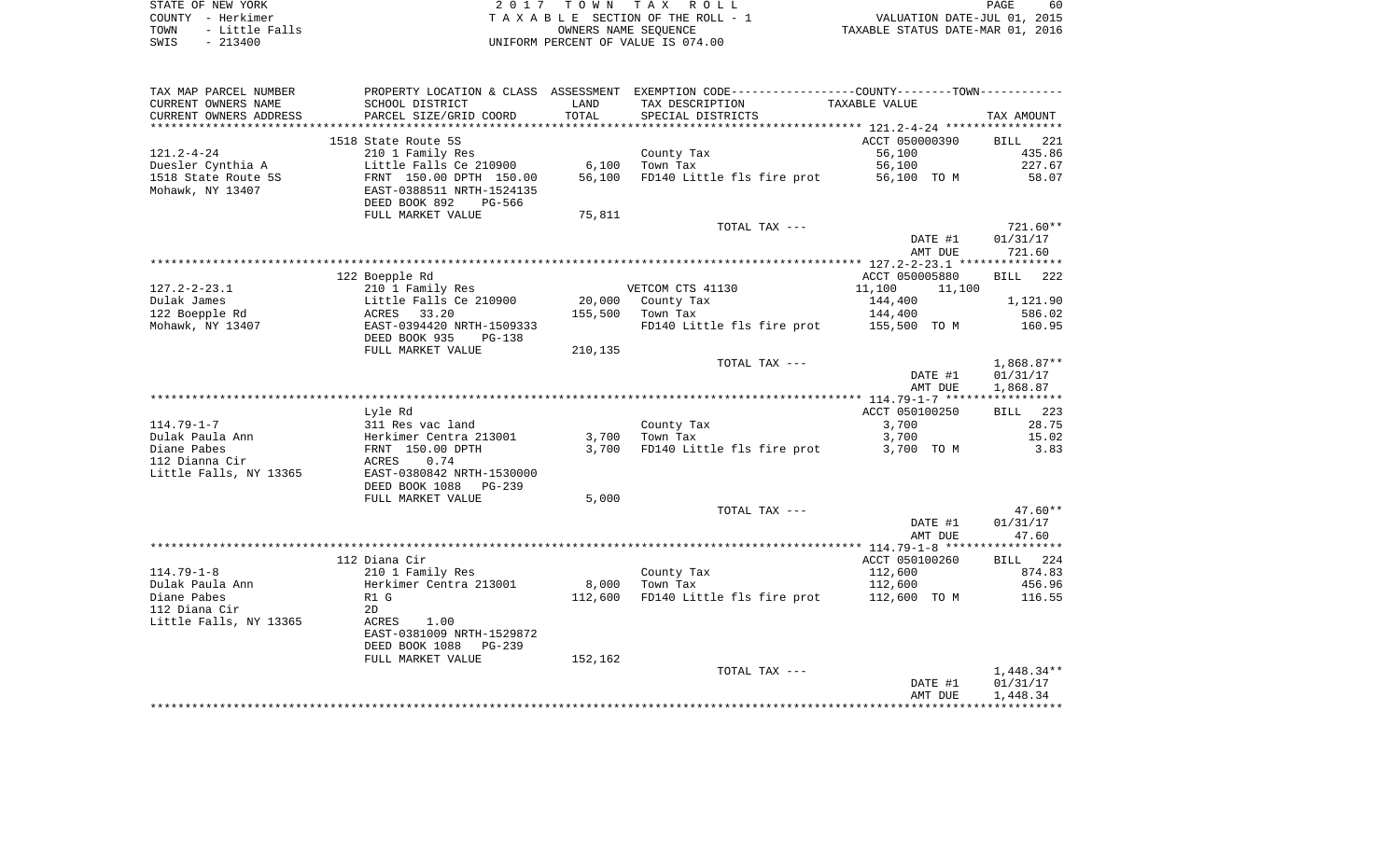STATE OF NEW YORK
COUNTY - Herkimer
TOWN - Little Falls
SWIS - 213400

2017 TOWN TAX ROLL
TAXABLE SECTION OF THE ROLL - 1
OWNERS NAME SEQUENCE
UNIFORM PERCENT OF VALUE IS 074.00

VALUATION DATE-JUL 01, 2015
TAXABLE STATUS DATE-MAR 01, 2016

| TAX MAP PARCEL NUMBER / CURRENT OWNERS NAME / CURRENT OWNERS ADDRESS | PROPERTY LOCATION & CLASS / SCHOOL DISTRICT / PARCEL SIZE/GRID COORD | ASSESSMENT LAND / TOTAL | EXEMPTION CODE / TAX DESCRIPTION / SPECIAL DISTRICTS | COUNTY / TOWN TAXABLE VALUE | TAX AMOUNT |
|---|---|---|---|---|---|
| | 1518 State Route 5S | | | ACCT 050000390 | BILL 221 |
| 121.2-4-24 | 210 1 Family Res | | County Tax | 56,100 | 435.86 |
| Duesler Cynthia A | Little Falls Ce 210900 | 6,100 | Town Tax | 56,100 | 227.67 |
| 1518 State Route 5S | FRNT 150.00 DPTH 150.00 | 56,100 | FD140 Little fls fire prot | 56,100 TO M | 58.07 |
| Mohawk, NY 13407 | EAST-0388511 NRTH-1524135 | | | | |
| | DEED BOOK 892 PG-566 | | | | |
| | FULL MARKET VALUE | 75,811 | | | |
| | | | TOTAL TAX --- | | 721.60** |
| | | | | DATE #1 | 01/31/17 |
| | | | | AMT DUE | 721.60 |
| | 122 Boepple Rd | | | ACCT 050005880 | BILL 222 |
| 127.2-2-23.1 | 210 1 Family Res | | VETCOM CTS 41130 | 11,100 11,100 | |
| Dulak James | Little Falls Ce 210900 | 20,000 | County Tax | 144,400 | 1,121.90 |
| 122 Boepple Rd | ACRES 33.20 | 155,500 | Town Tax | 144,400 | 586.02 |
| Mohawk, NY 13407 | EAST-0394420 NRTH-1509333 | | FD140 Little fls fire prot | 155,500 TO M | 160.95 |
| | DEED BOOK 935 PG-138 | | | | |
| | FULL MARKET VALUE | 210,135 | | | |
| | | | TOTAL TAX --- | | 1,868.87** |
| | | | | DATE #1 | 01/31/17 |
| | | | | AMT DUE | 1,868.87 |
| | Lyle Rd | | | ACCT 050100250 | BILL 223 |
| 114.79-1-7 | 311 Res vac land | | County Tax | 3,700 | 28.75 |
| Dulak Paula Ann | Herkimer Centra 213001 | 3,700 | Town Tax | 3,700 | 15.02 |
| Diane Pabes | FRNT 150.00 DPTH | 3,700 | FD140 Little fls fire prot | 3,700 TO M | 3.83 |
| 112 Dianna Cir | ACRES 0.74 | | | | |
| Little Falls, NY 13365 | EAST-0380842 NRTH-1530000 | | | | |
| | DEED BOOK 1088 PG-239 | | | | |
| | FULL MARKET VALUE | 5,000 | | | |
| | | | TOTAL TAX --- | | 47.60** |
| | | | | DATE #1 | 01/31/17 |
| | | | | AMT DUE | 47.60 |
| | 112 Diana Cir | | | ACCT 050100260 | BILL 224 |
| 114.79-1-8 | 210 1 Family Res | | County Tax | 112,600 | 874.83 |
| Dulak Paula Ann | Herkimer Centra 213001 | 8,000 | Town Tax | 112,600 | 456.96 |
| Diane Pabes | R1 G | 112,600 | FD140 Little fls fire prot | 112,600 TO M | 116.55 |
| 112 Diana Cir | 2D | | | | |
| Little Falls, NY 13365 | ACRES 1.00 | | | | |
| | EAST-0381009 NRTH-1529872 | | | | |
| | DEED BOOK 1088 PG-239 | | | | |
| | FULL MARKET VALUE | 152,162 | | | |
| | | | TOTAL TAX --- | | 1,448.34** |
| | | | | DATE #1 | 01/31/17 |
| | | | | AMT DUE | 1,448.34 |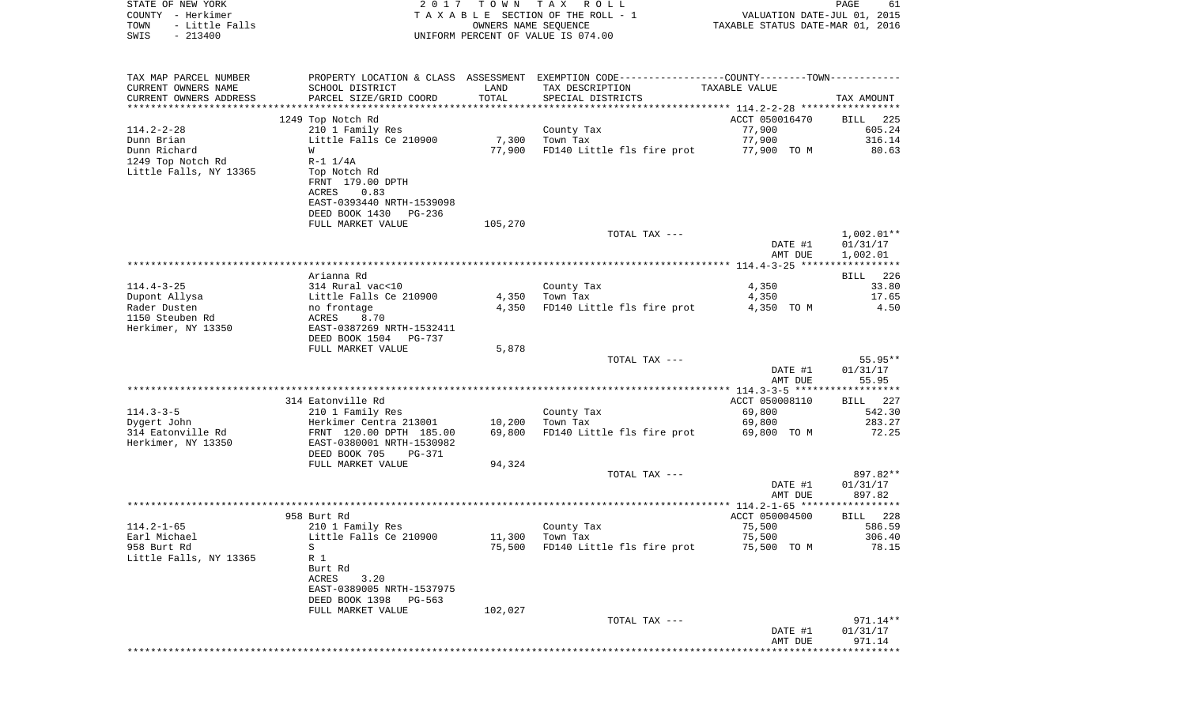STATE OF NEW YORK
COUNTY - Herkimer
TOWN - Little Falls
SWIS - 213400

2017 TOWN TAX ROLL
TAXABLE SECTION OF THE ROLL - 1
OWNERS NAME SEQUENCE
UNIFORM PERCENT OF VALUE IS 074.00

VALUATION DATE-JUL 01, 2015
TAXABLE STATUS DATE-MAR 01, 2016

| TAX MAP PARCEL NUMBER / CURRENT OWNERS NAME / CURRENT OWNERS ADDRESS | PROPERTY LOCATION & CLASS / SCHOOL DISTRICT / PARCEL SIZE/GRID COORD | ASSESSMENT LAND / TOTAL | EXEMPTION CODE / TAX DESCRIPTION / SPECIAL DISTRICTS | COUNTY--TOWN TAXABLE VALUE | TAX AMOUNT |
|---|---|---|---|---|---|
| **114.2-2-28** | 1249 Top Notch Rd | | | ACCT 050016470 | BILL 225 |
| 114.2-2-28 | 210 1 Family Res | | County Tax | 77,900 | 605.24 |
| Dunn Brian | Little Falls Ce 210900 | 7,300 | Town Tax | 77,900 | 316.14 |
| Dunn Richard | W | 77,900 | FD140 Little fls fire prot | 77,900 TO M | 80.63 |
| 1249 Top Notch Rd | R-1 1/4A | | | | |
| Little Falls, NY 13365 | Top Notch Rd | | | | |
| | FRNT 179.00 DPTH | | | | |
| | ACRES 0.83 | | | | |
| | EAST-0393440 NRTH-1539098 | | | | |
| | DEED BOOK 1430 PG-236 | | | | |
| | FULL MARKET VALUE | 105,270 | | | |
| | | | TOTAL TAX --- | | 1,002.01** |
| | | | | DATE #1 | 01/31/17 |
| | | | | AMT DUE | 1,002.01 |
| **114.4-3-25** | Arianna Rd | | | | BILL 226 |
| 114.4-3-25 | 314 Rural vac<10 | | County Tax | 4,350 | 33.80 |
| Dupont Allysa | Little Falls Ce 210900 | 4,350 | Town Tax | 4,350 | 17.65 |
| Rader Dusten | no frontage | 4,350 | FD140 Little fls fire prot | 4,350 TO M | 4.50 |
| 1150 Steuben Rd | ACRES 8.70 | | | | |
| Herkimer, NY 13350 | EAST-0387269 NRTH-1532411 | | | | |
| | DEED BOOK 1504 PG-737 | | | | |
| | FULL MARKET VALUE | 5,878 | | | |
| | | | TOTAL TAX --- | | 55.95** |
| | | | | DATE #1 | 01/31/17 |
| | | | | AMT DUE | 55.95 |
| **114.3-3-5** | 314 Eatonville Rd | | | ACCT 050008110 | BILL 227 |
| 114.3-3-5 | 210 1 Family Res | | County Tax | 69,800 | 542.30 |
| Dygert John | Herkimer Centra 213001 | 10,200 | Town Tax | 69,800 | 283.27 |
| 314 Eatonville Rd | FRNT 120.00 DPTH 185.00 | 69,800 | FD140 Little fls fire prot | 69,800 TO M | 72.25 |
| Herkimer, NY 13350 | EAST-0380001 NRTH-1530982 | | | | |
| | DEED BOOK 705 PG-371 | | | | |
| | FULL MARKET VALUE | 94,324 | | | |
| | | | TOTAL TAX --- | | 897.82** |
| | | | | DATE #1 | 01/31/17 |
| | | | | AMT DUE | 897.82 |
| **114.2-1-65** | 958 Burt Rd | | | ACCT 050004500 | BILL 228 |
| 114.2-1-65 | 210 1 Family Res | | County Tax | 75,500 | 586.59 |
| Earl Michael | Little Falls Ce 210900 | 11,300 | Town Tax | 75,500 | 306.40 |
| 958 Burt Rd | S | 75,500 | FD140 Little fls fire prot | 75,500 TO M | 78.15 |
| Little Falls, NY 13365 | R 1 | | | | |
| | Burt Rd | | | | |
| | ACRES 3.20 | | | | |
| | EAST-0389005 NRTH-1537975 | | | | |
| | DEED BOOK 1398 PG-563 | | | | |
| | FULL MARKET VALUE | 102,027 | | | |
| | | | TOTAL TAX --- | | 971.14** |
| | | | | DATE #1 | 01/31/17 |
| | | | | AMT DUE | 971.14 |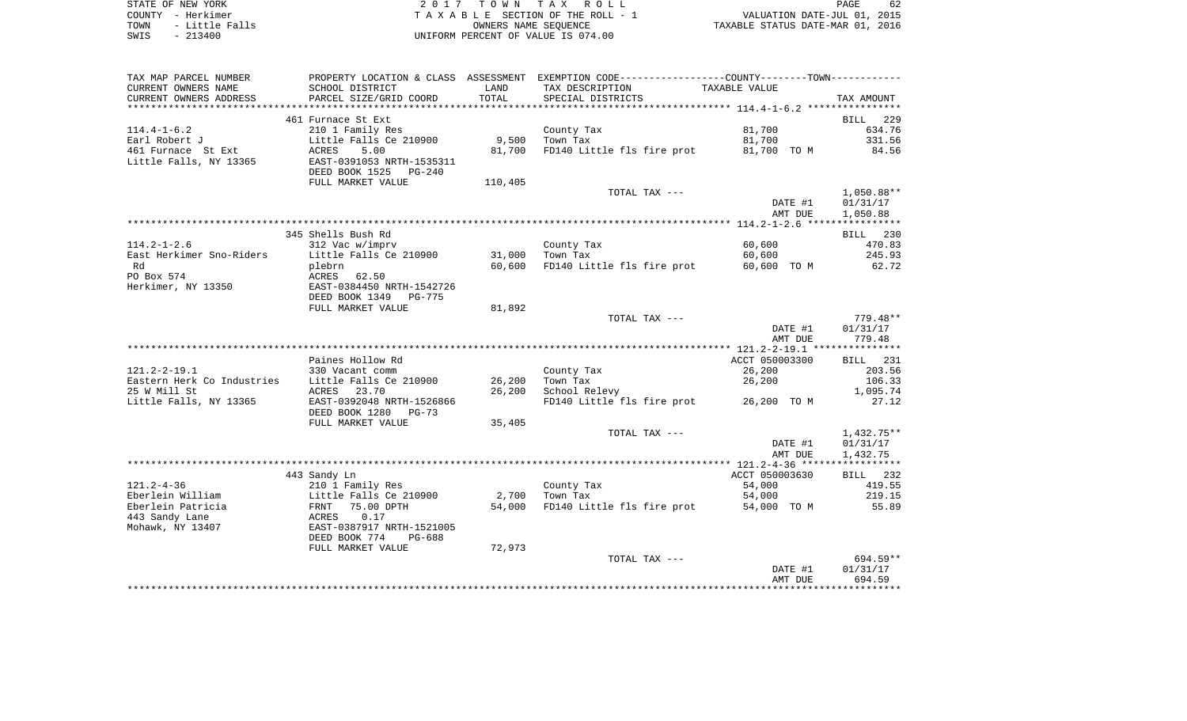STATE OF NEW YORK
COUNTY - Herkimer
TOWN - Little Falls
SWIS - 213400

2017 TOWN TAX ROLL
TAXABLE SECTION OF THE ROLL - 1
OWNERS NAME SEQUENCE
UNIFORM PERCENT OF VALUE IS 074.00

VALUATION DATE-JUL 01, 2015
TAXABLE STATUS DATE-MAR 01, 2016

| TAX MAP PARCEL NUMBER / CURRENT OWNERS NAME / CURRENT OWNERS ADDRESS | PROPERTY LOCATION & CLASS / SCHOOL DISTRICT / PARCEL SIZE/GRID COORD | ASSESSMENT LAND / TOTAL | EXEMPTION CODE / TAX DESCRIPTION / SPECIAL DISTRICTS | TAXABLE VALUE | TAX AMOUNT |
|---|---|---|---|---|---|
| **114.4-1-6.2** | 461 Furnace St Ext | | | | BILL 229 |
| 114.4-1-6.2 | 210 1 Family Res | | County Tax | 81,700 | 634.76 |
| Earl Robert J | Little Falls Ce 210900 | 9,500 | Town Tax | 81,700 | 331.56 |
| 461 Furnace St Ext | ACRES 5.00 | 81,700 | FD140 Little fls fire prot | 81,700 TO M | 84.56 |
| Little Falls, NY 13365 | EAST-0391053 NRTH-1535311 | | | | |
| | DEED BOOK 1525 PG-240 | | | | |
| | FULL MARKET VALUE | 110,405 | | | |
| | | | TOTAL TAX --- | | 1,050.88** |
| | | | | DATE #1 | 01/31/17 |
| | | | | AMT DUE | 1,050.88 |
| **114.2-1-2.6** | 345 Shells Bush Rd | | | | BILL 230 |
| 114.2-1-2.6 | 312 Vac w/imprv | | County Tax | 60,600 | 470.83 |
| East Herkimer Sno-Riders | Little Falls Ce 210900 | 31,000 | Town Tax | 60,600 | 245.93 |
| Rd | plebrn | 60,600 | FD140 Little fls fire prot | 60,600 TO M | 62.72 |
| PO Box 574 | ACRES 62.50 | | | | |
| Herkimer, NY 13350 | EAST-0384450 NRTH-1542726 | | | | |
| | DEED BOOK 1349 PG-775 | | | | |
| | FULL MARKET VALUE | 81,892 | | | |
| | | | TOTAL TAX --- | | 779.48** |
| | | | | DATE #1 | 01/31/17 |
| | | | | AMT DUE | 779.48 |
| **121.2-2-19.1** | Paines Hollow Rd | | | ACCT 050003300 | BILL 231 |
| 121.2-2-19.1 | 330 Vacant comm | | County Tax | 26,200 | 203.56 |
| Eastern Herk Co Industries | Little Falls Ce 210900 | 26,200 | Town Tax | 26,200 | 106.33 |
| 25 W Mill St | ACRES 23.70 | 26,200 | School Relevy | | 1,095.74 |
| Little Falls, NY 13365 | EAST-0392048 NRTH-1526866 | | FD140 Little fls fire prot | 26,200 TO M | 27.12 |
| | DEED BOOK 1280 PG-73 | | | | |
| | FULL MARKET VALUE | 35,405 | | | |
| | | | TOTAL TAX --- | | 1,432.75** |
| | | | | DATE #1 | 01/31/17 |
| | | | | AMT DUE | 1,432.75 |
| **121.2-4-36** | 443 Sandy Ln | | | ACCT 050003630 | BILL 232 |
| 121.2-4-36 | 210 1 Family Res | | County Tax | 54,000 | 419.55 |
| Eberlein William | Little Falls Ce 210900 | 2,700 | Town Tax | 54,000 | 219.15 |
| Eberlein Patricia | FRNT 75.00 DPTH | 54,000 | FD140 Little fls fire prot | 54,000 TO M | 55.89 |
| 443 Sandy Lane | ACRES 0.17 | | | | |
| Mohawk, NY 13407 | EAST-0387917 NRTH-1521005 | | | | |
| | DEED BOOK 774 PG-688 | | | | |
| | FULL MARKET VALUE | 72,973 | | | |
| | | | TOTAL TAX --- | | 694.59** |
| | | | | DATE #1 | 01/31/17 |
| | | | | AMT DUE | 694.59 |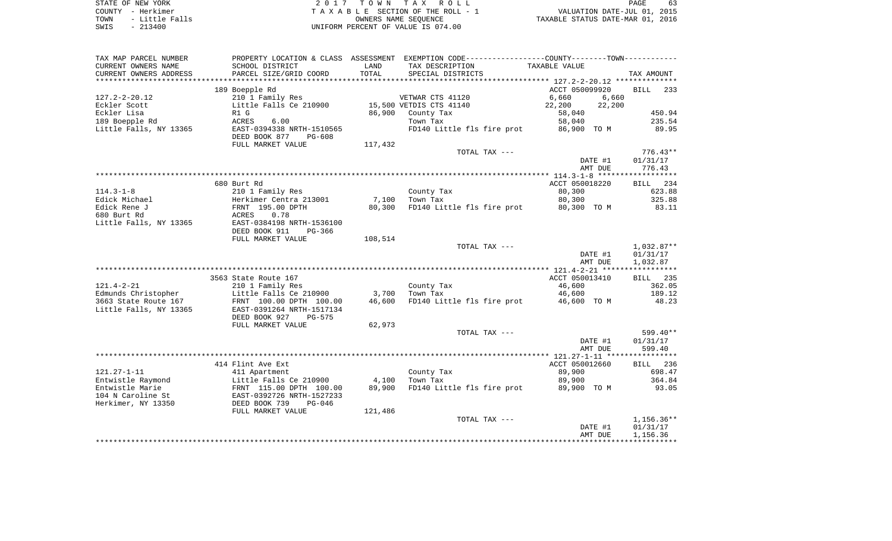STATE OF NEW YORK
COUNTY - Herkimer
TOWN - Little Falls
SWIS - 213400

2017 TOWN TAX ROLL
TAXABLE SECTION OF THE ROLL - 1
OWNERS NAME SEQUENCE
UNIFORM PERCENT OF VALUE IS 074.00

VALUATION DATE-JUL 01, 2015
TAXABLE STATUS DATE-MAR 01, 2016

```
TAX MAP PARCEL NUMBER     PROPERTY LOCATION & CLASS  ASSESSMENT  EXEMPTION CODE------------------COUNTY--------TOWN-----------
CURRENT OWNERS NAME       SCHOOL DISTRICT               LAND      TAX DESCRIPTION            TAXABLE VALUE
CURRENT OWNERS ADDRESS    PARCEL SIZE/GRID COORD        TOTAL     SPECIAL DISTRICTS                                       TAX AMOUNT
********************************************************************************************* 127.2-2-20.12 **************
                          189 Boepple Rd                                                       ACCT 050099920       BILL  233
127.2-2-20.12             210 1 Family Res                       VETWAR CTS 41120             6,660       6,660
Eckler Scott              Little Falls Ce 210900          15,500 VETDIS CTS 41140            22,200      22,200
Eckler Lisa               R1 G                            86,900    County Tax                   58,040                   450.94
189 Boepple Rd            ACRES      6.00                           Town Tax                     58,040                   235.54
Little Falls, NY 13365    EAST-0394338 NRTH-1510565                 FD140 Little fls fire prot   86,900 TO M               89.95
                          DEED BOOK 877      PG-608
                          FULL MARKET VALUE              117,432
                                                                    TOTAL TAX ---                                         776.43**
                                                                                                 DATE #1            01/31/17
                                                                                                 AMT DUE              776.43
********************************************************************************************* 114.3-1-8 ******************
                          680 Burt Rd                                                          ACCT 050018220       BILL  234
114.3-1-8                 210 1 Family Res                          County Tax                   80,300                   623.88
Edick Michael             Herkimer Centra 213001           7,100    Town Tax                     80,300                   325.88
Edick Rene J              FRNT 195.00 DPTH                 80,300   FD140 Little fls fire prot   80,300 TO M               83.11
680 Burt Rd               ACRES      0.78
Little Falls, NY 13365    EAST-0384198 NRTH-1536100
                          DEED BOOK 911      PG-366
                          FULL MARKET VALUE              108,514
                                                                    TOTAL TAX ---                                       1,032.87**
                                                                                                 DATE #1            01/31/17
                                                                                                 AMT DUE            1,032.87
********************************************************************************************* 121.4-2-21 *****************
                          3563 State Route 167                                                 ACCT 050013410       BILL  235
121.4-2-21                210 1 Family Res                          County Tax                   46,600                   362.05
Edmunds Christopher       Little Falls Ce 210900           3,700    Town Tax                     46,600                   189.12
3663 State Route 167      FRNT 100.00 DPTH 100.00         46,600    FD140 Little fls fire prot   46,600 TO M               48.23
Little Falls, NY 13365    EAST-0391264 NRTH-1517134
                          DEED BOOK 927      PG-575
                          FULL MARKET VALUE               62,973
                                                                    TOTAL TAX ---                                         599.40**
                                                                                                 DATE #1            01/31/17
                                                                                                 AMT DUE              599.40
********************************************************************************************* 121.27-1-11 ****************
                          414 Flint Ave Ext                                                    ACCT 050012660       BILL  236
121.27-1-11               411 Apartment                             County Tax                   89,900                   698.47
Entwistle Raymond         Little Falls Ce 210900           4,100    Town Tax                     89,900                   364.84
Entwistle Marie           FRNT 115.00 DPTH 100.00         89,900    FD140 Little fls fire prot   89,900 TO M               93.05
104 N Caroline St         EAST-0392726 NRTH-1527233
Herkimer, NY 13350        DEED BOOK 739      PG-046
                          FULL MARKET VALUE              121,486
                                                                    TOTAL TAX ---                                       1,156.36**
                                                                                                 DATE #1            01/31/17
                                                                                                 AMT DUE            1,156.36
****************************************************************************************************************************
```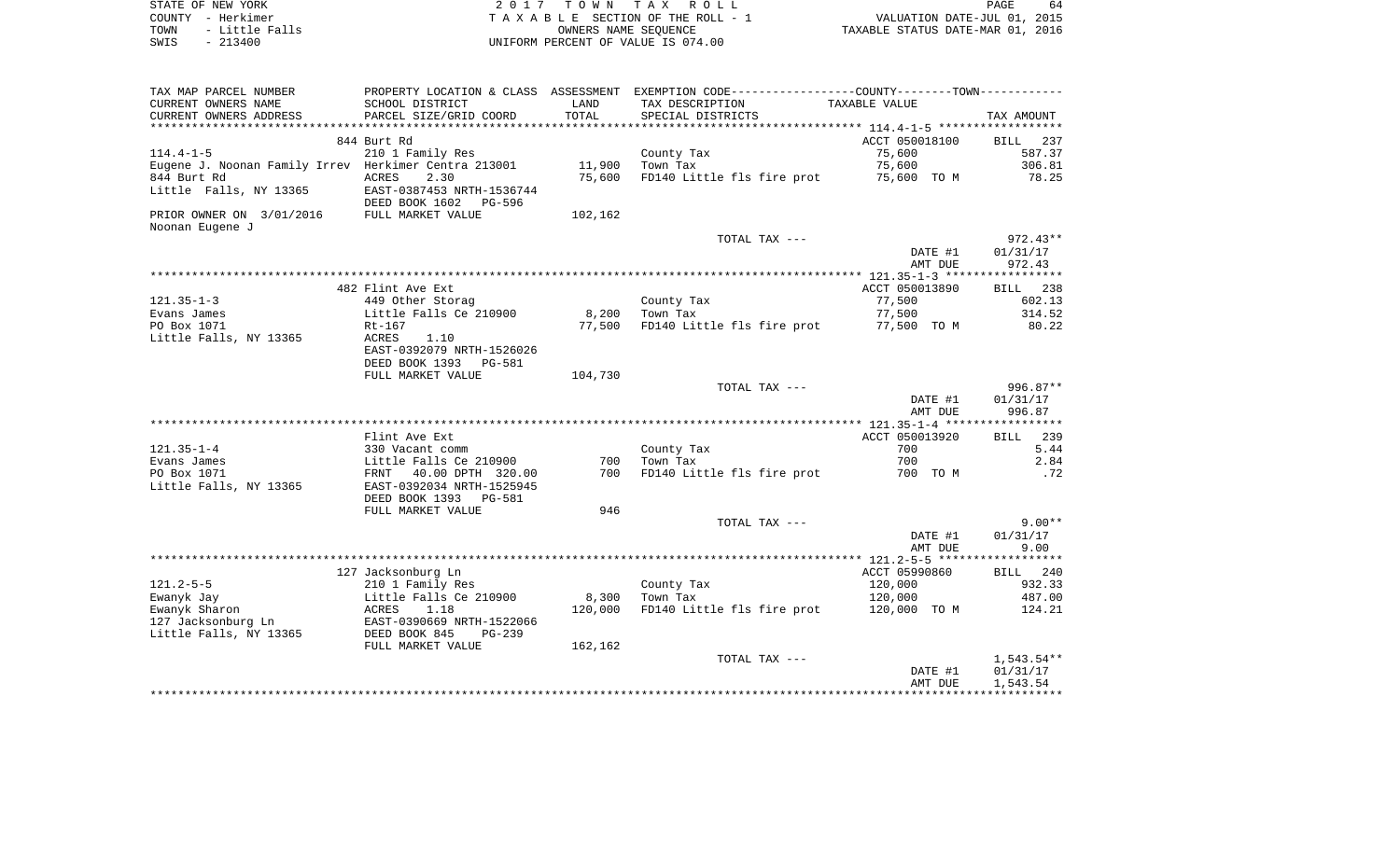STATE OF NEW YORK
COUNTY - Herkimer
TOWN - Little Falls
SWIS - 213400

2 0 1 7 T O W N T A X R O L L
T A X A B L E SECTION OF THE ROLL - 1
OWNERS NAME SEQUENCE
UNIFORM PERCENT OF VALUE IS 074.00

VALUATION DATE-JUL 01, 2015
TAXABLE STATUS DATE-MAR 01, 2016

| TAX MAP PARCEL NUMBER / CURRENT OWNERS NAME / CURRENT OWNERS ADDRESS | PROPERTY LOCATION & CLASS / SCHOOL DISTRICT / PARCEL SIZE/GRID COORD | ASSESSMENT LAND / TOTAL | EXEMPTION CODE / TAX DESCRIPTION / SPECIAL DISTRICTS | TAXABLE VALUE | TAX AMOUNT |
|---|---|---|---|---|---|
| **114.4-1-5** | 844 Burt Rd | | | ACCT 050018100 | BILL 237 |
| 114.4-1-5 | 210 1 Family Res | | County Tax | 75,600 | 587.37 |
| Eugene J. Noonan Family Irrev | Herkimer Centra 213001 | 11,900 | Town Tax | 75,600 | 306.81 |
| 844 Burt Rd | ACRES 2.30 | 75,600 | FD140 Little fls fire prot | 75,600 TO M | 78.25 |
| Little Falls, NY 13365 | EAST-0387453 NRTH-1536744 | | | | |
| | DEED BOOK 1602 PG-596 | | | | |
| PRIOR OWNER ON 3/01/2016 | FULL MARKET VALUE | 102,162 | | | |
| Noonan Eugene J | | | | | |
| | | | TOTAL TAX --- | | 972.43** |
| | | | | DATE #1 | 01/31/17 |
| | | | | AMT DUE | 972.43 |
| **121.35-1-3** | 482 Flint Ave Ext | | | ACCT 050013890 | BILL 238 |
| 121.35-1-3 | 449 Other Storag | | County Tax | 77,500 | 602.13 |
| Evans James | Little Falls Ce 210900 | 8,200 | Town Tax | 77,500 | 314.52 |
| PO Box 1071 | Rt-167 | 77,500 | FD140 Little fls fire prot | 77,500 TO M | 80.22 |
| Little Falls, NY 13365 | ACRES 1.10 | | | | |
| | EAST-0392079 NRTH-1526026 | | | | |
| | DEED BOOK 1393 PG-581 | | | | |
| | FULL MARKET VALUE | 104,730 | | | |
| | | | TOTAL TAX --- | | 996.87** |
| | | | | DATE #1 | 01/31/17 |
| | | | | AMT DUE | 996.87 |
| **121.35-1-4** | Flint Ave Ext | | | ACCT 050013920 | BILL 239 |
| 121.35-1-4 | 330 Vacant comm | | County Tax | 700 | 5.44 |
| Evans James | Little Falls Ce 210900 | 700 | Town Tax | 700 | 2.84 |
| PO Box 1071 | FRNT 40.00 DPTH 320.00 | 700 | FD140 Little fls fire prot | 700 TO M | .72 |
| Little Falls, NY 13365 | EAST-0392034 NRTH-1525945 | | | | |
| | DEED BOOK 1393 PG-581 | | | | |
| | FULL MARKET VALUE | 946 | | | |
| | | | TOTAL TAX --- | | 9.00** |
| | | | | DATE #1 | 01/31/17 |
| | | | | AMT DUE | 9.00 |
| **121.2-5-5** | 127 Jacksonburg Ln | | | ACCT 05990860 | BILL 240 |
| 121.2-5-5 | 210 1 Family Res | | County Tax | 120,000 | 932.33 |
| Ewanyk Jay | Little Falls Ce 210900 | 8,300 | Town Tax | 120,000 | 487.00 |
| Ewanyk Sharon | ACRES 1.18 | 120,000 | FD140 Little fls fire prot | 120,000 TO M | 124.21 |
| 127 Jacksonburg Ln | EAST-0390669 NRTH-1522066 | | | | |
| Little Falls, NY 13365 | DEED BOOK 845 PG-239 | | | | |
| | FULL MARKET VALUE | 162,162 | | | |
| | | | TOTAL TAX --- | | 1,543.54** |
| | | | | DATE #1 | 01/31/17 |
| | | | | AMT DUE | 1,543.54 |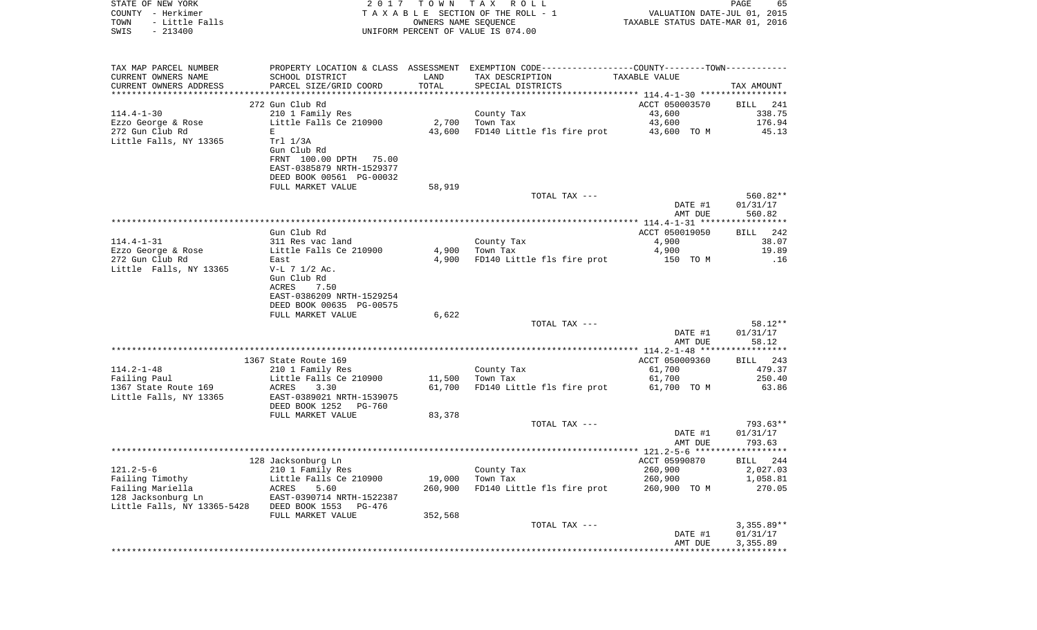STATE OF NEW YORK — COUNTY - Herkimer — TOWN - Little Falls — SWIS - 213400

**2017 TOWN TAX ROLL**
TAXABLE SECTION OF THE ROLL - 1
OWNERS NAME SEQUENCE
UNIFORM PERCENT OF VALUE IS 074.00

VALUATION DATE-JUL 01, 2015
TAXABLE STATUS DATE-MAR 01, 2016

| TAX MAP PARCEL NUMBER / CURRENT OWNERS NAME / CURRENT OWNERS ADDRESS | PROPERTY LOCATION & CLASS / SCHOOL DISTRICT / PARCEL SIZE/GRID COORD | ASSESSMENT LAND / TOTAL | EXEMPTION CODE / TAX DESCRIPTION / SPECIAL DISTRICTS | COUNTY/TOWN TAXABLE VALUE | TAX AMOUNT |
|---|---|---|---|---|---|
| **114.4-1-30** | 272 Gun Club Rd | | | ACCT 050003570 | BILL 241 |
| Ezzo George & Rose | 210 1 Family Res | | County Tax | 43,600 | 338.75 |
| 272 Gun Club Rd | Little Falls Ce 210900 | 2,700 | Town Tax | 43,600 | 176.94 |
| Little Falls, NY 13365 | E | 43,600 | FD140 Little fls fire prot | 43,600 TO M | 45.13 |
| | Trl 1/3A | | | | |
| | Gun Club Rd | | | | |
| | FRNT 100.00 DPTH 75.00 | | | | |
| | EAST-0385879 NRTH-1529377 | | | | |
| | DEED BOOK 00561 PG-00032 | | | | |
| | FULL MARKET VALUE | 58,919 | | | |
| | | | TOTAL TAX --- | | 560.82** |
| | | | | DATE #1 | 01/31/17 |
| | | | | AMT DUE | 560.82 |
| **114.4-1-31** | Gun Club Rd | | | ACCT 050019050 | BILL 242 |
| Ezzo George & Rose | 311 Res vac land | | County Tax | 4,900 | 38.07 |
| 272 Gun Club Rd | Little Falls Ce 210900 | 4,900 | Town Tax | 4,900 | 19.89 |
| Little Falls, NY 13365 | East | 4,900 | FD140 Little fls fire prot | 150 TO M | .16 |
| | V-L 7 1/2 Ac. | | | | |
| | Gun Club Rd | | | | |
| | ACRES 7.50 | | | | |
| | EAST-0386209 NRTH-1529254 | | | | |
| | DEED BOOK 00635 PG-00575 | | | | |
| | FULL MARKET VALUE | 6,622 | | | |
| | | | TOTAL TAX --- | | 58.12** |
| | | | | DATE #1 | 01/31/17 |
| | | | | AMT DUE | 58.12 |
| **114.2-1-48** | 1367 State Route 169 | | | ACCT 050009360 | BILL 243 |
| Failing Paul | 210 1 Family Res | | County Tax | 61,700 | 479.37 |
| 1367 State Route 169 | Little Falls Ce 210900 | 11,500 | Town Tax | 61,700 | 250.40 |
| Little Falls, NY 13365 | ACRES 3.30 | 61,700 | FD140 Little fls fire prot | 61,700 TO M | 63.86 |
| | EAST-0389021 NRTH-1539075 | | | | |
| | DEED BOOK 1252 PG-760 | | | | |
| | FULL MARKET VALUE | 83,378 | | | |
| | | | TOTAL TAX --- | | 793.63** |
| | | | | DATE #1 | 01/31/17 |
| | | | | AMT DUE | 793.63 |
| **121.2-5-6** | 128 Jacksonburg Ln | | | ACCT 05990870 | BILL 244 |
| Failing Timothy | 210 1 Family Res | | County Tax | 260,900 | 2,027.03 |
| Failing Mariella | Little Falls Ce 210900 | 19,000 | Town Tax | 260,900 | 1,058.81 |
| 128 Jacksonburg Ln | ACRES 5.60 | 260,900 | FD140 Little fls fire prot | 260,900 TO M | 270.05 |
| Little Falls, NY 13365-5428 | EAST-0390714 NRTH-1522387 | | | | |
| | DEED BOOK 1553 PG-476 | | | | |
| | FULL MARKET VALUE | 352,568 | | | |
| | | | TOTAL TAX --- | | 3,355.89** |
| | | | | DATE #1 | 01/31/17 |
| | | | | AMT DUE | 3,355.89 |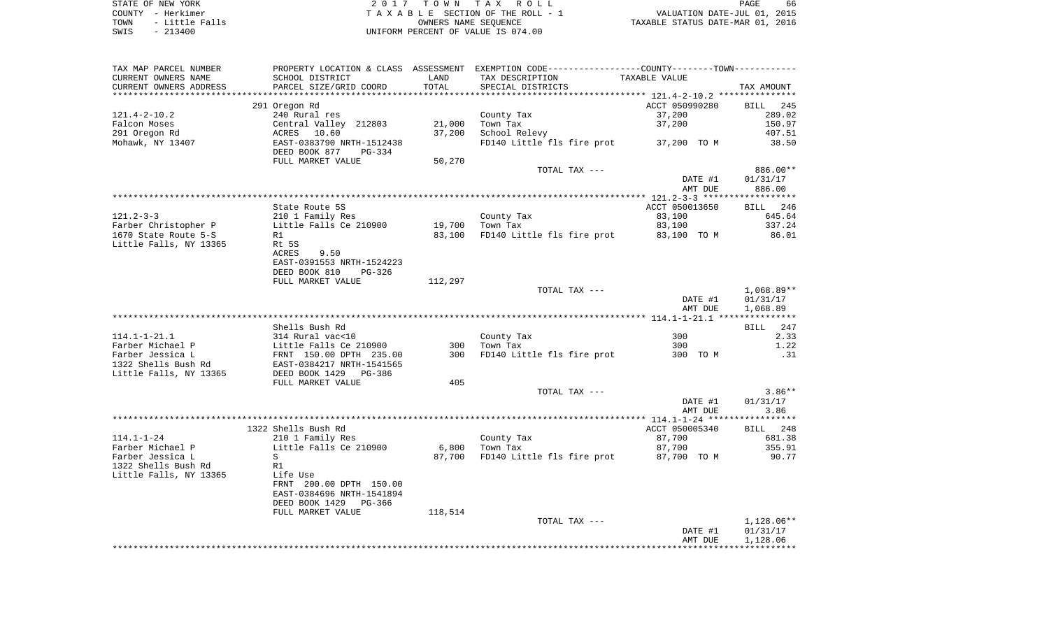STATE OF NEW YORK
COUNTY - Herkimer
TOWN - Little Falls
SWIS - 213400

2 0 1 7 T O W N T A X R O L L
T A X A B L E SECTION OF THE ROLL - 1
OWNERS NAME SEQUENCE
UNIFORM PERCENT OF VALUE IS 074.00

VALUATION DATE-JUL 01, 2015
TAXABLE STATUS DATE-MAR 01, 2016

| TAX MAP PARCEL NUMBER / CURRENT OWNERS NAME / CURRENT OWNERS ADDRESS | PROPERTY LOCATION & CLASS / SCHOOL DISTRICT / PARCEL SIZE/GRID COORD | ASSESSMENT LAND / TOTAL | EXEMPTION CODE / TAX DESCRIPTION / SPECIAL DISTRICTS | TAXABLE VALUE | TAX AMOUNT |
|---|---|---|---|---|---|
| **121.4-2-10.2** | 291 Oregon Rd | | | ACCT 050990280 | BILL 245 |
| 121.4-2-10.2 | 240 Rural res | | County Tax | 37,200 | 289.02 |
| Falcon Moses | Central Valley 212803 | 21,000 | Town Tax | 37,200 | 150.97 |
| 291 Oregon Rd | ACRES 10.60 | 37,200 | School Relevy | | 407.51 |
| Mohawk, NY 13407 | EAST-0383790 NRTH-1512438 | | FD140 Little fls fire prot | 37,200 TO M | 38.50 |
| | DEED BOOK 877 PG-334 | | | | |
| | FULL MARKET VALUE | 50,270 | | | |
| | | | TOTAL TAX --- | | 886.00** |
| | | | | DATE #1 | 01/31/17 |
| | | | | AMT DUE | 886.00 |
| **121.2-3-3** | State Route 5S | | | ACCT 050013650 | BILL 246 |
| 121.2-3-3 | 210 1 Family Res | | County Tax | 83,100 | 645.64 |
| Farber Christopher P | Little Falls Ce 210900 | 19,700 | Town Tax | 83,100 | 337.24 |
| 1670 State Route 5-S | R1 | 83,100 | FD140 Little fls fire prot | 83,100 TO M | 86.01 |
| Little Falls, NY 13365 | Rt 5S | | | | |
| | ACRES 9.50 | | | | |
| | EAST-0391553 NRTH-1524223 | | | | |
| | DEED BOOK 810 PG-326 | | | | |
| | FULL MARKET VALUE | 112,297 | | | |
| | | | TOTAL TAX --- | | 1,068.89** |
| | | | | DATE #1 | 01/31/17 |
| | | | | AMT DUE | 1,068.89 |
| **114.1-1-21.1** | Shells Bush Rd | | | | BILL 247 |
| 114.1-1-21.1 | 314 Rural vac<10 | | County Tax | 300 | 2.33 |
| Farber Michael P | Little Falls Ce 210900 | 300 | Town Tax | 300 | 1.22 |
| Farber Jessica L | FRNT 150.00 DPTH 235.00 | 300 | FD140 Little fls fire prot | 300 TO M | .31 |
| 1322 Shells Bush Rd | EAST-0384217 NRTH-1541565 | | | | |
| Little Falls, NY 13365 | DEED BOOK 1429 PG-386 | | | | |
| | FULL MARKET VALUE | 405 | | | |
| | | | TOTAL TAX --- | | 3.86** |
| | | | | DATE #1 | 01/31/17 |
| | | | | AMT DUE | 3.86 |
| **114.1-1-24** | 1322 Shells Bush Rd | | | ACCT 050005340 | BILL 248 |
| 114.1-1-24 | 210 1 Family Res | | County Tax | 87,700 | 681.38 |
| Farber Michael P | Little Falls Ce 210900 | 6,800 | Town Tax | 87,700 | 355.91 |
| Farber Jessica L | S | 87,700 | FD140 Little fls fire prot | 87,700 TO M | 90.77 |
| 1322 Shells Bush Rd | R1 | | | | |
| Little Falls, NY 13365 | Life Use | | | | |
| | FRNT 200.00 DPTH 150.00 | | | | |
| | EAST-0384696 NRTH-1541894 | | | | |
| | DEED BOOK 1429 PG-366 | | | | |
| | FULL MARKET VALUE | 118,514 | | | |
| | | | TOTAL TAX --- | | 1,128.06** |
| | | | | DATE #1 | 01/31/17 |
| | | | | AMT DUE | 1,128.06 |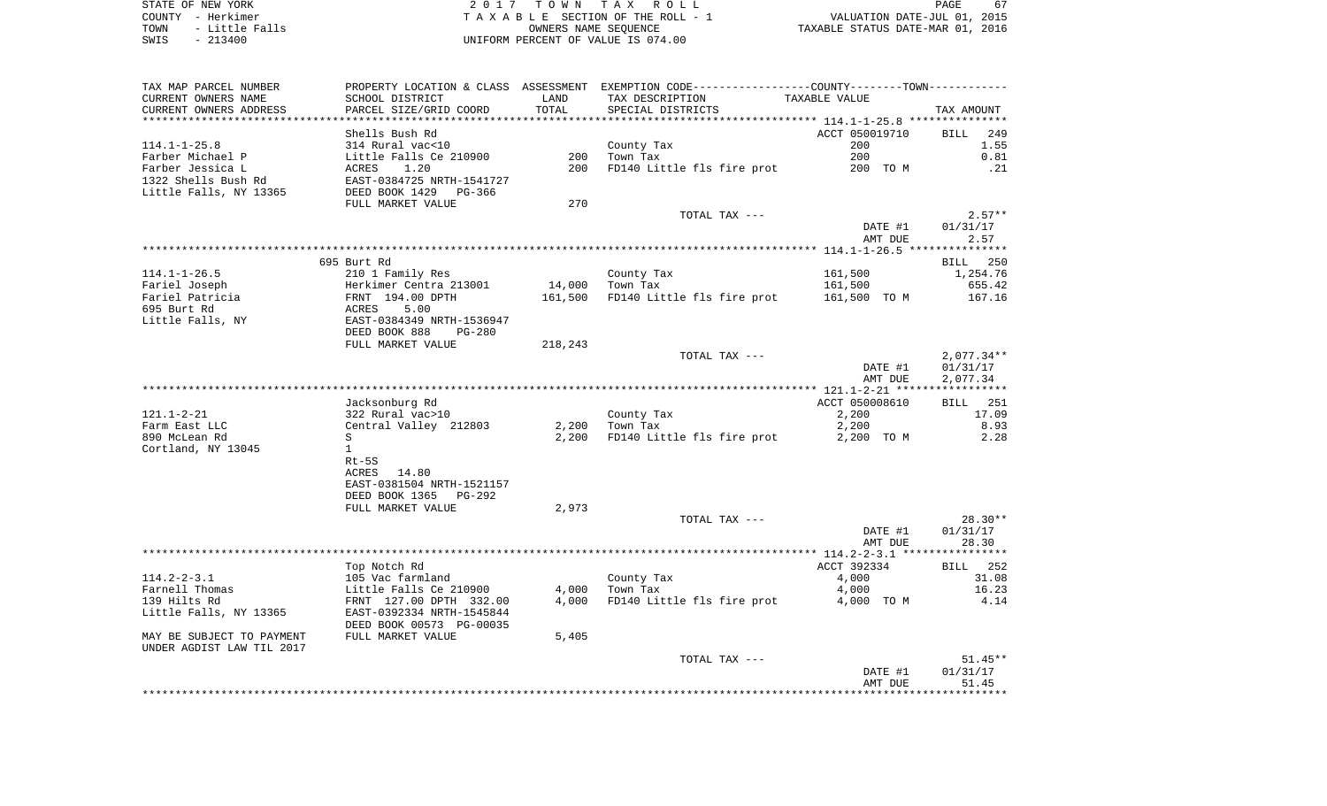STATE OF NEW YORK
COUNTY - Herkimer
TOWN - Little Falls
SWIS - 213400

2 0 1 7 T O W N T A X R O L L
T A X A B L E SECTION OF THE ROLL - 1
OWNERS NAME SEQUENCE
UNIFORM PERCENT OF VALUE IS 074.00

VALUATION DATE-JUL 01, 2015
TAXABLE STATUS DATE-MAR 01, 2016

| TAX MAP PARCEL NUMBER / CURRENT OWNERS NAME / CURRENT OWNERS ADDRESS | PROPERTY LOCATION & CLASS / SCHOOL DISTRICT / PARCEL SIZE/GRID COORD | ASSESSMENT LAND | TOTAL | EXEMPTION CODE / TAX DESCRIPTION / SPECIAL DISTRICTS | COUNTY/TOWN TAXABLE VALUE | TAX AMOUNT |
|---|---|---|---|---|---|---|
| 114.1-1-25.8 | Shells Bush Rd | | | | ACCT 050019710 | BILL 249 |
| | 314 Rural vac<10 | | | County Tax | 200 | 1.55 |
| Farber Michael P | Little Falls Ce 210900 | 200 | | Town Tax | 200 | 0.81 |
| Farber Jessica L | ACRES 1.20 | | 200 | FD140 Little fls fire prot | 200 TO M | .21 |
| 1322 Shells Bush Rd | EAST-0384725 NRTH-1541727 | | | | | |
| Little Falls, NY 13365 | DEED BOOK 1429 PG-366 | | | | | |
| | FULL MARKET VALUE | 270 | | | | |
| | | | | TOTAL TAX --- | | 2.57** |
| | | | | | DATE #1 | 01/31/17 |
| | | | | | AMT DUE | 2.57 |
| 114.1-1-26.5 | 695 Burt Rd | | | | | BILL 250 |
| | 210 1 Family Res | | | County Tax | 161,500 | 1,254.76 |
| Fariel Joseph | Herkimer Centra 213001 | 14,000 | | Town Tax | 161,500 | 655.42 |
| Fariel Patricia | FRNT 194.00 DPTH | | 161,500 | FD140 Little fls fire prot | 161,500 TO M | 167.16 |
| 695 Burt Rd | ACRES 5.00 | | | | | |
| Little Falls, NY | EAST-0384349 NRTH-1536947 | | | | | |
| | DEED BOOK 888 PG-280 | | | | | |
| | FULL MARKET VALUE | 218,243 | | | | |
| | | | | TOTAL TAX --- | | 2,077.34** |
| | | | | | DATE #1 | 01/31/17 |
| | | | | | AMT DUE | 2,077.34 |
| 121.1-2-21 | Jacksonburg Rd | | | | ACCT 050008610 | BILL 251 |
| | 322 Rural vac>10 | | | County Tax | 2,200 | 17.09 |
| Farm East LLC | Central Valley 212803 | 2,200 | | Town Tax | 2,200 | 8.93 |
| 890 McLean Rd | S | | 2,200 | FD140 Little fls fire prot | 2,200 TO M | 2.28 |
| Cortland, NY 13045 | 1 | | | | | |
| | Rt-5S | | | | | |
| | ACRES 14.80 | | | | | |
| | EAST-0381504 NRTH-1521157 | | | | | |
| | DEED BOOK 1365 PG-292 | | | | | |
| | FULL MARKET VALUE | 2,973 | | | | |
| | | | | TOTAL TAX --- | | 28.30** |
| | | | | | DATE #1 | 01/31/17 |
| | | | | | AMT DUE | 28.30 |
| 114.2-2-3.1 | Top Notch Rd | | | | ACCT 392334 | BILL 252 |
| | 105 Vac farmland | | | County Tax | 4,000 | 31.08 |
| Farnell Thomas | Little Falls Ce 210900 | 4,000 | | Town Tax | 4,000 | 16.23 |
| 139 Hilts Rd | FRNT 127.00 DPTH 332.00 | | 4,000 | FD140 Little fls fire prot | 4,000 TO M | 4.14 |
| Little Falls, NY 13365 | EAST-0392334 NRTH-1545844 | | | | | |
| | DEED BOOK 00573 PG-00035 | | | | | |
| MAY BE SUBJECT TO PAYMENT UNDER AGDIST LAW TIL 2017 | FULL MARKET VALUE | 5,405 | | | | |
| | | | | TOTAL TAX --- | | 51.45** |
| | | | | | DATE #1 | 01/31/17 |
| | | | | | AMT DUE | 51.45 |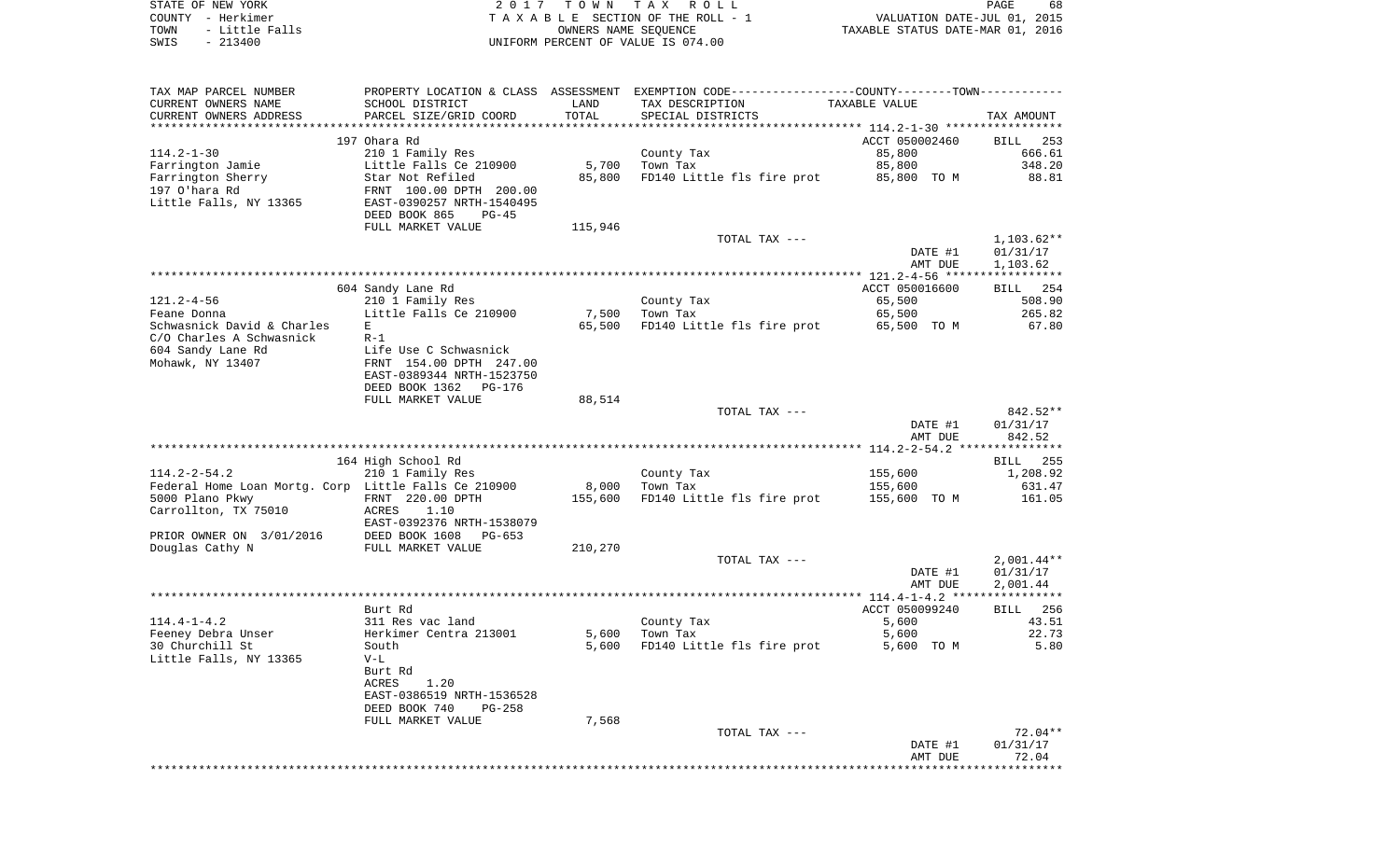STATE OF NEW YORK — COUNTY - Herkimer — TOWN - Little Falls — SWIS - 213400

2017 TOWN TAX ROLL
TAXABLE SECTION OF THE ROLL - 1
OWNERS NAME SEQUENCE
UNIFORM PERCENT OF VALUE IS 074.00

VALUATION DATE-JUL 01, 2015
TAXABLE STATUS DATE-MAR 01, 2016

| TAX MAP PARCEL NUMBER / CURRENT OWNERS NAME / CURRENT OWNERS ADDRESS | PROPERTY LOCATION & CLASS / SCHOOL DISTRICT / PARCEL SIZE/GRID COORD | ASSESSMENT LAND | TOTAL | EXEMPTION CODE / TAX DESCRIPTION / SPECIAL DISTRICTS | TAXABLE VALUE | TAX AMOUNT |
|---|---|---|---|---|---|---|
| **114.2-1-30** | 197 Ohara Rd | | | | ACCT 050002460 | BILL 253 |
| Farrington Jamie | 210 1 Family Res | | | County Tax | 85,800 | 666.61 |
| Farrington Sherry | Little Falls Ce 210900 | 5,700 | | Town Tax | 85,800 | 348.20 |
| 197 O'hara Rd | Star Not Refiled | | 85,800 | FD140 Little fls fire prot | 85,800 TO M | 88.81 |
| Little Falls, NY 13365 | FRNT 100.00 DPTH 200.00 | | | | | |
| | EAST-0390257 NRTH-1540495 | | | | | |
| | DEED BOOK 865 PG-45 | | | | | |
| | FULL MARKET VALUE | 115,946 | | | | |
| | | | | TOTAL TAX --- | | 1,103.62** |
| | | | | | DATE #1 | 01/31/17 |
| | | | | | AMT DUE | 1,103.62 |
| **121.2-4-56** | 604 Sandy Lane Rd | | | | ACCT 050016600 | BILL 254 |
| Feane Donna | 210 1 Family Res | | | County Tax | 65,500 | 508.90 |
| Schwasnick David & Charles | Little Falls Ce 210900 | 7,500 | | Town Tax | 65,500 | 265.82 |
| C/O Charles A Schwasnick | E | | 65,500 | FD140 Little fls fire prot | 65,500 TO M | 67.80 |
| 604 Sandy Lane Rd | R-1 | | | | | |
| Mohawk, NY 13407 | Life Use C Schwasnick | | | | | |
| | FRNT 154.00 DPTH 247.00 | | | | | |
| | EAST-0389344 NRTH-1523750 | | | | | |
| | DEED BOOK 1362 PG-176 | | | | | |
| | FULL MARKET VALUE | 88,514 | | | | |
| | | | | TOTAL TAX --- | | 842.52** |
| | | | | | DATE #1 | 01/31/17 |
| | | | | | AMT DUE | 842.52 |
| **114.2-2-54.2** | 164 High School Rd | | | | | BILL 255 |
| Federal Home Loan Mortg. Corp | 210 1 Family Res | | | County Tax | 155,600 | 1,208.92 |
| 5000 Plano Pkwy | Little Falls Ce 210900 | 8,000 | | Town Tax | 155,600 | 631.47 |
| Carrollton, TX 75010 | FRNT 220.00 DPTH | | 155,600 | FD140 Little fls fire prot | 155,600 TO M | 161.05 |
| | ACRES 1.10 | | | | | |
| | EAST-0392376 NRTH-1538079 | | | | | |
| PRIOR OWNER ON 3/01/2016 | DEED BOOK 1608 PG-653 | | | | | |
| Douglas Cathy N | FULL MARKET VALUE | 210,270 | | | | |
| | | | | TOTAL TAX --- | | 2,001.44** |
| | | | | | DATE #1 | 01/31/17 |
| | | | | | AMT DUE | 2,001.44 |
| **114.4-1-4.2** | Burt Rd | | | | ACCT 050099240 | BILL 256 |
| Feeney Debra Unser | 311 Res vac land | | | County Tax | 5,600 | 43.51 |
| 30 Churchill St | Herkimer Centra 213001 | 5,600 | | Town Tax | 5,600 | 22.73 |
| Little Falls, NY 13365 | South | | 5,600 | FD140 Little fls fire prot | 5,600 TO M | 5.80 |
| | V-L | | | | | |
| | Burt Rd | | | | | |
| | ACRES 1.20 | | | | | |
| | EAST-0386519 NRTH-1536528 | | | | | |
| | DEED BOOK 740 PG-258 | | | | | |
| | FULL MARKET VALUE | 7,568 | | | | |
| | | | | TOTAL TAX --- | | 72.04** |
| | | | | | DATE #1 | 01/31/17 |
| | | | | | AMT DUE | 72.04 |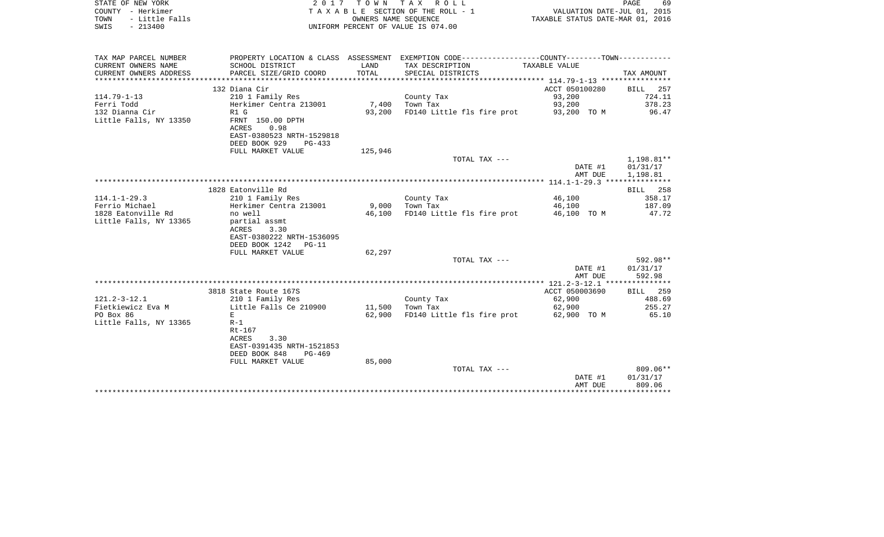STATE OF NEW YORK
COUNTY - Herkimer
TOWN - Little Falls
SWIS - 213400

2 0 1 7 T O W N T A X R O L L
T A X A B L E SECTION OF THE ROLL - 1
OWNERS NAME SEQUENCE
UNIFORM PERCENT OF VALUE IS 074.00

VALUATION DATE-JUL 01, 2015
TAXABLE STATUS DATE-MAR 01, 2016

| TAX MAP PARCEL NUMBER / CURRENT OWNERS NAME / CURRENT OWNERS ADDRESS | PROPERTY LOCATION & CLASS / SCHOOL DISTRICT / PARCEL SIZE/GRID COORD | ASSESSMENT LAND / TOTAL | EXEMPTION CODE / TAX DESCRIPTION / SPECIAL DISTRICTS | COUNTY--------TOWN TAXABLE VALUE | TAX AMOUNT |
|---|---|---|---|---|---|
| 114.79-1-13 | 132 Diana Cir | | | ACCT 050100280 | BILL 257 |
| | 210 1 Family Res | | County Tax | 93,200 | 724.11 |
| Ferri Todd | Herkimer Centra 213001 | 7,400 | Town Tax | 93,200 | 378.23 |
| 132 Dianna Cir | R1 G | 93,200 | FD140 Little fls fire prot | 93,200 TO M | 96.47 |
| Little Falls, NY 13350 | FRNT 150.00 DPTH | | | | |
| | ACRES 0.98 | | | | |
| | EAST-0380523 NRTH-1529818 | | | | |
| | DEED BOOK 929 PG-433 | | | | |
| | FULL MARKET VALUE | 125,946 | | | |
| | | | TOTAL TAX --- | | 1,198.81** |
| | | | | DATE #1 | 01/31/17 |
| | | | | AMT DUE | 1,198.81 |
| 114.1-1-29.3 | 1828 Eatonville Rd | | | | BILL 258 |
| | 210 1 Family Res | | County Tax | 46,100 | 358.17 |
| Ferrio Michael | Herkimer Centra 213001 | 9,000 | Town Tax | 46,100 | 187.09 |
| 1828 Eatonville Rd | no well | 46,100 | FD140 Little fls fire prot | 46,100 TO M | 47.72 |
| Little Falls, NY 13365 | partial assmt | | | | |
| | ACRES 3.30 | | | | |
| | EAST-0380222 NRTH-1536095 | | | | |
| | DEED BOOK 1242 PG-11 | | | | |
| | FULL MARKET VALUE | 62,297 | | | |
| | | | TOTAL TAX --- | | 592.98** |
| | | | | DATE #1 | 01/31/17 |
| | | | | AMT DUE | 592.98 |
| 121.2-3-12.1 | 3818 State Route 167S | | | ACCT 050003690 | BILL 259 |
| | 210 1 Family Res | | County Tax | 62,900 | 488.69 |
| Fietkiewicz Eva M | Little Falls Ce 210900 | 11,500 | Town Tax | 62,900 | 255.27 |
| PO Box 86 | E | 62,900 | FD140 Little fls fire prot | 62,900 TO M | 65.10 |
| Little Falls, NY 13365 | R-1 | | | | |
| | Rt-167 | | | | |
| | ACRES 3.30 | | | | |
| | EAST-0391435 NRTH-1521853 | | | | |
| | DEED BOOK 848 PG-469 | | | | |
| | FULL MARKET VALUE | 85,000 | | | |
| | | | TOTAL TAX --- | | 809.06** |
| | | | | DATE #1 | 01/31/17 |
| | | | | AMT DUE | 809.06 |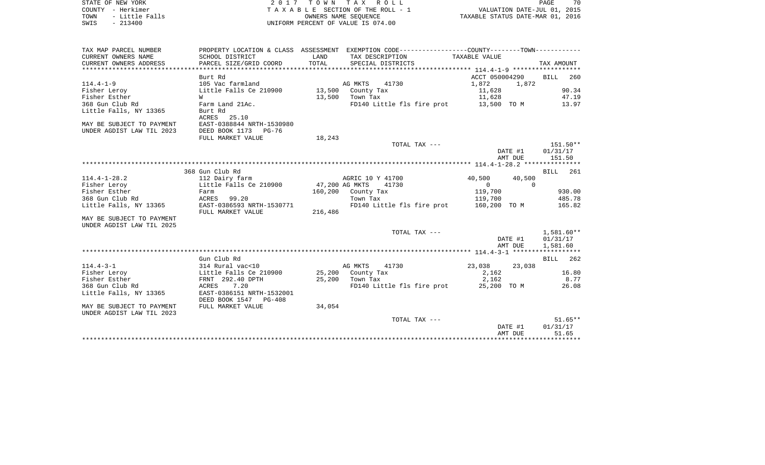STATE OF NEW YORK
COUNTY - Herkimer
TOWN - Little Falls
SWIS - 213400

2 0 1 7 T O W N T A X R O L L
T A X A B L E SECTION OF THE ROLL - 1
OWNERS NAME SEQUENCE
UNIFORM PERCENT OF VALUE IS 074.00

VALUATION DATE-JUL 01, 2015
TAXABLE STATUS DATE-MAR 01, 2016

| TAX MAP PARCEL NUMBER<br>CURRENT OWNERS NAME<br>CURRENT OWNERS ADDRESS | PROPERTY LOCATION & CLASS<br>SCHOOL DISTRICT<br>PARCEL SIZE/GRID COORD | ASSESSMENT<br>LAND<br>TOTAL | EXEMPTION CODE-----COUNTY-----TOWN-----<br>TAX DESCRIPTION<br>SPECIAL DISTRICTS | TAXABLE VALUE | | TAX AMOUNT |
|---|---|---|---|---|---|---|
| | Burt Rd | | | ACCT 050004290 | | BILL 260 |
| 114.4-1-9 | 105 Vac farmland | | AG MKTS 41730 | 1,872 | 1,872 | |
| Fisher Leroy | Little Falls Ce 210900 | 13,500 | County Tax | 11,628 | | 90.34 |
| Fisher Esther | W | 13,500 | Town Tax | 11,628 | | 47.19 |
| 368 Gun Club Rd | Farm Land 21Ac. | | FD140 Little fls fire prot | 13,500 TO M | | 13.97 |
| Little Falls, NY 13365 | Burt Rd | | | | | |
| | ACRES 25.10 | | | | | |
| MAY BE SUBJECT TO PAYMENT | EAST-0388844 NRTH-1530980 | | | | | |
| UNDER AGDIST LAW TIL 2023 | DEED BOOK 1173 PG-76 | | | | | |
| | FULL MARKET VALUE | 18,243 | | | | |
| | | | TOTAL TAX --- | | | 151.50** |
| | | | | | DATE #1 | 01/31/17 |
| | | | | | AMT DUE | 151.50 |
| | 368 Gun Club Rd | | | | | BILL 261 |
| 114.4-1-28.2 | 112 Dairy farm | | AGRIC 10 Y 41700 | 40,500 | 40,500 | |
| Fisher Leroy | Little Falls Ce 210900 | 47,200 | AG MKTS 41730 | 0 | 0 | |
| Fisher Esther | Farm | 160,200 | County Tax | 119,700 | | 930.00 |
| 368 Gun Club Rd | ACRES 99.20 | | Town Tax | 119,700 | | 485.78 |
| Little Falls, NY 13365 | EAST-0386593 NRTH-1530771 | | FD140 Little fls fire prot | 160,200 TO M | | 165.82 |
| | FULL MARKET VALUE | 216,486 | | | | |
| MAY BE SUBJECT TO PAYMENT | | | | | | |
| UNDER AGDIST LAW TIL 2025 | | | | | | |
| | | | TOTAL TAX --- | | | 1,581.60** |
| | | | | | DATE #1 | 01/31/17 |
| | | | | | AMT DUE | 1,581.60 |
| | Gun Club Rd | | | | | BILL 262 |
| 114.4-3-1 | 314 Rural vac<10 | | AG MKTS 41730 | 23,038 | 23,038 | |
| Fisher Leroy | Little Falls Ce 210900 | 25,200 | County Tax | 2,162 | | 16.80 |
| Fisher Esther | FRNT 292.40 DPTH | 25,200 | Town Tax | 2,162 | | 8.77 |
| 368 Gun Club Rd | ACRES 7.20 | | FD140 Little fls fire prot | 25,200 TO M | | 26.08 |
| Little Falls, NY 13365 | EAST-0386151 NRTH-1532001 | | | | | |
| | DEED BOOK 1547 PG-408 | | | | | |
| MAY BE SUBJECT TO PAYMENT | FULL MARKET VALUE | 34,054 | | | | |
| UNDER AGDIST LAW TIL 2023 | | | | | | |
| | | | TOTAL TAX --- | | | 51.65** |
| | | | | | DATE #1 | 01/31/17 |
| | | | | | AMT DUE | 51.65 |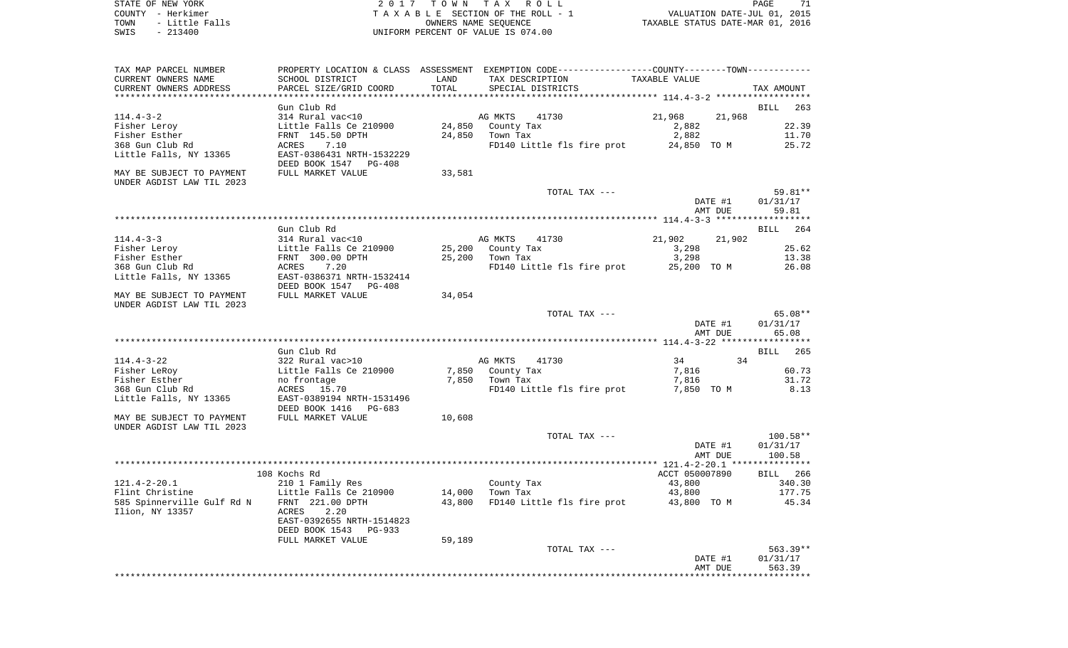STATE OF NEW YORK
COUNTY - Herkimer
TOWN - Little Falls
SWIS - 213400

2 0 1 7 T O W N T A X R O L L
T A X A B L E SECTION OF THE ROLL - 1
OWNERS NAME SEQUENCE
UNIFORM PERCENT OF VALUE IS 074.00

VALUATION DATE-JUL 01, 2015
TAXABLE STATUS DATE-MAR 01, 2016

| TAX MAP PARCEL NUMBER / CURRENT OWNERS NAME / CURRENT OWNERS ADDRESS | PROPERTY LOCATION & CLASS / SCHOOL DISTRICT / PARCEL SIZE/GRID COORD | ASSESSMENT LAND / TOTAL | EXEMPTION CODE / TAX DESCRIPTION / SPECIAL DISTRICTS | COUNTY / TAXABLE VALUE | TOWN | TAX AMOUNT |
|---|---|---|---|---|---|---|
| 114.4-3-2 | Gun Club Rd | | | | | BILL 263 |
| | 314 Rural vac<10 | | AG MKTS 41730 | 21,968 | 21,968 | |
| Fisher Leroy | Little Falls Ce 210900 | 24,850 | County Tax | 2,882 | | 22.39 |
| Fisher Esther | FRNT 145.50 DPTH | 24,850 | Town Tax | 2,882 | | 11.70 |
| 368 Gun Club Rd | ACRES 7.10 | | FD140 Little fls fire prot | 24,850 TO M | | 25.72 |
| Little Falls, NY 13365 | EAST-0386431 NRTH-1532229 | | | | | |
| | DEED BOOK 1547 PG-408 | | | | | |
| MAY BE SUBJECT TO PAYMENT UNDER AGDIST LAW TIL 2023 | FULL MARKET VALUE | 33,581 | | | | |
| | | | TOTAL TAX --- | | | 59.81** |
| | | | | DATE #1 | | 01/31/17 |
| | | | | AMT DUE | | 59.81 |
| 114.4-3-3 | Gun Club Rd | | | | | BILL 264 |
| | 314 Rural vac<10 | | AG MKTS 41730 | 21,902 | 21,902 | |
| Fisher Leroy | Little Falls Ce 210900 | 25,200 | County Tax | 3,298 | | 25.62 |
| Fisher Esther | FRNT 300.00 DPTH | 25,200 | Town Tax | 3,298 | | 13.38 |
| 368 Gun Club Rd | ACRES 7.20 | | FD140 Little fls fire prot | 25,200 TO M | | 26.08 |
| Little Falls, NY 13365 | EAST-0386371 NRTH-1532414 | | | | | |
| | DEED BOOK 1547 PG-408 | | | | | |
| MAY BE SUBJECT TO PAYMENT UNDER AGDIST LAW TIL 2023 | FULL MARKET VALUE | 34,054 | | | | |
| | | | TOTAL TAX --- | | | 65.08** |
| | | | | DATE #1 | | 01/31/17 |
| | | | | AMT DUE | | 65.08 |
| 114.4-3-22 | Gun Club Rd | | | | | BILL 265 |
| | 322 Rural vac>10 | | AG MKTS 41730 | 34 | 34 | |
| Fisher LeRoy | Little Falls Ce 210900 | 7,850 | County Tax | 7,816 | | 60.73 |
| Fisher Esther | no frontage | 7,850 | Town Tax | 7,816 | | 31.72 |
| 368 Gun Club Rd | ACRES 15.70 | | FD140 Little fls fire prot | 7,850 TO M | | 8.13 |
| Little Falls, NY 13365 | EAST-0389194 NRTH-1531496 | | | | | |
| | DEED BOOK 1416 PG-683 | | | | | |
| MAY BE SUBJECT TO PAYMENT UNDER AGDIST LAW TIL 2023 | FULL MARKET VALUE | 10,608 | | | | |
| | | | TOTAL TAX --- | | | 100.58** |
| | | | | DATE #1 | | 01/31/17 |
| | | | | AMT DUE | | 100.58 |
| 121.4-2-20.1 | 108 Kochs Rd | | | ACCT 050007890 | | BILL 266 |
| | 210 1 Family Res | | County Tax | 43,800 | | 340.30 |
| Flint Christine | Little Falls Ce 210900 | 14,000 | Town Tax | 43,800 | | 177.75 |
| 585 Spinnerville Gulf Rd N | FRNT 221.00 DPTH | 43,800 | FD140 Little fls fire prot | 43,800 TO M | | 45.34 |
| Ilion, NY 13357 | ACRES 2.20 | | | | | |
| | EAST-0392655 NRTH-1514823 | | | | | |
| | DEED BOOK 1543 PG-933 | | | | | |
| | FULL MARKET VALUE | 59,189 | | | | |
| | | | TOTAL TAX --- | | | 563.39** |
| | | | | DATE #1 | | 01/31/17 |
| | | | | AMT DUE | | 563.39 |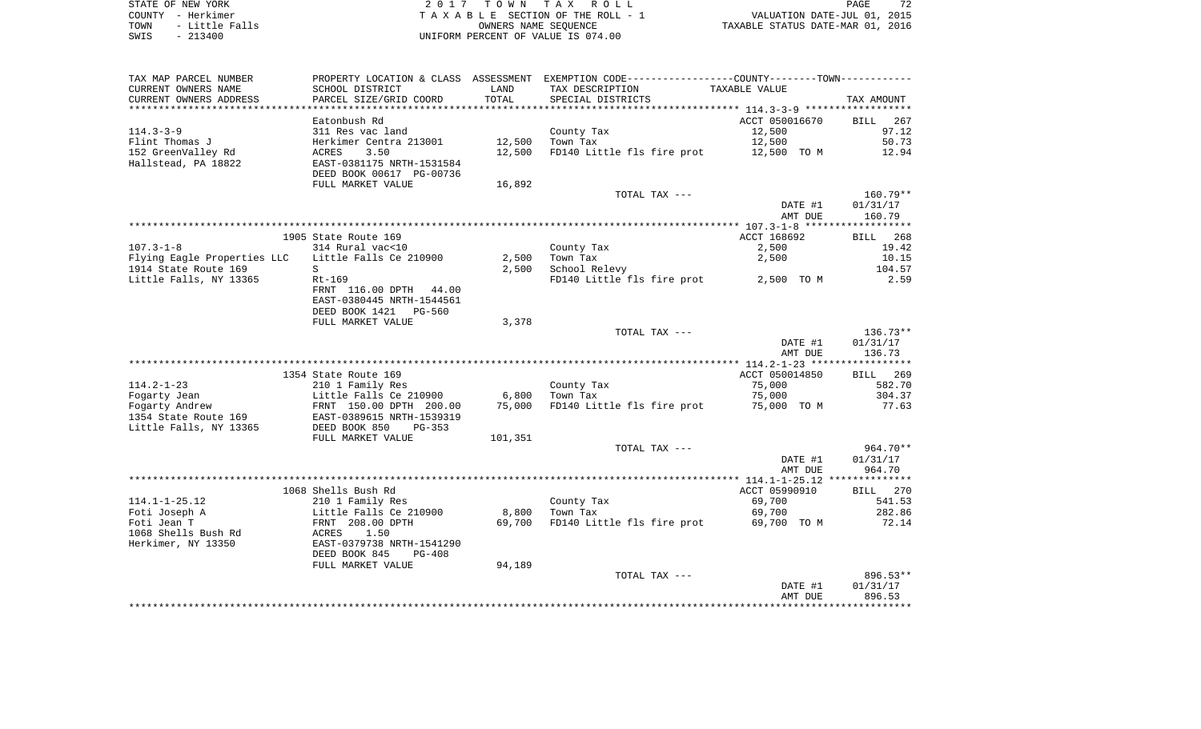STATE OF NEW YORK — COUNTY - Herkimer — TOWN - Little Falls — SWIS - 213400

2 0 1 7 T O W N T A X R O L L
T A X A B L E SECTION OF THE ROLL - 1
OWNERS NAME SEQUENCE
UNIFORM PERCENT OF VALUE IS 074.00

VALUATION DATE-JUL 01, 2015
TAXABLE STATUS DATE-MAR 01, 2016

| TAX MAP PARCEL NUMBER / CURRENT OWNERS NAME / CURRENT OWNERS ADDRESS | PROPERTY LOCATION & CLASS / SCHOOL DISTRICT / PARCEL SIZE/GRID COORD | ASSESSMENT LAND / TOTAL | EXEMPTION CODE / TAX DESCRIPTION / SPECIAL DISTRICTS | TAXABLE VALUE | TAX AMOUNT |
|---|---|---|---|---|---|
| **114.3-3-9** | Eatonbush Rd | | | ACCT 050016670 | BILL 267 |
| 114.3-3-9 | 311 Res vac land | | County Tax | 12,500 | 97.12 |
| Flint Thomas J | Herkimer Centra 213001 | 12,500 | Town Tax | 12,500 | 50.73 |
| 152 GreenValley Rd | ACRES 3.50 | 12,500 | FD140 Little fls fire prot | 12,500 TO M | 12.94 |
| Hallstead, PA 18822 | EAST-0381175 NRTH-1531584 | | | | |
| | DEED BOOK 00617 PG-00736 | | | | |
| | FULL MARKET VALUE | 16,892 | | | |
| | | | TOTAL TAX --- | | 160.79** |
| | | | | DATE #1 | 01/31/17 |
| | | | | AMT DUE | 160.79 |
| **107.3-1-8** | 1905 State Route 169 | | | ACCT 168692 | BILL 268 |
| 107.3-1-8 | 314 Rural vac<10 | | County Tax | 2,500 | 19.42 |
| Flying Eagle Properties LLC | Little Falls Ce 210900 | 2,500 | Town Tax | 2,500 | 10.15 |
| 1914 State Route 169 | S | 2,500 | School Relevy | | 104.57 |
| Little Falls, NY 13365 | Rt-169 | | FD140 Little fls fire prot | 2,500 TO M | 2.59 |
| | FRNT 116.00 DPTH 44.00 | | | | |
| | EAST-0380445 NRTH-1544561 | | | | |
| | DEED BOOK 1421 PG-560 | | | | |
| | FULL MARKET VALUE | 3,378 | | | |
| | | | TOTAL TAX --- | | 136.73** |
| | | | | DATE #1 | 01/31/17 |
| | | | | AMT DUE | 136.73 |
| **114.2-1-23** | 1354 State Route 169 | | | ACCT 050014850 | BILL 269 |
| 114.2-1-23 | 210 1 Family Res | | County Tax | 75,000 | 582.70 |
| Fogarty Jean | Little Falls Ce 210900 | 6,800 | Town Tax | 75,000 | 304.37 |
| Fogarty Andrew | FRNT 150.00 DPTH 200.00 | 75,000 | FD140 Little fls fire prot | 75,000 TO M | 77.63 |
| 1354 State Route 169 | EAST-0389615 NRTH-1539319 | | | | |
| Little Falls, NY 13365 | DEED BOOK 850 PG-353 | | | | |
| | FULL MARKET VALUE | 101,351 | | | |
| | | | TOTAL TAX --- | | 964.70** |
| | | | | DATE #1 | 01/31/17 |
| | | | | AMT DUE | 964.70 |
| **114.1-1-25.12** | 1068 Shells Bush Rd | | | ACCT 05990910 | BILL 270 |
| 114.1-1-25.12 | 210 1 Family Res | | County Tax | 69,700 | 541.53 |
| Foti Joseph A | Little Falls Ce 210900 | 8,800 | Town Tax | 69,700 | 282.86 |
| Foti Jean T | FRNT 208.00 DPTH | 69,700 | FD140 Little fls fire prot | 69,700 TO M | 72.14 |
| 1068 Shells Bush Rd | ACRES 1.50 | | | | |
| Herkimer, NY 13350 | EAST-0379738 NRTH-1541290 | | | | |
| | DEED BOOK 845 PG-408 | | | | |
| | FULL MARKET VALUE | 94,189 | | | |
| | | | TOTAL TAX --- | | 896.53** |
| | | | | DATE #1 | 01/31/17 |
| | | | | AMT DUE | 896.53 |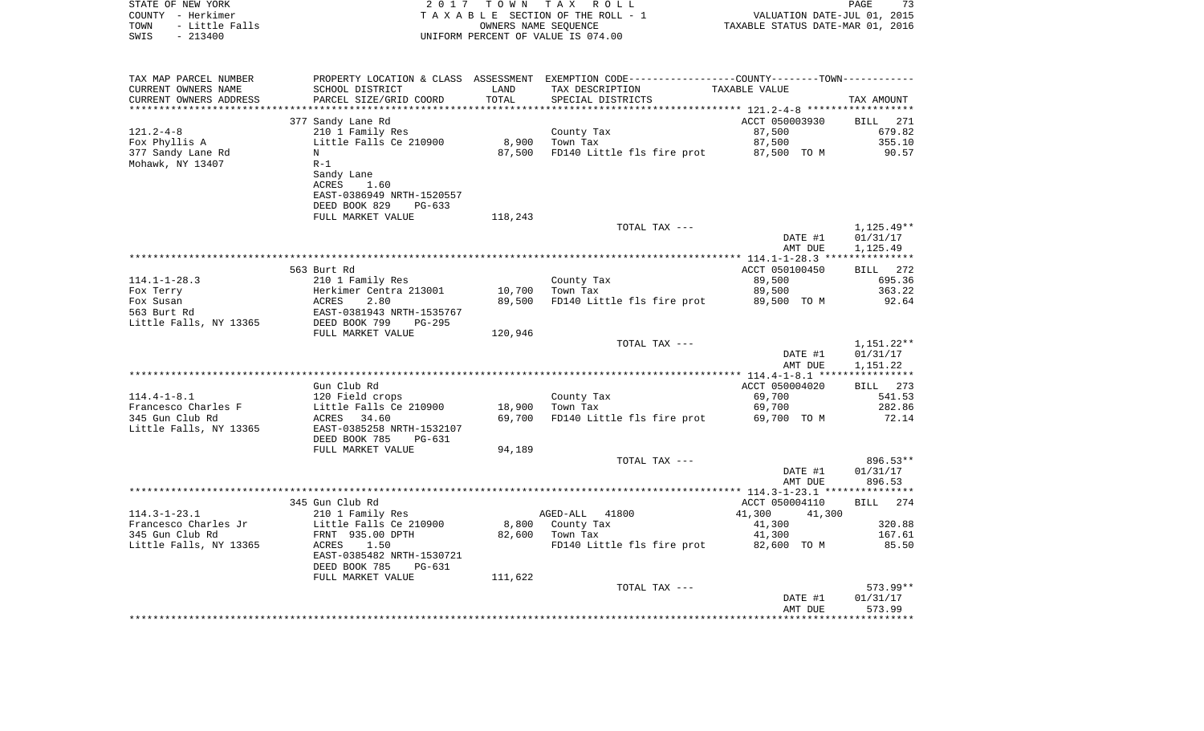STATE OF NEW YORK — 2017 TOWN TAX ROLL
COUNTY - Herkimer — TAXABLE SECTION OF THE ROLL - 1 — VALUATION DATE-JUL 01, 2015
TOWN - Little Falls — OWNERS NAME SEQUENCE — TAXABLE STATUS DATE-MAR 01, 2016
SWIS - 213400 — UNIFORM PERCENT OF VALUE IS 074.00

| TAX MAP PARCEL NUMBER / CURRENT OWNERS NAME / CURRENT OWNERS ADDRESS | PROPERTY LOCATION & CLASS / SCHOOL DISTRICT / PARCEL SIZE/GRID COORD | ASSESSMENT LAND / TOTAL | EXEMPTION CODE / TAX DESCRIPTION / SPECIAL DISTRICTS | COUNTY--------TOWN TAXABLE VALUE | TAX AMOUNT |
|---|---|---|---|---|---|
| 121.2-4-8 | 377 Sandy Lane Rd | | | ACCT 050003930 | BILL 271 |
| Fox Phyllis A | 210 1 Family Res | | County Tax | 87,500 | 679.82 |
| 377 Sandy Lane Rd | Little Falls Ce 210900 | 8,900 | Town Tax | 87,500 | 355.10 |
| Mohawk, NY 13407 | N | 87,500 | FD140 Little fls fire prot | 87,500 TO M | 90.57 |
| | R-1 | | | | |
| | Sandy Lane | | | | |
| | ACRES 1.60 | | | | |
| | EAST-0386949 NRTH-1520557 | | | | |
| | DEED BOOK 829 PG-633 | | | | |
| | FULL MARKET VALUE | 118,243 | | | |
| | | | TOTAL TAX --- | | 1,125.49** |
| | | | | DATE #1 | 01/31/17 |
| | | | | AMT DUE | 1,125.49 |
| 114.1-1-28.3 | 563 Burt Rd | | | ACCT 050100450 | BILL 272 |
| Fox Terry | 210 1 Family Res | | County Tax | 89,500 | 695.36 |
| Fox Susan | Herkimer Centra 213001 | 10,700 | Town Tax | 89,500 | 363.22 |
| 563 Burt Rd | ACRES 2.80 | 89,500 | FD140 Little fls fire prot | 89,500 TO M | 92.64 |
| Little Falls, NY 13365 | EAST-0381943 NRTH-1535767 | | | | |
| | DEED BOOK 799 PG-295 | | | | |
| | FULL MARKET VALUE | 120,946 | | | |
| | | | TOTAL TAX --- | | 1,151.22** |
| | | | | DATE #1 | 01/31/17 |
| | | | | AMT DUE | 1,151.22 |
| 114.4-1-8.1 | Gun Club Rd | | | ACCT 050004020 | BILL 273 |
| Francesco Charles F | 120 Field crops | | County Tax | 69,700 | 541.53 |
| 345 Gun Club Rd | Little Falls Ce 210900 | 18,900 | Town Tax | 69,700 | 282.86 |
| Little Falls, NY 13365 | ACRES 34.60 | 69,700 | FD140 Little fls fire prot | 69,700 TO M | 72.14 |
| | EAST-0385258 NRTH-1532107 | | | | |
| | DEED BOOK 785 PG-631 | | | | |
| | FULL MARKET VALUE | 94,189 | | | |
| | | | TOTAL TAX --- | | 896.53** |
| | | | | DATE #1 | 01/31/17 |
| | | | | AMT DUE | 896.53 |
| 114.3-1-23.1 | 345 Gun Club Rd | | | ACCT 050004110 | BILL 274 |
| Francesco Charles Jr | 210 1 Family Res | | AGED-ALL 41800 | 41,300 41,300 | |
| 345 Gun Club Rd | Little Falls Ce 210900 | 8,800 | County Tax | 41,300 | 320.88 |
| Little Falls, NY 13365 | FRNT 935.00 DPTH | 82,600 | Town Tax | 41,300 | 167.61 |
| | ACRES 1.50 | | FD140 Little fls fire prot | 82,600 TO M | 85.50 |
| | EAST-0385482 NRTH-1530721 | | | | |
| | DEED BOOK 785 PG-631 | | | | |
| | FULL MARKET VALUE | 111,622 | | | |
| | | | TOTAL TAX --- | | 573.99** |
| | | | | DATE #1 | 01/31/17 |
| | | | | AMT DUE | 573.99 |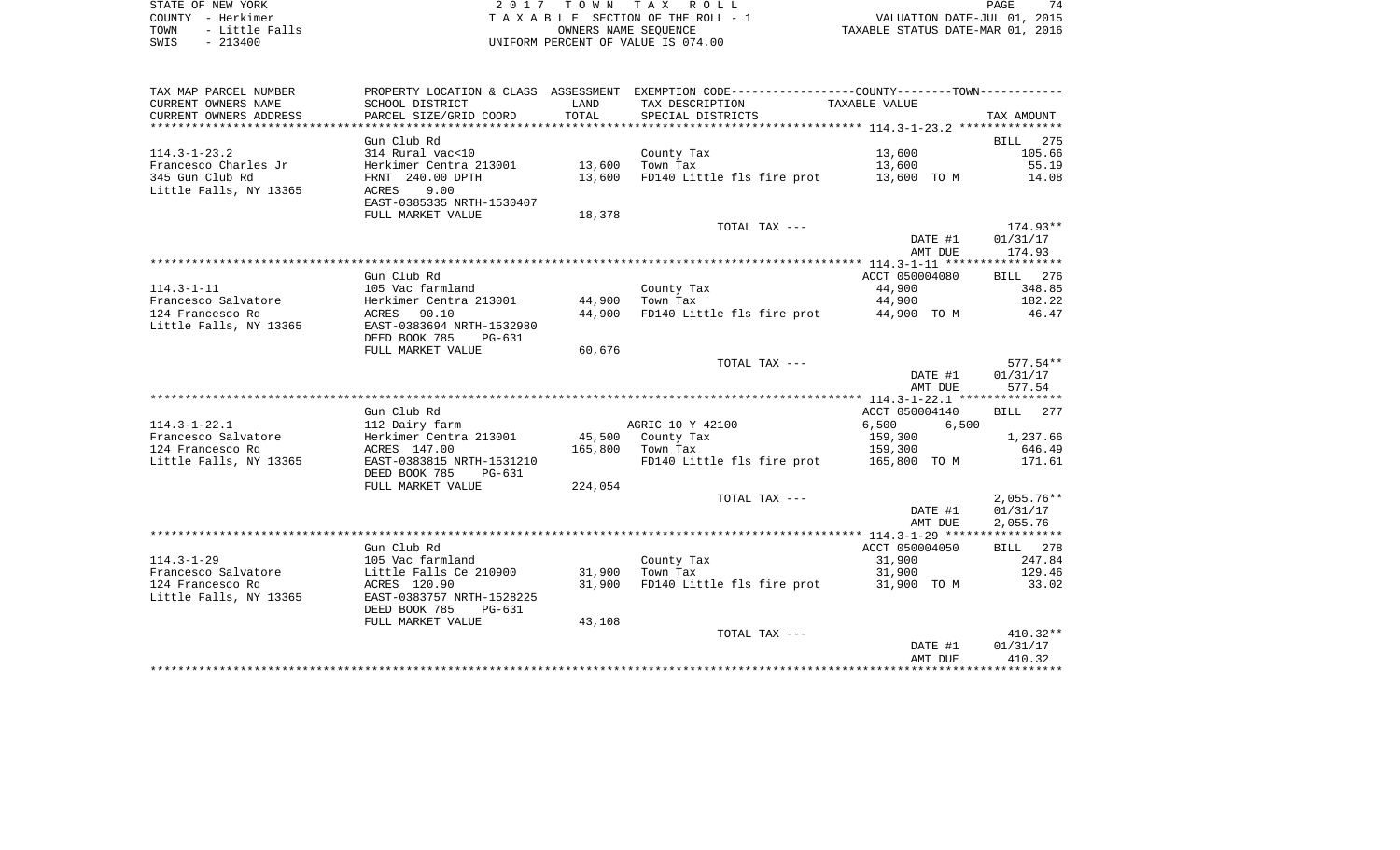STATE OF NEW YORK
COUNTY - Herkimer
TOWN - Little Falls
SWIS - 213400

2 0 1 7 T O W N T A X R O L L
T A X A B L E SECTION OF THE ROLL - 1
OWNERS NAME SEQUENCE
UNIFORM PERCENT OF VALUE IS 074.00

VALUATION DATE-JUL 01, 2015
TAXABLE STATUS DATE-MAR 01, 2016

| TAX MAP PARCEL NUMBER / CURRENT OWNERS NAME / CURRENT OWNERS ADDRESS | PROPERTY LOCATION & CLASS / SCHOOL DISTRICT / PARCEL SIZE/GRID COORD | ASSESSMENT LAND / TOTAL | EXEMPTION CODE / TAX DESCRIPTION / SPECIAL DISTRICTS | COUNTY / TOWN TAXABLE VALUE | TAX AMOUNT |
|---|---|---|---|---|---|
| 114.3-1-23.2 | Gun Club Rd | | | | BILL 275 |
| Francesco Charles Jr | 314 Rural vac<10 | | County Tax | 13,600 | 105.66 |
| 345 Gun Club Rd | Herkimer Centra 213001 | 13,600 | Town Tax | 13,600 | 55.19 |
| Little Falls, NY 13365 | FRNT 240.00 DPTH | 13,600 | FD140 Little fls fire prot | 13,600 TO M | 14.08 |
| | ACRES 9.00 | | | | |
| | EAST-0385335 NRTH-1530407 | | | | |
| | FULL MARKET VALUE | 18,378 | | | |
| | | | TOTAL TAX --- | | 174.93** |
| | | | | DATE #1 | 01/31/17 |
| | | | | AMT DUE | 174.93 |
| 114.3-1-11 | Gun Club Rd | | | ACCT 050004080 | BILL 276 |
| Francesco Salvatore | 105 Vac farmland | | County Tax | 44,900 | 348.85 |
| 124 Francesco Rd | Herkimer Centra 213001 | 44,900 | Town Tax | 44,900 | 182.22 |
| Little Falls, NY 13365 | ACRES 90.10 | 44,900 | FD140 Little fls fire prot | 44,900 TO M | 46.47 |
| | EAST-0383694 NRTH-1532980 | | | | |
| | DEED BOOK 785 PG-631 | | | | |
| | FULL MARKET VALUE | 60,676 | | | |
| | | | TOTAL TAX --- | | 577.54** |
| | | | | DATE #1 | 01/31/17 |
| | | | | AMT DUE | 577.54 |
| 114.3-1-22.1 | Gun Club Rd | | | ACCT 050004140 | BILL 277 |
| Francesco Salvatore | 112 Dairy farm | | AGRIC 10 Y 42100 | 6,500 6,500 | |
| 124 Francesco Rd | Herkimer Centra 213001 | 45,500 | County Tax | 159,300 | 1,237.66 |
| Little Falls, NY 13365 | ACRES 147.00 | 165,800 | Town Tax | 159,300 | 646.49 |
| | EAST-0383815 NRTH-1531210 | | FD140 Little fls fire prot | 165,800 TO M | 171.61 |
| | DEED BOOK 785 PG-631 | | | | |
| | FULL MARKET VALUE | 224,054 | | | |
| | | | TOTAL TAX --- | | 2,055.76** |
| | | | | DATE #1 | 01/31/17 |
| | | | | AMT DUE | 2,055.76 |
| 114.3-1-29 | Gun Club Rd | | | ACCT 050004050 | BILL 278 |
| Francesco Salvatore | 105 Vac farmland | | County Tax | 31,900 | 247.84 |
| 124 Francesco Rd | Little Falls Ce 210900 | 31,900 | Town Tax | 31,900 | 129.46 |
| Little Falls, NY 13365 | ACRES 120.90 | 31,900 | FD140 Little fls fire prot | 31,900 TO M | 33.02 |
| | EAST-0383757 NRTH-1528225 | | | | |
| | DEED BOOK 785 PG-631 | | | | |
| | FULL MARKET VALUE | 43,108 | | | |
| | | | TOTAL TAX --- | | 410.32** |
| | | | | DATE #1 | 01/31/17 |
| | | | | AMT DUE | 410.32 |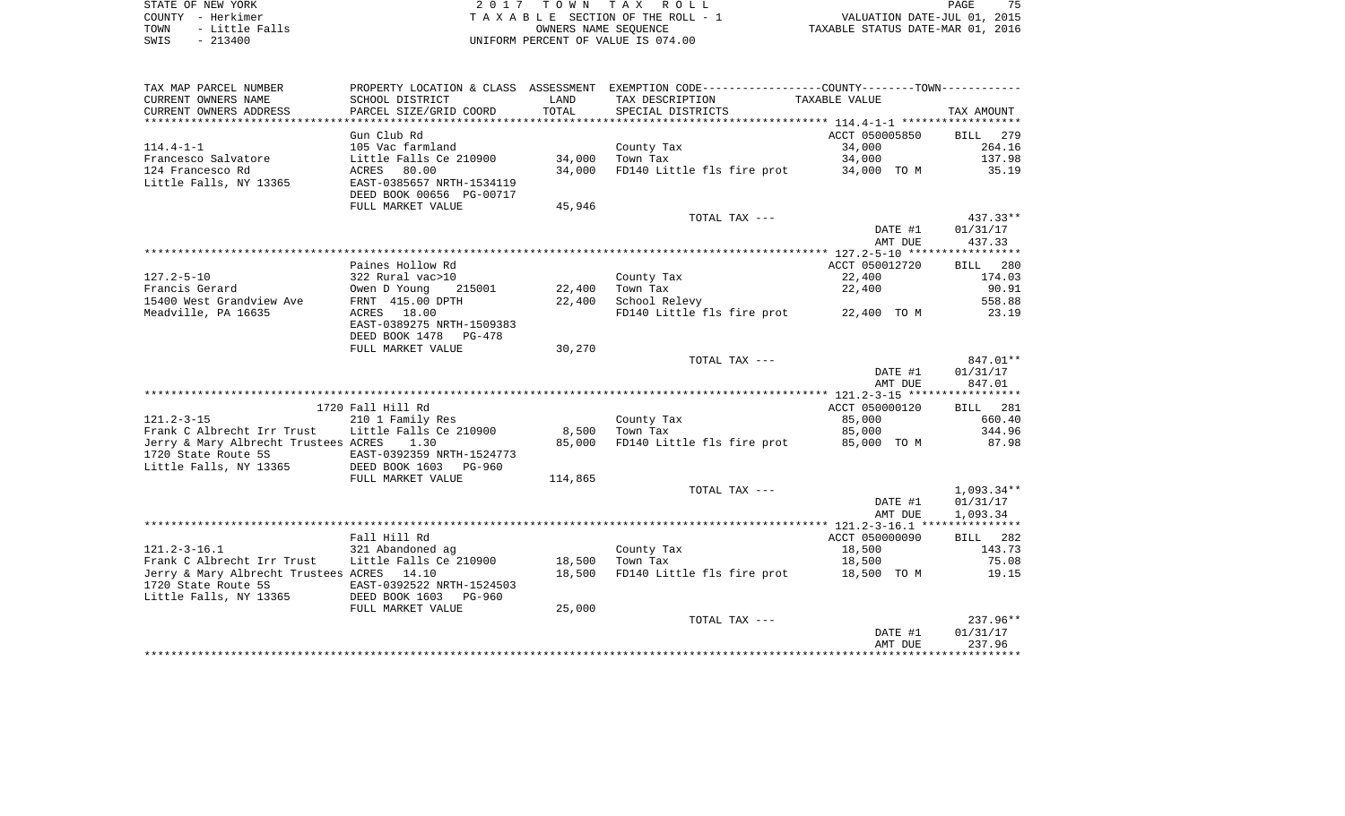STATE OF NEW YORK
COUNTY - Herkimer
TOWN - Little Falls
SWIS - 213400

2017 TOWN TAX ROLL
TAXABLE SECTION OF THE ROLL - 1
OWNERS NAME SEQUENCE
UNIFORM PERCENT OF VALUE IS 074.00

VALUATION DATE-JUL 01, 2015
TAXABLE STATUS DATE-MAR 01, 2016

| TAX MAP PARCEL NUMBER / CURRENT OWNERS NAME / CURRENT OWNERS ADDRESS | PROPERTY LOCATION & CLASS / SCHOOL DISTRICT / PARCEL SIZE/GRID COORD | ASSESSMENT LAND / TOTAL | EXEMPTION CODE / TAX DESCRIPTION / SPECIAL DISTRICTS | TAXABLE VALUE (COUNTY / TOWN) | TAX AMOUNT |
|---|---|---|---|---|---|
| **114.4-1-1** | Gun Club Rd | | | ACCT 050005850 | BILL 279 |
| 114.4-1-1 | 105 Vac farmland | | County Tax | 34,000 | 264.16 |
| Francesco Salvatore | Little Falls Ce 210900 | 34,000 | Town Tax | 34,000 | 137.98 |
| 124 Francesco Rd | ACRES 80.00 | 34,000 | FD140 Little fls fire prot | 34,000 TO M | 35.19 |
| Little Falls, NY 13365 | EAST-0385657 NRTH-1534119 | | | | |
| | DEED BOOK 00656 PG-00717 | | | | |
| | FULL MARKET VALUE | 45,946 | | | |
| | | | TOTAL TAX --- | | 437.33** |
| | | | | DATE #1 | 01/31/17 |
| | | | | AMT DUE | 437.33 |
| **127.2-5-10** | Paines Hollow Rd | | | ACCT 050012720 | BILL 280 |
| 127.2-5-10 | 322 Rural vac>10 | | County Tax | 22,400 | 174.03 |
| Francis Gerard | Owen D Young 215001 | 22,400 | Town Tax | 22,400 | 90.91 |
| 15400 West Grandview Ave | FRNT 415.00 DPTH | 22,400 | School Relevy | | 558.88 |
| Meadville, PA 16635 | ACRES 18.00 | | FD140 Little fls fire prot | 22,400 TO M | 23.19 |
| | EAST-0389275 NRTH-1509383 | | | | |
| | DEED BOOK 1478 PG-478 | | | | |
| | FULL MARKET VALUE | 30,270 | | | |
| | | | TOTAL TAX --- | | 847.01** |
| | | | | DATE #1 | 01/31/17 |
| | | | | AMT DUE | 847.01 |
| **121.2-3-15** | 1720 Fall Hill Rd | | | ACCT 050000120 | BILL 281 |
| 121.2-3-15 | 210 1 Family Res | | County Tax | 85,000 | 660.40 |
| Frank C Albrecht Irr Trust | Little Falls Ce 210900 | 8,500 | Town Tax | 85,000 | 344.96 |
| Jerry & Mary Albrecht Trustees | ACRES 1.30 | 85,000 | FD140 Little fls fire prot | 85,000 TO M | 87.98 |
| 1720 State Route 5S | EAST-0392359 NRTH-1524773 | | | | |
| Little Falls, NY 13365 | DEED BOOK 1603 PG-960 | | | | |
| | FULL MARKET VALUE | 114,865 | | | |
| | | | TOTAL TAX --- | | 1,093.34** |
| | | | | DATE #1 | 01/31/17 |
| | | | | AMT DUE | 1,093.34 |
| **121.2-3-16.1** | Fall Hill Rd | | | ACCT 050000090 | BILL 282 |
| 121.2-3-16.1 | 321 Abandoned ag | | County Tax | 18,500 | 143.73 |
| Frank C Albrecht Irr Trust | Little Falls Ce 210900 | 18,500 | Town Tax | 18,500 | 75.08 |
| Jerry & Mary Albrecht Trustees | ACRES 14.10 | 18,500 | FD140 Little fls fire prot | 18,500 TO M | 19.15 |
| 1720 State Route 5S | EAST-0392522 NRTH-1524503 | | | | |
| Little Falls, NY 13365 | DEED BOOK 1603 PG-960 | | | | |
| | FULL MARKET VALUE | 25,000 | | | |
| | | | TOTAL TAX --- | | 237.96** |
| | | | | DATE #1 | 01/31/17 |
| | | | | AMT DUE | 237.96 |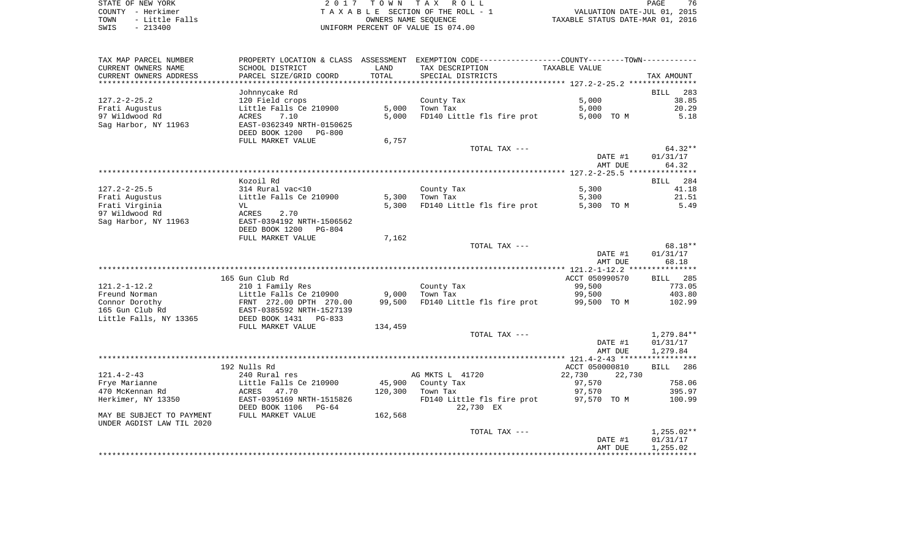STATE OF NEW YORK                2 0 1 7   T O W N   T A X   R O L L
COUNTY - Herkimer                T A X A B L E SECTION OF THE ROLL - 1            VALUATION DATE-JUL 01, 2015
TOWN - Little Falls              OWNERS NAME SEQUENCE                             TAXABLE STATUS DATE-MAR 01, 2016
SWIS - 213400                    UNIFORM PERCENT OF VALUE IS 074.00

| TAX MAP PARCEL NUMBER / CURRENT OWNERS NAME / CURRENT OWNERS ADDRESS | PROPERTY LOCATION & CLASS / SCHOOL DISTRICT / PARCEL SIZE/GRID COORD | ASSESSMENT LAND / TOTAL | EXEMPTION CODE / TAX DESCRIPTION / SPECIAL DISTRICTS | COUNTY / TOWN TAXABLE VALUE | TAX AMOUNT |
|---|---|---|---|---|---|
| | Johnnycake Rd | | | | BILL 283 |
| 127.2-2-25.2 | 120 Field crops | | County Tax | 5,000 | 38.85 |
| Frati Augustus | Little Falls Ce 210900 | 5,000 | Town Tax | 5,000 | 20.29 |
| 97 Wildwood Rd | ACRES 7.10 | 5,000 | FD140 Little fls fire prot | 5,000 TO M | 5.18 |
| Sag Harbor, NY 11963 | EAST-0362349 NRTH-0150625 | | | | |
| | DEED BOOK 1200 PG-800 | | | | |
| | FULL MARKET VALUE | 6,757 | | | |
| | | | TOTAL TAX --- | | 64.32** |
| | | | | DATE #1 | 01/31/17 |
| | | | | AMT DUE | 64.32 |
| | Kozoil Rd | | | | BILL 284 |
| 127.2-2-25.5 | 314 Rural vac<10 | | County Tax | 5,300 | 41.18 |
| Frati Augustus | Little Falls Ce 210900 | 5,300 | Town Tax | 5,300 | 21.51 |
| Frati Virginia | VL | 5,300 | FD140 Little fls fire prot | 5,300 TO M | 5.49 |
| 97 Wildwood Rd | ACRES 2.70 | | | | |
| Sag Harbor, NY 11963 | EAST-0394192 NRTH-1506562 | | | | |
| | DEED BOOK 1200 PG-804 | | | | |
| | FULL MARKET VALUE | 7,162 | | | |
| | | | TOTAL TAX --- | | 68.18** |
| | | | | DATE #1 | 01/31/17 |
| | | | | AMT DUE | 68.18 |
| | 165 Gun Club Rd | | | ACCT 050990570 | BILL 285 |
| 121.2-1-12.2 | 210 1 Family Res | | County Tax | 99,500 | 773.05 |
| Freund Norman | Little Falls Ce 210900 | 9,000 | Town Tax | 99,500 | 403.80 |
| Connor Dorothy | FRNT 272.00 DPTH 270.00 | 99,500 | FD140 Little fls fire prot | 99,500 TO M | 102.99 |
| 165 Gun Club Rd | EAST-0385592 NRTH-1527139 | | | | |
| Little Falls, NY 13365 | DEED BOOK 1431 PG-833 | | | | |
| | FULL MARKET VALUE | 134,459 | | | |
| | | | TOTAL TAX --- | | 1,279.84** |
| | | | | DATE #1 | 01/31/17 |
| | | | | AMT DUE | 1,279.84 |
| | 192 Nulls Rd | | | ACCT 050000810 | BILL 286 |
| 121.4-2-43 | 240 Rural res | | AG MKTS L 41720 | 22,730 22,730 | |
| Frye Marianne | Little Falls Ce 210900 | 45,900 | County Tax | 97,570 | 758.06 |
| 470 McKennan Rd | ACRES 47.70 | 120,300 | Town Tax | 97,570 | 395.97 |
| Herkimer, NY 13350 | EAST-0395169 NRTH-1515826 | | FD140 Little fls fire prot | 97,570 TO M | 100.99 |
| | DEED BOOK 1106 PG-64 | | 22,730 EX | | |
| MAY BE SUBJECT TO PAYMENT UNDER AGDIST LAW TIL 2020 | FULL MARKET VALUE | 162,568 | | | |
| | | | TOTAL TAX --- | | 1,255.02** |
| | | | | DATE #1 | 01/31/17 |
| | | | | AMT DUE | 1,255.02 |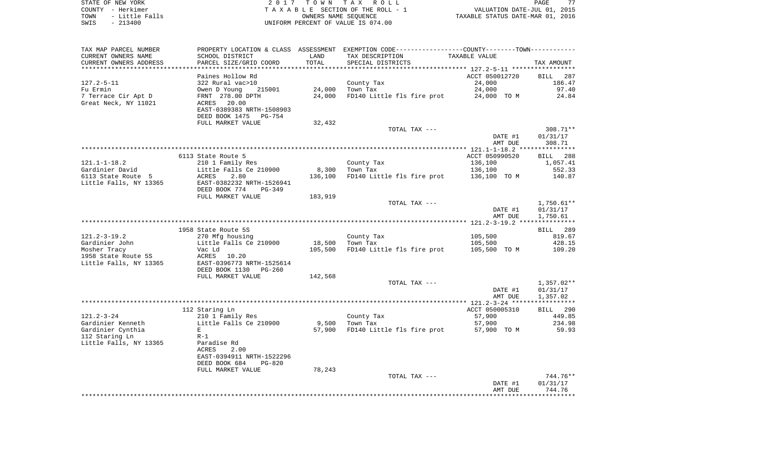STATE OF NEW YORK
COUNTY - Herkimer
TOWN - Little Falls
SWIS - 213400

2017 TOWN TAX ROLL
TAXABLE SECTION OF THE ROLL - 1
OWNERS NAME SEQUENCE
UNIFORM PERCENT OF VALUE IS 074.00

VALUATION DATE-JUL 01, 2015
TAXABLE STATUS DATE-MAR 01, 2016

| TAX MAP PARCEL NUMBER<br>CURRENT OWNERS NAME<br>CURRENT OWNERS ADDRESS | PROPERTY LOCATION & CLASS<br>SCHOOL DISTRICT<br>PARCEL SIZE/GRID COORD | ASSESSMENT<br>LAND<br>TOTAL | EXEMPTION CODE<br>TAX DESCRIPTION<br>SPECIAL DISTRICTS | COUNTY--------TOWN<br>TAXABLE VALUE | TAX AMOUNT |
|---|---|---|---|---|---|
| **127.2-5-11** | Paines Hollow Rd | | | ACCT 050012720 | BILL 287 |
| 127.2-5-11 | 322 Rural vac>10 | | County Tax | 24,000 | 186.47 |
| Fu Ermin | Owen D Young 215001 | 24,000 | Town Tax | 24,000 | 97.40 |
| 7 Terrace Cir Apt D | FRNT 278.00 DPTH | 24,000 | FD140 Little fls fire prot | 24,000 TO M | 24.84 |
| Great Neck, NY 11021 | ACRES 20.00 | | | | |
| | EAST-0389383 NRTH-1508903 | | | | |
| | DEED BOOK 1475 PG-754 | | | | |
| | FULL MARKET VALUE | 32,432 | | | |
| | | | TOTAL TAX --- | | 308.71** |
| | | | | DATE #1 | 01/31/17 |
| | | | | AMT DUE | 308.71 |
| **121.1-1-18.2** | 6113 State Route 5 | | | ACCT 050990520 | BILL 288 |
| 121.1-1-18.2 | 210 1 Family Res | | County Tax | 136,100 | 1,057.41 |
| Gardinier David | Little Falls Ce 210900 | 8,300 | Town Tax | 136,100 | 552.33 |
| 6113 State Route 5 | ACRES 2.80 | 136,100 | FD140 Little fls fire prot | 136,100 TO M | 140.87 |
| Little Falls, NY 13365 | EAST-0382232 NRTH-1526941 | | | | |
| | DEED BOOK 774 PG-349 | | | | |
| | FULL MARKET VALUE | 183,919 | | | |
| | | | TOTAL TAX --- | | 1,750.61** |
| | | | | DATE #1 | 01/31/17 |
| | | | | AMT DUE | 1,750.61 |
| **121.2-3-19.2** | 1958 State Route 5S | | | | BILL 289 |
| 121.2-3-19.2 | 270 Mfg housing | | County Tax | 105,500 | 819.67 |
| Gardinier John | Little Falls Ce 210900 | 18,500 | Town Tax | 105,500 | 428.15 |
| Mosher Tracy | Vac Ld | 105,500 | FD140 Little fls fire prot | 105,500 TO M | 109.20 |
| 1958 State Route 5S | ACRES 10.20 | | | | |
| Little Falls, NY 13365 | EAST-0396773 NRTH-1525614 | | | | |
| | DEED BOOK 1130 PG-260 | | | | |
| | FULL MARKET VALUE | 142,568 | | | |
| | | | TOTAL TAX --- | | 1,357.02** |
| | | | | DATE #1 | 01/31/17 |
| | | | | AMT DUE | 1,357.02 |
| **121.2-3-24** | 112 Staring Ln | | | ACCT 050005310 | BILL 290 |
| 121.2-3-24 | 210 1 Family Res | | County Tax | 57,900 | 449.85 |
| Gardinier Kenneth | Little Falls Ce 210900 | 9,500 | Town Tax | 57,900 | 234.98 |
| Gardinier Cynthia | E | 57,900 | FD140 Little fls fire prot | 57,900 TO M | 59.93 |
| 112 Staring Ln | R-1 | | | | |
| Little Falls, NY 13365 | Paradise Rd | | | | |
| | ACRES 2.00 | | | | |
| | EAST-0394911 NRTH-1522296 | | | | |
| | DEED BOOK 684 PG-820 | | | | |
| | FULL MARKET VALUE | 78,243 | | | |
| | | | TOTAL TAX --- | | 744.76** |
| | | | | DATE #1 | 01/31/17 |
| | | | | AMT DUE | 744.76 |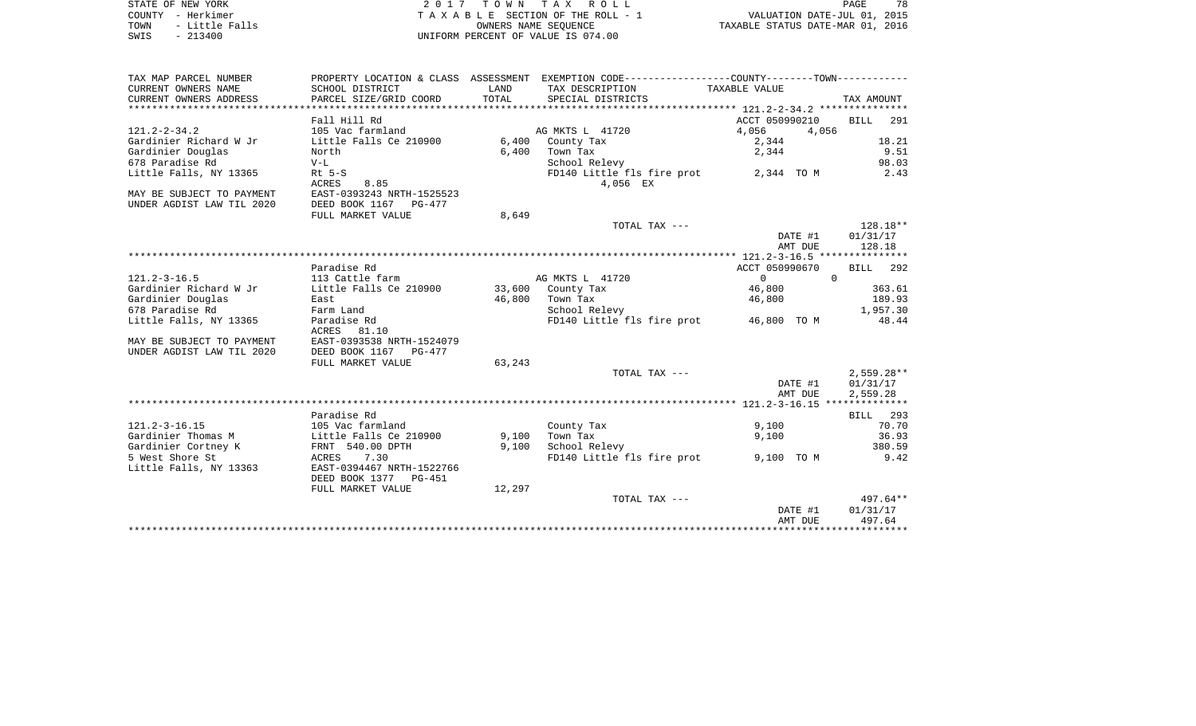STATE OF NEW YORK
COUNTY - Herkimer
TOWN - Little Falls
SWIS - 213400

2 0 1 7 T O W N T A X R O L L
T A X A B L E SECTION OF THE ROLL - 1
OWNERS NAME SEQUENCE
UNIFORM PERCENT OF VALUE IS 074.00

VALUATION DATE-JUL 01, 2015
TAXABLE STATUS DATE-MAR 01, 2016

| TAX MAP PARCEL NUMBER<br>CURRENT OWNERS NAME<br>CURRENT OWNERS ADDRESS | PROPERTY LOCATION & CLASS<br>SCHOOL DISTRICT<br>PARCEL SIZE/GRID COORD | ASSESSMENT LAND<br>TOTAL | EXEMPTION CODE-----COUNTY-----TOWN-----<br>TAX DESCRIPTION<br>SPECIAL DISTRICTS | TAXABLE VALUE | TAX AMOUNT |
|---|---|---|---|---|---|
| **121.2-2-34.2** | Fall Hill Rd | | | ACCT 050990210 | BILL 291 |
| 121.2-2-34.2 | 105 Vac farmland | | AG MKTS L 41720 | 4,056 4,056 | |
| Gardinier Richard W Jr | Little Falls Ce 210900 | 6,400 | County Tax | 2,344 | 18.21 |
| Gardinier Douglas | North | 6,400 | Town Tax | 2,344 | 9.51 |
| 678 Paradise Rd | V-L | | School Relevy | | 98.03 |
| Little Falls, NY 13365 | Rt 5-S | | FD140 Little fls fire prot | 2,344 TO M | 2.43 |
| | ACRES 8.85 | | 4,056 EX | | |
| MAY BE SUBJECT TO PAYMENT | EAST-0393243 NRTH-1525523 | | | | |
| UNDER AGDIST LAW TIL 2020 | DEED BOOK 1167 PG-477 | | | | |
| | FULL MARKET VALUE | 8,649 | | | |
| | | | TOTAL TAX --- | | 128.18** |
| | | | | DATE #1 | 01/31/17 |
| | | | | AMT DUE | 128.18 |
| **121.2-3-16.5** | Paradise Rd | | | ACCT 050990670 | BILL 292 |
| 121.2-3-16.5 | 113 Cattle farm | | AG MKTS L 41720 | 0 0 | |
| Gardinier Richard W Jr | Little Falls Ce 210900 | 33,600 | County Tax | 46,800 | 363.61 |
| Gardinier Douglas | East | 46,800 | Town Tax | 46,800 | 189.93 |
| 678 Paradise Rd | Farm Land | | School Relevy | | 1,957.30 |
| Little Falls, NY 13365 | Paradise Rd | | FD140 Little fls fire prot | 46,800 TO M | 48.44 |
| | ACRES 81.10 | | | | |
| MAY BE SUBJECT TO PAYMENT | EAST-0393538 NRTH-1524079 | | | | |
| UNDER AGDIST LAW TIL 2020 | DEED BOOK 1167 PG-477 | | | | |
| | FULL MARKET VALUE | 63,243 | | | |
| | | | TOTAL TAX --- | | 2,559.28** |
| | | | | DATE #1 | 01/31/17 |
| | | | | AMT DUE | 2,559.28 |
| **121.2-3-16.15** | Paradise Rd | | | | BILL 293 |
| 121.2-3-16.15 | 105 Vac farmland | | County Tax | 9,100 | 70.70 |
| Gardinier Thomas M | Little Falls Ce 210900 | 9,100 | Town Tax | 9,100 | 36.93 |
| Gardinier Cortney K | FRNT 540.00 DPTH | 9,100 | School Relevy | | 380.59 |
| 5 West Shore St | ACRES 7.30 | | FD140 Little fls fire prot | 9,100 TO M | 9.42 |
| Little Falls, NY 13363 | EAST-0394467 NRTH-1522766 | | | | |
| | DEED BOOK 1377 PG-451 | | | | |
| | FULL MARKET VALUE | 12,297 | | | |
| | | | TOTAL TAX --- | | 497.64** |
| | | | | DATE #1 | 01/31/17 |
| | | | | AMT DUE | 497.64 |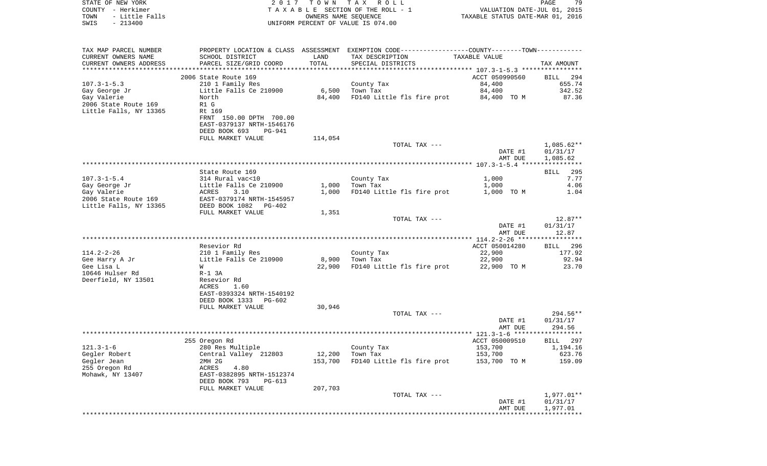STATE OF NEW YORK
COUNTY - Herkimer
TOWN - Little Falls
SWIS - 213400

2017 TOWN TAX ROLL
TAXABLE SECTION OF THE ROLL - 1
OWNERS NAME SEQUENCE
UNIFORM PERCENT OF VALUE IS 074.00

VALUATION DATE-JUL 01, 2015
TAXABLE STATUS DATE-MAR 01, 2016

| TAX MAP PARCEL NUMBER / CURRENT OWNERS NAME / CURRENT OWNERS ADDRESS | PROPERTY LOCATION & CLASS / SCHOOL DISTRICT / PARCEL SIZE/GRID COORD | ASSESSMENT LAND / TOTAL | EXEMPTION CODE / TAX DESCRIPTION / SPECIAL DISTRICTS | TAXABLE VALUE | TAX AMOUNT |
|---|---|---|---|---|---|
| **107.3-1-5.3** | 2006 State Route 169 | | | ACCT 050990560 | BILL 294 |
| 107.3-1-5.3 | 210 1 Family Res | | County Tax | 84,400 | 655.74 |
| Gay George Jr | Little Falls Ce 210900 | 6,500 | Town Tax | 84,400 | 342.52 |
| Gay Valerie | North | 84,400 | FD140 Little fls fire prot | 84,400 TO M | 87.36 |
| 2006 State Route 169 | R1 G | | | | |
| Little Falls, NY 13365 | Rt 169 | | | | |
| | FRNT 150.00 DPTH 700.00 | | | | |
| | EAST-0379137 NRTH-1546176 | | | | |
| | DEED BOOK 693 PG-941 | | | | |
| | FULL MARKET VALUE | 114,054 | | | |
| | | | TOTAL TAX --- | | 1,085.62** |
| | | | | DATE #1 | 01/31/17 |
| | | | | AMT DUE | 1,085.62 |
| **107.3-1-5.4** | State Route 169 | | | | BILL 295 |
| 107.3-1-5.4 | 314 Rural vac<10 | | County Tax | 1,000 | 7.77 |
| Gay George Jr | Little Falls Ce 210900 | 1,000 | Town Tax | 1,000 | 4.06 |
| Gay Valerie | ACRES 3.10 | 1,000 | FD140 Little fls fire prot | 1,000 TO M | 1.04 |
| 2006 State Route 169 | EAST-0379174 NRTH-1545957 | | | | |
| Little Falls, NY 13365 | DEED BOOK 1082 PG-402 | | | | |
| | FULL MARKET VALUE | 1,351 | | | |
| | | | TOTAL TAX --- | | 12.87** |
| | | | | DATE #1 | 01/31/17 |
| | | | | AMT DUE | 12.87 |
| **114.2-2-26** | Resevior Rd | | | ACCT 050014280 | BILL 296 |
| 114.2-2-26 | 210 1 Family Res | | County Tax | 22,900 | 177.92 |
| Gee Harry A Jr | Little Falls Ce 210900 | 8,900 | Town Tax | 22,900 | 92.94 |
| Gee Lisa L | W | 22,900 | FD140 Little fls fire prot | 22,900 TO M | 23.70 |
| 10646 Hulser Rd | R-1 3A | | | | |
| Deerfield, NY 13501 | Resevior Rd | | | | |
| | ACRES 1.60 | | | | |
| | EAST-0393324 NRTH-1540192 | | | | |
| | DEED BOOK 1333 PG-602 | | | | |
| | FULL MARKET VALUE | 30,946 | | | |
| | | | TOTAL TAX --- | | 294.56** |
| | | | | DATE #1 | 01/31/17 |
| | | | | AMT DUE | 294.56 |
| **121.3-1-6** | 255 Oregon Rd | | | ACCT 050009510 | BILL 297 |
| 121.3-1-6 | 280 Res Multiple | | County Tax | 153,700 | 1,194.16 |
| Gegler Robert | Central Valley 212803 | 12,200 | Town Tax | 153,700 | 623.76 |
| Gegler Jean | 2MH 2G | 153,700 | FD140 Little fls fire prot | 153,700 TO M | 159.09 |
| 255 Oregon Rd | ACRES 4.80 | | | | |
| Mohawk, NY 13407 | EAST-0382895 NRTH-1512374 | | | | |
| | DEED BOOK 793 PG-613 | | | | |
| | FULL MARKET VALUE | 207,703 | | | |
| | | | TOTAL TAX --- | | 1,977.01** |
| | | | | DATE #1 | 01/31/17 |
| | | | | AMT DUE | 1,977.01 |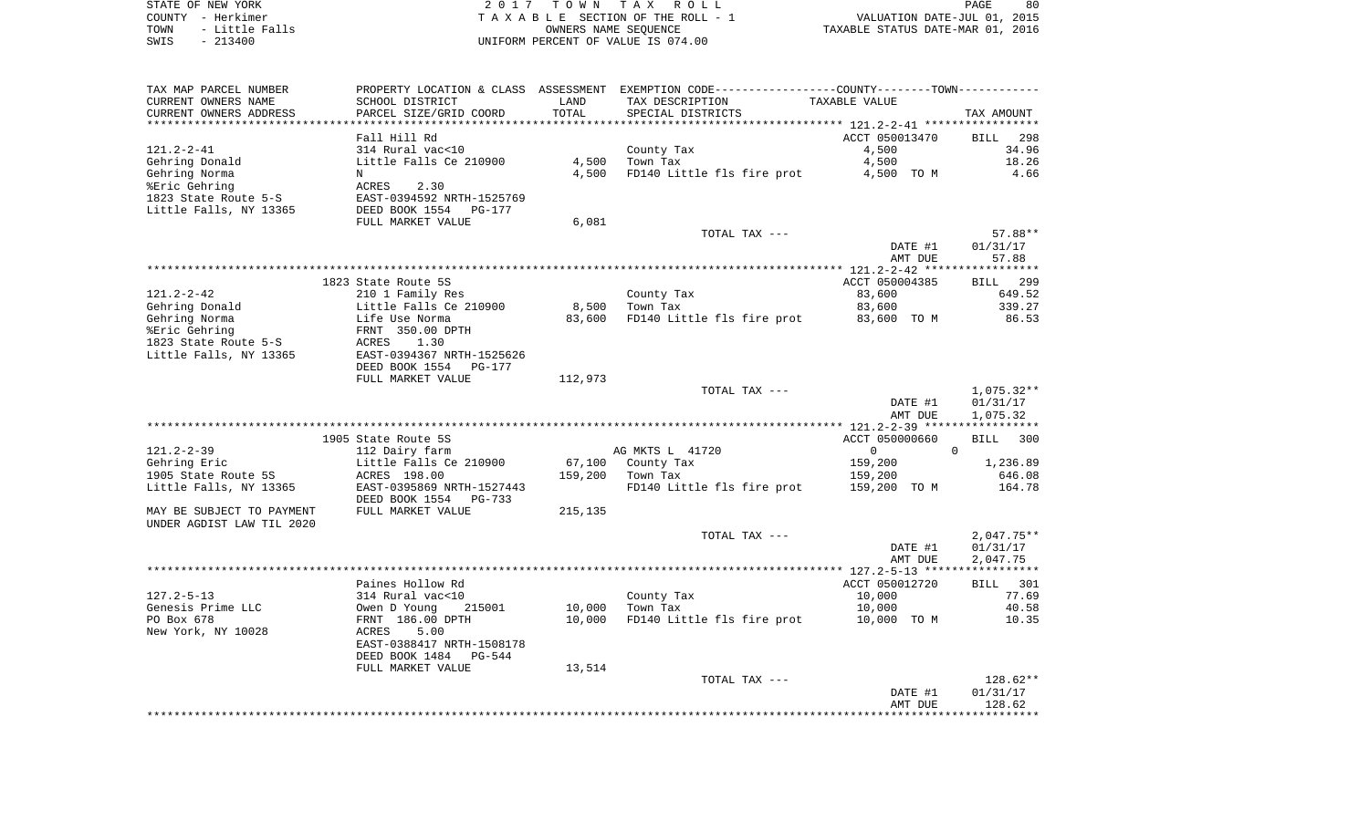STATE OF NEW YORK
COUNTY - Herkimer
TOWN - Little Falls
SWIS - 213400

2 0 1 7 T O W N T A X R O L L
T A X A B L E SECTION OF THE ROLL - 1
OWNERS NAME SEQUENCE
UNIFORM PERCENT OF VALUE IS 074.00

VALUATION DATE-JUL 01, 2015
TAXABLE STATUS DATE-MAR 01, 2016

| TAX MAP PARCEL NUMBER<br>CURRENT OWNERS NAME<br>CURRENT OWNERS ADDRESS | PROPERTY LOCATION & CLASS<br>SCHOOL DISTRICT<br>PARCEL SIZE/GRID COORD | ASSESSMENT<br>LAND<br>TOTAL | EXEMPTION CODE-----COUNTY-----TOWN-----<br>TAX DESCRIPTION<br>SPECIAL DISTRICTS | TAXABLE VALUE | TAX AMOUNT |
|---|---|---|---|---|---|
| | Fall Hill Rd | | | ACCT 050013470 | BILL 298 |
| 121.2-2-41 | 314 Rural vac<10 | | County Tax | 4,500 | 34.96 |
| Gehring Donald | Little Falls Ce 210900 | 4,500 | Town Tax | 4,500 | 18.26 |
| Gehring Norma | N | 4,500 | FD140 Little fls fire prot | 4,500 TO M | 4.66 |
| %Eric Gehring | ACRES 2.30 | | | | |
| 1823 State Route 5-S | EAST-0394592 NRTH-1525769 | | | | |
| Little Falls, NY 13365 | DEED BOOK 1554 PG-177 | | | | |
| | FULL MARKET VALUE | 6,081 | | | |
| | | | TOTAL TAX --- | | 57.88** |
| | | | | DATE #1 | 01/31/17 |
| | | | | AMT DUE | 57.88 |
| | 1823 State Route 5S | | | ACCT 050004385 | BILL 299 |
| 121.2-2-42 | 210 1 Family Res | | County Tax | 83,600 | 649.52 |
| Gehring Donald | Little Falls Ce 210900 | 8,500 | Town Tax | 83,600 | 339.27 |
| Gehring Norma | Life Use Norma | 83,600 | FD140 Little fls fire prot | 83,600 TO M | 86.53 |
| %Eric Gehring | FRNT 350.00 DPTH | | | | |
| 1823 State Route 5-S | ACRES 1.30 | | | | |
| Little Falls, NY 13365 | EAST-0394367 NRTH-1525626 | | | | |
| | DEED BOOK 1554 PG-177 | | | | |
| | FULL MARKET VALUE | 112,973 | | | |
| | | | TOTAL TAX --- | | 1,075.32** |
| | | | | DATE #1 | 01/31/17 |
| | | | | AMT DUE | 1,075.32 |
| | 1905 State Route 5S | | | ACCT 050000660 | BILL 300 |
| 121.2-2-39 | 112 Dairy farm | | AG MKTS L 41720 | 0 0 | |
| Gehring Eric | Little Falls Ce 210900 | 67,100 | County Tax | 159,200 | 1,236.89 |
| 1905 State Route 5S | ACRES 198.00 | 159,200 | Town Tax | 159,200 | 646.08 |
| Little Falls, NY 13365 | EAST-0395869 NRTH-1527443 | | FD140 Little fls fire prot | 159,200 TO M | 164.78 |
| | DEED BOOK 1554 PG-733 | | | | |
| MAY BE SUBJECT TO PAYMENT | FULL MARKET VALUE | 215,135 | | | |
| UNDER AGDIST LAW TIL 2020 | | | | | |
| | | | TOTAL TAX --- | | 2,047.75** |
| | | | | DATE #1 | 01/31/17 |
| | | | | AMT DUE | 2,047.75 |
| | Paines Hollow Rd | | | ACCT 050012720 | BILL 301 |
| 127.2-5-13 | 314 Rural vac<10 | | County Tax | 10,000 | 77.69 |
| Genesis Prime LLC | Owen D Young 215001 | 10,000 | Town Tax | 10,000 | 40.58 |
| PO Box 678 | FRNT 186.00 DPTH | 10,000 | FD140 Little fls fire prot | 10,000 TO M | 10.35 |
| New York, NY 10028 | ACRES 5.00 | | | | |
| | EAST-0388417 NRTH-1508178 | | | | |
| | DEED BOOK 1484 PG-544 | | | | |
| | FULL MARKET VALUE | 13,514 | | | |
| | | | TOTAL TAX --- | | 128.62** |
| | | | | DATE #1 | 01/31/17 |
| | | | | AMT DUE | 128.62 |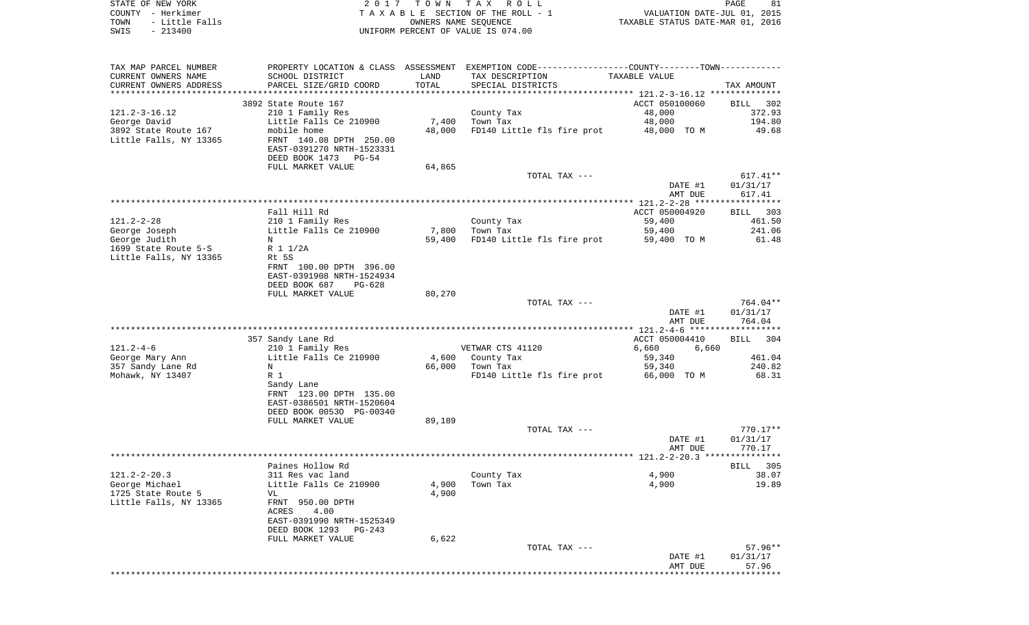STATE OF NEW YORK
COUNTY - Herkimer
TOWN - Little Falls
SWIS - 213400

2 0 1 7 T O W N T A X R O L L
T A X A B L E SECTION OF THE ROLL - 1
OWNERS NAME SEQUENCE
UNIFORM PERCENT OF VALUE IS 074.00

VALUATION DATE-JUL 01, 2015
TAXABLE STATUS DATE-MAR 01, 2016

| TAX MAP PARCEL NUMBER<br>CURRENT OWNERS NAME<br>CURRENT OWNERS ADDRESS | PROPERTY LOCATION & CLASS<br>SCHOOL DISTRICT<br>PARCEL SIZE/GRID COORD | ASSESSMENT<br>LAND<br>TOTAL | EXEMPTION CODE-----COUNTY-----TOWN-----<br>TAX DESCRIPTION<br>SPECIAL DISTRICTS | TAXABLE VALUE | TAX AMOUNT |
|---|---|---|---|---|---|
| **121.2-3-16.12** | 3892 State Route 167 | | | ACCT 050100060 | BILL 302 |
| 121.2-3-16.12 | 210 1 Family Res | | County Tax | 48,000 | 372.93 |
| George David | Little Falls Ce 210900 | 7,400 | Town Tax | 48,000 | 194.80 |
| 3892 State Route 167 | mobile home | 48,000 | FD140 Little fls fire prot | 48,000 TO M | 49.68 |
| Little Falls, NY 13365 | FRNT 140.08 DPTH 250.00 | | | | |
| | EAST-0391270 NRTH-1523331 | | | | |
| | DEED BOOK 1473 PG-54 | | | | |
| | FULL MARKET VALUE | 64,865 | | | |
| | | | TOTAL TAX --- | | 617.41** |
| | | | | DATE #1 | 01/31/17 |
| | | | | AMT DUE | 617.41 |
| **121.2-2-28** | Fall Hill Rd | | | ACCT 050004920 | BILL 303 |
| 121.2-2-28 | 210 1 Family Res | | County Tax | 59,400 | 461.50 |
| George Joseph | Little Falls Ce 210900 | 7,800 | Town Tax | 59,400 | 241.06 |
| George Judith | N | 59,400 | FD140 Little fls fire prot | 59,400 TO M | 61.48 |
| 1699 State Route 5-S | R 1 1/2A | | | | |
| Little Falls, NY 13365 | Rt 5S | | | | |
| | FRNT 100.00 DPTH 396.00 | | | | |
| | EAST-0391908 NRTH-1524934 | | | | |
| | DEED BOOK 687 PG-628 | | | | |
| | FULL MARKET VALUE | 80,270 | | | |
| | | | TOTAL TAX --- | | 764.04** |
| | | | | DATE #1 | 01/31/17 |
| | | | | AMT DUE | 764.04 |
| **121.2-4-6** | 357 Sandy Lane Rd | | | ACCT 050004410 | BILL 304 |
| 121.2-4-6 | 210 1 Family Res | | VETWAR CTS 41120 | 6,660 6,660 | |
| George Mary Ann | Little Falls Ce 210900 | 4,600 | County Tax | 59,340 | 461.04 |
| 357 Sandy Lane Rd | N | 66,000 | Town Tax | 59,340 | 240.82 |
| Mohawk, NY 13407 | R 1 | | FD140 Little fls fire prot | 66,000 TO M | 68.31 |
| | Sandy Lane | | | | |
| | FRNT 123.00 DPTH 135.00 | | | | |
| | EAST-0386501 NRTH-1520604 | | | | |
| | DEED BOOK 00530 PG-00340 | | | | |
| | FULL MARKET VALUE | 89,189 | | | |
| | | | TOTAL TAX --- | | 770.17** |
| | | | | DATE #1 | 01/31/17 |
| | | | | AMT DUE | 770.17 |
| **121.2-2-20.3** | Paines Hollow Rd | | | | BILL 305 |
| 121.2-2-20.3 | 311 Res vac land | | County Tax | 4,900 | 38.07 |
| George Michael | Little Falls Ce 210900 | 4,900 | Town Tax | 4,900 | 19.89 |
| 1725 State Route 5 | VL | 4,900 | | | |
| Little Falls, NY 13365 | FRNT 950.00 DPTH | | | | |
| | ACRES 4.00 | | | | |
| | EAST-0391990 NRTH-1525349 | | | | |
| | DEED BOOK 1293 PG-243 | | | | |
| | FULL MARKET VALUE | 6,622 | | | |
| | | | TOTAL TAX --- | | 57.96** |
| | | | | DATE #1 | 01/31/17 |
| | | | | AMT DUE | 57.96 |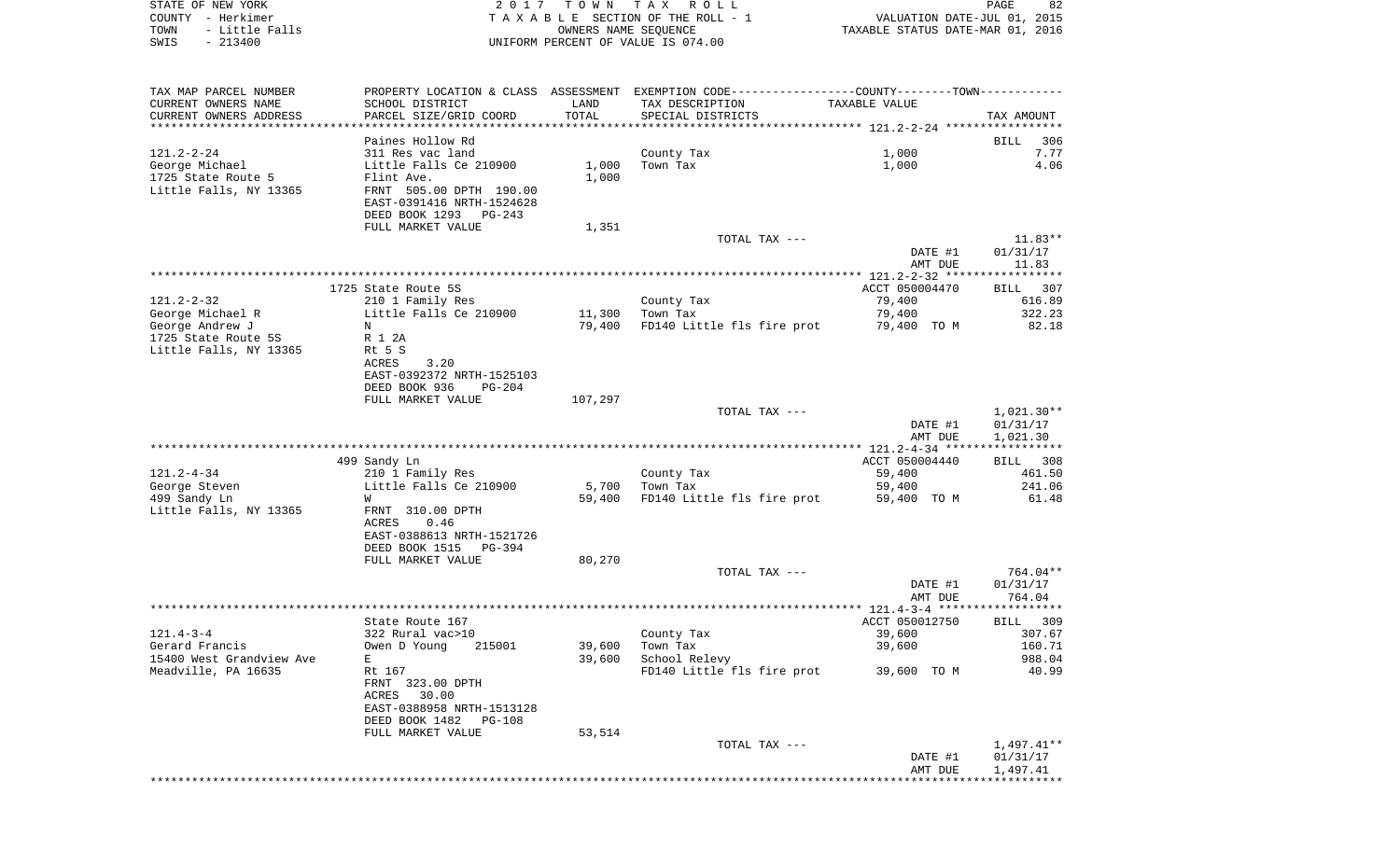STATE OF NEW YORK 2017 TOWN TAX ROLL
COUNTY - Herkimer TAXABLE SECTION OF THE ROLL - 1 VALUATION DATE-JUL 01, 2015
TOWN - Little Falls OWNERS NAME SEQUENCE TAXABLE STATUS DATE-MAR 01, 2016
SWIS - 213400 UNIFORM PERCENT OF VALUE IS 074.00

| TAX MAP PARCEL NUMBER<br>CURRENT OWNERS NAME<br>CURRENT OWNERS ADDRESS | PROPERTY LOCATION & CLASS<br>SCHOOL DISTRICT<br>PARCEL SIZE/GRID COORD | ASSESSMENT<br>LAND<br>TOTAL | EXEMPTION CODE-----COUNTY-----TOWN-----<br>TAX DESCRIPTION<br>SPECIAL DISTRICTS | TAXABLE VALUE | TAX AMOUNT |
|---|---|---|---|---|---|
| | Paines Hollow Rd | | | | BILL 306 |
| 121.2-2-24 | 311 Res vac land | | County Tax | 1,000 | 7.77 |
| George Michael | Little Falls Ce 210900 | 1,000 | Town Tax | 1,000 | 4.06 |
| 1725 State Route 5 | Flint Ave. | 1,000 | | | |
| Little Falls, NY 13365 | FRNT 505.00 DPTH 190.00 | | | | |
| | EAST-0391416 NRTH-1524628 | | | | |
| | DEED BOOK 1293 PG-243 | | | | |
| | FULL MARKET VALUE | 1,351 | | | |
| | | | TOTAL TAX --- | | 11.83** |
| | | | | DATE #1 | 01/31/17 |
| | | | | AMT DUE | 11.83 |
| | 1725 State Route 5S | | | ACCT 050004470 | BILL 307 |
| 121.2-2-32 | 210 1 Family Res | | County Tax | 79,400 | 616.89 |
| George Michael R | Little Falls Ce 210900 | 11,300 | Town Tax | 79,400 | 322.23 |
| George Andrew J | N | 79,400 | FD140 Little fls fire prot | 79,400 TO M | 82.18 |
| 1725 State Route 5S | R 1 2A | | | | |
| Little Falls, NY 13365 | Rt 5 S | | | | |
| | ACRES 3.20 | | | | |
| | EAST-0392372 NRTH-1525103 | | | | |
| | DEED BOOK 936 PG-204 | | | | |
| | FULL MARKET VALUE | 107,297 | | | |
| | | | TOTAL TAX --- | | 1,021.30** |
| | | | | DATE #1 | 01/31/17 |
| | | | | AMT DUE | 1,021.30 |
| | 499 Sandy Ln | | | ACCT 050004440 | BILL 308 |
| 121.2-4-34 | 210 1 Family Res | | County Tax | 59,400 | 461.50 |
| George Steven | Little Falls Ce 210900 | 5,700 | Town Tax | 59,400 | 241.06 |
| 499 Sandy Ln | W | 59,400 | FD140 Little fls fire prot | 59,400 TO M | 61.48 |
| Little Falls, NY 13365 | FRNT 310.00 DPTH | | | | |
| | ACRES 0.46 | | | | |
| | EAST-0388613 NRTH-1521726 | | | | |
| | DEED BOOK 1515 PG-394 | | | | |
| | FULL MARKET VALUE | 80,270 | | | |
| | | | TOTAL TAX --- | | 764.04** |
| | | | | DATE #1 | 01/31/17 |
| | | | | AMT DUE | 764.04 |
| | State Route 167 | | | ACCT 050012750 | BILL 309 |
| 121.4-3-4 | 322 Rural vac>10 | | County Tax | 39,600 | 307.67 |
| Gerard Francis | Owen D Young 215001 | 39,600 | Town Tax | 39,600 | 160.71 |
| 15400 West Grandview Ave | E | 39,600 | School Relevy | | 988.04 |
| Meadville, PA 16635 | Rt 167 | | FD140 Little fls fire prot | 39,600 TO M | 40.99 |
| | FRNT 323.00 DPTH | | | | |
| | ACRES 30.00 | | | | |
| | EAST-0388958 NRTH-1513128 | | | | |
| | DEED BOOK 1482 PG-108 | | | | |
| | FULL MARKET VALUE | 53,514 | | | |
| | | | TOTAL TAX --- | | 1,497.41** |
| | | | | DATE #1 | 01/31/17 |
| | | | | AMT DUE | 1,497.41 |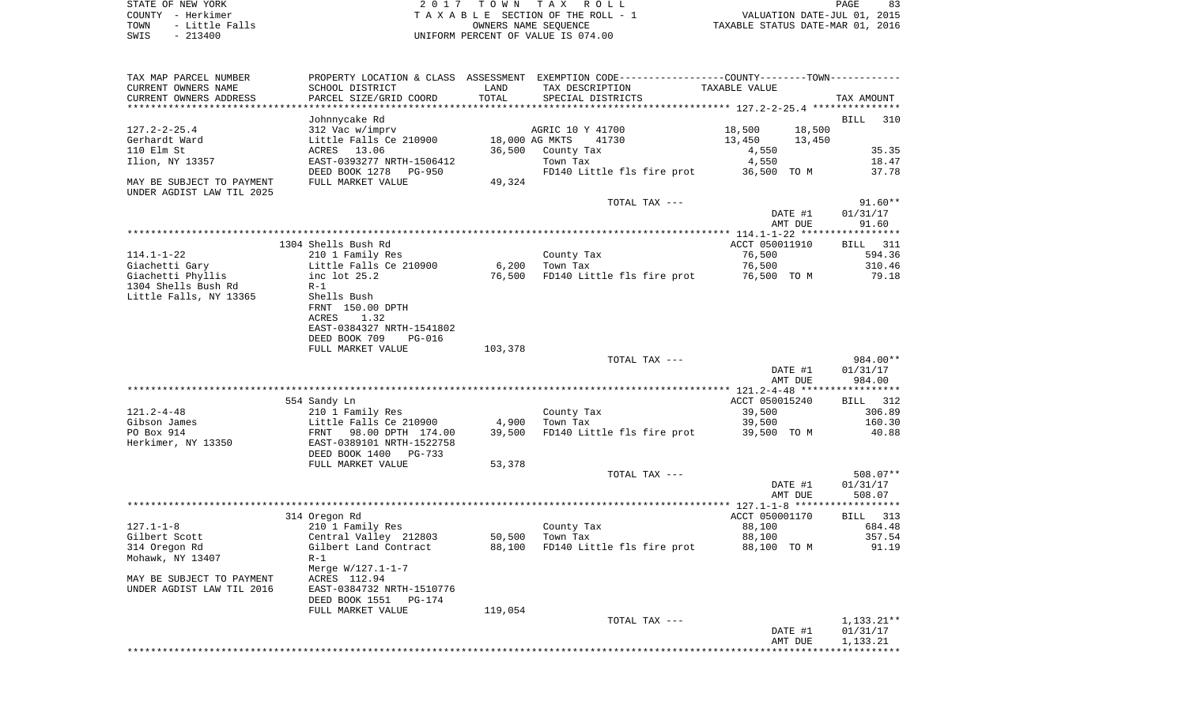STATE OF NEW YORK　　　　　　　　　2 0 1 7　T O W N　T A X　R O L L
COUNTY - Herkimer　　　　　　　　T A X A B L E SECTION OF THE ROLL - 1　　　　VALUATION DATE-JUL 01, 2015
TOWN - Little Falls　　　　　　　　OWNERS NAME SEQUENCE　　　　　　TAXABLE STATUS DATE-MAR 01, 2016
SWIS - 213400　　　　　　　　　UNIFORM PERCENT OF VALUE IS 074.00

| TAX MAP PARCEL NUMBER / CURRENT OWNERS NAME / CURRENT OWNERS ADDRESS | PROPERTY LOCATION & CLASS / SCHOOL DISTRICT / PARCEL SIZE/GRID COORD | ASSESSMENT LAND / TOTAL | EXEMPTION CODE / TAX DESCRIPTION / SPECIAL DISTRICTS | COUNTY TAXABLE VALUE | TOWN | TAX AMOUNT |
|---|---|---|---|---|---|---|
| 127.2-2-25.4 | Johnnycake Rd | | | | | BILL 310 |
| 127.2-2-25.4 | 312 Vac w/imprv | | AGRIC 10 Y 41700 | 18,500 | 18,500 | |
| Gerhardt Ward | Little Falls Ce 210900 | 18,000 | AG MKTS 41730 | 13,450 | 13,450 | |
| 110 Elm St | ACRES 13.06 | 36,500 | County Tax | 4,550 | | 35.35 |
| Ilion, NY 13357 | EAST-0393277 NRTH-1506412 | | Town Tax | 4,550 | | 18.47 |
| | DEED BOOK 1278 PG-950 | | FD140 Little fls fire prot | 36,500 TO M | | 37.78 |
| MAY BE SUBJECT TO PAYMENT | FULL MARKET VALUE | 49,324 | | | | |
| UNDER AGDIST LAW TIL 2025 | | | | | | |
| | | | TOTAL TAX --- | | | 91.60** |
| | | | | DATE #1 | | 01/31/17 |
| | | | | AMT DUE | | 91.60 |
| 114.1-1-22 | 1304 Shells Bush Rd | | | ACCT 050011910 | | BILL 311 |
| 114.1-1-22 | 210 1 Family Res | | County Tax | 76,500 | | 594.36 |
| Giachetti Gary | Little Falls Ce 210900 | 6,200 | Town Tax | 76,500 | | 310.46 |
| Giachetti Phyllis | inc lot 25.2 | 76,500 | FD140 Little fls fire prot | 76,500 TO M | | 79.18 |
| 1304 Shells Bush Rd | R-1 | | | | | |
| Little Falls, NY 13365 | Shells Bush | | | | | |
| | FRNT 150.00 DPTH | | | | | |
| | ACRES 1.32 | | | | | |
| | EAST-0384327 NRTH-1541802 | | | | | |
| | DEED BOOK 709 PG-016 | | | | | |
| | FULL MARKET VALUE | 103,378 | | | | |
| | | | TOTAL TAX --- | | | 984.00** |
| | | | | DATE #1 | | 01/31/17 |
| | | | | AMT DUE | | 984.00 |
| 121.2-4-48 | 554 Sandy Ln | | | ACCT 050015240 | | BILL 312 |
| 121.2-4-48 | 210 1 Family Res | | County Tax | 39,500 | | 306.89 |
| Gibson James | Little Falls Ce 210900 | 4,900 | Town Tax | 39,500 | | 160.30 |
| PO Box 914 | FRNT 98.00 DPTH 174.00 | 39,500 | FD140 Little fls fire prot | 39,500 TO M | | 40.88 |
| Herkimer, NY 13350 | EAST-0389101 NRTH-1522758 | | | | | |
| | DEED BOOK 1400 PG-733 | | | | | |
| | FULL MARKET VALUE | 53,378 | | | | |
| | | | TOTAL TAX --- | | | 508.07** |
| | | | | DATE #1 | | 01/31/17 |
| | | | | AMT DUE | | 508.07 |
| 127.1-1-8 | 314 Oregon Rd | | | ACCT 050001170 | | BILL 313 |
| 127.1-1-8 | 210 1 Family Res | | County Tax | 88,100 | | 684.48 |
| Gilbert Scott | Central Valley 212803 | 50,500 | Town Tax | 88,100 | | 357.54 |
| 314 Oregon Rd | Gilbert Land Contract | 88,100 | FD140 Little fls fire prot | 88,100 TO M | | 91.19 |
| Mohawk, NY 13407 | R-1 | | | | | |
| | Merge W/127.1-1-7 | | | | | |
| MAY BE SUBJECT TO PAYMENT | ACRES 112.94 | | | | | |
| UNDER AGDIST LAW TIL 2016 | EAST-0384732 NRTH-1510776 | | | | | |
| | DEED BOOK 1551 PG-174 | | | | | |
| | FULL MARKET VALUE | 119,054 | | | | |
| | | | TOTAL TAX --- | | | 1,133.21** |
| | | | | DATE #1 | | 01/31/17 |
| | | | | AMT DUE | | 1,133.21 |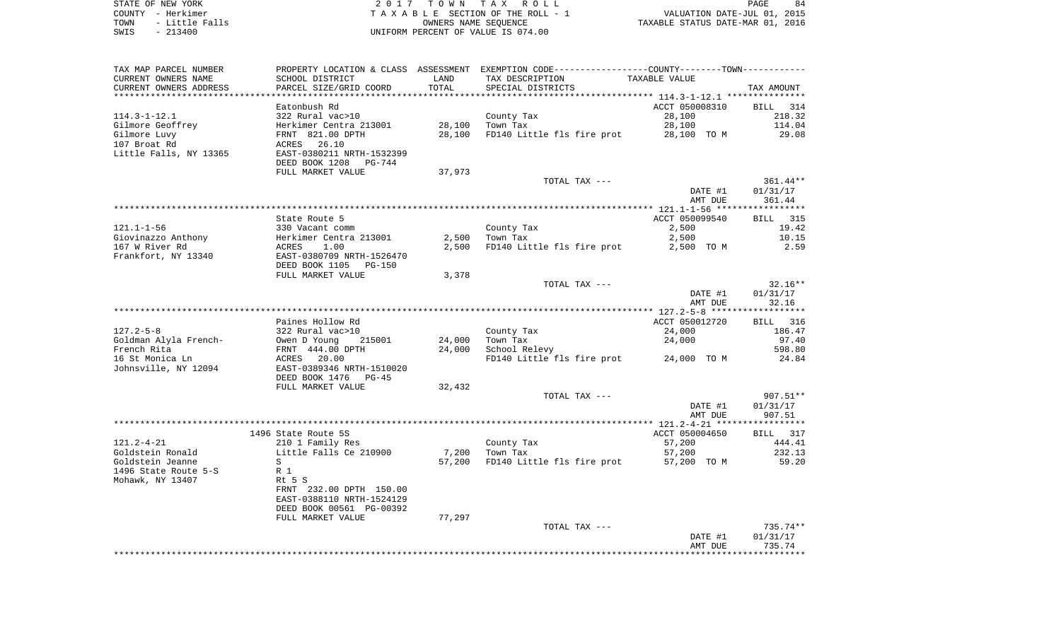STATE OF NEW YORK — 2017 TOWN TAX ROLL — PAGE 84
COUNTY - Herkimer — TAXABLE SECTION OF THE ROLL - 1 — VALUATION DATE-JUL 01, 2015
TOWN - Little Falls — OWNERS NAME SEQUENCE — TAXABLE STATUS DATE-MAR 01, 2016
SWIS - 213400 — UNIFORM PERCENT OF VALUE IS 074.00

| TAX MAP PARCEL NUMBER / CURRENT OWNERS NAME / CURRENT OWNERS ADDRESS | PROPERTY LOCATION & CLASS / SCHOOL DISTRICT / PARCEL SIZE/GRID COORD | ASSESSMENT LAND / TOTAL | EXEMPTION CODE / TAX DESCRIPTION / SPECIAL DISTRICTS | TAXABLE VALUE | TAX AMOUNT |
|---|---|---|---|---|---|
| 114.3-1-12.1 | Eatonbush Rd | | | ACCT 050008310 | BILL 314 |
| | 322 Rural vac>10 | | County Tax | 28,100 | 218.32 |
| Gilmore Geoffrey | Herkimer Centra 213001 | 28,100 | Town Tax | 28,100 | 114.04 |
| Gilmore Luvy | FRNT 821.00 DPTH | 28,100 | FD140 Little fls fire prot | 28,100 TO M | 29.08 |
| 107 Broat Rd | ACRES 26.10 | | | | |
| Little Falls, NY 13365 | EAST-0380211 NRTH-1532399 | | | | |
| | DEED BOOK 1208 PG-744 | | | | |
| | FULL MARKET VALUE | 37,973 | | | |
| | | | TOTAL TAX --- | | 361.44** |
| | | | | DATE #1 | 01/31/17 |
| | | | | AMT DUE | 361.44 |
| 121.1-1-56 | State Route 5 | | | ACCT 050099540 | BILL 315 |
| | 330 Vacant comm | | County Tax | 2,500 | 19.42 |
| Giovinazzo Anthony | Herkimer Centra 213001 | 2,500 | Town Tax | 2,500 | 10.15 |
| 167 W River Rd | ACRES 1.00 | 2,500 | FD140 Little fls fire prot | 2,500 TO M | 2.59 |
| Frankfort, NY 13340 | EAST-0380709 NRTH-1526470 | | | | |
| | DEED BOOK 1105 PG-150 | | | | |
| | FULL MARKET VALUE | 3,378 | | | |
| | | | TOTAL TAX --- | | 32.16** |
| | | | | DATE #1 | 01/31/17 |
| | | | | AMT DUE | 32.16 |
| 127.2-5-8 | Paines Hollow Rd | | | ACCT 050012720 | BILL 316 |
| | 322 Rural vac>10 | | County Tax | 24,000 | 186.47 |
| Goldman Alyla French- | Owen D Young 215001 | 24,000 | Town Tax | 24,000 | 97.40 |
| French Rita | FRNT 444.00 DPTH | 24,000 | School Relevy | | 598.80 |
| 16 St Monica Ln | ACRES 20.00 | | FD140 Little fls fire prot | 24,000 TO M | 24.84 |
| Johnsville, NY 12094 | EAST-0389346 NRTH-1510020 | | | | |
| | DEED BOOK 1476 PG-45 | | | | |
| | FULL MARKET VALUE | 32,432 | | | |
| | | | TOTAL TAX --- | | 907.51** |
| | | | | DATE #1 | 01/31/17 |
| | | | | AMT DUE | 907.51 |
| 121.2-4-21 | 1496 State Route 5S | | | ACCT 050004650 | BILL 317 |
| | 210 1 Family Res | | County Tax | 57,200 | 444.41 |
| Goldstein Ronald | Little Falls Ce 210900 | 7,200 | Town Tax | 57,200 | 232.13 |
| Goldstein Jeanne | S | 57,200 | FD140 Little fls fire prot | 57,200 TO M | 59.20 |
| 1496 State Route 5-S | R 1 | | | | |
| Mohawk, NY 13407 | Rt 5 S | | | | |
| | FRNT 232.00 DPTH 150.00 | | | | |
| | EAST-0388110 NRTH-1524129 | | | | |
| | DEED BOOK 00561 PG-00392 | | | | |
| | FULL MARKET VALUE | 77,297 | | | |
| | | | TOTAL TAX --- | | 735.74** |
| | | | | DATE #1 | 01/31/17 |
| | | | | AMT DUE | 735.74 |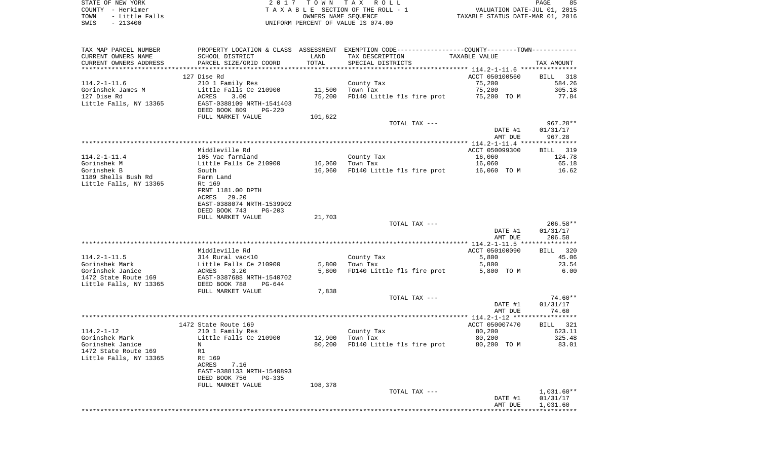| TAX MAP PARCEL NUMBER | PROPERTY LOCATION & CLASS | ASSESSMENT | EXEMPTION CODE-----------------COUNTY--------TOWN----------- | | |
|---|---|---|---|---|---|
| CURRENT OWNERS NAME | SCHOOL DISTRICT | LAND | TAX DESCRIPTION | TAXABLE VALUE | |
| CURRENT OWNERS ADDRESS | PARCEL SIZE/GRID COORD | TOTAL | SPECIAL DISTRICTS | | TAX AMOUNT |
| ******** 114.2-1-11.6 ******** | | | | | |
| | 127 Dise Rd | | | ACCT 050100560 | BILL 318 |
| 114.2-1-11.6 | 210 1 Family Res | | County Tax | 75,200 | 584.26 |
| Gorinshek James M | Little Falls Ce 210900 | 11,500 | Town Tax | 75,200 | 305.18 |
| 127 Dise Rd | ACRES 3.00 | 75,200 | FD140 Little fls fire prot | 75,200 TO M | 77.84 |
| Little Falls, NY 13365 | EAST-0388109 NRTH-1541403 | | | | |
| | DEED BOOK 809 PG-220 | | | | |
| | FULL MARKET VALUE | 101,622 | | | |
| | | | TOTAL TAX --- | | 967.28** |
| | | | | DATE #1 | 01/31/17 |
| | | | | AMT DUE | 967.28 |
| ******** 114.2-1-11.4 ******** | | | | | |
| | Middleville Rd | | | ACCT 050099300 | BILL 319 |
| 114.2-1-11.4 | 105 Vac farmland | | County Tax | 16,060 | 124.78 |
| Gorinshek M | Little Falls Ce 210900 | 16,060 | Town Tax | 16,060 | 65.18 |
| Gorinshek B | South | 16,060 | FD140 Little fls fire prot | 16,060 TO M | 16.62 |
| 1189 Shells Bush Rd | Farm Land | | | | |
| Little Falls, NY 13365 | Rt 169 | | | | |
| | FRNT 1181.00 DPTH | | | | |
| | ACRES 29.20 | | | | |
| | EAST-0388074 NRTH-1539902 | | | | |
| | DEED BOOK 743 PG-203 | | | | |
| | FULL MARKET VALUE | 21,703 | | | |
| | | | TOTAL TAX --- | | 206.58** |
| | | | | DATE #1 | 01/31/17 |
| | | | | AMT DUE | 206.58 |
| ******** 114.2-1-11.5 ******** | | | | | |
| | Middleville Rd | | | ACCT 050100090 | BILL 320 |
| 114.2-1-11.5 | 314 Rural vac<10 | | County Tax | 5,800 | 45.06 |
| Gorinshek Mark | Little Falls Ce 210900 | 5,800 | Town Tax | 5,800 | 23.54 |
| Gorinshek Janice | ACRES 3.20 | 5,800 | FD140 Little fls fire prot | 5,800 TO M | 6.00 |
| 1472 State Route 169 | EAST-0387688 NRTH-1540702 | | | | |
| Little Falls, NY 13365 | DEED BOOK 788 PG-644 | | | | |
| | FULL MARKET VALUE | 7,838 | | | |
| | | | TOTAL TAX --- | | 74.60** |
| | | | | DATE #1 | 01/31/17 |
| | | | | AMT DUE | 74.60 |
| ******** 114.2-1-12 ******** | | | | | |
| | 1472 State Route 169 | | | ACCT 050007470 | BILL 321 |
| 114.2-1-12 | 210 1 Family Res | | County Tax | 80,200 | 623.11 |
| Gorinshek Mark | Little Falls Ce 210900 | 12,900 | Town Tax | 80,200 | 325.48 |
| Gorinshek Janice | N | 80,200 | FD140 Little fls fire prot | 80,200 TO M | 83.01 |
| 1472 State Route 169 | R1 | | | | |
| Little Falls, NY 13365 | Rt 169 | | | | |
| | ACRES 7.16 | | | | |
| | EAST-0388133 NRTH-1540893 | | | | |
| | DEED BOOK 756 PG-335 | | | | |
| | FULL MARKET VALUE | 108,378 | | | |
| | | | TOTAL TAX --- | | 1,031.60** |
| | | | | DATE #1 | 01/31/17 |
| | | | | AMT DUE | 1,031.60 |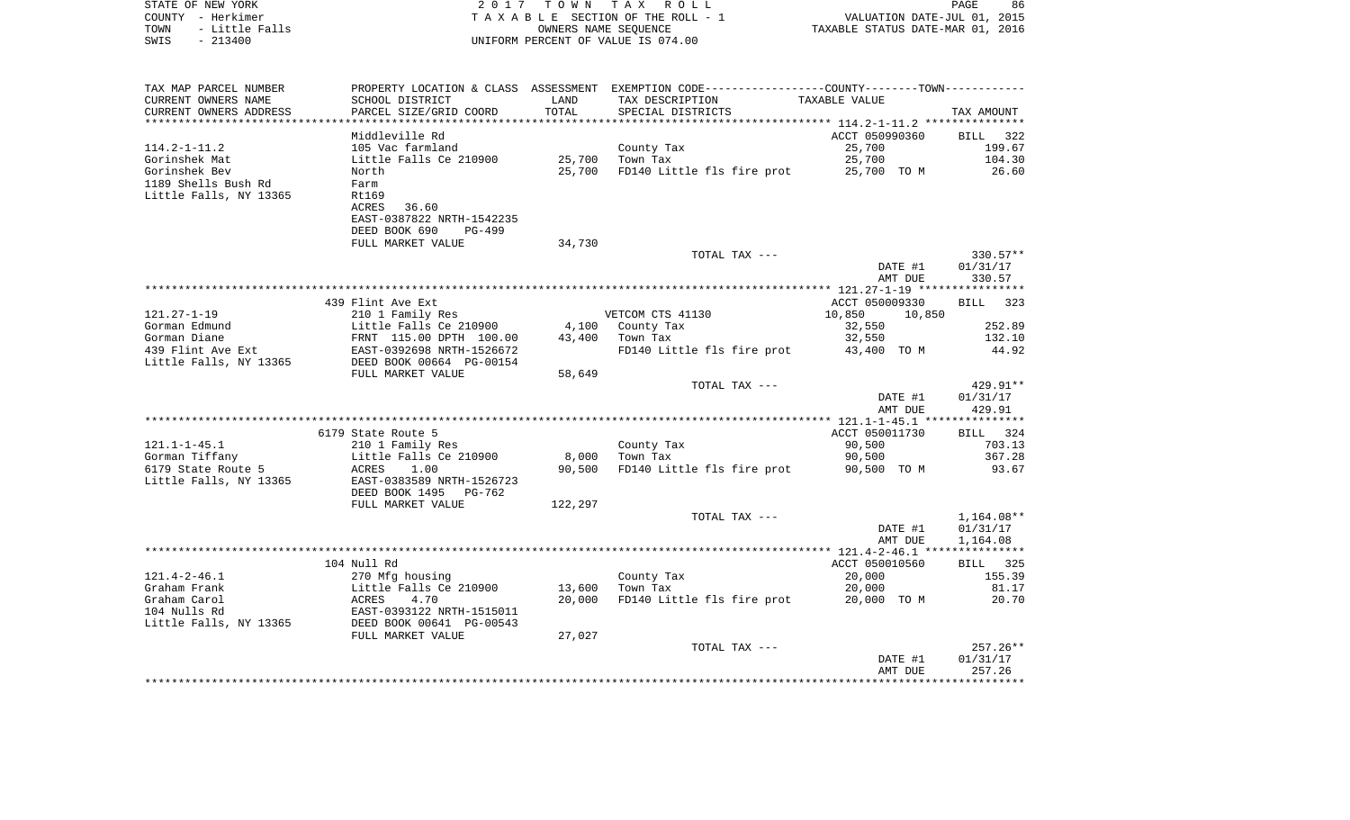STATE OF NEW YORK 2017 TOWN TAX ROLL
COUNTY - Herkimer TAXABLE SECTION OF THE ROLL - 1 VALUATION DATE-JUL 01, 2015
TOWN - Little Falls OWNERS NAME SEQUENCE TAXABLE STATUS DATE-MAR 01, 2016
SWIS - 213400 UNIFORM PERCENT OF VALUE IS 074.00

| TAX MAP PARCEL NUMBER / CURRENT OWNERS NAME / CURRENT OWNERS ADDRESS | PROPERTY LOCATION & CLASS / SCHOOL DISTRICT / PARCEL SIZE/GRID COORD | ASSESSMENT LAND | TOTAL | EXEMPTION CODE / TAX DESCRIPTION / SPECIAL DISTRICTS | TAXABLE VALUE (COUNTY / TOWN) | TAX AMOUNT |
|---|---|---|---|---|---|---|
| **114.2-1-11.2** | Middleville Rd | | | | ACCT 050990360 | BILL 322 |
| 114.2-1-11.2 | 105 Vac farmland | | | County Tax | 25,700 | 199.67 |
| Gorinshek Mat | Little Falls Ce 210900 | 25,700 | | Town Tax | 25,700 | 104.30 |
| Gorinshek Bev | North | | 25,700 | FD140 Little fls fire prot | 25,700 TO M | 26.60 |
| 1189 Shells Bush Rd | Farm | | | | | |
| Little Falls, NY 13365 | Rt169 | | | | | |
| | ACRES 36.60 | | | | | |
| | EAST-0387822 NRTH-1542235 | | | | | |
| | DEED BOOK 690 PG-499 | | | | | |
| | FULL MARKET VALUE | 34,730 | | | | |
| | | | | TOTAL TAX --- | | 330.57** |
| | | | | | DATE #1 | 01/31/17 |
| | | | | | AMT DUE | 330.57 |
| **121.27-1-19** | 439 Flint Ave Ext | | | | ACCT 050009330 | BILL 323 |
| 121.27-1-19 | 210 1 Family Res | | | VETCOM CTS 41130 | 10,850 10,850 | |
| Gorman Edmund | Little Falls Ce 210900 | 4,100 | | County Tax | 32,550 | 252.89 |
| Gorman Diane | FRNT 115.00 DPTH 100.00 | | 43,400 | Town Tax | 32,550 | 132.10 |
| 439 Flint Ave Ext | EAST-0392698 NRTH-1526672 | | | FD140 Little fls fire prot | 43,400 TO M | 44.92 |
| Little Falls, NY 13365 | DEED BOOK 00664 PG-00154 | | | | | |
| | FULL MARKET VALUE | 58,649 | | | | |
| | | | | TOTAL TAX --- | | 429.91** |
| | | | | | DATE #1 | 01/31/17 |
| | | | | | AMT DUE | 429.91 |
| **121.1-1-45.1** | 6179 State Route 5 | | | | ACCT 050011730 | BILL 324 |
| 121.1-1-45.1 | 210 1 Family Res | | | County Tax | 90,500 | 703.13 |
| Gorman Tiffany | Little Falls Ce 210900 | 8,000 | | Town Tax | 90,500 | 367.28 |
| 6179 State Route 5 | ACRES 1.00 | | 90,500 | FD140 Little fls fire prot | 90,500 TO M | 93.67 |
| Little Falls, NY 13365 | EAST-0383589 NRTH-1526723 | | | | | |
| | DEED BOOK 1495 PG-762 | | | | | |
| | FULL MARKET VALUE | 122,297 | | | | |
| | | | | TOTAL TAX --- | | 1,164.08** |
| | | | | | DATE #1 | 01/31/17 |
| | | | | | AMT DUE | 1,164.08 |
| **121.4-2-46.1** | 104 Null Rd | | | | ACCT 050010560 | BILL 325 |
| 121.4-2-46.1 | 270 Mfg housing | | | County Tax | 20,000 | 155.39 |
| Graham Frank | Little Falls Ce 210900 | 13,600 | | Town Tax | 20,000 | 81.17 |
| Graham Carol | ACRES 4.70 | | 20,000 | FD140 Little fls fire prot | 20,000 TO M | 20.70 |
| 104 Nulls Rd | EAST-0393122 NRTH-1515011 | | | | | |
| Little Falls, NY 13365 | DEED BOOK 00641 PG-00543 | | | | | |
| | FULL MARKET VALUE | 27,027 | | | | |
| | | | | TOTAL TAX --- | | 257.26** |
| | | | | | DATE #1 | 01/31/17 |
| | | | | | AMT DUE | 257.26 |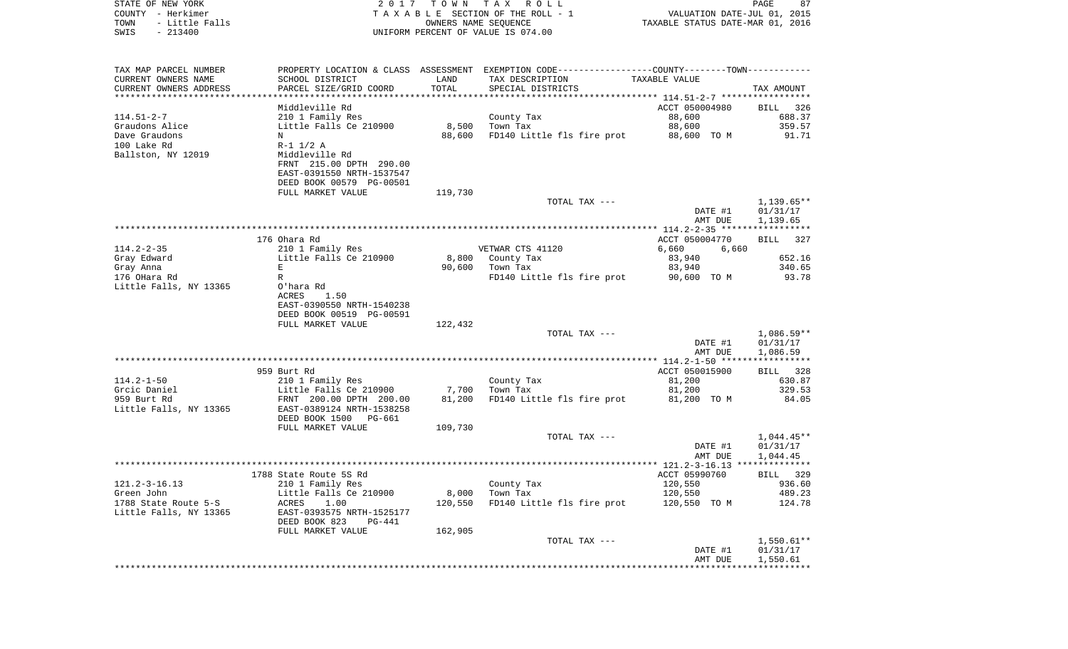STATE OF NEW YORK 2017 TOWN TAX ROLL
COUNTY - Herkimer TAXABLE SECTION OF THE ROLL - 1 VALUATION DATE-JUL 01, 2015
TOWN - Little Falls OWNERS NAME SEQUENCE TAXABLE STATUS DATE-MAR 01, 2016
SWIS - 213400 UNIFORM PERCENT OF VALUE IS 074.00

| TAX MAP PARCEL NUMBER / CURRENT OWNERS NAME / CURRENT OWNERS ADDRESS | PROPERTY LOCATION & CLASS / SCHOOL DISTRICT / PARCEL SIZE/GRID COORD | ASSESSMENT LAND / TOTAL | EXEMPTION CODE / TAX DESCRIPTION / SPECIAL DISTRICTS | COUNTY / TOWN TAXABLE VALUE | TAX AMOUNT |
|---|---|---|---|---|---|
| **114.51-2-7** | Middleville Rd | | | ACCT 050004980 | BILL 326 |
| Graudons Alice | 210 1 Family Res | | County Tax | 88,600 | 688.37 |
| Dave Graudons | Little Falls Ce 210900 | 8,500 | Town Tax | 88,600 | 359.57 |
| 100 Lake Rd | N | 88,600 | FD140 Little fls fire prot | 88,600 TO M | 91.71 |
| Ballston, NY 12019 | R-1 1/2 A | | | | |
| | Middleville Rd | | | | |
| | FRNT 215.00 DPTH 290.00 | | | | |
| | EAST-0391550 NRTH-1537547 | | | | |
| | DEED BOOK 00579 PG-00501 | | | | |
| | FULL MARKET VALUE | 119,730 | | | |
| | | | TOTAL TAX --- | | 1,139.65** |
| | | | | DATE #1 | 01/31/17 |
| | | | | AMT DUE | 1,139.65 |
| **114.2-2-35** | 176 Ohara Rd | | | ACCT 050004770 | BILL 327 |
| Gray Edward | 210 1 Family Res | | VETWAR CTS 41120 | 6,660 6,660 | |
| Gray Anna | Little Falls Ce 210900 | 8,800 | County Tax | 83,940 | 652.16 |
| 176 OHara Rd | E | 90,600 | Town Tax | 83,940 | 340.65 |
| Little Falls, NY 13365 | R | | FD140 Little fls fire prot | 90,600 TO M | 93.78 |
| | O'hara Rd | | | | |
| | ACRES 1.50 | | | | |
| | EAST-0390550 NRTH-1540238 | | | | |
| | DEED BOOK 00519 PG-00591 | | | | |
| | FULL MARKET VALUE | 122,432 | | | |
| | | | TOTAL TAX --- | | 1,086.59** |
| | | | | DATE #1 | 01/31/17 |
| | | | | AMT DUE | 1,086.59 |
| **114.2-1-50** | 959 Burt Rd | | | ACCT 050015900 | BILL 328 |
| Grcic Daniel | 210 1 Family Res | | County Tax | 81,200 | 630.87 |
| 959 Burt Rd | Little Falls Ce 210900 | 7,700 | Town Tax | 81,200 | 329.53 |
| Little Falls, NY 13365 | FRNT 200.00 DPTH 200.00 | 81,200 | FD140 Little fls fire prot | 81,200 TO M | 84.05 |
| | EAST-0389124 NRTH-1538258 | | | | |
| | DEED BOOK 1500 PG-661 | | | | |
| | FULL MARKET VALUE | 109,730 | | | |
| | | | TOTAL TAX --- | | 1,044.45** |
| | | | | DATE #1 | 01/31/17 |
| | | | | AMT DUE | 1,044.45 |
| **121.2-3-16.13** | 1788 State Route 5S Rd | | | ACCT 05990760 | BILL 329 |
| Green John | 210 1 Family Res | | County Tax | 120,550 | 936.60 |
| 1788 State Route 5-S | Little Falls Ce 210900 | 8,000 | Town Tax | 120,550 | 489.23 |
| Little Falls, NY 13365 | ACRES 1.00 | 120,550 | FD140 Little fls fire prot | 120,550 TO M | 124.78 |
| | EAST-0393575 NRTH-1525177 | | | | |
| | DEED BOOK 823 PG-441 | | | | |
| | FULL MARKET VALUE | 162,905 | | | |
| | | | TOTAL TAX --- | | 1,550.61** |
| | | | | DATE #1 | 01/31/17 |
| | | | | AMT DUE | 1,550.61 |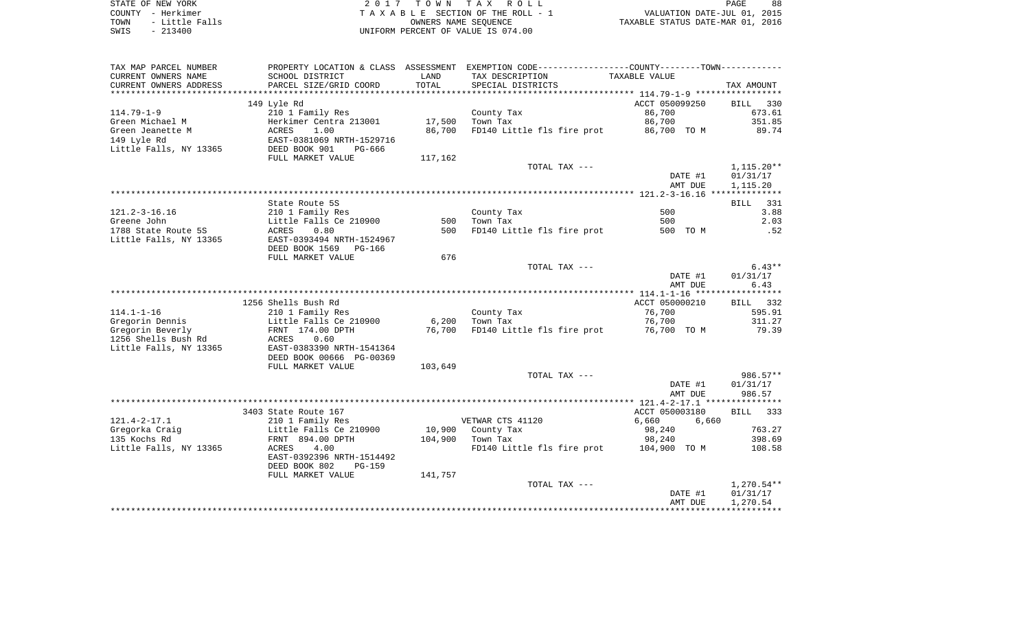STATE OF NEW YORK
COUNTY - Herkimer
TOWN - Little Falls
SWIS - 213400

2017 TOWN TAX ROLL
TAXABLE SECTION OF THE ROLL - 1
OWNERS NAME SEQUENCE
UNIFORM PERCENT OF VALUE IS 074.00

VALUATION DATE-JUL 01, 2015
TAXABLE STATUS DATE-MAR 01, 2016

| TAX MAP PARCEL NUMBER / CURRENT OWNERS NAME / CURRENT OWNERS ADDRESS | PROPERTY LOCATION & CLASS / SCHOOL DISTRICT / PARCEL SIZE/GRID COORD | ASSESSMENT LAND / TOTAL | EXEMPTION CODE / TAX DESCRIPTION / SPECIAL DISTRICTS | COUNTY--------TOWN / TAXABLE VALUE | TAX AMOUNT |
|---|---|---|---|---|---|
| | 149 Lyle Rd | | | ACCT 050099250 | BILL 330 |
| 114.79-1-9 | 210 1 Family Res | | County Tax | 86,700 | 673.61 |
| Green Michael M | Herkimer Centra 213001 | 17,500 | Town Tax | 86,700 | 351.85 |
| Green Jeanette M | ACRES 1.00 | 86,700 | FD140 Little fls fire prot | 86,700 TO M | 89.74 |
| 149 Lyle Rd | EAST-0381069 NRTH-1529716 | | | | |
| Little Falls, NY 13365 | DEED BOOK 901 PG-666 | | | | |
| | FULL MARKET VALUE | 117,162 | | | |
| | | | TOTAL TAX --- | | 1,115.20** |
| | | | | DATE #1 | 01/31/17 |
| | | | | AMT DUE | 1,115.20 |
| | State Route 5S | | | | BILL 331 |
| 121.2-3-16.16 | 210 1 Family Res | | County Tax | 500 | 3.88 |
| Greene John | Little Falls Ce 210900 | 500 | Town Tax | 500 | 2.03 |
| 1788 State Route 5S | ACRES 0.80 | 500 | FD140 Little fls fire prot | 500 TO M | .52 |
| Little Falls, NY 13365 | EAST-0393494 NRTH-1524967 | | | | |
| | DEED BOOK 1569 PG-166 | | | | |
| | FULL MARKET VALUE | 676 | | | |
| | | | TOTAL TAX --- | | 6.43** |
| | | | | DATE #1 | 01/31/17 |
| | | | | AMT DUE | 6.43 |
| | 1256 Shells Bush Rd | | | ACCT 050000210 | BILL 332 |
| 114.1-1-16 | 210 1 Family Res | | County Tax | 76,700 | 595.91 |
| Gregorin Dennis | Little Falls Ce 210900 | 6,200 | Town Tax | 76,700 | 311.27 |
| Gregorin Beverly | FRNT 174.00 DPTH | 76,700 | FD140 Little fls fire prot | 76,700 TO M | 79.39 |
| 1256 Shells Bush Rd | ACRES 0.60 | | | | |
| Little Falls, NY 13365 | EAST-0383390 NRTH-1541364 | | | | |
| | DEED BOOK 00666 PG-00369 | | | | |
| | FULL MARKET VALUE | 103,649 | | | |
| | | | TOTAL TAX --- | | 986.57** |
| | | | | DATE #1 | 01/31/17 |
| | | | | AMT DUE | 986.57 |
| | 3403 State Route 167 | | | ACCT 050003180 | BILL 333 |
| 121.4-2-17.1 | 210 1 Family Res | | VETWAR CTS 41120 | 6,660 6,660 | |
| Gregorka Craig | Little Falls Ce 210900 | 10,900 | County Tax | 98,240 | 763.27 |
| 135 Kochs Rd | FRNT 894.00 DPTH | 104,900 | Town Tax | 98,240 | 398.69 |
| Little Falls, NY 13365 | ACRES 4.00 | | FD140 Little fls fire prot | 104,900 TO M | 108.58 |
| | EAST-0392396 NRTH-1514492 | | | | |
| | DEED BOOK 802 PG-159 | | | | |
| | FULL MARKET VALUE | 141,757 | | | |
| | | | TOTAL TAX --- | | 1,270.54** |
| | | | | DATE #1 | 01/31/17 |
| | | | | AMT DUE | 1,270.54 |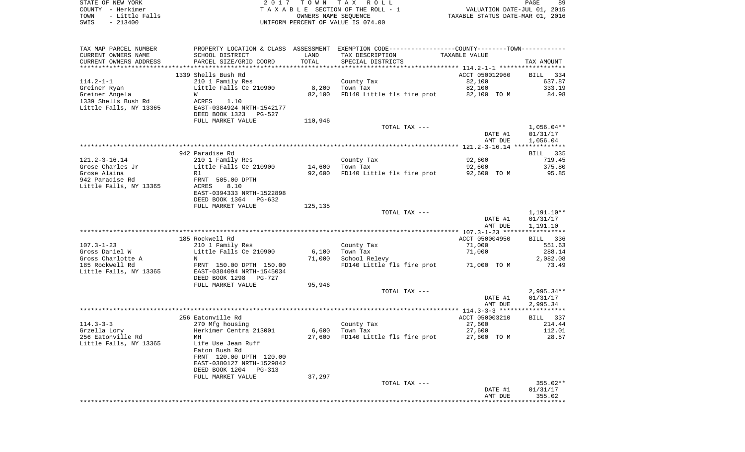STATE OF NEW YORK — 2017 TOWN TAX ROLL
COUNTY - Herkimer — TAXABLE SECTION OF THE ROLL - 1 — VALUATION DATE-JUL 01, 2015
TOWN - Little Falls — OWNERS NAME SEQUENCE — TAXABLE STATUS DATE-MAR 01, 2016
SWIS - 213400 — UNIFORM PERCENT OF VALUE IS 074.00

| TAX MAP PARCEL NUMBER / CURRENT OWNERS NAME / CURRENT OWNERS ADDRESS | PROPERTY LOCATION & CLASS / SCHOOL DISTRICT / PARCEL SIZE/GRID COORD | ASSESSMENT LAND / TOTAL | EXEMPTION CODE / TAX DESCRIPTION / SPECIAL DISTRICTS | COUNTY--TOWN TAXABLE VALUE | TAX AMOUNT |
|---|---|---|---|---|---|
| **114.2-1-1** | 1339 Shells Bush Rd | | | ACCT 050012960 | BILL 334 |
| 114.2-1-1 | 210 1 Family Res | | County Tax | 82,100 | 637.87 |
| Greiner Ryan | Little Falls Ce 210900 | 8,200 | Town Tax | 82,100 | 333.19 |
| Greiner Angela | W | 82,100 | FD140 Little fls fire prot | 82,100 TO M | 84.98 |
| 1339 Shells Bush Rd | ACRES 1.10 | | | | |
| Little Falls, NY 13365 | EAST-0384924 NRTH-1542177 | | | | |
| | DEED BOOK 1323 PG-527 | | | | |
| | FULL MARKET VALUE | 110,946 | | | |
| | | | TOTAL TAX --- | | 1,056.04** |
| | | | | DATE #1 | 01/31/17 |
| | | | | AMT DUE | 1,056.04 |
| **121.2-3-16.14** | 942 Paradise Rd | | | | BILL 335 |
| 121.2-3-16.14 | 210 1 Family Res | | County Tax | 92,600 | 719.45 |
| Grose Charles Jr | Little Falls Ce 210900 | 14,600 | Town Tax | 92,600 | 375.80 |
| Grose Alaina | R1 | 92,600 | FD140 Little fls fire prot | 92,600 TO M | 95.85 |
| 942 Paradise Rd | FRNT 505.00 DPTH | | | | |
| Little Falls, NY 13365 | ACRES 8.10 | | | | |
| | EAST-0394333 NRTH-1522898 | | | | |
| | DEED BOOK 1364 PG-632 | | | | |
| | FULL MARKET VALUE | 125,135 | | | |
| | | | TOTAL TAX --- | | 1,191.10** |
| | | | | DATE #1 | 01/31/17 |
| | | | | AMT DUE | 1,191.10 |
| **107.3-1-23** | 185 Rockwell Rd | | | ACCT 050004950 | BILL 336 |
| 107.3-1-23 | 210 1 Family Res | | County Tax | 71,000 | 551.63 |
| Gross Daniel W | Little Falls Ce 210900 | 6,100 | Town Tax | 71,000 | 288.14 |
| Gross Charlotte A | N | 71,000 | School Relevy | | 2,082.08 |
| 185 Rockwell Rd | FRNT 150.00 DPTH 150.00 | | FD140 Little fls fire prot | 71,000 TO M | 73.49 |
| Little Falls, NY 13365 | EAST-0384094 NRTH-1545034 | | | | |
| | DEED BOOK 1298 PG-727 | | | | |
| | FULL MARKET VALUE | 95,946 | | | |
| | | | TOTAL TAX --- | | 2,995.34** |
| | | | | DATE #1 | 01/31/17 |
| | | | | AMT DUE | 2,995.34 |
| **114.3-3-3** | 256 Eatonville Rd | | | ACCT 050003210 | BILL 337 |
| 114.3-3-3 | 270 Mfg housing | | County Tax | 27,600 | 214.44 |
| Grzella Lory | Herkimer Centra 213001 | 6,600 | Town Tax | 27,600 | 112.01 |
| 256 Eatonville Rd | MH | 27,600 | FD140 Little fls fire prot | 27,600 TO M | 28.57 |
| Little Falls, NY 13365 | Life Use Jean Ruff | | | | |
| | Eaton Bush Rd | | | | |
| | FRNT 120.00 DPTH 120.00 | | | | |
| | EAST-0380127 NRTH-1529842 | | | | |
| | DEED BOOK 1204 PG-313 | | | | |
| | FULL MARKET VALUE | 37,297 | | | |
| | | | TOTAL TAX --- | | 355.02** |
| | | | | DATE #1 | 01/31/17 |
| | | | | AMT DUE | 355.02 |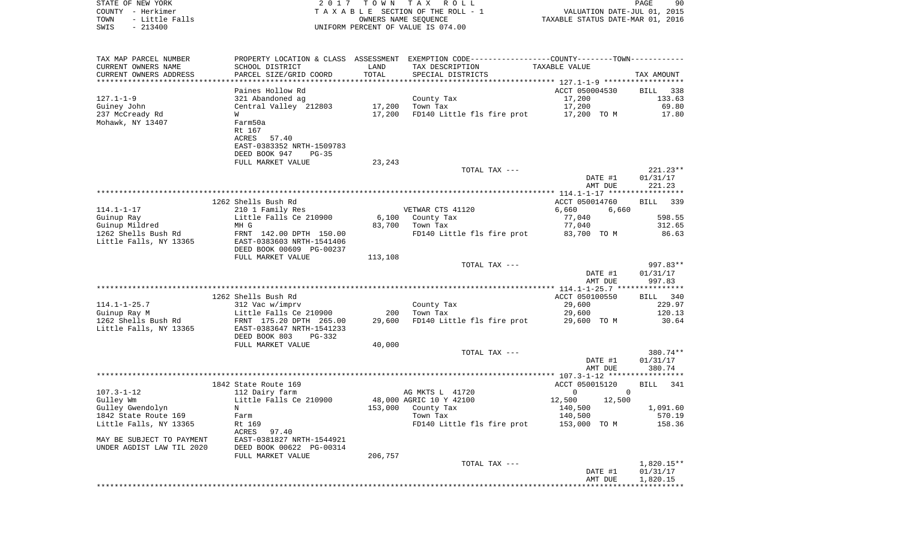STATE OF NEW YORK — 2017 TOWN TAX ROLL — PAGE 90
COUNTY - Herkimer — TAXABLE SECTION OF THE ROLL - 1 — VALUATION DATE-JUL 01, 2015
TOWN - Little Falls — OWNERS NAME SEQUENCE — TAXABLE STATUS DATE-MAR 01, 2016
SWIS - 213400 — UNIFORM PERCENT OF VALUE IS 074.00

| TAX MAP PARCEL NUMBER / CURRENT OWNERS NAME / CURRENT OWNERS ADDRESS | PROPERTY LOCATION & CLASS / SCHOOL DISTRICT / PARCEL SIZE/GRID COORD | ASSESSMENT LAND / TOTAL | EXEMPTION CODE / TAX DESCRIPTION / SPECIAL DISTRICTS | TAXABLE VALUE (COUNTY / TOWN) | TAX AMOUNT |
|---|---|---|---|---|---|
| 127.1-1-9 | Paines Hollow Rd | | | ACCT 050004530 | BILL 338 |
| | 321 Abandoned ag | | County Tax | 17,200 | 133.63 |
| Guiney John | Central Valley 212803 | 17,200 | Town Tax | 17,200 | 69.80 |
| 237 McCready Rd | W | 17,200 | FD140 Little fls fire prot | 17,200 TO M | 17.80 |
| Mohawk, NY 13407 | Farm50a | | | | |
| | Rt 167 | | | | |
| | ACRES 57.40 | | | | |
| | EAST-0383352 NRTH-1509783 | | | | |
| | DEED BOOK 947 PG-35 | | | | |
| | FULL MARKET VALUE | 23,243 | | | |
| | | | TOTAL TAX --- | | 221.23** |
| | | | | DATE #1 | 01/31/17 |
| | | | | AMT DUE | 221.23 |
| 114.1-1-17 | 1262 Shells Bush Rd | | | ACCT 050014760 | BILL 339 |
| | 210 1 Family Res | | VETWAR CTS 41120 | 6,660 6,660 | |
| Guinup Ray | Little Falls Ce 210900 | 6,100 | County Tax | 77,040 | 598.55 |
| Guinup Mildred | MH G | 83,700 | Town Tax | 77,040 | 312.65 |
| 1262 Shells Bush Rd | FRNT 142.00 DPTH 150.00 | | FD140 Little fls fire prot | 83,700 TO M | 86.63 |
| Little Falls, NY 13365 | EAST-0383603 NRTH-1541406 | | | | |
| | DEED BOOK 00609 PG-00237 | | | | |
| | FULL MARKET VALUE | 113,108 | | | |
| | | | TOTAL TAX --- | | 997.83** |
| | | | | DATE #1 | 01/31/17 |
| | | | | AMT DUE | 997.83 |
| 114.1-1-25.7 | 1262 Shells Bush Rd | | | ACCT 050100550 | BILL 340 |
| | 312 Vac w/imprv | | County Tax | 29,600 | 229.97 |
| Guinup Ray M | Little Falls Ce 210900 | 200 | Town Tax | 29,600 | 120.13 |
| 1262 Shells Bush Rd | FRNT 175.20 DPTH 265.00 | 29,600 | FD140 Little fls fire prot | 29,600 TO M | 30.64 |
| Little Falls, NY 13365 | EAST-0383647 NRTH-1541233 | | | | |
| | DEED BOOK 803 PG-332 | | | | |
| | FULL MARKET VALUE | 40,000 | | | |
| | | | TOTAL TAX --- | | 380.74** |
| | | | | DATE #1 | 01/31/17 |
| | | | | AMT DUE | 380.74 |
| 107.3-1-12 | 1842 State Route 169 | | | ACCT 050015120 | BILL 341 |
| | 112 Dairy farm | | AG MKTS L 41720 | 0 0 | |
| Gulley Wm | Little Falls Ce 210900 | 48,000 | AGRIC 10 Y 42100 | 12,500 12,500 | |
| Gulley Gwendolyn | N | 153,000 | County Tax | 140,500 | 1,091.60 |
| 1842 State Route 169 | Farm | | Town Tax | 140,500 | 570.19 |
| Little Falls, NY 13365 | Rt 169 | | FD140 Little fls fire prot | 153,000 TO M | 158.36 |
| | ACRES 97.40 | | | | |
| MAY BE SUBJECT TO PAYMENT | EAST-0381827 NRTH-1544921 | | | | |
| UNDER AGDIST LAW TIL 2020 | DEED BOOK 00622 PG-00314 | | | | |
| | FULL MARKET VALUE | 206,757 | | | |
| | | | TOTAL TAX --- | | 1,820.15** |
| | | | | DATE #1 | 01/31/17 |
| | | | | AMT DUE | 1,820.15 |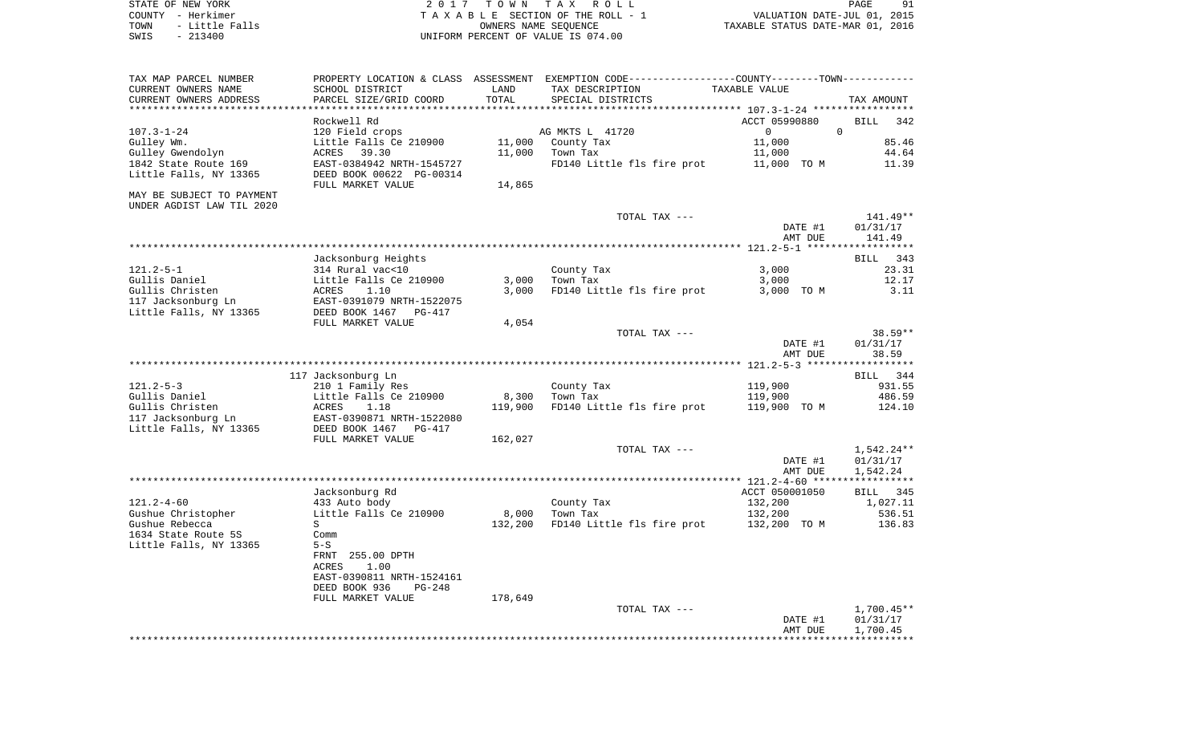STATE OF NEW YORK  
COUNTY - Herkimer  
TOWN - Little Falls  
SWIS - 213400

2017 TOWN TAX ROLL  
TAXABLE SECTION OF THE ROLL - 1  
OWNERS NAME SEQUENCE  
UNIFORM PERCENT OF VALUE IS 074.00

VALUATION DATE-JUL 01, 2015  
TAXABLE STATUS DATE-MAR 01, 2016

| TAX MAP PARCEL NUMBER / CURRENT OWNERS NAME / CURRENT OWNERS ADDRESS | PROPERTY LOCATION & CLASS / SCHOOL DISTRICT / PARCEL SIZE/GRID COORD | ASSESSMENT LAND / TOTAL | EXEMPTION CODE / TAX DESCRIPTION / SPECIAL DISTRICTS | COUNTY--------TOWN TAXABLE VALUE | TAX AMOUNT |
|---|---|---|---|---|---|
| 107.3-1-24 | Rockwell Rd | | | ACCT 05990880 | BILL 342 |
| | 120 Field crops | | AG MKTS L 41720 | 0 0 | |
| Gulley Wm. | Little Falls Ce 210900 | 11,000 | County Tax | 11,000 | 85.46 |
| Gulley Gwendolyn | ACRES 39.30 | 11,000 | Town Tax | 11,000 | 44.64 |
| 1842 State Route 169 | EAST-0384942 NRTH-1545727 | | FD140 Little fls fire prot | 11,000 TO M | 11.39 |
| Little Falls, NY 13365 | DEED BOOK 00622 PG-00314 | | | | |
| | FULL MARKET VALUE | 14,865 | | | |
| MAY BE SUBJECT TO PAYMENT UNDER AGDIST LAW TIL 2020 | | | | | |
| | | | TOTAL TAX --- | | 141.49** |
| | | | | DATE #1 | 01/31/17 |
| | | | | AMT DUE | 141.49 |
| 121.2-5-1 | Jacksonburg Heights | | | | BILL 343 |
| | 314 Rural vac<10 | | County Tax | 3,000 | 23.31 |
| Gullis Daniel | Little Falls Ce 210900 | 3,000 | Town Tax | 3,000 | 12.17 |
| Gullis Christen | ACRES 1.10 | 3,000 | FD140 Little fls fire prot | 3,000 TO M | 3.11 |
| 117 Jacksonburg Ln | EAST-0391079 NRTH-1522075 | | | | |
| Little Falls, NY 13365 | DEED BOOK 1467 PG-417 | | | | |
| | FULL MARKET VALUE | 4,054 | | | |
| | | | TOTAL TAX --- | | 38.59** |
| | | | | DATE #1 | 01/31/17 |
| | | | | AMT DUE | 38.59 |
| 121.2-5-3 | 117 Jacksonburg Ln | | | | BILL 344 |
| | 210 1 Family Res | | County Tax | 119,900 | 931.55 |
| Gullis Daniel | Little Falls Ce 210900 | 8,300 | Town Tax | 119,900 | 486.59 |
| Gullis Christen | ACRES 1.18 | 119,900 | FD140 Little fls fire prot | 119,900 TO M | 124.10 |
| 117 Jacksonburg Ln | EAST-0390871 NRTH-1522080 | | | | |
| Little Falls, NY 13365 | DEED BOOK 1467 PG-417 | | | | |
| | FULL MARKET VALUE | 162,027 | | | |
| | | | TOTAL TAX --- | | 1,542.24** |
| | | | | DATE #1 | 01/31/17 |
| | | | | AMT DUE | 1,542.24 |
| 121.2-4-60 | Jacksonburg Rd | | | ACCT 050001050 | BILL 345 |
| | 433 Auto body | | County Tax | 132,200 | 1,027.11 |
| Gushue Christopher | Little Falls Ce 210900 | 8,000 | Town Tax | 132,200 | 536.51 |
| Gushue Rebecca | S | 132,200 | FD140 Little fls fire prot | 132,200 TO M | 136.83 |
| 1634 State Route 5S | Comm | | | | |
| Little Falls, NY 13365 | 5-S | | | | |
| | FRNT 255.00 DPTH | | | | |
| | ACRES 1.00 | | | | |
| | EAST-0390811 NRTH-1524161 | | | | |
| | DEED BOOK 936 PG-248 | | | | |
| | FULL MARKET VALUE | 178,649 | | | |
| | | | TOTAL TAX --- | | 1,700.45** |
| | | | | DATE #1 | 01/31/17 |
| | | | | AMT DUE | 1,700.45 |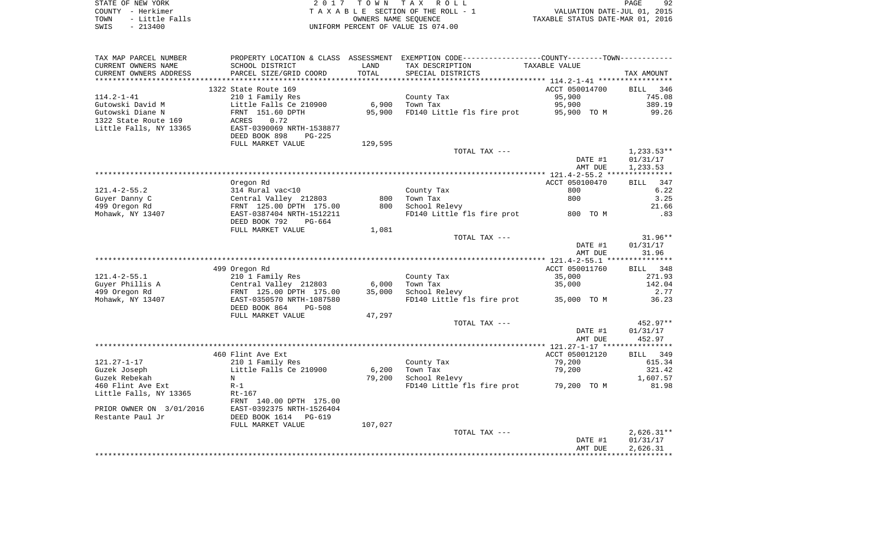STATE OF NEW YORK
COUNTY - Herkimer
TOWN - Little Falls
SWIS - 213400

2 0 1 7 T O W N T A X R O L L
T A X A B L E SECTION OF THE ROLL - 1
OWNERS NAME SEQUENCE
UNIFORM PERCENT OF VALUE IS 074.00

VALUATION DATE-JUL 01, 2015
TAXABLE STATUS DATE-MAR 01, 2016

| TAX MAP PARCEL NUMBER / CURRENT OWNERS NAME / CURRENT OWNERS ADDRESS | PROPERTY LOCATION & CLASS / SCHOOL DISTRICT / PARCEL SIZE/GRID COORD | ASSESSMENT LAND / TOTAL | EXEMPTION CODE / TAX DESCRIPTION / SPECIAL DISTRICTS | TAXABLE VALUE | TAX AMOUNT |
|---|---|---|---|---|---|
| | 1322 State Route 169 | | | ACCT 050014700 | BILL 346 |
| 114.2-1-41 | 210 1 Family Res | | County Tax | 95,900 | 745.08 |
| Gutowski David M | Little Falls Ce 210900 | 6,900 | Town Tax | 95,900 | 389.19 |
| Gutowski Diane N | FRNT 151.60 DPTH | 95,900 | FD140 Little fls fire prot | 95,900 TO M | 99.26 |
| 1322 State Route 169 | ACRES 0.72 | | | | |
| Little Falls, NY 13365 | EAST-0390069 NRTH-1538877 | | | | |
| | DEED BOOK 898 PG-225 | | | | |
| | FULL MARKET VALUE | 129,595 | | | |
| | | | TOTAL TAX --- | | 1,233.53** |
| | | | | DATE #1 | 01/31/17 |
| | | | | AMT DUE | 1,233.53 |
| | Oregon Rd | | | ACCT 050100470 | BILL 347 |
| 121.4-2-55.2 | 314 Rural vac<10 | | County Tax | 800 | 6.22 |
| Guyer Danny C | Central Valley 212803 | 800 | Town Tax | 800 | 3.25 |
| 499 Oregon Rd | FRNT 125.00 DPTH 175.00 | 800 | School Relevy | | 21.66 |
| Mohawk, NY 13407 | EAST-0387404 NRTH-1512211 | | FD140 Little fls fire prot | 800 TO M | .83 |
| | DEED BOOK 792 PG-664 | | | | |
| | FULL MARKET VALUE | 1,081 | | | |
| | | | TOTAL TAX --- | | 31.96** |
| | | | | DATE #1 | 01/31/17 |
| | | | | AMT DUE | 31.96 |
| | 499 Oregon Rd | | | ACCT 050011760 | BILL 348 |
| 121.4-2-55.1 | 210 1 Family Res | | County Tax | 35,000 | 271.93 |
| Guyer Phillis A | Central Valley 212803 | 6,000 | Town Tax | 35,000 | 142.04 |
| 499 Oregon Rd | FRNT 125.00 DPTH 175.00 | 35,000 | School Relevy | | 2.77 |
| Mohawk, NY 13407 | EAST-0350570 NRTH-1087580 | | FD140 Little fls fire prot | 35,000 TO M | 36.23 |
| | DEED BOOK 864 PG-508 | | | | |
| | FULL MARKET VALUE | 47,297 | | | |
| | | | TOTAL TAX --- | | 452.97** |
| | | | | DATE #1 | 01/31/17 |
| | | | | AMT DUE | 452.97 |
| | 460 Flint Ave Ext | | | ACCT 050012120 | BILL 349 |
| 121.27-1-17 | 210 1 Family Res | | County Tax | 79,200 | 615.34 |
| Guzek Joseph | Little Falls Ce 210900 | 6,200 | Town Tax | 79,200 | 321.42 |
| Guzek Rebekah | N | 79,200 | School Relevy | | 1,607.57 |
| 460 Flint Ave Ext | R-1 | | FD140 Little fls fire prot | 79,200 TO M | 81.98 |
| Little Falls, NY 13365 | Rt-167 | | | | |
| | FRNT 140.00 DPTH 175.00 | | | | |
| PRIOR OWNER ON 3/01/2016 | EAST-0392375 NRTH-1526404 | | | | |
| Restante Paul Jr | DEED BOOK 1614 PG-619 | | | | |
| | FULL MARKET VALUE | 107,027 | | | |
| | | | TOTAL TAX --- | | 2,626.31** |
| | | | | DATE #1 | 01/31/17 |
| | | | | AMT DUE | 2,626.31 |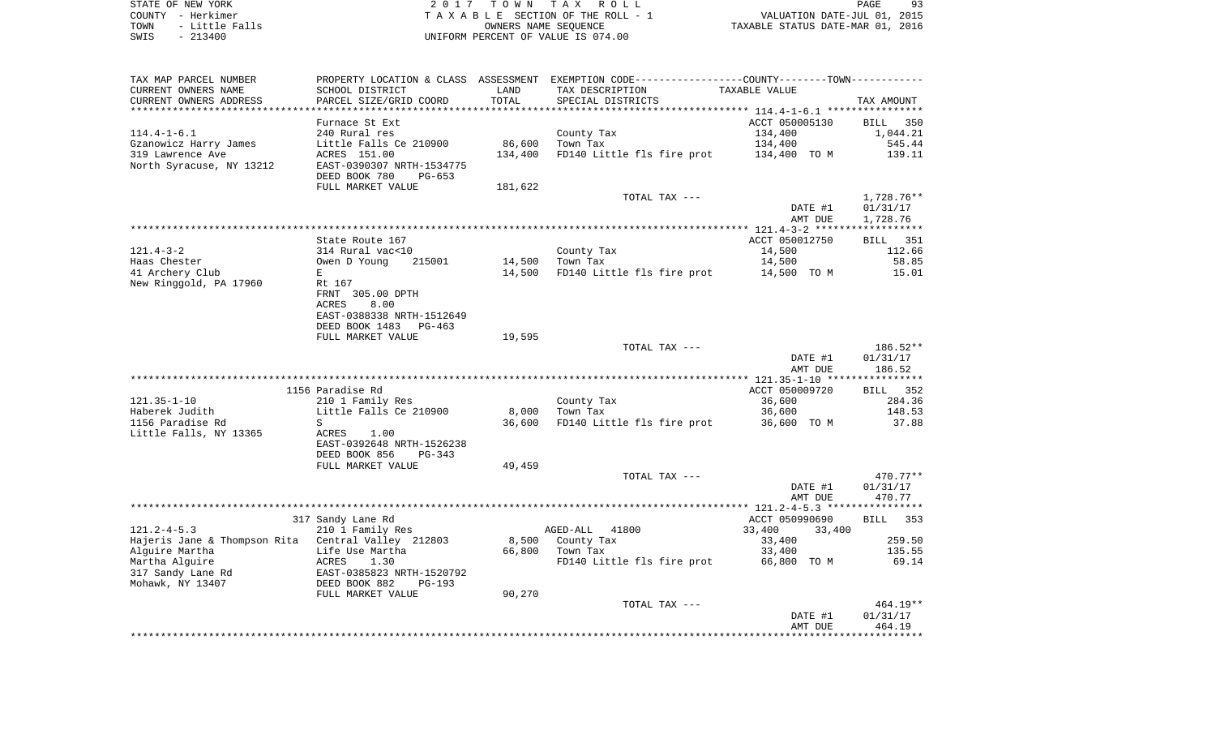STATE OF NEW YORK — 2017 TOWN TAX ROLL — VALUATION DATE-JUL 01, 2015
COUNTY - Herkimer — TAXABLE SECTION OF THE ROLL - 1 — TAXABLE STATUS DATE-MAR 01, 2016
TOWN - Little Falls — OWNERS NAME SEQUENCE
SWIS - 213400 — UNIFORM PERCENT OF VALUE IS 074.00

| TAX MAP PARCEL NUMBER / CURRENT OWNERS NAME / CURRENT OWNERS ADDRESS | PROPERTY LOCATION & CLASS / SCHOOL DISTRICT / PARCEL SIZE/GRID COORD | ASSESSMENT LAND | ASSESSMENT TOTAL | EXEMPTION CODE / TAX DESCRIPTION / SPECIAL DISTRICTS | TAXABLE VALUE (COUNTY--------TOWN) | TAX AMOUNT |
|---|---|---|---|---|---|---|
| | Furnace St Ext | | | | ACCT 050005130 | BILL 350 |
| 114.4-1-6.1 | 240 Rural res | | | County Tax | 134,400 | 1,044.21 |
| Gzanowicz Harry James | Little Falls Ce 210900 | 86,600 | | Town Tax | 134,400 | 545.44 |
| 319 Lawrence Ave | ACRES 151.00 | | 134,400 | FD140 Little fls fire prot | 134,400 TO M | 139.11 |
| North Syracuse, NY 13212 | EAST-0390307 NRTH-1534775 | | | | | |
| | DEED BOOK 780 PG-653 | | | | | |
| | FULL MARKET VALUE | | 181,622 | | | |
| | | | | TOTAL TAX --- | | 1,728.76** |
| | | | | | DATE #1 | 01/31/17 |
| | | | | | AMT DUE | 1,728.76 |
| | State Route 167 | | | | ACCT 050012750 | BILL 351 |
| 121.4-3-2 | 314 Rural vac<10 | | | County Tax | 14,500 | 112.66 |
| Haas Chester | Owen D Young 215001 | 14,500 | | Town Tax | 14,500 | 58.85 |
| 41 Archery Club | E | | 14,500 | FD140 Little fls fire prot | 14,500 TO M | 15.01 |
| New Ringgold, PA 17960 | Rt 167 | | | | | |
| | FRNT 305.00 DPTH | | | | | |
| | ACRES 8.00 | | | | | |
| | EAST-0388338 NRTH-1512649 | | | | | |
| | DEED BOOK 1483 PG-463 | | | | | |
| | FULL MARKET VALUE | | 19,595 | | | |
| | | | | TOTAL TAX --- | | 186.52** |
| | | | | | DATE #1 | 01/31/17 |
| | | | | | AMT DUE | 186.52 |
| | 1156 Paradise Rd | | | | ACCT 050009720 | BILL 352 |
| 121.35-1-10 | 210 1 Family Res | | | County Tax | 36,600 | 284.36 |
| Haberek Judith | Little Falls Ce 210900 | 8,000 | | Town Tax | 36,600 | 148.53 |
| 1156 Paradise Rd | S | | 36,600 | FD140 Little fls fire prot | 36,600 TO M | 37.88 |
| Little Falls, NY 13365 | ACRES 1.00 | | | | | |
| | EAST-0392648 NRTH-1526238 | | | | | |
| | DEED BOOK 856 PG-343 | | | | | |
| | FULL MARKET VALUE | | 49,459 | | | |
| | | | | TOTAL TAX --- | | 470.77** |
| | | | | | DATE #1 | 01/31/17 |
| | | | | | AMT DUE | 470.77 |
| | 317 Sandy Lane Rd | | | | ACCT 050990690 | BILL 353 |
| 121.2-4-5.3 | 210 1 Family Res | | | AGED-ALL 41800 | 33,400 33,400 | |
| Hajeris Jane & Thompson Rita | Central Valley 212803 | 8,500 | | County Tax | 33,400 | 259.50 |
| Alguire Martha | Life Use Martha | | 66,800 | Town Tax | 33,400 | 135.55 |
| Martha Alguire | ACRES 1.30 | | | FD140 Little fls fire prot | 66,800 TO M | 69.14 |
| 317 Sandy Lane Rd | EAST-0385823 NRTH-1520792 | | | | | |
| Mohawk, NY 13407 | DEED BOOK 882 PG-193 | | | | | |
| | FULL MARKET VALUE | | 90,270 | | | |
| | | | | TOTAL TAX --- | | 464.19** |
| | | | | | DATE #1 | 01/31/17 |
| | | | | | AMT DUE | 464.19 |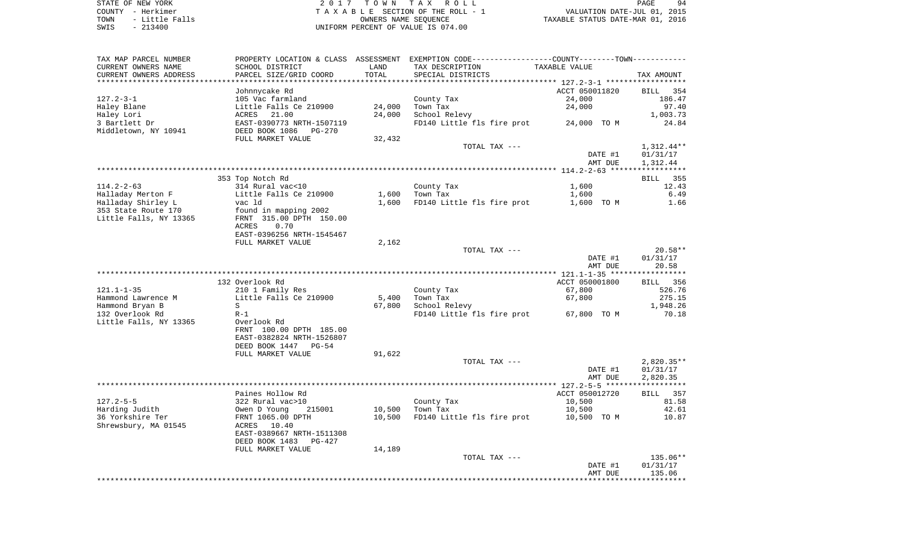STATE OF NEW YORK
COUNTY - Herkimer
TOWN - Little Falls
SWIS - 213400

2 0 1 7 T O W N T A X R O L L
T A X A B L E SECTION OF THE ROLL - 1
OWNERS NAME SEQUENCE
UNIFORM PERCENT OF VALUE IS 074.00

VALUATION DATE-JUL 01, 2015
TAXABLE STATUS DATE-MAR 01, 2016

| TAX MAP PARCEL NUMBER / CURRENT OWNERS NAME / CURRENT OWNERS ADDRESS | PROPERTY LOCATION & CLASS / SCHOOL DISTRICT / PARCEL SIZE/GRID COORD | ASSESSMENT LAND / TOTAL | EXEMPTION CODE / TAX DESCRIPTION / SPECIAL DISTRICTS | COUNTY--------TOWN / TAXABLE VALUE | TAX AMOUNT |
|---|---|---|---|---|---|
| 127.2-3-1 | Johnnycake Rd | | | ACCT 050011820 | BILL 354 |
| Haley Blane | 105 Vac farmland | | County Tax | 24,000 | 186.47 |
| Haley Lori | Little Falls Ce 210900 | 24,000 | Town Tax | 24,000 | 97.40 |
| 3 Bartlett Dr | ACRES 21.00 | 24,000 | School Relevy | | 1,003.73 |
| Middletown, NY 10941 | EAST-0390773 NRTH-1507119 | | FD140 Little fls fire prot | 24,000 TO M | 24.84 |
| | DEED BOOK 1086 PG-270 | | | | |
| | FULL MARKET VALUE | 32,432 | | | |
| | | | TOTAL TAX --- | | 1,312.44** |
| | | | | DATE #1 | 01/31/17 |
| | | | | AMT DUE | 1,312.44 |
| 114.2-2-63 | 353 Top Notch Rd | | | | BILL 355 |
| Halladay Merton F | 314 Rural vac<10 | | County Tax | 1,600 | 12.43 |
| Halladay Shirley L | Little Falls Ce 210900 | 1,600 | Town Tax | 1,600 | 6.49 |
| 353 State Route 170 | vac ld | 1,600 | FD140 Little fls fire prot | 1,600 TO M | 1.66 |
| Little Falls, NY 13365 | found in mapping 2002 | | | | |
| | FRNT 315.00 DPTH 150.00 | | | | |
| | ACRES 0.70 | | | | |
| | EAST-0396256 NRTH-1545467 | | | | |
| | FULL MARKET VALUE | 2,162 | | | |
| | | | TOTAL TAX --- | | 20.58** |
| | | | | DATE #1 | 01/31/17 |
| | | | | AMT DUE | 20.58 |
| 121.1-1-35 | 132 Overlook Rd | | | ACCT 050001800 | BILL 356 |
| Hammond Lawrence M | 210 1 Family Res | | County Tax | 67,800 | 526.76 |
| Hammond Bryan B | Little Falls Ce 210900 | 5,400 | Town Tax | 67,800 | 275.15 |
| 132 Overlook Rd | S | 67,800 | School Relevy | | 1,948.26 |
| Little Falls, NY 13365 | R-1 | | FD140 Little fls fire prot | 67,800 TO M | 70.18 |
| | Overlook Rd | | | | |
| | FRNT 100.00 DPTH 185.00 | | | | |
| | EAST-0382824 NRTH-1526807 | | | | |
| | DEED BOOK 1447 PG-54 | | | | |
| | FULL MARKET VALUE | 91,622 | | | |
| | | | TOTAL TAX --- | | 2,820.35** |
| | | | | DATE #1 | 01/31/17 |
| | | | | AMT DUE | 2,820.35 |
| 127.2-5-5 | Paines Hollow Rd | | | ACCT 050012720 | BILL 357 |
| Harding Judith | 322 Rural vac>10 | | County Tax | 10,500 | 81.58 |
| 36 Yorkshire Ter | Owen D Young 215001 | 10,500 | Town Tax | 10,500 | 42.61 |
| Shrewsbury, MA 01545 | FRNT 1065.00 DPTH | 10,500 | FD140 Little fls fire prot | 10,500 TO M | 10.87 |
| | ACRES 10.40 | | | | |
| | EAST-0389667 NRTH-1511308 | | | | |
| | DEED BOOK 1483 PG-427 | | | | |
| | FULL MARKET VALUE | 14,189 | | | |
| | | | TOTAL TAX --- | | 135.06** |
| | | | | DATE #1 | 01/31/17 |
| | | | | AMT DUE | 135.06 |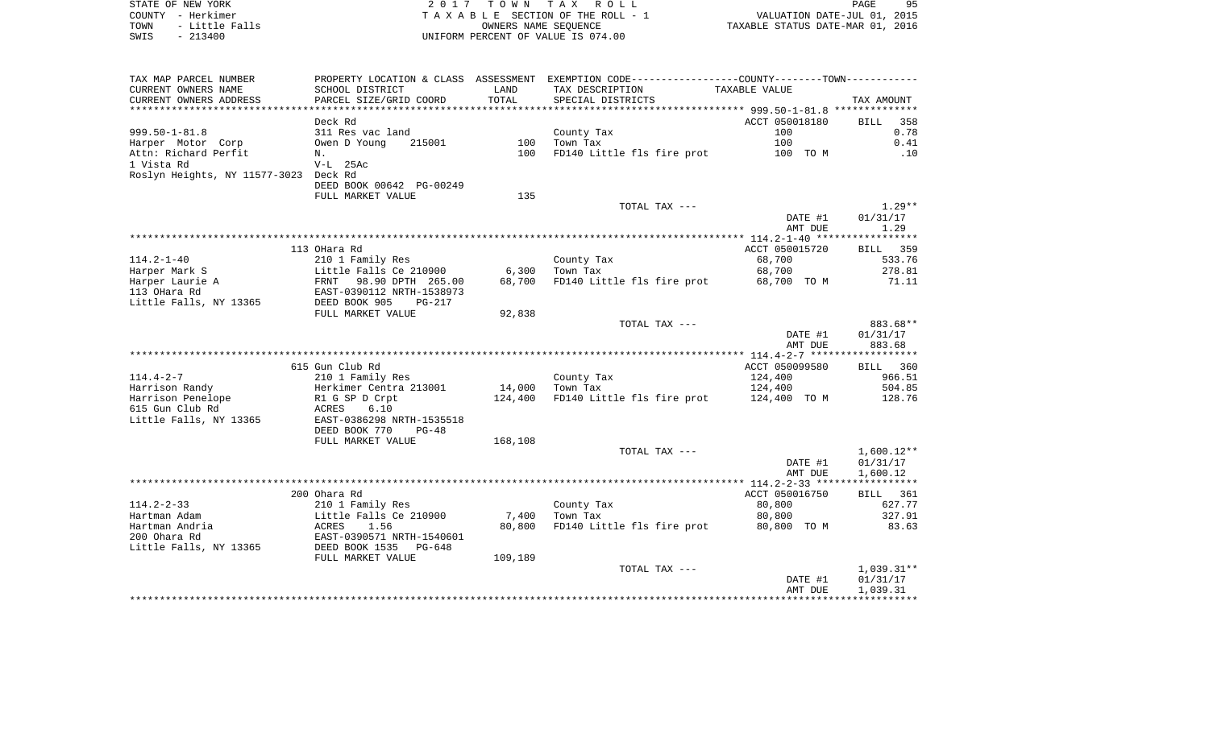STATE OF NEW YORK
COUNTY - Herkimer
TOWN - Little Falls
SWIS - 213400

2 0 1 7 T O W N T A X R O L L
T A X A B L E SECTION OF THE ROLL - 1
OWNERS NAME SEQUENCE
UNIFORM PERCENT OF VALUE IS 074.00

VALUATION DATE-JUL 01, 2015
TAXABLE STATUS DATE-MAR 01, 2016

| TAX MAP PARCEL NUMBER / CURRENT OWNERS NAME / CURRENT OWNERS ADDRESS | PROPERTY LOCATION & CLASS / SCHOOL DISTRICT / PARCEL SIZE/GRID COORD | ASSESSMENT LAND / TOTAL | EXEMPTION CODE / TAX DESCRIPTION / SPECIAL DISTRICTS | COUNTY--------TOWN / TAXABLE VALUE | TAX AMOUNT |
|---|---|---|---|---|---|
| 999.50-1-81.8 | Deck Rd | | | ACCT 050018180 | BILL 358 |
| | 311 Res vac land | | County Tax | 100 | 0.78 |
| Harper Motor Corp | Owen D Young 215001 | 100 | Town Tax | 100 | 0.41 |
| Attn: Richard Perfit | N. | 100 | FD140 Little fls fire prot | 100 TO M | .10 |
| 1 Vista Rd | V-L 25Ac | | | | |
| Roslyn Heights, NY 11577-3023 | Deck Rd | | | | |
| | DEED BOOK 00642 PG-00249 | | | | |
| | FULL MARKET VALUE | 135 | | | |
| | | | TOTAL TAX --- | | 1.29** |
| | | | | DATE #1 | 01/31/17 |
| | | | | AMT DUE | 1.29 |
| 114.2-1-40 | 113 OHara Rd | | | ACCT 050015720 | BILL 359 |
| | 210 1 Family Res | | County Tax | 68,700 | 533.76 |
| Harper Mark S | Little Falls Ce 210900 | 6,300 | Town Tax | 68,700 | 278.81 |
| Harper Laurie A | FRNT 98.90 DPTH 265.00 | 68,700 | FD140 Little fls fire prot | 68,700 TO M | 71.11 |
| 113 OHara Rd | EAST-0390112 NRTH-1538973 | | | | |
| Little Falls, NY 13365 | DEED BOOK 905 PG-217 | | | | |
| | FULL MARKET VALUE | 92,838 | | | |
| | | | TOTAL TAX --- | | 883.68** |
| | | | | DATE #1 | 01/31/17 |
| | | | | AMT DUE | 883.68 |
| 114.4-2-7 | 615 Gun Club Rd | | | ACCT 050099580 | BILL 360 |
| | 210 1 Family Res | | County Tax | 124,400 | 966.51 |
| Harrison Randy | Herkimer Centra 213001 | 14,000 | Town Tax | 124,400 | 504.85 |
| Harrison Penelope | R1 G SP D Crpt | 124,400 | FD140 Little fls fire prot | 124,400 TO M | 128.76 |
| 615 Gun Club Rd | ACRES 6.10 | | | | |
| Little Falls, NY 13365 | EAST-0386298 NRTH-1535518 | | | | |
| | DEED BOOK 770 PG-48 | | | | |
| | FULL MARKET VALUE | 168,108 | | | |
| | | | TOTAL TAX --- | | 1,600.12** |
| | | | | DATE #1 | 01/31/17 |
| | | | | AMT DUE | 1,600.12 |
| 114.2-2-33 | 200 Ohara Rd | | | ACCT 050016750 | BILL 361 |
| | 210 1 Family Res | | County Tax | 80,800 | 627.77 |
| Hartman Adam | Little Falls Ce 210900 | 7,400 | Town Tax | 80,800 | 327.91 |
| Hartman Andria | ACRES 1.56 | 80,800 | FD140 Little fls fire prot | 80,800 TO M | 83.63 |
| 200 Ohara Rd | EAST-0390571 NRTH-1540601 | | | | |
| Little Falls, NY 13365 | DEED BOOK 1535 PG-648 | | | | |
| | FULL MARKET VALUE | 109,189 | | | |
| | | | TOTAL TAX --- | | 1,039.31** |
| | | | | DATE #1 | 01/31/17 |
| | | | | AMT DUE | 1,039.31 |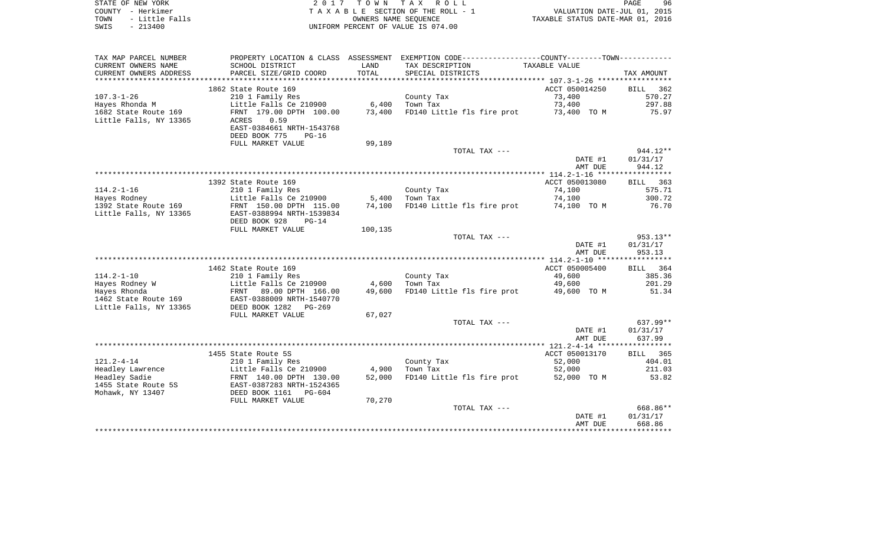STATE OF NEW YORK — COUNTY - Herkimer — TOWN - Little Falls — SWIS - 213400

2017 TOWN TAX ROLL
TAXABLE SECTION OF THE ROLL - 1
OWNERS NAME SEQUENCE
UNIFORM PERCENT OF VALUE IS 074.00

VALUATION DATE-JUL 01, 2015
TAXABLE STATUS DATE-MAR 01, 2016

| TAX MAP PARCEL NUMBER / CURRENT OWNERS NAME / CURRENT OWNERS ADDRESS | PROPERTY LOCATION & CLASS / SCHOOL DISTRICT / PARCEL SIZE/GRID COORD | ASSESSMENT LAND / TOTAL | EXEMPTION CODE / TAX DESCRIPTION / SPECIAL DISTRICTS | TAXABLE VALUE (COUNTY/TOWN) | TAX AMOUNT |
|---|---|---|---|---|---|
| **107.3-1-26** | 1862 State Route 169 | | | ACCT 050014250 | BILL 362 |
| Hayes Rhonda M | 210 1 Family Res | | County Tax | 73,400 | 570.27 |
| 1682 State Route 169 | Little Falls Ce 210900 | 6,400 | Town Tax | 73,400 | 297.88 |
| Little Falls, NY 13365 | FRNT 179.00 DPTH 100.00 | 73,400 | FD140 Little fls fire prot | 73,400 TO M | 75.97 |
| | ACRES 0.59 | | | | |
| | EAST-0384661 NRTH-1543768 | | | | |
| | DEED BOOK 775 PG-16 | | | | |
| | FULL MARKET VALUE | 99,189 | | | |
| | | | TOTAL TAX --- | | 944.12** |
| | | | | DATE #1 | 01/31/17 |
| | | | | AMT DUE | 944.12 |
| **114.2-1-16** | 1392 State Route 169 | | | ACCT 050013080 | BILL 363 |
| Hayes Rodney | 210 1 Family Res | | County Tax | 74,100 | 575.71 |
| 1392 State Route 169 | Little Falls Ce 210900 | 5,400 | Town Tax | 74,100 | 300.72 |
| Little Falls, NY 13365 | FRNT 150.00 DPTH 115.00 | 74,100 | FD140 Little fls fire prot | 74,100 TO M | 76.70 |
| | EAST-0388994 NRTH-1539834 | | | | |
| | DEED BOOK 928 PG-14 | | | | |
| | FULL MARKET VALUE | 100,135 | | | |
| | | | TOTAL TAX --- | | 953.13** |
| | | | | DATE #1 | 01/31/17 |
| | | | | AMT DUE | 953.13 |
| **114.2-1-10** | 1462 State Route 169 | | | ACCT 050005400 | BILL 364 |
| Hayes Rodney W | 210 1 Family Res | | County Tax | 49,600 | 385.36 |
| Hayes Rhonda | Little Falls Ce 210900 | 4,600 | Town Tax | 49,600 | 201.29 |
| 1462 State Route 169 | FRNT 89.00 DPTH 166.00 | 49,600 | FD140 Little fls fire prot | 49,600 TO M | 51.34 |
| Little Falls, NY 13365 | EAST-0388009 NRTH-1540770 | | | | |
| | DEED BOOK 1282 PG-269 | | | | |
| | FULL MARKET VALUE | 67,027 | | | |
| | | | TOTAL TAX --- | | 637.99** |
| | | | | DATE #1 | 01/31/17 |
| | | | | AMT DUE | 637.99 |
| **121.2-4-14** | 1455 State Route 5S | | | ACCT 050013170 | BILL 365 |
| Headley Lawrence | 210 1 Family Res | | County Tax | 52,000 | 404.01 |
| Headley Sadie | Little Falls Ce 210900 | 4,900 | Town Tax | 52,000 | 211.03 |
| 1455 State Route 5S | FRNT 140.00 DPTH 130.00 | 52,000 | FD140 Little fls fire prot | 52,000 TO M | 53.82 |
| Mohawk, NY 13407 | EAST-0387283 NRTH-1524365 | | | | |
| | DEED BOOK 1161 PG-604 | | | | |
| | FULL MARKET VALUE | 70,270 | | | |
| | | | TOTAL TAX --- | | 668.86** |
| | | | | DATE #1 | 01/31/17 |
| | | | | AMT DUE | 668.86 |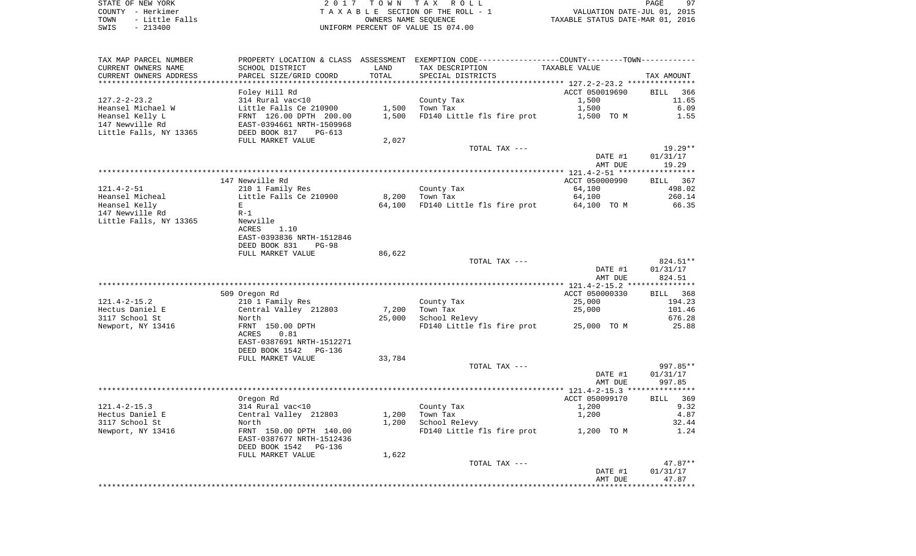STATE OF NEW YORK — 2017 TOWN TAX ROLL
COUNTY - Herkimer — TAXABLE SECTION OF THE ROLL - 1 — VALUATION DATE-JUL 01, 2015
TOWN - Little Falls — OWNERS NAME SEQUENCE — TAXABLE STATUS DATE-MAR 01, 2016
SWIS - 213400 — UNIFORM PERCENT OF VALUE IS 074.00

| TAX MAP PARCEL NUMBER / CURRENT OWNERS NAME / CURRENT OWNERS ADDRESS | PROPERTY LOCATION & CLASS / SCHOOL DISTRICT / PARCEL SIZE/GRID COORD | ASSESSMENT LAND / TOTAL | EXEMPTION CODE / TAX DESCRIPTION / SPECIAL DISTRICTS | TAXABLE VALUE | TAX AMOUNT |
|---|---|---|---|---|---|
| **127.2-2-23.2** | Foley Hill Rd | | | ACCT 050019690 | BILL 366 |
| Heansel Michael W | 314 Rural vac<10 | | County Tax | 1,500 | 11.65 |
| Heansel Kelly L | Little Falls Ce 210900 | 1,500 | Town Tax | 1,500 | 6.09 |
| 147 Newville Rd | FRNT 126.00 DPTH 200.00 | 1,500 | FD140 Little fls fire prot | 1,500 TO M | 1.55 |
| Little Falls, NY 13365 | EAST-0394661 NRTH-1509968 | | | | |
| | DEED BOOK 817 PG-613 | | | | |
| | FULL MARKET VALUE | 2,027 | | | |
| | | | TOTAL TAX --- | | 19.29** |
| | | | | DATE #1 | 01/31/17 |
| | | | | AMT DUE | 19.29 |
| **121.4-2-51** | 147 Newville Rd | | | ACCT 050000990 | BILL 367 |
| Heansel Micheal | 210 1 Family Res | | County Tax | 64,100 | 498.02 |
| Heansel Kelly | Little Falls Ce 210900 | 8,200 | Town Tax | 64,100 | 260.14 |
| 147 Newville Rd | E | 64,100 | FD140 Little fls fire prot | 64,100 TO M | 66.35 |
| Little Falls, NY 13365 | R-1 | | | | |
| | Newville | | | | |
| | ACRES 1.10 | | | | |
| | EAST-0393836 NRTH-1512846 | | | | |
| | DEED BOOK 831 PG-98 | | | | |
| | FULL MARKET VALUE | 86,622 | | | |
| | | | TOTAL TAX --- | | 824.51** |
| | | | | DATE #1 | 01/31/17 |
| | | | | AMT DUE | 824.51 |
| **121.4-2-15.2** | 509 Oregon Rd | | | ACCT 050000330 | BILL 368 |
| Hectus Daniel E | 210 1 Family Res | | County Tax | 25,000 | 194.23 |
| 3117 School St | Central Valley 212803 | 7,200 | Town Tax | 25,000 | 101.46 |
| Newport, NY 13416 | North | 25,000 | School Relevy | | 676.28 |
| | FRNT 150.00 DPTH | | FD140 Little fls fire prot | 25,000 TO M | 25.88 |
| | ACRES 0.81 | | | | |
| | EAST-0387691 NRTH-1512271 | | | | |
| | DEED BOOK 1542 PG-136 | | | | |
| | FULL MARKET VALUE | 33,784 | | | |
| | | | TOTAL TAX --- | | 997.85** |
| | | | | DATE #1 | 01/31/17 |
| | | | | AMT DUE | 997.85 |
| **121.4-2-15.3** | Oregon Rd | | | ACCT 050099170 | BILL 369 |
| Hectus Daniel E | 314 Rural vac<10 | | County Tax | 1,200 | 9.32 |
| 3117 School St | Central Valley 212803 | 1,200 | Town Tax | 1,200 | 4.87 |
| Newport, NY 13416 | North | 1,200 | School Relevy | | 32.44 |
| | FRNT 150.00 DPTH 140.00 | | FD140 Little fls fire prot | 1,200 TO M | 1.24 |
| | EAST-0387677 NRTH-1512436 | | | | |
| | DEED BOOK 1542 PG-136 | | | | |
| | FULL MARKET VALUE | 1,622 | | | |
| | | | TOTAL TAX --- | | 47.87** |
| | | | | DATE #1 | 01/31/17 |
| | | | | AMT DUE | 47.87 |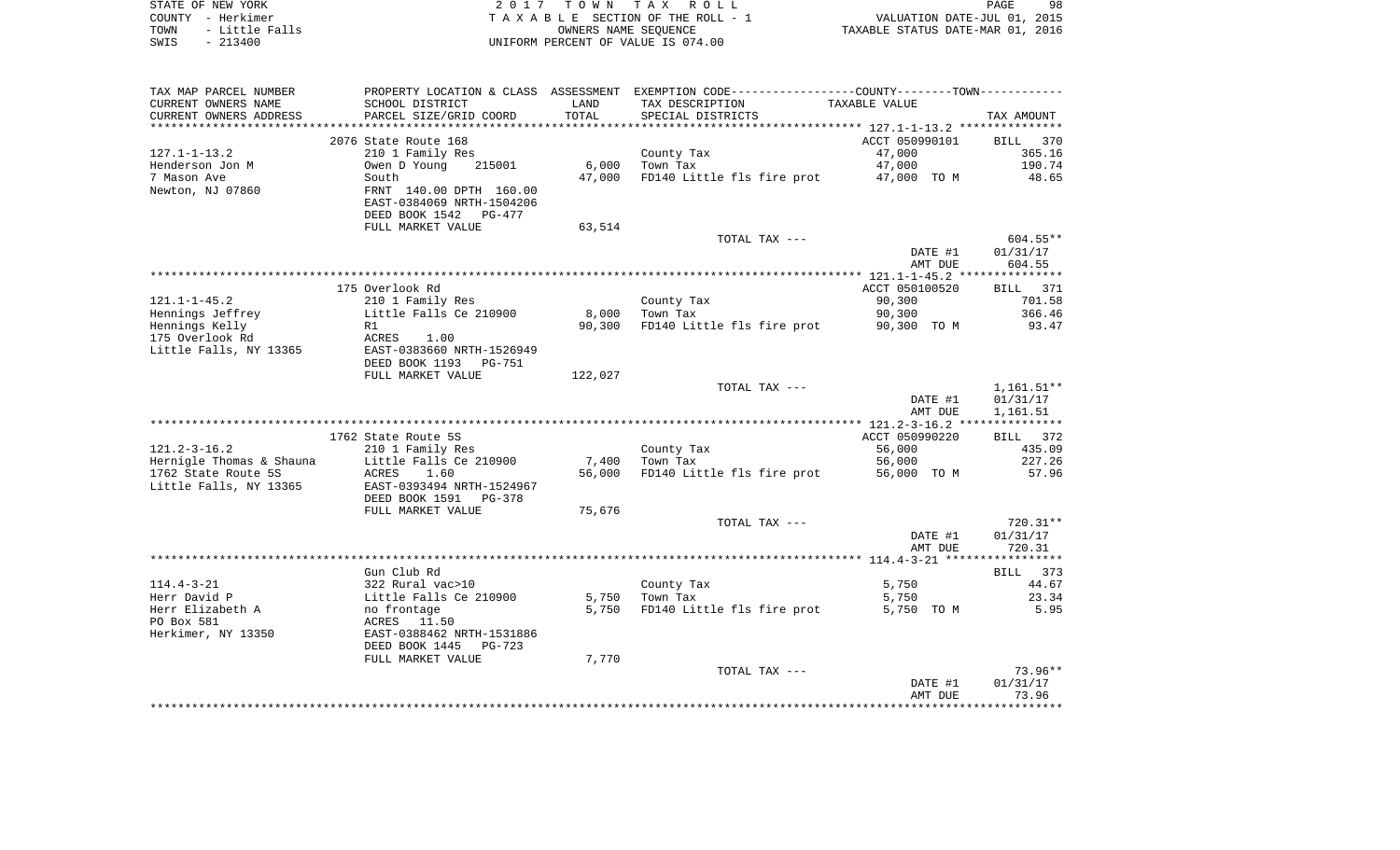STATE OF NEW YORK
COUNTY - Herkimer
TOWN - Little Falls
SWIS - 213400

2 0 1 7 T O W N T A X R O L L
T A X A B L E SECTION OF THE ROLL - 1
OWNERS NAME SEQUENCE
UNIFORM PERCENT OF VALUE IS 074.00

VALUATION DATE-JUL 01, 2015
TAXABLE STATUS DATE-MAR 01, 2016

| TAX MAP PARCEL NUMBER / CURRENT OWNERS NAME / CURRENT OWNERS ADDRESS | PROPERTY LOCATION & CLASS / SCHOOL DISTRICT / PARCEL SIZE/GRID COORD | ASSESSMENT LAND / TOTAL | EXEMPTION CODE / TAX DESCRIPTION / SPECIAL DISTRICTS | COUNTY-TOWN TAXABLE VALUE | TAX AMOUNT |
|---|---|---|---|---|---|
| | 2076 State Route 168 | | | ACCT 050990101 | BILL 370 |
| 127.1-1-13.2 | 210 1 Family Res | | County Tax | 47,000 | 365.16 |
| Henderson Jon M | Owen D Young 215001 | 6,000 | Town Tax | 47,000 | 190.74 |
| 7 Mason Ave | South | 47,000 | FD140 Little fls fire prot | 47,000 TO M | 48.65 |
| Newton, NJ 07860 | FRNT 140.00 DPTH 160.00 | | | | |
| | EAST-0384069 NRTH-1504206 | | | | |
| | DEED BOOK 1542 PG-477 | | | | |
| | FULL MARKET VALUE | 63,514 | | | |
| | | | TOTAL TAX --- | | 604.55** |
| | | | | DATE #1 | 01/31/17 |
| | | | | AMT DUE | 604.55 |
| | 175 Overlook Rd | | | ACCT 050100520 | BILL 371 |
| 121.1-1-45.2 | 210 1 Family Res | | County Tax | 90,300 | 701.58 |
| Hennings Jeffrey | Little Falls Ce 210900 | 8,000 | Town Tax | 90,300 | 366.46 |
| Hennings Kelly | R1 | 90,300 | FD140 Little fls fire prot | 90,300 TO M | 93.47 |
| 175 Overlook Rd | ACRES 1.00 | | | | |
| Little Falls, NY 13365 | EAST-0383660 NRTH-1526949 | | | | |
| | DEED BOOK 1193 PG-751 | | | | |
| | FULL MARKET VALUE | 122,027 | | | |
| | | | TOTAL TAX --- | | 1,161.51** |
| | | | | DATE #1 | 01/31/17 |
| | | | | AMT DUE | 1,161.51 |
| | 1762 State Route 5S | | | ACCT 050990220 | BILL 372 |
| 121.2-3-16.2 | 210 1 Family Res | | County Tax | 56,000 | 435.09 |
| Hernigle Thomas & Shauna | Little Falls Ce 210900 | 7,400 | Town Tax | 56,000 | 227.26 |
| 1762 State Route 5S | ACRES 1.60 | 56,000 | FD140 Little fls fire prot | 56,000 TO M | 57.96 |
| Little Falls, NY 13365 | EAST-0393494 NRTH-1524967 | | | | |
| | DEED BOOK 1591 PG-378 | | | | |
| | FULL MARKET VALUE | 75,676 | | | |
| | | | TOTAL TAX --- | | 720.31** |
| | | | | DATE #1 | 01/31/17 |
| | | | | AMT DUE | 720.31 |
| | Gun Club Rd | | | | BILL 373 |
| 114.4-3-21 | 322 Rural vac>10 | | County Tax | 5,750 | 44.67 |
| Herr David P | Little Falls Ce 210900 | 5,750 | Town Tax | 5,750 | 23.34 |
| Herr Elizabeth A | no frontage | 5,750 | FD140 Little fls fire prot | 5,750 TO M | 5.95 |
| PO Box 581 | ACRES 11.50 | | | | |
| Herkimer, NY 13350 | EAST-0388462 NRTH-1531886 | | | | |
| | DEED BOOK 1445 PG-723 | | | | |
| | FULL MARKET VALUE | 7,770 | | | |
| | | | TOTAL TAX --- | | 73.96** |
| | | | | DATE #1 | 01/31/17 |
| | | | | AMT DUE | 73.96 |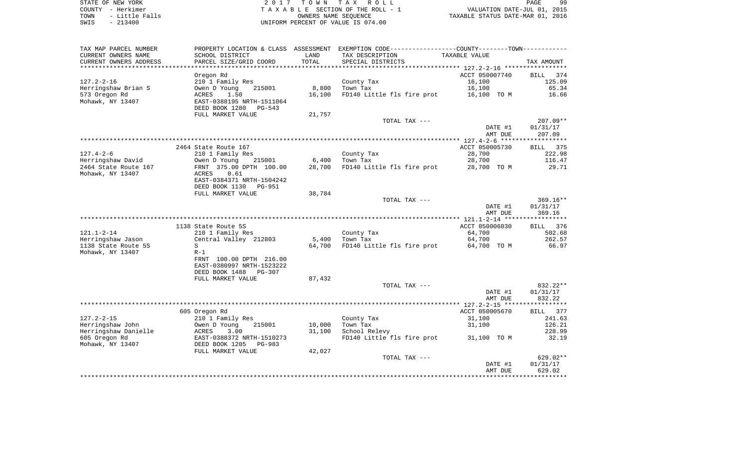STATE OF NEW YORK — COUNTY - Herkimer — TOWN - Little Falls — SWIS - 213400

2017 TOWN TAX ROLL
TAXABLE SECTION OF THE ROLL - 1
OWNERS NAME SEQUENCE
UNIFORM PERCENT OF VALUE IS 074.00

VALUATION DATE-JUL 01, 2015
TAXABLE STATUS DATE-MAR 01, 2016

| TAX MAP PARCEL NUMBER / CURRENT OWNERS NAME / CURRENT OWNERS ADDRESS | PROPERTY LOCATION & CLASS / SCHOOL DISTRICT / PARCEL SIZE/GRID COORD | ASSESSMENT LAND / TOTAL | EXEMPTION CODE / TAX DESCRIPTION / SPECIAL DISTRICTS | TAXABLE VALUE | TAX AMOUNT |
|---|---|---|---|---|---|
| | Oregon Rd | | | ACCT 050007740 | BILL 374 |
| 127.2-2-16 | 210 1 Family Res | | County Tax | 16,100 | 125.09 |
| Herringshaw Brian S | Owen D Young 215001 | 8,800 | Town Tax | 16,100 | 65.34 |
| 573 Oregon Rd | ACRES 1.50 | 16,100 | FD140 Little fls fire prot | 16,100 TO M | 16.66 |
| Mohawk, NY 13407 | EAST-0388195 NRTH-1511064 | | | | |
| | DEED BOOK 1280 PG-543 | | | | |
| | FULL MARKET VALUE | 21,757 | | | |
| | | | TOTAL TAX --- | | 207.09** |
| | | | | DATE #1 | 01/31/17 |
| | | | | AMT DUE | 207.09 |
| | 2464 State Route 167 | | | ACCT 050005730 | BILL 375 |
| 127.4-2-6 | 210 1 Family Res | | County Tax | 28,700 | 222.98 |
| Herringshaw David | Owen D Young 215001 | 6,400 | Town Tax | 28,700 | 116.47 |
| 2464 State Route 167 | FRNT 375.00 DPTH 100.00 | 28,700 | FD140 Little fls fire prot | 28,700 TO M | 29.71 |
| Mohawk, NY 13407 | ACRES 0.61 | | | | |
| | EAST-0384371 NRTH-1504242 | | | | |
| | DEED BOOK 1130 PG-951 | | | | |
| | FULL MARKET VALUE | 38,784 | | | |
| | | | TOTAL TAX --- | | 369.16** |
| | | | | DATE #1 | 01/31/17 |
| | | | | AMT DUE | 369.16 |
| | 1138 State Route 5S | | | ACCT 050006030 | BILL 376 |
| 121.1-2-14 | 210 1 Family Res | | County Tax | 64,700 | 502.68 |
| Herringshaw Jason | Central Valley 212803 | 5,400 | Town Tax | 64,700 | 262.57 |
| 1138 State Route 5S | S | 64,700 | FD140 Little fls fire prot | 64,700 TO M | 66.97 |
| Mohawk, NY 13407 | R-1 | | | | |
| | FRNT 100.00 DPTH 216.00 | | | | |
| | EAST-0380997 NRTH-1523222 | | | | |
| | DEED BOOK 1488 PG-307 | | | | |
| | FULL MARKET VALUE | 87,432 | | | |
| | | | TOTAL TAX --- | | 832.22** |
| | | | | DATE #1 | 01/31/17 |
| | | | | AMT DUE | 832.22 |
| | 605 Oregon Rd | | | ACCT 050005670 | BILL 377 |
| 127.2-2-15 | 210 1 Family Res | | County Tax | 31,100 | 241.63 |
| Herringshaw John | Owen D Young 215001 | 10,000 | Town Tax | 31,100 | 126.21 |
| Herringshaw Danielle | ACRES 3.00 | 31,100 | School Relevy | | 228.99 |
| 605 Oregon Rd | EAST-0388372 NRTH-1510273 | | FD140 Little fls fire prot | 31,100 TO M | 32.19 |
| Mohawk, NY 13407 | DEED BOOK 1205 PG-983 | | | | |
| | FULL MARKET VALUE | 42,027 | | | |
| | | | TOTAL TAX --- | | 629.02** |
| | | | | DATE #1 | 01/31/17 |
| | | | | AMT DUE | 629.02 |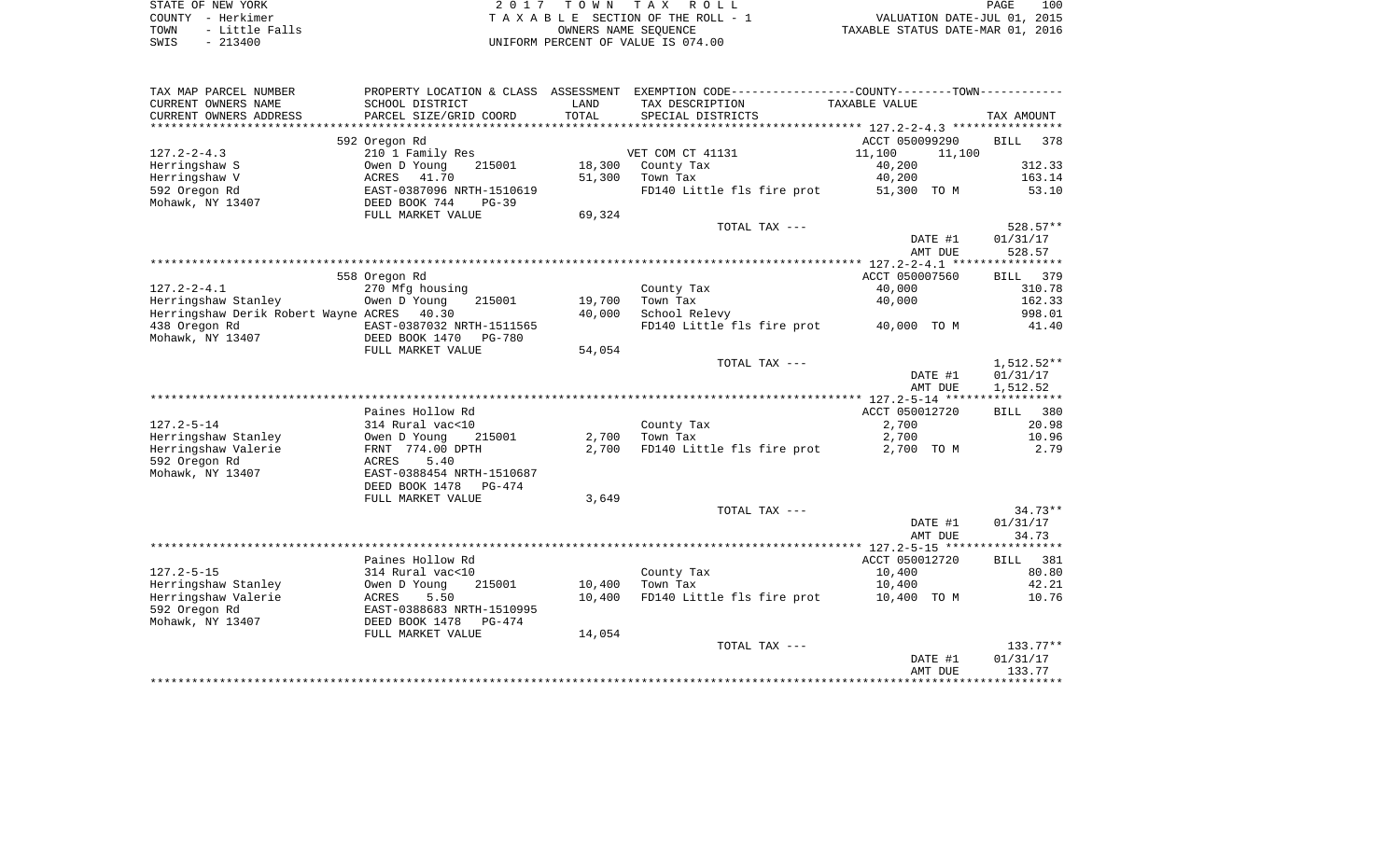STATE OF NEW YORK | 2017 TOWN TAX ROLL | PAGE 100
COUNTY - Herkimer | TAXABLE SECTION OF THE ROLL - 1 | VALUATION DATE-JUL 01, 2015
TOWN - Little Falls | OWNERS NAME SEQUENCE | TAXABLE STATUS DATE-MAR 01, 2016
SWIS - 213400 | UNIFORM PERCENT OF VALUE IS 074.00

| TAX MAP PARCEL NUMBER / CURRENT OWNERS NAME / CURRENT OWNERS ADDRESS | PROPERTY LOCATION & CLASS / SCHOOL DISTRICT / PARCEL SIZE/GRID COORD | ASSESSMENT LAND / TOTAL | EXEMPTION CODE / TAX DESCRIPTION / SPECIAL DISTRICTS | COUNTY / TOWN TAXABLE VALUE | TAX AMOUNT |
|---|---|---|---|---|---|
| | 592 Oregon Rd | | | ACCT 050099290 | BILL 378 |
| 127.2-2-4.3 | 210 1 Family Res | | VET COM CT 41131 | 11,100 11,100 | |
| Herringshaw S | Owen D Young 215001 | 18,300 | County Tax | 40,200 | 312.33 |
| Herringshaw V | ACRES 41.70 | 51,300 | Town Tax | 40,200 | 163.14 |
| 592 Oregon Rd | EAST-0387096 NRTH-1510619 | | FD140 Little fls fire prot | 51,300 TO M | 53.10 |
| Mohawk, NY 13407 | DEED BOOK 744 PG-39 | | | | |
| | FULL MARKET VALUE | 69,324 | | | |
| | | | TOTAL TAX --- | | 528.57** |
| | | | | DATE #1 | 01/31/17 |
| | | | | AMT DUE | 528.57 |
| | 558 Oregon Rd | | | ACCT 050007560 | BILL 379 |
| 127.2-2-4.1 | 270 Mfg housing | | County Tax | 40,000 | 310.78 |
| Herringshaw Stanley | Owen D Young 215001 | 19,700 | Town Tax | 40,000 | 162.33 |
| Herringshaw Derik Robert Wayne | ACRES 40.30 | 40,000 | School Relevy | | 998.01 |
| 438 Oregon Rd | EAST-0387032 NRTH-1511565 | | FD140 Little fls fire prot | 40,000 TO M | 41.40 |
| Mohawk, NY 13407 | DEED BOOK 1470 PG-780 | | | | |
| | FULL MARKET VALUE | 54,054 | | | |
| | | | TOTAL TAX --- | | 1,512.52** |
| | | | | DATE #1 | 01/31/17 |
| | | | | AMT DUE | 1,512.52 |
| | Paines Hollow Rd | | | ACCT 050012720 | BILL 380 |
| 127.2-5-14 | 314 Rural vac<10 | | County Tax | 2,700 | 20.98 |
| Herringshaw Stanley | Owen D Young 215001 | 2,700 | Town Tax | 2,700 | 10.96 |
| Herringshaw Valerie | FRNT 774.00 DPTH | 2,700 | FD140 Little fls fire prot | 2,700 TO M | 2.79 |
| 592 Oregon Rd | ACRES 5.40 | | | | |
| Mohawk, NY 13407 | EAST-0388454 NRTH-1510687 | | | | |
| | DEED BOOK 1478 PG-474 | | | | |
| | FULL MARKET VALUE | 3,649 | | | |
| | | | TOTAL TAX --- | | 34.73** |
| | | | | DATE #1 | 01/31/17 |
| | | | | AMT DUE | 34.73 |
| | Paines Hollow Rd | | | ACCT 050012720 | BILL 381 |
| 127.2-5-15 | 314 Rural vac<10 | | County Tax | 10,400 | 80.80 |
| Herringshaw Stanley | Owen D Young 215001 | 10,400 | Town Tax | 10,400 | 42.21 |
| Herringshaw Valerie | ACRES 5.50 | 10,400 | FD140 Little fls fire prot | 10,400 TO M | 10.76 |
| 592 Oregon Rd | EAST-0388683 NRTH-1510995 | | | | |
| Mohawk, NY 13407 | DEED BOOK 1478 PG-474 | | | | |
| | FULL MARKET VALUE | 14,054 | | | |
| | | | TOTAL TAX --- | | 133.77** |
| | | | | DATE #1 | 01/31/17 |
| | | | | AMT DUE | 133.77 |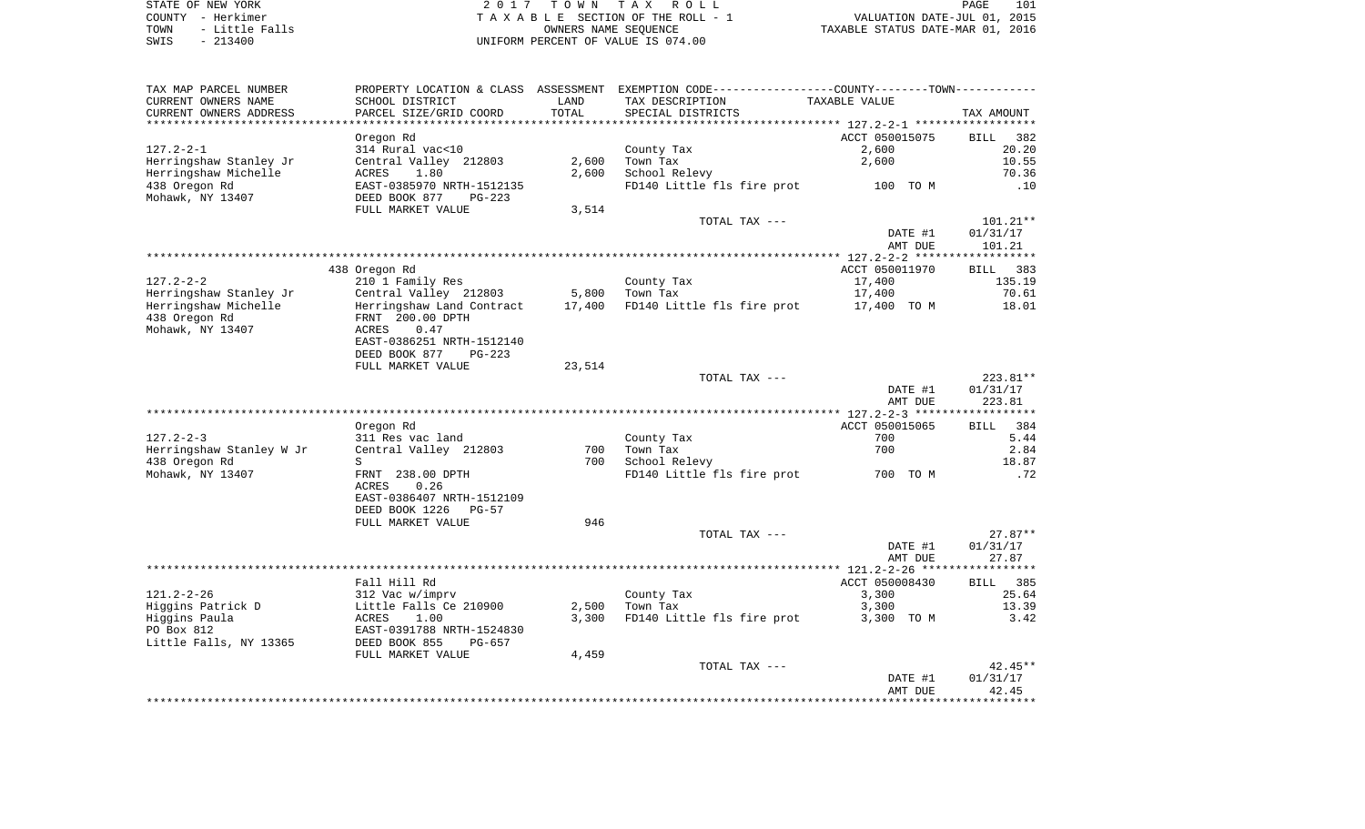STATE OF NEW YORK
COUNTY - Herkimer
TOWN - Little Falls
SWIS - 213400

2 0 1 7 T O W N T A X R O L L
T A X A B L E SECTION OF THE ROLL - 1
OWNERS NAME SEQUENCE
UNIFORM PERCENT OF VALUE IS 074.00

VALUATION DATE-JUL 01, 2015
TAXABLE STATUS DATE-MAR 01, 2016

| TAX MAP PARCEL NUMBER<br>CURRENT OWNERS NAME<br>CURRENT OWNERS ADDRESS | PROPERTY LOCATION & CLASS<br>SCHOOL DISTRICT<br>PARCEL SIZE/GRID COORD | ASSESSMENT<br>LAND<br>TOTAL | EXEMPTION CODE-----COUNTY-----TOWN-----<br>TAX DESCRIPTION<br>SPECIAL DISTRICTS | TAXABLE VALUE | TAX AMOUNT |
|---|---|---|---|---|---|
| **127.2-2-1** | | | | | |
| | Oregon Rd | | | ACCT 050015075 | BILL 382 |
| 127.2-2-1 | 314 Rural vac<10 | | County Tax | 2,600 | 20.20 |
| Herringshaw Stanley Jr | Central Valley 212803 | 2,600 | Town Tax | 2,600 | 10.55 |
| Herringshaw Michelle | ACRES 1.80 | 2,600 | School Relevy | | 70.36 |
| 438 Oregon Rd | EAST-0385970 NRTH-1512135 | | FD140 Little fls fire prot | 100 TO M | .10 |
| Mohawk, NY 13407 | DEED BOOK 877 PG-223 | | | | |
| | FULL MARKET VALUE | 3,514 | | | |
| | | | TOTAL TAX --- | | 101.21** |
| | | | | DATE #1 | 01/31/17 |
| | | | | AMT DUE | 101.21 |
| **127.2-2-2** | | | | | |
| | 438 Oregon Rd | | | ACCT 050011970 | BILL 383 |
| 127.2-2-2 | 210 1 Family Res | | County Tax | 17,400 | 135.19 |
| Herringshaw Stanley Jr | Central Valley 212803 | 5,800 | Town Tax | 17,400 | 70.61 |
| Herringshaw Michelle | Herringshaw Land Contract | 17,400 | FD140 Little fls fire prot | 17,400 TO M | 18.01 |
| 438 Oregon Rd | FRNT 200.00 DPTH | | | | |
| Mohawk, NY 13407 | ACRES 0.47 | | | | |
| | EAST-0386251 NRTH-1512140 | | | | |
| | DEED BOOK 877 PG-223 | | | | |
| | FULL MARKET VALUE | 23,514 | | | |
| | | | TOTAL TAX --- | | 223.81** |
| | | | | DATE #1 | 01/31/17 |
| | | | | AMT DUE | 223.81 |
| **127.2-2-3** | | | | | |
| | Oregon Rd | | | ACCT 050015065 | BILL 384 |
| 127.2-2-3 | 311 Res vac land | | County Tax | 700 | 5.44 |
| Herringshaw Stanley W Jr | Central Valley 212803 | 700 | Town Tax | 700 | 2.84 |
| 438 Oregon Rd | S | 700 | School Relevy | | 18.87 |
| Mohawk, NY 13407 | FRNT 238.00 DPTH | | FD140 Little fls fire prot | 700 TO M | .72 |
| | ACRES 0.26 | | | | |
| | EAST-0386407 NRTH-1512109 | | | | |
| | DEED BOOK 1226 PG-57 | | | | |
| | FULL MARKET VALUE | 946 | | | |
| | | | TOTAL TAX --- | | 27.87** |
| | | | | DATE #1 | 01/31/17 |
| | | | | AMT DUE | 27.87 |
| **121.2-2-26** | | | | | |
| | Fall Hill Rd | | | ACCT 050008430 | BILL 385 |
| 121.2-2-26 | 312 Vac w/imprv | | County Tax | 3,300 | 25.64 |
| Higgins Patrick D | Little Falls Ce 210900 | 2,500 | Town Tax | 3,300 | 13.39 |
| Higgins Paula | ACRES 1.00 | 3,300 | FD140 Little fls fire prot | 3,300 TO M | 3.42 |
| PO Box 812 | EAST-0391788 NRTH-1524830 | | | | |
| Little Falls, NY 13365 | DEED BOOK 855 PG-657 | | | | |
| | FULL MARKET VALUE | 4,459 | | | |
| | | | TOTAL TAX --- | | 42.45** |
| | | | | DATE #1 | 01/31/17 |
| | | | | AMT DUE | 42.45 |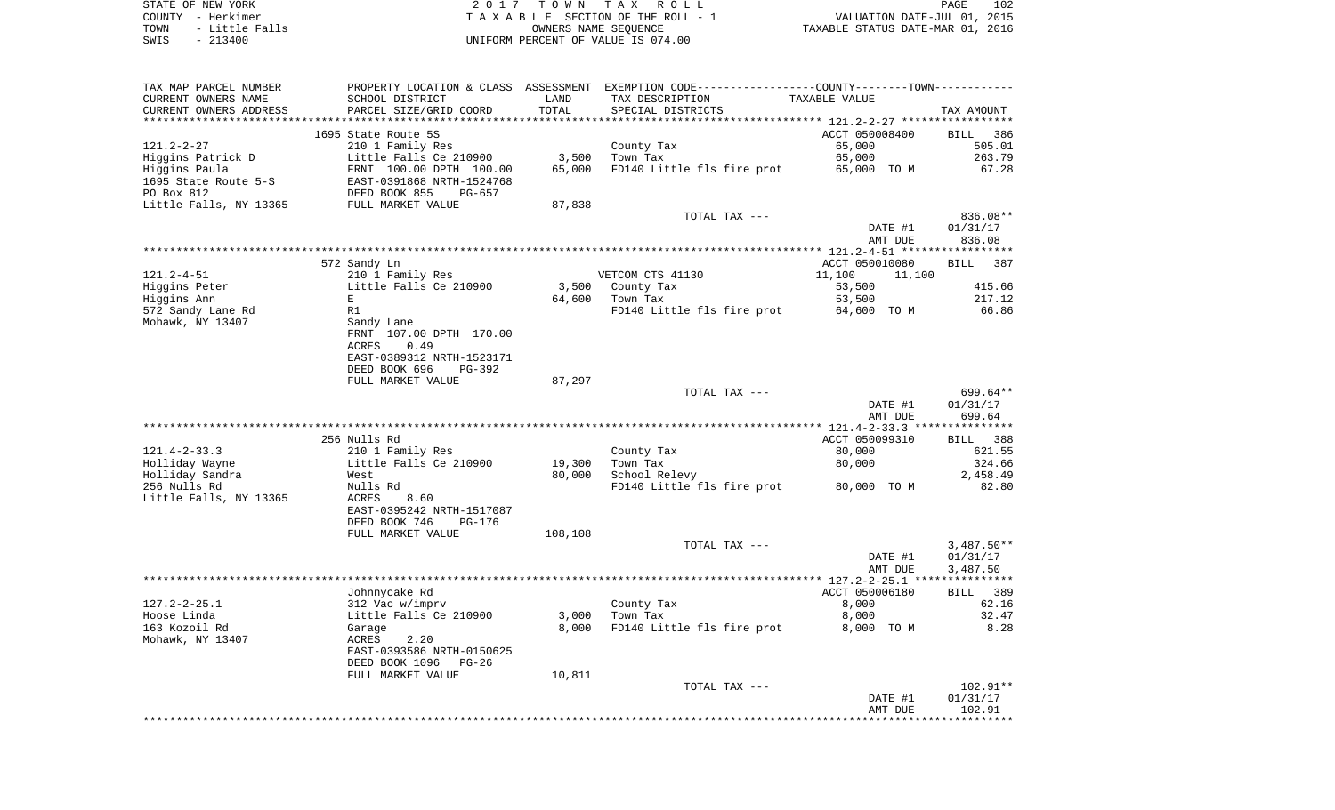STATE OF NEW YORK
COUNTY - Herkimer
TOWN - Little Falls
SWIS - 213400

2017 TOWN TAX ROLL
TAXABLE SECTION OF THE ROLL - 1
OWNERS NAME SEQUENCE
UNIFORM PERCENT OF VALUE IS 074.00

VALUATION DATE-JUL 01, 2015
TAXABLE STATUS DATE-MAR 01, 2016

| TAX MAP PARCEL NUMBER / CURRENT OWNERS NAME / CURRENT OWNERS ADDRESS | PROPERTY LOCATION & CLASS / SCHOOL DISTRICT / PARCEL SIZE/GRID COORD | ASSESSMENT LAND / TOTAL | EXEMPTION CODE / TAX DESCRIPTION / SPECIAL DISTRICTS | COUNTY / TOWN TAXABLE VALUE | TAX AMOUNT |
|---|---|---|---|---|---|
| **121.2-2-27** | 1695 State Route 5S | | | ACCT 050008400 | BILL 386 |
| Higgins Patrick D | 210 1 Family Res | | County Tax | 65,000 | 505.01 |
| Higgins Paula | Little Falls Ce 210900 | 3,500 | Town Tax | 65,000 | 263.79 |
| 1695 State Route 5-S | FRNT 100.00 DPTH 100.00 | 65,000 | FD140 Little fls fire prot | 65,000 TO M | 67.28 |
| PO Box 812 | EAST-0391868 NRTH-1524768 | | | | |
| Little Falls, NY 13365 | DEED BOOK 855 PG-657 | | | | |
| | FULL MARKET VALUE | 87,838 | | | |
| | | | TOTAL TAX --- | | 836.08** |
| | | | | DATE #1 | 01/31/17 |
| | | | | AMT DUE | 836.08 |
| **121.2-4-51** | 572 Sandy Ln | | | ACCT 050010080 | BILL 387 |
| Higgins Peter | 210 1 Family Res | | VETCOM CTS 41130 | 11,100 11,100 | |
| Higgins Ann | Little Falls Ce 210900 | 3,500 | County Tax | 53,500 | 415.66 |
| 572 Sandy Lane Rd | E | 64,600 | Town Tax | 53,500 | 217.12 |
| Mohawk, NY 13407 | R1 | | FD140 Little fls fire prot | 64,600 TO M | 66.86 |
| | Sandy Lane | | | | |
| | FRNT 107.00 DPTH 170.00 | | | | |
| | ACRES 0.49 | | | | |
| | EAST-0389312 NRTH-1523171 | | | | |
| | DEED BOOK 696 PG-392 | | | | |
| | FULL MARKET VALUE | 87,297 | | | |
| | | | TOTAL TAX --- | | 699.64** |
| | | | | DATE #1 | 01/31/17 |
| | | | | AMT DUE | 699.64 |
| **121.4-2-33.3** | 256 Nulls Rd | | | ACCT 050099310 | BILL 388 |
| Holliday Wayne | 210 1 Family Res | | County Tax | 80,000 | 621.55 |
| Holliday Sandra | Little Falls Ce 210900 | 19,300 | Town Tax | 80,000 | 324.66 |
| 256 Nulls Rd | West | 80,000 | School Relevy | | 2,458.49 |
| Little Falls, NY 13365 | Nulls Rd | | FD140 Little fls fire prot | 80,000 TO M | 82.80 |
| | ACRES 8.60 | | | | |
| | EAST-0395242 NRTH-1517087 | | | | |
| | DEED BOOK 746 PG-176 | | | | |
| | FULL MARKET VALUE | 108,108 | | | |
| | | | TOTAL TAX --- | | 3,487.50** |
| | | | | DATE #1 | 01/31/17 |
| | | | | AMT DUE | 3,487.50 |
| **127.2-2-25.1** | Johnnycake Rd | | | ACCT 050006180 | BILL 389 |
| Hoose Linda | 312 Vac w/imprv | | County Tax | 8,000 | 62.16 |
| 163 Kozoil Rd | Little Falls Ce 210900 | 3,000 | Town Tax | 8,000 | 32.47 |
| Mohawk, NY 13407 | Garage | 8,000 | FD140 Little fls fire prot | 8,000 TO M | 8.28 |
| | ACRES 2.20 | | | | |
| | EAST-0393586 NRTH-0150625 | | | | |
| | DEED BOOK 1096 PG-26 | | | | |
| | FULL MARKET VALUE | 10,811 | | | |
| | | | TOTAL TAX --- | | 102.91** |
| | | | | DATE #1 | 01/31/17 |
| | | | | AMT DUE | 102.91 |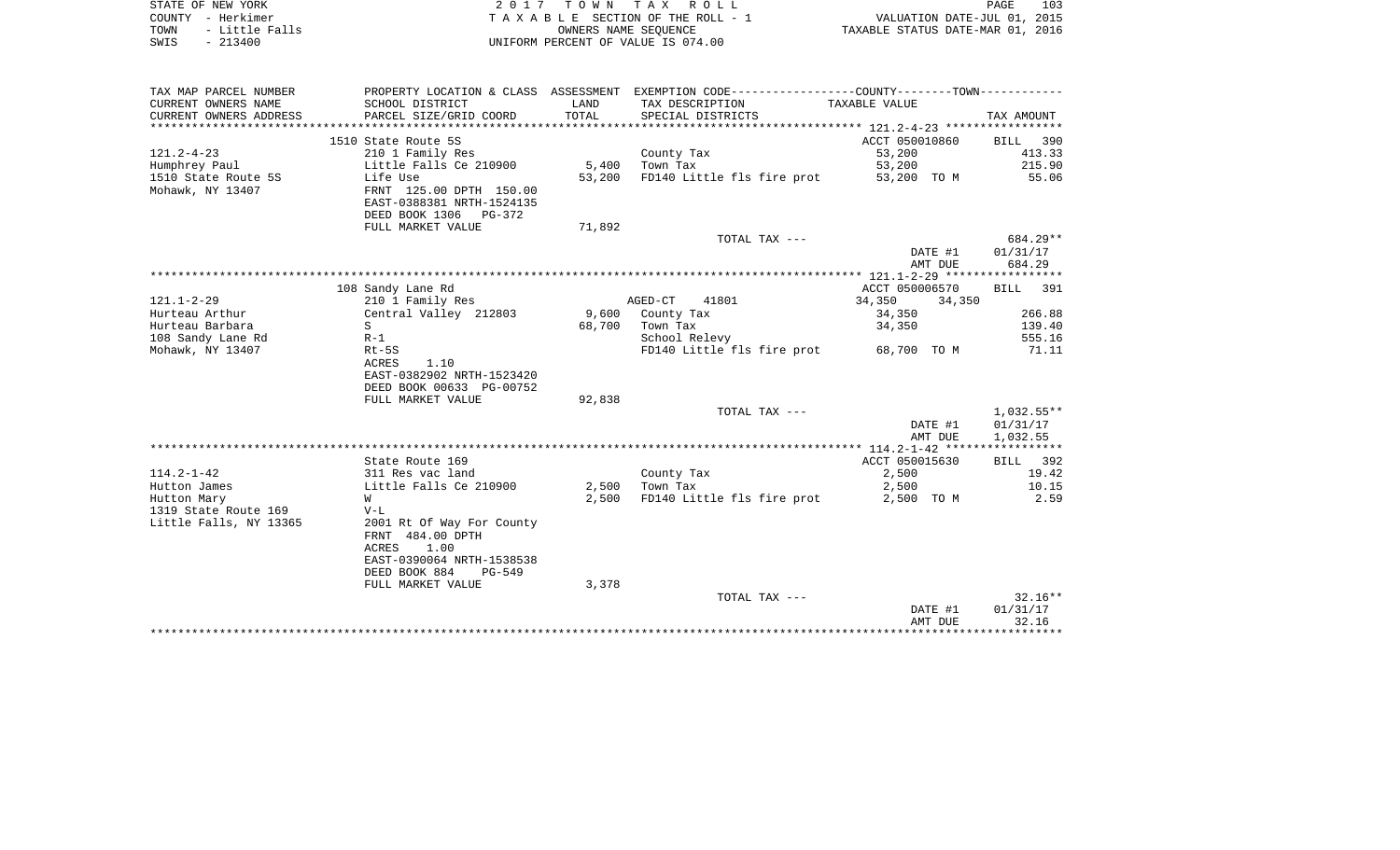STATE OF NEW YORK
COUNTY - Herkimer
TOWN - Little Falls
SWIS - 213400

2 0 1 7 T O W N T A X R O L L
T A X A B L E SECTION OF THE ROLL - 1
OWNERS NAME SEQUENCE
UNIFORM PERCENT OF VALUE IS 074.00

VALUATION DATE-JUL 01, 2015
TAXABLE STATUS DATE-MAR 01, 2016

| TAX MAP PARCEL NUMBER / CURRENT OWNERS NAME / CURRENT OWNERS ADDRESS | PROPERTY LOCATION & CLASS / SCHOOL DISTRICT / PARCEL SIZE/GRID COORD | ASSESSMENT LAND / TOTAL | EXEMPTION CODE / TAX DESCRIPTION / SPECIAL DISTRICTS | COUNTY / TOWN TAXABLE VALUE | TAX AMOUNT |
|---|---|---|---|---|---|
| | 1510 State Route 5S | | | ACCT 050010860 | BILL 390 |
| 121.2-4-23 | 210 1 Family Res | | County Tax | 53,200 | 413.33 |
| Humphrey Paul | Little Falls Ce 210900 | 5,400 | Town Tax | 53,200 | 215.90 |
| 1510 State Route 5S | Life Use | 53,200 | FD140 Little fls fire prot | 53,200 TO M | 55.06 |
| Mohawk, NY 13407 | FRNT 125.00 DPTH 150.00 | | | | |
| | EAST-0388381 NRTH-1524135 | | | | |
| | DEED BOOK 1306 PG-372 | | | | |
| | FULL MARKET VALUE | 71,892 | | | |
| | | | TOTAL TAX --- | | 684.29** |
| | | | | DATE #1 | 01/31/17 |
| | | | | AMT DUE | 684.29 |
| | 108 Sandy Lane Rd | | | ACCT 050006570 | BILL 391 |
| 121.1-2-29 | 210 1 Family Res | | AGED-CT 41801 | 34,350 34,350 | |
| Hurteau Arthur | Central Valley 212803 | 9,600 | County Tax | 34,350 | 266.88 |
| Hurteau Barbara | S | 68,700 | Town Tax | 34,350 | 139.40 |
| 108 Sandy Lane Rd | R-1 | | School Relevy | | 555.16 |
| Mohawk, NY 13407 | Rt-5S | | FD140 Little fls fire prot | 68,700 TO M | 71.11 |
| | ACRES 1.10 | | | | |
| | EAST-0382902 NRTH-1523420 | | | | |
| | DEED BOOK 00633 PG-00752 | | | | |
| | FULL MARKET VALUE | 92,838 | | | |
| | | | TOTAL TAX --- | | 1,032.55** |
| | | | | DATE #1 | 01/31/17 |
| | | | | AMT DUE | 1,032.55 |
| | State Route 169 | | | ACCT 050015630 | BILL 392 |
| 114.2-1-42 | 311 Res vac land | | County Tax | 2,500 | 19.42 |
| Hutton James | Little Falls Ce 210900 | 2,500 | Town Tax | 2,500 | 10.15 |
| Hutton Mary | W | 2,500 | FD140 Little fls fire prot | 2,500 TO M | 2.59 |
| 1319 State Route 169 | V-L | | | | |
| Little Falls, NY 13365 | 2001 Rt Of Way For County | | | | |
| | FRNT 484.00 DPTH | | | | |
| | ACRES 1.00 | | | | |
| | EAST-0390064 NRTH-1538538 | | | | |
| | DEED BOOK 884 PG-549 | | | | |
| | FULL MARKET VALUE | 3,378 | | | |
| | | | TOTAL TAX --- | | 32.16** |
| | | | | DATE #1 | 01/31/17 |
| | | | | AMT DUE | 32.16 |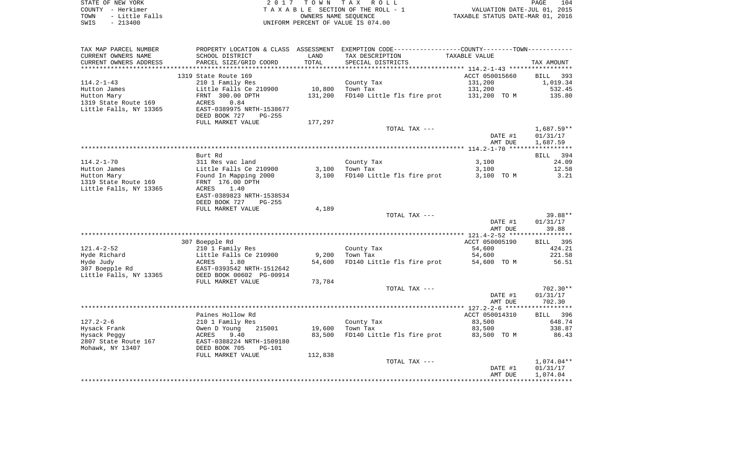STATE OF NEW YORK | 2 0 1 7 T O W N T A X R O L L
COUNTY - Herkimer | T A X A B L E SECTION OF THE ROLL - 1 | VALUATION DATE-JUL 01, 2015
TOWN - Little Falls | OWNERS NAME SEQUENCE | TAXABLE STATUS DATE-MAR 01, 2016
SWIS - 213400 | UNIFORM PERCENT OF VALUE IS 074.00

| TAX MAP PARCEL NUMBER / CURRENT OWNERS NAME / CURRENT OWNERS ADDRESS | PROPERTY LOCATION & CLASS / SCHOOL DISTRICT / PARCEL SIZE/GRID COORD | ASSESSMENT LAND / TOTAL | EXEMPTION CODE / TAX DESCRIPTION / SPECIAL DISTRICTS | COUNTY--------TOWN / TAXABLE VALUE | TAX AMOUNT |
|---|---|---|---|---|---|
| 114.2-1-43 | 1319 State Route 169 | | | ACCT 050015660 | BILL 393 |
| | 210 1 Family Res | | County Tax | 131,200 | 1,019.34 |
| Hutton James | Little Falls Ce 210900 | 10,800 | Town Tax | 131,200 | 532.45 |
| Hutton Mary | FRNT 300.00 DPTH | 131,200 | FD140 Little fls fire prot | 131,200 TO M | 135.80 |
| 1319 State Route 169 | ACRES 0.84 | | | | |
| Little Falls, NY 13365 | EAST-0389975 NRTH-1538677 | | | | |
| | DEED BOOK 727 PG-255 | | | | |
| | FULL MARKET VALUE | 177,297 | | | |
| | | | TOTAL TAX --- | | 1,687.59** |
| | | | | DATE #1 | 01/31/17 |
| | | | | AMT DUE | 1,687.59 |
| 114.2-1-70 | Burt Rd | | | | BILL 394 |
| | 311 Res vac land | | County Tax | 3,100 | 24.09 |
| Hutton James | Little Falls Ce 210900 | 3,100 | Town Tax | 3,100 | 12.58 |
| Hutton Mary | Found In Mapping 2000 | 3,100 | FD140 Little fls fire prot | 3,100 TO M | 3.21 |
| 1319 State Route 169 | FRNT 176.00 DPTH | | | | |
| Little Falls, NY 13365 | ACRES 1.40 | | | | |
| | EAST-0389823 NRTH-1538534 | | | | |
| | DEED BOOK 727 PG-255 | | | | |
| | FULL MARKET VALUE | 4,189 | | | |
| | | | TOTAL TAX --- | | 39.88** |
| | | | | DATE #1 | 01/31/17 |
| | | | | AMT DUE | 39.88 |
| 121.4-2-52 | 307 Boepple Rd | | | ACCT 050005190 | BILL 395 |
| | 210 1 Family Res | | County Tax | 54,600 | 424.21 |
| Hyde Richard | Little Falls Ce 210900 | 9,200 | Town Tax | 54,600 | 221.58 |
| Hyde Judy | ACRES 1.80 | 54,600 | FD140 Little fls fire prot | 54,600 TO M | 56.51 |
| 307 Boepple Rd | EAST-0393542 NRTH-1512642 | | | | |
| Little Falls, NY 13365 | DEED BOOK 00602 PG-00914 | | | | |
| | FULL MARKET VALUE | 73,784 | | | |
| | | | TOTAL TAX --- | | 702.30** |
| | | | | DATE #1 | 01/31/17 |
| | | | | AMT DUE | 702.30 |
| 127.2-2-6 | Paines Hollow Rd | | | ACCT 050014310 | BILL 396 |
| | 210 1 Family Res | | County Tax | 83,500 | 648.74 |
| Hysack Frank | Owen D Young 215001 | 19,600 | Town Tax | 83,500 | 338.87 |
| Hysack Peggy | ACRES 9.40 | 83,500 | FD140 Little fls fire prot | 83,500 TO M | 86.43 |
| 2807 State Route 167 | EAST-0388224 NRTH-1509180 | | | | |
| Mohawk, NY 13407 | DEED BOOK 705 PG-101 | | | | |
| | FULL MARKET VALUE | 112,838 | | | |
| | | | TOTAL TAX --- | | 1,074.04** |
| | | | | DATE #1 | 01/31/17 |
| | | | | AMT DUE | 1,074.04 |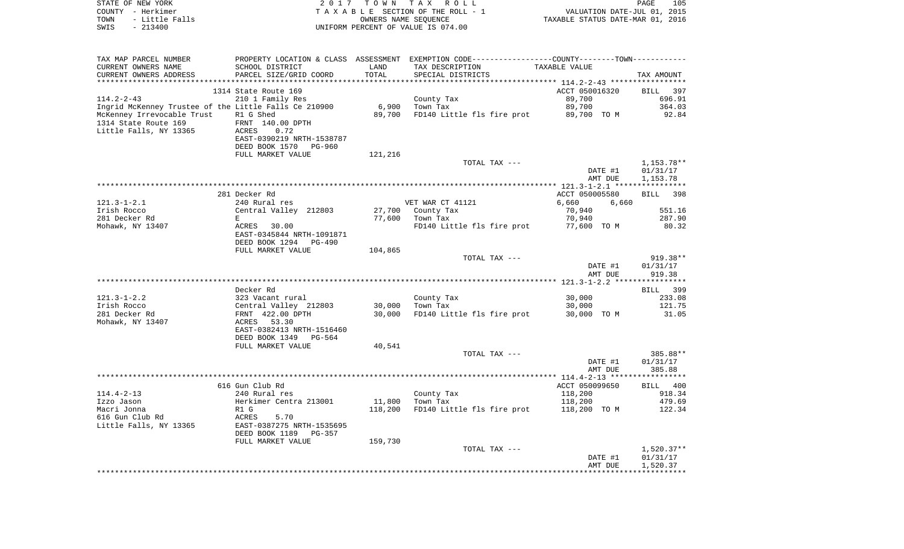STATE OF NEW YORK                    2 0 1 7   T O W N   T A X   R O L L                    PAGE 105
COUNTY - Herkimer                    T A X A B L E  SECTION OF THE ROLL - 1                    VALUATION DATE-JUL 01, 2015
TOWN - Little Falls                    OWNERS NAME SEQUENCE                    TAXABLE STATUS DATE-MAR 01, 2016
SWIS - 213400                    UNIFORM PERCENT OF VALUE IS 074.00

| TAX MAP PARCEL NUMBER / CURRENT OWNERS NAME / CURRENT OWNERS ADDRESS | PROPERTY LOCATION & CLASS / SCHOOL DISTRICT / PARCEL SIZE/GRID COORD | ASSESSMENT LAND / TOTAL | EXEMPTION CODE / TAX DESCRIPTION / SPECIAL DISTRICTS | COUNTY / TOWN TAXABLE VALUE | TAX AMOUNT |
|---|---|---|---|---|---|
| 114.2-2-43 | 1314 State Route 169 | | | ACCT 050016320 | BILL 397 |
| 114.2-2-43 | 210 1 Family Res | | County Tax | 89,700 | 696.91 |
| Ingrid McKenney Trustee of the | Little Falls Ce 210900 | 6,900 | Town Tax | 89,700 | 364.03 |
| McKenney Irrevocable Trust | R1 G Shed | 89,700 | FD140 Little fls fire prot | 89,700 TO M | 92.84 |
| 1314 State Route 169 | FRNT 140.00 DPTH | | | | |
| Little Falls, NY 13365 | ACRES 0.72 | | | | |
| | EAST-0390219 NRTH-1538787 | | | | |
| | DEED BOOK 1570 PG-960 | | | | |
| | FULL MARKET VALUE | 121,216 | | | |
| | | | TOTAL TAX --- | | 1,153.78** |
| | | | | DATE #1 | 01/31/17 |
| | | | | AMT DUE | 1,153.78 |
| 121.3-1-2.1 | 281 Decker Rd | | | ACCT 050005580 | BILL 398 |
| 121.3-1-2.1 | 240 Rural res | | VET WAR CT 41121 | 6,660 6,660 | |
| Irish Rocco | Central Valley 212803 | 27,700 | County Tax | 70,940 | 551.16 |
| 281 Decker Rd | E | 77,600 | Town Tax | 70,940 | 287.90 |
| Mohawk, NY 13407 | ACRES 30.00 | | FD140 Little fls fire prot | 77,600 TO M | 80.32 |
| | EAST-0345844 NRTH-1091871 | | | | |
| | DEED BOOK 1294 PG-490 | | | | |
| | FULL MARKET VALUE | 104,865 | | | |
| | | | TOTAL TAX --- | | 919.38** |
| | | | | DATE #1 | 01/31/17 |
| | | | | AMT DUE | 919.38 |
| 121.3-1-2.2 | Decker Rd | | | | BILL 399 |
| 121.3-1-2.2 | 323 Vacant rural | | County Tax | 30,000 | 233.08 |
| Irish Rocco | Central Valley 212803 | 30,000 | Town Tax | 30,000 | 121.75 |
| 281 Decker Rd | FRNT 422.00 DPTH | 30,000 | FD140 Little fls fire prot | 30,000 TO M | 31.05 |
| Mohawk, NY 13407 | ACRES 53.30 | | | | |
| | EAST-0382413 NRTH-1516460 | | | | |
| | DEED BOOK 1349 PG-564 | | | | |
| | FULL MARKET VALUE | 40,541 | | | |
| | | | TOTAL TAX --- | | 385.88** |
| | | | | DATE #1 | 01/31/17 |
| | | | | AMT DUE | 385.88 |
| 114.4-2-13 | 616 Gun Club Rd | | | ACCT 050099650 | BILL 400 |
| 114.4-2-13 | 240 Rural res | | County Tax | 118,200 | 918.34 |
| Izzo Jason | Herkimer Centra 213001 | 11,800 | Town Tax | 118,200 | 479.69 |
| Macri Jonna | R1 G | 118,200 | FD140 Little fls fire prot | 118,200 TO M | 122.34 |
| 616 Gun Club Rd | ACRES 5.70 | | | | |
| Little Falls, NY 13365 | EAST-0387275 NRTH-1535695 | | | | |
| | DEED BOOK 1189 PG-357 | | | | |
| | FULL MARKET VALUE | 159,730 | | | |
| | | | TOTAL TAX --- | | 1,520.37** |
| | | | | DATE #1 | 01/31/17 |
| | | | | AMT DUE | 1,520.37 |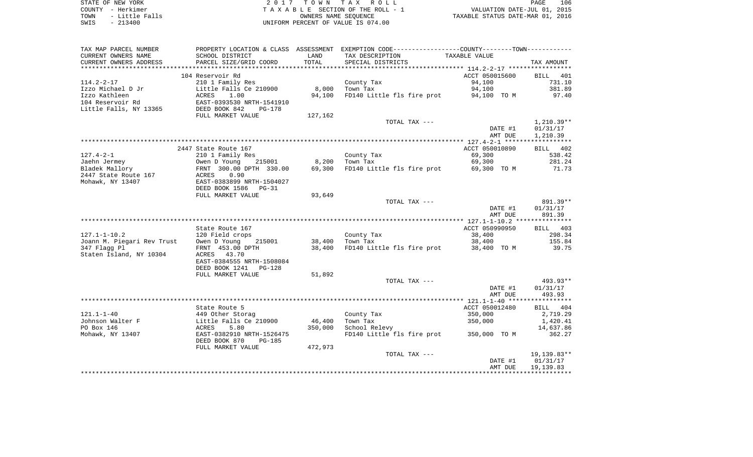STATE OF NEW YORK
COUNTY - Herkimer
TOWN - Little Falls
SWIS - 213400

2017 TOWN TAX ROLL
TAXABLE SECTION OF THE ROLL - 1
OWNERS NAME SEQUENCE
UNIFORM PERCENT OF VALUE IS 074.00

VALUATION DATE-JUL 01, 2015
TAXABLE STATUS DATE-MAR 01, 2016

| TAX MAP PARCEL NUMBER / CURRENT OWNERS NAME / CURRENT OWNERS ADDRESS | PROPERTY LOCATION & CLASS / SCHOOL DISTRICT / PARCEL SIZE/GRID COORD | ASSESSMENT LAND / TOTAL | EXEMPTION CODE / TAX DESCRIPTION / SPECIAL DISTRICTS | TAXABLE VALUE | TAX AMOUNT |
|---|---|---|---|---|---|
| | 104 Reservoir Rd | | | ACCT 050015600 | BILL 401 |
| 114.2-2-17 | 210 1 Family Res | | County Tax | 94,100 | 731.10 |
| Izzo Michael D Jr | Little Falls Ce 210900 | 8,000 | Town Tax | 94,100 | 381.89 |
| Izzo Kathleen | ACRES 1.00 | 94,100 | FD140 Little fls fire prot | 94,100 TO M | 97.40 |
| 104 Reservoir Rd | EAST-0393530 NRTH-1541910 | | | | |
| Little Falls, NY 13365 | DEED BOOK 842 PG-178 | | | | |
| | FULL MARKET VALUE | 127,162 | | | |
| | | | TOTAL TAX --- | | 1,210.39** |
| | | | | DATE #1 | 01/31/17 |
| | | | | AMT DUE | 1,210.39 |
| | 2447 State Route 167 | | | ACCT 050010890 | BILL 402 |
| 127.4-2-1 | 210 1 Family Res | | County Tax | 69,300 | 538.42 |
| Jaehn Jermey | Owen D Young 215001 | 8,200 | Town Tax | 69,300 | 281.24 |
| Bladek Mallory | FRNT 300.00 DPTH 330.00 | 69,300 | FD140 Little fls fire prot | 69,300 TO M | 71.73 |
| 2447 State Route 167 | ACRES 0.90 | | | | |
| Mohawk, NY 13407 | EAST-0383899 NRTH-1504027 | | | | |
| | DEED BOOK 1586 PG-31 | | | | |
| | FULL MARKET VALUE | 93,649 | | | |
| | | | TOTAL TAX --- | | 891.39** |
| | | | | DATE #1 | 01/31/17 |
| | | | | AMT DUE | 891.39 |
| | State Route 167 | | | ACCT 050990950 | BILL 403 |
| 127.1-1-10.2 | 120 Field crops | | County Tax | 38,400 | 298.34 |
| Joann M. Piegari Rev Trust | Owen D Young 215001 | 38,400 | Town Tax | 38,400 | 155.84 |
| 347 Flagg Pl | FRNT 453.00 DPTH | 38,400 | FD140 Little fls fire prot | 38,400 TO M | 39.75 |
| Staten Island, NY 10304 | ACRES 43.70 | | | | |
| | EAST-0384555 NRTH-1508084 | | | | |
| | DEED BOOK 1241 PG-128 | | | | |
| | FULL MARKET VALUE | 51,892 | | | |
| | | | TOTAL TAX --- | | 493.93** |
| | | | | DATE #1 | 01/31/17 |
| | | | | AMT DUE | 493.93 |
| | State Route 5 | | | ACCT 050012480 | BILL 404 |
| 121.1-1-40 | 449 Other Storag | | County Tax | 350,000 | 2,719.29 |
| Johnson Walter F | Little Falls Ce 210900 | 46,400 | Town Tax | 350,000 | 1,420.41 |
| PO Box 146 | ACRES 5.80 | 350,000 | School Relevy | | 14,637.86 |
| Mohawk, NY 13407 | EAST-0382910 NRTH-1526475 | | FD140 Little fls fire prot | 350,000 TO M | 362.27 |
| | DEED BOOK 870 PG-185 | | | | |
| | FULL MARKET VALUE | 472,973 | | | |
| | | | TOTAL TAX --- | | 19,139.83** |
| | | | | DATE #1 | 01/31/17 |
| | | | | AMT DUE | 19,139.83 |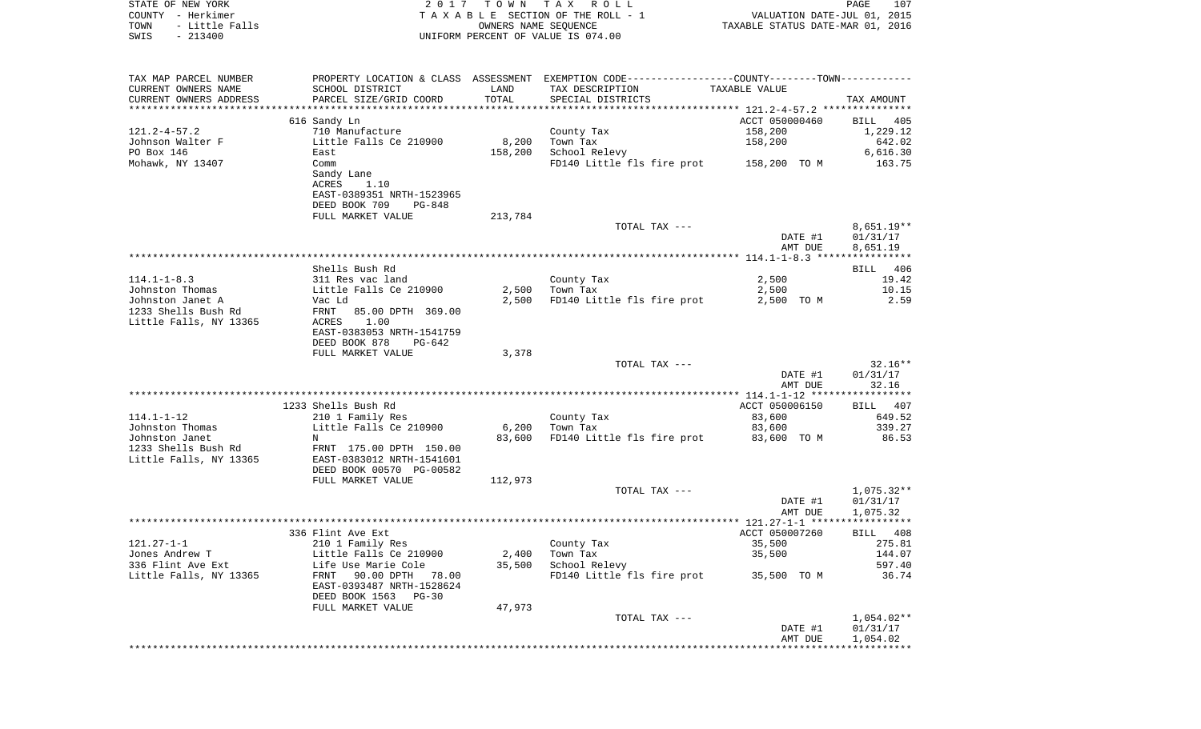STATE OF NEW YORK | 2 0 1 7 T O W N T A X R O L L
COUNTY - Herkimer | T A X A B L E SECTION OF THE ROLL - 1 | VALUATION DATE-JUL 01, 2015
TOWN - Little Falls | OWNERS NAME SEQUENCE | TAXABLE STATUS DATE-MAR 01, 2016
SWIS - 213400 | UNIFORM PERCENT OF VALUE IS 074.00

| TAX MAP PARCEL NUMBER / CURRENT OWNERS NAME / CURRENT OWNERS ADDRESS | PROPERTY LOCATION & CLASS / SCHOOL DISTRICT / PARCEL SIZE/GRID COORD | ASSESSMENT LAND | TOTAL | EXEMPTION CODE / TAX DESCRIPTION / SPECIAL DISTRICTS | TAXABLE VALUE | TAX AMOUNT |
|---|---|---|---|---|---|---|
| **121.2-4-57.2** | 616 Sandy Ln | | | | ACCT 050000460 | BILL 405 |
| 121.2-4-57.2 | 710 Manufacture | | | County Tax | 158,200 | 1,229.12 |
| Johnson Walter F | Little Falls Ce 210900 | 8,200 | | Town Tax | 158,200 | 642.02 |
| PO Box 146 | East | | 158,200 | School Relevy | | 6,616.30 |
| Mohawk, NY 13407 | Comm | | | FD140 Little fls fire prot | 158,200 TO M | 163.75 |
| | Sandy Lane | | | | | |
| | ACRES 1.10 | | | | | |
| | EAST-0389351 NRTH-1523965 | | | | | |
| | DEED BOOK 709 PG-848 | | | | | |
| | FULL MARKET VALUE | 213,784 | | | | |
| | | | | TOTAL TAX --- | | 8,651.19** |
| | | | | | DATE #1 | 01/31/17 |
| | | | | | AMT DUE | 8,651.19 |
| **114.1-1-8.3** | Shells Bush Rd | | | | | BILL 406 |
| 114.1-1-8.3 | 311 Res vac land | | | County Tax | 2,500 | 19.42 |
| Johnston Thomas | Little Falls Ce 210900 | 2,500 | | Town Tax | 2,500 | 10.15 |
| Johnston Janet A | Vac Ld | | 2,500 | FD140 Little fls fire prot | 2,500 TO M | 2.59 |
| 1233 Shells Bush Rd | FRNT 85.00 DPTH 369.00 | | | | | |
| Little Falls, NY 13365 | ACRES 1.00 | | | | | |
| | EAST-0383053 NRTH-1541759 | | | | | |
| | DEED BOOK 878 PG-642 | | | | | |
| | FULL MARKET VALUE | 3,378 | | | | |
| | | | | TOTAL TAX --- | | 32.16** |
| | | | | | DATE #1 | 01/31/17 |
| | | | | | AMT DUE | 32.16 |
| **114.1-1-12** | 1233 Shells Bush Rd | | | | ACCT 050006150 | BILL 407 |
| 114.1-1-12 | 210 1 Family Res | | | County Tax | 83,600 | 649.52 |
| Johnston Thomas | Little Falls Ce 210900 | 6,200 | | Town Tax | 83,600 | 339.27 |
| Johnston Janet | N | | 83,600 | FD140 Little fls fire prot | 83,600 TO M | 86.53 |
| 1233 Shells Bush Rd | FRNT 175.00 DPTH 150.00 | | | | | |
| Little Falls, NY 13365 | EAST-0383012 NRTH-1541601 | | | | | |
| | DEED BOOK 00570 PG-00582 | | | | | |
| | FULL MARKET VALUE | 112,973 | | | | |
| | | | | TOTAL TAX --- | | 1,075.32** |
| | | | | | DATE #1 | 01/31/17 |
| | | | | | AMT DUE | 1,075.32 |
| **121.27-1-1** | 336 Flint Ave Ext | | | | ACCT 050007260 | BILL 408 |
| 121.27-1-1 | 210 1 Family Res | | | County Tax | 35,500 | 275.81 |
| Jones Andrew T | Little Falls Ce 210900 | 2,400 | | Town Tax | 35,500 | 144.07 |
| 336 Flint Ave Ext | Life Use Marie Cole | | 35,500 | School Relevy | | 597.40 |
| Little Falls, NY 13365 | FRNT 90.00 DPTH 78.00 | | | FD140 Little fls fire prot | 35,500 TO M | 36.74 |
| | EAST-0393487 NRTH-1528624 | | | | | |
| | DEED BOOK 1563 PG-30 | | | | | |
| | FULL MARKET VALUE | 47,973 | | | | |
| | | | | TOTAL TAX --- | | 1,054.02** |
| | | | | | DATE #1 | 01/31/17 |
| | | | | | AMT DUE | 1,054.02 |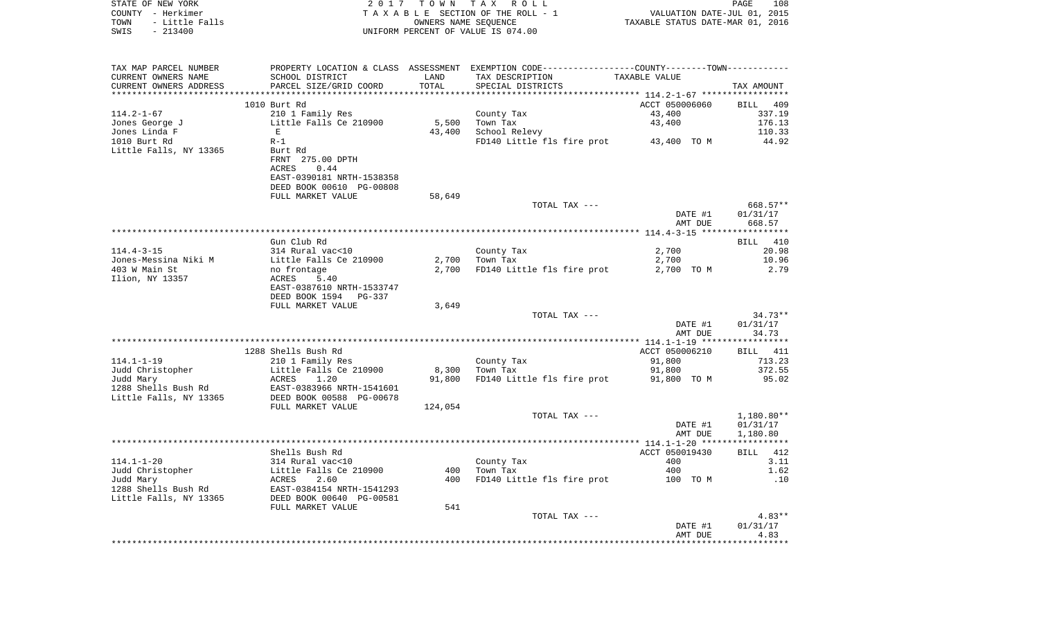STATE OF NEW YORK
COUNTY - Herkimer
TOWN - Little Falls
SWIS - 213400

2017 TOWN TAX ROLL
TAXABLE SECTION OF THE ROLL - 1
OWNERS NAME SEQUENCE
UNIFORM PERCENT OF VALUE IS 074.00

VALUATION DATE-JUL 01, 2015
TAXABLE STATUS DATE-MAR 01, 2016

| TAX MAP PARCEL NUMBER / CURRENT OWNERS NAME / CURRENT OWNERS ADDRESS | PROPERTY LOCATION & CLASS / SCHOOL DISTRICT / PARCEL SIZE/GRID COORD | ASSESSMENT LAND | TOTAL | EXEMPTION CODE / TAX DESCRIPTION / SPECIAL DISTRICTS | TAXABLE VALUE | TAX AMOUNT |
|---|---|---|---|---|---|---|
| **114.2-1-67** | 1010 Burt Rd | | | | ACCT 050006060 | BILL 409 |
| Jones George J | 210 1 Family Res | | | County Tax | 43,400 | 337.19 |
| Jones Linda F | Little Falls Ce 210900 | 5,500 | | Town Tax | 43,400 | 176.13 |
| 1010 Burt Rd | E | | 43,400 | School Relevy | | 110.33 |
| Little Falls, NY 13365 | R-1 | | | FD140 Little fls fire prot | 43,400 TO M | 44.92 |
| | Burt Rd | | | | | |
| | FRNT 275.00 DPTH | | | | | |
| | ACRES 0.44 | | | | | |
| | EAST-0390181 NRTH-1538358 | | | | | |
| | DEED BOOK 00610 PG-00808 | | | | | |
| | FULL MARKET VALUE | 58,649 | | | | |
| | | | | TOTAL TAX --- | | 668.57** |
| | | | | | DATE #1 | 01/31/17 |
| | | | | | AMT DUE | 668.57 |
| **114.4-3-15** | Gun Club Rd | | | | | BILL 410 |
| Jones-Messina Niki M | 314 Rural vac<10 | | | County Tax | 2,700 | 20.98 |
| 403 W Main St | Little Falls Ce 210900 | 2,700 | | Town Tax | 2,700 | 10.96 |
| Ilion, NY 13357 | no frontage | | 2,700 | FD140 Little fls fire prot | 2,700 TO M | 2.79 |
| | ACRES 5.40 | | | | | |
| | EAST-0387610 NRTH-1533747 | | | | | |
| | DEED BOOK 1594 PG-337 | | | | | |
| | FULL MARKET VALUE | 3,649 | | | | |
| | | | | TOTAL TAX --- | | 34.73** |
| | | | | | DATE #1 | 01/31/17 |
| | | | | | AMT DUE | 34.73 |
| **114.1-1-19** | 1288 Shells Bush Rd | | | | ACCT 050006210 | BILL 411 |
| Judd Christopher | 210 1 Family Res | | | County Tax | 91,800 | 713.23 |
| Judd Mary | Little Falls Ce 210900 | 8,300 | | Town Tax | 91,800 | 372.55 |
| 1288 Shells Bush Rd | ACRES 1.20 | | 91,800 | FD140 Little fls fire prot | 91,800 TO M | 95.02 |
| Little Falls, NY 13365 | EAST-0383966 NRTH-1541601 | | | | | |
| | DEED BOOK 00588 PG-00678 | | | | | |
| | FULL MARKET VALUE | 124,054 | | | | |
| | | | | TOTAL TAX --- | | 1,180.80** |
| | | | | | DATE #1 | 01/31/17 |
| | | | | | AMT DUE | 1,180.80 |
| **114.1-1-20** | Shells Bush Rd | | | | ACCT 050019430 | BILL 412 |
| Judd Christopher | 314 Rural vac<10 | | | County Tax | 400 | 3.11 |
| Judd Mary | Little Falls Ce 210900 | 400 | | Town Tax | 400 | 1.62 |
| 1288 Shells Bush Rd | ACRES 2.60 | | 400 | FD140 Little fls fire prot | 100 TO M | .10 |
| Little Falls, NY 13365 | EAST-0384154 NRTH-1541293 | | | | | |
| | DEED BOOK 00640 PG-00581 | | | | | |
| | FULL MARKET VALUE | 541 | | | | |
| | | | | TOTAL TAX --- | | 4.83** |
| | | | | | DATE #1 | 01/31/17 |
| | | | | | AMT DUE | 4.83 |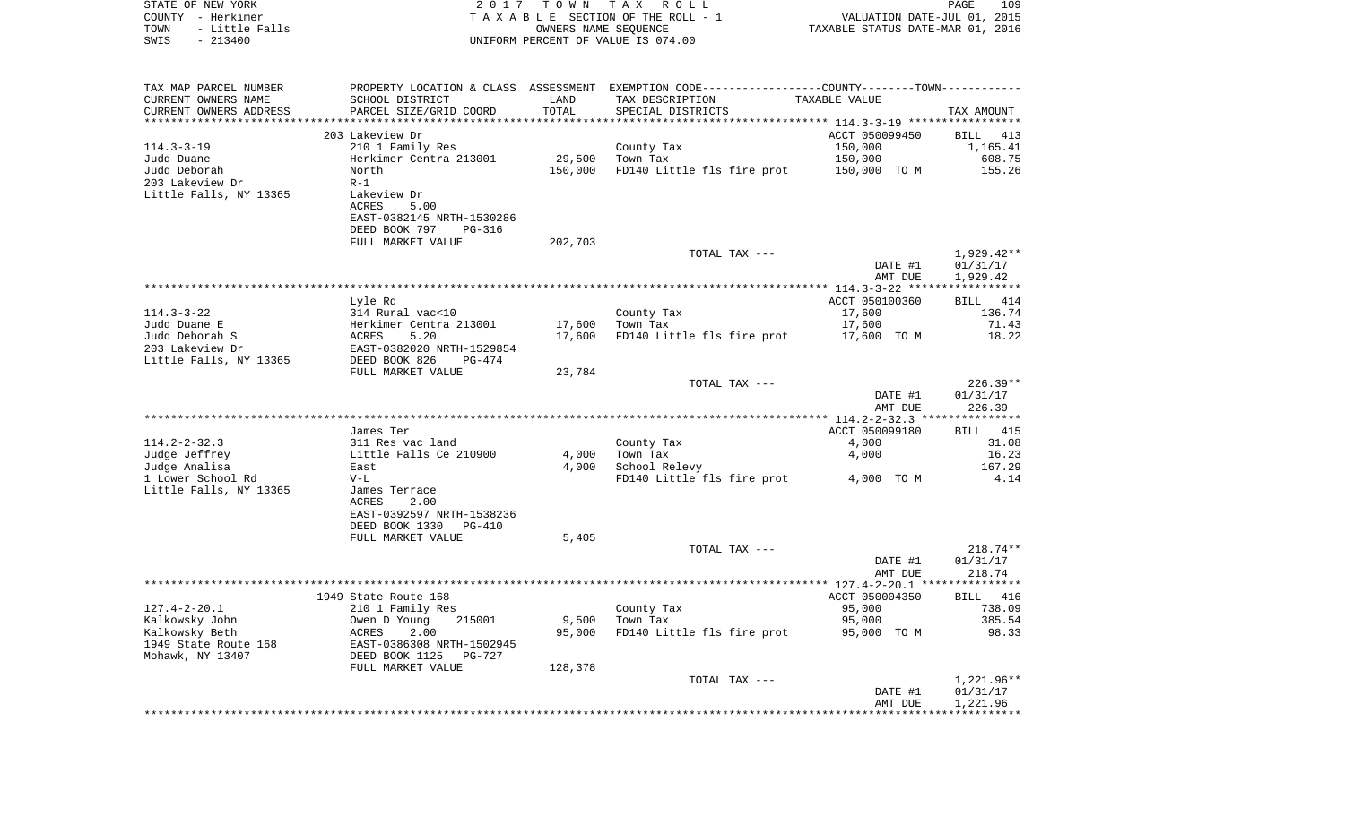STATE OF NEW YORK | COUNTY - Herkimer | TOWN - Little Falls | SWIS - 213400

**2017 TOWN TAX ROLL**
TAXABLE SECTION OF THE ROLL - 1
OWNERS NAME SEQUENCE
UNIFORM PERCENT OF VALUE IS 074.00

VALUATION DATE-JUL 01, 2015
TAXABLE STATUS DATE-MAR 01, 2016

| TAX MAP PARCEL NUMBER / CURRENT OWNERS NAME / CURRENT OWNERS ADDRESS | PROPERTY LOCATION & CLASS / SCHOOL DISTRICT / PARCEL SIZE/GRID COORD | ASSESSMENT LAND / TOTAL | EXEMPTION CODE / TAX DESCRIPTION / SPECIAL DISTRICTS | TAXABLE VALUE | TAX AMOUNT |
|---|---|---|---|---|---|
| **114.3-3-19** | 203 Lakeview Dr | | | ACCT 050099450 | BILL 413 |
| 114.3-3-19 | 210 1 Family Res | | County Tax | 150,000 | 1,165.41 |
| Judd Duane | Herkimer Centra 213001 | 29,500 | Town Tax | 150,000 | 608.75 |
| Judd Deborah | North | 150,000 | FD140 Little fls fire prot | 150,000 TO M | 155.26 |
| 203 Lakeview Dr | R-1 | | | | |
| Little Falls, NY 13365 | Lakeview Dr | | | | |
| | ACRES 5.00 | | | | |
| | EAST-0382145 NRTH-1530286 | | | | |
| | DEED BOOK 797 PG-316 | | | | |
| | FULL MARKET VALUE | 202,703 | | | |
| | | | TOTAL TAX --- | | 1,929.42** |
| | | | | DATE #1 | 01/31/17 |
| | | | | AMT DUE | 1,929.42 |
| **114.3-3-22** | Lyle Rd | | | ACCT 050100360 | BILL 414 |
| 114.3-3-22 | 314 Rural vac<10 | | County Tax | 17,600 | 136.74 |
| Judd Duane E | Herkimer Centra 213001 | 17,600 | Town Tax | 17,600 | 71.43 |
| Judd Deborah S | ACRES 5.20 | 17,600 | FD140 Little fls fire prot | 17,600 TO M | 18.22 |
| 203 Lakeview Dr | EAST-0382020 NRTH-1529854 | | | | |
| Little Falls, NY 13365 | DEED BOOK 826 PG-474 | | | | |
| | FULL MARKET VALUE | 23,784 | | | |
| | | | TOTAL TAX --- | | 226.39** |
| | | | | DATE #1 | 01/31/17 |
| | | | | AMT DUE | 226.39 |
| **114.2-2-32.3** | James Ter | | | ACCT 050099180 | BILL 415 |
| 114.2-2-32.3 | 311 Res vac land | | County Tax | 4,000 | 31.08 |
| Judge Jeffrey | Little Falls Ce 210900 | 4,000 | Town Tax | 4,000 | 16.23 |
| Judge Analisa | East | 4,000 | School Relevy | | 167.29 |
| 1 Lower School Rd | V-L | | FD140 Little fls fire prot | 4,000 TO M | 4.14 |
| Little Falls, NY 13365 | James Terrace | | | | |
| | ACRES 2.00 | | | | |
| | EAST-0392597 NRTH-1538236 | | | | |
| | DEED BOOK 1330 PG-410 | | | | |
| | FULL MARKET VALUE | 5,405 | | | |
| | | | TOTAL TAX --- | | 218.74** |
| | | | | DATE #1 | 01/31/17 |
| | | | | AMT DUE | 218.74 |
| **127.4-2-20.1** | 1949 State Route 168 | | | ACCT 050004350 | BILL 416 |
| 127.4-2-20.1 | 210 1 Family Res | | County Tax | 95,000 | 738.09 |
| Kalkowsky John | Owen D Young 215001 | 9,500 | Town Tax | 95,000 | 385.54 |
| Kalkowsky Beth | ACRES 2.00 | 95,000 | FD140 Little fls fire prot | 95,000 TO M | 98.33 |
| 1949 State Route 168 | EAST-0386308 NRTH-1502945 | | | | |
| Mohawk, NY 13407 | DEED BOOK 1125 PG-727 | | | | |
| | FULL MARKET VALUE | 128,378 | | | |
| | | | TOTAL TAX --- | | 1,221.96** |
| | | | | DATE #1 | 01/31/17 |
| | | | | AMT DUE | 1,221.96 |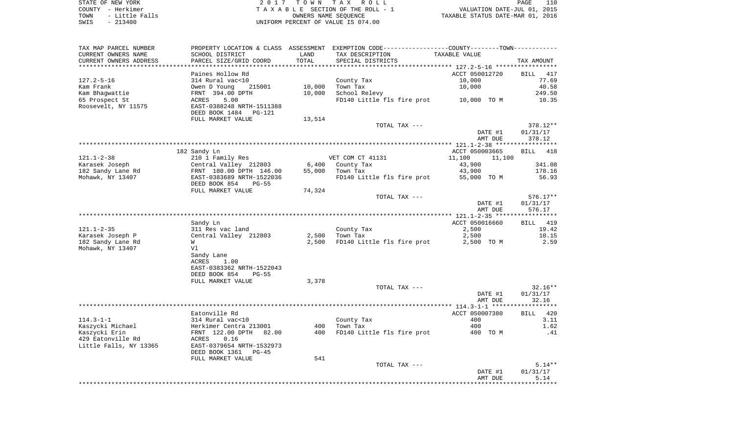STATE OF NEW YORK                2 0 1 7   T O W N   T A X   R O L L
COUNTY - Herkimer                T A X A B L E  SECTION OF THE ROLL - 1                VALUATION DATE-JUL 01, 2015
TOWN - Little Falls              OWNERS NAME SEQUENCE                                  TAXABLE STATUS DATE-MAR 01, 2016
SWIS - 213400                    UNIFORM PERCENT OF VALUE IS 074.00

| TAX MAP PARCEL NUMBER / CURRENT OWNERS NAME / CURRENT OWNERS ADDRESS | PROPERTY LOCATION & CLASS / SCHOOL DISTRICT / PARCEL SIZE/GRID COORD | ASSESSMENT LAND | TOTAL | EXEMPTION CODE / TAX DESCRIPTION / SPECIAL DISTRICTS | COUNTY--------TOWN TAXABLE VALUE | TAX AMOUNT |
|---|---|---|---|---|---|---|
| 127.2-5-16 | Paines Hollow Rd | | | | ACCT 050012720 | BILL 417 |
| Kam Frank | 314 Rural vac<10 | | | County Tax | 10,000 | 77.69 |
| Kam Bhagwattie | Owen D Young 215001 | 10,000 | | Town Tax | 10,000 | 40.58 |
| 65 Prospect St | FRNT 394.00 DPTH | | 10,000 | School Relevy | | 249.50 |
| Roosevelt, NY 11575 | ACRES 5.00 | | | FD140 Little fls fire prot | 10,000 TO M | 10.35 |
| | EAST-0388248 NRTH-1511388 | | | | | |
| | DEED BOOK 1484 PG-121 | | | | | |
| | FULL MARKET VALUE | 13,514 | | | | |
| | | | | TOTAL TAX --- | | 378.12** |
| | | | | | DATE #1 | 01/31/17 |
| | | | | | AMT DUE | 378.12 |
| 121.1-2-38 | 182 Sandy Ln | | | | ACCT 050003665 | BILL 418 |
| Karasek Joseph | 210 1 Family Res | | | VET COM CT 41131 | 11,100 11,100 | |
| 182 Sandy Lane Rd | Central Valley 212803 | 6,400 | | County Tax | 43,900 | 341.08 |
| Mohawk, NY 13407 | FRNT 180.00 DPTH 146.00 | | 55,000 | Town Tax | 43,900 | 178.16 |
| | EAST-0383689 NRTH-1522036 | | | FD140 Little fls fire prot | 55,000 TO M | 56.93 |
| | DEED BOOK 854 PG-55 | | | | | |
| | FULL MARKET VALUE | 74,324 | | | | |
| | | | | TOTAL TAX --- | | 576.17** |
| | | | | | DATE #1 | 01/31/17 |
| | | | | | AMT DUE | 576.17 |
| 121.1-2-35 | Sandy Ln | | | | ACCT 050016660 | BILL 419 |
| Karasek Joseph P | 311 Res vac land | | | County Tax | 2,500 | 19.42 |
| 182 Sandy Lane Rd | Central Valley 212803 | 2,500 | | Town Tax | 2,500 | 10.15 |
| Mohawk, NY 13407 | W | | 2,500 | FD140 Little fls fire prot | 2,500 TO M | 2.59 |
| | Vl | | | | | |
| | Sandy Lane | | | | | |
| | ACRES 1.00 | | | | | |
| | EAST-0383362 NRTH-1522043 | | | | | |
| | DEED BOOK 854 PG-55 | | | | | |
| | FULL MARKET VALUE | 3,378 | | | | |
| | | | | TOTAL TAX --- | | 32.16** |
| | | | | | DATE #1 | 01/31/17 |
| | | | | | AMT DUE | 32.16 |
| 114.3-1-1 | Eatonville Rd | | | | ACCT 050007380 | BILL 420 |
| Kaszycki Michael | 314 Rural vac<10 | | | County Tax | 400 | 3.11 |
| Kaszycki Erin | Herkimer Centra 213001 | 400 | | Town Tax | 400 | 1.62 |
| 429 Eatonville Rd | FRNT 122.00 DPTH 82.00 | | 400 | FD140 Little fls fire prot | 400 TO M | .41 |
| Little Falls, NY 13365 | ACRES 0.16 | | | | | |
| | EAST-0379654 NRTH-1532973 | | | | | |
| | DEED BOOK 1361 PG-45 | | | | | |
| | FULL MARKET VALUE | 541 | | | | |
| | | | | TOTAL TAX --- | | 5.14** |
| | | | | | DATE #1 | 01/31/17 |
| | | | | | AMT DUE | 5.14 |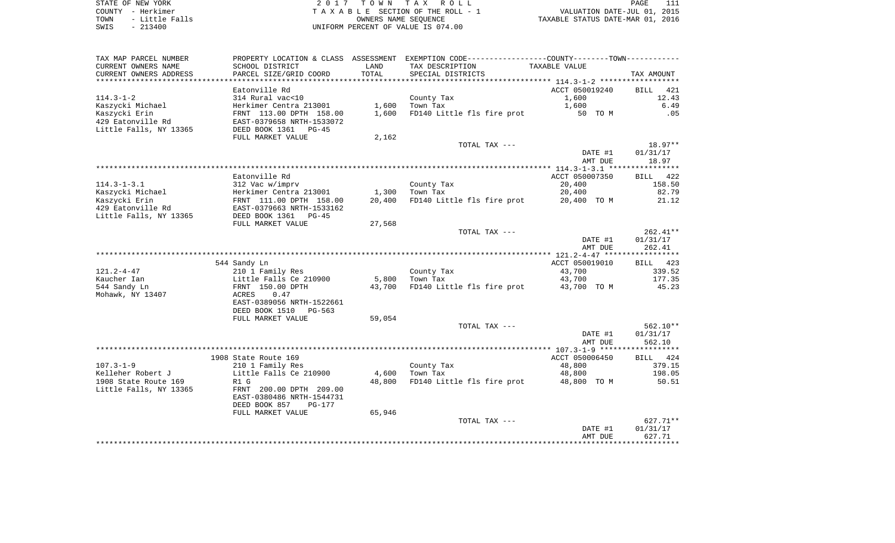STATE OF NEW YORK — 2017 TOWN TAX ROLL
COUNTY - Herkimer — TAXABLE SECTION OF THE ROLL - 1 — VALUATION DATE-JUL 01, 2015
TOWN - Little Falls — OWNERS NAME SEQUENCE — TAXABLE STATUS DATE-MAR 01, 2016
SWIS - 213400 — UNIFORM PERCENT OF VALUE IS 074.00

| TAX MAP PARCEL NUMBER / CURRENT OWNERS NAME / CURRENT OWNERS ADDRESS | PROPERTY LOCATION & CLASS / SCHOOL DISTRICT / PARCEL SIZE/GRID COORD | ASSESSMENT LAND / TOTAL | EXEMPTION CODE / TAX DESCRIPTION / SPECIAL DISTRICTS | TAXABLE VALUE | TAX AMOUNT |
|---|---|---|---|---|---|
| | Eatonville Rd | | | ACCT 050019240 | BILL 421 |
| 114.3-1-2 | 314 Rural vac<10 | | County Tax | 1,600 | 12.43 |
| Kaszycki Michael | Herkimer Centra 213001 | 1,600 | Town Tax | 1,600 | 6.49 |
| Kaszycki Erin | FRNT 113.00 DPTH 158.00 | 1,600 | FD140 Little fls fire prot | 50 TO M | .05 |
| 429 Eatonville Rd | EAST-0379658 NRTH-1533072 | | | | |
| Little Falls, NY 13365 | DEED BOOK 1361 PG-45 | | | | |
| | FULL MARKET VALUE | 2,162 | | | |
| | | | TOTAL TAX --- | | 18.97** |
| | | | | DATE #1 | 01/31/17 |
| | | | | AMT DUE | 18.97 |
| | Eatonville Rd | | | ACCT 050007350 | BILL 422 |
| 114.3-1-3.1 | 312 Vac w/imprv | | County Tax | 20,400 | 158.50 |
| Kaszycki Michael | Herkimer Centra 213001 | 1,300 | Town Tax | 20,400 | 82.79 |
| Kaszycki Erin | FRNT 111.00 DPTH 158.00 | 20,400 | FD140 Little fls fire prot | 20,400 TO M | 21.12 |
| 429 Eatonville Rd | EAST-0379663 NRTH-1533162 | | | | |
| Little Falls, NY 13365 | DEED BOOK 1361 PG-45 | | | | |
| | FULL MARKET VALUE | 27,568 | | | |
| | | | TOTAL TAX --- | | 262.41** |
| | | | | DATE #1 | 01/31/17 |
| | | | | AMT DUE | 262.41 |
| | 544 Sandy Ln | | | ACCT 050019010 | BILL 423 |
| 121.2-4-47 | 210 1 Family Res | | County Tax | 43,700 | 339.52 |
| Kaucher Ian | Little Falls Ce 210900 | 5,800 | Town Tax | 43,700 | 177.35 |
| 544 Sandy Ln | FRNT 150.00 DPTH | 43,700 | FD140 Little fls fire prot | 43,700 TO M | 45.23 |
| Mohawk, NY 13407 | ACRES 0.47 | | | | |
| | EAST-0389056 NRTH-1522661 | | | | |
| | DEED BOOK 1510 PG-563 | | | | |
| | FULL MARKET VALUE | 59,054 | | | |
| | | | TOTAL TAX --- | | 562.10** |
| | | | | DATE #1 | 01/31/17 |
| | | | | AMT DUE | 562.10 |
| | 1908 State Route 169 | | | ACCT 050006450 | BILL 424 |
| 107.3-1-9 | 210 1 Family Res | | County Tax | 48,800 | 379.15 |
| Kelleher Robert J | Little Falls Ce 210900 | 4,600 | Town Tax | 48,800 | 198.05 |
| 1908 State Route 169 | R1 G | 48,800 | FD140 Little fls fire prot | 48,800 TO M | 50.51 |
| Little Falls, NY 13365 | FRNT 200.00 DPTH 209.00 | | | | |
| | EAST-0380486 NRTH-1544731 | | | | |
| | DEED BOOK 857 PG-177 | | | | |
| | FULL MARKET VALUE | 65,946 | | | |
| | | | TOTAL TAX --- | | 627.71** |
| | | | | DATE #1 | 01/31/17 |
| | | | | AMT DUE | 627.71 |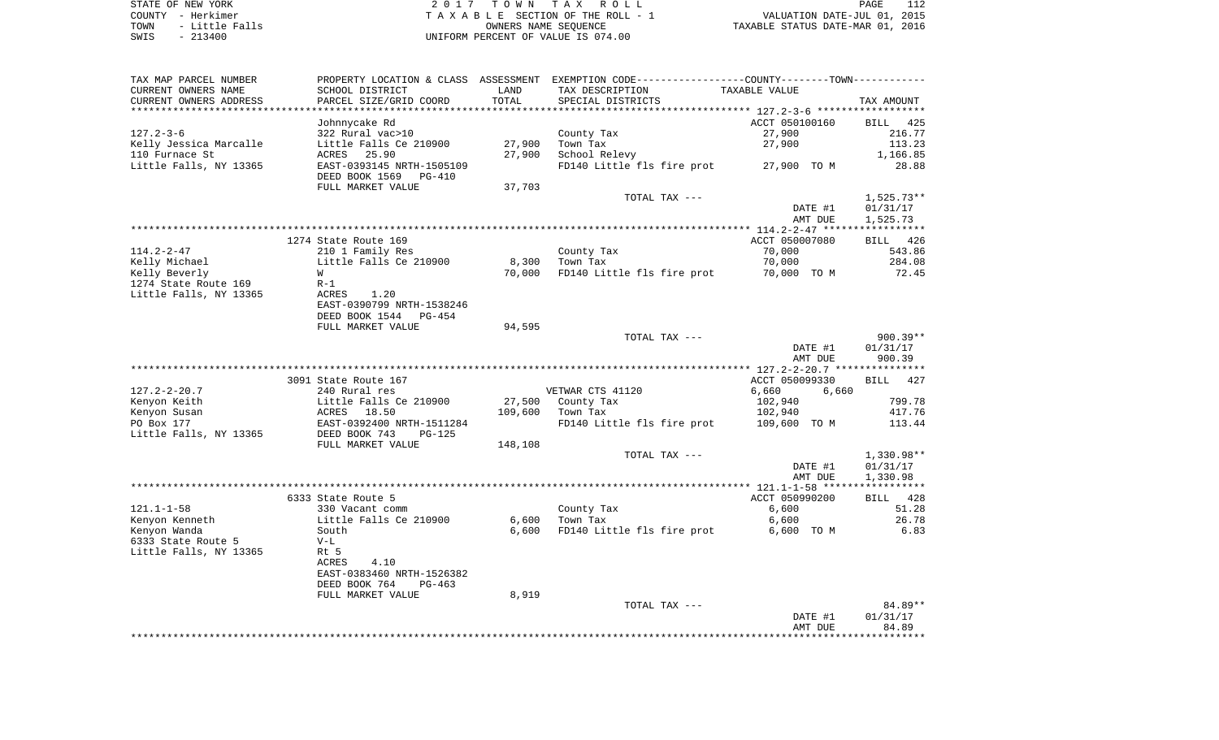STATE OF NEW YORK
COUNTY - Herkimer
TOWN - Little Falls
SWIS - 213400

2 0 1 7 T O W N T A X R O L L
T A X A B L E SECTION OF THE ROLL - 1
OWNERS NAME SEQUENCE
UNIFORM PERCENT OF VALUE IS 074.00

VALUATION DATE-JUL 01, 2015
TAXABLE STATUS DATE-MAR 01, 2016

| TAX MAP PARCEL NUMBER<br>CURRENT OWNERS NAME<br>CURRENT OWNERS ADDRESS | PROPERTY LOCATION & CLASS<br>SCHOOL DISTRICT<br>PARCEL SIZE/GRID COORD | ASSESSMENT<br>LAND<br>TOTAL | EXEMPTION CODE------COUNTY-----TOWN------<br>TAX DESCRIPTION<br>SPECIAL DISTRICTS | TAXABLE VALUE | TAX AMOUNT |
|---|---|---|---|---|---|
| **127.2-3-6** | | | | | |
| | Johnnycake Rd | | | ACCT 050100160 | BILL 425 |
| 127.2-3-6 | 322 Rural vac>10 | | County Tax | 27,900 | 216.77 |
| Kelly Jessica Marcalle | Little Falls Ce 210900 | 27,900 | Town Tax | 27,900 | 113.23 |
| 110 Furnace St | ACRES 25.90 | 27,900 | School Relevy | | 1,166.85 |
| Little Falls, NY 13365 | EAST-0393145 NRTH-1505109 | | FD140 Little fls fire prot | 27,900 TO M | 28.88 |
| | DEED BOOK 1569 PG-410 | | | | |
| | FULL MARKET VALUE | 37,703 | | | |
| | | | TOTAL TAX --- | | 1,525.73** |
| | | | | DATE #1 | 01/31/17 |
| | | | | AMT DUE | 1,525.73 |
| **114.2-2-47** | | | | | |
| | 1274 State Route 169 | | | ACCT 050007080 | BILL 426 |
| 114.2-2-47 | 210 1 Family Res | | County Tax | 70,000 | 543.86 |
| Kelly Michael | Little Falls Ce 210900 | 8,300 | Town Tax | 70,000 | 284.08 |
| Kelly Beverly | W | 70,000 | FD140 Little fls fire prot | 70,000 TO M | 72.45 |
| 1274 State Route 169 | R-1 | | | | |
| Little Falls, NY 13365 | ACRES 1.20 | | | | |
| | EAST-0390799 NRTH-1538246 | | | | |
| | DEED BOOK 1544 PG-454 | | | | |
| | FULL MARKET VALUE | 94,595 | | | |
| | | | TOTAL TAX --- | | 900.39** |
| | | | | DATE #1 | 01/31/17 |
| | | | | AMT DUE | 900.39 |
| **127.2-2-20.7** | | | | | |
| | 3091 State Route 167 | | | ACCT 050099330 | BILL 427 |
| 127.2-2-20.7 | 240 Rural res | | VETWAR CTS 41120 | 6,660 6,660 | |
| Kenyon Keith | Little Falls Ce 210900 | 27,500 | County Tax | 102,940 | 799.78 |
| Kenyon Susan | ACRES 18.50 | 109,600 | Town Tax | 102,940 | 417.76 |
| PO Box 177 | EAST-0392400 NRTH-1511284 | | FD140 Little fls fire prot | 109,600 TO M | 113.44 |
| Little Falls, NY 13365 | DEED BOOK 743 PG-125 | | | | |
| | FULL MARKET VALUE | 148,108 | | | |
| | | | TOTAL TAX --- | | 1,330.98** |
| | | | | DATE #1 | 01/31/17 |
| | | | | AMT DUE | 1,330.98 |
| **121.1-1-58** | | | | | |
| | 6333 State Route 5 | | | ACCT 050990200 | BILL 428 |
| 121.1-1-58 | 330 Vacant comm | | County Tax | 6,600 | 51.28 |
| Kenyon Kenneth | Little Falls Ce 210900 | 6,600 | Town Tax | 6,600 | 26.78 |
| Kenyon Wanda | South | 6,600 | FD140 Little fls fire prot | 6,600 TO M | 6.83 |
| 6333 State Route 5 | V-L | | | | |
| Little Falls, NY 13365 | Rt 5 | | | | |
| | ACRES 4.10 | | | | |
| | EAST-0383460 NRTH-1526382 | | | | |
| | DEED BOOK 764 PG-463 | | | | |
| | FULL MARKET VALUE | 8,919 | | | |
| | | | TOTAL TAX --- | | 84.89** |
| | | | | DATE #1 | 01/31/17 |
| | | | | AMT DUE | 84.89 |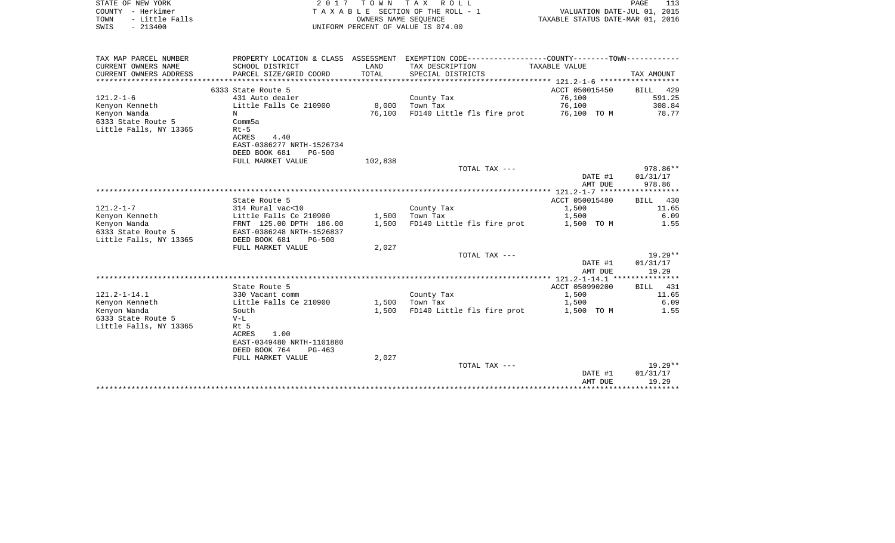STATE OF NEW YORK — 2017 TOWN TAX ROLL
COUNTY - Herkimer — TAXABLE SECTION OF THE ROLL - 1 — VALUATION DATE-JUL 01, 2015
TOWN - Little Falls — OWNERS NAME SEQUENCE — TAXABLE STATUS DATE-MAR 01, 2016
SWIS - 213400 — UNIFORM PERCENT OF VALUE IS 074.00

| TAX MAP PARCEL NUMBER / CURRENT OWNERS NAME / CURRENT OWNERS ADDRESS | PROPERTY LOCATION & CLASS / SCHOOL DISTRICT / PARCEL SIZE/GRID COORD | ASSESSMENT LAND / TOTAL | EXEMPTION CODE / TAX DESCRIPTION / SPECIAL DISTRICTS | COUNTY--------TOWN TAXABLE VALUE | TAX AMOUNT |
|---|---|---|---|---|---|
| | 6333 State Route 5 | | | ACCT 050015450 | BILL 429 |
| 121.2-1-6 | 431 Auto dealer | | County Tax | 76,100 | 591.25 |
| Kenyon Kenneth | Little Falls Ce 210900 | 8,000 | Town Tax | 76,100 | 308.84 |
| Kenyon Wanda | N | 76,100 | FD140 Little fls fire prot | 76,100 TO M | 78.77 |
| 6333 State Route 5 | Comm5a | | | | |
| Little Falls, NY 13365 | Rt-5 | | | | |
| | ACRES 4.40 | | | | |
| | EAST-0386277 NRTH-1526734 | | | | |
| | DEED BOOK 681 PG-500 | | | | |
| | FULL MARKET VALUE | 102,838 | | | |
| | | | TOTAL TAX --- | | 978.86** |
| | | | | DATE #1 | 01/31/17 |
| | | | | AMT DUE | 978.86 |
| | State Route 5 | | | ACCT 050015480 | BILL 430 |
| 121.2-1-7 | 314 Rural vac<10 | | County Tax | 1,500 | 11.65 |
| Kenyon Kenneth | Little Falls Ce 210900 | 1,500 | Town Tax | 1,500 | 6.09 |
| Kenyon Wanda | FRNT 125.00 DPTH 186.00 | 1,500 | FD140 Little fls fire prot | 1,500 TO M | 1.55 |
| 6333 State Route 5 | EAST-0386248 NRTH-1526837 | | | | |
| Little Falls, NY 13365 | DEED BOOK 681 PG-500 | | | | |
| | FULL MARKET VALUE | 2,027 | | | |
| | | | TOTAL TAX --- | | 19.29** |
| | | | | DATE #1 | 01/31/17 |
| | | | | AMT DUE | 19.29 |
| | State Route 5 | | | ACCT 050990200 | BILL 431 |
| 121.2-1-14.1 | 330 Vacant comm | | County Tax | 1,500 | 11.65 |
| Kenyon Kenneth | Little Falls Ce 210900 | 1,500 | Town Tax | 1,500 | 6.09 |
| Kenyon Wanda | South | 1,500 | FD140 Little fls fire prot | 1,500 TO M | 1.55 |
| 6333 State Route 5 | V-L | | | | |
| Little Falls, NY 13365 | Rt 5 | | | | |
| | ACRES 1.00 | | | | |
| | EAST-0349480 NRTH-1101880 | | | | |
| | DEED BOOK 764 PG-463 | | | | |
| | FULL MARKET VALUE | 2,027 | | | |
| | | | TOTAL TAX --- | | 19.29** |
| | | | | DATE #1 | 01/31/17 |
| | | | | AMT DUE | 19.29 |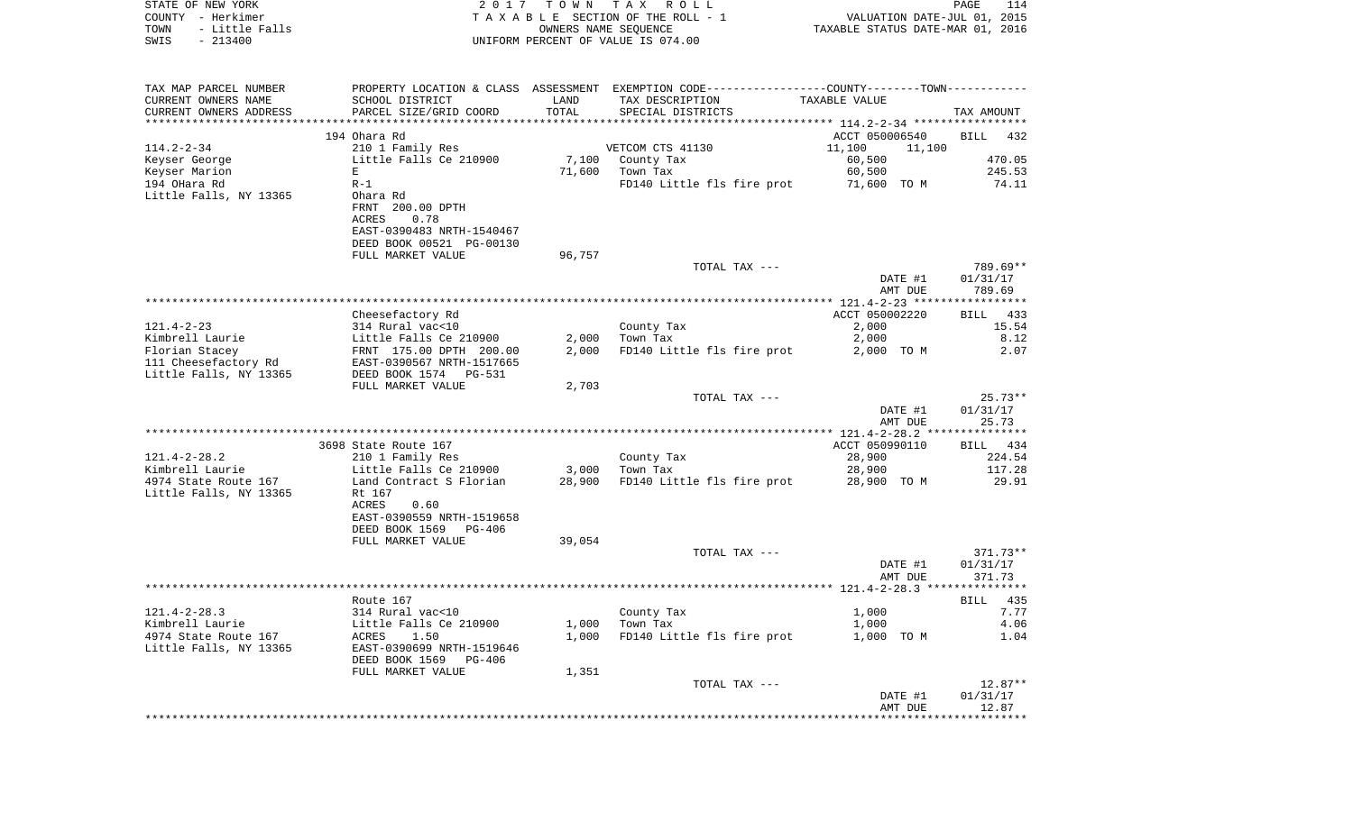STATE OF NEW YORK
COUNTY - Herkimer
TOWN - Little Falls
SWIS - 213400

2017 TOWN TAX ROLL
TAXABLE SECTION OF THE ROLL - 1
OWNERS NAME SEQUENCE
UNIFORM PERCENT OF VALUE IS 074.00

VALUATION DATE-JUL 01, 2015
TAXABLE STATUS DATE-MAR 01, 2016

| TAX MAP PARCEL NUMBER / CURRENT OWNERS NAME / CURRENT OWNERS ADDRESS | PROPERTY LOCATION & CLASS / SCHOOL DISTRICT / PARCEL SIZE/GRID COORD | ASSESSMENT LAND / TOTAL | EXEMPTION CODE / TAX DESCRIPTION / SPECIAL DISTRICTS | COUNTY / TOWN TAXABLE VALUE | TAX AMOUNT |
|---|---|---|---|---|---|
| 114.2-2-34 | 194 Ohara Rd | | | ACCT 050006540 | BILL 432 |
| | 210 1 Family Res | | VETCOM CTS 41130 | 11,100 11,100 | |
| Keyser George | Little Falls Ce 210900 | 7,100 | County Tax | 60,500 | 470.05 |
| Keyser Marion | E | 71,600 | Town Tax | 60,500 | 245.53 |
| 194 OHara Rd | R-1 | | FD140 Little fls fire prot | 71,600 TO M | 74.11 |
| Little Falls, NY 13365 | Ohara Rd | | | | |
| | FRNT 200.00 DPTH | | | | |
| | ACRES 0.78 | | | | |
| | EAST-0390483 NRTH-1540467 | | | | |
| | DEED BOOK 00521 PG-00130 | | | | |
| | FULL MARKET VALUE | 96,757 | | | |
| | | | TOTAL TAX --- | | 789.69** |
| | | | | DATE #1 | 01/31/17 |
| | | | | AMT DUE | 789.69 |
| 121.4-2-23 | Cheesefactory Rd | | | ACCT 050002220 | BILL 433 |
| | 314 Rural vac<10 | | County Tax | 2,000 | 15.54 |
| Kimbrell Laurie | Little Falls Ce 210900 | 2,000 | Town Tax | 2,000 | 8.12 |
| Florian Stacey | FRNT 175.00 DPTH 200.00 | 2,000 | FD140 Little fls fire prot | 2,000 TO M | 2.07 |
| 111 Cheesefactory Rd | EAST-0390567 NRTH-1517665 | | | | |
| Little Falls, NY 13365 | DEED BOOK 1574 PG-531 | | | | |
| | FULL MARKET VALUE | 2,703 | | | |
| | | | TOTAL TAX --- | | 25.73** |
| | | | | DATE #1 | 01/31/17 |
| | | | | AMT DUE | 25.73 |
| 121.4-2-28.2 | 3698 State Route 167 | | | ACCT 050990110 | BILL 434 |
| | 210 1 Family Res | | County Tax | 28,900 | 224.54 |
| Kimbrell Laurie | Little Falls Ce 210900 | 3,000 | Town Tax | 28,900 | 117.28 |
| 4974 State Route 167 | Land Contract S Florian | 28,900 | FD140 Little fls fire prot | 28,900 TO M | 29.91 |
| Little Falls, NY 13365 | Rt 167 | | | | |
| | ACRES 0.60 | | | | |
| | EAST-0390559 NRTH-1519658 | | | | |
| | DEED BOOK 1569 PG-406 | | | | |
| | FULL MARKET VALUE | 39,054 | | | |
| | | | TOTAL TAX --- | | 371.73** |
| | | | | DATE #1 | 01/31/17 |
| | | | | AMT DUE | 371.73 |
| 121.4-2-28.3 | Route 167 | | | | BILL 435 |
| | 314 Rural vac<10 | | County Tax | 1,000 | 7.77 |
| Kimbrell Laurie | Little Falls Ce 210900 | 1,000 | Town Tax | 1,000 | 4.06 |
| 4974 State Route 167 | ACRES 1.50 | 1,000 | FD140 Little fls fire prot | 1,000 TO M | 1.04 |
| Little Falls, NY 13365 | EAST-0390699 NRTH-1519646 | | | | |
| | DEED BOOK 1569 PG-406 | | | | |
| | FULL MARKET VALUE | 1,351 | | | |
| | | | TOTAL TAX --- | | 12.87** |
| | | | | DATE #1 | 01/31/17 |
| | | | | AMT DUE | 12.87 |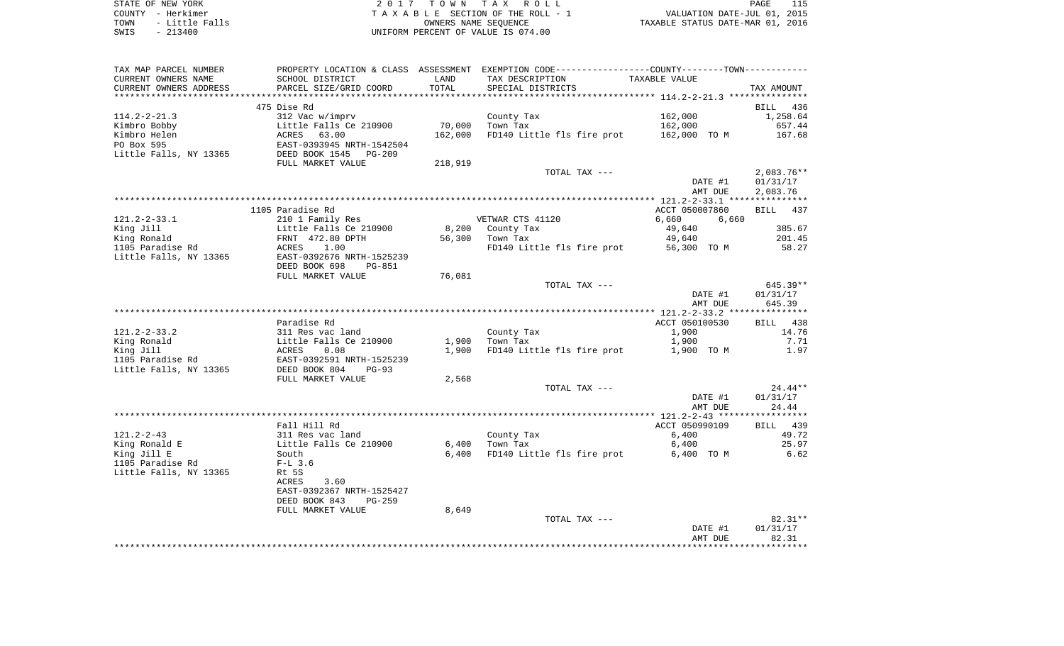STATE OF NEW YORK
COUNTY - Herkimer
TOWN - Little Falls
SWIS - 213400

2 0 1 7 T O W N T A X R O L L
T A X A B L E SECTION OF THE ROLL - 1
OWNERS NAME SEQUENCE
UNIFORM PERCENT OF VALUE IS 074.00

VALUATION DATE-JUL 01, 2015
TAXABLE STATUS DATE-MAR 01, 2016

| TAX MAP PARCEL NUMBER / CURRENT OWNERS NAME / CURRENT OWNERS ADDRESS | PROPERTY LOCATION & CLASS / SCHOOL DISTRICT / PARCEL SIZE/GRID COORD | ASSESSMENT LAND / TOTAL | EXEMPTION CODE / TAX DESCRIPTION / SPECIAL DISTRICTS | TAXABLE VALUE | TAX AMOUNT |
|---|---|---|---|---|---|
| 114.2-2-21.3 | 475 Dise Rd | | | | BILL 436 |
| | 312 Vac w/imprv | | County Tax | 162,000 | 1,258.64 |
| Kimbro Bobby | Little Falls Ce 210900 | 70,000 | Town Tax | 162,000 | 657.44 |
| Kimbro Helen | ACRES 63.00 | 162,000 | FD140 Little fls fire prot | 162,000 TO M | 167.68 |
| PO Box 595 | EAST-0393945 NRTH-1542504 | | | | |
| Little Falls, NY 13365 | DEED BOOK 1545 PG-209 | | | | |
| | FULL MARKET VALUE | 218,919 | | | |
| | | | TOTAL TAX --- | | 2,083.76** |
| | | | | DATE #1 | 01/31/17 |
| | | | | AMT DUE | 2,083.76 |
| 121.2-2-33.1 | 1105 Paradise Rd | | | ACCT 050007860 | BILL 437 |
| | 210 1 Family Res | | VETWAR CTS 41120 | 6,660 6,660 | |
| King Jill | Little Falls Ce 210900 | 8,200 | County Tax | 49,640 | 385.67 |
| King Ronald | FRNT 472.80 DPTH | 56,300 | Town Tax | 49,640 | 201.45 |
| 1105 Paradise Rd | ACRES 1.00 | | FD140 Little fls fire prot | 56,300 TO M | 58.27 |
| Little Falls, NY 13365 | EAST-0392676 NRTH-1525239 | | | | |
| | DEED BOOK 698 PG-851 | | | | |
| | FULL MARKET VALUE | 76,081 | | | |
| | | | TOTAL TAX --- | | 645.39** |
| | | | | DATE #1 | 01/31/17 |
| | | | | AMT DUE | 645.39 |
| 121.2-2-33.2 | Paradise Rd | | | ACCT 050100530 | BILL 438 |
| | 311 Res vac land | | County Tax | 1,900 | 14.76 |
| King Ronald | Little Falls Ce 210900 | 1,900 | Town Tax | 1,900 | 7.71 |
| King Jill | ACRES 0.08 | 1,900 | FD140 Little fls fire prot | 1,900 TO M | 1.97 |
| 1105 Paradise Rd | EAST-0392591 NRTH-1525239 | | | | |
| Little Falls, NY 13365 | DEED BOOK 804 PG-93 | | | | |
| | FULL MARKET VALUE | 2,568 | | | |
| | | | TOTAL TAX --- | | 24.44** |
| | | | | DATE #1 | 01/31/17 |
| | | | | AMT DUE | 24.44 |
| 121.2-2-43 | Fall Hill Rd | | | ACCT 050990109 | BILL 439 |
| | 311 Res vac land | | County Tax | 6,400 | 49.72 |
| King Ronald E | Little Falls Ce 210900 | 6,400 | Town Tax | 6,400 | 25.97 |
| King Jill E | South | 6,400 | FD140 Little fls fire prot | 6,400 TO M | 6.62 |
| 1105 Paradise Rd | F-L 3.6 | | | | |
| Little Falls, NY 13365 | Rt 5S | | | | |
| | ACRES 3.60 | | | | |
| | EAST-0392367 NRTH-1525427 | | | | |
| | DEED BOOK 843 PG-259 | | | | |
| | FULL MARKET VALUE | 8,649 | | | |
| | | | TOTAL TAX --- | | 82.31** |
| | | | | DATE #1 | 01/31/17 |
| | | | | AMT DUE | 82.31 |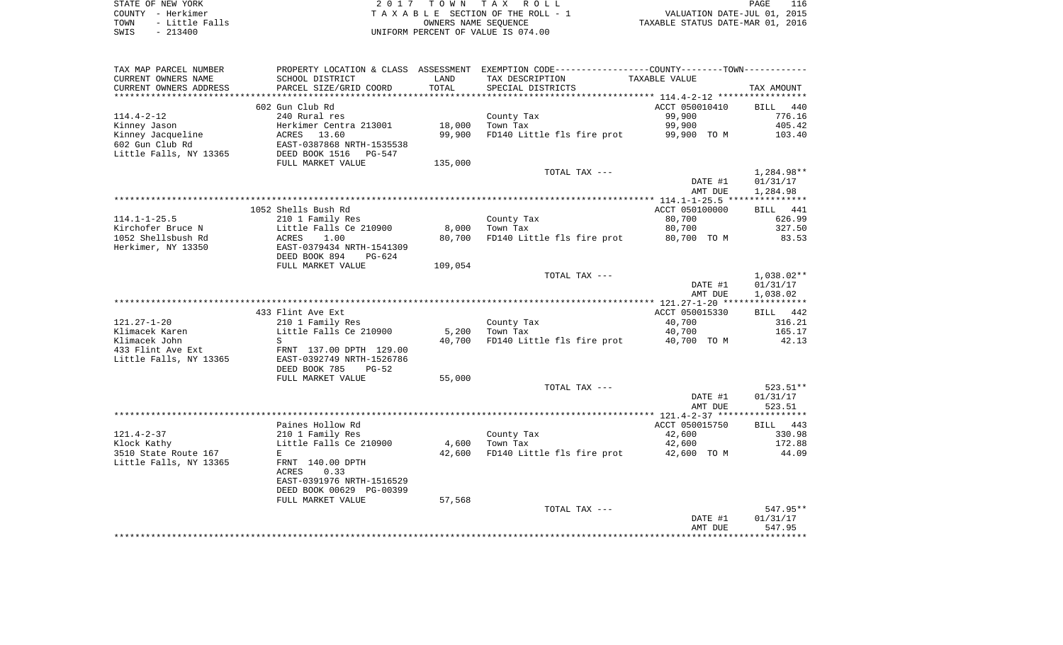STATE OF NEW YORK
COUNTY - Herkimer
TOWN - Little Falls
SWIS - 213400

2 0 1 7 T O W N T A X R O L L
T A X A B L E SECTION OF THE ROLL - 1
OWNERS NAME SEQUENCE
UNIFORM PERCENT OF VALUE IS 074.00

VALUATION DATE-JUL 01, 2015
TAXABLE STATUS DATE-MAR 01, 2016

| TAX MAP PARCEL NUMBER / CURRENT OWNERS NAME / CURRENT OWNERS ADDRESS | PROPERTY LOCATION & CLASS / SCHOOL DISTRICT / PARCEL SIZE/GRID COORD | ASSESSMENT LAND / TOTAL | EXEMPTION CODE / TAX DESCRIPTION / SPECIAL DISTRICTS | TAXABLE VALUE | TAX AMOUNT |
|---|---|---|---|---|---|
| 114.4-2-12 | 602 Gun Club Rd | | | ACCT 050010410 | BILL 440 |
| Kinney Jason | 240 Rural res | | County Tax | 99,900 | 776.16 |
| Kinney Jacqueline | Herkimer Centra 213001 | 18,000 | Town Tax | 99,900 | 405.42 |
| 602 Gun Club Rd | ACRES 13.60 | 99,900 | FD140 Little fls fire prot | 99,900 TO M | 103.40 |
| Little Falls, NY 13365 | EAST-0387868 NRTH-1535538 | | | | |
| | DEED BOOK 1516 PG-547 | | | | |
| | FULL MARKET VALUE | 135,000 | | | |
| | | | TOTAL TAX --- | | 1,284.98** |
| | | | | DATE #1 | 01/31/17 |
| | | | | AMT DUE | 1,284.98 |
| 114.1-1-25.5 | 1052 Shells Bush Rd | | | ACCT 050100000 | BILL 441 |
| Kirchofer Bruce N | 210 1 Family Res | | County Tax | 80,700 | 626.99 |
| 1052 Shellsbush Rd | Little Falls Ce 210900 | 8,000 | Town Tax | 80,700 | 327.50 |
| Herkimer, NY 13350 | ACRES 1.00 | 80,700 | FD140 Little fls fire prot | 80,700 TO M | 83.53 |
| | EAST-0379434 NRTH-1541309 | | | | |
| | DEED BOOK 894 PG-624 | | | | |
| | FULL MARKET VALUE | 109,054 | | | |
| | | | TOTAL TAX --- | | 1,038.02** |
| | | | | DATE #1 | 01/31/17 |
| | | | | AMT DUE | 1,038.02 |
| 121.27-1-20 | 433 Flint Ave Ext | | | ACCT 050015330 | BILL 442 |
| Klimacek Karen | 210 1 Family Res | | County Tax | 40,700 | 316.21 |
| Klimacek John | Little Falls Ce 210900 | 5,200 | Town Tax | 40,700 | 165.17 |
| 433 Flint Ave Ext | S | 40,700 | FD140 Little fls fire prot | 40,700 TO M | 42.13 |
| Little Falls, NY 13365 | FRNT 137.00 DPTH 129.00 | | | | |
| | EAST-0392749 NRTH-1526786 | | | | |
| | DEED BOOK 785 PG-52 | | | | |
| | FULL MARKET VALUE | 55,000 | | | |
| | | | TOTAL TAX --- | | 523.51** |
| | | | | DATE #1 | 01/31/17 |
| | | | | AMT DUE | 523.51 |
| 121.4-2-37 | Paines Hollow Rd | | | ACCT 050015750 | BILL 443 |
| Klock Kathy | 210 1 Family Res | | County Tax | 42,600 | 330.98 |
| 3510 State Route 167 | Little Falls Ce 210900 | 4,600 | Town Tax | 42,600 | 172.88 |
| Little Falls, NY 13365 | E | 42,600 | FD140 Little fls fire prot | 42,600 TO M | 44.09 |
| | FRNT 140.00 DPTH | | | | |
| | ACRES 0.33 | | | | |
| | EAST-0391976 NRTH-1516529 | | | | |
| | DEED BOOK 00629 PG-00399 | | | | |
| | FULL MARKET VALUE | 57,568 | | | |
| | | | TOTAL TAX --- | | 547.95** |
| | | | | DATE #1 | 01/31/17 |
| | | | | AMT DUE | 547.95 |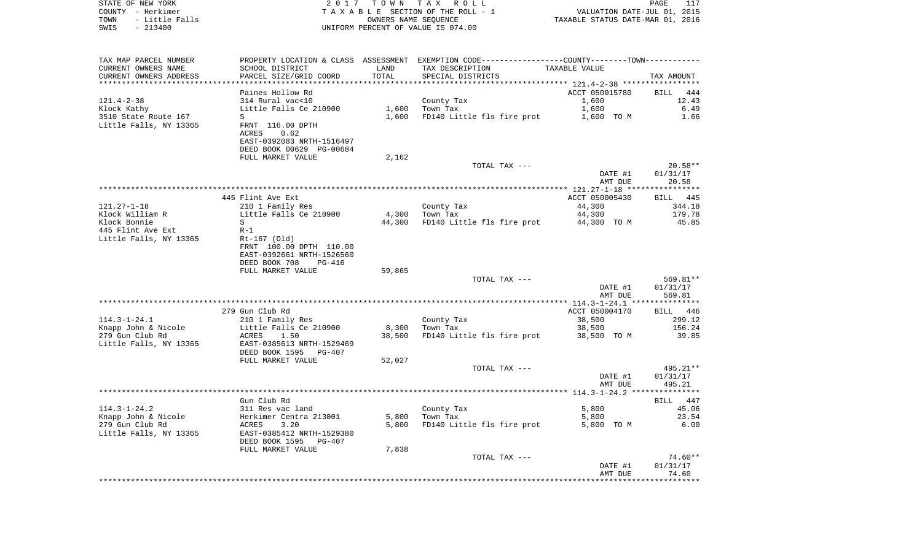STATE OF NEW YORK — 2017 TOWN TAX ROLL
COUNTY - Herkimer — TAXABLE SECTION OF THE ROLL - 1 — VALUATION DATE-JUL 01, 2015
TOWN - Little Falls — OWNERS NAME SEQUENCE — TAXABLE STATUS DATE-MAR 01, 2016
SWIS - 213400 — UNIFORM PERCENT OF VALUE IS 074.00

| TAX MAP PARCEL NUMBER / CURRENT OWNERS NAME / CURRENT OWNERS ADDRESS | PROPERTY LOCATION & CLASS / SCHOOL DISTRICT / PARCEL SIZE/GRID COORD | ASSESSMENT LAND / TOTAL | EXEMPTION CODE / TAX DESCRIPTION / SPECIAL DISTRICTS | COUNTY--------TOWN / TAXABLE VALUE | TAX AMOUNT |
|---|---|---|---|---|---|
| **121.4-2-38** | Paines Hollow Rd | | | ACCT 050015780 | BILL 444 |
| 121.4-2-38 | 314 Rural vac<10 | | County Tax | 1,600 | 12.43 |
| Klock Kathy | Little Falls Ce 210900 | 1,600 | Town Tax | 1,600 | 6.49 |
| 3510 State Route 167 | S | 1,600 | FD140 Little fls fire prot | 1,600 TO M | 1.66 |
| Little Falls, NY 13365 | FRNT 116.00 DPTH | | | | |
| | ACRES 0.62 | | | | |
| | EAST-0392083 NRTH-1516497 | | | | |
| | DEED BOOK 00629 PG-00684 | | | | |
| | FULL MARKET VALUE | 2,162 | | | |
| | | | TOTAL TAX --- | | 20.58** |
| | | | | DATE #1 | 01/31/17 |
| | | | | AMT DUE | 20.58 |
| **121.27-1-18** | 445 Flint Ave Ext | | | ACCT 050005430 | BILL 445 |
| 121.27-1-18 | 210 1 Family Res | | County Tax | 44,300 | 344.18 |
| Klock William R | Little Falls Ce 210900 | 4,300 | Town Tax | 44,300 | 179.78 |
| Klock Bonnie | S | 44,300 | FD140 Little fls fire prot | 44,300 TO M | 45.85 |
| 445 Flint Ave Ext | R-1 | | | | |
| Little Falls, NY 13365 | Rt-167 (Old) | | | | |
| | FRNT 100.00 DPTH 110.00 | | | | |
| | EAST-0392661 NRTH-1526560 | | | | |
| | DEED BOOK 708 PG-416 | | | | |
| | FULL MARKET VALUE | 59,865 | | | |
| | | | TOTAL TAX --- | | 569.81** |
| | | | | DATE #1 | 01/31/17 |
| | | | | AMT DUE | 569.81 |
| **114.3-1-24.1** | 279 Gun Club Rd | | | ACCT 050004170 | BILL 446 |
| 114.3-1-24.1 | 210 1 Family Res | | County Tax | 38,500 | 299.12 |
| Knapp John & Nicole | Little Falls Ce 210900 | 8,300 | Town Tax | 38,500 | 156.24 |
| 279 Gun Club Rd | ACRES 1.50 | 38,500 | FD140 Little fls fire prot | 38,500 TO M | 39.85 |
| Little Falls, NY 13365 | EAST-0385613 NRTH-1529469 | | | | |
| | DEED BOOK 1595 PG-407 | | | | |
| | FULL MARKET VALUE | 52,027 | | | |
| | | | TOTAL TAX --- | | 495.21** |
| | | | | DATE #1 | 01/31/17 |
| | | | | AMT DUE | 495.21 |
| **114.3-1-24.2** | Gun Club Rd | | | | BILL 447 |
| 114.3-1-24.2 | 311 Res vac land | | County Tax | 5,800 | 45.06 |
| Knapp John & Nicole | Herkimer Centra 213001 | 5,800 | Town Tax | 5,800 | 23.54 |
| 279 Gun Club Rd | ACRES 3.20 | 5,800 | FD140 Little fls fire prot | 5,800 TO M | 6.00 |
| Little Falls, NY 13365 | EAST-0385412 NRTH-1529380 | | | | |
| | DEED BOOK 1595 PG-407 | | | | |
| | FULL MARKET VALUE | 7,838 | | | |
| | | | TOTAL TAX --- | | 74.60** |
| | | | | DATE #1 | 01/31/17 |
| | | | | AMT DUE | 74.60 |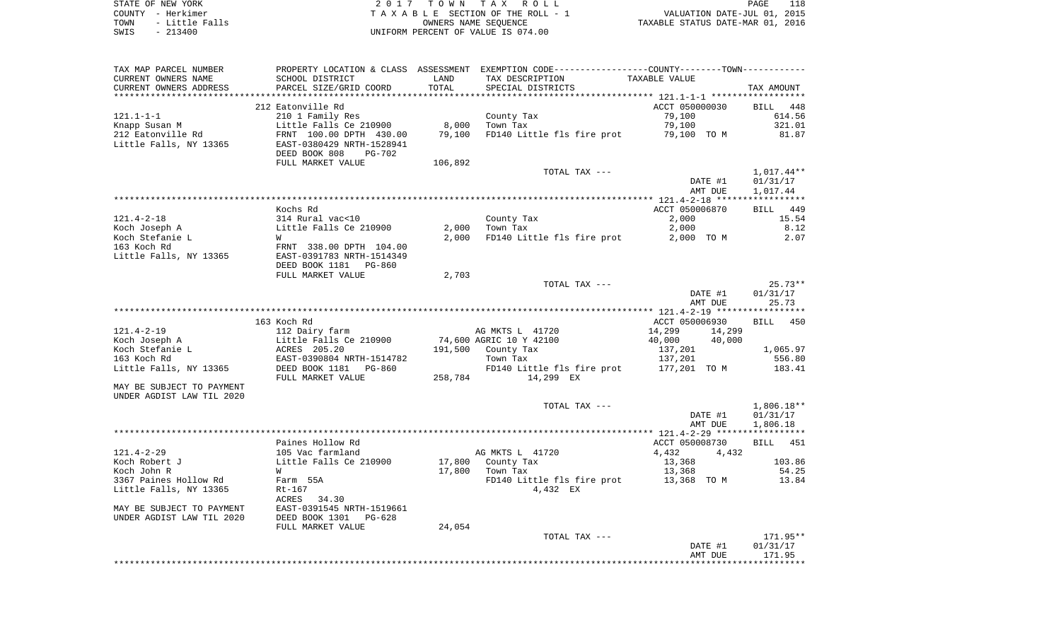STATE OF NEW YORK
COUNTY - Herkimer
TOWN - Little Falls
SWIS - 213400

2 0 1 7 T O W N T A X R O L L
T A X A B L E SECTION OF THE ROLL - 1
OWNERS NAME SEQUENCE
UNIFORM PERCENT OF VALUE IS 074.00

VALUATION DATE-JUL 01, 2015
TAXABLE STATUS DATE-MAR 01, 2016

```
TAX MAP PARCEL NUMBER      PROPERTY LOCATION & CLASS  ASSESSMENT  EXEMPTION CODE------------------COUNTY--------TOWN-----------
CURRENT OWNERS NAME        SCHOOL DISTRICT             LAND       TAX DESCRIPTION             TAXABLE VALUE
CURRENT OWNERS ADDRESS     PARCEL SIZE/GRID COORD      TOTAL      SPECIAL DISTRICTS                                        TAX AMOUNT
*********************************************************************************************** 121.1-1-1 ******************
                           212 Eatonville Rd                                                  ACCT 050000030      BILL  448
121.1-1-1                  210 1 Family Res                       County Tax                   79,100                614.56
Knapp Susan M              Little Falls Ce 210900       8,000     Town Tax                     79,100                321.01
212 Eatonville Rd          FRNT 100.00 DPTH 430.00     79,100     FD140 Little fls fire prot   79,100 TO M            81.87
Little Falls, NY 13365     EAST-0380429 NRTH-1528941
                           DEED BOOK 808    PG-702
                           FULL MARKET VALUE          106,892
                                                                  TOTAL TAX ---                                    1,017.44**
                                                                                               DATE #1           01/31/17
                                                                                               AMT DUE           1,017.44
*********************************************************************************************** 121.4-2-18 *****************
                           Kochs Rd                                                           ACCT 050006870      BILL  449
121.4-2-18                 314 Rural vac<10                       County Tax                    2,000                 15.54
Koch Joseph A              Little Falls Ce 210900       2,000     Town Tax                      2,000                  8.12
Koch Stefanie L            W                            2,000     FD140 Little fls fire prot    2,000 TO M             2.07
163 Koch Rd                FRNT 338.00 DPTH 104.00
Little Falls, NY 13365     EAST-0391783 NRTH-1514349
                           DEED BOOK 1181   PG-860
                           FULL MARKET VALUE            2,703
                                                                  TOTAL TAX ---                                       25.73**
                                                                                               DATE #1           01/31/17
                                                                                               AMT DUE              25.73
*********************************************************************************************** 121.4-2-19 *****************
                           163 Koch Rd                                                        ACCT 050006930      BILL  450
121.4-2-19                 112 Dairy farm                         AG MKTS L  41720             14,299      14,299
Koch Joseph A              Little Falls Ce 210900      74,600     AGRIC 10 Y 42100             40,000      40,000
Koch Stefanie L            ACRES 205.20               191,500     County Tax                  137,201              1,065.97
163 Koch Rd                EAST-0390804 NRTH-1514782              Town Tax                    137,201                556.80
Little Falls, NY 13365     DEED BOOK 1181   PG-860                FD140 Little fls fire prot  177,201 TO M           183.41
                           FULL MARKET VALUE          258,784          14,299 EX
MAY BE SUBJECT TO PAYMENT
UNDER AGDIST LAW TIL 2020
                                                                  TOTAL TAX ---                                    1,806.18**
                                                                                               DATE #1           01/31/17
                                                                                               AMT DUE           1,806.18
*********************************************************************************************** 121.4-2-29 *****************
                           Paines Hollow Rd                                                   ACCT 050008730      BILL  451
121.4-2-29                 105 Vac farmland                       AG MKTS L  41720              4,432       4,432
Koch Robert J              Little Falls Ce 210900      17,800     County Tax                   13,368                103.86
Koch John R                W                           17,800     Town Tax                     13,368                 54.25
3367 Paines Hollow Rd      Farm  55A                              FD140 Little fls fire prot   13,368 TO M            13.84
Little Falls, NY 13365     Rt-167                                       4,432 EX
                           ACRES    34.30
MAY BE SUBJECT TO PAYMENT  EAST-0391545 NRTH-1519661
UNDER AGDIST LAW TIL 2020  DEED BOOK 1301   PG-628
                           FULL MARKET VALUE           24,054
                                                                  TOTAL TAX ---                                      171.95**
                                                                                               DATE #1           01/31/17
                                                                                               AMT DUE             171.95
************************************************************************************************************************************
```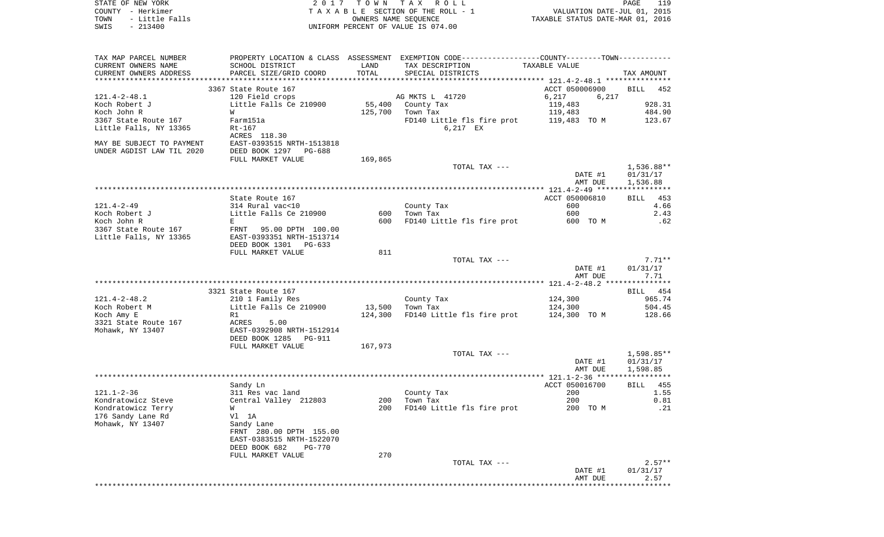STATE OF NEW YORK — COUNTY - Herkimer — TOWN - Little Falls — SWIS - 213400

2017 TOWN TAX ROLL
TAXABLE SECTION OF THE ROLL - 1
OWNERS NAME SEQUENCE
UNIFORM PERCENT OF VALUE IS 074.00

VALUATION DATE-JUL 01, 2015
TAXABLE STATUS DATE-MAR 01, 2016

| TAX MAP PARCEL NUMBER / CURRENT OWNERS NAME / CURRENT OWNERS ADDRESS | PROPERTY LOCATION & CLASS / SCHOOL DISTRICT / PARCEL SIZE/GRID COORD | ASSESSMENT LAND | TOTAL | EXEMPTION CODE / TAX DESCRIPTION / SPECIAL DISTRICTS | COUNTY--------TOWN TAXABLE VALUE | TAX AMOUNT |
|---|---|---|---|---|---|---|
| **121.4-2-48.1** | 3367 State Route 167 | | | | ACCT 050006900 | BILL 452 |
| | 120 Field crops | | | AG MKTS L 41720 | 6,217 6,217 | |
| Koch Robert J | Little Falls Ce 210900 | 55,400 | | County Tax | 119,483 | 928.31 |
| Koch John R | W | | 125,700 | Town Tax | 119,483 | 484.90 |
| 3367 State Route 167 | Farm151a | | | FD140 Little fls fire prot | 119,483 TO M | 123.67 |
| Little Falls, NY 13365 | Rt-167 | | | 6,217 EX | | |
| | ACRES 118.30 | | | | | |
| MAY BE SUBJECT TO PAYMENT | EAST-0393515 NRTH-1513818 | | | | | |
| UNDER AGDIST LAW TIL 2020 | DEED BOOK 1297 PG-688 | | | | | |
| | FULL MARKET VALUE | 169,865 | | | | |
| | | | | TOTAL TAX --- | | 1,536.88** |
| | | | | | DATE #1 | 01/31/17 |
| | | | | | AMT DUE | 1,536.88 |
| **121.4-2-49** | State Route 167 | | | | ACCT 050006810 | BILL 453 |
| | 314 Rural vac<10 | | | County Tax | 600 | 4.66 |
| Koch Robert J | Little Falls Ce 210900 | 600 | | Town Tax | 600 | 2.43 |
| Koch John R | E | | 600 | FD140 Little fls fire prot | 600 TO M | .62 |
| 3367 State Route 167 | FRNT 95.00 DPTH 100.00 | | | | | |
| Little Falls, NY 13365 | EAST-0393351 NRTH-1513714 | | | | | |
| | DEED BOOK 1301 PG-633 | | | | | |
| | FULL MARKET VALUE | 811 | | | | |
| | | | | TOTAL TAX --- | | 7.71** |
| | | | | | DATE #1 | 01/31/17 |
| | | | | | AMT DUE | 7.71 |
| **121.4-2-48.2** | 3321 State Route 167 | | | | | BILL 454 |
| | 210 1 Family Res | | | County Tax | 124,300 | 965.74 |
| Koch Robert M | Little Falls Ce 210900 | 13,500 | | Town Tax | 124,300 | 504.45 |
| Koch Amy E | R1 | | 124,300 | FD140 Little fls fire prot | 124,300 TO M | 128.66 |
| 3321 State Route 167 | ACRES 5.00 | | | | | |
| Mohawk, NY 13407 | EAST-0392908 NRTH-1512914 | | | | | |
| | DEED BOOK 1285 PG-911 | | | | | |
| | FULL MARKET VALUE | 167,973 | | | | |
| | | | | TOTAL TAX --- | | 1,598.85** |
| | | | | | DATE #1 | 01/31/17 |
| | | | | | AMT DUE | 1,598.85 |
| **121.1-2-36** | Sandy Ln | | | | ACCT 050016700 | BILL 455 |
| | 311 Res vac land | | | County Tax | 200 | 1.55 |
| Kondratowicz Steve | Central Valley 212803 | 200 | | Town Tax | 200 | 0.81 |
| Kondratowicz Terry | W | | 200 | FD140 Little fls fire prot | 200 TO M | .21 |
| 176 Sandy Lane Rd | Vl 1A | | | | | |
| Mohawk, NY 13407 | Sandy Lane | | | | | |
| | FRNT 280.00 DPTH 155.00 | | | | | |
| | EAST-0383515 NRTH-1522070 | | | | | |
| | DEED BOOK 682 PG-770 | | | | | |
| | FULL MARKET VALUE | 270 | | | | |
| | | | | TOTAL TAX --- | | 2.57** |
| | | | | | DATE #1 | 01/31/17 |
| | | | | | AMT DUE | 2.57 |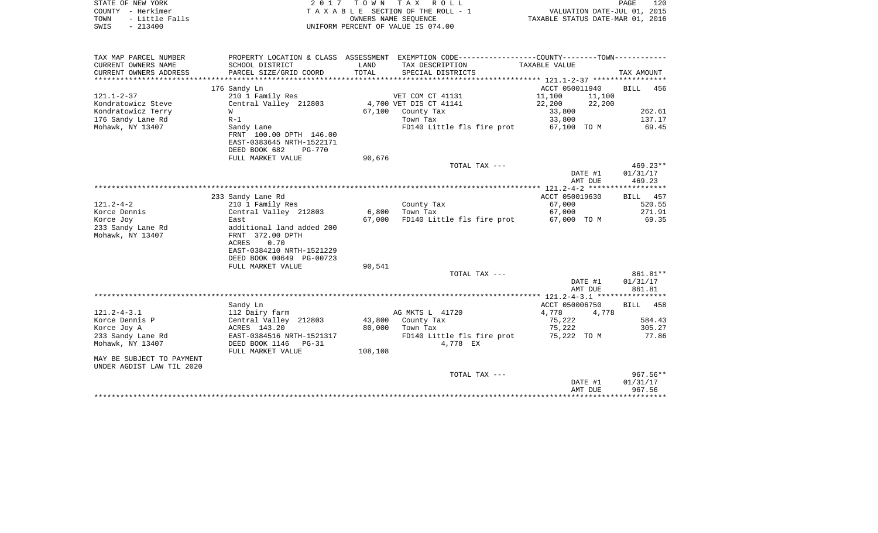STATE OF NEW YORK — 2017 TOWN TAX ROLL
COUNTY - Herkimer — TAXABLE SECTION OF THE ROLL - 1 — VALUATION DATE-JUL 01, 2015
TOWN - Little Falls — OWNERS NAME SEQUENCE — TAXABLE STATUS DATE-MAR 01, 2016
SWIS - 213400 — UNIFORM PERCENT OF VALUE IS 074.00

| TAX MAP PARCEL NUMBER / CURRENT OWNERS NAME / CURRENT OWNERS ADDRESS | PROPERTY LOCATION & CLASS / SCHOOL DISTRICT / PARCEL SIZE/GRID COORD | ASSESSMENT LAND / TOTAL | EXEMPTION CODE / TAX DESCRIPTION / SPECIAL DISTRICTS | COUNTY TAXABLE VALUE | TOWN | TAX AMOUNT |
|---|---|---|---|---|---|---|
| | 176 Sandy Ln | | | ACCT 050011940 | | BILL 456 |
| 121.1-2-37 | 210 1 Family Res | | VET COM CT 41131 | 11,100 | 11,100 | |
| Kondratowicz Steve | Central Valley 212803 | 4,700 | VET DIS CT 41141 | 22,200 | 22,200 | |
| Kondratowicz Terry | W | 67,100 | County Tax | 33,800 | | 262.61 |
| 176 Sandy Lane Rd | R-1 | | Town Tax | 33,800 | | 137.17 |
| Mohawk, NY 13407 | Sandy Lane | | FD140 Little fls fire prot | 67,100 TO M | | 69.45 |
| | FRNT 100.00 DPTH 146.00 | | | | | |
| | EAST-0383645 NRTH-1522171 | | | | | |
| | DEED BOOK 682 PG-770 | | | | | |
| | FULL MARKET VALUE | 90,676 | | | | |
| | | | TOTAL TAX --- | | | 469.23** |
| | | | | DATE #1 | | 01/31/17 |
| | | | | AMT DUE | | 469.23 |
| | 233 Sandy Lane Rd | | | ACCT 050019630 | | BILL 457 |
| 121.2-4-2 | 210 1 Family Res | | County Tax | 67,000 | | 520.55 |
| Korce Dennis | Central Valley 212803 | 6,800 | Town Tax | 67,000 | | 271.91 |
| Korce Joy | East | 67,000 | FD140 Little fls fire prot | 67,000 TO M | | 69.35 |
| 233 Sandy Lane Rd | additional land added 200 | | | | | |
| Mohawk, NY 13407 | FRNT 372.00 DPTH | | | | | |
| | ACRES 0.70 | | | | | |
| | EAST-0384210 NRTH-1521229 | | | | | |
| | DEED BOOK 00649 PG-00723 | | | | | |
| | FULL MARKET VALUE | 90,541 | | | | |
| | | | TOTAL TAX --- | | | 861.81** |
| | | | | DATE #1 | | 01/31/17 |
| | | | | AMT DUE | | 861.81 |
| | Sandy Ln | | | ACCT 050006750 | | BILL 458 |
| 121.2-4-3.1 | 112 Dairy farm | | AG MKTS L 41720 | 4,778 | 4,778 | |
| Korce Dennis P | Central Valley 212803 | 43,800 | County Tax | 75,222 | | 584.43 |
| Korce Joy A | ACRES 143.20 | 80,000 | Town Tax | 75,222 | | 305.27 |
| 233 Sandy Lane Rd | EAST-0384516 NRTH-1521317 | | FD140 Little fls fire prot | 75,222 TO M | | 77.86 |
| Mohawk, NY 13407 | DEED BOOK 1146 PG-31 | | 4,778 EX | | | |
| | FULL MARKET VALUE | 108,108 | | | | |
| MAY BE SUBJECT TO PAYMENT UNDER AGDIST LAW TIL 2020 | | | | | | |
| | | | TOTAL TAX --- | | | 967.56** |
| | | | | DATE #1 | | 01/31/17 |
| | | | | AMT DUE | | 967.56 |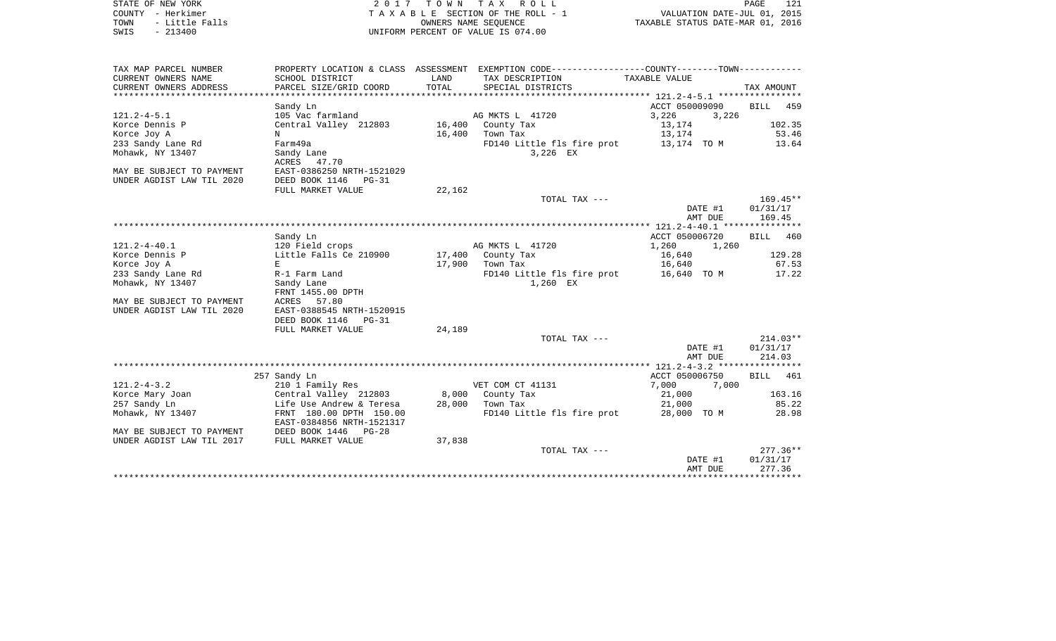STATE OF NEW YORK
COUNTY - Herkimer
TOWN - Little Falls
SWIS - 213400

2017 TOWN TAX ROLL
TAXABLE SECTION OF THE ROLL - 1
OWNERS NAME SEQUENCE
UNIFORM PERCENT OF VALUE IS 074.00

VALUATION DATE-JUL 01, 2015
TAXABLE STATUS DATE-MAR 01, 2016

| TAX MAP PARCEL NUMBER / CURRENT OWNERS NAME / CURRENT OWNERS ADDRESS | PROPERTY LOCATION & CLASS / SCHOOL DISTRICT / PARCEL SIZE/GRID COORD | ASSESSMENT LAND / TOTAL | EXEMPTION CODE / TAX DESCRIPTION / SPECIAL DISTRICTS | COUNTY / TOWN TAXABLE VALUE | TAX AMOUNT |
|---|---|---|---|---|---|
| **121.2-4-5.1** | Sandy Ln | | | ACCT 050009090 | BILL 459 |
| Korce Dennis P | 105 Vac farmland | | AG MKTS L 41720 | 3,226 3,226 | |
| Korce Joy A | Central Valley 212803 | 16,400 | County Tax | 13,174 | 102.35 |
| 233 Sandy Lane Rd | N | 16,400 | Town Tax | 13,174 | 53.46 |
| Mohawk, NY 13407 | Farm49a | | FD140 Little fls fire prot | 13,174 TO M | 13.64 |
| | Sandy Lane | | 3,226 EX | | |
| | ACRES 47.70 | | | | |
| MAY BE SUBJECT TO PAYMENT | EAST-0386250 NRTH-1521029 | | | | |
| UNDER AGDIST LAW TIL 2020 | DEED BOOK 1146 PG-31 | | | | |
| | FULL MARKET VALUE | 22,162 | | | |
| | | | TOTAL TAX --- | | 169.45** |
| | | | | DATE #1 | 01/31/17 |
| | | | | AMT DUE | 169.45 |
| **121.2-4-40.1** | Sandy Ln | | | ACCT 050006720 | BILL 460 |
| Korce Dennis P | 120 Field crops | | AG MKTS L 41720 | 1,260 1,260 | |
| Korce Joy A | Little Falls Ce 210900 | 17,400 | County Tax | 16,640 | 129.28 |
| 233 Sandy Lane Rd | E | 17,900 | Town Tax | 16,640 | 67.53 |
| Mohawk, NY 13407 | R-1 Farm Land | | FD140 Little fls fire prot | 16,640 TO M | 17.22 |
| | Sandy Lane | | 1,260 EX | | |
| | FRNT 1455.00 DPTH | | | | |
| MAY BE SUBJECT TO PAYMENT | ACRES 57.80 | | | | |
| UNDER AGDIST LAW TIL 2020 | EAST-0388545 NRTH-1520915 | | | | |
| | DEED BOOK 1146 PG-31 | | | | |
| | FULL MARKET VALUE | 24,189 | | | |
| | | | TOTAL TAX --- | | 214.03** |
| | | | | DATE #1 | 01/31/17 |
| | | | | AMT DUE | 214.03 |
| **121.2-4-3.2** | 257 Sandy Ln | | | ACCT 050006750 | BILL 461 |
| Korce Mary Joan | 210 1 Family Res | | VET COM CT 41131 | 7,000 7,000 | |
| 257 Sandy Ln | Central Valley 212803 | 8,000 | County Tax | 21,000 | 163.16 |
| Mohawk, NY 13407 | Life Use Andrew & Teresa | 28,000 | Town Tax | 21,000 | 85.22 |
| | FRNT 180.00 DPTH 150.00 | | FD140 Little fls fire prot | 28,000 TO M | 28.98 |
| | EAST-0384856 NRTH-1521317 | | | | |
| MAY BE SUBJECT TO PAYMENT | DEED BOOK 1446 PG-28 | | | | |
| UNDER AGDIST LAW TIL 2017 | FULL MARKET VALUE | 37,838 | | | |
| | | | TOTAL TAX --- | | 277.36** |
| | | | | DATE #1 | 01/31/17 |
| | | | | AMT DUE | 277.36 |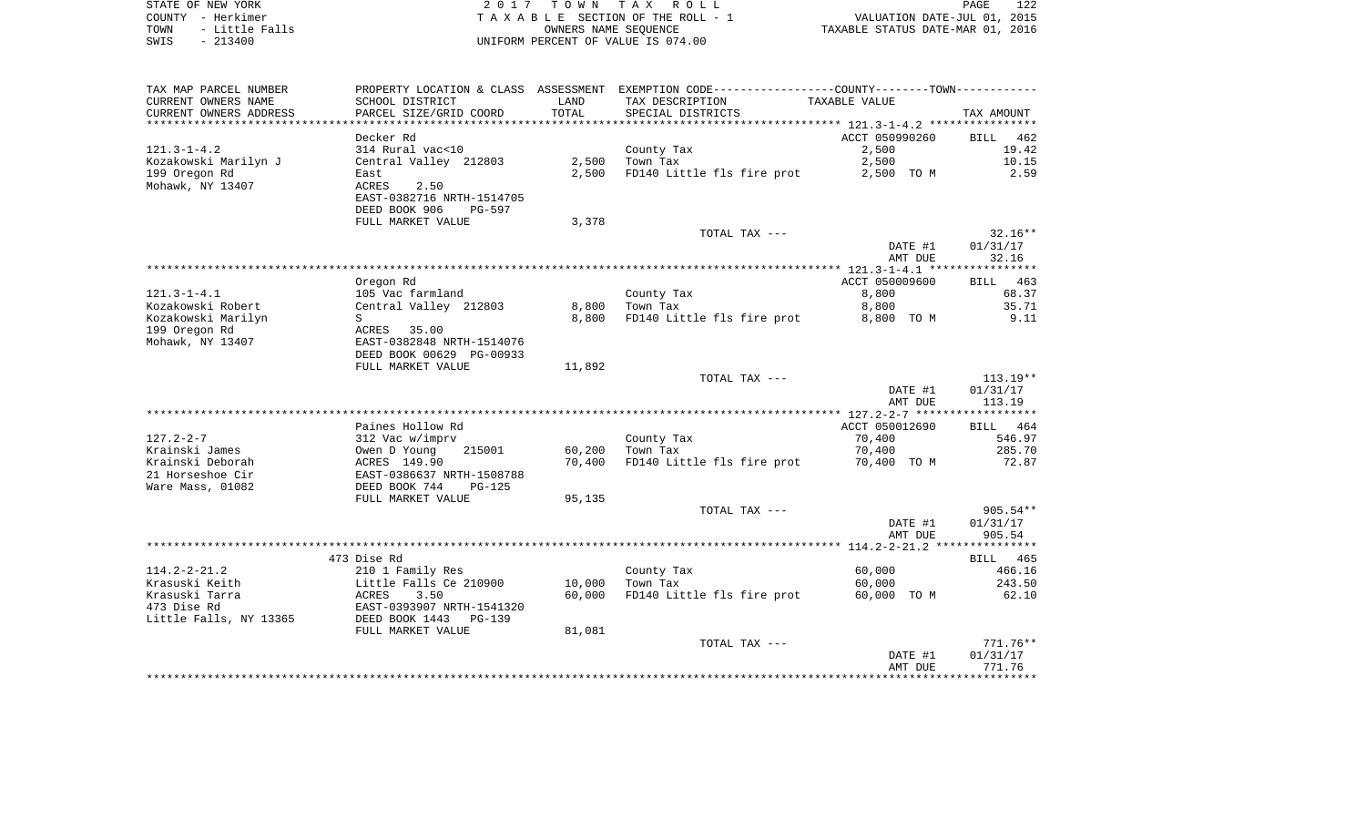STATE OF NEW YORK — 2017 TOWN TAX ROLL
COUNTY - Herkimer — TAXABLE SECTION OF THE ROLL - 1 — VALUATION DATE-JUL 01, 2015
TOWN - Little Falls — OWNERS NAME SEQUENCE — TAXABLE STATUS DATE-MAR 01, 2016
SWIS - 213400 — UNIFORM PERCENT OF VALUE IS 074.00

| TAX MAP PARCEL NUMBER / CURRENT OWNERS NAME / CURRENT OWNERS ADDRESS | PROPERTY LOCATION & CLASS / SCHOOL DISTRICT / PARCEL SIZE/GRID COORD | ASSESSMENT LAND / TOTAL | EXEMPTION CODE / TAX DESCRIPTION / SPECIAL DISTRICTS | COUNTY--------TOWN / TAXABLE VALUE | TAX AMOUNT |
|---|---|---|---|---|---|
| | Decker Rd | | | ACCT 050990260 | BILL 462 |
| 121.3-1-4.2 | 314 Rural vac<10 | | County Tax | 2,500 | 19.42 |
| Kozakowski Marilyn J | Central Valley 212803 | 2,500 | Town Tax | 2,500 | 10.15 |
| 199 Oregon Rd | East | 2,500 | FD140 Little fls fire prot | 2,500 TO M | 2.59 |
| Mohawk, NY 13407 | ACRES 2.50 | | | | |
| | EAST-0382716 NRTH-1514705 | | | | |
| | DEED BOOK 906 PG-597 | | | | |
| | FULL MARKET VALUE | 3,378 | | | |
| | | | TOTAL TAX --- | | 32.16** |
| | | | | DATE #1 | 01/31/17 |
| | | | | AMT DUE | 32.16 |
| | Oregon Rd | | | ACCT 050009600 | BILL 463 |
| 121.3-1-4.1 | 105 Vac farmland | | County Tax | 8,800 | 68.37 |
| Kozakowski Robert | Central Valley 212803 | 8,800 | Town Tax | 8,800 | 35.71 |
| Kozakowski Marilyn | S | 8,800 | FD140 Little fls fire prot | 8,800 TO M | 9.11 |
| 199 Oregon Rd | ACRES 35.00 | | | | |
| Mohawk, NY 13407 | EAST-0382848 NRTH-1514076 | | | | |
| | DEED BOOK 00629 PG-00933 | | | | |
| | FULL MARKET VALUE | 11,892 | | | |
| | | | TOTAL TAX --- | | 113.19** |
| | | | | DATE #1 | 01/31/17 |
| | | | | AMT DUE | 113.19 |
| | Paines Hollow Rd | | | ACCT 050012690 | BILL 464 |
| 127.2-2-7 | 312 Vac w/imprv | | County Tax | 70,400 | 546.97 |
| Krainski James | Owen D Young 215001 | 60,200 | Town Tax | 70,400 | 285.70 |
| Krainski Deborah | ACRES 149.90 | 70,400 | FD140 Little fls fire prot | 70,400 TO M | 72.87 |
| 21 Horseshoe Cir | EAST-0386637 NRTH-1508788 | | | | |
| Ware Mass, 01082 | DEED BOOK 744 PG-125 | | | | |
| | FULL MARKET VALUE | 95,135 | | | |
| | | | TOTAL TAX --- | | 905.54** |
| | | | | DATE #1 | 01/31/17 |
| | | | | AMT DUE | 905.54 |
| | 473 Dise Rd | | | | BILL 465 |
| 114.2-2-21.2 | 210 1 Family Res | | County Tax | 60,000 | 466.16 |
| Krasuski Keith | Little Falls Ce 210900 | 10,000 | Town Tax | 60,000 | 243.50 |
| Krasuski Tarra | ACRES 3.50 | 60,000 | FD140 Little fls fire prot | 60,000 TO M | 62.10 |
| 473 Dise Rd | EAST-0393907 NRTH-1541320 | | | | |
| Little Falls, NY 13365 | DEED BOOK 1443 PG-139 | | | | |
| | FULL MARKET VALUE | 81,081 | | | |
| | | | TOTAL TAX --- | | 771.76** |
| | | | | DATE #1 | 01/31/17 |
| | | | | AMT DUE | 771.76 |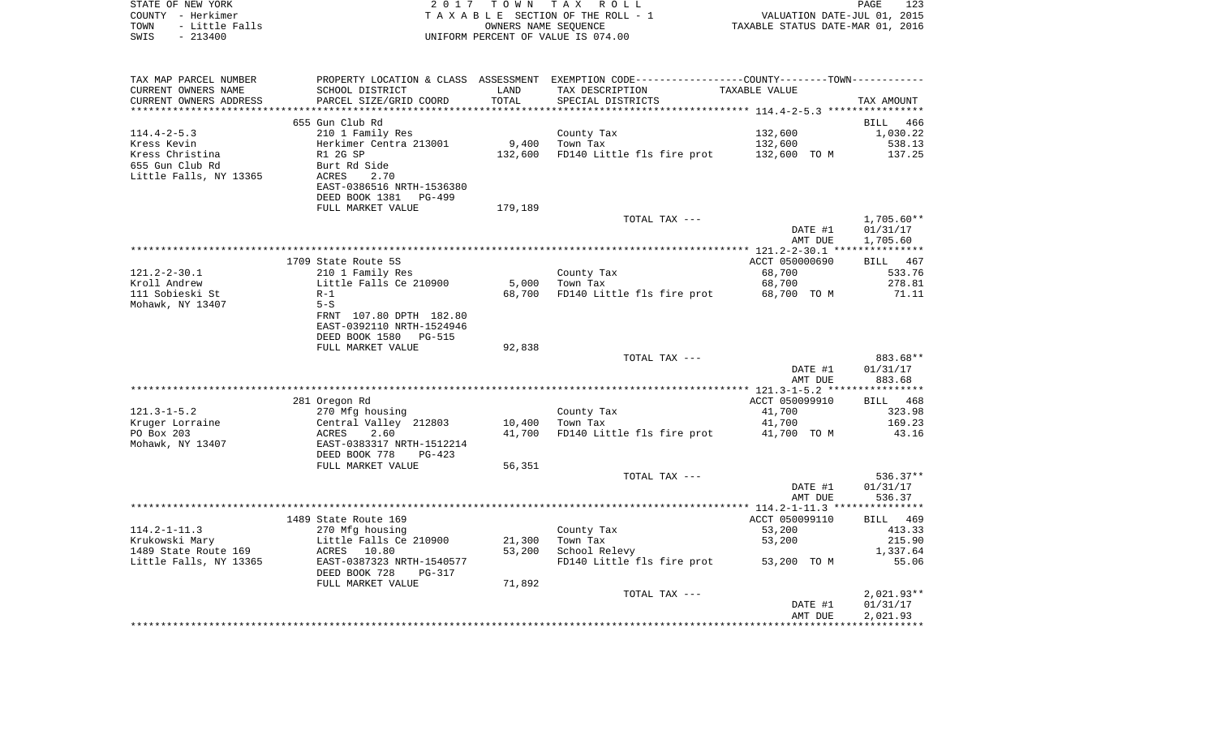STATE OF NEW YORK
COUNTY - Herkimer
TOWN - Little Falls
SWIS - 213400

2017 TOWN TAX ROLL
TAXABLE SECTION OF THE ROLL - 1
OWNERS NAME SEQUENCE
UNIFORM PERCENT OF VALUE IS 074.00

VALUATION DATE-JUL 01, 2015
TAXABLE STATUS DATE-MAR 01, 2016

| TAX MAP PARCEL NUMBER<br>CURRENT OWNERS NAME<br>CURRENT OWNERS ADDRESS | PROPERTY LOCATION & CLASS<br>SCHOOL DISTRICT<br>PARCEL SIZE/GRID COORD | ASSESSMENT<br>LAND<br>TOTAL | EXEMPTION CODE-----COUNTY-----TOWN<br>TAX DESCRIPTION<br>SPECIAL DISTRICTS | TAXABLE VALUE | TAX AMOUNT |
|---|---|---|---|---|---|
| 114.4-2-5.3 | 655 Gun Club Rd | | | | BILL 466 |
| Kress Kevin | 210 1 Family Res | | County Tax | 132,600 | 1,030.22 |
| Kress Christina | Herkimer Centra 213001 | 9,400 | Town Tax | 132,600 | 538.13 |
| 655 Gun Club Rd | R1 2G SP | 132,600 | FD140 Little fls fire prot | 132,600 TO M | 137.25 |
| Little Falls, NY 13365 | Burt Rd Side | | | | |
| | ACRES 2.70 | | | | |
| | EAST-0386516 NRTH-1536380 | | | | |
| | DEED BOOK 1381 PG-499 | | | | |
| | FULL MARKET VALUE | 179,189 | | | |
| | | | TOTAL TAX --- | | 1,705.60** |
| | | | | DATE #1 | 01/31/17 |
| | | | | AMT DUE | 1,705.60 |
| 121.2-2-30.1 | 1709 State Route 5S | | | ACCT 050000690 | BILL 467 |
| Kroll Andrew | 210 1 Family Res | | County Tax | 68,700 | 533.76 |
| 111 Sobieski St | Little Falls Ce 210900 | 5,000 | Town Tax | 68,700 | 278.81 |
| Mohawk, NY 13407 | R-1 | 68,700 | FD140 Little fls fire prot | 68,700 TO M | 71.11 |
| | 5-S | | | | |
| | FRNT 107.80 DPTH 182.80 | | | | |
| | EAST-0392110 NRTH-1524946 | | | | |
| | DEED BOOK 1580 PG-515 | | | | |
| | FULL MARKET VALUE | 92,838 | | | |
| | | | TOTAL TAX --- | | 883.68** |
| | | | | DATE #1 | 01/31/17 |
| | | | | AMT DUE | 883.68 |
| 121.3-1-5.2 | 281 Oregon Rd | | | ACCT 050099910 | BILL 468 |
| Kruger Lorraine | 270 Mfg housing | | County Tax | 41,700 | 323.98 |
| PO Box 203 | Central Valley 212803 | 10,400 | Town Tax | 41,700 | 169.23 |
| Mohawk, NY 13407 | ACRES 2.60 | 41,700 | FD140 Little fls fire prot | 41,700 TO M | 43.16 |
| | EAST-0383317 NRTH-1512214 | | | | |
| | DEED BOOK 778 PG-423 | | | | |
| | FULL MARKET VALUE | 56,351 | | | |
| | | | TOTAL TAX --- | | 536.37** |
| | | | | DATE #1 | 01/31/17 |
| | | | | AMT DUE | 536.37 |
| 114.2-1-11.3 | 1489 State Route 169 | | | ACCT 050099110 | BILL 469 |
| Krukowski Mary | 270 Mfg housing | | County Tax | 53,200 | 413.33 |
| 1489 State Route 169 | Little Falls Ce 210900 | 21,300 | Town Tax | 53,200 | 215.90 |
| Little Falls, NY 13365 | ACRES 10.80 | 53,200 | School Relevy | | 1,337.64 |
| | EAST-0387323 NRTH-1540577 | | FD140 Little fls fire prot | 53,200 TO M | 55.06 |
| | DEED BOOK 728 PG-317 | | | | |
| | FULL MARKET VALUE | 71,892 | | | |
| | | | TOTAL TAX --- | | 2,021.93** |
| | | | | DATE #1 | 01/31/17 |
| | | | | AMT DUE | 2,021.93 |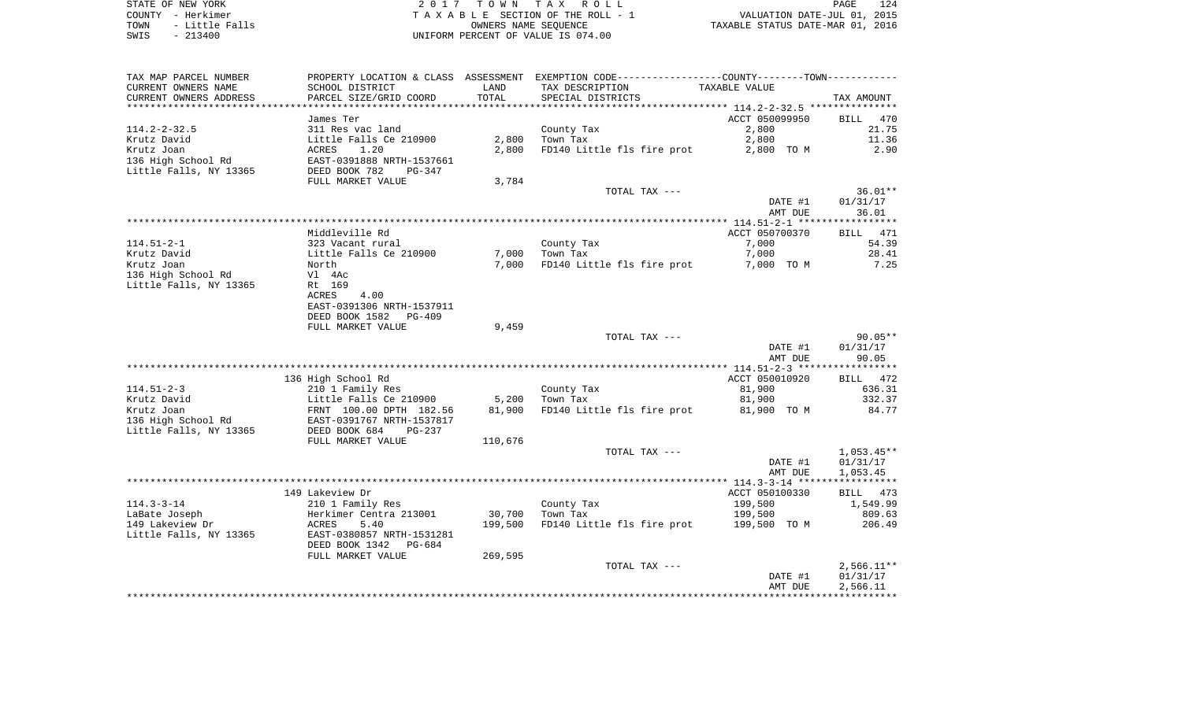STATE OF NEW YORK — 2 0 1 7 T O W N T A X R O L L
COUNTY - Herkimer — T A X A B L E SECTION OF THE ROLL - 1 — VALUATION DATE-JUL 01, 2015
TOWN - Little Falls — OWNERS NAME SEQUENCE — TAXABLE STATUS DATE-MAR 01, 2016
SWIS - 213400 — UNIFORM PERCENT OF VALUE IS 074.00

| TAX MAP PARCEL NUMBER / CURRENT OWNERS NAME / CURRENT OWNERS ADDRESS | PROPERTY LOCATION & CLASS / SCHOOL DISTRICT / PARCEL SIZE/GRID COORD | ASSESSMENT LAND | ASSESSMENT TOTAL | EXEMPTION CODE / TAX DESCRIPTION / SPECIAL DISTRICTS | TAXABLE VALUE | TAX AMOUNT |
|---|---|---|---|---|---|---|
| 114.2-2-32.5 | James Ter | | | | ACCT 050099950 | BILL 470 |
| | 311 Res vac land | | | County Tax | 2,800 | 21.75 |
| Krutz David | Little Falls Ce 210900 | 2,800 | | Town Tax | 2,800 | 11.36 |
| Krutz Joan | ACRES 1.20 | | 2,800 | FD140 Little fls fire prot | 2,800 TO M | 2.90 |
| 136 High School Rd | EAST-0391888 NRTH-1537661 | | | | | |
| Little Falls, NY 13365 | DEED BOOK 782 PG-347 | | | | | |
| | FULL MARKET VALUE | 3,784 | | | | |
| | | | | TOTAL TAX --- | | 36.01** |
| | | | | | DATE #1 | 01/31/17 |
| | | | | | AMT DUE | 36.01 |
| 114.51-2-1 | Middleville Rd | | | | ACCT 050700370 | BILL 471 |
| | 323 Vacant rural | | | County Tax | 7,000 | 54.39 |
| Krutz David | Little Falls Ce 210900 | 7,000 | | Town Tax | 7,000 | 28.41 |
| Krutz Joan | North | | 7,000 | FD140 Little fls fire prot | 7,000 TO M | 7.25 |
| 136 High School Rd | Vl 4Ac | | | | | |
| Little Falls, NY 13365 | Rt 169 | | | | | |
| | ACRES 4.00 | | | | | |
| | EAST-0391306 NRTH-1537911 | | | | | |
| | DEED BOOK 1582 PG-409 | | | | | |
| | FULL MARKET VALUE | 9,459 | | | | |
| | | | | TOTAL TAX --- | | 90.05** |
| | | | | | DATE #1 | 01/31/17 |
| | | | | | AMT DUE | 90.05 |
| 114.51-2-3 | 136 High School Rd | | | | ACCT 050010920 | BILL 472 |
| | 210 1 Family Res | | | County Tax | 81,900 | 636.31 |
| Krutz David | Little Falls Ce 210900 | 5,200 | | Town Tax | 81,900 | 332.37 |
| Krutz Joan | FRNT 100.00 DPTH 182.56 | | 81,900 | FD140 Little fls fire prot | 81,900 TO M | 84.77 |
| 136 High School Rd | EAST-0391767 NRTH-1537817 | | | | | |
| Little Falls, NY 13365 | DEED BOOK 684 PG-237 | | | | | |
| | FULL MARKET VALUE | 110,676 | | | | |
| | | | | TOTAL TAX --- | | 1,053.45** |
| | | | | | DATE #1 | 01/31/17 |
| | | | | | AMT DUE | 1,053.45 |
| 114.3-3-14 | 149 Lakeview Dr | | | | ACCT 050100330 | BILL 473 |
| | 210 1 Family Res | | | County Tax | 199,500 | 1,549.99 |
| LaBate Joseph | Herkimer Centra 213001 | 30,700 | | Town Tax | 199,500 | 809.63 |
| 149 Lakeview Dr | ACRES 5.40 | | 199,500 | FD140 Little fls fire prot | 199,500 TO M | 206.49 |
| Little Falls, NY 13365 | EAST-0380857 NRTH-1531281 | | | | | |
| | DEED BOOK 1342 PG-684 | | | | | |
| | FULL MARKET VALUE | 269,595 | | | | |
| | | | | TOTAL TAX --- | | 2,566.11** |
| | | | | | DATE #1 | 01/31/17 |
| | | | | | AMT DUE | 2,566.11 |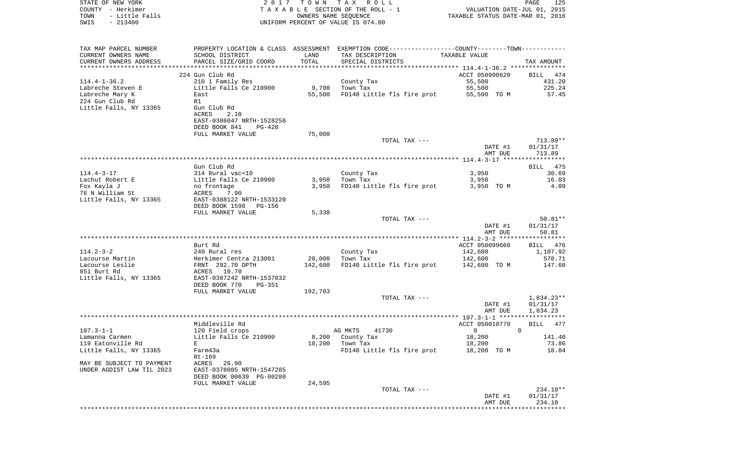STATE OF NEW YORK | 2017 TOWN TAX ROLL | PAGE 125
COUNTY - Herkimer | TAXABLE SECTION OF THE ROLL - 1 | VALUATION DATE-JUL 01, 2015
TOWN - Little Falls | OWNERS NAME SEQUENCE | TAXABLE STATUS DATE-MAR 01, 2016
SWIS - 213400 | UNIFORM PERCENT OF VALUE IS 074.00

| TAX MAP PARCEL NUMBER / CURRENT OWNERS NAME / CURRENT OWNERS ADDRESS | PROPERTY LOCATION & CLASS / SCHOOL DISTRICT / PARCEL SIZE/GRID COORD | ASSESSMENT LAND / TOTAL | EXEMPTION CODE / TAX DESCRIPTION / SPECIAL DISTRICTS | TAXABLE VALUE | TAX AMOUNT |
|---|---|---|---|---|---|
| | 224 Gun Club Rd | | | ACCT 050990620 | BILL 474 |
| 114.4-1-36.2 | 210 1 Family Res | | County Tax | 55,500 | 431.20 |
| Labreche Steven E | Little Falls Ce 210900 | 9,700 | Town Tax | 55,500 | 225.24 |
| Labreche Mary K | East | 55,500 | FD140 Little fls fire prot | 55,500 TO M | 57.45 |
| 224 Gun Club Rd | R1 | | | | |
| Little Falls, NY 13365 | Gun Club Rd | | | | |
| | ACRES 2.10 | | | | |
| | EAST-0386047 NRTH-1528258 | | | | |
| | DEED BOOK 841 PG-428 | | | | |
| | FULL MARKET VALUE | 75,000 | | | |
| | | | TOTAL TAX --- | | 713.89** |
| | | | | DATE #1 | 01/31/17 |
| | | | | AMT DUE | 713.89 |
| | Gun Club Rd | | | | BILL 475 |
| 114.4-3-17 | 314 Rural vac<10 | | County Tax | 3,950 | 30.69 |
| Lachut Robert E | Little Falls Ce 210900 | 3,950 | Town Tax | 3,950 | 16.03 |
| Fox Kayla J | no frontage | 3,950 | FD140 Little fls fire prot | 3,950 TO M | 4.09 |
| 76 N William St | ACRES 7.90 | | | | |
| Little Falls, NY 13365 | EAST-0388122 NRTH-1533120 | | | | |
| | DEED BOOK 1598 PG-156 | | | | |
| | FULL MARKET VALUE | 5,338 | | | |
| | | | TOTAL TAX --- | | 50.81** |
| | | | | DATE #1 | 01/31/17 |
| | | | | AMT DUE | 50.81 |
| | Burt Rd | | | ACCT 050099660 | BILL 476 |
| 114.2-3-2 | 240 Rural res | | County Tax | 142,600 | 1,107.92 |
| Lacourse Martin | Herkimer Centra 213001 | 20,000 | Town Tax | 142,600 | 578.71 |
| Lacourse Leslie | FRNT 292.70 DPTH | 142,600 | FD140 Little fls fire prot | 142,600 TO M | 147.60 |
| 851 Burt Rd | ACRES 10.70 | | | | |
| Little Falls, NY 13365 | EAST-0387242 NRTH-1537832 | | | | |
| | DEED BOOK 770 PG-351 | | | | |
| | FULL MARKET VALUE | 192,703 | | | |
| | | | TOTAL TAX --- | | 1,834.23** |
| | | | | DATE #1 | 01/31/17 |
| | | | | AMT DUE | 1,834.23 |
| | Middleville Rd | | | ACCT 050010770 | BILL 477 |
| 107.3-1-1 | 120 Field crops | | AG MKTS 41730 | 0 0 | |
| Lamanna Carmen | Little Falls Ce 210900 | 8,200 | County Tax | 18,200 | 141.40 |
| 119 Eatonville Rd | E | 18,200 | Town Tax | 18,200 | 73.86 |
| Little Falls, NY 13365 | Farm43a | | FD140 Little fls fire prot | 18,200 TO M | 18.84 |
| | Rt-169 | | | | |
| MAY BE SUBJECT TO PAYMENT | ACRES 26.90 | | | | |
| UNDER AGDIST LAW TIL 2023 | EAST-0378085 NRTH-1547285 | | | | |
| | DEED BOOK 00639 PG-00280 | | | | |
| | FULL MARKET VALUE | 24,595 | | | |
| | | | TOTAL TAX --- | | 234.10** |
| | | | | DATE #1 | 01/31/17 |
| | | | | AMT DUE | 234.10 |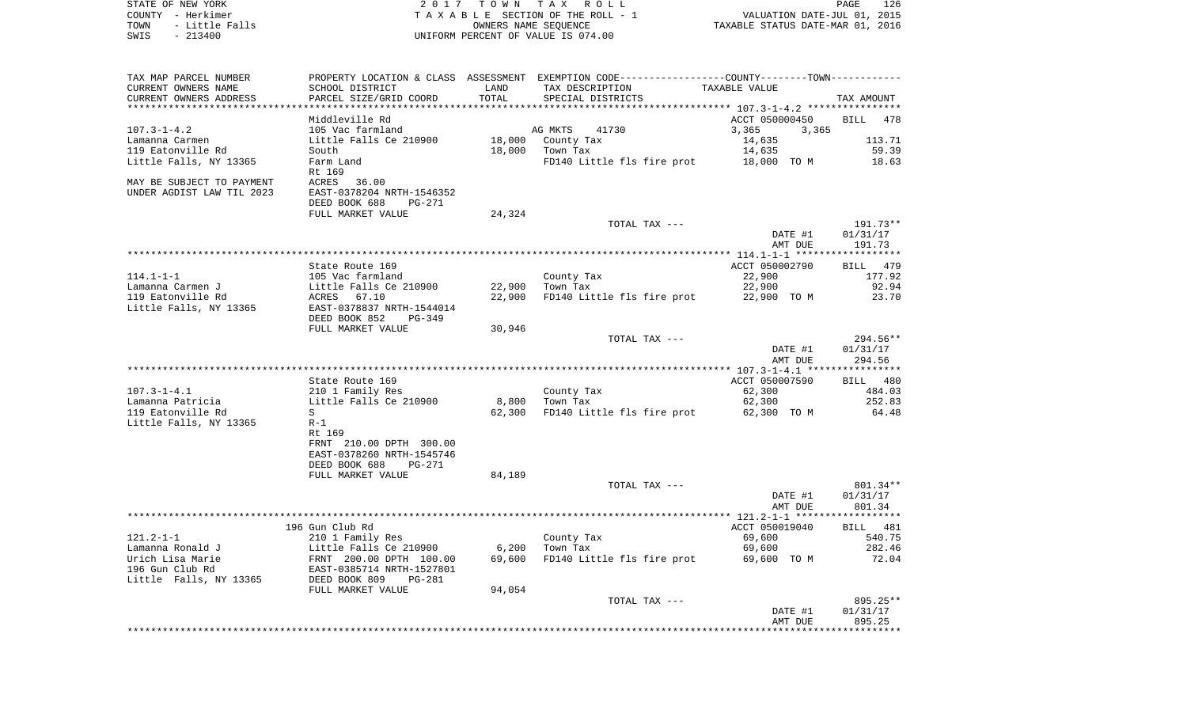STATE OF NEW YORK
COUNTY - Herkimer
TOWN - Little Falls
SWIS - 213400

2017 TOWN TAX ROLL
TAXABLE SECTION OF THE ROLL - 1
OWNERS NAME SEQUENCE
UNIFORM PERCENT OF VALUE IS 074.00

VALUATION DATE-JUL 01, 2015
TAXABLE STATUS DATE-MAR 01, 2016

| TAX MAP PARCEL NUMBER<br>CURRENT OWNERS NAME<br>CURRENT OWNERS ADDRESS | PROPERTY LOCATION & CLASS<br>SCHOOL DISTRICT<br>PARCEL SIZE/GRID COORD | ASSESSMENT<br>LAND<br>TOTAL | EXEMPTION CODE-----COUNTY-----TOWN-----<br>TAX DESCRIPTION<br>SPECIAL DISTRICTS | TAXABLE VALUE | TAX AMOUNT |
|---|---|---|---|---|---|
| **107.3-1-4.2** | Middleville Rd | | | ACCT 050000450 | BILL 478 |
| 107.3-1-4.2 | 105 Vac farmland | | AG MKTS 41730 | 3,365 3,365 | |
| Lamanna Carmen | Little Falls Ce 210900 | 18,000 | County Tax | 14,635 | 113.71 |
| 119 Eatonville Rd | South | 18,000 | Town Tax | 14,635 | 59.39 |
| Little Falls, NY 13365 | Farm Land | | FD140 Little fls fire prot | 18,000 TO M | 18.63 |
| | Rt 169 | | | | |
| MAY BE SUBJECT TO PAYMENT | ACRES 36.00 | | | | |
| UNDER AGDIST LAW TIL 2023 | EAST-0378204 NRTH-1546352 | | | | |
| | DEED BOOK 688 PG-271 | | | | |
| | FULL MARKET VALUE | 24,324 | | | |
| | | | TOTAL TAX --- | | 191.73** |
| | | | | DATE #1 | 01/31/17 |
| | | | | AMT DUE | 191.73 |
| **114.1-1-1** | State Route 169 | | | ACCT 050002790 | BILL 479 |
| 114.1-1-1 | 105 Vac farmland | | County Tax | 22,900 | 177.92 |
| Lamanna Carmen J | Little Falls Ce 210900 | 22,900 | Town Tax | 22,900 | 92.94 |
| 119 Eatonville Rd | ACRES 67.10 | 22,900 | FD140 Little fls fire prot | 22,900 TO M | 23.70 |
| Little Falls, NY 13365 | EAST-0378837 NRTH-1544014 | | | | |
| | DEED BOOK 852 PG-349 | | | | |
| | FULL MARKET VALUE | 30,946 | | | |
| | | | TOTAL TAX --- | | 294.56** |
| | | | | DATE #1 | 01/31/17 |
| | | | | AMT DUE | 294.56 |
| **107.3-1-4.1** | State Route 169 | | | ACCT 050007590 | BILL 480 |
| 107.3-1-4.1 | 210 1 Family Res | | County Tax | 62,300 | 484.03 |
| Lamanna Patricia | Little Falls Ce 210900 | 8,800 | Town Tax | 62,300 | 252.83 |
| 119 Eatonville Rd | S | 62,300 | FD140 Little fls fire prot | 62,300 TO M | 64.48 |
| Little Falls, NY 13365 | R-1 | | | | |
| | Rt 169 | | | | |
| | FRNT 210.00 DPTH 300.00 | | | | |
| | EAST-0378260 NRTH-1545746 | | | | |
| | DEED BOOK 688 PG-271 | | | | |
| | FULL MARKET VALUE | 84,189 | | | |
| | | | TOTAL TAX --- | | 801.34** |
| | | | | DATE #1 | 01/31/17 |
| | | | | AMT DUE | 801.34 |
| **121.2-1-1** | 196 Gun Club Rd | | | ACCT 050019040 | BILL 481 |
| 121.2-1-1 | 210 1 Family Res | | County Tax | 69,600 | 540.75 |
| Lamanna Ronald J | Little Falls Ce 210900 | 6,200 | Town Tax | 69,600 | 282.46 |
| Urich Lisa Marie | FRNT 200.00 DPTH 100.00 | 69,600 | FD140 Little fls fire prot | 69,600 TO M | 72.04 |
| 196 Gun Club Rd | EAST-0385714 NRTH-1527801 | | | | |
| Little Falls, NY 13365 | DEED BOOK 809 PG-281 | | | | |
| | FULL MARKET VALUE | 94,054 | | | |
| | | | TOTAL TAX --- | | 895.25** |
| | | | | DATE #1 | 01/31/17 |
| | | | | AMT DUE | 895.25 |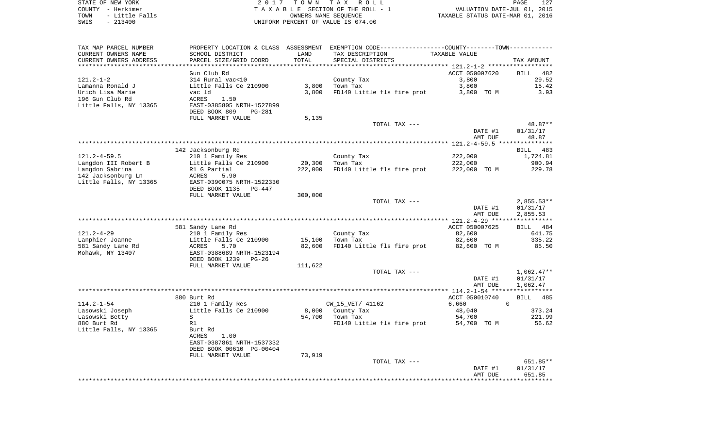STATE OF NEW YORK
COUNTY - Herkimer
TOWN - Little Falls
SWIS - 213400

2 0 1 7 T O W N T A X R O L L
T A X A B L E SECTION OF THE ROLL - 1
OWNERS NAME SEQUENCE
UNIFORM PERCENT OF VALUE IS 074.00

VALUATION DATE-JUL 01, 2015
TAXABLE STATUS DATE-MAR 01, 2016

| TAX MAP PARCEL NUMBER<br>CURRENT OWNERS NAME<br>CURRENT OWNERS ADDRESS | PROPERTY LOCATION & CLASS<br>SCHOOL DISTRICT<br>PARCEL SIZE/GRID COORD | ASSESSMENT<br>LAND<br>TOTAL | EXEMPTION CODE-----COUNTY-----TOWN<br>TAX DESCRIPTION<br>SPECIAL DISTRICTS | TAXABLE VALUE | TAX AMOUNT |
|---|---|---|---|---|---|
| 121.2-1-2 | Gun Club Rd | | | ACCT 050007620 | BILL 482 |
| 121.2-1-2 | 314 Rural vac<10 | | County Tax | 3,800 | 29.52 |
| Lamanna Ronald J | Little Falls Ce 210900 | 3,800 | Town Tax | 3,800 | 15.42 |
| Urich Lisa Marie | vac ld | 3,800 | FD140 Little fls fire prot | 3,800 TO M | 3.93 |
| 196 Gun Club Rd | ACRES 1.50 | | | | |
| Little Falls, NY 13365 | EAST-0385805 NRTH-1527899 | | | | |
| | DEED BOOK 809 PG-281 | | | | |
| | FULL MARKET VALUE | 5,135 | | | |
| | | | TOTAL TAX --- | | 48.87** |
| | | | | DATE #1 | 01/31/17 |
| | | | | AMT DUE | 48.87 |
| 121.2-4-59.5 | 142 Jacksonburg Rd | | | | BILL 483 |
| 121.2-4-59.5 | 210 1 Family Res | | County Tax | 222,000 | 1,724.81 |
| Langdon III Robert B | Little Falls Ce 210900 | 20,300 | Town Tax | 222,000 | 900.94 |
| Langdon Sabrina | R1 G Partial | 222,000 | FD140 Little fls fire prot | 222,000 TO M | 229.78 |
| 142 Jacksonburg Ln | ACRES 5.90 | | | | |
| Little Falls, NY 13365 | EAST-0390075 NRTH-1522330 | | | | |
| | DEED BOOK 1135 PG-447 | | | | |
| | FULL MARKET VALUE | 300,000 | | | |
| | | | TOTAL TAX --- | | 2,855.53** |
| | | | | DATE #1 | 01/31/17 |
| | | | | AMT DUE | 2,855.53 |
| 121.2-4-29 | 581 Sandy Lane Rd | | | ACCT 050007625 | BILL 484 |
| 121.2-4-29 | 210 1 Family Res | | County Tax | 82,600 | 641.75 |
| Lanphier Joanne | Little Falls Ce 210900 | 15,100 | Town Tax | 82,600 | 335.22 |
| 581 Sandy Lane Rd | ACRES 5.70 | 82,600 | FD140 Little fls fire prot | 82,600 TO M | 85.50 |
| Mohawk, NY 13407 | EAST-0388689 NRTH-1523194 | | | | |
| | DEED BOOK 1239 PG-26 | | | | |
| | FULL MARKET VALUE | 111,622 | | | |
| | | | TOTAL TAX --- | | 1,062.47** |
| | | | | DATE #1 | 01/31/17 |
| | | | | AMT DUE | 1,062.47 |
| 114.2-1-54 | 880 Burt Rd | | | ACCT 050010740 | BILL 485 |
| 114.2-1-54 | 210 1 Family Res | | CW_15_VET/ 41162 | 6,660 0 | |
| Lasowski Joseph | Little Falls Ce 210900 | 8,000 | County Tax | 48,040 | 373.24 |
| Lasowski Betty | S | 54,700 | Town Tax | 54,700 | 221.99 |
| 880 Burt Rd | R1 | | FD140 Little fls fire prot | 54,700 TO M | 56.62 |
| Little Falls, NY 13365 | Burt Rd | | | | |
| | ACRES 1.00 | | | | |
| | EAST-0387861 NRTH-1537332 | | | | |
| | DEED BOOK 00610 PG-00404 | | | | |
| | FULL MARKET VALUE | 73,919 | | | |
| | | | TOTAL TAX --- | | 651.85** |
| | | | | DATE #1 | 01/31/17 |
| | | | | AMT DUE | 651.85 |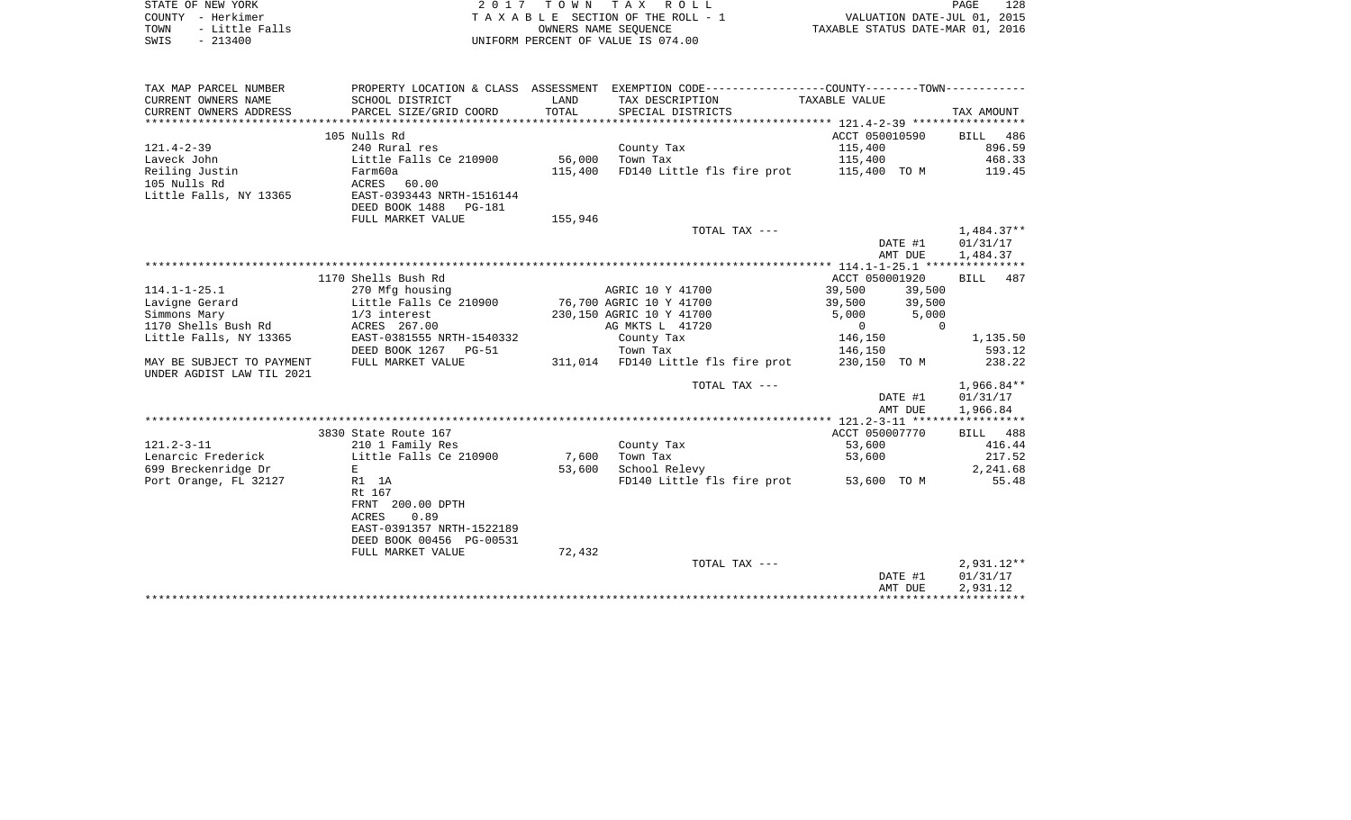STATE OF NEW YORK — 2017 TOWN TAX ROLL
COUNTY - Herkimer — TAXABLE SECTION OF THE ROLL - 1 — VALUATION DATE-JUL 01, 2015
TOWN - Little Falls — OWNERS NAME SEQUENCE — TAXABLE STATUS DATE-MAR 01, 2016
SWIS - 213400 — UNIFORM PERCENT OF VALUE IS 074.00

| TAX MAP PARCEL NUMBER / CURRENT OWNERS NAME / CURRENT OWNERS ADDRESS | PROPERTY LOCATION & CLASS / SCHOOL DISTRICT / PARCEL SIZE/GRID COORD | ASSESSMENT LAND / TOTAL | EXEMPTION CODE / TAX DESCRIPTION / SPECIAL DISTRICTS | COUNTY TAXABLE VALUE | TOWN | TAX AMOUNT |
|---|---|---|---|---|---|---|
| | 105 Nulls Rd | | | ACCT 050010590 | | BILL 486 |
| 121.4-2-39 | 240 Rural res | | County Tax | 115,400 | | 896.59 |
| Laveck John | Little Falls Ce 210900 | 56,000 | Town Tax | 115,400 | | 468.33 |
| Reiling Justin | Farm60a | 115,400 | FD140 Little fls fire prot | 115,400 TO M | | 119.45 |
| 105 Nulls Rd | ACRES 60.00 | | | | | |
| Little Falls, NY 13365 | EAST-0393443 NRTH-1516144 | | | | | |
| | DEED BOOK 1488 PG-181 | | | | | |
| | FULL MARKET VALUE | 155,946 | | | | |
| | | | TOTAL TAX --- | | | 1,484.37** |
| | | | | | DATE #1 | 01/31/17 |
| | | | | | AMT DUE | 1,484.37 |
| | 1170 Shells Bush Rd | | | ACCT 050001920 | | BILL 487 |
| 114.1-1-25.1 | 270 Mfg housing | | AGRIC 10 Y 41700 | 39,500 | 39,500 | |
| Lavigne Gerard | Little Falls Ce 210900 | 76,700 | AGRIC 10 Y 41700 | 39,500 | 39,500 | |
| Simmons Mary | 1/3 interest | 230,150 | AGRIC 10 Y 41700 | 5,000 | 5,000 | |
| 1170 Shells Bush Rd | ACRES 267.00 | | AG MKTS L 41720 | 0 | 0 | |
| Little Falls, NY 13365 | EAST-0381555 NRTH-1540332 | | County Tax | 146,150 | | 1,135.50 |
| | DEED BOOK 1267 PG-51 | | Town Tax | 146,150 | | 593.12 |
| MAY BE SUBJECT TO PAYMENT | FULL MARKET VALUE | 311,014 | FD140 Little fls fire prot | 230,150 TO M | | 238.22 |
| UNDER AGDIST LAW TIL 2021 | | | | | | |
| | | | TOTAL TAX --- | | | 1,966.84** |
| | | | | | DATE #1 | 01/31/17 |
| | | | | | AMT DUE | 1,966.84 |
| | 3830 State Route 167 | | | ACCT 050007770 | | BILL 488 |
| 121.2-3-11 | 210 1 Family Res | | County Tax | 53,600 | | 416.44 |
| Lenarcic Frederick | Little Falls Ce 210900 | 7,600 | Town Tax | 53,600 | | 217.52 |
| 699 Breckenridge Dr | E | 53,600 | School Relevy | | | 2,241.68 |
| Port Orange, FL 32127 | R1 1A | | FD140 Little fls fire prot | 53,600 TO M | | 55.48 |
| | Rt 167 | | | | | |
| | FRNT 200.00 DPTH | | | | | |
| | ACRES 0.89 | | | | | |
| | EAST-0391357 NRTH-1522189 | | | | | |
| | DEED BOOK 00456 PG-00531 | | | | | |
| | FULL MARKET VALUE | 72,432 | | | | |
| | | | TOTAL TAX --- | | | 2,931.12** |
| | | | | | DATE #1 | 01/31/17 |
| | | | | | AMT DUE | 2,931.12 |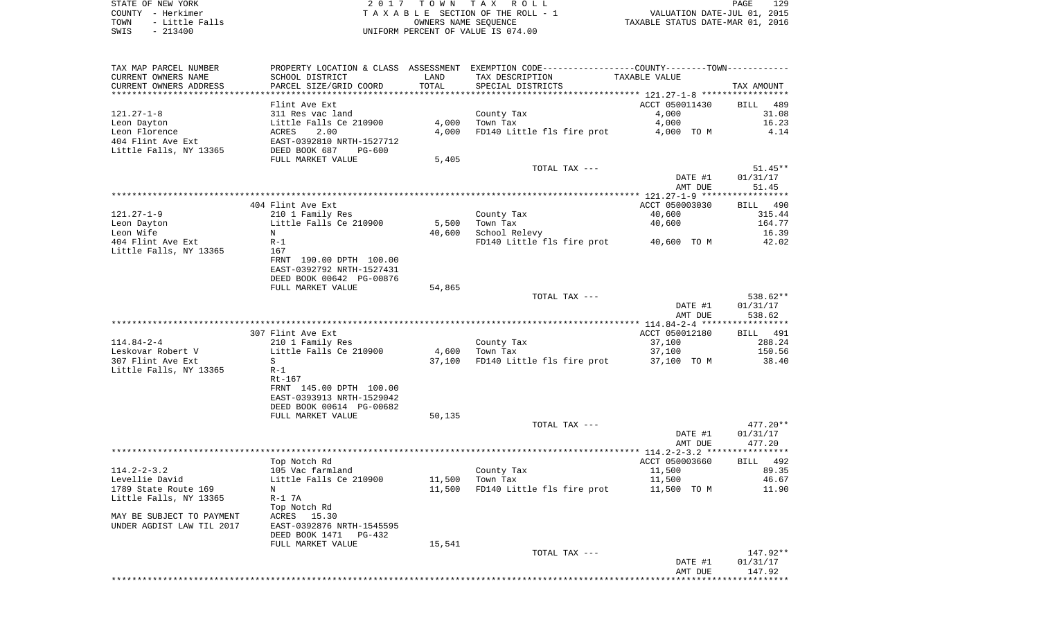STATE OF NEW YORK
COUNTY - Herkimer
TOWN - Little Falls
SWIS - 213400

2 0 1 7 T O W N T A X R O L L
T A X A B L E SECTION OF THE ROLL - 1
OWNERS NAME SEQUENCE
UNIFORM PERCENT OF VALUE IS 074.00

VALUATION DATE-JUL 01, 2015
TAXABLE STATUS DATE-MAR 01, 2016

| TAX MAP PARCEL NUMBER<br>CURRENT OWNERS NAME<br>CURRENT OWNERS ADDRESS | PROPERTY LOCATION & CLASS<br>SCHOOL DISTRICT<br>PARCEL SIZE/GRID COORD | ASSESSMENT<br>LAND<br>TOTAL | EXEMPTION CODE------COUNTY------TOWN------<br>TAX DESCRIPTION<br>SPECIAL DISTRICTS | TAXABLE VALUE | TAX AMOUNT |
|---|---|---|---|---|---|
| **121.27-1-8** | Flint Ave Ext | | | ACCT 050011430 | BILL 489 |
| 121.27-1-8 | 311 Res vac land | | County Tax | 4,000 | 31.08 |
| Leon Dayton | Little Falls Ce 210900 | 4,000 | Town Tax | 4,000 | 16.23 |
| Leon Florence | ACRES 2.00 | 4,000 | FD140 Little fls fire prot | 4,000 TO M | 4.14 |
| 404 Flint Ave Ext | EAST-0392810 NRTH-1527712 | | | | |
| Little Falls, NY 13365 | DEED BOOK 687 PG-600 | | | | |
| | FULL MARKET VALUE | 5,405 | | | |
| | | | TOTAL TAX --- | | 51.45** |
| | | | | DATE #1 | 01/31/17 |
| | | | | AMT DUE | 51.45 |
| **121.27-1-9** | 404 Flint Ave Ext | | | ACCT 050003030 | BILL 490 |
| 121.27-1-9 | 210 1 Family Res | | County Tax | 40,600 | 315.44 |
| Leon Dayton | Little Falls Ce 210900 | 5,500 | Town Tax | 40,600 | 164.77 |
| Leon Wife | N | 40,600 | School Relevy | | 16.39 |
| 404 Flint Ave Ext | R-1 | | FD140 Little fls fire prot | 40,600 TO M | 42.02 |
| Little Falls, NY 13365 | 167 | | | | |
| | FRNT 190.00 DPTH 100.00 | | | | |
| | EAST-0392792 NRTH-1527431 | | | | |
| | DEED BOOK 00642 PG-00876 | | | | |
| | FULL MARKET VALUE | 54,865 | | | |
| | | | TOTAL TAX --- | | 538.62** |
| | | | | DATE #1 | 01/31/17 |
| | | | | AMT DUE | 538.62 |
| **114.84-2-4** | 307 Flint Ave Ext | | | ACCT 050012180 | BILL 491 |
| 114.84-2-4 | 210 1 Family Res | | County Tax | 37,100 | 288.24 |
| Leskovar Robert V | Little Falls Ce 210900 | 4,600 | Town Tax | 37,100 | 150.56 |
| 307 Flint Ave Ext | S | 37,100 | FD140 Little fls fire prot | 37,100 TO M | 38.40 |
| Little Falls, NY 13365 | R-1 | | | | |
| | Rt-167 | | | | |
| | FRNT 145.00 DPTH 100.00 | | | | |
| | EAST-0393913 NRTH-1529042 | | | | |
| | DEED BOOK 00614 PG-00682 | | | | |
| | FULL MARKET VALUE | 50,135 | | | |
| | | | TOTAL TAX --- | | 477.20** |
| | | | | DATE #1 | 01/31/17 |
| | | | | AMT DUE | 477.20 |
| **114.2-2-3.2** | Top Notch Rd | | | ACCT 050003660 | BILL 492 |
| 114.2-2-3.2 | 105 Vac farmland | | County Tax | 11,500 | 89.35 |
| Levellie David | Little Falls Ce 210900 | 11,500 | Town Tax | 11,500 | 46.67 |
| 1789 State Route 169 | N | 11,500 | FD140 Little fls fire prot | 11,500 TO M | 11.90 |
| Little Falls, NY 13365 | R-1 7A | | | | |
| | Top Notch Rd | | | | |
| MAY BE SUBJECT TO PAYMENT | ACRES 15.30 | | | | |
| UNDER AGDIST LAW TIL 2017 | EAST-0392876 NRTH-1545595 | | | | |
| | DEED BOOK 1471 PG-432 | | | | |
| | FULL MARKET VALUE | 15,541 | | | |
| | | | TOTAL TAX --- | | 147.92** |
| | | | | DATE #1 | 01/31/17 |
| | | | | AMT DUE | 147.92 |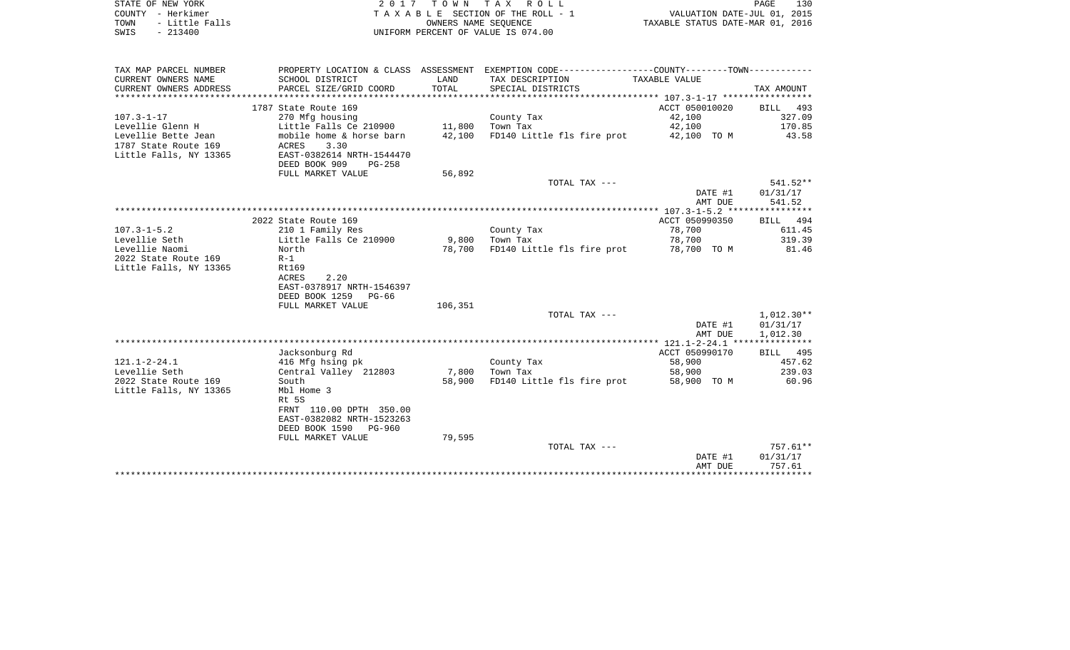STATE OF NEW YORK — 2017 TOWN TAX ROLL
COUNTY - Herkimer — TAXABLE SECTION OF THE ROLL - 1 — VALUATION DATE-JUL 01, 2015
TOWN - Little Falls — OWNERS NAME SEQUENCE — TAXABLE STATUS DATE-MAR 01, 2016
SWIS - 213400 — UNIFORM PERCENT OF VALUE IS 074.00

| TAX MAP PARCEL NUMBER / CURRENT OWNERS NAME / CURRENT OWNERS ADDRESS | PROPERTY LOCATION & CLASS / SCHOOL DISTRICT / PARCEL SIZE/GRID COORD | ASSESSMENT LAND / TOTAL | EXEMPTION CODE / TAX DESCRIPTION / SPECIAL DISTRICTS | TAXABLE VALUE | TAX AMOUNT |
|---|---|---|---|---|---|
| | 1787 State Route 169 | | | ACCT 050010020 | BILL 493 |
| 107.3-1-17 | 270 Mfg housing | | County Tax | 42,100 | 327.09 |
| Levellie Glenn H | Little Falls Ce 210900 | 11,800 | Town Tax | 42,100 | 170.85 |
| Levellie Bette Jean | mobile home & horse barn | 42,100 | FD140 Little fls fire prot | 42,100 TO M | 43.58 |
| 1787 State Route 169 | ACRES 3.30 | | | | |
| Little Falls, NY 13365 | EAST-0382614 NRTH-1544470 | | | | |
| | DEED BOOK 909 PG-258 | | | | |
| | FULL MARKET VALUE | 56,892 | | | |
| | | | TOTAL TAX --- | | 541.52** |
| | | | | DATE #1 | 01/31/17 |
| | | | | AMT DUE | 541.52 |
| | 2022 State Route 169 | | | ACCT 050990350 | BILL 494 |
| 107.3-1-5.2 | 210 1 Family Res | | County Tax | 78,700 | 611.45 |
| Levellie Seth | Little Falls Ce 210900 | 9,800 | Town Tax | 78,700 | 319.39 |
| Levellie Naomi | North | 78,700 | FD140 Little fls fire prot | 78,700 TO M | 81.46 |
| 2022 State Route 169 | R-1 | | | | |
| Little Falls, NY 13365 | Rt169 | | | | |
| | ACRES 2.20 | | | | |
| | EAST-0378917 NRTH-1546397 | | | | |
| | DEED BOOK 1259 PG-66 | | | | |
| | FULL MARKET VALUE | 106,351 | | | |
| | | | TOTAL TAX --- | | 1,012.30** |
| | | | | DATE #1 | 01/31/17 |
| | | | | AMT DUE | 1,012.30 |
| | Jacksonburg Rd | | | ACCT 050990170 | BILL 495 |
| 121.1-2-24.1 | 416 Mfg hsing pk | | County Tax | 58,900 | 457.62 |
| Levellie Seth | Central Valley 212803 | 7,800 | Town Tax | 58,900 | 239.03 |
| 2022 State Route 169 | South | 58,900 | FD140 Little fls fire prot | 58,900 TO M | 60.96 |
| Little Falls, NY 13365 | Mbl Home 3 | | | | |
| | Rt 5S | | | | |
| | FRNT 110.00 DPTH 350.00 | | | | |
| | EAST-0382082 NRTH-1523263 | | | | |
| | DEED BOOK 1590 PG-960 | | | | |
| | FULL MARKET VALUE | 79,595 | | | |
| | | | TOTAL TAX --- | | 757.61** |
| | | | | DATE #1 | 01/31/17 |
| | | | | AMT DUE | 757.61 |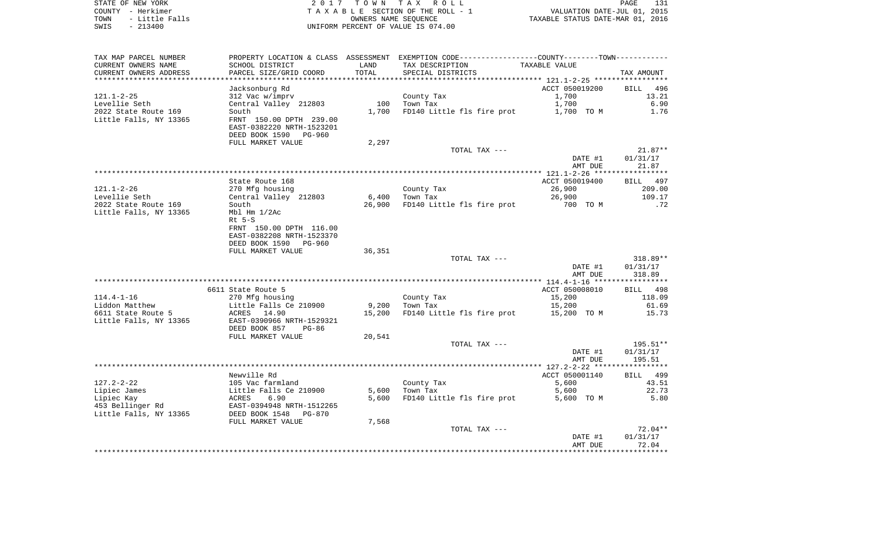STATE OF NEW YORK — 2 0 1 7 T O W N T A X R O L L
COUNTY - Herkimer — T A X A B L E SECTION OF THE ROLL - 1 — VALUATION DATE-JUL 01, 2015
TOWN - Little Falls — OWNERS NAME SEQUENCE — TAXABLE STATUS DATE-MAR 01, 2016
SWIS - 213400 — UNIFORM PERCENT OF VALUE IS 074.00

| TAX MAP PARCEL NUMBER / CURRENT OWNERS NAME / CURRENT OWNERS ADDRESS | PROPERTY LOCATION & CLASS / SCHOOL DISTRICT / PARCEL SIZE/GRID COORD | ASSESSMENT LAND | TOTAL | EXEMPTION CODE / TAX DESCRIPTION / SPECIAL DISTRICTS | COUNTY--------TOWN TAXABLE VALUE | TAX AMOUNT |
|---|---|---|---|---|---|---|
| | Jacksonburg Rd | | | | ACCT 050019200 | BILL 496 |
| 121.1-2-25 | 312 Vac w/imprv | | | County Tax | 1,700 | 13.21 |
| Levellie Seth | Central Valley 212803 | 100 | | Town Tax | 1,700 | 6.90 |
| 2022 State Route 169 | South | | 1,700 | FD140 Little fls fire prot | 1,700 TO M | 1.76 |
| Little Falls, NY 13365 | FRNT 150.00 DPTH 239.00 | | | | | |
| | EAST-0382220 NRTH-1523201 | | | | | |
| | DEED BOOK 1590 PG-960 | | | | | |
| | FULL MARKET VALUE | | 2,297 | | | |
| | | | | TOTAL TAX --- | | 21.87** |
| | | | | | DATE #1 | 01/31/17 |
| | | | | | AMT DUE | 21.87 |
| | State Route 168 | | | | ACCT 050019400 | BILL 497 |
| 121.1-2-26 | 270 Mfg housing | | | County Tax | 26,900 | 209.00 |
| Levellie Seth | Central Valley 212803 | 6,400 | | Town Tax | 26,900 | 109.17 |
| 2022 State Route 169 | South | | 26,900 | FD140 Little fls fire prot | 700 TO M | .72 |
| Little Falls, NY 13365 | Mbl Hm 1/2Ac | | | | | |
| | Rt 5-S | | | | | |
| | FRNT 150.00 DPTH 116.00 | | | | | |
| | EAST-0382208 NRTH-1523370 | | | | | |
| | DEED BOOK 1590 PG-960 | | | | | |
| | FULL MARKET VALUE | | 36,351 | | | |
| | | | | TOTAL TAX --- | | 318.89** |
| | | | | | DATE #1 | 01/31/17 |
| | | | | | AMT DUE | 318.89 |
| | 6611 State Route 5 | | | | ACCT 050008010 | BILL 498 |
| 114.4-1-16 | 270 Mfg housing | | | County Tax | 15,200 | 118.09 |
| Liddon Matthew | Little Falls Ce 210900 | 9,200 | | Town Tax | 15,200 | 61.69 |
| 6611 State Route 5 | ACRES 14.90 | | 15,200 | FD140 Little fls fire prot | 15,200 TO M | 15.73 |
| Little Falls, NY 13365 | EAST-0390966 NRTH-1529321 | | | | | |
| | DEED BOOK 857 PG-86 | | | | | |
| | FULL MARKET VALUE | | 20,541 | | | |
| | | | | TOTAL TAX --- | | 195.51** |
| | | | | | DATE #1 | 01/31/17 |
| | | | | | AMT DUE | 195.51 |
| | Newville Rd | | | | ACCT 050001140 | BILL 499 |
| 127.2-2-22 | 105 Vac farmland | | | County Tax | 5,600 | 43.51 |
| Lipiec James | Little Falls Ce 210900 | 5,600 | | Town Tax | 5,600 | 22.73 |
| Lipiec Kay | ACRES 6.90 | | 5,600 | FD140 Little fls fire prot | 5,600 TO M | 5.80 |
| 453 Bellinger Rd | EAST-0394948 NRTH-1512265 | | | | | |
| Little Falls, NY 13365 | DEED BOOK 1548 PG-870 | | | | | |
| | FULL MARKET VALUE | | 7,568 | | | |
| | | | | TOTAL TAX --- | | 72.04** |
| | | | | | DATE #1 | 01/31/17 |
| | | | | | AMT DUE | 72.04 |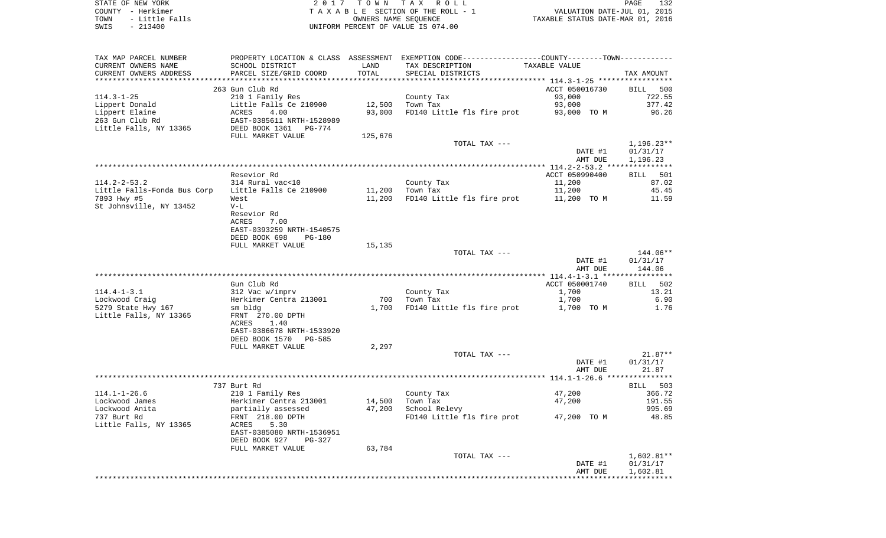STATE OF NEW YORK | COUNTY - Herkimer | TOWN - Little Falls | SWIS - 213400

2017 TOWN TAX ROLL
TAXABLE SECTION OF THE ROLL - 1
OWNERS NAME SEQUENCE
UNIFORM PERCENT OF VALUE IS 074.00

VALUATION DATE-JUL 01, 2015
TAXABLE STATUS DATE-MAR 01, 2016

| TAX MAP PARCEL NUMBER<br>CURRENT OWNERS NAME<br>CURRENT OWNERS ADDRESS | PROPERTY LOCATION & CLASS<br>SCHOOL DISTRICT<br>PARCEL SIZE/GRID COORD | ASSESSMENT<br>LAND<br>TOTAL | EXEMPTION CODE-----COUNTY-----TOWN<br>TAX DESCRIPTION<br>SPECIAL DISTRICTS | TAXABLE VALUE | TAX AMOUNT |
|---|---|---|---|---|---|
| | 263 Gun Club Rd | | | ACCT 050016730 | BILL 500 |
| 114.3-1-25 | 210 1 Family Res | | County Tax | 93,000 | 722.55 |
| Lippert Donald | Little Falls Ce 210900 | 12,500 | Town Tax | 93,000 | 377.42 |
| Lippert Elaine | ACRES 4.00 | 93,000 | FD140 Little fls fire prot | 93,000 TO M | 96.26 |
| 263 Gun Club Rd | EAST-0385611 NRTH-1528989 | | | | |
| Little Falls, NY 13365 | DEED BOOK 1361 PG-774 | | | | |
| | FULL MARKET VALUE | 125,676 | | | |
| | | | TOTAL TAX --- | | 1,196.23** |
| | | | | DATE #1 | 01/31/17 |
| | | | | AMT DUE | 1,196.23 |
| | Resevior Rd | | | ACCT 050990400 | BILL 501 |
| 114.2-2-53.2 | 314 Rural vac<10 | | County Tax | 11,200 | 87.02 |
| Little Falls-Fonda Bus Corp | Little Falls Ce 210900 | 11,200 | Town Tax | 11,200 | 45.45 |
| 7893 Hwy #5 | West | 11,200 | FD140 Little fls fire prot | 11,200 TO M | 11.59 |
| St Johnsville, NY 13452 | V-L | | | | |
| | Resevior Rd | | | | |
| | ACRES 7.00 | | | | |
| | EAST-0393259 NRTH-1540575 | | | | |
| | DEED BOOK 698 PG-180 | | | | |
| | FULL MARKET VALUE | 15,135 | | | |
| | | | TOTAL TAX --- | | 144.06** |
| | | | | DATE #1 | 01/31/17 |
| | | | | AMT DUE | 144.06 |
| | Gun Club Rd | | | ACCT 050001740 | BILL 502 |
| 114.4-1-3.1 | 312 Vac w/imprv | | County Tax | 1,700 | 13.21 |
| Lockwood Craig | Herkimer Centra 213001 | 700 | Town Tax | 1,700 | 6.90 |
| 5279 State Hwy 167 | sm bldg | 1,700 | FD140 Little fls fire prot | 1,700 TO M | 1.76 |
| Little Falls, NY 13365 | FRNT 270.00 DPTH | | | | |
| | ACRES 1.40 | | | | |
| | EAST-0386678 NRTH-1533920 | | | | |
| | DEED BOOK 1570 PG-585 | | | | |
| | FULL MARKET VALUE | 2,297 | | | |
| | | | TOTAL TAX --- | | 21.87** |
| | | | | DATE #1 | 01/31/17 |
| | | | | AMT DUE | 21.87 |
| | 737 Burt Rd | | | | BILL 503 |
| 114.1-1-26.6 | 210 1 Family Res | | County Tax | 47,200 | 366.72 |
| Lockwood James | Herkimer Centra 213001 | 14,500 | Town Tax | 47,200 | 191.55 |
| Lockwood Anita | partially assessed | 47,200 | School Relevy | | 995.69 |
| 737 Burt Rd | FRNT 218.00 DPTH | | FD140 Little fls fire prot | 47,200 TO M | 48.85 |
| Little Falls, NY 13365 | ACRES 5.30 | | | | |
| | EAST-0385080 NRTH-1536951 | | | | |
| | DEED BOOK 927 PG-327 | | | | |
| | FULL MARKET VALUE | 63,784 | | | |
| | | | TOTAL TAX --- | | 1,602.81** |
| | | | | DATE #1 | 01/31/17 |
| | | | | AMT DUE | 1,602.81 |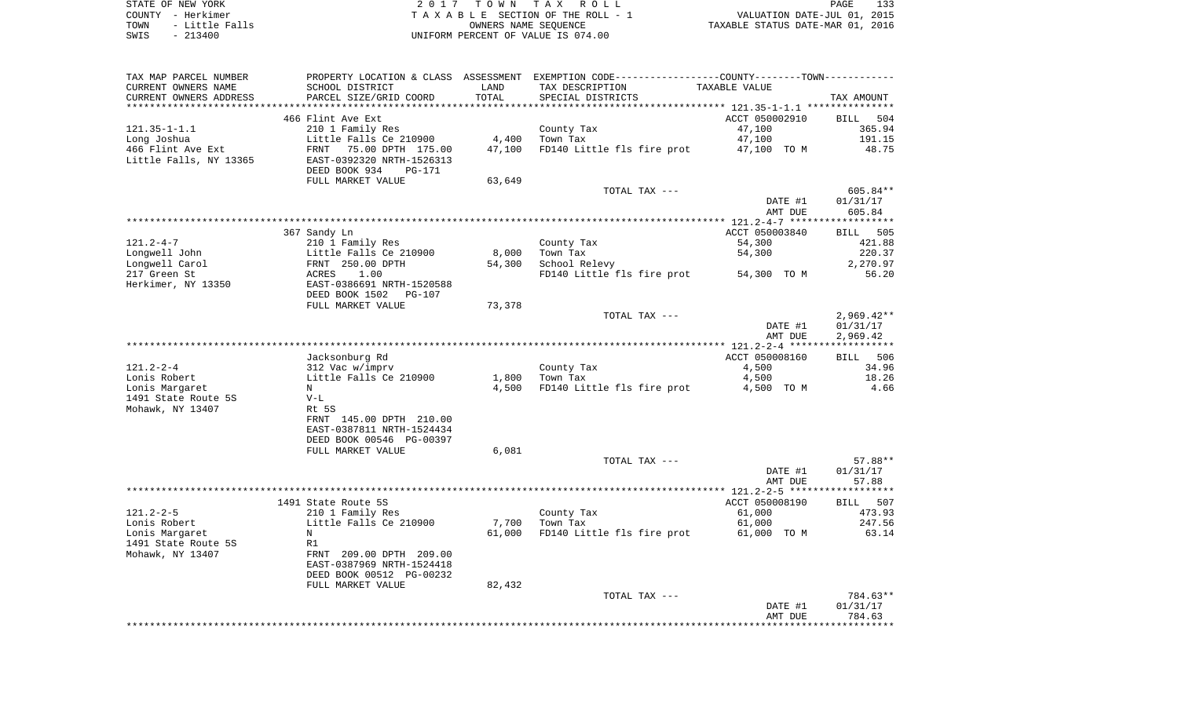STATE OF NEW YORK | 2 0 1 7 T O W N T A X R O L L | PAGE 133
COUNTY - Herkimer | T A X A B L E SECTION OF THE ROLL - 1 | VALUATION DATE-JUL 01, 2015
TOWN - Little Falls | OWNERS NAME SEQUENCE | TAXABLE STATUS DATE-MAR 01, 2016
SWIS - 213400 | UNIFORM PERCENT OF VALUE IS 074.00

| TAX MAP PARCEL NUMBER / CURRENT OWNERS NAME / CURRENT OWNERS ADDRESS | PROPERTY LOCATION & CLASS / SCHOOL DISTRICT / PARCEL SIZE/GRID COORD | ASSESSMENT LAND / TOTAL | EXEMPTION CODE / TAX DESCRIPTION / SPECIAL DISTRICTS | TAXABLE VALUE | TAX AMOUNT |
|---|---|---|---|---|---|
| | 466 Flint Ave Ext | | | ACCT 050002910 | BILL 504 |
| 121.35-1-1.1 | 210 1 Family Res | | County Tax | 47,100 | 365.94 |
| Long Joshua | Little Falls Ce 210900 | 4,400 | Town Tax | 47,100 | 191.15 |
| 466 Flint Ave Ext | FRNT 75.00 DPTH 175.00 | 47,100 | FD140 Little fls fire prot | 47,100 TO M | 48.75 |
| Little Falls, NY 13365 | EAST-0392320 NRTH-1526313 | | | | |
| | DEED BOOK 934 PG-171 | | | | |
| | FULL MARKET VALUE | 63,649 | | | |
| | | | TOTAL TAX --- | | 605.84** |
| | | | | DATE #1 | 01/31/17 |
| | | | | AMT DUE | 605.84 |
| | 367 Sandy Ln | | | ACCT 050003840 | BILL 505 |
| 121.2-4-7 | 210 1 Family Res | | County Tax | 54,300 | 421.88 |
| Longwell John | Little Falls Ce 210900 | 8,000 | Town Tax | 54,300 | 220.37 |
| Longwell Carol | FRNT 250.00 DPTH | 54,300 | School Relevy | | 2,270.97 |
| 217 Green St | ACRES 1.00 | | FD140 Little fls fire prot | 54,300 TO M | 56.20 |
| Herkimer, NY 13350 | EAST-0386691 NRTH-1520588 | | | | |
| | DEED BOOK 1502 PG-107 | | | | |
| | FULL MARKET VALUE | 73,378 | | | |
| | | | TOTAL TAX --- | | 2,969.42** |
| | | | | DATE #1 | 01/31/17 |
| | | | | AMT DUE | 2,969.42 |
| | Jacksonburg Rd | | | ACCT 050008160 | BILL 506 |
| 121.2-2-4 | 312 Vac w/imprv | | County Tax | 4,500 | 34.96 |
| Lonis Robert | Little Falls Ce 210900 | 1,800 | Town Tax | 4,500 | 18.26 |
| Lonis Margaret | N | 4,500 | FD140 Little fls fire prot | 4,500 TO M | 4.66 |
| 1491 State Route 5S | V-L | | | | |
| Mohawk, NY 13407 | Rt 5S | | | | |
| | FRNT 145.00 DPTH 210.00 | | | | |
| | EAST-0387811 NRTH-1524434 | | | | |
| | DEED BOOK 00546 PG-00397 | | | | |
| | FULL MARKET VALUE | 6,081 | | | |
| | | | TOTAL TAX --- | | 57.88** |
| | | | | DATE #1 | 01/31/17 |
| | | | | AMT DUE | 57.88 |
| | 1491 State Route 5S | | | ACCT 050008190 | BILL 507 |
| 121.2-2-5 | 210 1 Family Res | | County Tax | 61,000 | 473.93 |
| Lonis Robert | Little Falls Ce 210900 | 7,700 | Town Tax | 61,000 | 247.56 |
| Lonis Margaret | N | 61,000 | FD140 Little fls fire prot | 61,000 TO M | 63.14 |
| 1491 State Route 5S | R1 | | | | |
| Mohawk, NY 13407 | FRNT 209.00 DPTH 209.00 | | | | |
| | EAST-0387969 NRTH-1524418 | | | | |
| | DEED BOOK 00512 PG-00232 | | | | |
| | FULL MARKET VALUE | 82,432 | | | |
| | | | TOTAL TAX --- | | 784.63** |
| | | | | DATE #1 | 01/31/17 |
| | | | | AMT DUE | 784.63 |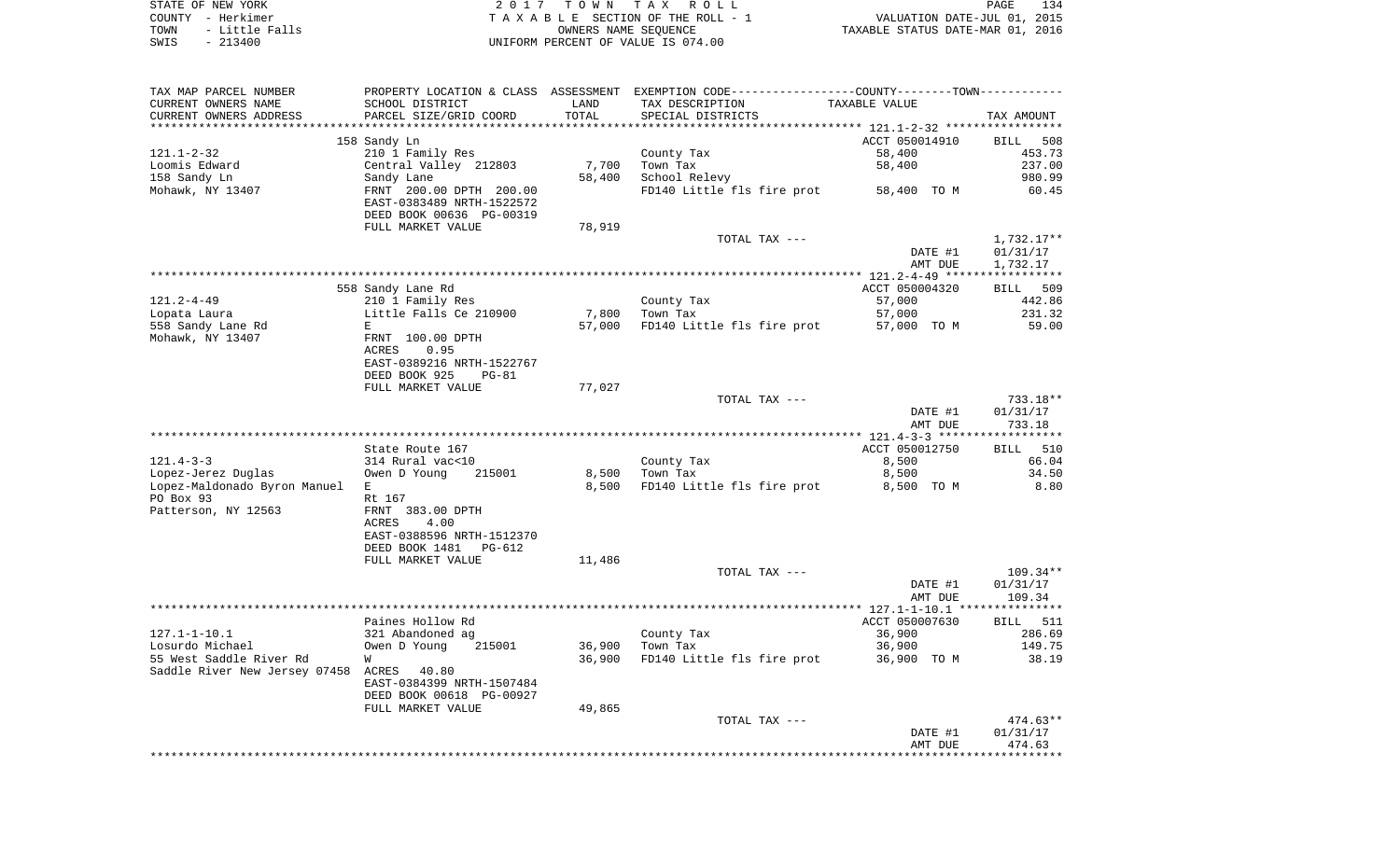STATE OF NEW YORK | 2017 TOWN TAX ROLL
COUNTY - Herkimer | TAXABLE SECTION OF THE ROLL - 1 | VALUATION DATE-JUL 01, 2015
TOWN - Little Falls | OWNERS NAME SEQUENCE | TAXABLE STATUS DATE-MAR 01, 2016
SWIS - 213400 | UNIFORM PERCENT OF VALUE IS 074.00

| TAX MAP PARCEL NUMBER<br>CURRENT OWNERS NAME<br>CURRENT OWNERS ADDRESS | PROPERTY LOCATION & CLASS<br>SCHOOL DISTRICT<br>PARCEL SIZE/GRID COORD | ASSESSMENT<br>LAND<br>TOTAL | EXEMPTION CODE<br>TAX DESCRIPTION<br>SPECIAL DISTRICTS | COUNTY--------TOWN<br>TAXABLE VALUE | TAX AMOUNT |
|---|---|---|---|---|---|
| | 158 Sandy Ln | | | ACCT 050014910 | BILL 508 |
| 121.1-2-32 | 210 1 Family Res | | County Tax | 58,400 | 453.73 |
| Loomis Edward | Central Valley 212803 | 7,700 | Town Tax | 58,400 | 237.00 |
| 158 Sandy Ln | Sandy Lane | 58,400 | School Relevy | | 980.99 |
| Mohawk, NY 13407 | FRNT 200.00 DPTH 200.00 | | FD140 Little fls fire prot | 58,400 TO M | 60.45 |
| | EAST-0383489 NRTH-1522572 | | | | |
| | DEED BOOK 00636 PG-00319 | | | | |
| | FULL MARKET VALUE | 78,919 | | | |
| | | | TOTAL TAX --- | | 1,732.17** |
| | | | | DATE #1 | 01/31/17 |
| | | | | AMT DUE | 1,732.17 |
| | 558 Sandy Lane Rd | | | ACCT 050004320 | BILL 509 |
| 121.2-4-49 | 210 1 Family Res | | County Tax | 57,000 | 442.86 |
| Lopata Laura | Little Falls Ce 210900 | 7,800 | Town Tax | 57,000 | 231.32 |
| 558 Sandy Lane Rd | E | 57,000 | FD140 Little fls fire prot | 57,000 TO M | 59.00 |
| Mohawk, NY 13407 | FRNT 100.00 DPTH | | | | |
| | ACRES 0.95 | | | | |
| | EAST-0389216 NRTH-1522767 | | | | |
| | DEED BOOK 925 PG-81 | | | | |
| | FULL MARKET VALUE | 77,027 | | | |
| | | | TOTAL TAX --- | | 733.18** |
| | | | | DATE #1 | 01/31/17 |
| | | | | AMT DUE | 733.18 |
| | State Route 167 | | | ACCT 050012750 | BILL 510 |
| 121.4-3-3 | 314 Rural vac<10 | | County Tax | 8,500 | 66.04 |
| Lopez-Jerez Duglas | Owen D Young 215001 | 8,500 | Town Tax | 8,500 | 34.50 |
| Lopez-Maldonado Byron Manuel | E | 8,500 | FD140 Little fls fire prot | 8,500 TO M | 8.80 |
| PO Box 93 | Rt 167 | | | | |
| Patterson, NY 12563 | FRNT 383.00 DPTH | | | | |
| | ACRES 4.00 | | | | |
| | EAST-0388596 NRTH-1512370 | | | | |
| | DEED BOOK 1481 PG-612 | | | | |
| | FULL MARKET VALUE | 11,486 | | | |
| | | | TOTAL TAX --- | | 109.34** |
| | | | | DATE #1 | 01/31/17 |
| | | | | AMT DUE | 109.34 |
| | Paines Hollow Rd | | | ACCT 050007630 | BILL 511 |
| 127.1-1-10.1 | 321 Abandoned ag | | County Tax | 36,900 | 286.69 |
| Losurdo Michael | Owen D Young 215001 | 36,900 | Town Tax | 36,900 | 149.75 |
| 55 West Saddle River Rd | W | 36,900 | FD140 Little fls fire prot | 36,900 TO M | 38.19 |
| Saddle River New Jersey 07458 | ACRES 40.80 | | | | |
| | EAST-0384399 NRTH-1507484 | | | | |
| | DEED BOOK 00618 PG-00927 | | | | |
| | FULL MARKET VALUE | 49,865 | | | |
| | | | TOTAL TAX --- | | 474.63** |
| | | | | DATE #1 | 01/31/17 |
| | | | | AMT DUE | 474.63 |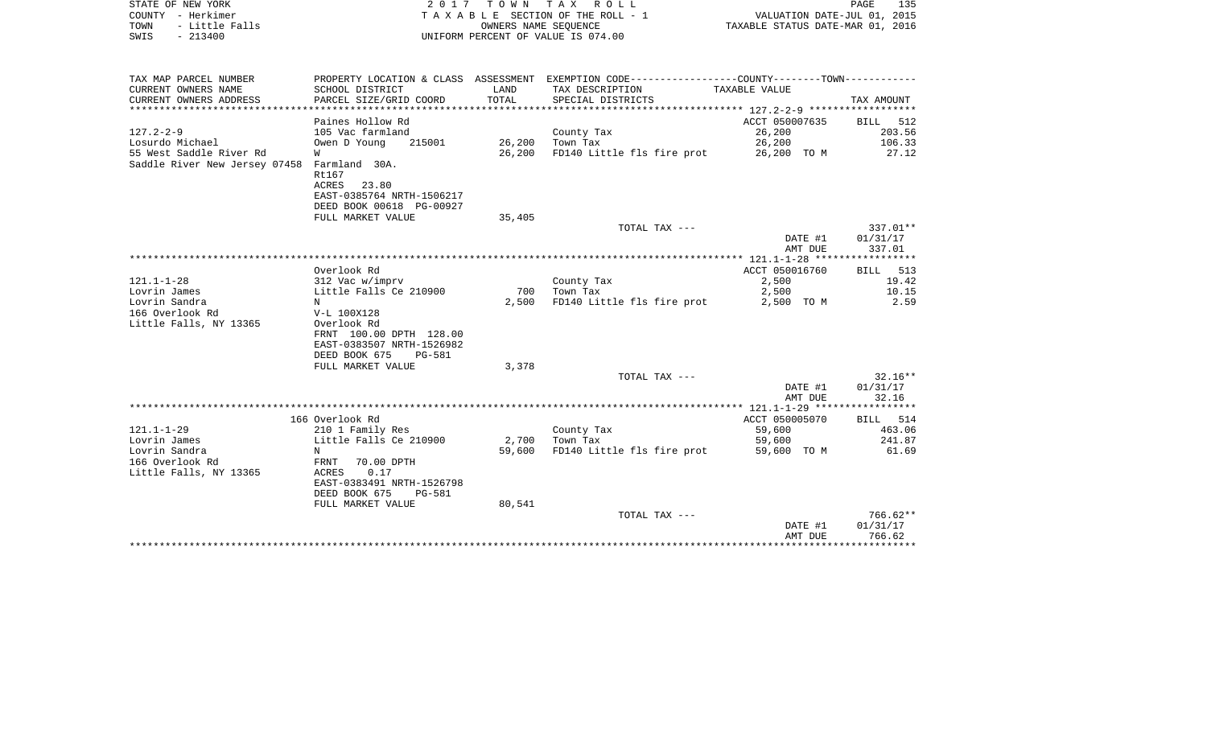STATE OF NEW YORK
COUNTY - Herkimer
TOWN - Little Falls
SWIS - 213400

2 0 1 7 T O W N T A X R O L L
T A X A B L E SECTION OF THE ROLL - 1
OWNERS NAME SEQUENCE
UNIFORM PERCENT OF VALUE IS 074.00

VALUATION DATE-JUL 01, 2015
TAXABLE STATUS DATE-MAR 01, 2016

| TAX MAP PARCEL NUMBER<br>CURRENT OWNERS NAME<br>CURRENT OWNERS ADDRESS | PROPERTY LOCATION & CLASS<br>SCHOOL DISTRICT<br>PARCEL SIZE/GRID COORD | ASSESSMENT<br>LAND<br>TOTAL | EXEMPTION CODE-----COUNTY-----TOWN-----<br>TAX DESCRIPTION<br>SPECIAL DISTRICTS | TAXABLE VALUE | TAX AMOUNT |
|---|---|---|---|---|---|
| 127.2-2-9 | Paines Hollow Rd | | | ACCT 050007635 | BILL 512 |
| 127.2-2-9 | 105 Vac farmland | | County Tax | 26,200 | 203.56 |
| Losurdo Michael | Owen D Young 215001 | 26,200 | Town Tax | 26,200 | 106.33 |
| 55 West Saddle River Rd | W | 26,200 | FD140 Little fls fire prot | 26,200 TO M | 27.12 |
| Saddle River New Jersey 07458 | Farmland 30A. | | | | |
| | Rt167 | | | | |
| | ACRES 23.80 | | | | |
| | EAST-0385764 NRTH-1506217 | | | | |
| | DEED BOOK 00618 PG-00927 | | | | |
| | FULL MARKET VALUE | 35,405 | | | |
| | | | TOTAL TAX --- | | 337.01** |
| | | | | DATE #1 | 01/31/17 |
| | | | | AMT DUE | 337.01 |
| 121.1-1-28 | Overlook Rd | | | ACCT 050016760 | BILL 513 |
| 121.1-1-28 | 312 Vac w/imprv | | County Tax | 2,500 | 19.42 |
| Lovrin James | Little Falls Ce 210900 | 700 | Town Tax | 2,500 | 10.15 |
| Lovrin Sandra | N | 2,500 | FD140 Little fls fire prot | 2,500 TO M | 2.59 |
| 166 Overlook Rd | V-L 100X128 | | | | |
| Little Falls, NY 13365 | Overlook Rd | | | | |
| | FRNT 100.00 DPTH 128.00 | | | | |
| | EAST-0383507 NRTH-1526982 | | | | |
| | DEED BOOK 675 PG-581 | | | | |
| | FULL MARKET VALUE | 3,378 | | | |
| | | | TOTAL TAX --- | | 32.16** |
| | | | | DATE #1 | 01/31/17 |
| | | | | AMT DUE | 32.16 |
| 121.1-1-29 | 166 Overlook Rd | | | ACCT 050005070 | BILL 514 |
| 121.1-1-29 | 210 1 Family Res | | County Tax | 59,600 | 463.06 |
| Lovrin James | Little Falls Ce 210900 | 2,700 | Town Tax | 59,600 | 241.87 |
| Lovrin Sandra | N | 59,600 | FD140 Little fls fire prot | 59,600 TO M | 61.69 |
| 166 Overlook Rd | FRNT 70.00 DPTH | | | | |
| Little Falls, NY 13365 | ACRES 0.17 | | | | |
| | EAST-0383491 NRTH-1526798 | | | | |
| | DEED BOOK 675 PG-581 | | | | |
| | FULL MARKET VALUE | 80,541 | | | |
| | | | TOTAL TAX --- | | 766.62** |
| | | | | DATE #1 | 01/31/17 |
| | | | | AMT DUE | 766.62 |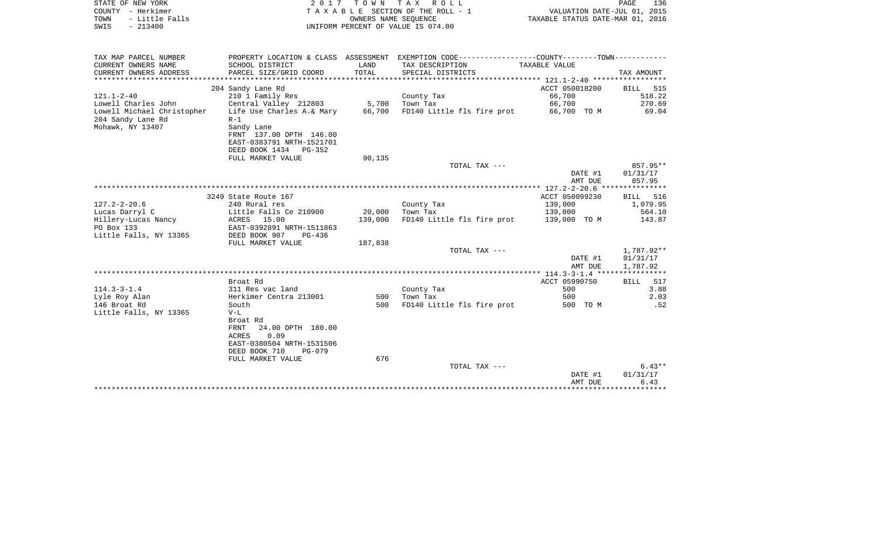STATE OF NEW YORK 2 0 1 7 T O W N T A X R O L L
COUNTY - Herkimer T A X A B L E SECTION OF THE ROLL - 1 VALUATION DATE-JUL 01, 2015
TOWN - Little Falls OWNERS NAME SEQUENCE TAXABLE STATUS DATE-MAR 01, 2016
SWIS - 213400 UNIFORM PERCENT OF VALUE IS 074.00

| TAX MAP PARCEL NUMBER<br>CURRENT OWNERS NAME<br>CURRENT OWNERS ADDRESS | PROPERTY LOCATION & CLASS<br>SCHOOL DISTRICT<br>PARCEL SIZE/GRID COORD | ASSESSMENT<br>LAND<br>TOTAL | EXEMPTION CODE------COUNTY-----TOWN------<br>TAX DESCRIPTION<br>SPECIAL DISTRICTS | TAXABLE VALUE | TAX AMOUNT |
|---|---|---|---|---|---|
| 121.1-2-40 | 204 Sandy Lane Rd | | | ACCT 050018200 | BILL 515 |
| 121.1-2-40 | 210 1 Family Res | | County Tax | 66,700 | 518.22 |
| Lowell Charles John | Central Valley 212803 | 5,700 | Town Tax | 66,700 | 270.69 |
| Lowell Michael Christopher | Life Use Charles A.& Mary | 66,700 | FD140 Little fls fire prot | 66,700 TO M | 69.04 |
| 204 Sandy Lane Rd | R-1 | | | | |
| Mohawk, NY 13407 | Sandy Lane | | | | |
| | FRNT 137.00 DPTH 146.00 | | | | |
| | EAST-0383791 NRTH-1521701 | | | | |
| | DEED BOOK 1434 PG-352 | | | | |
| | FULL MARKET VALUE | 90,135 | | | |
| | | | TOTAL TAX --- | | 857.95** |
| | | | | DATE #1 | 01/31/17 |
| | | | | AMT DUE | 857.95 |
| 127.2-2-20.6 | 3249 State Route 167 | | | ACCT 050099230 | BILL 516 |
| 127.2-2-20.6 | 240 Rural res | | County Tax | 139,000 | 1,079.95 |
| Lucas Darryl C | Little Falls Ce 210900 | 20,000 | Town Tax | 139,000 | 564.10 |
| Hillery-Lucas Nancy | ACRES 15.00 | 139,000 | FD140 Little fls fire prot | 139,000 TO M | 143.87 |
| PO Box 133 | EAST-0392891 NRTH-1511863 | | | | |
| Little Falls, NY 13365 | DEED BOOK 907 PG-436 | | | | |
| | FULL MARKET VALUE | 187,838 | | | |
| | | | TOTAL TAX --- | | 1,787.92** |
| | | | | DATE #1 | 01/31/17 |
| | | | | AMT DUE | 1,787.92 |
| 114.3-3-1.4 | Broat Rd | | | ACCT 05990750 | BILL 517 |
| 114.3-3-1.4 | 311 Res vac land | | County Tax | 500 | 3.88 |
| Lyle Roy Alan | Herkimer Centra 213001 | 500 | Town Tax | 500 | 2.03 |
| 146 Broat Rd | South | 500 | FD140 Little fls fire prot | 500 TO M | .52 |
| Little Falls, NY 13365 | V-L | | | | |
| | Broat Rd | | | | |
| | FRNT 24.00 DPTH 180.00 | | | | |
| | ACRES 0.09 | | | | |
| | EAST-0380504 NRTH-1531506 | | | | |
| | DEED BOOK 710 PG-079 | | | | |
| | FULL MARKET VALUE | 676 | | | |
| | | | TOTAL TAX --- | | 6.43** |
| | | | | DATE #1 | 01/31/17 |
| | | | | AMT DUE | 6.43 |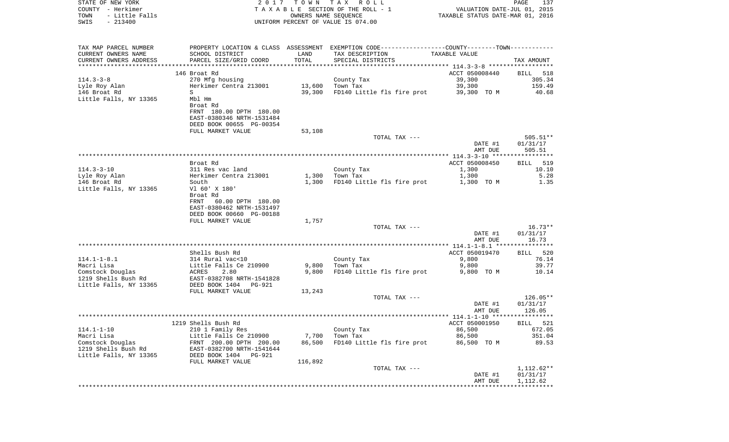STATE OF NEW YORK — COUNTY - Herkimer — TOWN - Little Falls — SWIS - 213400

2017 TOWN TAX ROLL
TAXABLE SECTION OF THE ROLL - 1
OWNERS NAME SEQUENCE
UNIFORM PERCENT OF VALUE IS 074.00

VALUATION DATE-JUL 01, 2015
TAXABLE STATUS DATE-MAR 01, 2016

| TAX MAP PARCEL NUMBER / CURRENT OWNERS NAME / CURRENT OWNERS ADDRESS | PROPERTY LOCATION & CLASS / SCHOOL DISTRICT / PARCEL SIZE/GRID COORD | ASSESSMENT LAND | TOTAL | EXEMPTION CODE / TAX DESCRIPTION / SPECIAL DISTRICTS | COUNTY--TOWN TAXABLE VALUE | TAX AMOUNT |
|---|---|---|---|---|---|---|
| 114.3-3-8 | 146 Broat Rd | | | | ACCT 050008440 | BILL 518 |
| Lyle Roy Alan | 270 Mfg housing | | | County Tax | 39,300 | 305.34 |
| 146 Broat Rd | Herkimer Centra 213001 | 13,600 | | Town Tax | 39,300 | 159.49 |
| Little Falls, NY 13365 | S | | 39,300 | FD140 Little fls fire prot | 39,300 TO M | 40.68 |
| | Mbl Hm | | | | | |
| | Broat Rd | | | | | |
| | FRNT 180.00 DPTH 180.00 | | | | | |
| | EAST-0380346 NRTH-1531484 | | | | | |
| | DEED BOOK 00655 PG-00354 | | | | | |
| | FULL MARKET VALUE | 53,108 | | | | |
| | | | | TOTAL TAX --- | | 505.51** |
| | | | | | DATE #1 | 01/31/17 |
| | | | | | AMT DUE | 505.51 |
| 114.3-3-10 | Broat Rd | | | | ACCT 050008450 | BILL 519 |
| Lyle Roy Alan | 311 Res vac land | | | County Tax | 1,300 | 10.10 |
| 146 Broat Rd | Herkimer Centra 213001 | 1,300 | | Town Tax | 1,300 | 5.28 |
| Little Falls, NY 13365 | South | | 1,300 | FD140 Little fls fire prot | 1,300 TO M | 1.35 |
| | Vl 60' X 180' | | | | | |
| | Broat Rd | | | | | |
| | FRNT 60.00 DPTH 180.00 | | | | | |
| | EAST-0380462 NRTH-1531497 | | | | | |
| | DEED BOOK 00660 PG-00188 | | | | | |
| | FULL MARKET VALUE | 1,757 | | | | |
| | | | | TOTAL TAX --- | | 16.73** |
| | | | | | DATE #1 | 01/31/17 |
| | | | | | AMT DUE | 16.73 |
| 114.1-1-8.1 | Shells Bush Rd | | | | ACCT 050019470 | BILL 520 |
| Macri Lisa | 314 Rural vac<10 | | | County Tax | 9,800 | 76.14 |
| Comstock Douglas | Little Falls Ce 210900 | 9,800 | | Town Tax | 9,800 | 39.77 |
| 1219 Shells Bush Rd | ACRES 2.80 | | 9,800 | FD140 Little fls fire prot | 9,800 TO M | 10.14 |
| Little Falls, NY 13365 | EAST-0382708 NRTH-1541828 | | | | | |
| | DEED BOOK 1404 PG-921 | | | | | |
| | FULL MARKET VALUE | 13,243 | | | | |
| | | | | TOTAL TAX --- | | 126.05** |
| | | | | | DATE #1 | 01/31/17 |
| | | | | | AMT DUE | 126.05 |
| 114.1-1-10 | 1219 Shells Bush Rd | | | | ACCT 050001950 | BILL 521 |
| Macri Lisa | 210 1 Family Res | | | County Tax | 86,500 | 672.05 |
| Comstock Douglas | Little Falls Ce 210900 | 7,700 | | Town Tax | 86,500 | 351.04 |
| 1219 Shells Bush Rd | FRNT 200.00 DPTH 200.00 | | 86,500 | FD140 Little fls fire prot | 86,500 TO M | 89.53 |
| Little Falls, NY 13365 | EAST-0382700 NRTH-1541644 | | | | | |
| | DEED BOOK 1404 PG-921 | | | | | |
| | FULL MARKET VALUE | 116,892 | | | | |
| | | | | TOTAL TAX --- | | 1,112.62** |
| | | | | | DATE #1 | 01/31/17 |
| | | | | | AMT DUE | 1,112.62 |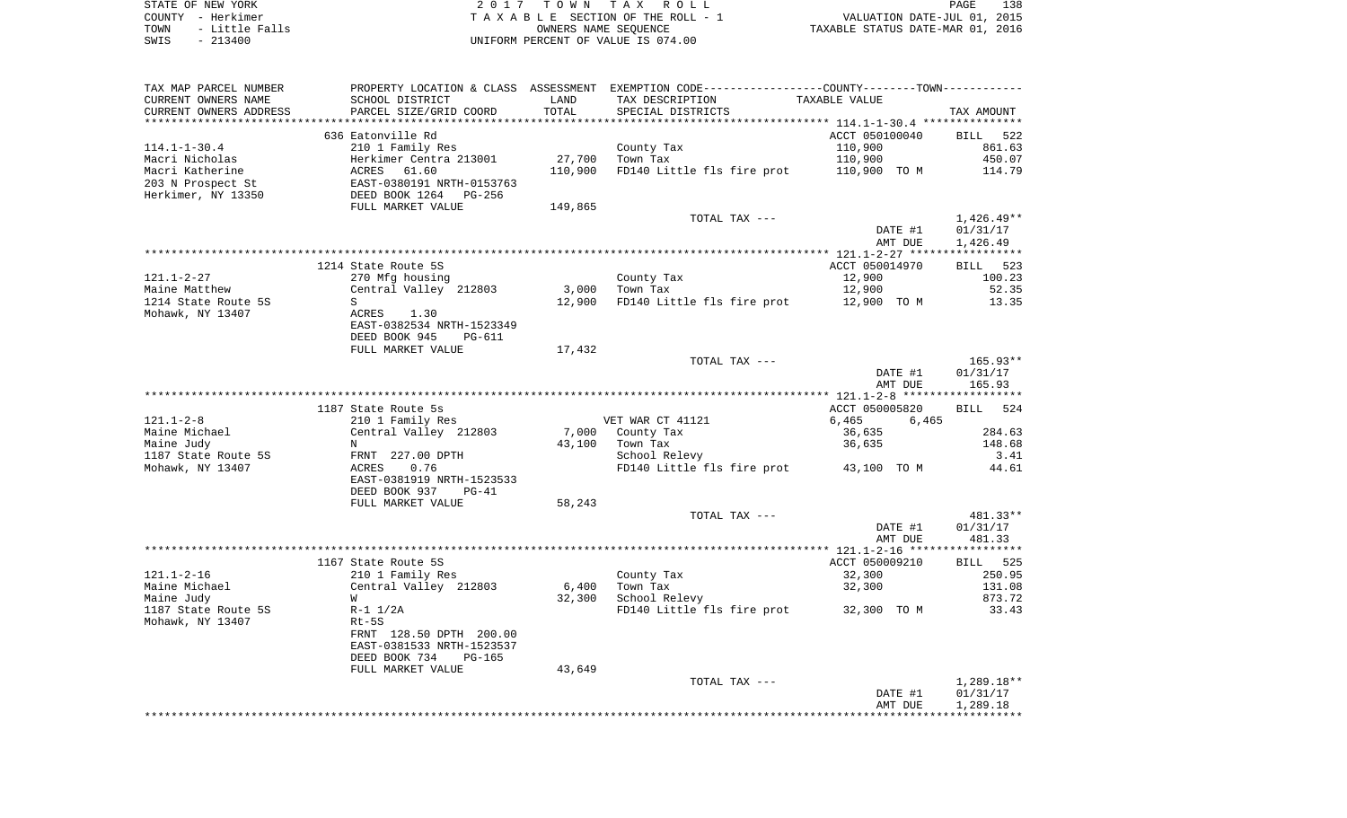STATE OF NEW YORK                                    2 0 1 7   T O W N   T A X   R O L L
COUNTY - Herkimer                                    T A X A B L E  SECTION OF THE ROLL - 1                    VALUATION DATE-JUL 01, 2015
TOWN   - Little Falls                                         OWNERS NAME SEQUENCE                            TAXABLE STATUS DATE-MAR 01, 2016
SWIS   - 213400                                       UNIFORM PERCENT OF VALUE IS 074.00

| TAX MAP PARCEL NUMBER / CURRENT OWNERS NAME / CURRENT OWNERS ADDRESS | PROPERTY LOCATION & CLASS / SCHOOL DISTRICT / PARCEL SIZE/GRID COORD | ASSESSMENT LAND / TOTAL | EXEMPTION CODE / TAX DESCRIPTION / SPECIAL DISTRICTS | COUNTY / TOWN TAXABLE VALUE | TAX AMOUNT |
|---|---|---|---|---|---|
| | 636 Eatonville Rd | | | ACCT 050100040 | BILL 522 |
| 114.1-1-30.4 | 210 1 Family Res | | County Tax | 110,900 | 861.63 |
| Macri Nicholas | Herkimer Centra 213001 | 27,700 | Town Tax | 110,900 | 450.07 |
| Macri Katherine | ACRES 61.60 | 110,900 | FD140 Little fls fire prot | 110,900 TO M | 114.79 |
| 203 N Prospect St | EAST-0380191 NRTH-0153763 | | | | |
| Herkimer, NY 13350 | DEED BOOK 1264 PG-256 | | | | |
| | FULL MARKET VALUE | 149,865 | | | |
| | | | TOTAL TAX --- | | 1,426.49** |
| | | | | DATE #1 | 01/31/17 |
| | | | | AMT DUE | 1,426.49 |
| | 1214 State Route 5S | | | ACCT 050014970 | BILL 523 |
| 121.1-2-27 | 270 Mfg housing | | County Tax | 12,900 | 100.23 |
| Maine Matthew | Central Valley 212803 | 3,000 | Town Tax | 12,900 | 52.35 |
| 1214 State Route 5S | S | 12,900 | FD140 Little fls fire prot | 12,900 TO M | 13.35 |
| Mohawk, NY 13407 | ACRES 1.30 | | | | |
| | EAST-0382534 NRTH-1523349 | | | | |
| | DEED BOOK 945 PG-611 | | | | |
| | FULL MARKET VALUE | 17,432 | | | |
| | | | TOTAL TAX --- | | 165.93** |
| | | | | DATE #1 | 01/31/17 |
| | | | | AMT DUE | 165.93 |
| | 1187 State Route 5s | | | ACCT 050005820 | BILL 524 |
| 121.1-2-8 | 210 1 Family Res | | VET WAR CT 41121 | 6,465 6,465 | |
| Maine Michael | Central Valley 212803 | 7,000 | County Tax | 36,635 | 284.63 |
| Maine Judy | N | 43,100 | Town Tax | 36,635 | 148.68 |
| 1187 State Route 5S | FRNT 227.00 DPTH | | School Relevy | | 3.41 |
| Mohawk, NY 13407 | ACRES 0.76 | | FD140 Little fls fire prot | 43,100 TO M | 44.61 |
| | EAST-0381919 NRTH-1523533 | | | | |
| | DEED BOOK 937 PG-41 | | | | |
| | FULL MARKET VALUE | 58,243 | | | |
| | | | TOTAL TAX --- | | 481.33** |
| | | | | DATE #1 | 01/31/17 |
| | | | | AMT DUE | 481.33 |
| | 1167 State Route 5S | | | ACCT 050009210 | BILL 525 |
| 121.1-2-16 | 210 1 Family Res | | County Tax | 32,300 | 250.95 |
| Maine Michael | Central Valley 212803 | 6,400 | Town Tax | 32,300 | 131.08 |
| Maine Judy | W | 32,300 | School Relevy | | 873.72 |
| 1187 State Route 5S | R-1 1/2A | | FD140 Little fls fire prot | 32,300 TO M | 33.43 |
| Mohawk, NY 13407 | Rt-5S | | | | |
| | FRNT 128.50 DPTH 200.00 | | | | |
| | EAST-0381533 NRTH-1523537 | | | | |
| | DEED BOOK 734 PG-165 | | | | |
| | FULL MARKET VALUE | 43,649 | | | |
| | | | TOTAL TAX --- | | 1,289.18** |
| | | | | DATE #1 | 01/31/17 |
| | | | | AMT DUE | 1,289.18 |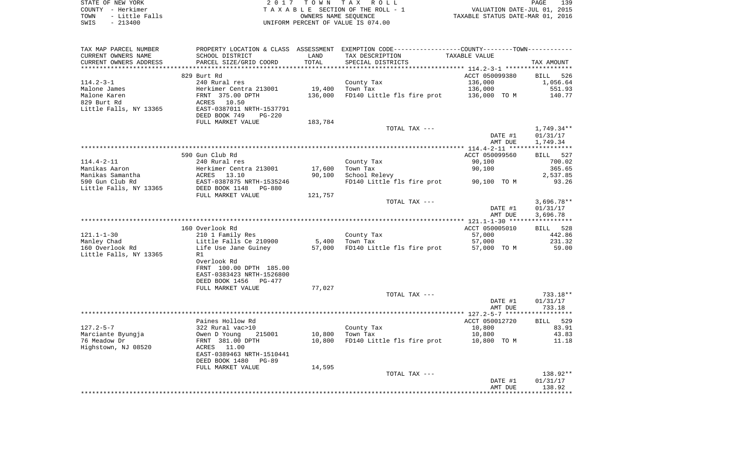STATE OF NEW YORK
COUNTY - Herkimer
TOWN - Little Falls
SWIS - 213400

2 0 1 7 T O W N T A X R O L L
T A X A B L E SECTION OF THE ROLL - 1
OWNERS NAME SEQUENCE
UNIFORM PERCENT OF VALUE IS 074.00

VALUATION DATE-JUL 01, 2015
TAXABLE STATUS DATE-MAR 01, 2016

| TAX MAP PARCEL NUMBER / CURRENT OWNERS NAME / CURRENT OWNERS ADDRESS | PROPERTY LOCATION & CLASS / SCHOOL DISTRICT / PARCEL SIZE/GRID COORD | ASSESSMENT LAND / TOTAL | EXEMPTION CODE / TAX DESCRIPTION / SPECIAL DISTRICTS | TAXABLE VALUE | TAX AMOUNT |
|---|---|---|---|---|---|
| **114.2-3-1** | 829 Burt Rd | | | ACCT 050099380 | BILL 526 |
| Malone James | 240 Rural res | | County Tax | 136,000 | 1,056.64 |
| Malone Karen | Herkimer Centra 213001 | 19,400 | Town Tax | 136,000 | 551.93 |
| 829 Burt Rd | FRNT 375.00 DPTH | 136,000 | FD140 Little fls fire prot | 136,000 TO M | 140.77 |
| Little Falls, NY 13365 | ACRES 10.50 | | | | |
| | EAST-0387011 NRTH-1537791 | | | | |
| | DEED BOOK 749 PG-220 | | | | |
| | FULL MARKET VALUE | 183,784 | | | |
| | | | TOTAL TAX --- | | 1,749.34** |
| | | | | DATE #1 | 01/31/17 |
| | | | | AMT DUE | 1,749.34 |
| **114.4-2-11** | 590 Gun Club Rd | | | ACCT 050099560 | BILL 527 |
| Manikas Aaron | 240 Rural res | | County Tax | 90,100 | 700.02 |
| Manikas Samantha | Herkimer Centra 213001 | 17,600 | Town Tax | 90,100 | 365.65 |
| 590 Gun Club Rd | ACRES 13.10 | 90,100 | School Relevy | | 2,537.85 |
| Little Falls, NY 13365 | EAST-0387875 NRTH-1535246 | | FD140 Little fls fire prot | 90,100 TO M | 93.26 |
| | DEED BOOK 1148 PG-880 | | | | |
| | FULL MARKET VALUE | 121,757 | | | |
| | | | TOTAL TAX --- | | 3,696.78** |
| | | | | DATE #1 | 01/31/17 |
| | | | | AMT DUE | 3,696.78 |
| **121.1-1-30** | 160 Overlook Rd | | | ACCT 050005010 | BILL 528 |
| Manley Chad | 210 1 Family Res | | County Tax | 57,000 | 442.86 |
| 160 Overlook Rd | Little Falls Ce 210900 | 5,400 | Town Tax | 57,000 | 231.32 |
| Little Falls, NY 13365 | Life Use Jane Guiney | 57,000 | FD140 Little fls fire prot | 57,000 TO M | 59.00 |
| | R1 | | | | |
| | Overlook Rd | | | | |
| | FRNT 100.00 DPTH 185.00 | | | | |
| | EAST-0383423 NRTH-1526800 | | | | |
| | DEED BOOK 1456 PG-477 | | | | |
| | FULL MARKET VALUE | 77,027 | | | |
| | | | TOTAL TAX --- | | 733.18** |
| | | | | DATE #1 | 01/31/17 |
| | | | | AMT DUE | 733.18 |
| **127.2-5-7** | Paines Hollow Rd | | | ACCT 050012720 | BILL 529 |
| Marciante Byungja | 322 Rural vac>10 | | County Tax | 10,800 | 83.91 |
| 76 Meadow Dr | Owen D Young 215001 | 10,800 | Town Tax | 10,800 | 43.83 |
| Highstown, NJ 08520 | FRNT 381.00 DPTH | 10,800 | FD140 Little fls fire prot | 10,800 TO M | 11.18 |
| | ACRES 11.00 | | | | |
| | EAST-0389463 NRTH-1510441 | | | | |
| | DEED BOOK 1480 PG-89 | | | | |
| | FULL MARKET VALUE | 14,595 | | | |
| | | | TOTAL TAX --- | | 138.92** |
| | | | | DATE #1 | 01/31/17 |
| | | | | AMT DUE | 138.92 |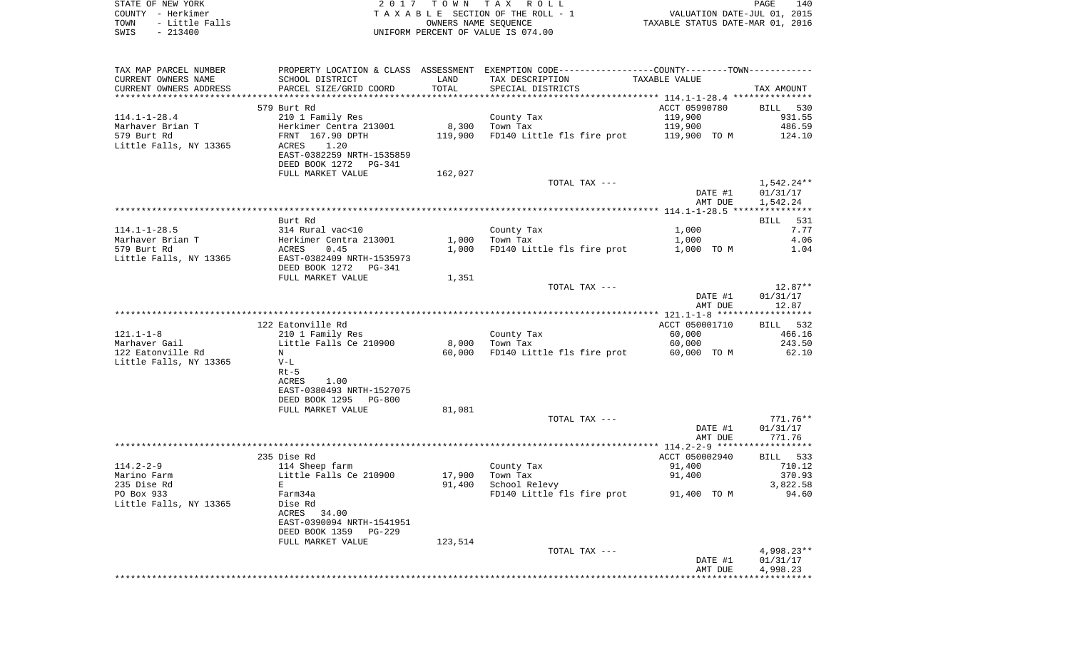STATE OF NEW YORK — 2017 TOWN TAX ROLL
COUNTY - Herkimer — TAXABLE SECTION OF THE ROLL - 1 — VALUATION DATE-JUL 01, 2015
TOWN - Little Falls — OWNERS NAME SEQUENCE — TAXABLE STATUS DATE-MAR 01, 2016
SWIS - 213400 — UNIFORM PERCENT OF VALUE IS 074.00

| TAX MAP PARCEL NUMBER / CURRENT OWNERS NAME / CURRENT OWNERS ADDRESS | PROPERTY LOCATION & CLASS / SCHOOL DISTRICT / PARCEL SIZE/GRID COORD | ASSESSMENT LAND / TOTAL | EXEMPTION CODE / TAX DESCRIPTION / SPECIAL DISTRICTS | COUNTY--------TOWN / TAXABLE VALUE | TAX AMOUNT |
|---|---|---|---|---|---|
| **114.1-1-28.4** | 579 Burt Rd | | | ACCT 05990780 | BILL 530 |
| Marhaver Brian T | 210 1 Family Res | | County Tax | 119,900 | 931.55 |
| 579 Burt Rd | Herkimer Centra 213001 | 8,300 | Town Tax | 119,900 | 486.59 |
| Little Falls, NY 13365 | FRNT 167.90 DPTH | 119,900 | FD140 Little fls fire prot | 119,900 TO M | 124.10 |
| | ACRES 1.20 | | | | |
| | EAST-0382259 NRTH-1535859 | | | | |
| | DEED BOOK 1272 PG-341 | | | | |
| | FULL MARKET VALUE | 162,027 | | | |
| | | | TOTAL TAX --- | | 1,542.24** |
| | | | | DATE #1 | 01/31/17 |
| | | | | AMT DUE | 1,542.24 |
| **114.1-1-28.5** | Burt Rd | | | | BILL 531 |
| Marhaver Brian T | 314 Rural vac<10 | | County Tax | 1,000 | 7.77 |
| 579 Burt Rd | Herkimer Centra 213001 | 1,000 | Town Tax | 1,000 | 4.06 |
| Little Falls, NY 13365 | ACRES 0.45 | 1,000 | FD140 Little fls fire prot | 1,000 TO M | 1.04 |
| | EAST-0382409 NRTH-1535973 | | | | |
| | DEED BOOK 1272 PG-341 | | | | |
| | FULL MARKET VALUE | 1,351 | | | |
| | | | TOTAL TAX --- | | 12.87** |
| | | | | DATE #1 | 01/31/17 |
| | | | | AMT DUE | 12.87 |
| **121.1-1-8** | 122 Eatonville Rd | | | ACCT 050001710 | BILL 532 |
| Marhaver Gail | 210 1 Family Res | | County Tax | 60,000 | 466.16 |
| 122 Eatonville Rd | Little Falls Ce 210900 | 8,000 | Town Tax | 60,000 | 243.50 |
| Little Falls, NY 13365 | N | 60,000 | FD140 Little fls fire prot | 60,000 TO M | 62.10 |
| | V-L | | | | |
| | Rt-5 | | | | |
| | ACRES 1.00 | | | | |
| | EAST-0380493 NRTH-1527075 | | | | |
| | DEED BOOK 1295 PG-800 | | | | |
| | FULL MARKET VALUE | 81,081 | | | |
| | | | TOTAL TAX --- | | 771.76** |
| | | | | DATE #1 | 01/31/17 |
| | | | | AMT DUE | 771.76 |
| **114.2-2-9** | 235 Dise Rd | | | ACCT 050002940 | BILL 533 |
| Marino Farm | 114 Sheep farm | | County Tax | 91,400 | 710.12 |
| 235 Dise Rd | Little Falls Ce 210900 | 17,900 | Town Tax | 91,400 | 370.93 |
| PO Box 933 | E | 91,400 | School Relevy | | 3,822.58 |
| Little Falls, NY 13365 | Farm34a | | FD140 Little fls fire prot | 91,400 TO M | 94.60 |
| | Dise Rd | | | | |
| | ACRES 34.00 | | | | |
| | EAST-0390094 NRTH-1541951 | | | | |
| | DEED BOOK 1359 PG-229 | | | | |
| | FULL MARKET VALUE | 123,514 | | | |
| | | | TOTAL TAX --- | | 4,998.23** |
| | | | | DATE #1 | 01/31/17 |
| | | | | AMT DUE | 4,998.23 |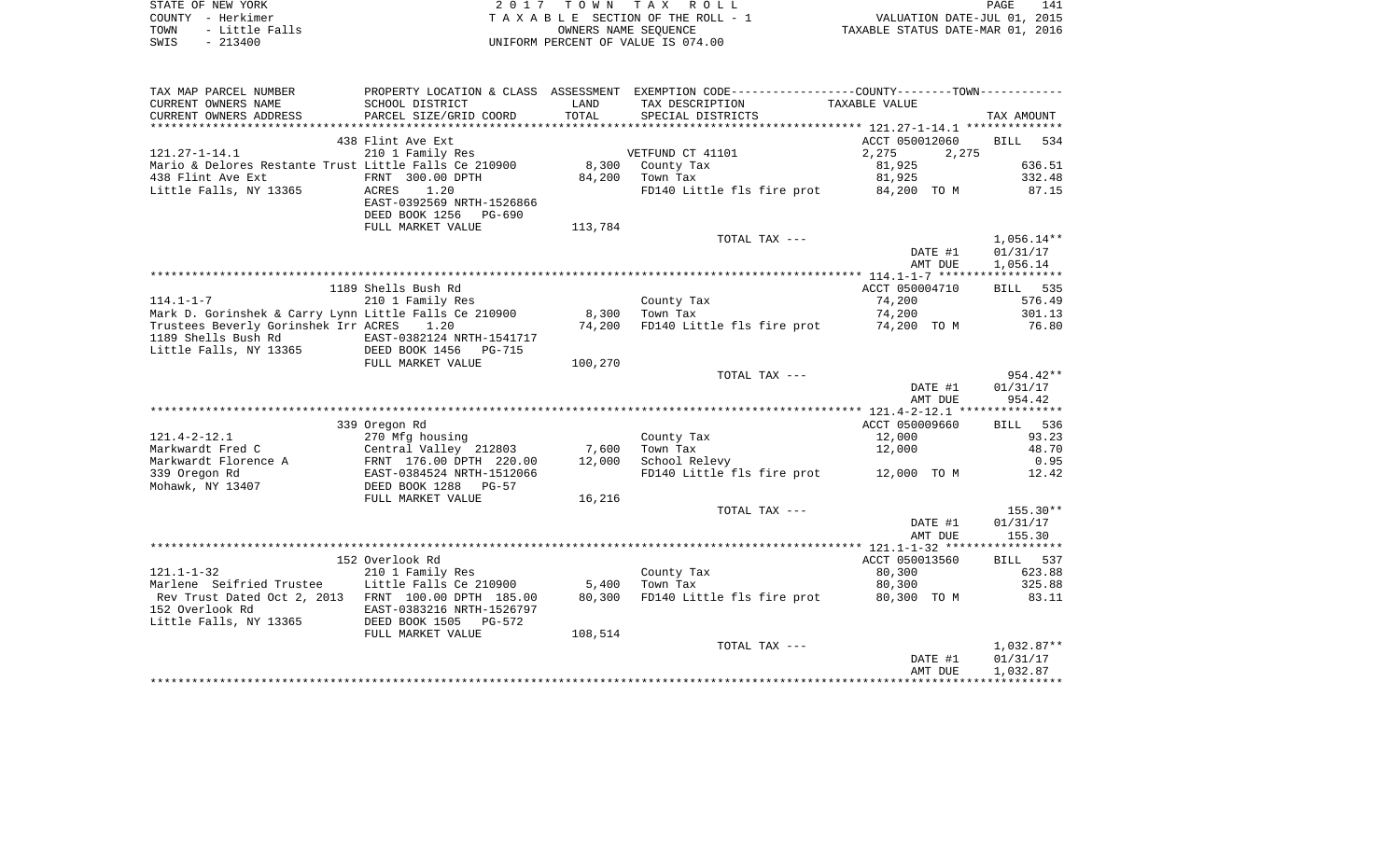STATE OF NEW YORK
COUNTY - Herkimer
TOWN - Little Falls
SWIS - 213400

2 0 1 7 T O W N T A X R O L L
T A X A B L E SECTION OF THE ROLL - 1
OWNERS NAME SEQUENCE
UNIFORM PERCENT OF VALUE IS 074.00

VALUATION DATE-JUL 01, 2015
TAXABLE STATUS DATE-MAR 01, 2016

| TAX MAP PARCEL NUMBER / CURRENT OWNERS NAME / CURRENT OWNERS ADDRESS | PROPERTY LOCATION & CLASS / SCHOOL DISTRICT / PARCEL SIZE/GRID COORD | ASSESSMENT LAND | TOTAL | EXEMPTION CODE / TAX DESCRIPTION / SPECIAL DISTRICTS | COUNTY TAXABLE VALUE | TOWN | TAX AMOUNT |
|---|---|---|---|---|---|---|---|
| 121.27-1-14.1 | 438 Flint Ave Ext | | | | ACCT 050012060 | | BILL 534 |
| Mario & Delores Restante Trust | 210 1 Family Res | | | VETFUND CT 41101 | 2,275 | 2,275 | |
| 438 Flint Ave Ext | Little Falls Ce 210900 | 8,300 | | County Tax | 81,925 | | 636.51 |
| Little Falls, NY 13365 | FRNT 300.00 DPTH | | 84,200 | Town Tax | 81,925 | | 332.48 |
| | ACRES 1.20 | | | FD140 Little fls fire prot | 84,200 TO M | | 87.15 |
| | EAST-0392569 NRTH-1526866 | | | | | | |
| | DEED BOOK 1256 PG-690 | | | | | | |
| | FULL MARKET VALUE | | 113,784 | | | | |
| | | | | TOTAL TAX --- | | | 1,056.14** |
| | | | | | DATE #1 | | 01/31/17 |
| | | | | | AMT DUE | | 1,056.14 |
| 114.1-1-7 | 1189 Shells Bush Rd | | | | ACCT 050004710 | | BILL 535 |
| Mark D. Gorinshek & Carry Lynn | 210 1 Family Res | | | County Tax | 74,200 | | 576.49 |
| Trustees Beverly Gorinshek Irr | Little Falls Ce 210900 | 8,300 | | Town Tax | 74,200 | | 301.13 |
| 1189 Shells Bush Rd | ACRES 1.20 | | 74,200 | FD140 Little fls fire prot | 74,200 TO M | | 76.80 |
| Little Falls, NY 13365 | EAST-0382124 NRTH-1541717 | | | | | | |
| | DEED BOOK 1456 PG-715 | | | | | | |
| | FULL MARKET VALUE | | 100,270 | | | | |
| | | | | TOTAL TAX --- | | | 954.42** |
| | | | | | DATE #1 | | 01/31/17 |
| | | | | | AMT DUE | | 954.42 |
| 121.4-2-12.1 | 339 Oregon Rd | | | | ACCT 050009660 | | BILL 536 |
| Markwardt Fred C | 270 Mfg housing | | | County Tax | 12,000 | | 93.23 |
| Markwardt Florence A | Central Valley 212803 | 7,600 | | Town Tax | 12,000 | | 48.70 |
| 339 Oregon Rd | FRNT 176.00 DPTH 220.00 | | 12,000 | School Relevy | | | 0.95 |
| Mohawk, NY 13407 | EAST-0384524 NRTH-1512066 | | | FD140 Little fls fire prot | 12,000 TO M | | 12.42 |
| | DEED BOOK 1288 PG-57 | | | | | | |
| | FULL MARKET VALUE | | 16,216 | | | | |
| | | | | TOTAL TAX --- | | | 155.30** |
| | | | | | DATE #1 | | 01/31/17 |
| | | | | | AMT DUE | | 155.30 |
| 121.1-1-32 | 152 Overlook Rd | | | | ACCT 050013560 | | BILL 537 |
| Marlene Seifried Trustee | 210 1 Family Res | | | County Tax | 80,300 | | 623.88 |
| Rev Trust Dated Oct 2, 2013 | Little Falls Ce 210900 | 5,400 | | Town Tax | 80,300 | | 325.88 |
| 152 Overlook Rd | FRNT 100.00 DPTH 185.00 | | 80,300 | FD140 Little fls fire prot | 80,300 TO M | | 83.11 |
| Little Falls, NY 13365 | EAST-0383216 NRTH-1526797 | | | | | | |
| | DEED BOOK 1505 PG-572 | | | | | | |
| | FULL MARKET VALUE | | 108,514 | | | | |
| | | | | TOTAL TAX --- | | | 1,032.87** |
| | | | | | DATE #1 | | 01/31/17 |
| | | | | | AMT DUE | | 1,032.87 |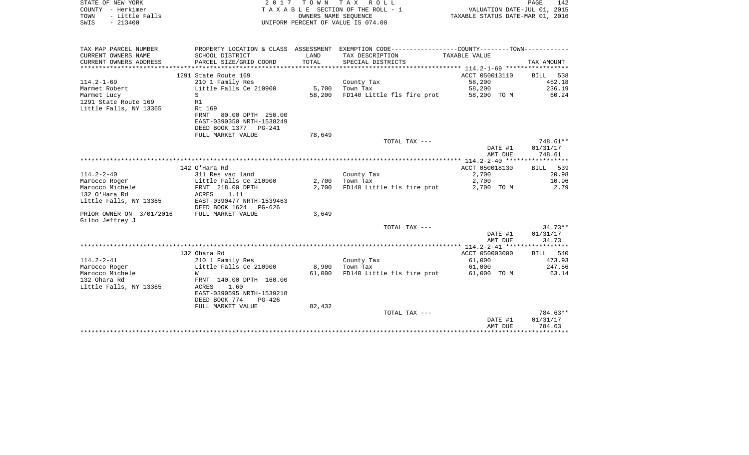STATE OF NEW YORK
COUNTY - Herkimer
TOWN - Little Falls
SWIS - 213400

2 0 1 7 T O W N T A X R O L L
T A X A B L E SECTION OF THE ROLL - 1
OWNERS NAME SEQUENCE
UNIFORM PERCENT OF VALUE IS 074.00

VALUATION DATE-JUL 01, 2015
TAXABLE STATUS DATE-MAR 01, 2016

| TAX MAP PARCEL NUMBER<br>CURRENT OWNERS NAME<br>CURRENT OWNERS ADDRESS | PROPERTY LOCATION & CLASS<br>SCHOOL DISTRICT<br>PARCEL SIZE/GRID COORD | ASSESSMENT<br>LAND<br>TOTAL | EXEMPTION CODE-----COUNTY-----TOWN-----<br>TAX DESCRIPTION<br>SPECIAL DISTRICTS | TAXABLE VALUE | TAX AMOUNT |
|---|---|---|---|---|---|
| **114.2-1-69** | 1291 State Route 169 | | | ACCT 050013110 | BILL 538 |
| 114.2-1-69 | 210 1 Family Res | | County Tax | 58,200 | 452.18 |
| Marmet Robert | Little Falls Ce 210900 | 5,700 | Town Tax | 58,200 | 236.19 |
| Marmet Lucy | S | 58,200 | FD140 Little fls fire prot | 58,200 TO M | 60.24 |
| 1291 State Route 169 | R1 | | | | |
| Little Falls, NY 13365 | Rt 169 | | | | |
| | FRNT 80.00 DPTH 250.00 | | | | |
| | EAST-0390350 NRTH-1538249 | | | | |
| | DEED BOOK 1377 PG-241 | | | | |
| | FULL MARKET VALUE | 78,649 | | | |
| | | | TOTAL TAX --- | | 748.61** |
| | | | | DATE #1 | 01/31/17 |
| | | | | AMT DUE | 748.61 |
| **114.2-2-40** | 142 O'Hara Rd | | | ACCT 050018130 | BILL 539 |
| 114.2-2-40 | 311 Res vac land | | County Tax | 2,700 | 20.98 |
| Marocco Roger | Little Falls Ce 210900 | 2,700 | Town Tax | 2,700 | 10.96 |
| Marocco Michele | FRNT 218.00 DPTH | 2,700 | FD140 Little fls fire prot | 2,700 TO M | 2.79 |
| 132 O'Hara Rd | ACRES 1.11 | | | | |
| Little Falls, NY 13365 | EAST-0390477 NRTH-1539463 | | | | |
| | DEED BOOK 1624 PG-626 | | | | |
| PRIOR OWNER ON 3/01/2016 | FULL MARKET VALUE | 3,649 | | | |
| Gilbo Jeffrey J | | | | | |
| | | | TOTAL TAX --- | | 34.73** |
| | | | | DATE #1 | 01/31/17 |
| | | | | AMT DUE | 34.73 |
| **114.2-2-41** | 132 Ohara Rd | | | ACCT 050003000 | BILL 540 |
| 114.2-2-41 | 210 1 Family Res | | County Tax | 61,000 | 473.93 |
| Marocco Roger | Little Falls Ce 210900 | 8,900 | Town Tax | 61,000 | 247.56 |
| Marocco Michele | W | 61,000 | FD140 Little fls fire prot | 61,000 TO M | 63.14 |
| 132 Ohara Rd | FRNT 140.00 DPTH 160.00 | | | | |
| Little Falls, NY 13365 | ACRES 1.60 | | | | |
| | EAST-0390595 NRTH-1539218 | | | | |
| | DEED BOOK 774 PG-426 | | | | |
| | FULL MARKET VALUE | 82,432 | | | |
| | | | TOTAL TAX --- | | 784.63** |
| | | | | DATE #1 | 01/31/17 |
| | | | | AMT DUE | 784.63 |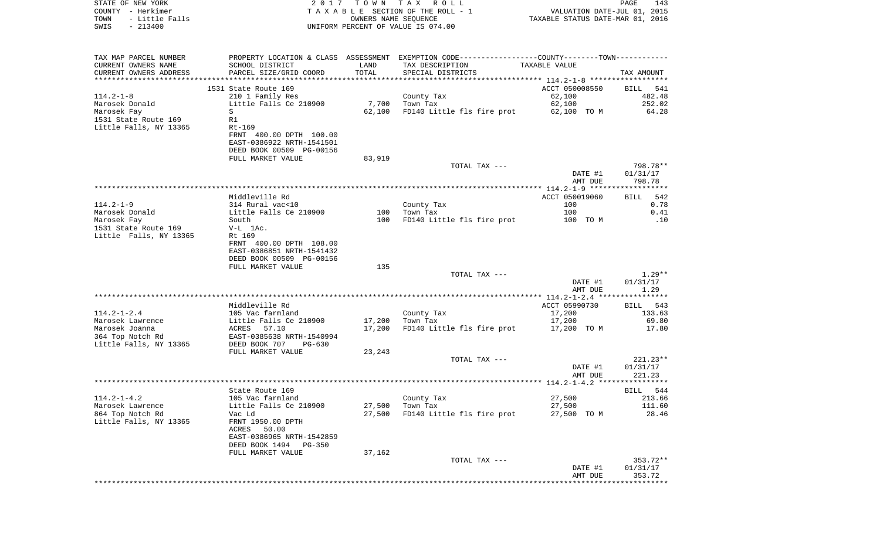STATE OF NEW YORK
COUNTY - Herkimer
TOWN - Little Falls
SWIS - 213400

2017 TOWN TAX ROLL
TAXABLE SECTION OF THE ROLL - 1
OWNERS NAME SEQUENCE
UNIFORM PERCENT OF VALUE IS 074.00

VALUATION DATE-JUL 01, 2015
TAXABLE STATUS DATE-MAR 01, 2016

| TAX MAP PARCEL NUMBER / CURRENT OWNERS NAME / CURRENT OWNERS ADDRESS | PROPERTY LOCATION & CLASS / SCHOOL DISTRICT / PARCEL SIZE/GRID COORD | ASSESSMENT LAND / TOTAL | EXEMPTION CODE / TAX DESCRIPTION / SPECIAL DISTRICTS | TAXABLE VALUE | TAX AMOUNT |
|---|---|---|---|---|---|
| **114.2-1-8** | 1531 State Route 169 | | | ACCT 050008550 | BILL 541 |
| Marosek Donald | 210 1 Family Res | | County Tax | 62,100 | 482.48 |
| Marosek Fay | Little Falls Ce 210900 | 7,700 | Town Tax | 62,100 | 252.02 |
| 1531 State Route 169 | S | 62,100 | FD140 Little fls fire prot | 62,100 TO M | 64.28 |
| Little Falls, NY 13365 | R1 | | | | |
| | Rt-169 | | | | |
| | FRNT 400.00 DPTH 100.00 | | | | |
| | EAST-0386922 NRTH-1541501 | | | | |
| | DEED BOOK 00509 PG-00156 | | | | |
| | FULL MARKET VALUE | 83,919 | | | |
| | | | TOTAL TAX --- | | 798.78** |
| | | | | DATE #1 | 01/31/17 |
| | | | | AMT DUE | 798.78 |
| **114.2-1-9** | Middleville Rd | | | ACCT 050019060 | BILL 542 |
| Marosek Donald | 314 Rural vac<10 | | County Tax | 100 | 0.78 |
| Marosek Fay | Little Falls Ce 210900 | 100 | Town Tax | 100 | 0.41 |
| 1531 State Route 169 | South | 100 | FD140 Little fls fire prot | 100 TO M | .10 |
| Little Falls, NY 13365 | V-L 1Ac. | | | | |
| | Rt 169 | | | | |
| | FRNT 400.00 DPTH 108.00 | | | | |
| | EAST-0386851 NRTH-1541432 | | | | |
| | DEED BOOK 00509 PG-00156 | | | | |
| | FULL MARKET VALUE | 135 | | | |
| | | | TOTAL TAX --- | | 1.29** |
| | | | | DATE #1 | 01/31/17 |
| | | | | AMT DUE | 1.29 |
| **114.2-1-2.4** | Middleville Rd | | | ACCT 05990730 | BILL 543 |
| Marosek Lawrence | 105 Vac farmland | | County Tax | 17,200 | 133.63 |
| Marosek Joanna | Little Falls Ce 210900 | 17,200 | Town Tax | 17,200 | 69.80 |
| 364 Top Notch Rd | ACRES 57.10 | 17,200 | FD140 Little fls fire prot | 17,200 TO M | 17.80 |
| Little Falls, NY 13365 | EAST-0385638 NRTH-1540994 | | | | |
| | DEED BOOK 707 PG-630 | | | | |
| | FULL MARKET VALUE | 23,243 | | | |
| | | | TOTAL TAX --- | | 221.23** |
| | | | | DATE #1 | 01/31/17 |
| | | | | AMT DUE | 221.23 |
| **114.2-1-4.2** | State Route 169 | | | | BILL 544 |
| Marosek Lawrence | 105 Vac farmland | | County Tax | 27,500 | 213.66 |
| 864 Top Notch Rd | Little Falls Ce 210900 | 27,500 | Town Tax | 27,500 | 111.60 |
| Little Falls, NY 13365 | Vac Ld | 27,500 | FD140 Little fls fire prot | 27,500 TO M | 28.46 |
| | FRNT 1950.00 DPTH | | | | |
| | ACRES 50.00 | | | | |
| | EAST-0386965 NRTH-1542859 | | | | |
| | DEED BOOK 1494 PG-350 | | | | |
| | FULL MARKET VALUE | 37,162 | | | |
| | | | TOTAL TAX --- | | 353.72** |
| | | | | DATE #1 | 01/31/17 |
| | | | | AMT DUE | 353.72 |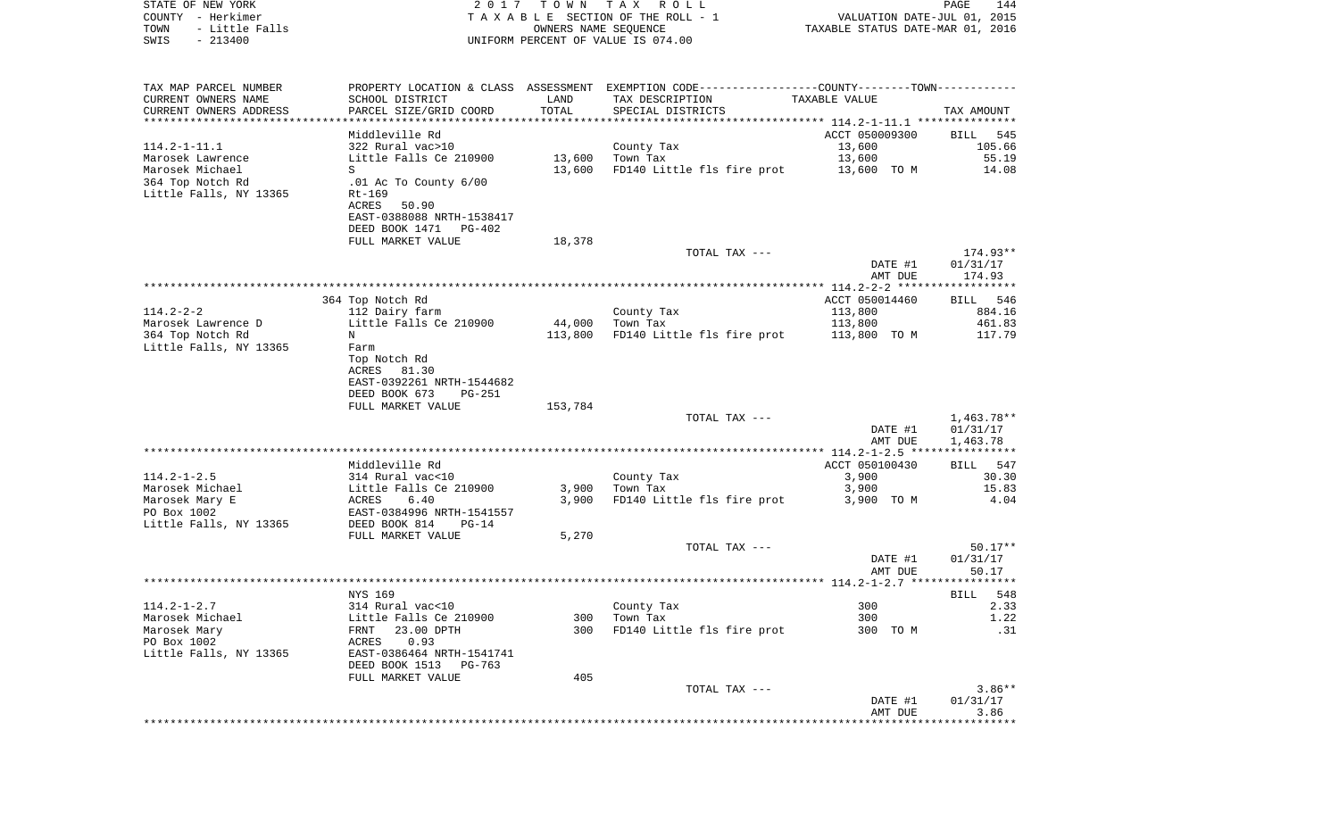STATE OF NEW YORK | 2017 TOWN TAX ROLL | PAGE 144
COUNTY - Herkimer | TAXABLE SECTION OF THE ROLL - 1 | VALUATION DATE-JUL 01, 2015
TOWN - Little Falls | OWNERS NAME SEQUENCE | TAXABLE STATUS DATE-MAR 01, 2016
SWIS - 213400 | UNIFORM PERCENT OF VALUE IS 074.00

| TAX MAP PARCEL NUMBER / CURRENT OWNERS NAME / CURRENT OWNERS ADDRESS | PROPERTY LOCATION & CLASS / SCHOOL DISTRICT / PARCEL SIZE/GRID COORD | ASSESSMENT LAND / TOTAL | EXEMPTION CODE / TAX DESCRIPTION / SPECIAL DISTRICTS | TAXABLE VALUE (COUNTY--TOWN) | TAX AMOUNT |
|---|---|---|---|---|---|
| | Middleville Rd | | | ACCT 050009300 | BILL 545 |
| 114.2-1-11.1 | 322 Rural vac>10 | | County Tax | 13,600 | 105.66 |
| Marosek Lawrence | Little Falls Ce 210900 | 13,600 | Town Tax | 13,600 | 55.19 |
| Marosek Michael | S | 13,600 | FD140 Little fls fire prot | 13,600 TO M | 14.08 |
| 364 Top Notch Rd | .01 Ac To County 6/00 | | | | |
| Little Falls, NY 13365 | Rt-169 | | | | |
| | ACRES 50.90 | | | | |
| | EAST-0388088 NRTH-1538417 | | | | |
| | DEED BOOK 1471 PG-402 | | | | |
| | FULL MARKET VALUE | 18,378 | | | |
| | | | TOTAL TAX --- | | 174.93** |
| | | | | DATE #1 | 01/31/17 |
| | | | | AMT DUE | 174.93 |
| | 364 Top Notch Rd | | | ACCT 050014460 | BILL 546 |
| 114.2-2-2 | 112 Dairy farm | | County Tax | 113,800 | 884.16 |
| Marosek Lawrence D | Little Falls Ce 210900 | 44,000 | Town Tax | 113,800 | 461.83 |
| 364 Top Notch Rd | N | 113,800 | FD140 Little fls fire prot | 113,800 TO M | 117.79 |
| Little Falls, NY 13365 | Farm | | | | |
| | Top Notch Rd | | | | |
| | ACRES 81.30 | | | | |
| | EAST-0392261 NRTH-1544682 | | | | |
| | DEED BOOK 673 PG-251 | | | | |
| | FULL MARKET VALUE | 153,784 | | | |
| | | | TOTAL TAX --- | | 1,463.78** |
| | | | | DATE #1 | 01/31/17 |
| | | | | AMT DUE | 1,463.78 |
| | Middleville Rd | | | ACCT 050100430 | BILL 547 |
| 114.2-1-2.5 | 314 Rural vac<10 | | County Tax | 3,900 | 30.30 |
| Marosek Michael | Little Falls Ce 210900 | 3,900 | Town Tax | 3,900 | 15.83 |
| Marosek Mary E | ACRES 6.40 | 3,900 | FD140 Little fls fire prot | 3,900 TO M | 4.04 |
| PO Box 1002 | EAST-0384996 NRTH-1541557 | | | | |
| Little Falls, NY 13365 | DEED BOOK 814 PG-14 | | | | |
| | FULL MARKET VALUE | 5,270 | | | |
| | | | TOTAL TAX --- | | 50.17** |
| | | | | DATE #1 | 01/31/17 |
| | | | | AMT DUE | 50.17 |
| | NYS 169 | | | | BILL 548 |
| 114.2-1-2.7 | 314 Rural vac<10 | | County Tax | 300 | 2.33 |
| Marosek Michael | Little Falls Ce 210900 | 300 | Town Tax | 300 | 1.22 |
| Marosek Mary | FRNT 23.00 DPTH | 300 | FD140 Little fls fire prot | 300 TO M | .31 |
| PO Box 1002 | ACRES 0.93 | | | | |
| Little Falls, NY 13365 | EAST-0386464 NRTH-1541741 | | | | |
| | DEED BOOK 1513 PG-763 | | | | |
| | FULL MARKET VALUE | 405 | | | |
| | | | TOTAL TAX --- | | 3.86** |
| | | | | DATE #1 | 01/31/17 |
| | | | | AMT DUE | 3.86 |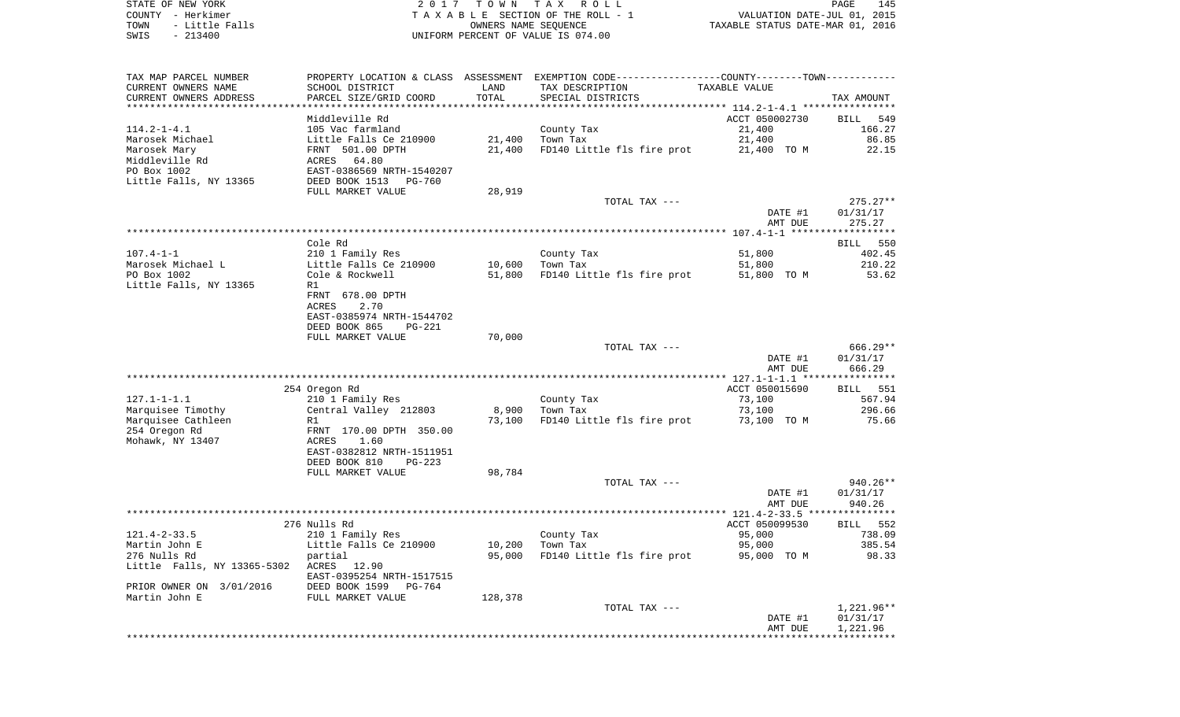STATE OF NEW YORK 2 0 1 7 T O W N T A X R O L L
COUNTY - Herkimer T A X A B L E SECTION OF THE ROLL - 1 VALUATION DATE-JUL 01, 2015
TOWN - Little Falls OWNERS NAME SEQUENCE TAXABLE STATUS DATE-MAR 01, 2016
SWIS - 213400 UNIFORM PERCENT OF VALUE IS 074.00

| TAX MAP PARCEL NUMBER<br>CURRENT OWNERS NAME<br>CURRENT OWNERS ADDRESS | PROPERTY LOCATION & CLASS<br>SCHOOL DISTRICT<br>PARCEL SIZE/GRID COORD | ASSESSMENT<br>LAND<br>TOTAL | EXEMPTION CODE<br>TAX DESCRIPTION<br>SPECIAL DISTRICTS | COUNTY--------TOWN<br>TAXABLE VALUE | TAX AMOUNT |
|---|---|---|---|---|---|
| | Middleville Rd | | | ACCT 050002730 | BILL 549 |
| 114.2-1-4.1 | 105 Vac farmland | | County Tax | 21,400 | 166.27 |
| Marosek Michael | Little Falls Ce 210900 | 21,400 | Town Tax | 21,400 | 86.85 |
| Marosek Mary | FRNT 501.00 DPTH | 21,400 | FD140 Little fls fire prot | 21,400 TO M | 22.15 |
| Middleville Rd | ACRES 64.80 | | | | |
| PO Box 1002 | EAST-0386569 NRTH-1540207 | | | | |
| Little Falls, NY 13365 | DEED BOOK 1513 PG-760 | | | | |
| | FULL MARKET VALUE | 28,919 | | | |
| | | | TOTAL TAX --- | | 275.27** |
| | | | | DATE #1 | 01/31/17 |
| | | | | AMT DUE | 275.27 |
| | Cole Rd | | | | BILL 550 |
| 107.4-1-1 | 210 1 Family Res | | County Tax | 51,800 | 402.45 |
| Marosek Michael L | Little Falls Ce 210900 | 10,600 | Town Tax | 51,800 | 210.22 |
| PO Box 1002 | Cole & Rockwell | 51,800 | FD140 Little fls fire prot | 51,800 TO M | 53.62 |
| Little Falls, NY 13365 | R1 | | | | |
| | FRNT 678.00 DPTH | | | | |
| | ACRES 2.70 | | | | |
| | EAST-0385974 NRTH-1544702 | | | | |
| | DEED BOOK 865 PG-221 | | | | |
| | FULL MARKET VALUE | 70,000 | | | |
| | | | TOTAL TAX --- | | 666.29** |
| | | | | DATE #1 | 01/31/17 |
| | | | | AMT DUE | 666.29 |
| | 254 Oregon Rd | | | ACCT 050015690 | BILL 551 |
| 127.1-1-1.1 | 210 1 Family Res | | County Tax | 73,100 | 567.94 |
| Marquisee Timothy | Central Valley 212803 | 8,900 | Town Tax | 73,100 | 296.66 |
| Marquisee Cathleen | R1 | 73,100 | FD140 Little fls fire prot | 73,100 TO M | 75.66 |
| 254 Oregon Rd | FRNT 170.00 DPTH 350.00 | | | | |
| Mohawk, NY 13407 | ACRES 1.60 | | | | |
| | EAST-0382812 NRTH-1511951 | | | | |
| | DEED BOOK 810 PG-223 | | | | |
| | FULL MARKET VALUE | 98,784 | | | |
| | | | TOTAL TAX --- | | 940.26** |
| | | | | DATE #1 | 01/31/17 |
| | | | | AMT DUE | 940.26 |
| | 276 Nulls Rd | | | ACCT 050099530 | BILL 552 |
| 121.4-2-33.5 | 210 1 Family Res | | County Tax | 95,000 | 738.09 |
| Martin John E | Little Falls Ce 210900 | 10,200 | Town Tax | 95,000 | 385.54 |
| 276 Nulls Rd | partial | 95,000 | FD140 Little fls fire prot | 95,000 TO M | 98.33 |
| Little Falls, NY 13365-5302 | ACRES 12.90 | | | | |
| | EAST-0395254 NRTH-1517515 | | | | |
| PRIOR OWNER ON 3/01/2016 | DEED BOOK 1599 PG-764 | | | | |
| Martin John E | FULL MARKET VALUE | 128,378 | | | |
| | | | TOTAL TAX --- | | 1,221.96** |
| | | | | DATE #1 | 01/31/17 |
| | | | | AMT DUE | 1,221.96 |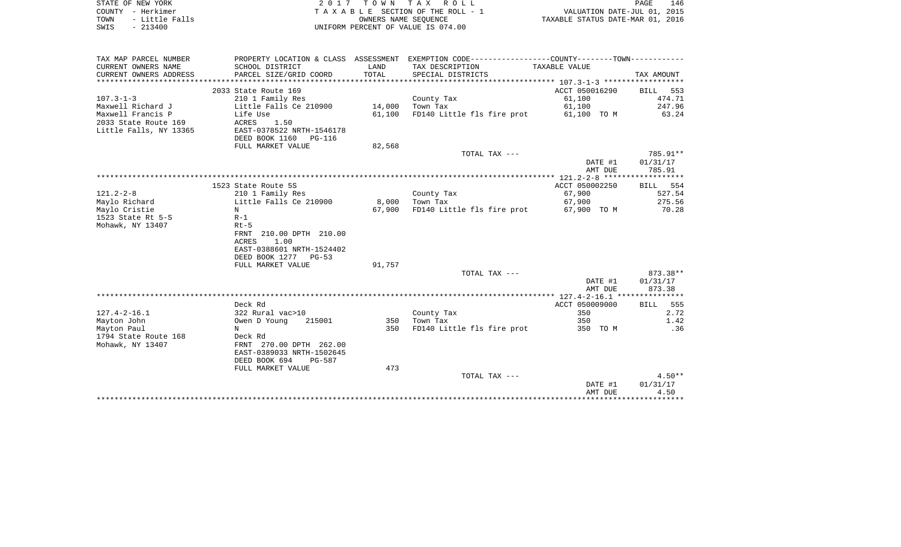STATE OF NEW YORK
COUNTY - Herkimer
TOWN - Little Falls
SWIS - 213400

2 0 1 7 T O W N T A X R O L L
T A X A B L E SECTION OF THE ROLL - 1
OWNERS NAME SEQUENCE
UNIFORM PERCENT OF VALUE IS 074.00

VALUATION DATE-JUL 01, 2015
TAXABLE STATUS DATE-MAR 01, 2016

| TAX MAP PARCEL NUMBER<br>CURRENT OWNERS NAME<br>CURRENT OWNERS ADDRESS | PROPERTY LOCATION & CLASS<br>SCHOOL DISTRICT<br>PARCEL SIZE/GRID COORD | ASSESSMENT<br>LAND<br>TOTAL | EXEMPTION CODE-----COUNTY-----TOWN-----<br>TAX DESCRIPTION<br>SPECIAL DISTRICTS | TAXABLE VALUE | TAX AMOUNT |
|---|---|---|---|---|---|
| **107.3-1-3** | 2033 State Route 169 | | | ACCT 050016290 | BILL 553 |
| 107.3-1-3 | 210 1 Family Res | | County Tax | 61,100 | 474.71 |
| Maxwell Richard J | Little Falls Ce 210900 | 14,000 | Town Tax | 61,100 | 247.96 |
| Maxwell Francis P | Life Use | 61,100 | FD140 Little fls fire prot | 61,100 TO M | 63.24 |
| 2033 State Route 169 | ACRES 1.50 | | | | |
| Little Falls, NY 13365 | EAST-0378522 NRTH-1546178 | | | | |
| | DEED BOOK 1160 PG-116 | | | | |
| | FULL MARKET VALUE | 82,568 | | | |
| | | | TOTAL TAX --- | | 785.91** |
| | | | | DATE #1 | 01/31/17 |
| | | | | AMT DUE | 785.91 |
| **121.2-2-8** | 1523 State Route 5S | | | ACCT 050002250 | BILL 554 |
| 121.2-2-8 | 210 1 Family Res | | County Tax | 67,900 | 527.54 |
| Maylo Richard | Little Falls Ce 210900 | 8,000 | Town Tax | 67,900 | 275.56 |
| Maylo Cristie | N | 67,900 | FD140 Little fls fire prot | 67,900 TO M | 70.28 |
| 1523 State Rt 5-S | R-1 | | | | |
| Mohawk, NY 13407 | Rt-5 | | | | |
| | FRNT 210.00 DPTH 210.00 | | | | |
| | ACRES 1.00 | | | | |
| | EAST-0388601 NRTH-1524402 | | | | |
| | DEED BOOK 1277 PG-53 | | | | |
| | FULL MARKET VALUE | 91,757 | | | |
| | | | TOTAL TAX --- | | 873.38** |
| | | | | DATE #1 | 01/31/17 |
| | | | | AMT DUE | 873.38 |
| **127.4-2-16.1** | Deck Rd | | | ACCT 050009000 | BILL 555 |
| 127.4-2-16.1 | 322 Rural vac>10 | | County Tax | 350 | 2.72 |
| Mayton John | Owen D Young 215001 | 350 | Town Tax | 350 | 1.42 |
| Mayton Paul | N | 350 | FD140 Little fls fire prot | 350 TO M | .36 |
| 1794 State Route 168 | Deck Rd | | | | |
| Mohawk, NY 13407 | FRNT 270.00 DPTH 262.00 | | | | |
| | EAST-0389033 NRTH-1502645 | | | | |
| | DEED BOOK 694 PG-587 | | | | |
| | FULL MARKET VALUE | 473 | | | |
| | | | TOTAL TAX --- | | 4.50** |
| | | | | DATE #1 | 01/31/17 |
| | | | | AMT DUE | 4.50 |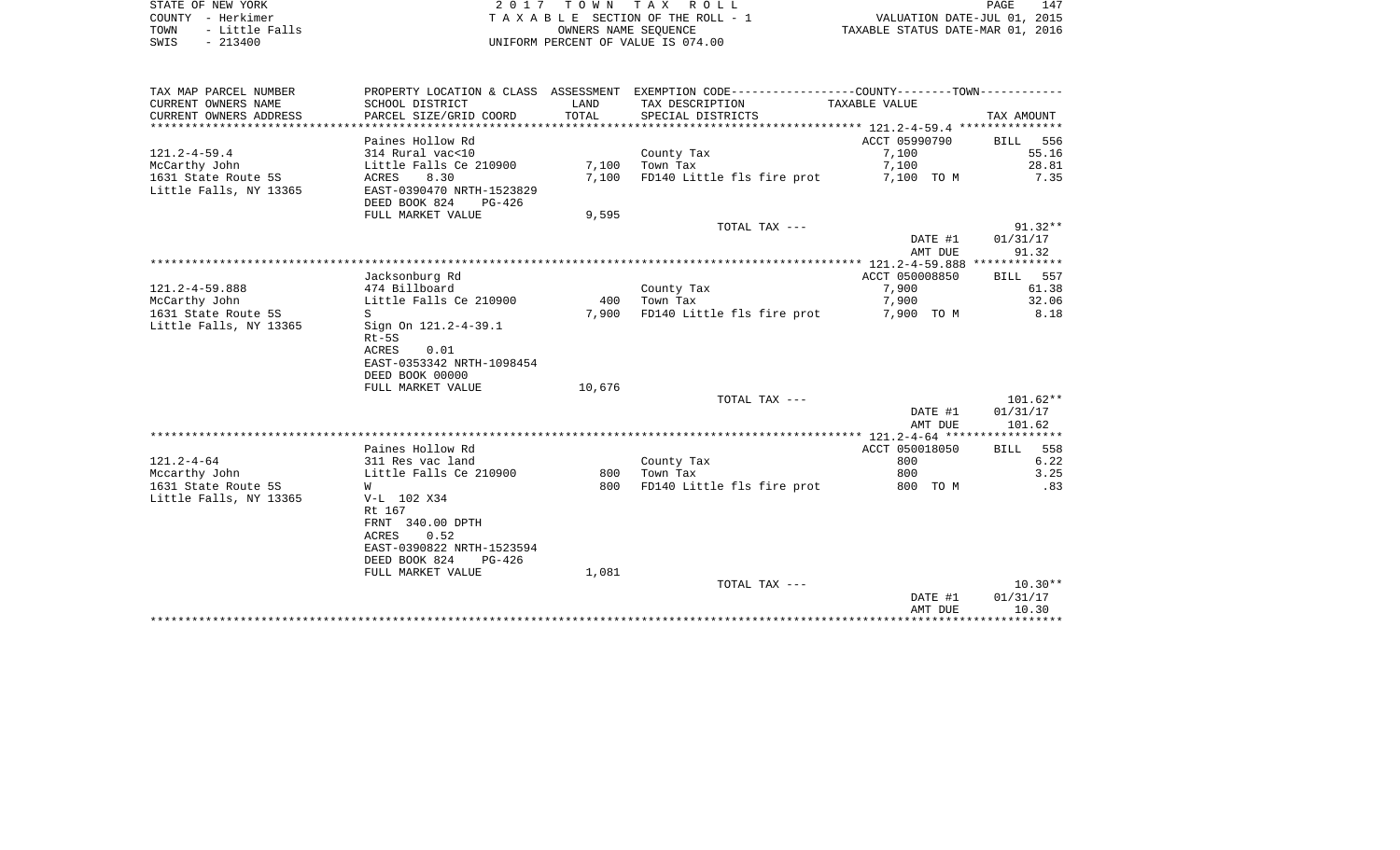STATE OF NEW YORK — 2017 TOWN TAX ROLL
COUNTY - Herkimer — TAXABLE SECTION OF THE ROLL - 1 — VALUATION DATE-JUL 01, 2015
TOWN - Little Falls — OWNERS NAME SEQUENCE — TAXABLE STATUS DATE-MAR 01, 2016
SWIS - 213400 — UNIFORM PERCENT OF VALUE IS 074.00

| TAX MAP PARCEL NUMBER / CURRENT OWNERS NAME / CURRENT OWNERS ADDRESS | PROPERTY LOCATION & CLASS / SCHOOL DISTRICT / PARCEL SIZE/GRID COORD | ASSESSMENT LAND / TOTAL | EXEMPTION CODE / TAX DESCRIPTION / SPECIAL DISTRICTS | TAXABLE VALUE | TAX AMOUNT |
|---|---|---|---|---|---|
| | Paines Hollow Rd | | | ACCT 05990790 | BILL 556 |
| 121.2-4-59.4 | 314 Rural vac<10 | | County Tax | 7,100 | 55.16 |
| McCarthy John | Little Falls Ce 210900 | 7,100 | Town Tax | 7,100 | 28.81 |
| 1631 State Route 5S | ACRES 8.30 | 7,100 | FD140 Little fls fire prot | 7,100 TO M | 7.35 |
| Little Falls, NY 13365 | EAST-0390470 NRTH-1523829 | | | | |
| | DEED BOOK 824 PG-426 | | | | |
| | FULL MARKET VALUE | 9,595 | | | |
| | | | TOTAL TAX --- | | 91.32** |
| | | | | DATE #1 | 01/31/17 |
| | | | | AMT DUE | 91.32 |
| | Jacksonburg Rd | | | ACCT 050008850 | BILL 557 |
| 121.2-4-59.888 | 474 Billboard | | County Tax | 7,900 | 61.38 |
| McCarthy John | Little Falls Ce 210900 | 400 | Town Tax | 7,900 | 32.06 |
| 1631 State Route 5S | S | 7,900 | FD140 Little fls fire prot | 7,900 TO M | 8.18 |
| Little Falls, NY 13365 | Sign On 121.2-4-39.1 | | | | |
| | Rt-5S | | | | |
| | ACRES 0.01 | | | | |
| | EAST-0353342 NRTH-1098454 | | | | |
| | DEED BOOK 00000 | | | | |
| | FULL MARKET VALUE | 10,676 | | | |
| | | | TOTAL TAX --- | | 101.62** |
| | | | | DATE #1 | 01/31/17 |
| | | | | AMT DUE | 101.62 |
| | Paines Hollow Rd | | | ACCT 050018050 | BILL 558 |
| 121.2-4-64 | 311 Res vac land | | County Tax | 800 | 6.22 |
| Mccarthy John | Little Falls Ce 210900 | 800 | Town Tax | 800 | 3.25 |
| 1631 State Route 5S | W | 800 | FD140 Little fls fire prot | 800 TO M | .83 |
| Little Falls, NY 13365 | V-L 102 X34 | | | | |
| | Rt 167 | | | | |
| | FRNT 340.00 DPTH | | | | |
| | ACRES 0.52 | | | | |
| | EAST-0390822 NRTH-1523594 | | | | |
| | DEED BOOK 824 PG-426 | | | | |
| | FULL MARKET VALUE | 1,081 | | | |
| | | | TOTAL TAX --- | | 10.30** |
| | | | | DATE #1 | 01/31/17 |
| | | | | AMT DUE | 10.30 |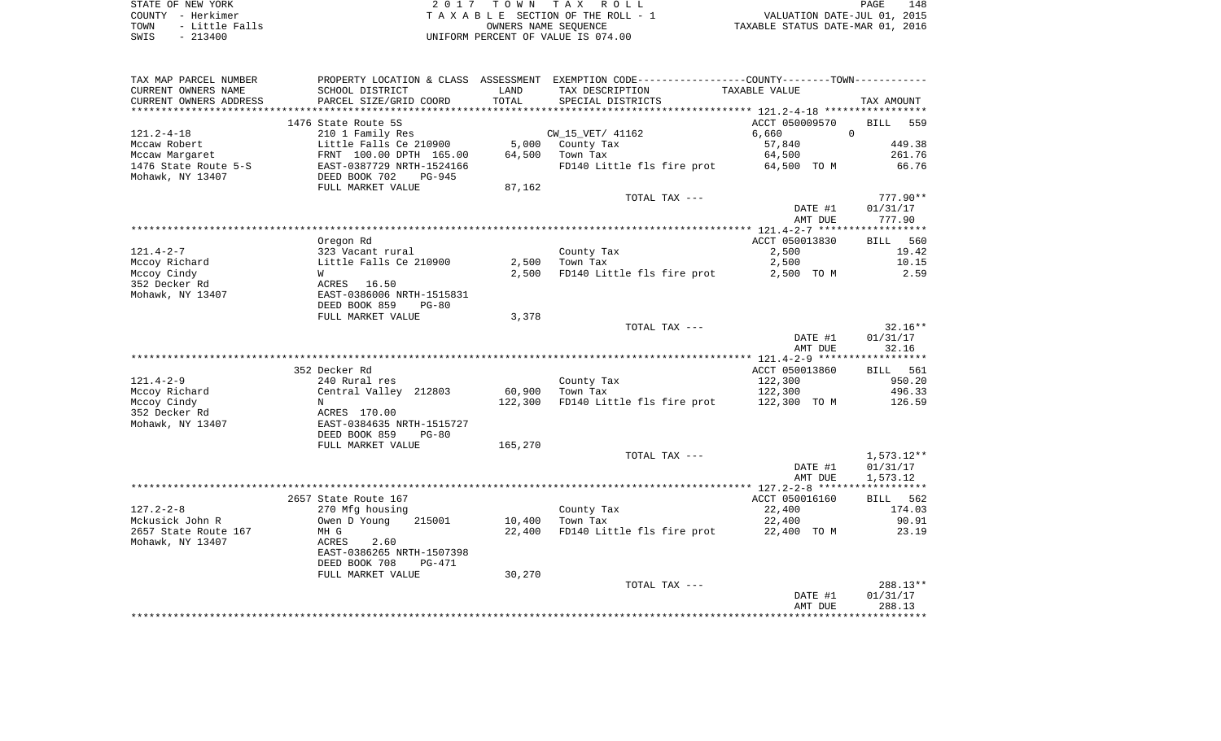STATE OF NEW YORK | COUNTY - Herkimer | TOWN - Little Falls | SWIS - 213400

**2017 TOWN TAX ROLL**
TAXABLE SECTION OF THE ROLL - 1
OWNERS NAME SEQUENCE
UNIFORM PERCENT OF VALUE IS 074.00

VALUATION DATE-JUL 01, 2015
TAXABLE STATUS DATE-MAR 01, 2016

| TAX MAP PARCEL NUMBER / CURRENT OWNERS NAME / CURRENT OWNERS ADDRESS | PROPERTY LOCATION & CLASS / SCHOOL DISTRICT / PARCEL SIZE/GRID COORD | ASSESSMENT LAND / TOTAL | EXEMPTION CODE / TAX DESCRIPTION / SPECIAL DISTRICTS | TAXABLE VALUE | TAX AMOUNT |
|---|---|---|---|---|---|
| | 1476 State Route 5S | | | ACCT 050009570 | BILL 559 |
| 121.2-4-18 | 210 1 Family Res | | CW_15_VET/ 41162 | 6,660 0 | |
| Mccaw Robert | Little Falls Ce 210900 | 5,000 | County Tax | 57,840 | 449.38 |
| Mccaw Margaret | FRNT 100.00 DPTH 165.00 | 64,500 | Town Tax | 64,500 | 261.76 |
| 1476 State Route 5-S | EAST-0387729 NRTH-1524166 | | FD140 Little fls fire prot | 64,500 TO M | 66.76 |
| Mohawk, NY 13407 | DEED BOOK 702 PG-945 | | | | |
| | FULL MARKET VALUE | 87,162 | | | |
| | | | TOTAL TAX --- | | 777.90** |
| | | | | DATE #1 | 01/31/17 |
| | | | | AMT DUE | 777.90 |
| | Oregon Rd | | | ACCT 050013830 | BILL 560 |
| 121.4-2-7 | 323 Vacant rural | | County Tax | 2,500 | 19.42 |
| Mccoy Richard | Little Falls Ce 210900 | 2,500 | Town Tax | 2,500 | 10.15 |
| Mccoy Cindy | W | 2,500 | FD140 Little fls fire prot | 2,500 TO M | 2.59 |
| 352 Decker Rd | ACRES 16.50 | | | | |
| Mohawk, NY 13407 | EAST-0386006 NRTH-1515831 | | | | |
| | DEED BOOK 859 PG-80 | | | | |
| | FULL MARKET VALUE | 3,378 | | | |
| | | | TOTAL TAX --- | | 32.16** |
| | | | | DATE #1 | 01/31/17 |
| | | | | AMT DUE | 32.16 |
| | 352 Decker Rd | | | ACCT 050013860 | BILL 561 |
| 121.4-2-9 | 240 Rural res | | County Tax | 122,300 | 950.20 |
| Mccoy Richard | Central Valley 212803 | 60,900 | Town Tax | 122,300 | 496.33 |
| Mccoy Cindy | N | 122,300 | FD140 Little fls fire prot | 122,300 TO M | 126.59 |
| 352 Decker Rd | ACRES 170.00 | | | | |
| Mohawk, NY 13407 | EAST-0384635 NRTH-1515727 | | | | |
| | DEED BOOK 859 PG-80 | | | | |
| | FULL MARKET VALUE | 165,270 | | | |
| | | | TOTAL TAX --- | | 1,573.12** |
| | | | | DATE #1 | 01/31/17 |
| | | | | AMT DUE | 1,573.12 |
| | 2657 State Route 167 | | | ACCT 050016160 | BILL 562 |
| 127.2-2-8 | 270 Mfg housing | | County Tax | 22,400 | 174.03 |
| Mckusick John R | Owen D Young 215001 | 10,400 | Town Tax | 22,400 | 90.91 |
| 2657 State Route 167 | MH G | 22,400 | FD140 Little fls fire prot | 22,400 TO M | 23.19 |
| Mohawk, NY 13407 | ACRES 2.60 | | | | |
| | EAST-0386265 NRTH-1507398 | | | | |
| | DEED BOOK 708 PG-471 | | | | |
| | FULL MARKET VALUE | 30,270 | | | |
| | | | TOTAL TAX --- | | 288.13** |
| | | | | DATE #1 | 01/31/17 |
| | | | | AMT DUE | 288.13 |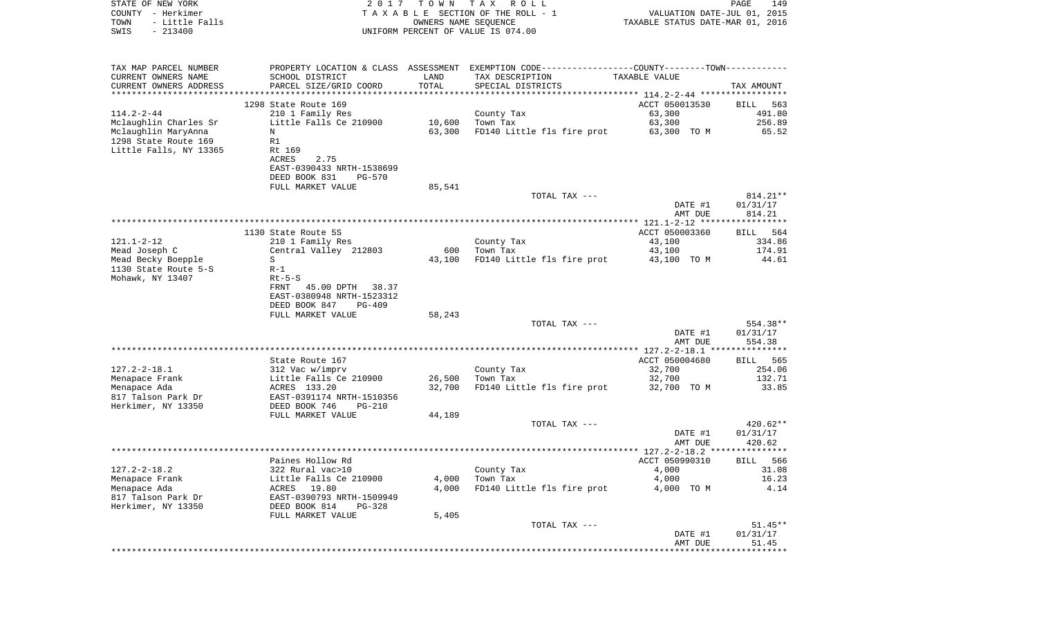STATE OF NEW YORK — COUNTY - Herkimer — TOWN - Little Falls — SWIS - 213400

2017 TOWN TAX ROLL
TAXABLE SECTION OF THE ROLL - 1
OWNERS NAME SEQUENCE
UNIFORM PERCENT OF VALUE IS 074.00

VALUATION DATE-JUL 01, 2015
TAXABLE STATUS DATE-MAR 01, 2016

| TAX MAP PARCEL NUMBER / CURRENT OWNERS NAME / CURRENT OWNERS ADDRESS | PROPERTY LOCATION & CLASS / SCHOOL DISTRICT / PARCEL SIZE/GRID COORD | ASSESSMENT LAND / TOTAL | EXEMPTION CODE / TAX DESCRIPTION / SPECIAL DISTRICTS | TAXABLE VALUE | TAX AMOUNT |
|---|---|---|---|---|---|
| **114.2-2-44** | 1298 State Route 169 | | | ACCT 050013530 | BILL 563 |
| Mclaughlin Charles Sr | 210 1 Family Res | | County Tax | 63,300 | 491.80 |
| Mclaughlin MaryAnna | Little Falls Ce 210900 | 10,600 | Town Tax | 63,300 | 256.89 |
| 1298 State Route 169 | N | 63,300 | FD140 Little fls fire prot | 63,300 TO M | 65.52 |
| Little Falls, NY 13365 | R1 | | | | |
| | Rt 169 | | | | |
| | ACRES 2.75 | | | | |
| | EAST-0390433 NRTH-1538699 | | | | |
| | DEED BOOK 831 PG-570 | | | | |
| | FULL MARKET VALUE | 85,541 | | | |
| | | | TOTAL TAX --- | | 814.21** |
| | | | | DATE #1 | 01/31/17 |
| | | | | AMT DUE | 814.21 |
| **121.1-2-12** | 1130 State Route 5S | | | ACCT 050003360 | BILL 564 |
| Mead Joseph C | 210 1 Family Res | | County Tax | 43,100 | 334.86 |
| Mead Becky Boepple | Central Valley 212803 | 600 | Town Tax | 43,100 | 174.91 |
| 1130 State Route 5-S | S | 43,100 | FD140 Little fls fire prot | 43,100 TO M | 44.61 |
| Mohawk, NY 13407 | R-1 | | | | |
| | Rt-5-S | | | | |
| | FRNT 45.00 DPTH 38.37 | | | | |
| | EAST-0380948 NRTH-1523312 | | | | |
| | DEED BOOK 847 PG-409 | | | | |
| | FULL MARKET VALUE | 58,243 | | | |
| | | | TOTAL TAX --- | | 554.38** |
| | | | | DATE #1 | 01/31/17 |
| | | | | AMT DUE | 554.38 |
| **127.2-2-18.1** | State Route 167 | | | ACCT 050004680 | BILL 565 |
| Menapace Frank | 312 Vac w/imprv | | County Tax | 32,700 | 254.06 |
| Menapace Ada | Little Falls Ce 210900 | 26,500 | Town Tax | 32,700 | 132.71 |
| 817 Talson Park Dr | ACRES 133.20 | 32,700 | FD140 Little fls fire prot | 32,700 TO M | 33.85 |
| Herkimer, NY 13350 | EAST-0391174 NRTH-1510356 | | | | |
| | DEED BOOK 746 PG-210 | | | | |
| | FULL MARKET VALUE | 44,189 | | | |
| | | | TOTAL TAX --- | | 420.62** |
| | | | | DATE #1 | 01/31/17 |
| | | | | AMT DUE | 420.62 |
| **127.2-2-18.2** | Paines Hollow Rd | | | ACCT 050990310 | BILL 566 |
| Menapace Frank | 322 Rural vac>10 | | County Tax | 4,000 | 31.08 |
| Menapace Ada | Little Falls Ce 210900 | 4,000 | Town Tax | 4,000 | 16.23 |
| 817 Talson Park Dr | ACRES 19.80 | 4,000 | FD140 Little fls fire prot | 4,000 TO M | 4.14 |
| Herkimer, NY 13350 | EAST-0390793 NRTH-1509949 | | | | |
| | DEED BOOK 814 PG-328 | | | | |
| | FULL MARKET VALUE | 5,405 | | | |
| | | | TOTAL TAX --- | | 51.45** |
| | | | | DATE #1 | 01/31/17 |
| | | | | AMT DUE | 51.45 |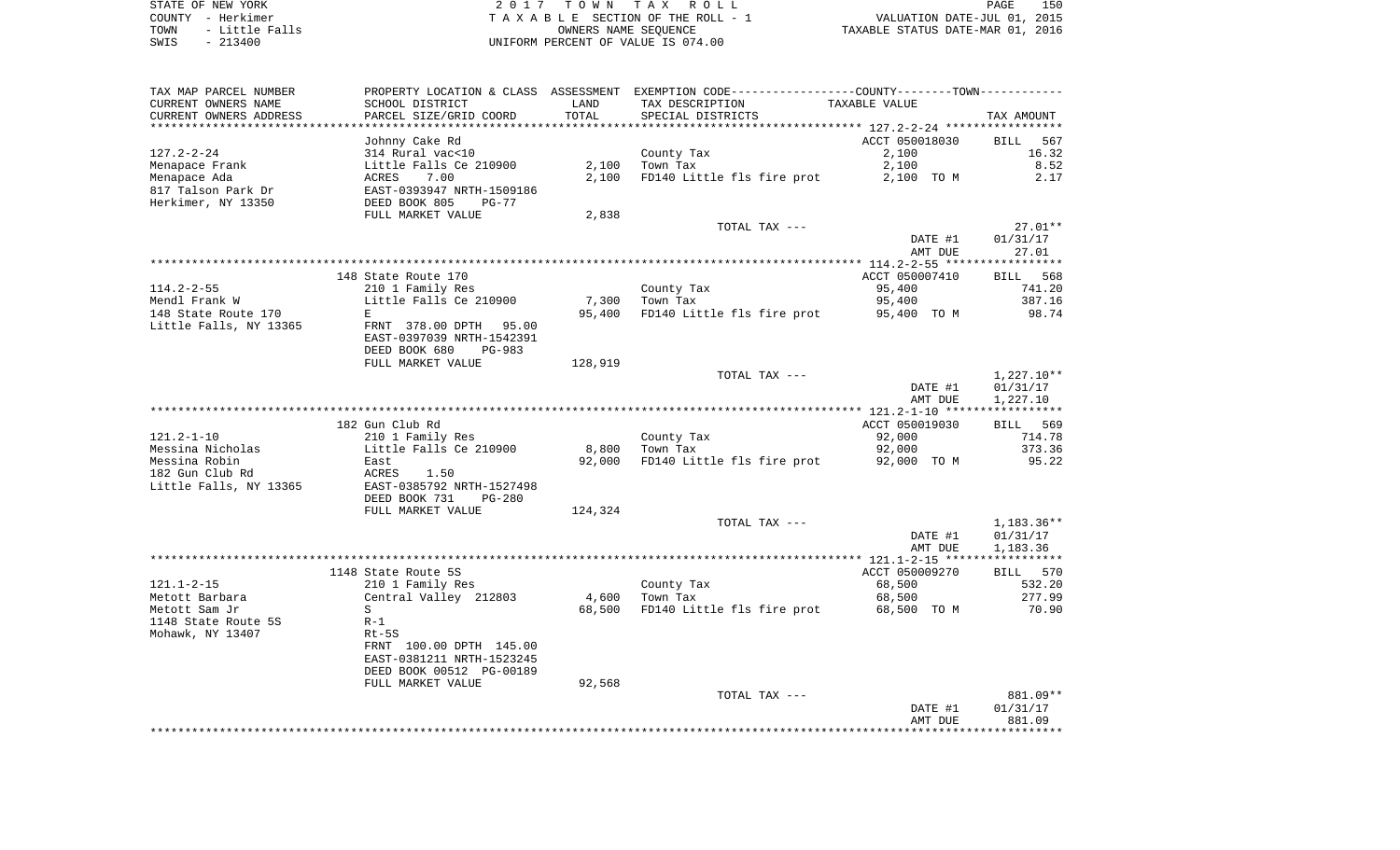STATE OF NEW YORK
COUNTY - Herkimer
TOWN - Little Falls
SWIS - 213400

2017 TOWN TAX ROLL
TAXABLE SECTION OF THE ROLL - 1
OWNERS NAME SEQUENCE
UNIFORM PERCENT OF VALUE IS 074.00

VALUATION DATE-JUL 01, 2015
TAXABLE STATUS DATE-MAR 01, 2016

| TAX MAP PARCEL NUMBER / CURRENT OWNERS NAME / CURRENT OWNERS ADDRESS | PROPERTY LOCATION & CLASS / SCHOOL DISTRICT / PARCEL SIZE/GRID COORD | ASSESSMENT LAND | ASSESSMENT TOTAL | EXEMPTION CODE / TAX DESCRIPTION / SPECIAL DISTRICTS | COUNTY/TOWN TAXABLE VALUE | TAX AMOUNT |
|---|---|---|---|---|---|---|
| 127.2-2-24 | Johnny Cake Rd | | | | ACCT 050018030 | BILL 567 |
| | 314 Rural vac<10 | | | County Tax | 2,100 | 16.32 |
| Menapace Frank | Little Falls Ce 210900 | 2,100 | | Town Tax | 2,100 | 8.52 |
| Menapace Ada | ACRES 7.00 | | 2,100 | FD140 Little fls fire prot | 2,100 TO M | 2.17 |
| 817 Talson Park Dr | EAST-0393947 NRTH-1509186 | | | | | |
| Herkimer, NY 13350 | DEED BOOK 805 PG-77 | | | | | |
| | FULL MARKET VALUE | 2,838 | | | | |
| | | | | TOTAL TAX --- | | 27.01** |
| | | | | | DATE #1 | 01/31/17 |
| | | | | | AMT DUE | 27.01 |
| 114.2-2-55 | 148 State Route 170 | | | | ACCT 050007410 | BILL 568 |
| | 210 1 Family Res | | | County Tax | 95,400 | 741.20 |
| Mendl Frank W | Little Falls Ce 210900 | 7,300 | | Town Tax | 95,400 | 387.16 |
| 148 State Route 170 | E | | 95,400 | FD140 Little fls fire prot | 95,400 TO M | 98.74 |
| Little Falls, NY 13365 | FRNT 378.00 DPTH 95.00 | | | | | |
| | EAST-0397039 NRTH-1542391 | | | | | |
| | DEED BOOK 680 PG-983 | | | | | |
| | FULL MARKET VALUE | 128,919 | | | | |
| | | | | TOTAL TAX --- | | 1,227.10** |
| | | | | | DATE #1 | 01/31/17 |
| | | | | | AMT DUE | 1,227.10 |
| 121.2-1-10 | 182 Gun Club Rd | | | | ACCT 050019030 | BILL 569 |
| | 210 1 Family Res | | | County Tax | 92,000 | 714.78 |
| Messina Nicholas | Little Falls Ce 210900 | 8,800 | | Town Tax | 92,000 | 373.36 |
| Messina Robin | East | | 92,000 | FD140 Little fls fire prot | 92,000 TO M | 95.22 |
| 182 Gun Club Rd | ACRES 1.50 | | | | | |
| Little Falls, NY 13365 | EAST-0385792 NRTH-1527498 | | | | | |
| | DEED BOOK 731 PG-280 | | | | | |
| | FULL MARKET VALUE | 124,324 | | | | |
| | | | | TOTAL TAX --- | | 1,183.36** |
| | | | | | DATE #1 | 01/31/17 |
| | | | | | AMT DUE | 1,183.36 |
| 121.1-2-15 | 1148 State Route 5S | | | | ACCT 050009270 | BILL 570 |
| | 210 1 Family Res | | | County Tax | 68,500 | 532.20 |
| Metott Barbara | Central Valley 212803 | 4,600 | | Town Tax | 68,500 | 277.99 |
| Metott Sam Jr | S | | 68,500 | FD140 Little fls fire prot | 68,500 TO M | 70.90 |
| 1148 State Route 5S | R-1 | | | | | |
| Mohawk, NY 13407 | Rt-5S | | | | | |
| | FRNT 100.00 DPTH 145.00 | | | | | |
| | EAST-0381211 NRTH-1523245 | | | | | |
| | DEED BOOK 00512 PG-00189 | | | | | |
| | FULL MARKET VALUE | 92,568 | | | | |
| | | | | TOTAL TAX --- | | 881.09** |
| | | | | | DATE #1 | 01/31/17 |
| | | | | | AMT DUE | 881.09 |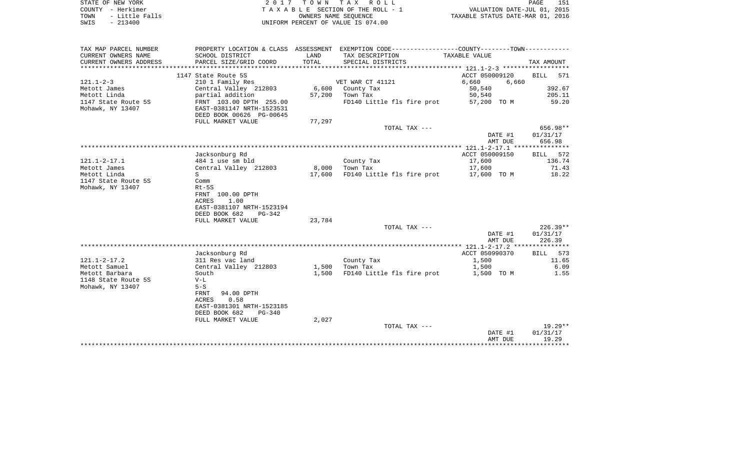STATE OF NEW YORK 2017 TOWN TAX ROLL

COUNTY - Herkimer TAXABLE SECTION OF THE ROLL - 1 VALUATION DATE-JUL 01, 2015

TOWN - Little Falls OWNERS NAME SEQUENCE TAXABLE STATUS DATE-MAR 01, 2016

SWIS - 213400 UNIFORM PERCENT OF VALUE IS 074.00

| TAX MAP PARCEL NUMBER / CURRENT OWNERS NAME / CURRENT OWNERS ADDRESS | PROPERTY LOCATION & CLASS / SCHOOL DISTRICT / PARCEL SIZE/GRID COORD | ASSESSMENT LAND / TOTAL | EXEMPTION CODE / TAX DESCRIPTION / SPECIAL DISTRICTS | TAXABLE VALUE (COUNTY--------TOWN) | TAX AMOUNT |
|---|---|---|---|---|---|
| 121.1-2-3 | 1147 State Route 5S | | | ACCT 050009120 | BILL 571 |
| Metott James | 210 1 Family Res | | VET WAR CT 41121 | 6,660 6,660 | |
| Metott Linda | Central Valley 212803 | 6,600 | County Tax | 50,540 | 392.67 |
| 1147 State Route 5S | partial addition | 57,200 | Town Tax | 50,540 | 205.11 |
| Mohawk, NY 13407 | FRNT 103.00 DPTH 255.00 | | FD140 Little fls fire prot | 57,200 TO M | 59.20 |
| | EAST-0381147 NRTH-1523531 | | | | |
| | DEED BOOK 00626 PG-00645 | | | | |
| | FULL MARKET VALUE | 77,297 | | | |
| | | | TOTAL TAX --- | | 656.98** |
| | | | | DATE #1 | 01/31/17 |
| | | | | AMT DUE | 656.98 |
| 121.1-2-17.1 | Jacksonburg Rd | | | ACCT 050009150 | BILL 572 |
| Metott James | 484 1 use sm bld | | County Tax | 17,600 | 136.74 |
| Metott Linda | Central Valley 212803 | 8,000 | Town Tax | 17,600 | 71.43 |
| 1147 State Route 5S | S | 17,600 | FD140 Little fls fire prot | 17,600 TO M | 18.22 |
| Mohawk, NY 13407 | Comm | | | | |
| | Rt-5S | | | | |
| | FRNT 100.00 DPTH | | | | |
| | ACRES 1.00 | | | | |
| | EAST-0381107 NRTH-1523194 | | | | |
| | DEED BOOK 682 PG-342 | | | | |
| | FULL MARKET VALUE | 23,784 | | | |
| | | | TOTAL TAX --- | | 226.39** |
| | | | | DATE #1 | 01/31/17 |
| | | | | AMT DUE | 226.39 |
| 121.1-2-17.2 | Jacksonburg Rd | | | ACCT 050990370 | BILL 573 |
| Metott Samuel | 311 Res vac land | | County Tax | 1,500 | 11.65 |
| Metott Barbara | Central Valley 212803 | 1,500 | Town Tax | 1,500 | 6.09 |
| 1148 State Route 5S | South | 1,500 | FD140 Little fls fire prot | 1,500 TO M | 1.55 |
| Mohawk, NY 13407 | V-L | | | | |
| | 5-S | | | | |
| | FRNT 94.00 DPTH | | | | |
| | ACRES 0.58 | | | | |
| | EAST-0381301 NRTH-1523185 | | | | |
| | DEED BOOK 682 PG-340 | | | | |
| | FULL MARKET VALUE | 2,027 | | | |
| | | | TOTAL TAX --- | | 19.29** |
| | | | | DATE #1 | 01/31/17 |
| | | | | AMT DUE | 19.29 |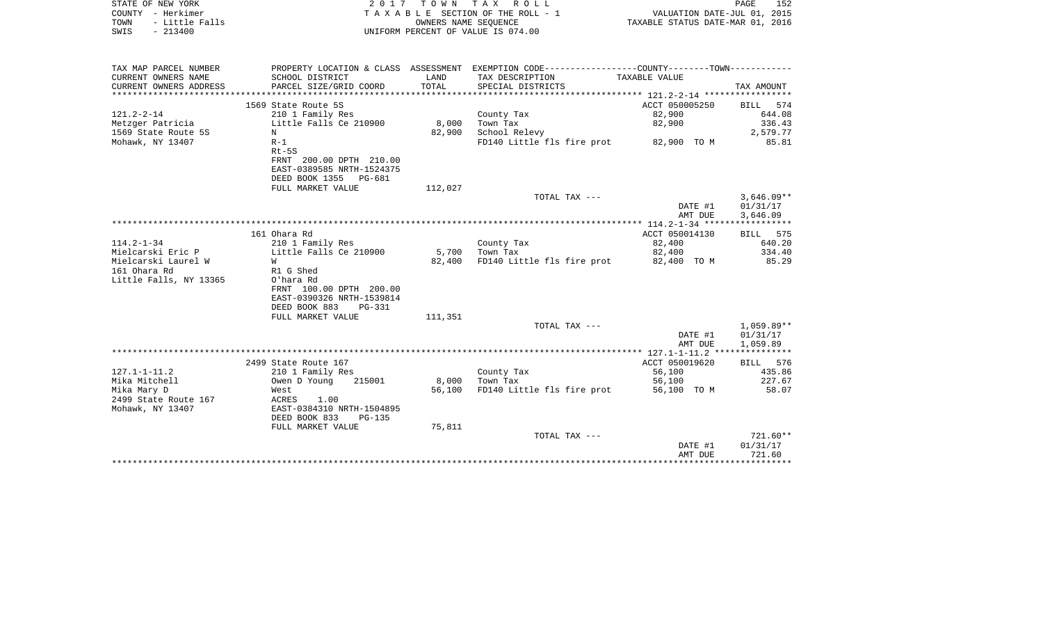STATE OF NEW YORK 2 0 1 7 T O W N T A X R O L L
COUNTY - Herkimer T A X A B L E SECTION OF THE ROLL - 1 VALUATION DATE-JUL 01, 2015
TOWN - Little Falls OWNERS NAME SEQUENCE TAXABLE STATUS DATE-MAR 01, 2016
SWIS - 213400 UNIFORM PERCENT OF VALUE IS 074.00

| TAX MAP PARCEL NUMBER / CURRENT OWNERS NAME / CURRENT OWNERS ADDRESS | PROPERTY LOCATION & CLASS / SCHOOL DISTRICT / PARCEL SIZE/GRID COORD | ASSESSMENT LAND / TOTAL | EXEMPTION CODE / TAX DESCRIPTION / SPECIAL DISTRICTS | COUNTY--------TOWN / TAXABLE VALUE | TAX AMOUNT |
|---|---|---|---|---|---|
| 121.2-2-14 | 1569 State Route 5S | | | ACCT 050005250 | BILL 574 |
| 121.2-2-14 | 210 1 Family Res | | County Tax | 82,900 | 644.08 |
| Metzger Patricia | Little Falls Ce 210900 | 8,000 | Town Tax | 82,900 | 336.43 |
| 1569 State Route 5S | N | 82,900 | School Relevy | | 2,579.77 |
| Mohawk, NY 13407 | R-1 | | FD140 Little fls fire prot | 82,900 TO M | 85.81 |
| | Rt-5S | | | | |
| | FRNT 200.00 DPTH 210.00 | | | | |
| | EAST-0389585 NRTH-1524375 | | | | |
| | DEED BOOK 1355 PG-681 | | | | |
| | FULL MARKET VALUE | 112,027 | | | |
| | | | TOTAL TAX --- | | 3,646.09** |
| | | | | DATE #1 | 01/31/17 |
| | | | | AMT DUE | 3,646.09 |
| 114.2-1-34 | 161 Ohara Rd | | | ACCT 050014130 | BILL 575 |
| 114.2-1-34 | 210 1 Family Res | | County Tax | 82,400 | 640.20 |
| Mielcarski Eric P | Little Falls Ce 210900 | 5,700 | Town Tax | 82,400 | 334.40 |
| Mielcarski Laurel W | W | 82,400 | FD140 Little fls fire prot | 82,400 TO M | 85.29 |
| 161 Ohara Rd | R1 G Shed | | | | |
| Little Falls, NY 13365 | O'hara Rd | | | | |
| | FRNT 100.00 DPTH 200.00 | | | | |
| | EAST-0390326 NRTH-1539814 | | | | |
| | DEED BOOK 883 PG-331 | | | | |
| | FULL MARKET VALUE | 111,351 | | | |
| | | | TOTAL TAX --- | | 1,059.89** |
| | | | | DATE #1 | 01/31/17 |
| | | | | AMT DUE | 1,059.89 |
| 127.1-1-11.2 | 2499 State Route 167 | | | ACCT 050019620 | BILL 576 |
| 127.1-1-11.2 | 210 1 Family Res | | County Tax | 56,100 | 435.86 |
| Mika Mitchell | Owen D Young 215001 | 8,000 | Town Tax | 56,100 | 227.67 |
| Mika Mary D | West | 56,100 | FD140 Little fls fire prot | 56,100 TO M | 58.07 |
| 2499 State Route 167 | ACRES 1.00 | | | | |
| Mohawk, NY 13407 | EAST-0384310 NRTH-1504895 | | | | |
| | DEED BOOK 833 PG-135 | | | | |
| | FULL MARKET VALUE | 75,811 | | | |
| | | | TOTAL TAX --- | | 721.60** |
| | | | | DATE #1 | 01/31/17 |
| | | | | AMT DUE | 721.60 |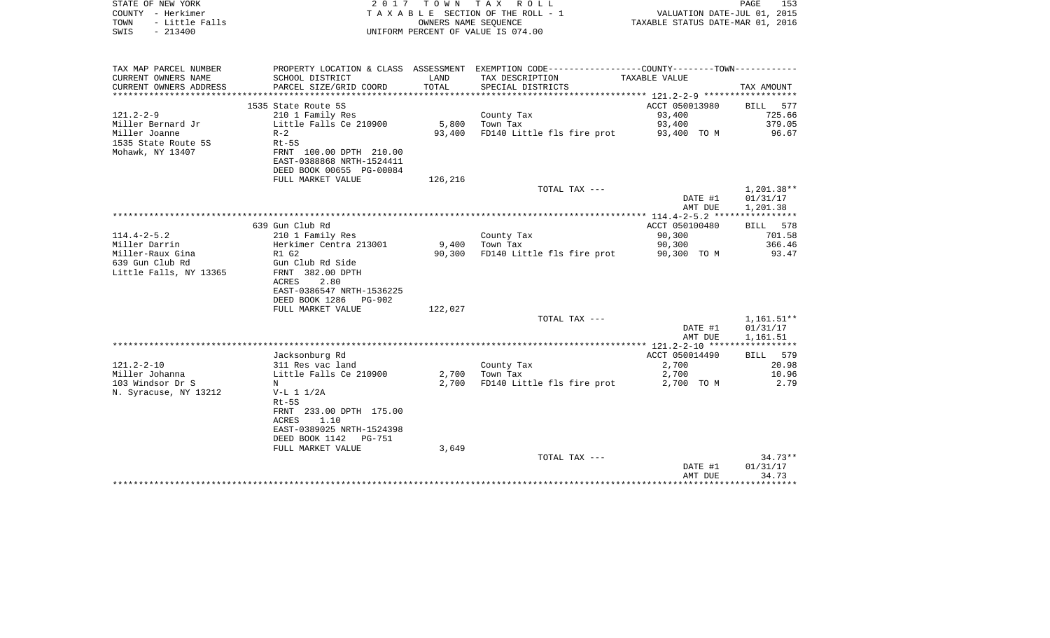STATE OF NEW YORK | 2017 TOWN TAX ROLL
COUNTY - Herkimer | TAXABLE SECTION OF THE ROLL - 1 | VALUATION DATE-JUL 01, 2015
TOWN - Little Falls | OWNERS NAME SEQUENCE | TAXABLE STATUS DATE-MAR 01, 2016
SWIS - 213400 | UNIFORM PERCENT OF VALUE IS 074.00

| TAX MAP PARCEL NUMBER<br>CURRENT OWNERS NAME<br>CURRENT OWNERS ADDRESS | PROPERTY LOCATION & CLASS<br>SCHOOL DISTRICT<br>PARCEL SIZE/GRID COORD | ASSESSMENT<br>LAND<br>TOTAL | EXEMPTION CODE---COUNTY---TOWN---<br>TAX DESCRIPTION<br>SPECIAL DISTRICTS | TAXABLE VALUE | TAX AMOUNT |
|---|---|---|---|---|---|
| | 1535 State Route 5S | | | ACCT 050013980 | BILL 577 |
| 121.2-2-9 | 210 1 Family Res | | County Tax | 93,400 | 725.66 |
| Miller Bernard Jr | Little Falls Ce 210900 | 5,800 | Town Tax | 93,400 | 379.05 |
| Miller Joanne | R-2 | 93,400 | FD140 Little fls fire prot | 93,400 TO M | 96.67 |
| 1535 State Route 5S | Rt-5S | | | | |
| Mohawk, NY 13407 | FRNT 100.00 DPTH 210.00 | | | | |
| | EAST-0388868 NRTH-1524411 | | | | |
| | DEED BOOK 00655 PG-00084 | | | | |
| | FULL MARKET VALUE | 126,216 | | | |
| | | | TOTAL TAX --- | | 1,201.38** |
| | | | | DATE #1 | 01/31/17 |
| | | | | AMT DUE | 1,201.38 |
| | 639 Gun Club Rd | | | ACCT 050100480 | BILL 578 |
| 114.4-2-5.2 | 210 1 Family Res | | County Tax | 90,300 | 701.58 |
| Miller Darrin | Herkimer Centra 213001 | 9,400 | Town Tax | 90,300 | 366.46 |
| Miller-Raux Gina | R1 G2 | 90,300 | FD140 Little fls fire prot | 90,300 TO M | 93.47 |
| 639 Gun Club Rd | Gun Club Rd Side | | | | |
| Little Falls, NY 13365 | FRNT 382.00 DPTH | | | | |
| | ACRES 2.80 | | | | |
| | EAST-0386547 NRTH-1536225 | | | | |
| | DEED BOOK 1286 PG-902 | | | | |
| | FULL MARKET VALUE | 122,027 | | | |
| | | | TOTAL TAX --- | | 1,161.51** |
| | | | | DATE #1 | 01/31/17 |
| | | | | AMT DUE | 1,161.51 |
| | Jacksonburg Rd | | | ACCT 050014490 | BILL 579 |
| 121.2-2-10 | 311 Res vac land | | County Tax | 2,700 | 20.98 |
| Miller Johanna | Little Falls Ce 210900 | 2,700 | Town Tax | 2,700 | 10.96 |
| 103 Windsor Dr S | N | 2,700 | FD140 Little fls fire prot | 2,700 TO M | 2.79 |
| N. Syracuse, NY 13212 | V-L 1 1/2A | | | | |
| | Rt-5S | | | | |
| | FRNT 233.00 DPTH 175.00 | | | | |
| | ACRES 1.10 | | | | |
| | EAST-0389025 NRTH-1524398 | | | | |
| | DEED BOOK 1142 PG-751 | | | | |
| | FULL MARKET VALUE | 3,649 | | | |
| | | | TOTAL TAX --- | | 34.73** |
| | | | | DATE #1 | 01/31/17 |
| | | | | AMT DUE | 34.73 |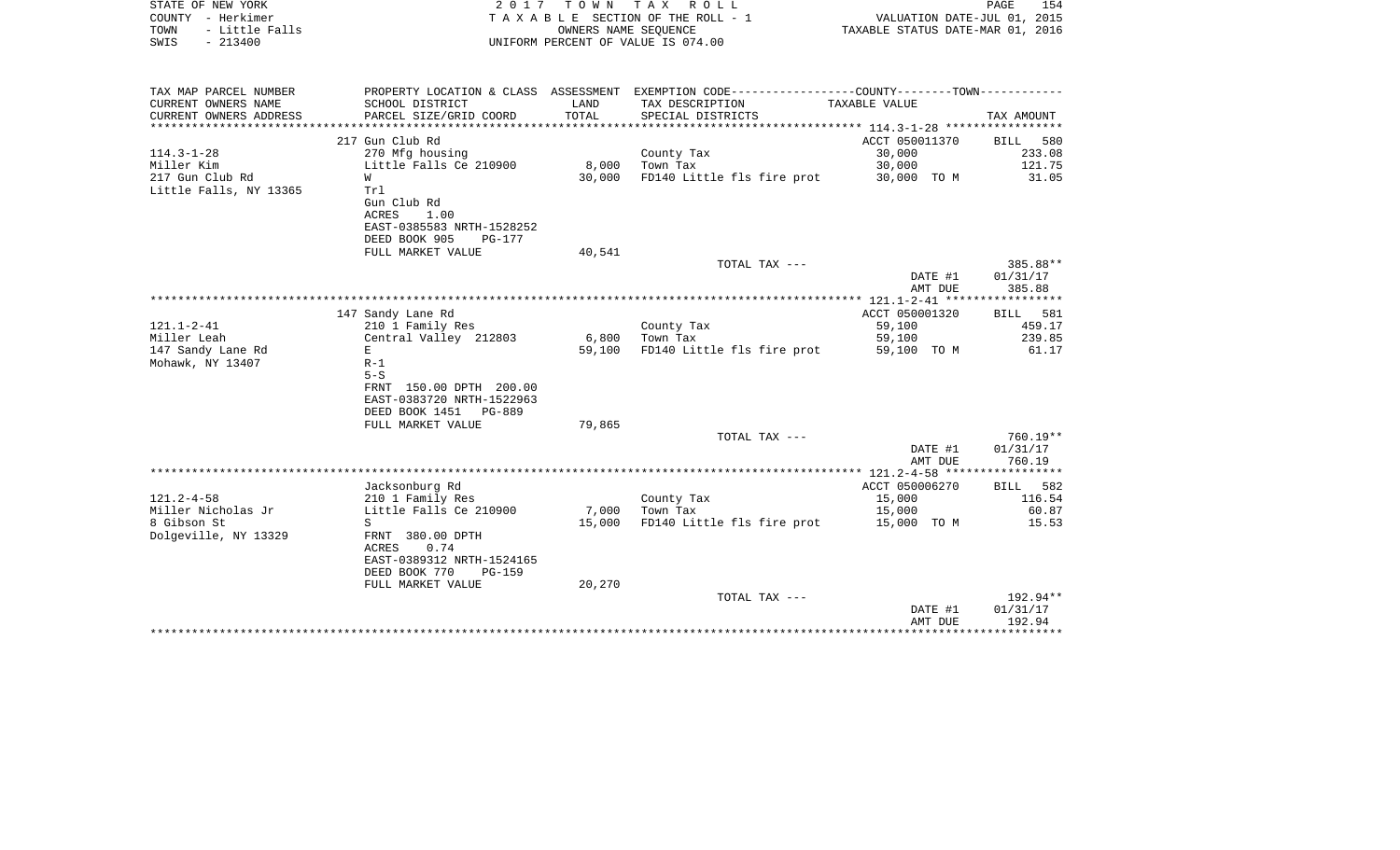STATE OF NEW YORK — 2017 TOWN TAX ROLL
COUNTY - Herkimer — TAXABLE SECTION OF THE ROLL - 1 — VALUATION DATE-JUL 01, 2015
TOWN - Little Falls — OWNERS NAME SEQUENCE — TAXABLE STATUS DATE-MAR 01, 2016
SWIS - 213400 — UNIFORM PERCENT OF VALUE IS 074.00

| TAX MAP PARCEL NUMBER / CURRENT OWNERS NAME / CURRENT OWNERS ADDRESS | PROPERTY LOCATION & CLASS / SCHOOL DISTRICT / PARCEL SIZE/GRID COORD | ASSESSMENT LAND / TOTAL | EXEMPTION CODE / TAX DESCRIPTION / SPECIAL DISTRICTS | TAXABLE VALUE | TAX AMOUNT |
|---|---|---|---|---|---|
| **114.3-1-28** | 217 Gun Club Rd | | | ACCT 050011370 | BILL 580 |
| 114.3-1-28 | 270 Mfg housing | | County Tax | 30,000 | 233.08 |
| Miller Kim | Little Falls Ce 210900 | 8,000 | Town Tax | 30,000 | 121.75 |
| 217 Gun Club Rd | W | 30,000 | FD140 Little fls fire prot | 30,000 TO M | 31.05 |
| Little Falls, NY 13365 | Trl | | | | |
| | Gun Club Rd | | | | |
| | ACRES 1.00 | | | | |
| | EAST-0385583 NRTH-1528252 | | | | |
| | DEED BOOK 905 PG-177 | | | | |
| | FULL MARKET VALUE | 40,541 | | | |
| | | | TOTAL TAX --- | | 385.88** |
| | | | | DATE #1 | 01/31/17 |
| | | | | AMT DUE | 385.88 |
| **121.1-2-41** | 147 Sandy Lane Rd | | | ACCT 050001320 | BILL 581 |
| 121.1-2-41 | 210 1 Family Res | | County Tax | 59,100 | 459.17 |
| Miller Leah | Central Valley 212803 | 6,800 | Town Tax | 59,100 | 239.85 |
| 147 Sandy Lane Rd | E | 59,100 | FD140 Little fls fire prot | 59,100 TO M | 61.17 |
| Mohawk, NY 13407 | R-1 | | | | |
| | 5-S | | | | |
| | FRNT 150.00 DPTH 200.00 | | | | |
| | EAST-0383720 NRTH-1522963 | | | | |
| | DEED BOOK 1451 PG-889 | | | | |
| | FULL MARKET VALUE | 79,865 | | | |
| | | | TOTAL TAX --- | | 760.19** |
| | | | | DATE #1 | 01/31/17 |
| | | | | AMT DUE | 760.19 |
| **121.2-4-58** | Jacksonburg Rd | | | ACCT 050006270 | BILL 582 |
| 121.2-4-58 | 210 1 Family Res | | County Tax | 15,000 | 116.54 |
| Miller Nicholas Jr | Little Falls Ce 210900 | 7,000 | Town Tax | 15,000 | 60.87 |
| 8 Gibson St | S | 15,000 | FD140 Little fls fire prot | 15,000 TO M | 15.53 |
| Dolgeville, NY 13329 | FRNT 380.00 DPTH | | | | |
| | ACRES 0.74 | | | | |
| | EAST-0389312 NRTH-1524165 | | | | |
| | DEED BOOK 770 PG-159 | | | | |
| | FULL MARKET VALUE | 20,270 | | | |
| | | | TOTAL TAX --- | | 192.94** |
| | | | | DATE #1 | 01/31/17 |
| | | | | AMT DUE | 192.94 |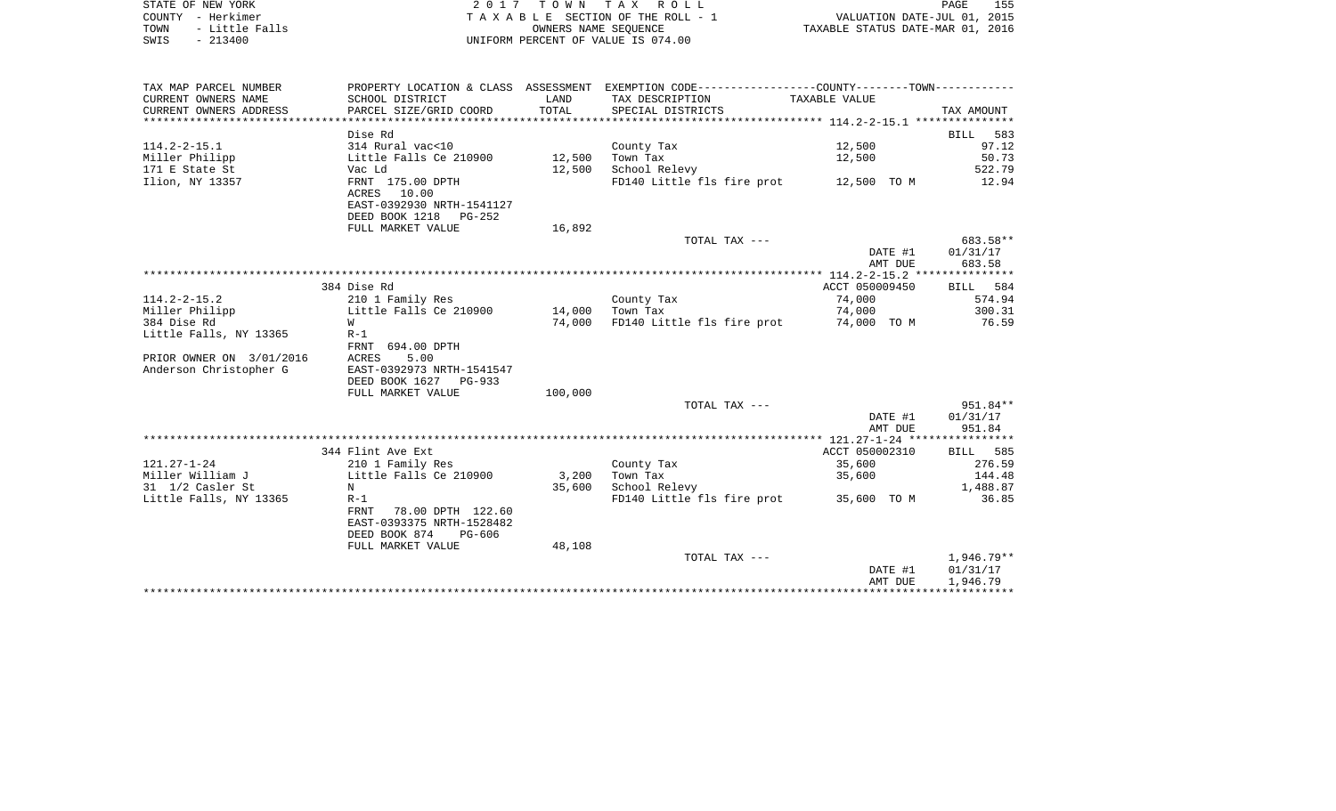STATE OF NEW YORK — 2017 TOWN TAX ROLL
COUNTY - Herkimer — TAXABLE SECTION OF THE ROLL - 1 — VALUATION DATE-JUL 01, 2015
TOWN - Little Falls — OWNERS NAME SEQUENCE — TAXABLE STATUS DATE-MAR 01, 2016
SWIS - 213400 — UNIFORM PERCENT OF VALUE IS 074.00

| TAX MAP PARCEL NUMBER / CURRENT OWNERS NAME / CURRENT OWNERS ADDRESS | PROPERTY LOCATION & CLASS / SCHOOL DISTRICT / PARCEL SIZE/GRID COORD | ASSESSMENT LAND / TOTAL | EXEMPTION CODE / TAX DESCRIPTION / SPECIAL DISTRICTS | TAXABLE VALUE | TAX AMOUNT |
|---|---|---|---|---|---|
| 114.2-2-15.1 | Dise Rd | | | | BILL 583 |
| 114.2-2-15.1 | 314 Rural vac<10 | | County Tax | 12,500 | 97.12 |
| Miller Philipp | Little Falls Ce 210900 | 12,500 | Town Tax | 12,500 | 50.73 |
| 171 E State St | Vac Ld | 12,500 | School Relevy | | 522.79 |
| Ilion, NY 13357 | FRNT 175.00 DPTH | | FD140 Little fls fire prot | 12,500 TO M | 12.94 |
| | ACRES 10.00 | | | | |
| | EAST-0392930 NRTH-1541127 | | | | |
| | DEED BOOK 1218 PG-252 | | | | |
| | FULL MARKET VALUE | 16,892 | | | |
| | | | TOTAL TAX --- | | 683.58** |
| | | | | DATE #1 | 01/31/17 |
| | | | | AMT DUE | 683.58 |
| 114.2-2-15.2 | 384 Dise Rd | | | ACCT 050009450 | BILL 584 |
| 114.2-2-15.2 | 210 1 Family Res | | County Tax | 74,000 | 574.94 |
| Miller Philipp | Little Falls Ce 210900 | 14,000 | Town Tax | 74,000 | 300.31 |
| 384 Dise Rd | W | 74,000 | FD140 Little fls fire prot | 74,000 TO M | 76.59 |
| Little Falls, NY 13365 | R-1 | | | | |
| | FRNT 694.00 DPTH | | | | |
| PRIOR OWNER ON 3/01/2016 | ACRES 5.00 | | | | |
| Anderson Christopher G | EAST-0392973 NRTH-1541547 | | | | |
| | DEED BOOK 1627 PG-933 | | | | |
| | FULL MARKET VALUE | 100,000 | | | |
| | | | TOTAL TAX --- | | 951.84** |
| | | | | DATE #1 | 01/31/17 |
| | | | | AMT DUE | 951.84 |
| 121.27-1-24 | 344 Flint Ave Ext | | | ACCT 050002310 | BILL 585 |
| 121.27-1-24 | 210 1 Family Res | | County Tax | 35,600 | 276.59 |
| Miller William J | Little Falls Ce 210900 | 3,200 | Town Tax | 35,600 | 144.48 |
| 31 1/2 Casler St | N | 35,600 | School Relevy | | 1,488.87 |
| Little Falls, NY 13365 | R-1 | | FD140 Little fls fire prot | 35,600 TO M | 36.85 |
| | FRNT 78.00 DPTH 122.60 | | | | |
| | EAST-0393375 NRTH-1528482 | | | | |
| | DEED BOOK 874 PG-606 | | | | |
| | FULL MARKET VALUE | 48,108 | | | |
| | | | TOTAL TAX --- | | 1,946.79** |
| | | | | DATE #1 | 01/31/17 |
| | | | | AMT DUE | 1,946.79 |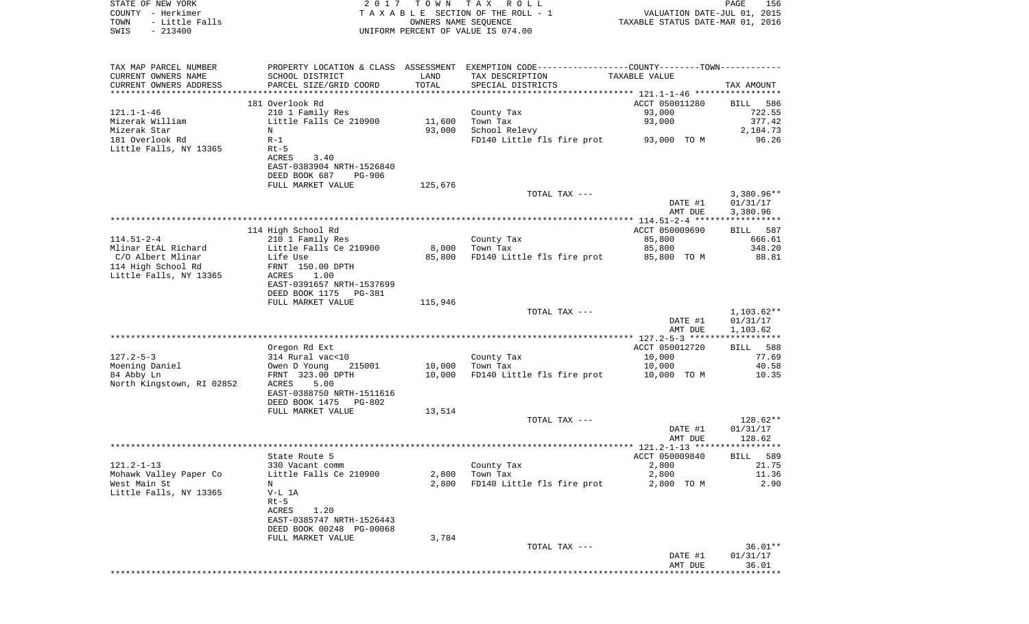STATE OF NEW YORK
COUNTY - Herkimer
TOWN - Little Falls
SWIS - 213400

2017 TOWN TAX ROLL
TAXABLE SECTION OF THE ROLL - 1
OWNERS NAME SEQUENCE
UNIFORM PERCENT OF VALUE IS 074.00

VALUATION DATE-JUL 01, 2015
TAXABLE STATUS DATE-MAR 01, 2016

| TAX MAP PARCEL NUMBER<br>CURRENT OWNERS NAME<br>CURRENT OWNERS ADDRESS | PROPERTY LOCATION & CLASS<br>SCHOOL DISTRICT<br>PARCEL SIZE/GRID COORD | ASSESSMENT<br>LAND<br>TOTAL | EXEMPTION CODE-----COUNTY-----TOWN-----<br>TAX DESCRIPTION<br>SPECIAL DISTRICTS | TAXABLE VALUE | TAX AMOUNT |
|---|---|---|---|---|---|
| | 181 Overlook Rd | | | ACCT 050011280 | BILL 586 |
| 121.1-1-46 | 210 1 Family Res | | County Tax | 93,000 | 722.55 |
| Mizerak William | Little Falls Ce 210900 | 11,600 | Town Tax | 93,000 | 377.42 |
| Mizerak Star | N | 93,000 | School Relevy | | 2,184.73 |
| 181 Overlook Rd | R-1 | | FD140 Little fls fire prot | 93,000 TO M | 96.26 |
| Little Falls, NY 13365 | Rt-5 | | | | |
| | ACRES 3.40 | | | | |
| | EAST-0383904 NRTH-1526840 | | | | |
| | DEED BOOK 687 PG-906 | | | | |
| | FULL MARKET VALUE | 125,676 | | | |
| | | | TOTAL TAX --- | | 3,380.96** |
| | | | | DATE #1 | 01/31/17 |
| | | | | AMT DUE | 3,380.96 |
| | 114 High School Rd | | | ACCT 050009690 | BILL 587 |
| 114.51-2-4 | 210 1 Family Res | | County Tax | 85,800 | 666.61 |
| Mlinar EtAL Richard | Little Falls Ce 210900 | 8,000 | Town Tax | 85,800 | 348.20 |
| C/O Albert Mlinar | Life Use | 85,800 | FD140 Little fls fire prot | 85,800 TO M | 88.81 |
| 114 High School Rd | FRNT 150.00 DPTH | | | | |
| Little Falls, NY 13365 | ACRES 1.00 | | | | |
| | EAST-0391657 NRTH-1537699 | | | | |
| | DEED BOOK 1175 PG-381 | | | | |
| | FULL MARKET VALUE | 115,946 | | | |
| | | | TOTAL TAX --- | | 1,103.62** |
| | | | | DATE #1 | 01/31/17 |
| | | | | AMT DUE | 1,103.62 |
| | Oregon Rd Ext | | | ACCT 050012720 | BILL 588 |
| 127.2-5-3 | 314 Rural vac<10 | | County Tax | 10,000 | 77.69 |
| Moening Daniel | Owen D Young 215001 | 10,000 | Town Tax | 10,000 | 40.58 |
| 84 Abby Ln | FRNT 323.00 DPTH | 10,000 | FD140 Little fls fire prot | 10,000 TO M | 10.35 |
| North Kingstown, RI 02852 | ACRES 5.00 | | | | |
| | EAST-0388750 NRTH-1511616 | | | | |
| | DEED BOOK 1475 PG-802 | | | | |
| | FULL MARKET VALUE | 13,514 | | | |
| | | | TOTAL TAX --- | | 128.62** |
| | | | | DATE #1 | 01/31/17 |
| | | | | AMT DUE | 128.62 |
| | State Route 5 | | | ACCT 050009840 | BILL 589 |
| 121.2-1-13 | 330 Vacant comm | | County Tax | 2,800 | 21.75 |
| Mohawk Valley Paper Co | Little Falls Ce 210900 | 2,800 | Town Tax | 2,800 | 11.36 |
| West Main St | N | 2,800 | FD140 Little fls fire prot | 2,800 TO M | 2.90 |
| Little Falls, NY 13365 | V-L 1A | | | | |
| | Rt-5 | | | | |
| | ACRES 1.20 | | | | |
| | EAST-0385747 NRTH-1526443 | | | | |
| | DEED BOOK 00248 PG-00068 | | | | |
| | FULL MARKET VALUE | 3,784 | | | |
| | | | TOTAL TAX --- | | 36.01** |
| | | | | DATE #1 | 01/31/17 |
| | | | | AMT DUE | 36.01 |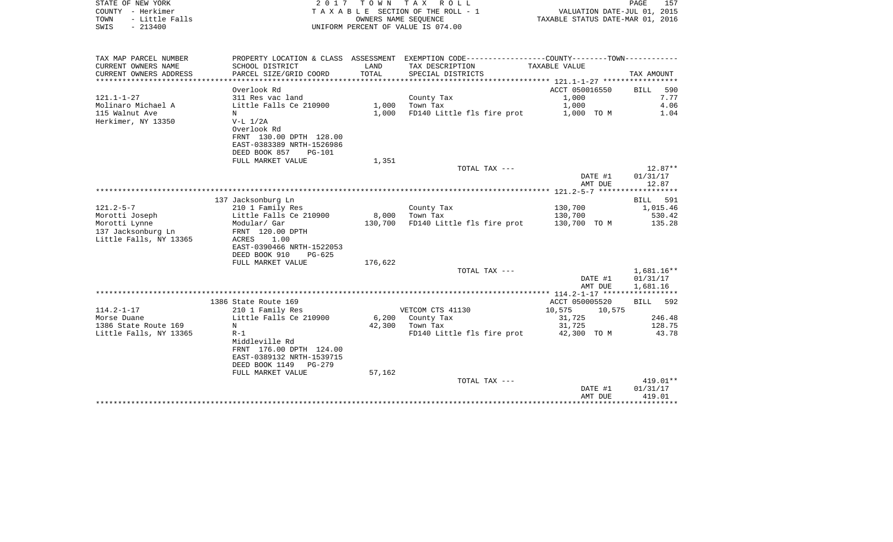STATE OF NEW YORK — COUNTY - Herkimer — TOWN - Little Falls — SWIS - 213400

2017 TOWN TAX ROLL
TAXABLE SECTION OF THE ROLL - 1
OWNERS NAME SEQUENCE
UNIFORM PERCENT OF VALUE IS 074.00

VALUATION DATE-JUL 01, 2015
TAXABLE STATUS DATE-MAR 01, 2016

| TAX MAP PARCEL NUMBER / CURRENT OWNERS NAME / CURRENT OWNERS ADDRESS | PROPERTY LOCATION & CLASS / SCHOOL DISTRICT / PARCEL SIZE/GRID COORD | ASSESSMENT LAND / TOTAL | EXEMPTION CODE / TAX DESCRIPTION / SPECIAL DISTRICTS | COUNTY / TOWN TAXABLE VALUE | TAX AMOUNT |
|---|---|---|---|---|---|
| 121.1-1-27 | Overlook Rd | | | ACCT 050016550 | BILL 590 |
| Molinaro Michael A | 311 Res vac land | | County Tax | 1,000 | 7.77 |
| 115 Walnut Ave | Little Falls Ce 210900 | 1,000 | Town Tax | 1,000 | 4.06 |
| Herkimer, NY 13350 | N | 1,000 | FD140 Little fls fire prot | 1,000 TO M | 1.04 |
| | V-L 1/2A | | | | |
| | Overlook Rd | | | | |
| | FRNT 130.00 DPTH 128.00 | | | | |
| | EAST-0383389 NRTH-1526986 | | | | |
| | DEED BOOK 857 PG-101 | | | | |
| | FULL MARKET VALUE | 1,351 | | | |
| | | | TOTAL TAX --- | | 12.87** |
| | | | | DATE #1 | 01/31/17 |
| | | | | AMT DUE | 12.87 |
| 121.2-5-7 | 137 Jacksonburg Ln | | | | BILL 591 |
| Morotti Joseph | 210 1 Family Res | | County Tax | 130,700 | 1,015.46 |
| Morotti Lynne | Little Falls Ce 210900 | 8,000 | Town Tax | 130,700 | 530.42 |
| 137 Jacksonburg Ln | Modular/ Gar | 130,700 | FD140 Little fls fire prot | 130,700 TO M | 135.28 |
| Little Falls, NY 13365 | FRNT 120.00 DPTH | | | | |
| | ACRES 1.00 | | | | |
| | EAST-0390466 NRTH-1522053 | | | | |
| | DEED BOOK 910 PG-625 | | | | |
| | FULL MARKET VALUE | 176,622 | | | |
| | | | TOTAL TAX --- | | 1,681.16** |
| | | | | DATE #1 | 01/31/17 |
| | | | | AMT DUE | 1,681.16 |
| 114.2-1-17 | 1386 State Route 169 | | | ACCT 050005520 | BILL 592 |
| Morse Duane | 210 1 Family Res | | VETCOM CTS 41130 | 10,575 10,575 | |
| 1386 State Route 169 | Little Falls Ce 210900 | 6,200 | County Tax | 31,725 | 246.48 |
| Little Falls, NY 13365 | N | 42,300 | Town Tax | 31,725 | 128.75 |
| | R-1 | | FD140 Little fls fire prot | 42,300 TO M | 43.78 |
| | Middleville Rd | | | | |
| | FRNT 176.00 DPTH 124.00 | | | | |
| | EAST-0389132 NRTH-1539715 | | | | |
| | DEED BOOK 1149 PG-279 | | | | |
| | FULL MARKET VALUE | 57,162 | | | |
| | | | TOTAL TAX --- | | 419.01** |
| | | | | DATE #1 | 01/31/17 |
| | | | | AMT DUE | 419.01 |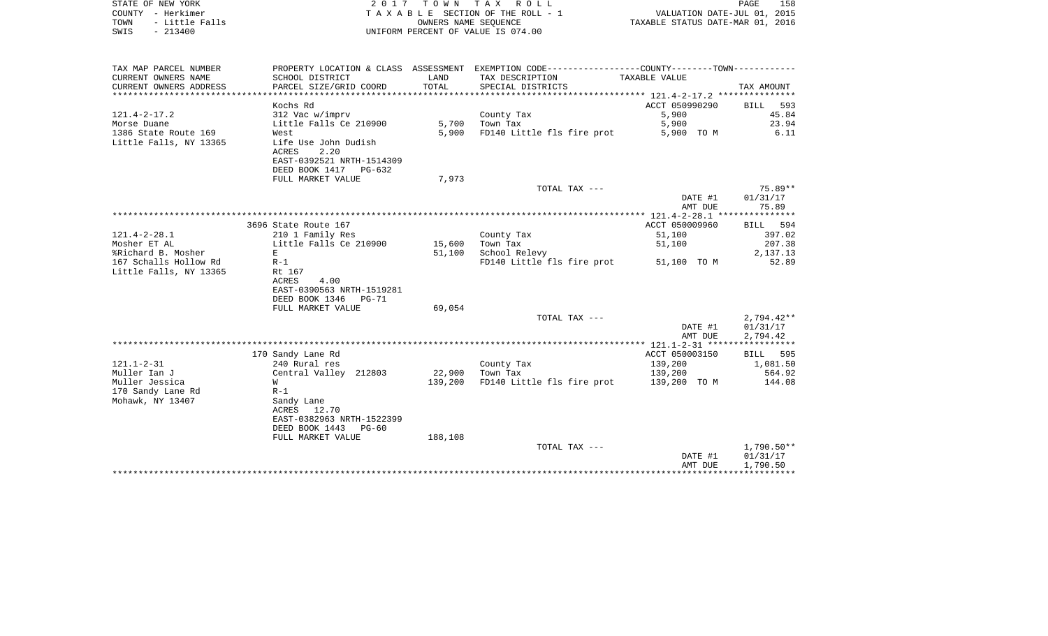STATE OF NEW YORK
COUNTY - Herkimer
TOWN - Little Falls
SWIS - 213400

2 0 1 7 T O W N T A X R O L L
T A X A B L E SECTION OF THE ROLL - 1
OWNERS NAME SEQUENCE
UNIFORM PERCENT OF VALUE IS 074.00

VALUATION DATE-JUL 01, 2015
TAXABLE STATUS DATE-MAR 01, 2016

| TAX MAP PARCEL NUMBER / CURRENT OWNERS NAME / CURRENT OWNERS ADDRESS | PROPERTY LOCATION & CLASS / SCHOOL DISTRICT / PARCEL SIZE/GRID COORD | ASSESSMENT LAND / TOTAL | EXEMPTION CODE / TAX DESCRIPTION / SPECIAL DISTRICTS | COUNTY--------TOWN / TAXABLE VALUE | TAX AMOUNT |
|---|---|---|---|---|---|
| **121.4-2-17.2** | Kochs Rd | | | ACCT 050990290 | BILL 593 |
| 121.4-2-17.2 | 312 Vac w/imprv | | County Tax | 5,900 | 45.84 |
| Morse Duane | Little Falls Ce 210900 | 5,700 | Town Tax | 5,900 | 23.94 |
| 1386 State Route 169 | West | 5,900 | FD140 Little fls fire prot | 5,900 TO M | 6.11 |
| Little Falls, NY 13365 | Life Use John Dudish | | | | |
| | ACRES 2.20 | | | | |
| | EAST-0392521 NRTH-1514309 | | | | |
| | DEED BOOK 1417 PG-632 | | | | |
| | FULL MARKET VALUE | 7,973 | | | |
| | | | TOTAL TAX --- | | 75.89** |
| | | | | DATE #1 | 01/31/17 |
| | | | | AMT DUE | 75.89 |
| **121.4-2-28.1** | 3696 State Route 167 | | | ACCT 050009960 | BILL 594 |
| 121.4-2-28.1 | 210 1 Family Res | | County Tax | 51,100 | 397.02 |
| Mosher ET AL | Little Falls Ce 210900 | 15,600 | Town Tax | 51,100 | 207.38 |
| %Richard B. Mosher | E | 51,100 | School Relevy | | 2,137.13 |
| 167 Schalls Hollow Rd | R-1 | | FD140 Little fls fire prot | 51,100 TO M | 52.89 |
| Little Falls, NY 13365 | Rt 167 | | | | |
| | ACRES 4.00 | | | | |
| | EAST-0390563 NRTH-1519281 | | | | |
| | DEED BOOK 1346 PG-71 | | | | |
| | FULL MARKET VALUE | 69,054 | | | |
| | | | TOTAL TAX --- | | 2,794.42** |
| | | | | DATE #1 | 01/31/17 |
| | | | | AMT DUE | 2,794.42 |
| **121.1-2-31** | 170 Sandy Lane Rd | | | ACCT 050003150 | BILL 595 |
| 121.1-2-31 | 240 Rural res | | County Tax | 139,200 | 1,081.50 |
| Muller Ian J | Central Valley 212803 | 22,900 | Town Tax | 139,200 | 564.92 |
| Muller Jessica | W | 139,200 | FD140 Little fls fire prot | 139,200 TO M | 144.08 |
| 170 Sandy Lane Rd | R-1 | | | | |
| Mohawk, NY 13407 | Sandy Lane | | | | |
| | ACRES 12.70 | | | | |
| | EAST-0382963 NRTH-1522399 | | | | |
| | DEED BOOK 1443 PG-60 | | | | |
| | FULL MARKET VALUE | 188,108 | | | |
| | | | TOTAL TAX --- | | 1,790.50** |
| | | | | DATE #1 | 01/31/17 |
| | | | | AMT DUE | 1,790.50 |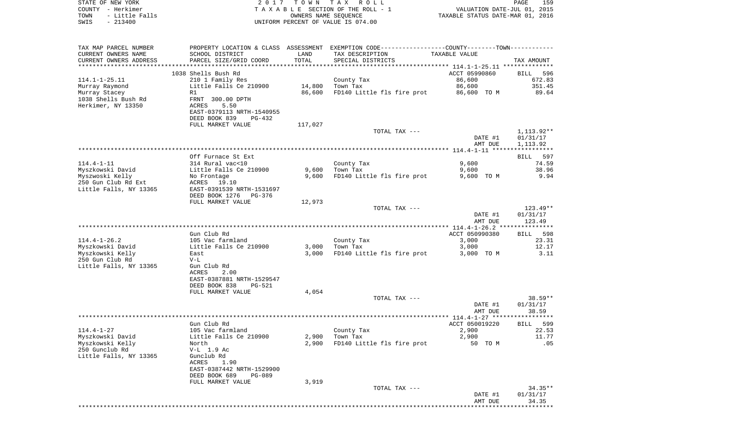STATE OF NEW YORK | 2017 TOWN TAX ROLL
COUNTY - Herkimer | TAXABLE SECTION OF THE ROLL - 1 | VALUATION DATE-JUL 01, 2015
TOWN - Little Falls | OWNERS NAME SEQUENCE | TAXABLE STATUS DATE-MAR 01, 2016
SWIS - 213400 | UNIFORM PERCENT OF VALUE IS 074.00

| TAX MAP PARCEL NUMBER / CURRENT OWNERS NAME / CURRENT OWNERS ADDRESS | PROPERTY LOCATION & CLASS / SCHOOL DISTRICT / PARCEL SIZE/GRID COORD | ASSESSMENT LAND / TOTAL | EXEMPTION CODE / TAX DESCRIPTION / SPECIAL DISTRICTS | COUNTY--------TOWN / TAXABLE VALUE | TAX AMOUNT |
|---|---|---|---|---|---|
| 114.1-1-25.11 | 1038 Shells Bush Rd | | | ACCT 05990860 | BILL 596 |
| Murray Raymond | 210 1 Family Res | | County Tax | 86,600 | 672.83 |
| Murray Stacey | Little Falls Ce 210900 | 14,800 | Town Tax | 86,600 | 351.45 |
| 1038 Shells Bush Rd | R1 | 86,600 | FD140 Little fls fire prot | 86,600 TO M | 89.64 |
| Herkimer, NY 13350 | FRNT 300.00 DPTH | | | | |
| | ACRES 5.50 | | | | |
| | EAST-0379113 NRTH-1540955 | | | | |
| | DEED BOOK 839 PG-432 | | | | |
| | FULL MARKET VALUE | 117,027 | | | |
| | | | TOTAL TAX --- | | 1,113.92** |
| | | | | DATE #1 | 01/31/17 |
| | | | | AMT DUE | 1,113.92 |
| 114.4-1-11 | Off Furnace St Ext | | | | BILL 597 |
| Myszkowski David | 314 Rural vac<10 | | County Tax | 9,600 | 74.59 |
| Myszwoski Kelly | Little Falls Ce 210900 | 9,600 | Town Tax | 9,600 | 38.96 |
| 250 Gun Club Rd Ext | No Frontage | 9,600 | FD140 Little fls fire prot | 9,600 TO M | 9.94 |
| Little Falls, NY 13365 | ACRES 19.10 | | | | |
| | EAST-0391539 NRTH-1531697 | | | | |
| | DEED BOOK 1276 PG-376 | | | | |
| | FULL MARKET VALUE | 12,973 | | | |
| | | | TOTAL TAX --- | | 123.49** |
| | | | | DATE #1 | 01/31/17 |
| | | | | AMT DUE | 123.49 |
| 114.4-1-26.2 | Gun Club Rd | | | ACCT 050990380 | BILL 598 |
| Myszkowski David | 105 Vac farmland | | County Tax | 3,000 | 23.31 |
| Myszkowski Kelly | Little Falls Ce 210900 | 3,000 | Town Tax | 3,000 | 12.17 |
| 250 Gun Club Rd | East | 3,000 | FD140 Little fls fire prot | 3,000 TO M | 3.11 |
| Little Falls, NY 13365 | V-L | | | | |
| | Gun Club Rd | | | | |
| | ACRES 2.00 | | | | |
| | EAST-0387881 NRTH-1529547 | | | | |
| | DEED BOOK 838 PG-521 | | | | |
| | FULL MARKET VALUE | 4,054 | | | |
| | | | TOTAL TAX --- | | 38.59** |
| | | | | DATE #1 | 01/31/17 |
| | | | | AMT DUE | 38.59 |
| 114.4-1-27 | Gun Club Rd | | | ACCT 050019220 | BILL 599 |
| Myszkowski David | 105 Vac farmland | | County Tax | 2,900 | 22.53 |
| Myszkowski Kelly | Little Falls Ce 210900 | 2,900 | Town Tax | 2,900 | 11.77 |
| 250 Gunclub Rd | North | 2,900 | FD140 Little fls fire prot | 50 TO M | .05 |
| Little Falls, NY 13365 | V-L 1.9 Ac | | | | |
| | Gunclub Rd | | | | |
| | ACRES 1.90 | | | | |
| | EAST-0387442 NRTH-1529900 | | | | |
| | DEED BOOK 689 PG-089 | | | | |
| | FULL MARKET VALUE | 3,919 | | | |
| | | | TOTAL TAX --- | | 34.35** |
| | | | | DATE #1 | 01/31/17 |
| | | | | AMT DUE | 34.35 |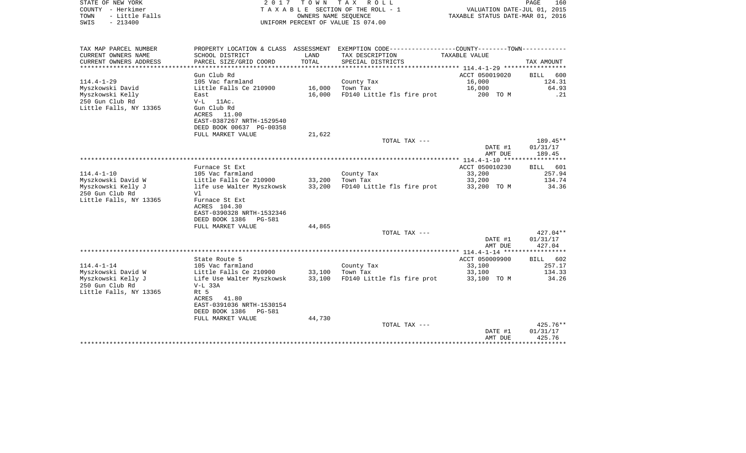STATE OF NEW YORK | 2 0 1 7 T O W N T A X R O L L | PAGE 160
COUNTY - Herkimer | T A X A B L E SECTION OF THE ROLL - 1 | VALUATION DATE-JUL 01, 2015
TOWN - Little Falls | OWNERS NAME SEQUENCE | TAXABLE STATUS DATE-MAR 01, 2016
SWIS - 213400 | UNIFORM PERCENT OF VALUE IS 074.00

| TAX MAP PARCEL NUMBER<br>CURRENT OWNERS NAME<br>CURRENT OWNERS ADDRESS | PROPERTY LOCATION & CLASS<br>SCHOOL DISTRICT<br>PARCEL SIZE/GRID COORD | ASSESSMENT<br>LAND<br>TOTAL | EXEMPTION CODE-----COUNTY-----TOWN-----<br>TAX DESCRIPTION<br>SPECIAL DISTRICTS | TAXABLE VALUE | TAX AMOUNT |
|---|---|---|---|---|---|
| **114.4-1-29** | Gun Club Rd | | | ACCT 050019020 | BILL 600 |
| 114.4-1-29 | 105 Vac farmland | | County Tax | 16,000 | 124.31 |
| Myszkowski David | Little Falls Ce 210900 | 16,000 | Town Tax | 16,000 | 64.93 |
| Myszkowski Kelly | East | 16,000 | FD140 Little fls fire prot | 200 TO M | .21 |
| 250 Gun Club Rd | V-L 11Ac. | | | | |
| Little Falls, NY 13365 | Gun Club Rd | | | | |
| | ACRES 11.00 | | | | |
| | EAST-0387267 NRTH-1529540 | | | | |
| | DEED BOOK 00637 PG-00358 | | | | |
| | FULL MARKET VALUE | 21,622 | | | |
| | | | TOTAL TAX --- | | 189.45** |
| | | | | DATE #1 | 01/31/17 |
| | | | | AMT DUE | 189.45 |
| **114.4-1-10** | Furnace St Ext | | | ACCT 050010230 | BILL 601 |
| 114.4-1-10 | 105 Vac farmland | | County Tax | 33,200 | 257.94 |
| Myszkowski David W | Little Falls Ce 210900 | 33,200 | Town Tax | 33,200 | 134.74 |
| Myszkowski Kelly J | life use Walter Myszkowsk | 33,200 | FD140 Little fls fire prot | 33,200 TO M | 34.36 |
| 250 Gun Club Rd | Vl | | | | |
| Little Falls, NY 13365 | Furnace St Ext | | | | |
| | ACRES 104.30 | | | | |
| | EAST-0390328 NRTH-1532346 | | | | |
| | DEED BOOK 1386 PG-581 | | | | |
| | FULL MARKET VALUE | 44,865 | | | |
| | | | TOTAL TAX --- | | 427.04** |
| | | | | DATE #1 | 01/31/17 |
| | | | | AMT DUE | 427.04 |
| **114.4-1-14** | State Route 5 | | | ACCT 050009900 | BILL 602 |
| 114.4-1-14 | 105 Vac farmland | | County Tax | 33,100 | 257.17 |
| Myszkowski David W | Little Falls Ce 210900 | 33,100 | Town Tax | 33,100 | 134.33 |
| Myszkowski Kelly J | Life Use Walter Myszkowsk | 33,100 | FD140 Little fls fire prot | 33,100 TO M | 34.26 |
| 250 Gun Club Rd | V-L 33A | | | | |
| Little Falls, NY 13365 | Rt 5 | | | | |
| | ACRES 41.80 | | | | |
| | EAST-0391036 NRTH-1530154 | | | | |
| | DEED BOOK 1386 PG-581 | | | | |
| | FULL MARKET VALUE | 44,730 | | | |
| | | | TOTAL TAX --- | | 425.76** |
| | | | | DATE #1 | 01/31/17 |
| | | | | AMT DUE | 425.76 |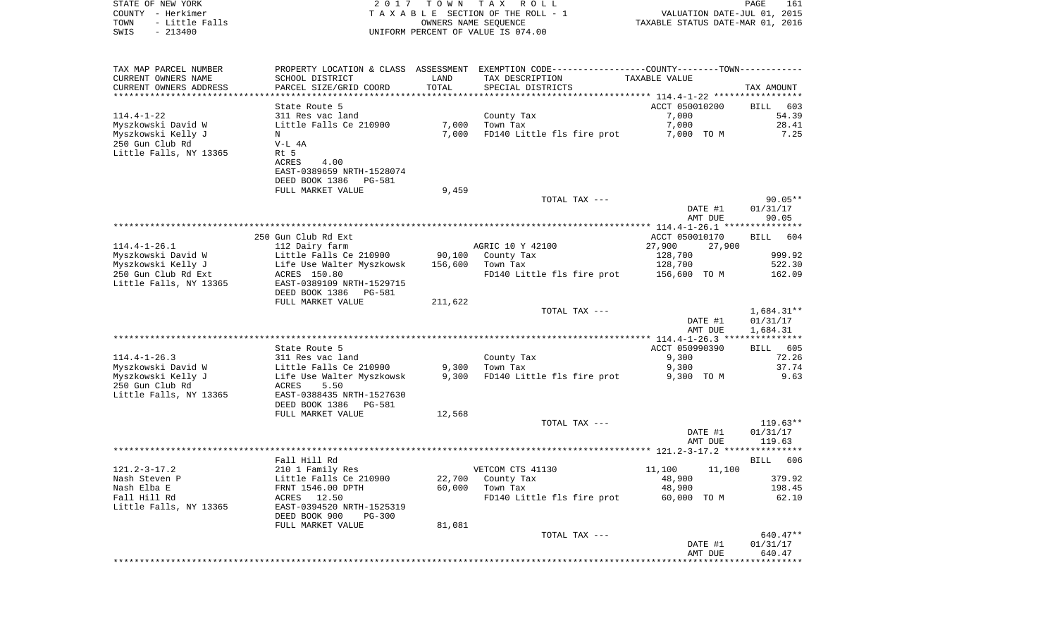STATE OF NEW YORK — 2017 TOWN TAX ROLL
COUNTY - Herkimer — TAXABLE SECTION OF THE ROLL - 1 — VALUATION DATE-JUL 01, 2015
TOWN - Little Falls — OWNERS NAME SEQUENCE — TAXABLE STATUS DATE-MAR 01, 2016
SWIS - 213400 — UNIFORM PERCENT OF VALUE IS 074.00

| TAX MAP PARCEL NUMBER / CURRENT OWNERS NAME / CURRENT OWNERS ADDRESS | PROPERTY LOCATION & CLASS / SCHOOL DISTRICT / PARCEL SIZE/GRID COORD | ASSESSMENT LAND | TOTAL | EXEMPTION CODE / TAX DESCRIPTION / SPECIAL DISTRICTS | TAXABLE VALUE | TAX AMOUNT |
|---|---|---|---|---|---|---|
| **114.4-1-22** | State Route 5 | | | | ACCT 050010200 | BILL 603 |
| Myszkowski David W | 311 Res vac land | | | County Tax | 7,000 | 54.39 |
| Myszkowski Kelly J | Little Falls Ce 210900 | 7,000 | | Town Tax | 7,000 | 28.41 |
| 250 Gun Club Rd | N | | 7,000 | FD140 Little fls fire prot | 7,000 TO M | 7.25 |
| Little Falls, NY 13365 | V-L 4A | | | | | |
| | Rt 5 | | | | | |
| | ACRES 4.00 | | | | | |
| | EAST-0389659 NRTH-1528074 | | | | | |
| | DEED BOOK 1386 PG-581 | | | | | |
| | FULL MARKET VALUE | | 9,459 | | | |
| | | | | TOTAL TAX --- | | 90.05** |
| | | | | | DATE #1 | 01/31/17 |
| | | | | | AMT DUE | 90.05 |
| **114.4-1-26.1** | 250 Gun Club Rd Ext | | | | ACCT 050010170 | BILL 604 |
| Myszkowski David W | 112 Dairy farm | | | AGRIC 10 Y 42100 | 27,900 27,900 | |
| Myszkowski Kelly J | Little Falls Ce 210900 | 90,100 | | County Tax | 128,700 | 999.92 |
| 250 Gun Club Rd Ext | Life Use Walter Myszkowsk | | 156,600 | Town Tax | 128,700 | 522.30 |
| Little Falls, NY 13365 | ACRES 150.80 | | | FD140 Little fls fire prot | 156,600 TO M | 162.09 |
| | EAST-0389109 NRTH-1529715 | | | | | |
| | DEED BOOK 1386 PG-581 | | | | | |
| | FULL MARKET VALUE | | 211,622 | | | |
| | | | | TOTAL TAX --- | | 1,684.31** |
| | | | | | DATE #1 | 01/31/17 |
| | | | | | AMT DUE | 1,684.31 |
| **114.4-1-26.3** | State Route 5 | | | | ACCT 050990390 | BILL 605 |
| Myszkowski David W | 311 Res vac land | | | County Tax | 9,300 | 72.26 |
| Myszkowski Kelly J | Little Falls Ce 210900 | 9,300 | | Town Tax | 9,300 | 37.74 |
| 250 Gun Club Rd | Life Use Walter Myszkowsk | | 9,300 | FD140 Little fls fire prot | 9,300 TO M | 9.63 |
| Little Falls, NY 13365 | ACRES 5.50 | | | | | |
| | EAST-0388435 NRTH-1527630 | | | | | |
| | DEED BOOK 1386 PG-581 | | | | | |
| | FULL MARKET VALUE | | 12,568 | | | |
| | | | | TOTAL TAX --- | | 119.63** |
| | | | | | DATE #1 | 01/31/17 |
| | | | | | AMT DUE | 119.63 |
| **121.2-3-17.2** | Fall Hill Rd | | | | | BILL 606 |
| Nash Steven P | 210 1 Family Res | | | VETCOM CTS 41130 | 11,100 11,100 | |
| Nash Elba E | Little Falls Ce 210900 | 22,700 | | County Tax | 48,900 | 379.92 |
| Fall Hill Rd | FRNT 1546.00 DPTH | | 60,000 | Town Tax | 48,900 | 198.45 |
| Little Falls, NY 13365 | ACRES 12.50 | | | FD140 Little fls fire prot | 60,000 TO M | 62.10 |
| | EAST-0394520 NRTH-1525319 | | | | | |
| | DEED BOOK 900 PG-300 | | | | | |
| | FULL MARKET VALUE | | 81,081 | | | |
| | | | | TOTAL TAX --- | | 640.47** |
| | | | | | DATE #1 | 01/31/17 |
| | | | | | AMT DUE | 640.47 |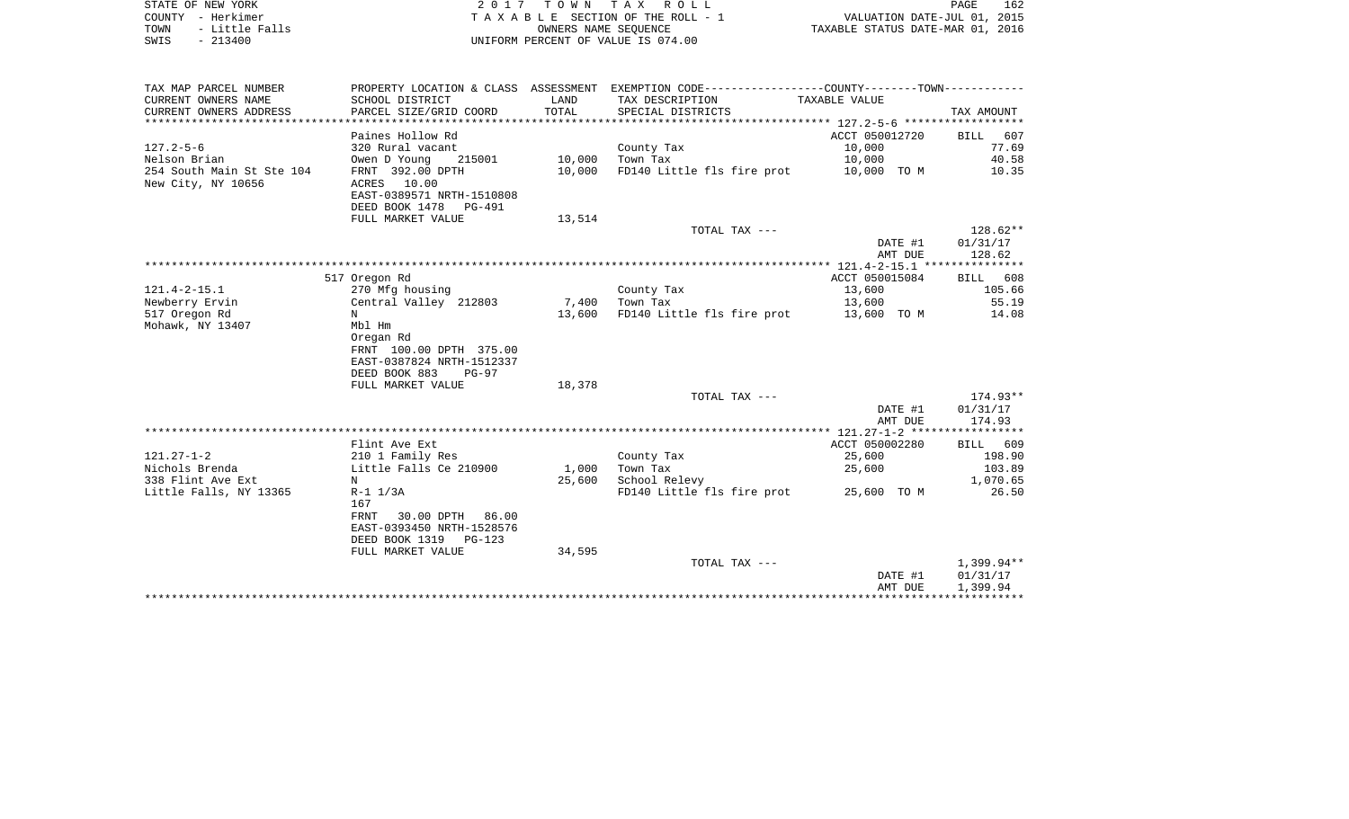STATE OF NEW YORK
COUNTY - Herkimer
TOWN - Little Falls
SWIS - 213400

2 0 1 7 T O W N T A X R O L L
T A X A B L E SECTION OF THE ROLL - 1
OWNERS NAME SEQUENCE
UNIFORM PERCENT OF VALUE IS 074.00

VALUATION DATE-JUL 01, 2015
TAXABLE STATUS DATE-MAR 01, 2016

| TAX MAP PARCEL NUMBER<br>CURRENT OWNERS NAME<br>CURRENT OWNERS ADDRESS | PROPERTY LOCATION & CLASS<br>SCHOOL DISTRICT<br>PARCEL SIZE/GRID COORD | ASSESSMENT<br>LAND<br>TOTAL | EXEMPTION CODE<br>TAX DESCRIPTION<br>SPECIAL DISTRICTS | COUNTY--------TOWN<br>TAXABLE VALUE | TAX AMOUNT |
|---|---|---|---|---|---|
| 127.2-5-6 | Paines Hollow Rd | | | ACCT 050012720 | BILL 607 |
| 127.2-5-6 | 320 Rural vacant | | County Tax | 10,000 | 77.69 |
| Nelson Brian | Owen D Young 215001 | 10,000 | Town Tax | 10,000 | 40.58 |
| 254 South Main St Ste 104 | FRNT 392.00 DPTH | 10,000 | FD140 Little fls fire prot | 10,000 TO M | 10.35 |
| New City, NY 10656 | ACRES 10.00 | | | | |
| | EAST-0389571 NRTH-1510808 | | | | |
| | DEED BOOK 1478 PG-491 | | | | |
| | FULL MARKET VALUE | 13,514 | | | |
| | | | TOTAL TAX --- | | 128.62** |
| | | | | DATE #1 | 01/31/17 |
| | | | | AMT DUE | 128.62 |
| 121.4-2-15.1 | 517 Oregon Rd | | | ACCT 050015084 | BILL 608 |
| 121.4-2-15.1 | 270 Mfg housing | | County Tax | 13,600 | 105.66 |
| Newberry Ervin | Central Valley 212803 | 7,400 | Town Tax | 13,600 | 55.19 |
| 517 Oregon Rd | N | 13,600 | FD140 Little fls fire prot | 13,600 TO M | 14.08 |
| Mohawk, NY 13407 | Mbl Hm | | | | |
| | Oregan Rd | | | | |
| | FRNT 100.00 DPTH 375.00 | | | | |
| | EAST-0387824 NRTH-1512337 | | | | |
| | DEED BOOK 883 PG-97 | | | | |
| | FULL MARKET VALUE | 18,378 | | | |
| | | | TOTAL TAX --- | | 174.93** |
| | | | | DATE #1 | 01/31/17 |
| | | | | AMT DUE | 174.93 |
| 121.27-1-2 | Flint Ave Ext | | | ACCT 050002280 | BILL 609 |
| 121.27-1-2 | 210 1 Family Res | | County Tax | 25,600 | 198.90 |
| Nichols Brenda | Little Falls Ce 210900 | 1,000 | Town Tax | 25,600 | 103.89 |
| 338 Flint Ave Ext | N | 25,600 | School Relevy | | 1,070.65 |
| Little Falls, NY 13365 | R-1 1/3A | | FD140 Little fls fire prot | 25,600 TO M | 26.50 |
| | 167 | | | | |
| | FRNT 30.00 DPTH 86.00 | | | | |
| | EAST-0393450 NRTH-1528576 | | | | |
| | DEED BOOK 1319 PG-123 | | | | |
| | FULL MARKET VALUE | 34,595 | | | |
| | | | TOTAL TAX --- | | 1,399.94** |
| | | | | DATE #1 | 01/31/17 |
| | | | | AMT DUE | 1,399.94 |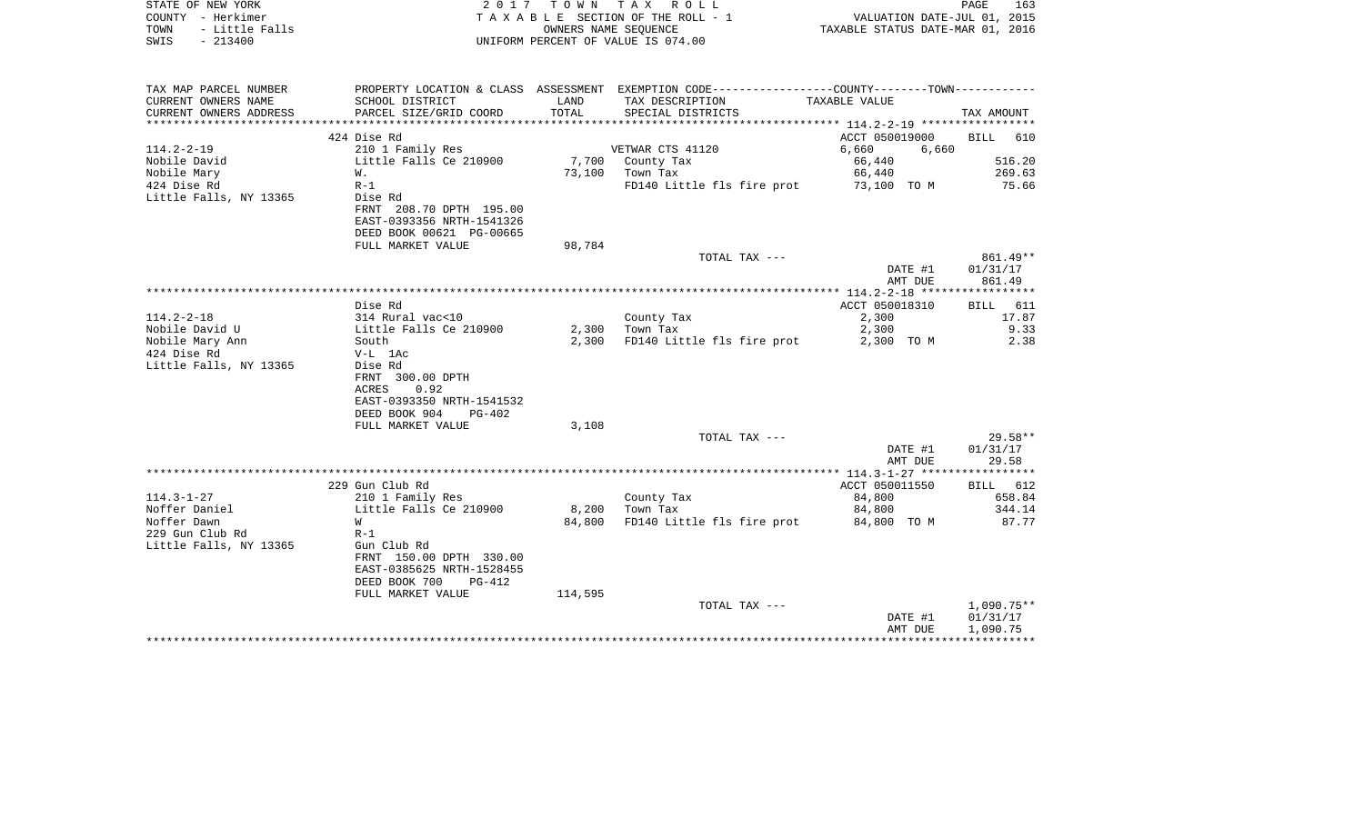STATE OF NEW YORK
COUNTY - Herkimer
TOWN - Little Falls
SWIS - 213400

2 0 1 7 T O W N T A X R O L L
T A X A B L E SECTION OF THE ROLL - 1
OWNERS NAME SEQUENCE
UNIFORM PERCENT OF VALUE IS 074.00

VALUATION DATE-JUL 01, 2015
TAXABLE STATUS DATE-MAR 01, 2016

| TAX MAP PARCEL NUMBER / CURRENT OWNERS NAME / CURRENT OWNERS ADDRESS | PROPERTY LOCATION & CLASS / SCHOOL DISTRICT / PARCEL SIZE/GRID COORD | ASSESSMENT LAND / TOTAL | EXEMPTION CODE / TAX DESCRIPTION / SPECIAL DISTRICTS | COUNTY / TAXABLE VALUE | TOWN | TAX AMOUNT |
|---|---|---|---|---|---|---|
| **114.2-2-19** | 424 Dise Rd | | | ACCT 050019000 | | BILL 610 |
| 114.2-2-19 | 210 1 Family Res | | VETWAR CTS 41120 | 6,660 | 6,660 | |
| Nobile David | Little Falls Ce 210900 | 7,700 | County Tax | 66,440 | | 516.20 |
| Nobile Mary | W. | 73,100 | Town Tax | 66,440 | | 269.63 |
| 424 Dise Rd | R-1 | | FD140 Little fls fire prot | 73,100 TO M | | 75.66 |
| Little Falls, NY 13365 | Dise Rd | | | | | |
| | FRNT 208.70 DPTH 195.00 | | | | | |
| | EAST-0393356 NRTH-1541326 | | | | | |
| | DEED BOOK 00621 PG-00665 | | | | | |
| | FULL MARKET VALUE | 98,784 | | | | |
| | | | TOTAL TAX --- | | | 861.49** |
| | | | | DATE #1 | | 01/31/17 |
| | | | | AMT DUE | | 861.49 |
| **114.2-2-18** | Dise Rd | | | ACCT 050018310 | | BILL 611 |
| 114.2-2-18 | 314 Rural vac<10 | | County Tax | 2,300 | | 17.87 |
| Nobile David U | Little Falls Ce 210900 | 2,300 | Town Tax | 2,300 | | 9.33 |
| Nobile Mary Ann | South | 2,300 | FD140 Little fls fire prot | 2,300 TO M | | 2.38 |
| 424 Dise Rd | V-L 1Ac | | | | | |
| Little Falls, NY 13365 | Dise Rd | | | | | |
| | FRNT 300.00 DPTH | | | | | |
| | ACRES 0.92 | | | | | |
| | EAST-0393350 NRTH-1541532 | | | | | |
| | DEED BOOK 904 PG-402 | | | | | |
| | FULL MARKET VALUE | 3,108 | | | | |
| | | | TOTAL TAX --- | | | 29.58** |
| | | | | DATE #1 | | 01/31/17 |
| | | | | AMT DUE | | 29.58 |
| **114.3-1-27** | 229 Gun Club Rd | | | ACCT 050011550 | | BILL 612 |
| 114.3-1-27 | 210 1 Family Res | | County Tax | 84,800 | | 658.84 |
| Noffer Daniel | Little Falls Ce 210900 | 8,200 | Town Tax | 84,800 | | 344.14 |
| Noffer Dawn | W | 84,800 | FD140 Little fls fire prot | 84,800 TO M | | 87.77 |
| 229 Gun Club Rd | R-1 | | | | | |
| Little Falls, NY 13365 | Gun Club Rd | | | | | |
| | FRNT 150.00 DPTH 330.00 | | | | | |
| | EAST-0385625 NRTH-1528455 | | | | | |
| | DEED BOOK 700 PG-412 | | | | | |
| | FULL MARKET VALUE | 114,595 | | | | |
| | | | TOTAL TAX --- | | | 1,090.75** |
| | | | | DATE #1 | | 01/31/17 |
| | | | | AMT DUE | | 1,090.75 |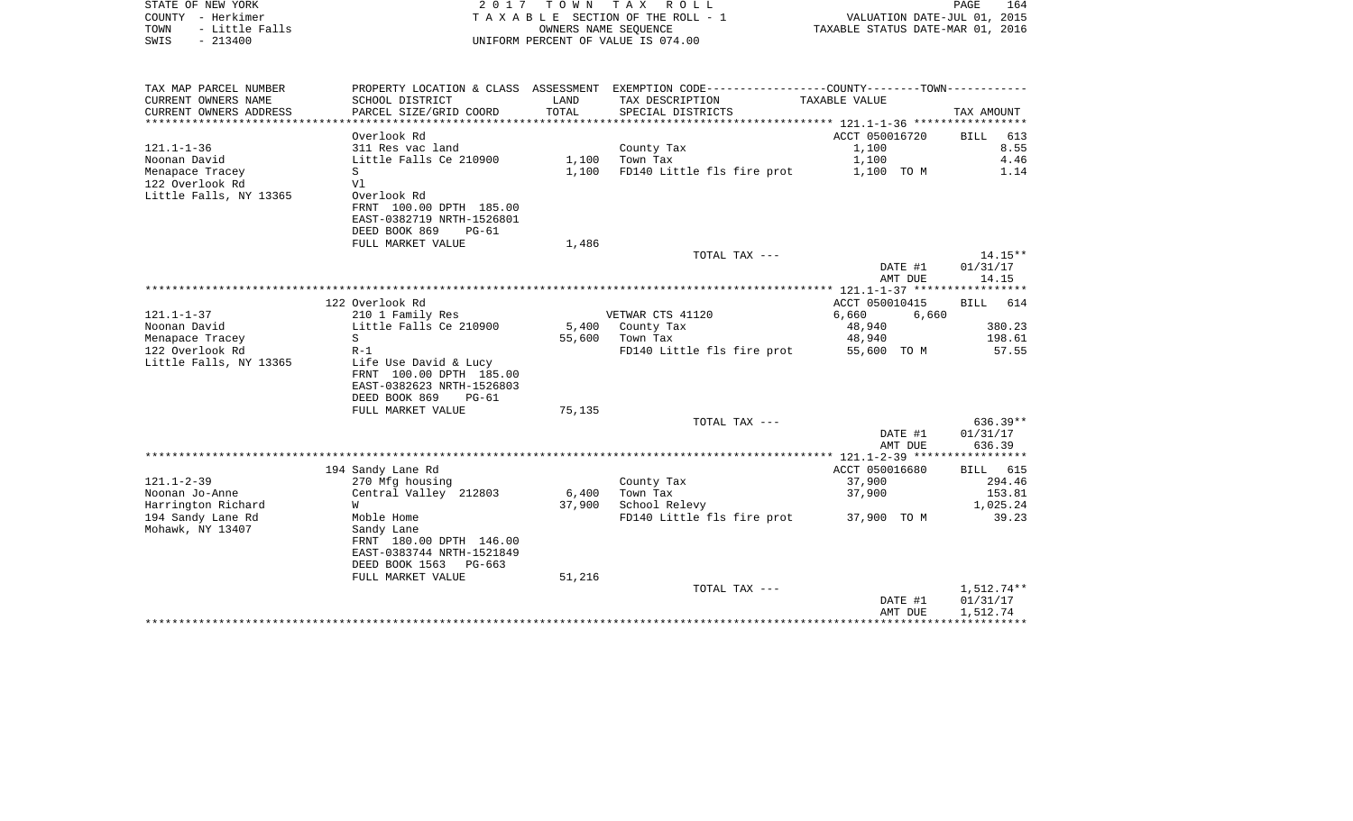STATE OF NEW YORK
COUNTY - Herkimer
TOWN - Little Falls
SWIS - 213400

2 0 1 7 T O W N T A X R O L L
T A X A B L E SECTION OF THE ROLL - 1
OWNERS NAME SEQUENCE
UNIFORM PERCENT OF VALUE IS 074.00

VALUATION DATE-JUL 01, 2015
TAXABLE STATUS DATE-MAR 01, 2016

| TAX MAP PARCEL NUMBER / CURRENT OWNERS NAME / CURRENT OWNERS ADDRESS | PROPERTY LOCATION & CLASS / SCHOOL DISTRICT / PARCEL SIZE/GRID COORD | ASSESSMENT LAND / TOTAL | EXEMPTION CODE / TAX DESCRIPTION / SPECIAL DISTRICTS | COUNTY / TOWN TAXABLE VALUE | TAX AMOUNT |
|---|---|---|---|---|---|
| 121.1-1-36 | Overlook Rd | | | ACCT 050016720 | BILL 613 |
| 121.1-1-36 | 311 Res vac land | | County Tax | 1,100 | 8.55 |
| Noonan David | Little Falls Ce 210900 | 1,100 | Town Tax | 1,100 | 4.46 |
| Menapace Tracey | S | 1,100 | FD140 Little fls fire prot | 1,100 TO M | 1.14 |
| 122 Overlook Rd | Vl | | | | |
| Little Falls, NY 13365 | Overlook Rd | | | | |
| | FRNT 100.00 DPTH 185.00 | | | | |
| | EAST-0382719 NRTH-1526801 | | | | |
| | DEED BOOK 869 PG-61 | | | | |
| | FULL MARKET VALUE | 1,486 | | | |
| | | | TOTAL TAX --- | | 14.15** |
| | | | | DATE #1 | 01/31/17 |
| | | | | AMT DUE | 14.15 |
| 121.1-1-37 | 122 Overlook Rd | | | ACCT 050010415 | BILL 614 |
| 121.1-1-37 | 210 1 Family Res | | VETWAR CTS 41120 | 6,660 6,660 | |
| Noonan David | Little Falls Ce 210900 | 5,400 | County Tax | 48,940 | 380.23 |
| Menapace Tracey | S | 55,600 | Town Tax | 48,940 | 198.61 |
| 122 Overlook Rd | R-1 | | FD140 Little fls fire prot | 55,600 TO M | 57.55 |
| Little Falls, NY 13365 | Life Use David & Lucy | | | | |
| | FRNT 100.00 DPTH 185.00 | | | | |
| | EAST-0382623 NRTH-1526803 | | | | |
| | DEED BOOK 869 PG-61 | | | | |
| | FULL MARKET VALUE | 75,135 | | | |
| | | | TOTAL TAX --- | | 636.39** |
| | | | | DATE #1 | 01/31/17 |
| | | | | AMT DUE | 636.39 |
| 121.1-2-39 | 194 Sandy Lane Rd | | | ACCT 050016680 | BILL 615 |
| 121.1-2-39 | 270 Mfg housing | | County Tax | 37,900 | 294.46 |
| Noonan Jo-Anne | Central Valley 212803 | 6,400 | Town Tax | 37,900 | 153.81 |
| Harrington Richard | W | 37,900 | School Relevy | | 1,025.24 |
| 194 Sandy Lane Rd | Moble Home | | FD140 Little fls fire prot | 37,900 TO M | 39.23 |
| Mohawk, NY 13407 | Sandy Lane | | | | |
| | FRNT 180.00 DPTH 146.00 | | | | |
| | EAST-0383744 NRTH-1521849 | | | | |
| | DEED BOOK 1563 PG-663 | | | | |
| | FULL MARKET VALUE | 51,216 | | | |
| | | | TOTAL TAX --- | | 1,512.74** |
| | | | | DATE #1 | 01/31/17 |
| | | | | AMT DUE | 1,512.74 |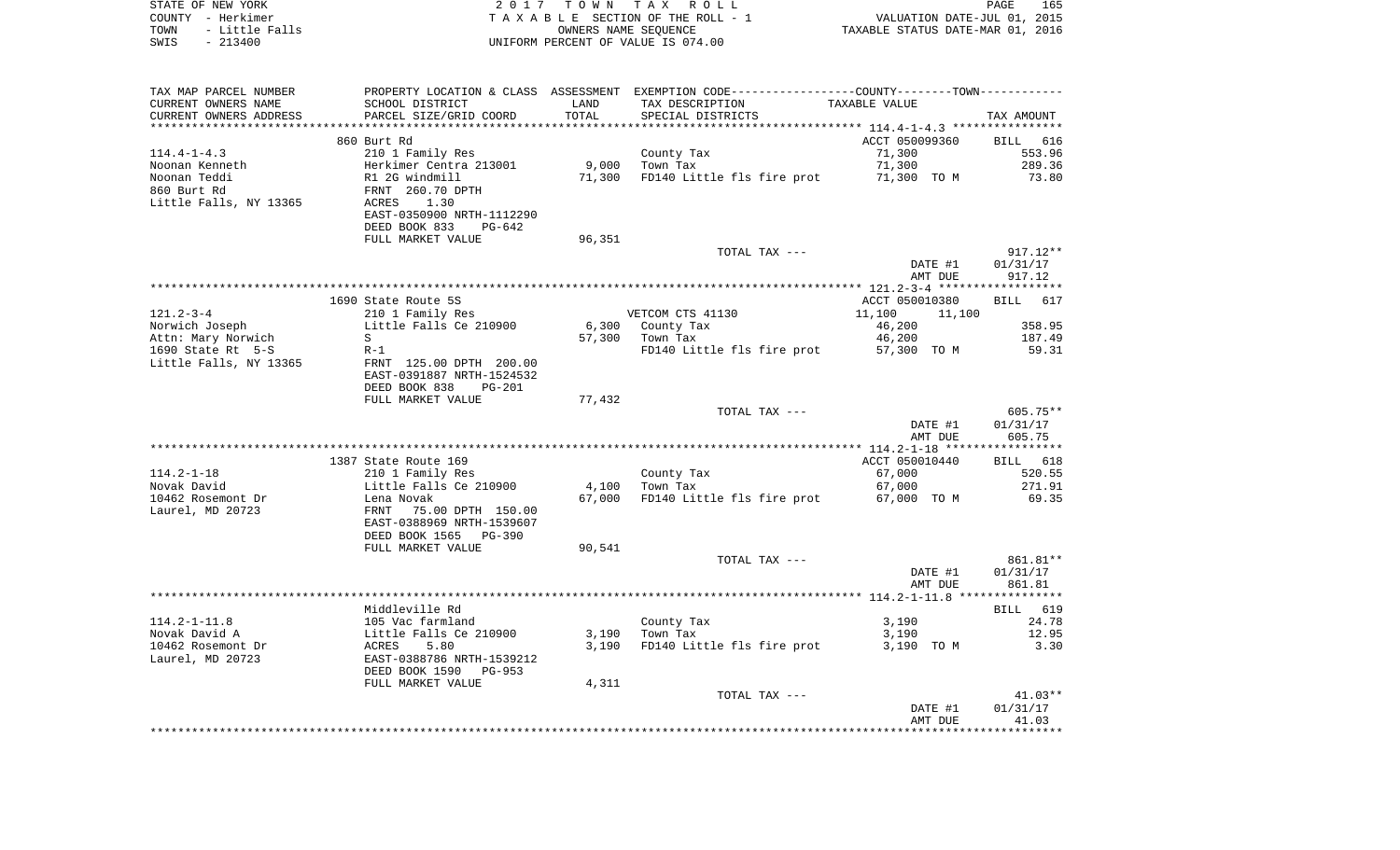STATE OF NEW YORK — 2017 TOWN TAX ROLL
COUNTY - Herkimer — TAXABLE SECTION OF THE ROLL - 1 — VALUATION DATE-JUL 01, 2015
TOWN - Little Falls — OWNERS NAME SEQUENCE — TAXABLE STATUS DATE-MAR 01, 2016
SWIS - 213400 — UNIFORM PERCENT OF VALUE IS 074.00

| TAX MAP PARCEL NUMBER / CURRENT OWNERS NAME / CURRENT OWNERS ADDRESS | PROPERTY LOCATION & CLASS / SCHOOL DISTRICT / PARCEL SIZE/GRID COORD | ASSESSMENT LAND / TOTAL | EXEMPTION CODE / TAX DESCRIPTION / SPECIAL DISTRICTS | TAXABLE VALUE (COUNTY--------TOWN) | TAX AMOUNT |
|---|---|---|---|---|---|
| 114.4-1-4.3 | 860 Burt Rd | | | ACCT 050099360 | BILL 616 |
| | 210 1 Family Res | | County Tax | 71,300 | 553.96 |
| Noonan Kenneth | Herkimer Centra 213001 | 9,000 | Town Tax | 71,300 | 289.36 |
| Noonan Teddi | R1 2G windmill | 71,300 | FD140 Little fls fire prot | 71,300 TO M | 73.80 |
| 860 Burt Rd | FRNT 260.70 DPTH | | | | |
| Little Falls, NY 13365 | ACRES 1.30 | | | | |
| | EAST-0350900 NRTH-1112290 | | | | |
| | DEED BOOK 833 PG-642 | | | | |
| | FULL MARKET VALUE | 96,351 | | | |
| | | | TOTAL TAX --- | | 917.12** |
| | | | | DATE #1 | 01/31/17 |
| | | | | AMT DUE | 917.12 |
| 121.2-3-4 | 1690 State Route 5S | | | ACCT 050010380 | BILL 617 |
| | 210 1 Family Res | | VETCOM CTS 41130 | 11,100 11,100 | |
| Norwich Joseph | Little Falls Ce 210900 | 6,300 | County Tax | 46,200 | 358.95 |
| Attn: Mary Norwich | S | 57,300 | Town Tax | 46,200 | 187.49 |
| 1690 State Rt 5-S | R-1 | | FD140 Little fls fire prot | 57,300 TO M | 59.31 |
| Little Falls, NY 13365 | FRNT 125.00 DPTH 200.00 | | | | |
| | EAST-0391887 NRTH-1524532 | | | | |
| | DEED BOOK 838 PG-201 | | | | |
| | FULL MARKET VALUE | 77,432 | | | |
| | | | TOTAL TAX --- | | 605.75** |
| | | | | DATE #1 | 01/31/17 |
| | | | | AMT DUE | 605.75 |
| 114.2-1-18 | 1387 State Route 169 | | | ACCT 050010440 | BILL 618 |
| | 210 1 Family Res | | County Tax | 67,000 | 520.55 |
| Novak David | Little Falls Ce 210900 | 4,100 | Town Tax | 67,000 | 271.91 |
| 10462 Rosemont Dr | Lena Novak | 67,000 | FD140 Little fls fire prot | 67,000 TO M | 69.35 |
| Laurel, MD 20723 | FRNT 75.00 DPTH 150.00 | | | | |
| | EAST-0388969 NRTH-1539607 | | | | |
| | DEED BOOK 1565 PG-390 | | | | |
| | FULL MARKET VALUE | 90,541 | | | |
| | | | TOTAL TAX --- | | 861.81** |
| | | | | DATE #1 | 01/31/17 |
| | | | | AMT DUE | 861.81 |
| 114.2-1-11.8 | Middleville Rd | | | | BILL 619 |
| | 105 Vac farmland | | County Tax | 3,190 | 24.78 |
| Novak David A | Little Falls Ce 210900 | 3,190 | Town Tax | 3,190 | 12.95 |
| 10462 Rosemont Dr | ACRES 5.80 | 3,190 | FD140 Little fls fire prot | 3,190 TO M | 3.30 |
| Laurel, MD 20723 | EAST-0388786 NRTH-1539212 | | | | |
| | DEED BOOK 1590 PG-953 | | | | |
| | FULL MARKET VALUE | 4,311 | | | |
| | | | TOTAL TAX --- | | 41.03** |
| | | | | DATE #1 | 01/31/17 |
| | | | | AMT DUE | 41.03 |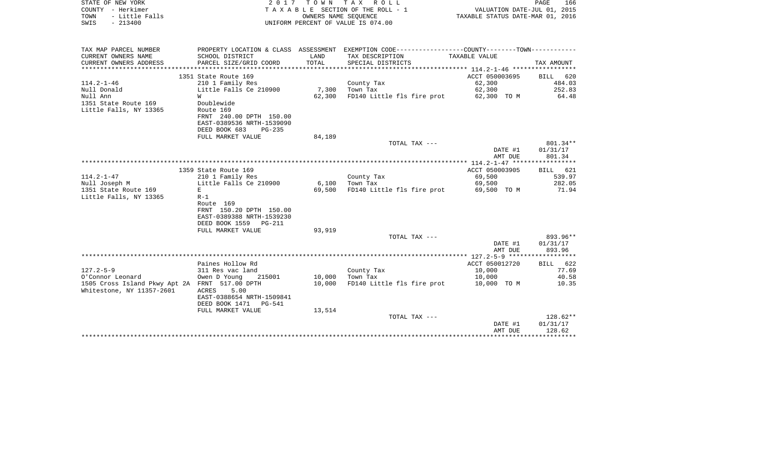STATE OF NEW YORK | 2017 TOWN TAX ROLL | PAGE 166
COUNTY - Herkimer | TAXABLE SECTION OF THE ROLL - 1 | VALUATION DATE-JUL 01, 2015
TOWN - Little Falls | OWNERS NAME SEQUENCE | TAXABLE STATUS DATE-MAR 01, 2016
SWIS - 213400 | UNIFORM PERCENT OF VALUE IS 074.00

| TAX MAP PARCEL NUMBER / CURRENT OWNERS NAME / CURRENT OWNERS ADDRESS | PROPERTY LOCATION & CLASS / SCHOOL DISTRICT / PARCEL SIZE/GRID COORD | ASSESSMENT LAND / TOTAL | EXEMPTION CODE / TAX DESCRIPTION / SPECIAL DISTRICTS | TAXABLE VALUE | TAX AMOUNT |
|---|---|---|---|---|---|
| | 1351 State Route 169 | | | ACCT 050003695 | BILL 620 |
| 114.2-1-46 | 210 1 Family Res | | County Tax | 62,300 | 484.03 |
| Null Donald | Little Falls Ce 210900 | 7,300 | Town Tax | 62,300 | 252.83 |
| Null Ann | W | 62,300 | FD140 Little fls fire prot | 62,300 TO M | 64.48 |
| 1351 State Route 169 | Doublewide | | | | |
| Little Falls, NY 13365 | Route 169 | | | | |
| | FRNT 240.00 DPTH 150.00 | | | | |
| | EAST-0389536 NRTH-1539090 | | | | |
| | DEED BOOK 683 PG-235 | | | | |
| | FULL MARKET VALUE | 84,189 | | | |
| | | | TOTAL TAX --- | | 801.34** |
| | | | | DATE #1 | 01/31/17 |
| | | | | AMT DUE | 801.34 |
| | 1359 State Route 169 | | | ACCT 050003905 | BILL 621 |
| 114.2-1-47 | 210 1 Family Res | | County Tax | 69,500 | 539.97 |
| Null Joseph M | Little Falls Ce 210900 | 6,100 | Town Tax | 69,500 | 282.05 |
| 1351 State Route 169 | E | 69,500 | FD140 Little fls fire prot | 69,500 TO M | 71.94 |
| Little Falls, NY 13365 | R-1 | | | | |
| | Route 169 | | | | |
| | FRNT 150.20 DPTH 150.00 | | | | |
| | EAST-0389388 NRTH-1539230 | | | | |
| | DEED BOOK 1559 PG-211 | | | | |
| | FULL MARKET VALUE | 93,919 | | | |
| | | | TOTAL TAX --- | | 893.96** |
| | | | | DATE #1 | 01/31/17 |
| | | | | AMT DUE | 893.96 |
| | Paines Hollow Rd | | | ACCT 050012720 | BILL 622 |
| 127.2-5-9 | 311 Res vac land | | County Tax | 10,000 | 77.69 |
| O'Connor Leonard | Owen D Young 215001 | 10,000 | Town Tax | 10,000 | 40.58 |
| 1505 Cross Island Pkwy Apt 2A | FRNT 517.00 DPTH | 10,000 | FD140 Little fls fire prot | 10,000 TO M | 10.35 |
| Whitestone, NY 11357-2601 | ACRES 5.00 | | | | |
| | EAST-0388654 NRTH-1509841 | | | | |
| | DEED BOOK 1471 PG-541 | | | | |
| | FULL MARKET VALUE | 13,514 | | | |
| | | | TOTAL TAX --- | | 128.62** |
| | | | | DATE #1 | 01/31/17 |
| | | | | AMT DUE | 128.62 |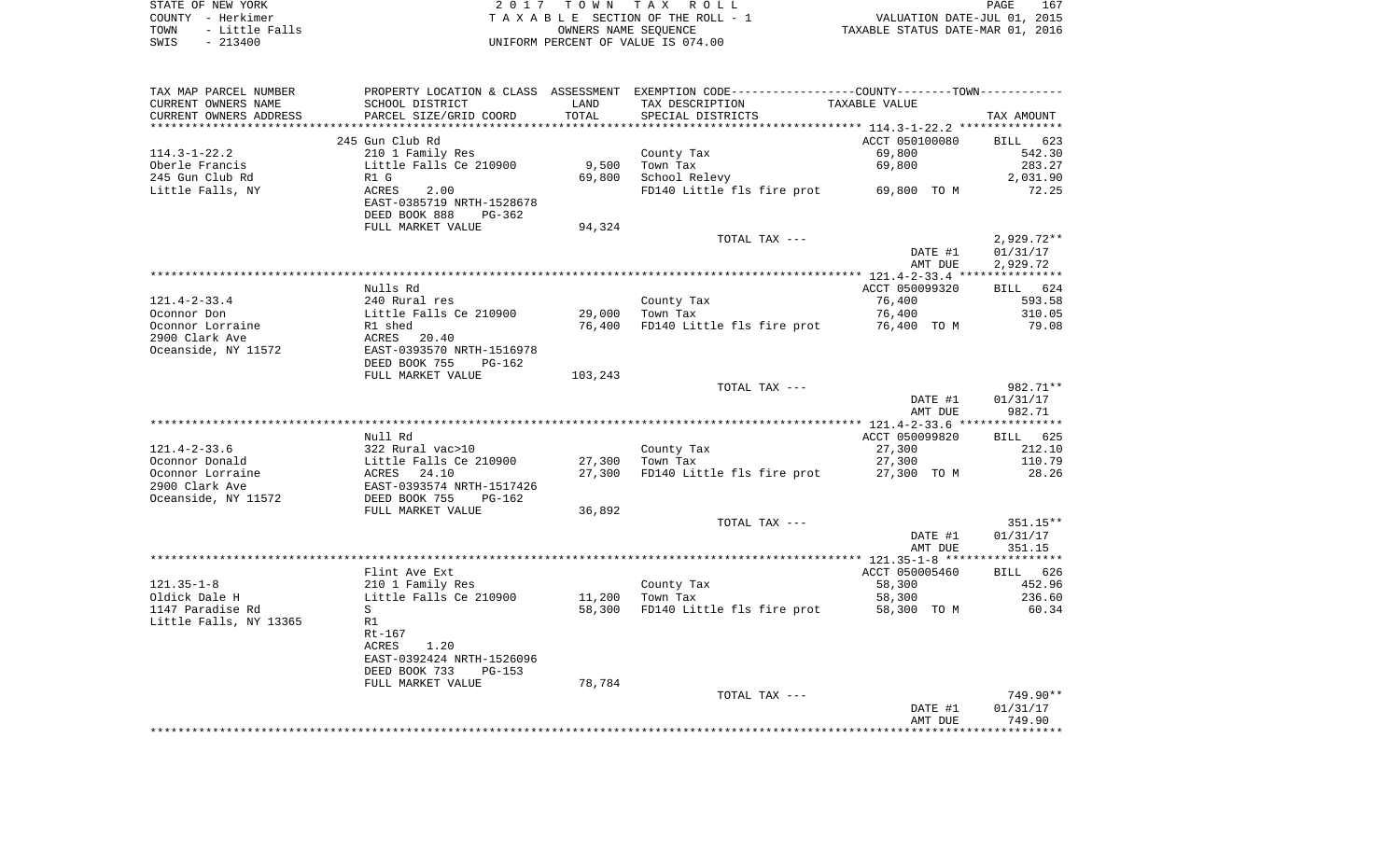STATE OF NEW YORK — 2017 TOWN TAX ROLL — COUNTY - Herkimer — TAXABLE SECTION OF THE ROLL - 1 — VALUATION DATE-JUL 01, 2015 — TOWN - Little Falls — OWNERS NAME SEQUENCE — TAXABLE STATUS DATE-MAR 01, 2016 — SWIS - 213400 — UNIFORM PERCENT OF VALUE IS 074.00

| TAX MAP PARCEL NUMBER / CURRENT OWNERS NAME / CURRENT OWNERS ADDRESS | PROPERTY LOCATION & CLASS / SCHOOL DISTRICT / PARCEL SIZE/GRID COORD | ASSESSMENT LAND / TOTAL | EXEMPTION CODE / TAX DESCRIPTION / SPECIAL DISTRICTS | COUNTY--TOWN TAXABLE VALUE | TAX AMOUNT |
|---|---|---|---|---|---|
| **114.3-1-22.2** | 245 Gun Club Rd | | | ACCT 050100080 | BILL 623 |
| 114.3-1-22.2 | 210 1 Family Res | | County Tax | 69,800 | 542.30 |
| Oberle Francis | Little Falls Ce 210900 | 9,500 | Town Tax | 69,800 | 283.27 |
| 245 Gun Club Rd | R1 G | 69,800 | School Relevy | | 2,031.90 |
| Little Falls, NY | ACRES 2.00 | | FD140 Little fls fire prot | 69,800 TO M | 72.25 |
| | EAST-0385719 NRTH-1528678 | | | | |
| | DEED BOOK 888 PG-362 | | | | |
| | FULL MARKET VALUE | 94,324 | | | |
| | | | TOTAL TAX --- | | 2,929.72** |
| | | | | DATE #1 | 01/31/17 |
| | | | | AMT DUE | 2,929.72 |
| **121.4-2-33.4** | Nulls Rd | | | ACCT 050099320 | BILL 624 |
| 121.4-2-33.4 | 240 Rural res | | County Tax | 76,400 | 593.58 |
| Oconnor Don | Little Falls Ce 210900 | 29,000 | Town Tax | 76,400 | 310.05 |
| Oconnor Lorraine | R1 shed | 76,400 | FD140 Little fls fire prot | 76,400 TO M | 79.08 |
| 2900 Clark Ave | ACRES 20.40 | | | | |
| Oceanside, NY 11572 | EAST-0393570 NRTH-1516978 | | | | |
| | DEED BOOK 755 PG-162 | | | | |
| | FULL MARKET VALUE | 103,243 | | | |
| | | | TOTAL TAX --- | | 982.71** |
| | | | | DATE #1 | 01/31/17 |
| | | | | AMT DUE | 982.71 |
| **121.4-2-33.6** | Null Rd | | | ACCT 050099820 | BILL 625 |
| 121.4-2-33.6 | 322 Rural vac>10 | | County Tax | 27,300 | 212.10 |
| Oconnor Donald | Little Falls Ce 210900 | 27,300 | Town Tax | 27,300 | 110.79 |
| Oconnor Lorraine | ACRES 24.10 | 27,300 | FD140 Little fls fire prot | 27,300 TO M | 28.26 |
| 2900 Clark Ave | EAST-0393574 NRTH-1517426 | | | | |
| Oceanside, NY 11572 | DEED BOOK 755 PG-162 | | | | |
| | FULL MARKET VALUE | 36,892 | | | |
| | | | TOTAL TAX --- | | 351.15** |
| | | | | DATE #1 | 01/31/17 |
| | | | | AMT DUE | 351.15 |
| **121.35-1-8** | Flint Ave Ext | | | ACCT 050005460 | BILL 626 |
| 121.35-1-8 | 210 1 Family Res | | County Tax | 58,300 | 452.96 |
| Oldick Dale H | Little Falls Ce 210900 | 11,200 | Town Tax | 58,300 | 236.60 |
| 1147 Paradise Rd | S | 58,300 | FD140 Little fls fire prot | 58,300 TO M | 60.34 |
| Little Falls, NY 13365 | R1 | | | | |
| | Rt-167 | | | | |
| | ACRES 1.20 | | | | |
| | EAST-0392424 NRTH-1526096 | | | | |
| | DEED BOOK 733 PG-153 | | | | |
| | FULL MARKET VALUE | 78,784 | | | |
| | | | TOTAL TAX --- | | 749.90** |
| | | | | DATE #1 | 01/31/17 |
| | | | | AMT DUE | 749.90 |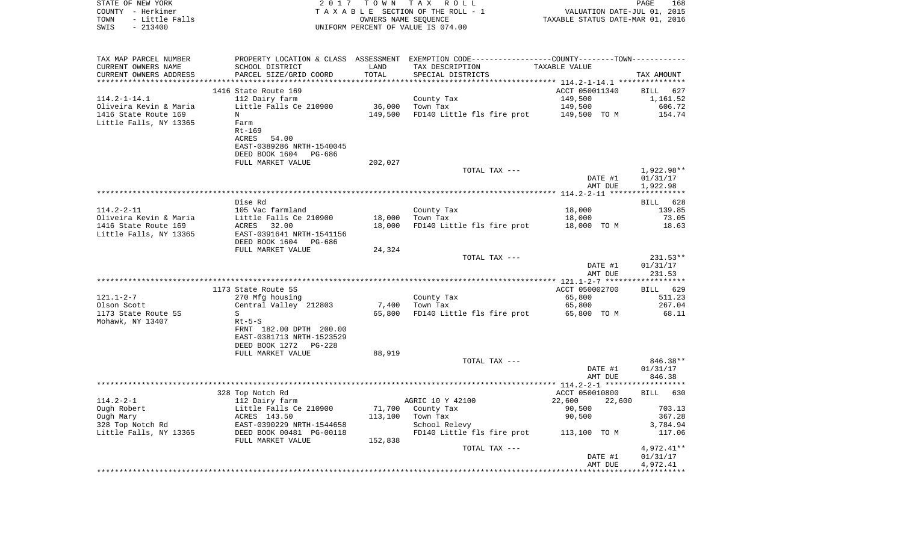STATE OF NEW YORK  
COUNTY - Herkimer  
TOWN - Little Falls  
SWIS - 213400

2017 TOWN TAX ROLL  
TAXABLE SECTION OF THE ROLL - 1  
OWNERS NAME SEQUENCE  
UNIFORM PERCENT OF VALUE IS 074.00

VALUATION DATE-JUL 01, 2015  
TAXABLE STATUS DATE-MAR 01, 2016

| TAX MAP PARCEL NUMBER / CURRENT OWNERS NAME / CURRENT OWNERS ADDRESS | PROPERTY LOCATION & CLASS / SCHOOL DISTRICT / PARCEL SIZE/GRID COORD | ASSESSMENT LAND / TOTAL | EXEMPTION CODE / TAX DESCRIPTION / SPECIAL DISTRICTS | COUNTY--------TOWN TAXABLE VALUE | TAX AMOUNT |
|---|---|---|---|---|---|
| | 1416 State Route 169 | | | ACCT 050011340 | BILL 627 |
| 114.2-1-14.1 | 112 Dairy farm | | County Tax | 149,500 | 1,161.52 |
| Oliveira Kevin & Maria | Little Falls Ce 210900 | 36,000 | Town Tax | 149,500 | 606.72 |
| 1416 State Route 169 | N | 149,500 | FD140 Little fls fire prot | 149,500 TO M | 154.74 |
| Little Falls, NY 13365 | Farm | | | | |
| | Rt-169 | | | | |
| | ACRES 54.00 | | | | |
| | EAST-0389286 NRTH-1540045 | | | | |
| | DEED BOOK 1604 PG-686 | | | | |
| | FULL MARKET VALUE | 202,027 | | | |
| | | | TOTAL TAX --- | | 1,922.98** |
| | | | | DATE #1 | 01/31/17 |
| | | | | AMT DUE | 1,922.98 |
| | Dise Rd | | | | BILL 628 |
| 114.2-2-11 | 105 Vac farmland | | County Tax | 18,000 | 139.85 |
| Oliveira Kevin & Maria | Little Falls Ce 210900 | 18,000 | Town Tax | 18,000 | 73.05 |
| 1416 State Route 169 | ACRES 32.00 | 18,000 | FD140 Little fls fire prot | 18,000 TO M | 18.63 |
| Little Falls, NY 13365 | EAST-0391641 NRTH-1541156 | | | | |
| | DEED BOOK 1604 PG-686 | | | | |
| | FULL MARKET VALUE | 24,324 | | | |
| | | | TOTAL TAX --- | | 231.53** |
| | | | | DATE #1 | 01/31/17 |
| | | | | AMT DUE | 231.53 |
| | 1173 State Route 5S | | | ACCT 050002700 | BILL 629 |
| 121.1-2-7 | 270 Mfg housing | | County Tax | 65,800 | 511.23 |
| Olson Scott | Central Valley 212803 | 7,400 | Town Tax | 65,800 | 267.04 |
| 1173 State Route 5S | S | 65,800 | FD140 Little fls fire prot | 65,800 TO M | 68.11 |
| Mohawk, NY 13407 | Rt-5-S | | | | |
| | FRNT 182.00 DPTH 200.00 | | | | |
| | EAST-0381713 NRTH-1523529 | | | | |
| | DEED BOOK 1272 PG-228 | | | | |
| | FULL MARKET VALUE | 88,919 | | | |
| | | | TOTAL TAX --- | | 846.38** |
| | | | | DATE #1 | 01/31/17 |
| | | | | AMT DUE | 846.38 |
| | 328 Top Notch Rd | | | ACCT 050010800 | BILL 630 |
| 114.2-2-1 | 112 Dairy farm | | AGRIC 10 Y 42100 | 22,600 22,600 | |
| Ough Robert | Little Falls Ce 210900 | 71,700 | County Tax | 90,500 | 703.13 |
| Ough Mary | ACRES 143.50 | 113,100 | Town Tax | 90,500 | 367.28 |
| 328 Top Notch Rd | EAST-0390229 NRTH-1544658 | | School Relevy | | 3,784.94 |
| Little Falls, NY 13365 | DEED BOOK 00481 PG-00118 | | FD140 Little fls fire prot | 113,100 TO M | 117.06 |
| | FULL MARKET VALUE | 152,838 | | | |
| | | | TOTAL TAX --- | | 4,972.41** |
| | | | | DATE #1 | 01/31/17 |
| | | | | AMT DUE | 4,972.41 |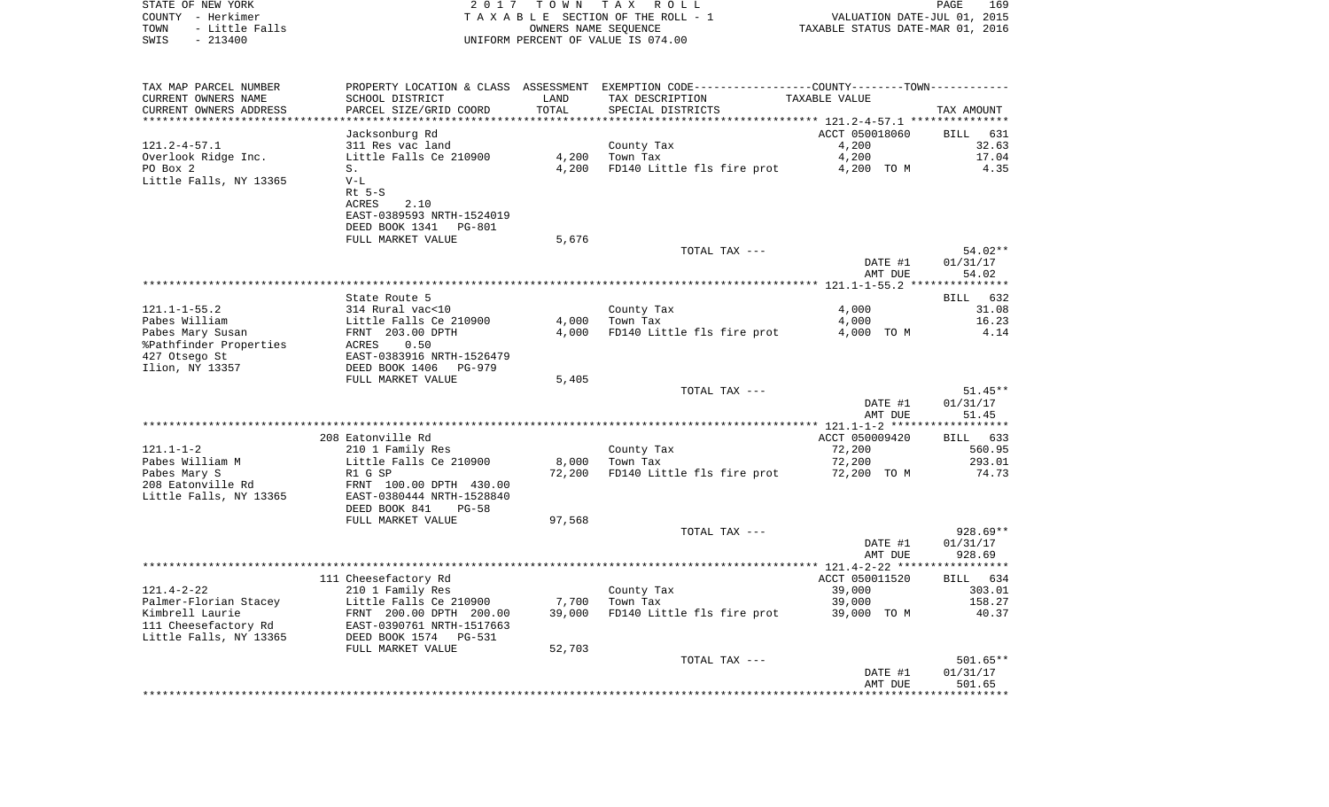STATE OF NEW YORK
COUNTY - Herkimer
TOWN - Little Falls
SWIS - 213400

2 0 1 7 T O W N T A X R O L L
T A X A B L E SECTION OF THE ROLL - 1
OWNERS NAME SEQUENCE
UNIFORM PERCENT OF VALUE IS 074.00

VALUATION DATE-JUL 01, 2015
TAXABLE STATUS DATE-MAR 01, 2016

| TAX MAP PARCEL NUMBER / CURRENT OWNERS NAME / CURRENT OWNERS ADDRESS | PROPERTY LOCATION & CLASS / SCHOOL DISTRICT / PARCEL SIZE/GRID COORD | ASSESSMENT LAND / TOTAL | EXEMPTION CODE / TAX DESCRIPTION / SPECIAL DISTRICTS | TAXABLE VALUE | TAX AMOUNT |
|---|---|---|---|---|---|
| **121.2-4-57.1** | Jacksonburg Rd | | | ACCT 050018060 | BILL 631 |
| | 311 Res vac land | | County Tax | 4,200 | 32.63 |
| Overlook Ridge Inc. | Little Falls Ce 210900 | 4,200 | Town Tax | 4,200 | 17.04 |
| PO Box 2 | S. | 4,200 | FD140 Little fls fire prot | 4,200 TO M | 4.35 |
| Little Falls, NY 13365 | V-L | | | | |
| | Rt 5-S | | | | |
| | ACRES 2.10 | | | | |
| | EAST-0389593 NRTH-1524019 | | | | |
| | DEED BOOK 1341 PG-801 | | | | |
| | FULL MARKET VALUE | 5,676 | | | |
| | | | TOTAL TAX --- | | 54.02** |
| | | | | DATE #1 | 01/31/17 |
| | | | | AMT DUE | 54.02 |
| **121.1-1-55.2** | State Route 5 | | | | BILL 632 |
| | 314 Rural vac<10 | | County Tax | 4,000 | 31.08 |
| Pabes William | Little Falls Ce 210900 | 4,000 | Town Tax | 4,000 | 16.23 |
| Pabes Mary Susan | FRNT 203.00 DPTH | 4,000 | FD140 Little fls fire prot | 4,000 TO M | 4.14 |
| %Pathfinder Properties | ACRES 0.50 | | | | |
| 427 Otsego St | EAST-0383916 NRTH-1526479 | | | | |
| Ilion, NY 13357 | DEED BOOK 1406 PG-979 | | | | |
| | FULL MARKET VALUE | 5,405 | | | |
| | | | TOTAL TAX --- | | 51.45** |
| | | | | DATE #1 | 01/31/17 |
| | | | | AMT DUE | 51.45 |
| **121.1-1-2** | 208 Eatonville Rd | | | ACCT 050009420 | BILL 633 |
| | 210 1 Family Res | | County Tax | 72,200 | 560.95 |
| Pabes William M | Little Falls Ce 210900 | 8,000 | Town Tax | 72,200 | 293.01 |
| Pabes Mary S | R1 G SP | 72,200 | FD140 Little fls fire prot | 72,200 TO M | 74.73 |
| 208 Eatonville Rd | FRNT 100.00 DPTH 430.00 | | | | |
| Little Falls, NY 13365 | EAST-0380444 NRTH-1528840 | | | | |
| | DEED BOOK 841 PG-58 | | | | |
| | FULL MARKET VALUE | 97,568 | | | |
| | | | TOTAL TAX --- | | 928.69** |
| | | | | DATE #1 | 01/31/17 |
| | | | | AMT DUE | 928.69 |
| **121.4-2-22** | 111 Cheesefactory Rd | | | ACCT 050011520 | BILL 634 |
| | 210 1 Family Res | | County Tax | 39,000 | 303.01 |
| Palmer-Florian Stacey | Little Falls Ce 210900 | 7,700 | Town Tax | 39,000 | 158.27 |
| Kimbrell Laurie | FRNT 200.00 DPTH 200.00 | 39,000 | FD140 Little fls fire prot | 39,000 TO M | 40.37 |
| 111 Cheesefactory Rd | EAST-0390761 NRTH-1517663 | | | | |
| Little Falls, NY 13365 | DEED BOOK 1574 PG-531 | | | | |
| | FULL MARKET VALUE | 52,703 | | | |
| | | | TOTAL TAX --- | | 501.65** |
| | | | | DATE #1 | 01/31/17 |
| | | | | AMT DUE | 501.65 |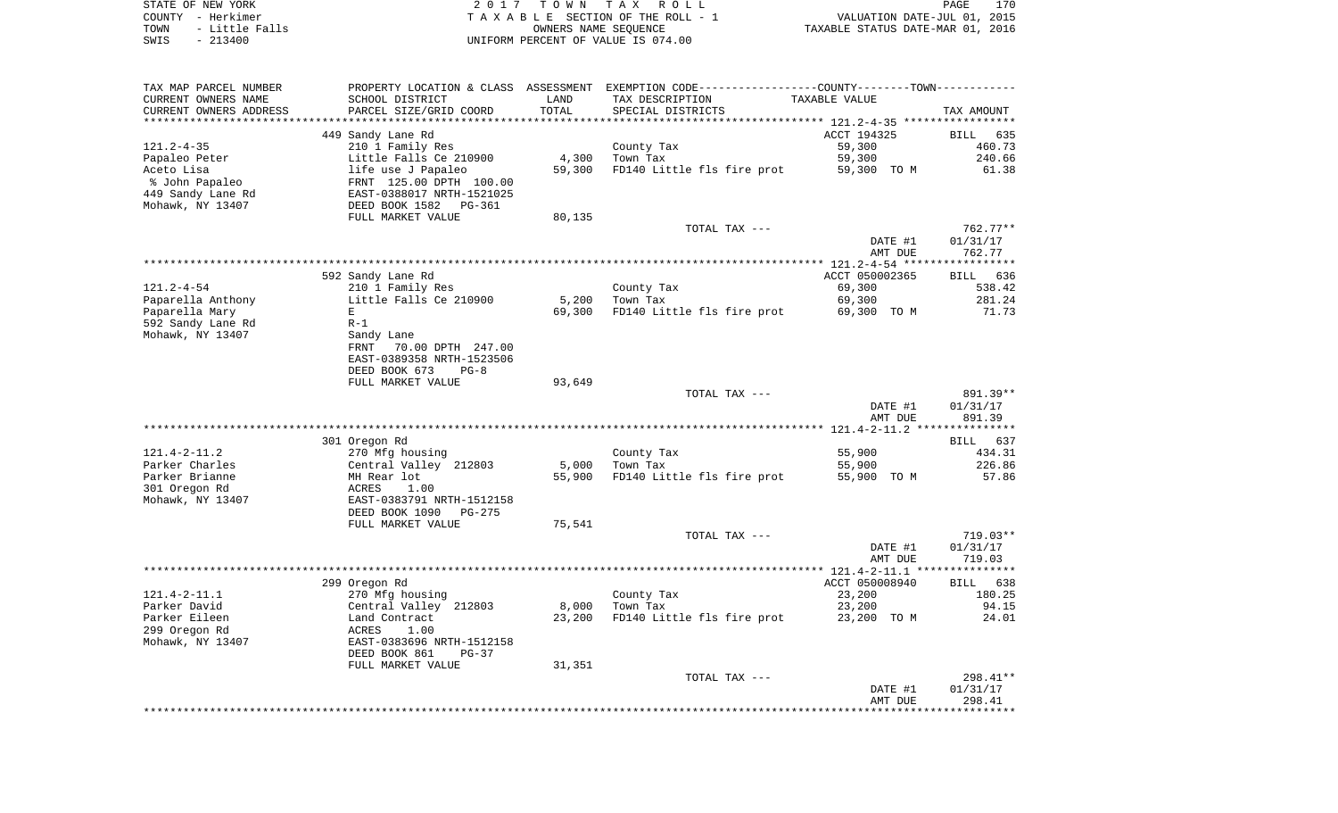STATE OF NEW YORK — 2017 TOWN TAX ROLL
COUNTY - Herkimer — TAXABLE SECTION OF THE ROLL - 1 — VALUATION DATE-JUL 01, 2015
TOWN - Little Falls — OWNERS NAME SEQUENCE — TAXABLE STATUS DATE-MAR 01, 2016
SWIS - 213400 — UNIFORM PERCENT OF VALUE IS 074.00

| TAX MAP PARCEL NUMBER / CURRENT OWNERS NAME / CURRENT OWNERS ADDRESS | PROPERTY LOCATION & CLASS / SCHOOL DISTRICT / PARCEL SIZE/GRID COORD | ASSESSMENT LAND | TOTAL | EXEMPTION CODE / TAX DESCRIPTION / SPECIAL DISTRICTS | TAXABLE VALUE | TAX AMOUNT |
|---|---|---|---|---|---|---|
| 121.2-4-35 | 449 Sandy Lane Rd | | | | ACCT 194325 | BILL 635 |
| Papaleo Peter | 210 1 Family Res | | | County Tax | 59,300 | 460.73 |
| Aceto Lisa | Little Falls Ce 210900 | 4,300 | | Town Tax | 59,300 | 240.66 |
| % John Papaleo | life use J Papaleo | | 59,300 | FD140 Little fls fire prot | 59,300 TO M | 61.38 |
| 449 Sandy Lane Rd | FRNT 125.00 DPTH 100.00 | | | | | |
| Mohawk, NY 13407 | EAST-0388017 NRTH-1521025 | | | | | |
| | DEED BOOK 1582 PG-361 | | | | | |
| | FULL MARKET VALUE | | 80,135 | | | |
| | | | | TOTAL TAX --- | | 762.77** |
| | | | | | DATE #1 | 01/31/17 |
| | | | | | AMT DUE | 762.77 |
| 121.2-4-54 | 592 Sandy Lane Rd | | | | ACCT 050002365 | BILL 636 |
| Paparella Anthony | 210 1 Family Res | | | County Tax | 69,300 | 538.42 |
| Paparella Mary | Little Falls Ce 210900 | 5,200 | | Town Tax | 69,300 | 281.24 |
| 592 Sandy Lane Rd | E | | 69,300 | FD140 Little fls fire prot | 69,300 TO M | 71.73 |
| Mohawk, NY 13407 | R-1 | | | | | |
| | Sandy Lane | | | | | |
| | FRNT 70.00 DPTH 247.00 | | | | | |
| | EAST-0389358 NRTH-1523506 | | | | | |
| | DEED BOOK 673 PG-8 | | | | | |
| | FULL MARKET VALUE | | 93,649 | | | |
| | | | | TOTAL TAX --- | | 891.39** |
| | | | | | DATE #1 | 01/31/17 |
| | | | | | AMT DUE | 891.39 |
| 121.4-2-11.2 | 301 Oregon Rd | | | | | BILL 637 |
| Parker Charles | 270 Mfg housing | | | County Tax | 55,900 | 434.31 |
| Parker Brianne | Central Valley 212803 | 5,000 | | Town Tax | 55,900 | 226.86 |
| 301 Oregon Rd | MH Rear lot | | 55,900 | FD140 Little fls fire prot | 55,900 TO M | 57.86 |
| Mohawk, NY 13407 | ACRES 1.00 | | | | | |
| | EAST-0383791 NRTH-1512158 | | | | | |
| | DEED BOOK 1090 PG-275 | | | | | |
| | FULL MARKET VALUE | | 75,541 | | | |
| | | | | TOTAL TAX --- | | 719.03** |
| | | | | | DATE #1 | 01/31/17 |
| | | | | | AMT DUE | 719.03 |
| 121.4-2-11.1 | 299 Oregon Rd | | | | ACCT 050008940 | BILL 638 |
| Parker David | 270 Mfg housing | | | County Tax | 23,200 | 180.25 |
| Parker Eileen | Central Valley 212803 | 8,000 | | Town Tax | 23,200 | 94.15 |
| 299 Oregon Rd | Land Contract | | 23,200 | FD140 Little fls fire prot | 23,200 TO M | 24.01 |
| Mohawk, NY 13407 | ACRES 1.00 | | | | | |
| | EAST-0383696 NRTH-1512158 | | | | | |
| | DEED BOOK 861 PG-37 | | | | | |
| | FULL MARKET VALUE | | 31,351 | | | |
| | | | | TOTAL TAX --- | | 298.41** |
| | | | | | DATE #1 | 01/31/17 |
| | | | | | AMT DUE | 298.41 |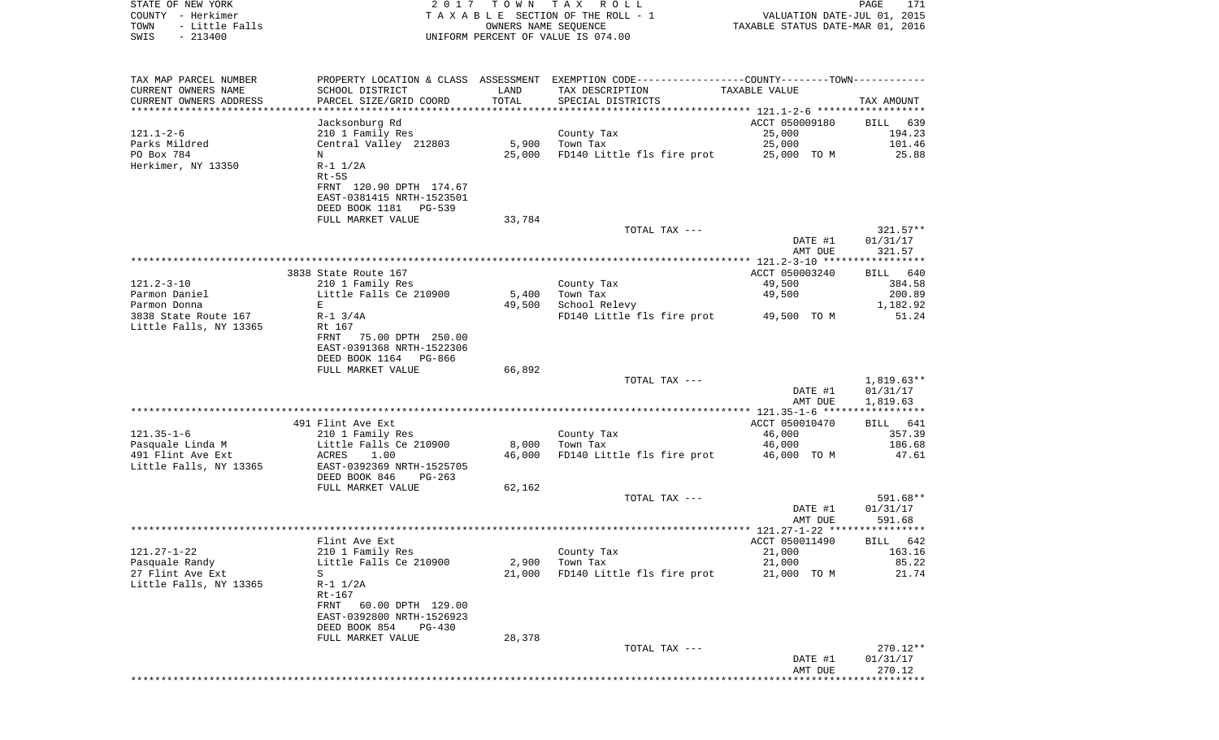TAX MAP PARCEL NUMBER / CURRENT OWNERS NAME / CURRENT OWNERS ADDRESS — PROPERTY LOCATION & CLASS / SCHOOL DISTRICT / PARCEL SIZE/GRID COORD — ASSESSMENT LAND / TOTAL — EXEMPTION CODE-----COUNTY-----TOWN----- TAX DESCRIPTION / SPECIAL DISTRICTS — TAXABLE VALUE — TAX AMOUNT

| TAX MAP PARCEL NUMBER / CURRENT OWNERS NAME / CURRENT OWNERS ADDRESS | PROPERTY LOCATION & CLASS / SCHOOL DISTRICT / PARCEL SIZE/GRID COORD | LAND / TOTAL | TAX DESCRIPTION / SPECIAL DISTRICTS | TAXABLE VALUE | TAX AMOUNT |
|---|---|---|---|---|---|
| | Jacksonburg Rd | | | ACCT 050009180 | BILL 639 |
| 121.1-2-6 | 210 1 Family Res | | County Tax | 25,000 | 194.23 |
| Parks Mildred | Central Valley 212803 | 5,900 | Town Tax | 25,000 | 101.46 |
| PO Box 784 | N | 25,000 | FD140 Little fls fire prot | 25,000 TO M | 25.88 |
| Herkimer, NY 13350 | R-1 1/2A | | | | |
| | Rt-5S | | | | |
| | FRNT 120.90 DPTH 174.67 | | | | |
| | EAST-0381415 NRTH-1523501 | | | | |
| | DEED BOOK 1181 PG-539 | | | | |
| | FULL MARKET VALUE | 33,784 | | | |
| | | | TOTAL TAX --- | | 321.57** |
| | | | | DATE #1 | 01/31/17 |
| | | | | AMT DUE | 321.57 |
| | 3838 State Route 167 | | | ACCT 050003240 | BILL 640 |
| 121.2-3-10 | 210 1 Family Res | | County Tax | 49,500 | 384.58 |
| Parmon Daniel | Little Falls Ce 210900 | 5,400 | Town Tax | 49,500 | 200.89 |
| Parmon Donna | E | 49,500 | School Relevy | | 1,182.92 |
| 3838 State Route 167 | R-1 3/4A | | FD140 Little fls fire prot | 49,500 TO M | 51.24 |
| Little Falls, NY 13365 | Rt 167 | | | | |
| | FRNT 75.00 DPTH 250.00 | | | | |
| | EAST-0391368 NRTH-1522306 | | | | |
| | DEED BOOK 1164 PG-866 | | | | |
| | FULL MARKET VALUE | 66,892 | | | |
| | | | TOTAL TAX --- | | 1,819.63** |
| | | | | DATE #1 | 01/31/17 |
| | | | | AMT DUE | 1,819.63 |
| | 491 Flint Ave Ext | | | ACCT 050010470 | BILL 641 |
| 121.35-1-6 | 210 1 Family Res | | County Tax | 46,000 | 357.39 |
| Pasquale Linda M | Little Falls Ce 210900 | 8,000 | Town Tax | 46,000 | 186.68 |
| 491 Flint Ave Ext | ACRES 1.00 | 46,000 | FD140 Little fls fire prot | 46,000 TO M | 47.61 |
| Little Falls, NY 13365 | EAST-0392369 NRTH-1525705 | | | | |
| | DEED BOOK 846 PG-263 | | | | |
| | FULL MARKET VALUE | 62,162 | | | |
| | | | TOTAL TAX --- | | 591.68** |
| | | | | DATE #1 | 01/31/17 |
| | | | | AMT DUE | 591.68 |
| | Flint Ave Ext | | | ACCT 050011490 | BILL 642 |
| 121.27-1-22 | 210 1 Family Res | | County Tax | 21,000 | 163.16 |
| Pasquale Randy | Little Falls Ce 210900 | 2,900 | Town Tax | 21,000 | 85.22 |
| 27 Flint Ave Ext | S | 21,000 | FD140 Little fls fire prot | 21,000 TO M | 21.74 |
| Little Falls, NY 13365 | R-1 1/2A | | | | |
| | Rt-167 | | | | |
| | FRNT 60.00 DPTH 129.00 | | | | |
| | EAST-0392800 NRTH-1526923 | | | | |
| | DEED BOOK 854 PG-430 | | | | |
| | FULL MARKET VALUE | 28,378 | | | |
| | | | TOTAL TAX --- | | 270.12** |
| | | | | DATE #1 | 01/31/17 |
| | | | | AMT DUE | 270.12 |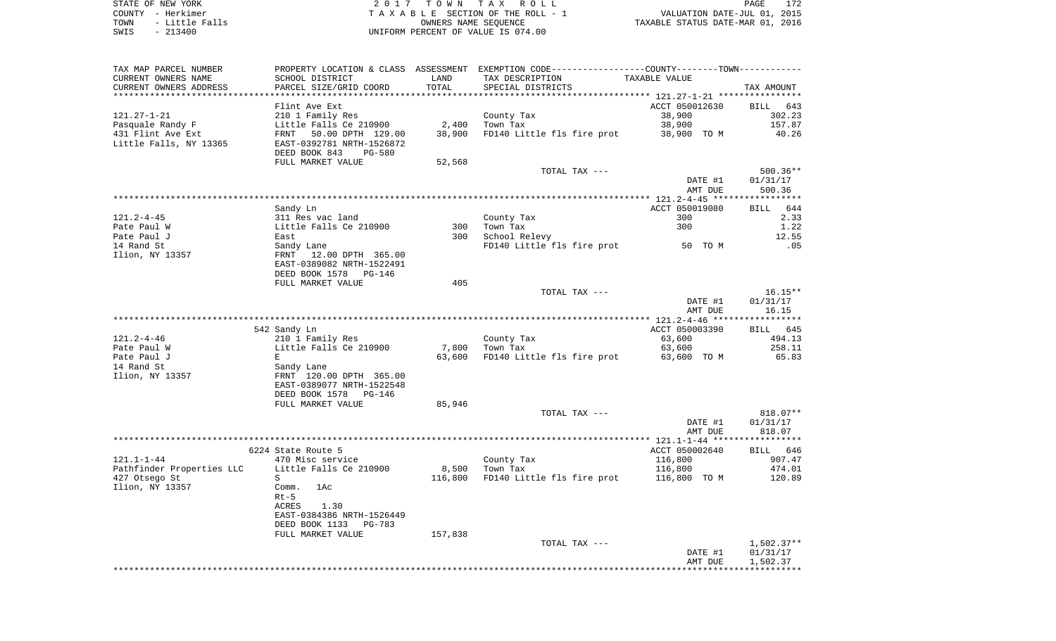STATE OF NEW YORK | 2017 TOWN TAX ROLL | VALUATION DATE-JUL 01, 2015
COUNTY - Herkimer | TAXABLE SECTION OF THE ROLL - 1 | TAXABLE STATUS DATE-MAR 01, 2016
TOWN - Little Falls | OWNERS NAME SEQUENCE
SWIS - 213400 | UNIFORM PERCENT OF VALUE IS 074.00

| TAX MAP PARCEL NUMBER<br>CURRENT OWNERS NAME<br>CURRENT OWNERS ADDRESS | PROPERTY LOCATION & CLASS<br>SCHOOL DISTRICT<br>PARCEL SIZE/GRID COORD | ASSESSMENT<br>LAND<br>TOTAL | EXEMPTION CODE<br>TAX DESCRIPTION<br>SPECIAL DISTRICTS | COUNTY / TOWN<br>TAXABLE VALUE | TAX AMOUNT |
|---|---|---|---|---|---|
| **121.27-1-21** | Flint Ave Ext | | | ACCT 050012630 | BILL 643 |
| 121.27-1-21 | 210 1 Family Res | | County Tax | 38,900 | 302.23 |
| Pasquale Randy F | Little Falls Ce 210900 | 2,400 | Town Tax | 38,900 | 157.87 |
| 431 Flint Ave Ext | FRNT 50.00 DPTH 129.00 | 38,900 | FD140 Little fls fire prot | 38,900 TO M | 40.26 |
| Little Falls, NY 13365 | EAST-0392781 NRTH-1526872 | | | | |
| | DEED BOOK 843 PG-580 | | | | |
| | FULL MARKET VALUE | 52,568 | | | |
| | | | TOTAL TAX --- | | 500.36** |
| | | | | DATE #1 | 01/31/17 |
| | | | | AMT DUE | 500.36 |
| **121.2-4-45** | Sandy Ln | | | ACCT 050019080 | BILL 644 |
| 121.2-4-45 | 311 Res vac land | | County Tax | 300 | 2.33 |
| Pate Paul W | Little Falls Ce 210900 | 300 | Town Tax | 300 | 1.22 |
| Pate Paul J | East | 300 | School Relevy | | 12.55 |
| 14 Rand St | Sandy Lane | | FD140 Little fls fire prot | 50 TO M | .05 |
| Ilion, NY 13357 | FRNT 12.00 DPTH 365.00 | | | | |
| | EAST-0389082 NRTH-1522491 | | | | |
| | DEED BOOK 1578 PG-146 | | | | |
| | FULL MARKET VALUE | 405 | | | |
| | | | TOTAL TAX --- | | 16.15** |
| | | | | DATE #1 | 01/31/17 |
| | | | | AMT DUE | 16.15 |
| **121.2-4-46** | 542 Sandy Ln | | | ACCT 050003390 | BILL 645 |
| 121.2-4-46 | 210 1 Family Res | | County Tax | 63,600 | 494.13 |
| Pate Paul W | Little Falls Ce 210900 | 7,800 | Town Tax | 63,600 | 258.11 |
| Pate Paul J | E | 63,600 | FD140 Little fls fire prot | 63,600 TO M | 65.83 |
| 14 Rand St | Sandy Lane | | | | |
| Ilion, NY 13357 | FRNT 120.00 DPTH 365.00 | | | | |
| | EAST-0389077 NRTH-1522548 | | | | |
| | DEED BOOK 1578 PG-146 | | | | |
| | FULL MARKET VALUE | 85,946 | | | |
| | | | TOTAL TAX --- | | 818.07** |
| | | | | DATE #1 | 01/31/17 |
| | | | | AMT DUE | 818.07 |
| **121.1-1-44** | 6224 State Route 5 | | | ACCT 050002640 | BILL 646 |
| 121.1-1-44 | 470 Misc service | | County Tax | 116,800 | 907.47 |
| Pathfinder Properties LLC | Little Falls Ce 210900 | 8,500 | Town Tax | 116,800 | 474.01 |
| 427 Otsego St | S | 116,800 | FD140 Little fls fire prot | 116,800 TO M | 120.89 |
| Ilion, NY 13357 | Comm. 1Ac | | | | |
| | Rt-5 | | | | |
| | ACRES 1.30 | | | | |
| | EAST-0384386 NRTH-1526449 | | | | |
| | DEED BOOK 1133 PG-783 | | | | |
| | FULL MARKET VALUE | 157,838 | | | |
| | | | TOTAL TAX --- | | 1,502.37** |
| | | | | DATE #1 | 01/31/17 |
| | | | | AMT DUE | 1,502.37 |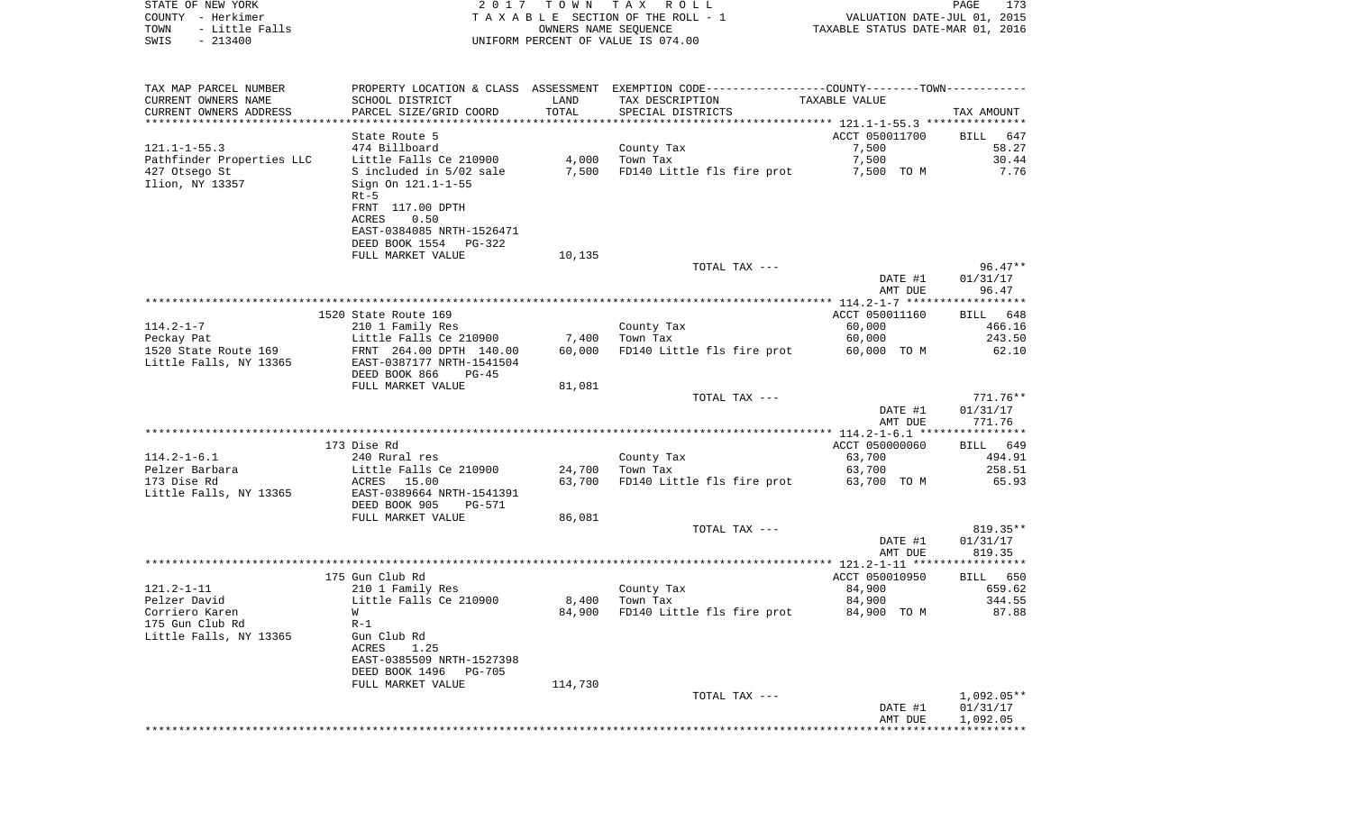STATE OF NEW YORK — 2017 TOWN TAX ROLL
COUNTY - Herkimer — TAXABLE SECTION OF THE ROLL - 1 — VALUATION DATE-JUL 01, 2015
TOWN - Little Falls — OWNERS NAME SEQUENCE — TAXABLE STATUS DATE-MAR 01, 2016
SWIS - 213400 — UNIFORM PERCENT OF VALUE IS 074.00

| TAX MAP PARCEL NUMBER / CURRENT OWNERS NAME / CURRENT OWNERS ADDRESS | PROPERTY LOCATION & CLASS / SCHOOL DISTRICT / PARCEL SIZE/GRID COORD | ASSESSMENT LAND / TOTAL | EXEMPTION CODE / TAX DESCRIPTION / SPECIAL DISTRICTS | COUNTY--------TOWN TAXABLE VALUE | TAX AMOUNT |
|---|---|---|---|---|---|
| **121.1-1-55.3** | State Route 5 | | | ACCT 050011700 | BILL 647 |
| 121.1-1-55.3 | 474 Billboard | | County Tax | 7,500 | 58.27 |
| Pathfinder Properties LLC | Little Falls Ce 210900 | 4,000 | Town Tax | 7,500 | 30.44 |
| 427 Otsego St | S included in 5/02 sale | 7,500 | FD140 Little fls fire prot | 7,500 TO M | 7.76 |
| Ilion, NY 13357 | Sign On 121.1-1-55 | | | | |
| | Rt-5 | | | | |
| | FRNT 117.00 DPTH | | | | |
| | ACRES 0.50 | | | | |
| | EAST-0384085 NRTH-1526471 | | | | |
| | DEED BOOK 1554 PG-322 | | | | |
| | FULL MARKET VALUE | 10,135 | | | |
| | | | TOTAL TAX --- | | 96.47** |
| | | | | DATE #1 | 01/31/17 |
| | | | | AMT DUE | 96.47 |
| **114.2-1-7** | 1520 State Route 169 | | | ACCT 050011160 | BILL 648 |
| 114.2-1-7 | 210 1 Family Res | | County Tax | 60,000 | 466.16 |
| Peckay Pat | Little Falls Ce 210900 | 7,400 | Town Tax | 60,000 | 243.50 |
| 1520 State Route 169 | FRNT 264.00 DPTH 140.00 | 60,000 | FD140 Little fls fire prot | 60,000 TO M | 62.10 |
| Little Falls, NY 13365 | EAST-0387177 NRTH-1541504 | | | | |
| | DEED BOOK 866 PG-45 | | | | |
| | FULL MARKET VALUE | 81,081 | | | |
| | | | TOTAL TAX --- | | 771.76** |
| | | | | DATE #1 | 01/31/17 |
| | | | | AMT DUE | 771.76 |
| **114.2-1-6.1** | 173 Dise Rd | | | ACCT 050000060 | BILL 649 |
| 114.2-1-6.1 | 240 Rural res | | County Tax | 63,700 | 494.91 |
| Pelzer Barbara | Little Falls Ce 210900 | 24,700 | Town Tax | 63,700 | 258.51 |
| 173 Dise Rd | ACRES 15.00 | 63,700 | FD140 Little fls fire prot | 63,700 TO M | 65.93 |
| Little Falls, NY 13365 | EAST-0389664 NRTH-1541391 | | | | |
| | DEED BOOK 905 PG-571 | | | | |
| | FULL MARKET VALUE | 86,081 | | | |
| | | | TOTAL TAX --- | | 819.35** |
| | | | | DATE #1 | 01/31/17 |
| | | | | AMT DUE | 819.35 |
| **121.2-1-11** | 175 Gun Club Rd | | | ACCT 050010950 | BILL 650 |
| 121.2-1-11 | 210 1 Family Res | | County Tax | 84,900 | 659.62 |
| Pelzer David | Little Falls Ce 210900 | 8,400 | Town Tax | 84,900 | 344.55 |
| Corriero Karen | W | 84,900 | FD140 Little fls fire prot | 84,900 TO M | 87.88 |
| 175 Gun Club Rd | R-1 | | | | |
| Little Falls, NY 13365 | Gun Club Rd | | | | |
| | ACRES 1.25 | | | | |
| | EAST-0385509 NRTH-1527398 | | | | |
| | DEED BOOK 1496 PG-705 | | | | |
| | FULL MARKET VALUE | 114,730 | | | |
| | | | TOTAL TAX --- | | 1,092.05** |
| | | | | DATE #1 | 01/31/17 |
| | | | | AMT DUE | 1,092.05 |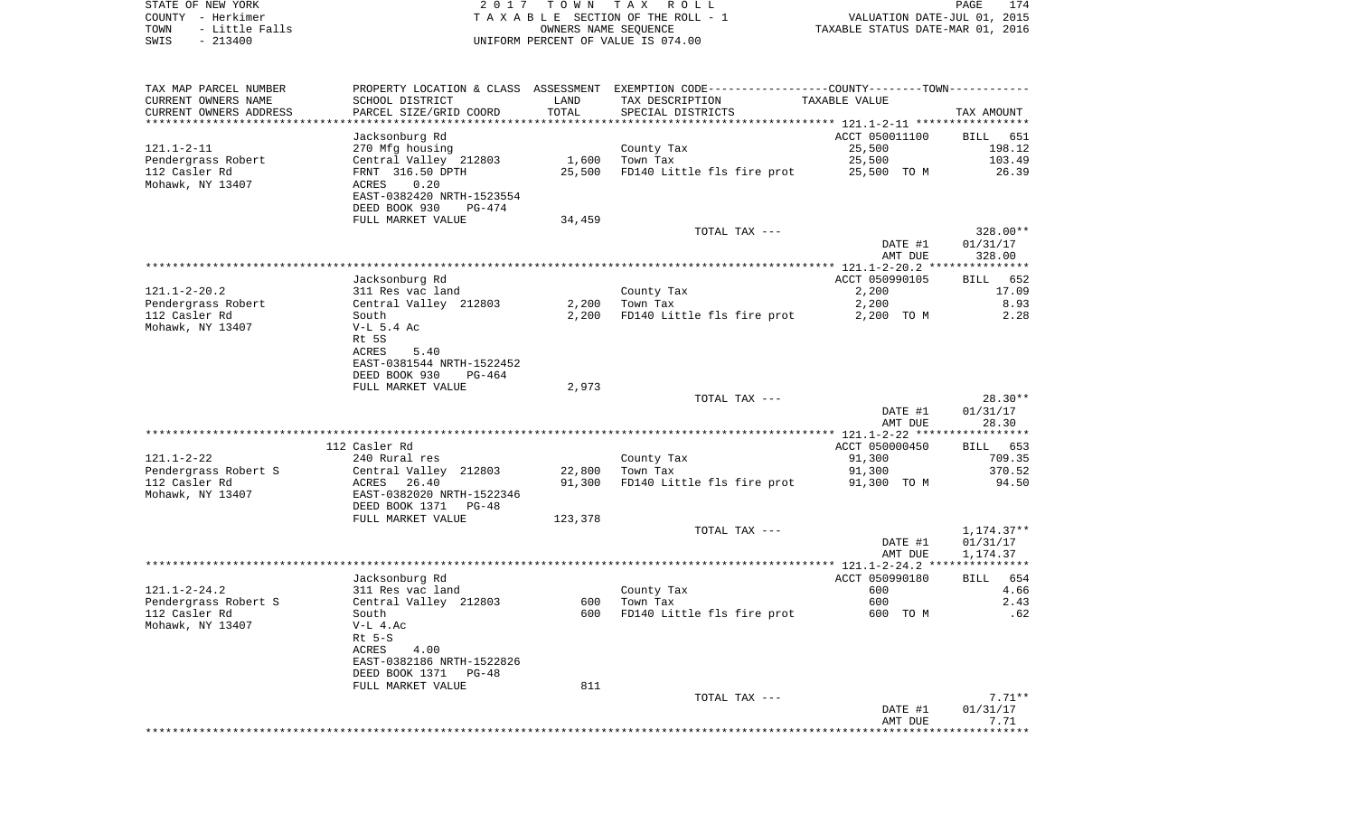STATE OF NEW YORK | COUNTY - Herkimer | TOWN - Little Falls | SWIS - 213400

2017 TOWN TAX ROLL
TAXABLE SECTION OF THE ROLL - 1
OWNERS NAME SEQUENCE
UNIFORM PERCENT OF VALUE IS 074.00

VALUATION DATE-JUL 01, 2015
TAXABLE STATUS DATE-MAR 01, 2016

| TAX MAP PARCEL NUMBER / CURRENT OWNERS NAME / CURRENT OWNERS ADDRESS | PROPERTY LOCATION & CLASS / SCHOOL DISTRICT / PARCEL SIZE/GRID COORD | ASSESSMENT LAND | TOTAL | EXEMPTION CODE / TAX DESCRIPTION / SPECIAL DISTRICTS | TAXABLE VALUE | TAX AMOUNT |
|---|---|---|---|---|---|---|
| **121.1-2-11** | Jacksonburg Rd | | | | ACCT 050011100 | BILL 651 |
| Pendergrass Robert | 270 Mfg housing | | | County Tax | 25,500 | 198.12 |
| 112 Casler Rd | Central Valley 212803 | 1,600 | | Town Tax | 25,500 | 103.49 |
| Mohawk, NY 13407 | FRNT 316.50 DPTH | | 25,500 | FD140 Little fls fire prot | 25,500 TO M | 26.39 |
| | ACRES 0.20 | | | | | |
| | EAST-0382420 NRTH-1523554 | | | | | |
| | DEED BOOK 930 PG-474 | | | | | |
| | FULL MARKET VALUE | 34,459 | | | | |
| | | | | TOTAL TAX --- | | 328.00** |
| | | | | | DATE #1 | 01/31/17 |
| | | | | | AMT DUE | 328.00 |
| **121.1-2-20.2** | Jacksonburg Rd | | | | ACCT 050990105 | BILL 652 |
| Pendergrass Robert | 311 Res vac land | | | County Tax | 2,200 | 17.09 |
| 112 Casler Rd | Central Valley 212803 | 2,200 | | Town Tax | 2,200 | 8.93 |
| Mohawk, NY 13407 | South | | 2,200 | FD140 Little fls fire prot | 2,200 TO M | 2.28 |
| | V-L 5.4 Ac | | | | | |
| | Rt 5S | | | | | |
| | ACRES 5.40 | | | | | |
| | EAST-0381544 NRTH-1522452 | | | | | |
| | DEED BOOK 930 PG-464 | | | | | |
| | FULL MARKET VALUE | 2,973 | | | | |
| | | | | TOTAL TAX --- | | 28.30** |
| | | | | | DATE #1 | 01/31/17 |
| | | | | | AMT DUE | 28.30 |
| **121.1-2-22** | 112 Casler Rd | | | | ACCT 050000450 | BILL 653 |
| Pendergrass Robert S | 240 Rural res | | | County Tax | 91,300 | 709.35 |
| 112 Casler Rd | Central Valley 212803 | 22,800 | | Town Tax | 91,300 | 370.52 |
| Mohawk, NY 13407 | ACRES 26.40 | | 91,300 | FD140 Little fls fire prot | 91,300 TO M | 94.50 |
| | EAST-0382020 NRTH-1522346 | | | | | |
| | DEED BOOK 1371 PG-48 | | | | | |
| | FULL MARKET VALUE | 123,378 | | | | |
| | | | | TOTAL TAX --- | | 1,174.37** |
| | | | | | DATE #1 | 01/31/17 |
| | | | | | AMT DUE | 1,174.37 |
| **121.1-2-24.2** | Jacksonburg Rd | | | | ACCT 050990180 | BILL 654 |
| Pendergrass Robert S | 311 Res vac land | | | County Tax | 600 | 4.66 |
| 112 Casler Rd | Central Valley 212803 | 600 | | Town Tax | 600 | 2.43 |
| Mohawk, NY 13407 | South | | 600 | FD140 Little fls fire prot | 600 TO M | .62 |
| | V-L 4.Ac | | | | | |
| | Rt 5-S | | | | | |
| | ACRES 4.00 | | | | | |
| | EAST-0382186 NRTH-1522826 | | | | | |
| | DEED BOOK 1371 PG-48 | | | | | |
| | FULL MARKET VALUE | 811 | | | | |
| | | | | TOTAL TAX --- | | 7.71** |
| | | | | | DATE #1 | 01/31/17 |
| | | | | | AMT DUE | 7.71 |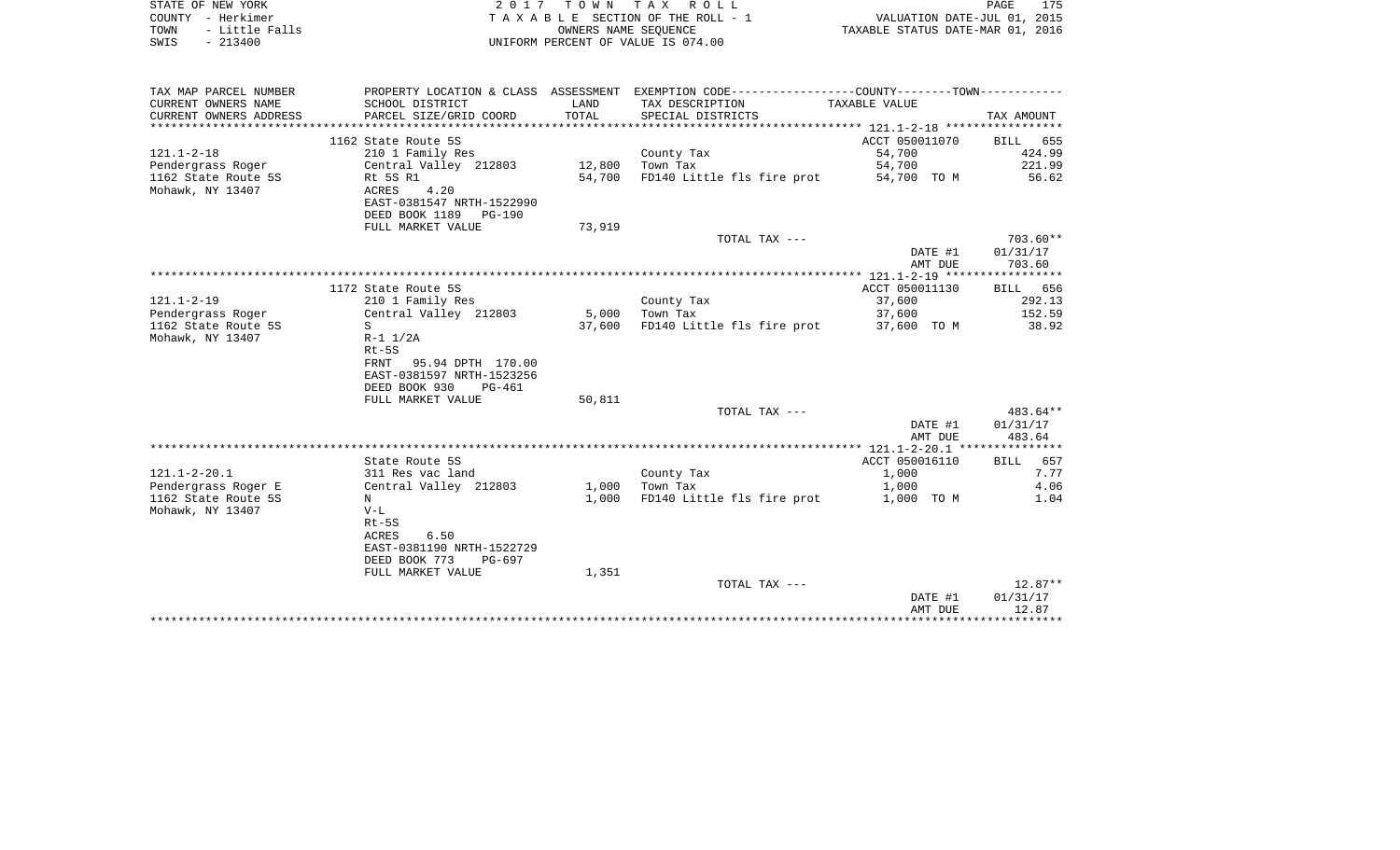STATE OF NEW YORK
COUNTY - Herkimer
TOWN - Little Falls
SWIS - 213400

2 0 1 7 T O W N T A X R O L L
T A X A B L E SECTION OF THE ROLL - 1
OWNERS NAME SEQUENCE
UNIFORM PERCENT OF VALUE IS 074.00

VALUATION DATE-JUL 01, 2015
TAXABLE STATUS DATE-MAR 01, 2016

| TAX MAP PARCEL NUMBER<br>CURRENT OWNERS NAME<br>CURRENT OWNERS ADDRESS | PROPERTY LOCATION & CLASS<br>SCHOOL DISTRICT<br>PARCEL SIZE/GRID COORD | ASSESSMENT<br>LAND<br>TOTAL | EXEMPTION CODE<br>TAX DESCRIPTION<br>SPECIAL DISTRICTS | COUNTY--------TOWN<br>TAXABLE VALUE | TAX AMOUNT |
|---|---|---|---|---|---|
| | 1162 State Route 5S | | | ACCT 050011070 | BILL 655 |
| 121.1-2-18 | 210 1 Family Res | | County Tax | 54,700 | 424.99 |
| Pendergrass Roger | Central Valley 212803 | 12,800 | Town Tax | 54,700 | 221.99 |
| 1162 State Route 5S | Rt 5S R1 | 54,700 | FD140 Little fls fire prot | 54,700 TO M | 56.62 |
| Mohawk, NY 13407 | ACRES 4.20 | | | | |
| | EAST-0381547 NRTH-1522990 | | | | |
| | DEED BOOK 1189 PG-190 | | | | |
| | FULL MARKET VALUE | 73,919 | | | |
| | | | TOTAL TAX --- | | 703.60** |
| | | | | DATE #1 | 01/31/17 |
| | | | | AMT DUE | 703.60 |
| | 1172 State Route 5S | | | ACCT 050011130 | BILL 656 |
| 121.1-2-19 | 210 1 Family Res | | County Tax | 37,600 | 292.13 |
| Pendergrass Roger | Central Valley 212803 | 5,000 | Town Tax | 37,600 | 152.59 |
| 1162 State Route 5S | S | 37,600 | FD140 Little fls fire prot | 37,600 TO M | 38.92 |
| Mohawk, NY 13407 | R-1 1/2A | | | | |
| | Rt-5S | | | | |
| | FRNT 95.94 DPTH 170.00 | | | | |
| | EAST-0381597 NRTH-1523256 | | | | |
| | DEED BOOK 930 PG-461 | | | | |
| | FULL MARKET VALUE | 50,811 | | | |
| | | | TOTAL TAX --- | | 483.64** |
| | | | | DATE #1 | 01/31/17 |
| | | | | AMT DUE | 483.64 |
| | State Route 5S | | | ACCT 050016110 | BILL 657 |
| 121.1-2-20.1 | 311 Res vac land | | County Tax | 1,000 | 7.77 |
| Pendergrass Roger E | Central Valley 212803 | 1,000 | Town Tax | 1,000 | 4.06 |
| 1162 State Route 5S | N | 1,000 | FD140 Little fls fire prot | 1,000 TO M | 1.04 |
| Mohawk, NY 13407 | V-L | | | | |
| | Rt-5S | | | | |
| | ACRES 6.50 | | | | |
| | EAST-0381190 NRTH-1522729 | | | | |
| | DEED BOOK 773 PG-697 | | | | |
| | FULL MARKET VALUE | 1,351 | | | |
| | | | TOTAL TAX --- | | 12.87** |
| | | | | DATE #1 | 01/31/17 |
| | | | | AMT DUE | 12.87 |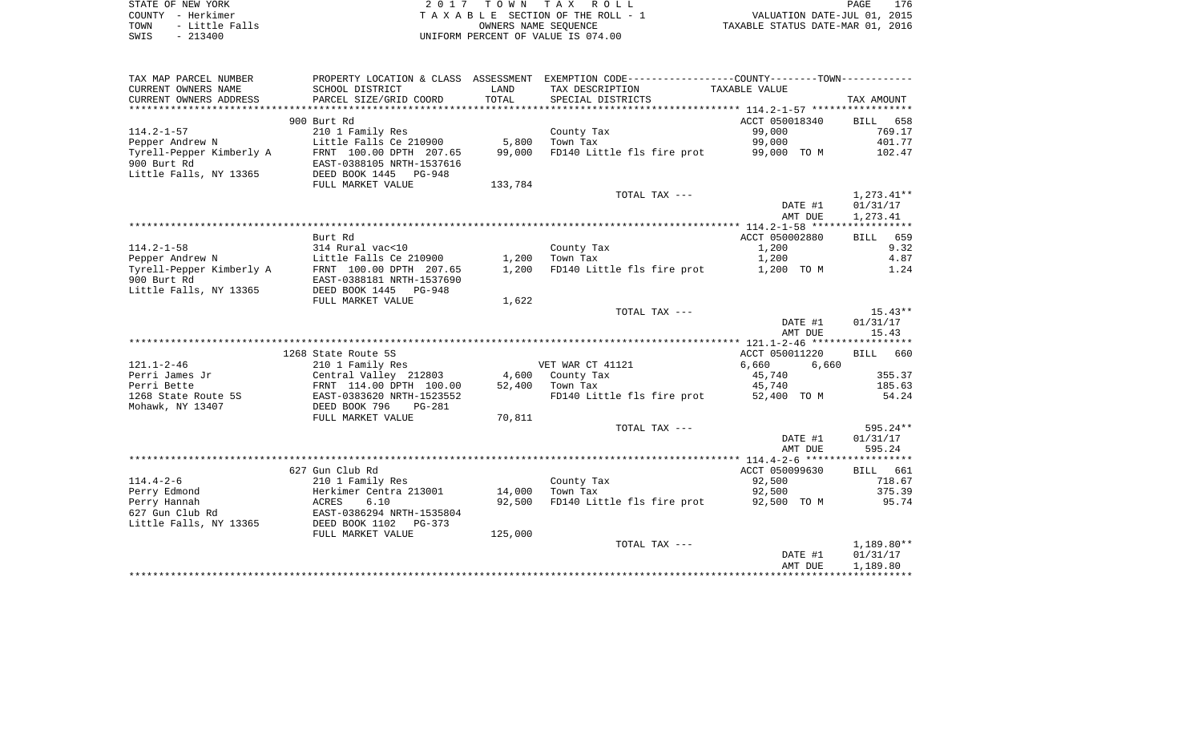STATE OF NEW YORK — 2017 TOWN TAX ROLL
COUNTY - Herkimer — TAXABLE SECTION OF THE ROLL - 1 — VALUATION DATE-JUL 01, 2015
TOWN - Little Falls — OWNERS NAME SEQUENCE — TAXABLE STATUS DATE-MAR 01, 2016
SWIS - 213400 — UNIFORM PERCENT OF VALUE IS 074.00

| TAX MAP PARCEL NUMBER / CURRENT OWNERS NAME / CURRENT OWNERS ADDRESS | PROPERTY LOCATION & CLASS / SCHOOL DISTRICT / PARCEL SIZE/GRID COORD | ASSESSMENT LAND / TOTAL | EXEMPTION CODE / TAX DESCRIPTION / SPECIAL DISTRICTS | COUNTY / TOWN TAXABLE VALUE | TAX AMOUNT |
|---|---|---|---|---|---|
| **114.2-1-57** | 900 Burt Rd | | | ACCT 050018340 | BILL 658 |
| 114.2-1-57 | 210 1 Family Res | | County Tax | 99,000 | 769.17 |
| Pepper Andrew N | Little Falls Ce 210900 | 5,800 | Town Tax | 99,000 | 401.77 |
| Tyrell-Pepper Kimberly A | FRNT 100.00 DPTH 207.65 | 99,000 | FD140 Little fls fire prot | 99,000 TO M | 102.47 |
| 900 Burt Rd | EAST-0388105 NRTH-1537616 | | | | |
| Little Falls, NY 13365 | DEED BOOK 1445 PG-948 | | | | |
| | FULL MARKET VALUE | 133,784 | | | |
| | | | TOTAL TAX --- | | 1,273.41** |
| | | | | DATE #1 | 01/31/17 |
| | | | | AMT DUE | 1,273.41 |
| **114.2-1-58** | Burt Rd | | | ACCT 050002880 | BILL 659 |
| 114.2-1-58 | 314 Rural vac<10 | | County Tax | 1,200 | 9.32 |
| Pepper Andrew N | Little Falls Ce 210900 | 1,200 | Town Tax | 1,200 | 4.87 |
| Tyrell-Pepper Kimberly A | FRNT 100.00 DPTH 207.65 | 1,200 | FD140 Little fls fire prot | 1,200 TO M | 1.24 |
| 900 Burt Rd | EAST-0388181 NRTH-1537690 | | | | |
| Little Falls, NY 13365 | DEED BOOK 1445 PG-948 | | | | |
| | FULL MARKET VALUE | 1,622 | | | |
| | | | TOTAL TAX --- | | 15.43** |
| | | | | DATE #1 | 01/31/17 |
| | | | | AMT DUE | 15.43 |
| **121.1-2-46** | 1268 State Route 5S | | | ACCT 050011220 | BILL 660 |
| 121.1-2-46 | 210 1 Family Res | | VET WAR CT 41121 | 6,660 6,660 | |
| Perri James Jr | Central Valley 212803 | 4,600 | County Tax | 45,740 | 355.37 |
| Perri Bette | FRNT 114.00 DPTH 100.00 | 52,400 | Town Tax | 45,740 | 185.63 |
| 1268 State Route 5S | EAST-0383620 NRTH-1523552 | | FD140 Little fls fire prot | 52,400 TO M | 54.24 |
| Mohawk, NY 13407 | DEED BOOK 796 PG-281 | | | | |
| | FULL MARKET VALUE | 70,811 | | | |
| | | | TOTAL TAX --- | | 595.24** |
| | | | | DATE #1 | 01/31/17 |
| | | | | AMT DUE | 595.24 |
| **114.4-2-6** | 627 Gun Club Rd | | | ACCT 050099630 | BILL 661 |
| 114.4-2-6 | 210 1 Family Res | | County Tax | 92,500 | 718.67 |
| Perry Edmond | Herkimer Centra 213001 | 14,000 | Town Tax | 92,500 | 375.39 |
| Perry Hannah | ACRES 6.10 | 92,500 | FD140 Little fls fire prot | 92,500 TO M | 95.74 |
| 627 Gun Club Rd | EAST-0386294 NRTH-1535804 | | | | |
| Little Falls, NY 13365 | DEED BOOK 1102 PG-373 | | | | |
| | FULL MARKET VALUE | 125,000 | | | |
| | | | TOTAL TAX --- | | 1,189.80** |
| | | | | DATE #1 | 01/31/17 |
| | | | | AMT DUE | 1,189.80 |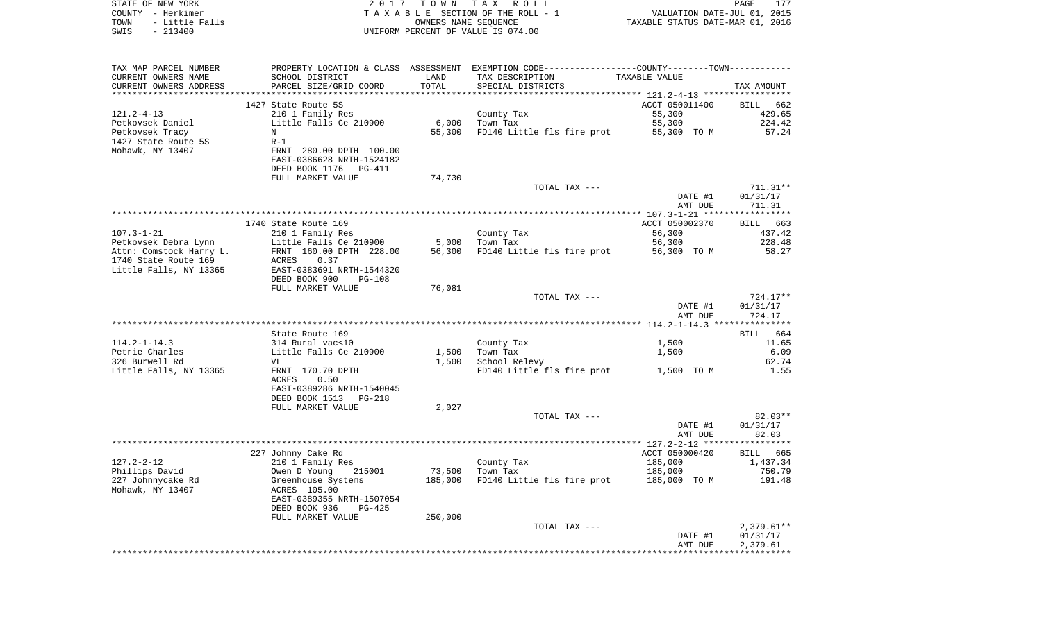STATE OF NEW YORK
COUNTY - Herkimer
TOWN - Little Falls
SWIS - 213400

2 0 1 7 T O W N T A X R O L L
T A X A B L E SECTION OF THE ROLL - 1
OWNERS NAME SEQUENCE
UNIFORM PERCENT OF VALUE IS 074.00

VALUATION DATE-JUL 01, 2015
TAXABLE STATUS DATE-MAR 01, 2016

| TAX MAP PARCEL NUMBER / CURRENT OWNERS NAME / CURRENT OWNERS ADDRESS | PROPERTY LOCATION & CLASS / SCHOOL DISTRICT / PARCEL SIZE/GRID COORD | ASSESSMENT LAND | TOTAL | EXEMPTION CODE / TAX DESCRIPTION / SPECIAL DISTRICTS | TAXABLE VALUE | TAX AMOUNT |
|---|---|---|---|---|---|---|
| | 1427 State Route 5S | | | | ACCT 050011400 | BILL 662 |
| 121.2-4-13 | 210 1 Family Res | | | County Tax | 55,300 | 429.65 |
| Petkovsek Daniel | Little Falls Ce 210900 | 6,000 | | Town Tax | 55,300 | 224.42 |
| Petkovsek Tracy | N | | 55,300 | FD140 Little fls fire prot | 55,300 TO M | 57.24 |
| 1427 State Route 5S | R-1 | | | | | |
| Mohawk, NY 13407 | FRNT 280.00 DPTH 100.00 | | | | | |
| | EAST-0386628 NRTH-1524182 | | | | | |
| | DEED BOOK 1176 PG-411 | | | | | |
| | FULL MARKET VALUE | 74,730 | | | | |
| | | | | TOTAL TAX --- | | 711.31** |
| | | | | | DATE #1 | 01/31/17 |
| | | | | | AMT DUE | 711.31 |
| | 1740 State Route 169 | | | | ACCT 050002370 | BILL 663 |
| 107.3-1-21 | 210 1 Family Res | | | County Tax | 56,300 | 437.42 |
| Petkovsek Debra Lynn | Little Falls Ce 210900 | 5,000 | | Town Tax | 56,300 | 228.48 |
| Attn: Comstock Harry L. | FRNT 160.00 DPTH 228.00 | | 56,300 | FD140 Little fls fire prot | 56,300 TO M | 58.27 |
| 1740 State Route 169 | ACRES 0.37 | | | | | |
| Little Falls, NY 13365 | EAST-0383691 NRTH-1544320 | | | | | |
| | DEED BOOK 900 PG-108 | | | | | |
| | FULL MARKET VALUE | 76,081 | | | | |
| | | | | TOTAL TAX --- | | 724.17** |
| | | | | | DATE #1 | 01/31/17 |
| | | | | | AMT DUE | 724.17 |
| | State Route 169 | | | | | BILL 664 |
| 114.2-1-14.3 | 314 Rural vac<10 | | | County Tax | 1,500 | 11.65 |
| Petrie Charles | Little Falls Ce 210900 | 1,500 | | Town Tax | 1,500 | 6.09 |
| 326 Burwell Rd | VL | | 1,500 | School Relevy | | 62.74 |
| Little Falls, NY 13365 | FRNT 170.70 DPTH | | | FD140 Little fls fire prot | 1,500 TO M | 1.55 |
| | ACRES 0.50 | | | | | |
| | EAST-0389286 NRTH-1540045 | | | | | |
| | DEED BOOK 1513 PG-218 | | | | | |
| | FULL MARKET VALUE | 2,027 | | | | |
| | | | | TOTAL TAX --- | | 82.03** |
| | | | | | DATE #1 | 01/31/17 |
| | | | | | AMT DUE | 82.03 |
| | 227 Johnny Cake Rd | | | | ACCT 050000420 | BILL 665 |
| 127.2-2-12 | 210 1 Family Res | | | County Tax | 185,000 | 1,437.34 |
| Phillips David | Owen D Young 215001 | 73,500 | | Town Tax | 185,000 | 750.79 |
| 227 Johnnycake Rd | Greenhouse Systems | | 185,000 | FD140 Little fls fire prot | 185,000 TO M | 191.48 |
| Mohawk, NY 13407 | ACRES 105.00 | | | | | |
| | EAST-0389355 NRTH-1507054 | | | | | |
| | DEED BOOK 936 PG-425 | | | | | |
| | FULL MARKET VALUE | 250,000 | | | | |
| | | | | TOTAL TAX --- | | 2,379.61** |
| | | | | | DATE #1 | 01/31/17 |
| | | | | | AMT DUE | 2,379.61 |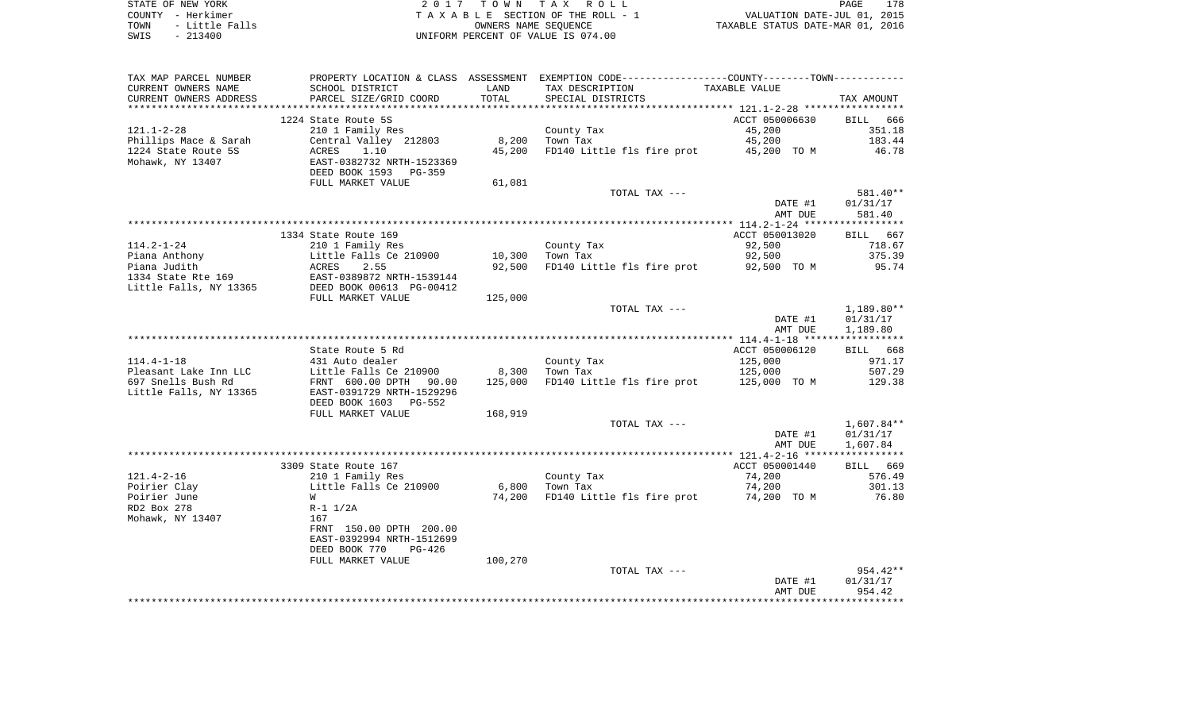STATE OF NEW YORK — COUNTY - Herkimer — TOWN - Little Falls — SWIS - 213400

2017 TOWN TAX ROLL
TAXABLE SECTION OF THE ROLL - 1
OWNERS NAME SEQUENCE
UNIFORM PERCENT OF VALUE IS 074.00

VALUATION DATE-JUL 01, 2015
TAXABLE STATUS DATE-MAR 01, 2016

| TAX MAP PARCEL NUMBER / CURRENT OWNERS NAME / CURRENT OWNERS ADDRESS | PROPERTY LOCATION & CLASS / SCHOOL DISTRICT / PARCEL SIZE/GRID COORD | ASSESSMENT LAND / TOTAL | EXEMPTION CODE / TAX DESCRIPTION / SPECIAL DISTRICTS | COUNTY/TOWN TAXABLE VALUE | TAX AMOUNT |
|---|---|---|---|---|---|
| 121.1-2-28 | 1224 State Route 5S | | | ACCT 050006630 | BILL 666 |
| Phillips Mace & Sarah | 210 1 Family Res | | County Tax | 45,200 | 351.18 |
| 1224 State Route 5S | Central Valley 212803 | 8,200 | Town Tax | 45,200 | 183.44 |
| Mohawk, NY 13407 | ACRES 1.10 | 45,200 | FD140 Little fls fire prot | 45,200 TO M | 46.78 |
| | EAST-0382732 NRTH-1523369 | | | | |
| | DEED BOOK 1593 PG-359 | | | | |
| | FULL MARKET VALUE | 61,081 | | | |
| | | | TOTAL TAX --- | | 581.40** |
| | | | | DATE #1 | 01/31/17 |
| | | | | AMT DUE | 581.40 |
| 114.2-1-24 | 1334 State Route 169 | | | ACCT 050013020 | BILL 667 |
| Piana Anthony | 210 1 Family Res | | County Tax | 92,500 | 718.67 |
| Piana Judith | Little Falls Ce 210900 | 10,300 | Town Tax | 92,500 | 375.39 |
| 1334 State Rte 169 | ACRES 2.55 | 92,500 | FD140 Little fls fire prot | 92,500 TO M | 95.74 |
| Little Falls, NY 13365 | EAST-0389872 NRTH-1539144 | | | | |
| | DEED BOOK 00613 PG-00412 | | | | |
| | FULL MARKET VALUE | 125,000 | | | |
| | | | TOTAL TAX --- | | 1,189.80** |
| | | | | DATE #1 | 01/31/17 |
| | | | | AMT DUE | 1,189.80 |
| 114.4-1-18 | State Route 5 Rd | | | ACCT 050006120 | BILL 668 |
| Pleasant Lake Inn LLC | 431 Auto dealer | | County Tax | 125,000 | 971.17 |
| 697 Snells Bush Rd | Little Falls Ce 210900 | 8,300 | Town Tax | 125,000 | 507.29 |
| Little Falls, NY 13365 | FRNT 600.00 DPTH 90.00 | 125,000 | FD140 Little fls fire prot | 125,000 TO M | 129.38 |
| | EAST-0391729 NRTH-1529296 | | | | |
| | DEED BOOK 1603 PG-552 | | | | |
| | FULL MARKET VALUE | 168,919 | | | |
| | | | TOTAL TAX --- | | 1,607.84** |
| | | | | DATE #1 | 01/31/17 |
| | | | | AMT DUE | 1,607.84 |
| 121.4-2-16 | 3309 State Route 167 | | | ACCT 050001440 | BILL 669 |
| Poirier Clay | 210 1 Family Res | | County Tax | 74,200 | 576.49 |
| Poirier June | Little Falls Ce 210900 | 6,800 | Town Tax | 74,200 | 301.13 |
| RD2 Box 278 | W | 74,200 | FD140 Little fls fire prot | 74,200 TO M | 76.80 |
| Mohawk, NY 13407 | R-1 1/2A | | | | |
| | 167 | | | | |
| | FRNT 150.00 DPTH 200.00 | | | | |
| | EAST-0392994 NRTH-1512699 | | | | |
| | DEED BOOK 770 PG-426 | | | | |
| | FULL MARKET VALUE | 100,270 | | | |
| | | | TOTAL TAX --- | | 954.42** |
| | | | | DATE #1 | 01/31/17 |
| | | | | AMT DUE | 954.42 |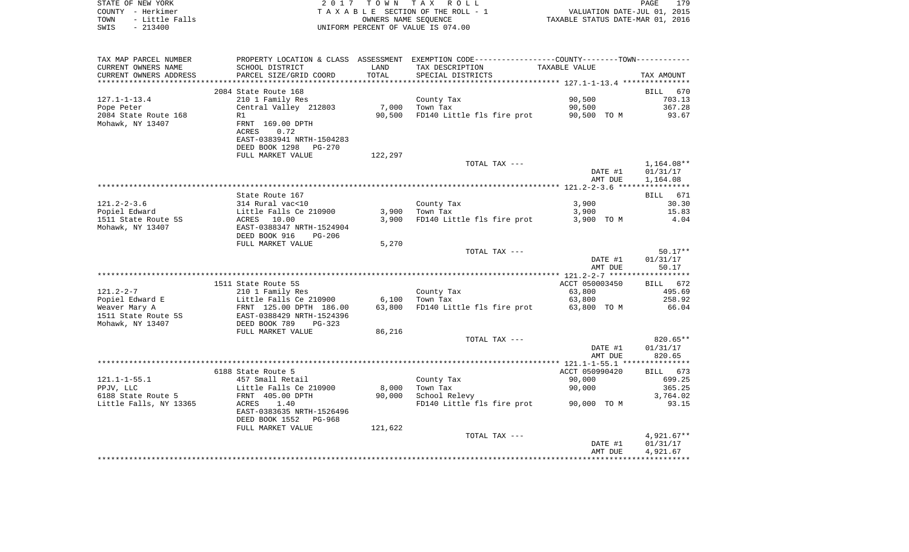STATE OF NEW YORK
COUNTY - Herkimer
TOWN - Little Falls
SWIS - 213400

2 0 1 7 T O W N T A X R O L L
T A X A B L E SECTION OF THE ROLL - 1
OWNERS NAME SEQUENCE
UNIFORM PERCENT OF VALUE IS 074.00

VALUATION DATE-JUL 01, 2015
TAXABLE STATUS DATE-MAR 01, 2016

| TAX MAP PARCEL NUMBER / CURRENT OWNERS NAME / CURRENT OWNERS ADDRESS | PROPERTY LOCATION & CLASS / SCHOOL DISTRICT / PARCEL SIZE/GRID COORD | ASSESSMENT LAND | ASSESSMENT TOTAL | EXEMPTION CODE / TAX DESCRIPTION / SPECIAL DISTRICTS | COUNTY--------TOWN TAXABLE VALUE | TAX AMOUNT |
|---|---|---|---|---|---|---|
| 127.1-1-13.4 | 2084 State Route 168 | | | | | BILL 670 |
| 127.1-1-13.4 | 210 1 Family Res | | | County Tax | 90,500 | 703.13 |
| Pope Peter | Central Valley 212803 | 7,000 | | Town Tax | 90,500 | 367.28 |
| 2084 State Route 168 | R1 | | 90,500 | FD140 Little fls fire prot | 90,500 TO M | 93.67 |
| Mohawk, NY 13407 | FRNT 169.00 DPTH | | | | | |
| | ACRES 0.72 | | | | | |
| | EAST-0383941 NRTH-1504283 | | | | | |
| | DEED BOOK 1298 PG-270 | | | | | |
| | FULL MARKET VALUE | | 122,297 | | | |
| | | | | TOTAL TAX --- | | 1,164.08** |
| | | | | | DATE #1 | 01/31/17 |
| | | | | | AMT DUE | 1,164.08 |
| 121.2-2-3.6 | State Route 167 | | | | | BILL 671 |
| 121.2-2-3.6 | 314 Rural vac<10 | | | County Tax | 3,900 | 30.30 |
| Popiel Edward | Little Falls Ce 210900 | 3,900 | | Town Tax | 3,900 | 15.83 |
| 1511 State Route 5S | ACRES 10.00 | | 3,900 | FD140 Little fls fire prot | 3,900 TO M | 4.04 |
| Mohawk, NY 13407 | EAST-0388347 NRTH-1524904 | | | | | |
| | DEED BOOK 916 PG-206 | | | | | |
| | FULL MARKET VALUE | | 5,270 | | | |
| | | | | TOTAL TAX --- | | 50.17** |
| | | | | | DATE #1 | 01/31/17 |
| | | | | | AMT DUE | 50.17 |
| 121.2-2-7 | 1511 State Route 5S | | | | ACCT 050003450 | BILL 672 |
| 121.2-2-7 | 210 1 Family Res | | | County Tax | 63,800 | 495.69 |
| Popiel Edward E | Little Falls Ce 210900 | 6,100 | | Town Tax | 63,800 | 258.92 |
| Weaver Mary A | FRNT 125.00 DPTH 186.00 | | 63,800 | FD140 Little fls fire prot | 63,800 TO M | 66.04 |
| 1511 State Route 5S | EAST-0388429 NRTH-1524396 | | | | | |
| Mohawk, NY 13407 | DEED BOOK 789 PG-323 | | | | | |
| | FULL MARKET VALUE | | 86,216 | | | |
| | | | | TOTAL TAX --- | | 820.65** |
| | | | | | DATE #1 | 01/31/17 |
| | | | | | AMT DUE | 820.65 |
| 121.1-1-55.1 | 6188 State Route 5 | | | | ACCT 050990420 | BILL 673 |
| 121.1-1-55.1 | 457 Small Retail | | | County Tax | 90,000 | 699.25 |
| PPJV, LLC | Little Falls Ce 210900 | 8,000 | | Town Tax | 90,000 | 365.25 |
| 6188 State Route 5 | FRNT 405.00 DPTH | | 90,000 | School Relevy | | 3,764.02 |
| Little Falls, NY 13365 | ACRES 1.40 | | | FD140 Little fls fire prot | 90,000 TO M | 93.15 |
| | EAST-0383635 NRTH-1526496 | | | | | |
| | DEED BOOK 1552 PG-968 | | | | | |
| | FULL MARKET VALUE | | 121,622 | | | |
| | | | | TOTAL TAX --- | | 4,921.67** |
| | | | | | DATE #1 | 01/31/17 |
| | | | | | AMT DUE | 4,921.67 |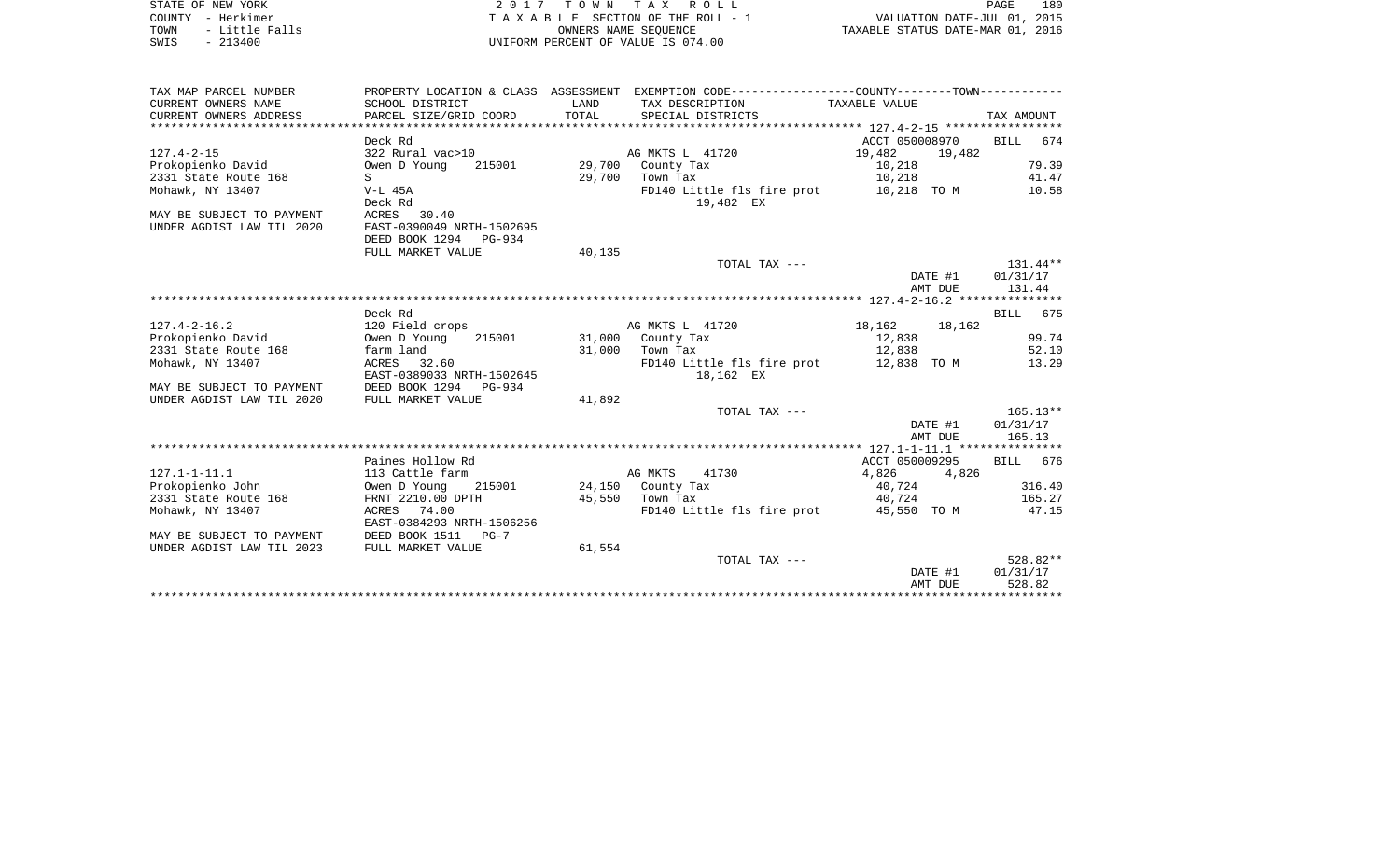STATE OF NEW YORK
COUNTY - Herkimer
TOWN - Little Falls
SWIS - 213400

2 0 1 7 T O W N T A X R O L L
T A X A B L E SECTION OF THE ROLL - 1
OWNERS NAME SEQUENCE
UNIFORM PERCENT OF VALUE IS 074.00

VALUATION DATE-JUL 01, 2015
TAXABLE STATUS DATE-MAR 01, 2016

| TAX MAP PARCEL NUMBER<br>CURRENT OWNERS NAME<br>CURRENT OWNERS ADDRESS | PROPERTY LOCATION & CLASS<br>SCHOOL DISTRICT<br>PARCEL SIZE/GRID COORD | ASSESSMENT<br>LAND<br>TOTAL | EXEMPTION CODE-----COUNTY-----TOWN-----<br>TAX DESCRIPTION<br>SPECIAL DISTRICTS | TAXABLE VALUE | TAX AMOUNT |
|---|---|---|---|---|---|
| | Deck Rd | | | ACCT 050008970 | BILL 674 |
| 127.4-2-15 | 322 Rural vac>10 | | AG MKTS L 41720 | 19,482 19,482 | |
| Prokopienko David | Owen D Young 215001 | 29,700 | County Tax | 10,218 | 79.39 |
| 2331 State Route 168 | S | 29,700 | Town Tax | 10,218 | 41.47 |
| Mohawk, NY 13407 | V-L 45A | | FD140 Little fls fire prot | 10,218 TO M | 10.58 |
| | Deck Rd | | 19,482 EX | | |
| MAY BE SUBJECT TO PAYMENT | ACRES 30.40 | | | | |
| UNDER AGDIST LAW TIL 2020 | EAST-0390049 NRTH-1502695 | | | | |
| | DEED BOOK 1294 PG-934 | | | | |
| | FULL MARKET VALUE | 40,135 | | | |
| | | | TOTAL TAX --- | | 131.44** |
| | | | | DATE #1 | 01/31/17 |
| | | | | AMT DUE | 131.44 |
| | Deck Rd | | | | BILL 675 |
| 127.4-2-16.2 | 120 Field crops | | AG MKTS L 41720 | 18,162 18,162 | |
| Prokopienko David | Owen D Young 215001 | 31,000 | County Tax | 12,838 | 99.74 |
| 2331 State Route 168 | farm land | 31,000 | Town Tax | 12,838 | 52.10 |
| Mohawk, NY 13407 | ACRES 32.60 | | FD140 Little fls fire prot | 12,838 TO M | 13.29 |
| | EAST-0389033 NRTH-1502645 | | 18,162 EX | | |
| MAY BE SUBJECT TO PAYMENT | DEED BOOK 1294 PG-934 | | | | |
| UNDER AGDIST LAW TIL 2020 | FULL MARKET VALUE | 41,892 | | | |
| | | | TOTAL TAX --- | | 165.13** |
| | | | | DATE #1 | 01/31/17 |
| | | | | AMT DUE | 165.13 |
| | Paines Hollow Rd | | | ACCT 050009295 | BILL 676 |
| 127.1-1-11.1 | 113 Cattle farm | | AG MKTS 41730 | 4,826 4,826 | |
| Prokopienko John | Owen D Young 215001 | 24,150 | County Tax | 40,724 | 316.40 |
| 2331 State Route 168 | FRNT 2210.00 DPTH | 45,550 | Town Tax | 40,724 | 165.27 |
| Mohawk, NY 13407 | ACRES 74.00 | | FD140 Little fls fire prot | 45,550 TO M | 47.15 |
| | EAST-0384293 NRTH-1506256 | | | | |
| MAY BE SUBJECT TO PAYMENT | DEED BOOK 1511 PG-7 | | | | |
| UNDER AGDIST LAW TIL 2023 | FULL MARKET VALUE | 61,554 | | | |
| | | | TOTAL TAX --- | | 528.82** |
| | | | | DATE #1 | 01/31/17 |
| | | | | AMT DUE | 528.82 |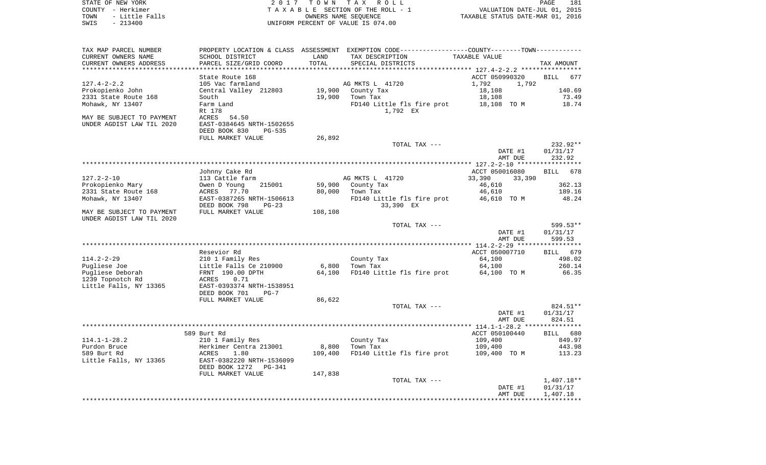STATE OF NEW YORK — 2017 TOWN TAX ROLL
COUNTY - Herkimer — TAXABLE SECTION OF THE ROLL - 1 — VALUATION DATE-JUL 01, 2015
TOWN - Little Falls — OWNERS NAME SEQUENCE — TAXABLE STATUS DATE-MAR 01, 2016
SWIS - 213400 — UNIFORM PERCENT OF VALUE IS 074.00

| TAX MAP PARCEL NUMBER / CURRENT OWNERS NAME / CURRENT OWNERS ADDRESS | PROPERTY LOCATION & CLASS / SCHOOL DISTRICT / PARCEL SIZE/GRID COORD | ASSESSMENT LAND / TOTAL | EXEMPTION CODE / TAX DESCRIPTION / SPECIAL DISTRICTS | COUNTY / TOWN TAXABLE VALUE | TAX AMOUNT |
|---|---|---|---|---|---|
| | State Route 168 | | | ACCT 050990320 | BILL 677 |
| 127.4-2-2.2 | 105 Vac farmland | | AG MKTS L 41720 | 1,792 1,792 | |
| Prokopienko John | Central Valley 212803 | 19,900 | County Tax | 18,108 | 140.69 |
| 2331 State Route 168 | South | 19,900 | Town Tax | 18,108 | 73.49 |
| Mohawk, NY 13407 | Farm Land | | FD140 Little fls fire prot | 18,108 TO M | 18.74 |
| | Rt 178 | | 1,792 EX | | |
| MAY BE SUBJECT TO PAYMENT | ACRES 54.50 | | | | |
| UNDER AGDIST LAW TIL 2020 | EAST-0384645 NRTH-1502655 | | | | |
| | DEED BOOK 830 PG-535 | | | | |
| | FULL MARKET VALUE | 26,892 | | | |
| | | | TOTAL TAX --- | | 232.92** |
| | | | | DATE #1 | 01/31/17 |
| | | | | AMT DUE | 232.92 |
| | Johnny Cake Rd | | | ACCT 050016080 | BILL 678 |
| 127.2-2-10 | 113 Cattle farm | | AG MKTS L 41720 | 33,390 33,390 | |
| Prokopienko Mary | Owen D Young 215001 | 59,900 | County Tax | 46,610 | 362.13 |
| 2331 State Route 168 | ACRES 77.70 | 80,000 | Town Tax | 46,610 | 189.16 |
| Mohawk, NY 13407 | EAST-0387265 NRTH-1506613 | | FD140 Little fls fire prot | 46,610 TO M | 48.24 |
| | DEED BOOK 798 PG-23 | | 33,390 EX | | |
| MAY BE SUBJECT TO PAYMENT | FULL MARKET VALUE | 108,108 | | | |
| UNDER AGDIST LAW TIL 2020 | | | | | |
| | | | TOTAL TAX --- | | 599.53** |
| | | | | DATE #1 | 01/31/17 |
| | | | | AMT DUE | 599.53 |
| | Resevior Rd | | | ACCT 050007710 | BILL 679 |
| 114.2-2-29 | 210 1 Family Res | | County Tax | 64,100 | 498.02 |
| Pugliese Joe | Little Falls Ce 210900 | 6,800 | Town Tax | 64,100 | 260.14 |
| Pugliese Deborah | FRNT 190.00 DPTH | 64,100 | FD140 Little fls fire prot | 64,100 TO M | 66.35 |
| 1239 Topnotch Rd | ACRES 0.71 | | | | |
| Little Falls, NY 13365 | EAST-0393374 NRTH-1538951 | | | | |
| | DEED BOOK 701 PG-7 | | | | |
| | FULL MARKET VALUE | 86,622 | | | |
| | | | TOTAL TAX --- | | 824.51** |
| | | | | DATE #1 | 01/31/17 |
| | | | | AMT DUE | 824.51 |
| | 589 Burt Rd | | | ACCT 050100440 | BILL 680 |
| 114.1-1-28.2 | 210 1 Family Res | | County Tax | 109,400 | 849.97 |
| Purdon Bruce | Herkimer Centra 213001 | 8,800 | Town Tax | 109,400 | 443.98 |
| 589 Burt Rd | ACRES 1.80 | 109,400 | FD140 Little fls fire prot | 109,400 TO M | 113.23 |
| Little Falls, NY 13365 | EAST-0382220 NRTH-1536099 | | | | |
| | DEED BOOK 1272 PG-341 | | | | |
| | FULL MARKET VALUE | 147,838 | | | |
| | | | TOTAL TAX --- | | 1,407.18** |
| | | | | DATE #1 | 01/31/17 |
| | | | | AMT DUE | 1,407.18 |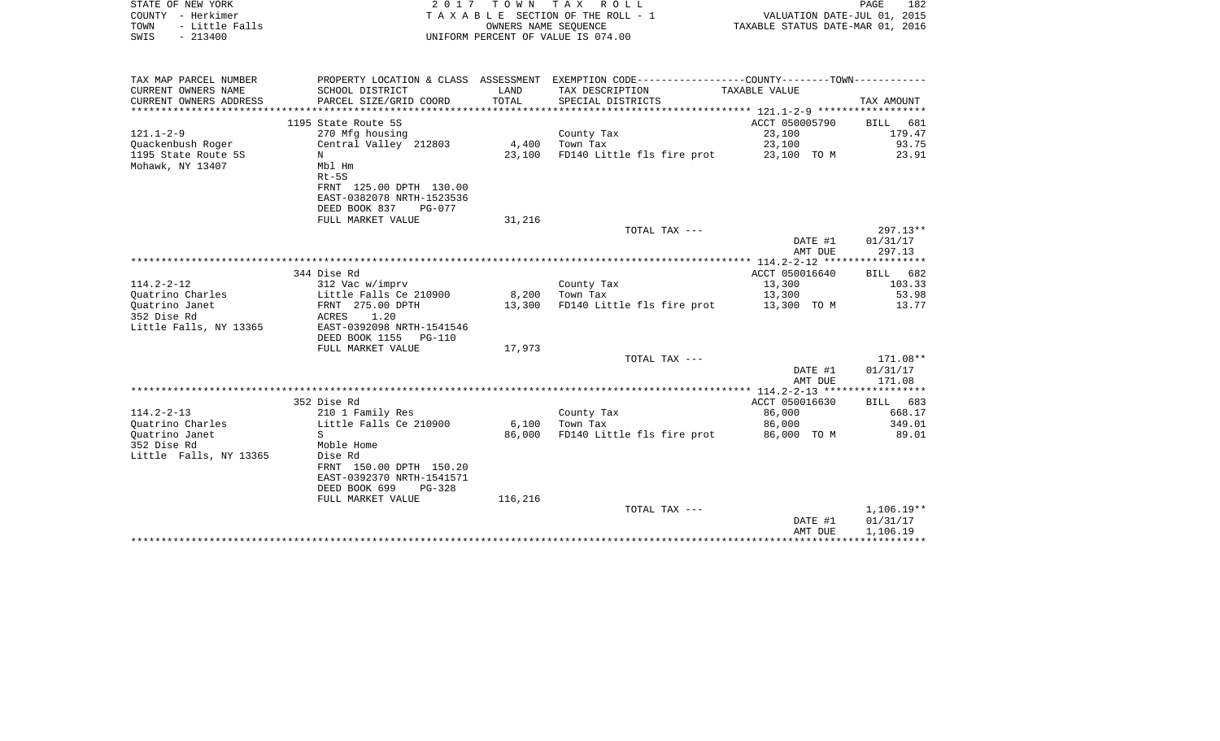STATE OF NEW YORK
COUNTY - Herkimer
TOWN - Little Falls
SWIS - 213400

2 0 1 7 T O W N T A X R O L L
T A X A B L E SECTION OF THE ROLL - 1
OWNERS NAME SEQUENCE
UNIFORM PERCENT OF VALUE IS 074.00

VALUATION DATE-JUL 01, 2015
TAXABLE STATUS DATE-MAR 01, 2016

| TAX MAP PARCEL NUMBER<br>CURRENT OWNERS NAME<br>CURRENT OWNERS ADDRESS | PROPERTY LOCATION & CLASS<br>SCHOOL DISTRICT<br>PARCEL SIZE/GRID COORD | ASSESSMENT<br>LAND<br>TOTAL | EXEMPTION CODE---COUNTY---TOWN---<br>TAX DESCRIPTION<br>SPECIAL DISTRICTS | TAXABLE VALUE | TAX AMOUNT |
|---|---|---|---|---|---|
| | 1195 State Route 5S | | | ACCT 050005790 | BILL 681 |
| 121.1-2-9 | 270 Mfg housing | | County Tax | 23,100 | 179.47 |
| Quackenbush Roger | Central Valley 212803 | 4,400 | Town Tax | 23,100 | 93.75 |
| 1195 State Route 5S | N | 23,100 | FD140 Little fls fire prot | 23,100 TO M | 23.91 |
| Mohawk, NY 13407 | Mbl Hm | | | | |
| | Rt-5S | | | | |
| | FRNT 125.00 DPTH 130.00 | | | | |
| | EAST-0382078 NRTH-1523536 | | | | |
| | DEED BOOK 837 PG-077 | | | | |
| | FULL MARKET VALUE | 31,216 | | | |
| | | | TOTAL TAX --- | | 297.13** |
| | | | | DATE #1 | 01/31/17 |
| | | | | AMT DUE | 297.13 |
| | 344 Dise Rd | | | ACCT 050016640 | BILL 682 |
| 114.2-2-12 | 312 Vac w/imprv | | County Tax | 13,300 | 103.33 |
| Quatrino Charles | Little Falls Ce 210900 | 8,200 | Town Tax | 13,300 | 53.98 |
| Quatrino Janet | FRNT 275.00 DPTH | 13,300 | FD140 Little fls fire prot | 13,300 TO M | 13.77 |
| 352 Dise Rd | ACRES 1.20 | | | | |
| Little Falls, NY 13365 | EAST-0392098 NRTH-1541546 | | | | |
| | DEED BOOK 1155 PG-110 | | | | |
| | FULL MARKET VALUE | 17,973 | | | |
| | | | TOTAL TAX --- | | 171.08** |
| | | | | DATE #1 | 01/31/17 |
| | | | | AMT DUE | 171.08 |
| | 352 Dise Rd | | | ACCT 050016630 | BILL 683 |
| 114.2-2-13 | 210 1 Family Res | | County Tax | 86,000 | 668.17 |
| Quatrino Charles | Little Falls Ce 210900 | 6,100 | Town Tax | 86,000 | 349.01 |
| Quatrino Janet | S | 86,000 | FD140 Little fls fire prot | 86,000 TO M | 89.01 |
| 352 Dise Rd | Moble Home | | | | |
| Little Falls, NY 13365 | Dise Rd | | | | |
| | FRNT 150.00 DPTH 150.20 | | | | |
| | EAST-0392370 NRTH-1541571 | | | | |
| | DEED BOOK 699 PG-328 | | | | |
| | FULL MARKET VALUE | 116,216 | | | |
| | | | TOTAL TAX --- | | 1,106.19** |
| | | | | DATE #1 | 01/31/17 |
| | | | | AMT DUE | 1,106.19 |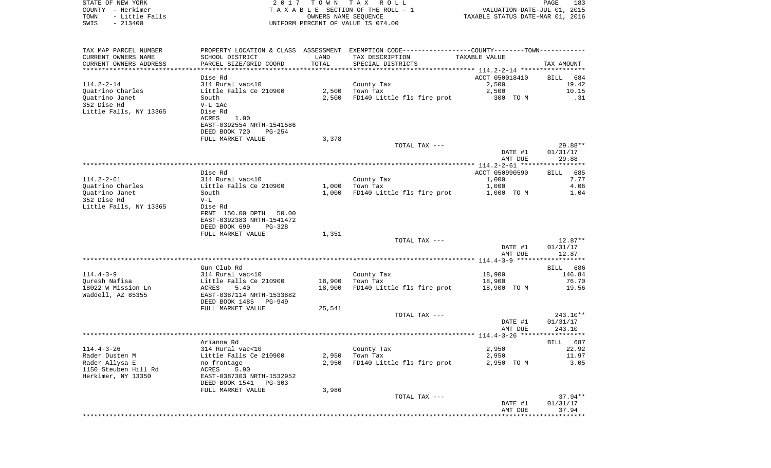STATE OF NEW YORK 2017 TOWN TAX ROLL
COUNTY - Herkimer TAXABLE SECTION OF THE ROLL - 1 VALUATION DATE-JUL 01, 2015
TOWN - Little Falls OWNERS NAME SEQUENCE TAXABLE STATUS DATE-MAR 01, 2016
SWIS - 213400 UNIFORM PERCENT OF VALUE IS 074.00

| TAX MAP PARCEL NUMBER / CURRENT OWNERS NAME / CURRENT OWNERS ADDRESS | PROPERTY LOCATION & CLASS / SCHOOL DISTRICT / PARCEL SIZE/GRID COORD | ASSESSMENT LAND / TOTAL | EXEMPTION CODE / TAX DESCRIPTION / SPECIAL DISTRICTS | COUNTY--------TOWN / TAXABLE VALUE | TAX AMOUNT |
|---|---|---|---|---|---|
| 114.2-2-14 | Dise Rd | | | ACCT 050018410 | BILL 684 |
| Quatrino Charles | 314 Rural vac<10 | | County Tax | 2,500 | 19.42 |
| Quatrino Janet | Little Falls Ce 210900 | 2,500 | Town Tax | 2,500 | 10.15 |
| 352 Dise Rd | South | 2,500 | FD140 Little fls fire prot | 300 TO M | .31 |
| Little Falls, NY 13365 | V-L 1Ac | | | | |
| | Dise Rd | | | | |
| | ACRES 1.00 | | | | |
| | EAST-0392554 NRTH-1541586 | | | | |
| | DEED BOOK 720 PG-254 | | | | |
| | FULL MARKET VALUE | 3,378 | | | |
| | | | TOTAL TAX --- | | 29.88** |
| | | | | DATE #1 | 01/31/17 |
| | | | | AMT DUE | 29.88 |
| 114.2-2-61 | Dise Rd | | | ACCT 050990590 | BILL 685 |
| Quatrino Charles | 314 Rural vac<10 | | County Tax | 1,000 | 7.77 |
| Quatrino Janet | Little Falls Ce 210900 | 1,000 | Town Tax | 1,000 | 4.06 |
| 352 Dise Rd | South | 1,000 | FD140 Little fls fire prot | 1,000 TO M | 1.04 |
| Little Falls, NY 13365 | V-L | | | | |
| | Dise Rd | | | | |
| | FRNT 150.00 DPTH 50.00 | | | | |
| | EAST-0392383 NRTH-1541472 | | | | |
| | DEED BOOK 699 PG-328 | | | | |
| | FULL MARKET VALUE | 1,351 | | | |
| | | | TOTAL TAX --- | | 12.87** |
| | | | | DATE #1 | 01/31/17 |
| | | | | AMT DUE | 12.87 |
| 114.4-3-9 | Gun Club Rd | | | | BILL 686 |
| Quresh Nafisa | 314 Rural vac<10 | | County Tax | 18,900 | 146.84 |
| 18022 W Mission Ln | Little Falls Ce 210900 | 18,900 | Town Tax | 18,900 | 76.70 |
| Waddell, AZ 85355 | ACRES 5.40 | 18,900 | FD140 Little fls fire prot | 18,900 TO M | 19.56 |
| | EAST-0387114 NRTH-1533882 | | | | |
| | DEED BOOK 1485 PG-949 | | | | |
| | FULL MARKET VALUE | 25,541 | | | |
| | | | TOTAL TAX --- | | 243.10** |
| | | | | DATE #1 | 01/31/17 |
| | | | | AMT DUE | 243.10 |
| 114.4-3-26 | Arianna Rd | | | | BILL 687 |
| Rader Dusten M | 314 Rural vac<10 | | County Tax | 2,950 | 22.92 |
| Rader Allysa E | Little Falls Ce 210900 | 2,950 | Town Tax | 2,950 | 11.97 |
| 1150 Steuben Hill Rd | no frontage | 2,950 | FD140 Little fls fire prot | 2,950 TO M | 3.05 |
| Herkimer, NY 13350 | ACRES 5.90 | | | | |
| | EAST-0387303 NRTH-1532952 | | | | |
| | DEED BOOK 1541 PG-303 | | | | |
| | FULL MARKET VALUE | 3,986 | | | |
| | | | TOTAL TAX --- | | 37.94** |
| | | | | DATE #1 | 01/31/17 |
| | | | | AMT DUE | 37.94 |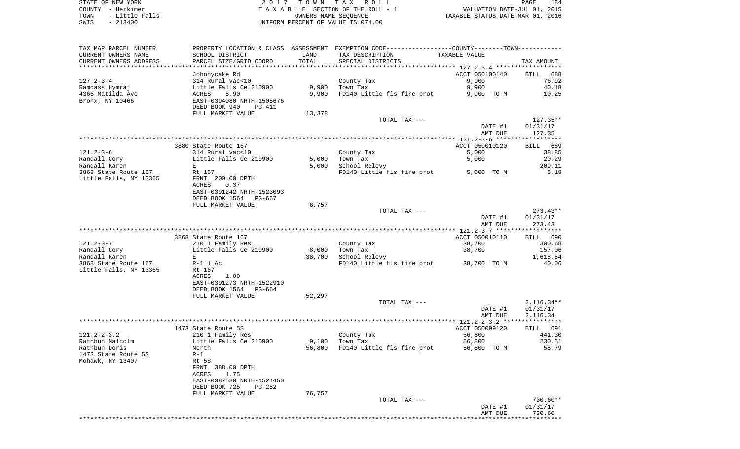STATE OF NEW YORK | 2 0 1 7 T O W N T A X R O L L
COUNTY - Herkimer | T A X A B L E SECTION OF THE ROLL - 1 | VALUATION DATE-JUL 01, 2015
TOWN - Little Falls | OWNERS NAME SEQUENCE | TAXABLE STATUS DATE-MAR 01, 2016
SWIS - 213400 | UNIFORM PERCENT OF VALUE IS 074.00

| TAX MAP PARCEL NUMBER<br>CURRENT OWNERS NAME<br>CURRENT OWNERS ADDRESS | PROPERTY LOCATION & CLASS<br>SCHOOL DISTRICT<br>PARCEL SIZE/GRID COORD | ASSESSMENT<br>LAND<br>TOTAL | EXEMPTION CODE<br>TAX DESCRIPTION<br>SPECIAL DISTRICTS | COUNTY--------TOWN<br>TAXABLE VALUE | TAX AMOUNT |
|---|---|---|---|---|---|
| | Johnnycake Rd | | | ACCT 050100140 | BILL 688 |
| 127.2-3-4 | 314 Rural vac<10 | | County Tax | 9,900 | 76.92 |
| Ramdass Hymraj | Little Falls Ce 210900 | 9,900 | Town Tax | 9,900 | 40.18 |
| 4366 Matilda Ave | ACRES 5.90 | 9,900 | FD140 Little fls fire prot | 9,900 TO M | 10.25 |
| Bronx, NY 10466 | EAST-0394080 NRTH-1505676 | | | | |
| | DEED BOOK 940 PG-411 | | | | |
| | FULL MARKET VALUE | 13,378 | | | |
| | | | TOTAL TAX --- | | 127.35** |
| | | | | DATE #1 | 01/31/17 |
| | | | | AMT DUE | 127.35 |
| | 3880 State Route 167 | | | ACCT 050010120 | BILL 689 |
| 121.2-3-6 | 314 Rural vac<10 | | County Tax | 5,000 | 38.85 |
| Randall Cory | Little Falls Ce 210900 | 5,000 | Town Tax | 5,000 | 20.29 |
| Randall Karen | E | 5,000 | School Relevy | | 209.11 |
| 3868 State Route 167 | Rt 167 | | FD140 Little fls fire prot | 5,000 TO M | 5.18 |
| Little Falls, NY 13365 | FRNT 200.00 DPTH | | | | |
| | ACRES 0.37 | | | | |
| | EAST-0391242 NRTH-1523093 | | | | |
| | DEED BOOK 1564 PG-667 | | | | |
| | FULL MARKET VALUE | 6,757 | | | |
| | | | TOTAL TAX --- | | 273.43** |
| | | | | DATE #1 | 01/31/17 |
| | | | | AMT DUE | 273.43 |
| | 3868 State Route 167 | | | ACCT 050010110 | BILL 690 |
| 121.2-3-7 | 210 1 Family Res | | County Tax | 38,700 | 300.68 |
| Randall Cory | Little Falls Ce 210900 | 8,000 | Town Tax | 38,700 | 157.06 |
| Randall Karen | E | 38,700 | School Relevy | | 1,618.54 |
| 3868 State Route 167 | R-1 1 Ac | | FD140 Little fls fire prot | 38,700 TO M | 40.06 |
| Little Falls, NY 13365 | Rt 167 | | | | |
| | ACRES 1.00 | | | | |
| | EAST-0391273 NRTH-1522910 | | | | |
| | DEED BOOK 1564 PG-664 | | | | |
| | FULL MARKET VALUE | 52,297 | | | |
| | | | TOTAL TAX --- | | 2,116.34** |
| | | | | DATE #1 | 01/31/17 |
| | | | | AMT DUE | 2,116.34 |
| | 1473 State Route 5S | | | ACCT 050099120 | BILL 691 |
| 121.2-2-3.2 | 210 1 Family Res | | County Tax | 56,800 | 441.30 |
| Rathbun Malcolm | Little Falls Ce 210900 | 9,100 | Town Tax | 56,800 | 230.51 |
| Rathbun Doris | North | 56,800 | FD140 Little fls fire prot | 56,800 TO M | 58.79 |
| 1473 State Route 5S | R-1 | | | | |
| Mohawk, NY 13407 | Rt 5S | | | | |
| | FRNT 388.00 DPTH | | | | |
| | ACRES 1.75 | | | | |
| | EAST-0387530 NRTH-1524450 | | | | |
| | DEED BOOK 725 PG-252 | | | | |
| | FULL MARKET VALUE | 76,757 | | | |
| | | | TOTAL TAX --- | | 730.60** |
| | | | | DATE #1 | 01/31/17 |
| | | | | AMT DUE | 730.60 |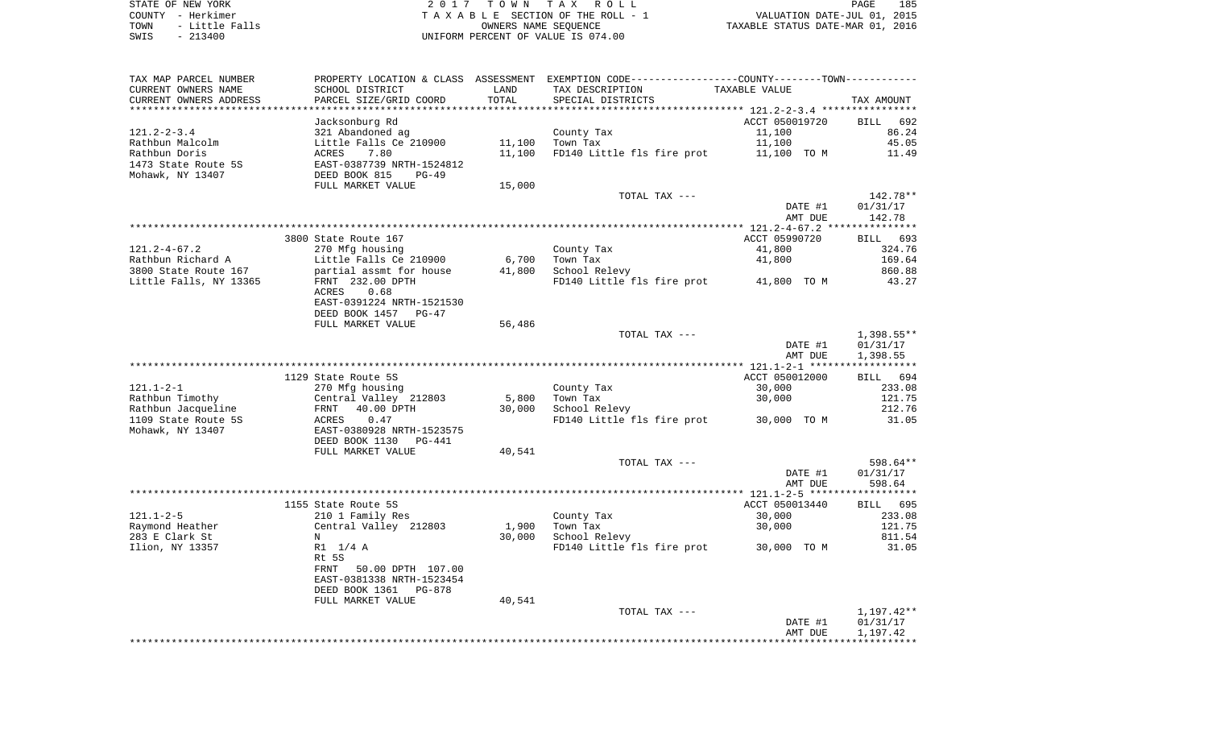STATE OF NEW YORK
COUNTY - Herkimer
TOWN - Little Falls
SWIS - 213400

2 0 1 7 T O W N T A X R O L L
T A X A B L E SECTION OF THE ROLL - 1
OWNERS NAME SEQUENCE
UNIFORM PERCENT OF VALUE IS 074.00

VALUATION DATE-JUL 01, 2015
TAXABLE STATUS DATE-MAR 01, 2016

| TAX MAP PARCEL NUMBER<br>CURRENT OWNERS NAME<br>CURRENT OWNERS ADDRESS | PROPERTY LOCATION & CLASS<br>SCHOOL DISTRICT<br>PARCEL SIZE/GRID COORD | ASSESSMENT<br>LAND<br>TOTAL | EXEMPTION CODE-----COUNTY-----TOWN-----<br>TAX DESCRIPTION<br>SPECIAL DISTRICTS | TAXABLE VALUE | TAX AMOUNT |
|---|---|---|---|---|---|
| | Jacksonburg Rd | | | ACCT 050019720 | BILL 692 |
| 121.2-2-3.4 | 321 Abandoned ag | | County Tax | 11,100 | 86.24 |
| Rathbun Malcolm | Little Falls Ce 210900 | 11,100 | Town Tax | 11,100 | 45.05 |
| Rathbun Doris | ACRES 7.80 | 11,100 | FD140 Little fls fire prot | 11,100 TO M | 11.49 |
| 1473 State Route 5S | EAST-0387739 NRTH-1524812 | | | | |
| Mohawk, NY 13407 | DEED BOOK 815 PG-49 | | | | |
| | FULL MARKET VALUE | 15,000 | | | |
| | | | TOTAL TAX --- | | 142.78** |
| | | | | DATE #1 | 01/31/17 |
| | | | | AMT DUE | 142.78 |
| | 3800 State Route 167 | | | ACCT 05990720 | BILL 693 |
| 121.2-4-67.2 | 270 Mfg housing | | County Tax | 41,800 | 324.76 |
| Rathbun Richard A | Little Falls Ce 210900 | 6,700 | Town Tax | 41,800 | 169.64 |
| 3800 State Route 167 | partial assmt for house | 41,800 | School Relevy | | 860.88 |
| Little Falls, NY 13365 | FRNT 232.00 DPTH | | FD140 Little fls fire prot | 41,800 TO M | 43.27 |
| | ACRES 0.68 | | | | |
| | EAST-0391224 NRTH-1521530 | | | | |
| | DEED BOOK 1457 PG-47 | | | | |
| | FULL MARKET VALUE | 56,486 | | | |
| | | | TOTAL TAX --- | | 1,398.55** |
| | | | | DATE #1 | 01/31/17 |
| | | | | AMT DUE | 1,398.55 |
| | 1129 State Route 5S | | | ACCT 050012000 | BILL 694 |
| 121.1-2-1 | 270 Mfg housing | | County Tax | 30,000 | 233.08 |
| Rathbun Timothy | Central Valley 212803 | 5,800 | Town Tax | 30,000 | 121.75 |
| Rathbun Jacqueline | FRNT 40.00 DPTH | 30,000 | School Relevy | | 212.76 |
| 1109 State Route 5S | ACRES 0.47 | | FD140 Little fls fire prot | 30,000 TO M | 31.05 |
| Mohawk, NY 13407 | EAST-0380928 NRTH-1523575 | | | | |
| | DEED BOOK 1130 PG-441 | | | | |
| | FULL MARKET VALUE | 40,541 | | | |
| | | | TOTAL TAX --- | | 598.64** |
| | | | | DATE #1 | 01/31/17 |
| | | | | AMT DUE | 598.64 |
| | 1155 State Route 5S | | | ACCT 050013440 | BILL 695 |
| 121.1-2-5 | 210 1 Family Res | | County Tax | 30,000 | 233.08 |
| Raymond Heather | Central Valley 212803 | 1,900 | Town Tax | 30,000 | 121.75 |
| 283 E Clark St | N | 30,000 | School Relevy | | 811.54 |
| Ilion, NY 13357 | R1 1/4 A | | FD140 Little fls fire prot | 30,000 TO M | 31.05 |
| | Rt 5S | | | | |
| | FRNT 50.00 DPTH 107.00 | | | | |
| | EAST-0381338 NRTH-1523454 | | | | |
| | DEED BOOK 1361 PG-878 | | | | |
| | FULL MARKET VALUE | 40,541 | | | |
| | | | TOTAL TAX --- | | 1,197.42** |
| | | | | DATE #1 | 01/31/17 |
| | | | | AMT DUE | 1,197.42 |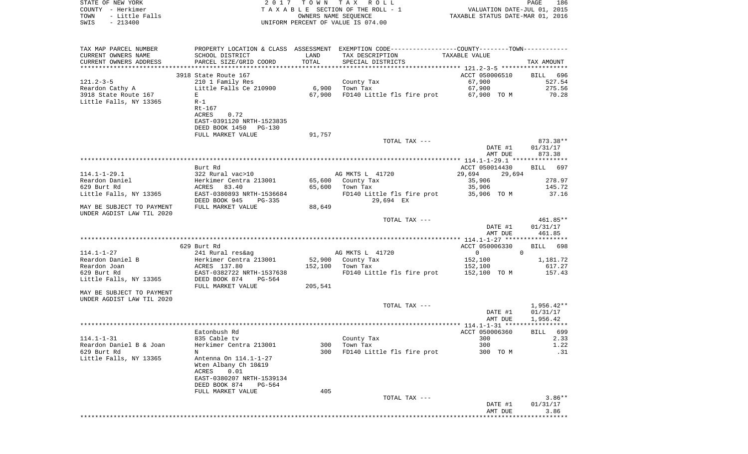STATE OF NEW YORK — 2017 TOWN TAX ROLL — VALUATION DATE-JUL 01, 2015
COUNTY - Herkimer — TAXABLE SECTION OF THE ROLL - 1 — TAXABLE STATUS DATE-MAR 01, 2016
TOWN - Little Falls — OWNERS NAME SEQUENCE
SWIS - 213400 — UNIFORM PERCENT OF VALUE IS 074.00

| TAX MAP PARCEL NUMBER / CURRENT OWNERS NAME / CURRENT OWNERS ADDRESS | PROPERTY LOCATION & CLASS / SCHOOL DISTRICT / PARCEL SIZE/GRID COORD | ASSESSMENT LAND | TOTAL | EXEMPTION CODE / TAX DESCRIPTION / SPECIAL DISTRICTS | COUNTY / TOWN TAXABLE VALUE | TAX AMOUNT |
|---|---|---|---|---|---|---|
| | 3918 State Route 167 | | | | ACCT 050006510 | BILL 696 |
| 121.2-3-5 | 210 1 Family Res | | | County Tax | 67,900 | 527.54 |
| Reardon Cathy A | Little Falls Ce 210900 | 6,900 | | Town Tax | 67,900 | 275.56 |
| 3918 State Route 167 | E | | 67,900 | FD140 Little fls fire prot | 67,900 TO M | 70.28 |
| Little Falls, NY 13365 | R-1 | | | | | |
| | Rt-167 | | | | | |
| | ACRES 0.72 | | | | | |
| | EAST-0391120 NRTH-1523835 | | | | | |
| | DEED BOOK 1450 PG-130 | | | | | |
| | FULL MARKET VALUE | | 91,757 | | | |
| | | | | TOTAL TAX --- | | 873.38** |
| | | | | | DATE #1 | 01/31/17 |
| | | | | | AMT DUE | 873.38 |
| | Burt Rd | | | | ACCT 050014430 | BILL 697 |
| 114.1-1-29.1 | 322 Rural vac>10 | | | AG MKTS L 41720 | 29,694 29,694 | |
| Reardon Daniel | Herkimer Centra 213001 | 65,600 | | County Tax | 35,906 | 278.97 |
| 629 Burt Rd | ACRES 83.40 | | 65,600 | Town Tax | 35,906 | 145.72 |
| Little Falls, NY 13365 | EAST-0380893 NRTH-1536684 | | | FD140 Little fls fire prot | 35,906 TO M | 37.16 |
| | DEED BOOK 945 PG-335 | | | 29,694 EX | | |
| MAY BE SUBJECT TO PAYMENT | FULL MARKET VALUE | | 88,649 | | | |
| UNDER AGDIST LAW TIL 2020 | | | | | | |
| | | | | TOTAL TAX --- | | 461.85** |
| | | | | | DATE #1 | 01/31/17 |
| | | | | | AMT DUE | 461.85 |
| | 629 Burt Rd | | | | ACCT 050006330 | BILL 698 |
| 114.1-1-27 | 241 Rural res&ag | | | AG MKTS L 41720 | 0 0 | |
| Reardon Daniel B | Herkimer Centra 213001 | 52,900 | | County Tax | 152,100 | 1,181.72 |
| Reardon Joan | ACRES 137.80 | | 152,100 | Town Tax | 152,100 | 617.27 |
| 629 Burt Rd | EAST-0382722 NRTH-1537638 | | | FD140 Little fls fire prot | 152,100 TO M | 157.43 |
| Little Falls, NY 13365 | DEED BOOK 874 PG-564 | | | | | |
| | FULL MARKET VALUE | | 205,541 | | | |
| MAY BE SUBJECT TO PAYMENT | | | | | | |
| UNDER AGDIST LAW TIL 2020 | | | | | | |
| | | | | TOTAL TAX --- | | 1,956.42** |
| | | | | | DATE #1 | 01/31/17 |
| | | | | | AMT DUE | 1,956.42 |
| | Eatonbush Rd | | | | ACCT 050006360 | BILL 699 |
| 114.1-1-31 | 835 Cable tv | | | County Tax | 300 | 2.33 |
| Reardon Daniel B & Joan | Herkimer Centra 213001 | 300 | | Town Tax | 300 | 1.22 |
| 629 Burt Rd | N | | 300 | FD140 Little fls fire prot | 300 TO M | .31 |
| Little Falls, NY 13365 | Antenna On 114.1-1-27 | | | | | |
| | Wten Albany Ch 10&19 | | | | | |
| | ACRES 0.01 | | | | | |
| | EAST-0380207 NRTH-1539134 | | | | | |
| | DEED BOOK 874 PG-564 | | | | | |
| | FULL MARKET VALUE | | 405 | | | |
| | | | | TOTAL TAX --- | | 3.86** |
| | | | | | DATE #1 | 01/31/17 |
| | | | | | AMT DUE | 3.86 |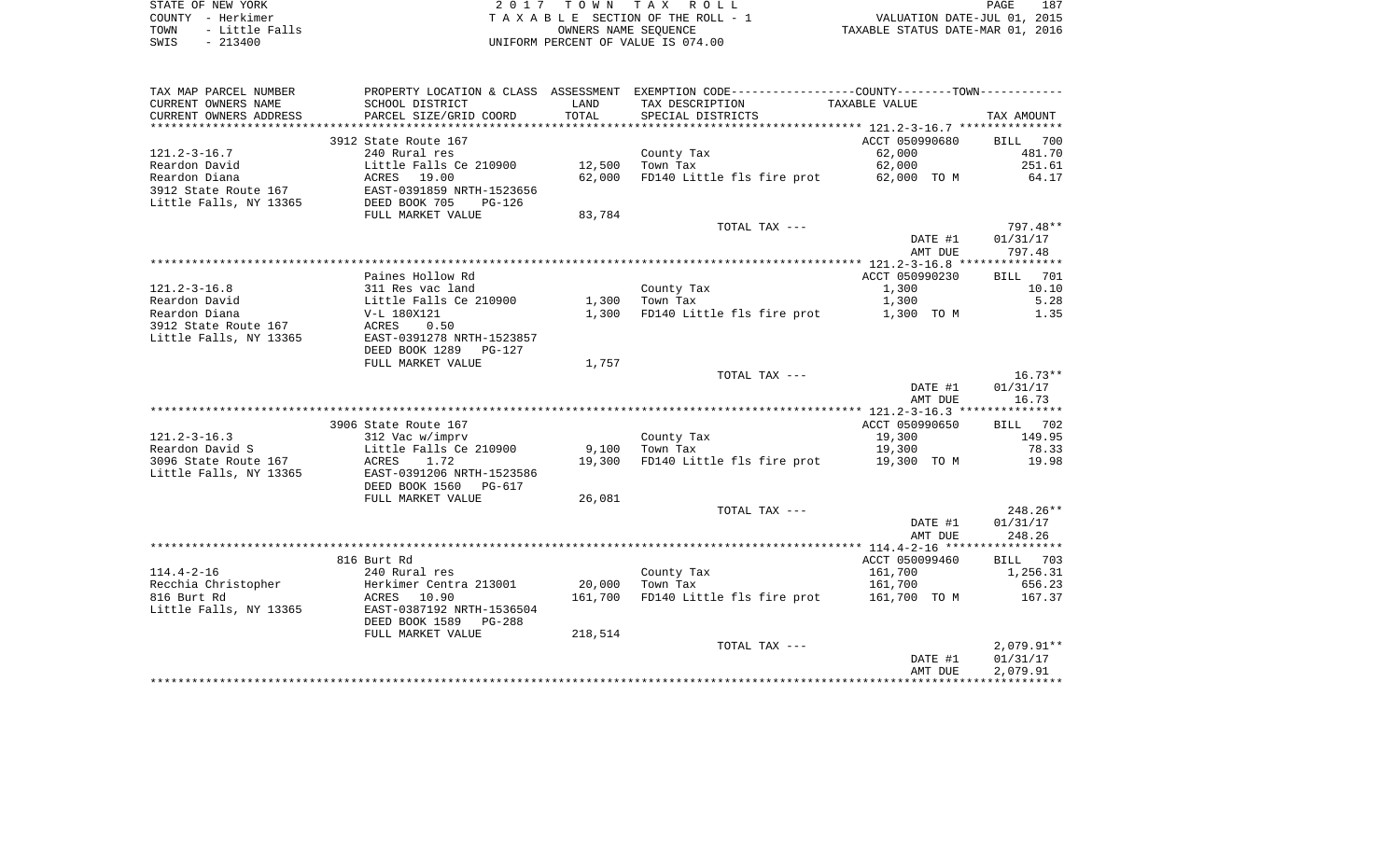STATE OF NEW YORK — COUNTY - Herkimer — TOWN - Little Falls — SWIS - 213400

2017 TOWN TAX ROLL — TAXABLE SECTION OF THE ROLL - 1 — OWNERS NAME SEQUENCE — UNIFORM PERCENT OF VALUE IS 074.00

VALUATION DATE-JUL 01, 2015 — TAXABLE STATUS DATE-MAR 01, 2016

| TAX MAP PARCEL NUMBER / CURRENT OWNERS NAME / CURRENT OWNERS ADDRESS | PROPERTY LOCATION & CLASS / SCHOOL DISTRICT / PARCEL SIZE/GRID COORD | ASSESSMENT LAND / TOTAL | EXEMPTION CODE / TAX DESCRIPTION / SPECIAL DISTRICTS | TAXABLE VALUE | TAX AMOUNT |
|---|---|---|---|---|---|
| | 3912 State Route 167 | | | ACCT 050990680 | BILL 700 |
| 121.2-3-16.7 | 240 Rural res | | County Tax | 62,000 | 481.70 |
| Reardon David | Little Falls Ce 210900 | 12,500 | Town Tax | 62,000 | 251.61 |
| Reardon Diana | ACRES 19.00 | 62,000 | FD140 Little fls fire prot | 62,000 TO M | 64.17 |
| 3912 State Route 167 | EAST-0391859 NRTH-1523656 | | | | |
| Little Falls, NY 13365 | DEED BOOK 705 PG-126 | | | | |
| | FULL MARKET VALUE | 83,784 | | | |
| | | | TOTAL TAX --- | | 797.48** |
| | | | | DATE #1 | 01/31/17 |
| | | | | AMT DUE | 797.48 |
| | Paines Hollow Rd | | | ACCT 050990230 | BILL 701 |
| 121.2-3-16.8 | 311 Res vac land | | County Tax | 1,300 | 10.10 |
| Reardon David | Little Falls Ce 210900 | 1,300 | Town Tax | 1,300 | 5.28 |
| Reardon Diana | V-L 180X121 | 1,300 | FD140 Little fls fire prot | 1,300 TO M | 1.35 |
| 3912 State Route 167 | ACRES 0.50 | | | | |
| Little Falls, NY 13365 | EAST-0391278 NRTH-1523857 | | | | |
| | DEED BOOK 1289 PG-127 | | | | |
| | FULL MARKET VALUE | 1,757 | | | |
| | | | TOTAL TAX --- | | 16.73** |
| | | | | DATE #1 | 01/31/17 |
| | | | | AMT DUE | 16.73 |
| | 3906 State Route 167 | | | ACCT 050990650 | BILL 702 |
| 121.2-3-16.3 | 312 Vac w/imprv | | County Tax | 19,300 | 149.95 |
| Reardon David S | Little Falls Ce 210900 | 9,100 | Town Tax | 19,300 | 78.33 |
| 3096 State Route 167 | ACRES 1.72 | 19,300 | FD140 Little fls fire prot | 19,300 TO M | 19.98 |
| Little Falls, NY 13365 | EAST-0391206 NRTH-1523586 | | | | |
| | DEED BOOK 1560 PG-617 | | | | |
| | FULL MARKET VALUE | 26,081 | | | |
| | | | TOTAL TAX --- | | 248.26** |
| | | | | DATE #1 | 01/31/17 |
| | | | | AMT DUE | 248.26 |
| | 816 Burt Rd | | | ACCT 050099460 | BILL 703 |
| 114.4-2-16 | 240 Rural res | | County Tax | 161,700 | 1,256.31 |
| Recchia Christopher | Herkimer Centra 213001 | 20,000 | Town Tax | 161,700 | 656.23 |
| 816 Burt Rd | ACRES 10.90 | 161,700 | FD140 Little fls fire prot | 161,700 TO M | 167.37 |
| Little Falls, NY 13365 | EAST-0387192 NRTH-1536504 | | | | |
| | DEED BOOK 1589 PG-288 | | | | |
| | FULL MARKET VALUE | 218,514 | | | |
| | | | TOTAL TAX --- | | 2,079.91** |
| | | | | DATE #1 | 01/31/17 |
| | | | | AMT DUE | 2,079.91 |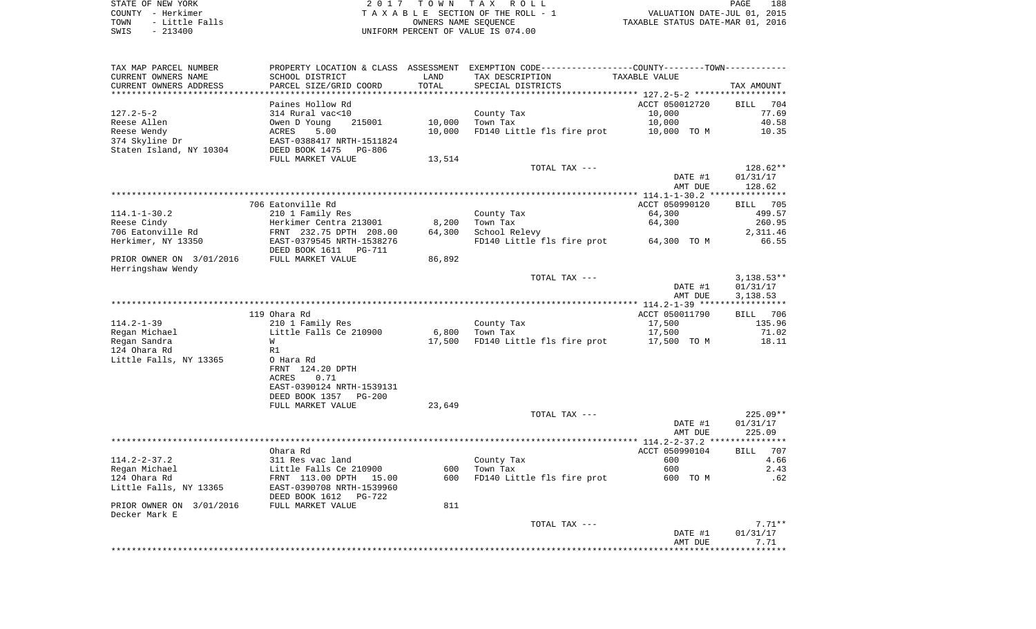STATE OF NEW YORK 2017 TOWN TAX ROLL
COUNTY - Herkimer TAXABLE SECTION OF THE ROLL - 1 VALUATION DATE-JUL 01, 2015
TOWN - Little Falls OWNERS NAME SEQUENCE TAXABLE STATUS DATE-MAR 01, 2016
SWIS - 213400 UNIFORM PERCENT OF VALUE IS 074.00

| TAX MAP PARCEL NUMBER / CURRENT OWNERS NAME / CURRENT OWNERS ADDRESS | PROPERTY LOCATION & CLASS / SCHOOL DISTRICT / PARCEL SIZE/GRID COORD | ASSESSMENT LAND | ASSESSMENT TOTAL | EXEMPTION CODE / TAX DESCRIPTION / SPECIAL DISTRICTS | TAXABLE VALUE | TAX AMOUNT |
|---|---|---|---|---|---|---|
| **127.2-5-2** | Paines Hollow Rd | | | | ACCT 050012720 | BILL 704 |
| 127.2-5-2 | 314 Rural vac<10 | | | County Tax | 10,000 | 77.69 |
| Reese Allen | Owen D Young 215001 | 10,000 | | Town Tax | 10,000 | 40.58 |
| Reese Wendy | ACRES 5.00 | | 10,000 | FD140 Little fls fire prot | 10,000 TO M | 10.35 |
| 374 Skyline Dr | EAST-0388417 NRTH-1511824 | | | | | |
| Staten Island, NY 10304 | DEED BOOK 1475 PG-806 | | | | | |
| | FULL MARKET VALUE | 13,514 | | | | |
| | | | | TOTAL TAX --- | | 128.62** |
| | | | | | DATE #1 | 01/31/17 |
| | | | | | AMT DUE | 128.62 |
| **114.1-1-30.2** | 706 Eatonville Rd | | | | ACCT 050990120 | BILL 705 |
| 114.1-1-30.2 | 210 1 Family Res | | | County Tax | 64,300 | 499.57 |
| Reese Cindy | Herkimer Centra 213001 | 8,200 | | Town Tax | 64,300 | 260.95 |
| 706 Eatonville Rd | FRNT 232.75 DPTH 208.00 | | 64,300 | School Relevy | | 2,311.46 |
| Herkimer, NY 13350 | EAST-0379545 NRTH-1538276 | | | FD140 Little fls fire prot | 64,300 TO M | 66.55 |
| | DEED BOOK 1611 PG-711 | | | | | |
| PRIOR OWNER ON 3/01/2016 | FULL MARKET VALUE | 86,892 | | | | |
| Herringshaw Wendy | | | | | | |
| | | | | TOTAL TAX --- | | 3,138.53** |
| | | | | | DATE #1 | 01/31/17 |
| | | | | | AMT DUE | 3,138.53 |
| **114.2-1-39** | 119 Ohara Rd | | | | ACCT 050011790 | BILL 706 |
| 114.2-1-39 | 210 1 Family Res | | | County Tax | 17,500 | 135.96 |
| Regan Michael | Little Falls Ce 210900 | 6,800 | | Town Tax | 17,500 | 71.02 |
| Regan Sandra | W | | 17,500 | FD140 Little fls fire prot | 17,500 TO M | 18.11 |
| 124 Ohara Rd | R1 | | | | | |
| Little Falls, NY 13365 | O Hara Rd | | | | | |
| | FRNT 124.20 DPTH | | | | | |
| | ACRES 0.71 | | | | | |
| | EAST-0390124 NRTH-1539131 | | | | | |
| | DEED BOOK 1357 PG-200 | | | | | |
| | FULL MARKET VALUE | 23,649 | | | | |
| | | | | TOTAL TAX --- | | 225.09** |
| | | | | | DATE #1 | 01/31/17 |
| | | | | | AMT DUE | 225.09 |
| **114.2-2-37.2** | Ohara Rd | | | | ACCT 050990104 | BILL 707 |
| 114.2-2-37.2 | 311 Res vac land | | | County Tax | 600 | 4.66 |
| Regan Michael | Little Falls Ce 210900 | 600 | | Town Tax | 600 | 2.43 |
| 124 Ohara Rd | FRNT 113.00 DPTH 15.00 | | 600 | FD140 Little fls fire prot | 600 TO M | .62 |
| Little Falls, NY 13365 | EAST-0390708 NRTH-1539960 | | | | | |
| | DEED BOOK 1612 PG-722 | | | | | |
| PRIOR OWNER ON 3/01/2016 | FULL MARKET VALUE | 811 | | | | |
| Decker Mark E | | | | | | |
| | | | | TOTAL TAX --- | | 7.71** |
| | | | | | DATE #1 | 01/31/17 |
| | | | | | AMT DUE | 7.71 |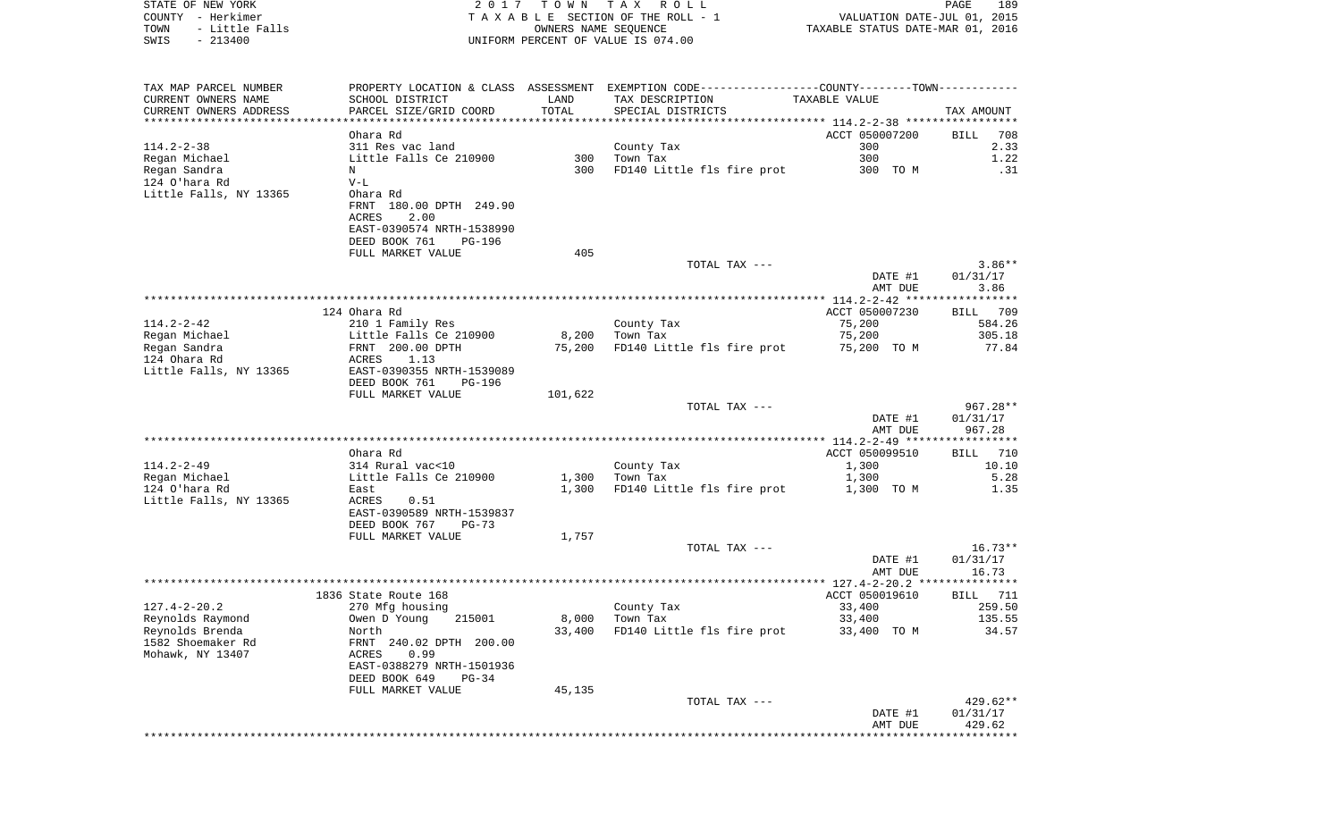STATE OF NEW YORK　　　　2 0 1 7　T O W N　T A X　R O L L
COUNTY - Herkimer　　　　T A X A B L E SECTION OF THE ROLL - 1　　　　VALUATION DATE-JUL 01, 2015
TOWN - Little Falls　　　　OWNERS NAME SEQUENCE　　　　TAXABLE STATUS DATE-MAR 01, 2016
SWIS - 213400　　　　UNIFORM PERCENT OF VALUE IS 074.00

| TAX MAP PARCEL NUMBER / CURRENT OWNERS NAME / CURRENT OWNERS ADDRESS | PROPERTY LOCATION & CLASS / SCHOOL DISTRICT / PARCEL SIZE/GRID COORD | ASSESSMENT LAND / TOTAL | EXEMPTION CODE / TAX DESCRIPTION / SPECIAL DISTRICTS | COUNTY--------TOWN / TAXABLE VALUE | TAX AMOUNT |
|---|---|---|---|---|---|
| 114.2-2-38 | Ohara Rd | | | ACCT 050007200 | BILL 708 |
| Regan Michael | 311 Res vac land | | County Tax | 300 | 2.33 |
| Regan Sandra | Little Falls Ce 210900 | 300 | Town Tax | 300 | 1.22 |
| 124 O'hara Rd | N | 300 | FD140 Little fls fire prot | 300 TO M | .31 |
| Little Falls, NY 13365 | V-L | | | | |
| | Ohara Rd | | | | |
| | FRNT 180.00 DPTH 249.90 | | | | |
| | ACRES 2.00 | | | | |
| | EAST-0390574 NRTH-1538990 | | | | |
| | DEED BOOK 761 PG-196 | | | | |
| | FULL MARKET VALUE | 405 | | | |
| | | | TOTAL TAX --- | | 3.86** |
| | | | | DATE #1 | 01/31/17 |
| | | | | AMT DUE | 3.86 |
| 114.2-2-42 | 124 Ohara Rd | | | ACCT 050007230 | BILL 709 |
| Regan Michael | 210 1 Family Res | | County Tax | 75,200 | 584.26 |
| Regan Sandra | Little Falls Ce 210900 | 8,200 | Town Tax | 75,200 | 305.18 |
| 124 Ohara Rd | FRNT 200.00 DPTH | 75,200 | FD140 Little fls fire prot | 75,200 TO M | 77.84 |
| Little Falls, NY 13365 | ACRES 1.13 | | | | |
| | EAST-0390355 NRTH-1539089 | | | | |
| | DEED BOOK 761 PG-196 | | | | |
| | FULL MARKET VALUE | 101,622 | | | |
| | | | TOTAL TAX --- | | 967.28** |
| | | | | DATE #1 | 01/31/17 |
| | | | | AMT DUE | 967.28 |
| 114.2-2-49 | Ohara Rd | | | ACCT 050099510 | BILL 710 |
| Regan Michael | 314 Rural vac<10 | | County Tax | 1,300 | 10.10 |
| 124 O'hara Rd | Little Falls Ce 210900 | 1,300 | Town Tax | 1,300 | 5.28 |
| Little Falls, NY 13365 | East | 1,300 | FD140 Little fls fire prot | 1,300 TO M | 1.35 |
| | ACRES 0.51 | | | | |
| | EAST-0390589 NRTH-1539837 | | | | |
| | DEED BOOK 767 PG-73 | | | | |
| | FULL MARKET VALUE | 1,757 | | | |
| | | | TOTAL TAX --- | | 16.73** |
| | | | | DATE #1 | 01/31/17 |
| | | | | AMT DUE | 16.73 |
| 127.4-2-20.2 | 1836 State Route 168 | | | ACCT 050019610 | BILL 711 |
| Reynolds Raymond | 270 Mfg housing | | County Tax | 33,400 | 259.50 |
| Reynolds Brenda | Owen D Young 215001 | 8,000 | Town Tax | 33,400 | 135.55 |
| 1582 Shoemaker Rd | North | 33,400 | FD140 Little fls fire prot | 33,400 TO M | 34.57 |
| Mohawk, NY 13407 | FRNT 240.02 DPTH 200.00 | | | | |
| | ACRES 0.99 | | | | |
| | EAST-0388279 NRTH-1501936 | | | | |
| | DEED BOOK 649 PG-34 | | | | |
| | FULL MARKET VALUE | 45,135 | | | |
| | | | TOTAL TAX --- | | 429.62** |
| | | | | DATE #1 | 01/31/17 |
| | | | | AMT DUE | 429.62 |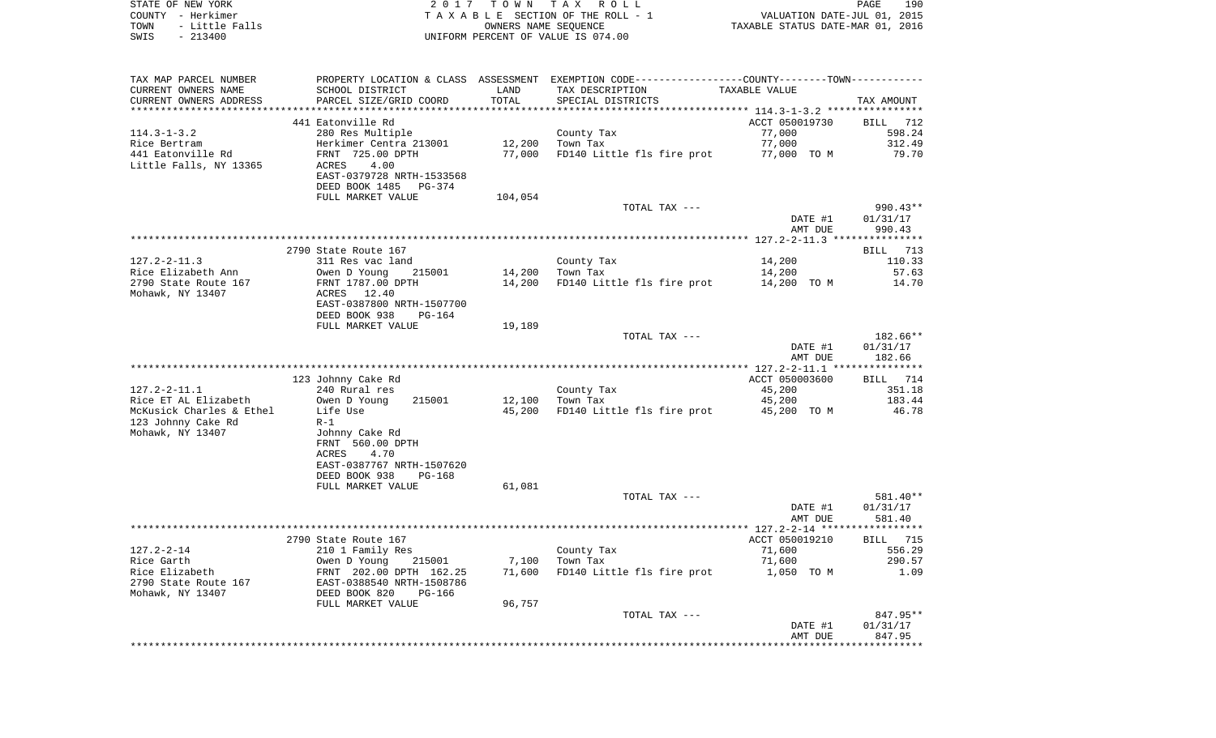STATE OF NEW YORK | 2017 TOWN TAX ROLL | PAGE 190
COUNTY - Herkimer | TAXABLE SECTION OF THE ROLL - 1 | VALUATION DATE-JUL 01, 2015
TOWN - Little Falls | OWNERS NAME SEQUENCE | TAXABLE STATUS DATE-MAR 01, 2016
SWIS - 213400 | UNIFORM PERCENT OF VALUE IS 074.00

| TAX MAP PARCEL NUMBER / CURRENT OWNERS NAME / CURRENT OWNERS ADDRESS | PROPERTY LOCATION & CLASS / SCHOOL DISTRICT / PARCEL SIZE/GRID COORD | ASSESSMENT LAND / TOTAL | EXEMPTION CODE / TAX DESCRIPTION / SPECIAL DISTRICTS | COUNTY--------TOWN TAXABLE VALUE | TAX AMOUNT |
|---|---|---|---|---|---|
| 114.3-1-3.2 | 441 Eatonville Rd | | | ACCT 050019730 | BILL 712 |
| | 280 Res Multiple | | County Tax | 77,000 | 598.24 |
| Rice Bertram | Herkimer Centra 213001 | 12,200 | Town Tax | 77,000 | 312.49 |
| 441 Eatonville Rd | FRNT 725.00 DPTH | 77,000 | FD140 Little fls fire prot | 77,000 TO M | 79.70 |
| Little Falls, NY 13365 | ACRES 4.00 | | | | |
| | EAST-0379728 NRTH-1533568 | | | | |
| | DEED BOOK 1485 PG-374 | | | | |
| | FULL MARKET VALUE | 104,054 | | | |
| | | | TOTAL TAX --- | | 990.43** |
| | | | | DATE #1 | 01/31/17 |
| | | | | AMT DUE | 990.43 |
| 127.2-2-11.3 | 2790 State Route 167 | | | | BILL 713 |
| | 311 Res vac land | | County Tax | 14,200 | 110.33 |
| Rice Elizabeth Ann | Owen D Young 215001 | 14,200 | Town Tax | 14,200 | 57.63 |
| 2790 State Route 167 | FRNT 1787.00 DPTH | 14,200 | FD140 Little fls fire prot | 14,200 TO M | 14.70 |
| Mohawk, NY 13407 | ACRES 12.40 | | | | |
| | EAST-0387800 NRTH-1507700 | | | | |
| | DEED BOOK 938 PG-164 | | | | |
| | FULL MARKET VALUE | 19,189 | | | |
| | | | TOTAL TAX --- | | 182.66** |
| | | | | DATE #1 | 01/31/17 |
| | | | | AMT DUE | 182.66 |
| 127.2-2-11.1 | 123 Johnny Cake Rd | | | ACCT 050003600 | BILL 714 |
| | 240 Rural res | | County Tax | 45,200 | 351.18 |
| Rice ET AL Elizabeth | Owen D Young 215001 | 12,100 | Town Tax | 45,200 | 183.44 |
| McKusick Charles & Ethel | Life Use | 45,200 | FD140 Little fls fire prot | 45,200 TO M | 46.78 |
| 123 Johnny Cake Rd | R-1 | | | | |
| Mohawk, NY 13407 | Johnny Cake Rd | | | | |
| | FRNT 560.00 DPTH | | | | |
| | ACRES 4.70 | | | | |
| | EAST-0387767 NRTH-1507620 | | | | |
| | DEED BOOK 938 PG-168 | | | | |
| | FULL MARKET VALUE | 61,081 | | | |
| | | | TOTAL TAX --- | | 581.40** |
| | | | | DATE #1 | 01/31/17 |
| | | | | AMT DUE | 581.40 |
| 127.2-2-14 | 2790 State Route 167 | | | ACCT 050019210 | BILL 715 |
| | 210 1 Family Res | | County Tax | 71,600 | 556.29 |
| Rice Garth | Owen D Young 215001 | 7,100 | Town Tax | 71,600 | 290.57 |
| Rice Elizabeth | FRNT 202.00 DPTH 162.25 | 71,600 | FD140 Little fls fire prot | 1,050 TO M | 1.09 |
| 2790 State Route 167 | EAST-0388540 NRTH-1508786 | | | | |
| Mohawk, NY 13407 | DEED BOOK 820 PG-166 | | | | |
| | FULL MARKET VALUE | 96,757 | | | |
| | | | TOTAL TAX --- | | 847.95** |
| | | | | DATE #1 | 01/31/17 |
| | | | | AMT DUE | 847.95 |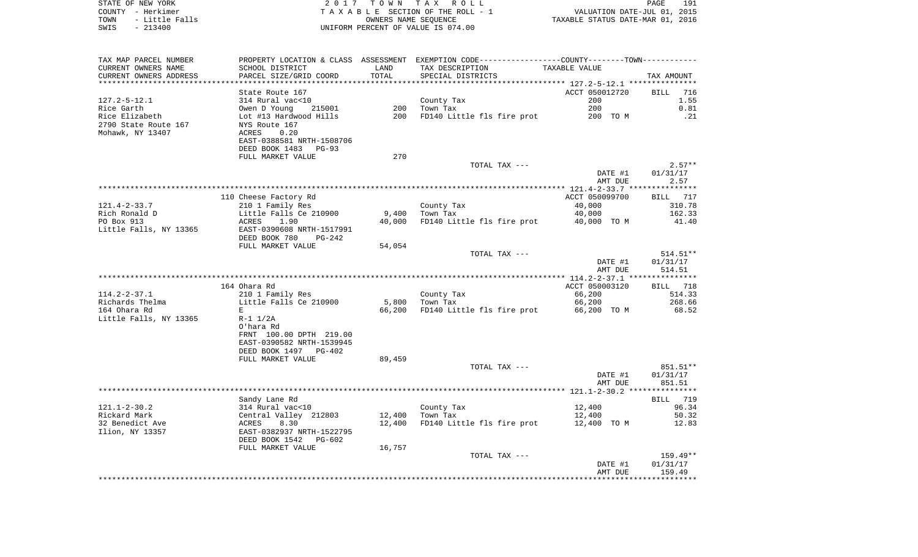STATE OF NEW YORK — 2017 TOWN TAX ROLL
COUNTY - Herkimer — TAXABLE SECTION OF THE ROLL - 1 — VALUATION DATE-JUL 01, 2015
TOWN - Little Falls — OWNERS NAME SEQUENCE — TAXABLE STATUS DATE-MAR 01, 2016
SWIS - 213400 — UNIFORM PERCENT OF VALUE IS 074.00

| TAX MAP PARCEL NUMBER / CURRENT OWNERS NAME / CURRENT OWNERS ADDRESS | PROPERTY LOCATION & CLASS / SCHOOL DISTRICT / PARCEL SIZE/GRID COORD | ASSESSMENT LAND | TOTAL | EXEMPTION CODE / TAX DESCRIPTION / SPECIAL DISTRICTS | TAXABLE VALUE | TAX AMOUNT |
|---|---|---|---|---|---|---|
| 127.2-5-12.1 | State Route 167 | | | | ACCT 050012720 | BILL 716 |
| Rice Garth | 314 Rural vac<10 | | | County Tax | 200 | 1.55 |
| Rice Elizabeth | Owen D Young 215001 | 200 | | Town Tax | 200 | 0.81 |
| 2790 State Route 167 | Lot #13 Hardwood Hills | | 200 | FD140 Little fls fire prot | 200 TO M | .21 |
| Mohawk, NY 13407 | NYS Route 167 | | | | | |
| | ACRES 0.20 | | | | | |
| | EAST-0388581 NRTH-1508706 | | | | | |
| | DEED BOOK 1483 PG-93 | | | | | |
| | FULL MARKET VALUE | | 270 | | | |
| | | | | TOTAL TAX --- | | 2.57** |
| | | | | | DATE #1 | 01/31/17 |
| | | | | | AMT DUE | 2.57 |
| 121.4-2-33.7 | 110 Cheese Factory Rd | | | | ACCT 050099700 | BILL 717 |
| Rich Ronald D | 210 1 Family Res | | | County Tax | 40,000 | 310.78 |
| PO Box 913 | Little Falls Ce 210900 | 9,400 | | Town Tax | 40,000 | 162.33 |
| Little Falls, NY 13365 | ACRES 1.90 | | 40,000 | FD140 Little fls fire prot | 40,000 TO M | 41.40 |
| | EAST-0390608 NRTH-1517991 | | | | | |
| | DEED BOOK 780 PG-242 | | | | | |
| | FULL MARKET VALUE | | 54,054 | | | |
| | | | | TOTAL TAX --- | | 514.51** |
| | | | | | DATE #1 | 01/31/17 |
| | | | | | AMT DUE | 514.51 |
| 114.2-2-37.1 | 164 Ohara Rd | | | | ACCT 050003120 | BILL 718 |
| Richards Thelma | 210 1 Family Res | | | County Tax | 66,200 | 514.33 |
| 164 Ohara Rd | Little Falls Ce 210900 | 5,800 | | Town Tax | 66,200 | 268.66 |
| Little Falls, NY 13365 | E | | 66,200 | FD140 Little fls fire prot | 66,200 TO M | 68.52 |
| | R-1 1/2A | | | | | |
| | O'hara Rd | | | | | |
| | FRNT 100.00 DPTH 219.00 | | | | | |
| | EAST-0390582 NRTH-1539945 | | | | | |
| | DEED BOOK 1497 PG-402 | | | | | |
| | FULL MARKET VALUE | | 89,459 | | | |
| | | | | TOTAL TAX --- | | 851.51** |
| | | | | | DATE #1 | 01/31/17 |
| | | | | | AMT DUE | 851.51 |
| 121.1-2-30.2 | Sandy Lane Rd | | | | | BILL 719 |
| Rickard Mark | 314 Rural vac<10 | | | County Tax | 12,400 | 96.34 |
| 32 Benedict Ave | Central Valley 212803 | 12,400 | | Town Tax | 12,400 | 50.32 |
| Ilion, NY 13357 | ACRES 8.30 | | 12,400 | FD140 Little fls fire prot | 12,400 TO M | 12.83 |
| | EAST-0382937 NRTH-1522795 | | | | | |
| | DEED BOOK 1542 PG-602 | | | | | |
| | FULL MARKET VALUE | | 16,757 | | | |
| | | | | TOTAL TAX --- | | 159.49** |
| | | | | | DATE #1 | 01/31/17 |
| | | | | | AMT DUE | 159.49 |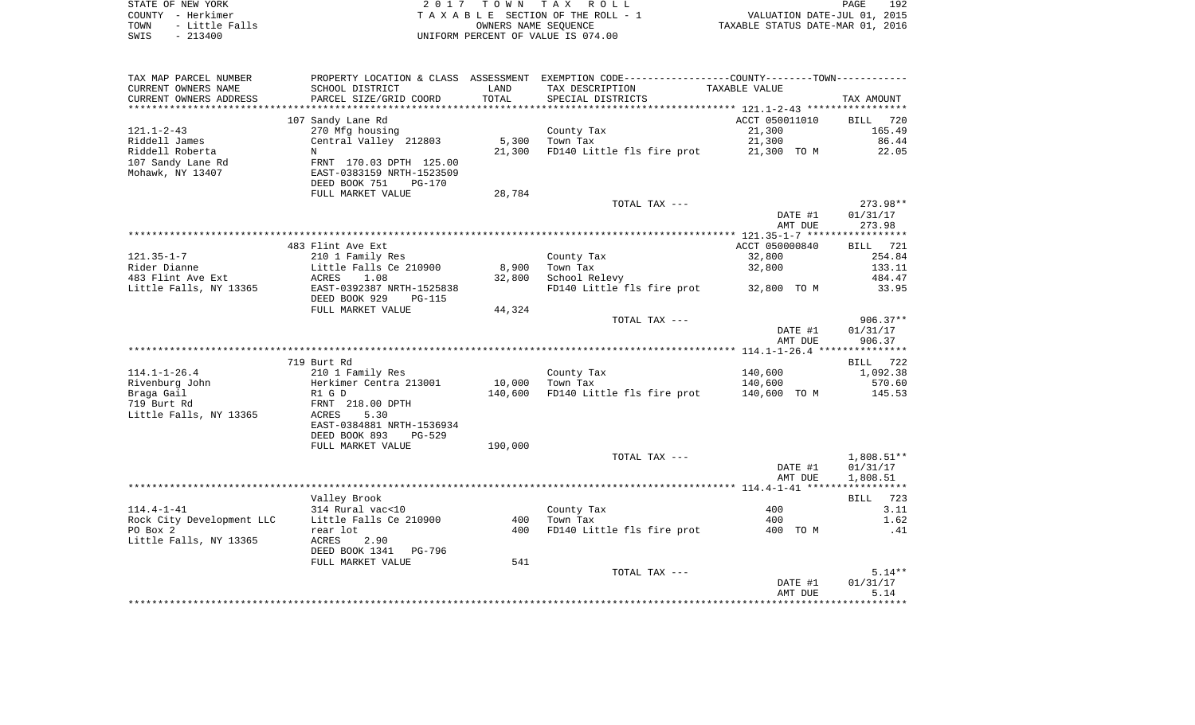STATE OF NEW YORK — COUNTY - Herkimer — TOWN - Little Falls — SWIS - 213400

**2017 TOWN TAX ROLL**
TAXABLE SECTION OF THE ROLL - 1
OWNERS NAME SEQUENCE
UNIFORM PERCENT OF VALUE IS 074.00

VALUATION DATE-JUL 01, 2015
TAXABLE STATUS DATE-MAR 01, 2016

| TAX MAP PARCEL NUMBER / CURRENT OWNERS NAME / CURRENT OWNERS ADDRESS | PROPERTY LOCATION & CLASS / SCHOOL DISTRICT / PARCEL SIZE/GRID COORD | ASSESSMENT LAND / TOTAL | EXEMPTION CODE / TAX DESCRIPTION / SPECIAL DISTRICTS | TAXABLE VALUE | TAX AMOUNT |
|---|---|---|---|---|---|
| | 107 Sandy Lane Rd | | | ACCT 050011010 | BILL 720 |
| 121.1-2-43 | 270 Mfg housing | | County Tax | 21,300 | 165.49 |
| Riddell James | Central Valley 212803 | 5,300 | Town Tax | 21,300 | 86.44 |
| Riddell Roberta | N | 21,300 | FD140 Little fls fire prot | 21,300 TO M | 22.05 |
| 107 Sandy Lane Rd | FRNT 170.03 DPTH 125.00 | | | | |
| Mohawk, NY 13407 | EAST-0383159 NRTH-1523509 | | | | |
| | DEED BOOK 751 PG-170 | | | | |
| | FULL MARKET VALUE | 28,784 | | | |
| | | | TOTAL TAX --- | | 273.98** |
| | | | | DATE #1 | 01/31/17 |
| | | | | AMT DUE | 273.98 |
| | 483 Flint Ave Ext | | | ACCT 050000840 | BILL 721 |
| 121.35-1-7 | 210 1 Family Res | | County Tax | 32,800 | 254.84 |
| Rider Dianne | Little Falls Ce 210900 | 8,900 | Town Tax | 32,800 | 133.11 |
| 483 Flint Ave Ext | ACRES 1.08 | 32,800 | School Relevy | | 484.47 |
| Little Falls, NY 13365 | EAST-0392387 NRTH-1525838 | | FD140 Little fls fire prot | 32,800 TO M | 33.95 |
| | DEED BOOK 929 PG-115 | | | | |
| | FULL MARKET VALUE | 44,324 | | | |
| | | | TOTAL TAX --- | | 906.37** |
| | | | | DATE #1 | 01/31/17 |
| | | | | AMT DUE | 906.37 |
| | 719 Burt Rd | | | | BILL 722 |
| 114.1-1-26.4 | 210 1 Family Res | | County Tax | 140,600 | 1,092.38 |
| Rivenburg John | Herkimer Centra 213001 | 10,000 | Town Tax | 140,600 | 570.60 |
| Braga Gail | R1 G D | 140,600 | FD140 Little fls fire prot | 140,600 TO M | 145.53 |
| 719 Burt Rd | FRNT 218.00 DPTH | | | | |
| Little Falls, NY 13365 | ACRES 5.30 | | | | |
| | EAST-0384881 NRTH-1536934 | | | | |
| | DEED BOOK 893 PG-529 | | | | |
| | FULL MARKET VALUE | 190,000 | | | |
| | | | TOTAL TAX --- | | 1,808.51** |
| | | | | DATE #1 | 01/31/17 |
| | | | | AMT DUE | 1,808.51 |
| | Valley Brook | | | | BILL 723 |
| 114.4-1-41 | 314 Rural vac<10 | | County Tax | 400 | 3.11 |
| Rock City Development LLC | Little Falls Ce 210900 | 400 | Town Tax | 400 | 1.62 |
| PO Box 2 | rear lot | 400 | FD140 Little fls fire prot | 400 TO M | .41 |
| Little Falls, NY 13365 | ACRES 2.90 | | | | |
| | DEED BOOK 1341 PG-796 | | | | |
| | FULL MARKET VALUE | 541 | | | |
| | | | TOTAL TAX --- | | 5.14** |
| | | | | DATE #1 | 01/31/17 |
| | | | | AMT DUE | 5.14 |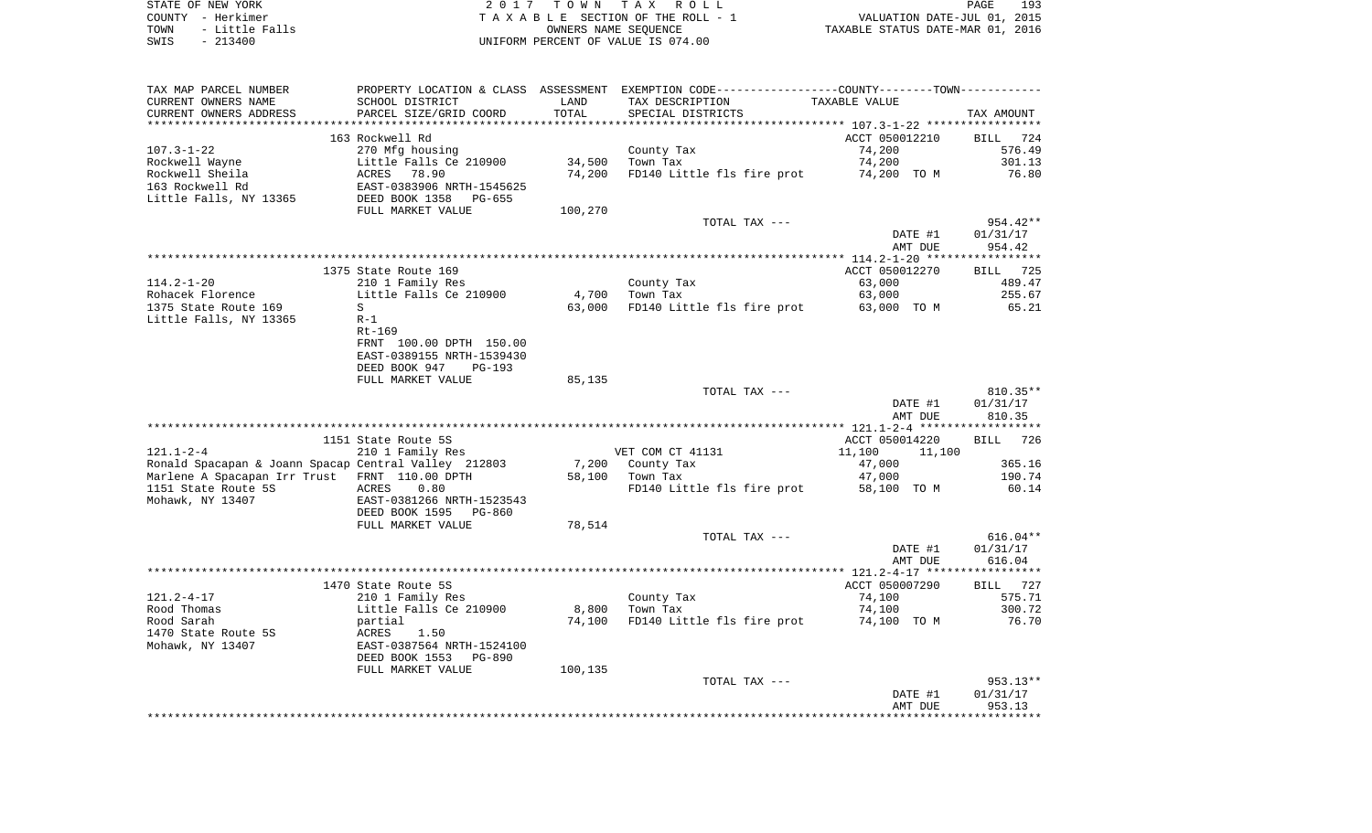STATE OF NEW YORK
COUNTY - Herkimer
TOWN - Little Falls
SWIS - 213400

2 0 1 7 T O W N T A X R O L L
T A X A B L E SECTION OF THE ROLL - 1
OWNERS NAME SEQUENCE
UNIFORM PERCENT OF VALUE IS 074.00

VALUATION DATE-JUL 01, 2015
TAXABLE STATUS DATE-MAR 01, 2016

| TAX MAP PARCEL NUMBER / CURRENT OWNERS NAME / CURRENT OWNERS ADDRESS | PROPERTY LOCATION & CLASS / SCHOOL DISTRICT / PARCEL SIZE/GRID COORD | ASSESSMENT LAND / TOTAL | EXEMPTION CODE / TAX DESCRIPTION / SPECIAL DISTRICTS | COUNTY--------TOWN / TAXABLE VALUE | TAX AMOUNT |
|---|---|---|---|---|---|
| | 163 Rockwell Rd | | | ACCT 050012210 | BILL 724 |
| 107.3-1-22 | 270 Mfg housing | | County Tax | 74,200 | 576.49 |
| Rockwell Wayne | Little Falls Ce 210900 | 34,500 | Town Tax | 74,200 | 301.13 |
| Rockwell Sheila | ACRES 78.90 | 74,200 | FD140 Little fls fire prot | 74,200 TO M | 76.80 |
| 163 Rockwell Rd | EAST-0383906 NRTH-1545625 | | | | |
| Little Falls, NY 13365 | DEED BOOK 1358 PG-655 | | | | |
| | FULL MARKET VALUE | 100,270 | | | |
| | | | TOTAL TAX --- | | 954.42** |
| | | | | DATE #1 | 01/31/17 |
| | | | | AMT DUE | 954.42 |
| | 1375 State Route 169 | | | ACCT 050012270 | BILL 725 |
| 114.2-1-20 | 210 1 Family Res | | County Tax | 63,000 | 489.47 |
| Rohacek Florence | Little Falls Ce 210900 | 4,700 | Town Tax | 63,000 | 255.67 |
| 1375 State Route 169 | S | 63,000 | FD140 Little fls fire prot | 63,000 TO M | 65.21 |
| Little Falls, NY 13365 | R-1 | | | | |
| | Rt-169 | | | | |
| | FRNT 100.00 DPTH 150.00 | | | | |
| | EAST-0389155 NRTH-1539430 | | | | |
| | DEED BOOK 947 PG-193 | | | | |
| | FULL MARKET VALUE | 85,135 | | | |
| | | | TOTAL TAX --- | | 810.35** |
| | | | | DATE #1 | 01/31/17 |
| | | | | AMT DUE | 810.35 |
| | 1151 State Route 5S | | | ACCT 050014220 | BILL 726 |
| 121.1-2-4 | 210 1 Family Res | | VET COM CT 41131 | 11,100 11,100 | |
| Ronald Spacapan & Joann Spacap | Central Valley 212803 | 7,200 | County Tax | 47,000 | 365.16 |
| Marlene A Spacapan Irr Trust | FRNT 110.00 DPTH | 58,100 | Town Tax | 47,000 | 190.74 |
| 1151 State Route 5S | ACRES 0.80 | | FD140 Little fls fire prot | 58,100 TO M | 60.14 |
| Mohawk, NY 13407 | EAST-0381266 NRTH-1523543 | | | | |
| | DEED BOOK 1595 PG-860 | | | | |
| | FULL MARKET VALUE | 78,514 | | | |
| | | | TOTAL TAX --- | | 616.04** |
| | | | | DATE #1 | 01/31/17 |
| | | | | AMT DUE | 616.04 |
| | 1470 State Route 5S | | | ACCT 050007290 | BILL 727 |
| 121.2-4-17 | 210 1 Family Res | | County Tax | 74,100 | 575.71 |
| Rood Thomas | Little Falls Ce 210900 | 8,800 | Town Tax | 74,100 | 300.72 |
| Rood Sarah | partial | 74,100 | FD140 Little fls fire prot | 74,100 TO M | 76.70 |
| 1470 State Route 5S | ACRES 1.50 | | | | |
| Mohawk, NY 13407 | EAST-0387564 NRTH-1524100 | | | | |
| | DEED BOOK 1553 PG-890 | | | | |
| | FULL MARKET VALUE | 100,135 | | | |
| | | | TOTAL TAX --- | | 953.13** |
| | | | | DATE #1 | 01/31/17 |
| | | | | AMT DUE | 953.13 |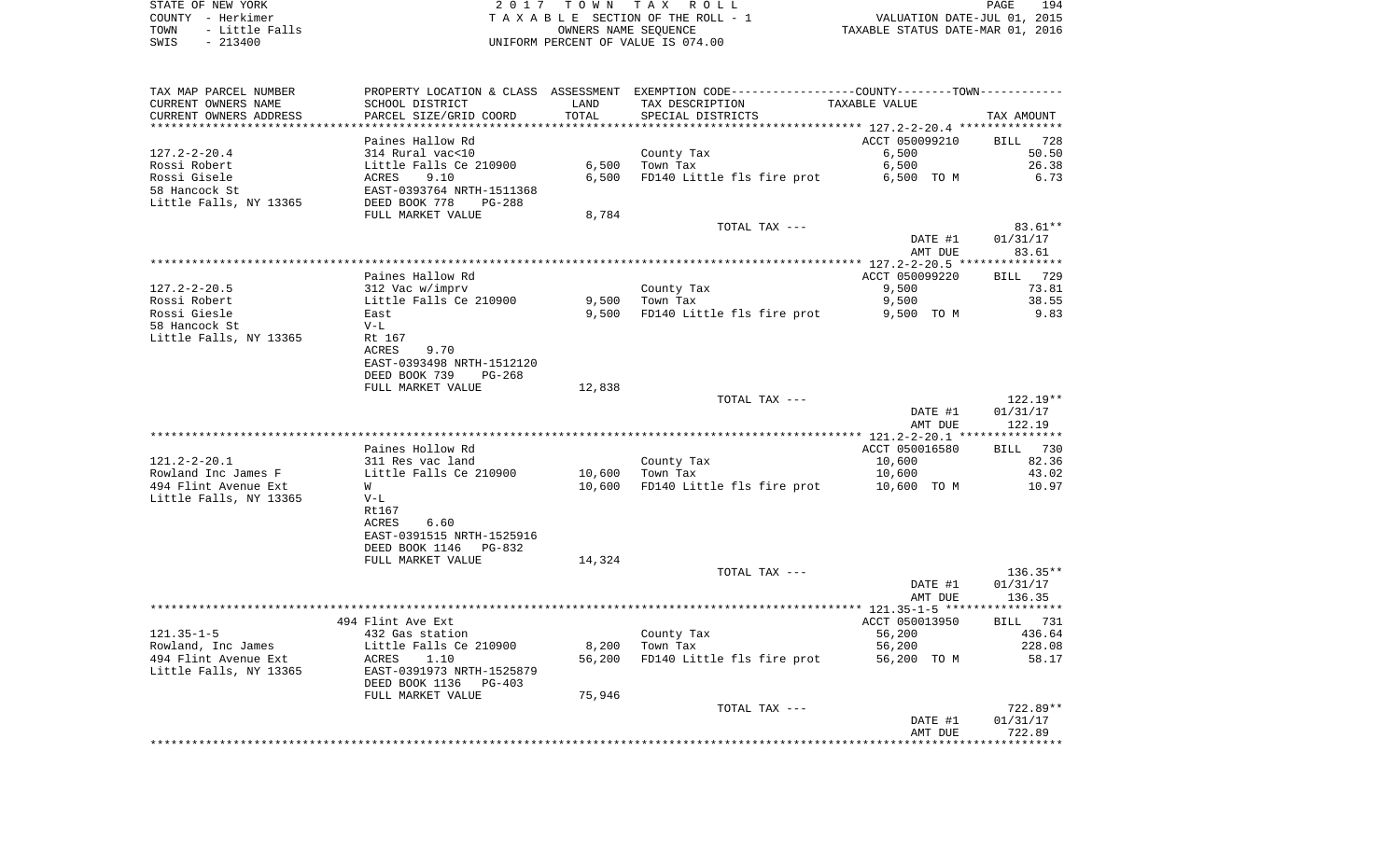STATE OF NEW YORK | 2 0 1 7 T O W N T A X R O L L
COUNTY - Herkimer | T A X A B L E SECTION OF THE ROLL - 1 | VALUATION DATE-JUL 01, 2015
TOWN - Little Falls | OWNERS NAME SEQUENCE | TAXABLE STATUS DATE-MAR 01, 2016
SWIS - 213400 | UNIFORM PERCENT OF VALUE IS 074.00

| TAX MAP PARCEL NUMBER / CURRENT OWNERS NAME / CURRENT OWNERS ADDRESS | PROPERTY LOCATION & CLASS / SCHOOL DISTRICT / PARCEL SIZE/GRID COORD | ASSESSMENT LAND / TOTAL | EXEMPTION CODE / TAX DESCRIPTION / SPECIAL DISTRICTS | TAXABLE VALUE | TAX AMOUNT |
|---|---|---|---|---|---|
| **127.2-2-20.4** | Paines Hallow Rd | | | ACCT 050099210 | BILL 728 |
| 127.2-2-20.4 | 314 Rural vac<10 | | County Tax | 6,500 | 50.50 |
| Rossi Robert | Little Falls Ce 210900 | 6,500 | Town Tax | 6,500 | 26.38 |
| Rossi Gisele | ACRES 9.10 | 6,500 | FD140 Little fls fire prot | 6,500 TO M | 6.73 |
| 58 Hancock St | EAST-0393764 NRTH-1511368 | | | | |
| Little Falls, NY 13365 | DEED BOOK 778 PG-288 | | | | |
| | FULL MARKET VALUE | 8,784 | | | |
| | | | TOTAL TAX --- | | 83.61** |
| | | | | DATE #1 | 01/31/17 |
| | | | | AMT DUE | 83.61 |
| **127.2-2-20.5** | Paines Hallow Rd | | | ACCT 050099220 | BILL 729 |
| 127.2-2-20.5 | 312 Vac w/imprv | | County Tax | 9,500 | 73.81 |
| Rossi Robert | Little Falls Ce 210900 | 9,500 | Town Tax | 9,500 | 38.55 |
| Rossi Giesle | East | 9,500 | FD140 Little fls fire prot | 9,500 TO M | 9.83 |
| 58 Hancock St | V-L | | | | |
| Little Falls, NY 13365 | Rt 167 | | | | |
| | ACRES 9.70 | | | | |
| | EAST-0393498 NRTH-1512120 | | | | |
| | DEED BOOK 739 PG-268 | | | | |
| | FULL MARKET VALUE | 12,838 | | | |
| | | | TOTAL TAX --- | | 122.19** |
| | | | | DATE #1 | 01/31/17 |
| | | | | AMT DUE | 122.19 |
| **121.2-2-20.1** | Paines Hollow Rd | | | ACCT 050016580 | BILL 730 |
| 121.2-2-20.1 | 311 Res vac land | | County Tax | 10,600 | 82.36 |
| Rowland Inc James F | Little Falls Ce 210900 | 10,600 | Town Tax | 10,600 | 43.02 |
| 494 Flint Avenue Ext | W | 10,600 | FD140 Little fls fire prot | 10,600 TO M | 10.97 |
| Little Falls, NY 13365 | V-L | | | | |
| | Rt167 | | | | |
| | ACRES 6.60 | | | | |
| | EAST-0391515 NRTH-1525916 | | | | |
| | DEED BOOK 1146 PG-832 | | | | |
| | FULL MARKET VALUE | 14,324 | | | |
| | | | TOTAL TAX --- | | 136.35** |
| | | | | DATE #1 | 01/31/17 |
| | | | | AMT DUE | 136.35 |
| **121.35-1-5** | 494 Flint Ave Ext | | | ACCT 050013950 | BILL 731 |
| 121.35-1-5 | 432 Gas station | | County Tax | 56,200 | 436.64 |
| Rowland, Inc James | Little Falls Ce 210900 | 8,200 | Town Tax | 56,200 | 228.08 |
| 494 Flint Avenue Ext | ACRES 1.10 | 56,200 | FD140 Little fls fire prot | 56,200 TO M | 58.17 |
| Little Falls, NY 13365 | EAST-0391973 NRTH-1525879 | | | | |
| | DEED BOOK 1136 PG-403 | | | | |
| | FULL MARKET VALUE | 75,946 | | | |
| | | | TOTAL TAX --- | | 722.89** |
| | | | | DATE #1 | 01/31/17 |
| | | | | AMT DUE | 722.89 |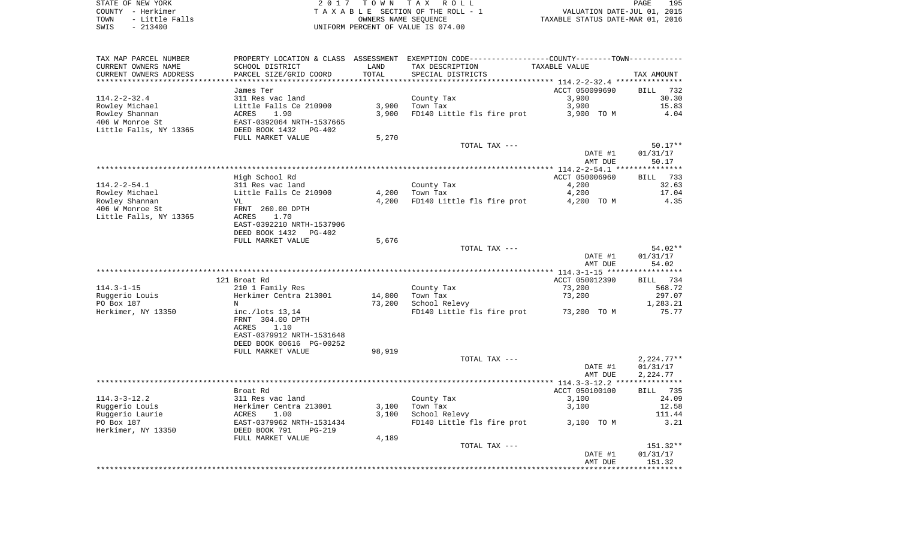STATE OF NEW YORK
COUNTY - Herkimer
TOWN - Little Falls
SWIS - 213400

2 0 1 7 T O W N T A X R O L L
T A X A B L E SECTION OF THE ROLL - 1
OWNERS NAME SEQUENCE
UNIFORM PERCENT OF VALUE IS 074.00

VALUATION DATE-JUL 01, 2015
TAXABLE STATUS DATE-MAR 01, 2016

| TAX MAP PARCEL NUMBER<br>CURRENT OWNERS NAME<br>CURRENT OWNERS ADDRESS | PROPERTY LOCATION & CLASS<br>SCHOOL DISTRICT<br>PARCEL SIZE/GRID COORD | ASSESSMENT<br>LAND<br>TOTAL | EXEMPTION CODE------COUNTY--------TOWN------<br>TAX DESCRIPTION<br>SPECIAL DISTRICTS | TAXABLE VALUE | TAX AMOUNT |
|---|---|---|---|---|---|
| 114.2-2-32.4 | James Ter | | | ACCT 050099690 | BILL 732 |
| 114.2-2-32.4 | 311 Res vac land | | County Tax | 3,900 | 30.30 |
| Rowley Michael | Little Falls Ce 210900 | 3,900 | Town Tax | 3,900 | 15.83 |
| Rowley Shannan | ACRES 1.90 | 3,900 | FD140 Little fls fire prot | 3,900 TO M | 4.04 |
| 406 W Monroe St | EAST-0392064 NRTH-1537665 | | | | |
| Little Falls, NY 13365 | DEED BOOK 1432 PG-402 | | | | |
| | FULL MARKET VALUE | 5,270 | | | |
| | | | TOTAL TAX --- | | 50.17** |
| | | | | DATE #1 | 01/31/17 |
| | | | | AMT DUE | 50.17 |
| 114.2-2-54.1 | High School Rd | | | ACCT 050006960 | BILL 733 |
| 114.2-2-54.1 | 311 Res vac land | | County Tax | 4,200 | 32.63 |
| Rowley Michael | Little Falls Ce 210900 | 4,200 | Town Tax | 4,200 | 17.04 |
| Rowley Shannan | VL | 4,200 | FD140 Little fls fire prot | 4,200 TO M | 4.35 |
| 406 W Monroe St | FRNT 260.00 DPTH | | | | |
| Little Falls, NY 13365 | ACRES 1.70 | | | | |
| | EAST-0392210 NRTH-1537906 | | | | |
| | DEED BOOK 1432 PG-402 | | | | |
| | FULL MARKET VALUE | 5,676 | | | |
| | | | TOTAL TAX --- | | 54.02** |
| | | | | DATE #1 | 01/31/17 |
| | | | | AMT DUE | 54.02 |
| 114.3-1-15 | 121 Broat Rd | | | ACCT 050012390 | BILL 734 |
| 114.3-1-15 | 210 1 Family Res | | County Tax | 73,200 | 568.72 |
| Ruggerio Louis | Herkimer Centra 213001 | 14,800 | Town Tax | 73,200 | 297.07 |
| PO Box 187 | N | 73,200 | School Relevy | | 1,283.21 |
| Herkimer, NY 13350 | inc./lots 13,14 | | FD140 Little fls fire prot | 73,200 TO M | 75.77 |
| | FRNT 304.00 DPTH | | | | |
| | ACRES 1.10 | | | | |
| | EAST-0379912 NRTH-1531648 | | | | |
| | DEED BOOK 00616 PG-00252 | | | | |
| | FULL MARKET VALUE | 98,919 | | | |
| | | | TOTAL TAX --- | | 2,224.77** |
| | | | | DATE #1 | 01/31/17 |
| | | | | AMT DUE | 2,224.77 |
| 114.3-3-12.2 | Broat Rd | | | ACCT 050100100 | BILL 735 |
| 114.3-3-12.2 | 311 Res vac land | | County Tax | 3,100 | 24.09 |
| Ruggerio Louis | Herkimer Centra 213001 | 3,100 | Town Tax | 3,100 | 12.58 |
| Ruggerio Laurie | ACRES 1.00 | 3,100 | School Relevy | | 111.44 |
| PO Box 187 | EAST-0379962 NRTH-1531434 | | FD140 Little fls fire prot | 3,100 TO M | 3.21 |
| Herkimer, NY 13350 | DEED BOOK 791 PG-219 | | | | |
| | FULL MARKET VALUE | 4,189 | | | |
| | | | TOTAL TAX --- | | 151.32** |
| | | | | DATE #1 | 01/31/17 |
| | | | | AMT DUE | 151.32 |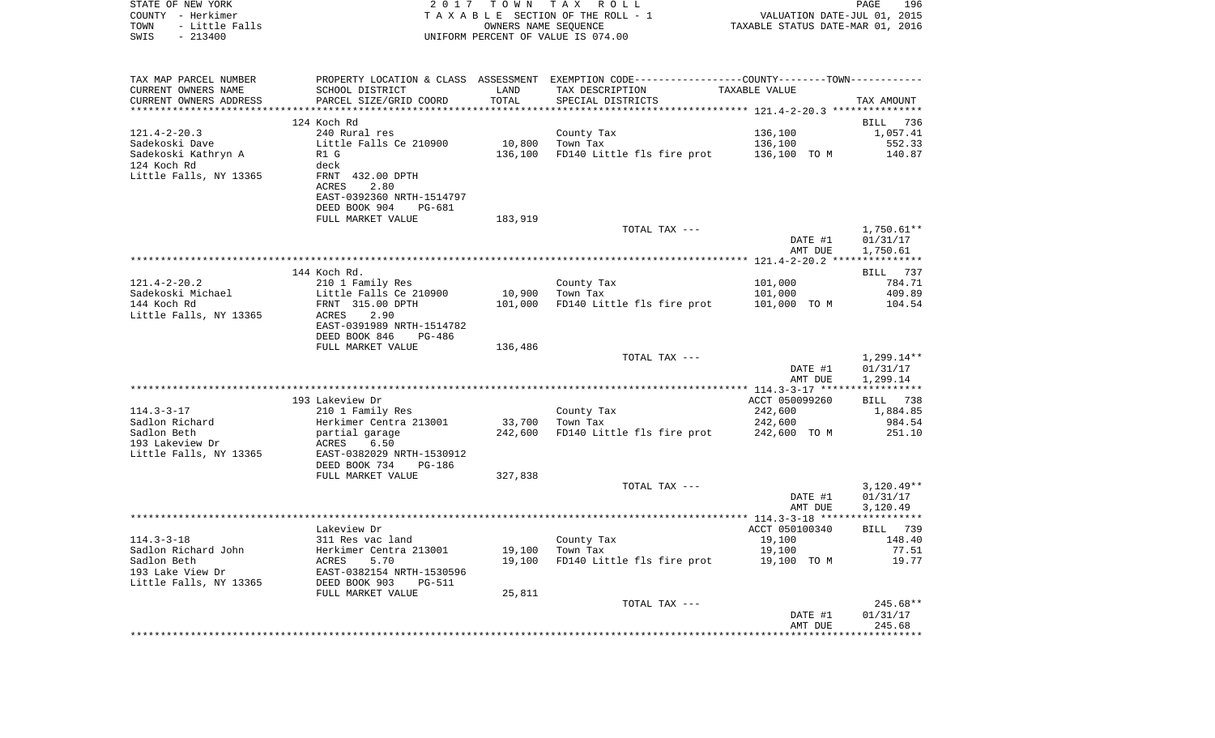STATE OF NEW YORK
COUNTY - Herkimer
TOWN - Little Falls
SWIS - 213400

2017 TOWN TAX ROLL
TAXABLE SECTION OF THE ROLL - 1
OWNERS NAME SEQUENCE
UNIFORM PERCENT OF VALUE IS 074.00

VALUATION DATE-JUL 01, 2015
TAXABLE STATUS DATE-MAR 01, 2016

| TAX MAP PARCEL NUMBER<br>CURRENT OWNERS NAME<br>CURRENT OWNERS ADDRESS | PROPERTY LOCATION & CLASS<br>SCHOOL DISTRICT<br>PARCEL SIZE/GRID COORD | ASSESSMENT<br>LAND<br>TOTAL | EXEMPTION CODE-----COUNTY-----TOWN-----<br>TAX DESCRIPTION<br>SPECIAL DISTRICTS | TAXABLE VALUE | TAX AMOUNT |
|---|---|---|---|---|---|
| 121.4-2-20.3 | 124 Koch Rd | | | | BILL 736 |
| | 240 Rural res | | County Tax | 136,100 | 1,057.41 |
| Sadekoski Dave | Little Falls Ce 210900 | 10,800 | Town Tax | 136,100 | 552.33 |
| Sadekoski Kathryn A | R1 G | 136,100 | FD140 Little fls fire prot | 136,100 TO M | 140.87 |
| 124 Koch Rd | deck | | | | |
| Little Falls, NY 13365 | FRNT 432.00 DPTH | | | | |
| | ACRES 2.80 | | | | |
| | EAST-0392360 NRTH-1514797 | | | | |
| | DEED BOOK 904 PG-681 | | | | |
| | FULL MARKET VALUE | 183,919 | | | |
| | | | TOTAL TAX --- | | 1,750.61** |
| | | | | DATE #1 | 01/31/17 |
| | | | | AMT DUE | 1,750.61 |
| 121.4-2-20.2 | 144 Koch Rd. | | | | BILL 737 |
| | 210 1 Family Res | | County Tax | 101,000 | 784.71 |
| Sadekoski Michael | Little Falls Ce 210900 | 10,900 | Town Tax | 101,000 | 409.89 |
| 144 Koch Rd | FRNT 315.00 DPTH | 101,000 | FD140 Little fls fire prot | 101,000 TO M | 104.54 |
| Little Falls, NY 13365 | ACRES 2.90 | | | | |
| | EAST-0391989 NRTH-1514782 | | | | |
| | DEED BOOK 846 PG-486 | | | | |
| | FULL MARKET VALUE | 136,486 | | | |
| | | | TOTAL TAX --- | | 1,299.14** |
| | | | | DATE #1 | 01/31/17 |
| | | | | AMT DUE | 1,299.14 |
| 114.3-3-17 | 193 Lakeview Dr | | | ACCT 050099260 | BILL 738 |
| | 210 1 Family Res | | County Tax | 242,600 | 1,884.85 |
| Sadlon Richard | Herkimer Centra 213001 | 33,700 | Town Tax | 242,600 | 984.54 |
| Sadlon Beth | partial garage | 242,600 | FD140 Little fls fire prot | 242,600 TO M | 251.10 |
| 193 Lakeview Dr | ACRES 6.50 | | | | |
| Little Falls, NY 13365 | EAST-0382029 NRTH-1530912 | | | | |
| | DEED BOOK 734 PG-186 | | | | |
| | FULL MARKET VALUE | 327,838 | | | |
| | | | TOTAL TAX --- | | 3,120.49** |
| | | | | DATE #1 | 01/31/17 |
| | | | | AMT DUE | 3,120.49 |
| 114.3-3-18 | Lakeview Dr | | | ACCT 050100340 | BILL 739 |
| | 311 Res vac land | | County Tax | 19,100 | 148.40 |
| Sadlon Richard John | Herkimer Centra 213001 | 19,100 | Town Tax | 19,100 | 77.51 |
| Sadlon Beth | ACRES 5.70 | 19,100 | FD140 Little fls fire prot | 19,100 TO M | 19.77 |
| 193 Lake View Dr | EAST-0382154 NRTH-1530596 | | | | |
| Little Falls, NY 13365 | DEED BOOK 903 PG-511 | | | | |
| | FULL MARKET VALUE | 25,811 | | | |
| | | | TOTAL TAX --- | | 245.68** |
| | | | | DATE #1 | 01/31/17 |
| | | | | AMT DUE | 245.68 |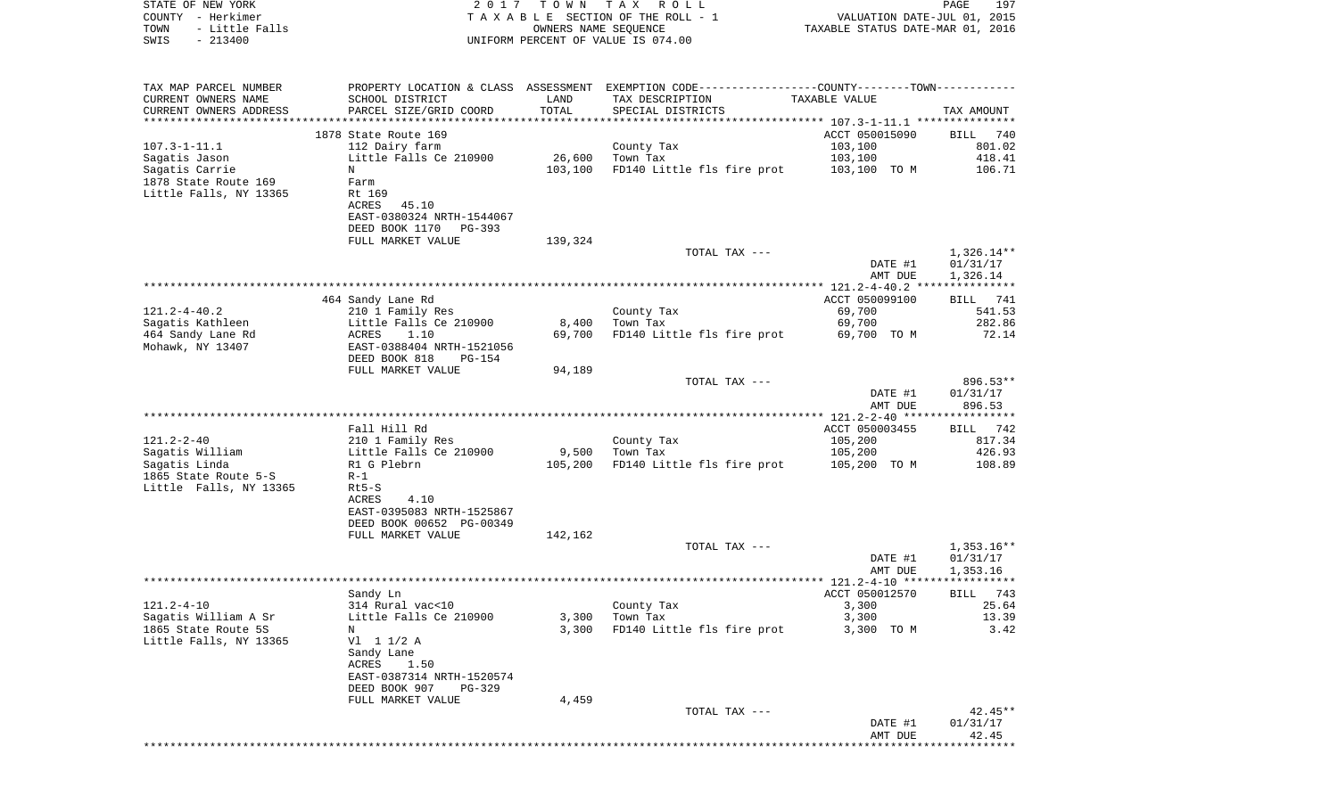STATE OF NEW YORK
COUNTY - Herkimer
TOWN - Little Falls
SWIS - 213400

2 0 1 7 T O W N T A X R O L L
T A X A B L E SECTION OF THE ROLL - 1
OWNERS NAME SEQUENCE
UNIFORM PERCENT OF VALUE IS 074.00

VALUATION DATE-JUL 01, 2015
TAXABLE STATUS DATE-MAR 01, 2016

| TAX MAP PARCEL NUMBER / CURRENT OWNERS NAME / CURRENT OWNERS ADDRESS | PROPERTY LOCATION & CLASS / SCHOOL DISTRICT / PARCEL SIZE/GRID COORD | ASSESSMENT LAND / TOTAL | EXEMPTION CODE / TAX DESCRIPTION / SPECIAL DISTRICTS | COUNTY--------TOWN / TAXABLE VALUE | TAX AMOUNT |
|---|---|---|---|---|---|
| 107.3-1-11.1 | 1878 State Route 169 | | | ACCT 050015090 | BILL 740 |
| 107.3-1-11.1 | 112 Dairy farm | | County Tax | 103,100 | 801.02 |
| Sagatis Jason | Little Falls Ce 210900 | 26,600 | Town Tax | 103,100 | 418.41 |
| Sagatis Carrie | N | 103,100 | FD140 Little fls fire prot | 103,100 TO M | 106.71 |
| 1878 State Route 169 | Farm | | | | |
| Little Falls, NY 13365 | Rt 169 | | | | |
| | ACRES 45.10 | | | | |
| | EAST-0380324 NRTH-1544067 | | | | |
| | DEED BOOK 1170 PG-393 | | | | |
| | FULL MARKET VALUE | 139,324 | | | |
| | | | TOTAL TAX --- | | 1,326.14** |
| | | | | DATE #1 | 01/31/17 |
| | | | | AMT DUE | 1,326.14 |
| 121.2-4-40.2 | 464 Sandy Lane Rd | | | ACCT 050099100 | BILL 741 |
| 121.2-4-40.2 | 210 1 Family Res | | County Tax | 69,700 | 541.53 |
| Sagatis Kathleen | Little Falls Ce 210900 | 8,400 | Town Tax | 69,700 | 282.86 |
| 464 Sandy Lane Rd | ACRES 1.10 | 69,700 | FD140 Little fls fire prot | 69,700 TO M | 72.14 |
| Mohawk, NY 13407 | EAST-0388404 NRTH-1521056 | | | | |
| | DEED BOOK 818 PG-154 | | | | |
| | FULL MARKET VALUE | 94,189 | | | |
| | | | TOTAL TAX --- | | 896.53** |
| | | | | DATE #1 | 01/31/17 |
| | | | | AMT DUE | 896.53 |
| 121.2-2-40 | Fall Hill Rd | | | ACCT 050003455 | BILL 742 |
| 121.2-2-40 | 210 1 Family Res | | County Tax | 105,200 | 817.34 |
| Sagatis William | Little Falls Ce 210900 | 9,500 | Town Tax | 105,200 | 426.93 |
| Sagatis Linda | R1 G Plebrn | 105,200 | FD140 Little fls fire prot | 105,200 TO M | 108.89 |
| 1865 State Route 5-S | R-1 | | | | |
| Little Falls, NY 13365 | Rt5-S | | | | |
| | ACRES 4.10 | | | | |
| | EAST-0395083 NRTH-1525867 | | | | |
| | DEED BOOK 00652 PG-00349 | | | | |
| | FULL MARKET VALUE | 142,162 | | | |
| | | | TOTAL TAX --- | | 1,353.16** |
| | | | | DATE #1 | 01/31/17 |
| | | | | AMT DUE | 1,353.16 |
| 121.2-4-10 | Sandy Ln | | | ACCT 050012570 | BILL 743 |
| 121.2-4-10 | 314 Rural vac<10 | | County Tax | 3,300 | 25.64 |
| Sagatis William A Sr | Little Falls Ce 210900 | 3,300 | Town Tax | 3,300 | 13.39 |
| 1865 State Route 5S | N | 3,300 | FD140 Little fls fire prot | 3,300 TO M | 3.42 |
| Little Falls, NY 13365 | Vl 1 1/2 A | | | | |
| | Sandy Lane | | | | |
| | ACRES 1.50 | | | | |
| | EAST-0387314 NRTH-1520574 | | | | |
| | DEED BOOK 907 PG-329 | | | | |
| | FULL MARKET VALUE | 4,459 | | | |
| | | | TOTAL TAX --- | | 42.45** |
| | | | | DATE #1 | 01/31/17 |
| | | | | AMT DUE | 42.45 |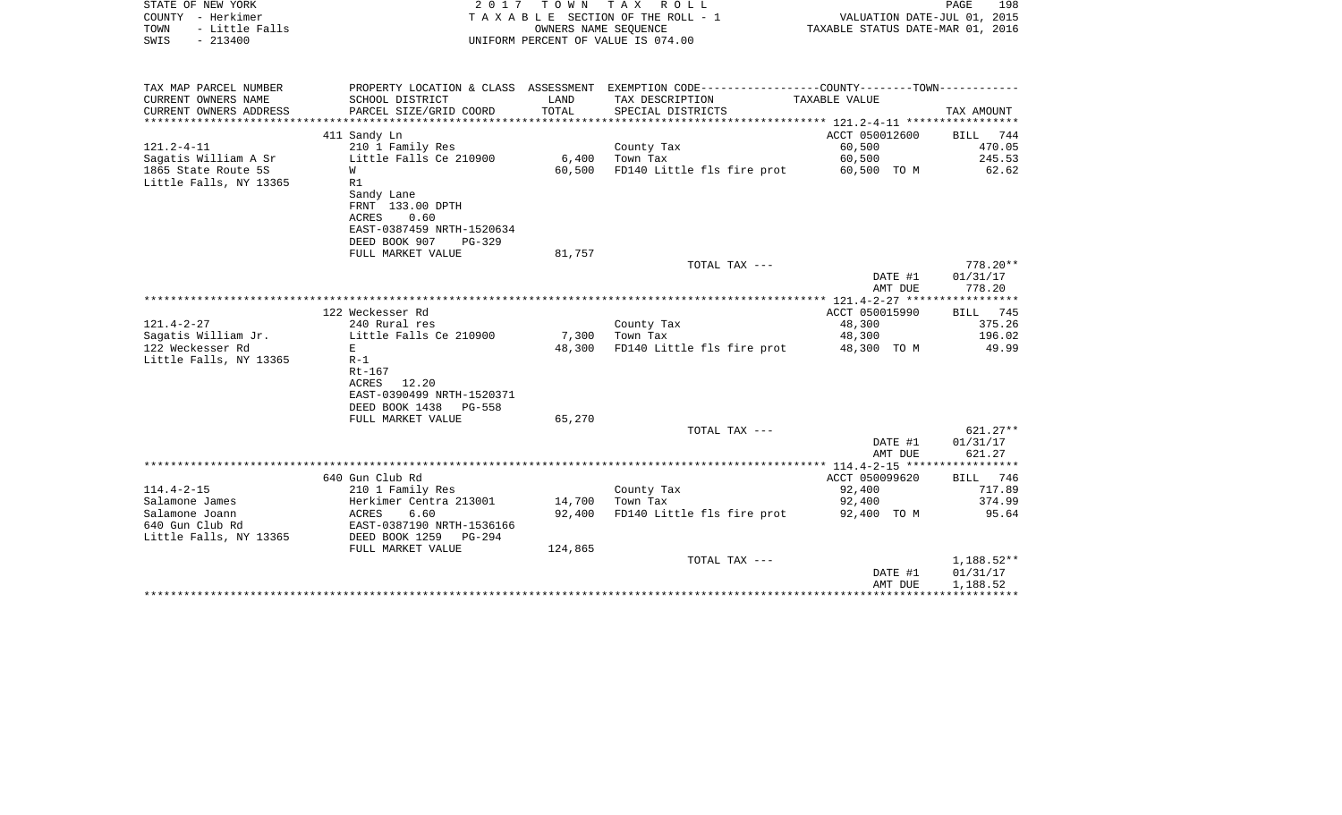STATE OF NEW YORK — 2017 TOWN TAX ROLL
COUNTY - Herkimer — TAXABLE SECTION OF THE ROLL - 1 — VALUATION DATE-JUL 01, 2015
TOWN - Little Falls — OWNERS NAME SEQUENCE — TAXABLE STATUS DATE-MAR 01, 2016
SWIS - 213400 — UNIFORM PERCENT OF VALUE IS 074.00

| TAX MAP PARCEL NUMBER / CURRENT OWNERS NAME / CURRENT OWNERS ADDRESS | PROPERTY LOCATION & CLASS / SCHOOL DISTRICT / PARCEL SIZE/GRID COORD | ASSESSMENT LAND / TOTAL | EXEMPTION CODE / TAX DESCRIPTION / SPECIAL DISTRICTS | COUNTY--------TOWN / TAXABLE VALUE | TAX AMOUNT |
|---|---|---|---|---|---|
| 121.2-4-11 | 411 Sandy Ln | | | ACCT 050012600 | BILL 744 |
| Sagatis William A Sr | 210 1 Family Res | | County Tax | 60,500 | 470.05 |
| 1865 State Route 5S | Little Falls Ce 210900 | 6,400 | Town Tax | 60,500 | 245.53 |
| Little Falls, NY 13365 | W | 60,500 | FD140 Little fls fire prot | 60,500 TO M | 62.62 |
| | R1 | | | | |
| | Sandy Lane | | | | |
| | FRNT 133.00 DPTH | | | | |
| | ACRES 0.60 | | | | |
| | EAST-0387459 NRTH-1520634 | | | | |
| | DEED BOOK 907 PG-329 | | | | |
| | FULL MARKET VALUE | 81,757 | | | |
| | | | TOTAL TAX --- | | 778.20** |
| | | | | DATE #1 | 01/31/17 |
| | | | | AMT DUE | 778.20 |
| 121.4-2-27 | 122 Weckesser Rd | | | ACCT 050015990 | BILL 745 |
| Sagatis William Jr. | 240 Rural res | | County Tax | 48,300 | 375.26 |
| 122 Weckesser Rd | Little Falls Ce 210900 | 7,300 | Town Tax | 48,300 | 196.02 |
| Little Falls, NY 13365 | E | 48,300 | FD140 Little fls fire prot | 48,300 TO M | 49.99 |
| | R-1 | | | | |
| | Rt-167 | | | | |
| | ACRES 12.20 | | | | |
| | EAST-0390499 NRTH-1520371 | | | | |
| | DEED BOOK 1438 PG-558 | | | | |
| | FULL MARKET VALUE | 65,270 | | | |
| | | | TOTAL TAX --- | | 621.27** |
| | | | | DATE #1 | 01/31/17 |
| | | | | AMT DUE | 621.27 |
| 114.4-2-15 | 640 Gun Club Rd | | | ACCT 050099620 | BILL 746 |
| Salamone James | 210 1 Family Res | | County Tax | 92,400 | 717.89 |
| Salamone Joann | Herkimer Centra 213001 | 14,700 | Town Tax | 92,400 | 374.99 |
| 640 Gun Club Rd | ACRES 6.60 | 92,400 | FD140 Little fls fire prot | 92,400 TO M | 95.64 |
| Little Falls, NY 13365 | EAST-0387190 NRTH-1536166 | | | | |
| | DEED BOOK 1259 PG-294 | | | | |
| | FULL MARKET VALUE | 124,865 | | | |
| | | | TOTAL TAX --- | | 1,188.52** |
| | | | | DATE #1 | 01/31/17 |
| | | | | AMT DUE | 1,188.52 |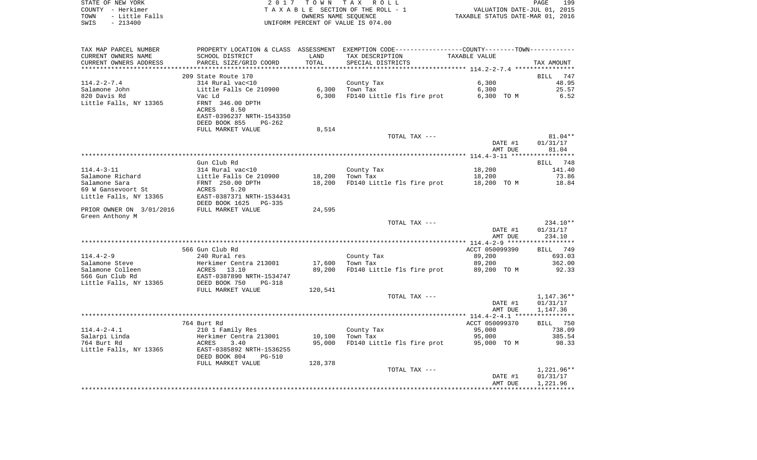STATE OF NEW YORK
COUNTY - Herkimer
TOWN - Little Falls
SWIS - 213400

2 0 1 7 T O W N T A X R O L L
T A X A B L E SECTION OF THE ROLL - 1
OWNERS NAME SEQUENCE
UNIFORM PERCENT OF VALUE IS 074.00

VALUATION DATE-JUL 01, 2015
TAXABLE STATUS DATE-MAR 01, 2016

| TAX MAP PARCEL NUMBER / CURRENT OWNERS NAME / CURRENT OWNERS ADDRESS | PROPERTY LOCATION & CLASS / SCHOOL DISTRICT / PARCEL SIZE/GRID COORD | ASSESSMENT LAND / TOTAL | EXEMPTION CODE / TAX DESCRIPTION / SPECIAL DISTRICTS | COUNTY--------TOWN / TAXABLE VALUE | TAX AMOUNT |
|---|---|---|---|---|---|
| 114.2-2-7.4 | 209 State Route 170 | | | | BILL 747 |
| | 314 Rural vac<10 | | County Tax | 6,300 | 48.95 |
| Salamone John | Little Falls Ce 210900 | 6,300 | Town Tax | 6,300 | 25.57 |
| 820 Davis Rd | Vac Ld | 6,300 | FD140 Little fls fire prot | 6,300 TO M | 6.52 |
| Little Falls, NY 13365 | FRNT 346.00 DPTH | | | | |
| | ACRES 8.50 | | | | |
| | EAST-0396237 NRTH-1543350 | | | | |
| | DEED BOOK 855 PG-262 | | | | |
| | FULL MARKET VALUE | 8,514 | | | |
| | | | TOTAL TAX --- | | 81.04** |
| | | | | DATE #1 | 01/31/17 |
| | | | | AMT DUE | 81.04 |
| 114.4-3-11 | Gun Club Rd | | | | BILL 748 |
| | 314 Rural vac<10 | | County Tax | 18,200 | 141.40 |
| Salamone Richard | Little Falls Ce 210900 | 18,200 | Town Tax | 18,200 | 73.86 |
| Salamone Sara | FRNT 250.00 DPTH | 18,200 | FD140 Little fls fire prot | 18,200 TO M | 18.84 |
| 69 W Gansevoort St | ACRES 5.20 | | | | |
| Little Falls, NY 13365 | EAST-0387371 NRTH-1534431 | | | | |
| | DEED BOOK 1625 PG-335 | | | | |
| PRIOR OWNER ON 3/01/2016 | FULL MARKET VALUE | 24,595 | | | |
| Green Anthony M | | | | | |
| | | | TOTAL TAX --- | | 234.10** |
| | | | | DATE #1 | 01/31/17 |
| | | | | AMT DUE | 234.10 |
| 114.4-2-9 | 566 Gun Club Rd | | | ACCT 050099390 | BILL 749 |
| | 240 Rural res | | County Tax | 89,200 | 693.03 |
| Salamone Steve | Herkimer Centra 213001 | 17,600 | Town Tax | 89,200 | 362.00 |
| Salamone Colleen | ACRES 13.10 | 89,200 | FD140 Little fls fire prot | 89,200 TO M | 92.33 |
| 566 Gun Club Rd | EAST-0387890 NRTH-1534747 | | | | |
| Little Falls, NY 13365 | DEED BOOK 750 PG-318 | | | | |
| | FULL MARKET VALUE | 120,541 | | | |
| | | | TOTAL TAX --- | | 1,147.36** |
| | | | | DATE #1 | 01/31/17 |
| | | | | AMT DUE | 1,147.36 |
| 114.4-2-4.1 | 764 Burt Rd | | | ACCT 050099370 | BILL 750 |
| | 210 1 Family Res | | County Tax | 95,000 | 738.09 |
| Salarpi Linda | Herkimer Centra 213001 | 10,100 | Town Tax | 95,000 | 385.54 |
| 764 Burt Rd | ACRES 3.40 | 95,000 | FD140 Little fls fire prot | 95,000 TO M | 98.33 |
| Little Falls, NY 13365 | EAST-0385892 NRTH-1536255 | | | | |
| | DEED BOOK 804 PG-510 | | | | |
| | FULL MARKET VALUE | 128,378 | | | |
| | | | TOTAL TAX --- | | 1,221.96** |
| | | | | DATE #1 | 01/31/17 |
| | | | | AMT DUE | 1,221.96 |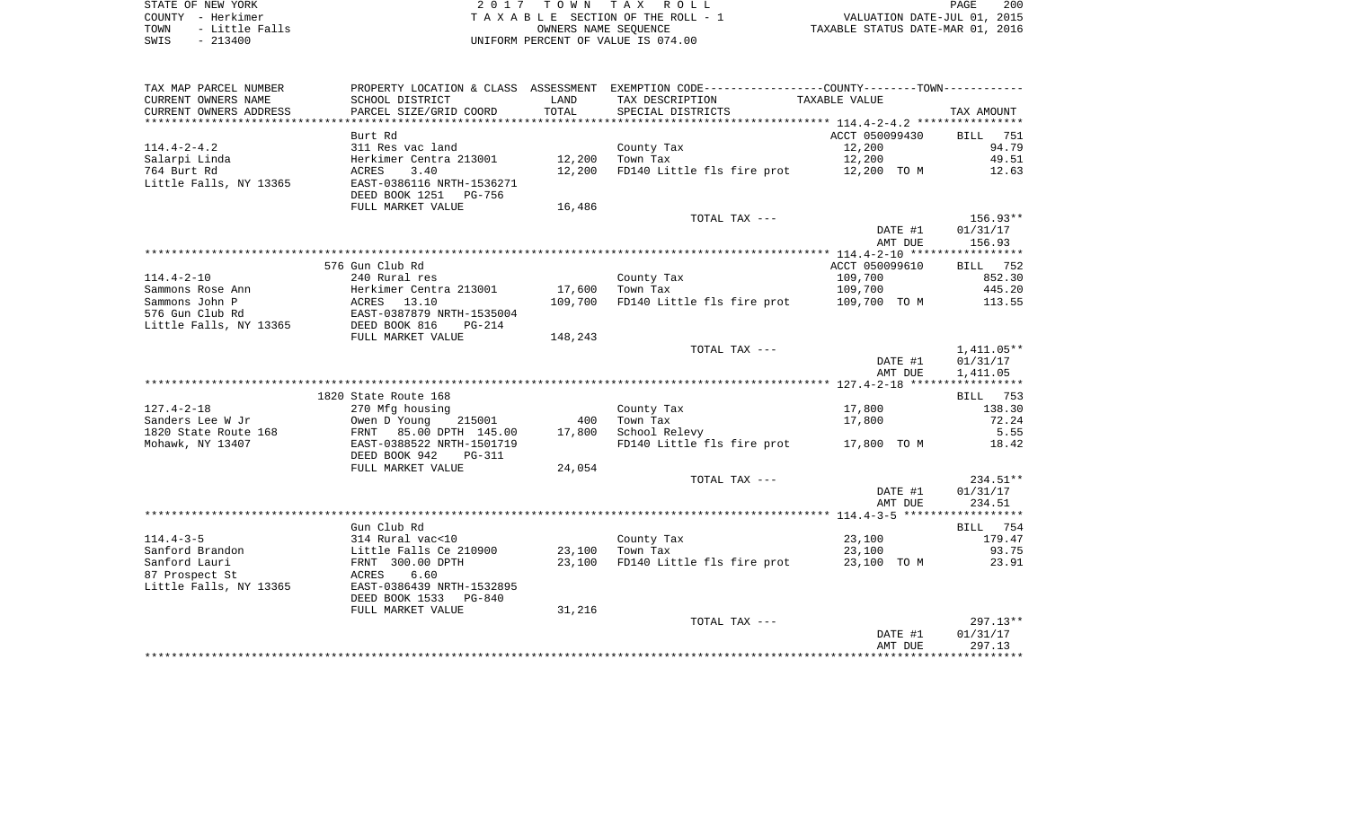STATE OF NEW YORK — 2017 TOWN TAX ROLL
COUNTY - Herkimer — TAXABLE SECTION OF THE ROLL - 1 — VALUATION DATE-JUL 01, 2015
TOWN - Little Falls — OWNERS NAME SEQUENCE — TAXABLE STATUS DATE-MAR 01, 2016
SWIS - 213400 — UNIFORM PERCENT OF VALUE IS 074.00

| TAX MAP PARCEL NUMBER / CURRENT OWNERS NAME / CURRENT OWNERS ADDRESS | PROPERTY LOCATION & CLASS / SCHOOL DISTRICT / PARCEL SIZE/GRID COORD | ASSESSMENT LAND / TOTAL | EXEMPTION CODE / TAX DESCRIPTION / SPECIAL DISTRICTS | COUNTY--------TOWN TAXABLE VALUE | TAX AMOUNT |
|---|---|---|---|---|---|
| 114.4-2-4.2 | Burt Rd | | | ACCT 050099430 | BILL 751 |
| 114.4-2-4.2 | 311 Res vac land | | County Tax | 12,200 | 94.79 |
| Salarpi Linda | Herkimer Centra 213001 | 12,200 | Town Tax | 12,200 | 49.51 |
| 764 Burt Rd | ACRES 3.40 | 12,200 | FD140 Little fls fire prot | 12,200 TO M | 12.63 |
| Little Falls, NY 13365 | EAST-0386116 NRTH-1536271 | | | | |
| | DEED BOOK 1251 PG-756 | | | | |
| | FULL MARKET VALUE | 16,486 | | | |
| | | | TOTAL TAX --- | | 156.93** |
| | | | | DATE #1 | 01/31/17 |
| | | | | AMT DUE | 156.93 |
| 114.4-2-10 | 576 Gun Club Rd | | | ACCT 050099610 | BILL 752 |
| 114.4-2-10 | 240 Rural res | | County Tax | 109,700 | 852.30 |
| Sammons Rose Ann | Herkimer Centra 213001 | 17,600 | Town Tax | 109,700 | 445.20 |
| Sammons John P | ACRES 13.10 | 109,700 | FD140 Little fls fire prot | 109,700 TO M | 113.55 |
| 576 Gun Club Rd | EAST-0387879 NRTH-1535004 | | | | |
| Little Falls, NY 13365 | DEED BOOK 816 PG-214 | | | | |
| | FULL MARKET VALUE | 148,243 | | | |
| | | | TOTAL TAX --- | | 1,411.05** |
| | | | | DATE #1 | 01/31/17 |
| | | | | AMT DUE | 1,411.05 |
| 127.4-2-18 | 1820 State Route 168 | | | | BILL 753 |
| 127.4-2-18 | 270 Mfg housing | | County Tax | 17,800 | 138.30 |
| Sanders Lee W Jr | Owen D Young 215001 | 400 | Town Tax | 17,800 | 72.24 |
| 1820 State Route 168 | FRNT 85.00 DPTH 145.00 | 17,800 | School Relevy | | 5.55 |
| Mohawk, NY 13407 | EAST-0388522 NRTH-1501719 | | FD140 Little fls fire prot | 17,800 TO M | 18.42 |
| | DEED BOOK 942 PG-311 | | | | |
| | FULL MARKET VALUE | 24,054 | | | |
| | | | TOTAL TAX --- | | 234.51** |
| | | | | DATE #1 | 01/31/17 |
| | | | | AMT DUE | 234.51 |
| 114.4-3-5 | Gun Club Rd | | | | BILL 754 |
| 114.4-3-5 | 314 Rural vac<10 | | County Tax | 23,100 | 179.47 |
| Sanford Brandon | Little Falls Ce 210900 | 23,100 | Town Tax | 23,100 | 93.75 |
| Sanford Lauri | FRNT 300.00 DPTH | 23,100 | FD140 Little fls fire prot | 23,100 TO M | 23.91 |
| 87 Prospect St | ACRES 6.60 | | | | |
| Little Falls, NY 13365 | EAST-0386439 NRTH-1532895 | | | | |
| | DEED BOOK 1533 PG-840 | | | | |
| | FULL MARKET VALUE | 31,216 | | | |
| | | | TOTAL TAX --- | | 297.13** |
| | | | | DATE #1 | 01/31/17 |
| | | | | AMT DUE | 297.13 |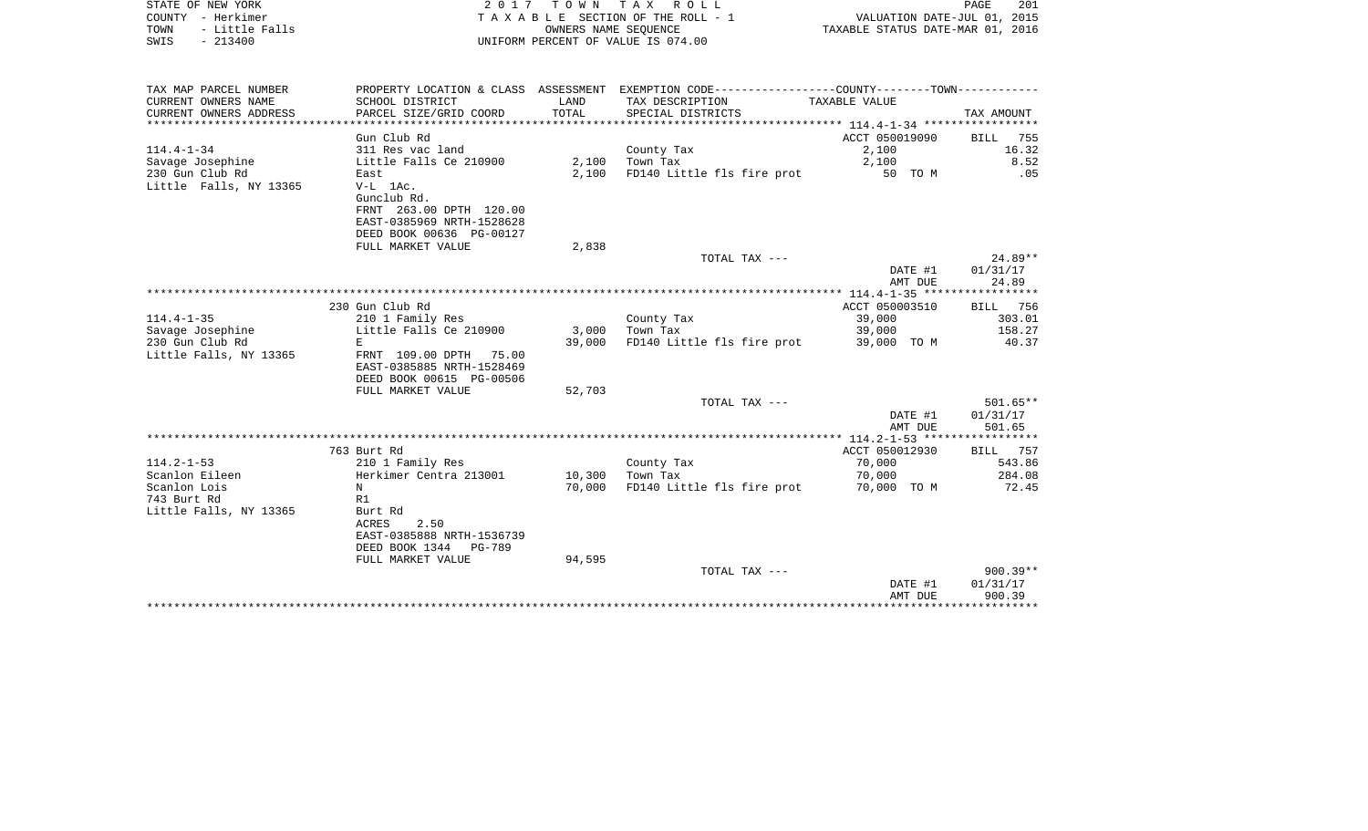STATE OF NEW YORK
COUNTY - Herkimer
TOWN - Little Falls
SWIS - 213400

2 0 1 7 T O W N T A X R O L L
T A X A B L E SECTION OF THE ROLL - 1
OWNERS NAME SEQUENCE
UNIFORM PERCENT OF VALUE IS 074.00

VALUATION DATE-JUL 01, 2015
TAXABLE STATUS DATE-MAR 01, 2016

| TAX MAP PARCEL NUMBER<br>CURRENT OWNERS NAME<br>CURRENT OWNERS ADDRESS | PROPERTY LOCATION & CLASS<br>SCHOOL DISTRICT<br>PARCEL SIZE/GRID COORD | ASSESSMENT<br>LAND<br>TOTAL | EXEMPTION CODE------------------COUNTY--------TOWN-----------<br>TAX DESCRIPTION<br>SPECIAL DISTRICTS | TAXABLE VALUE | TAX AMOUNT |
|---|---|---|---|---|---|
| | Gun Club Rd | | | ACCT 050019090 | BILL 755 |
| 114.4-1-34 | 311 Res vac land | | County Tax | 2,100 | 16.32 |
| Savage Josephine | Little Falls Ce 210900 | 2,100 | Town Tax | 2,100 | 8.52 |
| 230 Gun Club Rd | East | 2,100 | FD140 Little fls fire prot | 50 TO M | .05 |
| Little Falls, NY 13365 | V-L 1Ac. | | | | |
| | Gunclub Rd. | | | | |
| | FRNT 263.00 DPTH 120.00 | | | | |
| | EAST-0385969 NRTH-1528628 | | | | |
| | DEED BOOK 00636 PG-00127 | | | | |
| | FULL MARKET VALUE | 2,838 | | | |
| | | | TOTAL TAX --- | | 24.89** |
| | | | | DATE #1 | 01/31/17 |
| | | | | AMT DUE | 24.89 |
| | 230 Gun Club Rd | | | ACCT 050003510 | BILL 756 |
| 114.4-1-35 | 210 1 Family Res | | County Tax | 39,000 | 303.01 |
| Savage Josephine | Little Falls Ce 210900 | 3,000 | Town Tax | 39,000 | 158.27 |
| 230 Gun Club Rd | E | 39,000 | FD140 Little fls fire prot | 39,000 TO M | 40.37 |
| Little Falls, NY 13365 | FRNT 109.00 DPTH 75.00 | | | | |
| | EAST-0385885 NRTH-1528469 | | | | |
| | DEED BOOK 00615 PG-00506 | | | | |
| | FULL MARKET VALUE | 52,703 | | | |
| | | | TOTAL TAX --- | | 501.65** |
| | | | | DATE #1 | 01/31/17 |
| | | | | AMT DUE | 501.65 |
| | 763 Burt Rd | | | ACCT 050012930 | BILL 757 |
| 114.2-1-53 | 210 1 Family Res | | County Tax | 70,000 | 543.86 |
| Scanlon Eileen | Herkimer Centra 213001 | 10,300 | Town Tax | 70,000 | 284.08 |
| Scanlon Lois | N | 70,000 | FD140 Little fls fire prot | 70,000 TO M | 72.45 |
| 743 Burt Rd | R1 | | | | |
| Little Falls, NY 13365 | Burt Rd | | | | |
| | ACRES 2.50 | | | | |
| | EAST-0385888 NRTH-1536739 | | | | |
| | DEED BOOK 1344 PG-789 | | | | |
| | FULL MARKET VALUE | 94,595 | | | |
| | | | TOTAL TAX --- | | 900.39** |
| | | | | DATE #1 | 01/31/17 |
| | | | | AMT DUE | 900.39 |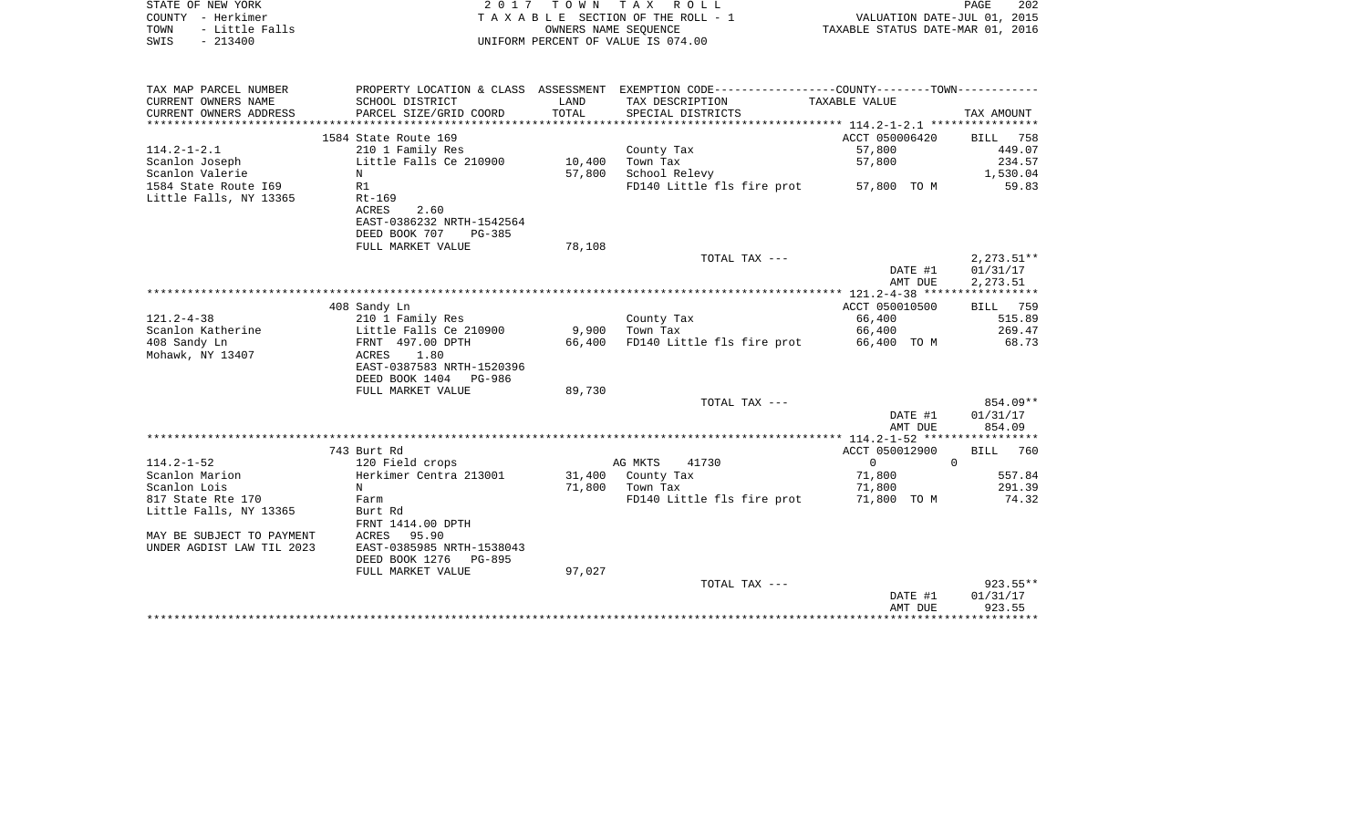STATE OF NEW YORK
COUNTY - Herkimer
TOWN - Little Falls
SWIS - 213400

2 0 1 7 T O W N T A X R O L L
T A X A B L E SECTION OF THE ROLL - 1
OWNERS NAME SEQUENCE
UNIFORM PERCENT OF VALUE IS 074.00

VALUATION DATE-JUL 01, 2015
TAXABLE STATUS DATE-MAR 01, 2016

| TAX MAP PARCEL NUMBER / CURRENT OWNERS NAME / CURRENT OWNERS ADDRESS | PROPERTY LOCATION & CLASS / SCHOOL DISTRICT / PARCEL SIZE/GRID COORD | ASSESSMENT LAND / TOTAL | EXEMPTION CODE / TAX DESCRIPTION / SPECIAL DISTRICTS | COUNTY--------TOWN / TAXABLE VALUE | TAX AMOUNT |
|---|---|---|---|---|---|
| | 1584 State Route 169 | | | ACCT 050006420 | BILL 758 |
| 114.2-1-2.1 | 210 1 Family Res | | County Tax | 57,800 | 449.07 |
| Scanlon Joseph | Little Falls Ce 210900 | 10,400 | Town Tax | 57,800 | 234.57 |
| Scanlon Valerie | N | 57,800 | School Relevy | | 1,530.04 |
| 1584 State Route I69 | R1 | | FD140 Little fls fire prot | 57,800 TO M | 59.83 |
| Little Falls, NY 13365 | Rt-169 | | | | |
| | ACRES 2.60 | | | | |
| | EAST-0386232 NRTH-1542564 | | | | |
| | DEED BOOK 707 PG-385 | | | | |
| | FULL MARKET VALUE | 78,108 | | | |
| | | | TOTAL TAX --- | | 2,273.51** |
| | | | | DATE #1 | 01/31/17 |
| | | | | AMT DUE | 2,273.51 |
| | 408 Sandy Ln | | | ACCT 050010500 | BILL 759 |
| 121.2-4-38 | 210 1 Family Res | | County Tax | 66,400 | 515.89 |
| Scanlon Katherine | Little Falls Ce 210900 | 9,900 | Town Tax | 66,400 | 269.47 |
| 408 Sandy Ln | FRNT 497.00 DPTH | 66,400 | FD140 Little fls fire prot | 66,400 TO M | 68.73 |
| Mohawk, NY 13407 | ACRES 1.80 | | | | |
| | EAST-0387583 NRTH-1520396 | | | | |
| | DEED BOOK 1404 PG-986 | | | | |
| | FULL MARKET VALUE | 89,730 | | | |
| | | | TOTAL TAX --- | | 854.09** |
| | | | | DATE #1 | 01/31/17 |
| | | | | AMT DUE | 854.09 |
| | 743 Burt Rd | | | ACCT 050012900 | BILL 760 |
| 114.2-1-52 | 120 Field crops | | AG MKTS 41730 | 0 0 | |
| Scanlon Marion | Herkimer Centra 213001 | 31,400 | County Tax | 71,800 | 557.84 |
| Scanlon Lois | N | 71,800 | Town Tax | 71,800 | 291.39 |
| 817 State Rte 170 | Farm | | FD140 Little fls fire prot | 71,800 TO M | 74.32 |
| Little Falls, NY 13365 | Burt Rd | | | | |
| | FRNT 1414.00 DPTH | | | | |
| MAY BE SUBJECT TO PAYMENT | ACRES 95.90 | | | | |
| UNDER AGDIST LAW TIL 2023 | EAST-0385985 NRTH-1538043 | | | | |
| | DEED BOOK 1276 PG-895 | | | | |
| | FULL MARKET VALUE | 97,027 | | | |
| | | | TOTAL TAX --- | | 923.55** |
| | | | | DATE #1 | 01/31/17 |
| | | | | AMT DUE | 923.55 |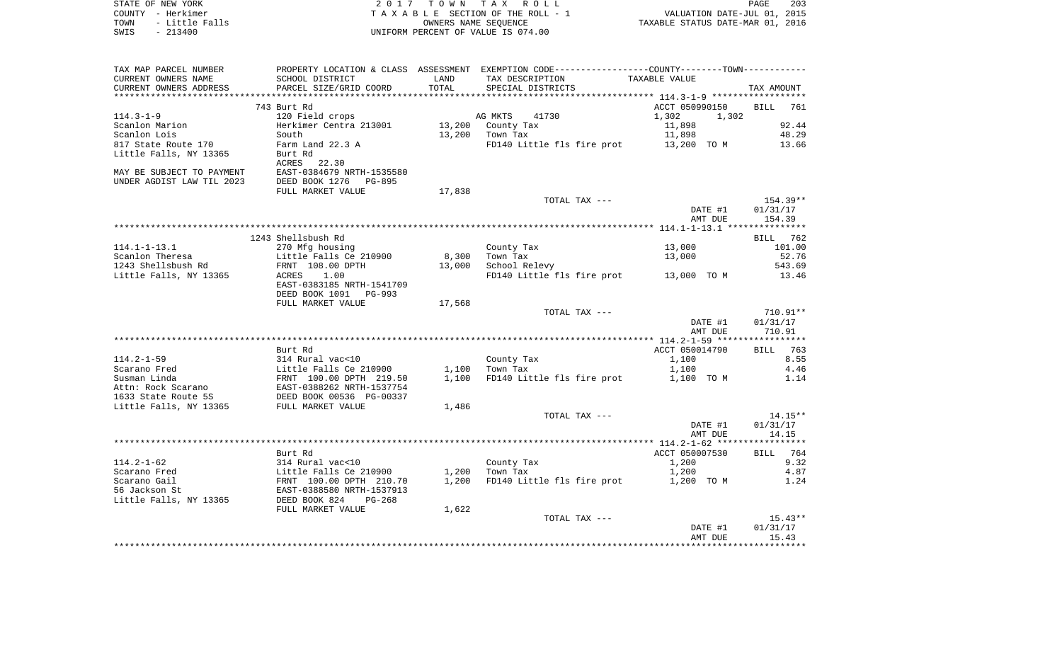STATE OF NEW YORK
COUNTY - Herkimer
TOWN - Little Falls
SWIS - 213400

2 0 1 7 T O W N T A X R O L L
T A X A B L E SECTION OF THE ROLL - 1
OWNERS NAME SEQUENCE
UNIFORM PERCENT OF VALUE IS 074.00

VALUATION DATE-JUL 01, 2015
TAXABLE STATUS DATE-MAR 01, 2016

| TAX MAP PARCEL NUMBER / CURRENT OWNERS NAME / CURRENT OWNERS ADDRESS | PROPERTY LOCATION & CLASS / SCHOOL DISTRICT / PARCEL SIZE/GRID COORD | ASSESSMENT LAND / TOTAL | EXEMPTION CODE / TAX DESCRIPTION / SPECIAL DISTRICTS | COUNTY / TOWN TAXABLE VALUE | TAX AMOUNT |
|---|---|---|---|---|---|
| 114.3-1-9 | 743 Burt Rd | | | ACCT 050990150 | BILL 761 |
| | 120 Field crops | | AG MKTS 41730 | 1,302 1,302 | |
| Scanlon Marion | Herkimer Centra 213001 | 13,200 | County Tax | 11,898 | 92.44 |
| Scanlon Lois | South | 13,200 | Town Tax | 11,898 | 48.29 |
| 817 State Route 170 | Farm Land 22.3 A | | FD140 Little fls fire prot | 13,200 TO M | 13.66 |
| Little Falls, NY 13365 | Burt Rd | | | | |
| | ACRES 22.30 | | | | |
| MAY BE SUBJECT TO PAYMENT | EAST-0384679 NRTH-1535580 | | | | |
| UNDER AGDIST LAW TIL 2023 | DEED BOOK 1276 PG-895 | | | | |
| | FULL MARKET VALUE | 17,838 | | | |
| | | | TOTAL TAX --- | | 154.39** |
| | | | | DATE #1 | 01/31/17 |
| | | | | AMT DUE | 154.39 |
| 114.1-1-13.1 | 1243 Shellsbush Rd | | | | BILL 762 |
| | 270 Mfg housing | | County Tax | 13,000 | 101.00 |
| Scanlon Theresa | Little Falls Ce 210900 | 8,300 | Town Tax | 13,000 | 52.76 |
| 1243 Shellsbush Rd | FRNT 108.00 DPTH | 13,000 | School Relevy | | 543.69 |
| Little Falls, NY 13365 | ACRES 1.00 | | FD140 Little fls fire prot | 13,000 TO M | 13.46 |
| | EAST-0383185 NRTH-1541709 | | | | |
| | DEED BOOK 1091 PG-993 | | | | |
| | FULL MARKET VALUE | 17,568 | | | |
| | | | TOTAL TAX --- | | 710.91** |
| | | | | DATE #1 | 01/31/17 |
| | | | | AMT DUE | 710.91 |
| 114.2-1-59 | Burt Rd | | | ACCT 050014790 | BILL 763 |
| | 314 Rural vac<10 | | County Tax | 1,100 | 8.55 |
| Scarano Fred | Little Falls Ce 210900 | 1,100 | Town Tax | 1,100 | 4.46 |
| Susman Linda | FRNT 100.00 DPTH 219.50 | 1,100 | FD140 Little fls fire prot | 1,100 TO M | 1.14 |
| Attn: Rock Scarano | EAST-0388262 NRTH-1537754 | | | | |
| 1633 State Route 5S | DEED BOOK 00536 PG-00337 | | | | |
| Little Falls, NY 13365 | FULL MARKET VALUE | 1,486 | | | |
| | | | TOTAL TAX --- | | 14.15** |
| | | | | DATE #1 | 01/31/17 |
| | | | | AMT DUE | 14.15 |
| 114.2-1-62 | Burt Rd | | | ACCT 050007530 | BILL 764 |
| | 314 Rural vac<10 | | County Tax | 1,200 | 9.32 |
| Scarano Fred | Little Falls Ce 210900 | 1,200 | Town Tax | 1,200 | 4.87 |
| Scarano Gail | FRNT 100.00 DPTH 210.70 | 1,200 | FD140 Little fls fire prot | 1,200 TO M | 1.24 |
| 56 Jackson St | EAST-0388580 NRTH-1537913 | | | | |
| Little Falls, NY 13365 | DEED BOOK 824 PG-268 | | | | |
| | FULL MARKET VALUE | 1,622 | | | |
| | | | TOTAL TAX --- | | 15.43** |
| | | | | DATE #1 | 01/31/17 |
| | | | | AMT DUE | 15.43 |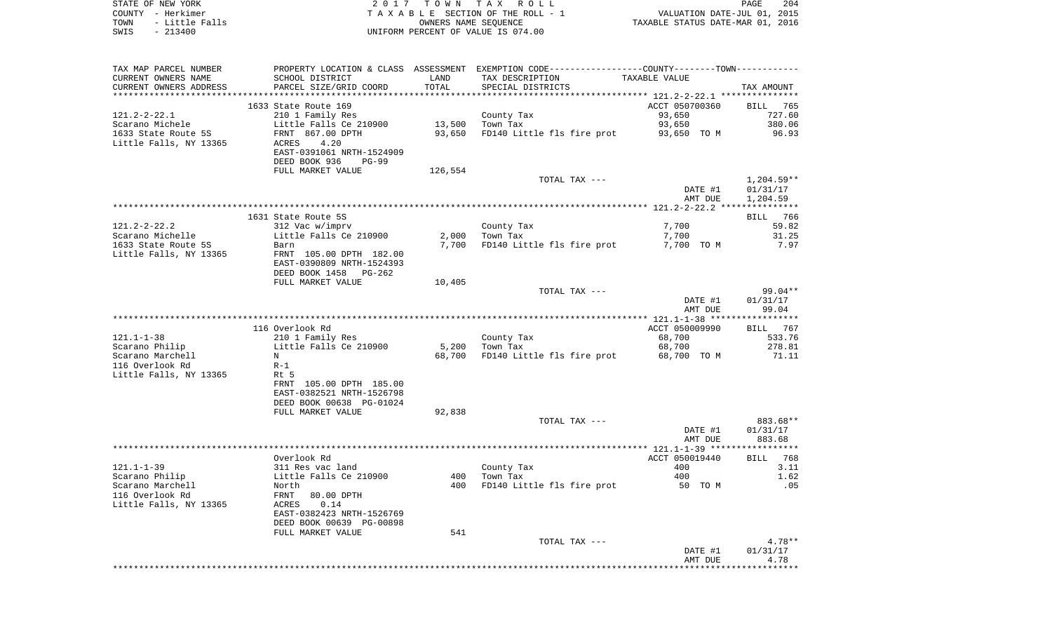STATE OF NEW YORK
COUNTY - Herkimer
TOWN - Little Falls
SWIS - 213400

2 0 1 7 T O W N T A X R O L L
T A X A B L E SECTION OF THE ROLL - 1
OWNERS NAME SEQUENCE
UNIFORM PERCENT OF VALUE IS 074.00

VALUATION DATE-JUL 01, 2015
TAXABLE STATUS DATE-MAR 01, 2016

| TAX MAP PARCEL NUMBER / CURRENT OWNERS NAME / CURRENT OWNERS ADDRESS | PROPERTY LOCATION & CLASS / SCHOOL DISTRICT / PARCEL SIZE/GRID COORD | ASSESSMENT LAND | TOTAL | EXEMPTION CODE / TAX DESCRIPTION / SPECIAL DISTRICTS | TAXABLE VALUE | TAX AMOUNT |
|---|---|---|---|---|---|---|
| **121.2-2-22.1** | 1633 State Route 169 | | | | ACCT 050700360 | BILL 765 |
| Scarano Michele | 210 1 Family Res | | | County Tax | 93,650 | 727.60 |
| 1633 State Route 5S | Little Falls Ce 210900 | 13,500 | | Town Tax | 93,650 | 380.06 |
| Little Falls, NY 13365 | FRNT 867.00 DPTH | | 93,650 | FD140 Little fls fire prot | 93,650 TO M | 96.93 |
| | ACRES 4.20 | | | | | |
| | EAST-0391061 NRTH-1524909 | | | | | |
| | DEED BOOK 936 PG-99 | | | | | |
| | FULL MARKET VALUE | 126,554 | | | | |
| | | | | TOTAL TAX --- | | 1,204.59** |
| | | | | | DATE #1 | 01/31/17 |
| | | | | | AMT DUE | 1,204.59 |
| **121.2-2-22.2** | 1631 State Route 5S | | | | | BILL 766 |
| Scarano Michelle | 312 Vac w/imprv | | | County Tax | 7,700 | 59.82 |
| 1633 State Route 5S | Little Falls Ce 210900 | 2,000 | | Town Tax | 7,700 | 31.25 |
| Little Falls, NY 13365 | Barn | | 7,700 | FD140 Little fls fire prot | 7,700 TO M | 7.97 |
| | FRNT 105.00 DPTH 182.00 | | | | | |
| | EAST-0390809 NRTH-1524393 | | | | | |
| | DEED BOOK 1458 PG-262 | | | | | |
| | FULL MARKET VALUE | 10,405 | | | | |
| | | | | TOTAL TAX --- | | 99.04** |
| | | | | | DATE #1 | 01/31/17 |
| | | | | | AMT DUE | 99.04 |
| **121.1-1-38** | 116 Overlook Rd | | | | ACCT 050009990 | BILL 767 |
| Scarano Philip | 210 1 Family Res | | | County Tax | 68,700 | 533.76 |
| Scarano Marchell | Little Falls Ce 210900 | 5,200 | | Town Tax | 68,700 | 278.81 |
| 116 Overlook Rd | N | | 68,700 | FD140 Little fls fire prot | 68,700 TO M | 71.11 |
| Little Falls, NY 13365 | R-1 | | | | | |
| | Rt 5 | | | | | |
| | FRNT 105.00 DPTH 185.00 | | | | | |
| | EAST-0382521 NRTH-1526798 | | | | | |
| | DEED BOOK 00638 PG-01024 | | | | | |
| | FULL MARKET VALUE | 92,838 | | | | |
| | | | | TOTAL TAX --- | | 883.68** |
| | | | | | DATE #1 | 01/31/17 |
| | | | | | AMT DUE | 883.68 |
| **121.1-1-39** | Overlook Rd | | | | ACCT 050019440 | BILL 768 |
| Scarano Philip | 311 Res vac land | | | County Tax | 400 | 3.11 |
| Scarano Marchell | Little Falls Ce 210900 | 400 | | Town Tax | 400 | 1.62 |
| 116 Overlook Rd | North | | 400 | FD140 Little fls fire prot | 50 TO M | .05 |
| Little Falls, NY 13365 | FRNT 80.00 DPTH | | | | | |
| | ACRES 0.14 | | | | | |
| | EAST-0382423 NRTH-1526769 | | | | | |
| | DEED BOOK 00639 PG-00898 | | | | | |
| | FULL MARKET VALUE | 541 | | | | |
| | | | | TOTAL TAX --- | | 4.78** |
| | | | | | DATE #1 | 01/31/17 |
| | | | | | AMT DUE | 4.78 |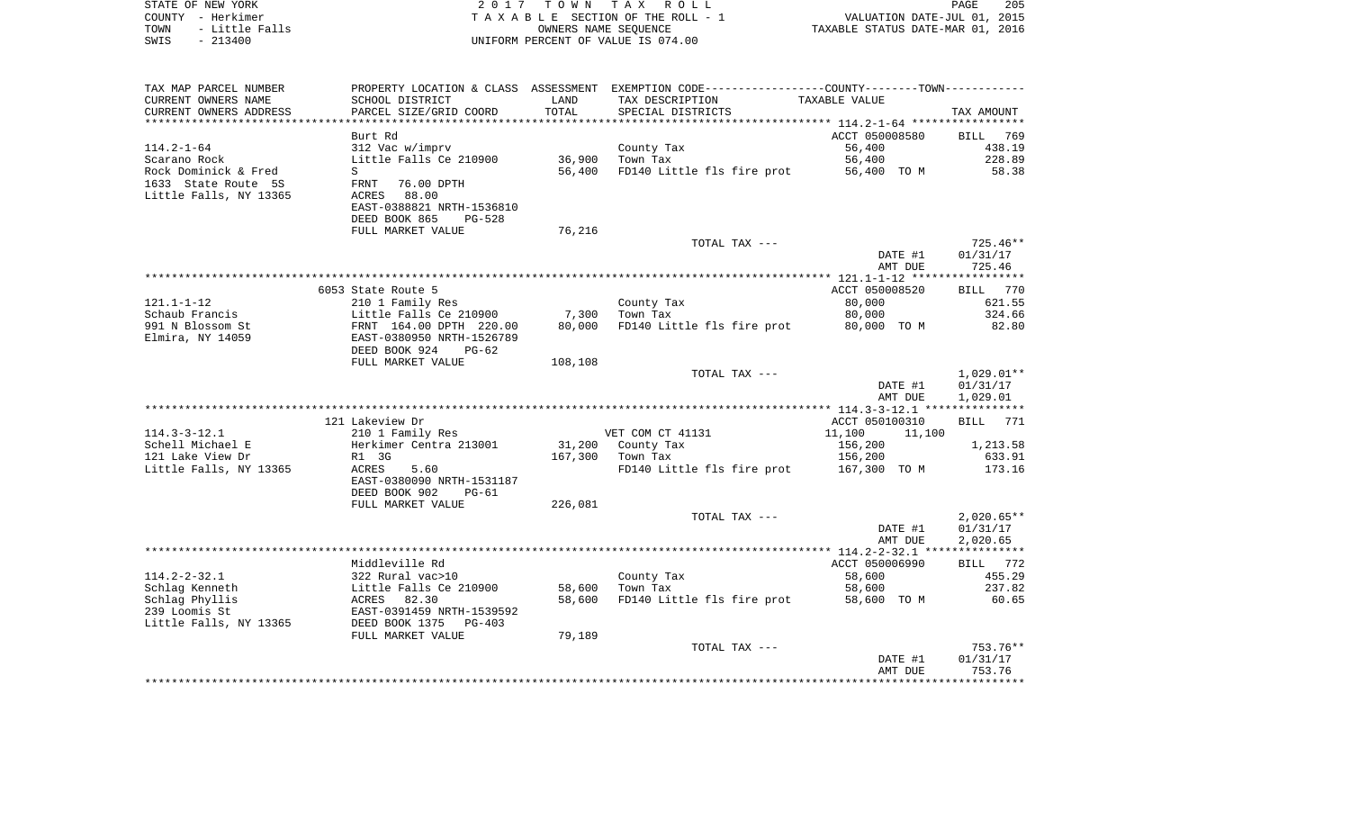STATE OF NEW YORK &nbsp;&nbsp;&nbsp;&nbsp;&nbsp;&nbsp;&nbsp;&nbsp;&nbsp;&nbsp;&nbsp;&nbsp;&nbsp;&nbsp;&nbsp;&nbsp;&nbsp;&nbsp; 2017 TOWN TAX ROLL
COUNTY - Herkimer &nbsp;&nbsp;&nbsp;&nbsp;&nbsp;&nbsp;&nbsp;&nbsp;&nbsp;&nbsp;&nbsp; TAXABLE SECTION OF THE ROLL - 1 &nbsp;&nbsp;&nbsp;&nbsp;&nbsp;&nbsp; VALUATION DATE-JUL 01, 2015
TOWN - Little Falls &nbsp;&nbsp;&nbsp;&nbsp;&nbsp;&nbsp;&nbsp;&nbsp;&nbsp;&nbsp;&nbsp; OWNERS NAME SEQUENCE &nbsp;&nbsp;&nbsp;&nbsp;&nbsp;&nbsp; TAXABLE STATUS DATE-MAR 01, 2016
SWIS - 213400 &nbsp;&nbsp;&nbsp;&nbsp;&nbsp;&nbsp;&nbsp;&nbsp;&nbsp;&nbsp;&nbsp; UNIFORM PERCENT OF VALUE IS 074.00

| TAX MAP PARCEL NUMBER<br>CURRENT OWNERS NAME<br>CURRENT OWNERS ADDRESS | PROPERTY LOCATION & CLASS<br>SCHOOL DISTRICT<br>PARCEL SIZE/GRID COORD | ASSESSMENT<br>LAND<br>TOTAL | EXEMPTION CODE-----COUNTY-----TOWN------<br>TAX DESCRIPTION<br>SPECIAL DISTRICTS | TAXABLE VALUE | TAX AMOUNT |
|---|---|---|---|---|---|
| | Burt Rd | | | ACCT 050008580 | BILL 769 |
| 114.2-1-64 | 312 Vac w/imprv | | County Tax | 56,400 | 438.19 |
| Scarano Rock | Little Falls Ce 210900 | 36,900 | Town Tax | 56,400 | 228.89 |
| Rock Dominick & Fred | S | 56,400 | FD140 Little fls fire prot | 56,400 TO M | 58.38 |
| 1633 State Route 5S | FRNT 76.00 DPTH | | | | |
| Little Falls, NY 13365 | ACRES 88.00 | | | | |
| | EAST-0388821 NRTH-1536810 | | | | |
| | DEED BOOK 865 PG-528 | | | | |
| | FULL MARKET VALUE | 76,216 | | | |
| | | | TOTAL TAX --- | | 725.46** |
| | | | | DATE #1 | 01/31/17 |
| | | | | AMT DUE | 725.46 |
| | 6053 State Route 5 | | | ACCT 050008520 | BILL 770 |
| 121.1-1-12 | 210 1 Family Res | | County Tax | 80,000 | 621.55 |
| Schaub Francis | Little Falls Ce 210900 | 7,300 | Town Tax | 80,000 | 324.66 |
| 991 N Blossom St | FRNT 164.00 DPTH 220.00 | 80,000 | FD140 Little fls fire prot | 80,000 TO M | 82.80 |
| Elmira, NY 14059 | EAST-0380950 NRTH-1526789 | | | | |
| | DEED BOOK 924 PG-62 | | | | |
| | FULL MARKET VALUE | 108,108 | | | |
| | | | TOTAL TAX --- | | 1,029.01** |
| | | | | DATE #1 | 01/31/17 |
| | | | | AMT DUE | 1,029.01 |
| | 121 Lakeview Dr | | | ACCT 050100310 | BILL 771 |
| 114.3-3-12.1 | 210 1 Family Res | | VET COM CT 41131 | 11,100 11,100 | |
| Schell Michael E | Herkimer Centra 213001 | 31,200 | County Tax | 156,200 | 1,213.58 |
| 121 Lake View Dr | R1 3G | 167,300 | Town Tax | 156,200 | 633.91 |
| Little Falls, NY 13365 | ACRES 5.60 | | FD140 Little fls fire prot | 167,300 TO M | 173.16 |
| | EAST-0380090 NRTH-1531187 | | | | |
| | DEED BOOK 902 PG-61 | | | | |
| | FULL MARKET VALUE | 226,081 | | | |
| | | | TOTAL TAX --- | | 2,020.65** |
| | | | | DATE #1 | 01/31/17 |
| | | | | AMT DUE | 2,020.65 |
| | Middleville Rd | | | ACCT 050006990 | BILL 772 |
| 114.2-2-32.1 | 322 Rural vac>10 | | County Tax | 58,600 | 455.29 |
| Schlag Kenneth | Little Falls Ce 210900 | 58,600 | Town Tax | 58,600 | 237.82 |
| Schlag Phyllis | ACRES 82.30 | 58,600 | FD140 Little fls fire prot | 58,600 TO M | 60.65 |
| 239 Loomis St | EAST-0391459 NRTH-1539592 | | | | |
| Little Falls, NY 13365 | DEED BOOK 1375 PG-403 | | | | |
| | FULL MARKET VALUE | 79,189 | | | |
| | | | TOTAL TAX --- | | 753.76** |
| | | | | DATE #1 | 01/31/17 |
| | | | | AMT DUE | 753.76 |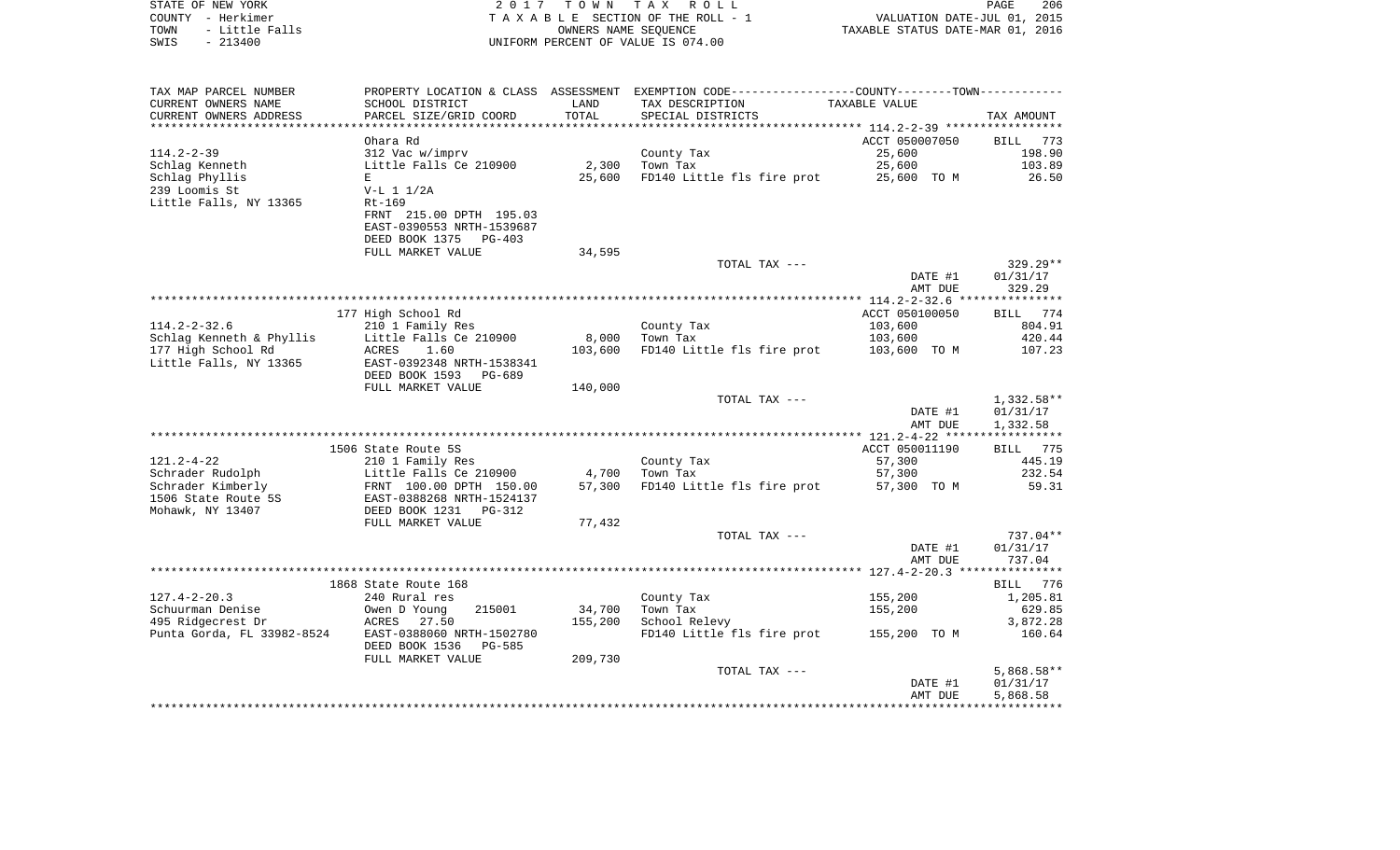STATE OF NEW YORK — COUNTY - Herkimer — TOWN - Little Falls — SWIS - 213400

2017 TOWN TAX ROLL
TAXABLE SECTION OF THE ROLL - 1
OWNERS NAME SEQUENCE
UNIFORM PERCENT OF VALUE IS 074.00

VALUATION DATE-JUL 01, 2015
TAXABLE STATUS DATE-MAR 01, 2016

| TAX MAP PARCEL NUMBER / CURRENT OWNERS NAME / CURRENT OWNERS ADDRESS | PROPERTY LOCATION & CLASS / SCHOOL DISTRICT / PARCEL SIZE/GRID COORD | ASSESSMENT LAND / TOTAL | EXEMPTION CODE / TAX DESCRIPTION / SPECIAL DISTRICTS | COUNTY--------TOWN / TAXABLE VALUE | TAX AMOUNT |
|---|---|---|---|---|---|
| 114.2-2-39 | Ohara Rd | | | ACCT 050007050 | BILL 773 |
| Schlag Kenneth | 312 Vac w/imprv | | County Tax | 25,600 | 198.90 |
| Schlag Phyllis | Little Falls Ce 210900 | 2,300 | Town Tax | 25,600 | 103.89 |
| 239 Loomis St | E | 25,600 | FD140 Little fls fire prot | 25,600 TO M | 26.50 |
| Little Falls, NY 13365 | V-L 1 1/2A | | | | |
| | Rt-169 | | | | |
| | FRNT 215.00 DPTH 195.03 | | | | |
| | EAST-0390553 NRTH-1539687 | | | | |
| | DEED BOOK 1375 PG-403 | | | | |
| | FULL MARKET VALUE | 34,595 | | | |
| | | | TOTAL TAX --- | | 329.29** |
| | | | | DATE #1 | 01/31/17 |
| | | | | AMT DUE | 329.29 |
| 114.2-2-32.6 | 177 High School Rd | | | ACCT 050100050 | BILL 774 |
| Schlag Kenneth & Phyllis | 210 1 Family Res | | County Tax | 103,600 | 804.91 |
| 177 High School Rd | Little Falls Ce 210900 | 8,000 | Town Tax | 103,600 | 420.44 |
| Little Falls, NY 13365 | ACRES 1.60 | 103,600 | FD140 Little fls fire prot | 103,600 TO M | 107.23 |
| | EAST-0392348 NRTH-1538341 | | | | |
| | DEED BOOK 1593 PG-689 | | | | |
| | FULL MARKET VALUE | 140,000 | | | |
| | | | TOTAL TAX --- | | 1,332.58** |
| | | | | DATE #1 | 01/31/17 |
| | | | | AMT DUE | 1,332.58 |
| 121.2-4-22 | 1506 State Route 5S | | | ACCT 050011190 | BILL 775 |
| Schrader Rudolph | 210 1 Family Res | | County Tax | 57,300 | 445.19 |
| Schrader Kimberly | Little Falls Ce 210900 | 4,700 | Town Tax | 57,300 | 232.54 |
| 1506 State Route 5S | FRNT 100.00 DPTH 150.00 | 57,300 | FD140 Little fls fire prot | 57,300 TO M | 59.31 |
| Mohawk, NY 13407 | EAST-0388268 NRTH-1524137 | | | | |
| | DEED BOOK 1231 PG-312 | | | | |
| | FULL MARKET VALUE | 77,432 | | | |
| | | | TOTAL TAX --- | | 737.04** |
| | | | | DATE #1 | 01/31/17 |
| | | | | AMT DUE | 737.04 |
| 127.4-2-20.3 | 1868 State Route 168 | | | | BILL 776 |
| Schuurman Denise | 240 Rural res | | County Tax | 155,200 | 1,205.81 |
| 495 Ridgecrest Dr | Owen D Young 215001 | 34,700 | Town Tax | 155,200 | 629.85 |
| Punta Gorda, FL 33982-8524 | ACRES 27.50 | 155,200 | School Relevy | | 3,872.28 |
| | EAST-0388060 NRTH-1502780 | | FD140 Little fls fire prot | 155,200 TO M | 160.64 |
| | DEED BOOK 1536 PG-585 | | | | |
| | FULL MARKET VALUE | 209,730 | | | |
| | | | TOTAL TAX --- | | 5,868.58** |
| | | | | DATE #1 | 01/31/17 |
| | | | | AMT DUE | 5,868.58 |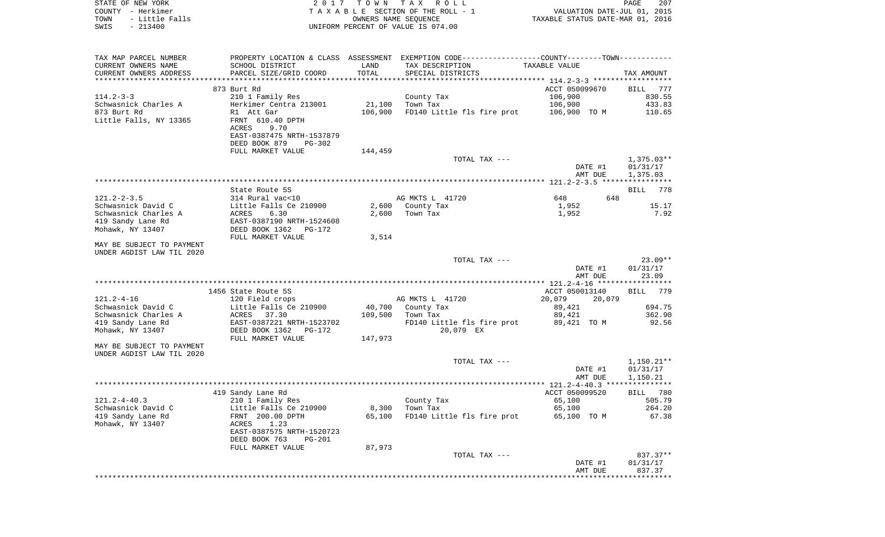STATE OF NEW YORK — 2 0 1 7 T O W N T A X R O L L
COUNTY - Herkimer — T A X A B L E SECTION OF THE ROLL - 1 — VALUATION DATE-JUL 01, 2015
TOWN - Little Falls — OWNERS NAME SEQUENCE — TAXABLE STATUS DATE-MAR 01, 2016
SWIS - 213400 — UNIFORM PERCENT OF VALUE IS 074.00

| TAX MAP PARCEL NUMBER / CURRENT OWNERS NAME / CURRENT OWNERS ADDRESS | PROPERTY LOCATION & CLASS / SCHOOL DISTRICT / PARCEL SIZE/GRID COORD | ASSESSMENT LAND / TOTAL | EXEMPTION CODE / TAX DESCRIPTION / SPECIAL DISTRICTS | COUNTY / TOWN TAXABLE VALUE | TAX AMOUNT |
|---|---|---|---|---|---|
| **114.2-3-3** | 873 Burt Rd | | | ACCT 050099670 | BILL 777 |
| Schwasnick Charles A | 210 1 Family Res | 21,100 | County Tax | 106,900 | 830.55 |
| 873 Burt Rd | Herkimer Centra 213001 | 106,900 | Town Tax | 106,900 | 433.83 |
| Little Falls, NY 13365 | R1 Att Gar | | FD140 Little fls fire prot | 106,900 TO M | 110.65 |
| | FRNT 610.40 DPTH | | | | |
| | ACRES 9.70 | | | | |
| | EAST-0387475 NRTH-1537879 | | | | |
| | DEED BOOK 879 PG-302 | | | | |
| | FULL MARKET VALUE | 144,459 | | | |
| | | | TOTAL TAX --- | | 1,375.03** |
| | | | | DATE #1 | 01/31/17 |
| | | | | AMT DUE | 1,375.03 |
| **121.2-2-3.5** | State Route 5S | | | | BILL 778 |
| Schwasnick David C | 314 Rural vac<10 | | AG MKTS L 41720 | 648 648 | |
| Schwasnick Charles A | Little Falls Ce 210900 | 2,600 | County Tax | 1,952 | 15.17 |
| 419 Sandy Lane Rd | ACRES 6.30 | 2,600 | Town Tax | 1,952 | 7.92 |
| Mohawk, NY 13407 | EAST-0387190 NRTH-1524608 | | | | |
| | DEED BOOK 1362 PG-172 | | | | |
| | FULL MARKET VALUE | 3,514 | | | |
| MAY BE SUBJECT TO PAYMENT UNDER AGDIST LAW TIL 2020 | | | | | |
| | | | TOTAL TAX --- | | 23.09** |
| | | | | DATE #1 | 01/31/17 |
| | | | | AMT DUE | 23.09 |
| **121.2-4-16** | 1456 State Route 5S | | | ACCT 050013140 | BILL 779 |
| Schwasnick David C | 120 Field crops | | AG MKTS L 41720 | 20,079 20,079 | |
| Schwasnick Charles A | Little Falls Ce 210900 | 40,700 | County Tax | 89,421 | 694.75 |
| 419 Sandy Lane Rd | ACRES 37.30 | 109,500 | Town Tax | 89,421 | 362.90 |
| Mohawk, NY 13407 | EAST-0387221 NRTH-1523702 | | FD140 Little fls fire prot | 89,421 TO M | 92.56 |
| | DEED BOOK 1362 PG-172 | | 20,079 EX | | |
| | FULL MARKET VALUE | 147,973 | | | |
| MAY BE SUBJECT TO PAYMENT UNDER AGDIST LAW TIL 2020 | | | | | |
| | | | TOTAL TAX --- | | 1,150.21** |
| | | | | DATE #1 | 01/31/17 |
| | | | | AMT DUE | 1,150.21 |
| **121.2-4-40.3** | 419 Sandy Lane Rd | | | ACCT 050099520 | BILL 780 |
| Schwasnick David C | 210 1 Family Res | | County Tax | 65,100 | 505.79 |
| 419 Sandy Lane Rd | Little Falls Ce 210900 | 8,300 | Town Tax | 65,100 | 264.20 |
| Mohawk, NY 13407 | FRNT 200.00 DPTH | 65,100 | FD140 Little fls fire prot | 65,100 TO M | 67.38 |
| | ACRES 1.23 | | | | |
| | EAST-0387575 NRTH-1520723 | | | | |
| | DEED BOOK 763 PG-201 | | | | |
| | FULL MARKET VALUE | 87,973 | | | |
| | | | TOTAL TAX --- | | 837.37** |
| | | | | DATE #1 | 01/31/17 |
| | | | | AMT DUE | 837.37 |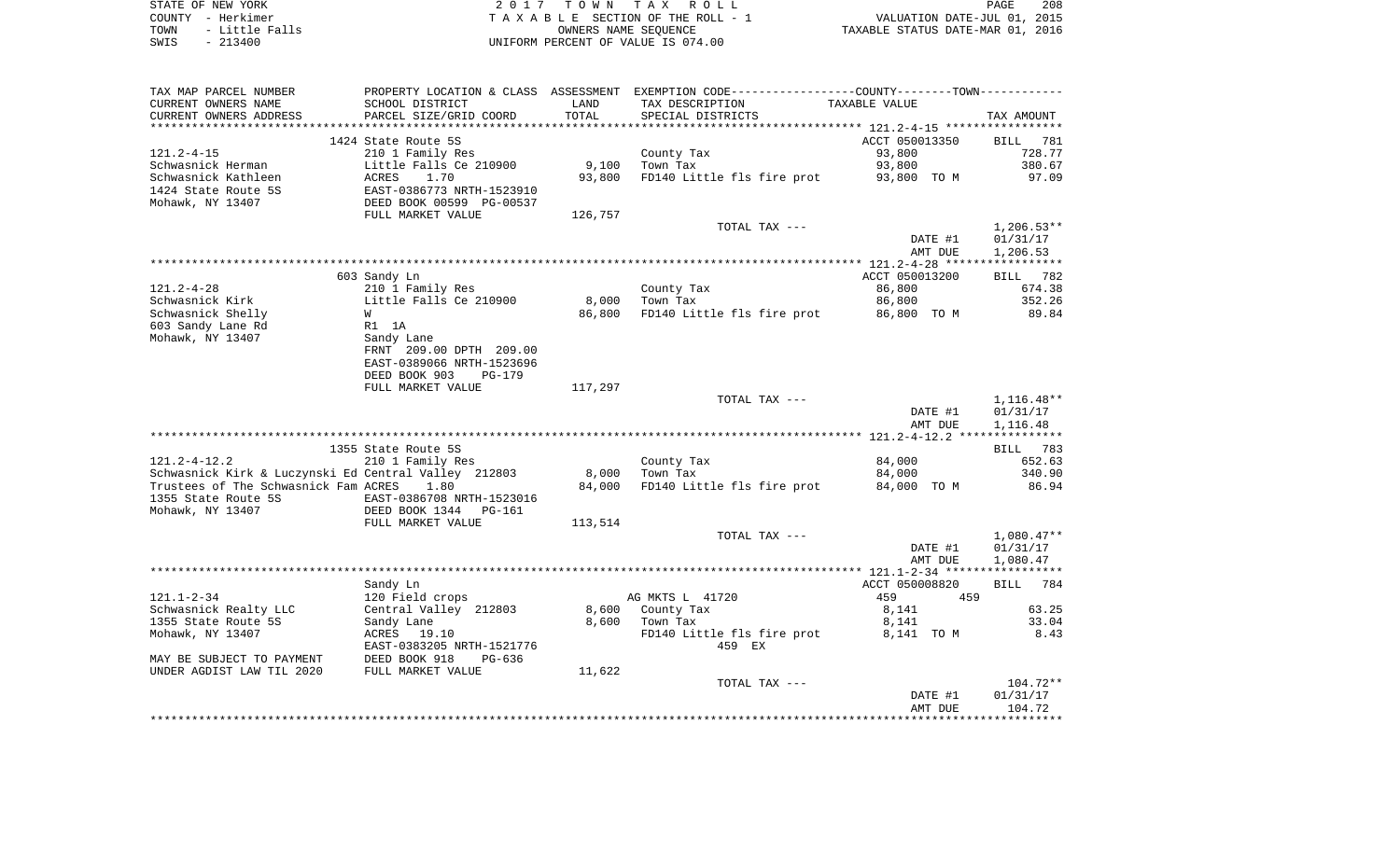STATE OF NEW YORK
COUNTY - Herkimer
TOWN - Little Falls
SWIS - 213400

2017 TOWN TAX ROLL
TAXABLE SECTION OF THE ROLL - 1
OWNERS NAME SEQUENCE
UNIFORM PERCENT OF VALUE IS 074.00

VALUATION DATE-JUL 01, 2015
TAXABLE STATUS DATE-MAR 01, 2016

| TAX MAP PARCEL NUMBER / CURRENT OWNERS NAME / CURRENT OWNERS ADDRESS | PROPERTY LOCATION & CLASS / SCHOOL DISTRICT / PARCEL SIZE/GRID COORD | ASSESSMENT LAND | TOTAL | EXEMPTION CODE / TAX DESCRIPTION / SPECIAL DISTRICTS | TAXABLE VALUE | TAX AMOUNT |
|---|---|---|---|---|---|---|
| | 1424 State Route 5S | | | | ACCT 050013350 | BILL 781 |
| 121.2-4-15 | 210 1 Family Res | | | County Tax | 93,800 | 728.77 |
| Schwasnick Herman | Little Falls Ce 210900 | 9,100 | | Town Tax | 93,800 | 380.67 |
| Schwasnick Kathleen | ACRES 1.70 | | 93,800 | FD140 Little fls fire prot | 93,800 TO M | 97.09 |
| 1424 State Route 5S | EAST-0386773 NRTH-1523910 | | | | | |
| Mohawk, NY 13407 | DEED BOOK 00599 PG-00537 | | | | | |
| | FULL MARKET VALUE | | 126,757 | | | |
| | | | | TOTAL TAX --- | | 1,206.53** |
| | | | | | DATE #1 | 01/31/17 |
| | | | | | AMT DUE | 1,206.53 |
| | 603 Sandy Ln | | | | ACCT 050013200 | BILL 782 |
| 121.2-4-28 | 210 1 Family Res | | | County Tax | 86,800 | 674.38 |
| Schwasnick Kirk | Little Falls Ce 210900 | 8,000 | | Town Tax | 86,800 | 352.26 |
| Schwasnick Shelly | W | | 86,800 | FD140 Little fls fire prot | 86,800 TO M | 89.84 |
| 603 Sandy Lane Rd | R1 1A | | | | | |
| Mohawk, NY 13407 | Sandy Lane | | | | | |
| | FRNT 209.00 DPTH 209.00 | | | | | |
| | EAST-0389066 NRTH-1523696 | | | | | |
| | DEED BOOK 903 PG-179 | | | | | |
| | FULL MARKET VALUE | | 117,297 | | | |
| | | | | TOTAL TAX --- | | 1,116.48** |
| | | | | | DATE #1 | 01/31/17 |
| | | | | | AMT DUE | 1,116.48 |
| | 1355 State Route 5S | | | | | BILL 783 |
| 121.2-4-12.2 | 210 1 Family Res | | | County Tax | 84,000 | 652.63 |
| Schwasnick Kirk & Luczynski Ed | Central Valley 212803 | 8,000 | | Town Tax | 84,000 | 340.90 |
| Trustees of The Schwasnick Fam | ACRES 1.80 | | 84,000 | FD140 Little fls fire prot | 84,000 TO M | 86.94 |
| 1355 State Route 5S | EAST-0386708 NRTH-1523016 | | | | | |
| Mohawk, NY 13407 | DEED BOOK 1344 PG-161 | | | | | |
| | FULL MARKET VALUE | | 113,514 | | | |
| | | | | TOTAL TAX --- | | 1,080.47** |
| | | | | | DATE #1 | 01/31/17 |
| | | | | | AMT DUE | 1,080.47 |
| | Sandy Ln | | | | ACCT 050008820 | BILL 784 |
| 121.1-2-34 | 120 Field crops | | | AG MKTS L 41720 | 459 459 | |
| Schwasnick Realty LLC | Central Valley 212803 | 8,600 | | County Tax | 8,141 | 63.25 |
| 1355 State Route 5S | Sandy Lane | | 8,600 | Town Tax | 8,141 | 33.04 |
| Mohawk, NY 13407 | ACRES 19.10 | | | FD140 Little fls fire prot | 8,141 TO M | 8.43 |
| | EAST-0383205 NRTH-1521776 | | | 459 EX | | |
| MAY BE SUBJECT TO PAYMENT | DEED BOOK 918 PG-636 | | | | | |
| UNDER AGDIST LAW TIL 2020 | FULL MARKET VALUE | | 11,622 | | | |
| | | | | TOTAL TAX --- | | 104.72** |
| | | | | | DATE #1 | 01/31/17 |
| | | | | | AMT DUE | 104.72 |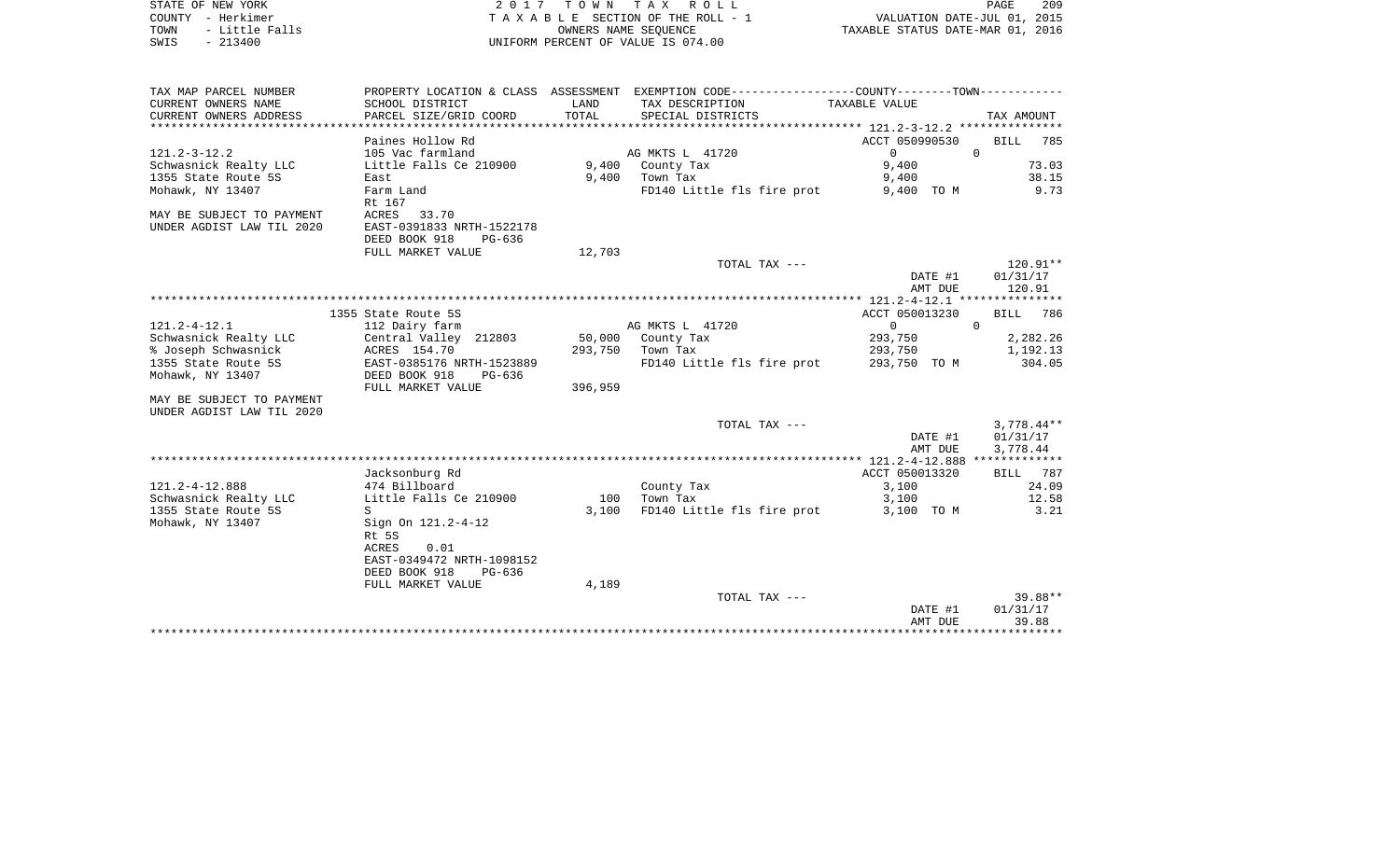STATE OF NEW YORK
COUNTY - Herkimer
TOWN - Little Falls
SWIS - 213400

2 0 1 7 T O W N T A X R O L L
T A X A B L E SECTION OF THE ROLL - 1
OWNERS NAME SEQUENCE
UNIFORM PERCENT OF VALUE IS 074.00

VALUATION DATE-JUL 01, 2015
TAXABLE STATUS DATE-MAR 01, 2016

| TAX MAP PARCEL NUMBER<br>CURRENT OWNERS NAME<br>CURRENT OWNERS ADDRESS | PROPERTY LOCATION & CLASS<br>SCHOOL DISTRICT<br>PARCEL SIZE/GRID COORD | ASSESSMENT<br>LAND<br>TOTAL | EXEMPTION CODE-----COUNTY-----TOWN-----<br>TAX DESCRIPTION<br>SPECIAL DISTRICTS | TAXABLE VALUE | TAX AMOUNT |
|---|---|---|---|---|---|
| **121.2-3-12.2** | Paines Hollow Rd | | | ACCT 050990530 | BILL 785 |
| 121.2-3-12.2 | 105 Vac farmland | | AG MKTS L 41720 | 0 0 | |
| Schwasnick Realty LLC | Little Falls Ce 210900 | 9,400 | County Tax | 9,400 | 73.03 |
| 1355 State Route 5S | East | 9,400 | Town Tax | 9,400 | 38.15 |
| Mohawk, NY 13407 | Farm Land | | FD140 Little fls fire prot | 9,400 TO M | 9.73 |
| | Rt 167 | | | | |
| MAY BE SUBJECT TO PAYMENT | ACRES 33.70 | | | | |
| UNDER AGDIST LAW TIL 2020 | EAST-0391833 NRTH-1522178 | | | | |
| | DEED BOOK 918 PG-636 | | | | |
| | FULL MARKET VALUE | 12,703 | | | |
| | | | TOTAL TAX --- | | 120.91** |
| | | | | DATE #1 | 01/31/17 |
| | | | | AMT DUE | 120.91 |
| **121.2-4-12.1** | 1355 State Route 5S | | | ACCT 050013230 | BILL 786 |
| 121.2-4-12.1 | 112 Dairy farm | | AG MKTS L 41720 | 0 0 | |
| Schwasnick Realty LLC | Central Valley 212803 | 50,000 | County Tax | 293,750 | 2,282.26 |
| % Joseph Schwasnick | ACRES 154.70 | 293,750 | Town Tax | 293,750 | 1,192.13 |
| 1355 State Route 5S | EAST-0385176 NRTH-1523889 | | FD140 Little fls fire prot | 293,750 TO M | 304.05 |
| Mohawk, NY 13407 | DEED BOOK 918 PG-636 | | | | |
| | FULL MARKET VALUE | 396,959 | | | |
| MAY BE SUBJECT TO PAYMENT | | | | | |
| UNDER AGDIST LAW TIL 2020 | | | | | |
| | | | TOTAL TAX --- | | 3,778.44** |
| | | | | DATE #1 | 01/31/17 |
| | | | | AMT DUE | 3,778.44 |
| **121.2-4-12.888** | Jacksonburg Rd | | | ACCT 050013320 | BILL 787 |
| 121.2-4-12.888 | 474 Billboard | | County Tax | 3,100 | 24.09 |
| Schwasnick Realty LLC | Little Falls Ce 210900 | 100 | Town Tax | 3,100 | 12.58 |
| 1355 State Route 5S | S | 3,100 | FD140 Little fls fire prot | 3,100 TO M | 3.21 |
| Mohawk, NY 13407 | Sign On 121.2-4-12 | | | | |
| | Rt 5S | | | | |
| | ACRES 0.01 | | | | |
| | EAST-0349472 NRTH-1098152 | | | | |
| | DEED BOOK 918 PG-636 | | | | |
| | FULL MARKET VALUE | 4,189 | | | |
| | | | TOTAL TAX --- | | 39.88** |
| | | | | DATE #1 | 01/31/17 |
| | | | | AMT DUE | 39.88 |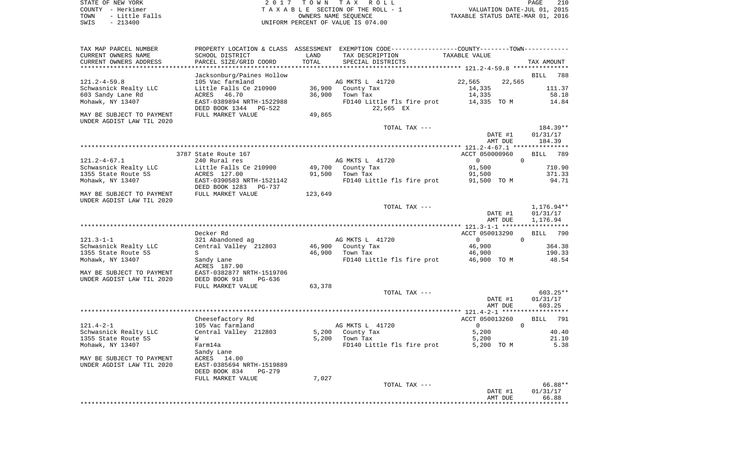STATE OF NEW YORK — 2017 TOWN TAX ROLL
COUNTY - Herkimer — TAXABLE SECTION OF THE ROLL - 1 — VALUATION DATE-JUL 01, 2015
TOWN - Little Falls — OWNERS NAME SEQUENCE — TAXABLE STATUS DATE-MAR 01, 2016
SWIS - 213400 — UNIFORM PERCENT OF VALUE IS 074.00

| TAX MAP PARCEL NUMBER / CURRENT OWNERS NAME / CURRENT OWNERS ADDRESS | PROPERTY LOCATION & CLASS / SCHOOL DISTRICT / PARCEL SIZE/GRID COORD | ASSESSMENT LAND / TOTAL | EXEMPTION CODE / TAX DESCRIPTION / SPECIAL DISTRICTS | COUNTY / TOWN TAXABLE VALUE | TAX AMOUNT |
|---|---|---|---|---|---|
| **121.2-4-59.8** | Jacksonburg/Paines Hollow | | | | BILL 788 |
| 121.2-4-59.8 | 105 Vac farmland | | AG MKTS L 41720 | 22,565 22,565 | |
| Schwasnick Realty LLC | Little Falls Ce 210900 | 36,900 | County Tax | 14,335 | 111.37 |
| 603 Sandy Lane Rd | ACRES 46.70 | 36,900 | Town Tax | 14,335 | 58.18 |
| Mohawk, NY 13407 | EAST-0389894 NRTH-1522988 | | FD140 Little fls fire prot | 14,335 TO M | 14.84 |
| | DEED BOOK 1344 PG-522 | | 22,565 EX | | |
| MAY BE SUBJECT TO PAYMENT | FULL MARKET VALUE | 49,865 | | | |
| UNDER AGDIST LAW TIL 2020 | | | | | |
| | | | TOTAL TAX --- | | 184.39** |
| | | | | DATE #1 | 01/31/17 |
| | | | | AMT DUE | 184.39 |
| **121.2-4-67.1** | 3787 State Route 167 | | | ACCT 050000960 | BILL 789 |
| 121.2-4-67.1 | 240 Rural res | | AG MKTS L 41720 | 0 0 | |
| Schwasnick Realty LLC | Little Falls Ce 210900 | 49,700 | County Tax | 91,500 | 710.90 |
| 1355 State Route 5S | ACRES 127.00 | 91,500 | Town Tax | 91,500 | 371.33 |
| Mohawk, NY 13407 | EAST-0390583 NRTH-1521142 | | FD140 Little fls fire prot | 91,500 TO M | 94.71 |
| | DEED BOOK 1283 PG-737 | | | | |
| MAY BE SUBJECT TO PAYMENT | FULL MARKET VALUE | 123,649 | | | |
| UNDER AGDIST LAW TIL 2020 | | | | | |
| | | | TOTAL TAX --- | | 1,176.94** |
| | | | | DATE #1 | 01/31/17 |
| | | | | AMT DUE | 1,176.94 |
| **121.3-1-1** | Decker Rd | | | ACCT 050013290 | BILL 790 |
| 121.3-1-1 | 321 Abandoned ag | | AG MKTS L 41720 | 0 0 | |
| Schwasnick Realty LLC | Central Valley 212803 | 46,900 | County Tax | 46,900 | 364.38 |
| 1355 State Route 5S | S | 46,900 | Town Tax | 46,900 | 190.33 |
| Mohawk, NY 13407 | Sandy Lane | | FD140 Little fls fire prot | 46,900 TO M | 48.54 |
| | ACRES 187.90 | | | | |
| MAY BE SUBJECT TO PAYMENT | EAST-0382877 NRTH-1519706 | | | | |
| UNDER AGDIST LAW TIL 2020 | DEED BOOK 918 PG-636 | | | | |
| | FULL MARKET VALUE | 63,378 | | | |
| | | | TOTAL TAX --- | | 603.25** |
| | | | | DATE #1 | 01/31/17 |
| | | | | AMT DUE | 603.25 |
| **121.4-2-1** | Cheesefactory Rd | | | ACCT 050013260 | BILL 791 |
| 121.4-2-1 | 105 Vac farmland | | AG MKTS L 41720 | 0 0 | |
| Schwasnick Realty LLC | Central Valley 212803 | 5,200 | County Tax | 5,200 | 40.40 |
| 1355 State Route 5S | W | 5,200 | Town Tax | 5,200 | 21.10 |
| Mohawk, NY 13407 | Farm14a | | FD140 Little fls fire prot | 5,200 TO M | 5.38 |
| | Sandy Lane | | | | |
| MAY BE SUBJECT TO PAYMENT | ACRES 14.00 | | | | |
| UNDER AGDIST LAW TIL 2020 | EAST-0385694 NRTH-1519889 | | | | |
| | DEED BOOK 834 PG-279 | | | | |
| | FULL MARKET VALUE | 7,027 | | | |
| | | | TOTAL TAX --- | | 66.88** |
| | | | | DATE #1 | 01/31/17 |
| | | | | AMT DUE | 66.88 |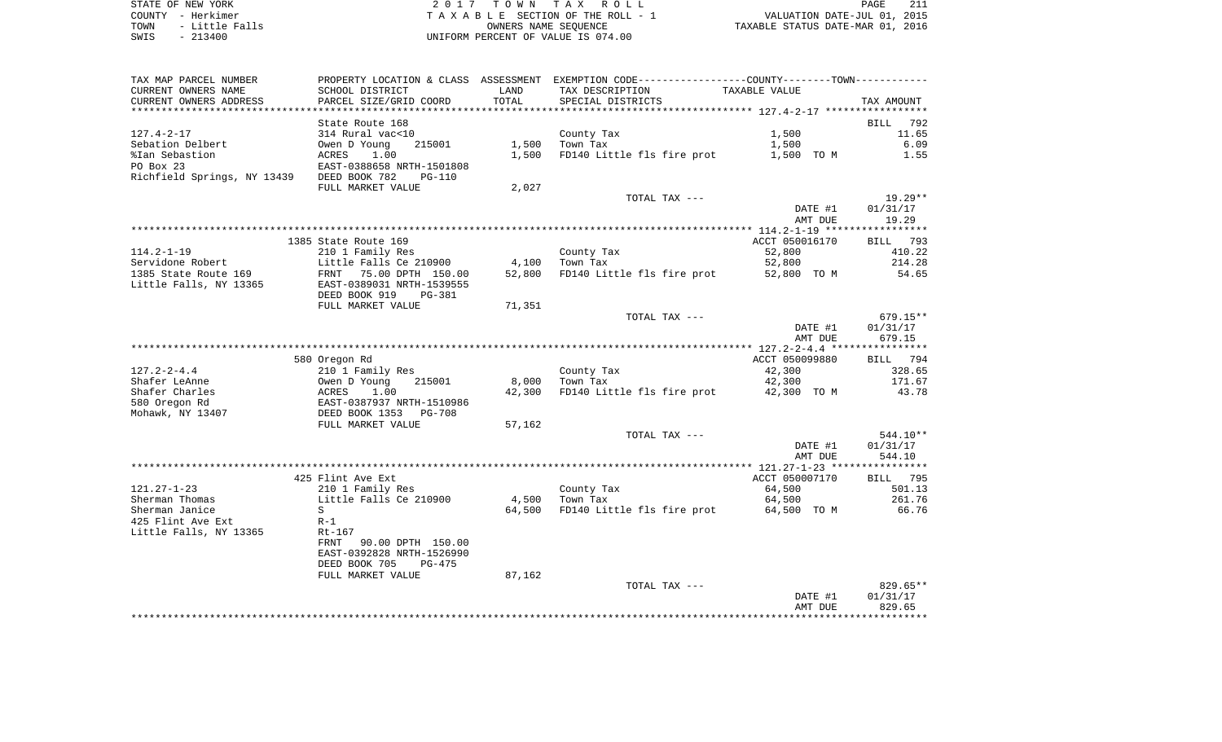STATE OF NEW YORK — 2017 TOWN TAX ROLL
COUNTY - Herkimer — TAXABLE SECTION OF THE ROLL - 1 — VALUATION DATE-JUL 01, 2015
TOWN - Little Falls — OWNERS NAME SEQUENCE — TAXABLE STATUS DATE-MAR 01, 2016
SWIS - 213400 — UNIFORM PERCENT OF VALUE IS 074.00

| TAX MAP PARCEL NUMBER / CURRENT OWNERS NAME / CURRENT OWNERS ADDRESS | PROPERTY LOCATION & CLASS / SCHOOL DISTRICT / PARCEL SIZE/GRID COORD | ASSESSMENT LAND / TOTAL | EXEMPTION CODE / TAX DESCRIPTION / SPECIAL DISTRICTS | TAXABLE VALUE | TAX AMOUNT |
|---|---|---|---|---|---|
| **127.4-2-17** | State Route 168 | | | | BILL 792 |
| 127.4-2-17 | 314 Rural vac<10 | | County Tax | 1,500 | 11.65 |
| Sebation Delbert | Owen D Young 215001 | 1,500 | Town Tax | 1,500 | 6.09 |
| %Ian Sebastion | ACRES 1.00 | 1,500 | FD140 Little fls fire prot | 1,500 TO M | 1.55 |
| PO Box 23 | EAST-0388658 NRTH-1501808 | | | | |
| Richfield Springs, NY 13439 | DEED BOOK 782 PG-110 | | | | |
| | FULL MARKET VALUE | 2,027 | | | |
| | | | TOTAL TAX --- | | 19.29** |
| | | | | DATE #1 | 01/31/17 |
| | | | | AMT DUE | 19.29 |
| **114.2-1-19** | 1385 State Route 169 | | | ACCT 050016170 | BILL 793 |
| 114.2-1-19 | 210 1 Family Res | | County Tax | 52,800 | 410.22 |
| Servidone Robert | Little Falls Ce 210900 | 4,100 | Town Tax | 52,800 | 214.28 |
| 1385 State Route 169 | FRNT 75.00 DPTH 150.00 | 52,800 | FD140 Little fls fire prot | 52,800 TO M | 54.65 |
| Little Falls, NY 13365 | EAST-0389031 NRTH-1539555 | | | | |
| | DEED BOOK 919 PG-381 | | | | |
| | FULL MARKET VALUE | 71,351 | | | |
| | | | TOTAL TAX --- | | 679.15** |
| | | | | DATE #1 | 01/31/17 |
| | | | | AMT DUE | 679.15 |
| **127.2-2-4.4** | 580 Oregon Rd | | | ACCT 050099880 | BILL 794 |
| 127.2-2-4.4 | 210 1 Family Res | | County Tax | 42,300 | 328.65 |
| Shafer LeAnne | Owen D Young 215001 | 8,000 | Town Tax | 42,300 | 171.67 |
| Shafer Charles | ACRES 1.00 | 42,300 | FD140 Little fls fire prot | 42,300 TO M | 43.78 |
| 580 Oregon Rd | EAST-0387937 NRTH-1510986 | | | | |
| Mohawk, NY 13407 | DEED BOOK 1353 PG-708 | | | | |
| | FULL MARKET VALUE | 57,162 | | | |
| | | | TOTAL TAX --- | | 544.10** |
| | | | | DATE #1 | 01/31/17 |
| | | | | AMT DUE | 544.10 |
| **121.27-1-23** | 425 Flint Ave Ext | | | ACCT 050007170 | BILL 795 |
| 121.27-1-23 | 210 1 Family Res | | County Tax | 64,500 | 501.13 |
| Sherman Thomas | Little Falls Ce 210900 | 4,500 | Town Tax | 64,500 | 261.76 |
| Sherman Janice | S | 64,500 | FD140 Little fls fire prot | 64,500 TO M | 66.76 |
| 425 Flint Ave Ext | R-1 | | | | |
| Little Falls, NY 13365 | Rt-167 | | | | |
| | FRNT 90.00 DPTH 150.00 | | | | |
| | EAST-0392828 NRTH-1526990 | | | | |
| | DEED BOOK 705 PG-475 | | | | |
| | FULL MARKET VALUE | 87,162 | | | |
| | | | TOTAL TAX --- | | 829.65** |
| | | | | DATE #1 | 01/31/17 |
| | | | | AMT DUE | 829.65 |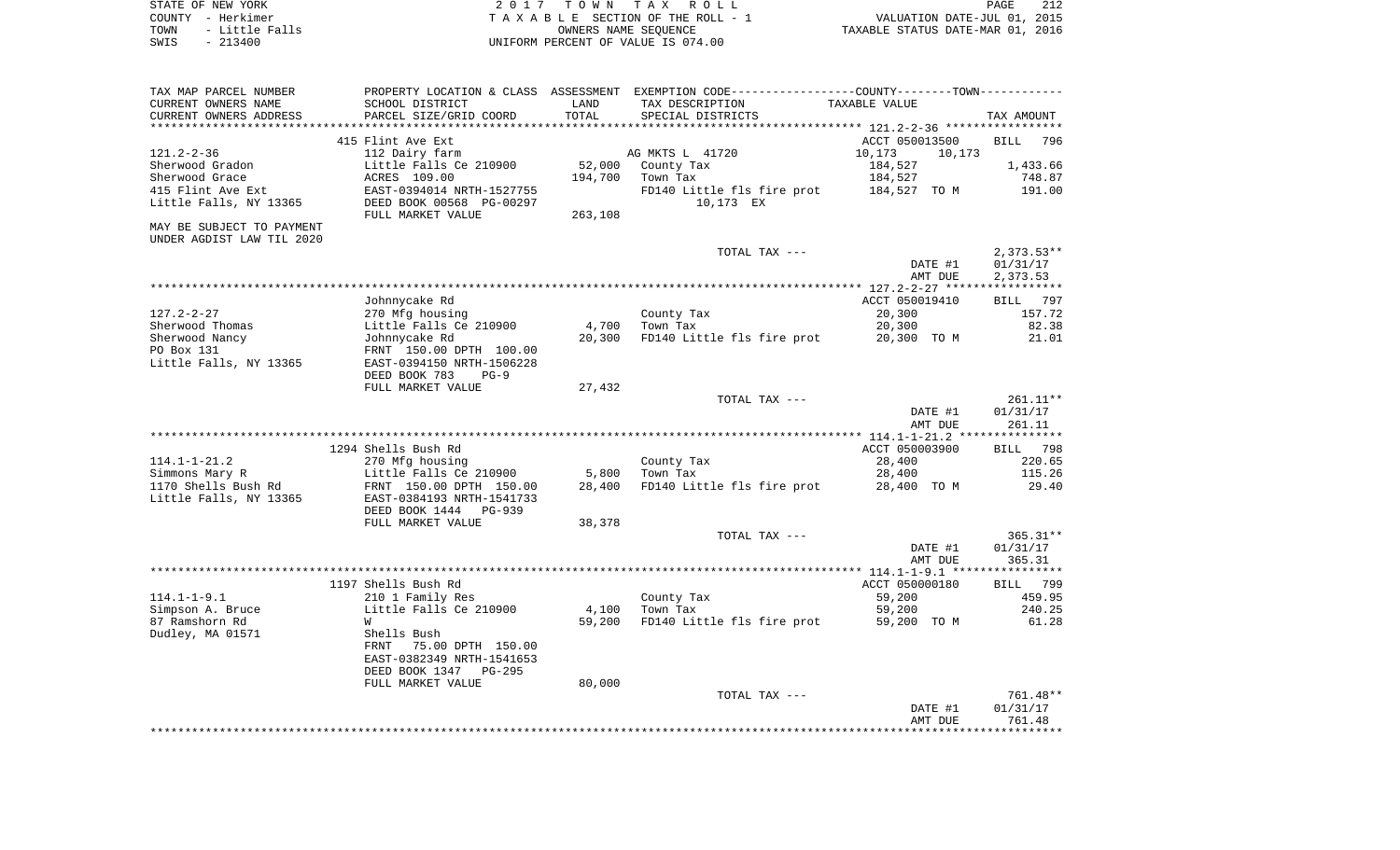STATE OF NEW YORK
COUNTY - Herkimer
TOWN - Little Falls
SWIS - 213400

2017 TOWN TAX ROLL
TAXABLE SECTION OF THE ROLL - 1
OWNERS NAME SEQUENCE
UNIFORM PERCENT OF VALUE IS 074.00

VALUATION DATE-JUL 01, 2015
TAXABLE STATUS DATE-MAR 01, 2016

| TAX MAP PARCEL NUMBER / CURRENT OWNERS NAME / CURRENT OWNERS ADDRESS | PROPERTY LOCATION & CLASS / SCHOOL DISTRICT / PARCEL SIZE/GRID COORD | ASSESSMENT LAND / TOTAL | EXEMPTION CODE / TAX DESCRIPTION / SPECIAL DISTRICTS | COUNTY--------TOWN / TAXABLE VALUE | TAX AMOUNT |
|---|---|---|---|---|---|
| | 415 Flint Ave Ext | | | ACCT 050013500 | BILL 796 |
| 121.2-2-36 | 112 Dairy farm | | AG MKTS L 41720 | 10,173 10,173 | |
| Sherwood Gradon | Little Falls Ce 210900 | 52,000 | County Tax | 184,527 | 1,433.66 |
| Sherwood Grace | ACRES 109.00 | 194,700 | Town Tax | 184,527 | 748.87 |
| 415 Flint Ave Ext | EAST-0394014 NRTH-1527755 | | FD140 Little fls fire prot | 184,527 TO M | 191.00 |
| Little Falls, NY 13365 | DEED BOOK 00568 PG-00297 | | 10,173 EX | | |
| | FULL MARKET VALUE | 263,108 | | | |
| MAY BE SUBJECT TO PAYMENT UNDER AGDIST LAW TIL 2020 | | | | | |
| | | | TOTAL TAX --- | | 2,373.53** |
| | | | | DATE #1 | 01/31/17 |
| | | | | AMT DUE | 2,373.53 |
| | Johnnycake Rd | | | ACCT 050019410 | BILL 797 |
| 127.2-2-27 | 270 Mfg housing | | County Tax | 20,300 | 157.72 |
| Sherwood Thomas | Little Falls Ce 210900 | 4,700 | Town Tax | 20,300 | 82.38 |
| Sherwood Nancy | Johnnycake Rd | 20,300 | FD140 Little fls fire prot | 20,300 TO M | 21.01 |
| PO Box 131 | FRNT 150.00 DPTH 100.00 | | | | |
| Little Falls, NY 13365 | EAST-0394150 NRTH-1506228 | | | | |
| | DEED BOOK 783 PG-9 | | | | |
| | FULL MARKET VALUE | 27,432 | | | |
| | | | TOTAL TAX --- | | 261.11** |
| | | | | DATE #1 | 01/31/17 |
| | | | | AMT DUE | 261.11 |
| | 1294 Shells Bush Rd | | | ACCT 050003900 | BILL 798 |
| 114.1-1-21.2 | 270 Mfg housing | | County Tax | 28,400 | 220.65 |
| Simmons Mary R | Little Falls Ce 210900 | 5,800 | Town Tax | 28,400 | 115.26 |
| 1170 Shells Bush Rd | FRNT 150.00 DPTH 150.00 | 28,400 | FD140 Little fls fire prot | 28,400 TO M | 29.40 |
| Little Falls, NY 13365 | EAST-0384193 NRTH-1541733 | | | | |
| | DEED BOOK 1444 PG-939 | | | | |
| | FULL MARKET VALUE | 38,378 | | | |
| | | | TOTAL TAX --- | | 365.31** |
| | | | | DATE #1 | 01/31/17 |
| | | | | AMT DUE | 365.31 |
| | 1197 Shells Bush Rd | | | ACCT 050000180 | BILL 799 |
| 114.1-1-9.1 | 210 1 Family Res | | County Tax | 59,200 | 459.95 |
| Simpson A. Bruce | Little Falls Ce 210900 | 4,100 | Town Tax | 59,200 | 240.25 |
| 87 Ramshorn Rd | W | 59,200 | FD140 Little fls fire prot | 59,200 TO M | 61.28 |
| Dudley, MA 01571 | Shells Bush | | | | |
| | FRNT 75.00 DPTH 150.00 | | | | |
| | EAST-0382349 NRTH-1541653 | | | | |
| | DEED BOOK 1347 PG-295 | | | | |
| | FULL MARKET VALUE | 80,000 | | | |
| | | | TOTAL TAX --- | | 761.48** |
| | | | | DATE #1 | 01/31/17 |
| | | | | AMT DUE | 761.48 |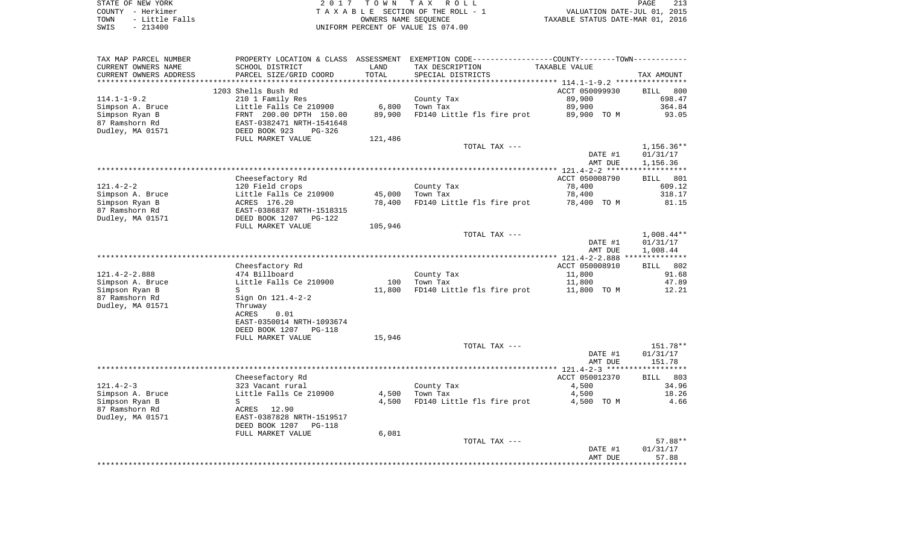STATE OF NEW YORK | COUNTY - Herkimer | TOWN - Little Falls | SWIS - 213400

2017 TOWN TAX ROLL
TAXABLE SECTION OF THE ROLL - 1
OWNERS NAME SEQUENCE
UNIFORM PERCENT OF VALUE IS 074.00

VALUATION DATE-JUL 01, 2015
TAXABLE STATUS DATE-MAR 01, 2016

| TAX MAP PARCEL NUMBER / CURRENT OWNERS NAME / CURRENT OWNERS ADDRESS | PROPERTY LOCATION & CLASS / SCHOOL DISTRICT / PARCEL SIZE/GRID COORD | ASSESSMENT LAND / TOTAL | EXEMPTION CODE / TAX DESCRIPTION / SPECIAL DISTRICTS | COUNTY/TOWN TAXABLE VALUE | TAX AMOUNT |
|---|---|---|---|---|---|
| 114.1-1-9.2 | 1203 Shells Bush Rd | | | ACCT 050099930 | BILL 800 |
| Simpson A. Bruce | 210 1 Family Res | | County Tax | 89,900 | 698.47 |
| Simpson Ryan B | Little Falls Ce 210900 | 6,800 | Town Tax | 89,900 | 364.84 |
| 87 Ramshorn Rd | FRNT 200.00 DPTH 150.00 | 89,900 | FD140 Little fls fire prot | 89,900 TO M | 93.05 |
| Dudley, MA 01571 | EAST-0382471 NRTH-1541648 | | | | |
| | DEED BOOK 923 PG-326 | | | | |
| | FULL MARKET VALUE | 121,486 | | | |
| | | | TOTAL TAX --- | | 1,156.36** |
| | | | | DATE #1 | 01/31/17 |
| | | | | AMT DUE | 1,156.36 |
| 121.4-2-2 | Cheesefactory Rd | | | ACCT 050008790 | BILL 801 |
| Simpson A. Bruce | 120 Field crops | | County Tax | 78,400 | 609.12 |
| Simpson Ryan B | Little Falls Ce 210900 | 45,000 | Town Tax | 78,400 | 318.17 |
| 87 Ramshorn Rd | ACRES 176.20 | 78,400 | FD140 Little fls fire prot | 78,400 TO M | 81.15 |
| Dudley, MA 01571 | EAST-0386837 NRTH-1518315 | | | | |
| | DEED BOOK 1207 PG-122 | | | | |
| | FULL MARKET VALUE | 105,946 | | | |
| | | | TOTAL TAX --- | | 1,008.44** |
| | | | | DATE #1 | 01/31/17 |
| | | | | AMT DUE | 1,008.44 |
| 121.4-2-2.888 | Cheesfactory Rd | | | ACCT 050008910 | BILL 802 |
| Simpson A. Bruce | 474 Billboard | | County Tax | 11,800 | 91.68 |
| Simpson Ryan B | Little Falls Ce 210900 | 100 | Town Tax | 11,800 | 47.89 |
| 87 Ramshorn Rd | S | 11,800 | FD140 Little fls fire prot | 11,800 TO M | 12.21 |
| Dudley, MA 01571 | Sign On 121.4-2-2 | | | | |
| | Thruway | | | | |
| | ACRES 0.01 | | | | |
| | EAST-0350014 NRTH-1093674 | | | | |
| | DEED BOOK 1207 PG-118 | | | | |
| | FULL MARKET VALUE | 15,946 | | | |
| | | | TOTAL TAX --- | | 151.78** |
| | | | | DATE #1 | 01/31/17 |
| | | | | AMT DUE | 151.78 |
| 121.4-2-3 | Cheesefactory Rd | | | ACCT 050012370 | BILL 803 |
| Simpson A. Bruce | 323 Vacant rural | | County Tax | 4,500 | 34.96 |
| Simpson Ryan B | Little Falls Ce 210900 | 4,500 | Town Tax | 4,500 | 18.26 |
| 87 Ramshorn Rd | S | 4,500 | FD140 Little fls fire prot | 4,500 TO M | 4.66 |
| Dudley, MA 01571 | ACRES 12.90 | | | | |
| | EAST-0387828 NRTH-1519517 | | | | |
| | DEED BOOK 1207 PG-118 | | | | |
| | FULL MARKET VALUE | 6,081 | | | |
| | | | TOTAL TAX --- | | 57.88** |
| | | | | DATE #1 | 01/31/17 |
| | | | | AMT DUE | 57.88 |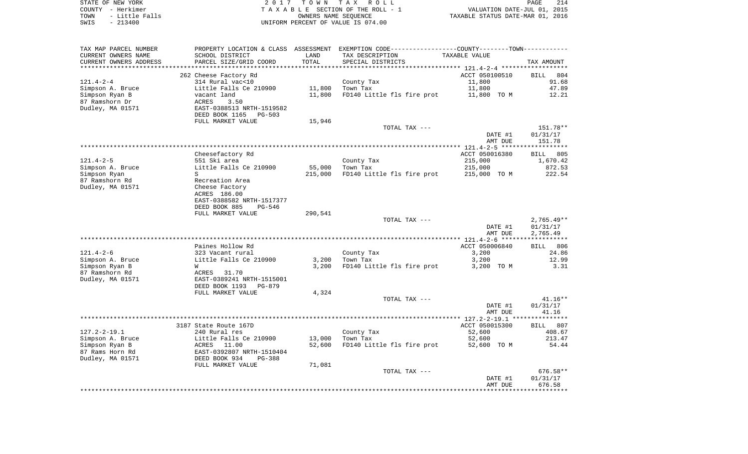STATE OF NEW YORK — COUNTY - Herkimer — TOWN - Little Falls — SWIS - 213400

2017 TOWN TAX ROLL
TAXABLE SECTION OF THE ROLL - 1
OWNERS NAME SEQUENCE
UNIFORM PERCENT OF VALUE IS 074.00

VALUATION DATE-JUL 01, 2015
TAXABLE STATUS DATE-MAR 01, 2016

| TAX MAP PARCEL NUMBER / CURRENT OWNERS NAME / CURRENT OWNERS ADDRESS | PROPERTY LOCATION & CLASS / SCHOOL DISTRICT / PARCEL SIZE/GRID COORD | ASSESSMENT LAND | TOTAL | EXEMPTION CODE / TAX DESCRIPTION / SPECIAL DISTRICTS | TAXABLE VALUE | TAX AMOUNT |
|---|---|---|---|---|---|---|
| 121.4-2-4 | 262 Cheese Factory Rd | | | | ACCT 050100510 | BILL 804 |
| Simpson A. Bruce | 314 Rural vac<10 | | | County Tax | 11,800 | 91.68 |
| Simpson Ryan B | Little Falls Ce 210900 | 11,800 | | Town Tax | 11,800 | 47.89 |
| 87 Ramshorn Dr | vacant land | | 11,800 | FD140 Little fls fire prot | 11,800 TO M | 12.21 |
| Dudley, MA 01571 | ACRES 3.50 | | | | | |
| | EAST-0388513 NRTH-1519582 | | | | | |
| | DEED BOOK 1165 PG-503 | | | | | |
| | FULL MARKET VALUE | 15,946 | | | | |
| | | | | TOTAL TAX --- | | 151.78** |
| | | | | | DATE #1 | 01/31/17 |
| | | | | | AMT DUE | 151.78 |
| 121.4-2-5 | Cheesefactory Rd | | | | ACCT 050016380 | BILL 805 |
| Simpson A. Bruce | 551 Ski area | | | County Tax | 215,000 | 1,670.42 |
| Simpson Ryan | Little Falls Ce 210900 | 55,000 | | Town Tax | 215,000 | 872.53 |
| 87 Ramshorn Rd | S | | 215,000 | FD140 Little fls fire prot | 215,000 TO M | 222.54 |
| Dudley, MA 01571 | Recreation Area | | | | | |
| | Cheese Factory | | | | | |
| | ACRES 186.00 | | | | | |
| | EAST-0388582 NRTH-1517377 | | | | | |
| | DEED BOOK 885 PG-546 | | | | | |
| | FULL MARKET VALUE | 290,541 | | | | |
| | | | | TOTAL TAX --- | | 2,765.49** |
| | | | | | DATE #1 | 01/31/17 |
| | | | | | AMT DUE | 2,765.49 |
| 121.4-2-6 | Paines Hollow Rd | | | | ACCT 050006840 | BILL 806 |
| Simpson A. Bruce | 323 Vacant rural | | | County Tax | 3,200 | 24.86 |
| Simpson Ryan B | Little Falls Ce 210900 | 3,200 | | Town Tax | 3,200 | 12.99 |
| 87 Ramshorn Rd | W | | 3,200 | FD140 Little fls fire prot | 3,200 TO M | 3.31 |
| Dudley, MA 01571 | ACRES 31.70 | | | | | |
| | EAST-0389241 NRTH-1515001 | | | | | |
| | DEED BOOK 1193 PG-879 | | | | | |
| | FULL MARKET VALUE | 4,324 | | | | |
| | | | | TOTAL TAX --- | | 41.16** |
| | | | | | DATE #1 | 01/31/17 |
| | | | | | AMT DUE | 41.16 |
| 127.2-2-19.1 | 3187 State Route 167D | | | | ACCT 050015300 | BILL 807 |
| Simpson A. Bruce | 240 Rural res | | | County Tax | 52,600 | 408.67 |
| Simpson Ryan B | Little Falls Ce 210900 | 13,000 | | Town Tax | 52,600 | 213.47 |
| 87 Rams Horn Rd | ACRES 11.00 | | 52,600 | FD140 Little fls fire prot | 52,600 TO M | 54.44 |
| Dudley, MA 01571 | EAST-0392807 NRTH-1510404 | | | | | |
| | DEED BOOK 934 PG-388 | | | | | |
| | FULL MARKET VALUE | 71,081 | | | | |
| | | | | TOTAL TAX --- | | 676.58** |
| | | | | | DATE #1 | 01/31/17 |
| | | | | | AMT DUE | 676.58 |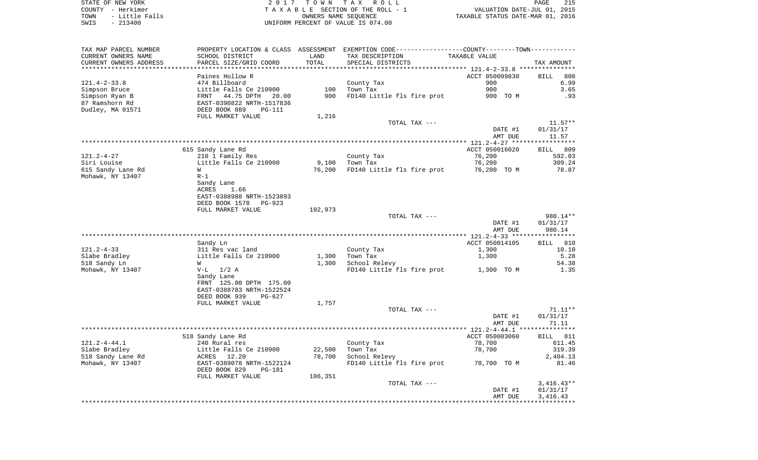| TAX MAP PARCEL NUMBER | PROPERTY LOCATION & CLASS | ASSESSMENT | EXEMPTION CODE-----COUNTY-----TOWN----- | | |
|---|---|---|---|---|---|
| CURRENT OWNERS NAME | SCHOOL DISTRICT | LAND | TAX DESCRIPTION | TAXABLE VALUE | |
| CURRENT OWNERS ADDRESS | PARCEL SIZE/GRID COORD | TOTAL | SPECIAL DISTRICTS | | TAX AMOUNT |
| | Paines Hollow R | | | ACCT 050099830 | BILL 808 |
| 121.4-2-33.8 | 474 Billboard | | County Tax | 900 | 6.99 |
| Simpson Bruce | Little Falls Ce 210900 | 100 | Town Tax | 900 | 3.65 |
| Simpson Ryan B | FRNT 44.75 DPTH 20.00 | 900 | FD140 Little fls fire prot | 900 TO M | .93 |
| 87 Ramshorn Rd | EAST-0390822 NRTH-1517836 | | | | |
| Dudley, MA 01571 | DEED BOOK 889 PG-111 | | | | |
| | FULL MARKET VALUE | 1,216 | | | |
| | | | TOTAL TAX --- | | 11.57** |
| | | | | DATE #1 | 01/31/17 |
| | | | | AMT DUE | 11.57 |
| | 615 Sandy Lane Rd | | | ACCT 050016020 | BILL 809 |
| 121.2-4-27 | 210 1 Family Res | | County Tax | 76,200 | 592.03 |
| Siri Louise | Little Falls Ce 210900 | 9,100 | Town Tax | 76,200 | 309.24 |
| 615 Sandy Lane Rd | W | 76,200 | FD140 Little fls fire prot | 76,200 TO M | 78.87 |
| Mohawk, NY 13407 | R-1 | | | | |
| | Sandy Lane | | | | |
| | ACRES 1.66 | | | | |
| | EAST-0388988 NRTH-1523893 | | | | |
| | DEED BOOK 1578 PG-923 | | | | |
| | FULL MARKET VALUE | 102,973 | | | |
| | | | TOTAL TAX --- | | 980.14** |
| | | | | DATE #1 | 01/31/17 |
| | | | | AMT DUE | 980.14 |
| | Sandy Ln | | | ACCT 050014105 | BILL 810 |
| 121.2-4-33 | 311 Res vac land | | County Tax | 1,300 | 10.10 |
| Slabe Bradley | Little Falls Ce 210900 | 1,300 | Town Tax | 1,300 | 5.28 |
| 518 Sandy Ln | W | 1,300 | School Relevy | | 54.38 |
| Mohawk, NY 13407 | V-L 1/2 A | | FD140 Little fls fire prot | 1,300 TO M | 1.35 |
| | Sandy Lane | | | | |
| | FRNT 125.00 DPTH 175.00 | | | | |
| | EAST-0388783 NRTH-1522524 | | | | |
| | DEED BOOK 939 PG-627 | | | | |
| | FULL MARKET VALUE | 1,757 | | | |
| | | | TOTAL TAX --- | | 71.11** |
| | | | | DATE #1 | 01/31/17 |
| | | | | AMT DUE | 71.11 |
| | 518 Sandy Lane Rd | | | ACCT 050003060 | BILL 811 |
| 121.2-4-44.1 | 240 Rural res | | County Tax | 78,700 | 611.45 |
| Slabe Bradley | Little Falls Ce 210900 | 22,500 | Town Tax | 78,700 | 319.39 |
| 518 Sandy Lane Rd | ACRES 12.20 | 78,700 | School Relevy | | 2,404.13 |
| Mohawk, NY 13407 | EAST-0389078 NRTH-1522124 | | FD140 Little fls fire prot | 78,700 TO M | 81.46 |
| | DEED BOOK 829 PG-181 | | | | |
| | FULL MARKET VALUE | 106,351 | | | |
| | | | TOTAL TAX --- | | 3,416.43** |
| | | | | DATE #1 | 01/31/17 |
| | | | | AMT DUE | 3,416.43 |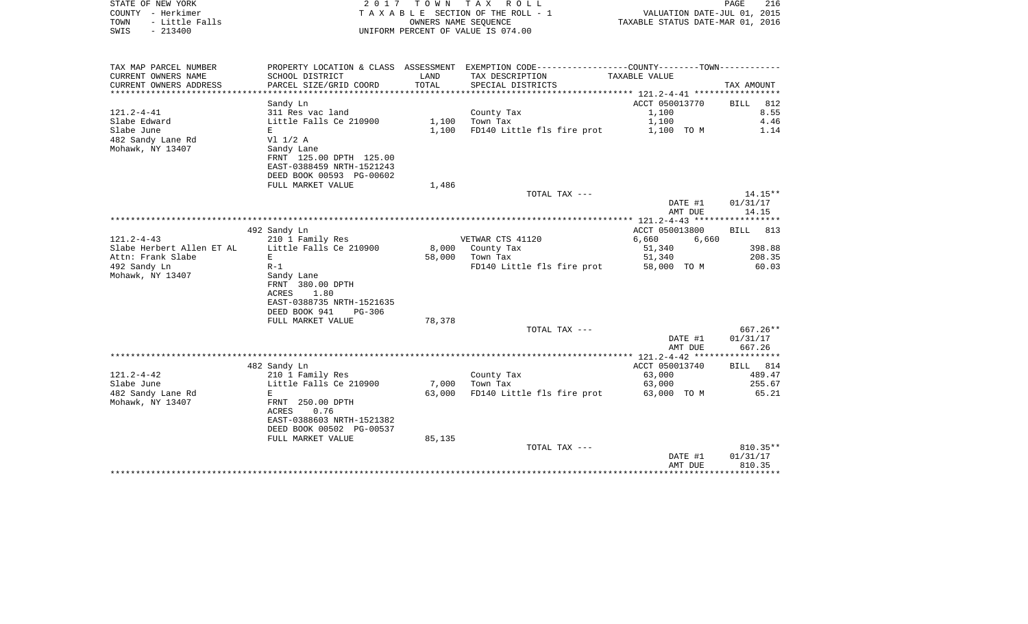STATE OF NEW YORK — 2017 TOWN TAX ROLL — PAGE 216
COUNTY - Herkimer — TAXABLE SECTION OF THE ROLL - 1 — VALUATION DATE-JUL 01, 2015
TOWN - Little Falls — OWNERS NAME SEQUENCE — TAXABLE STATUS DATE-MAR 01, 2016
SWIS - 213400 — UNIFORM PERCENT OF VALUE IS 074.00

| TAX MAP PARCEL NUMBER / CURRENT OWNERS NAME / CURRENT OWNERS ADDRESS | PROPERTY LOCATION & CLASS / SCHOOL DISTRICT / PARCEL SIZE/GRID COORD | ASSESSMENT LAND | TOTAL | EXEMPTION CODE / TAX DESCRIPTION / SPECIAL DISTRICTS | TAXABLE VALUE (COUNTY / TOWN) | TAX AMOUNT |
|---|---|---|---|---|---|---|
| **121.2-4-41** | Sandy Ln | | | | ACCT 050013770 | BILL 812 |
| 121.2-4-41 | 311 Res vac land | | | County Tax | 1,100 | 8.55 |
| Slabe Edward | Little Falls Ce 210900 | 1,100 | | Town Tax | 1,100 | 4.46 |
| Slabe June | E | | 1,100 | FD140 Little fls fire prot | 1,100 TO M | 1.14 |
| 482 Sandy Lane Rd | Vl 1/2 A | | | | | |
| Mohawk, NY 13407 | Sandy Lane | | | | | |
| | FRNT 125.00 DPTH 125.00 | | | | | |
| | EAST-0388459 NRTH-1521243 | | | | | |
| | DEED BOOK 00593 PG-00602 | | | | | |
| | FULL MARKET VALUE | 1,486 | | | | |
| | | | | TOTAL TAX --- | | 14.15** |
| | | | | | DATE #1 | 01/31/17 |
| | | | | | AMT DUE | 14.15 |
| **121.2-4-43** | 492 Sandy Ln | | | | ACCT 050013800 | BILL 813 |
| 121.2-4-43 | 210 1 Family Res | | | VETWAR CTS 41120 | 6,660 6,660 | |
| Slabe Herbert Allen ET AL | Little Falls Ce 210900 | 8,000 | | County Tax | 51,340 | 398.88 |
| Attn: Frank Slabe | E | | 58,000 | Town Tax | 51,340 | 208.35 |
| 492 Sandy Ln | R-1 | | | FD140 Little fls fire prot | 58,000 TO M | 60.03 |
| Mohawk, NY 13407 | Sandy Lane | | | | | |
| | FRNT 380.00 DPTH | | | | | |
| | ACRES 1.80 | | | | | |
| | EAST-0388735 NRTH-1521635 | | | | | |
| | DEED BOOK 941 PG-306 | | | | | |
| | FULL MARKET VALUE | 78,378 | | | | |
| | | | | TOTAL TAX --- | | 667.26** |
| | | | | | DATE #1 | 01/31/17 |
| | | | | | AMT DUE | 667.26 |
| **121.2-4-42** | 482 Sandy Ln | | | | ACCT 050013740 | BILL 814 |
| 121.2-4-42 | 210 1 Family Res | | | County Tax | 63,000 | 489.47 |
| Slabe June | Little Falls Ce 210900 | 7,000 | | Town Tax | 63,000 | 255.67 |
| 482 Sandy Lane Rd | E | | 63,000 | FD140 Little fls fire prot | 63,000 TO M | 65.21 |
| Mohawk, NY 13407 | FRNT 250.00 DPTH | | | | | |
| | ACRES 0.76 | | | | | |
| | EAST-0388603 NRTH-1521382 | | | | | |
| | DEED BOOK 00502 PG-00537 | | | | | |
| | FULL MARKET VALUE | 85,135 | | | | |
| | | | | TOTAL TAX --- | | 810.35** |
| | | | | | DATE #1 | 01/31/17 |
| | | | | | AMT DUE | 810.35 |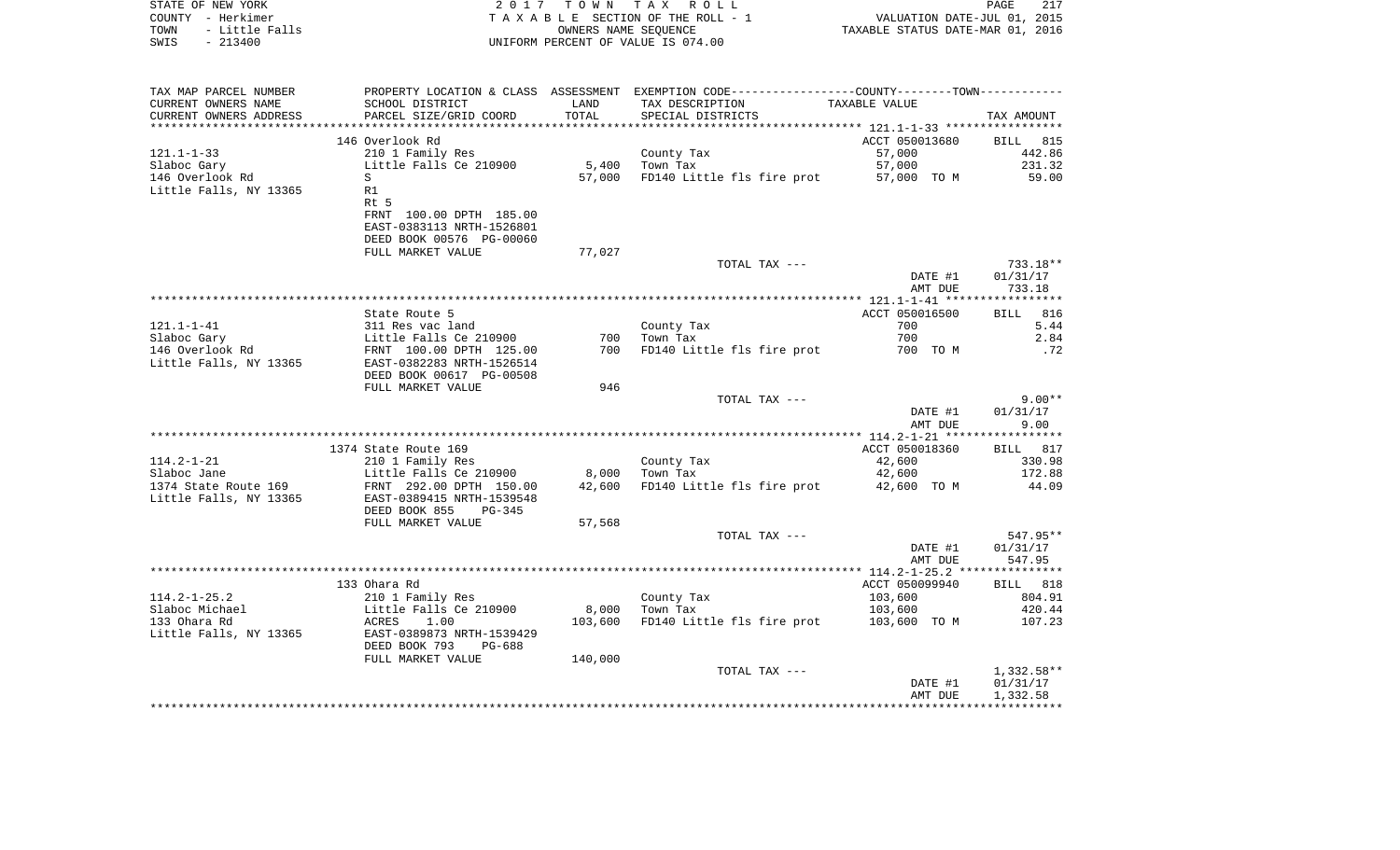STATE OF NEW YORK
COUNTY - Herkimer
TOWN - Little Falls
SWIS - 213400

2017 TOWN TAX ROLL
TAXABLE SECTION OF THE ROLL - 1
OWNERS NAME SEQUENCE
UNIFORM PERCENT OF VALUE IS 074.00

VALUATION DATE-JUL 01, 2015
TAXABLE STATUS DATE-MAR 01, 2016

| TAX MAP PARCEL NUMBER / CURRENT OWNERS NAME / CURRENT OWNERS ADDRESS | PROPERTY LOCATION & CLASS / SCHOOL DISTRICT / PARCEL SIZE/GRID COORD | ASSESSMENT LAND / TOTAL | EXEMPTION CODE / TAX DESCRIPTION / SPECIAL DISTRICTS | TAXABLE VALUE | TAX AMOUNT |
|---|---|---|---|---|---|
| 121.1-1-33 | 146 Overlook Rd | | | ACCT 050013680 | BILL 815 |
| Slaboc Gary | 210 1 Family Res | | County Tax | 57,000 | 442.86 |
| 146 Overlook Rd | Little Falls Ce 210900 | 5,400 | Town Tax | 57,000 | 231.32 |
| Little Falls, NY 13365 | S | 57,000 | FD140 Little fls fire prot | 57,000 TO M | 59.00 |
| | R1 | | | | |
| | Rt 5 | | | | |
| | FRNT 100.00 DPTH 185.00 | | | | |
| | EAST-0383113 NRTH-1526801 | | | | |
| | DEED BOOK 00576 PG-00060 | | | | |
| | FULL MARKET VALUE | 77,027 | | | |
| | | | TOTAL TAX --- | | 733.18** |
| | | | | DATE #1 | 01/31/17 |
| | | | | AMT DUE | 733.18 |
| 121.1-1-41 | State Route 5 | | | ACCT 050016500 | BILL 816 |
| Slaboc Gary | 311 Res vac land | | County Tax | 700 | 5.44 |
| 146 Overlook Rd | Little Falls Ce 210900 | 700 | Town Tax | 700 | 2.84 |
| Little Falls, NY 13365 | FRNT 100.00 DPTH 125.00 | 700 | FD140 Little fls fire prot | 700 TO M | .72 |
| | EAST-0382283 NRTH-1526514 | | | | |
| | DEED BOOK 00617 PG-00508 | | | | |
| | FULL MARKET VALUE | 946 | | | |
| | | | TOTAL TAX --- | | 9.00** |
| | | | | DATE #1 | 01/31/17 |
| | | | | AMT DUE | 9.00 |
| 114.2-1-21 | 1374 State Route 169 | | | ACCT 050018360 | BILL 817 |
| Slaboc Jane | 210 1 Family Res | | County Tax | 42,600 | 330.98 |
| 1374 State Route 169 | Little Falls Ce 210900 | 8,000 | Town Tax | 42,600 | 172.88 |
| Little Falls, NY 13365 | FRNT 292.00 DPTH 150.00 | 42,600 | FD140 Little fls fire prot | 42,600 TO M | 44.09 |
| | EAST-0389415 NRTH-1539548 | | | | |
| | DEED BOOK 855 PG-345 | | | | |
| | FULL MARKET VALUE | 57,568 | | | |
| | | | TOTAL TAX --- | | 547.95** |
| | | | | DATE #1 | 01/31/17 |
| | | | | AMT DUE | 547.95 |
| 114.2-1-25.2 | 133 Ohara Rd | | | ACCT 050099940 | BILL 818 |
| Slaboc Michael | 210 1 Family Res | | County Tax | 103,600 | 804.91 |
| 133 Ohara Rd | Little Falls Ce 210900 | 8,000 | Town Tax | 103,600 | 420.44 |
| Little Falls, NY 13365 | ACRES 1.00 | 103,600 | FD140 Little fls fire prot | 103,600 TO M | 107.23 |
| | EAST-0389873 NRTH-1539429 | | | | |
| | DEED BOOK 793 PG-688 | | | | |
| | FULL MARKET VALUE | 140,000 | | | |
| | | | TOTAL TAX --- | | 1,332.58** |
| | | | | DATE #1 | 01/31/17 |
| | | | | AMT DUE | 1,332.58 |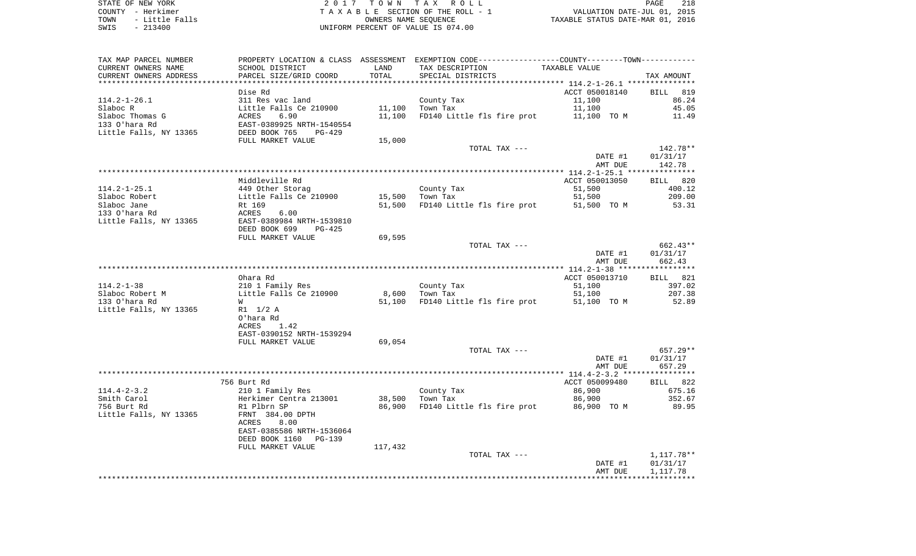STATE OF NEW YORK
COUNTY - Herkimer
TOWN - Little Falls
SWIS - 213400

2 0 1 7 T O W N T A X R O L L
T A X A B L E SECTION OF THE ROLL - 1
OWNERS NAME SEQUENCE
UNIFORM PERCENT OF VALUE IS 074.00

VALUATION DATE-JUL 01, 2015
TAXABLE STATUS DATE-MAR 01, 2016

| TAX MAP PARCEL NUMBER / CURRENT OWNERS NAME / CURRENT OWNERS ADDRESS | PROPERTY LOCATION & CLASS / SCHOOL DISTRICT / PARCEL SIZE/GRID COORD | ASSESSMENT LAND / TOTAL | EXEMPTION CODE / TAX DESCRIPTION / SPECIAL DISTRICTS | TAXABLE VALUE | TAX AMOUNT |
|---|---|---|---|---|---|
| | Dise Rd | | | ACCT 050018140 | BILL 819 |
| 114.2-1-26.1 | 311 Res vac land | | County Tax | 11,100 | 86.24 |
| Slaboc R | Little Falls Ce 210900 | 11,100 | Town Tax | 11,100 | 45.05 |
| Slaboc Thomas G | ACRES 6.90 | 11,100 | FD140 Little fls fire prot | 11,100 TO M | 11.49 |
| 133 O'hara Rd | EAST-0389925 NRTH-1540554 | | | | |
| Little Falls, NY 13365 | DEED BOOK 765 PG-429 | | | | |
| | FULL MARKET VALUE | 15,000 | | | |
| | | | TOTAL TAX --- | | 142.78** |
| | | | | DATE #1 | 01/31/17 |
| | | | | AMT DUE | 142.78 |
| | Middleville Rd | | | ACCT 050013050 | BILL 820 |
| 114.2-1-25.1 | 449 Other Storag | | County Tax | 51,500 | 400.12 |
| Slaboc Robert | Little Falls Ce 210900 | 15,500 | Town Tax | 51,500 | 209.00 |
| Slaboc Jane | Rt 169 | 51,500 | FD140 Little fls fire prot | 51,500 TO M | 53.31 |
| 133 O'hara Rd | ACRES 6.00 | | | | |
| Little Falls, NY 13365 | EAST-0389984 NRTH-1539810 | | | | |
| | DEED BOOK 699 PG-425 | | | | |
| | FULL MARKET VALUE | 69,595 | | | |
| | | | TOTAL TAX --- | | 662.43** |
| | | | | DATE #1 | 01/31/17 |
| | | | | AMT DUE | 662.43 |
| | Ohara Rd | | | ACCT 050013710 | BILL 821 |
| 114.2-1-38 | 210 1 Family Res | | County Tax | 51,100 | 397.02 |
| Slaboc Robert M | Little Falls Ce 210900 | 8,600 | Town Tax | 51,100 | 207.38 |
| 133 O'hara Rd | W | 51,100 | FD140 Little fls fire prot | 51,100 TO M | 52.89 |
| Little Falls, NY 13365 | R1 1/2 A | | | | |
| | O'hara Rd | | | | |
| | ACRES 1.42 | | | | |
| | EAST-0390152 NRTH-1539294 | | | | |
| | FULL MARKET VALUE | 69,054 | | | |
| | | | TOTAL TAX --- | | 657.29** |
| | | | | DATE #1 | 01/31/17 |
| | | | | AMT DUE | 657.29 |
| | 756 Burt Rd | | | ACCT 050099480 | BILL 822 |
| 114.4-2-3.2 | 210 1 Family Res | | County Tax | 86,900 | 675.16 |
| Smith Carol | Herkimer Centra 213001 | 38,500 | Town Tax | 86,900 | 352.67 |
| 756 Burt Rd | R1 Plbrn SP | 86,900 | FD140 Little fls fire prot | 86,900 TO M | 89.95 |
| Little Falls, NY 13365 | FRNT 384.00 DPTH | | | | |
| | ACRES 8.00 | | | | |
| | EAST-0385586 NRTH-1536064 | | | | |
| | DEED BOOK 1160 PG-139 | | | | |
| | FULL MARKET VALUE | 117,432 | | | |
| | | | TOTAL TAX --- | | 1,117.78** |
| | | | | DATE #1 | 01/31/17 |
| | | | | AMT DUE | 1,117.78 |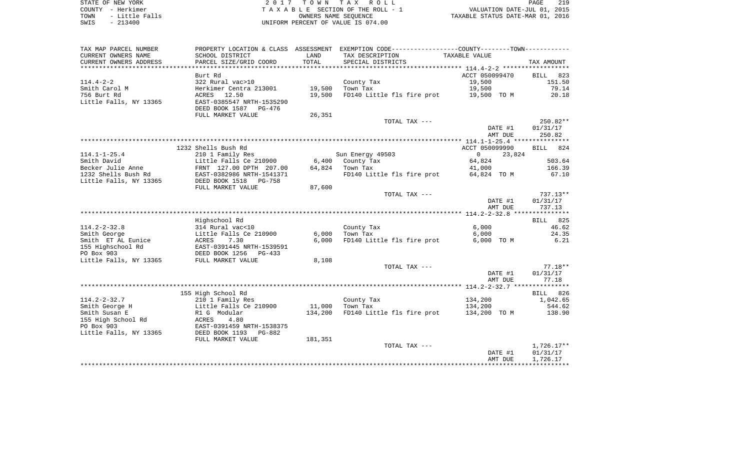STATE OF NEW YORK
COUNTY - Herkimer
TOWN - Little Falls
SWIS - 213400

2 0 1 7 T O W N T A X R O L L
T A X A B L E SECTION OF THE ROLL - 1
OWNERS NAME SEQUENCE
UNIFORM PERCENT OF VALUE IS 074.00

VALUATION DATE-JUL 01, 2015
TAXABLE STATUS DATE-MAR 01, 2016

| TAX MAP PARCEL NUMBER / CURRENT OWNERS NAME / CURRENT OWNERS ADDRESS | PROPERTY LOCATION & CLASS / SCHOOL DISTRICT / PARCEL SIZE/GRID COORD | ASSESSMENT LAND | TOTAL | EXEMPTION CODE / TAX DESCRIPTION / SPECIAL DISTRICTS | TAXABLE VALUE (COUNTY--------TOWN) | TAX AMOUNT |
|---|---|---|---|---|---|---|
| **114.4-2-2** | Burt Rd | | | | ACCT 050099470 | BILL 823 |
| Smith Carol M | 322 Rural vac>10 | | | County Tax | 19,500 | 151.50 |
| 756 Burt Rd | Herkimer Centra 213001 | 19,500 | | Town Tax | 19,500 | 79.14 |
| Little Falls, NY 13365 | ACRES 12.50 | | 19,500 | FD140 Little fls fire prot | 19,500 TO M | 20.18 |
| | EAST-0385547 NRTH-1535290 | | | | | |
| | DEED BOOK 1587 PG-476 | | | | | |
| | FULL MARKET VALUE | | 26,351 | | | |
| | | | | TOTAL TAX --- | | 250.82** |
| | | | | | DATE #1 | 01/31/17 |
| | | | | | AMT DUE | 250.82 |
| **114.1-1-25.4** | 1232 Shells Bush Rd | | | | ACCT 050099990 | BILL 824 |
| Smith David | 210 1 Family Res | | | Sun Energy 49503 | 0 / 23,824 | |
| Becker Julie Anne | Little Falls Ce 210900 | 6,400 | | County Tax | 64,824 | 503.64 |
| 1232 Shells Bush Rd | FRNT 127.00 DPTH 207.00 | | 64,824 | Town Tax | 41,000 | 166.39 |
| Little Falls, NY 13365 | EAST-0382986 NRTH-1541371 | | | FD140 Little fls fire prot | 64,824 TO M | 67.10 |
| | DEED BOOK 1518 PG-758 | | | | | |
| | FULL MARKET VALUE | | 87,600 | | | |
| | | | | TOTAL TAX --- | | 737.13** |
| | | | | | DATE #1 | 01/31/17 |
| | | | | | AMT DUE | 737.13 |
| **114.2-2-32.8** | Highschool Rd | | | | | BILL 825 |
| Smith George | 314 Rural vac<10 | | | County Tax | 6,000 | 46.62 |
| Smith ET AL Eunice | Little Falls Ce 210900 | 6,000 | | Town Tax | 6,000 | 24.35 |
| 155 Highschool Rd | ACRES 7.30 | | 6,000 | FD140 Little fls fire prot | 6,000 TO M | 6.21 |
| PO Box 903 | EAST-0391445 NRTH-1539591 | | | | | |
| Little Falls, NY 13365 | DEED BOOK 1256 PG-433 | | | | | |
| | FULL MARKET VALUE | | 8,108 | | | |
| | | | | TOTAL TAX --- | | 77.18** |
| | | | | | DATE #1 | 01/31/17 |
| | | | | | AMT DUE | 77.18 |
| **114.2-2-32.7** | 155 High School Rd | | | | | BILL 826 |
| Smith George H | 210 1 Family Res | | | County Tax | 134,200 | 1,042.65 |
| Smith Susan E | Little Falls Ce 210900 | 11,000 | | Town Tax | 134,200 | 544.62 |
| 155 High School Rd | R1 G Modular | | 134,200 | FD140 Little fls fire prot | 134,200 TO M | 138.90 |
| PO Box 903 | ACRES 4.80 | | | | | |
| Little Falls, NY 13365 | EAST-0391459 NRTH-1538375 | | | | | |
| | DEED BOOK 1193 PG-882 | | | | | |
| | FULL MARKET VALUE | | 181,351 | | | |
| | | | | TOTAL TAX --- | | 1,726.17** |
| | | | | | DATE #1 | 01/31/17 |
| | | | | | AMT DUE | 1,726.17 |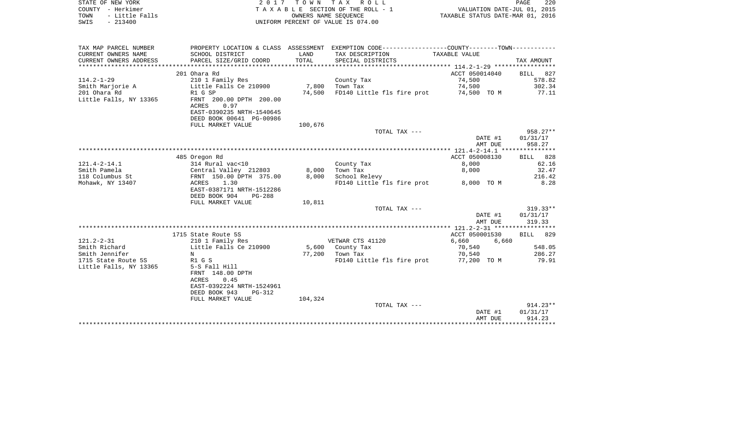STATE OF NEW YORK | COUNTY - Herkimer | TOWN - Little Falls | SWIS - 213400

2017 TOWN TAX ROLL
TAXABLE SECTION OF THE ROLL - 1
OWNERS NAME SEQUENCE
UNIFORM PERCENT OF VALUE IS 074.00

VALUATION DATE-JUL 01, 2015
TAXABLE STATUS DATE-MAR 01, 2016

| TAX MAP PARCEL NUMBER / CURRENT OWNERS NAME / CURRENT OWNERS ADDRESS | PROPERTY LOCATION & CLASS / SCHOOL DISTRICT / PARCEL SIZE/GRID COORD | ASSESSMENT LAND / TOTAL | EXEMPTION CODE / TAX DESCRIPTION / SPECIAL DISTRICTS | COUNTY--------TOWN / TAXABLE VALUE | TAX AMOUNT |
|---|---|---|---|---|---|
| | 201 Ohara Rd | | | ACCT 050014040 | BILL 827 |
| 114.2-1-29 | 210 1 Family Res | | County Tax | 74,500 | 578.82 |
| Smith Marjorie A | Little Falls Ce 210900 | 7,800 | Town Tax | 74,500 | 302.34 |
| 201 Ohara Rd | R1 G SP | 74,500 | FD140 Little fls fire prot | 74,500 TO M | 77.11 |
| Little Falls, NY 13365 | FRNT 200.00 DPTH 200.00 | | | | |
| | ACRES 0.97 | | | | |
| | EAST-0390235 NRTH-1540645 | | | | |
| | DEED BOOK 00641 PG-00986 | | | | |
| | FULL MARKET VALUE | 100,676 | | | |
| | | | TOTAL TAX --- | | 958.27** |
| | | | | DATE #1 | 01/31/17 |
| | | | | AMT DUE | 958.27 |
| | 485 Oregon Rd | | | ACCT 050008130 | BILL 828 |
| 121.4-2-14.1 | 314 Rural vac<10 | | County Tax | 8,000 | 62.16 |
| Smith Pamela | Central Valley 212803 | 8,000 | Town Tax | 8,000 | 32.47 |
| 118 Columbus St | FRNT 150.00 DPTH 375.00 | 8,000 | School Relevy | | 216.42 |
| Mohawk, NY 13407 | ACRES 1.30 | | FD140 Little fls fire prot | 8,000 TO M | 8.28 |
| | EAST-0387171 NRTH-1512286 | | | | |
| | DEED BOOK 904 PG-288 | | | | |
| | FULL MARKET VALUE | 10,811 | | | |
| | | | TOTAL TAX --- | | 319.33** |
| | | | | DATE #1 | 01/31/17 |
| | | | | AMT DUE | 319.33 |
| | 1715 State Route 5S | | | ACCT 050001530 | BILL 829 |
| 121.2-2-31 | 210 1 Family Res | | VETWAR CTS 41120 | 6,660 6,660 | |
| Smith Richard | Little Falls Ce 210900 | 5,600 | County Tax | 70,540 | 548.05 |
| Smith Jennifer | N | 77,200 | Town Tax | 70,540 | 286.27 |
| 1715 State Route 5S | R1 G S | | FD140 Little fls fire prot | 77,200 TO M | 79.91 |
| Little Falls, NY 13365 | 5-S Fall Hill | | | | |
| | FRNT 148.00 DPTH | | | | |
| | ACRES 0.45 | | | | |
| | EAST-0392224 NRTH-1524961 | | | | |
| | DEED BOOK 943 PG-312 | | | | |
| | FULL MARKET VALUE | 104,324 | | | |
| | | | TOTAL TAX --- | | 914.23** |
| | | | | DATE #1 | 01/31/17 |
| | | | | AMT DUE | 914.23 |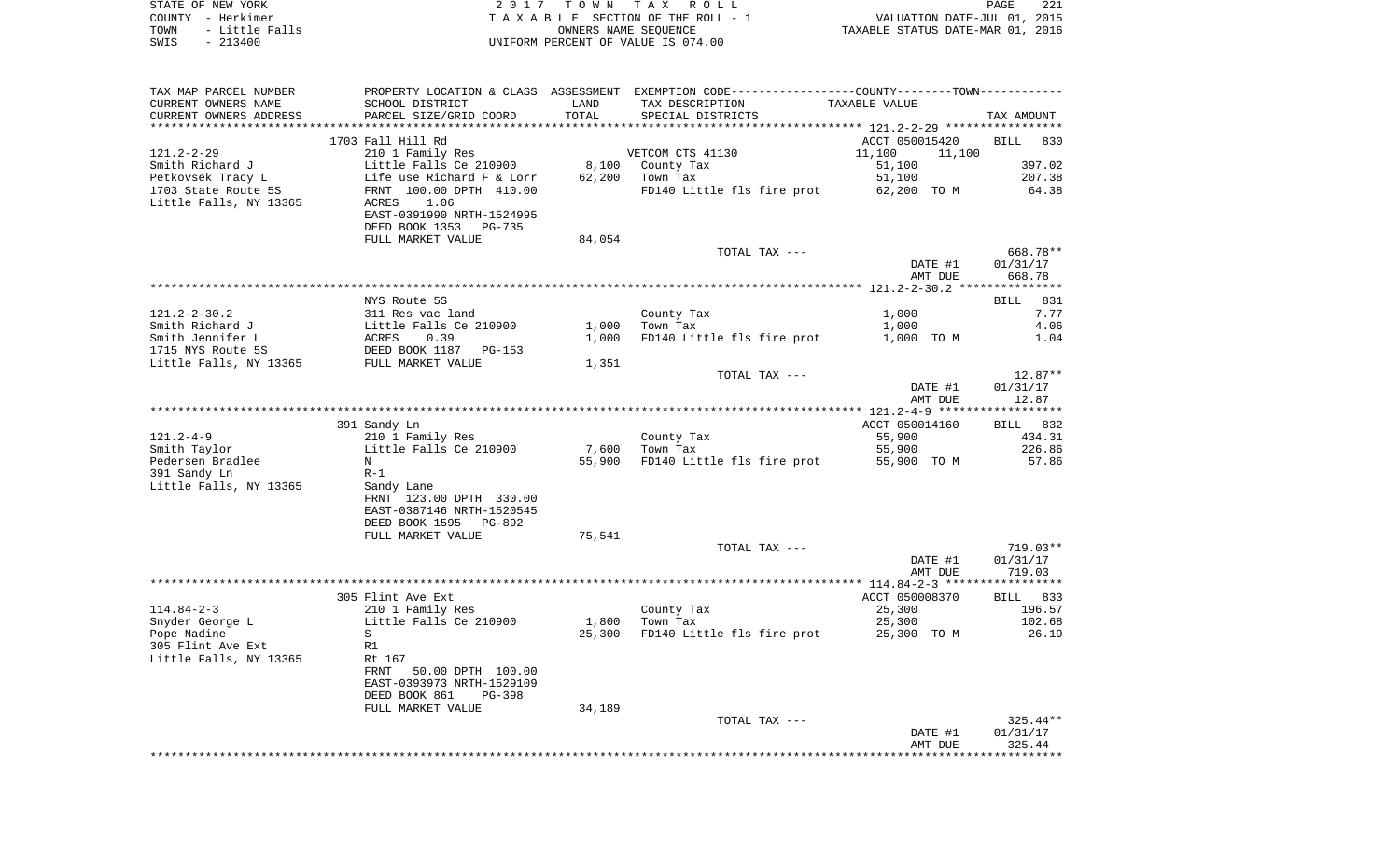STATE OF NEW YORK — 2017 TOWN TAX ROLL — PAGE 221
COUNTY - Herkimer — TAXABLE SECTION OF THE ROLL - 1 — VALUATION DATE-JUL 01, 2015
TOWN - Little Falls — OWNERS NAME SEQUENCE — TAXABLE STATUS DATE-MAR 01, 2016
SWIS - 213400 — UNIFORM PERCENT OF VALUE IS 074.00

| TAX MAP PARCEL NUMBER / CURRENT OWNERS NAME / CURRENT OWNERS ADDRESS | PROPERTY LOCATION & CLASS / SCHOOL DISTRICT / PARCEL SIZE/GRID COORD | ASSESSMENT LAND | TOTAL | EXEMPTION CODE / TAX DESCRIPTION / SPECIAL DISTRICTS | COUNTY / TOWN TAXABLE VALUE | TAX AMOUNT |
|---|---|---|---|---|---|---|
| | 1703 Fall Hill Rd | | | | ACCT 050015420 | BILL 830 |
| 121.2-2-29 | 210 1 Family Res | | | VETCOM CTS 41130 | 11,100 11,100 | |
| Smith Richard J | Little Falls Ce 210900 | 8,100 | | County Tax | 51,100 | 397.02 |
| Petkovsek Tracy L | Life use Richard F & Lorr | | 62,200 | Town Tax | 51,100 | 207.38 |
| 1703 State Route 5S | FRNT 100.00 DPTH 410.00 | | | FD140 Little fls fire prot | 62,200 TO M | 64.38 |
| Little Falls, NY 13365 | ACRES 1.06 | | | | | |
| | EAST-0391990 NRTH-1524995 | | | | | |
| | DEED BOOK 1353 PG-735 | | | | | |
| | FULL MARKET VALUE | 84,054 | | | | |
| | | | | TOTAL TAX --- | | 668.78** |
| | | | | | DATE #1 | 01/31/17 |
| | | | | | AMT DUE | 668.78 |
| | NYS Route 5S | | | | | BILL 831 |
| 121.2-2-30.2 | 311 Res vac land | | | County Tax | 1,000 | 7.77 |
| Smith Richard J | Little Falls Ce 210900 | 1,000 | | Town Tax | 1,000 | 4.06 |
| Smith Jennifer L | ACRES 0.39 | | 1,000 | FD140 Little fls fire prot | 1,000 TO M | 1.04 |
| 1715 NYS Route 5S | DEED BOOK 1187 PG-153 | | | | | |
| Little Falls, NY 13365 | FULL MARKET VALUE | 1,351 | | | | |
| | | | | TOTAL TAX --- | | 12.87** |
| | | | | | DATE #1 | 01/31/17 |
| | | | | | AMT DUE | 12.87 |
| | 391 Sandy Ln | | | | ACCT 050014160 | BILL 832 |
| 121.2-4-9 | 210 1 Family Res | | | County Tax | 55,900 | 434.31 |
| Smith Taylor | Little Falls Ce 210900 | 7,600 | | Town Tax | 55,900 | 226.86 |
| Pedersen Bradlee | N | | 55,900 | FD140 Little fls fire prot | 55,900 TO M | 57.86 |
| 391 Sandy Ln | R-1 | | | | | |
| Little Falls, NY 13365 | Sandy Lane | | | | | |
| | FRNT 123.00 DPTH 330.00 | | | | | |
| | EAST-0387146 NRTH-1520545 | | | | | |
| | DEED BOOK 1595 PG-892 | | | | | |
| | FULL MARKET VALUE | 75,541 | | | | |
| | | | | TOTAL TAX --- | | 719.03** |
| | | | | | DATE #1 | 01/31/17 |
| | | | | | AMT DUE | 719.03 |
| | 305 Flint Ave Ext | | | | ACCT 050008370 | BILL 833 |
| 114.84-2-3 | 210 1 Family Res | | | County Tax | 25,300 | 196.57 |
| Snyder George L | Little Falls Ce 210900 | 1,800 | | Town Tax | 25,300 | 102.68 |
| Pope Nadine | S | | 25,300 | FD140 Little fls fire prot | 25,300 TO M | 26.19 |
| 305 Flint Ave Ext | R1 | | | | | |
| Little Falls, NY 13365 | Rt 167 | | | | | |
| | FRNT 50.00 DPTH 100.00 | | | | | |
| | EAST-0393973 NRTH-1529109 | | | | | |
| | DEED BOOK 861 PG-398 | | | | | |
| | FULL MARKET VALUE | 34,189 | | | | |
| | | | | TOTAL TAX --- | | 325.44** |
| | | | | | DATE #1 | 01/31/17 |
| | | | | | AMT DUE | 325.44 |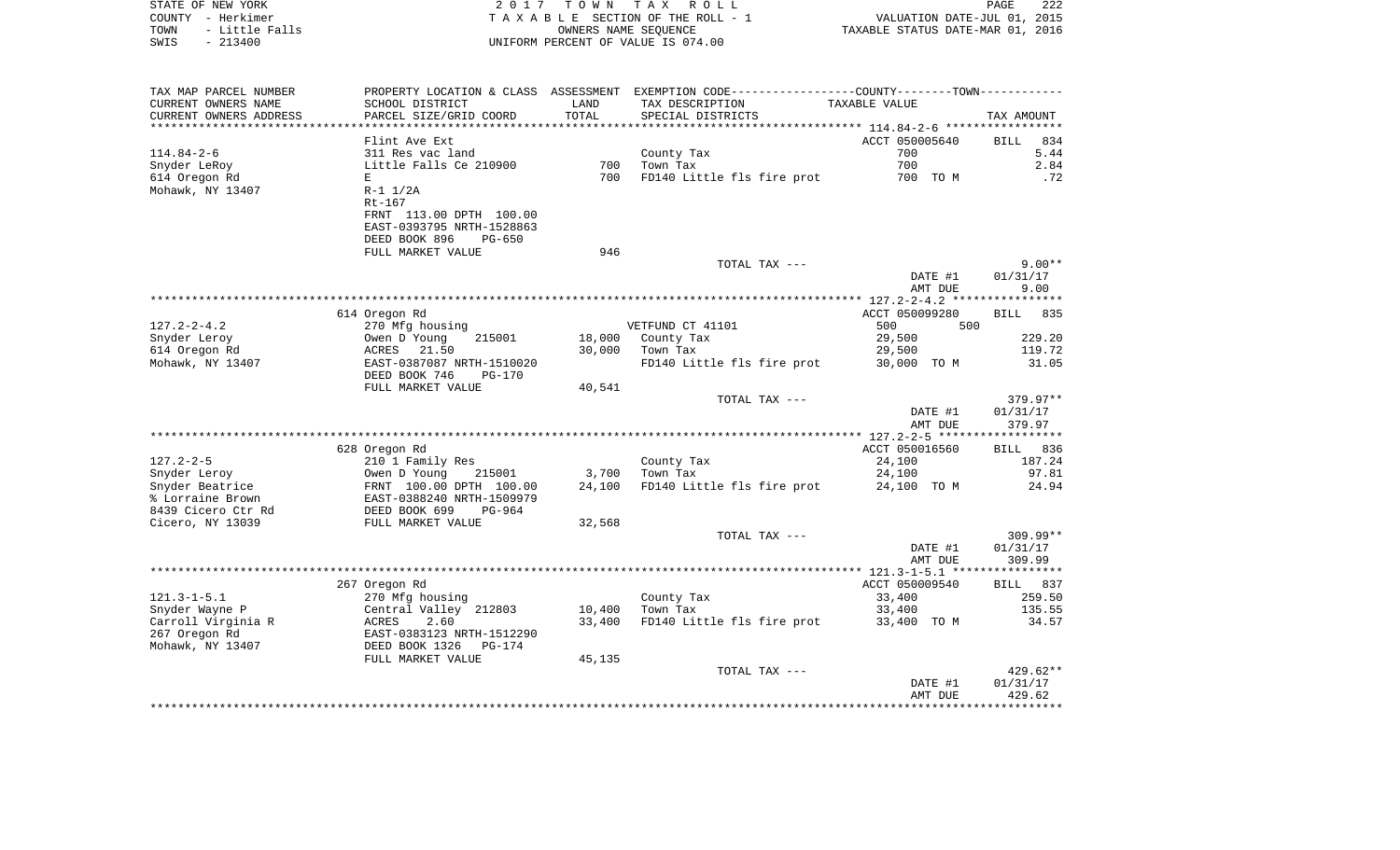STATE OF NEW YORK
COUNTY - Herkimer
TOWN - Little Falls
SWIS - 213400

2017 TOWN TAX ROLL
TAXABLE SECTION OF THE ROLL - 1
OWNERS NAME SEQUENCE
UNIFORM PERCENT OF VALUE IS 074.00

VALUATION DATE-JUL 01, 2015
TAXABLE STATUS DATE-MAR 01, 2016

| TAX MAP PARCEL NUMBER<br>CURRENT OWNERS NAME<br>CURRENT OWNERS ADDRESS | PROPERTY LOCATION & CLASS<br>SCHOOL DISTRICT<br>PARCEL SIZE/GRID COORD | ASSESSMENT<br>LAND<br>TOTAL | EXEMPTION CODE<br>TAX DESCRIPTION<br>SPECIAL DISTRICTS | COUNTY--------TOWN<br>TAXABLE VALUE | TAX AMOUNT |
|---|---|---|---|---|---|
| | Flint Ave Ext | | | ACCT 050005640 | BILL 834 |
| 114.84-2-6 | 311 Res vac land | | County Tax | 700 | 5.44 |
| Snyder LeRoy | Little Falls Ce 210900 | 700 | Town Tax | 700 | 2.84 |
| 614 Oregon Rd | E | 700 | FD140 Little fls fire prot | 700 TO M | .72 |
| Mohawk, NY 13407 | R-1 1/2A | | | | |
| | Rt-167 | | | | |
| | FRNT 113.00 DPTH 100.00 | | | | |
| | EAST-0393795 NRTH-1528863 | | | | |
| | DEED BOOK 896 PG-650 | | | | |
| | FULL MARKET VALUE | 946 | | | |
| | | | TOTAL TAX --- | | 9.00** |
| | | | | DATE #1 | 01/31/17 |
| | | | | AMT DUE | 9.00 |
| | 614 Oregon Rd | | | ACCT 050099280 | BILL 835 |
| 127.2-2-4.2 | 270 Mfg housing | | VETFUND CT 41101 | 500 500 | |
| Snyder Leroy | Owen D Young 215001 | 18,000 | County Tax | 29,500 | 229.20 |
| 614 Oregon Rd | ACRES 21.50 | 30,000 | Town Tax | 29,500 | 119.72 |
| Mohawk, NY 13407 | EAST-0387087 NRTH-1510020 | | FD140 Little fls fire prot | 30,000 TO M | 31.05 |
| | DEED BOOK 746 PG-170 | | | | |
| | FULL MARKET VALUE | 40,541 | | | |
| | | | TOTAL TAX --- | | 379.97** |
| | | | | DATE #1 | 01/31/17 |
| | | | | AMT DUE | 379.97 |
| | 628 Oregon Rd | | | ACCT 050016560 | BILL 836 |
| 127.2-2-5 | 210 1 Family Res | | County Tax | 24,100 | 187.24 |
| Snyder Leroy | Owen D Young 215001 | 3,700 | Town Tax | 24,100 | 97.81 |
| Snyder Beatrice | FRNT 100.00 DPTH 100.00 | 24,100 | FD140 Little fls fire prot | 24,100 TO M | 24.94 |
| % Lorraine Brown | EAST-0388240 NRTH-1509979 | | | | |
| 8439 Cicero Ctr Rd | DEED BOOK 699 PG-964 | | | | |
| Cicero, NY 13039 | FULL MARKET VALUE | 32,568 | | | |
| | | | TOTAL TAX --- | | 309.99** |
| | | | | DATE #1 | 01/31/17 |
| | | | | AMT DUE | 309.99 |
| | 267 Oregon Rd | | | ACCT 050009540 | BILL 837 |
| 121.3-1-5.1 | 270 Mfg housing | | County Tax | 33,400 | 259.50 |
| Snyder Wayne P | Central Valley 212803 | 10,400 | Town Tax | 33,400 | 135.55 |
| Carroll Virginia R | ACRES 2.60 | 33,400 | FD140 Little fls fire prot | 33,400 TO M | 34.57 |
| 267 Oregon Rd | EAST-0383123 NRTH-1512290 | | | | |
| Mohawk, NY 13407 | DEED BOOK 1326 PG-174 | | | | |
| | FULL MARKET VALUE | 45,135 | | | |
| | | | TOTAL TAX --- | | 429.62** |
| | | | | DATE #1 | 01/31/17 |
| | | | | AMT DUE | 429.62 |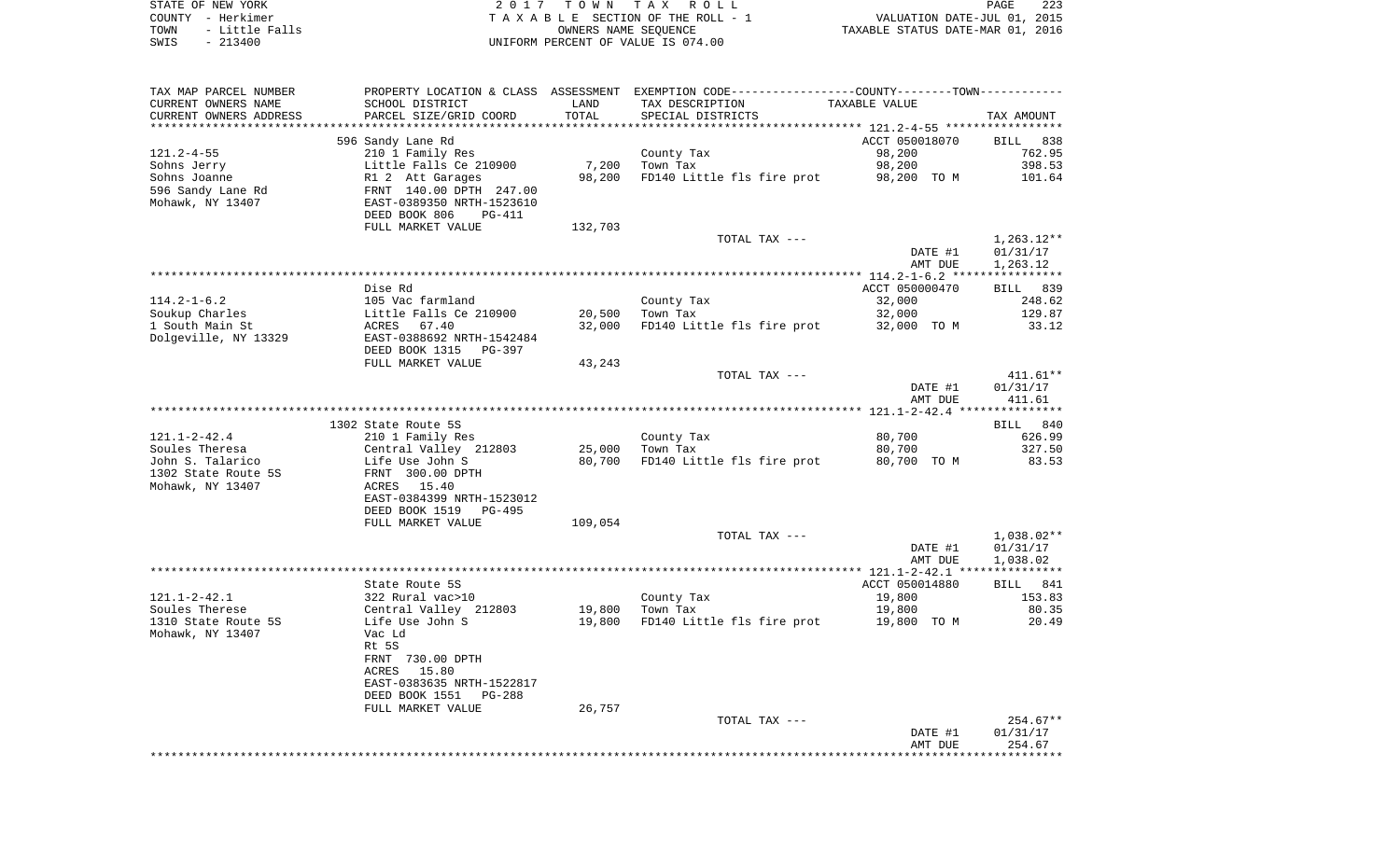STATE OF NEW YORK — 2017 TOWN TAX ROLL — PAGE 223
COUNTY - Herkimer — TAXABLE SECTION OF THE ROLL - 1 — VALUATION DATE-JUL 01, 2015
TOWN - Little Falls — OWNERS NAME SEQUENCE — TAXABLE STATUS DATE-MAR 01, 2016
SWIS - 213400 — UNIFORM PERCENT OF VALUE IS 074.00

| TAX MAP PARCEL NUMBER / CURRENT OWNERS NAME / CURRENT OWNERS ADDRESS | PROPERTY LOCATION & CLASS / SCHOOL DISTRICT / PARCEL SIZE/GRID COORD | ASSESSMENT LAND / TOTAL | EXEMPTION CODE / TAX DESCRIPTION / SPECIAL DISTRICTS | TAXABLE VALUE | TAX AMOUNT |
|---|---|---|---|---|---|
| | 596 Sandy Lane Rd | | | ACCT 050018070 | BILL 838 |
| 121.2-4-55 | 210 1 Family Res | | County Tax | 98,200 | 762.95 |
| Sohns Jerry | Little Falls Ce 210900 | 7,200 | Town Tax | 98,200 | 398.53 |
| Sohns Joanne | R1 2 Att Garages | 98,200 | FD140 Little fls fire prot | 98,200 TO M | 101.64 |
| 596 Sandy Lane Rd | FRNT 140.00 DPTH 247.00 | | | | |
| Mohawk, NY 13407 | EAST-0389350 NRTH-1523610 | | | | |
| | DEED BOOK 806 PG-411 | | | | |
| | FULL MARKET VALUE | 132,703 | | | |
| | | | TOTAL TAX --- | | 1,263.12** |
| | | | | DATE #1 | 01/31/17 |
| | | | | AMT DUE | 1,263.12 |
| | Dise Rd | | | ACCT 050000470 | BILL 839 |
| 114.2-1-6.2 | 105 Vac farmland | | County Tax | 32,000 | 248.62 |
| Soukup Charles | Little Falls Ce 210900 | 20,500 | Town Tax | 32,000 | 129.87 |
| 1 South Main St | ACRES 67.40 | 32,000 | FD140 Little fls fire prot | 32,000 TO M | 33.12 |
| Dolgeville, NY 13329 | EAST-0388692 NRTH-1542484 | | | | |
| | DEED BOOK 1315 PG-397 | | | | |
| | FULL MARKET VALUE | 43,243 | | | |
| | | | TOTAL TAX --- | | 411.61** |
| | | | | DATE #1 | 01/31/17 |
| | | | | AMT DUE | 411.61 |
| | 1302 State Route 5S | | | | BILL 840 |
| 121.1-2-42.4 | 210 1 Family Res | | County Tax | 80,700 | 626.99 |
| Soules Theresa | Central Valley 212803 | 25,000 | Town Tax | 80,700 | 327.50 |
| John S. Talarico | Life Use John S | 80,700 | FD140 Little fls fire prot | 80,700 TO M | 83.53 |
| 1302 State Route 5S | FRNT 300.00 DPTH | | | | |
| Mohawk, NY 13407 | ACRES 15.40 | | | | |
| | EAST-0384399 NRTH-1523012 | | | | |
| | DEED BOOK 1519 PG-495 | | | | |
| | FULL MARKET VALUE | 109,054 | | | |
| | | | TOTAL TAX --- | | 1,038.02** |
| | | | | DATE #1 | 01/31/17 |
| | | | | AMT DUE | 1,038.02 |
| | State Route 5S | | | ACCT 050014880 | BILL 841 |
| 121.1-2-42.1 | 322 Rural vac>10 | | County Tax | 19,800 | 153.83 |
| Soules Therese | Central Valley 212803 | 19,800 | Town Tax | 19,800 | 80.35 |
| 1310 State Route 5S | Life Use John S | 19,800 | FD140 Little fls fire prot | 19,800 TO M | 20.49 |
| Mohawk, NY 13407 | Vac Ld | | | | |
| | Rt 5S | | | | |
| | FRNT 730.00 DPTH | | | | |
| | ACRES 15.80 | | | | |
| | EAST-0383635 NRTH-1522817 | | | | |
| | DEED BOOK 1551 PG-288 | | | | |
| | FULL MARKET VALUE | 26,757 | | | |
| | | | TOTAL TAX --- | | 254.67** |
| | | | | DATE #1 | 01/31/17 |
| | | | | AMT DUE | 254.67 |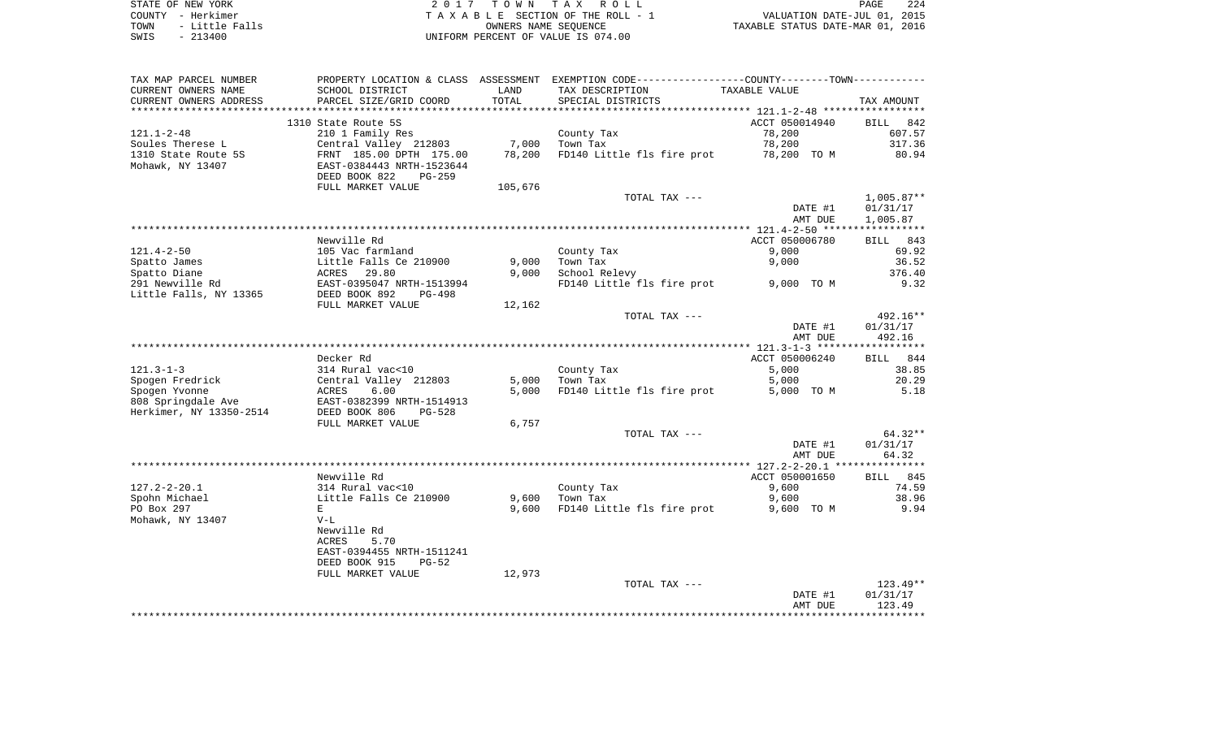STATE OF NEW YORK
COUNTY - Herkimer
TOWN - Little Falls
SWIS - 213400

2 0 1 7 T O W N T A X R O L L
T A X A B L E SECTION OF THE ROLL - 1
OWNERS NAME SEQUENCE
UNIFORM PERCENT OF VALUE IS 074.00

VALUATION DATE-JUL 01, 2015
TAXABLE STATUS DATE-MAR 01, 2016

| TAX MAP PARCEL NUMBER<br>CURRENT OWNERS NAME<br>CURRENT OWNERS ADDRESS | PROPERTY LOCATION & CLASS<br>SCHOOL DISTRICT<br>PARCEL SIZE/GRID COORD | ASSESSMENT<br>LAND<br>TOTAL | EXEMPTION CODE-----COUNTY-----TOWN-----<br>TAX DESCRIPTION<br>SPECIAL DISTRICTS | TAXABLE VALUE | TAX AMOUNT |
|---|---|---|---|---|---|
| | 1310 State Route 5S | | | ACCT 050014940 | BILL 842 |
| 121.1-2-48 | 210 1 Family Res | | County Tax | 78,200 | 607.57 |
| Soules Therese L | Central Valley 212803 | 7,000 | Town Tax | 78,200 | 317.36 |
| 1310 State Route 5S | FRNT 185.00 DPTH 175.00 | 78,200 | FD140 Little fls fire prot | 78,200 TO M | 80.94 |
| Mohawk, NY 13407 | EAST-0384443 NRTH-1523644 | | | | |
| | DEED BOOK 822 PG-259 | | | | |
| | FULL MARKET VALUE | 105,676 | | | |
| | | | TOTAL TAX --- | | 1,005.87** |
| | | | | DATE #1 | 01/31/17 |
| | | | | AMT DUE | 1,005.87 |
| | Newville Rd | | | ACCT 050006780 | BILL 843 |
| 121.4-2-50 | 105 Vac farmland | | County Tax | 9,000 | 69.92 |
| Spatto James | Little Falls Ce 210900 | 9,000 | Town Tax | 9,000 | 36.52 |
| Spatto Diane | ACRES 29.80 | 9,000 | School Relevy | | 376.40 |
| 291 Newville Rd | EAST-0395047 NRTH-1513994 | | FD140 Little fls fire prot | 9,000 TO M | 9.32 |
| Little Falls, NY 13365 | DEED BOOK 892 PG-498 | | | | |
| | FULL MARKET VALUE | 12,162 | | | |
| | | | TOTAL TAX --- | | 492.16** |
| | | | | DATE #1 | 01/31/17 |
| | | | | AMT DUE | 492.16 |
| | Decker Rd | | | ACCT 050006240 | BILL 844 |
| 121.3-1-3 | 314 Rural vac<10 | | County Tax | 5,000 | 38.85 |
| Spogen Fredrick | Central Valley 212803 | 5,000 | Town Tax | 5,000 | 20.29 |
| Spogen Yvonne | ACRES 6.00 | 5,000 | FD140 Little fls fire prot | 5,000 TO M | 5.18 |
| 808 Springdale Ave | EAST-0382399 NRTH-1514913 | | | | |
| Herkimer, NY 13350-2514 | DEED BOOK 806 PG-528 | | | | |
| | FULL MARKET VALUE | 6,757 | | | |
| | | | TOTAL TAX --- | | 64.32** |
| | | | | DATE #1 | 01/31/17 |
| | | | | AMT DUE | 64.32 |
| | Newville Rd | | | ACCT 050001650 | BILL 845 |
| 127.2-2-20.1 | 314 Rural vac<10 | | County Tax | 9,600 | 74.59 |
| Spohn Michael | Little Falls Ce 210900 | 9,600 | Town Tax | 9,600 | 38.96 |
| PO Box 297 | E | 9,600 | FD140 Little fls fire prot | 9,600 TO M | 9.94 |
| Mohawk, NY 13407 | V-L | | | | |
| | Newville Rd | | | | |
| | ACRES 5.70 | | | | |
| | EAST-0394455 NRTH-1511241 | | | | |
| | DEED BOOK 915 PG-52 | | | | |
| | FULL MARKET VALUE | 12,973 | | | |
| | | | TOTAL TAX --- | | 123.49** |
| | | | | DATE #1 | 01/31/17 |
| | | | | AMT DUE | 123.49 |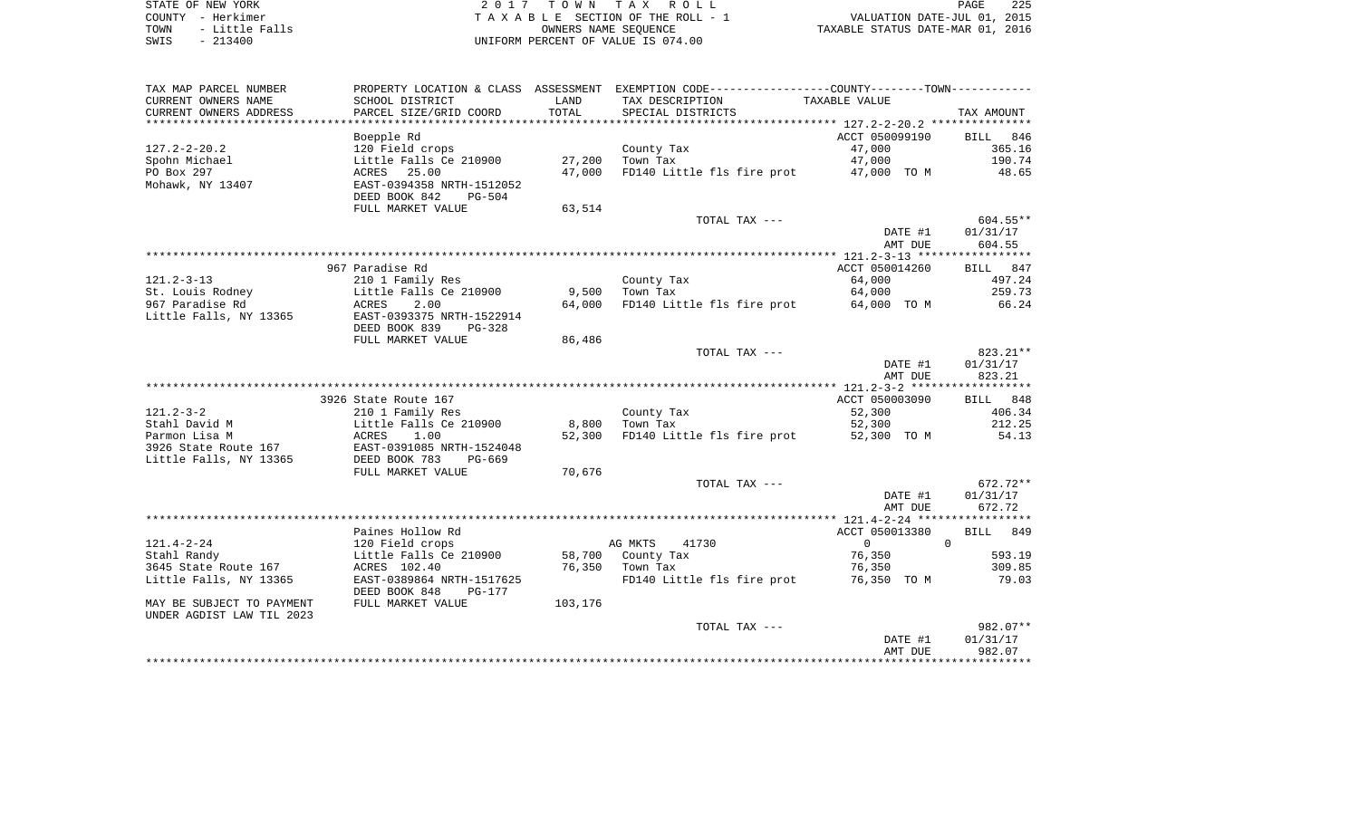STATE OF NEW YORK
COUNTY - Herkimer
TOWN - Little Falls
SWIS - 213400

2 0 1 7 T O W N T A X R O L L
T A X A B L E SECTION OF THE ROLL - 1
OWNERS NAME SEQUENCE
UNIFORM PERCENT OF VALUE IS 074.00

VALUATION DATE-JUL 01, 2015
TAXABLE STATUS DATE-MAR 01, 2016

| TAX MAP PARCEL NUMBER / CURRENT OWNERS NAME / CURRENT OWNERS ADDRESS | PROPERTY LOCATION & CLASS / SCHOOL DISTRICT / PARCEL SIZE/GRID COORD | ASSESSMENT LAND / TOTAL | EXEMPTION CODE / TAX DESCRIPTION / SPECIAL DISTRICTS | COUNTY--------TOWN / TAXABLE VALUE | TAX AMOUNT |
|---|---|---|---|---|---|
| **127.2-2-20.2** | Boepple Rd | | | ACCT 050099190 | BILL 846 |
| 127.2-2-20.2 | 120 Field crops | | County Tax | 47,000 | 365.16 |
| Spohn Michael | Little Falls Ce 210900 | 27,200 | Town Tax | 47,000 | 190.74 |
| PO Box 297 | ACRES 25.00 | 47,000 | FD140 Little fls fire prot | 47,000 TO M | 48.65 |
| Mohawk, NY 13407 | EAST-0394358 NRTH-1512052 | | | | |
| | DEED BOOK 842 PG-504 | | | | |
| | FULL MARKET VALUE | 63,514 | | | |
| | | | TOTAL TAX --- | | 604.55** |
| | | | | DATE #1 | 01/31/17 |
| | | | | AMT DUE | 604.55 |
| **121.2-3-13** | 967 Paradise Rd | | | ACCT 050014260 | BILL 847 |
| 121.2-3-13 | 210 1 Family Res | | County Tax | 64,000 | 497.24 |
| St. Louis Rodney | Little Falls Ce 210900 | 9,500 | Town Tax | 64,000 | 259.73 |
| 967 Paradise Rd | ACRES 2.00 | 64,000 | FD140 Little fls fire prot | 64,000 TO M | 66.24 |
| Little Falls, NY 13365 | EAST-0393375 NRTH-1522914 | | | | |
| | DEED BOOK 839 PG-328 | | | | |
| | FULL MARKET VALUE | 86,486 | | | |
| | | | TOTAL TAX --- | | 823.21** |
| | | | | DATE #1 | 01/31/17 |
| | | | | AMT DUE | 823.21 |
| **121.2-3-2** | 3926 State Route 167 | | | ACCT 050003090 | BILL 848 |
| 121.2-3-2 | 210 1 Family Res | | County Tax | 52,300 | 406.34 |
| Stahl David M | Little Falls Ce 210900 | 8,800 | Town Tax | 52,300 | 212.25 |
| Parmon Lisa M | ACRES 1.00 | 52,300 | FD140 Little fls fire prot | 52,300 TO M | 54.13 |
| 3926 State Route 167 | EAST-0391085 NRTH-1524048 | | | | |
| Little Falls, NY 13365 | DEED BOOK 783 PG-669 | | | | |
| | FULL MARKET VALUE | 70,676 | | | |
| | | | TOTAL TAX --- | | 672.72** |
| | | | | DATE #1 | 01/31/17 |
| | | | | AMT DUE | 672.72 |
| **121.4-2-24** | Paines Hollow Rd | | | ACCT 050013380 | BILL 849 |
| 121.4-2-24 | 120 Field crops | | AG MKTS 41730 | 0 0 | |
| Stahl Randy | Little Falls Ce 210900 | 58,700 | County Tax | 76,350 | 593.19 |
| 3645 State Route 167 | ACRES 102.40 | 76,350 | Town Tax | 76,350 | 309.85 |
| Little Falls, NY 13365 | EAST-0389864 NRTH-1517625 | | FD140 Little fls fire prot | 76,350 TO M | 79.03 |
| | DEED BOOK 848 PG-177 | | | | |
| MAY BE SUBJECT TO PAYMENT UNDER AGDIST LAW TIL 2023 | FULL MARKET VALUE | 103,176 | | | |
| | | | TOTAL TAX --- | | 982.07** |
| | | | | DATE #1 | 01/31/17 |
| | | | | AMT DUE | 982.07 |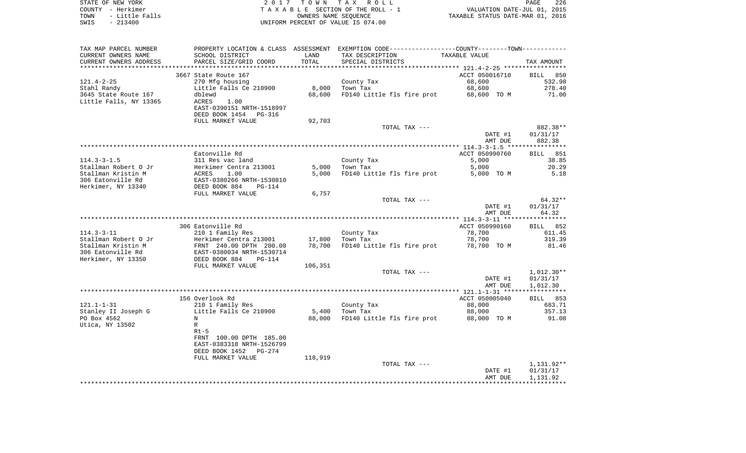STATE OF NEW YORK | COUNTY - Herkimer | TOWN - Little Falls | SWIS - 213400

2017 TOWN TAX ROLL
TAXABLE SECTION OF THE ROLL - 1
OWNERS NAME SEQUENCE
UNIFORM PERCENT OF VALUE IS 074.00

VALUATION DATE-JUL 01, 2015
TAXABLE STATUS DATE-MAR 01, 2016

| TAX MAP PARCEL NUMBER / CURRENT OWNERS NAME / CURRENT OWNERS ADDRESS | PROPERTY LOCATION & CLASS / SCHOOL DISTRICT / PARCEL SIZE/GRID COORD | ASSESSMENT LAND | TOTAL | EXEMPTION CODE / TAX DESCRIPTION / SPECIAL DISTRICTS | TAXABLE VALUE | TAX AMOUNT |
|---|---|---|---|---|---|---|
| 121.4-2-25 | 3667 State Route 167 | | | | ACCT 050016710 | BILL 850 |
| Stahl Randy | 270 Mfg housing | | | County Tax | 68,600 | 532.98 |
| 3645 State Route 167 | Little Falls Ce 210900 | 8,000 | | Town Tax | 68,600 | 278.40 |
| Little Falls, NY 13365 | dblewd | | 68,600 | FD140 Little fls fire prot | 68,600 TO M | 71.00 |
| | ACRES 1.00 | | | | | |
| | EAST-0390151 NRTH-1518997 | | | | | |
| | DEED BOOK 1454 PG-316 | | | | | |
| | FULL MARKET VALUE | | 92,703 | | | |
| | | | | TOTAL TAX --- | | 882.38** |
| | | | | | DATE #1 | 01/31/17 |
| | | | | | AMT DUE | 882.38 |
| 114.3-3-1.5 | Eatonville Rd | | | | ACCT 050990760 | BILL 851 |
| Stallman Robert O Jr | 311 Res vac land | | | County Tax | 5,000 | 38.85 |
| Stallman Kristin M | Herkimer Centra 213001 | 5,000 | | Town Tax | 5,000 | 20.29 |
| 306 Eatonville Rd | ACRES 1.00 | | 5,000 | FD140 Little fls fire prot | 5,000 TO M | 5.18 |
| Herkimer, NY 13340 | EAST-0380266 NRTH-1530810 | | | | | |
| | DEED BOOK 884 PG-114 | | | | | |
| | FULL MARKET VALUE | | 6,757 | | | |
| | | | | TOTAL TAX --- | | 64.32** |
| | | | | | DATE #1 | 01/31/17 |
| | | | | | AMT DUE | 64.32 |
| 114.3-3-11 | 306 Eatonville Rd | | | | ACCT 050990160 | BILL 852 |
| Stallman Robert O Jr | 210 1 Family Res | | | County Tax | 78,700 | 611.45 |
| Stallman Kristin M | Herkimer Centra 213001 | 17,800 | | Town Tax | 78,700 | 319.39 |
| 306 Eatonville Rd | FRNT 240.00 DPTH 200.00 | | 78,700 | FD140 Little fls fire prot | 78,700 TO M | 81.46 |
| Herkimer, NY 13350 | EAST-0380034 NRTH-1530714 | | | | | |
| | DEED BOOK 884 PG-114 | | | | | |
| | FULL MARKET VALUE | | 106,351 | | | |
| | | | | TOTAL TAX --- | | 1,012.30** |
| | | | | | DATE #1 | 01/31/17 |
| | | | | | AMT DUE | 1,012.30 |
| 121.1-1-31 | 156 Overlook Rd | | | | ACCT 050005040 | BILL 853 |
| Stanley II Joseph G | 210 1 Family Res | | | County Tax | 88,000 | 683.71 |
| PO Box 4562 | Little Falls Ce 210900 | 5,400 | | Town Tax | 88,000 | 357.13 |
| Utica, NY 13502 | N | | 88,000 | FD140 Little fls fire prot | 88,000 TO M | 91.08 |
| | R | | | | | |
| | Rt-5 | | | | | |
| | FRNT 100.00 DPTH 185.00 | | | | | |
| | EAST-0383318 NRTH-1526799 | | | | | |
| | DEED BOOK 1452 PG-274 | | | | | |
| | FULL MARKET VALUE | | 118,919 | | | |
| | | | | TOTAL TAX --- | | 1,131.92** |
| | | | | | DATE #1 | 01/31/17 |
| | | | | | AMT DUE | 1,131.92 |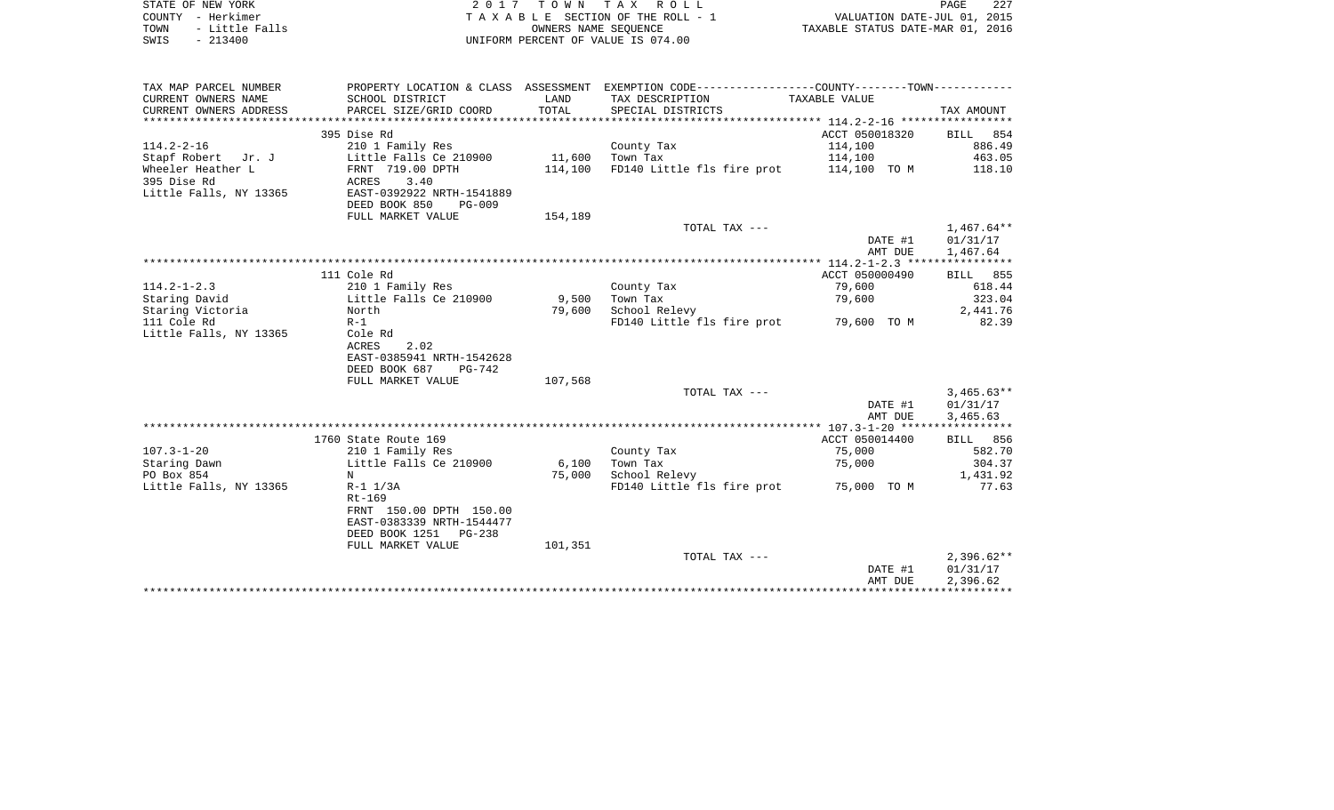STATE OF NEW YORK
COUNTY - Herkimer
TOWN - Little Falls
SWIS - 213400

2017 TOWN TAX ROLL
TAXABLE SECTION OF THE ROLL - 1
OWNERS NAME SEQUENCE
UNIFORM PERCENT OF VALUE IS 074.00

VALUATION DATE-JUL 01, 2015
TAXABLE STATUS DATE-MAR 01, 2016

| TAX MAP PARCEL NUMBER / CURRENT OWNERS NAME / CURRENT OWNERS ADDRESS | PROPERTY LOCATION & CLASS / SCHOOL DISTRICT / PARCEL SIZE/GRID COORD | ASSESSMENT LAND / TOTAL | EXEMPTION CODE / TAX DESCRIPTION / SPECIAL DISTRICTS | COUNTY/TOWN TAXABLE VALUE | TAX AMOUNT |
|---|---|---|---|---|---|
| 114.2-2-16 | 395 Dise Rd | | | ACCT 050018320 | BILL 854 |
| Stapf Robert Jr. J | 210 1 Family Res | | County Tax | 114,100 | 886.49 |
| Wheeler Heather L | Little Falls Ce 210900 | 11,600 | Town Tax | 114,100 | 463.05 |
| 395 Dise Rd | FRNT 719.00 DPTH | 114,100 | FD140 Little fls fire prot | 114,100 TO M | 118.10 |
| Little Falls, NY 13365 | ACRES 3.40 | | | | |
| | EAST-0392922 NRTH-1541889 | | | | |
| | DEED BOOK 850 PG-009 | | | | |
| | FULL MARKET VALUE | 154,189 | | | |
| | | | TOTAL TAX --- | | 1,467.64** |
| | | | | DATE #1 | 01/31/17 |
| | | | | AMT DUE | 1,467.64 |
| 114.2-1-2.3 | 111 Cole Rd | | | ACCT 050000490 | BILL 855 |
| Staring David | 210 1 Family Res | | County Tax | 79,600 | 618.44 |
| Staring Victoria | Little Falls Ce 210900 | 9,500 | Town Tax | 79,600 | 323.04 |
| 111 Cole Rd | North | 79,600 | School Relevy | | 2,441.76 |
| Little Falls, NY 13365 | R-1 | | FD140 Little fls fire prot | 79,600 TO M | 82.39 |
| | Cole Rd | | | | |
| | ACRES 2.02 | | | | |
| | EAST-0385941 NRTH-1542628 | | | | |
| | DEED BOOK 687 PG-742 | | | | |
| | FULL MARKET VALUE | 107,568 | | | |
| | | | TOTAL TAX --- | | 3,465.63** |
| | | | | DATE #1 | 01/31/17 |
| | | | | AMT DUE | 3,465.63 |
| 107.3-1-20 | 1760 State Route 169 | | | ACCT 050014400 | BILL 856 |
| Staring Dawn | 210 1 Family Res | | County Tax | 75,000 | 582.70 |
| PO Box 854 | Little Falls Ce 210900 | 6,100 | Town Tax | 75,000 | 304.37 |
| Little Falls, NY 13365 | N | 75,000 | School Relevy | | 1,431.92 |
| | R-1 1/3A | | FD140 Little fls fire prot | 75,000 TO M | 77.63 |
| | Rt-169 | | | | |
| | FRNT 150.00 DPTH 150.00 | | | | |
| | EAST-0383339 NRTH-1544477 | | | | |
| | DEED BOOK 1251 PG-238 | | | | |
| | FULL MARKET VALUE | 101,351 | | | |
| | | | TOTAL TAX --- | | 2,396.62** |
| | | | | DATE #1 | 01/31/17 |
| | | | | AMT DUE | 2,396.62 |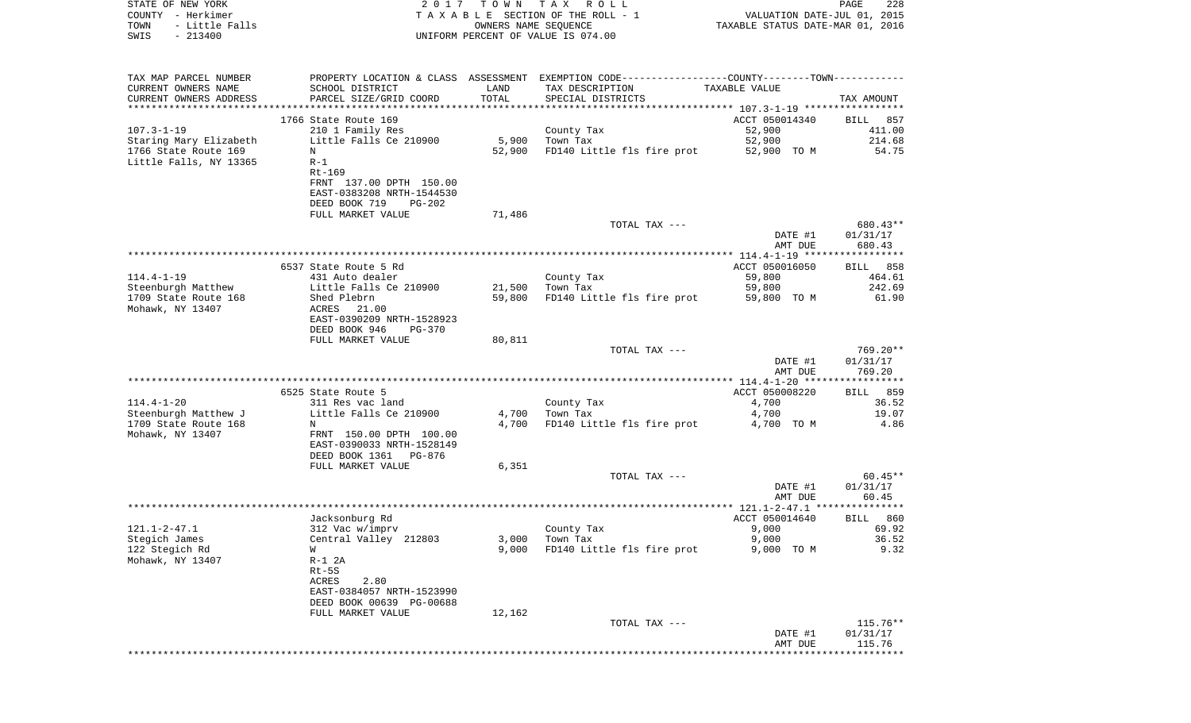STATE OF NEW YORK — COUNTY - Herkimer — TOWN - Little Falls — SWIS - 213400

2017 TOWN TAX ROLL
TAXABLE SECTION OF THE ROLL - 1
OWNERS NAME SEQUENCE
UNIFORM PERCENT OF VALUE IS 074.00

VALUATION DATE-JUL 01, 2015
TAXABLE STATUS DATE-MAR 01, 2016

| TAX MAP PARCEL NUMBER / CURRENT OWNERS NAME / CURRENT OWNERS ADDRESS | PROPERTY LOCATION & CLASS / SCHOOL DISTRICT / PARCEL SIZE/GRID COORD | ASSESSMENT LAND / TOTAL | EXEMPTION CODE / TAX DESCRIPTION / SPECIAL DISTRICTS | TAXABLE VALUE | TAX AMOUNT |
|---|---|---|---|---|---|
| 107.3-1-19 | 1766 State Route 169 | | | ACCT 050014340 | BILL 857 |
| | 210 1 Family Res | | County Tax | 52,900 | 411.00 |
| Staring Mary Elizabeth | Little Falls Ce 210900 | 5,900 | Town Tax | 52,900 | 214.68 |
| 1766 State Route 169 | N | 52,900 | FD140 Little fls fire prot | 52,900 TO M | 54.75 |
| Little Falls, NY 13365 | R-1 | | | | |
| | Rt-169 | | | | |
| | FRNT 137.00 DPTH 150.00 | | | | |
| | EAST-0383208 NRTH-1544530 | | | | |
| | DEED BOOK 719 PG-202 | | | | |
| | FULL MARKET VALUE | 71,486 | | | |
| | | | TOTAL TAX --- | | 680.43** |
| | | | | DATE #1 | 01/31/17 |
| | | | | AMT DUE | 680.43 |
| 114.4-1-19 | 6537 State Route 5 Rd | | | ACCT 050016050 | BILL 858 |
| | 431 Auto dealer | | County Tax | 59,800 | 464.61 |
| Steenburgh Matthew | Little Falls Ce 210900 | 21,500 | Town Tax | 59,800 | 242.69 |
| 1709 State Route 168 | Shed Plebrn | 59,800 | FD140 Little fls fire prot | 59,800 TO M | 61.90 |
| Mohawk, NY 13407 | ACRES 21.00 | | | | |
| | EAST-0390209 NRTH-1528923 | | | | |
| | DEED BOOK 946 PG-370 | | | | |
| | FULL MARKET VALUE | 80,811 | | | |
| | | | TOTAL TAX --- | | 769.20** |
| | | | | DATE #1 | 01/31/17 |
| | | | | AMT DUE | 769.20 |
| 114.4-1-20 | 6525 State Route 5 | | | ACCT 050008220 | BILL 859 |
| | 311 Res vac land | | County Tax | 4,700 | 36.52 |
| Steenburgh Matthew J | Little Falls Ce 210900 | 4,700 | Town Tax | 4,700 | 19.07 |
| 1709 State Route 168 | N | 4,700 | FD140 Little fls fire prot | 4,700 TO M | 4.86 |
| Mohawk, NY 13407 | FRNT 150.00 DPTH 100.00 | | | | |
| | EAST-0390033 NRTH-1528149 | | | | |
| | DEED BOOK 1361 PG-876 | | | | |
| | FULL MARKET VALUE | 6,351 | | | |
| | | | TOTAL TAX --- | | 60.45** |
| | | | | DATE #1 | 01/31/17 |
| | | | | AMT DUE | 60.45 |
| 121.1-2-47.1 | Jacksonburg Rd | | | ACCT 050014640 | BILL 860 |
| | 312 Vac w/imprv | | County Tax | 9,000 | 69.92 |
| Stegich James | Central Valley 212803 | 3,000 | Town Tax | 9,000 | 36.52 |
| 122 Stegich Rd | W | 9,000 | FD140 Little fls fire prot | 9,000 TO M | 9.32 |
| Mohawk, NY 13407 | R-1 2A | | | | |
| | Rt-5S | | | | |
| | ACRES 2.80 | | | | |
| | EAST-0384057 NRTH-1523990 | | | | |
| | DEED BOOK 00639 PG-00688 | | | | |
| | FULL MARKET VALUE | 12,162 | | | |
| | | | TOTAL TAX --- | | 115.76** |
| | | | | DATE #1 | 01/31/17 |
| | | | | AMT DUE | 115.76 |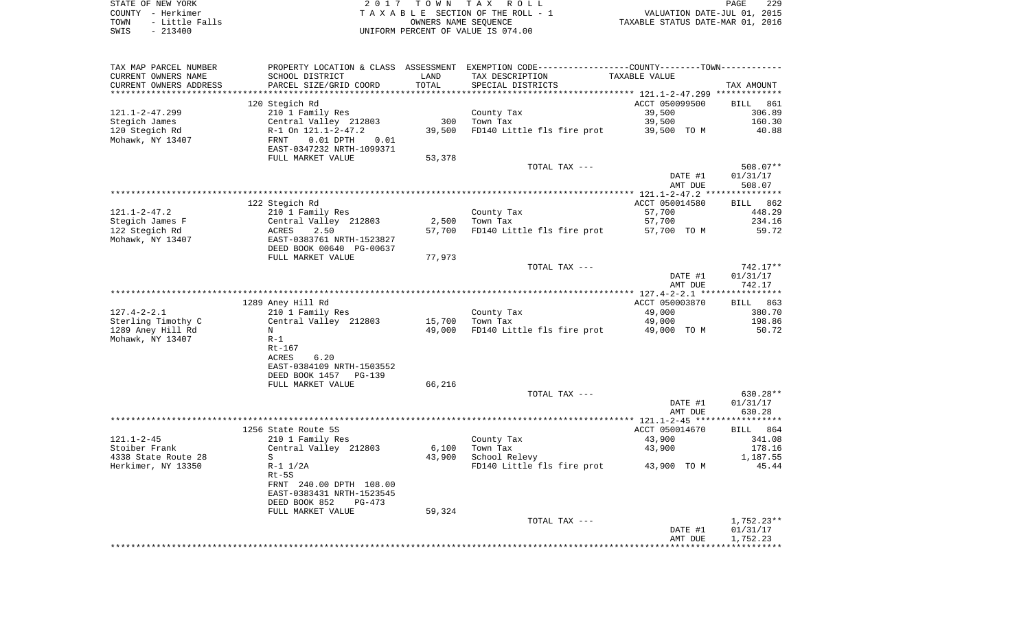TAX MAP PARCEL NUMBER | PROPERTY LOCATION & CLASS | ASSESSMENT | EXEMPTION CODE------COUNTY--------TOWN------

| TAX MAP PARCEL NUMBER / CURRENT OWNERS NAME / CURRENT OWNERS ADDRESS | PROPERTY LOCATION & CLASS / SCHOOL DISTRICT / PARCEL SIZE/GRID COORD | ASSESSMENT LAND | ASSESSMENT TOTAL | EXEMPTION CODE / TAX DESCRIPTION / SPECIAL DISTRICTS | TAXABLE VALUE | TAX AMOUNT |
|---|---|---|---|---|---|---|
| | 120 Stegich Rd | | | | ACCT 050099500 | BILL 861 |
| 121.1-2-47.299 | 210 1 Family Res | | | County Tax | 39,500 | 306.89 |
| Stegich James | Central Valley 212803 | 300 | | Town Tax | 39,500 | 160.30 |
| 120 Stegich Rd | R-1 On 121.1-2-47.2 | | 39,500 | FD140 Little fls fire prot | 39,500 TO M | 40.88 |
| Mohawk, NY 13407 | FRNT 0.01 DPTH 0.01 | | | | | |
| | EAST-0347232 NRTH-1099371 | | | | | |
| | FULL MARKET VALUE | | 53,378 | | | |
| | | | | TOTAL TAX --- | | 508.07** |
| | | | | | DATE #1 | 01/31/17 |
| | | | | | AMT DUE | 508.07 |
| | 122 Stegich Rd | | | | ACCT 050014580 | BILL 862 |
| 121.1-2-47.2 | 210 1 Family Res | | | County Tax | 57,700 | 448.29 |
| Stegich James F | Central Valley 212803 | 2,500 | | Town Tax | 57,700 | 234.16 |
| 122 Stegich Rd | ACRES 2.50 | | 57,700 | FD140 Little fls fire prot | 57,700 TO M | 59.72 |
| Mohawk, NY 13407 | EAST-0383761 NRTH-1523827 | | | | | |
| | DEED BOOK 00640 PG-00637 | | | | | |
| | FULL MARKET VALUE | | 77,973 | | | |
| | | | | TOTAL TAX --- | | 742.17** |
| | | | | | DATE #1 | 01/31/17 |
| | | | | | AMT DUE | 742.17 |
| | 1289 Aney Hill Rd | | | | ACCT 050003870 | BILL 863 |
| 127.4-2-2.1 | 210 1 Family Res | | | County Tax | 49,000 | 380.70 |
| Sterling Timothy C | Central Valley 212803 | 15,700 | | Town Tax | 49,000 | 198.86 |
| 1289 Aney Hill Rd | N | | 49,000 | FD140 Little fls fire prot | 49,000 TO M | 50.72 |
| Mohawk, NY 13407 | R-1 | | | | | |
| | Rt-167 | | | | | |
| | ACRES 6.20 | | | | | |
| | EAST-0384109 NRTH-1503552 | | | | | |
| | DEED BOOK 1457 PG-139 | | | | | |
| | FULL MARKET VALUE | | 66,216 | | | |
| | | | | TOTAL TAX --- | | 630.28** |
| | | | | | DATE #1 | 01/31/17 |
| | | | | | AMT DUE | 630.28 |
| | 1256 State Route 5S | | | | ACCT 050014670 | BILL 864 |
| 121.1-2-45 | 210 1 Family Res | | | County Tax | 43,900 | 341.08 |
| Stoiber Frank | Central Valley 212803 | 6,100 | | Town Tax | 43,900 | 178.16 |
| 4338 State Route 28 | S | | 43,900 | School Relevy | | 1,187.55 |
| Herkimer, NY 13350 | R-1 1/2A | | | FD140 Little fls fire prot | 43,900 TO M | 45.44 |
| | Rt-5S | | | | | |
| | FRNT 240.00 DPTH 108.00 | | | | | |
| | EAST-0383431 NRTH-1523545 | | | | | |
| | DEED BOOK 852 PG-473 | | | | | |
| | FULL MARKET VALUE | | 59,324 | | | |
| | | | | TOTAL TAX --- | | 1,752.23** |
| | | | | | DATE #1 | 01/31/17 |
| | | | | | AMT DUE | 1,752.23 |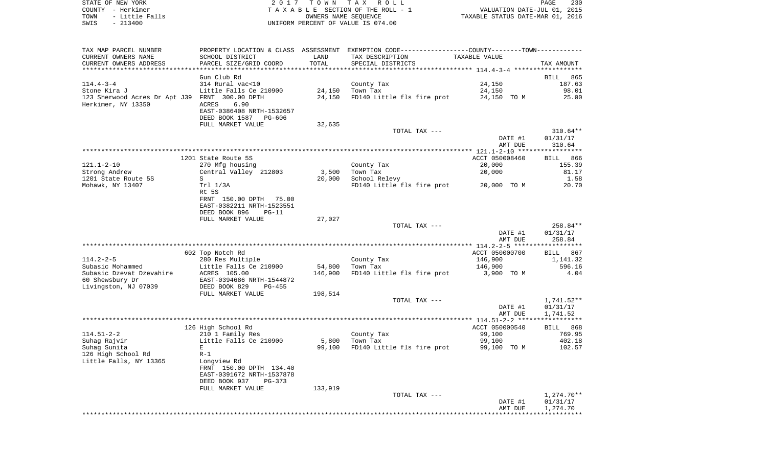STATE OF NEW YORK
COUNTY - Herkimer
TOWN - Little Falls
SWIS - 213400

2017 TOWN TAX ROLL
TAXABLE SECTION OF THE ROLL - 1
OWNERS NAME SEQUENCE
UNIFORM PERCENT OF VALUE IS 074.00

VALUATION DATE-JUL 01, 2015
TAXABLE STATUS DATE-MAR 01, 2016

| TAX MAP PARCEL NUMBER / CURRENT OWNERS NAME / CURRENT OWNERS ADDRESS | PROPERTY LOCATION & CLASS / SCHOOL DISTRICT / PARCEL SIZE/GRID COORD | ASSESSMENT LAND | TOTAL | EXEMPTION CODE / TAX DESCRIPTION / SPECIAL DISTRICTS | TAXABLE VALUE | TAX AMOUNT |
|---|---|---|---|---|---|---|
| 114.4-3-4 | Gun Club Rd | | | | | BILL 865 |
| | 314 Rural vac<10 | | | County Tax | 24,150 | 187.63 |
| Stone Kira J | Little Falls Ce 210900 | 24,150 | | Town Tax | 24,150 | 98.01 |
| 123 Sherwood Acres Dr Apt J39 | FRNT 300.00 DPTH | | 24,150 | FD140 Little fls fire prot | 24,150 TO M | 25.00 |
| Herkimer, NY 13350 | ACRES 6.90 | | | | | |
| | EAST-0386408 NRTH-1532657 | | | | | |
| | DEED BOOK 1587 PG-606 | | | | | |
| | FULL MARKET VALUE | 32,635 | | | | |
| | | | | TOTAL TAX --- | | 310.64** |
| | | | | | DATE #1 | 01/31/17 |
| | | | | | AMT DUE | 310.64 |
| 121.1-2-10 | 1201 State Route 5S | | | | ACCT 050008460 | BILL 866 |
| | 270 Mfg housing | | | County Tax | 20,000 | 155.39 |
| Strong Andrew | Central Valley 212803 | 3,500 | | Town Tax | 20,000 | 81.17 |
| 1201 State Route 5S | S | | 20,000 | School Relevy | | 1.58 |
| Mohawk, NY 13407 | Trl 1/3A | | | FD140 Little fls fire prot | 20,000 TO M | 20.70 |
| | Rt 5S | | | | | |
| | FRNT 150.00 DPTH 75.00 | | | | | |
| | EAST-0382211 NRTH-1523551 | | | | | |
| | DEED BOOK 896 PG-11 | | | | | |
| | FULL MARKET VALUE | 27,027 | | | | |
| | | | | TOTAL TAX --- | | 258.84** |
| | | | | | DATE #1 | 01/31/17 |
| | | | | | AMT DUE | 258.84 |
| 114.2-2-5 | 602 Top Notch Rd | | | | ACCT 050000700 | BILL 867 |
| | 280 Res Multiple | | | County Tax | 146,900 | 1,141.32 |
| Subasic Mohammed | Little Falls Ce 210900 | 54,800 | | Town Tax | 146,900 | 596.16 |
| Subasic Dzevat Dzevahire | ACRES 105.00 | | 146,900 | FD140 Little fls fire prot | 3,900 TO M | 4.04 |
| 60 Shewsbury Dr | EAST-0394686 NRTH-1544872 | | | | | |
| Livingston, NJ 07039 | DEED BOOK 829 PG-455 | | | | | |
| | FULL MARKET VALUE | 198,514 | | | | |
| | | | | TOTAL TAX --- | | 1,741.52** |
| | | | | | DATE #1 | 01/31/17 |
| | | | | | AMT DUE | 1,741.52 |
| 114.51-2-2 | 126 High School Rd | | | | ACCT 050000540 | BILL 868 |
| | 210 1 Family Res | | | County Tax | 99,100 | 769.95 |
| Suhag Rajvir | Little Falls Ce 210900 | 5,800 | | Town Tax | 99,100 | 402.18 |
| Suhag Sunita | E | | 99,100 | FD140 Little fls fire prot | 99,100 TO M | 102.57 |
| 126 High School Rd | R-1 | | | | | |
| Little Falls, NY 13365 | Longview Rd | | | | | |
| | FRNT 150.00 DPTH 134.40 | | | | | |
| | EAST-0391672 NRTH-1537878 | | | | | |
| | DEED BOOK 937 PG-373 | | | | | |
| | FULL MARKET VALUE | 133,919 | | | | |
| | | | | TOTAL TAX --- | | 1,274.70** |
| | | | | | DATE #1 | 01/31/17 |
| | | | | | AMT DUE | 1,274.70 |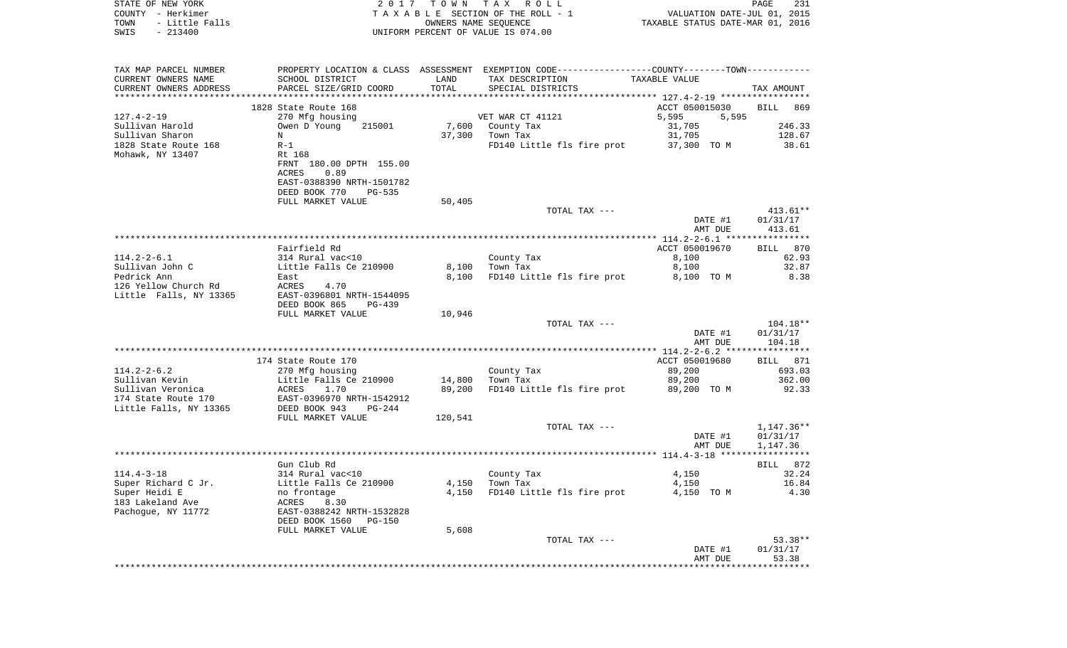STATE OF NEW YORK
COUNTY - Herkimer
TOWN - Little Falls
SWIS - 213400

2 0 1 7 T O W N T A X R O L L
T A X A B L E SECTION OF THE ROLL - 1
OWNERS NAME SEQUENCE
UNIFORM PERCENT OF VALUE IS 074.00

VALUATION DATE-JUL 01, 2015
TAXABLE STATUS DATE-MAR 01, 2016

| TAX MAP PARCEL NUMBER / CURRENT OWNERS NAME / CURRENT OWNERS ADDRESS | PROPERTY LOCATION & CLASS / SCHOOL DISTRICT / PARCEL SIZE/GRID COORD | ASSESSMENT LAND / TOTAL | EXEMPTION CODE / TAX DESCRIPTION / SPECIAL DISTRICTS | COUNTY / TOWN TAXABLE VALUE | TAX AMOUNT |
|---|---|---|---|---|---|
| 127.4-2-19 | 1828 State Route 168 | | | ACCT 050015030 | BILL 869 |
| | 270 Mfg housing | | VET WAR CT 41121 | 5,595 5,595 | |
| Sullivan Harold | Owen D Young 215001 | 7,600 | County Tax | 31,705 | 246.33 |
| Sullivan Sharon | N | 37,300 | Town Tax | 31,705 | 128.67 |
| 1828 State Route 168 | R-1 | | FD140 Little fls fire prot | 37,300 TO M | 38.61 |
| Mohawk, NY 13407 | Rt 168 | | | | |
| | FRNT 180.00 DPTH 155.00 | | | | |
| | ACRES 0.89 | | | | |
| | EAST-0388390 NRTH-1501782 | | | | |
| | DEED BOOK 770 PG-535 | | | | |
| | FULL MARKET VALUE | 50,405 | | | |
| | | | TOTAL TAX --- | | 413.61** |
| | | | | DATE #1 | 01/31/17 |
| | | | | AMT DUE | 413.61 |
| 114.2-2-6.1 | Fairfield Rd | | | ACCT 050019670 | BILL 870 |
| | 314 Rural vac<10 | | County Tax | 8,100 | 62.93 |
| Sullivan John C | Little Falls Ce 210900 | 8,100 | Town Tax | 8,100 | 32.87 |
| Pedrick Ann | East | 8,100 | FD140 Little fls fire prot | 8,100 TO M | 8.38 |
| 126 Yellow Church Rd | ACRES 4.70 | | | | |
| Little Falls, NY 13365 | EAST-0396801 NRTH-1544095 | | | | |
| | DEED BOOK 865 PG-439 | | | | |
| | FULL MARKET VALUE | 10,946 | | | |
| | | | TOTAL TAX --- | | 104.18** |
| | | | | DATE #1 | 01/31/17 |
| | | | | AMT DUE | 104.18 |
| 114.2-2-6.2 | 174 State Route 170 | | | ACCT 050019680 | BILL 871 |
| | 270 Mfg housing | | County Tax | 89,200 | 693.03 |
| Sullivan Kevin | Little Falls Ce 210900 | 14,800 | Town Tax | 89,200 | 362.00 |
| Sullivan Veronica | ACRES 1.70 | 89,200 | FD140 Little fls fire prot | 89,200 TO M | 92.33 |
| 174 State Route 170 | EAST-0396970 NRTH-1542912 | | | | |
| Little Falls, NY 13365 | DEED BOOK 943 PG-244 | | | | |
| | FULL MARKET VALUE | 120,541 | | | |
| | | | TOTAL TAX --- | | 1,147.36** |
| | | | | DATE #1 | 01/31/17 |
| | | | | AMT DUE | 1,147.36 |
| 114.4-3-18 | Gun Club Rd | | | | BILL 872 |
| | 314 Rural vac<10 | | County Tax | 4,150 | 32.24 |
| Super Richard C Jr. | Little Falls Ce 210900 | 4,150 | Town Tax | 4,150 | 16.84 |
| Super Heidi E | no frontage | 4,150 | FD140 Little fls fire prot | 4,150 TO M | 4.30 |
| 183 Lakeland Ave | ACRES 8.30 | | | | |
| Pachogue, NY 11772 | EAST-0388242 NRTH-1532828 | | | | |
| | DEED BOOK 1560 PG-150 | | | | |
| | FULL MARKET VALUE | 5,608 | | | |
| | | | TOTAL TAX --- | | 53.38** |
| | | | | DATE #1 | 01/31/17 |
| | | | | AMT DUE | 53.38 |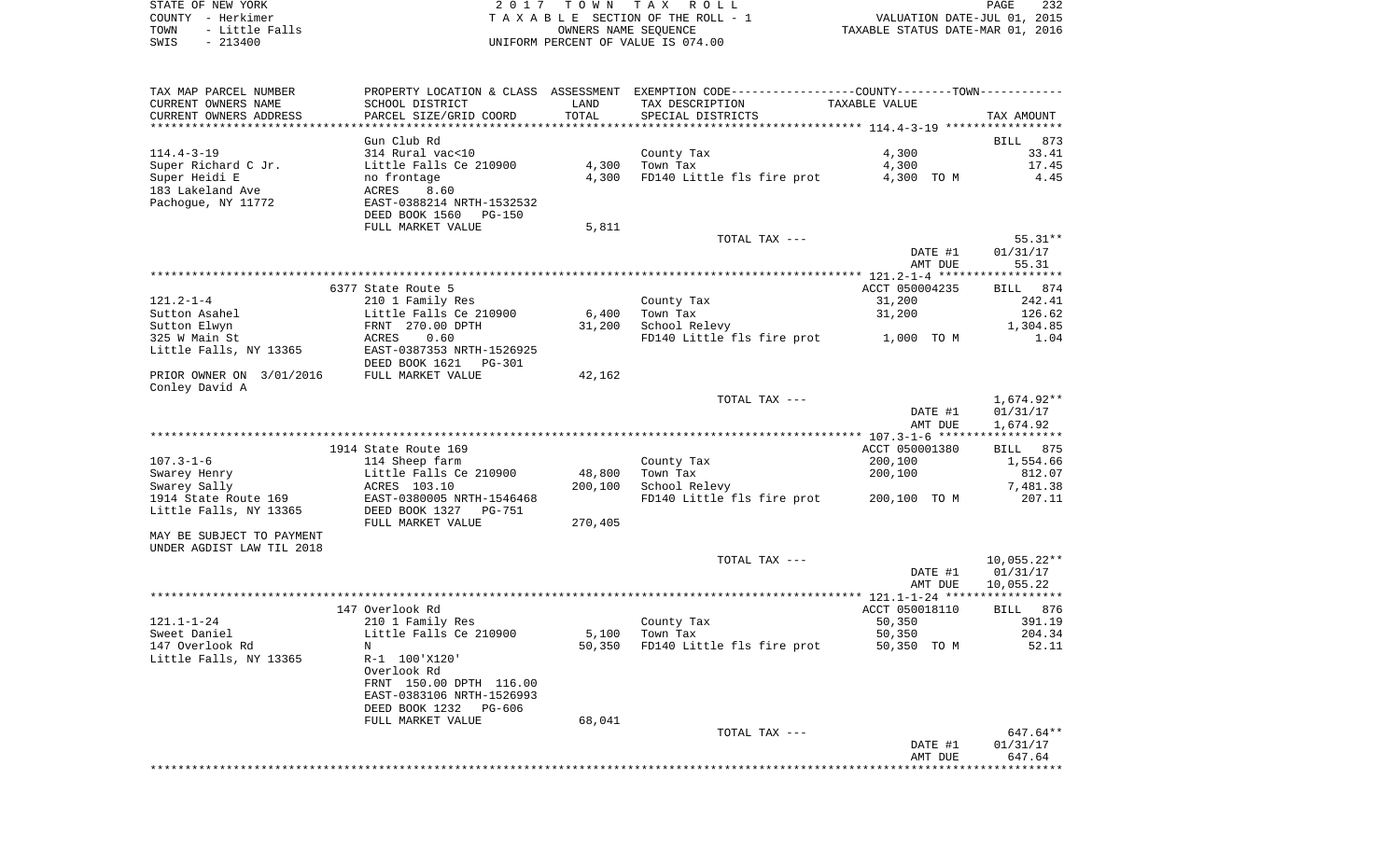STATE OF NEW YORK — 2017 TOWN TAX ROLL
COUNTY - Herkimer — TAXABLE SECTION OF THE ROLL - 1 — VALUATION DATE-JUL 01, 2015
TOWN - Little Falls — OWNERS NAME SEQUENCE — TAXABLE STATUS DATE-MAR 01, 2016
SWIS - 213400 — UNIFORM PERCENT OF VALUE IS 074.00

| TAX MAP PARCEL NUMBER / CURRENT OWNERS NAME / CURRENT OWNERS ADDRESS | PROPERTY LOCATION & CLASS / SCHOOL DISTRICT / PARCEL SIZE/GRID COORD | ASSESSMENT LAND / TOTAL | EXEMPTION CODE / TAX DESCRIPTION / SPECIAL DISTRICTS | COUNTY--------TOWN TAXABLE VALUE | TAX AMOUNT |
|---|---|---|---|---|---|
| **114.4-3-19** | Gun Club Rd | | | | BILL 873 |
| 114.4-3-19 | 314 Rural vac<10 | | County Tax | 4,300 | 33.41 |
| Super Richard C Jr. | Little Falls Ce 210900 | 4,300 | Town Tax | 4,300 | 17.45 |
| Super Heidi E | no frontage | 4,300 | FD140 Little fls fire prot | 4,300 TO M | 4.45 |
| 183 Lakeland Ave | ACRES 8.60 | | | | |
| Pachogue, NY 11772 | EAST-0388214 NRTH-1532532 | | | | |
| | DEED BOOK 1560 PG-150 | | | | |
| | FULL MARKET VALUE | 5,811 | | | |
| | | | TOTAL TAX --- | | 55.31** |
| | | | | DATE #1 | 01/31/17 |
| | | | | AMT DUE | 55.31 |
| **121.2-1-4** | 6377 State Route 5 | | | ACCT 050004235 | BILL 874 |
| 121.2-1-4 | 210 1 Family Res | | County Tax | 31,200 | 242.41 |
| Sutton Asahel | Little Falls Ce 210900 | 6,400 | Town Tax | 31,200 | 126.62 |
| Sutton Elwyn | FRNT 270.00 DPTH | 31,200 | School Relevy | | 1,304.85 |
| 325 W Main St | ACRES 0.60 | | FD140 Little fls fire prot | 1,000 TO M | 1.04 |
| Little Falls, NY 13365 | EAST-0387353 NRTH-1526925 | | | | |
| | DEED BOOK 1621 PG-301 | | | | |
| PRIOR OWNER ON 3/01/2016 | FULL MARKET VALUE | 42,162 | | | |
| Conley David A | | | | | |
| | | | TOTAL TAX --- | | 1,674.92** |
| | | | | DATE #1 | 01/31/17 |
| | | | | AMT DUE | 1,674.92 |
| **107.3-1-6** | 1914 State Route 169 | | | ACCT 050001380 | BILL 875 |
| 107.3-1-6 | 114 Sheep farm | | County Tax | 200,100 | 1,554.66 |
| Swarey Henry | Little Falls Ce 210900 | 48,800 | Town Tax | 200,100 | 812.07 |
| Swarey Sally | ACRES 103.10 | 200,100 | School Relevy | | 7,481.38 |
| 1914 State Route 169 | EAST-0380005 NRTH-1546468 | | FD140 Little fls fire prot | 200,100 TO M | 207.11 |
| Little Falls, NY 13365 | DEED BOOK 1327 PG-751 | | | | |
| | FULL MARKET VALUE | 270,405 | | | |
| MAY BE SUBJECT TO PAYMENT | | | | | |
| UNDER AGDIST LAW TIL 2018 | | | | | |
| | | | TOTAL TAX --- | | 10,055.22** |
| | | | | DATE #1 | 01/31/17 |
| | | | | AMT DUE | 10,055.22 |
| **121.1-1-24** | 147 Overlook Rd | | | ACCT 050018110 | BILL 876 |
| 121.1-1-24 | 210 1 Family Res | | County Tax | 50,350 | 391.19 |
| Sweet Daniel | Little Falls Ce 210900 | 5,100 | Town Tax | 50,350 | 204.34 |
| 147 Overlook Rd | N | 50,350 | FD140 Little fls fire prot | 50,350 TO M | 52.11 |
| Little Falls, NY 13365 | R-1 100'X120' | | | | |
| | Overlook Rd | | | | |
| | FRNT 150.00 DPTH 116.00 | | | | |
| | EAST-0383106 NRTH-1526993 | | | | |
| | DEED BOOK 1232 PG-606 | | | | |
| | FULL MARKET VALUE | 68,041 | | | |
| | | | TOTAL TAX --- | | 647.64** |
| | | | | DATE #1 | 01/31/17 |
| | | | | AMT DUE | 647.64 |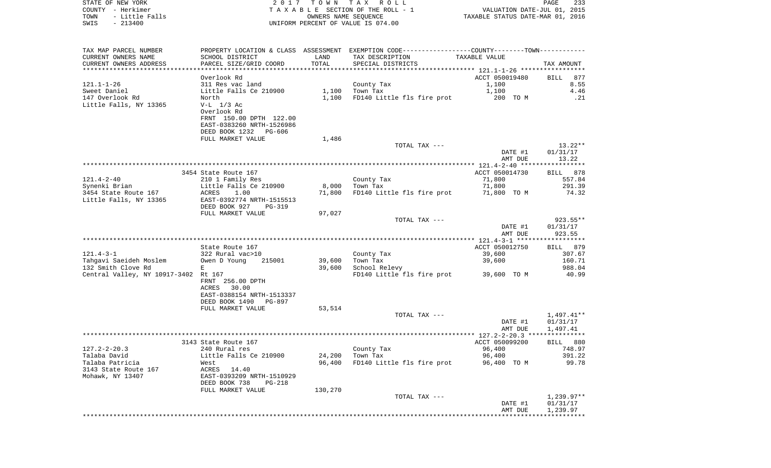STATE OF NEW YORK
COUNTY - Herkimer
TOWN - Little Falls
SWIS - 213400

2 0 1 7 T O W N T A X R O L L
T A X A B L E SECTION OF THE ROLL - 1
OWNERS NAME SEQUENCE
UNIFORM PERCENT OF VALUE IS 074.00

VALUATION DATE-JUL 01, 2015
TAXABLE STATUS DATE-MAR 01, 2016

| TAX MAP PARCEL NUMBER / CURRENT OWNERS NAME / CURRENT OWNERS ADDRESS | PROPERTY LOCATION & CLASS / SCHOOL DISTRICT / PARCEL SIZE/GRID COORD | ASSESSMENT LAND / TOTAL | EXEMPTION CODE / TAX DESCRIPTION / SPECIAL DISTRICTS | COUNTY--------TOWN / TAXABLE VALUE | TAX AMOUNT |
|---|---|---|---|---|---|
| **121.1-1-26** | Overlook Rd | | | ACCT 050019480 | BILL 877 |
| 121.1-1-26 | 311 Res vac land | | County Tax | 1,100 | 8.55 |
| Sweet Daniel | Little Falls Ce 210900 | 1,100 | Town Tax | 1,100 | 4.46 |
| 147 Overlook Rd | North | 1,100 | FD140 Little fls fire prot | 200 TO M | .21 |
| Little Falls, NY 13365 | V-L 1/3 Ac | | | | |
| | Overlook Rd | | | | |
| | FRNT 150.00 DPTH 122.00 | | | | |
| | EAST-0383260 NRTH-1526986 | | | | |
| | DEED BOOK 1232 PG-606 | | | | |
| | FULL MARKET VALUE | 1,486 | | | |
| | | | TOTAL TAX --- | | 13.22** |
| | | | | DATE #1 | 01/31/17 |
| | | | | AMT DUE | 13.22 |
| **121.4-2-40** | 3454 State Route 167 | | | ACCT 050014730 | BILL 878 |
| 121.4-2-40 | 210 1 Family Res | | County Tax | 71,800 | 557.84 |
| Synenki Brian | Little Falls Ce 210900 | 8,000 | Town Tax | 71,800 | 291.39 |
| 3454 State Route 167 | ACRES 1.00 | 71,800 | FD140 Little fls fire prot | 71,800 TO M | 74.32 |
| Little Falls, NY 13365 | EAST-0392774 NRTH-1515513 | | | | |
| | DEED BOOK 927 PG-319 | | | | |
| | FULL MARKET VALUE | 97,027 | | | |
| | | | TOTAL TAX --- | | 923.55** |
| | | | | DATE #1 | 01/31/17 |
| | | | | AMT DUE | 923.55 |
| **121.4-3-1** | State Route 167 | | | ACCT 050012750 | BILL 879 |
| 121.4-3-1 | 322 Rural vac>10 | | County Tax | 39,600 | 307.67 |
| Tahgavi Saeideh Moslem | Owen D Young 215001 | 39,600 | Town Tax | 39,600 | 160.71 |
| 132 Smith Clove Rd | E | 39,600 | School Relevy | | 988.04 |
| Central Valley, NY 10917-3402 | Rt 167 | | FD140 Little fls fire prot | 39,600 TO M | 40.99 |
| | FRNT 256.00 DPTH | | | | |
| | ACRES 30.00 | | | | |
| | EAST-0388154 NRTH-1513337 | | | | |
| | DEED BOOK 1490 PG-897 | | | | |
| | FULL MARKET VALUE | 53,514 | | | |
| | | | TOTAL TAX --- | | 1,497.41** |
| | | | | DATE #1 | 01/31/17 |
| | | | | AMT DUE | 1,497.41 |
| **127.2-2-20.3** | 3143 State Route 167 | | | ACCT 050099200 | BILL 880 |
| 127.2-2-20.3 | 240 Rural res | | County Tax | 96,400 | 748.97 |
| Talaba David | Little Falls Ce 210900 | 24,200 | Town Tax | 96,400 | 391.22 |
| Talaba Patricia | West | 96,400 | FD140 Little fls fire prot | 96,400 TO M | 99.78 |
| 3143 State Route 167 | ACRES 14.40 | | | | |
| Mohawk, NY 13407 | EAST-0393209 NRTH-1510929 | | | | |
| | DEED BOOK 738 PG-218 | | | | |
| | FULL MARKET VALUE | 130,270 | | | |
| | | | TOTAL TAX --- | | 1,239.97** |
| | | | | DATE #1 | 01/31/17 |
| | | | | AMT DUE | 1,239.97 |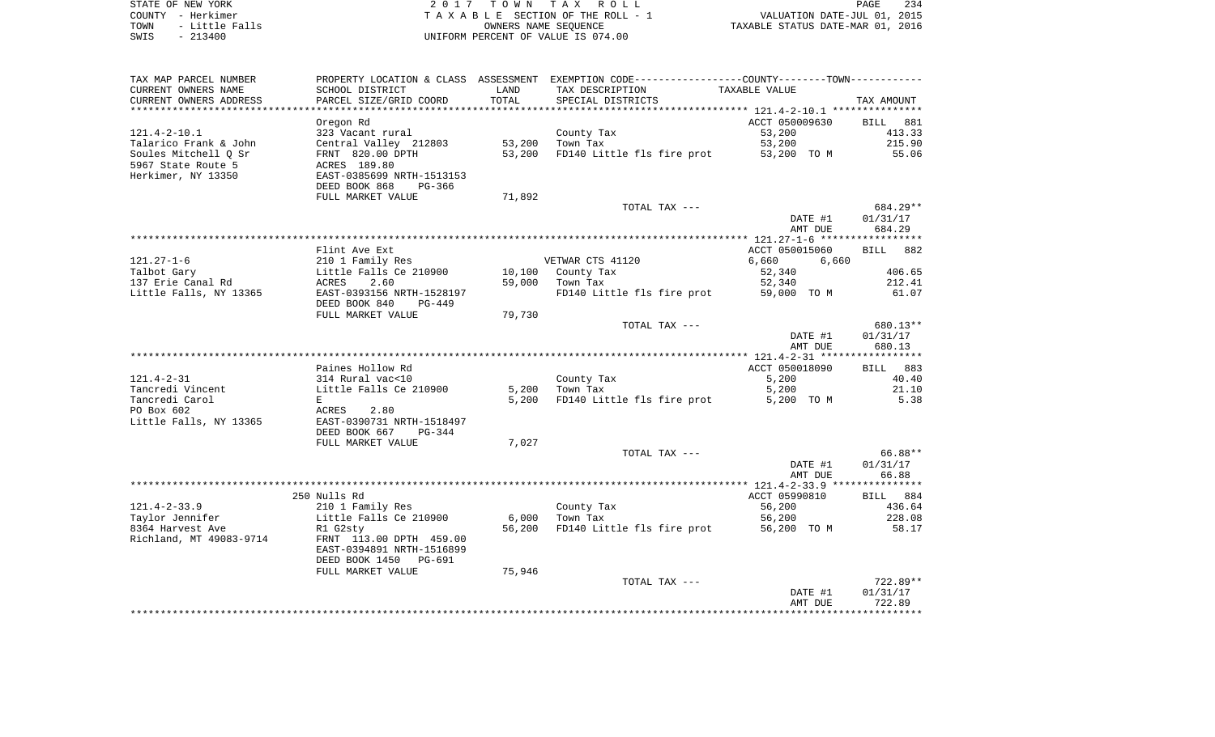STATE OF NEW YORK
COUNTY - Herkimer
TOWN - Little Falls
SWIS - 213400

2017 TOWN TAX ROLL
TAXABLE SECTION OF THE ROLL - 1
OWNERS NAME SEQUENCE
UNIFORM PERCENT OF VALUE IS 074.00

VALUATION DATE-JUL 01, 2015
TAXABLE STATUS DATE-MAR 01, 2016

| TAX MAP PARCEL NUMBER / CURRENT OWNERS NAME / CURRENT OWNERS ADDRESS | PROPERTY LOCATION & CLASS / SCHOOL DISTRICT / PARCEL SIZE/GRID COORD | ASSESSMENT LAND | TOTAL | EXEMPTION CODE / TAX DESCRIPTION / SPECIAL DISTRICTS | TAXABLE VALUE | TAX AMOUNT |
|---|---|---|---|---|---|---|
| 121.4-2-10.1 | Oregon Rd | | | | ACCT 050009630 | BILL 881 |
| Talarico Frank & John | 323 Vacant rural | | | County Tax | 53,200 | 413.33 |
| Soules Mitchell Q Sr | Central Valley 212803 | 53,200 | | Town Tax | 53,200 | 215.90 |
| 5967 State Route 5 | FRNT 820.00 DPTH | | 53,200 | FD140 Little fls fire prot | 53,200 TO M | 55.06 |
| Herkimer, NY 13350 | ACRES 189.80 | | | | | |
| | EAST-0385699 NRTH-1513153 | | | | | |
| | DEED BOOK 868 PG-366 | | | | | |
| | FULL MARKET VALUE | 71,892 | | | | |
| | | | | TOTAL TAX --- | | 684.29** |
| | | | | | DATE #1 | 01/31/17 |
| | | | | | AMT DUE | 684.29 |
| 121.27-1-6 | Flint Ave Ext | | | | ACCT 050015060 | BILL 882 |
| Talbot Gary | 210 1 Family Res | | | VETWAR CTS 41120 | 6,660 6,660 | |
| 137 Erie Canal Rd | Little Falls Ce 210900 | 10,100 | | County Tax | 52,340 | 406.65 |
| Little Falls, NY 13365 | ACRES 2.60 | | 59,000 | Town Tax | 52,340 | 212.41 |
| | EAST-0393156 NRTH-1528197 | | | FD140 Little fls fire prot | 59,000 TO M | 61.07 |
| | DEED BOOK 840 PG-449 | | | | | |
| | FULL MARKET VALUE | 79,730 | | | | |
| | | | | TOTAL TAX --- | | 680.13** |
| | | | | | DATE #1 | 01/31/17 |
| | | | | | AMT DUE | 680.13 |
| 121.4-2-31 | Paines Hollow Rd | | | | ACCT 050018090 | BILL 883 |
| Tancredi Vincent | 314 Rural vac<10 | | | County Tax | 5,200 | 40.40 |
| Tancredi Carol | Little Falls Ce 210900 | 5,200 | | Town Tax | 5,200 | 21.10 |
| PO Box 602 | E | | 5,200 | FD140 Little fls fire prot | 5,200 TO M | 5.38 |
| Little Falls, NY 13365 | ACRES 2.80 | | | | | |
| | EAST-0390731 NRTH-1518497 | | | | | |
| | DEED BOOK 667 PG-344 | | | | | |
| | FULL MARKET VALUE | 7,027 | | | | |
| | | | | TOTAL TAX --- | | 66.88** |
| | | | | | DATE #1 | 01/31/17 |
| | | | | | AMT DUE | 66.88 |
| 121.4-2-33.9 | 250 Nulls Rd | | | | ACCT 05990810 | BILL 884 |
| Taylor Jennifer | 210 1 Family Res | | | County Tax | 56,200 | 436.64 |
| 8364 Harvest Ave | Little Falls Ce 210900 | 6,000 | | Town Tax | 56,200 | 228.08 |
| Richland, MT 49083-9714 | R1 G2sty | | 56,200 | FD140 Little fls fire prot | 56,200 TO M | 58.17 |
| | FRNT 113.00 DPTH 459.00 | | | | | |
| | EAST-0394891 NRTH-1516899 | | | | | |
| | DEED BOOK 1450 PG-691 | | | | | |
| | FULL MARKET VALUE | 75,946 | | | | |
| | | | | TOTAL TAX --- | | 722.89** |
| | | | | | DATE #1 | 01/31/17 |
| | | | | | AMT DUE | 722.89 |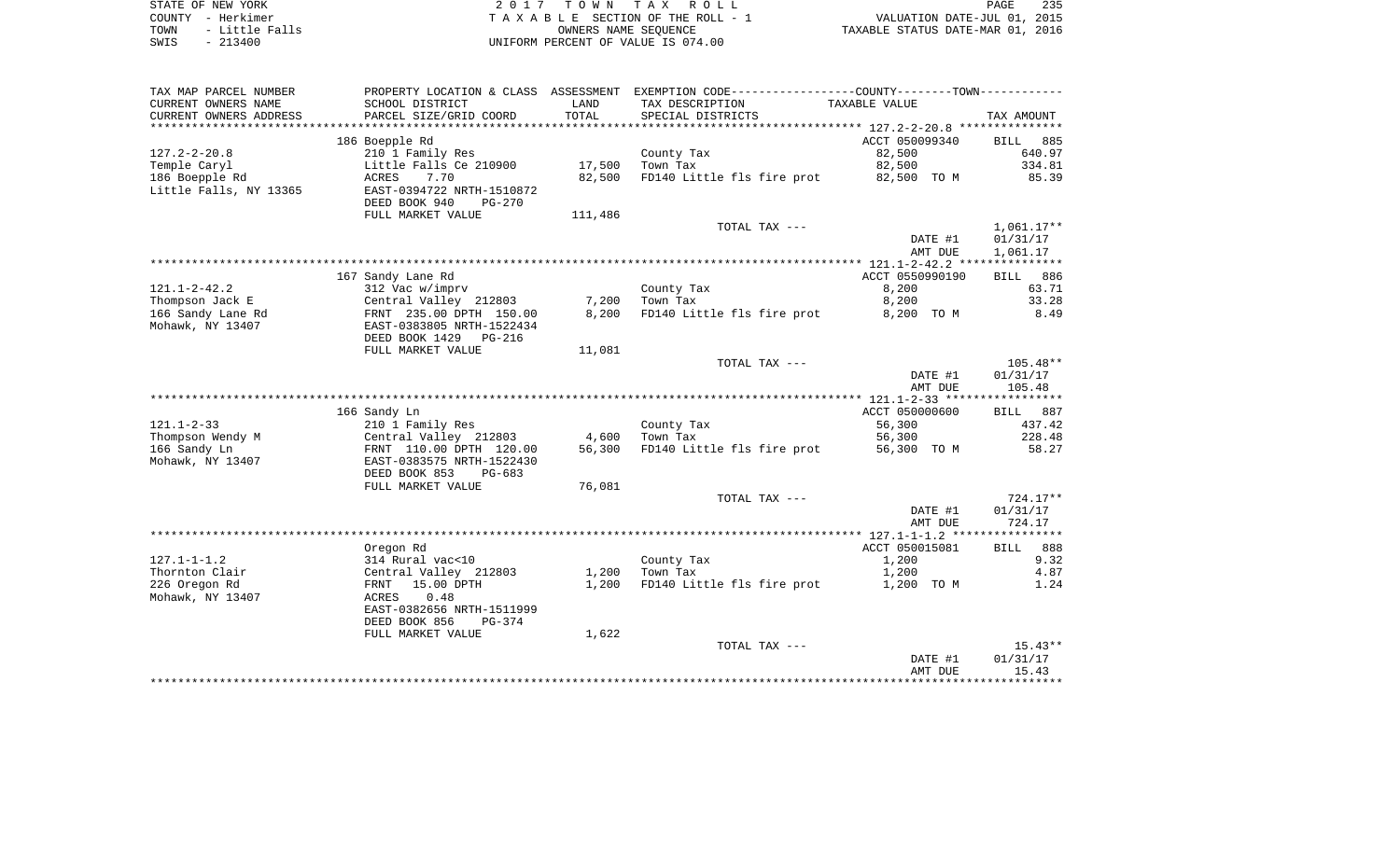STATE OF NEW YORK
COUNTY - Herkimer
TOWN - Little Falls
SWIS - 213400

2017 TOWN TAX ROLL
TAXABLE SECTION OF THE ROLL - 1
OWNERS NAME SEQUENCE
UNIFORM PERCENT OF VALUE IS 074.00

VALUATION DATE-JUL 01, 2015
TAXABLE STATUS DATE-MAR 01, 2016

| TAX MAP PARCEL NUMBER / CURRENT OWNERS NAME / CURRENT OWNERS ADDRESS | PROPERTY LOCATION & CLASS / SCHOOL DISTRICT / PARCEL SIZE/GRID COORD | ASSESSMENT LAND / TOTAL | EXEMPTION CODE / TAX DESCRIPTION / SPECIAL DISTRICTS | COUNTY/TOWN TAXABLE VALUE | TAX AMOUNT |
|---|---|---|---|---|---|
| 127.2-2-20.8 | 186 Boepple Rd | | | ACCT 050099340 | BILL 885 |
| Temple Caryl | 210 1 Family Res | | County Tax | 82,500 | 640.97 |
| 186 Boepple Rd | Little Falls Ce 210900 | 17,500 | Town Tax | 82,500 | 334.81 |
| Little Falls, NY 13365 | ACRES 7.70 | 82,500 | FD140 Little fls fire prot | 82,500 TO M | 85.39 |
| | EAST-0394722 NRTH-1510872 | | | | |
| | DEED BOOK 940 PG-270 | | | | |
| | FULL MARKET VALUE | 111,486 | | | |
| | | | TOTAL TAX --- | | 1,061.17** |
| | | | | DATE #1 | 01/31/17 |
| | | | | AMT DUE | 1,061.17 |
| 121.1-2-42.2 | 167 Sandy Lane Rd | | | ACCT 0550990190 | BILL 886 |
| Thompson Jack E | 312 Vac w/imprv | | County Tax | 8,200 | 63.71 |
| 166 Sandy Lane Rd | Central Valley 212803 | 7,200 | Town Tax | 8,200 | 33.28 |
| Mohawk, NY 13407 | FRNT 235.00 DPTH 150.00 | 8,200 | FD140 Little fls fire prot | 8,200 TO M | 8.49 |
| | EAST-0383805 NRTH-1522434 | | | | |
| | DEED BOOK 1429 PG-216 | | | | |
| | FULL MARKET VALUE | 11,081 | | | |
| | | | TOTAL TAX --- | | 105.48** |
| | | | | DATE #1 | 01/31/17 |
| | | | | AMT DUE | 105.48 |
| 121.1-2-33 | 166 Sandy Ln | | | ACCT 050000600 | BILL 887 |
| Thompson Wendy M | 210 1 Family Res | | County Tax | 56,300 | 437.42 |
| 166 Sandy Ln | Central Valley 212803 | 4,600 | Town Tax | 56,300 | 228.48 |
| Mohawk, NY 13407 | FRNT 110.00 DPTH 120.00 | 56,300 | FD140 Little fls fire prot | 56,300 TO M | 58.27 |
| | EAST-0383575 NRTH-1522430 | | | | |
| | DEED BOOK 853 PG-683 | | | | |
| | FULL MARKET VALUE | 76,081 | | | |
| | | | TOTAL TAX --- | | 724.17** |
| | | | | DATE #1 | 01/31/17 |
| | | | | AMT DUE | 724.17 |
| 127.1-1-1.2 | Oregon Rd | | | ACCT 050015081 | BILL 888 |
| Thornton Clair | 314 Rural vac<10 | | County Tax | 1,200 | 9.32 |
| 226 Oregon Rd | Central Valley 212803 | 1,200 | Town Tax | 1,200 | 4.87 |
| Mohawk, NY 13407 | FRNT 15.00 DPTH | 1,200 | FD140 Little fls fire prot | 1,200 TO M | 1.24 |
| | ACRES 0.48 | | | | |
| | EAST-0382656 NRTH-1511999 | | | | |
| | DEED BOOK 856 PG-374 | | | | |
| | FULL MARKET VALUE | 1,622 | | | |
| | | | TOTAL TAX --- | | 15.43** |
| | | | | DATE #1 | 01/31/17 |
| | | | | AMT DUE | 15.43 |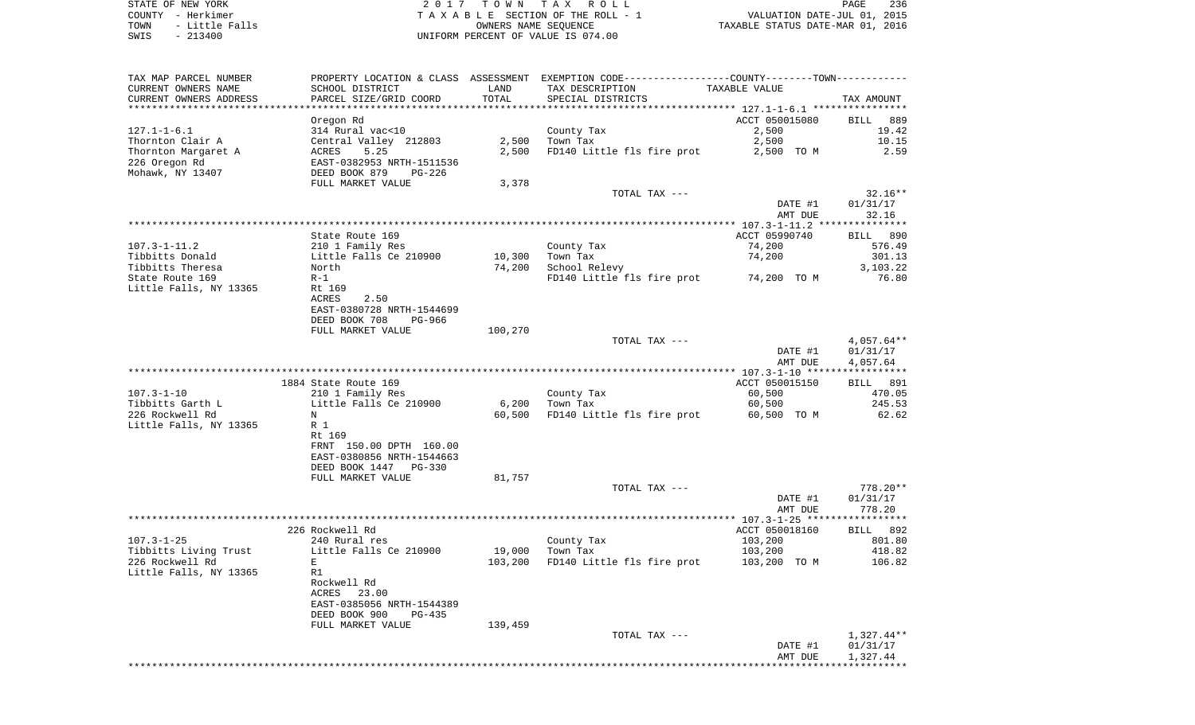STATE OF NEW YORK
COUNTY - Herkimer
TOWN - Little Falls
SWIS - 213400

2 0 1 7 T O W N T A X R O L L
T A X A B L E SECTION OF THE ROLL - 1
OWNERS NAME SEQUENCE
UNIFORM PERCENT OF VALUE IS 074.00

VALUATION DATE-JUL 01, 2015
TAXABLE STATUS DATE-MAR 01, 2016

| TAX MAP PARCEL NUMBER / CURRENT OWNERS NAME / CURRENT OWNERS ADDRESS | PROPERTY LOCATION & CLASS / SCHOOL DISTRICT / PARCEL SIZE/GRID COORD | ASSESSMENT LAND | TOTAL | EXEMPTION CODE / TAX DESCRIPTION / SPECIAL DISTRICTS | TAXABLE VALUE (COUNTY--------TOWN) | TAX AMOUNT |
|---|---|---|---|---|---|---|
| 127.1-1-6.1 | Oregon Rd | | | | ACCT 050015080 | BILL 889 |
| 127.1-1-6.1 | 314 Rural vac<10 | | | County Tax | 2,500 | 19.42 |
| Thornton Clair A | Central Valley 212803 | 2,500 | | Town Tax | 2,500 | 10.15 |
| Thornton Margaret A | ACRES 5.25 | | 2,500 | FD140 Little fls fire prot | 2,500 TO M | 2.59 |
| 226 Oregon Rd | EAST-0382953 NRTH-1511536 | | | | | |
| Mohawk, NY 13407 | DEED BOOK 879 PG-226 | | | | | |
| | FULL MARKET VALUE | 3,378 | | | | |
| | | | | TOTAL TAX --- | | 32.16** |
| | | | | | DATE #1 | 01/31/17 |
| | | | | | AMT DUE | 32.16 |
| 107.3-1-11.2 | State Route 169 | | | | ACCT 05990740 | BILL 890 |
| 107.3-1-11.2 | 210 1 Family Res | | | County Tax | 74,200 | 576.49 |
| Tibbitts Donald | Little Falls Ce 210900 | 10,300 | | Town Tax | 74,200 | 301.13 |
| Tibbitts Theresa | North | | 74,200 | School Relevy | | 3,103.22 |
| State Route 169 | R-1 | | | FD140 Little fls fire prot | 74,200 TO M | 76.80 |
| Little Falls, NY 13365 | Rt 169 | | | | | |
| | ACRES 2.50 | | | | | |
| | EAST-0380728 NRTH-1544699 | | | | | |
| | DEED BOOK 708 PG-966 | | | | | |
| | FULL MARKET VALUE | 100,270 | | | | |
| | | | | TOTAL TAX --- | | 4,057.64** |
| | | | | | DATE #1 | 01/31/17 |
| | | | | | AMT DUE | 4,057.64 |
| 107.3-1-10 | 1884 State Route 169 | | | | ACCT 050015150 | BILL 891 |
| 107.3-1-10 | 210 1 Family Res | | | County Tax | 60,500 | 470.05 |
| Tibbitts Garth L | Little Falls Ce 210900 | 6,200 | | Town Tax | 60,500 | 245.53 |
| 226 Rockwell Rd | N | | 60,500 | FD140 Little fls fire prot | 60,500 TO M | 62.62 |
| Little Falls, NY 13365 | R 1 | | | | | |
| | Rt 169 | | | | | |
| | FRNT 150.00 DPTH 160.00 | | | | | |
| | EAST-0380856 NRTH-1544663 | | | | | |
| | DEED BOOK 1447 PG-330 | | | | | |
| | FULL MARKET VALUE | 81,757 | | | | |
| | | | | TOTAL TAX --- | | 778.20** |
| | | | | | DATE #1 | 01/31/17 |
| | | | | | AMT DUE | 778.20 |
| 107.3-1-25 | 226 Rockwell Rd | | | | ACCT 050018160 | BILL 892 |
| 107.3-1-25 | 240 Rural res | | | County Tax | 103,200 | 801.80 |
| Tibbitts Living Trust | Little Falls Ce 210900 | 19,000 | | Town Tax | 103,200 | 418.82 |
| 226 Rockwell Rd | E | | 103,200 | FD140 Little fls fire prot | 103,200 TO M | 106.82 |
| Little Falls, NY 13365 | R1 | | | | | |
| | Rockwell Rd | | | | | |
| | ACRES 23.00 | | | | | |
| | EAST-0385056 NRTH-1544389 | | | | | |
| | DEED BOOK 900 PG-435 | | | | | |
| | FULL MARKET VALUE | 139,459 | | | | |
| | | | | TOTAL TAX --- | | 1,327.44** |
| | | | | | DATE #1 | 01/31/17 |
| | | | | | AMT DUE | 1,327.44 |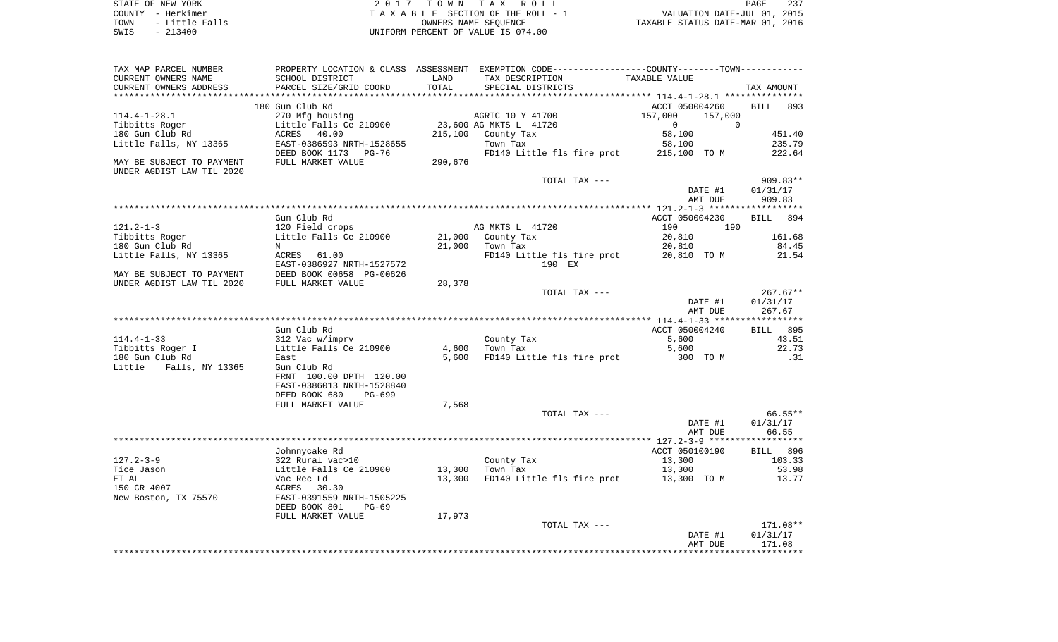STATE OF NEW YORK
COUNTY - Herkimer
TOWN - Little Falls
SWIS - 213400

2 0 1 7 T O W N T A X R O L L
T A X A B L E SECTION OF THE ROLL - 1
OWNERS NAME SEQUENCE
UNIFORM PERCENT OF VALUE IS 074.00

VALUATION DATE-JUL 01, 2015
TAXABLE STATUS DATE-MAR 01, 2016

| TAX MAP PARCEL NUMBER / CURRENT OWNERS NAME / CURRENT OWNERS ADDRESS | PROPERTY LOCATION & CLASS / SCHOOL DISTRICT / PARCEL SIZE/GRID COORD | ASSESSMENT LAND / TOTAL | EXEMPTION CODE / TAX DESCRIPTION / SPECIAL DISTRICTS | COUNTY / TOWN TAXABLE VALUE | TAX AMOUNT |
|---|---|---|---|---|---|
| 114.4-1-28.1 | 180 Gun Club Rd | | | ACCT 050004260 | BILL 893 |
| | 270 Mfg housing | | AGRIC 10 Y 41700 | 157,000 157,000 | |
| Tibbitts Roger | Little Falls Ce 210900 | 23,600 | AG MKTS L 41720 | 0 0 | |
| 180 Gun Club Rd | ACRES 40.00 | 215,100 | County Tax | 58,100 | 451.40 |
| Little Falls, NY 13365 | EAST-0386593 NRTH-1528655 | | Town Tax | 58,100 | 235.79 |
| | DEED BOOK 1173 PG-76 | | FD140 Little fls fire prot | 215,100 TO M | 222.64 |
| MAY BE SUBJECT TO PAYMENT UNDER AGDIST LAW TIL 2020 | FULL MARKET VALUE | 290,676 | | | |
| | | | TOTAL TAX --- | | 909.83** |
| | | | | DATE #1 | 01/31/17 |
| | | | | AMT DUE | 909.83 |
| 121.2-1-3 | Gun Club Rd | | | ACCT 050004230 | BILL 894 |
| | 120 Field crops | | AG MKTS L 41720 | 190 190 | |
| Tibbitts Roger | Little Falls Ce 210900 | 21,000 | County Tax | 20,810 | 161.68 |
| 180 Gun Club Rd | N | 21,000 | Town Tax | 20,810 | 84.45 |
| Little Falls, NY 13365 | ACRES 61.00 | | FD140 Little fls fire prot | 20,810 TO M | 21.54 |
| | EAST-0386927 NRTH-1527572 | | 190 EX | | |
| MAY BE SUBJECT TO PAYMENT | DEED BOOK 00658 PG-00626 | | | | |
| UNDER AGDIST LAW TIL 2020 | FULL MARKET VALUE | 28,378 | | | |
| | | | TOTAL TAX --- | | 267.67** |
| | | | | DATE #1 | 01/31/17 |
| | | | | AMT DUE | 267.67 |
| 114.4-1-33 | Gun Club Rd | | | ACCT 050004240 | BILL 895 |
| | 312 Vac w/imprv | | County Tax | 5,600 | 43.51 |
| Tibbitts Roger I | Little Falls Ce 210900 | 4,600 | Town Tax | 5,600 | 22.73 |
| 180 Gun Club Rd | East | 5,600 | FD140 Little fls fire prot | 300 TO M | .31 |
| Little Falls, NY 13365 | Gun Club Rd | | | | |
| | FRNT 100.00 DPTH 120.00 | | | | |
| | EAST-0386013 NRTH-1528840 | | | | |
| | DEED BOOK 680 PG-699 | | | | |
| | FULL MARKET VALUE | 7,568 | | | |
| | | | TOTAL TAX --- | | 66.55** |
| | | | | DATE #1 | 01/31/17 |
| | | | | AMT DUE | 66.55 |
| 127.2-3-9 | Johnnycake Rd | | | ACCT 050100190 | BILL 896 |
| | 322 Rural vac>10 | | County Tax | 13,300 | 103.33 |
| Tice Jason | Little Falls Ce 210900 | 13,300 | Town Tax | 13,300 | 53.98 |
| ET AL | Vac Rec Ld | 13,300 | FD140 Little fls fire prot | 13,300 TO M | 13.77 |
| 150 CR 4007 | ACRES 30.30 | | | | |
| New Boston, TX 75570 | EAST-0391559 NRTH-1505225 | | | | |
| | DEED BOOK 801 PG-69 | | | | |
| | FULL MARKET VALUE | 17,973 | | | |
| | | | TOTAL TAX --- | | 171.08** |
| | | | | DATE #1 | 01/31/17 |
| | | | | AMT DUE | 171.08 |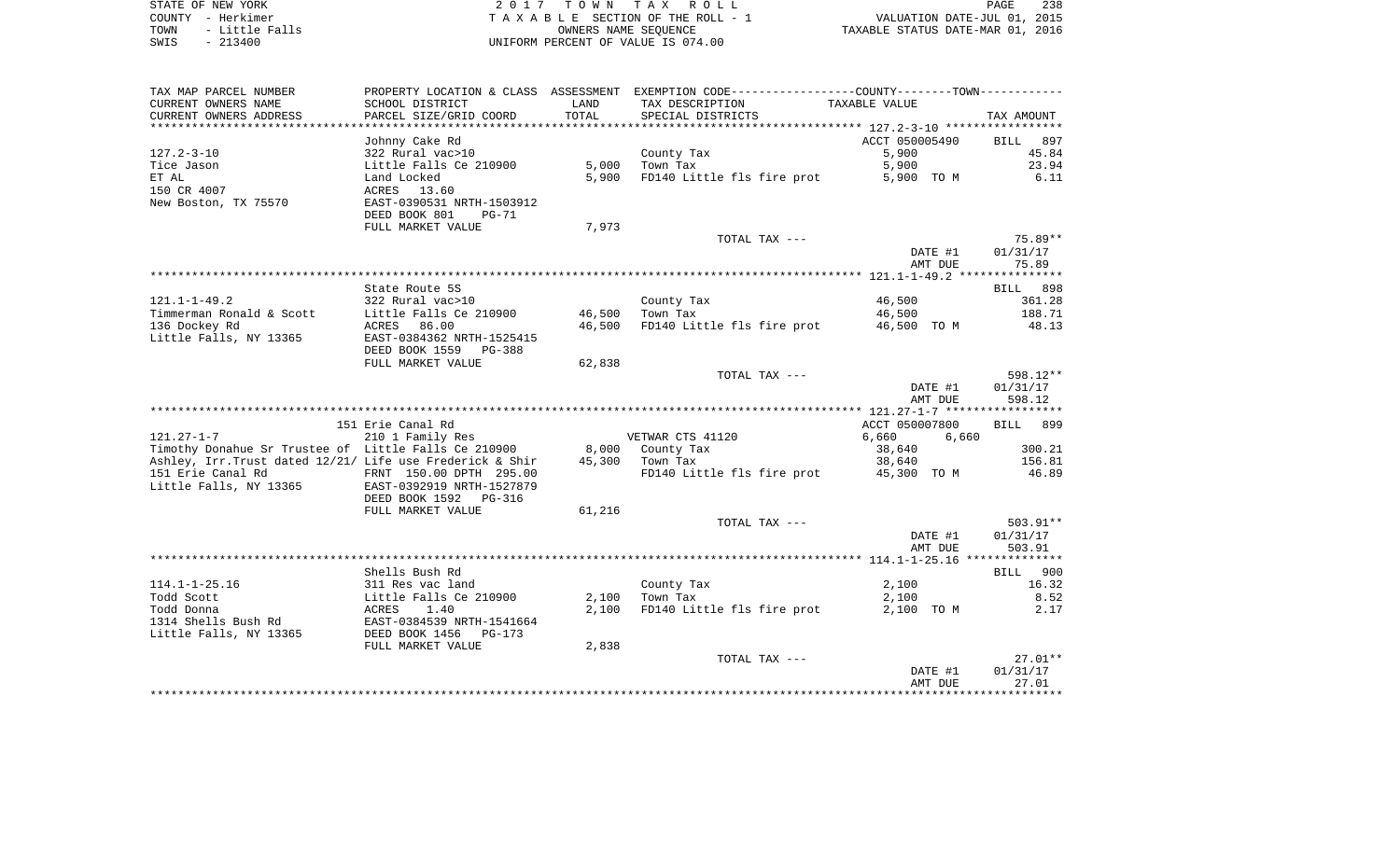STATE OF NEW YORK — 2017 TOWN TAX ROLL
COUNTY - Herkimer — TAXABLE SECTION OF THE ROLL - 1 — VALUATION DATE-JUL 01, 2015
TOWN - Little Falls — OWNERS NAME SEQUENCE — TAXABLE STATUS DATE-MAR 01, 2016
SWIS - 213400 — UNIFORM PERCENT OF VALUE IS 074.00

| TAX MAP PARCEL NUMBER / CURRENT OWNERS NAME / CURRENT OWNERS ADDRESS | PROPERTY LOCATION & CLASS / SCHOOL DISTRICT / PARCEL SIZE/GRID COORD | ASSESSMENT LAND / TOTAL | EXEMPTION CODE / TAX DESCRIPTION / SPECIAL DISTRICTS | COUNTY / TOWN TAXABLE VALUE | TAX AMOUNT |
|---|---|---|---|---|---|
| 127.2-3-10 | Johnny Cake Rd | | | ACCT 050005490 | BILL 897 |
| | 322 Rural vac>10 | | County Tax | 5,900 | 45.84 |
| Tice Jason | Little Falls Ce 210900 | 5,000 | Town Tax | 5,900 | 23.94 |
| ET AL | Land Locked | 5,900 | FD140 Little fls fire prot | 5,900 TO M | 6.11 |
| 150 CR 4007 | ACRES 13.60 | | | | |
| New Boston, TX 75570 | EAST-0390531 NRTH-1503912 | | | | |
| | DEED BOOK 801 PG-71 | | | | |
| | FULL MARKET VALUE | 7,973 | | | |
| | | | TOTAL TAX --- | | 75.89** |
| | | | | DATE #1 | 01/31/17 |
| | | | | AMT DUE | 75.89 |
| 121.1-1-49.2 | State Route 5S | | | | BILL 898 |
| | 322 Rural vac>10 | | County Tax | 46,500 | 361.28 |
| Timmerman Ronald & Scott | Little Falls Ce 210900 | 46,500 | Town Tax | 46,500 | 188.71 |
| 136 Dockey Rd | ACRES 86.00 | 46,500 | FD140 Little fls fire prot | 46,500 TO M | 48.13 |
| Little Falls, NY 13365 | EAST-0384362 NRTH-1525415 | | | | |
| | DEED BOOK 1559 PG-388 | | | | |
| | FULL MARKET VALUE | 62,838 | | | |
| | | | TOTAL TAX --- | | 598.12** |
| | | | | DATE #1 | 01/31/17 |
| | | | | AMT DUE | 598.12 |
| 121.27-1-7 | 151 Erie Canal Rd | | | ACCT 050007800 | BILL 899 |
| | 210 1 Family Res | | VETWAR CTS 41120 | 6,660 6,660 | |
| Timothy Donahue Sr Trustee of | Little Falls Ce 210900 | 8,000 | County Tax | 38,640 | 300.21 |
| Ashley, Irr.Trust dated 12/21/ | Life use Frederick & Shir | 45,300 | Town Tax | 38,640 | 156.81 |
| 151 Erie Canal Rd | FRNT 150.00 DPTH 295.00 | | FD140 Little fls fire prot | 45,300 TO M | 46.89 |
| Little Falls, NY 13365 | EAST-0392919 NRTH-1527879 | | | | |
| | DEED BOOK 1592 PG-316 | | | | |
| | FULL MARKET VALUE | 61,216 | | | |
| | | | TOTAL TAX --- | | 503.91** |
| | | | | DATE #1 | 01/31/17 |
| | | | | AMT DUE | 503.91 |
| 114.1-1-25.16 | Shells Bush Rd | | | | BILL 900 |
| | 311 Res vac land | | County Tax | 2,100 | 16.32 |
| Todd Scott | Little Falls Ce 210900 | 2,100 | Town Tax | 2,100 | 8.52 |
| Todd Donna | ACRES 1.40 | 2,100 | FD140 Little fls fire prot | 2,100 TO M | 2.17 |
| 1314 Shells Bush Rd | EAST-0384539 NRTH-1541664 | | | | |
| Little Falls, NY 13365 | DEED BOOK 1456 PG-173 | | | | |
| | FULL MARKET VALUE | 2,838 | | | |
| | | | TOTAL TAX --- | | 27.01** |
| | | | | DATE #1 | 01/31/17 |
| | | | | AMT DUE | 27.01 |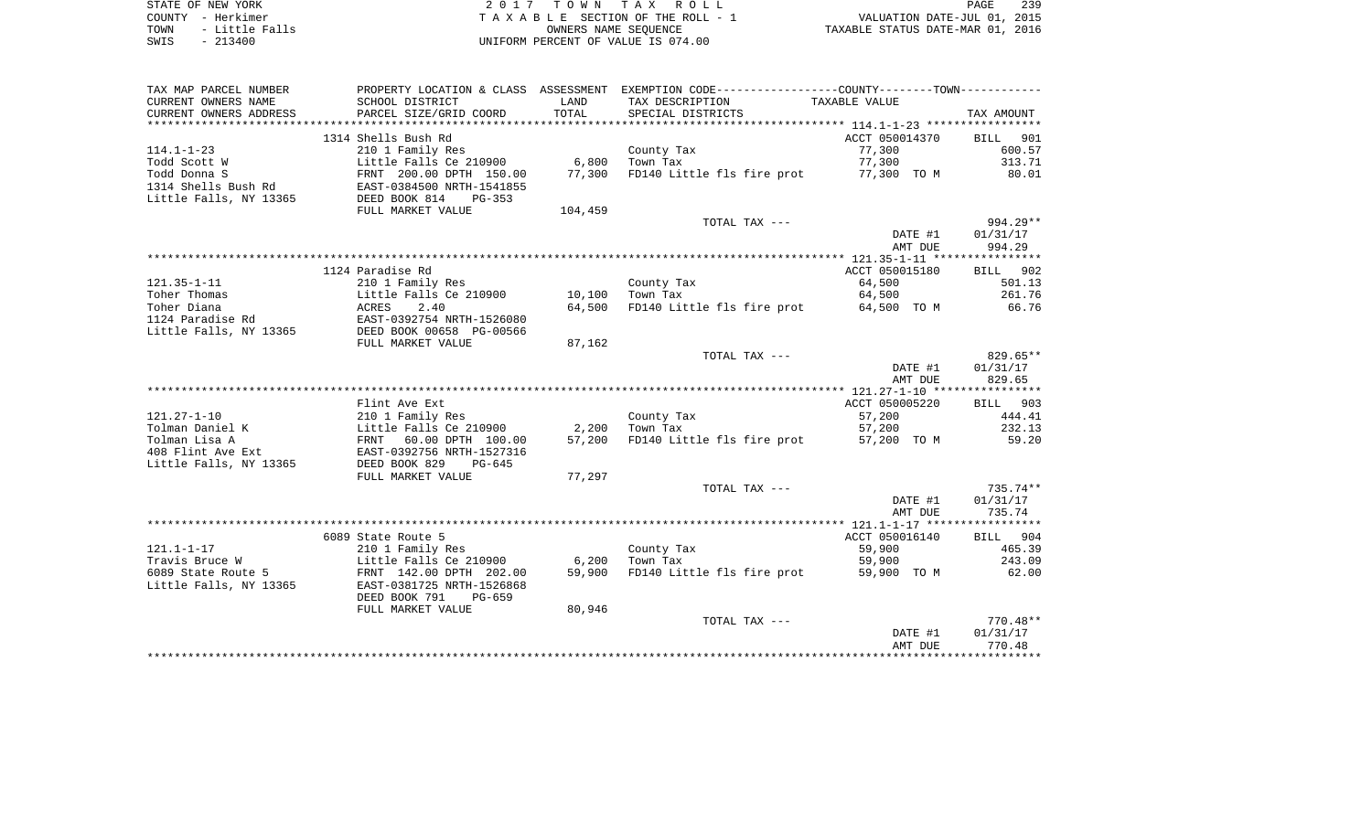STATE OF NEW YORK | 2 0 1 7 T O W N T A X R O L L | PAGE 239
COUNTY - Herkimer | T A X A B L E SECTION OF THE ROLL - 1 | VALUATION DATE-JUL 01, 2015
TOWN - Little Falls | OWNERS NAME SEQUENCE | TAXABLE STATUS DATE-MAR 01, 2016
SWIS - 213400 | UNIFORM PERCENT OF VALUE IS 074.00

| TAX MAP PARCEL NUMBER<br>CURRENT OWNERS NAME<br>CURRENT OWNERS ADDRESS | PROPERTY LOCATION & CLASS<br>SCHOOL DISTRICT<br>PARCEL SIZE/GRID COORD | ASSESSMENT<br>LAND<br>TOTAL | EXEMPTION CODE-----COUNTY-----TOWN-----<br>TAX DESCRIPTION<br>SPECIAL DISTRICTS | TAXABLE VALUE | TAX AMOUNT |
|---|---|---|---|---|---|
| **114.1-1-23** | 1314 Shells Bush Rd | | | ACCT 050014370 | BILL 901 |
| 114.1-1-23 | 210 1 Family Res | | County Tax | 77,300 | 600.57 |
| Todd Scott W | Little Falls Ce 210900 | 6,800 | Town Tax | 77,300 | 313.71 |
| Todd Donna S | FRNT 200.00 DPTH 150.00 | 77,300 | FD140 Little fls fire prot | 77,300 TO M | 80.01 |
| 1314 Shells Bush Rd | EAST-0384500 NRTH-1541855 | | | | |
| Little Falls, NY 13365 | DEED BOOK 814 PG-353 | | | | |
| | FULL MARKET VALUE | 104,459 | | | |
| | | | TOTAL TAX --- | | 994.29** |
| | | | | DATE #1 | 01/31/17 |
| | | | | AMT DUE | 994.29 |
| **121.35-1-11** | 1124 Paradise Rd | | | ACCT 050015180 | BILL 902 |
| 121.35-1-11 | 210 1 Family Res | | County Tax | 64,500 | 501.13 |
| Toher Thomas | Little Falls Ce 210900 | 10,100 | Town Tax | 64,500 | 261.76 |
| Toher Diana | ACRES 2.40 | 64,500 | FD140 Little fls fire prot | 64,500 TO M | 66.76 |
| 1124 Paradise Rd | EAST-0392754 NRTH-1526080 | | | | |
| Little Falls, NY 13365 | DEED BOOK 00658 PG-00566 | | | | |
| | FULL MARKET VALUE | 87,162 | | | |
| | | | TOTAL TAX --- | | 829.65** |
| | | | | DATE #1 | 01/31/17 |
| | | | | AMT DUE | 829.65 |
| **121.27-1-10** | Flint Ave Ext | | | ACCT 050005220 | BILL 903 |
| 121.27-1-10 | 210 1 Family Res | | County Tax | 57,200 | 444.41 |
| Tolman Daniel K | Little Falls Ce 210900 | 2,200 | Town Tax | 57,200 | 232.13 |
| Tolman Lisa A | FRNT 60.00 DPTH 100.00 | 57,200 | FD140 Little fls fire prot | 57,200 TO M | 59.20 |
| 408 Flint Ave Ext | EAST-0392756 NRTH-1527316 | | | | |
| Little Falls, NY 13365 | DEED BOOK 829 PG-645 | | | | |
| | FULL MARKET VALUE | 77,297 | | | |
| | | | TOTAL TAX --- | | 735.74** |
| | | | | DATE #1 | 01/31/17 |
| | | | | AMT DUE | 735.74 |
| **121.1-1-17** | 6089 State Route 5 | | | ACCT 050016140 | BILL 904 |
| 121.1-1-17 | 210 1 Family Res | | County Tax | 59,900 | 465.39 |
| Travis Bruce W | Little Falls Ce 210900 | 6,200 | Town Tax | 59,900 | 243.09 |
| 6089 State Route 5 | FRNT 142.00 DPTH 202.00 | 59,900 | FD140 Little fls fire prot | 59,900 TO M | 62.00 |
| Little Falls, NY 13365 | EAST-0381725 NRTH-1526868 | | | | |
| | DEED BOOK 791 PG-659 | | | | |
| | FULL MARKET VALUE | 80,946 | | | |
| | | | TOTAL TAX --- | | 770.48** |
| | | | | DATE #1 | 01/31/17 |
| | | | | AMT DUE | 770.48 |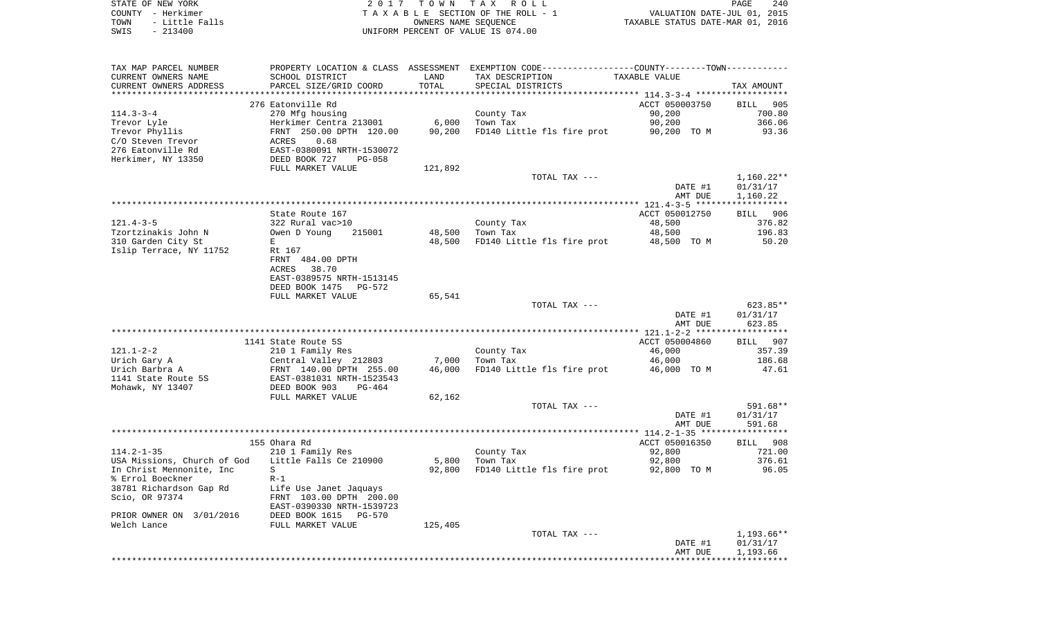STATE OF NEW YORK — 2017 TOWN TAX ROLL
COUNTY - Herkimer — TAXABLE SECTION OF THE ROLL - 1 — VALUATION DATE-JUL 01, 2015
TOWN - Little Falls — OWNERS NAME SEQUENCE — TAXABLE STATUS DATE-MAR 01, 2016
SWIS - 213400 — UNIFORM PERCENT OF VALUE IS 074.00

| TAX MAP PARCEL NUMBER / CURRENT OWNERS NAME / CURRENT OWNERS ADDRESS | PROPERTY LOCATION & CLASS / SCHOOL DISTRICT / PARCEL SIZE/GRID COORD | ASSESSMENT LAND / TOTAL | EXEMPTION CODE / TAX DESCRIPTION / SPECIAL DISTRICTS | COUNTY--------TOWN / TAXABLE VALUE | TAX AMOUNT |
|---|---|---|---|---|---|
| **114.3-3-4** | 276 Eatonville Rd | | | ACCT 050003750 | BILL 905 |
| Trevor Lyle | 270 Mfg housing | | County Tax | 90,200 | 700.80 |
| Trevor Phyllis | Herkimer Centra 213001 | 6,000 | Town Tax | 90,200 | 366.06 |
| C/O Steven Trevor | FRNT 250.00 DPTH 120.00 | 90,200 | FD140 Little fls fire prot | 90,200 TO M | 93.36 |
| 276 Eatonville Rd | ACRES 0.68 | | | | |
| Herkimer, NY 13350 | EAST-0380091 NRTH-1530072 | | | | |
| | DEED BOOK 727 PG-058 | | | | |
| | FULL MARKET VALUE | 121,892 | | | |
| | | | TOTAL TAX --- | | 1,160.22** |
| | | | | DATE #1 | 01/31/17 |
| | | | | AMT DUE | 1,160.22 |
| **121.4-3-5** | State Route 167 | | | ACCT 050012750 | BILL 906 |
| Tzortzinakis John N | 322 Rural vac>10 | | County Tax | 48,500 | 376.82 |
| 310 Garden City St | Owen D Young 215001 | 48,500 | Town Tax | 48,500 | 196.83 |
| Islip Terrace, NY 11752 | E | 48,500 | FD140 Little fls fire prot | 48,500 TO M | 50.20 |
| | Rt 167 | | | | |
| | FRNT 484.00 DPTH | | | | |
| | ACRES 38.70 | | | | |
| | EAST-0389575 NRTH-1513145 | | | | |
| | DEED BOOK 1475 PG-572 | | | | |
| | FULL MARKET VALUE | 65,541 | | | |
| | | | TOTAL TAX --- | | 623.85** |
| | | | | DATE #1 | 01/31/17 |
| | | | | AMT DUE | 623.85 |
| **121.1-2-2** | 1141 State Route 5S | | | ACCT 050004860 | BILL 907 |
| Urich Gary A | 210 1 Family Res | | County Tax | 46,000 | 357.39 |
| Urich Barbra A | Central Valley 212803 | 7,000 | Town Tax | 46,000 | 186.68 |
| 1141 State Route 5S | FRNT 140.00 DPTH 255.00 | 46,000 | FD140 Little fls fire prot | 46,000 TO M | 47.61 |
| Mohawk, NY 13407 | EAST-0381031 NRTH-1523543 | | | | |
| | DEED BOOK 903 PG-464 | | | | |
| | FULL MARKET VALUE | 62,162 | | | |
| | | | TOTAL TAX --- | | 591.68** |
| | | | | DATE #1 | 01/31/17 |
| | | | | AMT DUE | 591.68 |
| **114.2-1-35** | 155 Ohara Rd | | | ACCT 050016350 | BILL 908 |
| USA Missions, Church of God | 210 1 Family Res | | County Tax | 92,800 | 721.00 |
| In Christ Mennonite, Inc | Little Falls Ce 210900 | 5,800 | Town Tax | 92,800 | 376.61 |
| % Errol Boeckner | S | 92,800 | FD140 Little fls fire prot | 92,800 TO M | 96.05 |
| 38781 Richardson Gap Rd | R-1 | | | | |
| Scio, OR 97374 | Life Use Janet Jaquays | | | | |
| | FRNT 103.00 DPTH 200.00 | | | | |
| | EAST-0390330 NRTH-1539723 | | | | |
| PRIOR OWNER ON 3/01/2016 | DEED BOOK 1615 PG-570 | | | | |
| Welch Lance | FULL MARKET VALUE | 125,405 | | | |
| | | | TOTAL TAX --- | | 1,193.66** |
| | | | | DATE #1 | 01/31/17 |
| | | | | AMT DUE | 1,193.66 |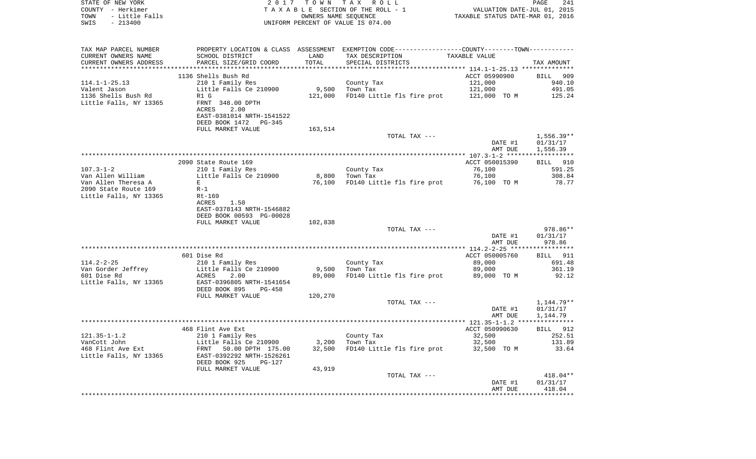STATE OF NEW YORK
COUNTY - Herkimer
TOWN - Little Falls
SWIS - 213400

2017 TOWN TAX ROLL
TAXABLE SECTION OF THE ROLL - 1
OWNERS NAME SEQUENCE
UNIFORM PERCENT OF VALUE IS 074.00

VALUATION DATE-JUL 01, 2015
TAXABLE STATUS DATE-MAR 01, 2016

| TAX MAP PARCEL NUMBER<br>CURRENT OWNERS NAME<br>CURRENT OWNERS ADDRESS | PROPERTY LOCATION & CLASS<br>SCHOOL DISTRICT<br>PARCEL SIZE/GRID COORD | ASSESSMENT<br>LAND<br>TOTAL | EXEMPTION CODE-----COUNTY-----TOWN-----<br>TAX DESCRIPTION<br>SPECIAL DISTRICTS | TAXABLE VALUE | TAX AMOUNT |
|---|---|---|---|---|---|
| 114.1-1-25.13 | 1136 Shells Bush Rd | | | ACCT 05990900 | BILL 909 |
| | 210 1 Family Res | | County Tax | 121,000 | 940.10 |
| Valent Jason | Little Falls Ce 210900 | 9,500 | Town Tax | 121,000 | 491.05 |
| 1136 Shells Bush Rd | R1 G | 121,000 | FD140 Little fls fire prot | 121,000 TO M | 125.24 |
| Little Falls, NY 13365 | FRNT 348.00 DPTH | | | | |
| | ACRES 2.00 | | | | |
| | EAST-0381014 NRTH-1541522 | | | | |
| | DEED BOOK 1472 PG-345 | | | | |
| | FULL MARKET VALUE | 163,514 | | | |
| | | | TOTAL TAX --- | | 1,556.39** |
| | | | | DATE #1 | 01/31/17 |
| | | | | AMT DUE | 1,556.39 |
| 107.3-1-2 | 2090 State Route 169 | | | ACCT 050015390 | BILL 910 |
| | 210 1 Family Res | | County Tax | 76,100 | 591.25 |
| Van Allen William | Little Falls Ce 210900 | 8,800 | Town Tax | 76,100 | 308.84 |
| Van Allen Theresa A | E | 76,100 | FD140 Little fls fire prot | 76,100 TO M | 78.77 |
| 2090 State Route 169 | R-1 | | | | |
| Little Falls, NY 13365 | Rt-169 | | | | |
| | ACRES 1.50 | | | | |
| | EAST-0378143 NRTH-1546882 | | | | |
| | DEED BOOK 00593 PG-00028 | | | | |
| | FULL MARKET VALUE | 102,838 | | | |
| | | | TOTAL TAX --- | | 978.86** |
| | | | | DATE #1 | 01/31/17 |
| | | | | AMT DUE | 978.86 |
| 114.2-2-25 | 601 Dise Rd | | | ACCT 050005760 | BILL 911 |
| | 210 1 Family Res | | County Tax | 89,000 | 691.48 |
| Van Gorder Jeffrey | Little Falls Ce 210900 | 9,500 | Town Tax | 89,000 | 361.19 |
| 601 Dise Rd | ACRES 2.00 | 89,000 | FD140 Little fls fire prot | 89,000 TO M | 92.12 |
| Little Falls, NY 13365 | EAST-0396805 NRTH-1541654 | | | | |
| | DEED BOOK 895 PG-458 | | | | |
| | FULL MARKET VALUE | 120,270 | | | |
| | | | TOTAL TAX --- | | 1,144.79** |
| | | | | DATE #1 | 01/31/17 |
| | | | | AMT DUE | 1,144.79 |
| 121.35-1-1.2 | 468 Flint Ave Ext | | | ACCT 050990630 | BILL 912 |
| | 210 1 Family Res | | County Tax | 32,500 | 252.51 |
| VanCott John | Little Falls Ce 210900 | 3,200 | Town Tax | 32,500 | 131.89 |
| 468 Flint Ave Ext | FRNT 50.00 DPTH 175.00 | 32,500 | FD140 Little fls fire prot | 32,500 TO M | 33.64 |
| Little Falls, NY 13365 | EAST-0392292 NRTH-1526261 | | | | |
| | DEED BOOK 925 PG-127 | | | | |
| | FULL MARKET VALUE | 43,919 | | | |
| | | | TOTAL TAX --- | | 418.04** |
| | | | | DATE #1 | 01/31/17 |
| | | | | AMT DUE | 418.04 |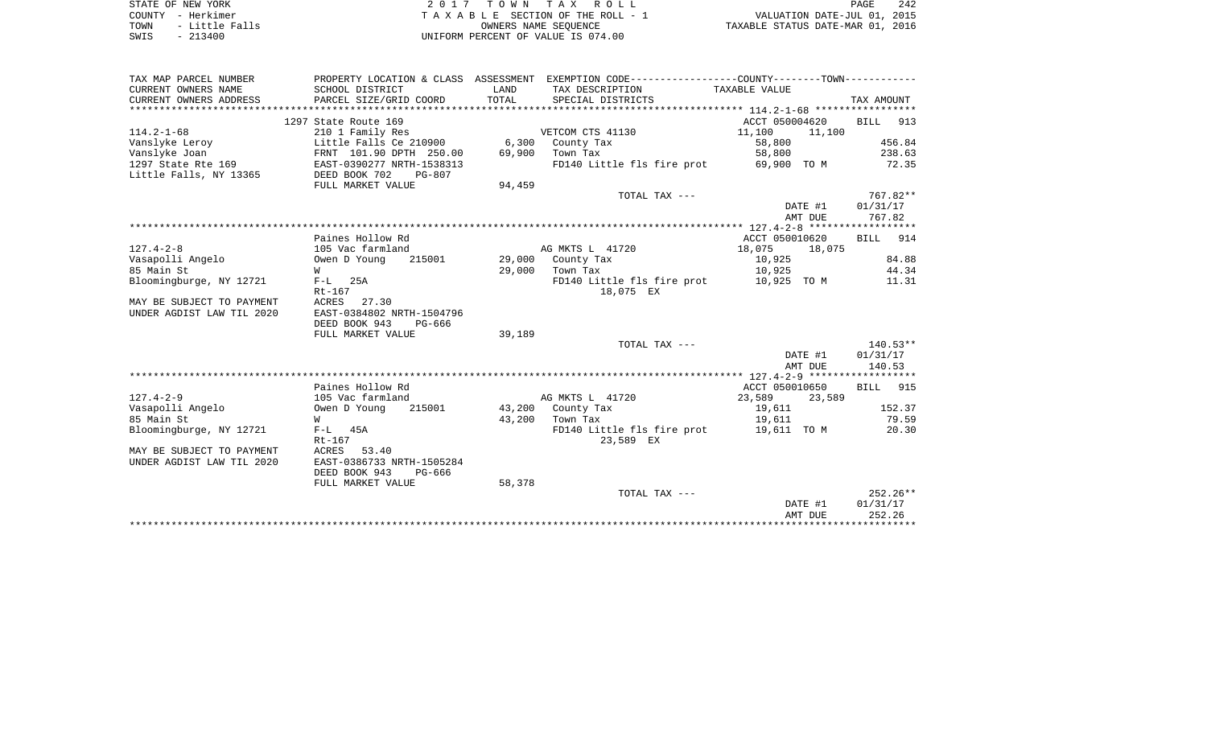STATE OF NEW YORK
COUNTY - Herkimer
TOWN - Little Falls
SWIS - 213400

2 0 1 7 T O W N T A X R O L L
T A X A B L E SECTION OF THE ROLL - 1
OWNERS NAME SEQUENCE
UNIFORM PERCENT OF VALUE IS 074.00

VALUATION DATE-JUL 01, 2015
TAXABLE STATUS DATE-MAR 01, 2016

| TAX MAP PARCEL NUMBER<br>CURRENT OWNERS NAME<br>CURRENT OWNERS ADDRESS | PROPERTY LOCATION & CLASS<br>SCHOOL DISTRICT<br>PARCEL SIZE/GRID COORD | ASSESSMENT<br>LAND<br>TOTAL | EXEMPTION CODE-----COUNTY--------TOWN------<br>TAX DESCRIPTION<br>SPECIAL DISTRICTS | TAXABLE VALUE | TAX AMOUNT |
|---|---|---|---|---|---|
| **114.2-1-68** | 1297 State Route 169 | | | ACCT 050004620 | BILL 913 |
| 114.2-1-68 | 210 1 Family Res | | VETCOM CTS 41130 | 11,100 11,100 | |
| Vanslyke Leroy | Little Falls Ce 210900 | 6,300 | County Tax | 58,800 | 456.84 |
| Vanslyke Joan | FRNT 101.90 DPTH 250.00 | 69,900 | Town Tax | 58,800 | 238.63 |
| 1297 State Rte 169 | EAST-0390277 NRTH-1538313 | | FD140 Little fls fire prot | 69,900 TO M | 72.35 |
| Little Falls, NY 13365 | DEED BOOK 702 PG-807 | | | | |
| | FULL MARKET VALUE | 94,459 | | | |
| | | | TOTAL TAX --- | | 767.82** |
| | | | | DATE #1 | 01/31/17 |
| | | | | AMT DUE | 767.82 |
| **127.4-2-8** | Paines Hollow Rd | | | ACCT 050010620 | BILL 914 |
| 127.4-2-8 | 105 Vac farmland | | AG MKTS L 41720 | 18,075 18,075 | |
| Vasapolli Angelo | Owen D Young 215001 | 29,000 | County Tax | 10,925 | 84.88 |
| 85 Main St | W | 29,000 | Town Tax | 10,925 | 44.34 |
| Bloomingburge, NY 12721 | F-L 25A | | FD140 Little fls fire prot | 10,925 TO M | 11.31 |
| | Rt-167 | | 18,075 EX | | |
| MAY BE SUBJECT TO PAYMENT | ACRES 27.30 | | | | |
| UNDER AGDIST LAW TIL 2020 | EAST-0384802 NRTH-1504796 | | | | |
| | DEED BOOK 943 PG-666 | | | | |
| | FULL MARKET VALUE | 39,189 | | | |
| | | | TOTAL TAX --- | | 140.53** |
| | | | | DATE #1 | 01/31/17 |
| | | | | AMT DUE | 140.53 |
| **127.4-2-9** | Paines Hollow Rd | | | ACCT 050010650 | BILL 915 |
| 127.4-2-9 | 105 Vac farmland | | AG MKTS L 41720 | 23,589 23,589 | |
| Vasapolli Angelo | Owen D Young 215001 | 43,200 | County Tax | 19,611 | 152.37 |
| 85 Main St | W | 43,200 | Town Tax | 19,611 | 79.59 |
| Bloomingburge, NY 12721 | F-L 45A | | FD140 Little fls fire prot | 19,611 TO M | 20.30 |
| | Rt-167 | | 23,589 EX | | |
| MAY BE SUBJECT TO PAYMENT | ACRES 53.40 | | | | |
| UNDER AGDIST LAW TIL 2020 | EAST-0386733 NRTH-1505284 | | | | |
| | DEED BOOK 943 PG-666 | | | | |
| | FULL MARKET VALUE | 58,378 | | | |
| | | | TOTAL TAX --- | | 252.26** |
| | | | | DATE #1 | 01/31/17 |
| | | | | AMT DUE | 252.26 |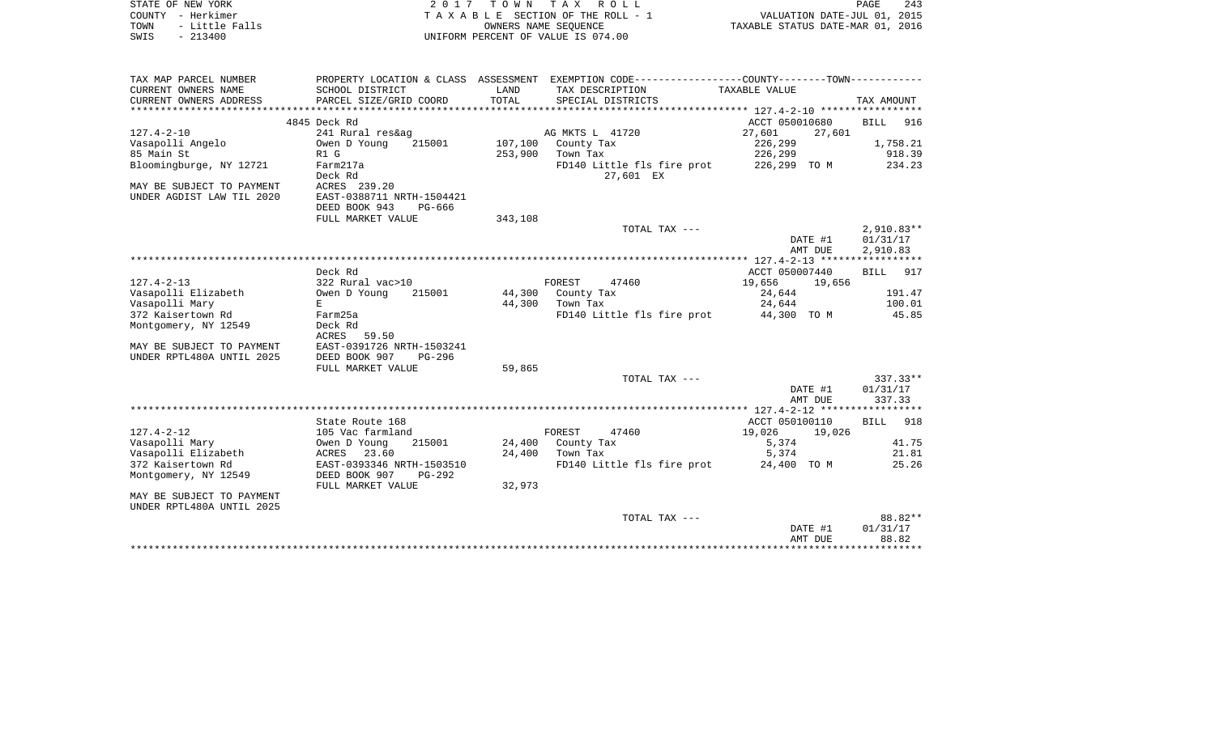STATE OF NEW YORK — 2017 TOWN TAX ROLL
COUNTY - Herkimer — TAXABLE SECTION OF THE ROLL - 1 — VALUATION DATE-JUL 01, 2015
TOWN - Little Falls — OWNERS NAME SEQUENCE — TAXABLE STATUS DATE-MAR 01, 2016
SWIS - 213400 — UNIFORM PERCENT OF VALUE IS 074.00

| TAX MAP PARCEL NUMBER / CURRENT OWNERS NAME / CURRENT OWNERS ADDRESS | PROPERTY LOCATION & CLASS / SCHOOL DISTRICT / PARCEL SIZE/GRID COORD | ASSESSMENT LAND / TOTAL | EXEMPTION CODE / TAX DESCRIPTION / SPECIAL DISTRICTS | COUNTY / TOWN TAXABLE VALUE | TAX AMOUNT |
|---|---|---|---|---|---|
| | 4845 Deck Rd | | | ACCT 050010680 | BILL 916 |
| 127.4-2-10 | 241 Rural res&ag | | AG MKTS L 41720 | 27,601 27,601 | |
| Vasapolli Angelo | Owen D Young 215001 | 107,100 | County Tax | 226,299 | 1,758.21 |
| 85 Main St | R1 G | 253,900 | Town Tax | 226,299 | 918.39 |
| Bloomingburge, NY 12721 | Farm217a | | FD140 Little fls fire prot | 226,299 TO M | 234.23 |
| | Deck Rd | | 27,601 EX | | |
| MAY BE SUBJECT TO PAYMENT | ACRES 239.20 | | | | |
| UNDER AGDIST LAW TIL 2020 | EAST-0388711 NRTH-1504421 | | | | |
| | DEED BOOK 943 PG-666 | | | | |
| | FULL MARKET VALUE | 343,108 | | | |
| | | | TOTAL TAX --- | | 2,910.83** |
| | | | | DATE #1 | 01/31/17 |
| | | | | AMT DUE | 2,910.83 |
| | Deck Rd | | | ACCT 050007440 | BILL 917 |
| 127.4-2-13 | 322 Rural vac>10 | | FOREST 47460 | 19,656 19,656 | |
| Vasapolli Elizabeth | Owen D Young 215001 | 44,300 | County Tax | 24,644 | 191.47 |
| Vasapolli Mary | E | 44,300 | Town Tax | 24,644 | 100.01 |
| 372 Kaisertown Rd | Farm25a | | FD140 Little fls fire prot | 44,300 TO M | 45.85 |
| Montgomery, NY 12549 | Deck Rd | | | | |
| | ACRES 59.50 | | | | |
| MAY BE SUBJECT TO PAYMENT | EAST-0391726 NRTH-1503241 | | | | |
| UNDER RPTL480A UNTIL 2025 | DEED BOOK 907 PG-296 | | | | |
| | FULL MARKET VALUE | 59,865 | | | |
| | | | TOTAL TAX --- | | 337.33** |
| | | | | DATE #1 | 01/31/17 |
| | | | | AMT DUE | 337.33 |
| | State Route 168 | | | ACCT 050100110 | BILL 918 |
| 127.4-2-12 | 105 Vac farmland | | FOREST 47460 | 19,026 19,026 | |
| Vasapolli Mary | Owen D Young 215001 | 24,400 | County Tax | 5,374 | 41.75 |
| Vasapolli Elizabeth | ACRES 23.60 | 24,400 | Town Tax | 5,374 | 21.81 |
| 372 Kaisertown Rd | EAST-0393346 NRTH-1503510 | | FD140 Little fls fire prot | 24,400 TO M | 25.26 |
| Montgomery, NY 12549 | DEED BOOK 907 PG-292 | | | | |
| | FULL MARKET VALUE | 32,973 | | | |
| MAY BE SUBJECT TO PAYMENT | | | | | |
| UNDER RPTL480A UNTIL 2025 | | | | | |
| | | | TOTAL TAX --- | | 88.82** |
| | | | | DATE #1 | 01/31/17 |
| | | | | AMT DUE | 88.82 |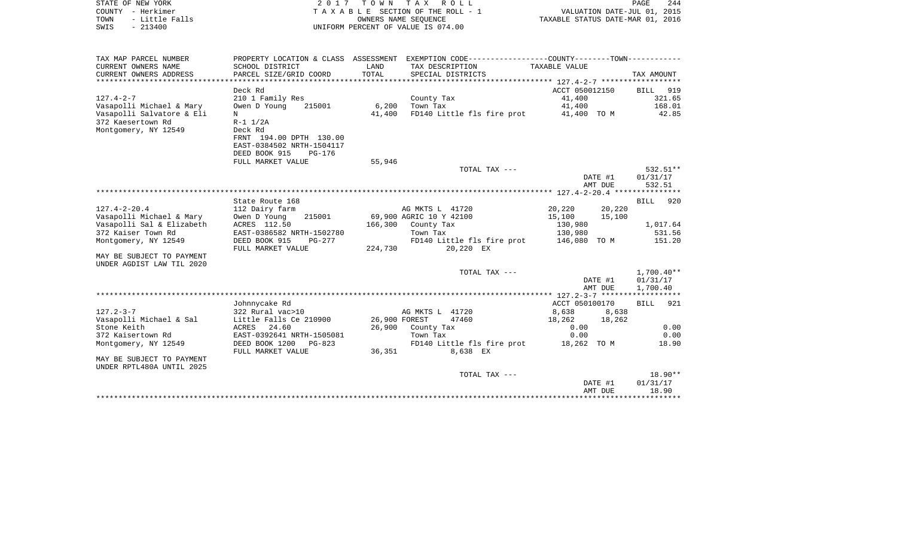STATE OF NEW YORK
COUNTY - Herkimer
TOWN - Little Falls
SWIS - 213400

2017 TOWN TAX ROLL
TAXABLE SECTION OF THE ROLL - 1
OWNERS NAME SEQUENCE
UNIFORM PERCENT OF VALUE IS 074.00

VALUATION DATE-JUL 01, 2015
TAXABLE STATUS DATE-MAR 01, 2016

```
TAX MAP PARCEL NUMBER          PROPERTY LOCATION & CLASS  ASSESSMENT  EXEMPTION CODE------------------COUNTY--------TOWN-----------
CURRENT OWNERS NAME            SCHOOL DISTRICT              LAND      TAX DESCRIPTION              TAXABLE VALUE
CURRENT OWNERS ADDRESS         PARCEL SIZE/GRID COORD       TOTAL     SPECIAL DISTRICTS                                       TAX AMOUNT
*********************************************************************************************** 127.4-2-7 ******************
                               Deck Rd                                                         ACCT 050012150       BILL  919
127.4-2-7                      210 1 Family Res                       County Tax                    41,400                 321.65
Vasapolli Michael & Mary       Owen D Young    215001         6,200   Town Tax                      41,400                 168.01
Vasapolli Salvatore & Eli      N                             41,400   FD140 Little fls fire prot    41,400 TO M             42.85
372 Kaesertown Rd              R-1 1/2A
Montgomery, NY 12549           Deck Rd
                               FRNT 194.00 DPTH 130.00
                               EAST-0384502 NRTH-1504117
                               DEED BOOK 915    PG-176
                               FULL MARKET VALUE             55,946
                                                                      TOTAL TAX ---                                       532.51**
                                                                                                      DATE #1          01/31/17
                                                                                                      AMT DUE            532.51
*********************************************************************************************** 127.4-2-20.4 ***************
                               State Route 168                                                                      BILL  920
127.4-2-20.4                   112 Dairy farm                         AG MKTS L  41720              20,220      20,220
Vasapolli Michael & Mary       Owen D Young    215001        69,900 AGRIC 10 Y 42100               15,100      15,100
Vasapolli Sal & Elizabeth      ACRES 112.50                 166,300   County Tax                   130,980                 1,017.64
372 Kaiser Town Rd             EAST-0386582 NRTH-1502780              Town Tax                     130,980                   531.56
Montgomery, NY 12549           DEED BOOK 915    PG-277                FD140 Little fls fire prot   146,080 TO M              151.20
                               FULL MARKET VALUE            224,730         20,220 EX
MAY BE SUBJECT TO PAYMENT
UNDER AGDIST LAW TIL 2020
                                                                      TOTAL TAX ---                                     1,700.40**
                                                                                                      DATE #1          01/31/17
                                                                                                      AMT DUE          1,700.40
*********************************************************************************************** 127.2-3-7 ******************
                               Johnnycake Rd                                                   ACCT 050100170       BILL  921
127.2-3-7                      322 Rural vac>10                       AG MKTS L  41720               8,638       8,638
Vasapolli Michael & Sal        Little Falls Ce 210900        26,900 FOREST     47460               18,262      18,262
Stone Keith                    ACRES  24.60                  26,900   County Tax                      0.00                   0.00
372 Kaisertown Rd              EAST-0392641 NRTH-1505081              Town Tax                        0.00                   0.00
Montgomery, NY 12549           DEED BOOK 1200   PG-823                FD140 Little fls fire prot    18,262 TO M             18.90
                               FULL MARKET VALUE             36,351          8,638 EX
MAY BE SUBJECT TO PAYMENT
UNDER RPTL480A UNTIL 2025
                                                                      TOTAL TAX ---                                        18.90**
                                                                                                      DATE #1          01/31/17
                                                                                                      AMT DUE             18.90
****************************************************************************************************************************
```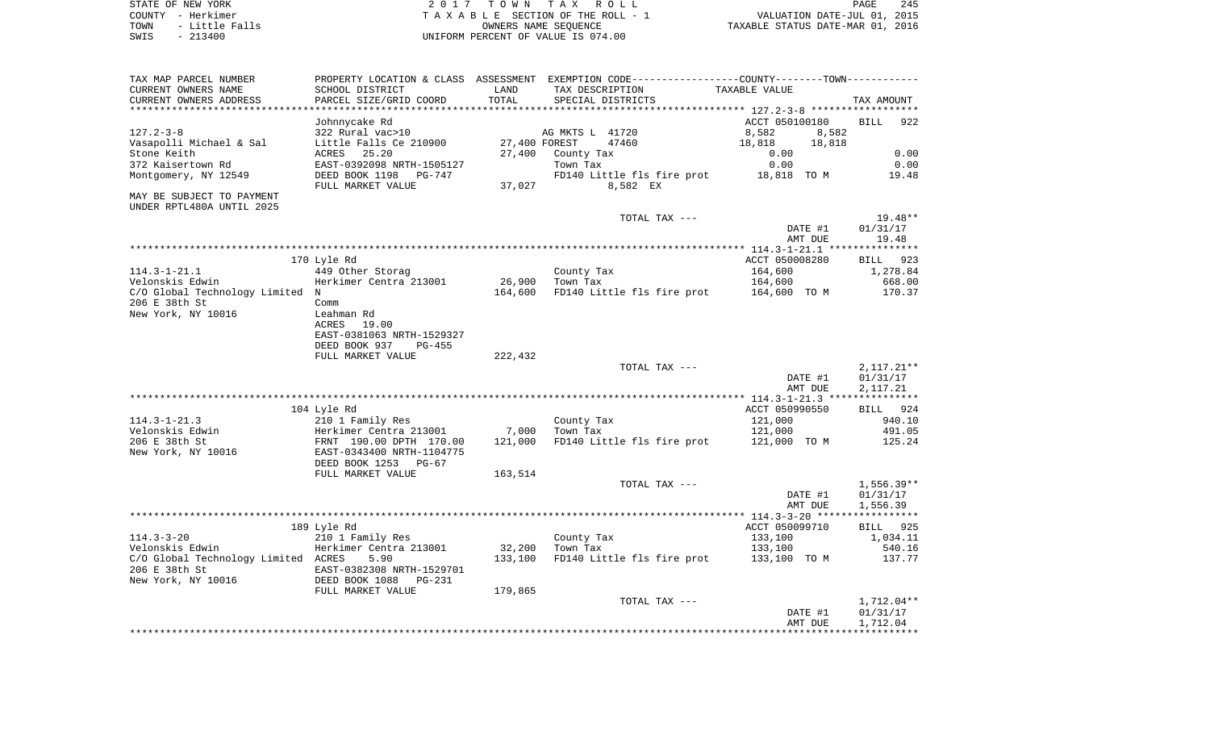STATE OF NEW YORK — 2 0 1 7 T O W N T A X R O L L
COUNTY - Herkimer — T A X A B L E SECTION OF THE ROLL - 1 — VALUATION DATE-JUL 01, 2015
TOWN - Little Falls — OWNERS NAME SEQUENCE — TAXABLE STATUS DATE-MAR 01, 2016
SWIS - 213400 — UNIFORM PERCENT OF VALUE IS 074.00

| TAX MAP PARCEL NUMBER / CURRENT OWNERS NAME / CURRENT OWNERS ADDRESS | PROPERTY LOCATION & CLASS / SCHOOL DISTRICT / PARCEL SIZE/GRID COORD | ASSESSMENT LAND / TOTAL | EXEMPTION CODE / TAX DESCRIPTION / SPECIAL DISTRICTS | COUNTY--------TOWN / TAXABLE VALUE | TAX AMOUNT |
|---|---|---|---|---|---|
| **127.2-3-8** | Johnnycake Rd | | | ACCT 050100180 | BILL 922 |
| 127.2-3-8 | 322 Rural vac>10 | | AG MKTS L 41720 | 8,582 8,582 | |
| Vasapolli Michael & Sal | Little Falls Ce 210900 | 27,400 | FOREST 47460 | 18,818 18,818 | |
| Stone Keith | ACRES 25.20 | 27,400 | County Tax | 0.00 | 0.00 |
| 372 Kaisertown Rd | EAST-0392098 NRTH-1505127 | | Town Tax | 0.00 | 0.00 |
| Montgomery, NY 12549 | DEED BOOK 1198 PG-747 | | FD140 Little fls fire prot | 18,818 TO M | 19.48 |
| | FULL MARKET VALUE | 37,027 | 8,582 EX | | |
| MAY BE SUBJECT TO PAYMENT UNDER RPTL480A UNTIL 2025 | | | | | |
| | | | TOTAL TAX --- | | 19.48** |
| | | | | DATE #1 | 01/31/17 |
| | | | | AMT DUE | 19.48 |
| **114.3-1-21.1** | 170 Lyle Rd | | | ACCT 050008280 | BILL 923 |
| 114.3-1-21.1 | 449 Other Storag | | County Tax | 164,600 | 1,278.84 |
| Velonskis Edwin | Herkimer Centra 213001 | 26,900 | Town Tax | 164,600 | 668.00 |
| C/O Global Technology Limited N | | 164,600 | FD140 Little fls fire prot | 164,600 TO M | 170.37 |
| 206 E 38th St | Comm | | | | |
| New York, NY 10016 | Leahman Rd | | | | |
| | ACRES 19.00 | | | | |
| | EAST-0381063 NRTH-1529327 | | | | |
| | DEED BOOK 937 PG-455 | | | | |
| | FULL MARKET VALUE | 222,432 | | | |
| | | | TOTAL TAX --- | | 2,117.21** |
| | | | | DATE #1 | 01/31/17 |
| | | | | AMT DUE | 2,117.21 |
| **114.3-1-21.3** | 104 Lyle Rd | | | ACCT 050990550 | BILL 924 |
| 114.3-1-21.3 | 210 1 Family Res | | County Tax | 121,000 | 940.10 |
| Velonskis Edwin | Herkimer Centra 213001 | 7,000 | Town Tax | 121,000 | 491.05 |
| 206 E 38th St | FRNT 190.00 DPTH 170.00 | 121,000 | FD140 Little fls fire prot | 121,000 TO M | 125.24 |
| New York, NY 10016 | EAST-0343400 NRTH-1104775 | | | | |
| | DEED BOOK 1253 PG-67 | | | | |
| | FULL MARKET VALUE | 163,514 | | | |
| | | | TOTAL TAX --- | | 1,556.39** |
| | | | | DATE #1 | 01/31/17 |
| | | | | AMT DUE | 1,556.39 |
| **114.3-3-20** | 189 Lyle Rd | | | ACCT 050099710 | BILL 925 |
| 114.3-3-20 | 210 1 Family Res | | County Tax | 133,100 | 1,034.11 |
| Velonskis Edwin | Herkimer Centra 213001 | 32,200 | Town Tax | 133,100 | 540.16 |
| C/O Global Technology Limited | ACRES 5.90 | 133,100 | FD140 Little fls fire prot | 133,100 TO M | 137.77 |
| 206 E 38th St | EAST-0382308 NRTH-1529701 | | | | |
| New York, NY 10016 | DEED BOOK 1088 PG-231 | | | | |
| | FULL MARKET VALUE | 179,865 | | | |
| | | | TOTAL TAX --- | | 1,712.04** |
| | | | | DATE #1 | 01/31/17 |
| | | | | AMT DUE | 1,712.04 |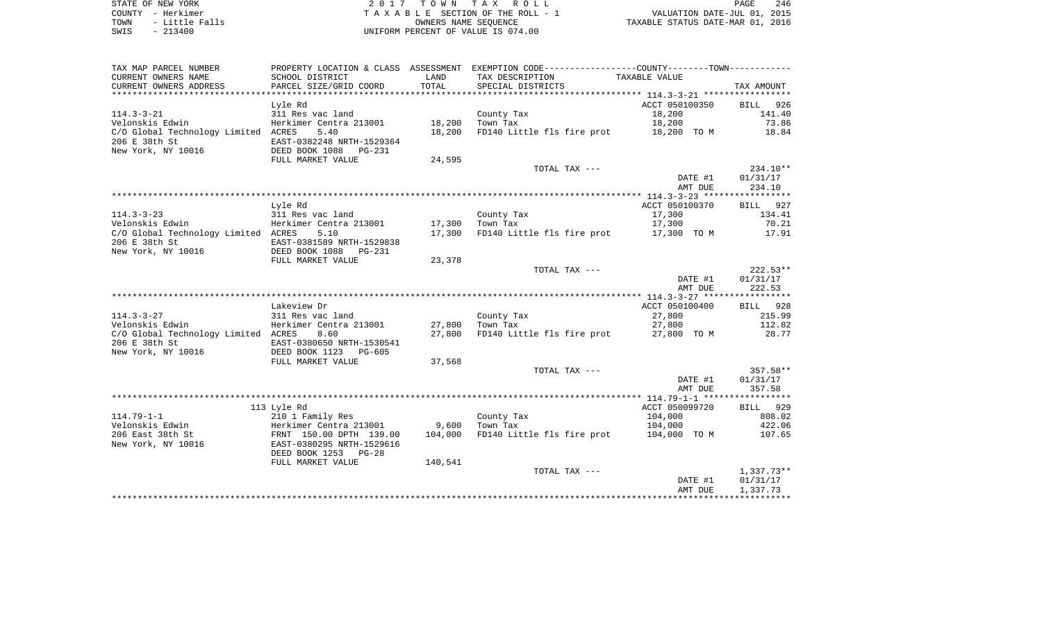STATE OF NEW YORK
COUNTY - Herkimer
TOWN - Little Falls
SWIS - 213400

2 0 1 7 T O W N T A X R O L L
T A X A B L E SECTION OF THE ROLL - 1
OWNERS NAME SEQUENCE
UNIFORM PERCENT OF VALUE IS 074.00

VALUATION DATE-JUL 01, 2015
TAXABLE STATUS DATE-MAR 01, 2016

| TAX MAP PARCEL NUMBER / CURRENT OWNERS NAME / CURRENT OWNERS ADDRESS | PROPERTY LOCATION & CLASS / SCHOOL DISTRICT / PARCEL SIZE/GRID COORD | ASSESSMENT LAND / TOTAL | EXEMPTION CODE / TAX DESCRIPTION / SPECIAL DISTRICTS | COUNTY--------TOWN TAXABLE VALUE | TAX AMOUNT |
|---|---|---|---|---|---|
| 114.3-3-21 | Lyle Rd | | | ACCT 050100350 | BILL 926 |
| | 311 Res vac land | | County Tax | 18,200 | 141.40 |
| Velonskis Edwin | Herkimer Centra 213001 | 18,200 | Town Tax | 18,200 | 73.86 |
| C/O Global Technology Limited | ACRES 5.40 | 18,200 | FD140 Little fls fire prot | 18,200 TO M | 18.84 |
| 206 E 38th St | EAST-0382248 NRTH-1529364 | | | | |
| New York, NY 10016 | DEED BOOK 1088 PG-231 | | | | |
| | FULL MARKET VALUE | 24,595 | | | |
| | | | TOTAL TAX --- | | 234.10** |
| | | | | DATE #1 | 01/31/17 |
| | | | | AMT DUE | 234.10 |
| 114.3-3-23 | Lyle Rd | | | ACCT 050100370 | BILL 927 |
| | 311 Res vac land | | County Tax | 17,300 | 134.41 |
| Velonskis Edwin | Herkimer Centra 213001 | 17,300 | Town Tax | 17,300 | 70.21 |
| C/O Global Technology Limited | ACRES 5.10 | 17,300 | FD140 Little fls fire prot | 17,300 TO M | 17.91 |
| 206 E 38th St | EAST-0381589 NRTH-1529838 | | | | |
| New York, NY 10016 | DEED BOOK 1088 PG-231 | | | | |
| | FULL MARKET VALUE | 23,378 | | | |
| | | | TOTAL TAX --- | | 222.53** |
| | | | | DATE #1 | 01/31/17 |
| | | | | AMT DUE | 222.53 |
| 114.3-3-27 | Lakeview Dr | | | ACCT 050100400 | BILL 928 |
| | 311 Res vac land | | County Tax | 27,800 | 215.99 |
| Velonskis Edwin | Herkimer Centra 213001 | 27,800 | Town Tax | 27,800 | 112.82 |
| C/O Global Technology Limited | ACRES 8.60 | 27,800 | FD140 Little fls fire prot | 27,800 TO M | 28.77 |
| 206 E 38th St | EAST-0380650 NRTH-1530541 | | | | |
| New York, NY 10016 | DEED BOOK 1123 PG-605 | | | | |
| | FULL MARKET VALUE | 37,568 | | | |
| | | | TOTAL TAX --- | | 357.58** |
| | | | | DATE #1 | 01/31/17 |
| | | | | AMT DUE | 357.58 |
| 114.79-1-1 | 113 Lyle Rd | | | ACCT 050099720 | BILL 929 |
| | 210 1 Family Res | | County Tax | 104,000 | 808.02 |
| Velonskis Edwin | Herkimer Centra 213001 | 9,600 | Town Tax | 104,000 | 422.06 |
| 206 East 38th St | FRNT 150.00 DPTH 139.00 | 104,000 | FD140 Little fls fire prot | 104,000 TO M | 107.65 |
| New York, NY 10016 | EAST-0380295 NRTH-1529616 | | | | |
| | DEED BOOK 1253 PG-28 | | | | |
| | FULL MARKET VALUE | 140,541 | | | |
| | | | TOTAL TAX --- | | 1,337.73** |
| | | | | DATE #1 | 01/31/17 |
| | | | | AMT DUE | 1,337.73 |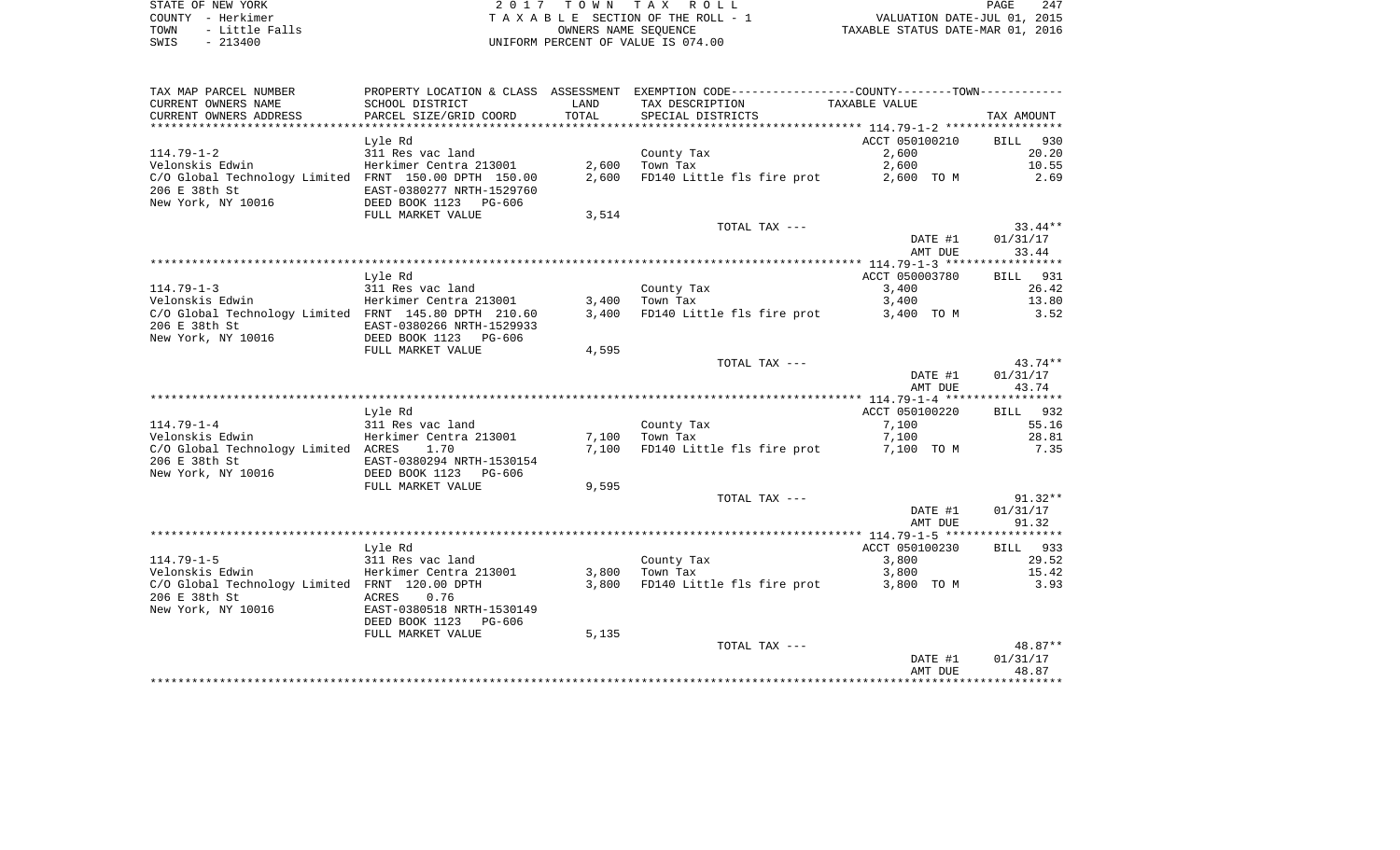STATE OF NEW YORK
COUNTY - Herkimer
TOWN - Little Falls
SWIS - 213400

2 0 1 7 T O W N T A X R O L L
T A X A B L E SECTION OF THE ROLL - 1
OWNERS NAME SEQUENCE
UNIFORM PERCENT OF VALUE IS 074.00

VALUATION DATE-JUL 01, 2015
TAXABLE STATUS DATE-MAR 01, 2016

| TAX MAP PARCEL NUMBER / CURRENT OWNERS NAME / CURRENT OWNERS ADDRESS | PROPERTY LOCATION & CLASS / SCHOOL DISTRICT / PARCEL SIZE/GRID COORD | ASSESSMENT LAND / TOTAL | EXEMPTION CODE / TAX DESCRIPTION / SPECIAL DISTRICTS | COUNTY--------TOWN / TAXABLE VALUE | TAX AMOUNT |
|---|---|---|---|---|---|
| **114.79-1-2** | Lyle Rd | | | ACCT 050100210 | BILL 930 |
| 114.79-1-2 | 311 Res vac land | | County Tax | 2,600 | 20.20 |
| Velonskis Edwin | Herkimer Centra 213001 | 2,600 | Town Tax | 2,600 | 10.55 |
| C/O Global Technology Limited | FRNT 150.00 DPTH 150.00 | 2,600 | FD140 Little fls fire prot | 2,600 TO M | 2.69 |
| 206 E 38th St | EAST-0380277 NRTH-1529760 | | | | |
| New York, NY 10016 | DEED BOOK 1123 PG-606 | | | | |
| | FULL MARKET VALUE | 3,514 | | | |
| | | | TOTAL TAX --- | | 33.44** |
| | | | | DATE #1 | 01/31/17 |
| | | | | AMT DUE | 33.44 |
| **114.79-1-3** | Lyle Rd | | | ACCT 050003780 | BILL 931 |
| 114.79-1-3 | 311 Res vac land | | County Tax | 3,400 | 26.42 |
| Velonskis Edwin | Herkimer Centra 213001 | 3,400 | Town Tax | 3,400 | 13.80 |
| C/O Global Technology Limited | FRNT 145.80 DPTH 210.60 | 3,400 | FD140 Little fls fire prot | 3,400 TO M | 3.52 |
| 206 E 38th St | EAST-0380266 NRTH-1529933 | | | | |
| New York, NY 10016 | DEED BOOK 1123 PG-606 | | | | |
| | FULL MARKET VALUE | 4,595 | | | |
| | | | TOTAL TAX --- | | 43.74** |
| | | | | DATE #1 | 01/31/17 |
| | | | | AMT DUE | 43.74 |
| **114.79-1-4** | Lyle Rd | | | ACCT 050100220 | BILL 932 |
| 114.79-1-4 | 311 Res vac land | | County Tax | 7,100 | 55.16 |
| Velonskis Edwin | Herkimer Centra 213001 | 7,100 | Town Tax | 7,100 | 28.81 |
| C/O Global Technology Limited | ACRES 1.70 | 7,100 | FD140 Little fls fire prot | 7,100 TO M | 7.35 |
| 206 E 38th St | EAST-0380294 NRTH-1530154 | | | | |
| New York, NY 10016 | DEED BOOK 1123 PG-606 | | | | |
| | FULL MARKET VALUE | 9,595 | | | |
| | | | TOTAL TAX --- | | 91.32** |
| | | | | DATE #1 | 01/31/17 |
| | | | | AMT DUE | 91.32 |
| **114.79-1-5** | Lyle Rd | | | ACCT 050100230 | BILL 933 |
| 114.79-1-5 | 311 Res vac land | | County Tax | 3,800 | 29.52 |
| Velonskis Edwin | Herkimer Centra 213001 | 3,800 | Town Tax | 3,800 | 15.42 |
| C/O Global Technology Limited | FRNT 120.00 DPTH | 3,800 | FD140 Little fls fire prot | 3,800 TO M | 3.93 |
| 206 E 38th St | ACRES 0.76 | | | | |
| New York, NY 10016 | EAST-0380518 NRTH-1530149 | | | | |
| | DEED BOOK 1123 PG-606 | | | | |
| | FULL MARKET VALUE | 5,135 | | | |
| | | | TOTAL TAX --- | | 48.87** |
| | | | | DATE #1 | 01/31/17 |
| | | | | AMT DUE | 48.87 |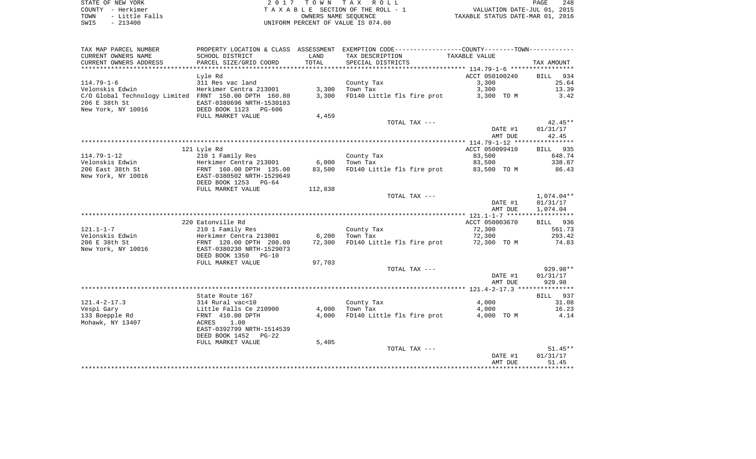STATE OF NEW YORK
COUNTY - Herkimer
TOWN - Little Falls
SWIS - 213400

2017 TOWN TAX ROLL
TAXABLE SECTION OF THE ROLL - 1
OWNERS NAME SEQUENCE
UNIFORM PERCENT OF VALUE IS 074.00

VALUATION DATE-JUL 01, 2015
TAXABLE STATUS DATE-MAR 01, 2016

| TAX MAP PARCEL NUMBER<br>CURRENT OWNERS NAME<br>CURRENT OWNERS ADDRESS | PROPERTY LOCATION & CLASS<br>SCHOOL DISTRICT<br>PARCEL SIZE/GRID COORD | ASSESSMENT<br>LAND<br>TOTAL | EXEMPTION CODE------COUNTY-----TOWN------<br>TAX DESCRIPTION<br>SPECIAL DISTRICTS | TAXABLE VALUE | TAX AMOUNT |
|---|---|---|---|---|---|
| | Lyle Rd | | | ACCT 050100240 | BILL 934 |
| 114.79-1-6 | 311 Res vac land | | County Tax | 3,300 | 25.64 |
| Velonskis Edwin | Herkimer Centra 213001 | 3,300 | Town Tax | 3,300 | 13.39 |
| C/O Global Technology Limited | FRNT 150.00 DPTH 160.80 | 3,300 | FD140 Little fls fire prot | 3,300 TO M | 3.42 |
| 206 E 38th St | EAST-0380696 NRTH-1530103 | | | | |
| New York, NY 10016 | DEED BOOK 1123 PG-606 | | | | |
| | FULL MARKET VALUE | 4,459 | | | |
| | | | TOTAL TAX --- | | 42.45** |
| | | | | DATE #1 | 01/31/17 |
| | | | | AMT DUE | 42.45 |
| | 121 Lyle Rd | | | ACCT 050099410 | BILL 935 |
| 114.79-1-12 | 210 1 Family Res | | County Tax | 83,500 | 648.74 |
| Velonskis Edwin | Herkimer Centra 213001 | 6,000 | Town Tax | 83,500 | 338.87 |
| 206 East 38th St | FRNT 160.00 DPTH 135.00 | 83,500 | FD140 Little fls fire prot | 83,500 TO M | 86.43 |
| New York, NY 10016 | EAST-0380502 NRTH-1529649 | | | | |
| | DEED BOOK 1253 PG-64 | | | | |
| | FULL MARKET VALUE | 112,838 | | | |
| | | | TOTAL TAX --- | | 1,074.04** |
| | | | | DATE #1 | 01/31/17 |
| | | | | AMT DUE | 1,074.04 |
| | 220 Eatonville Rd | | | ACCT 050003670 | BILL 936 |
| 121.1-1-7 | 210 1 Family Res | | County Tax | 72,300 | 561.73 |
| Velonskis Edwin | Herkimer Centra 213001 | 6,200 | Town Tax | 72,300 | 293.42 |
| 206 E 38th St | FRNT 120.00 DPTH 200.00 | 72,300 | FD140 Little fls fire prot | 72,300 TO M | 74.83 |
| New York, NY 10016 | EAST-0380230 NRTH-1529073 | | | | |
| | DEED BOOK 1350 PG-10 | | | | |
| | FULL MARKET VALUE | 97,703 | | | |
| | | | TOTAL TAX --- | | 929.98** |
| | | | | DATE #1 | 01/31/17 |
| | | | | AMT DUE | 929.98 |
| | State Route 167 | | | | BILL 937 |
| 121.4-2-17.3 | 314 Rural vac<10 | | County Tax | 4,000 | 31.08 |
| Vespi Gary | Little Falls Ce 210900 | 4,000 | Town Tax | 4,000 | 16.23 |
| 133 Boepple Rd | FRNT 410.00 DPTH | 4,000 | FD140 Little fls fire prot | 4,000 TO M | 4.14 |
| Mohawk, NY 13407 | ACRES 1.00 | | | | |
| | EAST-0392799 NRTH-1514539 | | | | |
| | DEED BOOK 1452 PG-22 | | | | |
| | FULL MARKET VALUE | 5,405 | | | |
| | | | TOTAL TAX --- | | 51.45** |
| | | | | DATE #1 | 01/31/17 |
| | | | | AMT DUE | 51.45 |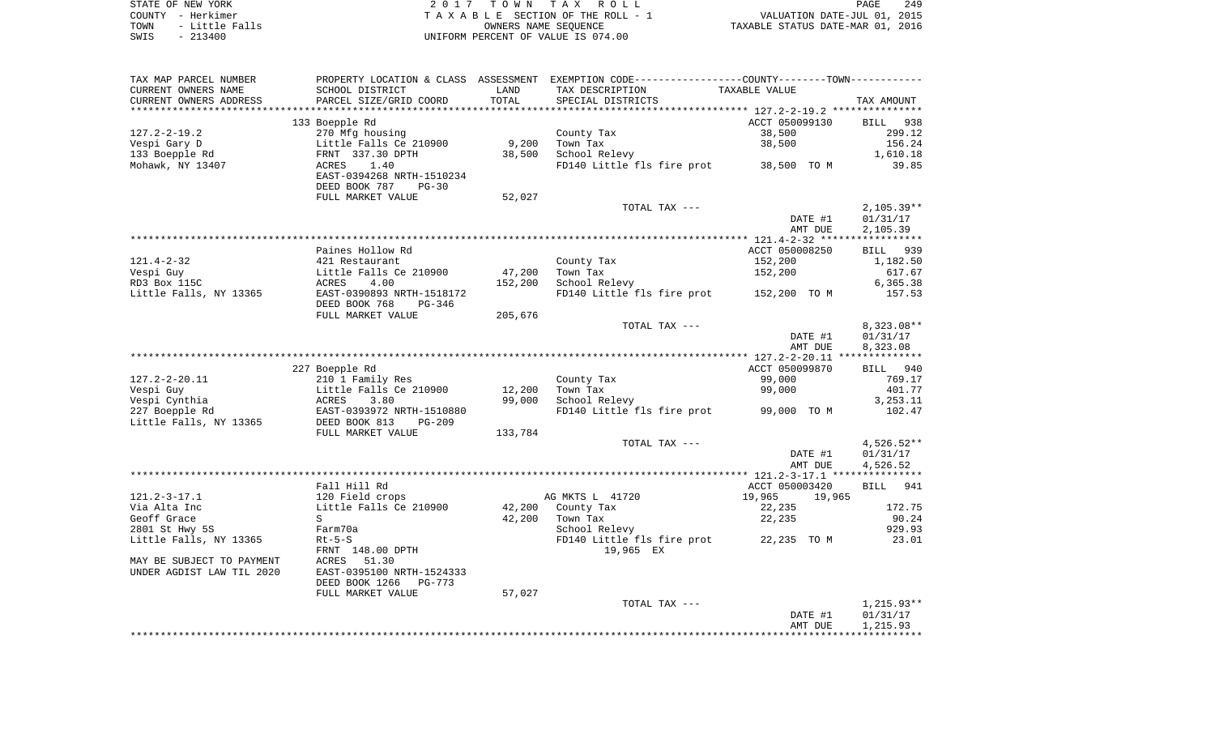STATE OF NEW YORK — 2017 TOWN TAX ROLL
COUNTY - Herkimer — TAXABLE SECTION OF THE ROLL - 1 — VALUATION DATE-JUL 01, 2015
TOWN - Little Falls — OWNERS NAME SEQUENCE — TAXABLE STATUS DATE-MAR 01, 2016
SWIS - 213400 — UNIFORM PERCENT OF VALUE IS 074.00

| TAX MAP PARCEL NUMBER / CURRENT OWNERS NAME / CURRENT OWNERS ADDRESS | PROPERTY LOCATION & CLASS / SCHOOL DISTRICT / PARCEL SIZE/GRID COORD | ASSESSMENT LAND | TOTAL | EXEMPTION CODE / TAX DESCRIPTION / SPECIAL DISTRICTS | COUNTY/TOWN TAXABLE VALUE | TAX AMOUNT |
|---|---|---|---|---|---|---|
| 127.2-2-19.2 | 133 Boepple Rd | | | | ACCT 050099130 | BILL 938 |
| | 270 Mfg housing | | | County Tax | 38,500 | 299.12 |
| Vespi Gary D | Little Falls Ce 210900 | 9,200 | | Town Tax | 38,500 | 156.24 |
| 133 Boepple Rd | FRNT 337.30 DPTH | | 38,500 | School Relevy | | 1,610.18 |
| Mohawk, NY 13407 | ACRES 1.40 | | | FD140 Little fls fire prot | 38,500 TO M | 39.85 |
| | EAST-0394268 NRTH-1510234 | | | | | |
| | DEED BOOK 787 PG-30 | | | | | |
| | FULL MARKET VALUE | 52,027 | | | | |
| | | | | TOTAL TAX --- | | 2,105.39** |
| | | | | | DATE #1 | 01/31/17 |
| | | | | | AMT DUE | 2,105.39 |
| 121.4-2-32 | Paines Hollow Rd | | | | ACCT 050008250 | BILL 939 |
| | 421 Restaurant | | | County Tax | 152,200 | 1,182.50 |
| Vespi Guy | Little Falls Ce 210900 | 47,200 | | Town Tax | 152,200 | 617.67 |
| RD3 Box 115C | ACRES 4.00 | | 152,200 | School Relevy | | 6,365.38 |
| Little Falls, NY 13365 | EAST-0390893 NRTH-1518172 | | | FD140 Little fls fire prot | 152,200 TO M | 157.53 |
| | DEED BOOK 768 PG-346 | | | | | |
| | FULL MARKET VALUE | 205,676 | | | | |
| | | | | TOTAL TAX --- | | 8,323.08** |
| | | | | | DATE #1 | 01/31/17 |
| | | | | | AMT DUE | 8,323.08 |
| 127.2-2-20.11 | 227 Boepple Rd | | | | ACCT 050099870 | BILL 940 |
| | 210 1 Family Res | | | County Tax | 99,000 | 769.17 |
| Vespi Guy | Little Falls Ce 210900 | 12,200 | | Town Tax | 99,000 | 401.77 |
| Vespi Cynthia | ACRES 3.80 | | 99,000 | School Relevy | | 3,253.11 |
| 227 Boepple Rd | EAST-0393972 NRTH-1510880 | | | FD140 Little fls fire prot | 99,000 TO M | 102.47 |
| Little Falls, NY 13365 | DEED BOOK 813 PG-209 | | | | | |
| | FULL MARKET VALUE | 133,784 | | | | |
| | | | | TOTAL TAX --- | | 4,526.52** |
| | | | | | DATE #1 | 01/31/17 |
| | | | | | AMT DUE | 4,526.52 |
| 121.2-3-17.1 | Fall Hill Rd | | | | ACCT 050003420 | BILL 941 |
| | 120 Field crops | | | AG MKTS L 41720 | 19,965 19,965 | |
| Via Alta Inc | Little Falls Ce 210900 | 42,200 | | County Tax | 22,235 | 172.75 |
| Geoff Grace | S | | 42,200 | Town Tax | 22,235 | 90.24 |
| 2801 St Hwy 5S | Farm70a | | | School Relevy | | 929.93 |
| Little Falls, NY 13365 | Rt-5-S | | | FD140 Little fls fire prot | 22,235 TO M | 23.01 |
| | FRNT 148.00 DPTH | | | 19,965 EX | | |
| MAY BE SUBJECT TO PAYMENT | ACRES 51.30 | | | | | |
| UNDER AGDIST LAW TIL 2020 | EAST-0395100 NRTH-1524333 | | | | | |
| | DEED BOOK 1266 PG-773 | | | | | |
| | FULL MARKET VALUE | 57,027 | | | | |
| | | | | TOTAL TAX --- | | 1,215.93** |
| | | | | | DATE #1 | 01/31/17 |
| | | | | | AMT DUE | 1,215.93 |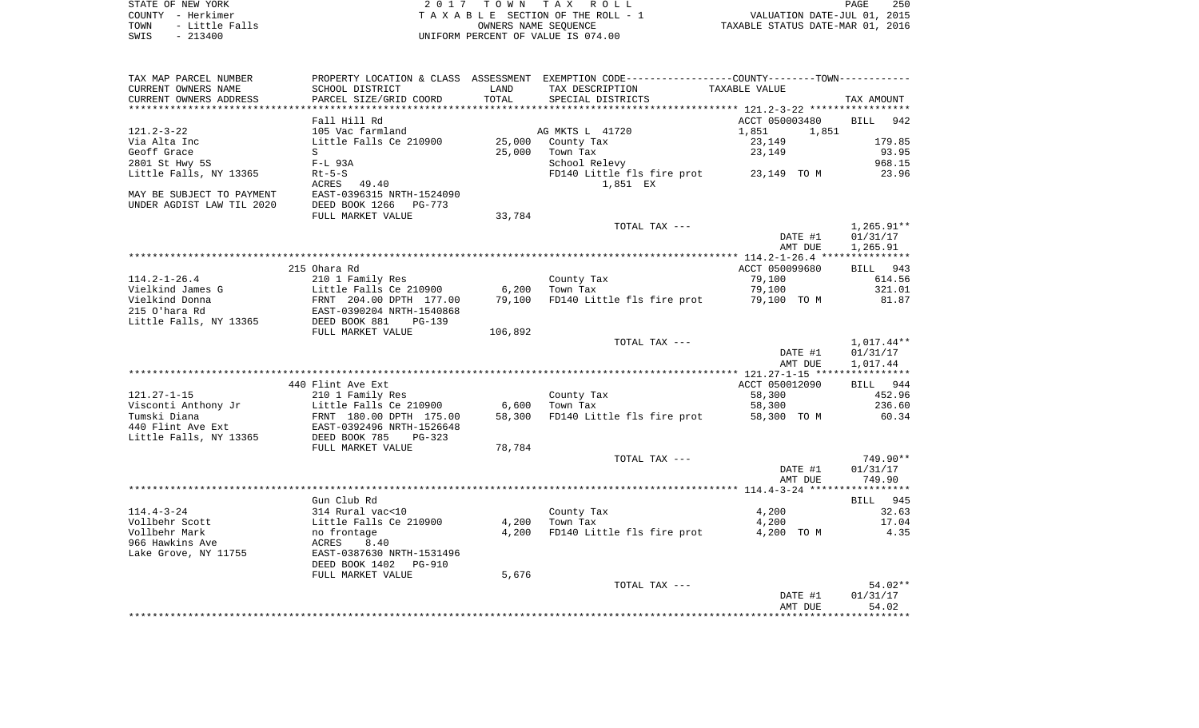STATE OF NEW YORK — COUNTY - Herkimer — TOWN - Little Falls — SWIS - 213400

2017 TOWN TAX ROLL
TAXABLE SECTION OF THE ROLL - 1
OWNERS NAME SEQUENCE
UNIFORM PERCENT OF VALUE IS 074.00

VALUATION DATE-JUL 01, 2015
TAXABLE STATUS DATE-MAR 01, 2016

| TAX MAP PARCEL NUMBER / CURRENT OWNERS NAME / CURRENT OWNERS ADDRESS | PROPERTY LOCATION & CLASS / SCHOOL DISTRICT / PARCEL SIZE/GRID COORD | ASSESSMENT LAND / TOTAL | EXEMPTION CODE / TAX DESCRIPTION / SPECIAL DISTRICTS | COUNTY--------TOWN TAXABLE VALUE | TAX AMOUNT |
|---|---|---|---|---|---|
| 121.2-3-22 | Fall Hill Rd | | | ACCT 050003480 | BILL 942 |
| | 105 Vac farmland | | AG MKTS L 41720 | 1,851 1,851 | |
| Via Alta Inc | Little Falls Ce 210900 | 25,000 | County Tax | 23,149 | 179.85 |
| Geoff Grace | S | 25,000 | Town Tax | 23,149 | 93.95 |
| 2801 St Hwy 5S | F-L 93A | | School Relevy | | 968.15 |
| Little Falls, NY 13365 | Rt-5-S | | FD140 Little fls fire prot | 23,149 TO M | 23.96 |
| | ACRES 49.40 | | 1,851 EX | | |
| MAY BE SUBJECT TO PAYMENT | EAST-0396315 NRTH-1524090 | | | | |
| UNDER AGDIST LAW TIL 2020 | DEED BOOK 1266 PG-773 | | | | |
| | FULL MARKET VALUE | 33,784 | | | |
| | | | TOTAL TAX --- | | 1,265.91** |
| | | | | DATE #1 | 01/31/17 |
| | | | | AMT DUE | 1,265.91 |
| 114.2-1-26.4 | 215 Ohara Rd | | | ACCT 050099680 | BILL 943 |
| | 210 1 Family Res | | County Tax | 79,100 | 614.56 |
| Vielkind James G | Little Falls Ce 210900 | 6,200 | Town Tax | 79,100 | 321.01 |
| Vielkind Donna | FRNT 204.00 DPTH 177.00 | 79,100 | FD140 Little fls fire prot | 79,100 TO M | 81.87 |
| 215 O'hara Rd | EAST-0390204 NRTH-1540868 | | | | |
| Little Falls, NY 13365 | DEED BOOK 881 PG-139 | | | | |
| | FULL MARKET VALUE | 106,892 | | | |
| | | | TOTAL TAX --- | | 1,017.44** |
| | | | | DATE #1 | 01/31/17 |
| | | | | AMT DUE | 1,017.44 |
| 121.27-1-15 | 440 Flint Ave Ext | | | ACCT 050012090 | BILL 944 |
| | 210 1 Family Res | | County Tax | 58,300 | 452.96 |
| Visconti Anthony Jr | Little Falls Ce 210900 | 6,600 | Town Tax | 58,300 | 236.60 |
| Tumski Diana | FRNT 180.00 DPTH 175.00 | 58,300 | FD140 Little fls fire prot | 58,300 TO M | 60.34 |
| 440 Flint Ave Ext | EAST-0392496 NRTH-1526648 | | | | |
| Little Falls, NY 13365 | DEED BOOK 785 PG-323 | | | | |
| | FULL MARKET VALUE | 78,784 | | | |
| | | | TOTAL TAX --- | | 749.90** |
| | | | | DATE #1 | 01/31/17 |
| | | | | AMT DUE | 749.90 |
| 114.4-3-24 | Gun Club Rd | | | | BILL 945 |
| | 314 Rural vac<10 | | County Tax | 4,200 | 32.63 |
| Vollbehr Scott | Little Falls Ce 210900 | 4,200 | Town Tax | 4,200 | 17.04 |
| Vollbehr Mark | no frontage | 4,200 | FD140 Little fls fire prot | 4,200 TO M | 4.35 |
| 966 Hawkins Ave | ACRES 8.40 | | | | |
| Lake Grove, NY 11755 | EAST-0387630 NRTH-1531496 | | | | |
| | DEED BOOK 1402 PG-910 | | | | |
| | FULL MARKET VALUE | 5,676 | | | |
| | | | TOTAL TAX --- | | 54.02** |
| | | | | DATE #1 | 01/31/17 |
| | | | | AMT DUE | 54.02 |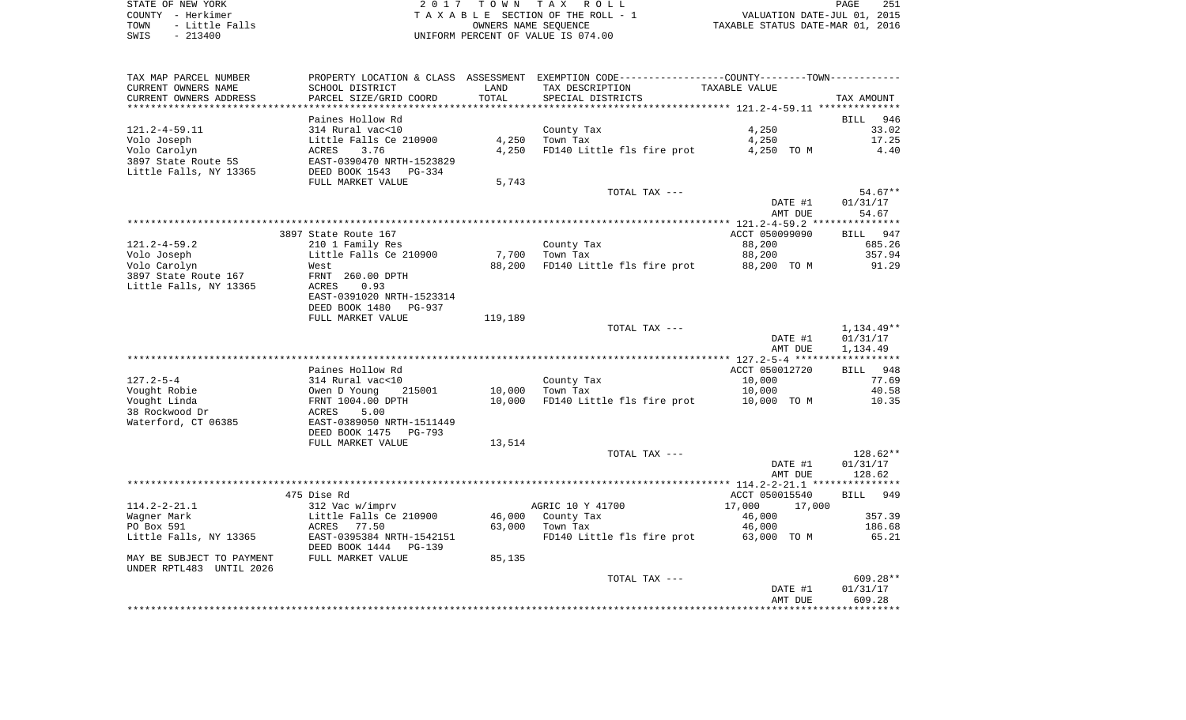STATE OF NEW YORK — 2017 TOWN TAX ROLL
COUNTY - Herkimer — TAXABLE SECTION OF THE ROLL - 1 — VALUATION DATE-JUL 01, 2015
TOWN - Little Falls — OWNERS NAME SEQUENCE — TAXABLE STATUS DATE-MAR 01, 2016
SWIS - 213400 — UNIFORM PERCENT OF VALUE IS 074.00

| TAX MAP PARCEL NUMBER / CURRENT OWNERS NAME / CURRENT OWNERS ADDRESS | PROPERTY LOCATION & CLASS / SCHOOL DISTRICT / PARCEL SIZE/GRID COORD | ASSESSMENT LAND / TOTAL | EXEMPTION CODE / TAX DESCRIPTION / SPECIAL DISTRICTS | COUNTY / TOWN TAXABLE VALUE | TAX AMOUNT |
|---|---|---|---|---|---|
| **121.2-4-59.11** | Paines Hollow Rd | | | | BILL 946 |
| 121.2-4-59.11 | 314 Rural vac<10 | | County Tax | 4,250 | 33.02 |
| Volo Joseph | Little Falls Ce 210900 | 4,250 | Town Tax | 4,250 | 17.25 |
| Volo Carolyn | ACRES 3.76 | 4,250 | FD140 Little fls fire prot | 4,250 TO M | 4.40 |
| 3897 State Route 5S | EAST-0390470 NRTH-1523829 | | | | |
| Little Falls, NY 13365 | DEED BOOK 1543 PG-334 | | | | |
| | FULL MARKET VALUE | 5,743 | | | |
| | | | TOTAL TAX --- | | 54.67** |
| | | | | DATE #1 | 01/31/17 |
| | | | | AMT DUE | 54.67 |
| **121.2-4-59.2** | 3897 State Route 167 | | | ACCT 050099090 | BILL 947 |
| 121.2-4-59.2 | 210 1 Family Res | | County Tax | 88,200 | 685.26 |
| Volo Joseph | Little Falls Ce 210900 | 7,700 | Town Tax | 88,200 | 357.94 |
| Volo Carolyn | West | 88,200 | FD140 Little fls fire prot | 88,200 TO M | 91.29 |
| 3897 State Route 167 | FRNT 260.00 DPTH | | | | |
| Little Falls, NY 13365 | ACRES 0.93 | | | | |
| | EAST-0391020 NRTH-1523314 | | | | |
| | DEED BOOK 1480 PG-937 | | | | |
| | FULL MARKET VALUE | 119,189 | | | |
| | | | TOTAL TAX --- | | 1,134.49** |
| | | | | DATE #1 | 01/31/17 |
| | | | | AMT DUE | 1,134.49 |
| **127.2-5-4** | Paines Hollow Rd | | | ACCT 050012720 | BILL 948 |
| 127.2-5-4 | 314 Rural vac<10 | | County Tax | 10,000 | 77.69 |
| Vought Robie | Owen D Young 215001 | 10,000 | Town Tax | 10,000 | 40.58 |
| Vought Linda | FRNT 1004.00 DPTH | 10,000 | FD140 Little fls fire prot | 10,000 TO M | 10.35 |
| 38 Rockwood Dr | ACRES 5.00 | | | | |
| Waterford, CT 06385 | EAST-0389050 NRTH-1511449 | | | | |
| | DEED BOOK 1475 PG-793 | | | | |
| | FULL MARKET VALUE | 13,514 | | | |
| | | | TOTAL TAX --- | | 128.62** |
| | | | | DATE #1 | 01/31/17 |
| | | | | AMT DUE | 128.62 |
| **114.2-2-21.1** | 475 Dise Rd | | | ACCT 050015540 | BILL 949 |
| 114.2-2-21.1 | 312 Vac w/imprv | | AGRIC 10 Y 41700 | 17,000 17,000 | |
| Wagner Mark | Little Falls Ce 210900 | 46,000 | County Tax | 46,000 | 357.39 |
| PO Box 591 | ACRES 77.50 | 63,000 | Town Tax | 46,000 | 186.68 |
| Little Falls, NY 13365 | EAST-0395384 NRTH-1542151 | | FD140 Little fls fire prot | 63,000 TO M | 65.21 |
| | DEED BOOK 1444 PG-139 | | | | |
| MAY BE SUBJECT TO PAYMENT UNDER RPTL483 UNTIL 2026 | FULL MARKET VALUE | 85,135 | | | |
| | | | TOTAL TAX --- | | 609.28** |
| | | | | DATE #1 | 01/31/17 |
| | | | | AMT DUE | 609.28 |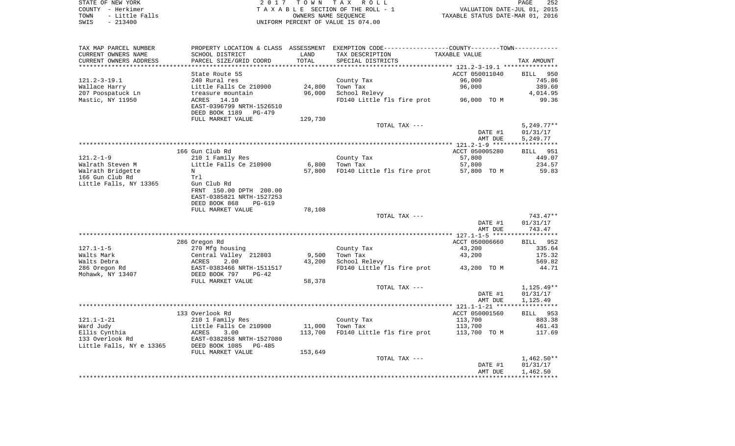STATE OF NEW YORK — 2 0 1 7 T O W N T A X R O L L

COUNTY - Herkimer — T A X A B L E SECTION OF THE ROLL - 1 — VALUATION DATE-JUL 01, 2015

TOWN - Little Falls — OWNERS NAME SEQUENCE — TAXABLE STATUS DATE-MAR 01, 2016

SWIS - 213400 — UNIFORM PERCENT OF VALUE IS 074.00

| TAX MAP PARCEL NUMBER / CURRENT OWNERS NAME / CURRENT OWNERS ADDRESS | PROPERTY LOCATION & CLASS / SCHOOL DISTRICT / PARCEL SIZE/GRID COORD | ASSESSMENT LAND / TOTAL | EXEMPTION CODE / TAX DESCRIPTION / SPECIAL DISTRICTS | TAXABLE VALUE | TAX AMOUNT |
|---|---|---|---|---|---|
| **121.2-3-19.1** | State Route 5S | | | ACCT 050011040 | BILL 950 |
| 121.2-3-19.1 | 240 Rural res | | County Tax | 96,000 | 745.86 |
| Wallace Harry | Little Falls Ce 210900 | 24,800 | Town Tax | 96,000 | 389.60 |
| 207 Poospatuck Ln | treasure mountain | 96,000 | School Relevy | | 4,014.95 |
| Mastic, NY 11950 | ACRES 14.10 | | FD140 Little fls fire prot | 96,000 TO M | 99.36 |
| | EAST-0396799 NRTH-1526510 | | | | |
| | DEED BOOK 1189 PG-479 | | | | |
| | FULL MARKET VALUE | 129,730 | | | |
| | | | TOTAL TAX --- | | 5,249.77** |
| | | | | DATE #1 | 01/31/17 |
| | | | | AMT DUE | 5,249.77 |
| **121.2-1-9** | 166 Gun Club Rd | | | ACCT 050005280 | BILL 951 |
| 121.2-1-9 | 210 1 Family Res | | County Tax | 57,800 | 449.07 |
| Walrath Steven M | Little Falls Ce 210900 | 6,800 | Town Tax | 57,800 | 234.57 |
| Walrath Bridgette | N | 57,800 | FD140 Little fls fire prot | 57,800 TO M | 59.83 |
| 166 Gun Club Rd | Trl | | | | |
| Little Falls, NY 13365 | Gun Club Rd | | | | |
| | FRNT 150.00 DPTH 200.00 | | | | |
| | EAST-0385821 NRTH-1527253 | | | | |
| | DEED BOOK 868 PG-619 | | | | |
| | FULL MARKET VALUE | 78,108 | | | |
| | | | TOTAL TAX --- | | 743.47** |
| | | | | DATE #1 | 01/31/17 |
| | | | | AMT DUE | 743.47 |
| **127.1-1-5** | 286 Oregon Rd | | | ACCT 050006660 | BILL 952 |
| 127.1-1-5 | 270 Mfg housing | | County Tax | 43,200 | 335.64 |
| Walts Mark | Central Valley 212803 | 9,500 | Town Tax | 43,200 | 175.32 |
| Walts Debra | ACRES 2.00 | 43,200 | School Relevy | | 569.82 |
| 286 Oregon Rd | EAST-0383466 NRTH-1511517 | | FD140 Little fls fire prot | 43,200 TO M | 44.71 |
| Mohawk, NY 13407 | DEED BOOK 797 PG-42 | | | | |
| | FULL MARKET VALUE | 58,378 | | | |
| | | | TOTAL TAX --- | | 1,125.49** |
| | | | | DATE #1 | 01/31/17 |
| | | | | AMT DUE | 1,125.49 |
| **121.1-1-21** | 133 Overlook Rd | | | ACCT 050001560 | BILL 953 |
| 121.1-1-21 | 210 1 Family Res | | County Tax | 113,700 | 883.38 |
| Ward Judy | Little Falls Ce 210900 | 11,000 | Town Tax | 113,700 | 461.43 |
| Ellis Cynthia | ACRES 3.00 | 113,700 | FD140 Little fls fire prot | 113,700 TO M | 117.69 |
| 133 Overlook Rd | EAST-0382858 NRTH-1527080 | | | | |
| Little Falls, NY e 13365 | DEED BOOK 1085 PG-485 | | | | |
| | FULL MARKET VALUE | 153,649 | | | |
| | | | TOTAL TAX --- | | 1,462.50** |
| | | | | DATE #1 | 01/31/17 |
| | | | | AMT DUE | 1,462.50 |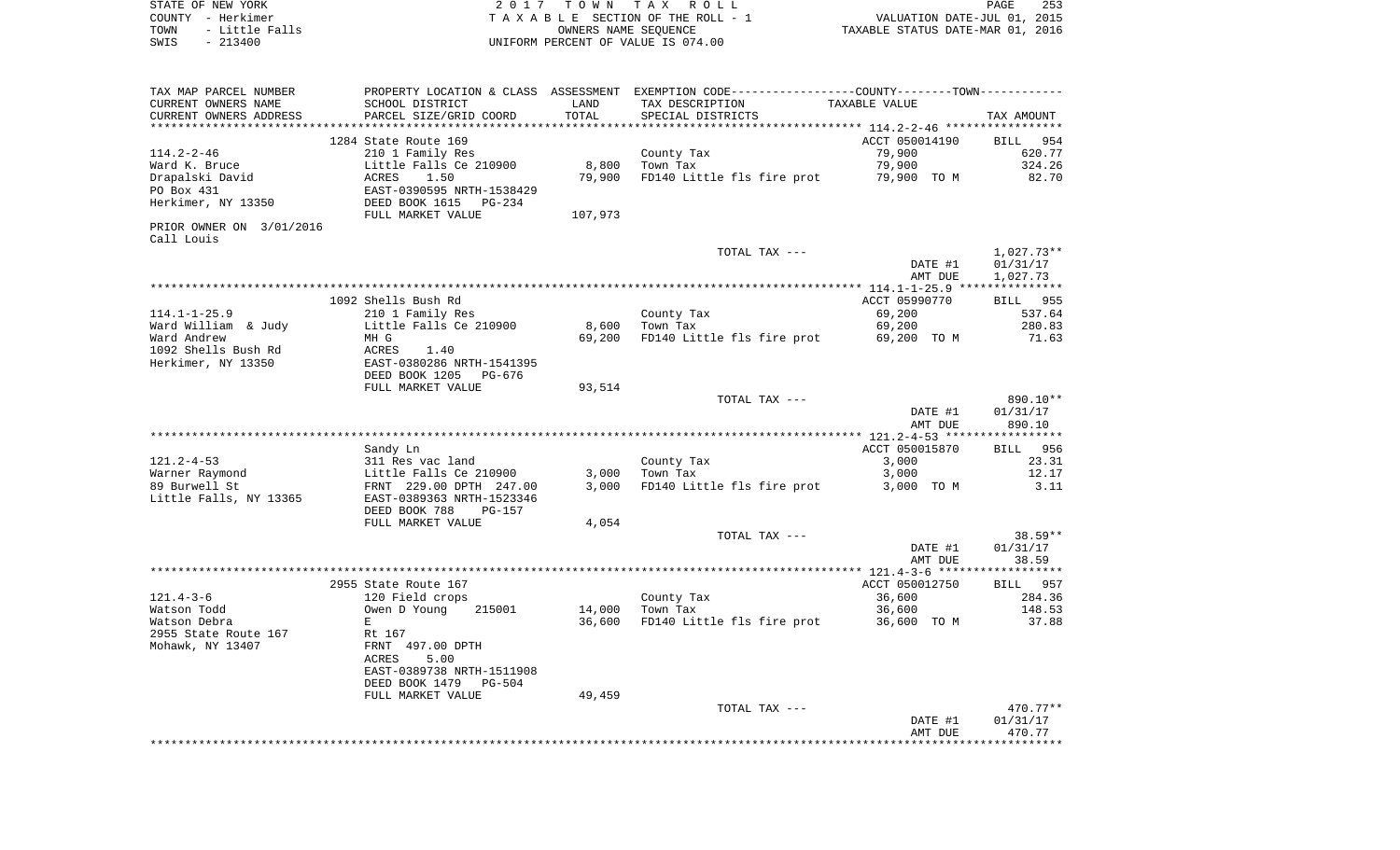STATE OF NEW YORK | 2 0 1 7 T O W N T A X R O L L
COUNTY - Herkimer | T A X A B L E SECTION OF THE ROLL - 1 | VALUATION DATE-JUL 01, 2015
TOWN - Little Falls | OWNERS NAME SEQUENCE | TAXABLE STATUS DATE-MAR 01, 2016
SWIS - 213400 | UNIFORM PERCENT OF VALUE IS 074.00

| TAX MAP PARCEL NUMBER / CURRENT OWNERS NAME / CURRENT OWNERS ADDRESS | PROPERTY LOCATION & CLASS / SCHOOL DISTRICT / PARCEL SIZE/GRID COORD | ASSESSMENT LAND / TOTAL | EXEMPTION CODE / TAX DESCRIPTION / SPECIAL DISTRICTS | TAXABLE VALUE | TAX AMOUNT |
|---|---|---|---|---|---|
| | 1284 State Route 169 | | | ACCT 050014190 | BILL 954 |
| 114.2-2-46 | 210 1 Family Res | | County Tax | 79,900 | 620.77 |
| Ward K. Bruce | Little Falls Ce 210900 | 8,800 | Town Tax | 79,900 | 324.26 |
| Drapalski David | ACRES 1.50 | 79,900 | FD140 Little fls fire prot | 79,900 TO M | 82.70 |
| PO Box 431 | EAST-0390595 NRTH-1538429 | | | | |
| Herkimer, NY 13350 | DEED BOOK 1615 PG-234 | | | | |
| | FULL MARKET VALUE | 107,973 | | | |
| PRIOR OWNER ON 3/01/2016 | | | | | |
| Call Louis | | | | | |
| | | | TOTAL TAX --- | | 1,027.73** |
| | | | | DATE #1 | 01/31/17 |
| | | | | AMT DUE | 1,027.73 |
| | 1092 Shells Bush Rd | | | ACCT 05990770 | BILL 955 |
| 114.1-1-25.9 | 210 1 Family Res | | County Tax | 69,200 | 537.64 |
| Ward William & Judy | Little Falls Ce 210900 | 8,600 | Town Tax | 69,200 | 280.83 |
| Ward Andrew | MH G | 69,200 | FD140 Little fls fire prot | 69,200 TO M | 71.63 |
| 1092 Shells Bush Rd | ACRES 1.40 | | | | |
| Herkimer, NY 13350 | EAST-0380286 NRTH-1541395 | | | | |
| | DEED BOOK 1205 PG-676 | | | | |
| | FULL MARKET VALUE | 93,514 | | | |
| | | | TOTAL TAX --- | | 890.10** |
| | | | | DATE #1 | 01/31/17 |
| | | | | AMT DUE | 890.10 |
| | Sandy Ln | | | ACCT 050015870 | BILL 956 |
| 121.2-4-53 | 311 Res vac land | | County Tax | 3,000 | 23.31 |
| Warner Raymond | Little Falls Ce 210900 | 3,000 | Town Tax | 3,000 | 12.17 |
| 89 Burwell St | FRNT 229.00 DPTH 247.00 | 3,000 | FD140 Little fls fire prot | 3,000 TO M | 3.11 |
| Little Falls, NY 13365 | EAST-0389363 NRTH-1523346 | | | | |
| | DEED BOOK 788 PG-157 | | | | |
| | FULL MARKET VALUE | 4,054 | | | |
| | | | TOTAL TAX --- | | 38.59** |
| | | | | DATE #1 | 01/31/17 |
| | | | | AMT DUE | 38.59 |
| | 2955 State Route 167 | | | ACCT 050012750 | BILL 957 |
| 121.4-3-6 | 120 Field crops | | County Tax | 36,600 | 284.36 |
| Watson Todd | Owen D Young 215001 | 14,000 | Town Tax | 36,600 | 148.53 |
| Watson Debra | E | 36,600 | FD140 Little fls fire prot | 36,600 TO M | 37.88 |
| 2955 State Route 167 | Rt 167 | | | | |
| Mohawk, NY 13407 | FRNT 497.00 DPTH | | | | |
| | ACRES 5.00 | | | | |
| | EAST-0389738 NRTH-1511908 | | | | |
| | DEED BOOK 1479 PG-504 | | | | |
| | FULL MARKET VALUE | 49,459 | | | |
| | | | TOTAL TAX --- | | 470.77** |
| | | | | DATE #1 | 01/31/17 |
| | | | | AMT DUE | 470.77 |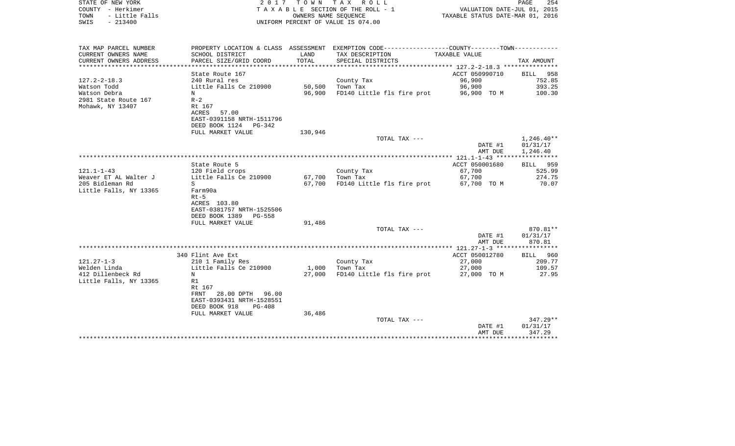STATE OF NEW YORK                                    2017 TOWN TAX ROLL
COUNTY - Herkimer                          TAXABLE SECTION OF THE ROLL - 1                    VALUATION DATE-JUL 01, 2015
TOWN   - Little Falls                          OWNERS NAME SEQUENCE                       TAXABLE STATUS DATE-MAR 01, 2016
SWIS   - 213400                           UNIFORM PERCENT OF VALUE IS 074.00

| TAX MAP PARCEL NUMBER / CURRENT OWNERS NAME / CURRENT OWNERS ADDRESS | PROPERTY LOCATION & CLASS / SCHOOL DISTRICT / PARCEL SIZE/GRID COORD | ASSESSMENT LAND / TOTAL | EXEMPTION CODE / TAX DESCRIPTION / SPECIAL DISTRICTS | TAXABLE VALUE (COUNTY--------TOWN) | TAX AMOUNT |
|---|---|---|---|---|---|
| 127.2-2-18.3 | State Route 167 | | | ACCT 050990710 | BILL 958 |
| Watson Todd | 240 Rural res | | County Tax | 96,900 | 752.85 |
| Watson Debra | Little Falls Ce 210900 | 50,500 | Town Tax | 96,900 | 393.25 |
| 2981 State Route 167 | N | 96,900 | FD140 Little fls fire prot | 96,900 TO M | 100.30 |
| Mohawk, NY 13407 | R-2 | | | | |
| | Rt 167 | | | | |
| | ACRES 57.00 | | | | |
| | EAST-0391158 NRTH-1511796 | | | | |
| | DEED BOOK 1124 PG-342 | | | | |
| | FULL MARKET VALUE | 130,946 | | | |
| | | | TOTAL TAX --- | | 1,246.40** |
| | | | | DATE #1 | 01/31/17 |
| | | | | AMT DUE | 1,246.40 |
| 121.1-1-43 | State Route 5 | | | ACCT 050001680 | BILL 959 |
| Weaver ET AL Walter J | 120 Field crops | | County Tax | 67,700 | 525.99 |
| 205 Bidleman Rd | Little Falls Ce 210900 | 67,700 | Town Tax | 67,700 | 274.75 |
| Little Falls, NY 13365 | S | 67,700 | FD140 Little fls fire prot | 67,700 TO M | 70.07 |
| | Farm90a | | | | |
| | Rt-5 | | | | |
| | ACRES 103.80 | | | | |
| | EAST-0381757 NRTH-1525506 | | | | |
| | DEED BOOK 1389 PG-558 | | | | |
| | FULL MARKET VALUE | 91,486 | | | |
| | | | TOTAL TAX --- | | 870.81** |
| | | | | DATE #1 | 01/31/17 |
| | | | | AMT DUE | 870.81 |
| 121.27-1-3 | 340 Flint Ave Ext | | | ACCT 050012780 | BILL 960 |
| Welden Linda | 210 1 Family Res | | County Tax | 27,000 | 209.77 |
| 412 Dillenbeck Rd | Little Falls Ce 210900 | 1,000 | Town Tax | 27,000 | 109.57 |
| Little Falls, NY 13365 | N | 27,000 | FD140 Little fls fire prot | 27,000 TO M | 27.95 |
| | R1 | | | | |
| | Rt 167 | | | | |
| | FRNT 28.00 DPTH 96.00 | | | | |
| | EAST-0393431 NRTH-1528551 | | | | |
| | DEED BOOK 918 PG-408 | | | | |
| | FULL MARKET VALUE | 36,486 | | | |
| | | | TOTAL TAX --- | | 347.29** |
| | | | | DATE #1 | 01/31/17 |
| | | | | AMT DUE | 347.29 |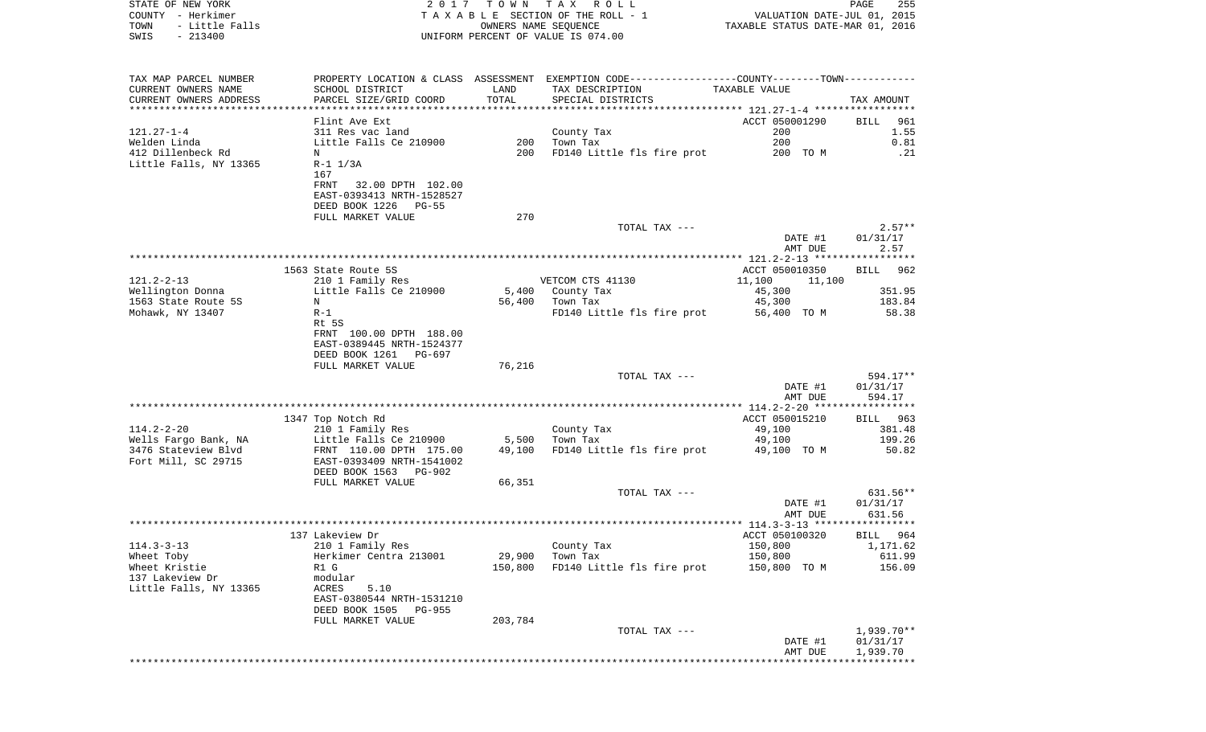STATE OF NEW YORK
COUNTY - Herkimer
TOWN - Little Falls
SWIS - 213400

2017 TOWN TAX ROLL
TAXABLE SECTION OF THE ROLL - 1
OWNERS NAME SEQUENCE
UNIFORM PERCENT OF VALUE IS 074.00

VALUATION DATE-JUL 01, 2015
TAXABLE STATUS DATE-MAR 01, 2016

| TAX MAP PARCEL NUMBER / CURRENT OWNERS NAME / CURRENT OWNERS ADDRESS | PROPERTY LOCATION & CLASS / SCHOOL DISTRICT / PARCEL SIZE/GRID COORD | ASSESSMENT LAND | TOTAL | EXEMPTION CODE / TAX DESCRIPTION / SPECIAL DISTRICTS | COUNTY / TOWN TAXABLE VALUE | TAX AMOUNT |
|---|---|---|---|---|---|---|
| 121.27-1-4 | Flint Ave Ext | | | | ACCT 050001290 | BILL 961 |
| Welden Linda | 311 Res vac land | | | County Tax | 200 | 1.55 |
| 412 Dillenbeck Rd | Little Falls Ce 210900 | 200 | | Town Tax | 200 | 0.81 |
| Little Falls, NY 13365 | N | | 200 | FD140 Little fls fire prot | 200 TO M | .21 |
| | R-1 1/3A | | | | | |
| | 167 | | | | | |
| | FRNT 32.00 DPTH 102.00 | | | | | |
| | EAST-0393413 NRTH-1528527 | | | | | |
| | DEED BOOK 1226 PG-55 | | | | | |
| | FULL MARKET VALUE | | 270 | | | |
| | | | | TOTAL TAX --- | | 2.57** |
| | | | | | DATE #1 | 01/31/17 |
| | | | | | AMT DUE | 2.57 |
| 121.2-2-13 | 1563 State Route 5S | | | | ACCT 050010350 | BILL 962 |
| Wellington Donna | 210 1 Family Res | | | VETCOM CTS 41130 | 11,100 11,100 | |
| 1563 State Route 5S | Little Falls Ce 210900 | 5,400 | | County Tax | 45,300 | 351.95 |
| Mohawk, NY 13407 | N | | 56,400 | Town Tax | 45,300 | 183.84 |
| | R-1 | | | FD140 Little fls fire prot | 56,400 TO M | 58.38 |
| | Rt 5S | | | | | |
| | FRNT 100.00 DPTH 188.00 | | | | | |
| | EAST-0389445 NRTH-1524377 | | | | | |
| | DEED BOOK 1261 PG-697 | | | | | |
| | FULL MARKET VALUE | | 76,216 | | | |
| | | | | TOTAL TAX --- | | 594.17** |
| | | | | | DATE #1 | 01/31/17 |
| | | | | | AMT DUE | 594.17 |
| 114.2-2-20 | 1347 Top Notch Rd | | | | ACCT 050015210 | BILL 963 |
| Wells Fargo Bank, NA | 210 1 Family Res | | | County Tax | 49,100 | 381.48 |
| 3476 Stateview Blvd | Little Falls Ce 210900 | 5,500 | | Town Tax | 49,100 | 199.26 |
| Fort Mill, SC 29715 | FRNT 110.00 DPTH 175.00 | | 49,100 | FD140 Little fls fire prot | 49,100 TO M | 50.82 |
| | EAST-0393409 NRTH-1541002 | | | | | |
| | DEED BOOK 1563 PG-902 | | | | | |
| | FULL MARKET VALUE | | 66,351 | | | |
| | | | | TOTAL TAX --- | | 631.56** |
| | | | | | DATE #1 | 01/31/17 |
| | | | | | AMT DUE | 631.56 |
| 114.3-3-13 | 137 Lakeview Dr | | | | ACCT 050100320 | BILL 964 |
| Wheet Toby | 210 1 Family Res | | | County Tax | 150,800 | 1,171.62 |
| Wheet Kristie | Herkimer Centra 213001 | 29,900 | | Town Tax | 150,800 | 611.99 |
| 137 Lakeview Dr | R1 G | | 150,800 | FD140 Little fls fire prot | 150,800 TO M | 156.09 |
| Little Falls, NY 13365 | modular | | | | | |
| | ACRES 5.10 | | | | | |
| | EAST-0380544 NRTH-1531210 | | | | | |
| | DEED BOOK 1505 PG-955 | | | | | |
| | FULL MARKET VALUE | | 203,784 | | | |
| | | | | TOTAL TAX --- | | 1,939.70** |
| | | | | | DATE #1 | 01/31/17 |
| | | | | | AMT DUE | 1,939.70 |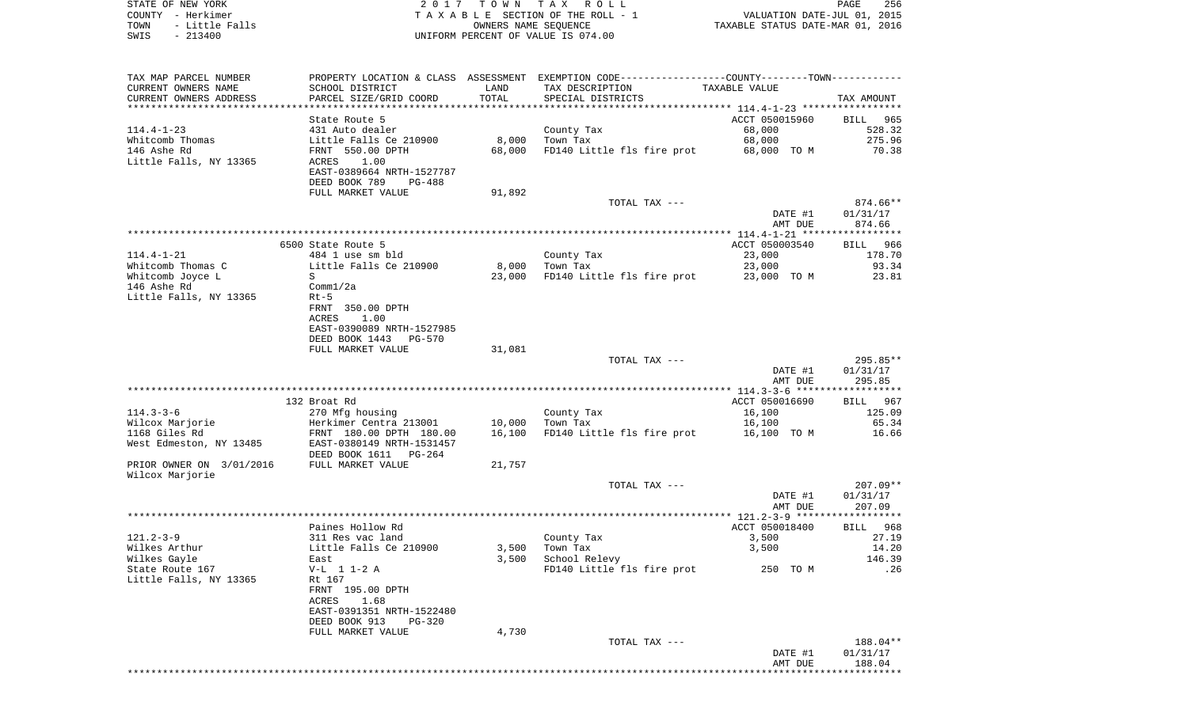STATE OF NEW YORK
COUNTY - Herkimer
TOWN - Little Falls
SWIS - 213400

2 0 1 7 T O W N T A X R O L L
T A X A B L E SECTION OF THE ROLL - 1
OWNERS NAME SEQUENCE
UNIFORM PERCENT OF VALUE IS 074.00

VALUATION DATE-JUL 01, 2015
TAXABLE STATUS DATE-MAR 01, 2016

| TAX MAP PARCEL NUMBER<br>CURRENT OWNERS NAME<br>CURRENT OWNERS ADDRESS | PROPERTY LOCATION & CLASS<br>SCHOOL DISTRICT<br>PARCEL SIZE/GRID COORD | ASSESSMENT<br>LAND<br>TOTAL | EXEMPTION CODE-----COUNTY-----TOWN<br>TAX DESCRIPTION<br>SPECIAL DISTRICTS | TAXABLE VALUE | TAX AMOUNT |
|---|---|---|---|---|---|
| 114.4-1-23 | State Route 5 | | | ACCT 050015960 | BILL 965 |
| 114.4-1-23 | 431 Auto dealer | | County Tax | 68,000 | 528.32 |
| Whitcomb Thomas | Little Falls Ce 210900 | 8,000 | Town Tax | 68,000 | 275.96 |
| 146 Ashe Rd | FRNT 550.00 DPTH | 68,000 | FD140 Little fls fire prot | 68,000 TO M | 70.38 |
| Little Falls, NY 13365 | ACRES 1.00 | | | | |
| | EAST-0389664 NRTH-1527787 | | | | |
| | DEED BOOK 789 PG-488 | | | | |
| | FULL MARKET VALUE | 91,892 | | | |
| | | | TOTAL TAX --- | | 874.66** |
| | | | | DATE #1 | 01/31/17 |
| | | | | AMT DUE | 874.66 |
| 114.4-1-21 | 6500 State Route 5 | | | ACCT 050003540 | BILL 966 |
| 114.4-1-21 | 484 1 use sm bld | | County Tax | 23,000 | 178.70 |
| Whitcomb Thomas C | Little Falls Ce 210900 | 8,000 | Town Tax | 23,000 | 93.34 |
| Whitcomb Joyce L | S | 23,000 | FD140 Little fls fire prot | 23,000 TO M | 23.81 |
| 146 Ashe Rd | Comml/2a | | | | |
| Little Falls, NY 13365 | Rt-5 | | | | |
| | FRNT 350.00 DPTH | | | | |
| | ACRES 1.00 | | | | |
| | EAST-0390089 NRTH-1527985 | | | | |
| | DEED BOOK 1443 PG-570 | | | | |
| | FULL MARKET VALUE | 31,081 | | | |
| | | | TOTAL TAX --- | | 295.85** |
| | | | | DATE #1 | 01/31/17 |
| | | | | AMT DUE | 295.85 |
| 114.3-3-6 | 132 Broat Rd | | | ACCT 050016690 | BILL 967 |
| 114.3-3-6 | 270 Mfg housing | | County Tax | 16,100 | 125.09 |
| Wilcox Marjorie | Herkimer Central 213001 | 10,000 | Town Tax | 16,100 | 65.34 |
| 1168 Giles Rd | FRNT 180.00 DPTH 180.00 | 16,100 | FD140 Little fls fire prot | 16,100 TO M | 16.66 |
| West Edmeston, NY 13485 | EAST-0380149 NRTH-1531457 | | | | |
| | DEED BOOK 1611 PG-264 | | | | |
| PRIOR OWNER ON 3/01/2016 | FULL MARKET VALUE | 21,757 | | | |
| Wilcox Marjorie | | | | | |
| | | | TOTAL TAX --- | | 207.09** |
| | | | | DATE #1 | 01/31/17 |
| | | | | AMT DUE | 207.09 |
| 121.2-3-9 | Paines Hollow Rd | | | ACCT 050018400 | BILL 968 |
| 121.2-3-9 | 311 Res vac land | | County Tax | 3,500 | 27.19 |
| Wilkes Arthur | Little Falls Ce 210900 | 3,500 | Town Tax | 3,500 | 14.20 |
| Wilkes Gayle | East | 3,500 | School Relevy | | 146.39 |
| State Route 167 | V-L 1 1-2 A | | FD140 Little fls fire prot | 250 TO M | .26 |
| Little Falls, NY 13365 | Rt 167 | | | | |
| | FRNT 195.00 DPTH | | | | |
| | ACRES 1.68 | | | | |
| | EAST-0391351 NRTH-1522480 | | | | |
| | DEED BOOK 913 PG-320 | | | | |
| | FULL MARKET VALUE | 4,730 | | | |
| | | | TOTAL TAX --- | | 188.04** |
| | | | | DATE #1 | 01/31/17 |
| | | | | AMT DUE | 188.04 |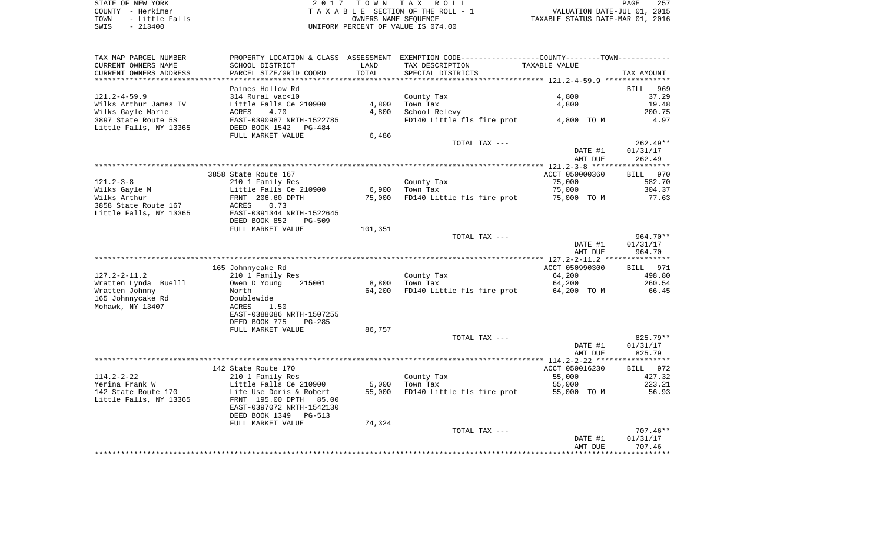STATE OF NEW YORK
COUNTY - Herkimer
TOWN - Little Falls
SWIS - 213400

2 0 1 7 T O W N T A X R O L L
T A X A B L E SECTION OF THE ROLL - 1
OWNERS NAME SEQUENCE
UNIFORM PERCENT OF VALUE IS 074.00

VALUATION DATE-JUL 01, 2015
TAXABLE STATUS DATE-MAR 01, 2016

| TAX MAP PARCEL NUMBER<br>CURRENT OWNERS NAME<br>CURRENT OWNERS ADDRESS | PROPERTY LOCATION & CLASS<br>SCHOOL DISTRICT<br>PARCEL SIZE/GRID COORD | ASSESSMENT<br>LAND<br>TOTAL | EXEMPTION CODE-----COUNTY-----TOWN-----<br>TAX DESCRIPTION<br>SPECIAL DISTRICTS | TAXABLE VALUE | TAX AMOUNT |
|---|---|---|---|---|---|
| 121.2-4-59.9 | Paines Hollow Rd | | | | BILL 969 |
| | 314 Rural vac<10 | | County Tax | 4,800 | 37.29 |
| Wilks Arthur James IV | Little Falls Ce 210900 | 4,800 | Town Tax | 4,800 | 19.48 |
| Wilks Gayle Marie | ACRES 4.70 | 4,800 | School Relevy | | 200.75 |
| 3897 State Route 5S | EAST-0390987 NRTH-1522785 | | FD140 Little fls fire prot | 4,800 TO M | 4.97 |
| Little Falls, NY 13365 | DEED BOOK 1542 PG-484 | | | | |
| | FULL MARKET VALUE | 6,486 | | | |
| | | | TOTAL TAX --- | | 262.49** |
| | | | | DATE #1 | 01/31/17 |
| | | | | AMT DUE | 262.49 |
| 121.2-3-8 | 3858 State Route 167 | | | ACCT 050000360 | BILL 970 |
| | 210 1 Family Res | | County Tax | 75,000 | 582.70 |
| Wilks Gayle M | Little Falls Ce 210900 | 6,900 | Town Tax | 75,000 | 304.37 |
| Wilks Arthur | FRNT 206.60 DPTH | 75,000 | FD140 Little fls fire prot | 75,000 TO M | 77.63 |
| 3858 State Route 167 | ACRES 0.73 | | | | |
| Little Falls, NY 13365 | EAST-0391344 NRTH-1522645 | | | | |
| | DEED BOOK 852 PG-509 | | | | |
| | FULL MARKET VALUE | 101,351 | | | |
| | | | TOTAL TAX --- | | 964.70** |
| | | | | DATE #1 | 01/31/17 |
| | | | | AMT DUE | 964.70 |
| 127.2-2-11.2 | 165 Johnnycake Rd | | | ACCT 050990300 | BILL 971 |
| | 210 1 Family Res | | County Tax | 64,200 | 498.80 |
| Wratten Lynda Buelll | Owen D Young 215001 | 8,800 | Town Tax | 64,200 | 260.54 |
| Wratten Johnny | North | 64,200 | FD140 Little fls fire prot | 64,200 TO M | 66.45 |
| 165 Johnnycake Rd | Doublewide | | | | |
| Mohawk, NY 13407 | ACRES 1.50 | | | | |
| | EAST-0388086 NRTH-1507255 | | | | |
| | DEED BOOK 775 PG-285 | | | | |
| | FULL MARKET VALUE | 86,757 | | | |
| | | | TOTAL TAX --- | | 825.79** |
| | | | | DATE #1 | 01/31/17 |
| | | | | AMT DUE | 825.79 |
| 114.2-2-22 | 142 State Route 170 | | | ACCT 050016230 | BILL 972 |
| | 210 1 Family Res | | County Tax | 55,000 | 427.32 |
| Yerina Frank W | Little Falls Ce 210900 | 5,000 | Town Tax | 55,000 | 223.21 |
| 142 State Route 170 | Life Use Doris & Robert | 55,000 | FD140 Little fls fire prot | 55,000 TO M | 56.93 |
| Little Falls, NY 13365 | FRNT 195.00 DPTH 85.00 | | | | |
| | EAST-0397072 NRTH-1542130 | | | | |
| | DEED BOOK 1349 PG-513 | | | | |
| | FULL MARKET VALUE | 74,324 | | | |
| | | | TOTAL TAX --- | | 707.46** |
| | | | | DATE #1 | 01/31/17 |
| | | | | AMT DUE | 707.46 |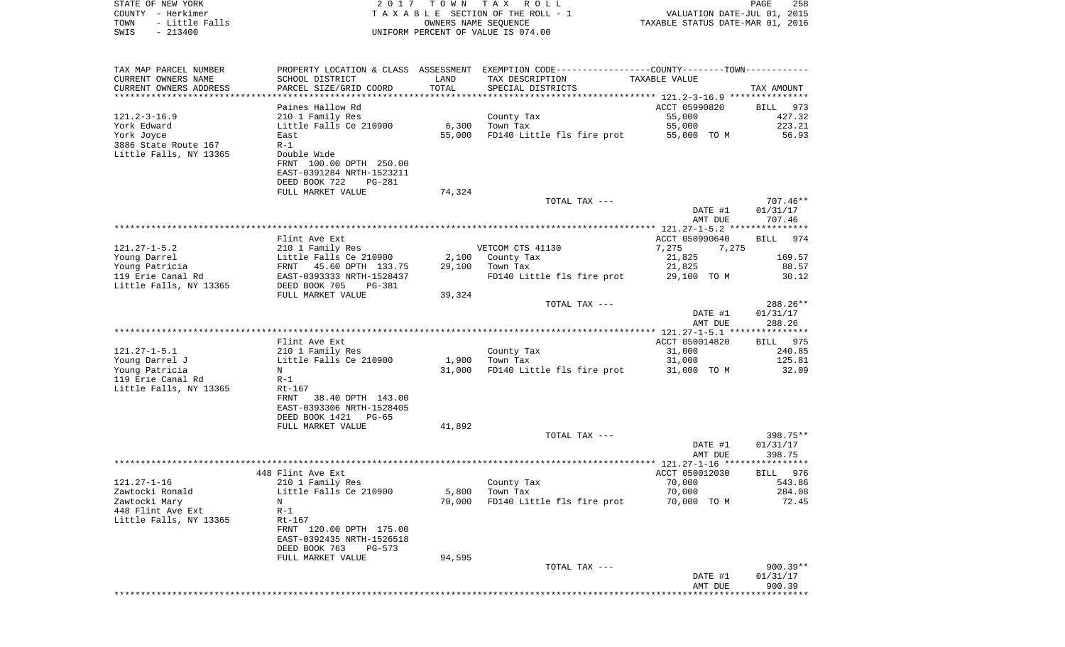STATE OF NEW YORK | 2 0 1 7 T O W N T A X R O L L | PAGE 258
COUNTY - Herkimer | T A X A B L E SECTION OF THE ROLL - 1 | VALUATION DATE-JUL 01, 2015
TOWN - Little Falls | OWNERS NAME SEQUENCE | TAXABLE STATUS DATE-MAR 01, 2016
SWIS - 213400 | UNIFORM PERCENT OF VALUE IS 074.00

| TAX MAP PARCEL NUMBER<br>CURRENT OWNERS NAME<br>CURRENT OWNERS ADDRESS | PROPERTY LOCATION & CLASS<br>SCHOOL DISTRICT<br>PARCEL SIZE/GRID COORD | ASSESSMENT<br>LAND<br>TOTAL | EXEMPTION CODE---COUNTY---TOWN---<br>TAX DESCRIPTION<br>SPECIAL DISTRICTS | TAXABLE VALUE | TAX AMOUNT |
|---|---|---|---|---|---|
| | Paines Hallow Rd | | | ACCT 05990820 | BILL 973 |
| 121.2-3-16.9 | 210 1 Family Res | | County Tax | 55,000 | 427.32 |
| York Edward | Little Falls Ce 210900 | 6,300 | Town Tax | 55,000 | 223.21 |
| York Joyce | East | 55,000 | FD140 Little fls fire prot | 55,000 TO M | 56.93 |
| 3886 State Route 167 | R-1 | | | | |
| Little Falls, NY 13365 | Double Wide | | | | |
| | FRNT 100.00 DPTH 250.00 | | | | |
| | EAST-0391284 NRTH-1523211 | | | | |
| | DEED BOOK 722 PG-281 | | | | |
| | FULL MARKET VALUE | 74,324 | | | |
| | | | TOTAL TAX --- | | 707.46** |
| | | | | DATE #1 | 01/31/17 |
| | | | | AMT DUE | 707.46 |
| | Flint Ave Ext | | | ACCT 050990640 | BILL 974 |
| 121.27-1-5.2 | 210 1 Family Res | | VETCOM CTS 41130 | 7,275 7,275 | |
| Young Darrel | Little Falls Ce 210900 | 2,100 | County Tax | 21,825 | 169.57 |
| Young Patricia | FRNT 45.60 DPTH 133.75 | 29,100 | Town Tax | 21,825 | 88.57 |
| 119 Erie Canal Rd | EAST-0393333 NRTH-1528437 | | FD140 Little fls fire prot | 29,100 TO M | 30.12 |
| Little Falls, NY 13365 | DEED BOOK 705 PG-381 | | | | |
| | FULL MARKET VALUE | 39,324 | | | |
| | | | TOTAL TAX --- | | 288.26** |
| | | | | DATE #1 | 01/31/17 |
| | | | | AMT DUE | 288.26 |
| | Flint Ave Ext | | | ACCT 050014820 | BILL 975 |
| 121.27-1-5.1 | 210 1 Family Res | | County Tax | 31,000 | 240.85 |
| Young Darrel J | Little Falls Ce 210900 | 1,900 | Town Tax | 31,000 | 125.81 |
| Young Patricia | N | 31,000 | FD140 Little fls fire prot | 31,000 TO M | 32.09 |
| 119 Erie Canal Rd | R-1 | | | | |
| Little Falls, NY 13365 | Rt-167 | | | | |
| | FRNT 38.40 DPTH 143.00 | | | | |
| | EAST-0393306 NRTH-1528405 | | | | |
| | DEED BOOK 1421 PG-65 | | | | |
| | FULL MARKET VALUE | 41,892 | | | |
| | | | TOTAL TAX --- | | 398.75** |
| | | | | DATE #1 | 01/31/17 |
| | | | | AMT DUE | 398.75 |
| | 448 Flint Ave Ext | | | ACCT 050012030 | BILL 976 |
| 121.27-1-16 | 210 1 Family Res | | County Tax | 70,000 | 543.86 |
| Zawtocki Ronald | Little Falls Ce 210900 | 5,800 | Town Tax | 70,000 | 284.08 |
| Zawtocki Mary | N | 70,000 | FD140 Little fls fire prot | 70,000 TO M | 72.45 |
| 448 Flint Ave Ext | R-1 | | | | |
| Little Falls, NY 13365 | Rt-167 | | | | |
| | FRNT 120.00 DPTH 175.00 | | | | |
| | EAST-0392435 NRTH-1526518 | | | | |
| | DEED BOOK 763 PG-573 | | | | |
| | FULL MARKET VALUE | 94,595 | | | |
| | | | TOTAL TAX --- | | 900.39** |
| | | | | DATE #1 | 01/31/17 |
| | | | | AMT DUE | 900.39 |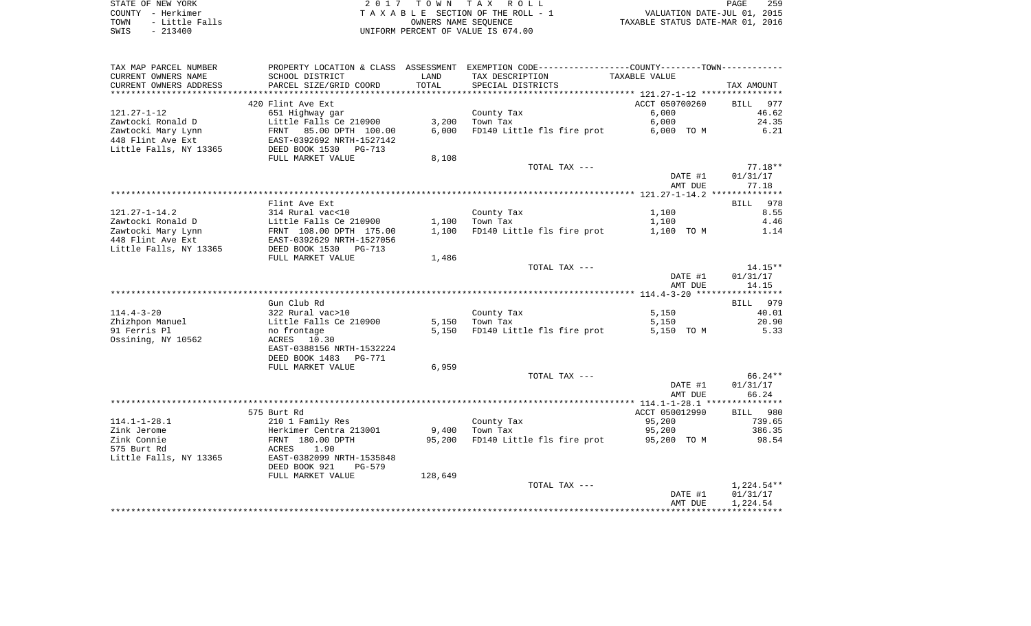STATE OF NEW YORK 
COUNTY - Herkimer 
TOWN - Little Falls 
SWIS - 213400

2 0 1 7 T O W N T A X R O L L
T A X A B L E SECTION OF THE ROLL - 1
OWNERS NAME SEQUENCE
UNIFORM PERCENT OF VALUE IS 074.00

VALUATION DATE-JUL 01, 2015
TAXABLE STATUS DATE-MAR 01, 2016

| TAX MAP PARCEL NUMBER<br>CURRENT OWNERS NAME<br>CURRENT OWNERS ADDRESS | PROPERTY LOCATION & CLASS<br>SCHOOL DISTRICT<br>PARCEL SIZE/GRID COORD | ASSESSMENT<br>LAND<br>TOTAL | EXEMPTION CODE-----COUNTY--------TOWN------<br>TAX DESCRIPTION<br>SPECIAL DISTRICTS | TAXABLE VALUE | TAX AMOUNT |
|---|---|---|---|---|---|
| | 420 Flint Ave Ext | | | ACCT 050700260 | BILL 977 |
| 121.27-1-12 | 651 Highway gar | | County Tax | 6,000 | 46.62 |
| Zawtocki Ronald D | Little Falls Ce 210900 | 3,200 | Town Tax | 6,000 | 24.35 |
| Zawtocki Mary Lynn | FRNT 85.00 DPTH 100.00 | 6,000 | FD140 Little fls fire prot | 6,000 TO M | 6.21 |
| 448 Flint Ave Ext | EAST-0392692 NRTH-1527142 | | | | |
| Little Falls, NY 13365 | DEED BOOK 1530 PG-713 | | | | |
| | FULL MARKET VALUE | 8,108 | | | |
| | | | TOTAL TAX --- | | 77.18** |
| | | | | DATE #1 | 01/31/17 |
| | | | | AMT DUE | 77.18 |
| | Flint Ave Ext | | | | BILL 978 |
| 121.27-1-14.2 | 314 Rural vac<10 | | County Tax | 1,100 | 8.55 |
| Zawtocki Ronald D | Little Falls Ce 210900 | 1,100 | Town Tax | 1,100 | 4.46 |
| Zawtocki Mary Lynn | FRNT 108.00 DPTH 175.00 | 1,100 | FD140 Little fls fire prot | 1,100 TO M | 1.14 |
| 448 Flint Ave Ext | EAST-0392629 NRTH-1527056 | | | | |
| Little Falls, NY 13365 | DEED BOOK 1530 PG-713 | | | | |
| | FULL MARKET VALUE | 1,486 | | | |
| | | | TOTAL TAX --- | | 14.15** |
| | | | | DATE #1 | 01/31/17 |
| | | | | AMT DUE | 14.15 |
| | Gun Club Rd | | | | BILL 979 |
| 114.4-3-20 | 322 Rural vac>10 | | County Tax | 5,150 | 40.01 |
| Zhizhpon Manuel | Little Falls Ce 210900 | 5,150 | Town Tax | 5,150 | 20.90 |
| 91 Ferris Pl | no frontage | 5,150 | FD140 Little fls fire prot | 5,150 TO M | 5.33 |
| Ossining, NY 10562 | ACRES 10.30 | | | | |
| | EAST-0388156 NRTH-1532224 | | | | |
| | DEED BOOK 1483 PG-771 | | | | |
| | FULL MARKET VALUE | 6,959 | | | |
| | | | TOTAL TAX --- | | 66.24** |
| | | | | DATE #1 | 01/31/17 |
| | | | | AMT DUE | 66.24 |
| | 575 Burt Rd | | | ACCT 050012990 | BILL 980 |
| 114.1-1-28.1 | 210 1 Family Res | | County Tax | 95,200 | 739.65 |
| Zink Jerome | Herkimer Centra 213001 | 9,400 | Town Tax | 95,200 | 386.35 |
| Zink Connie | FRNT 180.00 DPTH | 95,200 | FD140 Little fls fire prot | 95,200 TO M | 98.54 |
| 575 Burt Rd | ACRES 1.90 | | | | |
| Little Falls, NY 13365 | EAST-0382099 NRTH-1535848 | | | | |
| | DEED BOOK 921 PG-579 | | | | |
| | FULL MARKET VALUE | 128,649 | | | |
| | | | TOTAL TAX --- | | 1,224.54** |
| | | | | DATE #1 | 01/31/17 |
| | | | | AMT DUE | 1,224.54 |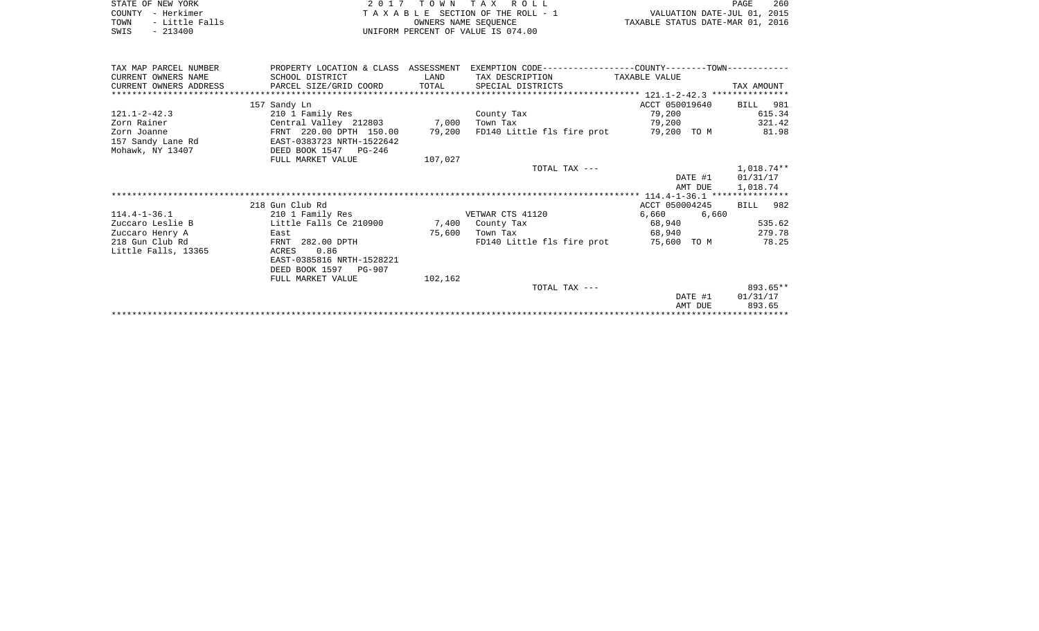STATE OF NEW YORK
COUNTY - Herkimer
TOWN - Little Falls
SWIS - 213400

2 0 1 7 T O W N T A X R O L L
T A X A B L E SECTION OF THE ROLL - 1
OWNERS NAME SEQUENCE
UNIFORM PERCENT OF VALUE IS 074.00

VALUATION DATE-JUL 01, 2015
TAXABLE STATUS DATE-MAR 01, 2016

| TAX MAP PARCEL NUMBER<br>CURRENT OWNERS NAME<br>CURRENT OWNERS ADDRESS | PROPERTY LOCATION & CLASS<br>SCHOOL DISTRICT<br>PARCEL SIZE/GRID COORD | ASSESSMENT<br>LAND<br>TOTAL | EXEMPTION CODE<br>TAX DESCRIPTION<br>SPECIAL DISTRICTS | COUNTY / TOWN<br>TAXABLE VALUE | TAX AMOUNT |
|---|---|---|---|---|---|
| **121.1-2-42.3** | 157 Sandy Ln | | | ACCT 050019640 | BILL 981 |
| 121.1-2-42.3 | 210 1 Family Res | | County Tax | 79,200 | 615.34 |
| Zorn Rainer | Central Valley 212803 | 7,000 | Town Tax | 79,200 | 321.42 |
| Zorn Joanne | FRNT 220.00 DPTH 150.00 | 79,200 | FD140 Little fls fire prot | 79,200 TO M | 81.98 |
| 157 Sandy Lane Rd | EAST-0383723 NRTH-1522642 | | | | |
| Mohawk, NY 13407 | DEED BOOK 1547 PG-246 | | | | |
| | FULL MARKET VALUE | 107,027 | | | |
| | | | TOTAL TAX --- | | 1,018.74** |
| | | | | DATE #1 | 01/31/17 |
| | | | | AMT DUE | 1,018.74 |
| **114.4-1-36.1** | 218 Gun Club Rd | | | ACCT 050004245 | BILL 982 |
| 114.4-1-36.1 | 210 1 Family Res | | VETWAR CTS 41120 | 6,660 6,660 | |
| Zuccaro Leslie B | Little Falls Ce 210900 | 7,400 | County Tax | 68,940 | 535.62 |
| Zuccaro Henry A | East | 75,600 | Town Tax | 68,940 | 279.78 |
| 218 Gun Club Rd | FRNT 282.00 DPTH | | FD140 Little fls fire prot | 75,600 TO M | 78.25 |
| Little Falls, 13365 | ACRES 0.86 | | | | |
| | EAST-0385816 NRTH-1528221 | | | | |
| | DEED BOOK 1597 PG-907 | | | | |
| | FULL MARKET VALUE | 102,162 | | | |
| | | | TOTAL TAX --- | | 893.65** |
| | | | | DATE #1 | 01/31/17 |
| | | | | AMT DUE | 893.65 |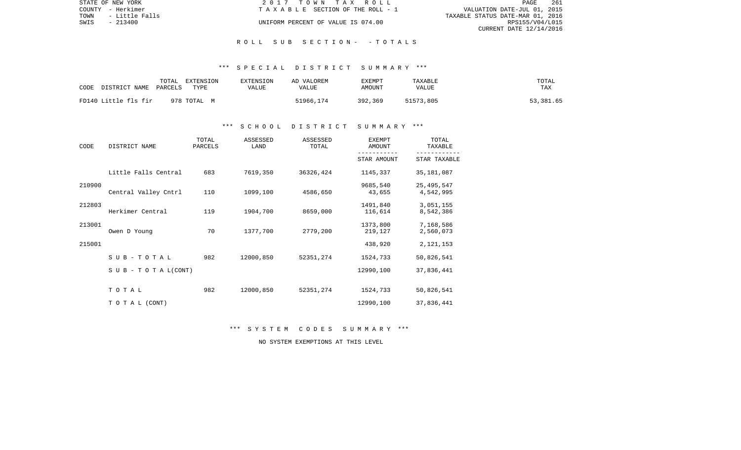STATE OF NEW YORK
COUNTY - Herkimer
TOWN - Little Falls
SWIS - 213400

2 0 1 7 T O W N T A X R O L L
T A X A B L E SECTION OF THE ROLL - 1
UNIFORM PERCENT OF VALUE IS 074.00

VALUATION DATE-JUL 01, 2015
TAXABLE STATUS DATE-MAR 01, 2016
RPS155/V04/L015
CURRENT DATE 12/14/2016

## R O L L S U B S E C T I O N - - T O T A L S

### *** S P E C I A L D I S T R I C T S U M M A R Y ***

| CODE DISTRICT NAME | TOTAL PARCELS | EXTENSION TYPE | EXTENSION VALUE | AD VALOREM VALUE | EXEMPT AMOUNT | TAXABLE VALUE | TOTAL TAX |
|---|---|---|---|---|---|---|---|
| FD140 Little fls fir | 978 | TOTAL M | | 51966,174 | 392,369 | 51573,805 | 53,381.65 |

### *** S C H O O L D I S T R I C T S U M M A R Y ***

| CODE | DISTRICT NAME | TOTAL PARCELS | ASSESSED LAND | ASSESSED TOTAL | EXEMPT AMOUNT / STAR AMOUNT | TOTAL TAXABLE / STAR TAXABLE |
|---|---|---|---|---|---|---|
| | Little Falls Central | 683 | 7619,350 | 36326,424 | 1145,337 | 35,181,087 |
| 210900 | | | | | 9685,540 | 25,495,547 |
| | Central Valley Cntrl | 110 | 1099,100 | 4586,650 | 43,655 | 4,542,995 |
| 212803 | | | | | 1491,840 | 3,051,155 |
| | Herkimer Central | 119 | 1904,700 | 8659,000 | 116,614 | 8,542,386 |
| 213001 | | | | | 1373,800 | 7,168,586 |
| | Owen D Young | 70 | 1377,700 | 2779,200 | 219,127 | 2,560,073 |
| 215001 | | | | | 438,920 | 2,121,153 |
| | S U B - T O T A L | 982 | 12000,850 | 52351,274 | 1524,733 | 50,826,541 |
| | S U B - T O T A L(CONT) | | | | 12990,100 | 37,836,441 |
| | T O T A L | 982 | 12000,850 | 52351,274 | 1524,733 | 50,826,541 |
| | T O T A L (CONT) | | | | 12990,100 | 37,836,441 |

### *** S Y S T E M C O D E S S U M M A R Y ***

NO SYSTEM EXEMPTIONS AT THIS LEVEL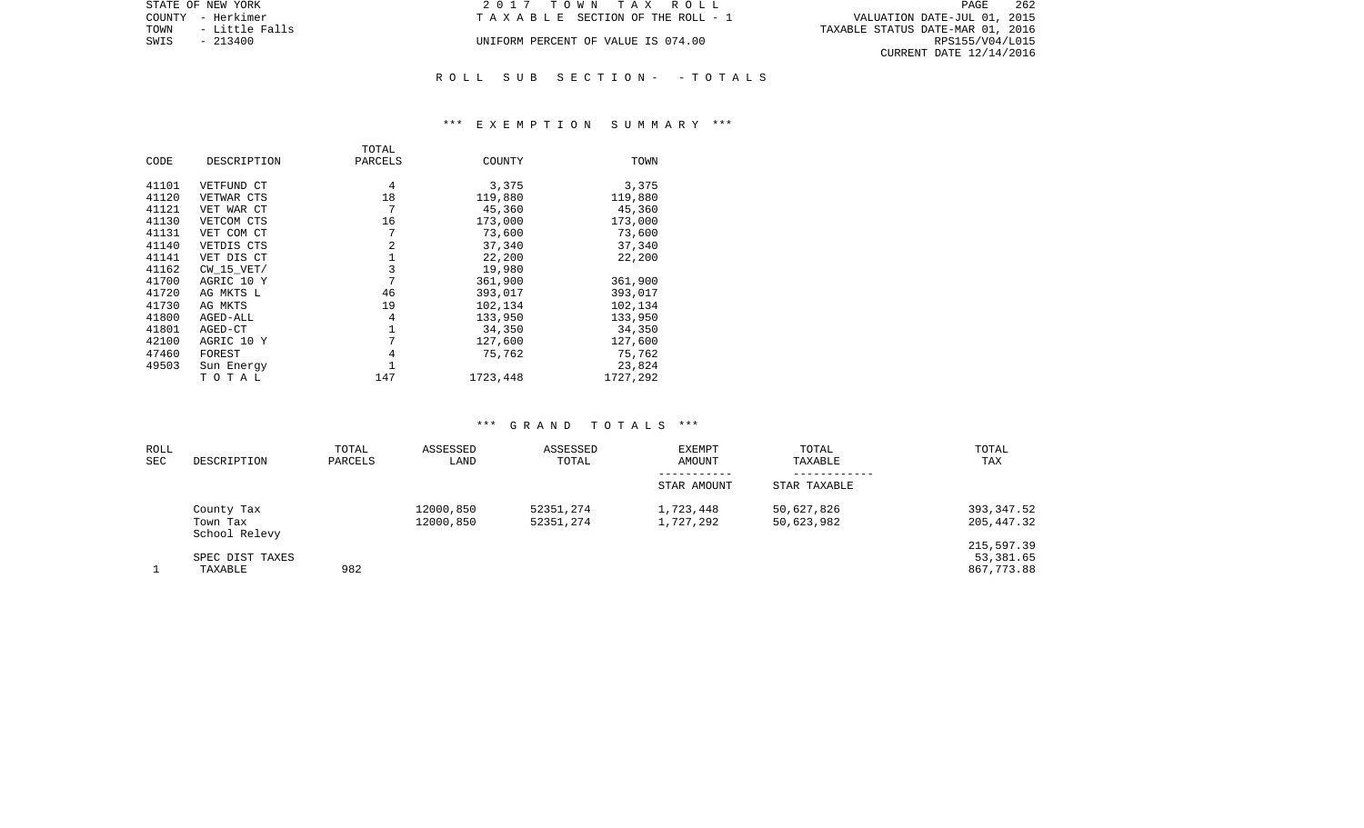STATE OF NEW YORK
COUNTY - Herkimer
TOWN - Little Falls
SWIS - 213400

2 0 1 7 T O W N T A X R O L L
T A X A B L E SECTION OF THE ROLL - 1
UNIFORM PERCENT OF VALUE IS 074.00

VALUATION DATE-JUL 01, 2015
TAXABLE STATUS DATE-MAR 01, 2016
RPS155/V04/L015
CURRENT DATE 12/14/2016

R O L L S U B S E C T I O N - - T O T A L S

*** E X E M P T I O N S U M M A R Y ***

| CODE | DESCRIPTION | TOTAL PARCELS | COUNTY | TOWN |
|---|---|---|---|---|
| 41101 | VETFUND CT | 4 | 3,375 | 3,375 |
| 41120 | VETWAR CTS | 18 | 119,880 | 119,880 |
| 41121 | VET WAR CT | 7 | 45,360 | 45,360 |
| 41130 | VETCOM CTS | 16 | 173,000 | 173,000 |
| 41131 | VET COM CT | 7 | 73,600 | 73,600 |
| 41140 | VETDIS CTS | 2 | 37,340 | 37,340 |
| 41141 | VET DIS CT | 1 | 22,200 | 22,200 |
| 41162 | CW_15_VET/ | 3 | 19,980 | |
| 41700 | AGRIC 10 Y | 7 | 361,900 | 361,900 |
| 41720 | AG MKTS L | 46 | 393,017 | 393,017 |
| 41730 | AG MKTS | 19 | 102,134 | 102,134 |
| 41800 | AGED-ALL | 4 | 133,950 | 133,950 |
| 41801 | AGED-CT | 1 | 34,350 | 34,350 |
| 42100 | AGRIC 10 Y | 7 | 127,600 | 127,600 |
| 47460 | FOREST | 4 | 75,762 | 75,762 |
| 49503 | Sun Energy | 1 | | 23,824 |
| | T O T A L | 147 | 1723,448 | 1727,292 |

*** G R A N D T O T A L S ***

| ROLL SEC | DESCRIPTION | TOTAL PARCELS | ASSESSED LAND | ASSESSED TOTAL | EXEMPT AMOUNT / STAR AMOUNT | TOTAL TAXABLE / STAR TAXABLE | TOTAL TAX |
|---|---|---|---|---|---|---|---|
| | County Tax | | 12000,850 | 52351,274 | 1,723,448 | 50,627,826 | 393,347.52 |
| | Town Tax | | 12000,850 | 52351,274 | 1,727,292 | 50,623,982 | 205,447.32 |
| | School Relevy | | | | | | 215,597.39 |
| | SPEC DIST TAXES | | | | | | 53,381.65 |
| 1 | TAXABLE | 982 | | | | | 867,773.88 |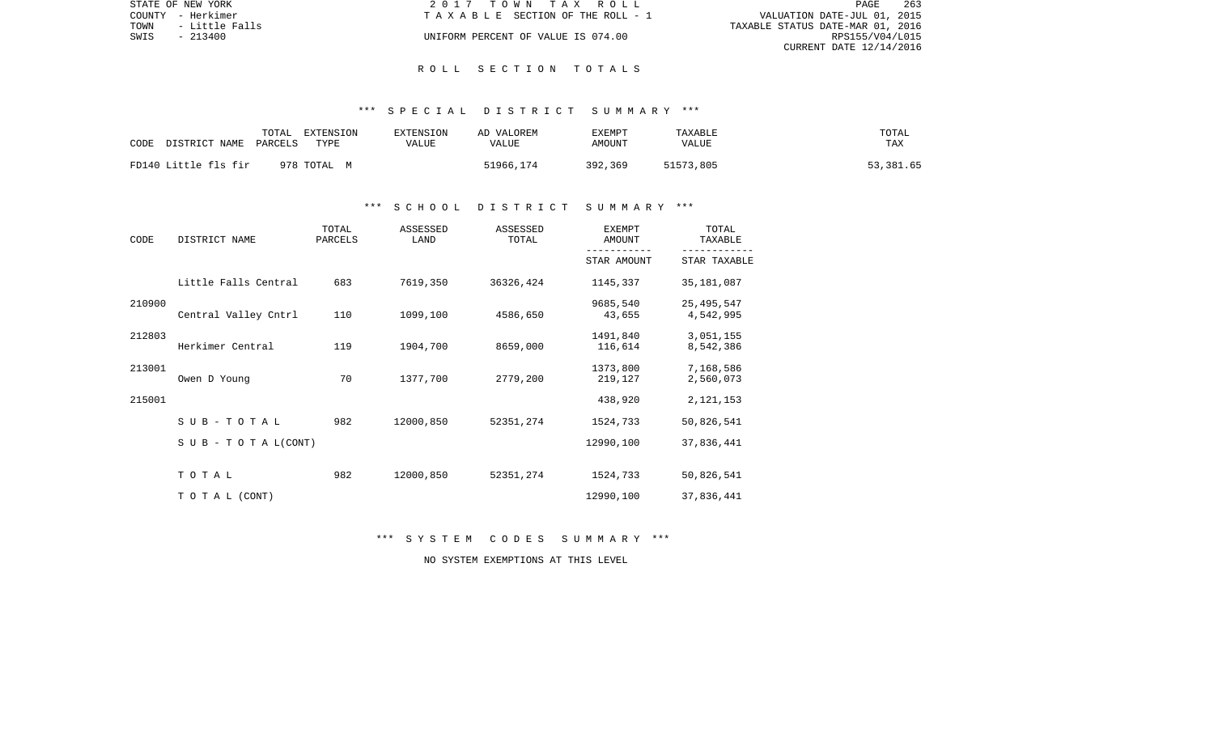STATE OF NEW YORK | 2 0 1 7 T O W N T A X R O L L
COUNTY - Herkimer | T A X A B L E SECTION OF THE ROLL - 1 | VALUATION DATE-JUL 01, 2015
TOWN - Little Falls | | TAXABLE STATUS DATE-MAR 01, 2016
SWIS - 213400 | UNIFORM PERCENT OF VALUE IS 074.00 | RPS155/V04/L015
CURRENT DATE 12/14/2016

## R O L L S E C T I O N T O T A L S

### *** S P E C I A L D I S T R I C T S U M M A R Y ***

| CODE DISTRICT NAME | TOTAL PARCELS | EXTENSION TYPE | EXTENSION VALUE | AD VALOREM VALUE | EXEMPT AMOUNT | TAXABLE VALUE | TOTAL TAX |
|---|---|---|---|---|---|---|---|
| FD140 Little fls fir | 978 | TOTAL M | | 51966,174 | 392,369 | 51573,805 | 53,381.65 |

### *** S C H O O L D I S T R I C T S U M M A R Y ***

| CODE | DISTRICT NAME | TOTAL PARCELS | ASSESSED LAND | ASSESSED TOTAL | EXEMPT AMOUNT / STAR AMOUNT | TOTAL TAXABLE / STAR TAXABLE |
|---|---|---|---|---|---|---|
| | Little Falls Central | 683 | 7619,350 | 36326,424 | 1145,337 | 35,181,087 |
| 210900 | | | | | 9685,540 | 25,495,547 |
| | Central Valley Cntrl | 110 | 1099,100 | 4586,650 | 43,655 | 4,542,995 |
| 212803 | | | | | 1491,840 | 3,051,155 |
| | Herkimer Central | 119 | 1904,700 | 8659,000 | 116,614 | 8,542,386 |
| 213001 | | | | | 1373,800 | 7,168,586 |
| | Owen D Young | 70 | 1377,700 | 2779,200 | 219,127 | 2,560,073 |
| 215001 | | | | | 438,920 | 2,121,153 |
| | S U B - T O T A L | 982 | 12000,850 | 52351,274 | 1524,733 | 50,826,541 |
| | S U B - T O T A L(CONT) | | | | 12990,100 | 37,836,441 |
| | T O T A L | 982 | 12000,850 | 52351,274 | 1524,733 | 50,826,541 |
| | T O T A L (CONT) | | | | 12990,100 | 37,836,441 |

### *** S Y S T E M C O D E S S U M M A R Y ***

NO SYSTEM EXEMPTIONS AT THIS LEVEL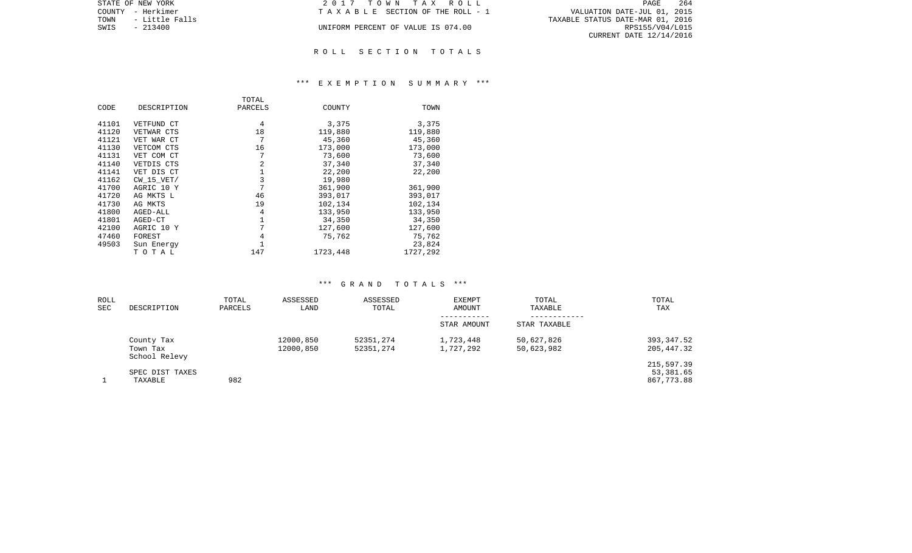STATE OF NEW YORK
COUNTY - Herkimer
TOWN - Little Falls
SWIS - 213400

2 0 1 7 T O W N T A X R O L L
T A X A B L E SECTION OF THE ROLL - 1
UNIFORM PERCENT OF VALUE IS 074.00

VALUATION DATE-JUL 01, 2015
TAXABLE STATUS DATE-MAR 01, 2016
RPS155/V04/L015
CURRENT DATE 12/14/2016

## R O L L S E C T I O N T O T A L S

### *** E X E M P T I O N S U M M A R Y ***

| CODE | DESCRIPTION | TOTAL PARCELS | COUNTY | TOWN |
|---|---|---|---|---|
| 41101 | VETFUND CT | 4 | 3,375 | 3,375 |
| 41120 | VETWAR CTS | 18 | 119,880 | 119,880 |
| 41121 | VET WAR CT | 7 | 45,360 | 45,360 |
| 41130 | VETCOM CTS | 16 | 173,000 | 173,000 |
| 41131 | VET COM CT | 7 | 73,600 | 73,600 |
| 41140 | VETDIS CTS | 2 | 37,340 | 37,340 |
| 41141 | VET DIS CT | 1 | 22,200 | 22,200 |
| 41162 | CW_15_VET/ | 3 | 19,980 | |
| 41700 | AGRIC 10 Y | 7 | 361,900 | 361,900 |
| 41720 | AG MKTS L | 46 | 393,017 | 393,017 |
| 41730 | AG MKTS | 19 | 102,134 | 102,134 |
| 41800 | AGED-ALL | 4 | 133,950 | 133,950 |
| 41801 | AGED-CT | 1 | 34,350 | 34,350 |
| 42100 | AGRIC 10 Y | 7 | 127,600 | 127,600 |
| 47460 | FOREST | 4 | 75,762 | 75,762 |
| 49503 | Sun Energy | 1 | | 23,824 |
| | T O T A L | 147 | 1723,448 | 1727,292 |

### *** G R A N D T O T A L S ***

| ROLL SEC | DESCRIPTION | TOTAL PARCELS | ASSESSED LAND | ASSESSED TOTAL | EXEMPT AMOUNT / STAR AMOUNT | TOTAL TAXABLE / STAR TAXABLE | TOTAL TAX |
|---|---|---|---|---|---|---|---|
| | County Tax | | 12000,850 | 52351,274 | 1,723,448 | 50,627,826 | 393,347.52 |
| | Town Tax | | 12000,850 | 52351,274 | 1,727,292 | 50,623,982 | 205,447.32 |
| | School Relevy | | | | | | |
| | | | | | | | 215,597.39 |
| | SPEC DIST TAXES | | | | | | 53,381.65 |
| 1 | TAXABLE | 982 | | | | | 867,773.88 |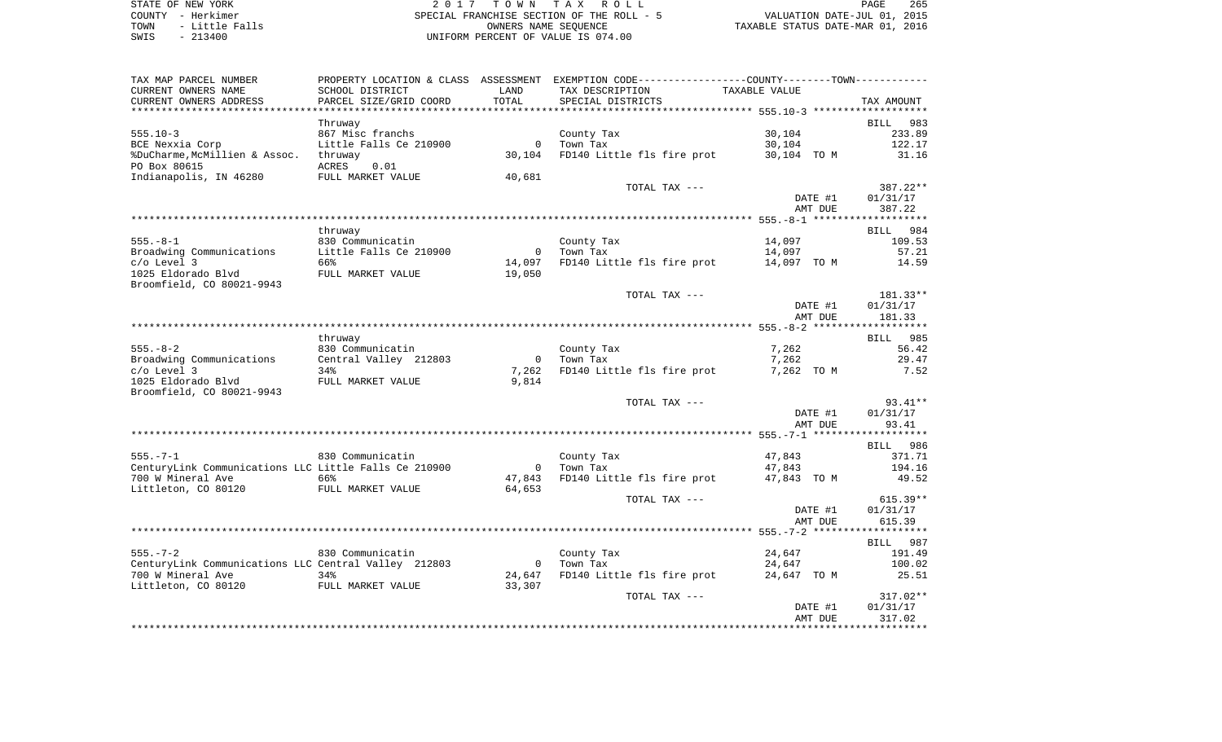STATE OF NEW YORK
COUNTY - Herkimer
TOWN - Little Falls
SWIS - 213400

2 0 1 7 T O W N T A X R O L L
SPECIAL FRANCHISE SECTION OF THE ROLL - 5
OWNERS NAME SEQUENCE
UNIFORM PERCENT OF VALUE IS 074.00

VALUATION DATE-JUL 01, 2015
TAXABLE STATUS DATE-MAR 01, 2016

| TAX MAP PARCEL NUMBER / CURRENT OWNERS NAME / CURRENT OWNERS ADDRESS | PROPERTY LOCATION & CLASS / SCHOOL DISTRICT / PARCEL SIZE/GRID COORD | ASSESSMENT LAND / TOTAL | EXEMPTION CODE / TAX DESCRIPTION / SPECIAL DISTRICTS | TAXABLE VALUE | TAX AMOUNT |
|---|---|---|---|---|---|
| **555.10-3** | Thruway | | | | BILL 983 |
| 555.10-3 | 867 Misc franchs | | County Tax | 30,104 | 233.89 |
| BCE Nexxia Corp | Little Falls Ce 210900 | 0 | Town Tax | 30,104 | 122.17 |
| %DuCharme,McMillien & Assoc. | thruway | 30,104 | FD140 Little fls fire prot | 30,104 TO M | 31.16 |
| PO Box 80615 | ACRES 0.01 | | | | |
| Indianapolis, IN 46280 | FULL MARKET VALUE | 40,681 | | | |
| | | | TOTAL TAX --- | | 387.22** |
| | | | | DATE #1 | 01/31/17 |
| | | | | AMT DUE | 387.22 |
| **555.-8-1** | thruway | | | | BILL 984 |
| 555.-8-1 | 830 Communicatin | | County Tax | 14,097 | 109.53 |
| Broadwing Communications | Little Falls Ce 210900 | 0 | Town Tax | 14,097 | 57.21 |
| c/o Level 3 | 66% | 14,097 | FD140 Little fls fire prot | 14,097 TO M | 14.59 |
| 1025 Eldorado Blvd | FULL MARKET VALUE | 19,050 | | | |
| Broomfield, CO 80021-9943 | | | | | |
| | | | TOTAL TAX --- | | 181.33** |
| | | | | DATE #1 | 01/31/17 |
| | | | | AMT DUE | 181.33 |
| **555.-8-2** | thruway | | | | BILL 985 |
| 555.-8-2 | 830 Communicatin | | County Tax | 7,262 | 56.42 |
| Broadwing Communications | Central Valley 212803 | 0 | Town Tax | 7,262 | 29.47 |
| c/o Level 3 | 34% | 7,262 | FD140 Little fls fire prot | 7,262 TO M | 7.52 |
| 1025 Eldorado Blvd | FULL MARKET VALUE | 9,814 | | | |
| Broomfield, CO 80021-9943 | | | | | |
| | | | TOTAL TAX --- | | 93.41** |
| | | | | DATE #1 | 01/31/17 |
| | | | | AMT DUE | 93.41 |
| **555.-7-1** | | | | | BILL 986 |
| 555.-7-1 | 830 Communicatin | | County Tax | 47,843 | 371.71 |
| CenturyLink Communications LLC | Little Falls Ce 210900 | 0 | Town Tax | 47,843 | 194.16 |
| 700 W Mineral Ave | 66% | 47,843 | FD140 Little fls fire prot | 47,843 TO M | 49.52 |
| Littleton, CO 80120 | FULL MARKET VALUE | 64,653 | | | |
| | | | TOTAL TAX --- | | 615.39** |
| | | | | DATE #1 | 01/31/17 |
| | | | | AMT DUE | 615.39 |
| **555.-7-2** | | | | | BILL 987 |
| 555.-7-2 | 830 Communicatin | | County Tax | 24,647 | 191.49 |
| CenturyLink Communications LLC | Central Valley 212803 | 0 | Town Tax | 24,647 | 100.02 |
| 700 W Mineral Ave | 34% | 24,647 | FD140 Little fls fire prot | 24,647 TO M | 25.51 |
| Littleton, CO 80120 | FULL MARKET VALUE | 33,307 | | | |
| | | | TOTAL TAX --- | | 317.02** |
| | | | | DATE #1 | 01/31/17 |
| | | | | AMT DUE | 317.02 |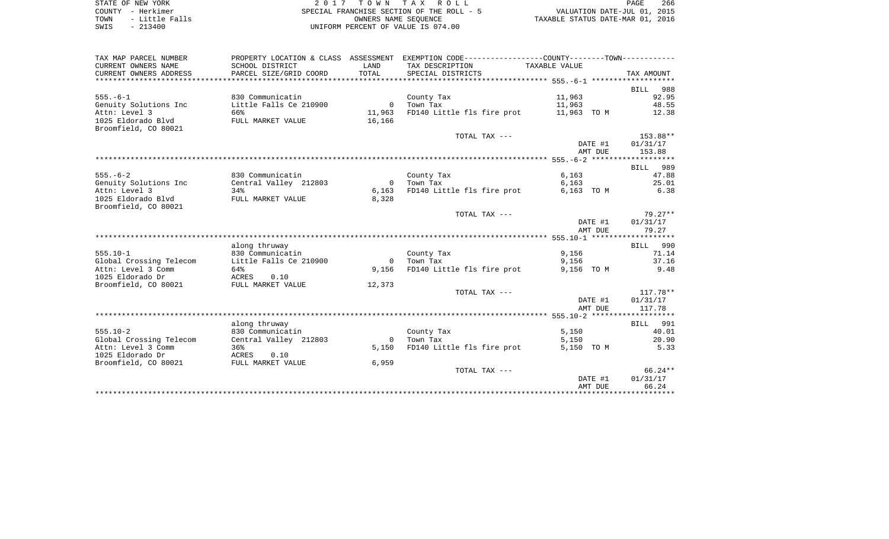STATE OF NEW YORK
COUNTY - Herkimer
TOWN - Little Falls
SWIS - 213400

2 0 1 7 T O W N T A X R O L L
SPECIAL FRANCHISE SECTION OF THE ROLL - 5
OWNERS NAME SEQUENCE
UNIFORM PERCENT OF VALUE IS 074.00

VALUATION DATE-JUL 01, 2015
TAXABLE STATUS DATE-MAR 01, 2016

| TAX MAP PARCEL NUMBER / CURRENT OWNERS NAME / CURRENT OWNERS ADDRESS | PROPERTY LOCATION & CLASS / SCHOOL DISTRICT / PARCEL SIZE/GRID COORD | ASSESSMENT LAND / TOTAL | EXEMPTION CODE / TAX DESCRIPTION / SPECIAL DISTRICTS | TAXABLE VALUE (COUNTY--------TOWN) | TAX AMOUNT |
|---|---|---|---|---|---|
| **555.-6-1** | | | | | BILL 988 |
| 555.-6-1 | 830 Communicatin | | County Tax | 11,963 | 92.95 |
| Genuity Solutions Inc | Little Falls Ce 210900 | 0 | Town Tax | 11,963 | 48.55 |
| Attn: Level 3 | 66% | 11,963 | FD140 Little fls fire prot | 11,963 TO M | 12.38 |
| 1025 Eldorado Blvd | FULL MARKET VALUE | 16,166 | | | |
| Broomfield, CO 80021 | | | | | |
| | | | TOTAL TAX --- | | 153.88** |
| | | | | DATE #1 | 01/31/17 |
| | | | | AMT DUE | 153.88 |
| **555.-6-2** | | | | | BILL 989 |
| 555.-6-2 | 830 Communicatin | | County Tax | 6,163 | 47.88 |
| Genuity Solutions Inc | Central Valley 212803 | 0 | Town Tax | 6,163 | 25.01 |
| Attn: Level 3 | 34% | 6,163 | FD140 Little fls fire prot | 6,163 TO M | 6.38 |
| 1025 Eldorado Blvd | FULL MARKET VALUE | 8,328 | | | |
| Broomfield, CO 80021 | | | | | |
| | | | TOTAL TAX --- | | 79.27** |
| | | | | DATE #1 | 01/31/17 |
| | | | | AMT DUE | 79.27 |
| **555.10-1** | along thruway | | | | BILL 990 |
| 555.10-1 | 830 Communicatin | | County Tax | 9,156 | 71.14 |
| Global Crossing Telecom | Little Falls Ce 210900 | 0 | Town Tax | 9,156 | 37.16 |
| Attn: Level 3 Comm | 64% | 9,156 | FD140 Little fls fire prot | 9,156 TO M | 9.48 |
| 1025 Eldorado Dr | ACRES 0.10 | | | | |
| Broomfield, CO 80021 | FULL MARKET VALUE | 12,373 | | | |
| | | | TOTAL TAX --- | | 117.78** |
| | | | | DATE #1 | 01/31/17 |
| | | | | AMT DUE | 117.78 |
| **555.10-2** | along thruway | | | | BILL 991 |
| 555.10-2 | 830 Communicatin | | County Tax | 5,150 | 40.01 |
| Global Crossing Telecom | Central Valley 212803 | 0 | Town Tax | 5,150 | 20.90 |
| Attn: Level 3 Comm | 36% | 5,150 | FD140 Little fls fire prot | 5,150 TO M | 5.33 |
| 1025 Eldorado Dr | ACRES 0.10 | | | | |
| Broomfield, CO 80021 | FULL MARKET VALUE | 6,959 | | | |
| | | | TOTAL TAX --- | | 66.24** |
| | | | | DATE #1 | 01/31/17 |
| | | | | AMT DUE | 66.24 |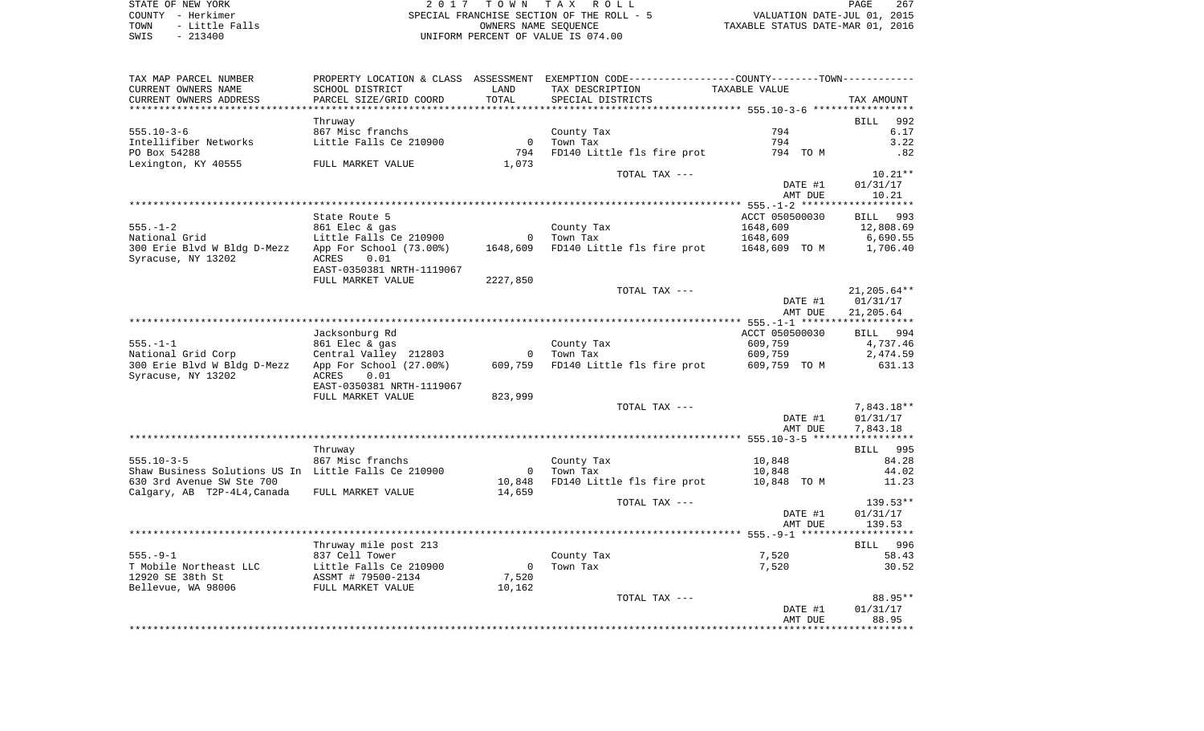STATE OF NEW YORK | 2017 TOWN TAX ROLL | PAGE 267
COUNTY - Herkimer | SPECIAL FRANCHISE SECTION OF THE ROLL - 5 | VALUATION DATE-JUL 01, 2015
TOWN - Little Falls | OWNERS NAME SEQUENCE | TAXABLE STATUS DATE-MAR 01, 2016
SWIS - 213400 | UNIFORM PERCENT OF VALUE IS 074.00

| TAX MAP PARCEL NUMBER<br>CURRENT OWNERS NAME<br>CURRENT OWNERS ADDRESS | PROPERTY LOCATION & CLASS<br>SCHOOL DISTRICT<br>PARCEL SIZE/GRID COORD | ASSESSMENT<br>LAND<br>TOTAL | EXEMPTION CODE-----COUNTY-----TOWN-----<br>TAX DESCRIPTION<br>SPECIAL DISTRICTS | TAXABLE VALUE | TAX AMOUNT |
|---|---|---|---|---|---|
| 555.10-3-6 | Thruway | | | | BILL 992 |
| 555.10-3-6 | 867 Misc franchs | | County Tax | 794 | 6.17 |
| Intellifiber Networks | Little Falls Ce 210900 | 0 | Town Tax | 794 | 3.22 |
| PO Box 54288 | | 794 | FD140 Little fls fire prot | 794 TO M | .82 |
| Lexington, KY 40555 | FULL MARKET VALUE | 1,073 | | | |
| | | | TOTAL TAX --- | | 10.21** |
| | | | | DATE #1 | 01/31/17 |
| | | | | AMT DUE | 10.21 |
| 555.-1-2 | State Route 5 | | | ACCT 050500030 | BILL 993 |
| 555.-1-2 | 861 Elec & gas | | County Tax | 1648,609 | 12,808.69 |
| National Grid | Little Falls Ce 210900 | 0 | Town Tax | 1648,609 | 6,690.55 |
| 300 Erie Blvd W Bldg D-Mezz | App For School (73.00%) | 1648,609 | FD140 Little fls fire prot | 1648,609 TO M | 1,706.40 |
| Syracuse, NY 13202 | ACRES 0.01 | | | | |
| | EAST-0350381 NRTH-1119067 | | | | |
| | FULL MARKET VALUE | 2227,850 | | | |
| | | | TOTAL TAX --- | | 21,205.64** |
| | | | | DATE #1 | 01/31/17 |
| | | | | AMT DUE | 21,205.64 |
| 555.-1-1 | Jacksonburg Rd | | | ACCT 050500030 | BILL 994 |
| 555.-1-1 | 861 Elec & gas | | County Tax | 609,759 | 4,737.46 |
| National Grid Corp | Central Valley 212803 | 0 | Town Tax | 609,759 | 2,474.59 |
| 300 Erie Blvd W Bldg D-Mezz | App For School (27.00%) | 609,759 | FD140 Little fls fire prot | 609,759 TO M | 631.13 |
| Syracuse, NY 13202 | ACRES 0.01 | | | | |
| | EAST-0350381 NRTH-1119067 | | | | |
| | FULL MARKET VALUE | 823,999 | | | |
| | | | TOTAL TAX --- | | 7,843.18** |
| | | | | DATE #1 | 01/31/17 |
| | | | | AMT DUE | 7,843.18 |
| 555.10-3-5 | Thruway | | | | BILL 995 |
| 555.10-3-5 | 867 Misc franchs | | County Tax | 10,848 | 84.28 |
| Shaw Business Solutions US In | Little Falls Ce 210900 | 0 | Town Tax | 10,848 | 44.02 |
| 630 3rd Avenue SW Ste 700 | | 10,848 | FD140 Little fls fire prot | 10,848 TO M | 11.23 |
| Calgary, AB T2P-4L4,Canada | FULL MARKET VALUE | 14,659 | | | |
| | | | TOTAL TAX --- | | 139.53** |
| | | | | DATE #1 | 01/31/17 |
| | | | | AMT DUE | 139.53 |
| 555.-9-1 | Thruway mile post 213 | | | | BILL 996 |
| 555.-9-1 | 837 Cell Tower | | County Tax | 7,520 | 58.43 |
| T Mobile Northeast LLC | Little Falls Ce 210900 | 0 | Town Tax | 7,520 | 30.52 |
| 12920 SE 38th St | ASSMT # 79500-2134 | 7,520 | | | |
| Bellevue, WA 98006 | FULL MARKET VALUE | 10,162 | | | |
| | | | TOTAL TAX --- | | 88.95** |
| | | | | DATE #1 | 01/31/17 |
| | | | | AMT DUE | 88.95 |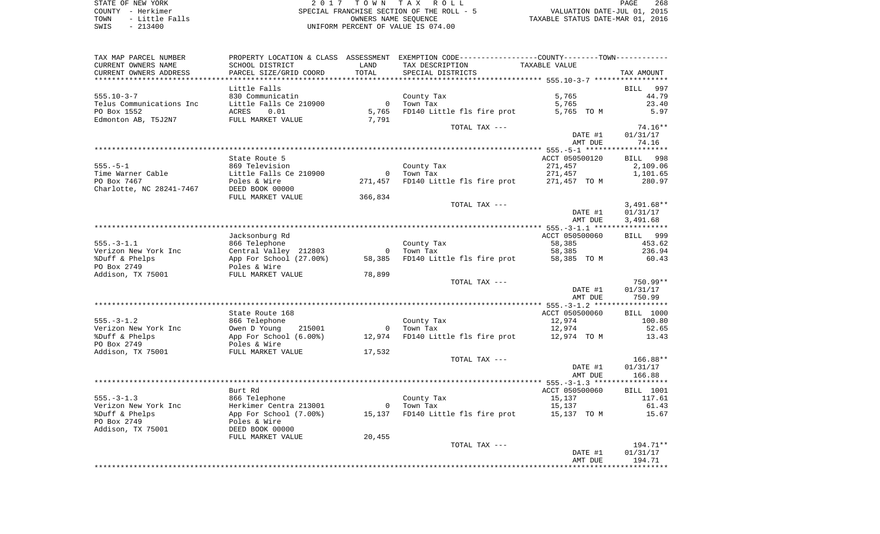STATE OF NEW YORK | 2 0 1 7 T O W N T A X R O L L | PAGE 268
COUNTY - Herkimer | SPECIAL FRANCHISE SECTION OF THE ROLL - 5 | VALUATION DATE-JUL 01, 2015
TOWN - Little Falls | OWNERS NAME SEQUENCE | TAXABLE STATUS DATE-MAR 01, 2016
SWIS - 213400 | UNIFORM PERCENT OF VALUE IS 074.00

| TAX MAP PARCEL NUMBER / CURRENT OWNERS NAME / CURRENT OWNERS ADDRESS | PROPERTY LOCATION & CLASS / SCHOOL DISTRICT / PARCEL SIZE/GRID COORD | ASSESSMENT LAND / TOTAL | EXEMPTION CODE / TAX DESCRIPTION / SPECIAL DISTRICTS | COUNTY--------TOWN / TAXABLE VALUE | TAX AMOUNT |
|---|---|---|---|---|---|
| **555.10-3-7** | Little Falls | | | | BILL 997 |
| 555.10-3-7 | 830 Communicatin | | County Tax | 5,765 | 44.79 |
| Telus Communications Inc | Little Falls Ce 210900 | 0 | Town Tax | 5,765 | 23.40 |
| PO Box 1552 | ACRES 0.01 | 5,765 | FD140 Little fls fire prot | 5,765 TO M | 5.97 |
| Edmonton AB, T5J2N7 | FULL MARKET VALUE | 7,791 | | | |
| | | | TOTAL TAX --- | | 74.16** |
| | | | | DATE #1 | 01/31/17 |
| | | | | AMT DUE | 74.16 |
| **555.-5-1** | State Route 5 | | | ACCT 050500120 | BILL 998 |
| 555.-5-1 | 869 Television | | County Tax | 271,457 | 2,109.06 |
| Time Warner Cable | Little Falls Ce 210900 | 0 | Town Tax | 271,457 | 1,101.65 |
| PO Box 7467 | Poles & Wire | 271,457 | FD140 Little fls fire prot | 271,457 TO M | 280.97 |
| Charlotte, NC 28241-7467 | DEED BOOK 00000 | | | | |
| | FULL MARKET VALUE | 366,834 | | | |
| | | | TOTAL TAX --- | | 3,491.68** |
| | | | | DATE #1 | 01/31/17 |
| | | | | AMT DUE | 3,491.68 |
| **555.-3-1.1** | Jacksonburg Rd | | | ACCT 050500060 | BILL 999 |
| 555.-3-1.1 | 866 Telephone | | County Tax | 58,385 | 453.62 |
| Verizon New York Inc | Central Valley 212803 | 0 | Town Tax | 58,385 | 236.94 |
| %Duff & Phelps | App For School (27.00%) | 58,385 | FD140 Little fls fire prot | 58,385 TO M | 60.43 |
| PO Box 2749 | Poles & Wire | | | | |
| Addison, TX 75001 | FULL MARKET VALUE | 78,899 | | | |
| | | | TOTAL TAX --- | | 750.99** |
| | | | | DATE #1 | 01/31/17 |
| | | | | AMT DUE | 750.99 |
| **555.-3-1.2** | State Route 168 | | | ACCT 050500060 | BILL 1000 |
| 555.-3-1.2 | 866 Telephone | | County Tax | 12,974 | 100.80 |
| Verizon New York Inc | Owen D Young 215001 | 0 | Town Tax | 12,974 | 52.65 |
| %Duff & Phelps | App For School (6.00%) | 12,974 | FD140 Little fls fire prot | 12,974 TO M | 13.43 |
| PO Box 2749 | Poles & Wire | | | | |
| Addison, TX 75001 | FULL MARKET VALUE | 17,532 | | | |
| | | | TOTAL TAX --- | | 166.88** |
| | | | | DATE #1 | 01/31/17 |
| | | | | AMT DUE | 166.88 |
| **555.-3-1.3** | Burt Rd | | | ACCT 050500060 | BILL 1001 |
| 555.-3-1.3 | 866 Telephone | | County Tax | 15,137 | 117.61 |
| Verizon New York Inc | Herkimer Centra 213001 | 0 | Town Tax | 15,137 | 61.43 |
| %Duff & Phelps | App For School (7.00%) | 15,137 | FD140 Little fls fire prot | 15,137 TO M | 15.67 |
| PO Box 2749 | Poles & Wire | | | | |
| Addison, TX 75001 | DEED BOOK 00000 | | | | |
| | FULL MARKET VALUE | 20,455 | | | |
| | | | TOTAL TAX --- | | 194.71** |
| | | | | DATE #1 | 01/31/17 |
| | | | | AMT DUE | 194.71 |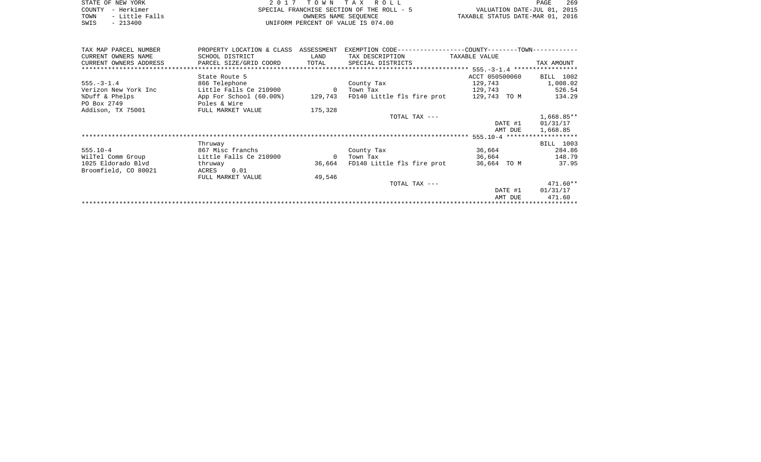STATE OF NEW YORK — 2017 TOWN TAX ROLL
COUNTY - Herkimer — SPECIAL FRANCHISE SECTION OF THE ROLL - 5 — VALUATION DATE-JUL 01, 2015
TOWN - Little Falls — OWNERS NAME SEQUENCE — TAXABLE STATUS DATE-MAR 01, 2016
SWIS - 213400 — UNIFORM PERCENT OF VALUE IS 074.00

| TAX MAP PARCEL NUMBER / CURRENT OWNERS NAME / CURRENT OWNERS ADDRESS | PROPERTY LOCATION & CLASS / SCHOOL DISTRICT / PARCEL SIZE/GRID COORD | ASSESSMENT LAND / TOTAL | EXEMPTION CODE / TAX DESCRIPTION / SPECIAL DISTRICTS | TAXABLE VALUE | TAX AMOUNT |
|---|---|---|---|---|---|
| | State Route 5 | | | ACCT 050500060 | BILL 1002 |
| 555.-3-1.4 | 866 Telephone | | County Tax | 129,743 | 1,008.02 |
| Verizon New York Inc | Little Falls Ce 210900 | 0 | Town Tax | 129,743 | 526.54 |
| %Duff & Phelps | App For School (60.00%) | 129,743 | FD140 Little fls fire prot | 129,743 TO M | 134.29 |
| PO Box 2749 | Poles & Wire | | | | |
| Addison, TX 75001 | FULL MARKET VALUE | 175,328 | | | |
| | | | TOTAL TAX --- | | 1,668.85** |
| | | | | DATE #1 | 01/31/17 |
| | | | | AMT DUE | 1,668.85 |
| | Thruway | | | | BILL 1003 |
| 555.10-4 | 867 Misc franchs | | County Tax | 36,664 | 284.86 |
| WilTel Comm Group | Little Falls Ce 210900 | 0 | Town Tax | 36,664 | 148.79 |
| 1025 Eldorado Blvd | thruway | 36,664 | FD140 Little fls fire prot | 36,664 TO M | 37.95 |
| Broomfield, CO 80021 | ACRES 0.01 | | | | |
| | FULL MARKET VALUE | 49,546 | | | |
| | | | TOTAL TAX --- | | 471.60** |
| | | | | DATE #1 | 01/31/17 |
| | | | | AMT DUE | 471.60 |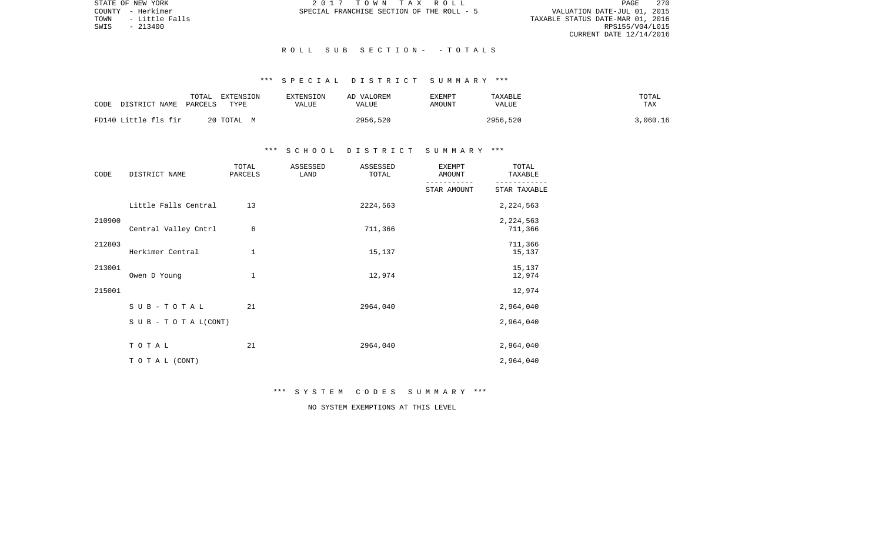## ROLL SUB SECTION - - TOTALS

### *** SPECIAL DISTRICT SUMMARY ***

| CODE | DISTRICT NAME | TOTAL PARCELS | EXTENSION TYPE | EXTENSION VALUE | AD VALOREM VALUE | EXEMPT AMOUNT | TAXABLE VALUE | TOTAL TAX |
|---|---|---|---|---|---|---|---|---|
| FD140 | Little fls fir | 20 | TOTAL M | | 2956,520 | | 2956,520 | 3,060.16 |

### *** SCHOOL DISTRICT SUMMARY ***

| CODE | DISTRICT NAME | TOTAL PARCELS | ASSESSED LAND | ASSESSED TOTAL | EXEMPT AMOUNT / STAR AMOUNT | TOTAL TAXABLE / STAR TAXABLE |
|---|---|---|---|---|---|---|
| 210900 | Little Falls Central | 13 | | 2224,563 | | 2,224,563 / 2,224,563 |
| 212803 | Central Valley Cntrl | 6 | | 711,366 | | 711,366 / 711,366 |
| 213001 | Herkimer Central | 1 | | 15,137 | | 15,137 / 15,137 |
| 215001 | Owen D Young | 1 | | 12,974 | | 12,974 / 12,974 |
| | SUB-TOTAL | 21 | | 2964,040 | | 2,964,040 |
| | SUB-TOTAL(CONT) | | | | | 2,964,040 |
| | TOTAL | 21 | | 2964,040 | | 2,964,040 |
| | TOTAL (CONT) | | | | | 2,964,040 |

### *** SYSTEM CODES SUMMARY ***

NO SYSTEM EXEMPTIONS AT THIS LEVEL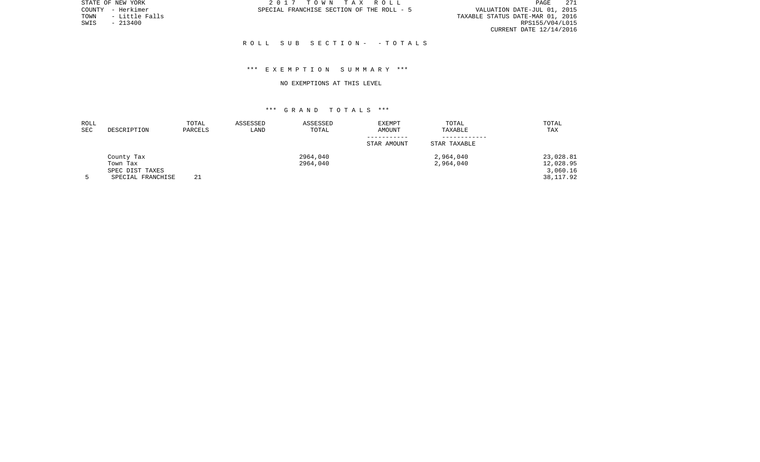## ROLL SUB SECTION- - TOTALS

### *** EXEMPTION SUMMARY ***

NO EXEMPTIONS AT THIS LEVEL

### *** GRAND TOTALS ***

| ROLL SEC | DESCRIPTION | TOTAL PARCELS | ASSESSED LAND | ASSESSED TOTAL | EXEMPT AMOUNT ----------- STAR AMOUNT | TOTAL TAXABLE ------------ STAR TAXABLE | TOTAL TAX |
|---|---|---|---|---|---|---|---|
| | County Tax | | | 2964,040 | | 2,964,040 | 23,028.81 |
| | Town Tax | | | 2964,040 | | 2,964,040 | 12,028.95 |
| | SPEC DIST TAXES | | | | | | 3,060.16 |
| 5 | SPECIAL FRANCHISE | 21 | | | | | 38,117.92 |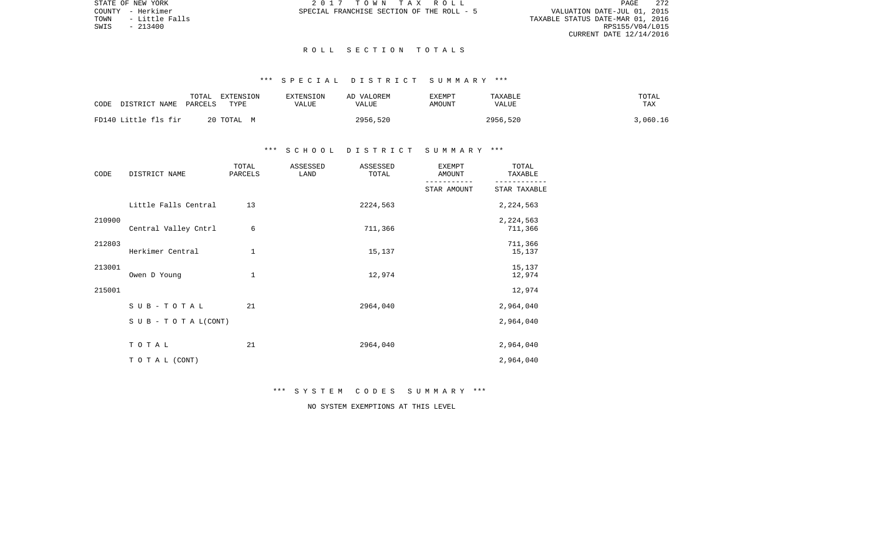STATE OF NEW YORK
COUNTY - Herkimer
TOWN - Little Falls
SWIS - 213400

2017 TOWN TAX ROLL
SPECIAL FRANCHISE SECTION OF THE ROLL - 5

VALUATION DATE-JUL 01, 2015
TAXABLE STATUS DATE-MAR 01, 2016
RPS155/V04/L015
CURRENT DATE 12/14/2016

## ROLL SECTION TOTALS

### *** SPECIAL DISTRICT SUMMARY ***

| CODE DISTRICT NAME | TOTAL PARCELS | EXTENSION TYPE | EXTENSION VALUE | AD VALOREM VALUE | EXEMPT AMOUNT | TAXABLE VALUE | TOTAL TAX |
|---|---|---|---|---|---|---|---|
| FD140 Little fls fir | 20 | TOTAL M | | 2956,520 | | 2956,520 | 3,060.16 |

### *** SCHOOL DISTRICT SUMMARY ***

| CODE | DISTRICT NAME | TOTAL PARCELS | ASSESSED LAND | ASSESSED TOTAL | EXEMPT AMOUNT / STAR AMOUNT | TOTAL TAXABLE / STAR TAXABLE |
|---|---|---|---|---|---|---|
| 210900 | Little Falls Central | 13 | | 2224,563 | | 2,224,563 / 2,224,563 |
| 212803 | Central Valley Cntrl | 6 | | 711,366 | | 711,366 / 711,366 |
| 213001 | Herkimer Central | 1 | | 15,137 | | 15,137 / 15,137 |
| 215001 | Owen D Young | 1 | | 12,974 | | 12,974 / 12,974 |
| | S U B - T O T A L | 21 | | 2964,040 | | 2,964,040 |
| | S U B - T O T A L(CONT) | | | | | 2,964,040 |
| | T O T A L | 21 | | 2964,040 | | 2,964,040 |
| | T O T A L (CONT) | | | | | 2,964,040 |

### *** SYSTEM CODES SUMMARY ***

NO SYSTEM EXEMPTIONS AT THIS LEVEL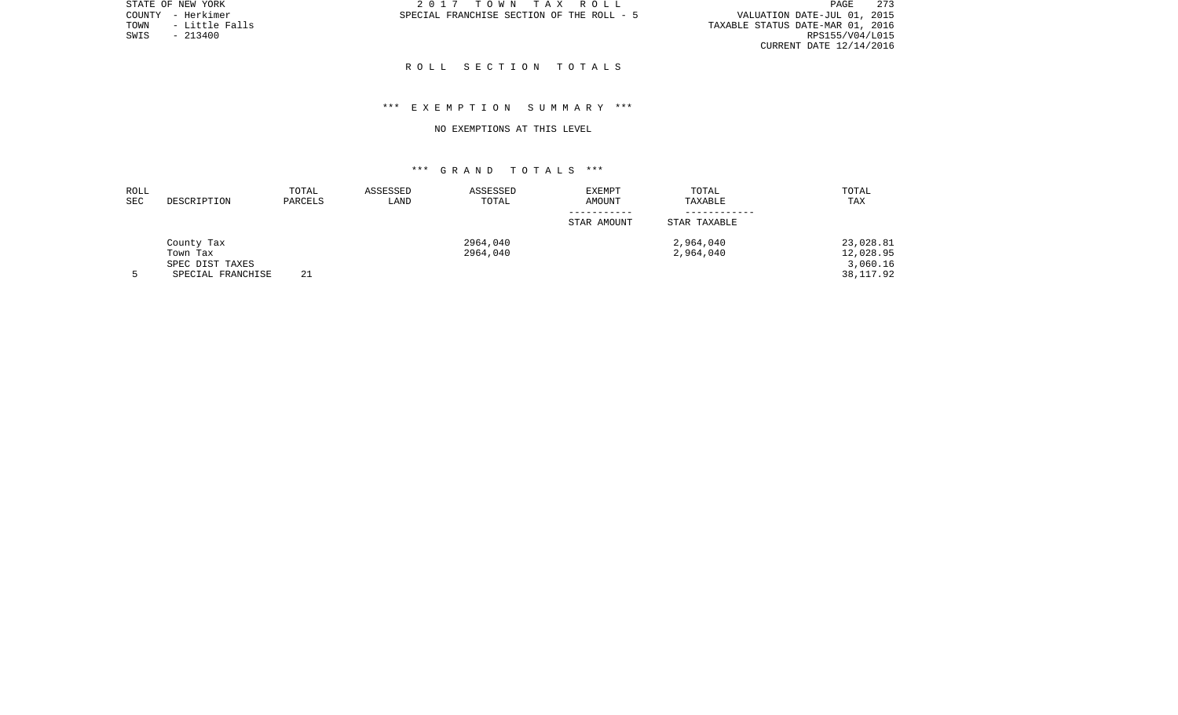# R O L L   S E C T I O N   T O T A L S

## \*\*\* E X E M P T I O N   S U M M A R Y \*\*\*

NO EXEMPTIONS AT THIS LEVEL

## \*\*\* G R A N D   T O T A L S \*\*\*

| ROLL SEC | DESCRIPTION | TOTAL PARCELS | ASSESSED LAND | ASSESSED TOTAL | EXEMPT AMOUNT / STAR AMOUNT | TOTAL TAXABLE / STAR TAXABLE | TOTAL TAX |
|---|---|---|---|---|---|---|---|
| | County Tax | | | 2964,040 | | 2,964,040 | 23,028.81 |
| | Town Tax | | | 2964,040 | | 2,964,040 | 12,028.95 |
| | SPEC DIST TAXES | | | | | | 3,060.16 |
| 5 | SPECIAL FRANCHISE | 21 | | | | | 38,117.92 |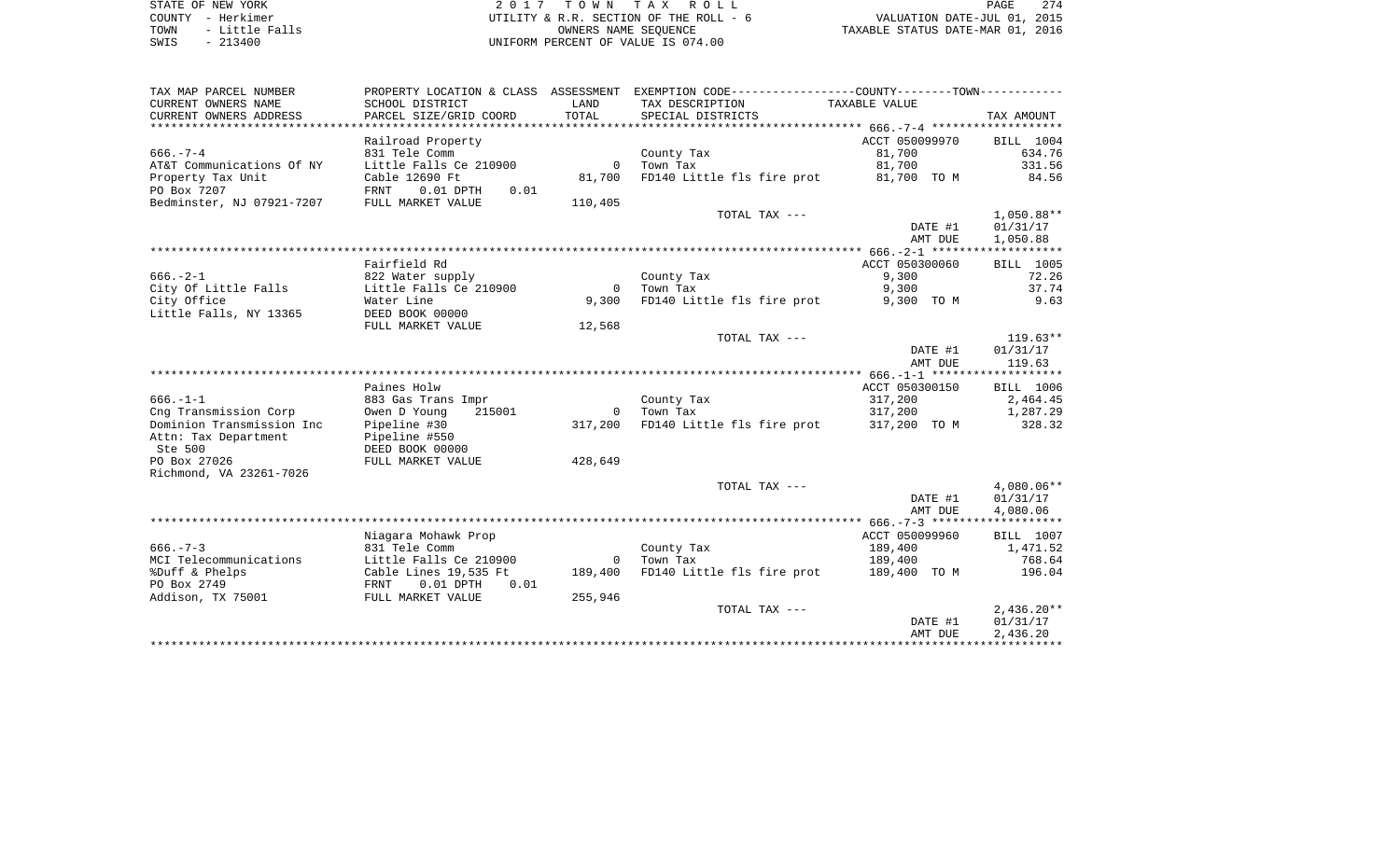STATE OF NEW YORK — 2017 TOWN TAX ROLL
COUNTY - Herkimer — UTILITY & R.R. SECTION OF THE ROLL - 6 — VALUATION DATE-JUL 01, 2015
TOWN - Little Falls — OWNERS NAME SEQUENCE — TAXABLE STATUS DATE-MAR 01, 2016
SWIS - 213400 — UNIFORM PERCENT OF VALUE IS 074.00

| TAX MAP PARCEL NUMBER / CURRENT OWNERS NAME / CURRENT OWNERS ADDRESS | PROPERTY LOCATION & CLASS / SCHOOL DISTRICT / PARCEL SIZE/GRID COORD | ASSESSMENT LAND / TOTAL | EXEMPTION CODE / TAX DESCRIPTION / SPECIAL DISTRICTS | TAXABLE VALUE | TAX AMOUNT |
|---|---|---|---|---|---|
| 666.-7-4 | Railroad Property | | | ACCT 050099970 | BILL 1004 |
| | 831 Tele Comm | | County Tax | 81,700 | 634.76 |
| AT&T Communications Of NY | Little Falls Ce 210900 | 0 | Town Tax | 81,700 | 331.56 |
| Property Tax Unit | Cable 12690 Ft | 81,700 | FD140 Little fls fire prot | 81,700 TO M | 84.56 |
| PO Box 7207 | FRNT 0.01 DPTH 0.01 | | | | |
| Bedminster, NJ 07921-7207 | FULL MARKET VALUE | 110,405 | | | |
| | | | TOTAL TAX --- | | 1,050.88** |
| | | | | DATE #1 | 01/31/17 |
| | | | | AMT DUE | 1,050.88 |
| 666.-2-1 | Fairfield Rd | | | ACCT 050300060 | BILL 1005 |
| | 822 Water supply | | County Tax | 9,300 | 72.26 |
| City Of Little Falls | Little Falls Ce 210900 | 0 | Town Tax | 9,300 | 37.74 |
| City Office | Water Line | 9,300 | FD140 Little fls fire prot | 9,300 TO M | 9.63 |
| Little Falls, NY 13365 | DEED BOOK 00000 | | | | |
| | FULL MARKET VALUE | 12,568 | | | |
| | | | TOTAL TAX --- | | 119.63** |
| | | | | DATE #1 | 01/31/17 |
| | | | | AMT DUE | 119.63 |
| 666.-1-1 | Paines Holw | | | ACCT 050300150 | BILL 1006 |
| | 883 Gas Trans Impr | | County Tax | 317,200 | 2,464.45 |
| Cng Transmission Corp | Owen D Young 215001 | 0 | Town Tax | 317,200 | 1,287.29 |
| Dominion Transmission Inc | Pipeline #30 | 317,200 | FD140 Little fls fire prot | 317,200 TO M | 328.32 |
| Attn: Tax Department | Pipeline #550 | | | | |
| Ste 500 | DEED BOOK 00000 | | | | |
| PO Box 27026 | FULL MARKET VALUE | 428,649 | | | |
| Richmond, VA 23261-7026 | | | | | |
| | | | TOTAL TAX --- | | 4,080.06** |
| | | | | DATE #1 | 01/31/17 |
| | | | | AMT DUE | 4,080.06 |
| 666.-7-3 | Niagara Mohawk Prop | | | ACCT 050099960 | BILL 1007 |
| | 831 Tele Comm | | County Tax | 189,400 | 1,471.52 |
| MCI Telecommunications | Little Falls Ce 210900 | 0 | Town Tax | 189,400 | 768.64 |
| %Duff & Phelps | Cable Lines 19,535 Ft | 189,400 | FD140 Little fls fire prot | 189,400 TO M | 196.04 |
| PO Box 2749 | FRNT 0.01 DPTH 0.01 | | | | |
| Addison, TX 75001 | FULL MARKET VALUE | 255,946 | | | |
| | | | TOTAL TAX --- | | 2,436.20** |
| | | | | DATE #1 | 01/31/17 |
| | | | | AMT DUE | 2,436.20 |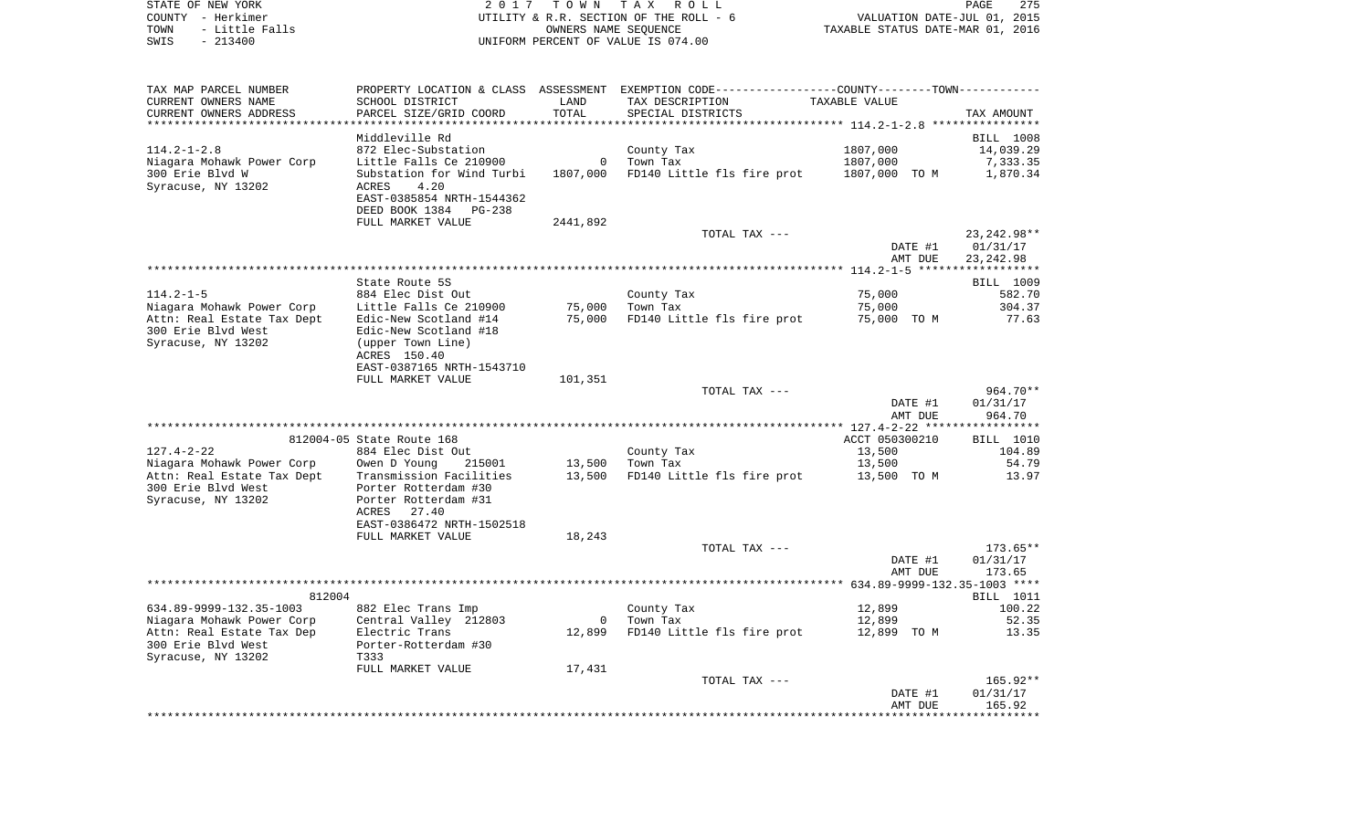STATE OF NEW YORK
COUNTY - Herkimer
TOWN - Little Falls
SWIS - 213400

2017 TOWN TAX ROLL
UTILITY & R.R. SECTION OF THE ROLL - 6
OWNERS NAME SEQUENCE
UNIFORM PERCENT OF VALUE IS 074.00

VALUATION DATE-JUL 01, 2015
TAXABLE STATUS DATE-MAR 01, 2016

| TAX MAP PARCEL NUMBER / CURRENT OWNERS NAME / CURRENT OWNERS ADDRESS | PROPERTY LOCATION & CLASS / SCHOOL DISTRICT / PARCEL SIZE/GRID COORD | ASSESSMENT LAND / TOTAL | EXEMPTION CODE / TAX DESCRIPTION / SPECIAL DISTRICTS | TAXABLE VALUE | TAX AMOUNT |
|---|---|---|---|---|---|
| **114.2-1-2.8** | Middleville Rd | | | | BILL 1008 |
| 114.2-1-2.8 | 872 Elec-Substation | | County Tax | 1807,000 | 14,039.29 |
| Niagara Mohawk Power Corp | Little Falls Ce 210900 | 0 | Town Tax | 1807,000 | 7,333.35 |
| 300 Erie Blvd W | Substation for Wind Turbi | 1807,000 | FD140 Little fls fire prot | 1807,000 TO M | 1,870.34 |
| Syracuse, NY 13202 | ACRES 4.20 | | | | |
| | EAST-0385854 NRTH-1544362 | | | | |
| | DEED BOOK 1384 PG-238 | | | | |
| | FULL MARKET VALUE | 2441,892 | | | |
| | | | TOTAL TAX --- | | 23,242.98** |
| | | | | DATE #1 | 01/31/17 |
| | | | | AMT DUE | 23,242.98 |
| **114.2-1-5** | State Route 5S | | | | BILL 1009 |
| 114.2-1-5 | 884 Elec Dist Out | | County Tax | 75,000 | 582.70 |
| Niagara Mohawk Power Corp | Little Falls Ce 210900 | 75,000 | Town Tax | 75,000 | 304.37 |
| Attn: Real Estate Tax Dept | Edic-New Scotland #14 | 75,000 | FD140 Little fls fire prot | 75,000 TO M | 77.63 |
| 300 Erie Blvd West | Edic-New Scotland #18 | | | | |
| Syracuse, NY 13202 | (upper Town Line) | | | | |
| | ACRES 150.40 | | | | |
| | EAST-0387165 NRTH-1543710 | | | | |
| | FULL MARKET VALUE | 101,351 | | | |
| | | | TOTAL TAX --- | | 964.70** |
| | | | | DATE #1 | 01/31/17 |
| | | | | AMT DUE | 964.70 |
| **127.4-2-22** | 812004-05 State Route 168 | | | ACCT 050300210 | BILL 1010 |
| 127.4-2-22 | 884 Elec Dist Out | | County Tax | 13,500 | 104.89 |
| Niagara Mohawk Power Corp | Owen D Young 215001 | 13,500 | Town Tax | 13,500 | 54.79 |
| Attn: Real Estate Tax Dept | Transmission Facilities | 13,500 | FD140 Little fls fire prot | 13,500 TO M | 13.97 |
| 300 Erie Blvd West | Porter Rotterdam #30 | | | | |
| Syracuse, NY 13202 | Porter Rotterdam #31 | | | | |
| | ACRES 27.40 | | | | |
| | EAST-0386472 NRTH-1502518 | | | | |
| | FULL MARKET VALUE | 18,243 | | | |
| | | | TOTAL TAX --- | | 173.65** |
| | | | | DATE #1 | 01/31/17 |
| | | | | AMT DUE | 173.65 |
| **634.89-9999-132.35-1003** | 812004 | | | | BILL 1011 |
| 634.89-9999-132.35-1003 | 882 Elec Trans Imp | | County Tax | 12,899 | 100.22 |
| Niagara Mohawk Power Corp | Central Valley 212803 | 0 | Town Tax | 12,899 | 52.35 |
| Attn: Real Estate Tax Dep | Electric Trans | 12,899 | FD140 Little fls fire prot | 12,899 TO M | 13.35 |
| 300 Erie Blvd West | Porter-Rotterdam #30 | | | | |
| Syracuse, NY 13202 | T333 | | | | |
| | FULL MARKET VALUE | 17,431 | | | |
| | | | TOTAL TAX --- | | 165.92** |
| | | | | DATE #1 | 01/31/17 |
| | | | | AMT DUE | 165.92 |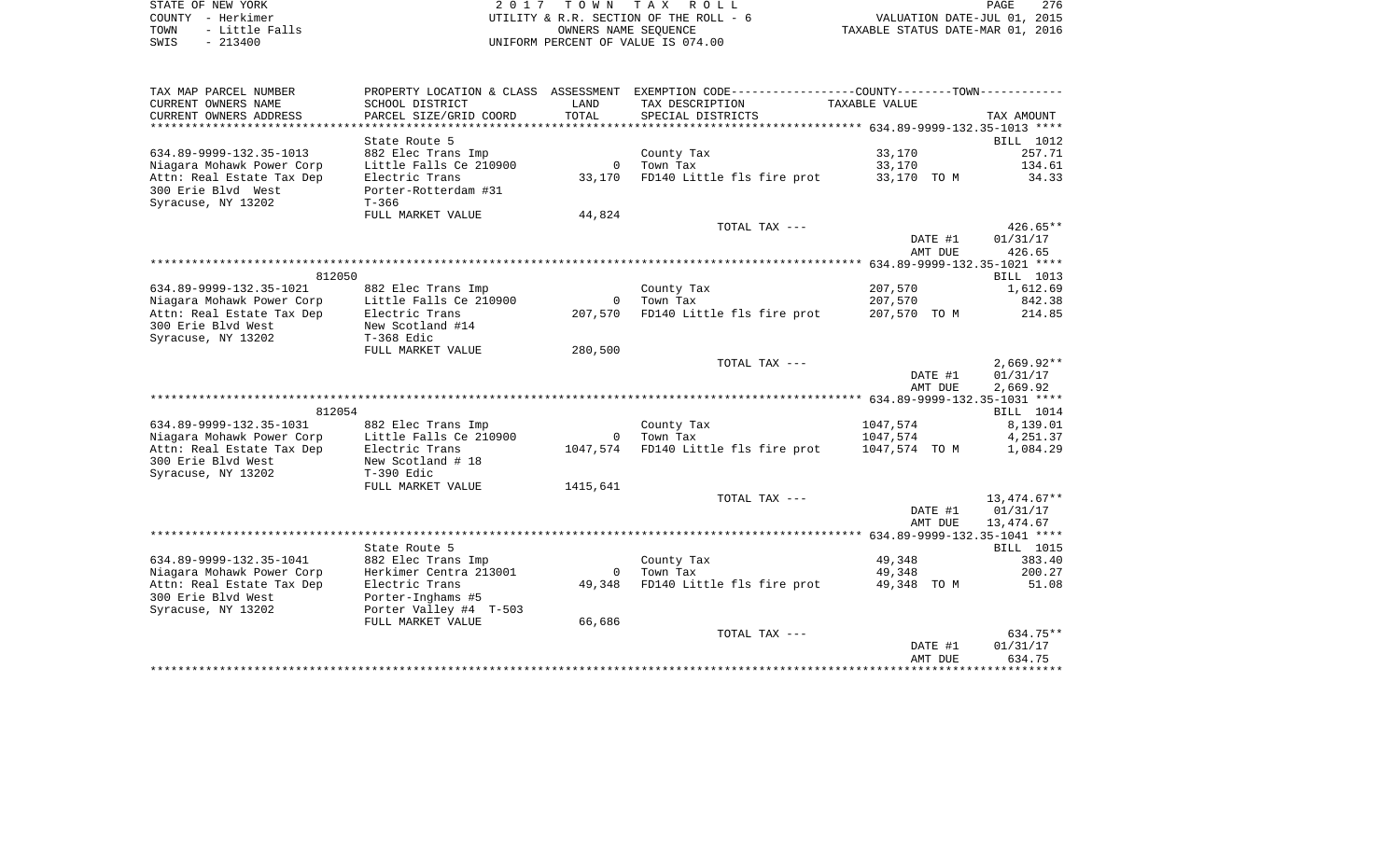STATE OF NEW YORK
COUNTY - Herkimer
TOWN - Little Falls
SWIS - 213400

2017 TOWN TAX ROLL
UTILITY & R.R. SECTION OF THE ROLL - 6
OWNERS NAME SEQUENCE
UNIFORM PERCENT OF VALUE IS 074.00

VALUATION DATE-JUL 01, 2015
TAXABLE STATUS DATE-MAR 01, 2016

| TAX MAP PARCEL NUMBER / CURRENT OWNERS NAME / CURRENT OWNERS ADDRESS | PROPERTY LOCATION & CLASS / SCHOOL DISTRICT / PARCEL SIZE/GRID COORD | ASSESSMENT LAND / TOTAL | EXEMPTION CODE / TAX DESCRIPTION / SPECIAL DISTRICTS | TAXABLE VALUE | TAX AMOUNT |
|---|---|---|---|---|---|
| **634.89-9999-132.35-1013** | State Route 5 | | | | BILL 1012 |
| 634.89-9999-132.35-1013 | 882 Elec Trans Imp | | County Tax | 33,170 | 257.71 |
| Niagara Mohawk Power Corp | Little Falls Ce 210900 | 0 | Town Tax | 33,170 | 134.61 |
| Attn: Real Estate Tax Dep | Electric Trans | 33,170 | FD140 Little fls fire prot | 33,170 TO M | 34.33 |
| 300 Erie Blvd West | Porter-Rotterdam #31 | | | | |
| Syracuse, NY 13202 | T-366 | | | | |
| | FULL MARKET VALUE | 44,824 | | | |
| | | | TOTAL TAX --- | | 426.65** |
| | | | | DATE #1 | 01/31/17 |
| | | | | AMT DUE | 426.65 |
| **634.89-9999-132.35-1021** | 812050 | | | | BILL 1013 |
| 634.89-9999-132.35-1021 | 882 Elec Trans Imp | | County Tax | 207,570 | 1,612.69 |
| Niagara Mohawk Power Corp | Little Falls Ce 210900 | 0 | Town Tax | 207,570 | 842.38 |
| Attn: Real Estate Tax Dep | Electric Trans | 207,570 | FD140 Little fls fire prot | 207,570 TO M | 214.85 |
| 300 Erie Blvd West | New Scotland #14 | | | | |
| Syracuse, NY 13202 | T-368 Edic | | | | |
| | FULL MARKET VALUE | 280,500 | | | |
| | | | TOTAL TAX --- | | 2,669.92** |
| | | | | DATE #1 | 01/31/17 |
| | | | | AMT DUE | 2,669.92 |
| **634.89-9999-132.35-1031** | 812054 | | | | BILL 1014 |
| 634.89-9999-132.35-1031 | 882 Elec Trans Imp | | County Tax | 1047,574 | 8,139.01 |
| Niagara Mohawk Power Corp | Little Falls Ce 210900 | 0 | Town Tax | 1047,574 | 4,251.37 |
| Attn: Real Estate Tax Dep | Electric Trans | 1047,574 | FD140 Little fls fire prot | 1047,574 TO M | 1,084.29 |
| 300 Erie Blvd West | New Scotland # 18 | | | | |
| Syracuse, NY 13202 | T-390 Edic | | | | |
| | FULL MARKET VALUE | 1415,641 | | | |
| | | | TOTAL TAX --- | | 13,474.67** |
| | | | | DATE #1 | 01/31/17 |
| | | | | AMT DUE | 13,474.67 |
| **634.89-9999-132.35-1041** | State Route 5 | | | | BILL 1015 |
| 634.89-9999-132.35-1041 | 882 Elec Trans Imp | | County Tax | 49,348 | 383.40 |
| Niagara Mohawk Power Corp | Herkimer Centra 213001 | 0 | Town Tax | 49,348 | 200.27 |
| Attn: Real Estate Tax Dep | Electric Trans | 49,348 | FD140 Little fls fire prot | 49,348 TO M | 51.08 |
| 300 Erie Blvd West | Porter-Inghams #5 | | | | |
| Syracuse, NY 13202 | Porter Valley #4 T-503 | | | | |
| | FULL MARKET VALUE | 66,686 | | | |
| | | | TOTAL TAX --- | | 634.75** |
| | | | | DATE #1 | 01/31/17 |
| | | | | AMT DUE | 634.75 |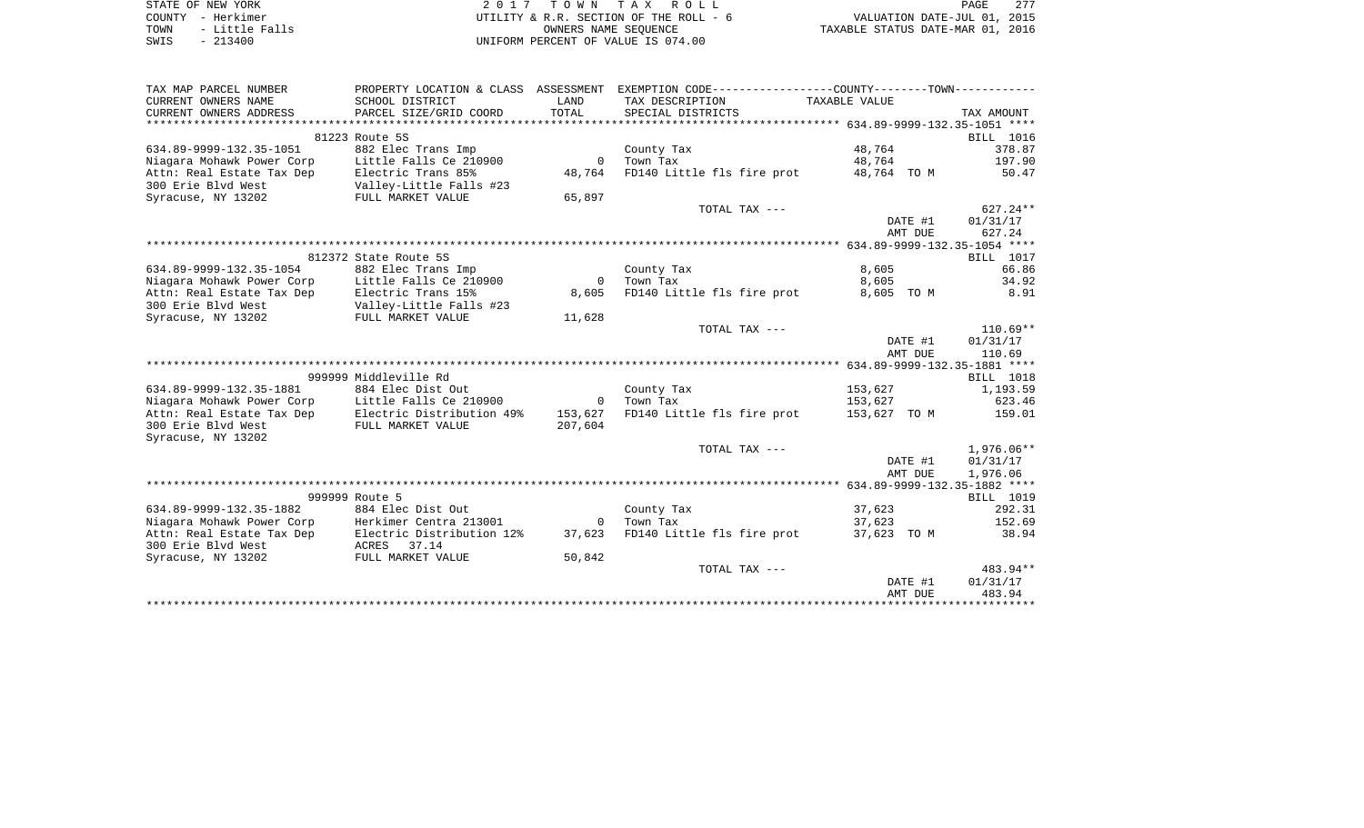STATE OF NEW YORK
COUNTY - Herkimer
TOWN - Little Falls
SWIS - 213400

2017 TOWN TAX ROLL
UTILITY & R.R. SECTION OF THE ROLL - 6
OWNERS NAME SEQUENCE
UNIFORM PERCENT OF VALUE IS 074.00

VALUATION DATE-JUL 01, 2015
TAXABLE STATUS DATE-MAR 01, 2016

| TAX MAP PARCEL NUMBER / CURRENT OWNERS NAME / CURRENT OWNERS ADDRESS | PROPERTY LOCATION & CLASS / SCHOOL DISTRICT / PARCEL SIZE/GRID COORD | ASSESSMENT LAND / TOTAL | EXEMPTION CODE / TAX DESCRIPTION / SPECIAL DISTRICTS | TAXABLE VALUE | TAX AMOUNT |
|---|---|---|---|---|---|
| **634.89-9999-132.35-1051** | 81223 Route 5S | | | | BILL 1016 |
| 634.89-9999-132.35-1051 | 882 Elec Trans Imp | | County Tax | 48,764 | 378.87 |
| Niagara Mohawk Power Corp | Little Falls Ce 210900 | 0 | Town Tax | 48,764 | 197.90 |
| Attn: Real Estate Tax Dep | Electric Trans 85% | 48,764 | FD140 Little fls fire prot | 48,764 TO M | 50.47 |
| 300 Erie Blvd West | Valley-Little Falls #23 | | | | |
| Syracuse, NY 13202 | FULL MARKET VALUE | 65,897 | | | |
| | | | TOTAL TAX --- | | 627.24** |
| | | | | DATE #1 | 01/31/17 |
| | | | | AMT DUE | 627.24 |
| **634.89-9999-132.35-1054** | 812372 State Route 5S | | | | BILL 1017 |
| 634.89-9999-132.35-1054 | 882 Elec Trans Imp | | County Tax | 8,605 | 66.86 |
| Niagara Mohawk Power Corp | Little Falls Ce 210900 | 0 | Town Tax | 8,605 | 34.92 |
| Attn: Real Estate Tax Dep | Electric Trans 15% | 8,605 | FD140 Little fls fire prot | 8,605 TO M | 8.91 |
| 300 Erie Blvd West | Valley-Little Falls #23 | | | | |
| Syracuse, NY 13202 | FULL MARKET VALUE | 11,628 | | | |
| | | | TOTAL TAX --- | | 110.69** |
| | | | | DATE #1 | 01/31/17 |
| | | | | AMT DUE | 110.69 |
| **634.89-9999-132.35-1881** | 999999 Middleville Rd | | | | BILL 1018 |
| 634.89-9999-132.35-1881 | 884 Elec Dist Out | | County Tax | 153,627 | 1,193.59 |
| Niagara Mohawk Power Corp | Little Falls Ce 210900 | 0 | Town Tax | 153,627 | 623.46 |
| Attn: Real Estate Tax Dep | Electric Distribution 49% | 153,627 | FD140 Little fls fire prot | 153,627 TO M | 159.01 |
| 300 Erie Blvd West | FULL MARKET VALUE | 207,604 | | | |
| Syracuse, NY 13202 | | | | | |
| | | | TOTAL TAX --- | | 1,976.06** |
| | | | | DATE #1 | 01/31/17 |
| | | | | AMT DUE | 1,976.06 |
| **634.89-9999-132.35-1882** | 999999 Route 5 | | | | BILL 1019 |
| 634.89-9999-132.35-1882 | 884 Elec Dist Out | | County Tax | 37,623 | 292.31 |
| Niagara Mohawk Power Corp | Herkimer Centra 213001 | 0 | Town Tax | 37,623 | 152.69 |
| Attn: Real Estate Tax Dep | Electric Distribution 12% | 37,623 | FD140 Little fls fire prot | 37,623 TO M | 38.94 |
| 300 Erie Blvd West | ACRES 37.14 | | | | |
| Syracuse, NY 13202 | FULL MARKET VALUE | 50,842 | | | |
| | | | TOTAL TAX --- | | 483.94** |
| | | | | DATE #1 | 01/31/17 |
| | | | | AMT DUE | 483.94 |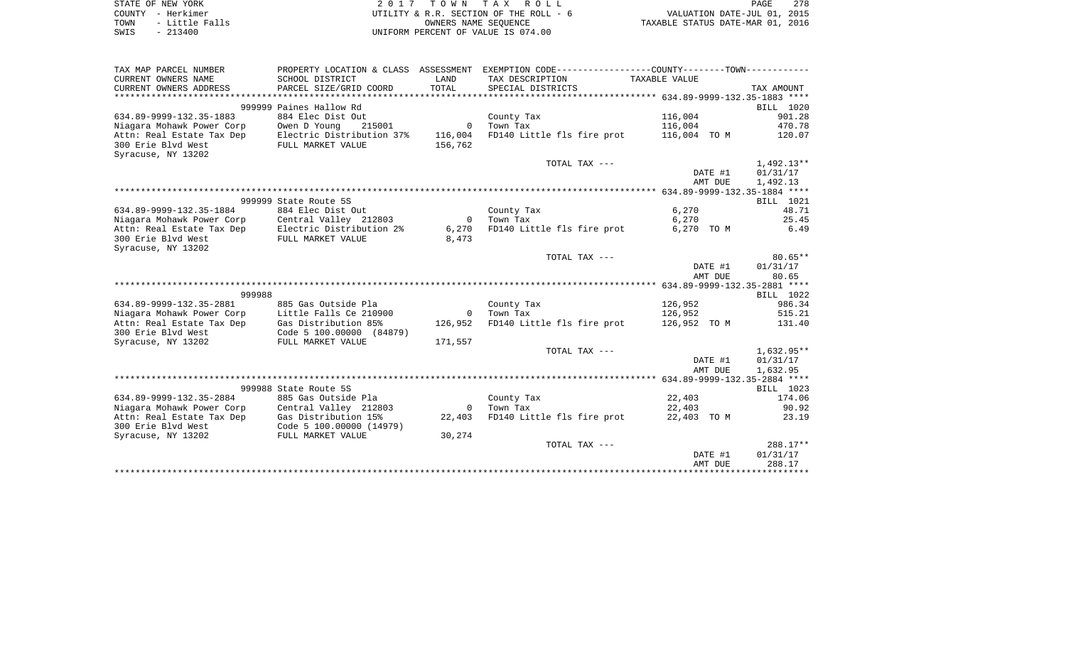STATE OF NEW YORK — 2017 TOWN TAX ROLL
COUNTY - Herkimer — UTILITY & R.R. SECTION OF THE ROLL - 6 — VALUATION DATE-JUL 01, 2015
TOWN - Little Falls — OWNERS NAME SEQUENCE — TAXABLE STATUS DATE-MAR 01, 2016
SWIS - 213400 — UNIFORM PERCENT OF VALUE IS 074.00

| TAX MAP PARCEL NUMBER / CURRENT OWNERS NAME / CURRENT OWNERS ADDRESS | PROPERTY LOCATION & CLASS / SCHOOL DISTRICT / PARCEL SIZE/GRID COORD | ASSESSMENT LAND / TOTAL | EXEMPTION CODE / TAX DESCRIPTION / SPECIAL DISTRICTS | TAXABLE VALUE | TAX AMOUNT |
|---|---|---|---|---|---|
| **634.89-9999-132.35-1883** | 999999 Paines Hallow Rd | | | | BILL 1020 |
| 634.89-9999-132.35-1883 | 884 Elec Dist Out | | County Tax | 116,004 | 901.28 |
| Niagara Mohawk Power Corp | Owen D Young 215001 | 0 | Town Tax | 116,004 | 470.78 |
| Attn: Real Estate Tax Dep | Electric Distribution 37% | 116,004 | FD140 Little fls fire prot | 116,004 TO M | 120.07 |
| 300 Erie Blvd West | FULL MARKET VALUE | 156,762 | | | |
| Syracuse, NY 13202 | | | | | |
| | | | TOTAL TAX --- | | 1,492.13** |
| | | | | DATE #1 | 01/31/17 |
| | | | | AMT DUE | 1,492.13 |
| **634.89-9999-132.35-1884** | 999999 State Route 5S | | | | BILL 1021 |
| 634.89-9999-132.35-1884 | 884 Elec Dist Out | | County Tax | 6,270 | 48.71 |
| Niagara Mohawk Power Corp | Central Valley 212803 | 0 | Town Tax | 6,270 | 25.45 |
| Attn: Real Estate Tax Dep | Electric Distribution 2% | 6,270 | FD140 Little fls fire prot | 6,270 TO M | 6.49 |
| 300 Erie Blvd West | FULL MARKET VALUE | 8,473 | | | |
| Syracuse, NY 13202 | | | | | |
| | | | TOTAL TAX --- | | 80.65** |
| | | | | DATE #1 | 01/31/17 |
| | | | | AMT DUE | 80.65 |
| **634.89-9999-132.35-2881** | 999988 | | | | BILL 1022 |
| 634.89-9999-132.35-2881 | 885 Gas Outside Pla | | County Tax | 126,952 | 986.34 |
| Niagara Mohawk Power Corp | Little Falls Ce 210900 | 0 | Town Tax | 126,952 | 515.21 |
| Attn: Real Estate Tax Dep | Gas Distribution 85% | 126,952 | FD140 Little fls fire prot | 126,952 TO M | 131.40 |
| 300 Erie Blvd West | Code 5 100.00000 (84879) | | | | |
| Syracuse, NY 13202 | FULL MARKET VALUE | 171,557 | | | |
| | | | TOTAL TAX --- | | 1,632.95** |
| | | | | DATE #1 | 01/31/17 |
| | | | | AMT DUE | 1,632.95 |
| **634.89-9999-132.35-2884** | 999988 State Route 5S | | | | BILL 1023 |
| 634.89-9999-132.35-2884 | 885 Gas Outside Pla | | County Tax | 22,403 | 174.06 |
| Niagara Mohawk Power Corp | Central Valley 212803 | 0 | Town Tax | 22,403 | 90.92 |
| Attn: Real Estate Tax Dep | Gas Distribution 15% | 22,403 | FD140 Little fls fire prot | 22,403 TO M | 23.19 |
| 300 Erie Blvd West | Code 5 100.00000 (14979) | | | | |
| Syracuse, NY 13202 | FULL MARKET VALUE | 30,274 | | | |
| | | | TOTAL TAX --- | | 288.17** |
| | | | | DATE #1 | 01/31/17 |
| | | | | AMT DUE | 288.17 |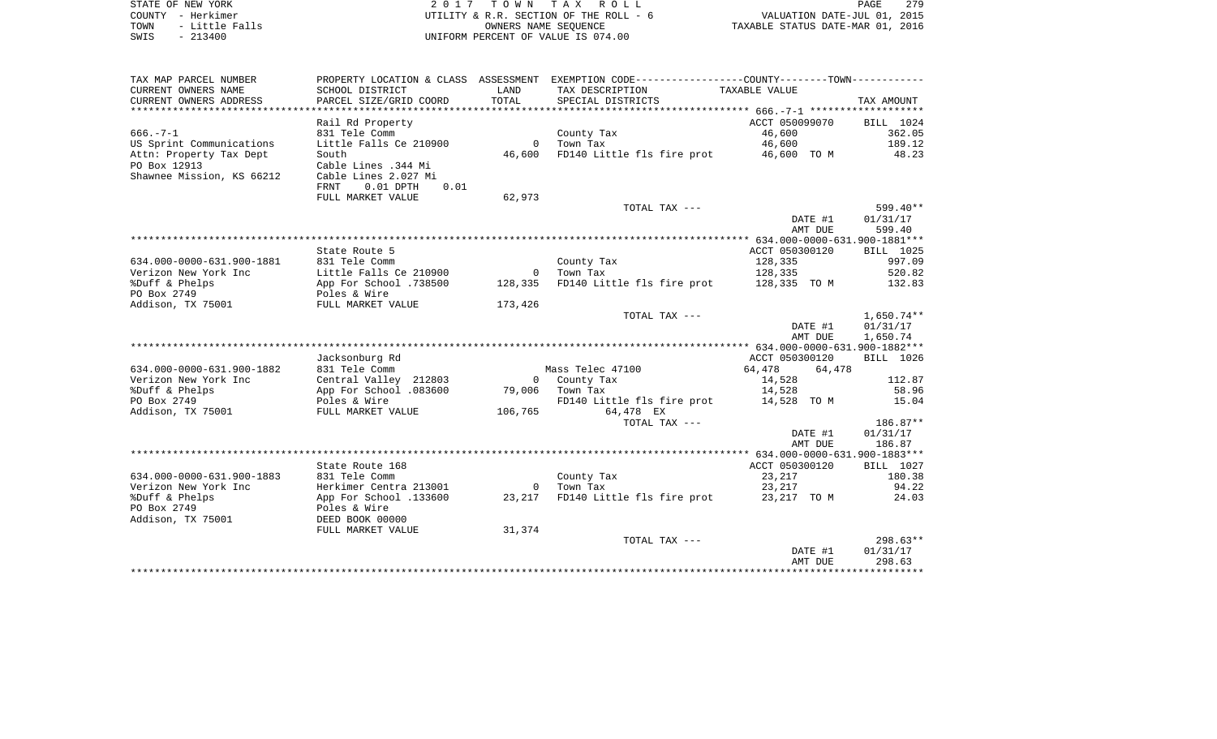STATE OF NEW YORK
COUNTY - Herkimer
TOWN - Little Falls
SWIS - 213400

2017 TOWN TAX ROLL
UTILITY & R.R. SECTION OF THE ROLL - 6
OWNERS NAME SEQUENCE
UNIFORM PERCENT OF VALUE IS 074.00

VALUATION DATE-JUL 01, 2015
TAXABLE STATUS DATE-MAR 01, 2016

| TAX MAP PARCEL NUMBER / CURRENT OWNERS NAME / CURRENT OWNERS ADDRESS | PROPERTY LOCATION & CLASS / SCHOOL DISTRICT / PARCEL SIZE/GRID COORD | ASSESSMENT LAND / TOTAL | EXEMPTION CODE / TAX DESCRIPTION / SPECIAL DISTRICTS | TAXABLE VALUE (COUNTY / TOWN) | TAX AMOUNT |
|---|---|---|---|---|---|
| **666.-7-1** | Rail Rd Property | | | ACCT 050099070 | BILL 1024 |
| 666.-7-1 | 831 Tele Comm | | County Tax | 46,600 | 362.05 |
| US Sprint Communications | Little Falls Ce 210900 | 0 | Town Tax | 46,600 | 189.12 |
| Attn: Property Tax Dept | South | 46,600 | FD140 Little fls fire prot | 46,600 TO M | 48.23 |
| PO Box 12913 | Cable Lines .344 Mi | | | | |
| Shawnee Mission, KS 66212 | Cable Lines 2.027 Mi | | | | |
| | FRNT 0.01 DPTH 0.01 | | | | |
| | FULL MARKET VALUE | 62,973 | | | |
| | | | TOTAL TAX --- | | 599.40** |
| | | | | DATE #1 | 01/31/17 |
| | | | | AMT DUE | 599.40 |
| **634.000-0000-631.900-1881** | State Route 5 | | | ACCT 050300120 | BILL 1025 |
| 634.000-0000-631.900-1881 | 831 Tele Comm | | County Tax | 128,335 | 997.09 |
| Verizon New York Inc | Little Falls Ce 210900 | 0 | Town Tax | 128,335 | 520.82 |
| %Duff & Phelps | App For School .738500 | 128,335 | FD140 Little fls fire prot | 128,335 TO M | 132.83 |
| PO Box 2749 | Poles & Wire | | | | |
| Addison, TX 75001 | FULL MARKET VALUE | 173,426 | | | |
| | | | TOTAL TAX --- | | 1,650.74** |
| | | | | DATE #1 | 01/31/17 |
| | | | | AMT DUE | 1,650.74 |
| **634.000-0000-631.900-1882** | Jacksonburg Rd | | | ACCT 050300120 | BILL 1026 |
| 634.000-0000-631.900-1882 | 831 Tele Comm | | Mass Telec 47100 | 64,478 64,478 | |
| Verizon New York Inc | Central Valley 212803 | 0 | County Tax | 14,528 | 112.87 |
| %Duff & Phelps | App For School .083600 | 79,006 | Town Tax | 14,528 | 58.96 |
| PO Box 2749 | Poles & Wire | | FD140 Little fls fire prot | 14,528 TO M | 15.04 |
| Addison, TX 75001 | FULL MARKET VALUE | 106,765 | 64,478 EX | | |
| | | | TOTAL TAX --- | | 186.87** |
| | | | | DATE #1 | 01/31/17 |
| | | | | AMT DUE | 186.87 |
| **634.000-0000-631.900-1883** | State Route 168 | | | ACCT 050300120 | BILL 1027 |
| 634.000-0000-631.900-1883 | 831 Tele Comm | | County Tax | 23,217 | 180.38 |
| Verizon New York Inc | Herkimer Centra 213001 | 0 | Town Tax | 23,217 | 94.22 |
| %Duff & Phelps | App For School .133600 | 23,217 | FD140 Little fls fire prot | 23,217 TO M | 24.03 |
| PO Box 2749 | Poles & Wire | | | | |
| Addison, TX 75001 | DEED BOOK 00000 | | | | |
| | FULL MARKET VALUE | 31,374 | | | |
| | | | TOTAL TAX --- | | 298.63** |
| | | | | DATE #1 | 01/31/17 |
| | | | | AMT DUE | 298.63 |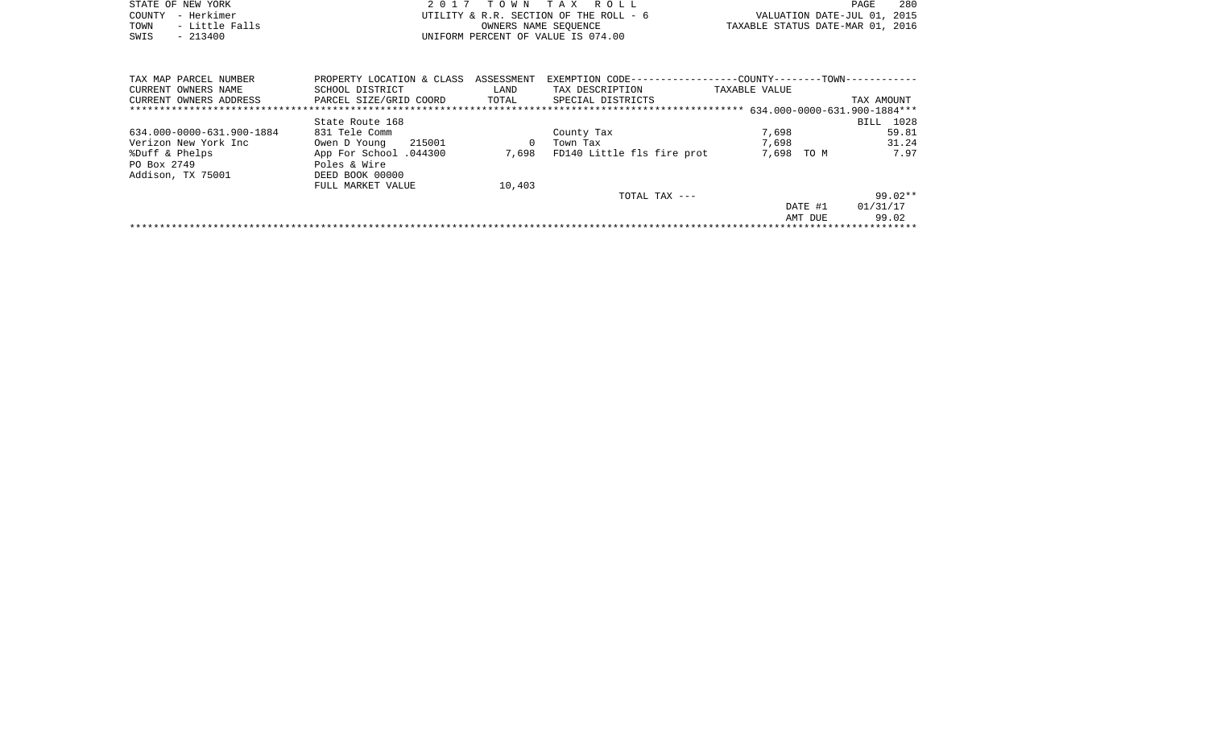STATE OF NEW YORK
COUNTY - Herkimer
TOWN - Little Falls
SWIS - 213400

2 0 1 7 T O W N T A X R O L L
UTILITY & R.R. SECTION OF THE ROLL - 6
OWNERS NAME SEQUENCE
UNIFORM PERCENT OF VALUE IS 074.00

VALUATION DATE-JUL 01, 2015
TAXABLE STATUS DATE-MAR 01, 2016

| TAX MAP PARCEL NUMBER / CURRENT OWNERS NAME / CURRENT OWNERS ADDRESS | PROPERTY LOCATION & CLASS / SCHOOL DISTRICT / PARCEL SIZE/GRID COORD | ASSESSMENT LAND / TOTAL | EXEMPTION CODE / TAX DESCRIPTION / SPECIAL DISTRICTS | TAXABLE VALUE (COUNTY / TOWN) | TAX AMOUNT |
|---|---|---|---|---|---|
| | | | | 634.000-0000-631.900-1884 | |
| | State Route 168 | | | | BILL 1028 |
| 634.000-0000-631.900-1884 | 831 Tele Comm | | County Tax | 7,698 | 59.81 |
| Verizon New York Inc | Owen D Young 215001 | 0 | Town Tax | 7,698 | 31.24 |
| %Duff & Phelps | App For School .044300 | 7,698 | FD140 Little fls fire prot | 7,698 TO M | 7.97 |
| PO Box 2749 | Poles & Wire | | | | |
| Addison, TX 75001 | DEED BOOK 00000 | | | | |
| | FULL MARKET VALUE | 10,403 | | | |
| | | | TOTAL TAX --- | | 99.02** |
| | | | | DATE #1 | 01/31/17 |
| | | | | AMT DUE | 99.02 |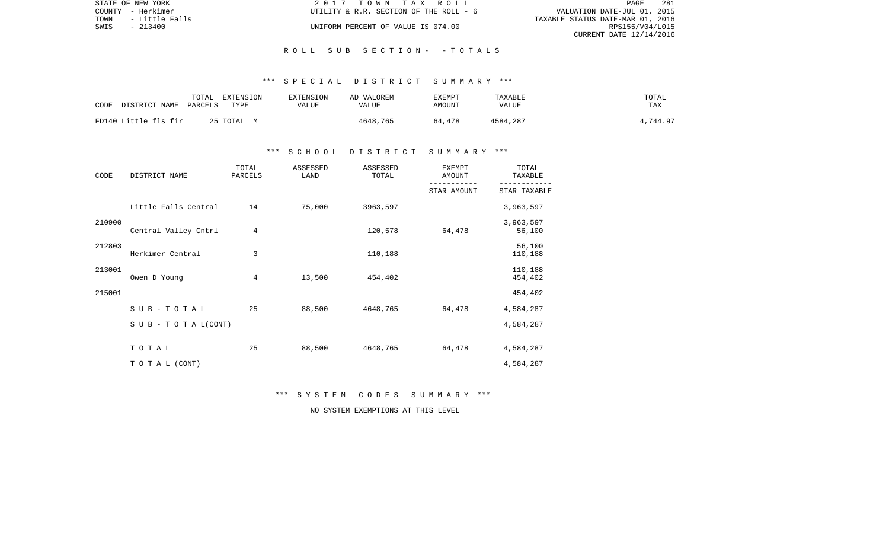STATE OF NEW YORK
COUNTY - Herkimer
TOWN - Little Falls
SWIS - 213400

2 0 1 7 T O W N T A X R O L L
UTILITY & R.R. SECTION OF THE ROLL - 6
UNIFORM PERCENT OF VALUE IS 074.00

VALUATION DATE-JUL 01, 2015
TAXABLE STATUS DATE-MAR 01, 2016
RPS155/V04/L015
CURRENT DATE 12/14/2016

## R O L L S U B S E C T I O N - - T O T A L S

### \*\*\* S P E C I A L D I S T R I C T S U M M A R Y \*\*\*

| CODE DISTRICT NAME | TOTAL PARCELS | EXTENSION TYPE | EXTENSION VALUE | AD VALOREM VALUE | EXEMPT AMOUNT | TAXABLE VALUE | TOTAL TAX |
|---|---|---|---|---|---|---|---|
| FD140 Little fls fir | 25 | TOTAL M | | 4648,765 | 64,478 | 4584,287 | 4,744.97 |

### \*\*\* S C H O O L D I S T R I C T S U M M A R Y \*\*\*

| CODE | DISTRICT NAME | TOTAL PARCELS | ASSESSED LAND | ASSESSED TOTAL | EXEMPT AMOUNT / STAR AMOUNT | TOTAL TAXABLE / STAR TAXABLE |
|---|---|---|---|---|---|---|
| 210900 | Little Falls Central | 14 | 75,000 | 3963,597 | | 3,963,597 |
| | | | | | | 3,963,597 |
| 212803 | Central Valley Cntrl | 4 | | 120,578 | 64,478 | 56,100 |
| | | | | | | 56,100 |
| 213001 | Herkimer Central | 3 | | 110,188 | | 110,188 |
| | | | | | | 110,188 |
| 215001 | Owen D Young | 4 | 13,500 | 454,402 | | 454,402 |
| | | | | | | 454,402 |
| | S U B - T O T A L | 25 | 88,500 | 4648,765 | 64,478 | 4,584,287 |
| | S U B - T O T A L(CONT) | | | | | 4,584,287 |
| | T O T A L | 25 | 88,500 | 4648,765 | 64,478 | 4,584,287 |
| | T O T A L (CONT) | | | | | 4,584,287 |

### \*\*\* S Y S T E M C O D E S S U M M A R Y \*\*\*

NO SYSTEM EXEMPTIONS AT THIS LEVEL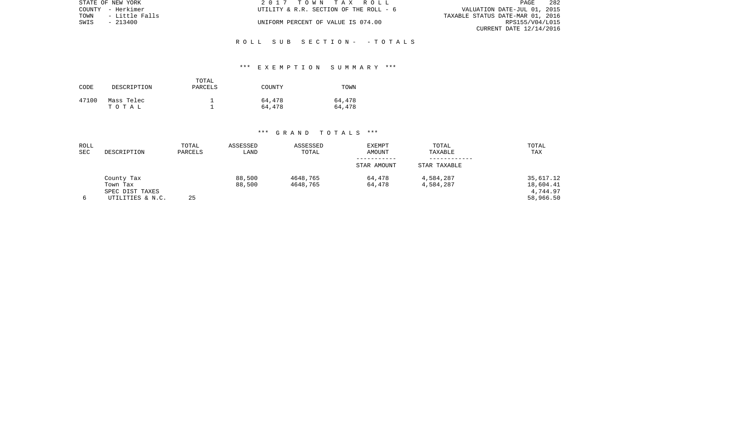STATE OF NEW YORK | 2 0 1 7 T O W N T A X R O L L
COUNTY - Herkimer | UTILITY & R.R. SECTION OF THE ROLL - 6 | VALUATION DATE-JUL 01, 2015
TOWN - Little Falls | TAXABLE STATUS DATE-MAR 01, 2016
SWIS - 213400 | UNIFORM PERCENT OF VALUE IS 074.00 | RPS155/V04/L015
CURRENT DATE 12/14/2016

## R O L L S U B S E C T I O N - - T O T A L S

### *** E X E M P T I O N S U M M A R Y ***

| CODE | DESCRIPTION | TOTAL PARCELS | COUNTY | TOWN |
|---|---|---|---|---|
| 47100 | Mass Telec | 1 | 64,478 | 64,478 |
| | T O T A L | 1 | 64,478 | 64,478 |

### *** G R A N D T O T A L S ***

| ROLL SEC | DESCRIPTION | TOTAL PARCELS | ASSESSED LAND | ASSESSED TOTAL | EXEMPT AMOUNT / STAR AMOUNT | TOTAL TAXABLE / STAR TAXABLE | TOTAL TAX |
|---|---|---|---|---|---|---|---|
| | County Tax | | 88,500 | 4648,765 | 64,478 | 4,584,287 | 35,617.12 |
| | Town Tax | | 88,500 | 4648,765 | 64,478 | 4,584,287 | 18,604.41 |
| | SPEC DIST TAXES | | | | | | 4,744.97 |
| 6 | UTILITIES & N.C. | 25 | | | | | 58,966.50 |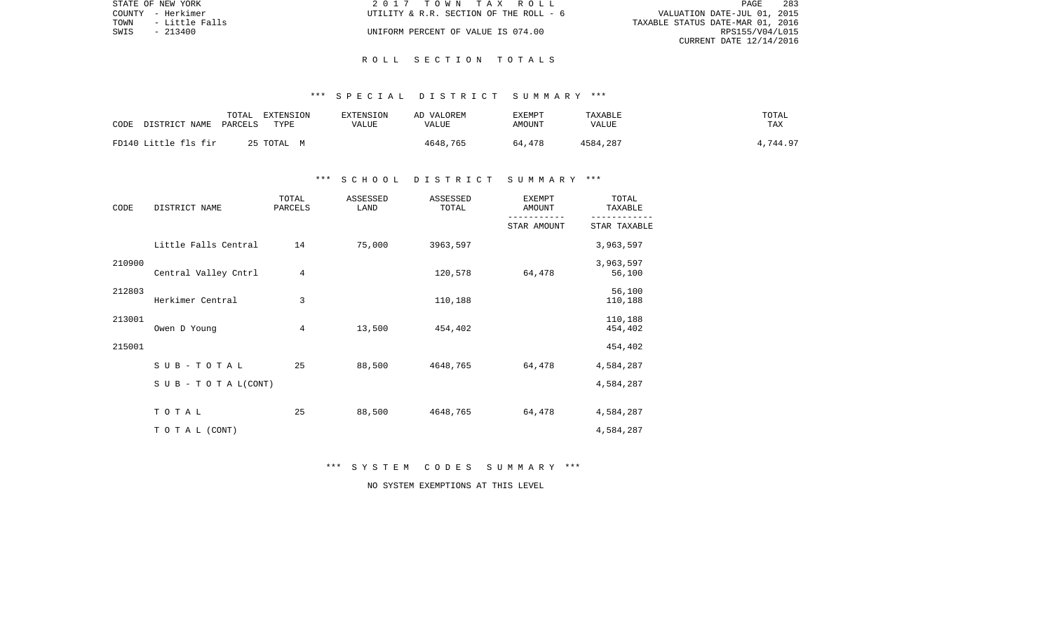# ROLL SECTION TOTALS

## *** SPECIAL DISTRICT SUMMARY ***

| CODE | DISTRICT NAME | TOTAL PARCELS | EXTENSION TYPE | EXTENSION VALUE | AD VALOREM VALUE | EXEMPT AMOUNT | TAXABLE VALUE | TOTAL TAX |
|---|---|---|---|---|---|---|---|---|
| FD140 | Little fls fir | 25 | TOTAL M | | 4648,765 | 64,478 | 4584,287 | 4,744.97 |

## *** SCHOOL DISTRICT SUMMARY ***

| CODE | DISTRICT NAME | TOTAL PARCELS | ASSESSED LAND | ASSESSED TOTAL | EXEMPT AMOUNT / STAR AMOUNT | TOTAL TAXABLE / STAR TAXABLE |
|---|---|---|---|---|---|---|
| 210900 | Little Falls Central | 14 | 75,000 | 3963,597 | | 3,963,597 |
| | | | | | | 3,963,597 |
| 212803 | Central Valley Cntrl | 4 | | 120,578 | 64,478 | 56,100 |
| | | | | | | 56,100 |
| 213001 | Herkimer Central | 3 | | 110,188 | | 110,188 |
| | | | | | | 110,188 |
| 215001 | Owen D Young | 4 | 13,500 | 454,402 | | 454,402 |
| | | | | | | 454,402 |
| | S U B - T O T A L | 25 | 88,500 | 4648,765 | 64,478 | 4,584,287 |
| | S U B - T O T A L (CONT) | | | | | 4,584,287 |
| | T O T A L | 25 | 88,500 | 4648,765 | 64,478 | 4,584,287 |
| | T O T A L (CONT) | | | | | 4,584,287 |

## *** SYSTEM CODES SUMMARY ***

NO SYSTEM EXEMPTIONS AT THIS LEVEL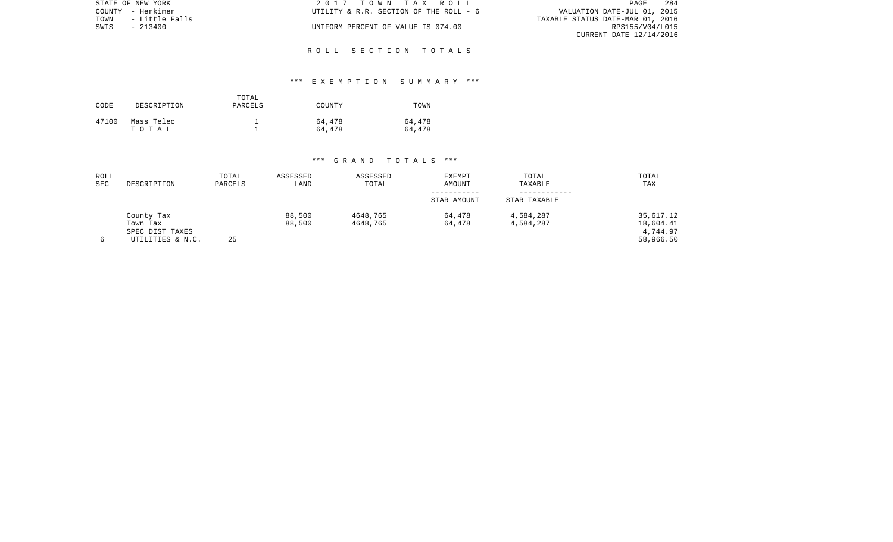STATE OF NEW YORK
COUNTY - Herkimer
TOWN - Little Falls
SWIS - 213400

2 0 1 7 T O W N T A X R O L L
UTILITY & R.R. SECTION OF THE ROLL - 6
UNIFORM PERCENT OF VALUE IS 074.00

VALUATION DATE-JUL 01, 2015
TAXABLE STATUS DATE-MAR 01, 2016
RPS155/V04/L015
CURRENT DATE 12/14/2016

## R O L L S E C T I O N T O T A L S

### *** E X E M P T I O N S U M M A R Y ***

| CODE | DESCRIPTION | TOTAL PARCELS | COUNTY | TOWN |
|---|---|---|---|---|
| 47100 | Mass Telec | 1 | 64,478 | 64,478 |
| | T O T A L | 1 | 64,478 | 64,478 |

### *** G R A N D T O T A L S ***

| ROLL SEC | DESCRIPTION | TOTAL PARCELS | ASSESSED LAND | ASSESSED TOTAL | EXEMPT AMOUNT / STAR AMOUNT | TOTAL TAXABLE / STAR TAXABLE | TOTAL TAX |
|---|---|---|---|---|---|---|---|
| | County Tax | | 88,500 | 4648,765 | 64,478 | 4,584,287 | 35,617.12 |
| | Town Tax | | 88,500 | 4648,765 | 64,478 | 4,584,287 | 18,604.41 |
| | SPEC DIST TAXES | | | | | | 4,744.97 |
| 6 | UTILITIES & N.C. | 25 | | | | | 58,966.50 |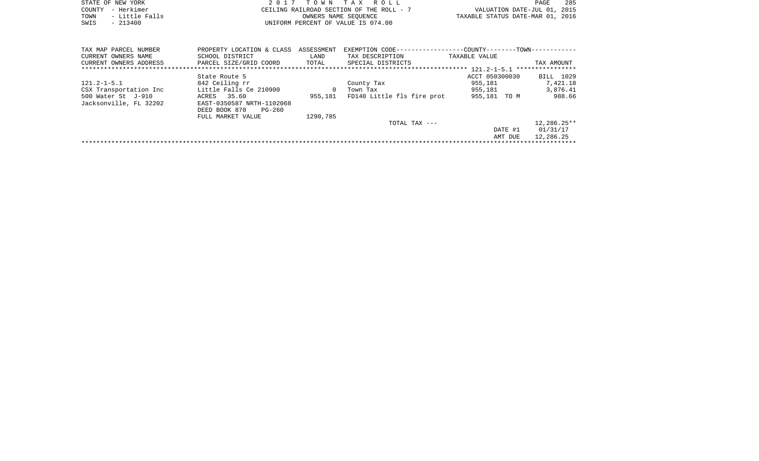STATE OF NEW YORK
COUNTY - Herkimer
TOWN - Little Falls
SWIS - 213400

2 0 1 7 T O W N T A X R O L L
CEILING RAILROAD SECTION OF THE ROLL - 7
OWNERS NAME SEQUENCE
UNIFORM PERCENT OF VALUE IS 074.00

VALUATION DATE-JUL 01, 2015
TAXABLE STATUS DATE-MAR 01, 2016

| TAX MAP PARCEL NUMBER<br>CURRENT OWNERS NAME<br>CURRENT OWNERS ADDRESS | PROPERTY LOCATION & CLASS<br>SCHOOL DISTRICT<br>PARCEL SIZE/GRID COORD | ASSESSMENT<br>LAND<br>TOTAL | EXEMPTION CODE------------------COUNTY--------TOWN------------<br>TAX DESCRIPTION<br>SPECIAL DISTRICTS | TAXABLE VALUE | TAX AMOUNT |
|---|---|---|---|---|---|
| | | | | ******* 121.2-1-5.1 ****************** | |
| | State Route 5 | | | ACCT 050300030 | BILL 1029 |
| 121.2-1-5.1 | 842 Ceiling rr | | County Tax | 955,181 | 7,421.18 |
| CSX Transportation Inc | Little Falls Ce 210900 | 0 | Town Tax | 955,181 | 3,876.41 |
| 500 Water St J-910 | ACRES 35.60 | 955,181 | FD140 Little fls fire prot | 955,181 TO M | 988.66 |
| Jacksonville, FL 32202 | EAST-0350587 NRTH-1102068 | | | | |
| | DEED BOOK 870 PG-260 | | | | |
| | FULL MARKET VALUE | 1290,785 | | | |
| | | | TOTAL TAX --- | | 12,286.25** |
| | | | | DATE #1 | 01/31/17 |
| | | | | AMT DUE | 12,286.25 |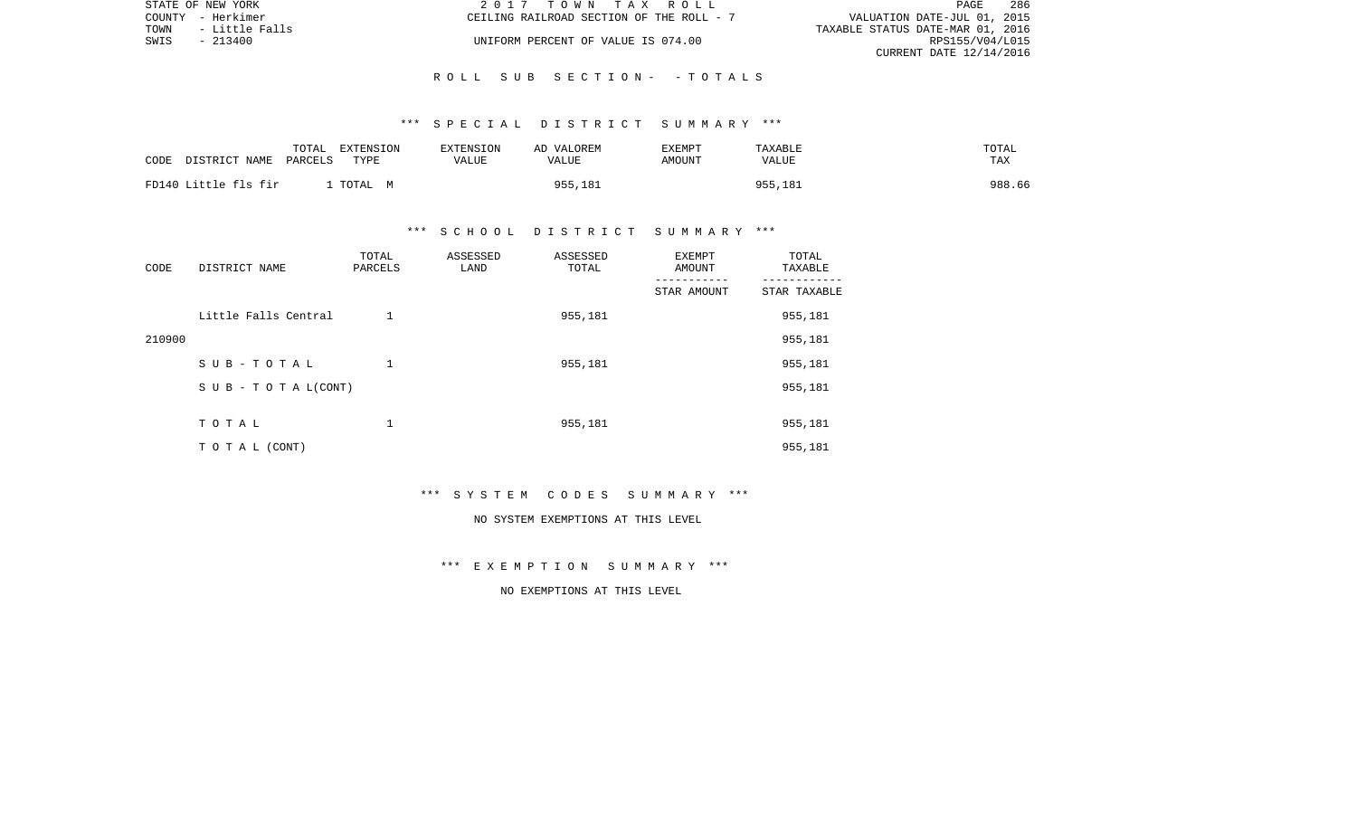STATE OF NEW YORK | 2017 TOWN TAX ROLL
COUNTY - Herkimer | CEILING RAILROAD SECTION OF THE ROLL - 7 | VALUATION DATE-JUL 01, 2015
TOWN - Little Falls | | TAXABLE STATUS DATE-MAR 01, 2016
SWIS - 213400 | UNIFORM PERCENT OF VALUE IS 074.00 | RPS155/V04/L015
CURRENT DATE 12/14/2016

## ROLL SUB SECTION - - TOTALS

### *** SPECIAL DISTRICT SUMMARY ***

| CODE DISTRICT NAME | TOTAL PARCELS | EXTENSION TYPE | EXTENSION VALUE | AD VALOREM VALUE | EXEMPT AMOUNT | TAXABLE VALUE | TOTAL TAX |
|---|---|---|---|---|---|---|---|
| FD140 Little fls fir | 1 | TOTAL M | | 955,181 | | 955,181 | 988.66 |

### *** SCHOOL DISTRICT SUMMARY ***

| CODE | DISTRICT NAME | TOTAL PARCELS | ASSESSED LAND | ASSESSED TOTAL | EXEMPT AMOUNT / STAR AMOUNT | TOTAL TAXABLE / STAR TAXABLE |
|---|---|---|---|---|---|---|
| | Little Falls Central | 1 | | 955,181 | | 955,181 |
| 210900 | | | | | | 955,181 |
| | S U B - T O T A L | 1 | | 955,181 | | 955,181 |
| | S U B - T O T A L(CONT) | | | | | 955,181 |
| | T O T A L | 1 | | 955,181 | | 955,181 |
| | T O T A L (CONT) | | | | | 955,181 |

### *** SYSTEM CODES SUMMARY ***

NO SYSTEM EXEMPTIONS AT THIS LEVEL

### *** EXEMPTION SUMMARY ***

NO EXEMPTIONS AT THIS LEVEL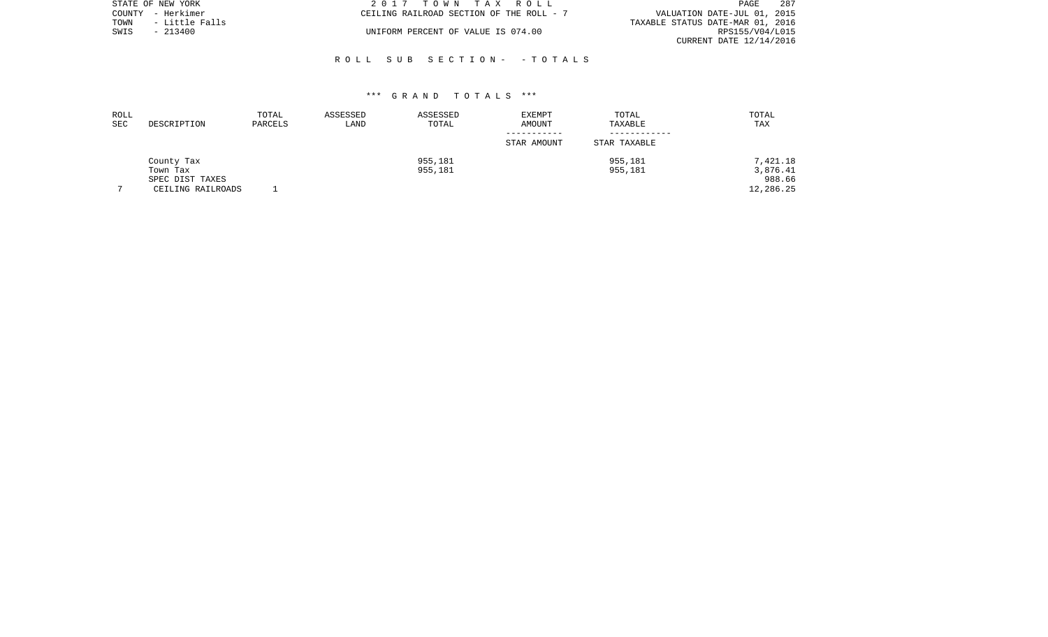STATE OF NEW YORK
COUNTY - Herkimer
TOWN - Little Falls
SWIS - 213400

2 0 1 7 T O W N T A X R O L L
CEILING RAILROAD SECTION OF THE ROLL - 7
UNIFORM PERCENT OF VALUE IS 074.00

VALUATION DATE-JUL 01, 2015
TAXABLE STATUS DATE-MAR 01, 2016
RPS155/V04/L015
CURRENT DATE 12/14/2016

R O L L S U B S E C T I O N - - T O T A L S

\*\*\* G R A N D T O T A L S \*\*\*

| ROLL SEC | DESCRIPTION | TOTAL PARCELS | ASSESSED LAND | ASSESSED TOTAL | EXEMPT AMOUNT / STAR AMOUNT | TOTAL TAXABLE / STAR TAXABLE | TOTAL TAX |
|---|---|---|---|---|---|---|---|
| | County Tax | | | 955,181 | | 955,181 | 7,421.18 |
| | Town Tax | | | 955,181 | | 955,181 | 3,876.41 |
| | SPEC DIST TAXES | | | | | | 988.66 |
| 7 | CEILING RAILROADS | 1 | | | | | 12,286.25 |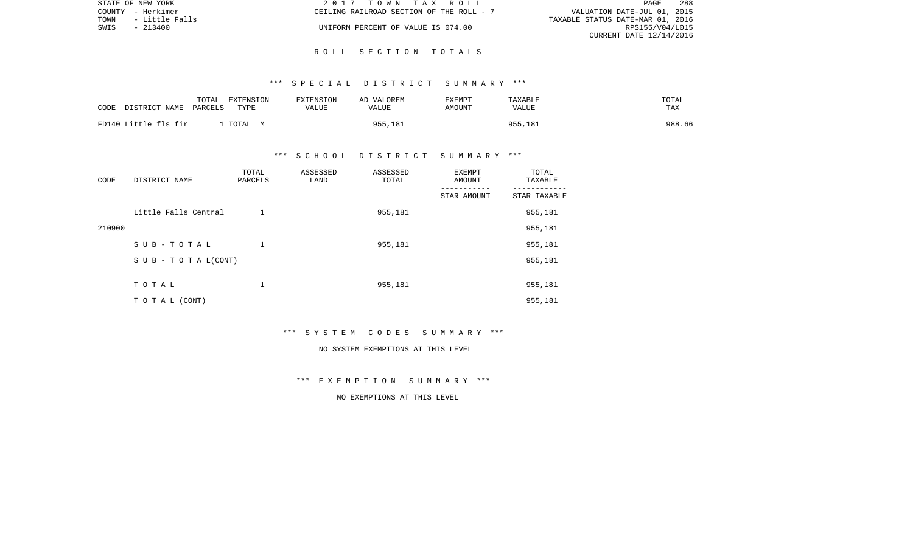STATE OF NEW YORK
COUNTY - Herkimer
TOWN - Little Falls
SWIS - 213400

2017 TOWN TAX ROLL
CEILING RAILROAD SECTION OF THE ROLL - 7
UNIFORM PERCENT OF VALUE IS 074.00

VALUATION DATE-JUL 01, 2015
TAXABLE STATUS DATE-MAR 01, 2016
RPS155/V04/L015
CURRENT DATE 12/14/2016

## ROLL SECTION TOTALS

### *** SPECIAL DISTRICT SUMMARY ***

| CODE DISTRICT NAME | TOTAL PARCELS | EXTENSION TYPE | EXTENSION VALUE | AD VALOREM VALUE | EXEMPT AMOUNT | TAXABLE VALUE | TOTAL TAX |
|---|---|---|---|---|---|---|---|
| FD140 Little fls fir | 1 | TOTAL M | | 955,181 | | 955,181 | 988.66 |

### *** SCHOOL DISTRICT SUMMARY ***

| CODE | DISTRICT NAME | TOTAL PARCELS | ASSESSED LAND | ASSESSED TOTAL | EXEMPT AMOUNT / STAR AMOUNT | TOTAL TAXABLE / STAR TAXABLE |
|---|---|---|---|---|---|---|
| | Little Falls Central | 1 | | 955,181 | | 955,181 |
| 210900 | | | | | | 955,181 |
| | SUB-TOTAL | 1 | | 955,181 | | 955,181 |
| | SUB-TOTAL(CONT) | | | | | 955,181 |
| | TOTAL | 1 | | 955,181 | | 955,181 |
| | TOTAL (CONT) | | | | | 955,181 |

### *** SYSTEM CODES SUMMARY ***

NO SYSTEM EXEMPTIONS AT THIS LEVEL

### *** EXEMPTION SUMMARY ***

NO EXEMPTIONS AT THIS LEVEL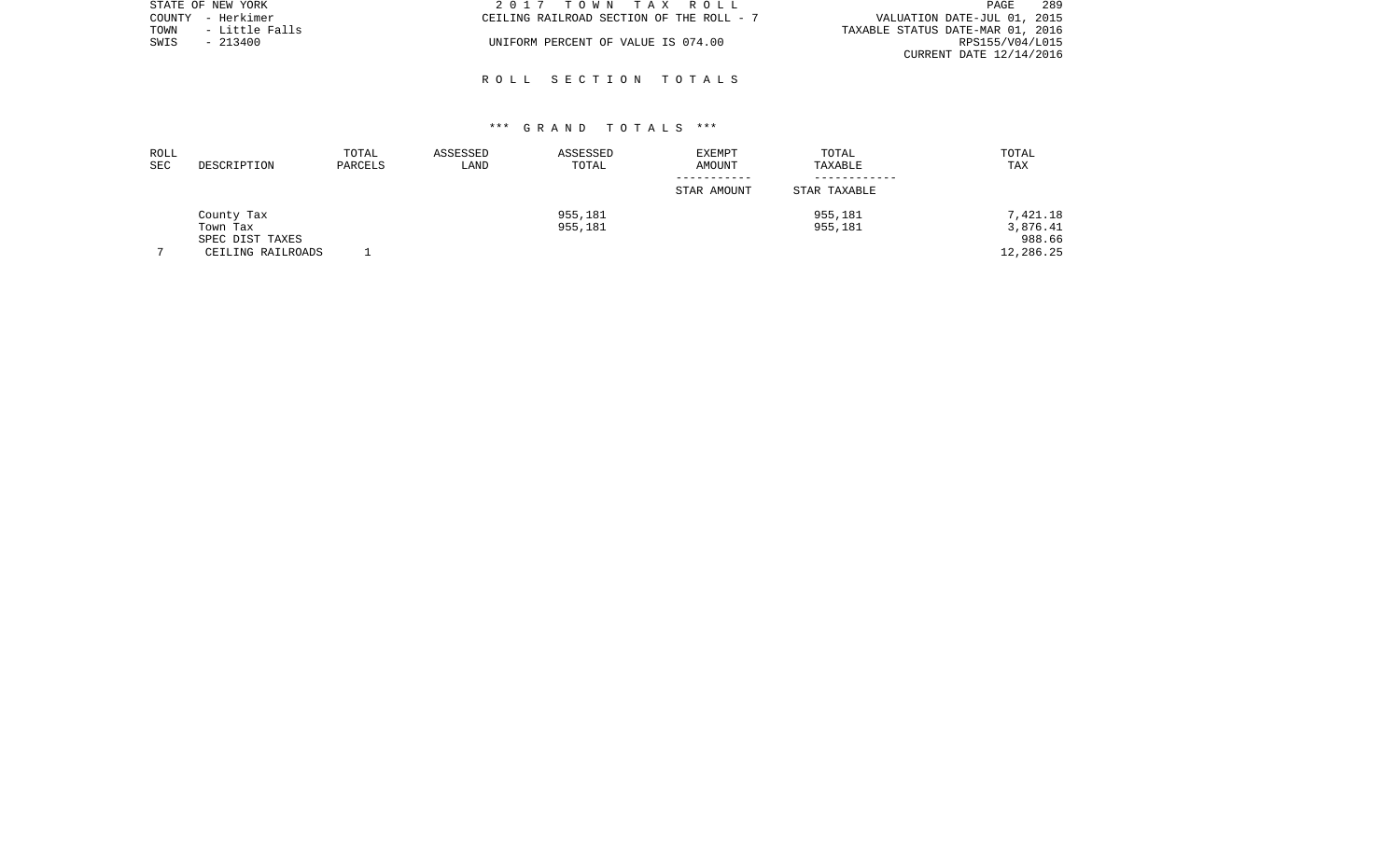STATE OF NEW YORK | 2017 TOWN TAX ROLL | VALUATION DATE-JUL 01, 2015
COUNTY - Herkimer | CEILING RAILROAD SECTION OF THE ROLL - 7 | TAXABLE STATUS DATE-MAR 01, 2016
TOWN - Little Falls | | RPS155/V04/L015
SWIS - 213400 | UNIFORM PERCENT OF VALUE IS 074.00 | CURRENT DATE 12/14/2016

## R O L L  S E C T I O N  T O T A L S

### *** G R A N D  T O T A L S ***

| ROLL SEC | DESCRIPTION | TOTAL PARCELS | ASSESSED LAND | ASSESSED TOTAL | EXEMPT AMOUNT / STAR AMOUNT | TOTAL TAXABLE / STAR TAXABLE | TOTAL TAX |
|---|---|---|---|---|---|---|---|
| | County Tax | | | 955,181 | | 955,181 | 7,421.18 |
| | Town Tax | | | 955,181 | | 955,181 | 3,876.41 |
| | SPEC DIST TAXES | | | | | | 988.66 |
| 7 | CEILING RAILROADS | 1 | | | | | 12,286.25 |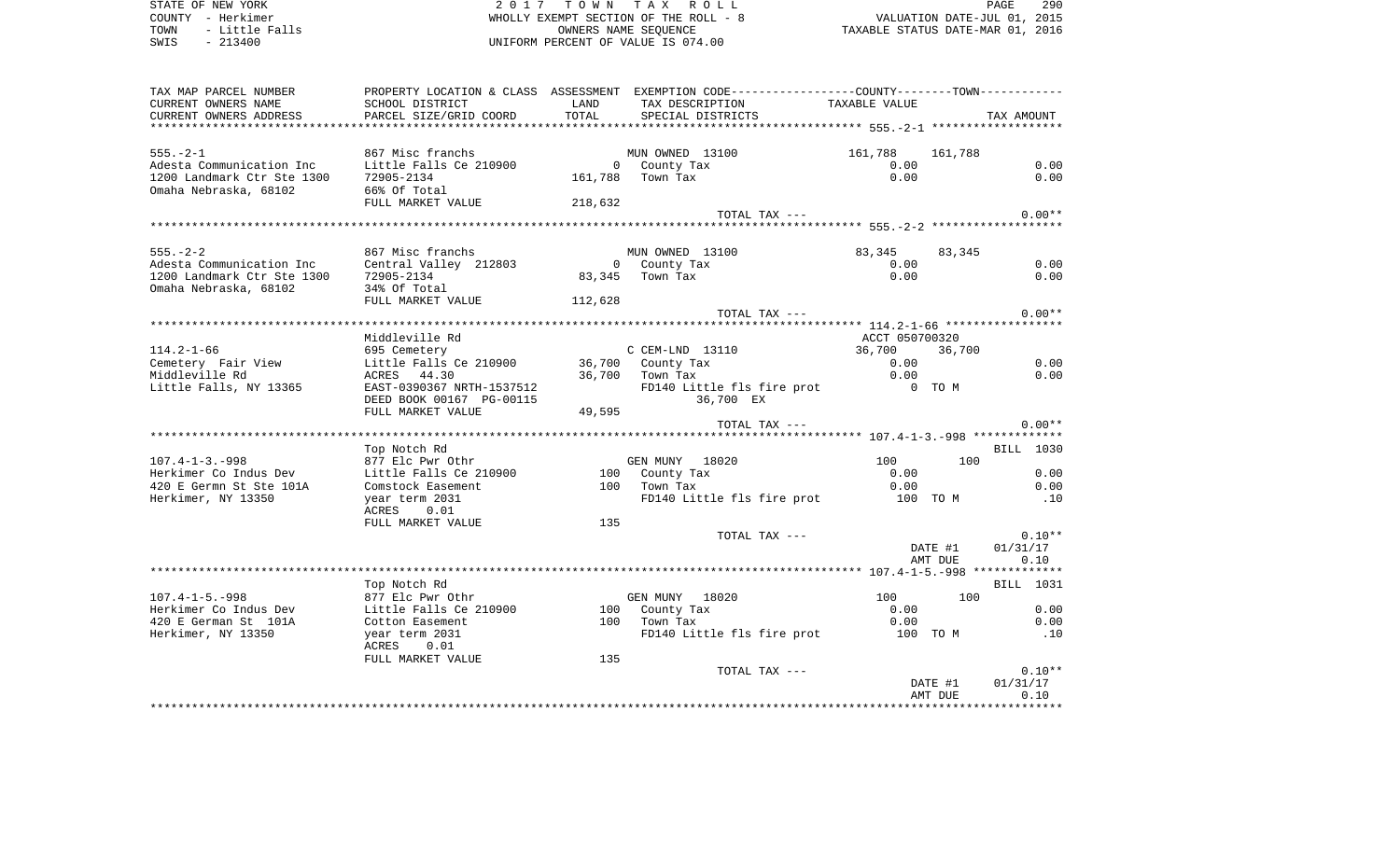STATE OF NEW YORK
COUNTY - Herkimer
TOWN - Little Falls
SWIS - 213400

2 0 1 7 T O W N T A X R O L L
WHOLLY EXEMPT SECTION OF THE ROLL - 8
OWNERS NAME SEQUENCE
UNIFORM PERCENT OF VALUE IS 074.00

VALUATION DATE-JUL 01, 2015
TAXABLE STATUS DATE-MAR 01, 2016

| TAX MAP PARCEL NUMBER / CURRENT OWNERS NAME / CURRENT OWNERS ADDRESS | PROPERTY LOCATION & CLASS / SCHOOL DISTRICT / PARCEL SIZE/GRID COORD | ASSESSMENT LAND / TOTAL | EXEMPTION CODE / TAX DESCRIPTION / SPECIAL DISTRICTS | COUNTY / TAXABLE VALUE | TOWN | TAX AMOUNT |
|---|---|---|---|---|---|---|
| **555.-2-1** | | | | | | |
| 555.-2-1 | 867 Misc franchs | | MUN OWNED 13100 | 161,788 | 161,788 | |
| Adesta Communication Inc | Little Falls Ce 210900 | 0 | County Tax | 0.00 | | 0.00 |
| 1200 Landmark Ctr Ste 1300 | 72905-2134 | 161,788 | Town Tax | 0.00 | | 0.00 |
| Omaha Nebraska, 68102 | 66% Of Total | | | | | |
| | FULL MARKET VALUE | 218,632 | | | | |
| | | | TOTAL TAX --- | | | 0.00** |
| **555.-2-2** | | | | | | |
| 555.-2-2 | 867 Misc franchs | | MUN OWNED 13100 | 83,345 | 83,345 | |
| Adesta Communication Inc | Central Valley 212803 | 0 | County Tax | 0.00 | | 0.00 |
| 1200 Landmark Ctr Ste 1300 | 72905-2134 | 83,345 | Town Tax | 0.00 | | 0.00 |
| Omaha Nebraska, 68102 | 34% Of Total | | | | | |
| | FULL MARKET VALUE | 112,628 | | | | |
| | | | TOTAL TAX --- | | | 0.00** |
| **114.2-1-66** | | | | | | |
| | Middleville Rd | | | ACCT 050700320 | | |
| 114.2-1-66 | 695 Cemetery | | C CEM-LND 13110 | 36,700 | 36,700 | |
| Cemetery Fair View | Little Falls Ce 210900 | 36,700 | County Tax | 0.00 | | 0.00 |
| Middleville Rd | ACRES 44.30 | 36,700 | Town Tax | 0.00 | | 0.00 |
| Little Falls, NY 13365 | EAST-0390367 NRTH-1537512 | | FD140 Little fls fire prot | 0 TO M | | |
| | DEED BOOK 00167 PG-00115 | | 36,700 EX | | | |
| | FULL MARKET VALUE | 49,595 | | | | |
| | | | TOTAL TAX --- | | | 0.00** |
| **107.4-1-3.-998** | | | | | | |
| | Top Notch Rd | | | | | BILL 1030 |
| 107.4-1-3.-998 | 877 Elc Pwr Othr | | GEN MUNY 18020 | 100 | 100 | |
| Herkimer Co Indus Dev | Little Falls Ce 210900 | 100 | County Tax | 0.00 | | 0.00 |
| 420 E Germn St Ste 101A | Comstock Easement | 100 | Town Tax | 0.00 | | 0.00 |
| Herkimer, NY 13350 | year term 2031 | | FD140 Little fls fire prot | 100 TO M | | .10 |
| | ACRES 0.01 | | | | | |
| | FULL MARKET VALUE | 135 | | | | |
| | | | TOTAL TAX --- | | | 0.10** |
| | | | | | DATE #1 | 01/31/17 |
| | | | | | AMT DUE | 0.10 |
| **107.4-1-5.-998** | | | | | | |
| | Top Notch Rd | | | | | BILL 1031 |
| 107.4-1-5.-998 | 877 Elc Pwr Othr | | GEN MUNY 18020 | 100 | 100 | |
| Herkimer Co Indus Dev | Little Falls Ce 210900 | 100 | County Tax | 0.00 | | 0.00 |
| 420 E German St 101A | Cotton Easement | 100 | Town Tax | 0.00 | | 0.00 |
| Herkimer, NY 13350 | year term 2031 | | FD140 Little fls fire prot | 100 TO M | | .10 |
| | ACRES 0.01 | | | | | |
| | FULL MARKET VALUE | 135 | | | | |
| | | | TOTAL TAX --- | | | 0.10** |
| | | | | | DATE #1 | 01/31/17 |
| | | | | | AMT DUE | 0.10 |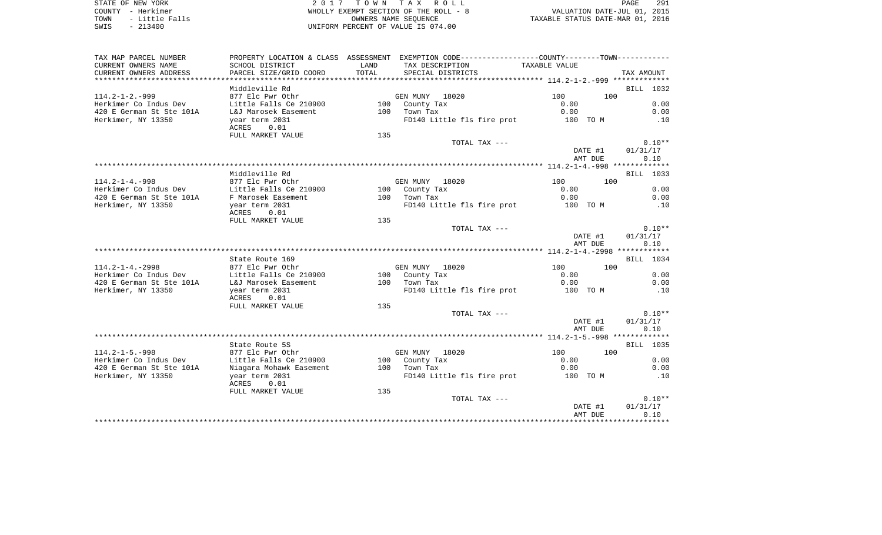STATE OF NEW YORK
COUNTY - Herkimer
TOWN - Little Falls
SWIS - 213400

2017 TOWN TAX ROLL
WHOLLY EXEMPT SECTION OF THE ROLL - 8
OWNERS NAME SEQUENCE
UNIFORM PERCENT OF VALUE IS 074.00

VALUATION DATE-JUL 01, 2015
TAXABLE STATUS DATE-MAR 01, 2016

| TAX MAP PARCEL NUMBER<br>CURRENT OWNERS NAME<br>CURRENT OWNERS ADDRESS | PROPERTY LOCATION & CLASS<br>SCHOOL DISTRICT<br>PARCEL SIZE/GRID COORD | ASSESSMENT<br>LAND<br>TOTAL | EXEMPTION CODE-----COUNTY-----TOWN-----<br>TAX DESCRIPTION<br>SPECIAL DISTRICTS | TAXABLE VALUE | TAX AMOUNT |
|---|---|---|---|---|---|
| **114.2-1-2.-999** | Middleville Rd | | | | BILL 1032 |
| 114.2-1-2.-999 | 877 Elc Pwr Othr | | GEN MUNY 18020 | 100 100 | |
| Herkimer Co Indus Dev | Little Falls Ce 210900 | 100 | County Tax | 0.00 | 0.00 |
| 420 E German St Ste 101A | L&J Marosek Easement | 100 | Town Tax | 0.00 | 0.00 |
| Herkimer, NY 13350 | year term 2031 | | FD140 Little fls fire prot | 100 TO M | .10 |
| | ACRES 0.01 | | | | |
| | FULL MARKET VALUE | 135 | | | |
| | | | TOTAL TAX --- | | 0.10** |
| | | | | DATE #1 | 01/31/17 |
| | | | | AMT DUE | 0.10 |
| **114.2-1-4.-998** | Middleville Rd | | | | BILL 1033 |
| 114.2-1-4.-998 | 877 Elc Pwr Othr | | GEN MUNY 18020 | 100 100 | |
| Herkimer Co Indus Dev | Little Falls Ce 210900 | 100 | County Tax | 0.00 | 0.00 |
| 420 E German St Ste 101A | F Marosek Easement | 100 | Town Tax | 0.00 | 0.00 |
| Herkimer, NY 13350 | year term 2031 | | FD140 Little fls fire prot | 100 TO M | .10 |
| | ACRES 0.01 | | | | |
| | FULL MARKET VALUE | 135 | | | |
| | | | TOTAL TAX --- | | 0.10** |
| | | | | DATE #1 | 01/31/17 |
| | | | | AMT DUE | 0.10 |
| **114.2-1-4.-2998** | State Route 169 | | | | BILL 1034 |
| 114.2-1-4.-2998 | 877 Elc Pwr Othr | | GEN MUNY 18020 | 100 100 | |
| Herkimer Co Indus Dev | Little Falls Ce 210900 | 100 | County Tax | 0.00 | 0.00 |
| 420 E German St Ste 101A | L&J Marosek Easement | 100 | Town Tax | 0.00 | 0.00 |
| Herkimer, NY 13350 | year term 2031 | | FD140 Little fls fire prot | 100 TO M | .10 |
| | ACRES 0.01 | | | | |
| | FULL MARKET VALUE | 135 | | | |
| | | | TOTAL TAX --- | | 0.10** |
| | | | | DATE #1 | 01/31/17 |
| | | | | AMT DUE | 0.10 |
| **114.2-1-5.-998** | State Route 5S | | | | BILL 1035 |
| 114.2-1-5.-998 | 877 Elc Pwr Othr | | GEN MUNY 18020 | 100 100 | |
| Herkimer Co Indus Dev | Little Falls Ce 210900 | 100 | County Tax | 0.00 | 0.00 |
| 420 E German St Ste 101A | Niagara Mohawk Easement | 100 | Town Tax | 0.00 | 0.00 |
| Herkimer, NY 13350 | year term 2031 | | FD140 Little fls fire prot | 100 TO M | .10 |
| | ACRES 0.01 | | | | |
| | FULL MARKET VALUE | 135 | | | |
| | | | TOTAL TAX --- | | 0.10** |
| | | | | DATE #1 | 01/31/17 |
| | | | | AMT DUE | 0.10 |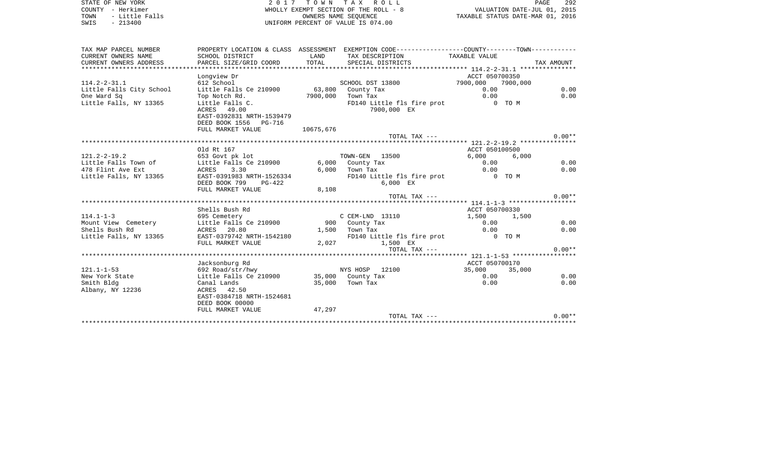STATE OF NEW YORK
COUNTY - Herkimer
TOWN - Little Falls
SWIS - 213400

2017 TOWN TAX ROLL
WHOLLY EXEMPT SECTION OF THE ROLL - 8
OWNERS NAME SEQUENCE
UNIFORM PERCENT OF VALUE IS 074.00

VALUATION DATE-JUL 01, 2015
TAXABLE STATUS DATE-MAR 01, 2016

| TAX MAP PARCEL NUMBER<br>CURRENT OWNERS NAME<br>CURRENT OWNERS ADDRESS | PROPERTY LOCATION & CLASS<br>SCHOOL DISTRICT<br>PARCEL SIZE/GRID COORD | ASSESSMENT<br>LAND<br>TOTAL | EXEMPTION CODE-----COUNTY-----TOWN<br>TAX DESCRIPTION<br>SPECIAL DISTRICTS | TAXABLE VALUE | TAX AMOUNT |
|---|---|---|---|---|---|
| **114.2-2-31.1** | Longview Dr | | | ACCT 050700350 | |
| 114.2-2-31.1 | 612 School | | SCHOOL DST 13800 | 7900,000 7900,000 | |
| Little Falls City School | Little Falls Ce 210900 | 63,800 | County Tax | 0.00 | 0.00 |
| One Ward Sq | Top Notch Rd. | 7900,000 | Town Tax | 0.00 | 0.00 |
| Little Falls, NY 13365 | Little Falls C. | | FD140 Little fls fire prot | 0 TO M | |
| | ACRES 49.00 | | 7900,000 EX | | |
| | EAST-0392831 NRTH-1539479 | | | | |
| | DEED BOOK 1556 PG-716 | | | | |
| | FULL MARKET VALUE | 10675,676 | | | |
| | | | TOTAL TAX --- | | 0.00** |
| **121.2-2-19.2** | Old Rt 167 | | | ACCT 050100500 | |
| 121.2-2-19.2 | 653 Govt pk lot | | TOWN-GEN 13500 | 6,000 6,000 | |
| Little Falls Town of | Little Falls Ce 210900 | 6,000 | County Tax | 0.00 | 0.00 |
| 478 Flint Ave Ext | ACRES 3.30 | 6,000 | Town Tax | 0.00 | 0.00 |
| Little Falls, NY 13365 | EAST-0391983 NRTH-1526334 | | FD140 Little fls fire prot | 0 TO M | |
| | DEED BOOK 799 PG-422 | | 6,000 EX | | |
| | FULL MARKET VALUE | 8,108 | | | |
| | | | TOTAL TAX --- | | 0.00** |
| **114.1-1-3** | Shells Bush Rd | | | ACCT 050700330 | |
| 114.1-1-3 | 695 Cemetery | | C CEM-LND 13110 | 1,500 1,500 | |
| Mount View Cemetery | Little Falls Ce 210900 | 900 | County Tax | 0.00 | 0.00 |
| Shells Bush Rd | ACRES 20.80 | 1,500 | Town Tax | 0.00 | 0.00 |
| Little Falls, NY 13365 | EAST-0379742 NRTH-1542180 | | FD140 Little fls fire prot | 0 TO M | |
| | FULL MARKET VALUE | 2,027 | 1,500 EX | | |
| | | | TOTAL TAX --- | | 0.00** |
| **121.1-1-53** | Jacksonburg Rd | | | ACCT 050700170 | |
| 121.1-1-53 | 692 Road/str/hwy | | NYS HOSP 12100 | 35,000 35,000 | |
| New York State | Little Falls Ce 210900 | 35,000 | County Tax | 0.00 | 0.00 |
| Smith Bldg | Canal Lands | 35,000 | Town Tax | 0.00 | 0.00 |
| Albany, NY 12236 | ACRES 42.50 | | | | |
| | EAST-0384718 NRTH-1524681 | | | | |
| | DEED BOOK 00000 | | | | |
| | FULL MARKET VALUE | 47,297 | | | |
| | | | TOTAL TAX --- | | 0.00** |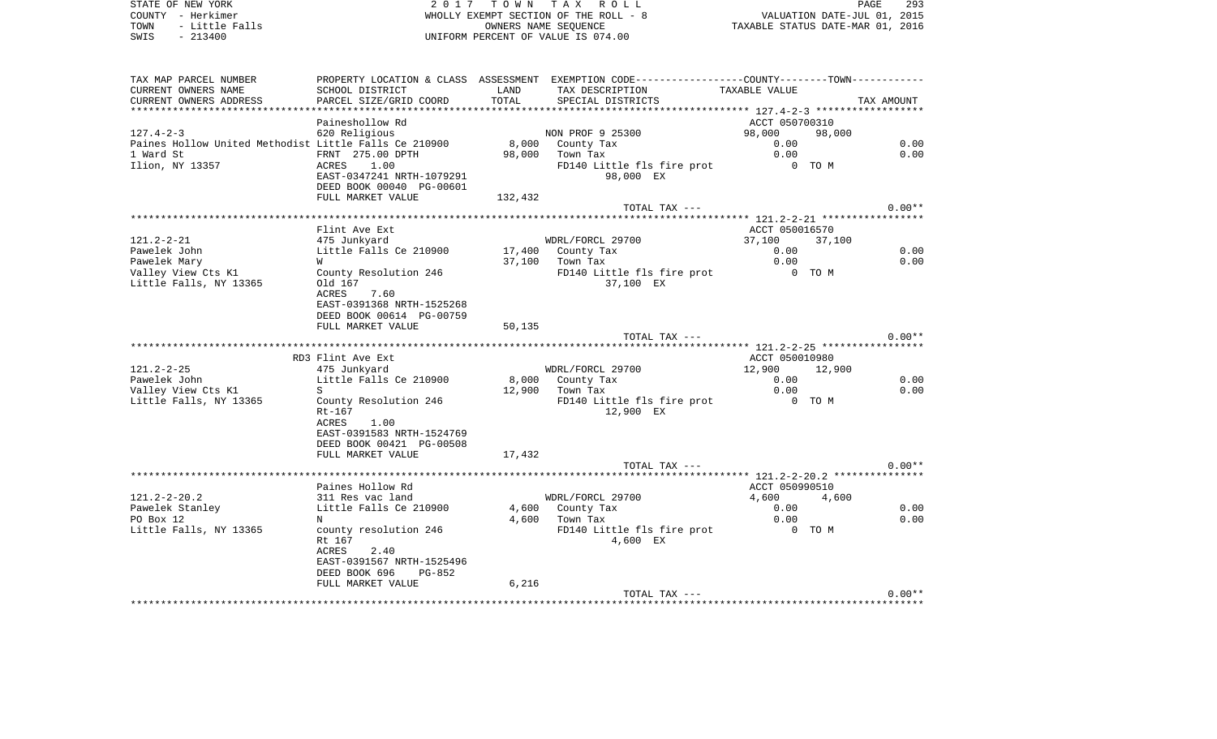STATE OF NEW YORK — 2017 TOWN TAX ROLL
COUNTY - Herkimer — WHOLLY EXEMPT SECTION OF THE ROLL - 8 — VALUATION DATE-JUL 01, 2015
TOWN - Little Falls — OWNERS NAME SEQUENCE — TAXABLE STATUS DATE-MAR 01, 2016
SWIS - 213400 — UNIFORM PERCENT OF VALUE IS 074.00

| TAX MAP PARCEL NUMBER / CURRENT OWNERS NAME / CURRENT OWNERS ADDRESS | PROPERTY LOCATION & CLASS / SCHOOL DISTRICT / PARCEL SIZE/GRID COORD | ASSESSMENT LAND / TOTAL | EXEMPTION CODE / TAX DESCRIPTION / SPECIAL DISTRICTS | COUNTY TAXABLE VALUE | TOWN | TAX AMOUNT |
|---|---|---|---|---|---|---|
| **127.4-2-3** | Paineshollow Rd | | | ACCT 050700310 | | |
| 127.4-2-3 | 620 Religious | | NON PROF 9 25300 | 98,000 | 98,000 | |
| Paines Hollow United Methodist | Little Falls Ce 210900 | 8,000 | County Tax | 0.00 | | 0.00 |
| 1 Ward St | FRNT 275.00 DPTH | 98,000 | Town Tax | 0.00 | | 0.00 |
| Ilion, NY 13357 | ACRES 1.00 | | FD140 Little fls fire prot | 0 TO M | | |
| | EAST-0347241 NRTH-1079291 | | 98,000 EX | | | |
| | DEED BOOK 00040 PG-00601 | | | | | |
| | FULL MARKET VALUE | 132,432 | | | | |
| | | | TOTAL TAX --- | | | 0.00** |
| **121.2-2-21** | Flint Ave Ext | | | ACCT 050016570 | | |
| 121.2-2-21 | 475 Junkyard | | WDRL/FORCL 29700 | 37,100 | 37,100 | |
| Pawelek John | Little Falls Ce 210900 | 17,400 | County Tax | 0.00 | | 0.00 |
| Pawelek Mary | W | 37,100 | Town Tax | 0.00 | | 0.00 |
| Valley View Cts K1 | County Resolution 246 | | FD140 Little fls fire prot | 0 TO M | | |
| Little Falls, NY 13365 | Old 167 | | 37,100 EX | | | |
| | ACRES 7.60 | | | | | |
| | EAST-0391368 NRTH-1525268 | | | | | |
| | DEED BOOK 00614 PG-00759 | | | | | |
| | FULL MARKET VALUE | 50,135 | | | | |
| | | | TOTAL TAX --- | | | 0.00** |
| **121.2-2-25** | RD3 Flint Ave Ext | | | ACCT 050010980 | | |
| 121.2-2-25 | 475 Junkyard | | WDRL/FORCL 29700 | 12,900 | 12,900 | |
| Pawelek John | Little Falls Ce 210900 | 8,000 | County Tax | 0.00 | | 0.00 |
| Valley View Cts K1 | S | 12,900 | Town Tax | 0.00 | | 0.00 |
| Little Falls, NY 13365 | County Resolution 246 | | FD140 Little fls fire prot | 0 TO M | | |
| | Rt-167 | | 12,900 EX | | | |
| | ACRES 1.00 | | | | | |
| | EAST-0391583 NRTH-1524769 | | | | | |
| | DEED BOOK 00421 PG-00508 | | | | | |
| | FULL MARKET VALUE | 17,432 | | | | |
| | | | TOTAL TAX --- | | | 0.00** |
| **121.2-2-20.2** | Paines Hollow Rd | | | ACCT 050990510 | | |
| 121.2-2-20.2 | 311 Res vac land | | WDRL/FORCL 29700 | 4,600 | 4,600 | |
| Pawelek Stanley | Little Falls Ce 210900 | 4,600 | County Tax | 0.00 | | 0.00 |
| PO Box 12 | N | 4,600 | Town Tax | 0.00 | | 0.00 |
| Little Falls, NY 13365 | county resolution 246 | | FD140 Little fls fire prot | 0 TO M | | |
| | Rt 167 | | 4,600 EX | | | |
| | ACRES 2.40 | | | | | |
| | EAST-0391567 NRTH-1525496 | | | | | |
| | DEED BOOK 696 PG-852 | | | | | |
| | FULL MARKET VALUE | 6,216 | | | | |
| | | | TOTAL TAX --- | | | 0.00** |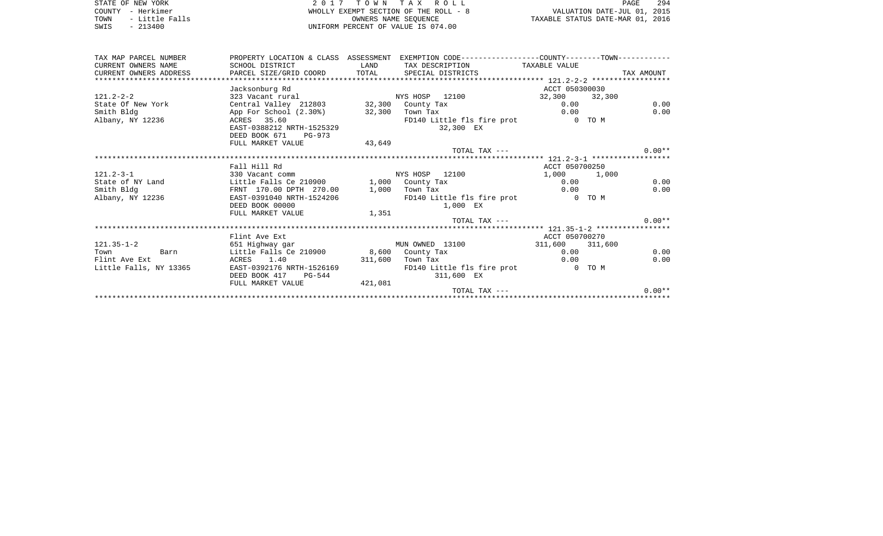STATE OF NEW YORK
COUNTY - Herkimer
TOWN - Little Falls
SWIS - 213400

2017 TOWN TAX ROLL
WHOLLY EXEMPT SECTION OF THE ROLL - 8
OWNERS NAME SEQUENCE
UNIFORM PERCENT OF VALUE IS 074.00

VALUATION DATE-JUL 01, 2015
TAXABLE STATUS DATE-MAR 01, 2016

| TAX MAP PARCEL NUMBER / CURRENT OWNERS NAME / CURRENT OWNERS ADDRESS | PROPERTY LOCATION & CLASS / SCHOOL DISTRICT / PARCEL SIZE/GRID COORD | ASSESSMENT LAND / TOTAL | EXEMPTION CODE / TAX DESCRIPTION / SPECIAL DISTRICTS | COUNTY TAXABLE VALUE | TOWN | TAX AMOUNT |
|---|---|---|---|---|---|---|
| **121.2-2-2** | Jacksonburg Rd | | | ACCT 050300030 | | |
| 121.2-2-2 | 323 Vacant rural | | NYS HOSP 12100 | 32,300 | 32,300 | |
| State Of New York | Central Valley 212803 | 32,300 | County Tax | 0.00 | | 0.00 |
| Smith Bldg | App For School (2.30%) | 32,300 | Town Tax | 0.00 | | 0.00 |
| Albany, NY 12236 | ACRES 35.60 | | FD140 Little fls fire prot | 0 TO M | | |
| | EAST-0388212 NRTH-1525329 | | 32,300 EX | | | |
| | DEED BOOK 671 PG-973 | | | | | |
| | FULL MARKET VALUE | 43,649 | | | | |
| | | | TOTAL TAX --- | | | 0.00** |
| **121.2-3-1** | Fall Hill Rd | | | ACCT 050700250 | | |
| 121.2-3-1 | 330 Vacant comm | | NYS HOSP 12100 | 1,000 | 1,000 | |
| State of NY Land | Little Falls Ce 210900 | 1,000 | County Tax | 0.00 | | 0.00 |
| Smith Bldg | FRNT 170.00 DPTH 270.00 | 1,000 | Town Tax | 0.00 | | 0.00 |
| Albany, NY 12236 | EAST-0391040 NRTH-1524206 | | FD140 Little fls fire prot | 0 TO M | | |
| | DEED BOOK 00000 | | 1,000 EX | | | |
| | FULL MARKET VALUE | 1,351 | | | | |
| | | | TOTAL TAX --- | | | 0.00** |
| **121.35-1-2** | Flint Ave Ext | | | ACCT 050700270 | | |
| 121.35-1-2 | 651 Highway gar | | MUN OWNED 13100 | 311,600 | 311,600 | |
| Town Barn | Little Falls Ce 210900 | 8,600 | County Tax | 0.00 | | 0.00 |
| Flint Ave Ext | ACRES 1.40 | 311,600 | Town Tax | 0.00 | | 0.00 |
| Little Falls, NY 13365 | EAST-0392176 NRTH-1526169 | | FD140 Little fls fire prot | 0 TO M | | |
| | DEED BOOK 417 PG-544 | | 311,600 EX | | | |
| | FULL MARKET VALUE | 421,081 | | | | |
| | | | TOTAL TAX --- | | | 0.00** |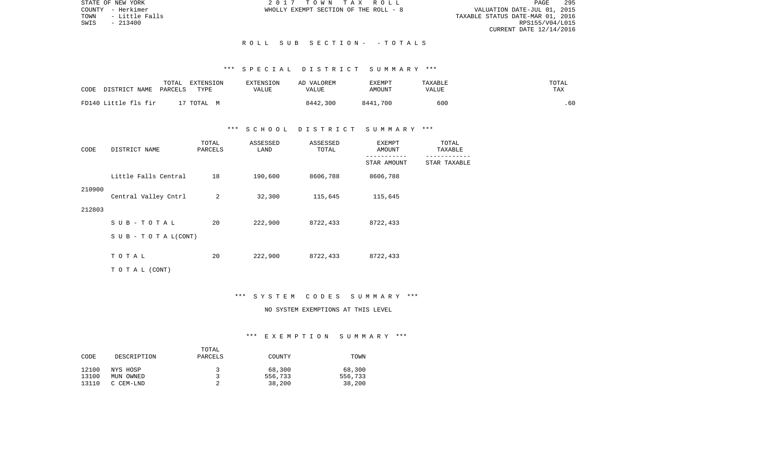STATE OF NEW YORK
COUNTY - Herkimer
TOWN - Little Falls
SWIS - 213400

2017 TOWN TAX ROLL
WHOLLY EXEMPT SECTION OF THE ROLL - 8

VALUATION DATE-JUL 01, 2015
TAXABLE STATUS DATE-MAR 01, 2016
RPS155/V04/L015
CURRENT DATE 12/14/2016

## ROLL SUB SECTION- - TOTALS

### *** SPECIAL DISTRICT SUMMARY ***

| CODE DISTRICT NAME | TOTAL PARCELS | EXTENSION TYPE | EXTENSION VALUE | AD VALOREM VALUE | EXEMPT AMOUNT | TAXABLE VALUE | TOTAL TAX |
|---|---|---|---|---|---|---|---|
| FD140 Little fls fir | 17 | TOTAL M | | 8442,300 | 8441,700 | 600 | .60 |

### *** SCHOOL DISTRICT SUMMARY ***

| CODE | DISTRICT NAME | TOTAL PARCELS | ASSESSED LAND | ASSESSED TOTAL | EXEMPT AMOUNT / STAR AMOUNT | TOTAL TAXABLE / STAR TAXABLE |
|---|---|---|---|---|---|---|
| 210900 | Little Falls Central | 18 | 190,600 | 8606,788 | 8606,788 | |
| 212803 | Central Valley Cntrl | 2 | 32,300 | 115,645 | 115,645 | |
| | SUB-TOTAL | 20 | 222,900 | 8722,433 | 8722,433 | |
| | SUB-TOTAL(CONT) | | | | | |
| | TOTAL | 20 | 222,900 | 8722,433 | 8722,433 | |
| | TOTAL (CONT) | | | | | |

### *** SYSTEM CODES SUMMARY ***

NO SYSTEM EXEMPTIONS AT THIS LEVEL

### *** EXEMPTION SUMMARY ***

| CODE | DESCRIPTION | TOTAL PARCELS | COUNTY | TOWN |
|---|---|---|---|---|
| 12100 | NYS HOSP | 3 | 68,300 | 68,300 |
| 13100 | MUN OWNED | 3 | 556,733 | 556,733 |
| 13110 | C CEM-LND | 2 | 38,200 | 38,200 |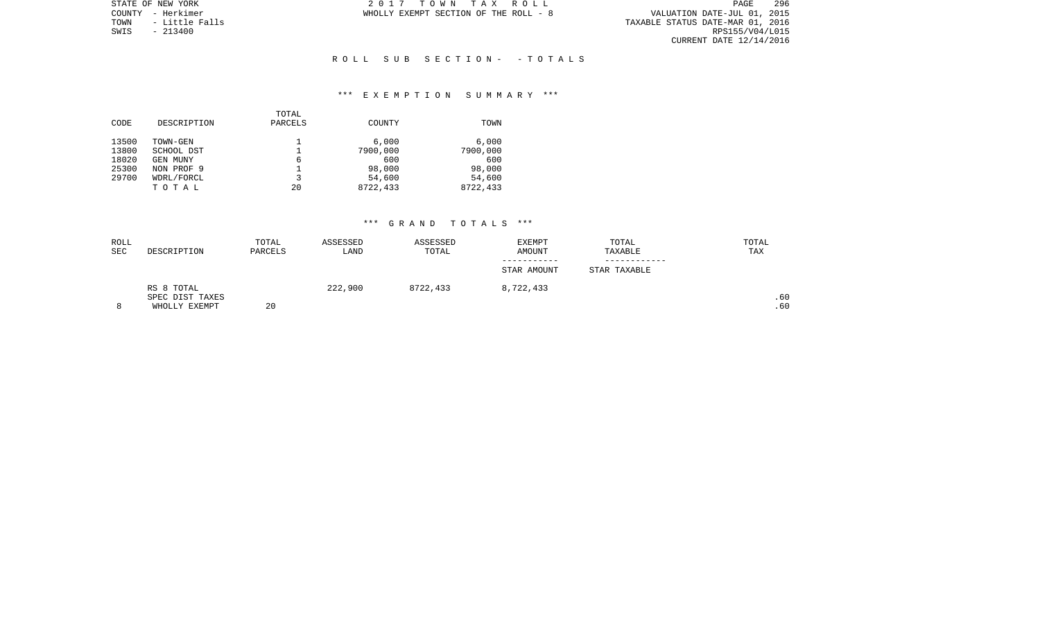STATE OF NEW YORK
COUNTY - Herkimer
TOWN - Little Falls
SWIS - 213400

2 0 1 7 T O W N T A X R O L L
WHOLLY EXEMPT SECTION OF THE ROLL - 8

VALUATION DATE-JUL 01, 2015
TAXABLE STATUS DATE-MAR 01, 2016
RPS155/V04/L015
CURRENT DATE 12/14/2016

## R O L L S U B S E C T I O N - - T O T A L S

### *** E X E M P T I O N S U M M A R Y ***

| CODE | DESCRIPTION | TOTAL PARCELS | COUNTY | TOWN |
|---|---|---|---|---|
| 13500 | TOWN-GEN | 1 | 6,000 | 6,000 |
| 13800 | SCHOOL DST | 1 | 7900,000 | 7900,000 |
| 18020 | GEN MUNY | 6 | 600 | 600 |
| 25300 | NON PROF 9 | 1 | 98,000 | 98,000 |
| 29700 | WDRL/FORCL | 3 | 54,600 | 54,600 |
| | T O T A L | 20 | 8722,433 | 8722,433 |

### *** G R A N D T O T A L S ***

| ROLL SEC | DESCRIPTION | TOTAL PARCELS | ASSESSED LAND | ASSESSED TOTAL | EXEMPT AMOUNT / STAR AMOUNT | TOTAL TAXABLE / STAR TAXABLE | TOTAL TAX |
|---|---|---|---|---|---|---|---|
| | RS 8 TOTAL | | 222,900 | 8722,433 | 8,722,433 | | |
| | SPEC DIST TAXES | | | | | | .60 |
| 8 | WHOLLY EXEMPT | 20 | | | | | .60 |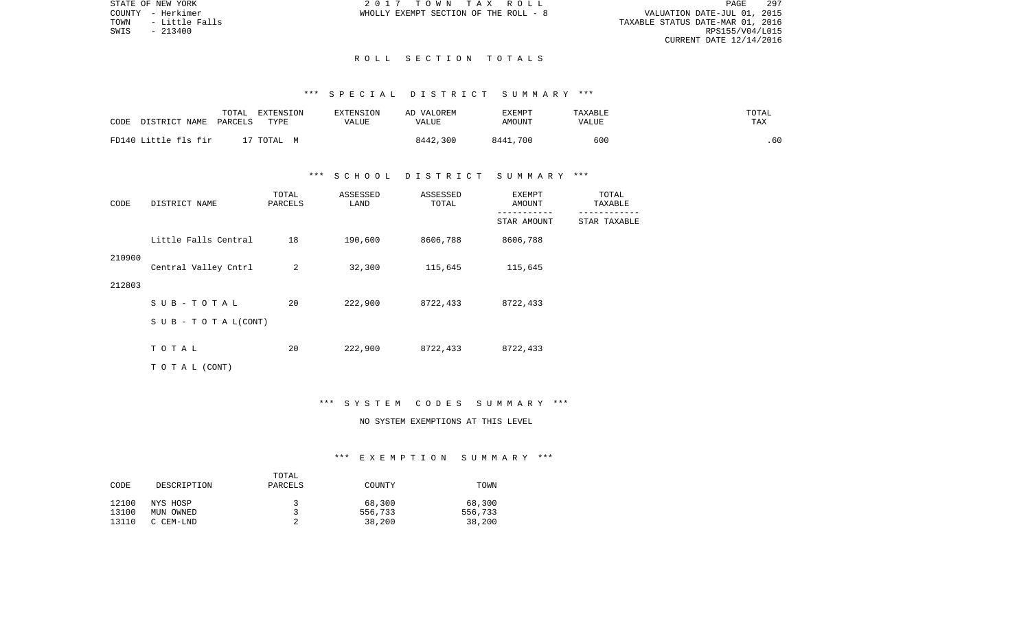STATE OF NEW YORK
COUNTY - Herkimer
TOWN - Little Falls
SWIS - 213400

2017 TOWN TAX ROLL
WHOLLY EXEMPT SECTION OF THE ROLL - 8

VALUATION DATE-JUL 01, 2015
TAXABLE STATUS DATE-MAR 01, 2016
RPS155/V04/L015
CURRENT DATE 12/14/2016

# ROLL SECTION TOTALS

## *** SPECIAL DISTRICT SUMMARY ***

| CODE | DISTRICT NAME | TOTAL PARCELS | EXTENSION TYPE | EXTENSION VALUE | AD VALOREM VALUE | EXEMPT AMOUNT | TAXABLE VALUE | TOTAL TAX |
|---|---|---|---|---|---|---|---|---|
| FD140 | Little fls fir | 17 | TOTAL M | | 8442,300 | 8441,700 | 600 | .60 |

## *** SCHOOL DISTRICT SUMMARY ***

| CODE | DISTRICT NAME | TOTAL PARCELS | ASSESSED LAND | ASSESSED TOTAL | EXEMPT AMOUNT / STAR AMOUNT | TOTAL TAXABLE / STAR TAXABLE |
|---|---|---|---|---|---|---|
| 210900 | Little Falls Central | 18 | 190,600 | 8606,788 | 8606,788 | |
| 212803 | Central Valley Cntrl | 2 | 32,300 | 115,645 | 115,645 | |
| | SUB-TOTAL | 20 | 222,900 | 8722,433 | 8722,433 | |
| | SUB-TOTAL(CONT) | | | | | |
| | TOTAL | 20 | 222,900 | 8722,433 | 8722,433 | |
| | TOTAL (CONT) | | | | | |

## *** SYSTEM CODES SUMMARY ***

NO SYSTEM EXEMPTIONS AT THIS LEVEL

## *** EXEMPTION SUMMARY ***

| CODE | DESCRIPTION | TOTAL PARCELS | COUNTY | TOWN |
|---|---|---|---|---|
| 12100 | NYS HOSP | 3 | 68,300 | 68,300 |
| 13100 | MUN OWNED | 3 | 556,733 | 556,733 |
| 13110 | C CEM-LND | 2 | 38,200 | 38,200 |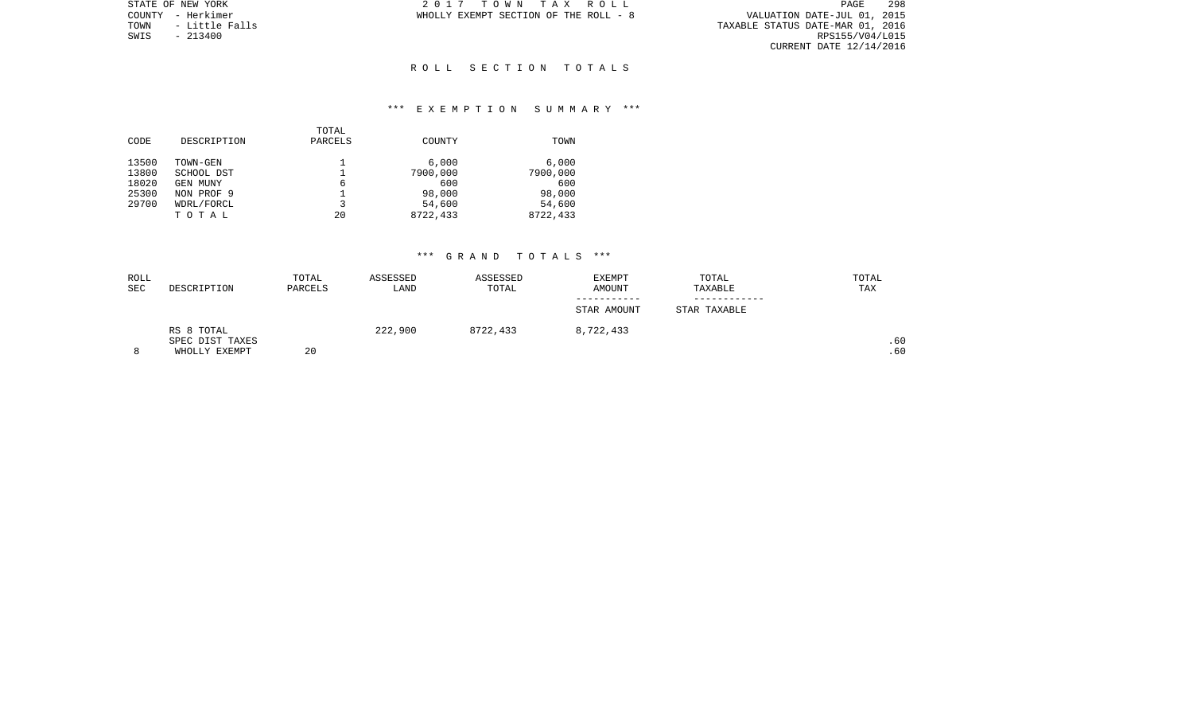STATE OF NEW YORK
COUNTY - Herkimer
TOWN - Little Falls
SWIS - 213400

2017 TOWN TAX ROLL
WHOLLY EXEMPT SECTION OF THE ROLL - 8

VALUATION DATE-JUL 01, 2015
TAXABLE STATUS DATE-MAR 01, 2016
RPS155/V04/L015
CURRENT DATE 12/14/2016

## ROLL SECTION TOTALS

### *** EXEMPTION SUMMARY ***

| CODE | DESCRIPTION | TOTAL PARCELS | COUNTY | TOWN |
|---|---|---|---|---|
| 13500 | TOWN-GEN | 1 | 6,000 | 6,000 |
| 13800 | SCHOOL DST | 1 | 7900,000 | 7900,000 |
| 18020 | GEN MUNY | 6 | 600 | 600 |
| 25300 | NON PROF 9 | 1 | 98,000 | 98,000 |
| 29700 | WDRL/FORCL | 3 | 54,600 | 54,600 |
| | T O T A L | 20 | 8722,433 | 8722,433 |

### *** GRAND TOTALS ***

| ROLL SEC | DESCRIPTION | TOTAL PARCELS | ASSESSED LAND | ASSESSED TOTAL | EXEMPT AMOUNT<br>-----------<br>STAR AMOUNT | TOTAL TAXABLE<br>------------<br>STAR TAXABLE | TOTAL TAX |
|---|---|---|---|---|---|---|---|
| | RS 8 TOTAL | | 222,900 | 8722,433 | 8,722,433 | | |
| | SPEC DIST TAXES | | | | | | .60 |
| 8 | WHOLLY EXEMPT | 20 | | | | | .60 |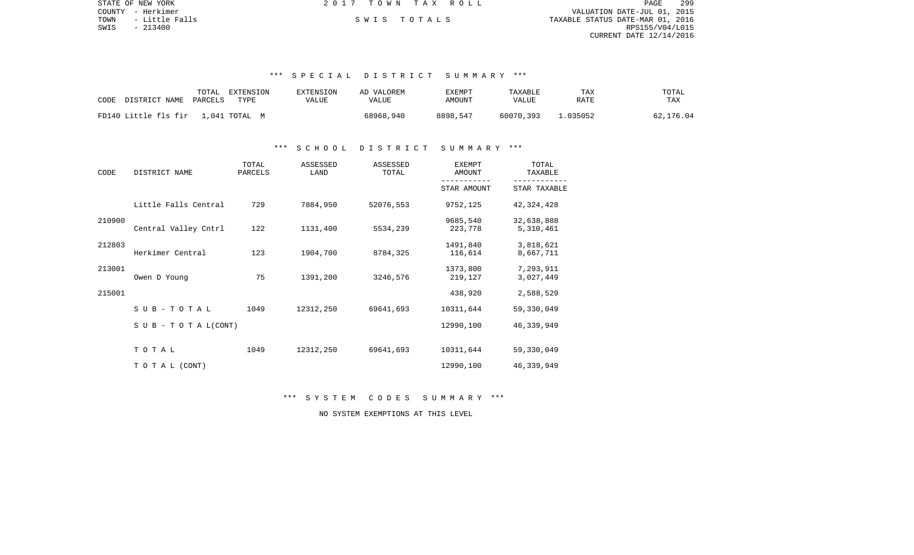## *** SPECIAL DISTRICT SUMMARY ***

| CODE | DISTRICT NAME | TOTAL PARCELS | EXTENSION TYPE | EXTENSION VALUE | AD VALOREM VALUE | EXEMPT AMOUNT | TAXABLE VALUE | TAX RATE | TOTAL TAX |
|---|---|---|---|---|---|---|---|---|---|
| FD140 | Little fls fir | 1,041 | TOTAL M | | 68968,940 | 8898,547 | 60070,393 | 1.035052 | 62,176.04 |

## *** SCHOOL DISTRICT SUMMARY ***

| CODE | DISTRICT NAME | TOTAL PARCELS | ASSESSED LAND | ASSESSED TOTAL | EXEMPT AMOUNT / STAR AMOUNT | TOTAL TAXABLE / STAR TAXABLE |
|---|---|---|---|---|---|---|
| | Little Falls Central | 729 | 7884,950 | 52076,553 | 9752,125 | 42,324,428 |
| 210900 | | | | | 9685,540 | 32,638,888 |
| | Central Valley Cntrl | 122 | 1131,400 | 5534,239 | 223,778 | 5,310,461 |
| 212803 | | | | | 1491,840 | 3,818,621 |
| | Herkimer Central | 123 | 1904,700 | 8784,325 | 116,614 | 8,667,711 |
| 213001 | | | | | 1373,800 | 7,293,911 |
| | Owen D Young | 75 | 1391,200 | 3246,576 | 219,127 | 3,027,449 |
| 215001 | | | | | 438,920 | 2,588,529 |
| | S U B - T O T A L | 1049 | 12312,250 | 69641,693 | 10311,644 | 59,330,049 |
| | S U B - T O T A L (CONT) | | | | 12990,100 | 46,339,949 |
| | T O T A L | 1049 | 12312,250 | 69641,693 | 10311,644 | 59,330,049 |
| | T O T A L (CONT) | | | | 12990,100 | 46,339,949 |

## *** SYSTEM CODES SUMMARY ***

NO SYSTEM EXEMPTIONS AT THIS LEVEL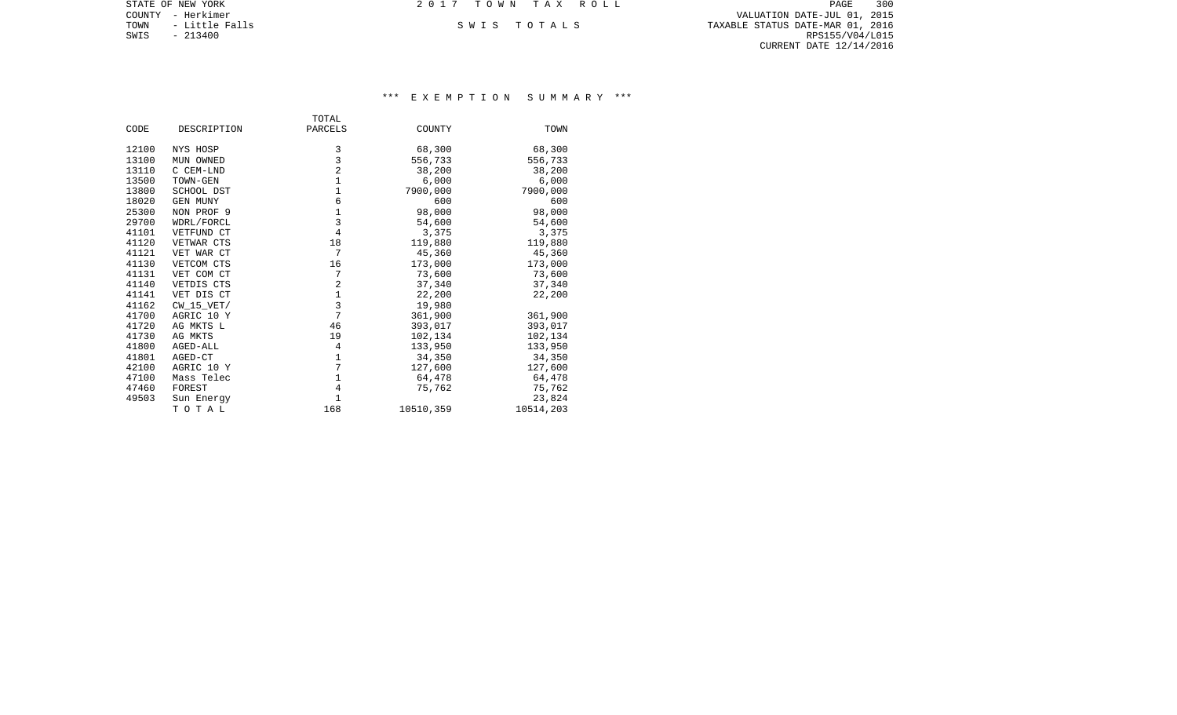STATE OF NEW YORK
COUNTY - Herkimer
TOWN - Little Falls
SWIS - 213400

2 0 1 7 T O W N T A X R O L L

S W I S T O T A L S

VALUATION DATE-JUL 01, 2015
TAXABLE STATUS DATE-MAR 01, 2016
RPS155/V04/L015
CURRENT DATE 12/14/2016

### \*\*\* E X E M P T I O N S U M M A R Y \*\*\*

| CODE | DESCRIPTION | TOTAL PARCELS | COUNTY | TOWN |
|---|---|---|---|---|
| 12100 | NYS HOSP | 3 | 68,300 | 68,300 |
| 13100 | MUN OWNED | 3 | 556,733 | 556,733 |
| 13110 | C CEM-LND | 2 | 38,200 | 38,200 |
| 13500 | TOWN-GEN | 1 | 6,000 | 6,000 |
| 13800 | SCHOOL DST | 1 | 7900,000 | 7900,000 |
| 18020 | GEN MUNY | 6 | 600 | 600 |
| 25300 | NON PROF 9 | 1 | 98,000 | 98,000 |
| 29700 | WDRL/FORCL | 3 | 54,600 | 54,600 |
| 41101 | VETFUND CT | 4 | 3,375 | 3,375 |
| 41120 | VETWAR CTS | 18 | 119,880 | 119,880 |
| 41121 | VET WAR CT | 7 | 45,360 | 45,360 |
| 41130 | VETCOM CTS | 16 | 173,000 | 173,000 |
| 41131 | VET COM CT | 7 | 73,600 | 73,600 |
| 41140 | VETDIS CTS | 2 | 37,340 | 37,340 |
| 41141 | VET DIS CT | 1 | 22,200 | 22,200 |
| 41162 | CW_15_VET/ | 3 | 19,980 | |
| 41700 | AGRIC 10 Y | 7 | 361,900 | 361,900 |
| 41720 | AG MKTS L | 46 | 393,017 | 393,017 |
| 41730 | AG MKTS | 19 | 102,134 | 102,134 |
| 41800 | AGED-ALL | 4 | 133,950 | 133,950 |
| 41801 | AGED-CT | 1 | 34,350 | 34,350 |
| 42100 | AGRIC 10 Y | 7 | 127,600 | 127,600 |
| 47100 | Mass Telec | 1 | 64,478 | 64,478 |
| 47460 | FOREST | 4 | 75,762 | 75,762 |
| 49503 | Sun Energy | 1 | | 23,824 |
| | T O T A L | 168 | 10510,359 | 10514,203 |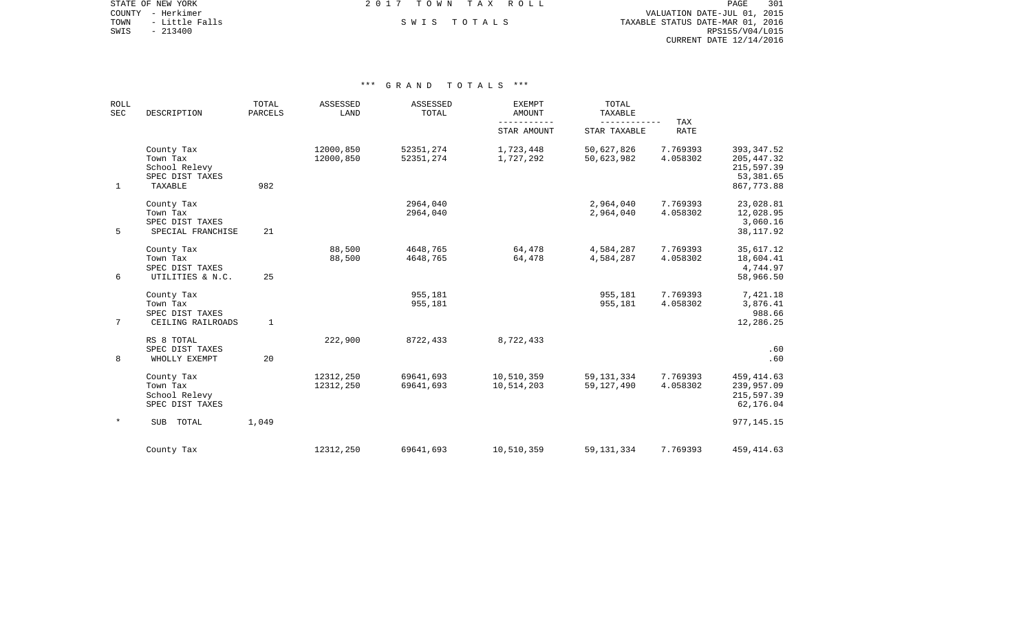STATE OF NEW YORK
COUNTY - Herkimer
TOWN - Little Falls
SWIS - 213400

2017 TOWN TAX ROLL

SWIS TOTALS

VALUATION DATE-JUL 01, 2015
TAXABLE STATUS DATE-MAR 01, 2016
RPS155/V04/L015
CURRENT DATE 12/14/2016

## *** GRAND TOTALS ***

| ROLL SEC | DESCRIPTION | TOTAL PARCELS | ASSESSED LAND | ASSESSED TOTAL | EXEMPT AMOUNT / STAR AMOUNT | TOTAL TAXABLE / STAR TAXABLE | TAX RATE | |
|---|---|---|---|---|---|---|---|---|
| | County Tax | | 12000,850 | 52351,274 | 1,723,448 | 50,627,826 | 7.769393 | 393,347.52 |
| | Town Tax | | 12000,850 | 52351,274 | 1,727,292 | 50,623,982 | 4.058302 | 205,447.32 |
| | School Relevy | | | | | | | 215,597.39 |
| | SPEC DIST TAXES | | | | | | | 53,381.65 |
| 1 | TAXABLE | 982 | | | | | | 867,773.88 |
| | County Tax | | | 2964,040 | | 2,964,040 | 7.769393 | 23,028.81 |
| | Town Tax | | | 2964,040 | | 2,964,040 | 4.058302 | 12,028.95 |
| | SPEC DIST TAXES | | | | | | | 3,060.16 |
| 5 | SPECIAL FRANCHISE | 21 | | | | | | 38,117.92 |
| | County Tax | | 88,500 | 4648,765 | 64,478 | 4,584,287 | 7.769393 | 35,617.12 |
| | Town Tax | | 88,500 | 4648,765 | 64,478 | 4,584,287 | 4.058302 | 18,604.41 |
| | SPEC DIST TAXES | | | | | | | 4,744.97 |
| 6 | UTILITIES & N.C. | 25 | | | | | | 58,966.50 |
| | County Tax | | | 955,181 | | 955,181 | 7.769393 | 7,421.18 |
| | Town Tax | | | 955,181 | | 955,181 | 4.058302 | 3,876.41 |
| | SPEC DIST TAXES | | | | | | | 988.66 |
| 7 | CEILING RAILROADS | 1 | | | | | | 12,286.25 |
| | RS 8 TOTAL | | 222,900 | 8722,433 | 8,722,433 | | | |
| | SPEC DIST TAXES | | | | | | | .60 |
| 8 | WHOLLY EXEMPT | 20 | | | | | | .60 |
| | County Tax | | 12312,250 | 69641,693 | 10,510,359 | 59,131,334 | 7.769393 | 459,414.63 |
| | Town Tax | | 12312,250 | 69641,693 | 10,514,203 | 59,127,490 | 4.058302 | 239,957.09 |
| | School Relevy | | | | | | | 215,597.39 |
| | SPEC DIST TAXES | | | | | | | 62,176.04 |
| * | SUB TOTAL | 1,049 | | | | | | 977,145.15 |
| | County Tax | | 12312,250 | 69641,693 | 10,510,359 | 59,131,334 | 7.769393 | 459,414.63 |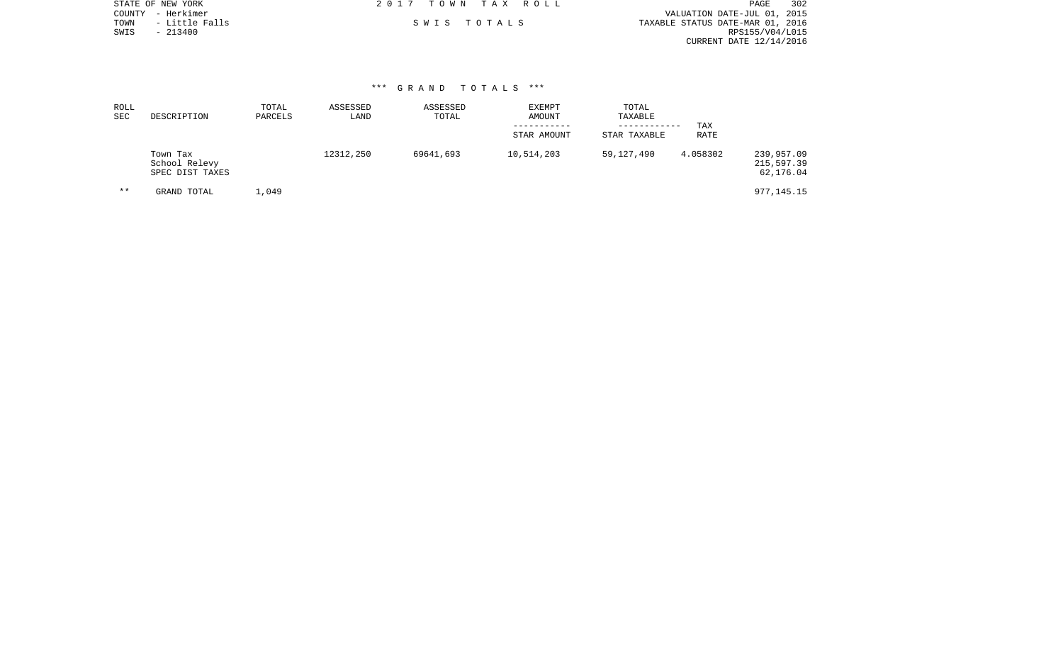STATE OF NEW YORK
COUNTY - Herkimer
TOWN - Little Falls
SWIS - 213400

2 0 1 7 T O W N T A X R O L L

S W I S T O T A L S

VALUATION DATE-JUL 01, 2015
TAXABLE STATUS DATE-MAR 01, 2016
RPS155/V04/L015
CURRENT DATE 12/14/2016

### *** G R A N D T O T A L S ***

| ROLL SEC | DESCRIPTION | TOTAL PARCELS | ASSESSED LAND | ASSESSED TOTAL | EXEMPT AMOUNT / STAR AMOUNT | TOTAL TAXABLE / STAR TAXABLE | TAX RATE | |
|---|---|---|---|---|---|---|---|---|
| | Town Tax | | 12312,250 | 69641,693 | 10,514,203 | 59,127,490 | 4.058302 | 239,957.09 |
| | School Relevy | | | | | | | 215,597.39 |
| | SPEC DIST TAXES | | | | | | | 62,176.04 |
| ** | GRAND TOTAL | 1,049 | | | | | | 977,145.15 |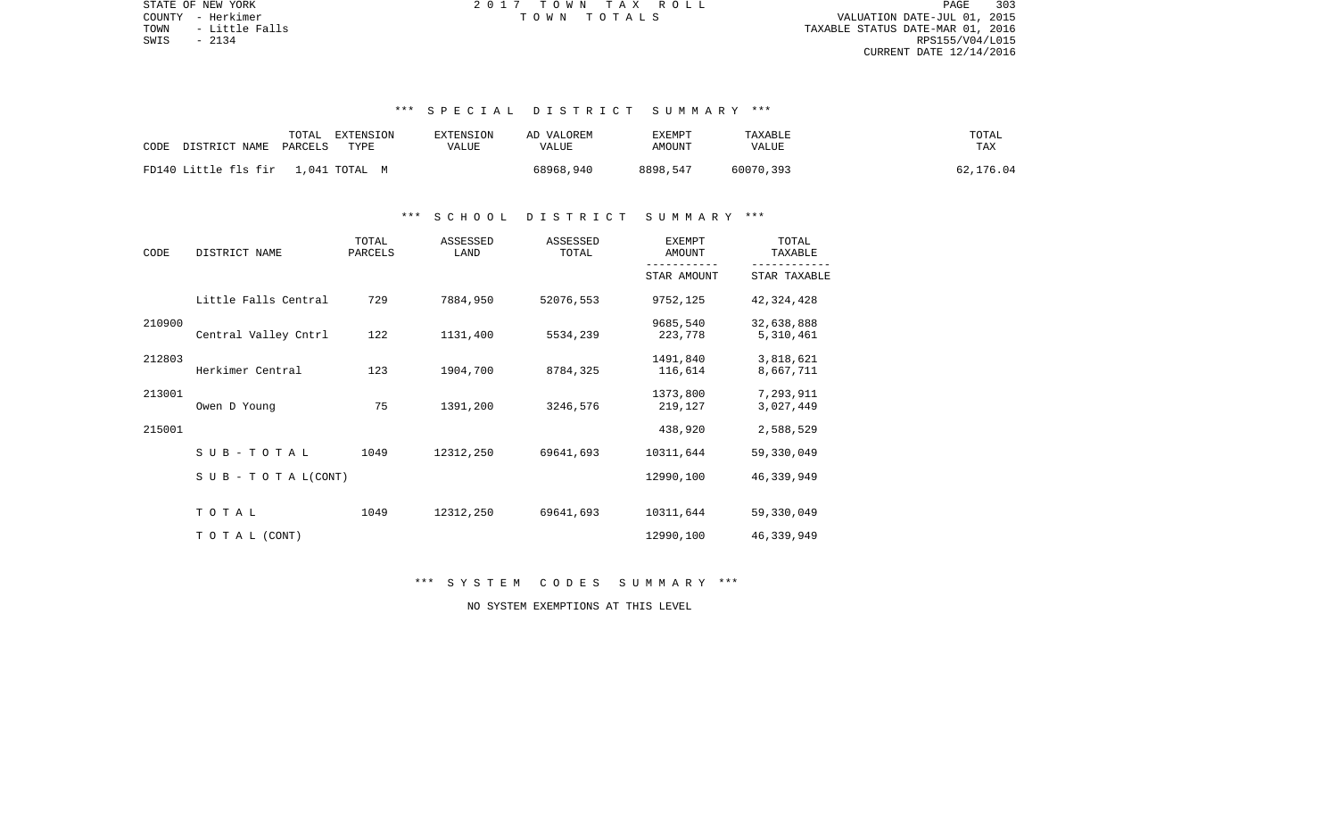STATE OF NEW YORK
COUNTY - Herkimer
TOWN - Little Falls
SWIS - 2134

2 0 1 7 T O W N T A X R O L L
T O W N T O T A L S

VALUATION DATE-JUL 01, 2015
TAXABLE STATUS DATE-MAR 01, 2016
RPS155/V04/L015
CURRENT DATE 12/14/2016

### *** S P E C I A L D I S T R I C T S U M M A R Y ***

| CODE | DISTRICT NAME | TOTAL PARCELS | EXTENSION TYPE | EXTENSION VALUE | AD VALOREM VALUE | EXEMPT AMOUNT | TAXABLE VALUE | TOTAL TAX |
|---|---|---|---|---|---|---|---|---|
| FD140 | Little fls fir | 1,041 | TOTAL M | | 68968,940 | 8898,547 | 60070,393 | 62,176.04 |

### *** S C H O O L D I S T R I C T S U M M A R Y ***

| CODE | DISTRICT NAME | TOTAL PARCELS | ASSESSED LAND | ASSESSED TOTAL | EXEMPT AMOUNT / STAR AMOUNT | TOTAL TAXABLE / STAR TAXABLE |
|---|---|---|---|---|---|---|
| | Little Falls Central | 729 | 7884,950 | 52076,553 | 9752,125 | 42,324,428 |
| 210900 | | | | | 9685,540 | 32,638,888 |
| | Central Valley Cntrl | 122 | 1131,400 | 5534,239 | 223,778 | 5,310,461 |
| 212803 | | | | | 1491,840 | 3,818,621 |
| | Herkimer Central | 123 | 1904,700 | 8784,325 | 116,614 | 8,667,711 |
| 213001 | | | | | 1373,800 | 7,293,911 |
| | Owen D Young | 75 | 1391,200 | 3246,576 | 219,127 | 3,027,449 |
| 215001 | | | | | 438,920 | 2,588,529 |
| | S U B - T O T A L | 1049 | 12312,250 | 69641,693 | 10311,644 | 59,330,049 |
| | S U B - T O T A L(CONT) | | | | 12990,100 | 46,339,949 |
| | T O T A L | 1049 | 12312,250 | 69641,693 | 10311,644 | 59,330,049 |
| | T O T A L (CONT) | | | | 12990,100 | 46,339,949 |

### *** S Y S T E M C O D E S S U M M A R Y ***

NO SYSTEM EXEMPTIONS AT THIS LEVEL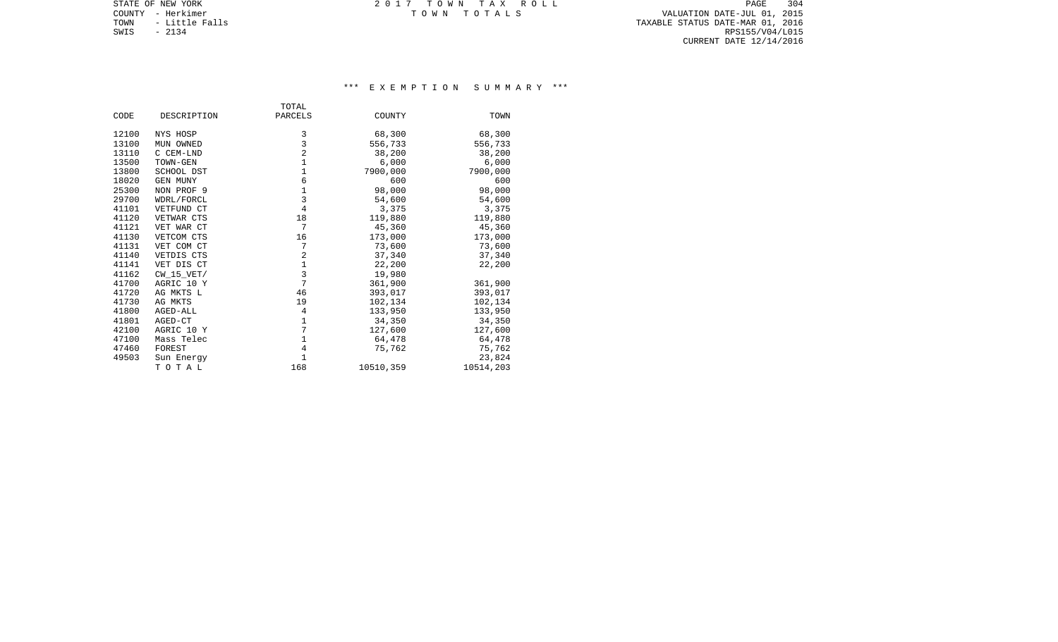STATE OF NEW YORK
COUNTY - Herkimer
TOWN - Little Falls
SWIS - 2134

2 0 1 7 T O W N T A X R O L L
T O W N T O T A L S

VALUATION DATE-JUL 01, 2015
TAXABLE STATUS DATE-MAR 01, 2016
RPS155/V04/L015
CURRENT DATE 12/14/2016

### *** E X E M P T I O N S U M M A R Y ***

| CODE | DESCRIPTION | TOTAL PARCELS | COUNTY | TOWN |
|---|---|---|---|---|
| 12100 | NYS HOSP | 3 | 68,300 | 68,300 |
| 13100 | MUN OWNED | 3 | 556,733 | 556,733 |
| 13110 | C CEM-LND | 2 | 38,200 | 38,200 |
| 13500 | TOWN-GEN | 1 | 6,000 | 6,000 |
| 13800 | SCHOOL DST | 1 | 7900,000 | 7900,000 |
| 18020 | GEN MUNY | 6 | 600 | 600 |
| 25300 | NON PROF 9 | 1 | 98,000 | 98,000 |
| 29700 | WDRL/FORCL | 3 | 54,600 | 54,600 |
| 41101 | VETFUND CT | 4 | 3,375 | 3,375 |
| 41120 | VETWAR CTS | 18 | 119,880 | 119,880 |
| 41121 | VET WAR CT | 7 | 45,360 | 45,360 |
| 41130 | VETCOM CTS | 16 | 173,000 | 173,000 |
| 41131 | VET COM CT | 7 | 73,600 | 73,600 |
| 41140 | VETDIS CTS | 2 | 37,340 | 37,340 |
| 41141 | VET DIS CT | 1 | 22,200 | 22,200 |
| 41162 | CW_15_VET/ | 3 | 19,980 | |
| 41700 | AGRIC 10 Y | 7 | 361,900 | 361,900 |
| 41720 | AG MKTS L | 46 | 393,017 | 393,017 |
| 41730 | AG MKTS | 19 | 102,134 | 102,134 |
| 41800 | AGED-ALL | 4 | 133,950 | 133,950 |
| 41801 | AGED-CT | 1 | 34,350 | 34,350 |
| 42100 | AGRIC 10 Y | 7 | 127,600 | 127,600 |
| 47100 | Mass Telec | 1 | 64,478 | 64,478 |
| 47460 | FOREST | 4 | 75,762 | 75,762 |
| 49503 | Sun Energy | 1 | | 23,824 |
| | T O T A L | 168 | 10510,359 | 10514,203 |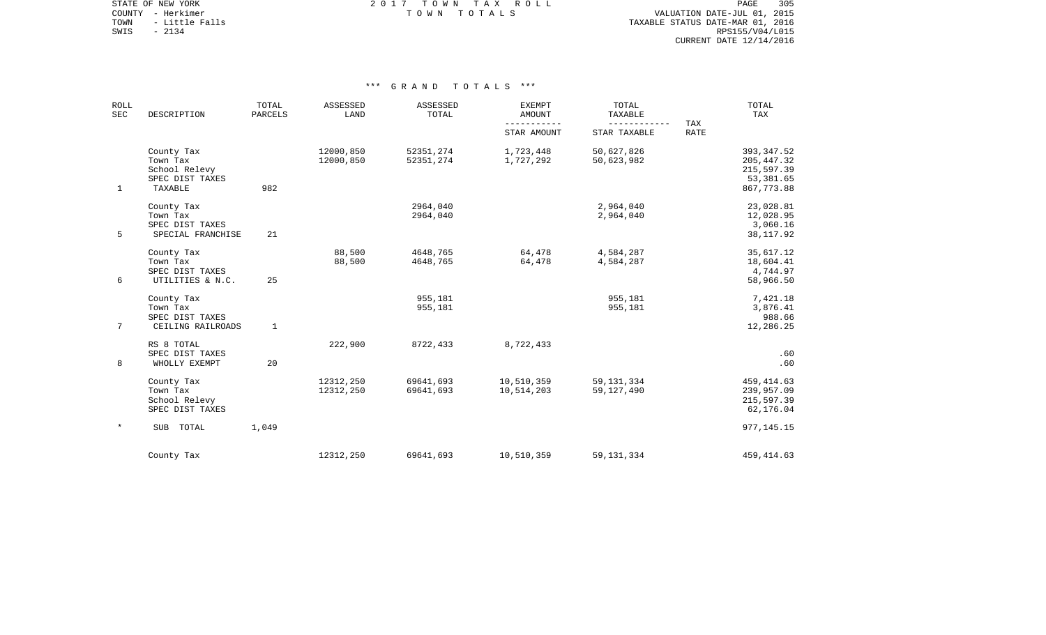STATE OF NEW YORK
COUNTY - Herkimer
TOWN - Little Falls
SWIS - 2134

2 0 1 7 T O W N T A X R O L L
T O W N T O T A L S

VALUATION DATE-JUL 01, 2015
TAXABLE STATUS DATE-MAR 01, 2016
RPS155/V04/L015
CURRENT DATE 12/14/2016

## *** G R A N D T O T A L S ***

| ROLL SEC | DESCRIPTION | TOTAL PARCELS | ASSESSED LAND | ASSESSED TOTAL | EXEMPT AMOUNT / STAR AMOUNT | TOTAL TAXABLE / STAR TAXABLE | TAX RATE | TOTAL TAX |
|---|---|---|---|---|---|---|---|---|
| | County Tax | | 12000,850 | 52351,274 | 1,723,448 | 50,627,826 | | 393,347.52 |
| | Town Tax | | 12000,850 | 52351,274 | 1,727,292 | 50,623,982 | | 205,447.32 |
| | School Relevy | | | | | | | 215,597.39 |
| | SPEC DIST TAXES | | | | | | | 53,381.65 |
| 1 | TAXABLE | 982 | | | | | | 867,773.88 |
| | County Tax | | | 2964,040 | | 2,964,040 | | 23,028.81 |
| | Town Tax | | | 2964,040 | | 2,964,040 | | 12,028.95 |
| | SPEC DIST TAXES | | | | | | | 3,060.16 |
| 5 | SPECIAL FRANCHISE | 21 | | | | | | 38,117.92 |
| | County Tax | | 88,500 | 4648,765 | 64,478 | 4,584,287 | | 35,617.12 |
| | Town Tax | | 88,500 | 4648,765 | 64,478 | 4,584,287 | | 18,604.41 |
| | SPEC DIST TAXES | | | | | | | 4,744.97 |
| 6 | UTILITIES & N.C. | 25 | | | | | | 58,966.50 |
| | County Tax | | | 955,181 | | 955,181 | | 7,421.18 |
| | Town Tax | | | 955,181 | | 955,181 | | 3,876.41 |
| | SPEC DIST TAXES | | | | | | | 988.66 |
| 7 | CEILING RAILROADS | 1 | | | | | | 12,286.25 |
| | RS 8 TOTAL | | 222,900 | 8722,433 | 8,722,433 | | | |
| | SPEC DIST TAXES | | | | | | | .60 |
| 8 | WHOLLY EXEMPT | 20 | | | | | | .60 |
| | County Tax | | 12312,250 | 69641,693 | 10,510,359 | 59,131,334 | | 459,414.63 |
| | Town Tax | | 12312,250 | 69641,693 | 10,514,203 | 59,127,490 | | 239,957.09 |
| | School Relevy | | | | | | | 215,597.39 |
| | SPEC DIST TAXES | | | | | | | 62,176.04 |
| * | SUB TOTAL | 1,049 | | | | | | 977,145.15 |
| | County Tax | | 12312,250 | 69641,693 | 10,510,359 | 59,131,334 | | 459,414.63 |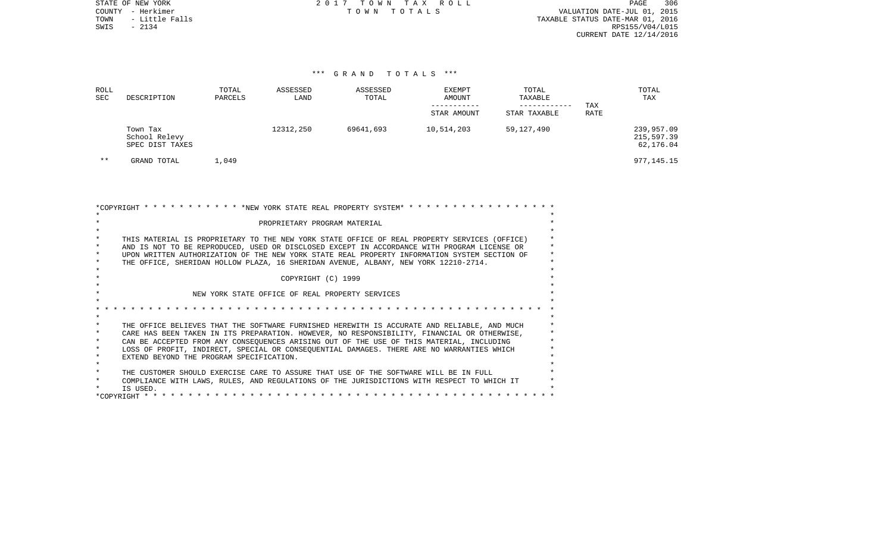STATE OF NEW YORK
COUNTY - Herkimer
TOWN - Little Falls
SWIS - 2134

2017 TOWN TAX ROLL
TOWN TOTALS

VALUATION DATE-JUL 01, 2015
TAXABLE STATUS DATE-MAR 01, 2016
RPS155/V04/L015
CURRENT DATE 12/14/2016

### *** GRAND TOTALS ***

| ROLL SEC | DESCRIPTION | TOTAL PARCELS | ASSESSED LAND | ASSESSED TOTAL | EXEMPT AMOUNT / STAR AMOUNT | TOTAL TAXABLE / STAR TAXABLE | TAX RATE | TOTAL TAX |
|---|---|---|---|---|---|---|---|---|
| | Town Tax | | 12312,250 | 69641,693 | 10,514,203 | 59,127,490 | | 239,957.09 |
| | School Relevy | | | | | | | 215,597.39 |
| | SPEC DIST TAXES | | | | | | | 62,176.04 |
| ** | GRAND TOTAL | 1,049 | | | | | | 977,145.15 |

*COPYRIGHT * * * * * * * * * * * *NEW YORK STATE REAL PROPERTY SYSTEM* * * * * * * * * * * * * * * * * *

PROPRIETARY PROGRAM MATERIAL

THIS MATERIAL IS PROPRIETARY TO THE NEW YORK STATE OFFICE OF REAL PROPERTY SERVICES (OFFICE) AND IS NOT TO BE REPRODUCED, USED OR DISCLOSED EXCEPT IN ACCORDANCE WITH PROGRAM LICENSE OR UPON WRITTEN AUTHORIZATION OF THE NEW YORK STATE REAL PROPERTY INFORMATION SYSTEM SECTION OF THE OFFICE, SHERIDAN HOLLOW PLAZA, 16 SHERIDAN AVENUE, ALBANY, NEW YORK 12210-2714.

COPYRIGHT (C) 1999

NEW YORK STATE OFFICE OF REAL PROPERTY SERVICES

THE OFFICE BELIEVES THAT THE SOFTWARE FURNISHED HEREWITH IS ACCURATE AND RELIABLE, AND MUCH CARE HAS BEEN TAKEN IN ITS PREPARATION. HOWEVER, NO RESPONSIBILITY, FINANCIAL OR OTHERWISE, CAN BE ACCEPTED FROM ANY CONSEQUENCES ARISING OUT OF THE USE OF THIS MATERIAL, INCLUDING LOSS OF PROFIT, INDIRECT, SPECIAL OR CONSEQUENTIAL DAMAGES. THERE ARE NO WARRANTIES WHICH EXTEND BEYOND THE PROGRAM SPECIFICATION.

THE CUSTOMER SHOULD EXERCISE CARE TO ASSURE THAT USE OF THE SOFTWARE WILL BE IN FULL COMPLIANCE WITH LAWS, RULES, AND REGULATIONS OF THE JURISDICTIONS WITH RESPECT TO WHICH IT IS USED.

*COPYRIGHT * * * * * * * * * * * * * * * * * * * * * * * * * * * * * * * * * * * * * * * * * * * * * * *